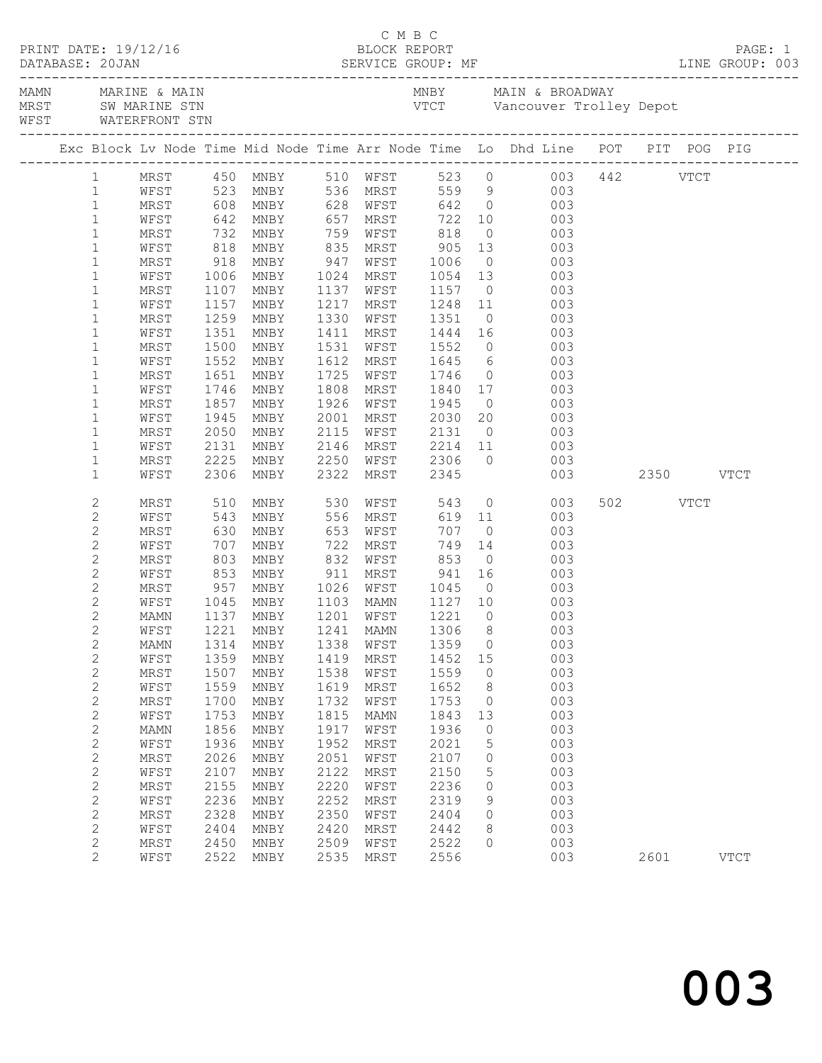C M B C

PRINT DATE: 19/12/16 BLOCK REPORT PAGE: 1
DATABASE: 20JAN SERVICE GROUP: MF LINE GROUP: 003

| | | | |
|---|---|---|---|
| MAMN | MARINE & MAIN | MNBY | MAIN & BROADWAY |
| MRST | SW MARINE STN | VTCT | Vancouver Trolley Depot |
| WFST | WATERFRONT STN | | |

| Exc | Block | Lv Node | Time | Mid Node | Time | Arr Node | Time | Lo | Dhd Line | POT | PIT | POG | PIG |
|---|---|---|---|---|---|---|---|---|---|---|---|---|---|
| | 1 | MRST | 450 | MNBY | 510 | WFST | 523 | 0 | 003 | 442 | | VTCT | |
| | 1 | WFST | 523 | MNBY | 536 | MRST | 559 | 9 | 003 | | | | |
| | 1 | MRST | 608 | MNBY | 628 | WFST | 642 | 0 | 003 | | | | |
| | 1 | WFST | 642 | MNBY | 657 | MRST | 722 | 10 | 003 | | | | |
| | 1 | MRST | 732 | MNBY | 759 | WFST | 818 | 0 | 003 | | | | |
| | 1 | WFST | 818 | MNBY | 835 | MRST | 905 | 13 | 003 | | | | |
| | 1 | MRST | 918 | MNBY | 947 | WFST | 1006 | 0 | 003 | | | | |
| | 1 | WFST | 1006 | MNBY | 1024 | MRST | 1054 | 13 | 003 | | | | |
| | 1 | MRST | 1107 | MNBY | 1137 | WFST | 1157 | 0 | 003 | | | | |
| | 1 | WFST | 1157 | MNBY | 1217 | MRST | 1248 | 11 | 003 | | | | |
| | 1 | MRST | 1259 | MNBY | 1330 | WFST | 1351 | 0 | 003 | | | | |
| | 1 | WFST | 1351 | MNBY | 1411 | MRST | 1444 | 16 | 003 | | | | |
| | 1 | MRST | 1500 | MNBY | 1531 | WFST | 1552 | 0 | 003 | | | | |
| | 1 | WFST | 1552 | MNBY | 1612 | MRST | 1645 | 6 | 003 | | | | |
| | 1 | MRST | 1651 | MNBY | 1725 | WFST | 1746 | 0 | 003 | | | | |
| | 1 | WFST | 1746 | MNBY | 1808 | MRST | 1840 | 17 | 003 | | | | |
| | 1 | MRST | 1857 | MNBY | 1926 | WFST | 1945 | 0 | 003 | | | | |
| | 1 | WFST | 1945 | MNBY | 2001 | MRST | 2030 | 20 | 003 | | | | |
| | 1 | MRST | 2050 | MNBY | 2115 | WFST | 2131 | 0 | 003 | | | | |
| | 1 | WFST | 2131 | MNBY | 2146 | MRST | 2214 | 11 | 003 | | | | |
| | 1 | MRST | 2225 | MNBY | 2250 | WFST | 2306 | 0 | 003 | | | | |
| | 1 | WFST | 2306 | MNBY | 2322 | MRST | 2345 | | 003 | | 2350 | | VTCT |
| | 2 | MRST | 510 | MNBY | 530 | WFST | 543 | 0 | 003 | 502 | | VTCT | |
| | 2 | WFST | 543 | MNBY | 556 | MRST | 619 | 11 | 003 | | | | |
| | 2 | MRST | 630 | MNBY | 653 | WFST | 707 | 0 | 003 | | | | |
| | 2 | WFST | 707 | MNBY | 722 | MRST | 749 | 14 | 003 | | | | |
| | 2 | MRST | 803 | MNBY | 832 | WFST | 853 | 0 | 003 | | | | |
| | 2 | WFST | 853 | MNBY | 911 | MRST | 941 | 16 | 003 | | | | |
| | 2 | MRST | 957 | MNBY | 1026 | WFST | 1045 | 0 | 003 | | | | |
| | 2 | WFST | 1045 | MNBY | 1103 | MAMN | 1127 | 10 | 003 | | | | |
| | 2 | MAMN | 1137 | MNBY | 1201 | WFST | 1221 | 0 | 003 | | | | |
| | 2 | WFST | 1221 | MNBY | 1241 | MAMN | 1306 | 8 | 003 | | | | |
| | 2 | MAMN | 1314 | MNBY | 1338 | WFST | 1359 | 0 | 003 | | | | |
| | 2 | WFST | 1359 | MNBY | 1419 | MRST | 1452 | 15 | 003 | | | | |
| | 2 | MRST | 1507 | MNBY | 1538 | WFST | 1559 | 0 | 003 | | | | |
| | 2 | WFST | 1559 | MNBY | 1619 | MRST | 1652 | 8 | 003 | | | | |
| | 2 | MRST | 1700 | MNBY | 1732 | WFST | 1753 | 0 | 003 | | | | |
| | 2 | WFST | 1753 | MNBY | 1815 | MAMN | 1843 | 13 | 003 | | | | |
| | 2 | MAMN | 1856 | MNBY | 1917 | WFST | 1936 | 0 | 003 | | | | |
| | 2 | WFST | 1936 | MNBY | 1952 | MRST | 2021 | 5 | 003 | | | | |
| | 2 | MRST | 2026 | MNBY | 2051 | WFST | 2107 | 0 | 003 | | | | |
| | 2 | WFST | 2107 | MNBY | 2122 | MRST | 2150 | 5 | 003 | | | | |
| | 2 | MRST | 2155 | MNBY | 2220 | WFST | 2236 | 0 | 003 | | | | |
| | 2 | WFST | 2236 | MNBY | 2252 | MRST | 2319 | 9 | 003 | | | | |
| | 2 | MRST | 2328 | MNBY | 2350 | WFST | 2404 | 0 | 003 | | | | |
| | 2 | WFST | 2404 | MNBY | 2420 | MRST | 2442 | 8 | 003 | | | | |
| | 2 | MRST | 2450 | MNBY | 2509 | WFST | 2522 | 0 | 003 | | | | |
| | 2 | WFST | 2522 | MNBY | 2535 | MRST | 2556 | | 003 | | 2601 | | VTCT |

# 003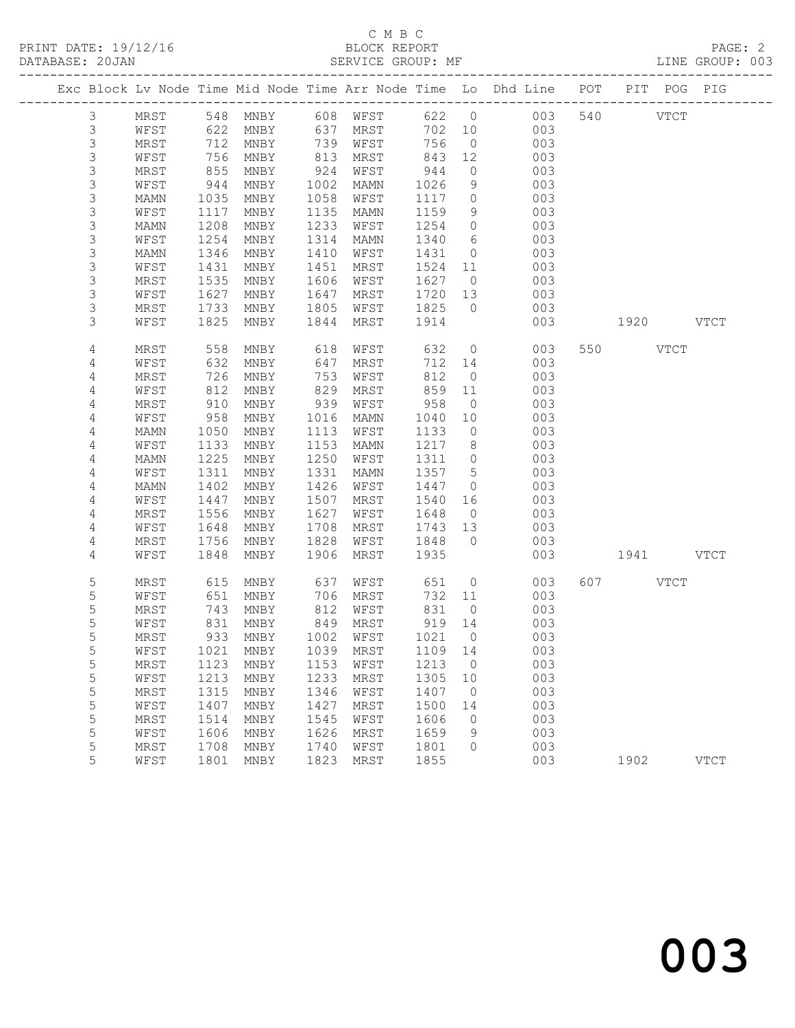C M B C

PRINT DATE: 19/12/16 BLOCK REPORT

DATABASE: 20JAN SERVICE GROUP: MF LINE GROUP: 003

| Exc | Block | Lv | Node | Time | Mid Node | Time | Arr Node | Time | Lo | Dhd Line | POT | PIT | POG | PIG |
|---|---|---|---|---|---|---|---|---|---|---|---|---|---|---|
| | 3 | | MRST | 548 | MNBY | 608 | WFST | 622 | 0 | 003 | 540 | | VTCT | |
| | 3 | | WFST | 622 | MNBY | 637 | MRST | 702 | 10 | 003 | | | | |
| | 3 | | MRST | 712 | MNBY | 739 | WFST | 756 | 0 | 003 | | | | |
| | 3 | | WFST | 756 | MNBY | 813 | MRST | 843 | 12 | 003 | | | | |
| | 3 | | MRST | 855 | MNBY | 924 | WFST | 944 | 0 | 003 | | | | |
| | 3 | | WFST | 944 | MNBY | 1002 | MAMN | 1026 | 9 | 003 | | | | |
| | 3 | | MAMN | 1035 | MNBY | 1058 | WFST | 1117 | 0 | 003 | | | | |
| | 3 | | WFST | 1117 | MNBY | 1135 | MAMN | 1159 | 9 | 003 | | | | |
| | 3 | | MAMN | 1208 | MNBY | 1233 | WFST | 1254 | 0 | 003 | | | | |
| | 3 | | WFST | 1254 | MNBY | 1314 | MAMN | 1340 | 6 | 003 | | | | |
| | 3 | | MAMN | 1346 | MNBY | 1410 | WFST | 1431 | 0 | 003 | | | | |
| | 3 | | WFST | 1431 | MNBY | 1451 | MRST | 1524 | 11 | 003 | | | | |
| | 3 | | MRST | 1535 | MNBY | 1606 | WFST | 1627 | 0 | 003 | | | | |
| | 3 | | WFST | 1627 | MNBY | 1647 | MRST | 1720 | 13 | 003 | | | | |
| | 3 | | MRST | 1733 | MNBY | 1805 | WFST | 1825 | 0 | 003 | | | | |
| | 3 | | WFST | 1825 | MNBY | 1844 | MRST | 1914 | | 003 | | 1920 | | VTCT |
| | 4 | | MRST | 558 | MNBY | 618 | WFST | 632 | 0 | 003 | 550 | | VTCT | |
| | 4 | | WFST | 632 | MNBY | 647 | MRST | 712 | 14 | 003 | | | | |
| | 4 | | MRST | 726 | MNBY | 753 | WFST | 812 | 0 | 003 | | | | |
| | 4 | | WFST | 812 | MNBY | 829 | MRST | 859 | 11 | 003 | | | | |
| | 4 | | MRST | 910 | MNBY | 939 | WFST | 958 | 0 | 003 | | | | |
| | 4 | | WFST | 958 | MNBY | 1016 | MAMN | 1040 | 10 | 003 | | | | |
| | 4 | | MAMN | 1050 | MNBY | 1113 | WFST | 1133 | 0 | 003 | | | | |
| | 4 | | WFST | 1133 | MNBY | 1153 | MAMN | 1217 | 8 | 003 | | | | |
| | 4 | | MAMN | 1225 | MNBY | 1250 | WFST | 1311 | 0 | 003 | | | | |
| | 4 | | WFST | 1311 | MNBY | 1331 | MAMN | 1357 | 5 | 003 | | | | |
| | 4 | | MAMN | 1402 | MNBY | 1426 | WFST | 1447 | 0 | 003 | | | | |
| | 4 | | WFST | 1447 | MNBY | 1507 | MRST | 1540 | 16 | 003 | | | | |
| | 4 | | MRST | 1556 | MNBY | 1627 | WFST | 1648 | 0 | 003 | | | | |
| | 4 | | WFST | 1648 | MNBY | 1708 | MRST | 1743 | 13 | 003 | | | | |
| | 4 | | MRST | 1756 | MNBY | 1828 | WFST | 1848 | 0 | 003 | | | | |
| | 4 | | WFST | 1848 | MNBY | 1906 | MRST | 1935 | | 003 | | 1941 | | VTCT |
| | 5 | | MRST | 615 | MNBY | 637 | WFST | 651 | 0 | 003 | 607 | | VTCT | |
| | 5 | | WFST | 651 | MNBY | 706 | MRST | 732 | 11 | 003 | | | | |
| | 5 | | MRST | 743 | MNBY | 812 | WFST | 831 | 0 | 003 | | | | |
| | 5 | | WFST | 831 | MNBY | 849 | MRST | 919 | 14 | 003 | | | | |
| | 5 | | MRST | 933 | MNBY | 1002 | WFST | 1021 | 0 | 003 | | | | |
| | 5 | | WFST | 1021 | MNBY | 1039 | MRST | 1109 | 14 | 003 | | | | |
| | 5 | | MRST | 1123 | MNBY | 1153 | WFST | 1213 | 0 | 003 | | | | |
| | 5 | | WFST | 1213 | MNBY | 1233 | MRST | 1305 | 10 | 003 | | | | |
| | 5 | | MRST | 1315 | MNBY | 1346 | WFST | 1407 | 0 | 003 | | | | |
| | 5 | | WFST | 1407 | MNBY | 1427 | MRST | 1500 | 14 | 003 | | | | |
| | 5 | | MRST | 1514 | MNBY | 1545 | WFST | 1606 | 0 | 003 | | | | |
| | 5 | | WFST | 1606 | MNBY | 1626 | MRST | 1659 | 9 | 003 | | | | |
| | 5 | | MRST | 1708 | MNBY | 1740 | WFST | 1801 | 0 | 003 | | | | |
| | 5 | | WFST | 1801 | MNBY | 1823 | MRST | 1855 | | 003 | | 1902 | | VTCT |

003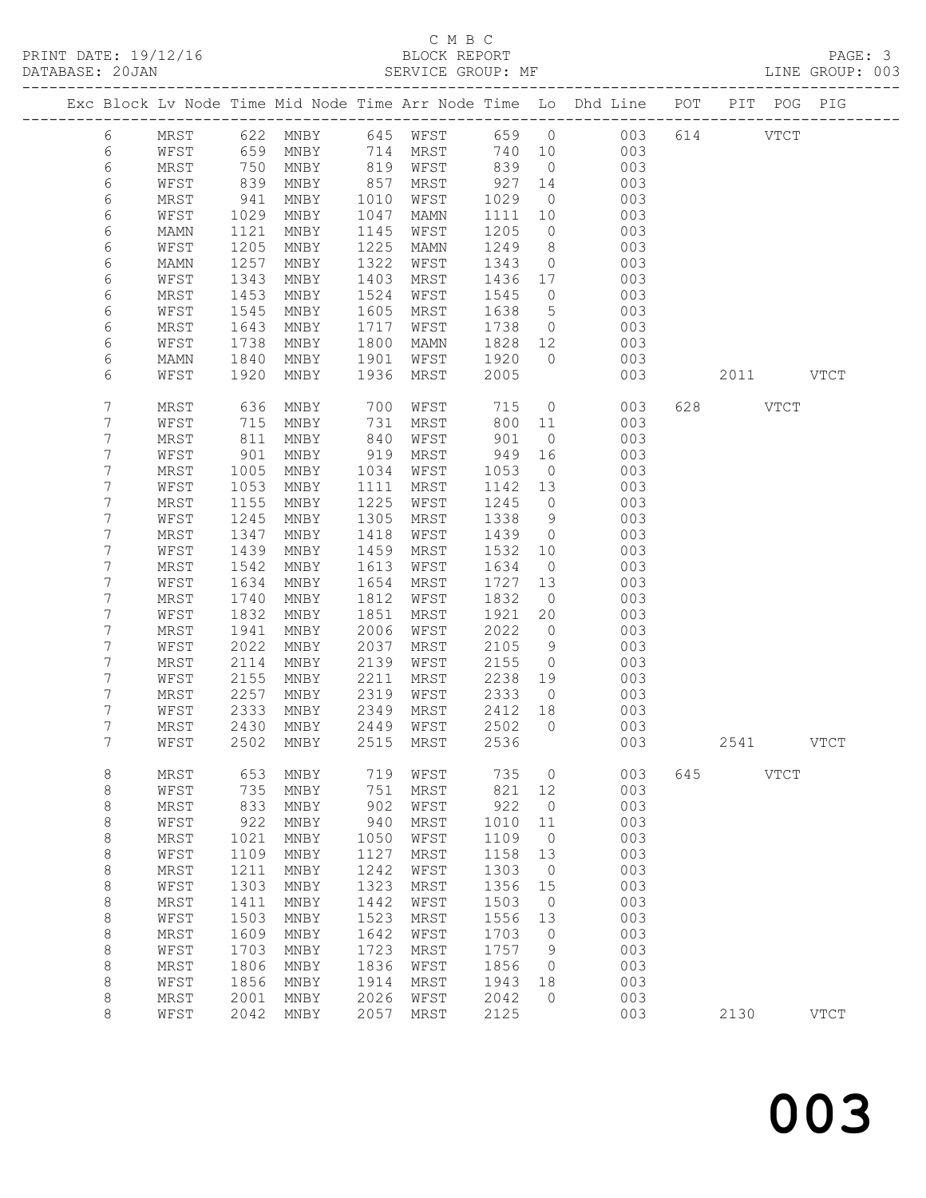C M B C
PRINT DATE: 19/12/16 BLOCK REPORT
DATABASE: 20JAN SERVICE GROUP: MF LINE GROUP: 003

| Exc | Block | Lv | Node | Time | Mid Node | Time | Arr Node | Time | Lo | Dhd Line | POT | PIT | POG | PIG |
|---|---|---|---|---|---|---|---|---|---|---|---|---|---|---|
| | 6 | | MRST | 622 | MNBY | 645 | WFST | 659 | 0 | 003 | 614 | | VTCT | |
| | 6 | | WFST | 659 | MNBY | 714 | MRST | 740 | 10 | 003 | | | | |
| | 6 | | MRST | 750 | MNBY | 819 | WFST | 839 | 0 | 003 | | | | |
| | 6 | | WFST | 839 | MNBY | 857 | MRST | 927 | 14 | 003 | | | | |
| | 6 | | MRST | 941 | MNBY | 1010 | WFST | 1029 | 0 | 003 | | | | |
| | 6 | | WFST | 1029 | MNBY | 1047 | MAMN | 1111 | 10 | 003 | | | | |
| | 6 | | MAMN | 1121 | MNBY | 1145 | WFST | 1205 | 0 | 003 | | | | |
| | 6 | | WFST | 1205 | MNBY | 1225 | MAMN | 1249 | 8 | 003 | | | | |
| | 6 | | MAMN | 1257 | MNBY | 1322 | WFST | 1343 | 0 | 003 | | | | |
| | 6 | | WFST | 1343 | MNBY | 1403 | MRST | 1436 | 17 | 003 | | | | |
| | 6 | | MRST | 1453 | MNBY | 1524 | WFST | 1545 | 0 | 003 | | | | |
| | 6 | | WFST | 1545 | MNBY | 1605 | MRST | 1638 | 5 | 003 | | | | |
| | 6 | | MRST | 1643 | MNBY | 1717 | WFST | 1738 | 0 | 003 | | | | |
| | 6 | | WFST | 1738 | MNBY | 1800 | MAMN | 1828 | 12 | 003 | | | | |
| | 6 | | MAMN | 1840 | MNBY | 1901 | WFST | 1920 | 0 | 003 | | | | |
| | 6 | | WFST | 1920 | MNBY | 1936 | MRST | 2005 | | 003 | | 2011 | | VTCT |
| | 7 | | MRST | 636 | MNBY | 700 | WFST | 715 | 0 | 003 | 628 | | VTCT | |
| | 7 | | WFST | 715 | MNBY | 731 | MRST | 800 | 11 | 003 | | | | |
| | 7 | | MRST | 811 | MNBY | 840 | WFST | 901 | 0 | 003 | | | | |
| | 7 | | WFST | 901 | MNBY | 919 | MRST | 949 | 16 | 003 | | | | |
| | 7 | | MRST | 1005 | MNBY | 1034 | WFST | 1053 | 0 | 003 | | | | |
| | 7 | | WFST | 1053 | MNBY | 1111 | MRST | 1142 | 13 | 003 | | | | |
| | 7 | | MRST | 1155 | MNBY | 1225 | WFST | 1245 | 0 | 003 | | | | |
| | 7 | | WFST | 1245 | MNBY | 1305 | MRST | 1338 | 9 | 003 | | | | |
| | 7 | | MRST | 1347 | MNBY | 1418 | WFST | 1439 | 0 | 003 | | | | |
| | 7 | | WFST | 1439 | MNBY | 1459 | MRST | 1532 | 10 | 003 | | | | |
| | 7 | | MRST | 1542 | MNBY | 1613 | WFST | 1634 | 0 | 003 | | | | |
| | 7 | | WFST | 1634 | MNBY | 1654 | MRST | 1727 | 13 | 003 | | | | |
| | 7 | | MRST | 1740 | MNBY | 1812 | WFST | 1832 | 0 | 003 | | | | |
| | 7 | | WFST | 1832 | MNBY | 1851 | MRST | 1921 | 20 | 003 | | | | |
| | 7 | | MRST | 1941 | MNBY | 2006 | WFST | 2022 | 0 | 003 | | | | |
| | 7 | | WFST | 2022 | MNBY | 2037 | MRST | 2105 | 9 | 003 | | | | |
| | 7 | | MRST | 2114 | MNBY | 2139 | WFST | 2155 | 0 | 003 | | | | |
| | 7 | | WFST | 2155 | MNBY | 2211 | MRST | 2238 | 19 | 003 | | | | |
| | 7 | | MRST | 2257 | MNBY | 2319 | WFST | 2333 | 0 | 003 | | | | |
| | 7 | | WFST | 2333 | MNBY | 2349 | MRST | 2412 | 18 | 003 | | | | |
| | 7 | | MRST | 2430 | MNBY | 2449 | WFST | 2502 | 0 | 003 | | | | |
| | 7 | | WFST | 2502 | MNBY | 2515 | MRST | 2536 | | 003 | | 2541 | | VTCT |
| | 8 | | MRST | 653 | MNBY | 719 | WFST | 735 | 0 | 003 | 645 | | VTCT | |
| | 8 | | WFST | 735 | MNBY | 751 | MRST | 821 | 12 | 003 | | | | |
| | 8 | | MRST | 833 | MNBY | 902 | WFST | 922 | 0 | 003 | | | | |
| | 8 | | WFST | 922 | MNBY | 940 | MRST | 1010 | 11 | 003 | | | | |
| | 8 | | MRST | 1021 | MNBY | 1050 | WFST | 1109 | 0 | 003 | | | | |
| | 8 | | WFST | 1109 | MNBY | 1127 | MRST | 1158 | 13 | 003 | | | | |
| | 8 | | MRST | 1211 | MNBY | 1242 | WFST | 1303 | 0 | 003 | | | | |
| | 8 | | WFST | 1303 | MNBY | 1323 | MRST | 1356 | 15 | 003 | | | | |
| | 8 | | MRST | 1411 | MNBY | 1442 | WFST | 1503 | 0 | 003 | | | | |
| | 8 | | WFST | 1503 | MNBY | 1523 | MRST | 1556 | 13 | 003 | | | | |
| | 8 | | MRST | 1609 | MNBY | 1642 | WFST | 1703 | 0 | 003 | | | | |
| | 8 | | WFST | 1703 | MNBY | 1723 | MRST | 1757 | 9 | 003 | | | | |
| | 8 | | MRST | 1806 | MNBY | 1836 | WFST | 1856 | 0 | 003 | | | | |
| | 8 | | WFST | 1856 | MNBY | 1914 | MRST | 1943 | 18 | 003 | | | | |
| | 8 | | MRST | 2001 | MNBY | 2026 | WFST | 2042 | 0 | 003 | | | | |
| | 8 | | WFST | 2042 | MNBY | 2057 | MRST | 2125 | | 003 | | 2130 | | VTCT |

# 003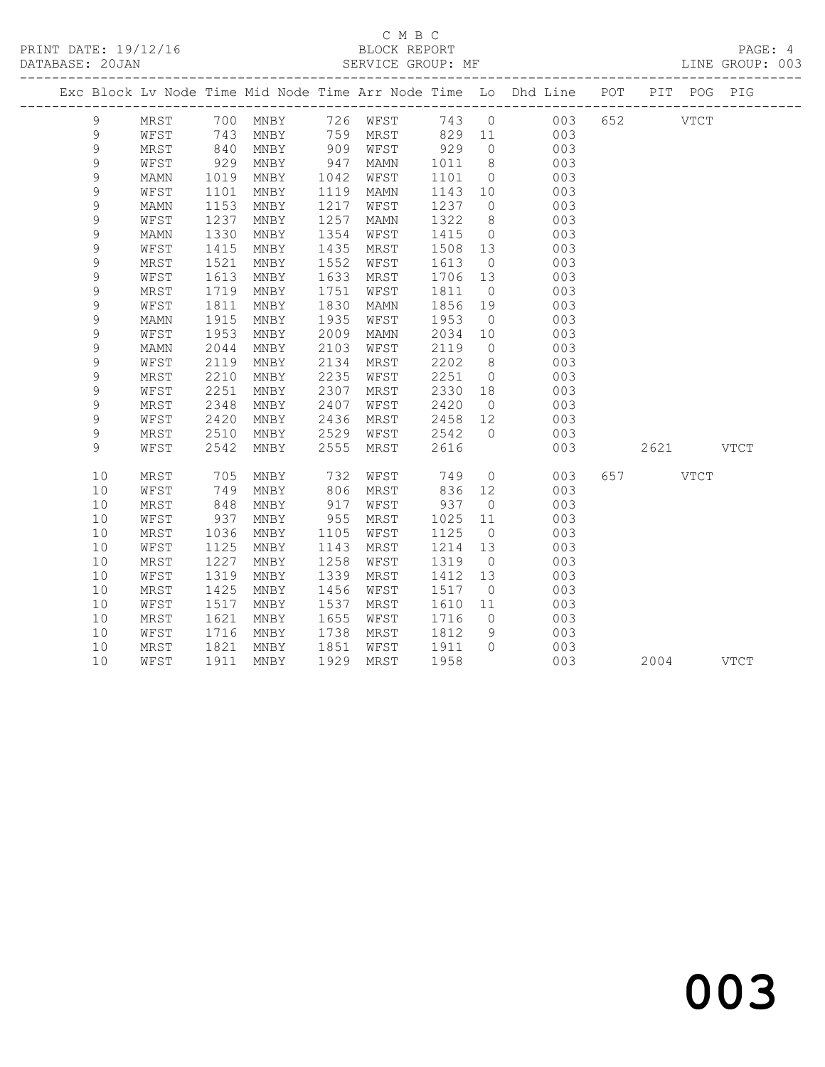C M B C
BLOCK REPORT
SERVICE GROUP: MF

PRINT DATE: 19/12/16
DATABASE: 20JAN

LINE GROUP: 003

| Exc | Block | Lv | Node | Time | Mid Node | Time | Arr Node | Time | Lo | Dhd Line | POT | PIT | POG | PIG |
|---|---|---|---|---|---|---|---|---|---|---|---|---|---|---|
| | 9 | | MRST | 700 | MNBY | 726 | WFST | 743 | 0 | 003 | 652 | | VTCT | |
| | 9 | | WFST | 743 | MNBY | 759 | MRST | 829 | 11 | 003 | | | | |
| | 9 | | MRST | 840 | MNBY | 909 | WFST | 929 | 0 | 003 | | | | |
| | 9 | | WFST | 929 | MNBY | 947 | MAMN | 1011 | 8 | 003 | | | | |
| | 9 | | MAMN | 1019 | MNBY | 1042 | WFST | 1101 | 0 | 003 | | | | |
| | 9 | | WFST | 1101 | MNBY | 1119 | MAMN | 1143 | 10 | 003 | | | | |
| | 9 | | MAMN | 1153 | MNBY | 1217 | WFST | 1237 | 0 | 003 | | | | |
| | 9 | | WFST | 1237 | MNBY | 1257 | MAMN | 1322 | 8 | 003 | | | | |
| | 9 | | MAMN | 1330 | MNBY | 1354 | WFST | 1415 | 0 | 003 | | | | |
| | 9 | | WFST | 1415 | MNBY | 1435 | MRST | 1508 | 13 | 003 | | | | |
| | 9 | | MRST | 1521 | MNBY | 1552 | WFST | 1613 | 0 | 003 | | | | |
| | 9 | | WFST | 1613 | MNBY | 1633 | MRST | 1706 | 13 | 003 | | | | |
| | 9 | | MRST | 1719 | MNBY | 1751 | WFST | 1811 | 0 | 003 | | | | |
| | 9 | | WFST | 1811 | MNBY | 1830 | MAMN | 1856 | 19 | 003 | | | | |
| | 9 | | MAMN | 1915 | MNBY | 1935 | WFST | 1953 | 0 | 003 | | | | |
| | 9 | | WFST | 1953 | MNBY | 2009 | MAMN | 2034 | 10 | 003 | | | | |
| | 9 | | MAMN | 2044 | MNBY | 2103 | WFST | 2119 | 0 | 003 | | | | |
| | 9 | | WFST | 2119 | MNBY | 2134 | MRST | 2202 | 8 | 003 | | | | |
| | 9 | | MRST | 2210 | MNBY | 2235 | WFST | 2251 | 0 | 003 | | | | |
| | 9 | | WFST | 2251 | MNBY | 2307 | MRST | 2330 | 18 | 003 | | | | |
| | 9 | | MRST | 2348 | MNBY | 2407 | WFST | 2420 | 0 | 003 | | | | |
| | 9 | | WFST | 2420 | MNBY | 2436 | MRST | 2458 | 12 | 003 | | | | |
| | 9 | | MRST | 2510 | MNBY | 2529 | WFST | 2542 | 0 | 003 | | | | |
| | 9 | | WFST | 2542 | MNBY | 2555 | MRST | 2616 | | 003 | | 2621 | | VTCT |
| | 10 | | MRST | 705 | MNBY | 732 | WFST | 749 | 0 | 003 | 657 | | VTCT | |
| | 10 | | WFST | 749 | MNBY | 806 | MRST | 836 | 12 | 003 | | | | |
| | 10 | | MRST | 848 | MNBY | 917 | WFST | 937 | 0 | 003 | | | | |
| | 10 | | WFST | 937 | MNBY | 955 | MRST | 1025 | 11 | 003 | | | | |
| | 10 | | MRST | 1036 | MNBY | 1105 | WFST | 1125 | 0 | 003 | | | | |
| | 10 | | WFST | 1125 | MNBY | 1143 | MRST | 1214 | 13 | 003 | | | | |
| | 10 | | MRST | 1227 | MNBY | 1258 | WFST | 1319 | 0 | 003 | | | | |
| | 10 | | WFST | 1319 | MNBY | 1339 | MRST | 1412 | 13 | 003 | | | | |
| | 10 | | MRST | 1425 | MNBY | 1456 | WFST | 1517 | 0 | 003 | | | | |
| | 10 | | WFST | 1517 | MNBY | 1537 | MRST | 1610 | 11 | 003 | | | | |
| | 10 | | MRST | 1621 | MNBY | 1655 | WFST | 1716 | 0 | 003 | | | | |
| | 10 | | WFST | 1716 | MNBY | 1738 | MRST | 1812 | 9 | 003 | | | | |
| | 10 | | MRST | 1821 | MNBY | 1851 | WFST | 1911 | 0 | 003 | | | | |
| | 10 | | WFST | 1911 | MNBY | 1929 | MRST | 1958 | | 003 | | 2004 | | VTCT |

003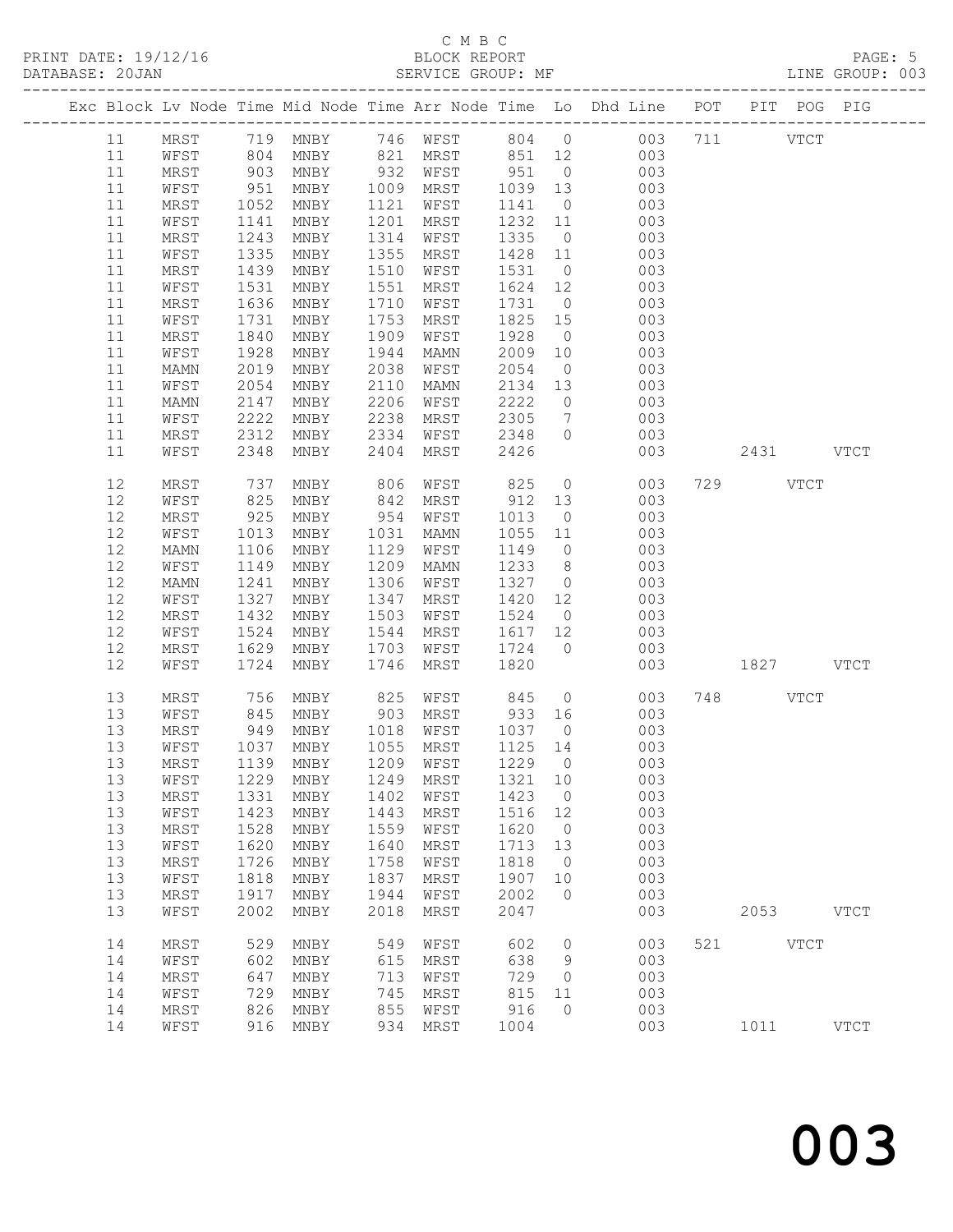C M B C
PRINT DATE: 19/12/16 BLOCK REPORT
DATABASE: 20JAN SERVICE GROUP: MF LINE GROUP: 003

| Exc | Block | Lv | Node | Time | Mid | Node | Time | Arr | Node | Time | Lo | Dhd | Line | POT | PIT | POG | PIG |
|---|---|---|---|---|---|---|---|---|---|---|---|---|---|---|---|---|---|
| | 11 | | MRST | 719 | | MNBY | 746 | | WFST | 804 | 0 | | 003 | 711 | | VTCT | |
| | 11 | | WFST | 804 | | MNBY | 821 | | MRST | 851 | 12 | | 003 | | | | |
| | 11 | | MRST | 903 | | MNBY | 932 | | WFST | 951 | 0 | | 003 | | | | |
| | 11 | | WFST | 951 | | MNBY | 1009 | | MRST | 1039 | 13 | | 003 | | | | |
| | 11 | | MRST | 1052 | | MNBY | 1121 | | WFST | 1141 | 0 | | 003 | | | | |
| | 11 | | WFST | 1141 | | MNBY | 1201 | | MRST | 1232 | 11 | | 003 | | | | |
| | 11 | | MRST | 1243 | | MNBY | 1314 | | WFST | 1335 | 0 | | 003 | | | | |
| | 11 | | WFST | 1335 | | MNBY | 1355 | | MRST | 1428 | 11 | | 003 | | | | |
| | 11 | | MRST | 1439 | | MNBY | 1510 | | WFST | 1531 | 0 | | 003 | | | | |
| | 11 | | WFST | 1531 | | MNBY | 1551 | | MRST | 1624 | 12 | | 003 | | | | |
| | 11 | | MRST | 1636 | | MNBY | 1710 | | WFST | 1731 | 0 | | 003 | | | | |
| | 11 | | WFST | 1731 | | MNBY | 1753 | | MRST | 1825 | 15 | | 003 | | | | |
| | 11 | | MRST | 1840 | | MNBY | 1909 | | WFST | 1928 | 0 | | 003 | | | | |
| | 11 | | WFST | 1928 | | MNBY | 1944 | | MAMN | 2009 | 10 | | 003 | | | | |
| | 11 | | MAMN | 2019 | | MNBY | 2038 | | WFST | 2054 | 0 | | 003 | | | | |
| | 11 | | WFST | 2054 | | MNBY | 2110 | | MAMN | 2134 | 13 | | 003 | | | | |
| | 11 | | MAMN | 2147 | | MNBY | 2206 | | WFST | 2222 | 0 | | 003 | | | | |
| | 11 | | WFST | 2222 | | MNBY | 2238 | | MRST | 2305 | 7 | | 003 | | | | |
| | 11 | | MRST | 2312 | | MNBY | 2334 | | WFST | 2348 | 0 | | 003 | | | | |
| | 11 | | WFST | 2348 | | MNBY | 2404 | | MRST | 2426 | | | 003 | | 2431 | | VTCT |
| | 12 | | MRST | 737 | | MNBY | 806 | | WFST | 825 | 0 | | 003 | 729 | | VTCT | |
| | 12 | | WFST | 825 | | MNBY | 842 | | MRST | 912 | 13 | | 003 | | | | |
| | 12 | | MRST | 925 | | MNBY | 954 | | WFST | 1013 | 0 | | 003 | | | | |
| | 12 | | WFST | 1013 | | MNBY | 1031 | | MAMN | 1055 | 11 | | 003 | | | | |
| | 12 | | MAMN | 1106 | | MNBY | 1129 | | WFST | 1149 | 0 | | 003 | | | | |
| | 12 | | WFST | 1149 | | MNBY | 1209 | | MAMN | 1233 | 8 | | 003 | | | | |
| | 12 | | MAMN | 1241 | | MNBY | 1306 | | WFST | 1327 | 0 | | 003 | | | | |
| | 12 | | WFST | 1327 | | MNBY | 1347 | | MRST | 1420 | 12 | | 003 | | | | |
| | 12 | | MRST | 1432 | | MNBY | 1503 | | WFST | 1524 | 0 | | 003 | | | | |
| | 12 | | WFST | 1524 | | MNBY | 1544 | | MRST | 1617 | 12 | | 003 | | | | |
| | 12 | | MRST | 1629 | | MNBY | 1703 | | WFST | 1724 | 0 | | 003 | | | | |
| | 12 | | WFST | 1724 | | MNBY | 1746 | | MRST | 1820 | | | 003 | | 1827 | | VTCT |
| | 13 | | MRST | 756 | | MNBY | 825 | | WFST | 845 | 0 | | 003 | 748 | | VTCT | |
| | 13 | | WFST | 845 | | MNBY | 903 | | MRST | 933 | 16 | | 003 | | | | |
| | 13 | | MRST | 949 | | MNBY | 1018 | | WFST | 1037 | 0 | | 003 | | | | |
| | 13 | | WFST | 1037 | | MNBY | 1055 | | MRST | 1125 | 14 | | 003 | | | | |
| | 13 | | MRST | 1139 | | MNBY | 1209 | | WFST | 1229 | 0 | | 003 | | | | |
| | 13 | | WFST | 1229 | | MNBY | 1249 | | MRST | 1321 | 10 | | 003 | | | | |
| | 13 | | MRST | 1331 | | MNBY | 1402 | | WFST | 1423 | 0 | | 003 | | | | |
| | 13 | | WFST | 1423 | | MNBY | 1443 | | MRST | 1516 | 12 | | 003 | | | | |
| | 13 | | MRST | 1528 | | MNBY | 1559 | | WFST | 1620 | 0 | | 003 | | | | |
| | 13 | | WFST | 1620 | | MNBY | 1640 | | MRST | 1713 | 13 | | 003 | | | | |
| | 13 | | MRST | 1726 | | MNBY | 1758 | | WFST | 1818 | 0 | | 003 | | | | |
| | 13 | | WFST | 1818 | | MNBY | 1837 | | MRST | 1907 | 10 | | 003 | | | | |
| | 13 | | MRST | 1917 | | MNBY | 1944 | | WFST | 2002 | 0 | | 003 | | | | |
| | 13 | | WFST | 2002 | | MNBY | 2018 | | MRST | 2047 | | | 003 | | 2053 | | VTCT |
| | 14 | | MRST | 529 | | MNBY | 549 | | WFST | 602 | 0 | | 003 | 521 | | VTCT | |
| | 14 | | WFST | 602 | | MNBY | 615 | | MRST | 638 | 9 | | 003 | | | | |
| | 14 | | MRST | 647 | | MNBY | 713 | | WFST | 729 | 0 | | 003 | | | | |
| | 14 | | WFST | 729 | | MNBY | 745 | | MRST | 815 | 11 | | 003 | | | | |
| | 14 | | MRST | 826 | | MNBY | 855 | | WFST | 916 | 0 | | 003 | | | | |
| | 14 | | WFST | 916 | | MNBY | 934 | | MRST | 1004 | | | 003 | | 1011 | | VTCT |

003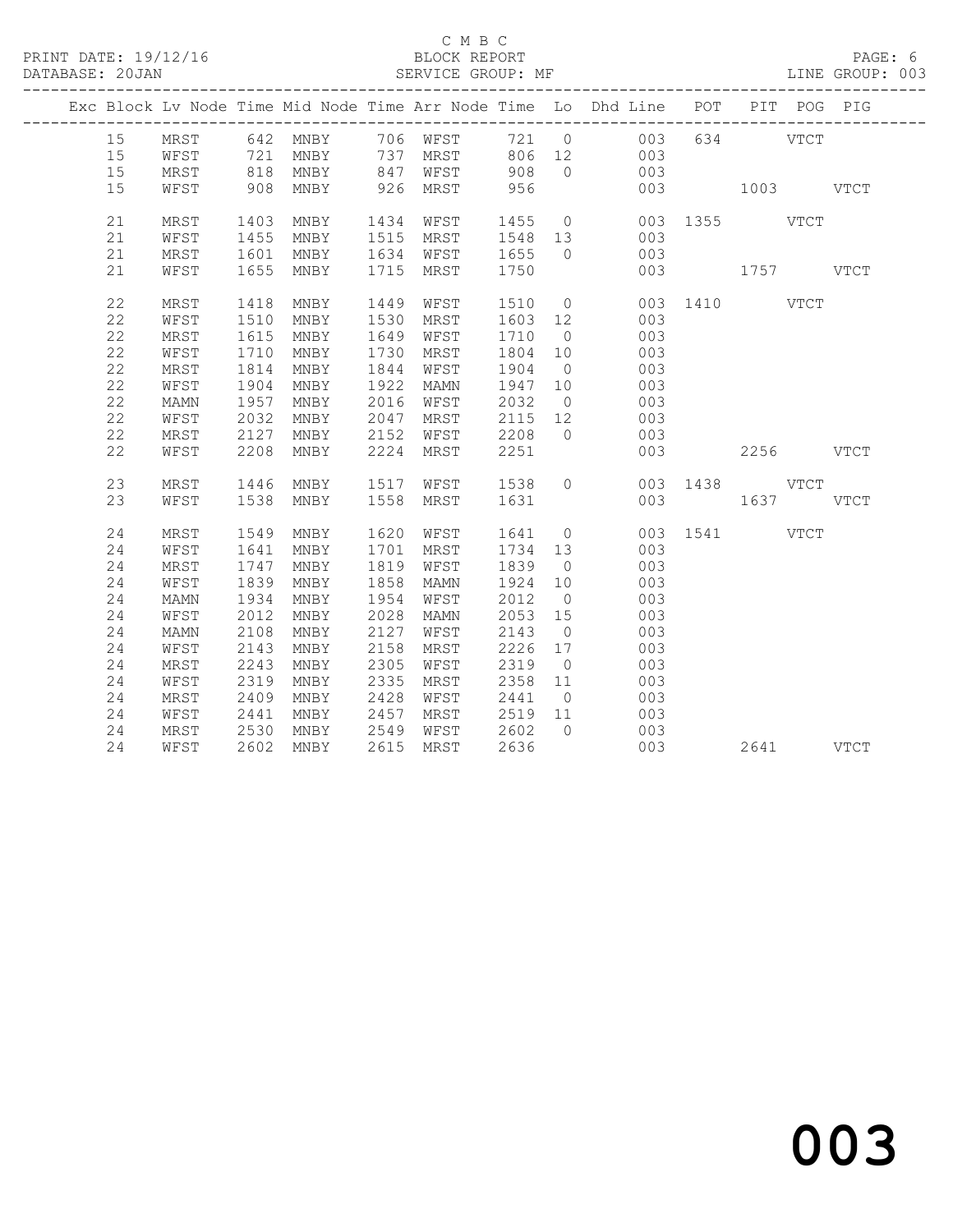C M B C
PRINT DATE: 19/12/16 BLOCK REPORT
DATABASE: 20JAN SERVICE GROUP: MF LINE GROUP: 003

| Exc | Block | Lv | Node | Time | Mid Node | Time | Arr Node | Time | Lo | Dhd Line | POT | PIT | POG | PIG |
|---|---|---|---|---|---|---|---|---|---|---|---|---|---|---|
| | 15 | | MRST | 642 | MNBY | 706 | WFST | 721 | 0 | 003 | 634 | | VTCT | |
| | 15 | | WFST | 721 | MNBY | 737 | MRST | 806 | 12 | 003 | | | | |
| | 15 | | MRST | 818 | MNBY | 847 | WFST | 908 | 0 | 003 | | | | |
| | 15 | | WFST | 908 | MNBY | 926 | MRST | 956 | | 003 | | 1003 | | VTCT |
| | 21 | | MRST | 1403 | MNBY | 1434 | WFST | 1455 | 0 | 003 | 1355 | | VTCT | |
| | 21 | | WFST | 1455 | MNBY | 1515 | MRST | 1548 | 13 | 003 | | | | |
| | 21 | | MRST | 1601 | MNBY | 1634 | WFST | 1655 | 0 | 003 | | | | |
| | 21 | | WFST | 1655 | MNBY | 1715 | MRST | 1750 | | 003 | | 1757 | | VTCT |
| | 22 | | MRST | 1418 | MNBY | 1449 | WFST | 1510 | 0 | 003 | 1410 | | VTCT | |
| | 22 | | WFST | 1510 | MNBY | 1530 | MRST | 1603 | 12 | 003 | | | | |
| | 22 | | MRST | 1615 | MNBY | 1649 | WFST | 1710 | 0 | 003 | | | | |
| | 22 | | WFST | 1710 | MNBY | 1730 | MRST | 1804 | 10 | 003 | | | | |
| | 22 | | MRST | 1814 | MNBY | 1844 | WFST | 1904 | 0 | 003 | | | | |
| | 22 | | WFST | 1904 | MNBY | 1922 | MAMN | 1947 | 10 | 003 | | | | |
| | 22 | | MAMN | 1957 | MNBY | 2016 | WFST | 2032 | 0 | 003 | | | | |
| | 22 | | WFST | 2032 | MNBY | 2047 | MRST | 2115 | 12 | 003 | | | | |
| | 22 | | MRST | 2127 | MNBY | 2152 | WFST | 2208 | 0 | 003 | | | | |
| | 22 | | WFST | 2208 | MNBY | 2224 | MRST | 2251 | | 003 | | 2256 | | VTCT |
| | 23 | | MRST | 1446 | MNBY | 1517 | WFST | 1538 | 0 | 003 | 1438 | | VTCT | |
| | 23 | | WFST | 1538 | MNBY | 1558 | MRST | 1631 | | 003 | | 1637 | | VTCT |
| | 24 | | MRST | 1549 | MNBY | 1620 | WFST | 1641 | 0 | 003 | 1541 | | VTCT | |
| | 24 | | WFST | 1641 | MNBY | 1701 | MRST | 1734 | 13 | 003 | | | | |
| | 24 | | MRST | 1747 | MNBY | 1819 | WFST | 1839 | 0 | 003 | | | | |
| | 24 | | WFST | 1839 | MNBY | 1858 | MAMN | 1924 | 10 | 003 | | | | |
| | 24 | | MAMN | 1934 | MNBY | 1954 | WFST | 2012 | 0 | 003 | | | | |
| | 24 | | WFST | 2012 | MNBY | 2028 | MAMN | 2053 | 15 | 003 | | | | |
| | 24 | | MAMN | 2108 | MNBY | 2127 | WFST | 2143 | 0 | 003 | | | | |
| | 24 | | WFST | 2143 | MNBY | 2158 | MRST | 2226 | 17 | 003 | | | | |
| | 24 | | MRST | 2243 | MNBY | 2305 | WFST | 2319 | 0 | 003 | | | | |
| | 24 | | WFST | 2319 | MNBY | 2335 | MRST | 2358 | 11 | 003 | | | | |
| | 24 | | MRST | 2409 | MNBY | 2428 | WFST | 2441 | 0 | 003 | | | | |
| | 24 | | WFST | 2441 | MNBY | 2457 | MRST | 2519 | 11 | 003 | | | | |
| | 24 | | MRST | 2530 | MNBY | 2549 | WFST | 2602 | 0 | 003 | | | | |
| | 24 | | WFST | 2602 | MNBY | 2615 | MRST | 2636 | | 003 | | 2641 | | VTCT |

003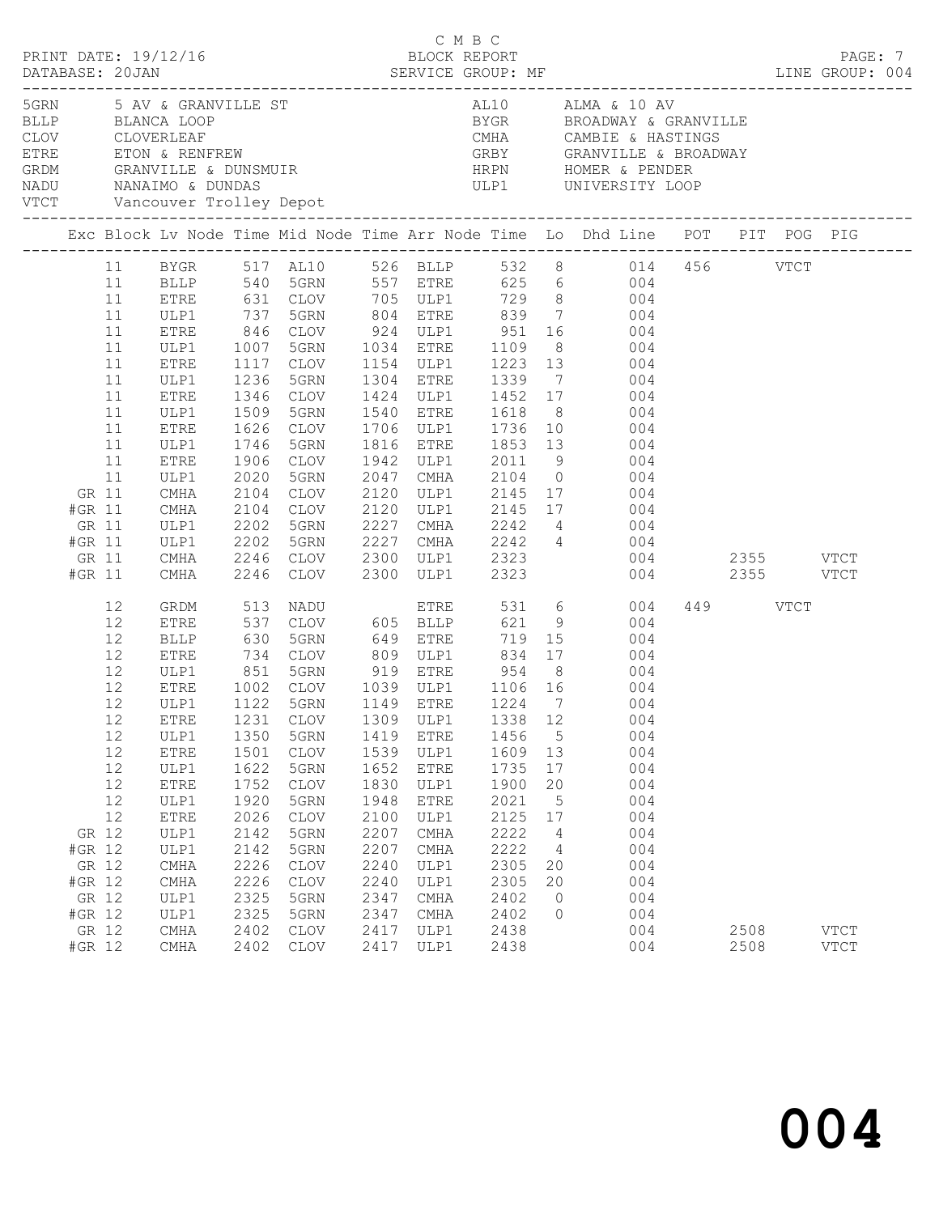C M B C
PRINT DATE: 19/12/16 BLOCK REPORT
DATABASE: 20JAN SERVICE GROUP: MF LINE GROUP: 004

| Code | Name | Code | Name |
|---|---|---|---|
| 5GRN | 5 AV & GRANVILLE ST | AL10 | ALMA & 10 AV |
| BLLP | BLANCA LOOP | BYGR | BROADWAY & GRANVILLE |
| CLOV | CLOVERLEAF | CMHA | CAMBIE & HASTINGS |
| ETRE | ETON & RENFREW | GRBY | GRANVILLE & BROADWAY |
| GRDM | GRANVILLE & DUNSMUIR | HRPN | HOMER & PENDER |
| NADU | NANAIMO & DUNDAS | ULP1 | UNIVERSITY LOOP |
| VTCT | Vancouver Trolley Depot | | |

| Exc | Block | Lv Node | Time | Mid Node | Time | Arr Node | Time | Lo | Dhd Line | POT | PIT | POG | PIG |
|---|---|---|---|---|---|---|---|---|---|---|---|---|---|
| | 11 | BYGR | 517 | AL10 | 526 | BLLP | 532 | 8 | 014 | 456 | | VTCT | |
| | 11 | BLLP | 540 | 5GRN | 557 | ETRE | 625 | 6 | 004 | | | | |
| | 11 | ETRE | 631 | CLOV | 705 | ULP1 | 729 | 8 | 004 | | | | |
| | 11 | ULP1 | 737 | 5GRN | 804 | ETRE | 839 | 7 | 004 | | | | |
| | 11 | ETRE | 846 | CLOV | 924 | ULP1 | 951 | 16 | 004 | | | | |
| | 11 | ULP1 | 1007 | 5GRN | 1034 | ETRE | 1109 | 8 | 004 | | | | |
| | 11 | ETRE | 1117 | CLOV | 1154 | ULP1 | 1223 | 13 | 004 | | | | |
| | 11 | ULP1 | 1236 | 5GRN | 1304 | ETRE | 1339 | 7 | 004 | | | | |
| | 11 | ETRE | 1346 | CLOV | 1424 | ULP1 | 1452 | 17 | 004 | | | | |
| | 11 | ULP1 | 1509 | 5GRN | 1540 | ETRE | 1618 | 8 | 004 | | | | |
| | 11 | ETRE | 1626 | CLOV | 1706 | ULP1 | 1736 | 10 | 004 | | | | |
| | 11 | ULP1 | 1746 | 5GRN | 1816 | ETRE | 1853 | 13 | 004 | | | | |
| | 11 | ETRE | 1906 | CLOV | 1942 | ULP1 | 2011 | 9 | 004 | | | | |
| | 11 | ULP1 | 2020 | 5GRN | 2047 | CMHA | 2104 | 0 | 004 | | | | |
| GR | 11 | CMHA | 2104 | CLOV | 2120 | ULP1 | 2145 | 17 | 004 | | | | |
| #GR | 11 | CMHA | 2104 | CLOV | 2120 | ULP1 | 2145 | 17 | 004 | | | | |
| GR | 11 | ULP1 | 2202 | 5GRN | 2227 | CMHA | 2242 | 4 | 004 | | | | |
| #GR | 11 | ULP1 | 2202 | 5GRN | 2227 | CMHA | 2242 | 4 | 004 | | | | |
| GR | 11 | CMHA | 2246 | CLOV | 2300 | ULP1 | 2323 | | 004 | | 2355 | | VTCT |
| #GR | 11 | CMHA | 2246 | CLOV | 2300 | ULP1 | 2323 | | 004 | | 2355 | | VTCT |
| | 12 | GRDM | 513 | NADU | | ETRE | 531 | 6 | 004 | 449 | | VTCT | |
| | 12 | ETRE | 537 | CLOV | 605 | BLLP | 621 | 9 | 004 | | | | |
| | 12 | BLLP | 630 | 5GRN | 649 | ETRE | 719 | 15 | 004 | | | | |
| | 12 | ETRE | 734 | CLOV | 809 | ULP1 | 834 | 17 | 004 | | | | |
| | 12 | ULP1 | 851 | 5GRN | 919 | ETRE | 954 | 8 | 004 | | | | |
| | 12 | ETRE | 1002 | CLOV | 1039 | ULP1 | 1106 | 16 | 004 | | | | |
| | 12 | ULP1 | 1122 | 5GRN | 1149 | ETRE | 1224 | 7 | 004 | | | | |
| | 12 | ETRE | 1231 | CLOV | 1309 | ULP1 | 1338 | 12 | 004 | | | | |
| | 12 | ULP1 | 1350 | 5GRN | 1419 | ETRE | 1456 | 5 | 004 | | | | |
| | 12 | ETRE | 1501 | CLOV | 1539 | ULP1 | 1609 | 13 | 004 | | | | |
| | 12 | ULP1 | 1622 | 5GRN | 1652 | ETRE | 1735 | 17 | 004 | | | | |
| | 12 | ETRE | 1752 | CLOV | 1830 | ULP1 | 1900 | 20 | 004 | | | | |
| | 12 | ULP1 | 1920 | 5GRN | 1948 | ETRE | 2021 | 5 | 004 | | | | |
| | 12 | ETRE | 2026 | CLOV | 2100 | ULP1 | 2125 | 17 | 004 | | | | |
| GR | 12 | ULP1 | 2142 | 5GRN | 2207 | CMHA | 2222 | 4 | 004 | | | | |
| #GR | 12 | ULP1 | 2142 | 5GRN | 2207 | CMHA | 2222 | 4 | 004 | | | | |
| GR | 12 | CMHA | 2226 | CLOV | 2240 | ULP1 | 2305 | 20 | 004 | | | | |
| #GR | 12 | CMHA | 2226 | CLOV | 2240 | ULP1 | 2305 | 20 | 004 | | | | |
| GR | 12 | ULP1 | 2325 | 5GRN | 2347 | CMHA | 2402 | 0 | 004 | | | | |
| #GR | 12 | ULP1 | 2325 | 5GRN | 2347 | CMHA | 2402 | 0 | 004 | | | | |
| GR | 12 | CMHA | 2402 | CLOV | 2417 | ULP1 | 2438 | | 004 | | 2508 | | VTCT |
| #GR | 12 | CMHA | 2402 | CLOV | 2417 | ULP1 | 2438 | | 004 | | 2508 | | VTCT |

004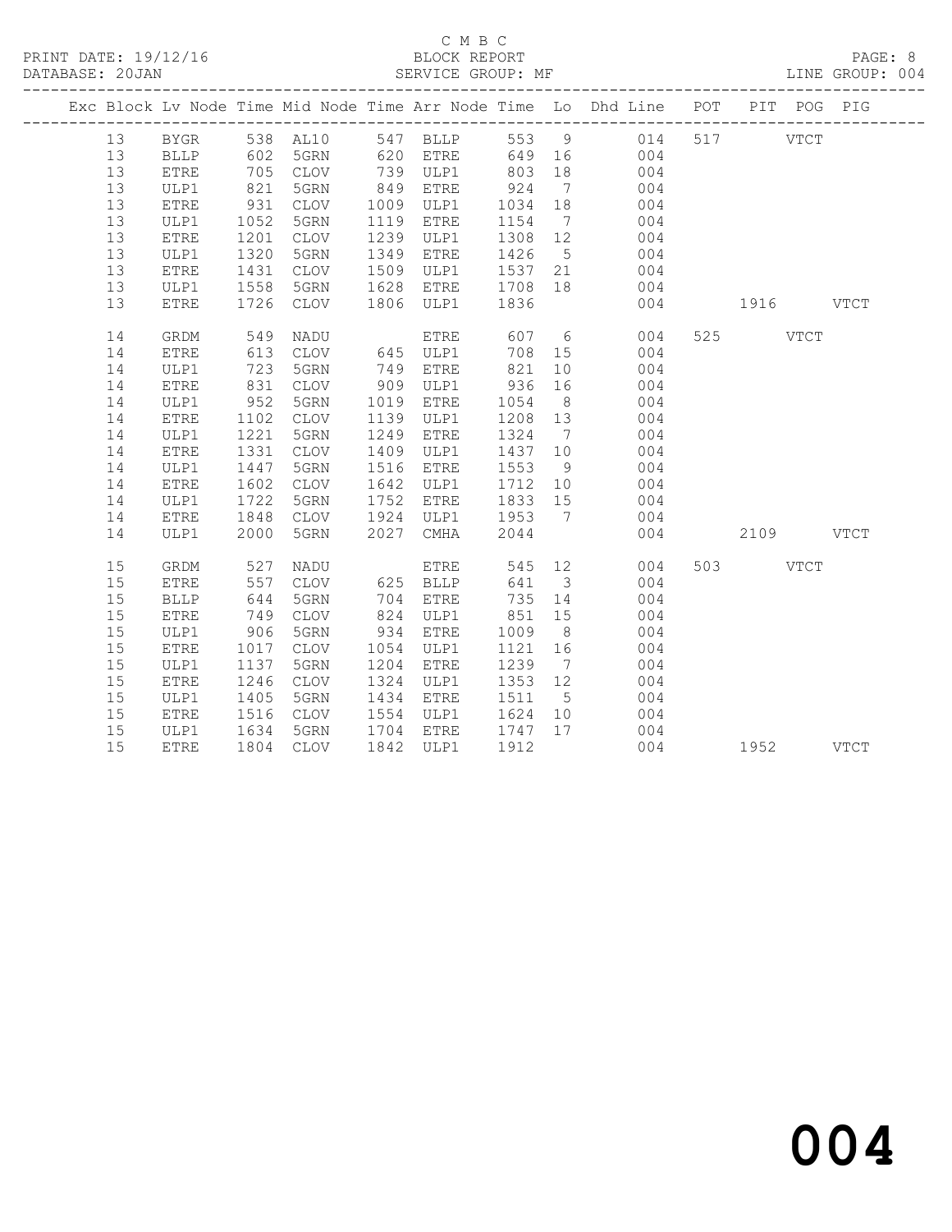C M B C

BLOCK REPORT

SERVICE GROUP: MF

LINE GROUP: 004

| Exc | Block | Lv | Node | Time | Mid Node | Time | Arr Node | Time | Lo | Dhd Line | POT | PIT | POG | PIG |
|---|---|---|---|---|---|---|---|---|---|---|---|---|---|---|
| | 13 | | BYGR | 538 | AL10 | 547 | BLLP | 553 | 9 | 014 | 517 | | VTCT | |
| | 13 | | BLLP | 602 | 5GRN | 620 | ETRE | 649 | 16 | 004 | | | | |
| | 13 | | ETRE | 705 | CLOV | 739 | ULP1 | 803 | 18 | 004 | | | | |
| | 13 | | ULP1 | 821 | 5GRN | 849 | ETRE | 924 | 7 | 004 | | | | |
| | 13 | | ETRE | 931 | CLOV | 1009 | ULP1 | 1034 | 18 | 004 | | | | |
| | 13 | | ULP1 | 1052 | 5GRN | 1119 | ETRE | 1154 | 7 | 004 | | | | |
| | 13 | | ETRE | 1201 | CLOV | 1239 | ULP1 | 1308 | 12 | 004 | | | | |
| | 13 | | ULP1 | 1320 | 5GRN | 1349 | ETRE | 1426 | 5 | 004 | | | | |
| | 13 | | ETRE | 1431 | CLOV | 1509 | ULP1 | 1537 | 21 | 004 | | | | |
| | 13 | | ULP1 | 1558 | 5GRN | 1628 | ETRE | 1708 | 18 | 004 | | | | |
| | 13 | | ETRE | 1726 | CLOV | 1806 | ULP1 | 1836 | | 004 | | 1916 | | VTCT |
| | 14 | | GRDM | 549 | NADU | | ETRE | 607 | 6 | 004 | 525 | | VTCT | |
| | 14 | | ETRE | 613 | CLOV | 645 | ULP1 | 708 | 15 | 004 | | | | |
| | 14 | | ULP1 | 723 | 5GRN | 749 | ETRE | 821 | 10 | 004 | | | | |
| | 14 | | ETRE | 831 | CLOV | 909 | ULP1 | 936 | 16 | 004 | | | | |
| | 14 | | ULP1 | 952 | 5GRN | 1019 | ETRE | 1054 | 8 | 004 | | | | |
| | 14 | | ETRE | 1102 | CLOV | 1139 | ULP1 | 1208 | 13 | 004 | | | | |
| | 14 | | ULP1 | 1221 | 5GRN | 1249 | ETRE | 1324 | 7 | 004 | | | | |
| | 14 | | ETRE | 1331 | CLOV | 1409 | ULP1 | 1437 | 10 | 004 | | | | |
| | 14 | | ULP1 | 1447 | 5GRN | 1516 | ETRE | 1553 | 9 | 004 | | | | |
| | 14 | | ETRE | 1602 | CLOV | 1642 | ULP1 | 1712 | 10 | 004 | | | | |
| | 14 | | ULP1 | 1722 | 5GRN | 1752 | ETRE | 1833 | 15 | 004 | | | | |
| | 14 | | ETRE | 1848 | CLOV | 1924 | ULP1 | 1953 | 7 | 004 | | | | |
| | 14 | | ULP1 | 2000 | 5GRN | 2027 | CMHA | 2044 | | 004 | | 2109 | | VTCT |
| | 15 | | GRDM | 527 | NADU | | ETRE | 545 | 12 | 004 | 503 | | VTCT | |
| | 15 | | ETRE | 557 | CLOV | 625 | BLLP | 641 | 3 | 004 | | | | |
| | 15 | | BLLP | 644 | 5GRN | 704 | ETRE | 735 | 14 | 004 | | | | |
| | 15 | | ETRE | 749 | CLOV | 824 | ULP1 | 851 | 15 | 004 | | | | |
| | 15 | | ULP1 | 906 | 5GRN | 934 | ETRE | 1009 | 8 | 004 | | | | |
| | 15 | | ETRE | 1017 | CLOV | 1054 | ULP1 | 1121 | 16 | 004 | | | | |
| | 15 | | ULP1 | 1137 | 5GRN | 1204 | ETRE | 1239 | 7 | 004 | | | | |
| | 15 | | ETRE | 1246 | CLOV | 1324 | ULP1 | 1353 | 12 | 004 | | | | |
| | 15 | | ULP1 | 1405 | 5GRN | 1434 | ETRE | 1511 | 5 | 004 | | | | |
| | 15 | | ETRE | 1516 | CLOV | 1554 | ULP1 | 1624 | 10 | 004 | | | | |
| | 15 | | ULP1 | 1634 | 5GRN | 1704 | ETRE | 1747 | 17 | 004 | | | | |
| | 15 | | ETRE | 1804 | CLOV | 1842 | ULP1 | 1912 | | 004 | | 1952 | | VTCT |

004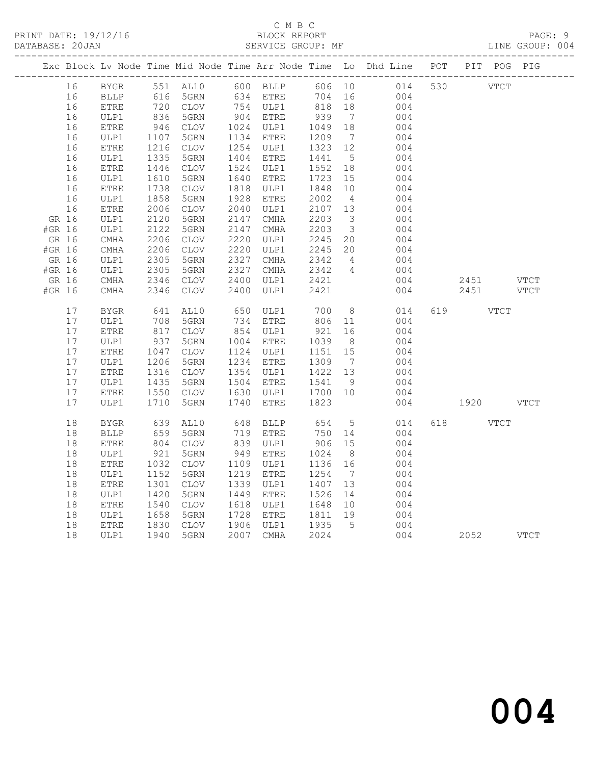C M B C
PRINT DATE: 19/12/16 BLOCK REPORT
DATABASE: 20JAN SERVICE GROUP: MF LINE GROUP: 004

| Exc | Block | Lv | Node | Time | Mid Node | Time | Arr Node | Time | Lo | Dhd Line | POT | PIT | POG | PIG |
|---|---|---|---|---|---|---|---|---|---|---|---|---|---|---|
| | 16 | | BYGR | 551 | AL10 | 600 | BLLP | 606 | 10 | 014 | 530 | | VTCT | |
| | 16 | | BLLP | 616 | 5GRN | 634 | ETRE | 704 | 16 | 004 | | | | |
| | 16 | | ETRE | 720 | CLOV | 754 | ULP1 | 818 | 18 | 004 | | | | |
| | 16 | | ULP1 | 836 | 5GRN | 904 | ETRE | 939 | 7 | 004 | | | | |
| | 16 | | ETRE | 946 | CLOV | 1024 | ULP1 | 1049 | 18 | 004 | | | | |
| | 16 | | ULP1 | 1107 | 5GRN | 1134 | ETRE | 1209 | 7 | 004 | | | | |
| | 16 | | ETRE | 1216 | CLOV | 1254 | ULP1 | 1323 | 12 | 004 | | | | |
| | 16 | | ULP1 | 1335 | 5GRN | 1404 | ETRE | 1441 | 5 | 004 | | | | |
| | 16 | | ETRE | 1446 | CLOV | 1524 | ULP1 | 1552 | 18 | 004 | | | | |
| | 16 | | ULP1 | 1610 | 5GRN | 1640 | ETRE | 1723 | 15 | 004 | | | | |
| | 16 | | ETRE | 1738 | CLOV | 1818 | ULP1 | 1848 | 10 | 004 | | | | |
| | 16 | | ULP1 | 1858 | 5GRN | 1928 | ETRE | 2002 | 4 | 004 | | | | |
| | 16 | | ETRE | 2006 | CLOV | 2040 | ULP1 | 2107 | 13 | 004 | | | | |
| GR | 16 | | ULP1 | 2120 | 5GRN | 2147 | CMHA | 2203 | 3 | 004 | | | | |
| #GR | 16 | | ULP1 | 2122 | 5GRN | 2147 | CMHA | 2203 | 3 | 004 | | | | |
| GR | 16 | | CMHA | 2206 | CLOV | 2220 | ULP1 | 2245 | 20 | 004 | | | | |
| #GR | 16 | | CMHA | 2206 | CLOV | 2220 | ULP1 | 2245 | 20 | 004 | | | | |
| GR | 16 | | ULP1 | 2305 | 5GRN | 2327 | CMHA | 2342 | 4 | 004 | | | | |
| #GR | 16 | | ULP1 | 2305 | 5GRN | 2327 | CMHA | 2342 | 4 | 004 | | | | |
| GR | 16 | | CMHA | 2346 | CLOV | 2400 | ULP1 | 2421 | | 004 | | 2451 | | VTCT |
| #GR | 16 | | CMHA | 2346 | CLOV | 2400 | ULP1 | 2421 | | 004 | | 2451 | | VTCT |
| | 17 | | BYGR | 641 | AL10 | 650 | ULP1 | 700 | 8 | 014 | 619 | | VTCT | |
| | 17 | | ULP1 | 708 | 5GRN | 734 | ETRE | 806 | 11 | 004 | | | | |
| | 17 | | ETRE | 817 | CLOV | 854 | ULP1 | 921 | 16 | 004 | | | | |
| | 17 | | ULP1 | 937 | 5GRN | 1004 | ETRE | 1039 | 8 | 004 | | | | |
| | 17 | | ETRE | 1047 | CLOV | 1124 | ULP1 | 1151 | 15 | 004 | | | | |
| | 17 | | ULP1 | 1206 | 5GRN | 1234 | ETRE | 1309 | 7 | 004 | | | | |
| | 17 | | ETRE | 1316 | CLOV | 1354 | ULP1 | 1422 | 13 | 004 | | | | |
| | 17 | | ULP1 | 1435 | 5GRN | 1504 | ETRE | 1541 | 9 | 004 | | | | |
| | 17 | | ETRE | 1550 | CLOV | 1630 | ULP1 | 1700 | 10 | 004 | | | | |
| | 17 | | ULP1 | 1710 | 5GRN | 1740 | ETRE | 1823 | | 004 | | 1920 | | VTCT |
| | 18 | | BYGR | 639 | AL10 | 648 | BLLP | 654 | 5 | 014 | 618 | | VTCT | |
| | 18 | | BLLP | 659 | 5GRN | 719 | ETRE | 750 | 14 | 004 | | | | |
| | 18 | | ETRE | 804 | CLOV | 839 | ULP1 | 906 | 15 | 004 | | | | |
| | 18 | | ULP1 | 921 | 5GRN | 949 | ETRE | 1024 | 8 | 004 | | | | |
| | 18 | | ETRE | 1032 | CLOV | 1109 | ULP1 | 1136 | 16 | 004 | | | | |
| | 18 | | ULP1 | 1152 | 5GRN | 1219 | ETRE | 1254 | 7 | 004 | | | | |
| | 18 | | ETRE | 1301 | CLOV | 1339 | ULP1 | 1407 | 13 | 004 | | | | |
| | 18 | | ULP1 | 1420 | 5GRN | 1449 | ETRE | 1526 | 14 | 004 | | | | |
| | 18 | | ETRE | 1540 | CLOV | 1618 | ULP1 | 1648 | 10 | 004 | | | | |
| | 18 | | ULP1 | 1658 | 5GRN | 1728 | ETRE | 1811 | 19 | 004 | | | | |
| | 18 | | ETRE | 1830 | CLOV | 1906 | ULP1 | 1935 | 5 | 004 | | | | |
| | 18 | | ULP1 | 1940 | 5GRN | 2007 | CMHA | 2024 | | 004 | | 2052 | | VTCT |

004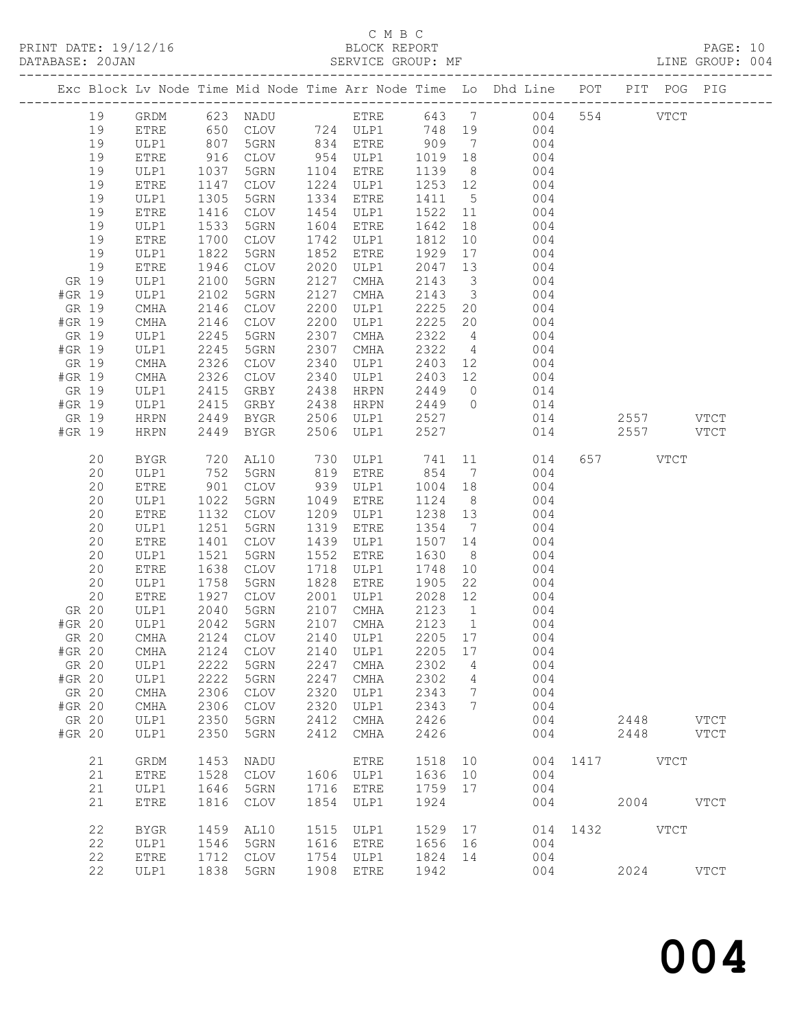C M B C

BLOCK REPORT

SERVICE GROUP: MF

PRINT DATE: 19/12/16

DATABASE: 20JAN

LINE GROUP: 004

| Exc | Block | Lv | Node | Time | Mid | Node | Time | Arr | Node | Time | Lo | Dhd | Line | POT | PIT | POG | PIG |
|---|---|---|---|---|---|---|---|---|---|---|---|---|---|---|---|---|---|
| | 19 | | GRDM | 623 | | NADU | | | ETRE | 643 | 7 | | 004 | 554 | | VTCT | |
| | 19 | | ETRE | 650 | | CLOV | 724 | | ULP1 | 748 | 19 | | 004 | | | | |
| | 19 | | ULP1 | 807 | | 5GRN | 834 | | ETRE | 909 | 7 | | 004 | | | | |
| | 19 | | ETRE | 916 | | CLOV | 954 | | ULP1 | 1019 | 18 | | 004 | | | | |
| | 19 | | ULP1 | 1037 | | 5GRN | 1104 | | ETRE | 1139 | 8 | | 004 | | | | |
| | 19 | | ETRE | 1147 | | CLOV | 1224 | | ULP1 | 1253 | 12 | | 004 | | | | |
| | 19 | | ULP1 | 1305 | | 5GRN | 1334 | | ETRE | 1411 | 5 | | 004 | | | | |
| | 19 | | ETRE | 1416 | | CLOV | 1454 | | ULP1 | 1522 | 11 | | 004 | | | | |
| | 19 | | ULP1 | 1533 | | 5GRN | 1604 | | ETRE | 1642 | 18 | | 004 | | | | |
| | 19 | | ETRE | 1700 | | CLOV | 1742 | | ULP1 | 1812 | 10 | | 004 | | | | |
| | 19 | | ULP1 | 1822 | | 5GRN | 1852 | | ETRE | 1929 | 17 | | 004 | | | | |
| | 19 | | ETRE | 1946 | | CLOV | 2020 | | ULP1 | 2047 | 13 | | 004 | | | | |
| GR | 19 | | ULP1 | 2100 | | 5GRN | 2127 | | CMHA | 2143 | 3 | | 004 | | | | |
| #GR | 19 | | ULP1 | 2102 | | 5GRN | 2127 | | CMHA | 2143 | 3 | | 004 | | | | |
| GR | 19 | | CMHA | 2146 | | CLOV | 2200 | | ULP1 | 2225 | 20 | | 004 | | | | |
| #GR | 19 | | CMHA | 2146 | | CLOV | 2200 | | ULP1 | 2225 | 20 | | 004 | | | | |
| GR | 19 | | ULP1 | 2245 | | 5GRN | 2307 | | CMHA | 2322 | 4 | | 004 | | | | |
| #GR | 19 | | ULP1 | 2245 | | 5GRN | 2307 | | CMHA | 2322 | 4 | | 004 | | | | |
| GR | 19 | | CMHA | 2326 | | CLOV | 2340 | | ULP1 | 2403 | 12 | | 004 | | | | |
| #GR | 19 | | CMHA | 2326 | | CLOV | 2340 | | ULP1 | 2403 | 12 | | 004 | | | | |
| GR | 19 | | ULP1 | 2415 | | GRBY | 2438 | | HRPN | 2449 | 0 | | 014 | | | | |
| #GR | 19 | | ULP1 | 2415 | | GRBY | 2438 | | HRPN | 2449 | 0 | | 014 | | | | |
| GR | 19 | | HRPN | 2449 | | BYGR | 2506 | | ULP1 | 2527 | | | 014 | | 2557 | | VTCT |
| #GR | 19 | | HRPN | 2449 | | BYGR | 2506 | | ULP1 | 2527 | | | 014 | | 2557 | | VTCT |
| | 20 | | BYGR | 720 | | AL10 | 730 | | ULP1 | 741 | 11 | | 014 | 657 | | VTCT | |
| | 20 | | ULP1 | 752 | | 5GRN | 819 | | ETRE | 854 | 7 | | 004 | | | | |
| | 20 | | ETRE | 901 | | CLOV | 939 | | ULP1 | 1004 | 18 | | 004 | | | | |
| | 20 | | ULP1 | 1022 | | 5GRN | 1049 | | ETRE | 1124 | 8 | | 004 | | | | |
| | 20 | | ETRE | 1132 | | CLOV | 1209 | | ULP1 | 1238 | 13 | | 004 | | | | |
| | 20 | | ULP1 | 1251 | | 5GRN | 1319 | | ETRE | 1354 | 7 | | 004 | | | | |
| | 20 | | ETRE | 1401 | | CLOV | 1439 | | ULP1 | 1507 | 14 | | 004 | | | | |
| | 20 | | ULP1 | 1521 | | 5GRN | 1552 | | ETRE | 1630 | 8 | | 004 | | | | |
| | 20 | | ETRE | 1638 | | CLOV | 1718 | | ULP1 | 1748 | 10 | | 004 | | | | |
| | 20 | | ULP1 | 1758 | | 5GRN | 1828 | | ETRE | 1905 | 22 | | 004 | | | | |
| | 20 | | ETRE | 1927 | | CLOV | 2001 | | ULP1 | 2028 | 12 | | 004 | | | | |
| GR | 20 | | ULP1 | 2040 | | 5GRN | 2107 | | CMHA | 2123 | 1 | | 004 | | | | |
| #GR | 20 | | ULP1 | 2042 | | 5GRN | 2107 | | CMHA | 2123 | 1 | | 004 | | | | |
| GR | 20 | | CMHA | 2124 | | CLOV | 2140 | | ULP1 | 2205 | 17 | | 004 | | | | |
| #GR | 20 | | CMHA | 2124 | | CLOV | 2140 | | ULP1 | 2205 | 17 | | 004 | | | | |
| GR | 20 | | ULP1 | 2222 | | 5GRN | 2247 | | CMHA | 2302 | 4 | | 004 | | | | |
| #GR | 20 | | ULP1 | 2222 | | 5GRN | 2247 | | CMHA | 2302 | 4 | | 004 | | | | |
| GR | 20 | | CMHA | 2306 | | CLOV | 2320 | | ULP1 | 2343 | 7 | | 004 | | | | |
| #GR | 20 | | CMHA | 2306 | | CLOV | 2320 | | ULP1 | 2343 | 7 | | 004 | | | | |
| GR | 20 | | ULP1 | 2350 | | 5GRN | 2412 | | CMHA | 2426 | | | 004 | | 2448 | | VTCT |
| #GR | 20 | | ULP1 | 2350 | | 5GRN | 2412 | | CMHA | 2426 | | | 004 | | 2448 | | VTCT |
| | 21 | | GRDM | 1453 | | NADU | | | ETRE | 1518 | 10 | | 004 | 1417 | | VTCT | |
| | 21 | | ETRE | 1528 | | CLOV | 1606 | | ULP1 | 1636 | 10 | | 004 | | | | |
| | 21 | | ULP1 | 1646 | | 5GRN | 1716 | | ETRE | 1759 | 17 | | 004 | | | | |
| | 21 | | ETRE | 1816 | | CLOV | 1854 | | ULP1 | 1924 | | | 004 | | 2004 | | VTCT |
| | 22 | | BYGR | 1459 | | AL10 | 1515 | | ULP1 | 1529 | 17 | | 014 | 1432 | | VTCT | |
| | 22 | | ULP1 | 1546 | | 5GRN | 1616 | | ETRE | 1656 | 16 | | 004 | | | | |
| | 22 | | ETRE | 1712 | | CLOV | 1754 | | ULP1 | 1824 | 14 | | 004 | | | | |
| | 22 | | ULP1 | 1838 | | 5GRN | 1908 | | ETRE | 1942 | | | 004 | | 2024 | | VTCT |

004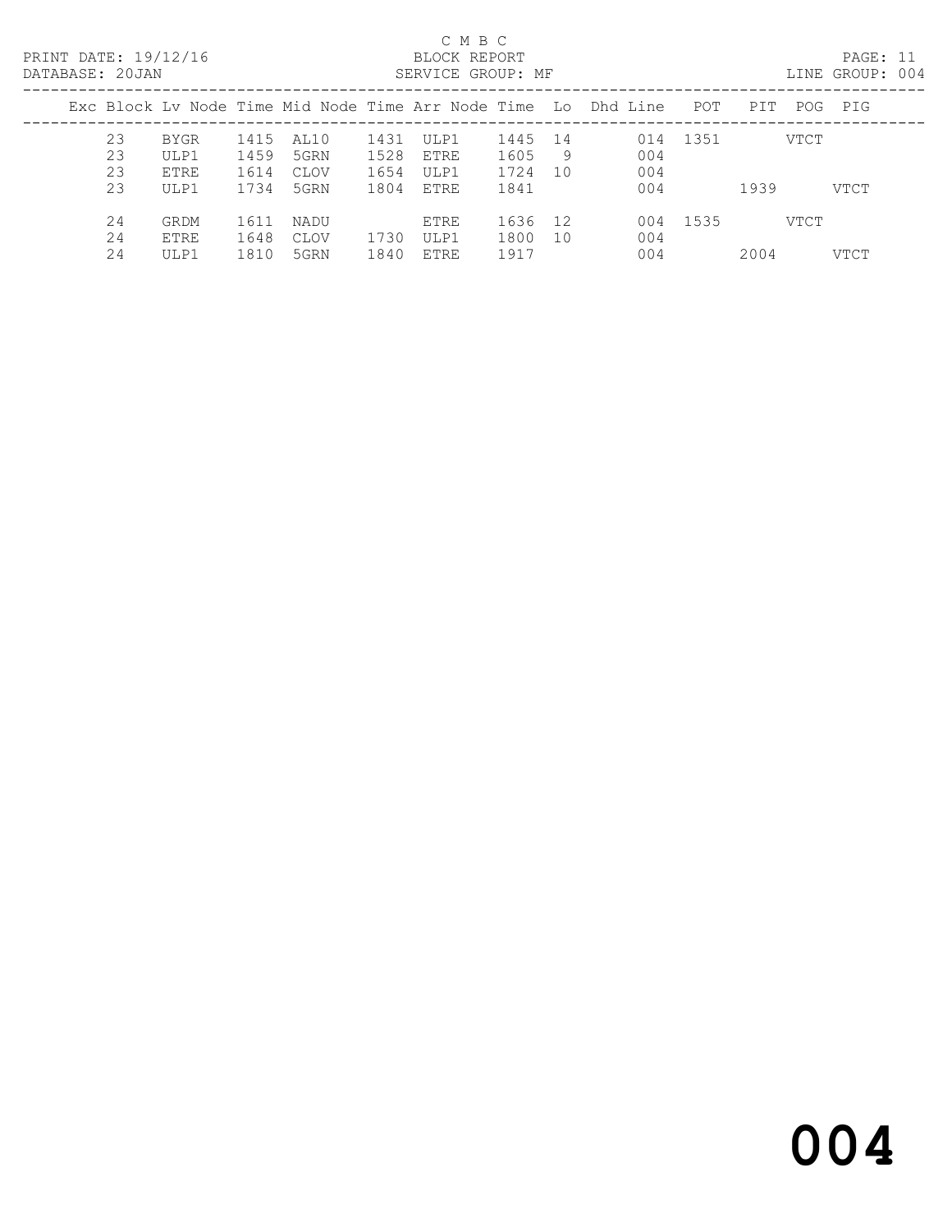C M B C
BLOCK REPORT
SERVICE GROUP: MF

PRINT DATE: 19/12/16
DATABASE: 20JAN
LINE GROUP: 004

| Exc | Block | Lv Node | Time | Mid Node | Time | Arr Node | Time | Lo | Dhd Line | POT | PIT | POG | PIG |
|---|---|---|---|---|---|---|---|---|---|---|---|---|---|
| | 23 | BYGR | 1415 | AL10 | 1431 | ULP1 | 1445 | 14 | 014 | 1351 | | VTCT | |
| | 23 | ULP1 | 1459 | 5GRN | 1528 | ETRE | 1605 | 9 | 004 | | | | |
| | 23 | ETRE | 1614 | CLOV | 1654 | ULP1 | 1724 | 10 | 004 | | | | |
| | 23 | ULP1 | 1734 | 5GRN | 1804 | ETRE | 1841 | | 004 | | 1939 | | VTCT |
| | 24 | GRDM | 1611 | NADU | | ETRE | 1636 | 12 | 004 | 1535 | | VTCT | |
| | 24 | ETRE | 1648 | CLOV | 1730 | ULP1 | 1800 | 10 | 004 | | | | |
| | 24 | ULP1 | 1810 | 5GRN | 1840 | ETRE | 1917 | | 004 | | 2004 | | VTCT |

# 004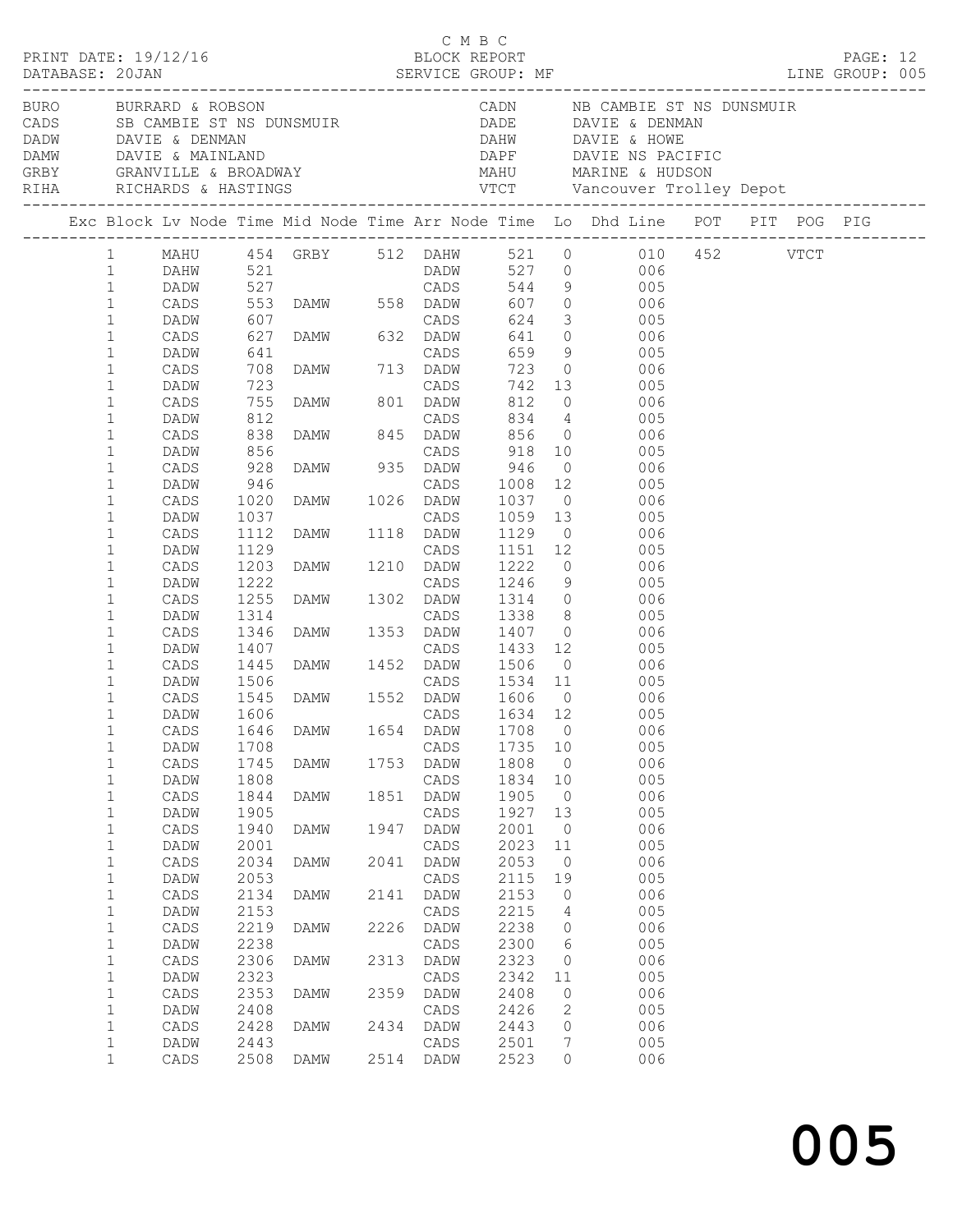C M B C
PRINT DATE: 19/12/16 BLOCK REPORT
DATABASE: 20JAN SERVICE GROUP: MF LINE GROUP: 005

| Code | Location | Code | Location |
|---|---|---|---|
| BURO | BURRARD & ROBSON | CADN | NB CAMBIE ST NS DUNSMUIR |
| CADS | SB CAMBIE ST NS DUNSMUIR | DADE | DAVIE & DENMAN |
| DADW | DAVIE & DENMAN | DAHW | DAVIE & HOWE |
| DAMW | DAVIE & MAINLAND | DAPF | DAVIE NS PACIFIC |
| GRBY | GRANVILLE & BROADWAY | MAHU | MARINE & HUDSON |
| RIHA | RICHARDS & HASTINGS | VTCT | Vancouver Trolley Depot |

| Exc | Block | Lv Node | Time | Mid Node | Time | Arr Node | Time | Lo | Dhd Line | POT | PIT | POG | PIG |
|---|---|---|---|---|---|---|---|---|---|---|---|---|---|
| | 1 | MAHU | 454 | GRBY | 512 | DAHW | 521 | 0 | 010 | 452 | | VTCT | |
| | 1 | DAHW | 521 | | | DADW | 527 | 0 | 006 | | | | |
| | 1 | DADW | 527 | | | CADS | 544 | 9 | 005 | | | | |
| | 1 | CADS | 553 | DAMW | 558 | DADW | 607 | 0 | 006 | | | | |
| | 1 | DADW | 607 | | | CADS | 624 | 3 | 005 | | | | |
| | 1 | CADS | 627 | DAMW | 632 | DADW | 641 | 0 | 006 | | | | |
| | 1 | DADW | 641 | | | CADS | 659 | 9 | 005 | | | | |
| | 1 | CADS | 708 | DAMW | 713 | DADW | 723 | 0 | 006 | | | | |
| | 1 | DADW | 723 | | | CADS | 742 | 13 | 005 | | | | |
| | 1 | CADS | 755 | DAMW | 801 | DADW | 812 | 0 | 006 | | | | |
| | 1 | DADW | 812 | | | CADS | 834 | 4 | 005 | | | | |
| | 1 | CADS | 838 | DAMW | 845 | DADW | 856 | 0 | 006 | | | | |
| | 1 | DADW | 856 | | | CADS | 918 | 10 | 005 | | | | |
| | 1 | CADS | 928 | DAMW | 935 | DADW | 946 | 0 | 006 | | | | |
| | 1 | DADW | 946 | | | CADS | 1008 | 12 | 005 | | | | |
| | 1 | CADS | 1020 | DAMW | 1026 | DADW | 1037 | 0 | 006 | | | | |
| | 1 | DADW | 1037 | | | CADS | 1059 | 13 | 005 | | | | |
| | 1 | CADS | 1112 | DAMW | 1118 | DADW | 1129 | 0 | 006 | | | | |
| | 1 | DADW | 1129 | | | CADS | 1151 | 12 | 005 | | | | |
| | 1 | CADS | 1203 | DAMW | 1210 | DADW | 1222 | 0 | 006 | | | | |
| | 1 | DADW | 1222 | | | CADS | 1246 | 9 | 005 | | | | |
| | 1 | CADS | 1255 | DAMW | 1302 | DADW | 1314 | 0 | 006 | | | | |
| | 1 | DADW | 1314 | | | CADS | 1338 | 8 | 005 | | | | |
| | 1 | CADS | 1346 | DAMW | 1353 | DADW | 1407 | 0 | 006 | | | | |
| | 1 | DADW | 1407 | | | CADS | 1433 | 12 | 005 | | | | |
| | 1 | CADS | 1445 | DAMW | 1452 | DADW | 1506 | 0 | 006 | | | | |
| | 1 | DADW | 1506 | | | CADS | 1534 | 11 | 005 | | | | |
| | 1 | CADS | 1545 | DAMW | 1552 | DADW | 1606 | 0 | 006 | | | | |
| | 1 | DADW | 1606 | | | CADS | 1634 | 12 | 005 | | | | |
| | 1 | CADS | 1646 | DAMW | 1654 | DADW | 1708 | 0 | 006 | | | | |
| | 1 | DADW | 1708 | | | CADS | 1735 | 10 | 005 | | | | |
| | 1 | CADS | 1745 | DAMW | 1753 | DADW | 1808 | 0 | 006 | | | | |
| | 1 | DADW | 1808 | | | CADS | 1834 | 10 | 005 | | | | |
| | 1 | CADS | 1844 | DAMW | 1851 | DADW | 1905 | 0 | 006 | | | | |
| | 1 | DADW | 1905 | | | CADS | 1927 | 13 | 005 | | | | |
| | 1 | CADS | 1940 | DAMW | 1947 | DADW | 2001 | 0 | 006 | | | | |
| | 1 | DADW | 2001 | | | CADS | 2023 | 11 | 005 | | | | |
| | 1 | CADS | 2034 | DAMW | 2041 | DADW | 2053 | 0 | 006 | | | | |
| | 1 | DADW | 2053 | | | CADS | 2115 | 19 | 005 | | | | |
| | 1 | CADS | 2134 | DAMW | 2141 | DADW | 2153 | 0 | 006 | | | | |
| | 1 | DADW | 2153 | | | CADS | 2215 | 4 | 005 | | | | |
| | 1 | CADS | 2219 | DAMW | 2226 | DADW | 2238 | 0 | 006 | | | | |
| | 1 | DADW | 2238 | | | CADS | 2300 | 6 | 005 | | | | |
| | 1 | CADS | 2306 | DAMW | 2313 | DADW | 2323 | 0 | 006 | | | | |
| | 1 | DADW | 2323 | | | CADS | 2342 | 11 | 005 | | | | |
| | 1 | CADS | 2353 | DAMW | 2359 | DADW | 2408 | 0 | 006 | | | | |
| | 1 | DADW | 2408 | | | CADS | 2426 | 2 | 005 | | | | |
| | 1 | CADS | 2428 | DAMW | 2434 | DADW | 2443 | 0 | 006 | | | | |
| | 1 | DADW | 2443 | | | CADS | 2501 | 7 | 005 | | | | |
| | 1 | CADS | 2508 | DAMW | 2514 | DADW | 2523 | 0 | 006 | | | | |

005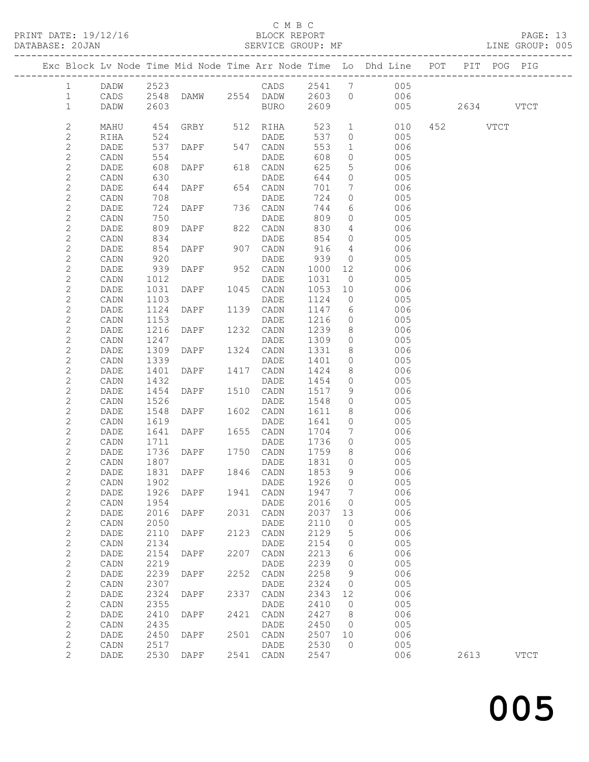C M B C

BLOCK REPORT

SERVICE GROUP: MF

PRINT DATE: 19/12/16
DATABASE: 20JAN
LINE GROUP: 005

| Exc | Block | Lv | Node | Time | Mid | Node | Time | Arr | Node | Time | Lo | Dhd Line | POT | PIT | POG | PIG |
|---|---|---|---|---|---|---|---|---|---|---|---|---|---|---|---|---|
| | 1 | | DADW | 2523 | | | | CADS | | 2541 | 7 | 005 | | | | |
| | 1 | | CADS | 2548 | DAMW | | 2554 | DADW | | 2603 | 0 | 006 | | | | |
| | 1 | | DADW | 2603 | | | | BURO | | 2609 | | 005 | | 2634 | | VTCT |
| | 2 | | MAHU | 454 | GRBY | | 512 | RIHA | | 523 | 1 | 010 | 452 | | VTCT | |
| | 2 | | RIHA | 524 | | | | DADE | | 537 | 0 | 005 | | | | |
| | 2 | | DADE | 537 | DAPF | | 547 | CADN | | 553 | 1 | 006 | | | | |
| | 2 | | CADN | 554 | | | | DADE | | 608 | 0 | 005 | | | | |
| | 2 | | DADE | 608 | DAPF | | 618 | CADN | | 625 | 5 | 006 | | | | |
| | 2 | | CADN | 630 | | | | DADE | | 644 | 0 | 005 | | | | |
| | 2 | | DADE | 644 | DAPF | | 654 | CADN | | 701 | 7 | 006 | | | | |
| | 2 | | CADN | 708 | | | | DADE | | 724 | 0 | 005 | | | | |
| | 2 | | DADE | 724 | DAPF | | 736 | CADN | | 744 | 6 | 006 | | | | |
| | 2 | | CADN | 750 | | | | DADE | | 809 | 0 | 005 | | | | |
| | 2 | | DADE | 809 | DAPF | | 822 | CADN | | 830 | 4 | 006 | | | | |
| | 2 | | CADN | 834 | | | | DADE | | 854 | 0 | 005 | | | | |
| | 2 | | DADE | 854 | DAPF | | 907 | CADN | | 916 | 4 | 006 | | | | |
| | 2 | | CADN | 920 | | | | DADE | | 939 | 0 | 005 | | | | |
| | 2 | | DADE | 939 | DAPF | | 952 | CADN | | 1000 | 12 | 006 | | | | |
| | 2 | | CADN | 1012 | | | | DADE | | 1031 | 0 | 005 | | | | |
| | 2 | | DADE | 1031 | DAPF | | 1045 | CADN | | 1053 | 10 | 006 | | | | |
| | 2 | | CADN | 1103 | | | | DADE | | 1124 | 0 | 005 | | | | |
| | 2 | | DADE | 1124 | DAPF | | 1139 | CADN | | 1147 | 6 | 006 | | | | |
| | 2 | | CADN | 1153 | | | | DADE | | 1216 | 0 | 005 | | | | |
| | 2 | | DADE | 1216 | DAPF | | 1232 | CADN | | 1239 | 8 | 006 | | | | |
| | 2 | | CADN | 1247 | | | | DADE | | 1309 | 0 | 005 | | | | |
| | 2 | | DADE | 1309 | DAPF | | 1324 | CADN | | 1331 | 8 | 006 | | | | |
| | 2 | | CADN | 1339 | | | | DADE | | 1401 | 0 | 005 | | | | |
| | 2 | | DADE | 1401 | DAPF | | 1417 | CADN | | 1424 | 8 | 006 | | | | |
| | 2 | | CADN | 1432 | | | | DADE | | 1454 | 0 | 005 | | | | |
| | 2 | | DADE | 1454 | DAPF | | 1510 | CADN | | 1517 | 9 | 006 | | | | |
| | 2 | | CADN | 1526 | | | | DADE | | 1548 | 0 | 005 | | | | |
| | 2 | | DADE | 1548 | DAPF | | 1602 | CADN | | 1611 | 8 | 006 | | | | |
| | 2 | | CADN | 1619 | | | | DADE | | 1641 | 0 | 005 | | | | |
| | 2 | | DADE | 1641 | DAPF | | 1655 | CADN | | 1704 | 7 | 006 | | | | |
| | 2 | | CADN | 1711 | | | | DADE | | 1736 | 0 | 005 | | | | |
| | 2 | | DADE | 1736 | DAPF | | 1750 | CADN | | 1759 | 8 | 006 | | | | |
| | 2 | | CADN | 1807 | | | | DADE | | 1831 | 0 | 005 | | | | |
| | 2 | | DADE | 1831 | DAPF | | 1846 | CADN | | 1853 | 9 | 006 | | | | |
| | 2 | | CADN | 1902 | | | | DADE | | 1926 | 0 | 005 | | | | |
| | 2 | | DADE | 1926 | DAPF | | 1941 | CADN | | 1947 | 7 | 006 | | | | |
| | 2 | | CADN | 1954 | | | | DADE | | 2016 | 0 | 005 | | | | |
| | 2 | | DADE | 2016 | DAPF | | 2031 | CADN | | 2037 | 13 | 006 | | | | |
| | 2 | | CADN | 2050 | | | | DADE | | 2110 | 0 | 005 | | | | |
| | 2 | | DADE | 2110 | DAPF | | 2123 | CADN | | 2129 | 5 | 006 | | | | |
| | 2 | | CADN | 2134 | | | | DADE | | 2154 | 0 | 005 | | | | |
| | 2 | | DADE | 2154 | DAPF | | 2207 | CADN | | 2213 | 6 | 006 | | | | |
| | 2 | | CADN | 2219 | | | | DADE | | 2239 | 0 | 005 | | | | |
| | 2 | | DADE | 2239 | DAPF | | 2252 | CADN | | 2258 | 9 | 006 | | | | |
| | 2 | | CADN | 2307 | | | | DADE | | 2324 | 0 | 005 | | | | |
| | 2 | | DADE | 2324 | DAPF | | 2337 | CADN | | 2343 | 12 | 006 | | | | |
| | 2 | | CADN | 2355 | | | | DADE | | 2410 | 0 | 005 | | | | |
| | 2 | | DADE | 2410 | DAPF | | 2421 | CADN | | 2427 | 8 | 006 | | | | |
| | 2 | | CADN | 2435 | | | | DADE | | 2450 | 0 | 005 | | | | |
| | 2 | | DADE | 2450 | DAPF | | 2501 | CADN | | 2507 | 10 | 006 | | | | |
| | 2 | | CADN | 2517 | | | | DADE | | 2530 | 0 | 005 | | | | |
| | 2 | | DADE | 2530 | DAPF | | 2541 | CADN | | 2547 | | 006 | | 2613 | | VTCT |

005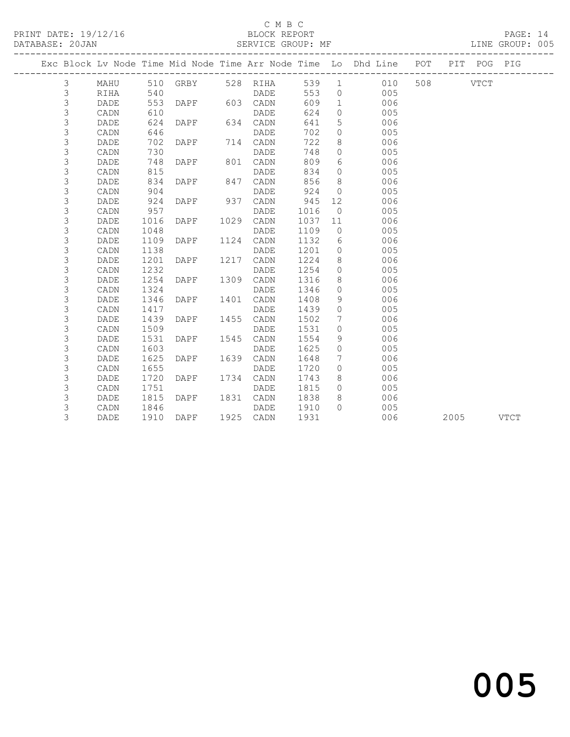C M B C

PRINT DATE: 19/12/16 BLOCK REPORT

DATABASE: 20JAN SERVICE GROUP: MF LINE GROUP: 005

| Exc | Block | Lv | Node | Time | Mid Node | Time | Arr Node | Time | Lo | Dhd Line | POT | PIT | POG | PIG |
|---|---|---|---|---|---|---|---|---|---|---|---|---|---|---|
| | 3 | | MAHU | 510 | GRBY | 528 | RIHA | 539 | 1 | 010 | 508 | | VTCT | |
| | 3 | | RIHA | 540 | | | DADE | 553 | 0 | 005 | | | | |
| | 3 | | DADE | 553 | DAPF | 603 | CADN | 609 | 1 | 006 | | | | |
| | 3 | | CADN | 610 | | | DADE | 624 | 0 | 005 | | | | |
| | 3 | | DADE | 624 | DAPF | 634 | CADN | 641 | 5 | 006 | | | | |
| | 3 | | CADN | 646 | | | DADE | 702 | 0 | 005 | | | | |
| | 3 | | DADE | 702 | DAPF | 714 | CADN | 722 | 8 | 006 | | | | |
| | 3 | | CADN | 730 | | | DADE | 748 | 0 | 005 | | | | |
| | 3 | | DADE | 748 | DAPF | 801 | CADN | 809 | 6 | 006 | | | | |
| | 3 | | CADN | 815 | | | DADE | 834 | 0 | 005 | | | | |
| | 3 | | DADE | 834 | DAPF | 847 | CADN | 856 | 8 | 006 | | | | |
| | 3 | | CADN | 904 | | | DADE | 924 | 0 | 005 | | | | |
| | 3 | | DADE | 924 | DAPF | 937 | CADN | 945 | 12 | 006 | | | | |
| | 3 | | CADN | 957 | | | DADE | 1016 | 0 | 005 | | | | |
| | 3 | | DADE | 1016 | DAPF | 1029 | CADN | 1037 | 11 | 006 | | | | |
| | 3 | | CADN | 1048 | | | DADE | 1109 | 0 | 005 | | | | |
| | 3 | | DADE | 1109 | DAPF | 1124 | CADN | 1132 | 6 | 006 | | | | |
| | 3 | | CADN | 1138 | | | DADE | 1201 | 0 | 005 | | | | |
| | 3 | | DADE | 1201 | DAPF | 1217 | CADN | 1224 | 8 | 006 | | | | |
| | 3 | | CADN | 1232 | | | DADE | 1254 | 0 | 005 | | | | |
| | 3 | | DADE | 1254 | DAPF | 1309 | CADN | 1316 | 8 | 006 | | | | |
| | 3 | | CADN | 1324 | | | DADE | 1346 | 0 | 005 | | | | |
| | 3 | | DADE | 1346 | DAPF | 1401 | CADN | 1408 | 9 | 006 | | | | |
| | 3 | | CADN | 1417 | | | DADE | 1439 | 0 | 005 | | | | |
| | 3 | | DADE | 1439 | DAPF | 1455 | CADN | 1502 | 7 | 006 | | | | |
| | 3 | | CADN | 1509 | | | DADE | 1531 | 0 | 005 | | | | |
| | 3 | | DADE | 1531 | DAPF | 1545 | CADN | 1554 | 9 | 006 | | | | |
| | 3 | | CADN | 1603 | | | DADE | 1625 | 0 | 005 | | | | |
| | 3 | | DADE | 1625 | DAPF | 1639 | CADN | 1648 | 7 | 006 | | | | |
| | 3 | | CADN | 1655 | | | DADE | 1720 | 0 | 005 | | | | |
| | 3 | | DADE | 1720 | DAPF | 1734 | CADN | 1743 | 8 | 006 | | | | |
| | 3 | | CADN | 1751 | | | DADE | 1815 | 0 | 005 | | | | |
| | 3 | | DADE | 1815 | DAPF | 1831 | CADN | 1838 | 8 | 006 | | | | |
| | 3 | | CADN | 1846 | | | DADE | 1910 | 0 | 005 | | | | |
| | 3 | | DADE | 1910 | DAPF | 1925 | CADN | 1931 | | 006 | | 2005 | | VTCT |

005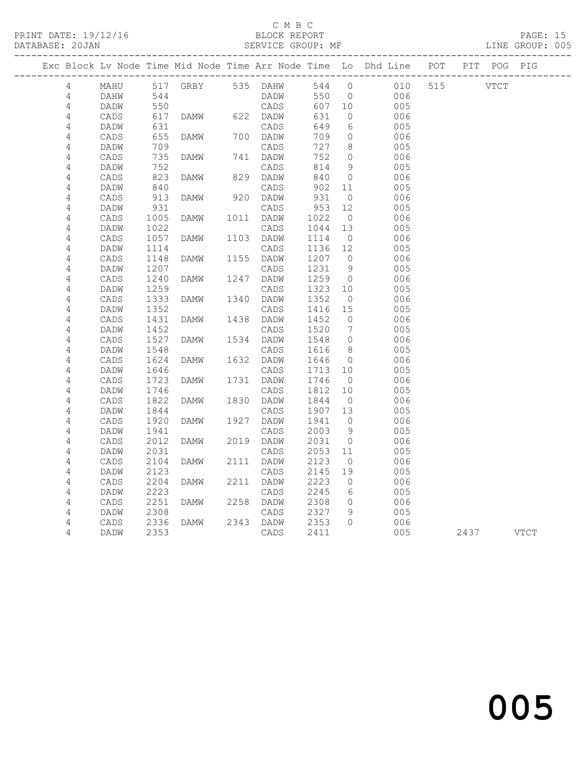C M B C
BLOCK REPORT
SERVICE GROUP: MF

PRINT DATE: 19/12/16
DATABASE: 20JAN
LINE GROUP: 005

| Exc | Block | Lv | Node | Time | Mid Node | Time | Arr Node | Time | Lo | Dhd Line | POT | PIT | POG | PIG |
|---|---|---|---|---|---|---|---|---|---|---|---|---|---|---|
| | 4 | | MAHU | 517 | GRBY | 535 | DAHW | 544 | 0 | 010 | 515 | | VTCT | |
| | 4 | | DAHW | 544 | | | DADW | 550 | 0 | 006 | | | | |
| | 4 | | DADW | 550 | | | CADS | 607 | 10 | 005 | | | | |
| | 4 | | CADS | 617 | DAMW | 622 | DADW | 631 | 0 | 006 | | | | |
| | 4 | | DADW | 631 | | | CADS | 649 | 6 | 005 | | | | |
| | 4 | | CADS | 655 | DAMW | 700 | DADW | 709 | 0 | 006 | | | | |
| | 4 | | DADW | 709 | | | CADS | 727 | 8 | 005 | | | | |
| | 4 | | CADS | 735 | DAMW | 741 | DADW | 752 | 0 | 006 | | | | |
| | 4 | | DADW | 752 | | | CADS | 814 | 9 | 005 | | | | |
| | 4 | | CADS | 823 | DAMW | 829 | DADW | 840 | 0 | 006 | | | | |
| | 4 | | DADW | 840 | | | CADS | 902 | 11 | 005 | | | | |
| | 4 | | CADS | 913 | DAMW | 920 | DADW | 931 | 0 | 006 | | | | |
| | 4 | | DADW | 931 | | | CADS | 953 | 12 | 005 | | | | |
| | 4 | | CADS | 1005 | DAMW | 1011 | DADW | 1022 | 0 | 006 | | | | |
| | 4 | | DADW | 1022 | | | CADS | 1044 | 13 | 005 | | | | |
| | 4 | | CADS | 1057 | DAMW | 1103 | DADW | 1114 | 0 | 006 | | | | |
| | 4 | | DADW | 1114 | | | CADS | 1136 | 12 | 005 | | | | |
| | 4 | | CADS | 1148 | DAMW | 1155 | DADW | 1207 | 0 | 006 | | | | |
| | 4 | | DADW | 1207 | | | CADS | 1231 | 9 | 005 | | | | |
| | 4 | | CADS | 1240 | DAMW | 1247 | DADW | 1259 | 0 | 006 | | | | |
| | 4 | | DADW | 1259 | | | CADS | 1323 | 10 | 005 | | | | |
| | 4 | | CADS | 1333 | DAMW | 1340 | DADW | 1352 | 0 | 006 | | | | |
| | 4 | | DADW | 1352 | | | CADS | 1416 | 15 | 005 | | | | |
| | 4 | | CADS | 1431 | DAMW | 1438 | DADW | 1452 | 0 | 006 | | | | |
| | 4 | | DADW | 1452 | | | CADS | 1520 | 7 | 005 | | | | |
| | 4 | | CADS | 1527 | DAMW | 1534 | DADW | 1548 | 0 | 006 | | | | |
| | 4 | | DADW | 1548 | | | CADS | 1616 | 8 | 005 | | | | |
| | 4 | | CADS | 1624 | DAMW | 1632 | DADW | 1646 | 0 | 006 | | | | |
| | 4 | | DADW | 1646 | | | CADS | 1713 | 10 | 005 | | | | |
| | 4 | | CADS | 1723 | DAMW | 1731 | DADW | 1746 | 0 | 006 | | | | |
| | 4 | | DADW | 1746 | | | CADS | 1812 | 10 | 005 | | | | |
| | 4 | | CADS | 1822 | DAMW | 1830 | DADW | 1844 | 0 | 006 | | | | |
| | 4 | | DADW | 1844 | | | CADS | 1907 | 13 | 005 | | | | |
| | 4 | | CADS | 1920 | DAMW | 1927 | DADW | 1941 | 0 | 006 | | | | |
| | 4 | | DADW | 1941 | | | CADS | 2003 | 9 | 005 | | | | |
| | 4 | | CADS | 2012 | DAMW | 2019 | DADW | 2031 | 0 | 006 | | | | |
| | 4 | | DADW | 2031 | | | CADS | 2053 | 11 | 005 | | | | |
| | 4 | | CADS | 2104 | DAMW | 2111 | DADW | 2123 | 0 | 006 | | | | |
| | 4 | | DADW | 2123 | | | CADS | 2145 | 19 | 005 | | | | |
| | 4 | | CADS | 2204 | DAMW | 2211 | DADW | 2223 | 0 | 006 | | | | |
| | 4 | | DADW | 2223 | | | CADS | 2245 | 6 | 005 | | | | |
| | 4 | | CADS | 2251 | DAMW | 2258 | DADW | 2308 | 0 | 006 | | | | |
| | 4 | | DADW | 2308 | | | CADS | 2327 | 9 | 005 | | | | |
| | 4 | | CADS | 2336 | DAMW | 2343 | DADW | 2353 | 0 | 006 | | | | |
| | 4 | | DADW | 2353 | | | CADS | 2411 | | 005 | | 2437 | | VTCT |

005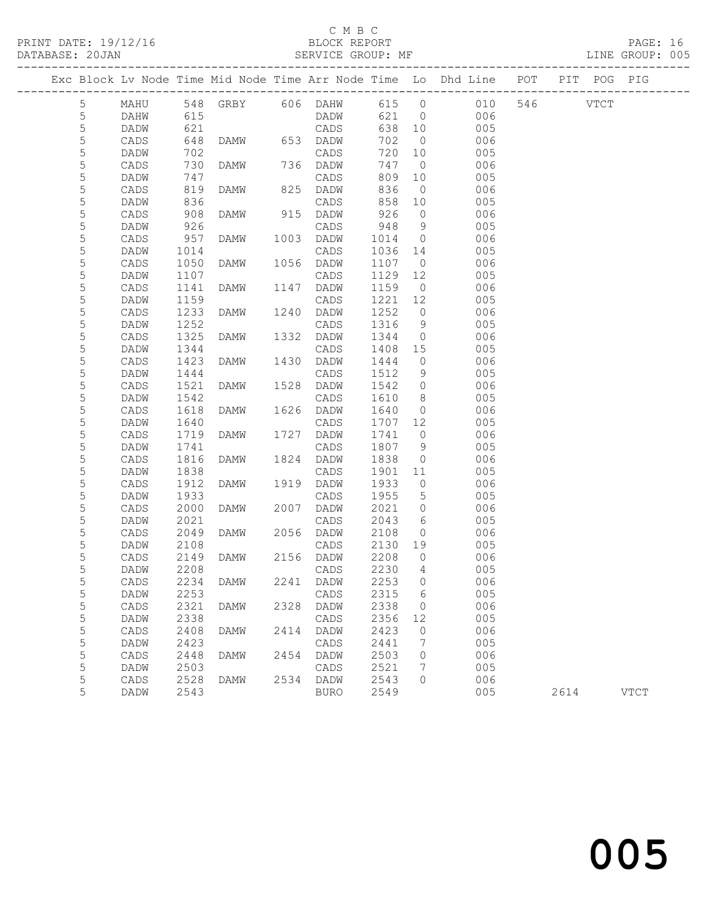C M B C
PRINT DATE: 19/12/16 BLOCK REPORT PAGE: 16
DATABASE: 20JAN SERVICE GROUP: MF LINE GROUP: 005

| Exc | Block | Lv | Node | Time | Mid Node | Time | Arr Node | Time | Lo | Dhd Line | POT | PIT | POG | PIG |
|---|---|---|---|---|---|---|---|---|---|---|---|---|---|---|
| | 5 | | MAHU | 548 | GRBY | 606 | DAHW | 615 | 0 | 010 | 546 | | VTCT | |
| | 5 | | DAHW | 615 | | | DADW | 621 | 0 | 006 | | | | |
| | 5 | | DADW | 621 | | | CADS | 638 | 10 | 005 | | | | |
| | 5 | | CADS | 648 | DAMW | 653 | DADW | 702 | 0 | 006 | | | | |
| | 5 | | DADW | 702 | | | CADS | 720 | 10 | 005 | | | | |
| | 5 | | CADS | 730 | DAMW | 736 | DADW | 747 | 0 | 006 | | | | |
| | 5 | | DADW | 747 | | | CADS | 809 | 10 | 005 | | | | |
| | 5 | | CADS | 819 | DAMW | 825 | DADW | 836 | 0 | 006 | | | | |
| | 5 | | DADW | 836 | | | CADS | 858 | 10 | 005 | | | | |
| | 5 | | CADS | 908 | DAMW | 915 | DADW | 926 | 0 | 006 | | | | |
| | 5 | | DADW | 926 | | | CADS | 948 | 9 | 005 | | | | |
| | 5 | | CADS | 957 | DAMW | 1003 | DADW | 1014 | 0 | 006 | | | | |
| | 5 | | DADW | 1014 | | | CADS | 1036 | 14 | 005 | | | | |
| | 5 | | CADS | 1050 | DAMW | 1056 | DADW | 1107 | 0 | 006 | | | | |
| | 5 | | DADW | 1107 | | | CADS | 1129 | 12 | 005 | | | | |
| | 5 | | CADS | 1141 | DAMW | 1147 | DADW | 1159 | 0 | 006 | | | | |
| | 5 | | DADW | 1159 | | | CADS | 1221 | 12 | 005 | | | | |
| | 5 | | CADS | 1233 | DAMW | 1240 | DADW | 1252 | 0 | 006 | | | | |
| | 5 | | DADW | 1252 | | | CADS | 1316 | 9 | 005 | | | | |
| | 5 | | CADS | 1325 | DAMW | 1332 | DADW | 1344 | 0 | 006 | | | | |
| | 5 | | DADW | 1344 | | | CADS | 1408 | 15 | 005 | | | | |
| | 5 | | CADS | 1423 | DAMW | 1430 | DADW | 1444 | 0 | 006 | | | | |
| | 5 | | DADW | 1444 | | | CADS | 1512 | 9 | 005 | | | | |
| | 5 | | CADS | 1521 | DAMW | 1528 | DADW | 1542 | 0 | 006 | | | | |
| | 5 | | DADW | 1542 | | | CADS | 1610 | 8 | 005 | | | | |
| | 5 | | CADS | 1618 | DAMW | 1626 | DADW | 1640 | 0 | 006 | | | | |
| | 5 | | DADW | 1640 | | | CADS | 1707 | 12 | 005 | | | | |
| | 5 | | CADS | 1719 | DAMW | 1727 | DADW | 1741 | 0 | 006 | | | | |
| | 5 | | DADW | 1741 | | | CADS | 1807 | 9 | 005 | | | | |
| | 5 | | CADS | 1816 | DAMW | 1824 | DADW | 1838 | 0 | 006 | | | | |
| | 5 | | DADW | 1838 | | | CADS | 1901 | 11 | 005 | | | | |
| | 5 | | CADS | 1912 | DAMW | 1919 | DADW | 1933 | 0 | 006 | | | | |
| | 5 | | DADW | 1933 | | | CADS | 1955 | 5 | 005 | | | | |
| | 5 | | CADS | 2000 | DAMW | 2007 | DADW | 2021 | 0 | 006 | | | | |
| | 5 | | DADW | 2021 | | | CADS | 2043 | 6 | 005 | | | | |
| | 5 | | CADS | 2049 | DAMW | 2056 | DADW | 2108 | 0 | 006 | | | | |
| | 5 | | DADW | 2108 | | | CADS | 2130 | 19 | 005 | | | | |
| | 5 | | CADS | 2149 | DAMW | 2156 | DADW | 2208 | 0 | 006 | | | | |
| | 5 | | DADW | 2208 | | | CADS | 2230 | 4 | 005 | | | | |
| | 5 | | CADS | 2234 | DAMW | 2241 | DADW | 2253 | 0 | 006 | | | | |
| | 5 | | DADW | 2253 | | | CADS | 2315 | 6 | 005 | | | | |
| | 5 | | CADS | 2321 | DAMW | 2328 | DADW | 2338 | 0 | 006 | | | | |
| | 5 | | DADW | 2338 | | | CADS | 2356 | 12 | 005 | | | | |
| | 5 | | CADS | 2408 | DAMW | 2414 | DADW | 2423 | 0 | 006 | | | | |
| | 5 | | DADW | 2423 | | | CADS | 2441 | 7 | 005 | | | | |
| | 5 | | CADS | 2448 | DAMW | 2454 | DADW | 2503 | 0 | 006 | | | | |
| | 5 | | DADW | 2503 | | | CADS | 2521 | 7 | 005 | | | | |
| | 5 | | CADS | 2528 | DAMW | 2534 | DADW | 2543 | 0 | 006 | | | | |
| | 5 | | DADW | 2543 | | | BURO | 2549 | | 005 | | 2614 | | VTCT |

005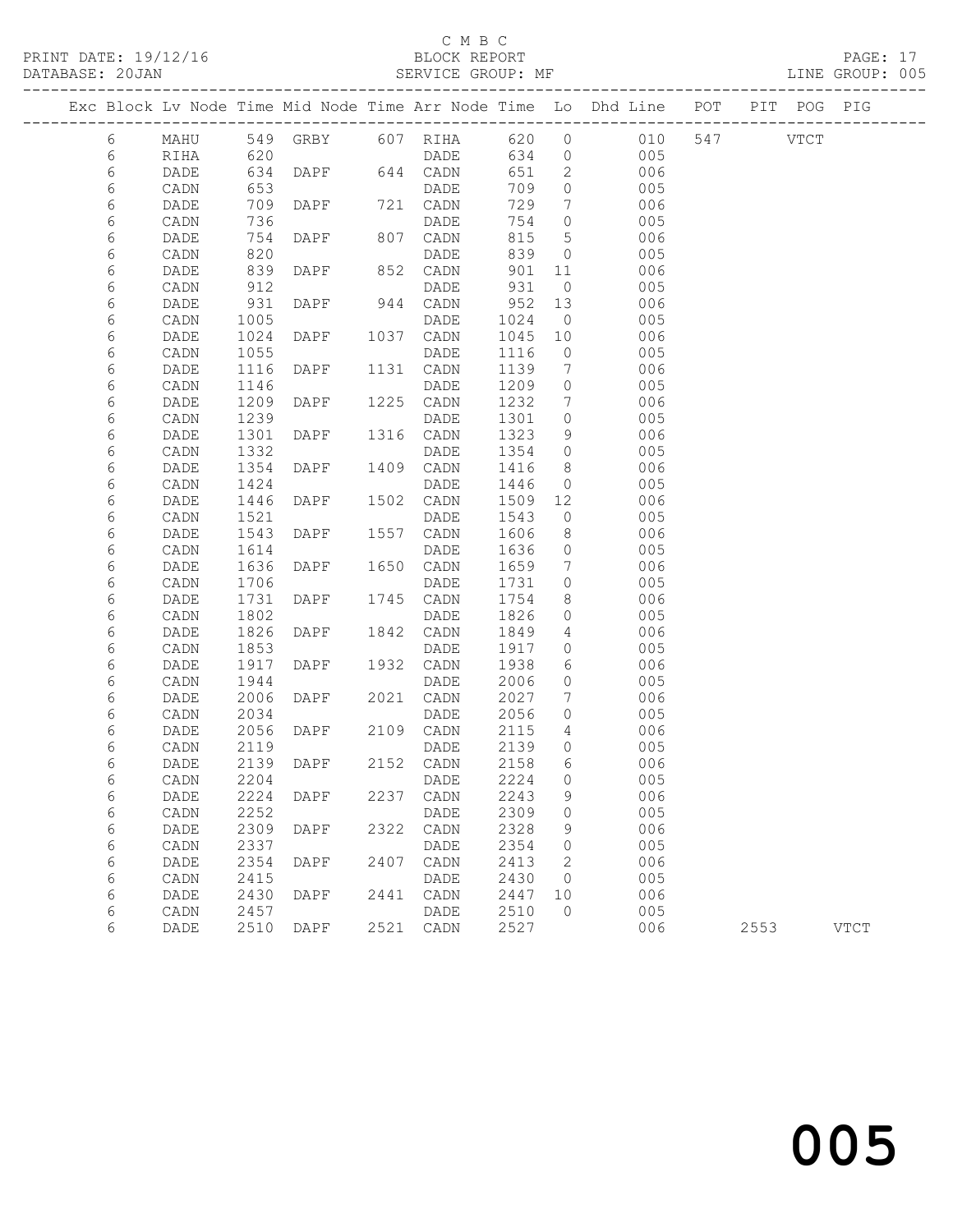C M B C
PRINT DATE: 19/12/16 BLOCK REPORT
DATABASE: 20JAN SERVICE GROUP: MF LINE GROUP: 005

| Exc | Block | Lv | Node | Time | Mid Node | Time | Arr Node | Time | Lo | Dhd Line | POT | PIT | POG | PIG |
|---|---|---|---|---|---|---|---|---|---|---|---|---|---|---|
| | 6 | | MAHU | 549 | GRBY | 607 | RIHA | 620 | 0 | 010 | 547 | | VTCT | |
| | 6 | | RIHA | 620 | | | DADE | 634 | 0 | 005 | | | | |
| | 6 | | DADE | 634 | DAPF | 644 | CADN | 651 | 2 | 006 | | | | |
| | 6 | | CADN | 653 | | | DADE | 709 | 0 | 005 | | | | |
| | 6 | | DADE | 709 | DAPF | 721 | CADN | 729 | 7 | 006 | | | | |
| | 6 | | CADN | 736 | | | DADE | 754 | 0 | 005 | | | | |
| | 6 | | DADE | 754 | DAPF | 807 | CADN | 815 | 5 | 006 | | | | |
| | 6 | | CADN | 820 | | | DADE | 839 | 0 | 005 | | | | |
| | 6 | | DADE | 839 | DAPF | 852 | CADN | 901 | 11 | 006 | | | | |
| | 6 | | CADN | 912 | | | DADE | 931 | 0 | 005 | | | | |
| | 6 | | DADE | 931 | DAPF | 944 | CADN | 952 | 13 | 006 | | | | |
| | 6 | | CADN | 1005 | | | DADE | 1024 | 0 | 005 | | | | |
| | 6 | | DADE | 1024 | DAPF | 1037 | CADN | 1045 | 10 | 006 | | | | |
| | 6 | | CADN | 1055 | | | DADE | 1116 | 0 | 005 | | | | |
| | 6 | | DADE | 1116 | DAPF | 1131 | CADN | 1139 | 7 | 006 | | | | |
| | 6 | | CADN | 1146 | | | DADE | 1209 | 0 | 005 | | | | |
| | 6 | | DADE | 1209 | DAPF | 1225 | CADN | 1232 | 7 | 006 | | | | |
| | 6 | | CADN | 1239 | | | DADE | 1301 | 0 | 005 | | | | |
| | 6 | | DADE | 1301 | DAPF | 1316 | CADN | 1323 | 9 | 006 | | | | |
| | 6 | | CADN | 1332 | | | DADE | 1354 | 0 | 005 | | | | |
| | 6 | | DADE | 1354 | DAPF | 1409 | CADN | 1416 | 8 | 006 | | | | |
| | 6 | | CADN | 1424 | | | DADE | 1446 | 0 | 005 | | | | |
| | 6 | | DADE | 1446 | DAPF | 1502 | CADN | 1509 | 12 | 006 | | | | |
| | 6 | | CADN | 1521 | | | DADE | 1543 | 0 | 005 | | | | |
| | 6 | | DADE | 1543 | DAPF | 1557 | CADN | 1606 | 8 | 006 | | | | |
| | 6 | | CADN | 1614 | | | DADE | 1636 | 0 | 005 | | | | |
| | 6 | | DADE | 1636 | DAPF | 1650 | CADN | 1659 | 7 | 006 | | | | |
| | 6 | | CADN | 1706 | | | DADE | 1731 | 0 | 005 | | | | |
| | 6 | | DADE | 1731 | DAPF | 1745 | CADN | 1754 | 8 | 006 | | | | |
| | 6 | | CADN | 1802 | | | DADE | 1826 | 0 | 005 | | | | |
| | 6 | | DADE | 1826 | DAPF | 1842 | CADN | 1849 | 4 | 006 | | | | |
| | 6 | | CADN | 1853 | | | DADE | 1917 | 0 | 005 | | | | |
| | 6 | | DADE | 1917 | DAPF | 1932 | CADN | 1938 | 6 | 006 | | | | |
| | 6 | | CADN | 1944 | | | DADE | 2006 | 0 | 005 | | | | |
| | 6 | | DADE | 2006 | DAPF | 2021 | CADN | 2027 | 7 | 006 | | | | |
| | 6 | | CADN | 2034 | | | DADE | 2056 | 0 | 005 | | | | |
| | 6 | | DADE | 2056 | DAPF | 2109 | CADN | 2115 | 4 | 006 | | | | |
| | 6 | | CADN | 2119 | | | DADE | 2139 | 0 | 005 | | | | |
| | 6 | | DADE | 2139 | DAPF | 2152 | CADN | 2158 | 6 | 006 | | | | |
| | 6 | | CADN | 2204 | | | DADE | 2224 | 0 | 005 | | | | |
| | 6 | | DADE | 2224 | DAPF | 2237 | CADN | 2243 | 9 | 006 | | | | |
| | 6 | | CADN | 2252 | | | DADE | 2309 | 0 | 005 | | | | |
| | 6 | | DADE | 2309 | DAPF | 2322 | CADN | 2328 | 9 | 006 | | | | |
| | 6 | | CADN | 2337 | | | DADE | 2354 | 0 | 005 | | | | |
| | 6 | | DADE | 2354 | DAPF | 2407 | CADN | 2413 | 2 | 006 | | | | |
| | 6 | | CADN | 2415 | | | DADE | 2430 | 0 | 005 | | | | |
| | 6 | | DADE | 2430 | DAPF | 2441 | CADN | 2447 | 10 | 006 | | | | |
| | 6 | | CADN | 2457 | | | DADE | 2510 | 0 | 005 | | | | |
| | 6 | | DADE | 2510 | DAPF | 2521 | CADN | 2527 | | 006 | | 2553 | | VTCT |

005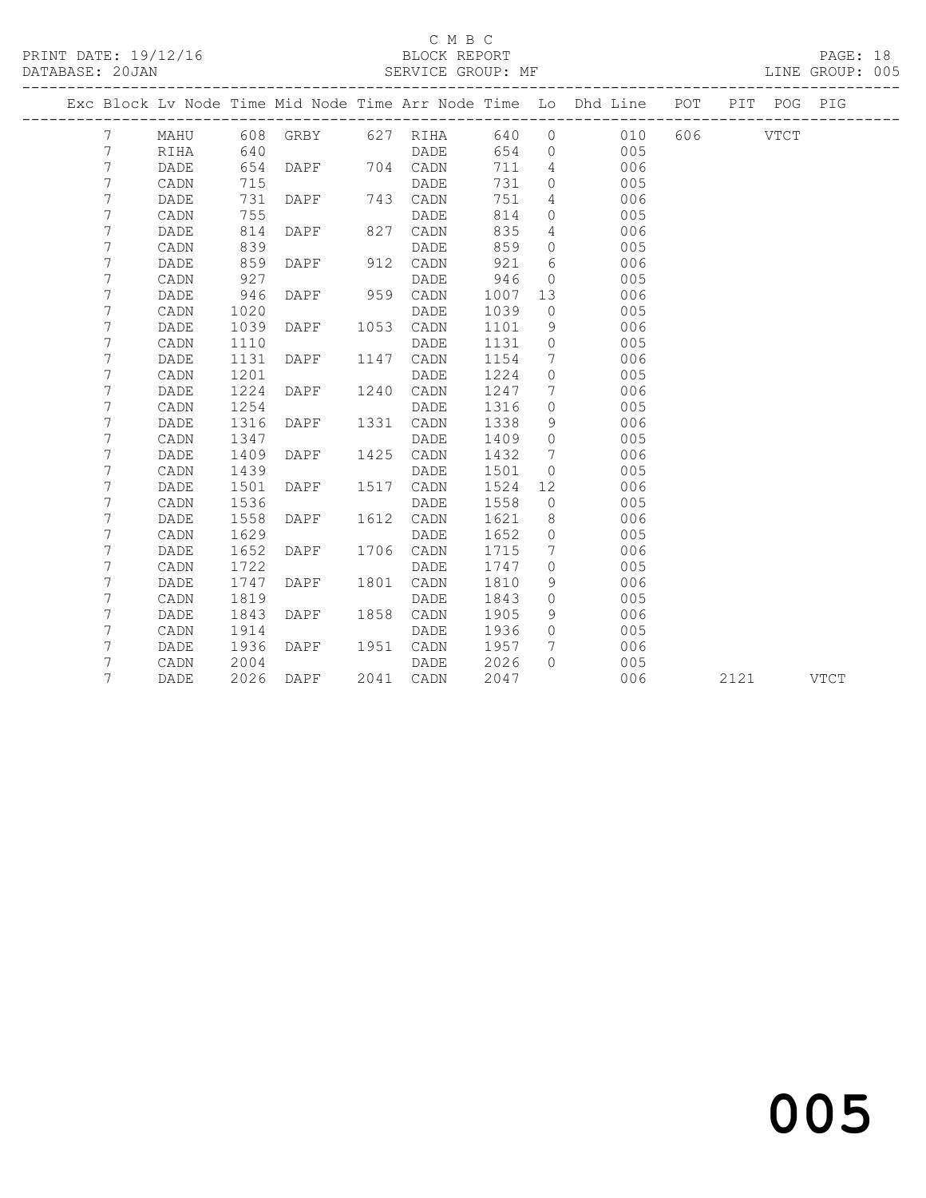C M B C
BLOCK REPORT
SERVICE GROUP: MF

PRINT DATE: 19/12/16
DATABASE: 20JAN
LINE GROUP: 005

| Exc | Block | Lv | Node | Time | Mid Node | Time | Arr Node | Time | Lo | Dhd Line | POT | PIT | POG | PIG |
|---|---|---|---|---|---|---|---|---|---|---|---|---|---|---|
| | 7 | | MAHU | 608 | GRBY | 627 | RIHA | 640 | 0 | 010 | 606 | | VTCT | |
| | 7 | | RIHA | 640 | | | DADE | 654 | 0 | 005 | | | | |
| | 7 | | DADE | 654 | DAPF | 704 | CADN | 711 | 4 | 006 | | | | |
| | 7 | | CADN | 715 | | | DADE | 731 | 0 | 005 | | | | |
| | 7 | | DADE | 731 | DAPF | 743 | CADN | 751 | 4 | 006 | | | | |
| | 7 | | CADN | 755 | | | DADE | 814 | 0 | 005 | | | | |
| | 7 | | DADE | 814 | DAPF | 827 | CADN | 835 | 4 | 006 | | | | |
| | 7 | | CADN | 839 | | | DADE | 859 | 0 | 005 | | | | |
| | 7 | | DADE | 859 | DAPF | 912 | CADN | 921 | 6 | 006 | | | | |
| | 7 | | CADN | 927 | | | DADE | 946 | 0 | 005 | | | | |
| | 7 | | DADE | 946 | DAPF | 959 | CADN | 1007 | 13 | 006 | | | | |
| | 7 | | CADN | 1020 | | | DADE | 1039 | 0 | 005 | | | | |
| | 7 | | DADE | 1039 | DAPF | 1053 | CADN | 1101 | 9 | 006 | | | | |
| | 7 | | CADN | 1110 | | | DADE | 1131 | 0 | 005 | | | | |
| | 7 | | DADE | 1131 | DAPF | 1147 | CADN | 1154 | 7 | 006 | | | | |
| | 7 | | CADN | 1201 | | | DADE | 1224 | 0 | 005 | | | | |
| | 7 | | DADE | 1224 | DAPF | 1240 | CADN | 1247 | 7 | 006 | | | | |
| | 7 | | CADN | 1254 | | | DADE | 1316 | 0 | 005 | | | | |
| | 7 | | DADE | 1316 | DAPF | 1331 | CADN | 1338 | 9 | 006 | | | | |
| | 7 | | CADN | 1347 | | | DADE | 1409 | 0 | 005 | | | | |
| | 7 | | DADE | 1409 | DAPF | 1425 | CADN | 1432 | 7 | 006 | | | | |
| | 7 | | CADN | 1439 | | | DADE | 1501 | 0 | 005 | | | | |
| | 7 | | DADE | 1501 | DAPF | 1517 | CADN | 1524 | 12 | 006 | | | | |
| | 7 | | CADN | 1536 | | | DADE | 1558 | 0 | 005 | | | | |
| | 7 | | DADE | 1558 | DAPF | 1612 | CADN | 1621 | 8 | 006 | | | | |
| | 7 | | CADN | 1629 | | | DADE | 1652 | 0 | 005 | | | | |
| | 7 | | DADE | 1652 | DAPF | 1706 | CADN | 1715 | 7 | 006 | | | | |
| | 7 | | CADN | 1722 | | | DADE | 1747 | 0 | 005 | | | | |
| | 7 | | DADE | 1747 | DAPF | 1801 | CADN | 1810 | 9 | 006 | | | | |
| | 7 | | CADN | 1819 | | | DADE | 1843 | 0 | 005 | | | | |
| | 7 | | DADE | 1843 | DAPF | 1858 | CADN | 1905 | 9 | 006 | | | | |
| | 7 | | CADN | 1914 | | | DADE | 1936 | 0 | 005 | | | | |
| | 7 | | DADE | 1936 | DAPF | 1951 | CADN | 1957 | 7 | 006 | | | | |
| | 7 | | CADN | 2004 | | | DADE | 2026 | 0 | 005 | | | | |
| | 7 | | DADE | 2026 | DAPF | 2041 | CADN | 2047 | | 006 | | 2121 | | VTCT |

005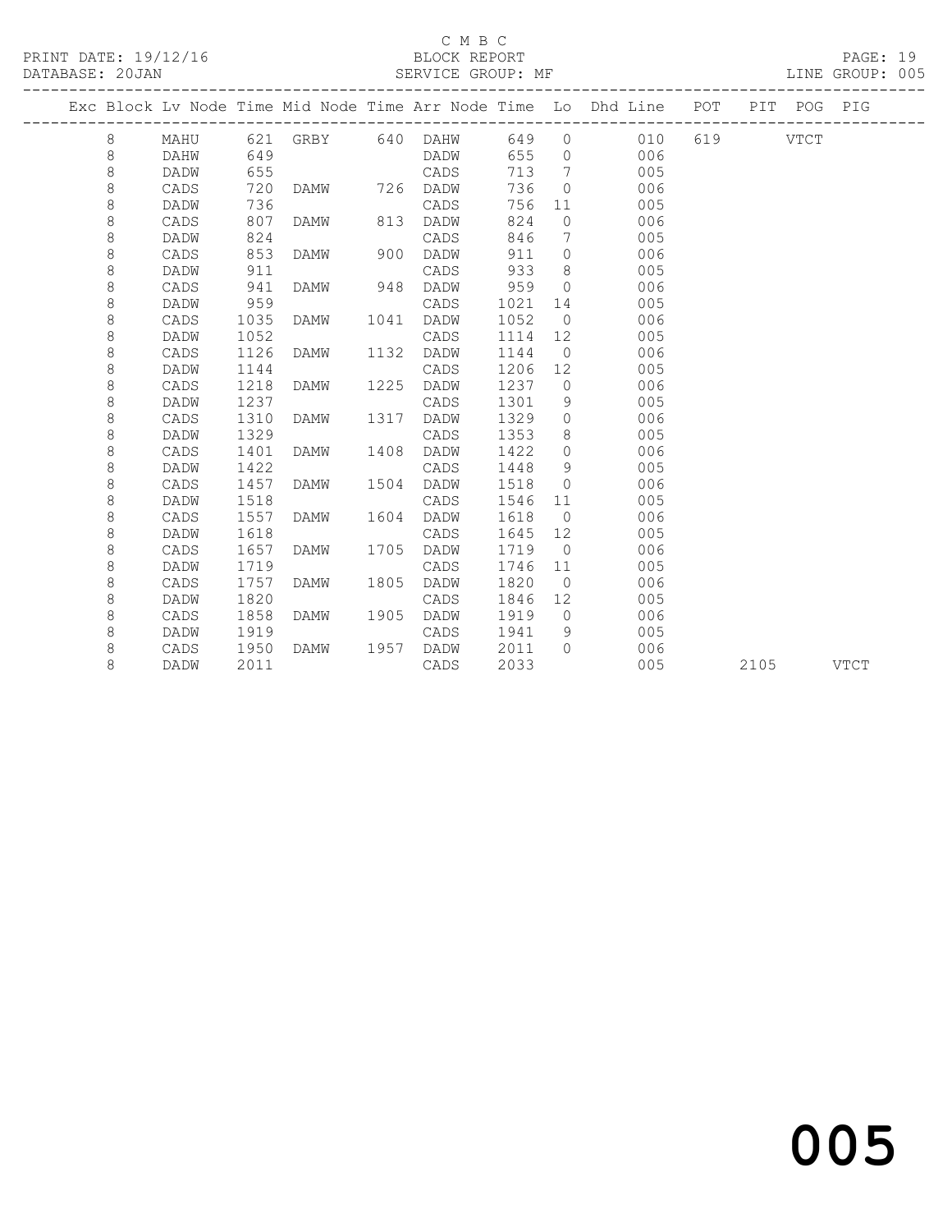C M B C

BLOCK REPORT

SERVICE GROUP: MF

PRINT DATE: 19/12/16

DATABASE: 20JAN

LINE GROUP: 005

| Exc | Block | Lv Node | Time | Mid Node | Time | Arr Node | Time | Lo | Dhd Line | POT | PIT | POG | PIG |
|---|---|---|---|---|---|---|---|---|---|---|---|---|---|
| | 8 | MAHU | 621 | GRBY | 640 | DAHW | 649 | 0 | 010 | 619 | | VTCT | |
| | 8 | DAHW | 649 | | | DADW | 655 | 0 | 006 | | | | |
| | 8 | DADW | 655 | | | CADS | 713 | 7 | 005 | | | | |
| | 8 | CADS | 720 | DAMW | 726 | DADW | 736 | 0 | 006 | | | | |
| | 8 | DADW | 736 | | | CADS | 756 | 11 | 005 | | | | |
| | 8 | CADS | 807 | DAMW | 813 | DADW | 824 | 0 | 006 | | | | |
| | 8 | DADW | 824 | | | CADS | 846 | 7 | 005 | | | | |
| | 8 | CADS | 853 | DAMW | 900 | DADW | 911 | 0 | 006 | | | | |
| | 8 | DADW | 911 | | | CADS | 933 | 8 | 005 | | | | |
| | 8 | CADS | 941 | DAMW | 948 | DADW | 959 | 0 | 006 | | | | |
| | 8 | DADW | 959 | | | CADS | 1021 | 14 | 005 | | | | |
| | 8 | CADS | 1035 | DAMW | 1041 | DADW | 1052 | 0 | 006 | | | | |
| | 8 | DADW | 1052 | | | CADS | 1114 | 12 | 005 | | | | |
| | 8 | CADS | 1126 | DAMW | 1132 | DADW | 1144 | 0 | 006 | | | | |
| | 8 | DADW | 1144 | | | CADS | 1206 | 12 | 005 | | | | |
| | 8 | CADS | 1218 | DAMW | 1225 | DADW | 1237 | 0 | 006 | | | | |
| | 8 | DADW | 1237 | | | CADS | 1301 | 9 | 005 | | | | |
| | 8 | CADS | 1310 | DAMW | 1317 | DADW | 1329 | 0 | 006 | | | | |
| | 8 | DADW | 1329 | | | CADS | 1353 | 8 | 005 | | | | |
| | 8 | CADS | 1401 | DAMW | 1408 | DADW | 1422 | 0 | 006 | | | | |
| | 8 | DADW | 1422 | | | CADS | 1448 | 9 | 005 | | | | |
| | 8 | CADS | 1457 | DAMW | 1504 | DADW | 1518 | 0 | 006 | | | | |
| | 8 | DADW | 1518 | | | CADS | 1546 | 11 | 005 | | | | |
| | 8 | CADS | 1557 | DAMW | 1604 | DADW | 1618 | 0 | 006 | | | | |
| | 8 | DADW | 1618 | | | CADS | 1645 | 12 | 005 | | | | |
| | 8 | CADS | 1657 | DAMW | 1705 | DADW | 1719 | 0 | 006 | | | | |
| | 8 | DADW | 1719 | | | CADS | 1746 | 11 | 005 | | | | |
| | 8 | CADS | 1757 | DAMW | 1805 | DADW | 1820 | 0 | 006 | | | | |
| | 8 | DADW | 1820 | | | CADS | 1846 | 12 | 005 | | | | |
| | 8 | CADS | 1858 | DAMW | 1905 | DADW | 1919 | 0 | 006 | | | | |
| | 8 | DADW | 1919 | | | CADS | 1941 | 9 | 005 | | | | |
| | 8 | CADS | 1950 | DAMW | 1957 | DADW | 2011 | 0 | 006 | | | | |
| | 8 | DADW | 2011 | | | CADS | 2033 | | 005 | | 2105 | | VTCT |

005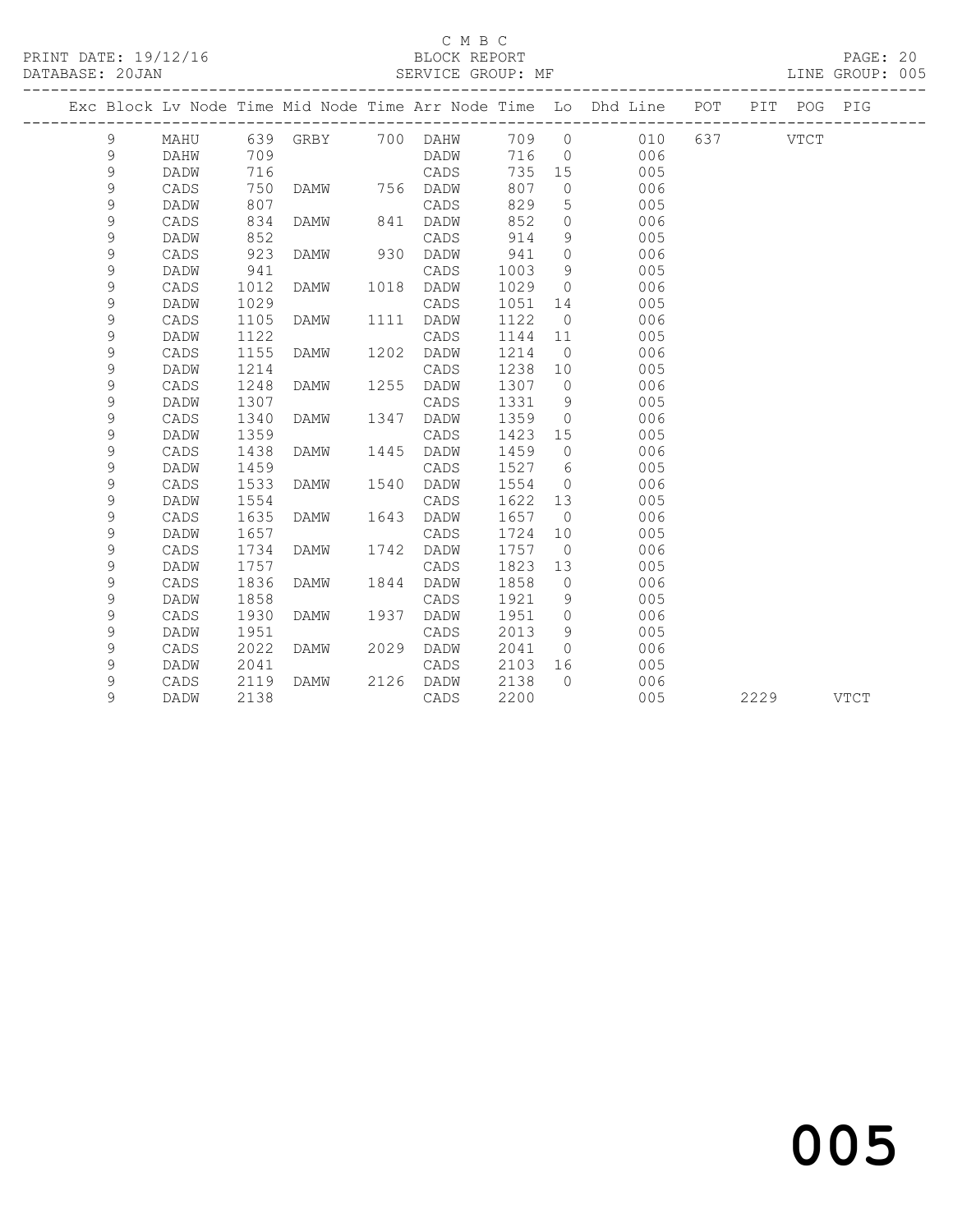C M B C
BLOCK REPORT
SERVICE GROUP: MF

PRINT DATE: 19/12/16
DATABASE: 20JAN
LINE GROUP: 005

| Exc | Block | Lv Node | Time | Mid Node | Time | Arr Node | Time | Lo | Dhd Line | POT | PIT | POG | PIG |
|---|---|---|---|---|---|---|---|---|---|---|---|---|---|
| | 9 | MAHU | 639 | GRBY | 700 | DAHW | 709 | 0 | 010 | 637 | | VTCT | |
| | 9 | DAHW | 709 | | | DADW | 716 | 0 | 006 | | | | |
| | 9 | DADW | 716 | | | CADS | 735 | 15 | 005 | | | | |
| | 9 | CADS | 750 | DAMW | 756 | DADW | 807 | 0 | 006 | | | | |
| | 9 | DADW | 807 | | | CADS | 829 | 5 | 005 | | | | |
| | 9 | CADS | 834 | DAMW | 841 | DADW | 852 | 0 | 006 | | | | |
| | 9 | DADW | 852 | | | CADS | 914 | 9 | 005 | | | | |
| | 9 | CADS | 923 | DAMW | 930 | DADW | 941 | 0 | 006 | | | | |
| | 9 | DADW | 941 | | | CADS | 1003 | 9 | 005 | | | | |
| | 9 | CADS | 1012 | DAMW | 1018 | DADW | 1029 | 0 | 006 | | | | |
| | 9 | DADW | 1029 | | | CADS | 1051 | 14 | 005 | | | | |
| | 9 | CADS | 1105 | DAMW | 1111 | DADW | 1122 | 0 | 006 | | | | |
| | 9 | DADW | 1122 | | | CADS | 1144 | 11 | 005 | | | | |
| | 9 | CADS | 1155 | DAMW | 1202 | DADW | 1214 | 0 | 006 | | | | |
| | 9 | DADW | 1214 | | | CADS | 1238 | 10 | 005 | | | | |
| | 9 | CADS | 1248 | DAMW | 1255 | DADW | 1307 | 0 | 006 | | | | |
| | 9 | DADW | 1307 | | | CADS | 1331 | 9 | 005 | | | | |
| | 9 | CADS | 1340 | DAMW | 1347 | DADW | 1359 | 0 | 006 | | | | |
| | 9 | DADW | 1359 | | | CADS | 1423 | 15 | 005 | | | | |
| | 9 | CADS | 1438 | DAMW | 1445 | DADW | 1459 | 0 | 006 | | | | |
| | 9 | DADW | 1459 | | | CADS | 1527 | 6 | 005 | | | | |
| | 9 | CADS | 1533 | DAMW | 1540 | DADW | 1554 | 0 | 006 | | | | |
| | 9 | DADW | 1554 | | | CADS | 1622 | 13 | 005 | | | | |
| | 9 | CADS | 1635 | DAMW | 1643 | DADW | 1657 | 0 | 006 | | | | |
| | 9 | DADW | 1657 | | | CADS | 1724 | 10 | 005 | | | | |
| | 9 | CADS | 1734 | DAMW | 1742 | DADW | 1757 | 0 | 006 | | | | |
| | 9 | DADW | 1757 | | | CADS | 1823 | 13 | 005 | | | | |
| | 9 | CADS | 1836 | DAMW | 1844 | DADW | 1858 | 0 | 006 | | | | |
| | 9 | DADW | 1858 | | | CADS | 1921 | 9 | 005 | | | | |
| | 9 | CADS | 1930 | DAMW | 1937 | DADW | 1951 | 0 | 006 | | | | |
| | 9 | DADW | 1951 | | | CADS | 2013 | 9 | 005 | | | | |
| | 9 | CADS | 2022 | DAMW | 2029 | DADW | 2041 | 0 | 006 | | | | |
| | 9 | DADW | 2041 | | | CADS | 2103 | 16 | 005 | | | | |
| | 9 | CADS | 2119 | DAMW | 2126 | DADW | 2138 | 0 | 006 | | | | |
| | 9 | DADW | 2138 | | | CADS | 2200 | | 005 | | 2229 | | VTCT |

005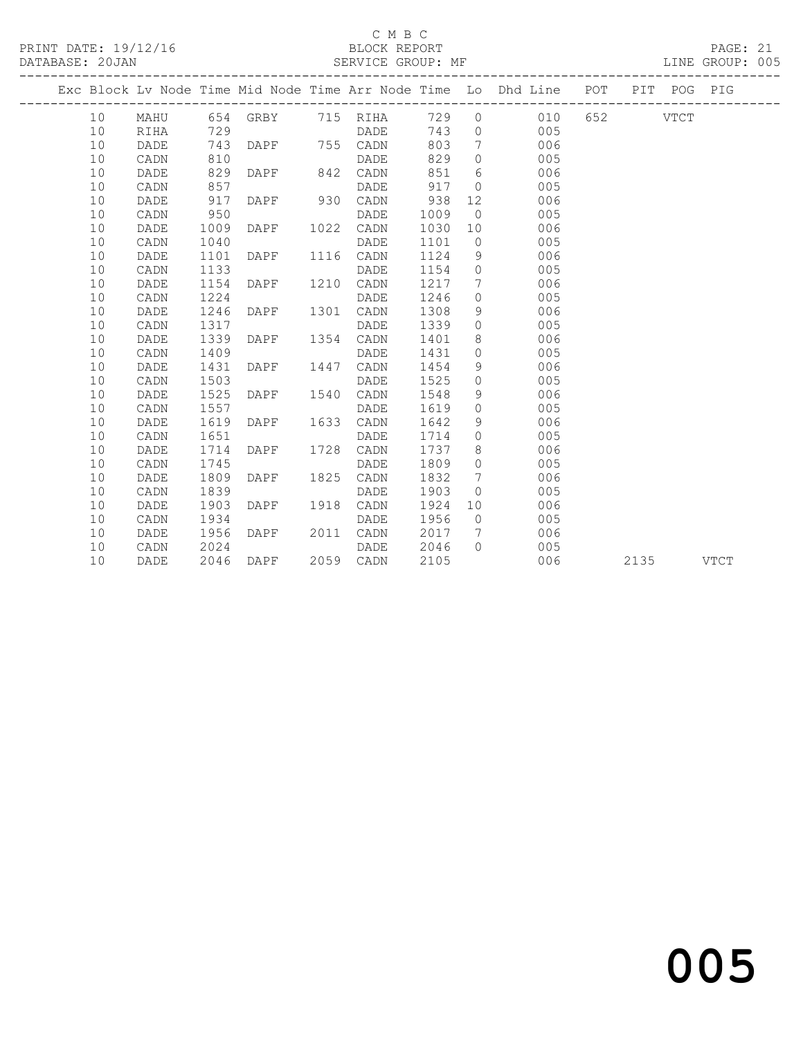C M B C

BLOCK REPORT

PRINT DATE: 19/12/16 | DATABASE: 20JAN | SERVICE GROUP: MF | LINE GROUP: 005

| Exc | Block | Lv Node | Time | Mid Node | Time | Arr Node | Time | Lo | Dhd Line | POT | PIT | POG | PIG |
|---|---|---|---|---|---|---|---|---|---|---|---|---|---|
| | 10 | MAHU | 654 | GRBY | 715 | RIHA | 729 | 0 | 010 | 652 | | VTCT | |
| | 10 | RIHA | 729 | | | DADE | 743 | 0 | 005 | | | | |
| | 10 | DADE | 743 | DAPF | 755 | CADN | 803 | 7 | 006 | | | | |
| | 10 | CADN | 810 | | | DADE | 829 | 0 | 005 | | | | |
| | 10 | DADE | 829 | DAPF | 842 | CADN | 851 | 6 | 006 | | | | |
| | 10 | CADN | 857 | | | DADE | 917 | 0 | 005 | | | | |
| | 10 | DADE | 917 | DAPF | 930 | CADN | 938 | 12 | 006 | | | | |
| | 10 | CADN | 950 | | | DADE | 1009 | 0 | 005 | | | | |
| | 10 | DADE | 1009 | DAPF | 1022 | CADN | 1030 | 10 | 006 | | | | |
| | 10 | CADN | 1040 | | | DADE | 1101 | 0 | 005 | | | | |
| | 10 | DADE | 1101 | DAPF | 1116 | CADN | 1124 | 9 | 006 | | | | |
| | 10 | CADN | 1133 | | | DADE | 1154 | 0 | 005 | | | | |
| | 10 | DADE | 1154 | DAPF | 1210 | CADN | 1217 | 7 | 006 | | | | |
| | 10 | CADN | 1224 | | | DADE | 1246 | 0 | 005 | | | | |
| | 10 | DADE | 1246 | DAPF | 1301 | CADN | 1308 | 9 | 006 | | | | |
| | 10 | CADN | 1317 | | | DADE | 1339 | 0 | 005 | | | | |
| | 10 | DADE | 1339 | DAPF | 1354 | CADN | 1401 | 8 | 006 | | | | |
| | 10 | CADN | 1409 | | | DADE | 1431 | 0 | 005 | | | | |
| | 10 | DADE | 1431 | DAPF | 1447 | CADN | 1454 | 9 | 006 | | | | |
| | 10 | CADN | 1503 | | | DADE | 1525 | 0 | 005 | | | | |
| | 10 | DADE | 1525 | DAPF | 1540 | CADN | 1548 | 9 | 006 | | | | |
| | 10 | CADN | 1557 | | | DADE | 1619 | 0 | 005 | | | | |
| | 10 | DADE | 1619 | DAPF | 1633 | CADN | 1642 | 9 | 006 | | | | |
| | 10 | CADN | 1651 | | | DADE | 1714 | 0 | 005 | | | | |
| | 10 | DADE | 1714 | DAPF | 1728 | CADN | 1737 | 8 | 006 | | | | |
| | 10 | CADN | 1745 | | | DADE | 1809 | 0 | 005 | | | | |
| | 10 | DADE | 1809 | DAPF | 1825 | CADN | 1832 | 7 | 006 | | | | |
| | 10 | CADN | 1839 | | | DADE | 1903 | 0 | 005 | | | | |
| | 10 | DADE | 1903 | DAPF | 1918 | CADN | 1924 | 10 | 006 | | | | |
| | 10 | CADN | 1934 | | | DADE | 1956 | 0 | 005 | | | | |
| | 10 | DADE | 1956 | DAPF | 2011 | CADN | 2017 | 7 | 006 | | | | |
| | 10 | CADN | 2024 | | | DADE | 2046 | 0 | 005 | | | | |
| | 10 | DADE | 2046 | DAPF | 2059 | CADN | 2105 | | 006 | | 2135 | | VTCT |

005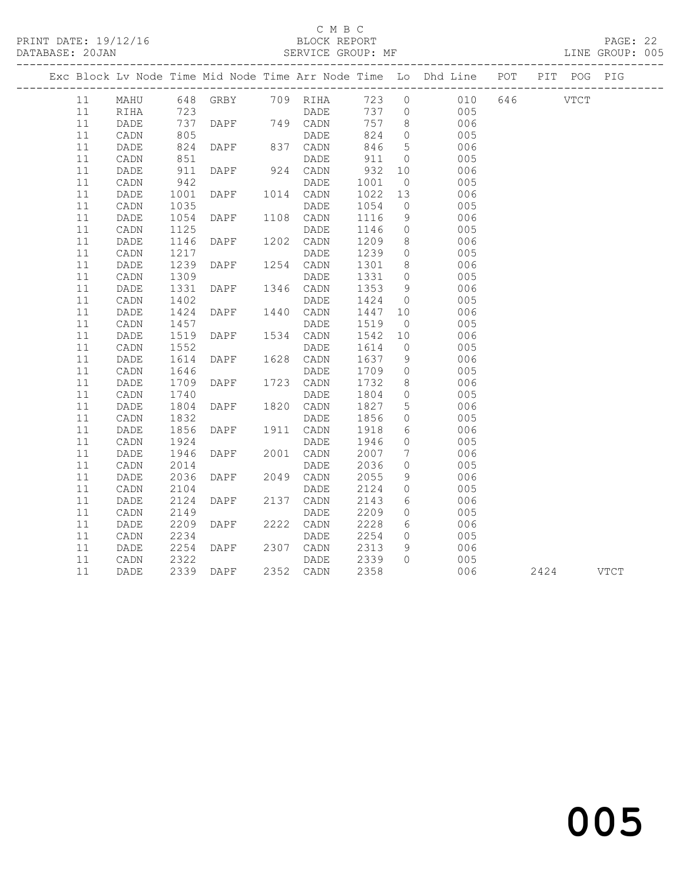C M B C

PRINT DATE: 19/12/16 BLOCK REPORT

DATABASE: 20JAN SERVICE GROUP: MF LINE GROUP: 005

| Exc | Block | Lv | Node | Time | Mid Node | Time | Arr Node | Time | Lo | Dhd Line | POT | PIT | POG | PIG |
|---|---|---|---|---|---|---|---|---|---|---|---|---|---|---|
| | 11 | | MAHU | 648 | GRBY | 709 | RIHA | 723 | 0 | 010 | 646 | | VTCT | |
| | 11 | | RIHA | 723 | | | DADE | 737 | 0 | 005 | | | | |
| | 11 | | DADE | 737 | DAPF | 749 | CADN | 757 | 8 | 006 | | | | |
| | 11 | | CADN | 805 | | | DADE | 824 | 0 | 005 | | | | |
| | 11 | | DADE | 824 | DAPF | 837 | CADN | 846 | 5 | 006 | | | | |
| | 11 | | CADN | 851 | | | DADE | 911 | 0 | 005 | | | | |
| | 11 | | DADE | 911 | DAPF | 924 | CADN | 932 | 10 | 006 | | | | |
| | 11 | | CADN | 942 | | | DADE | 1001 | 0 | 005 | | | | |
| | 11 | | DADE | 1001 | DAPF | 1014 | CADN | 1022 | 13 | 006 | | | | |
| | 11 | | CADN | 1035 | | | DADE | 1054 | 0 | 005 | | | | |
| | 11 | | DADE | 1054 | DAPF | 1108 | CADN | 1116 | 9 | 006 | | | | |
| | 11 | | CADN | 1125 | | | DADE | 1146 | 0 | 005 | | | | |
| | 11 | | DADE | 1146 | DAPF | 1202 | CADN | 1209 | 8 | 006 | | | | |
| | 11 | | CADN | 1217 | | | DADE | 1239 | 0 | 005 | | | | |
| | 11 | | DADE | 1239 | DAPF | 1254 | CADN | 1301 | 8 | 006 | | | | |
| | 11 | | CADN | 1309 | | | DADE | 1331 | 0 | 005 | | | | |
| | 11 | | DADE | 1331 | DAPF | 1346 | CADN | 1353 | 9 | 006 | | | | |
| | 11 | | CADN | 1402 | | | DADE | 1424 | 0 | 005 | | | | |
| | 11 | | DADE | 1424 | DAPF | 1440 | CADN | 1447 | 10 | 006 | | | | |
| | 11 | | CADN | 1457 | | | DADE | 1519 | 0 | 005 | | | | |
| | 11 | | DADE | 1519 | DAPF | 1534 | CADN | 1542 | 10 | 006 | | | | |
| | 11 | | CADN | 1552 | | | DADE | 1614 | 0 | 005 | | | | |
| | 11 | | DADE | 1614 | DAPF | 1628 | CADN | 1637 | 9 | 006 | | | | |
| | 11 | | CADN | 1646 | | | DADE | 1709 | 0 | 005 | | | | |
| | 11 | | DADE | 1709 | DAPF | 1723 | CADN | 1732 | 8 | 006 | | | | |
| | 11 | | CADN | 1740 | | | DADE | 1804 | 0 | 005 | | | | |
| | 11 | | DADE | 1804 | DAPF | 1820 | CADN | 1827 | 5 | 006 | | | | |
| | 11 | | CADN | 1832 | | | DADE | 1856 | 0 | 005 | | | | |
| | 11 | | DADE | 1856 | DAPF | 1911 | CADN | 1918 | 6 | 006 | | | | |
| | 11 | | CADN | 1924 | | | DADE | 1946 | 0 | 005 | | | | |
| | 11 | | DADE | 1946 | DAPF | 2001 | CADN | 2007 | 7 | 006 | | | | |
| | 11 | | CADN | 2014 | | | DADE | 2036 | 0 | 005 | | | | |
| | 11 | | DADE | 2036 | DAPF | 2049 | CADN | 2055 | 9 | 006 | | | | |
| | 11 | | CADN | 2104 | | | DADE | 2124 | 0 | 005 | | | | |
| | 11 | | DADE | 2124 | DAPF | 2137 | CADN | 2143 | 6 | 006 | | | | |
| | 11 | | CADN | 2149 | | | DADE | 2209 | 0 | 005 | | | | |
| | 11 | | DADE | 2209 | DAPF | 2222 | CADN | 2228 | 6 | 006 | | | | |
| | 11 | | CADN | 2234 | | | DADE | 2254 | 0 | 005 | | | | |
| | 11 | | DADE | 2254 | DAPF | 2307 | CADN | 2313 | 9 | 006 | | | | |
| | 11 | | CADN | 2322 | | | DADE | 2339 | 0 | 005 | | | | |
| | 11 | | DADE | 2339 | DAPF | 2352 | CADN | 2358 | | 006 | | 2424 | | VTCT |

005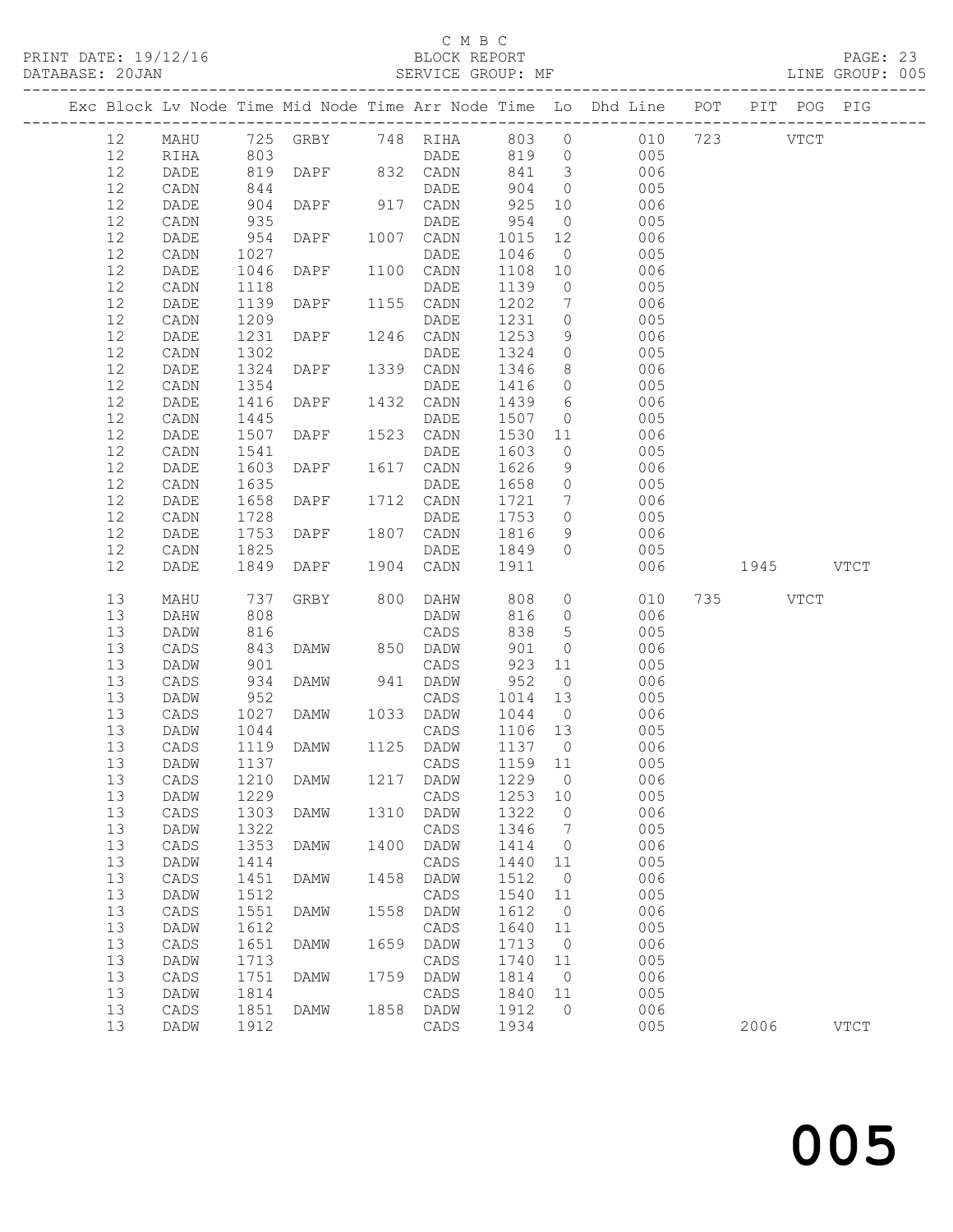C M B C

BLOCK REPORT

SERVICE GROUP: MF

PRINT DATE: 19/12/16
DATABASE: 20JAN
LINE GROUP: 005

| Exc | Block | Lv | Node | Time | Mid Node | Time | Arr Node | Time | Lo | Dhd Line | POT | PIT | POG | PIG |
|---|---|---|---|---|---|---|---|---|---|---|---|---|---|---|
| | 12 | | MAHU | 725 | GRBY | 748 | RIHA | 803 | 0 | 010 | 723 | | VTCT | |
| | 12 | | RIHA | 803 | | | DADE | 819 | 0 | 005 | | | | |
| | 12 | | DADE | 819 | DAPF | 832 | CADN | 841 | 3 | 006 | | | | |
| | 12 | | CADN | 844 | | | DADE | 904 | 0 | 005 | | | | |
| | 12 | | DADE | 904 | DAPF | 917 | CADN | 925 | 10 | 006 | | | | |
| | 12 | | CADN | 935 | | | DADE | 954 | 0 | 005 | | | | |
| | 12 | | DADE | 954 | DAPF | 1007 | CADN | 1015 | 12 | 006 | | | | |
| | 12 | | CADN | 1027 | | | DADE | 1046 | 0 | 005 | | | | |
| | 12 | | DADE | 1046 | DAPF | 1100 | CADN | 1108 | 10 | 006 | | | | |
| | 12 | | CADN | 1118 | | | DADE | 1139 | 0 | 005 | | | | |
| | 12 | | DADE | 1139 | DAPF | 1155 | CADN | 1202 | 7 | 006 | | | | |
| | 12 | | CADN | 1209 | | | DADE | 1231 | 0 | 005 | | | | |
| | 12 | | DADE | 1231 | DAPF | 1246 | CADN | 1253 | 9 | 006 | | | | |
| | 12 | | CADN | 1302 | | | DADE | 1324 | 0 | 005 | | | | |
| | 12 | | DADE | 1324 | DAPF | 1339 | CADN | 1346 | 8 | 006 | | | | |
| | 12 | | CADN | 1354 | | | DADE | 1416 | 0 | 005 | | | | |
| | 12 | | DADE | 1416 | DAPF | 1432 | CADN | 1439 | 6 | 006 | | | | |
| | 12 | | CADN | 1445 | | | DADE | 1507 | 0 | 005 | | | | |
| | 12 | | DADE | 1507 | DAPF | 1523 | CADN | 1530 | 11 | 006 | | | | |
| | 12 | | CADN | 1541 | | | DADE | 1603 | 0 | 005 | | | | |
| | 12 | | DADE | 1603 | DAPF | 1617 | CADN | 1626 | 9 | 006 | | | | |
| | 12 | | CADN | 1635 | | | DADE | 1658 | 0 | 005 | | | | |
| | 12 | | DADE | 1658 | DAPF | 1712 | CADN | 1721 | 7 | 006 | | | | |
| | 12 | | CADN | 1728 | | | DADE | 1753 | 0 | 005 | | | | |
| | 12 | | DADE | 1753 | DAPF | 1807 | CADN | 1816 | 9 | 006 | | | | |
| | 12 | | CADN | 1825 | | | DADE | 1849 | 0 | 005 | | | | |
| | 12 | | DADE | 1849 | DAPF | 1904 | CADN | 1911 | | 006 | | 1945 | | VTCT |
| | 13 | | MAHU | 737 | GRBY | 800 | DAHW | 808 | 0 | 010 | 735 | | VTCT | |
| | 13 | | DAHW | 808 | | | DADW | 816 | 0 | 006 | | | | |
| | 13 | | DADW | 816 | | | CADS | 838 | 5 | 005 | | | | |
| | 13 | | CADS | 843 | DAMW | 850 | DADW | 901 | 0 | 006 | | | | |
| | 13 | | DADW | 901 | | | CADS | 923 | 11 | 005 | | | | |
| | 13 | | CADS | 934 | DAMW | 941 | DADW | 952 | 0 | 006 | | | | |
| | 13 | | DADW | 952 | | | CADS | 1014 | 13 | 005 | | | | |
| | 13 | | CADS | 1027 | DAMW | 1033 | DADW | 1044 | 0 | 006 | | | | |
| | 13 | | DADW | 1044 | | | CADS | 1106 | 13 | 005 | | | | |
| | 13 | | CADS | 1119 | DAMW | 1125 | DADW | 1137 | 0 | 006 | | | | |
| | 13 | | DADW | 1137 | | | CADS | 1159 | 11 | 005 | | | | |
| | 13 | | CADS | 1210 | DAMW | 1217 | DADW | 1229 | 0 | 006 | | | | |
| | 13 | | DADW | 1229 | | | CADS | 1253 | 10 | 005 | | | | |
| | 13 | | CADS | 1303 | DAMW | 1310 | DADW | 1322 | 0 | 006 | | | | |
| | 13 | | DADW | 1322 | | | CADS | 1346 | 7 | 005 | | | | |
| | 13 | | CADS | 1353 | DAMW | 1400 | DADW | 1414 | 0 | 006 | | | | |
| | 13 | | DADW | 1414 | | | CADS | 1440 | 11 | 005 | | | | |
| | 13 | | CADS | 1451 | DAMW | 1458 | DADW | 1512 | 0 | 006 | | | | |
| | 13 | | DADW | 1512 | | | CADS | 1540 | 11 | 005 | | | | |
| | 13 | | CADS | 1551 | DAMW | 1558 | DADW | 1612 | 0 | 006 | | | | |
| | 13 | | DADW | 1612 | | | CADS | 1640 | 11 | 005 | | | | |
| | 13 | | CADS | 1651 | DAMW | 1659 | DADW | 1713 | 0 | 006 | | | | |
| | 13 | | DADW | 1713 | | | CADS | 1740 | 11 | 005 | | | | |
| | 13 | | CADS | 1751 | DAMW | 1759 | DADW | 1814 | 0 | 006 | | | | |
| | 13 | | DADW | 1814 | | | CADS | 1840 | 11 | 005 | | | | |
| | 13 | | CADS | 1851 | DAMW | 1858 | DADW | 1912 | 0 | 006 | | | | |
| | 13 | | DADW | 1912 | | | CADS | 1934 | | 005 | | 2006 | | VTCT |

005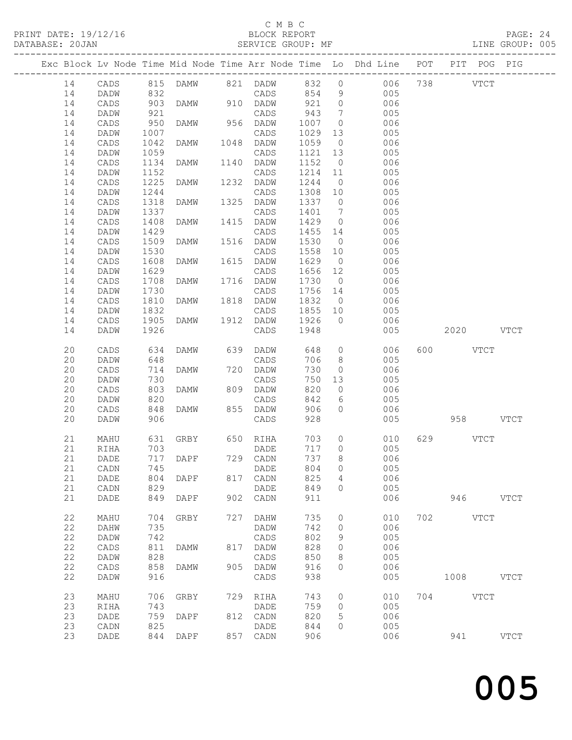C M B C
PRINT DATE: 19/12/16 BLOCK REPORT
DATABASE: 20JAN SERVICE GROUP: MF LINE GROUP: 005

| Exc | Block | Lv | Node | Time | Mid Node | Time | Arr Node | Time | Lo | Dhd Line | POT | PIT | POG | PIG |
|---|---|---|---|---|---|---|---|---|---|---|---|---|---|---|
| | 14 | | CADS | 815 | DAMW | 821 | DADW | 832 | 0 | 006 | 738 | | VTCT | |
| | 14 | | DADW | 832 | | | CADS | 854 | 9 | 005 | | | | |
| | 14 | | CADS | 903 | DAMW | 910 | DADW | 921 | 0 | 006 | | | | |
| | 14 | | DADW | 921 | | | CADS | 943 | 7 | 005 | | | | |
| | 14 | | CADS | 950 | DAMW | 956 | DADW | 1007 | 0 | 006 | | | | |
| | 14 | | DADW | 1007 | | | CADS | 1029 | 13 | 005 | | | | |
| | 14 | | CADS | 1042 | DAMW | 1048 | DADW | 1059 | 0 | 006 | | | | |
| | 14 | | DADW | 1059 | | | CADS | 1121 | 13 | 005 | | | | |
| | 14 | | CADS | 1134 | DAMW | 1140 | DADW | 1152 | 0 | 006 | | | | |
| | 14 | | DADW | 1152 | | | CADS | 1214 | 11 | 005 | | | | |
| | 14 | | CADS | 1225 | DAMW | 1232 | DADW | 1244 | 0 | 006 | | | | |
| | 14 | | DADW | 1244 | | | CADS | 1308 | 10 | 005 | | | | |
| | 14 | | CADS | 1318 | DAMW | 1325 | DADW | 1337 | 0 | 006 | | | | |
| | 14 | | DADW | 1337 | | | CADS | 1401 | 7 | 005 | | | | |
| | 14 | | CADS | 1408 | DAMW | 1415 | DADW | 1429 | 0 | 006 | | | | |
| | 14 | | DADW | 1429 | | | CADS | 1455 | 14 | 005 | | | | |
| | 14 | | CADS | 1509 | DAMW | 1516 | DADW | 1530 | 0 | 006 | | | | |
| | 14 | | DADW | 1530 | | | CADS | 1558 | 10 | 005 | | | | |
| | 14 | | CADS | 1608 | DAMW | 1615 | DADW | 1629 | 0 | 006 | | | | |
| | 14 | | DADW | 1629 | | | CADS | 1656 | 12 | 005 | | | | |
| | 14 | | CADS | 1708 | DAMW | 1716 | DADW | 1730 | 0 | 006 | | | | |
| | 14 | | DADW | 1730 | | | CADS | 1756 | 14 | 005 | | | | |
| | 14 | | CADS | 1810 | DAMW | 1818 | DADW | 1832 | 0 | 006 | | | | |
| | 14 | | DADW | 1832 | | | CADS | 1855 | 10 | 005 | | | | |
| | 14 | | CADS | 1905 | DAMW | 1912 | DADW | 1926 | 0 | 006 | | | | |
| | 14 | | DADW | 1926 | | | CADS | 1948 | | 005 | | 2020 | | VTCT |
| | 20 | | CADS | 634 | DAMW | 639 | DADW | 648 | 0 | 006 | 600 | | VTCT | |
| | 20 | | DADW | 648 | | | CADS | 706 | 8 | 005 | | | | |
| | 20 | | CADS | 714 | DAMW | 720 | DADW | 730 | 0 | 006 | | | | |
| | 20 | | DADW | 730 | | | CADS | 750 | 13 | 005 | | | | |
| | 20 | | CADS | 803 | DAMW | 809 | DADW | 820 | 0 | 006 | | | | |
| | 20 | | DADW | 820 | | | CADS | 842 | 6 | 005 | | | | |
| | 20 | | CADS | 848 | DAMW | 855 | DADW | 906 | 0 | 006 | | | | |
| | 20 | | DADW | 906 | | | CADS | 928 | | 005 | | 958 | | VTCT |
| | 21 | | MAHU | 631 | GRBY | 650 | RIHA | 703 | 0 | 010 | 629 | | VTCT | |
| | 21 | | RIHA | 703 | | | DADE | 717 | 0 | 005 | | | | |
| | 21 | | DADE | 717 | DAPF | 729 | CADN | 737 | 8 | 006 | | | | |
| | 21 | | CADN | 745 | | | DADE | 804 | 0 | 005 | | | | |
| | 21 | | DADE | 804 | DAPF | 817 | CADN | 825 | 4 | 006 | | | | |
| | 21 | | CADN | 829 | | | DADE | 849 | 0 | 005 | | | | |
| | 21 | | DADE | 849 | DAPF | 902 | CADN | 911 | | 006 | | 946 | | VTCT |
| | 22 | | MAHU | 704 | GRBY | 727 | DAHW | 735 | 0 | 010 | 702 | | VTCT | |
| | 22 | | DAHW | 735 | | | DADW | 742 | 0 | 006 | | | | |
| | 22 | | DADW | 742 | | | CADS | 802 | 9 | 005 | | | | |
| | 22 | | CADS | 811 | DAMW | 817 | DADW | 828 | 0 | 006 | | | | |
| | 22 | | DADW | 828 | | | CADS | 850 | 8 | 005 | | | | |
| | 22 | | CADS | 858 | DAMW | 905 | DADW | 916 | 0 | 006 | | | | |
| | 22 | | DADW | 916 | | | CADS | 938 | | 005 | | 1008 | | VTCT |
| | 23 | | MAHU | 706 | GRBY | 729 | RIHA | 743 | 0 | 010 | 704 | | VTCT | |
| | 23 | | RIHA | 743 | | | DADE | 759 | 0 | 005 | | | | |
| | 23 | | DADE | 759 | DAPF | 812 | CADN | 820 | 5 | 006 | | | | |
| | 23 | | CADN | 825 | | | DADE | 844 | 0 | 005 | | | | |
| | 23 | | DADE | 844 | DAPF | 857 | CADN | 906 | | 006 | | 941 | | VTCT |

005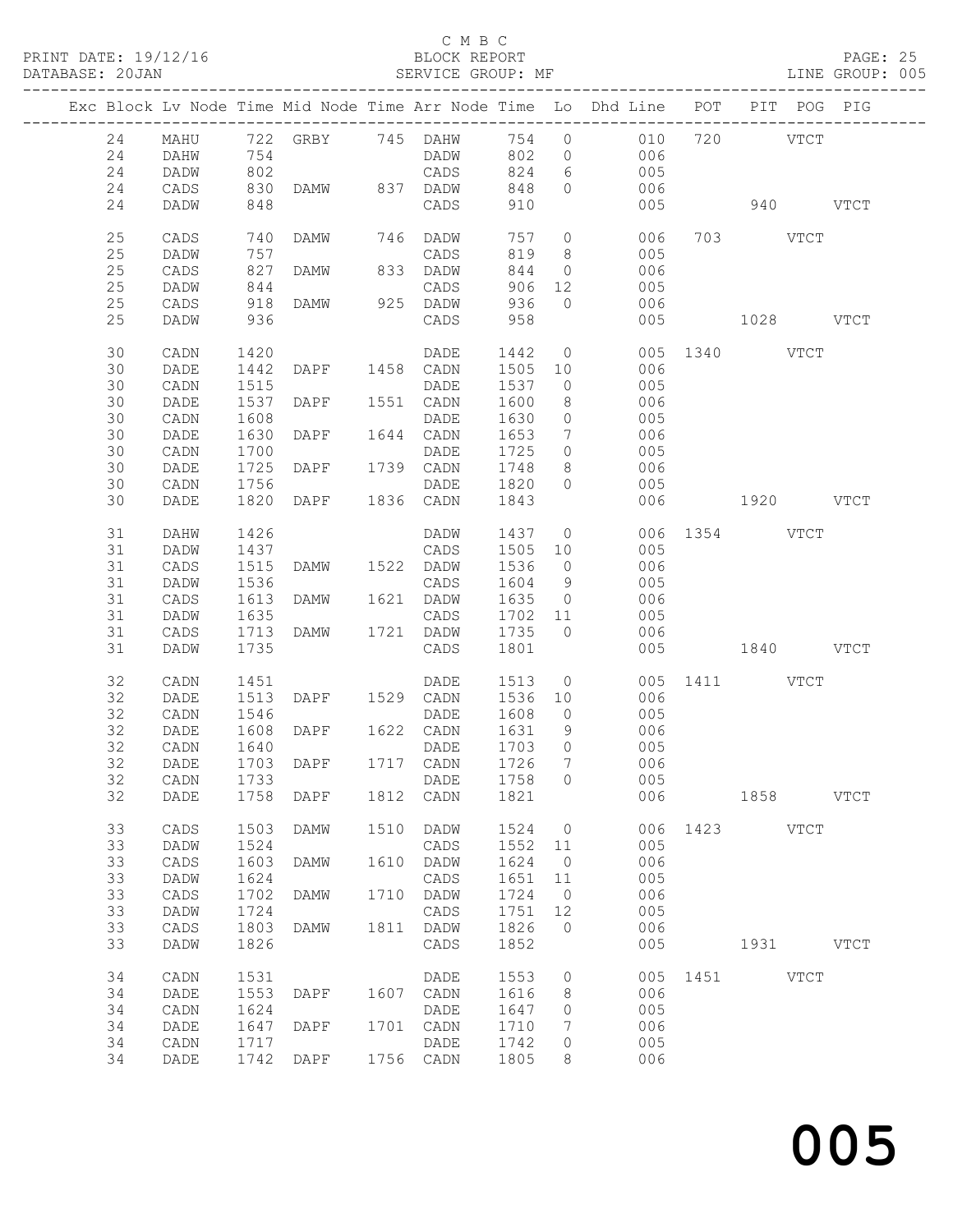C M B C

PRINT DATE: 19/12/16 BLOCK REPORT PAGE: 25
DATABASE: 20JAN SERVICE GROUP: MF LINE GROUP: 005

| Exc | Block | Lv | Node | Time | Mid Node | Time | Arr Node | Time | Lo | Dhd Line | POT | PIT | POG | PIG |
|---|---|---|---|---|---|---|---|---|---|---|---|---|---|---|
| | 24 | | MAHU | 722 | GRBY | 745 | DAHW | 754 | 0 | 010 | 720 | | VTCT | |
| | 24 | | DAHW | 754 | | | DADW | 802 | 0 | 006 | | | | |
| | 24 | | DADW | 802 | | | CADS | 824 | 6 | 005 | | | | |
| | 24 | | CADS | 830 | DAMW | 837 | DADW | 848 | 0 | 006 | | | | |
| | 24 | | DADW | 848 | | | CADS | 910 | | 005 | | 940 | | VTCT |
| | 25 | | CADS | 740 | DAMW | 746 | DADW | 757 | 0 | 006 | 703 | | VTCT | |
| | 25 | | DADW | 757 | | | CADS | 819 | 8 | 005 | | | | |
| | 25 | | CADS | 827 | DAMW | 833 | DADW | 844 | 0 | 006 | | | | |
| | 25 | | DADW | 844 | | | CADS | 906 | 12 | 005 | | | | |
| | 25 | | CADS | 918 | DAMW | 925 | DADW | 936 | 0 | 006 | | | | |
| | 25 | | DADW | 936 | | | CADS | 958 | | 005 | | 1028 | | VTCT |
| | 30 | | CADN | 1420 | | | DADE | 1442 | 0 | 005 | 1340 | | VTCT | |
| | 30 | | DADE | 1442 | DAPF | 1458 | CADN | 1505 | 10 | 006 | | | | |
| | 30 | | CADN | 1515 | | | DADE | 1537 | 0 | 005 | | | | |
| | 30 | | DADE | 1537 | DAPF | 1551 | CADN | 1600 | 8 | 006 | | | | |
| | 30 | | CADN | 1608 | | | DADE | 1630 | 0 | 005 | | | | |
| | 30 | | DADE | 1630 | DAPF | 1644 | CADN | 1653 | 7 | 006 | | | | |
| | 30 | | CADN | 1700 | | | DADE | 1725 | 0 | 005 | | | | |
| | 30 | | DADE | 1725 | DAPF | 1739 | CADN | 1748 | 8 | 006 | | | | |
| | 30 | | CADN | 1756 | | | DADE | 1820 | 0 | 005 | | | | |
| | 30 | | DADE | 1820 | DAPF | 1836 | CADN | 1843 | | 006 | | 1920 | | VTCT |
| | 31 | | DAHW | 1426 | | | DADW | 1437 | 0 | 006 | 1354 | | VTCT | |
| | 31 | | DADW | 1437 | | | CADS | 1505 | 10 | 005 | | | | |
| | 31 | | CADS | 1515 | DAMW | 1522 | DADW | 1536 | 0 | 006 | | | | |
| | 31 | | DADW | 1536 | | | CADS | 1604 | 9 | 005 | | | | |
| | 31 | | CADS | 1613 | DAMW | 1621 | DADW | 1635 | 0 | 006 | | | | |
| | 31 | | DADW | 1635 | | | CADS | 1702 | 11 | 005 | | | | |
| | 31 | | CADS | 1713 | DAMW | 1721 | DADW | 1735 | 0 | 006 | | | | |
| | 31 | | DADW | 1735 | | | CADS | 1801 | | 005 | | 1840 | | VTCT |
| | 32 | | CADN | 1451 | | | DADE | 1513 | 0 | 005 | 1411 | | VTCT | |
| | 32 | | DADE | 1513 | DAPF | 1529 | CADN | 1536 | 10 | 006 | | | | |
| | 32 | | CADN | 1546 | | | DADE | 1608 | 0 | 005 | | | | |
| | 32 | | DADE | 1608 | DAPF | 1622 | CADN | 1631 | 9 | 006 | | | | |
| | 32 | | CADN | 1640 | | | DADE | 1703 | 0 | 005 | | | | |
| | 32 | | DADE | 1703 | DAPF | 1717 | CADN | 1726 | 7 | 006 | | | | |
| | 32 | | CADN | 1733 | | | DADE | 1758 | 0 | 005 | | | | |
| | 32 | | DADE | 1758 | DAPF | 1812 | CADN | 1821 | | 006 | | 1858 | | VTCT |
| | 33 | | CADS | 1503 | DAMW | 1510 | DADW | 1524 | 0 | 006 | 1423 | | VTCT | |
| | 33 | | DADW | 1524 | | | CADS | 1552 | 11 | 005 | | | | |
| | 33 | | CADS | 1603 | DAMW | 1610 | DADW | 1624 | 0 | 006 | | | | |
| | 33 | | DADW | 1624 | | | CADS | 1651 | 11 | 005 | | | | |
| | 33 | | CADS | 1702 | DAMW | 1710 | DADW | 1724 | 0 | 006 | | | | |
| | 33 | | DADW | 1724 | | | CADS | 1751 | 12 | 005 | | | | |
| | 33 | | CADS | 1803 | DAMW | 1811 | DADW | 1826 | 0 | 006 | | | | |
| | 33 | | DADW | 1826 | | | CADS | 1852 | | 005 | | 1931 | | VTCT |
| | 34 | | CADN | 1531 | | | DADE | 1553 | 0 | 005 | 1451 | | VTCT | |
| | 34 | | DADE | 1553 | DAPF | 1607 | CADN | 1616 | 8 | 006 | | | | |
| | 34 | | CADN | 1624 | | | DADE | 1647 | 0 | 005 | | | | |
| | 34 | | DADE | 1647 | DAPF | 1701 | CADN | 1710 | 7 | 006 | | | | |
| | 34 | | CADN | 1717 | | | DADE | 1742 | 0 | 005 | | | | |
| | 34 | | DADE | 1742 | DAPF | 1756 | CADN | 1805 | 8 | 006 | | | | |

005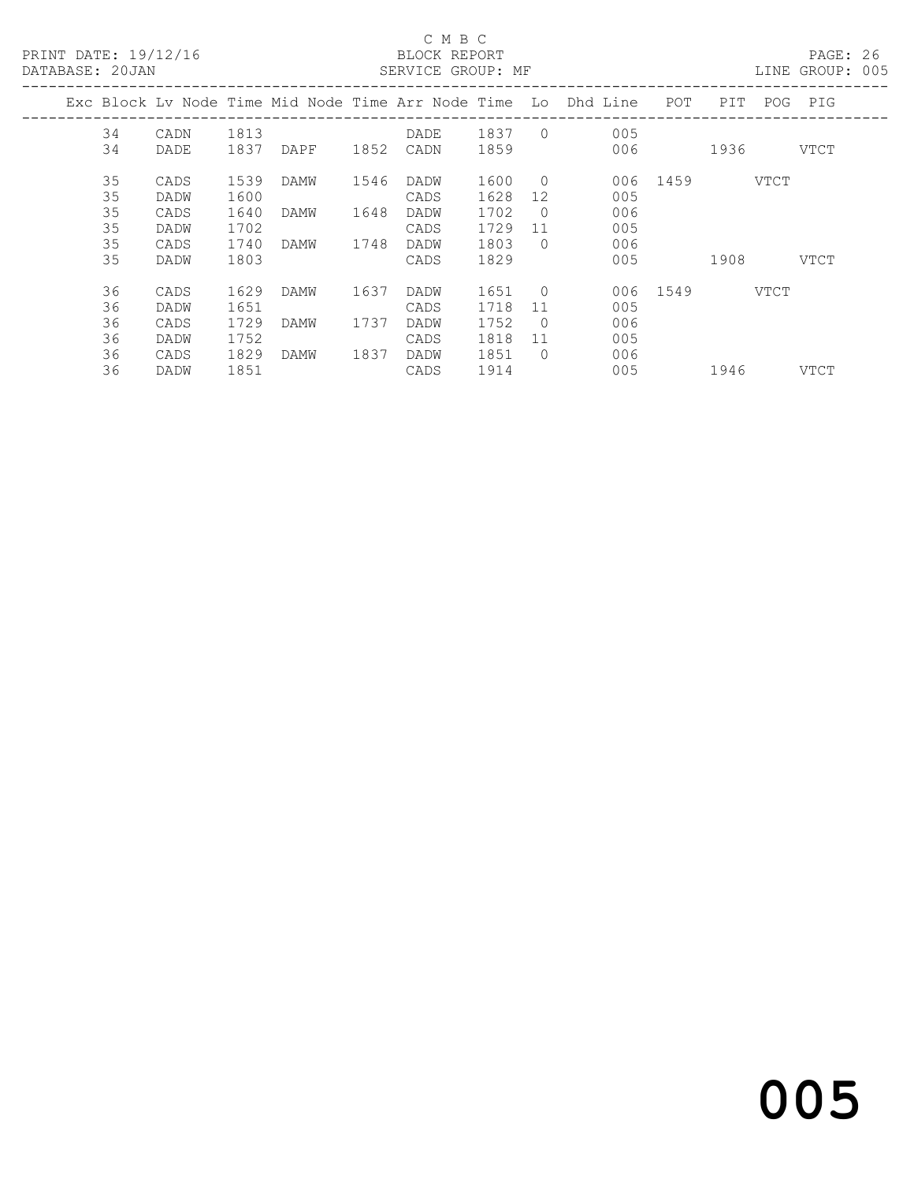C M B C
PRINT DATE: 19/12/16 BLOCK REPORT
DATABASE: 20JAN SERVICE GROUP: MF LINE GROUP: 005

| Exc | Block | Lv Node | Time | Mid Node | Time | Arr Node | Time | Lo | Dhd Line | POT | PIT | POG | PIG |
|---|---|---|---|---|---|---|---|---|---|---|---|---|---|
| | 34 | CADN | 1813 | | | DADE | 1837 | 0 | 005 | | | | |
| | 34 | DADE | 1837 | DAPF | 1852 | CADN | 1859 | | 006 | | 1936 | | VTCT |
| | 35 | CADS | 1539 | DAMW | 1546 | DADW | 1600 | 0 | 006 | 1459 | | VTCT | |
| | 35 | DADW | 1600 | | | CADS | 1628 | 12 | 005 | | | | |
| | 35 | CADS | 1640 | DAMW | 1648 | DADW | 1702 | 0 | 006 | | | | |
| | 35 | DADW | 1702 | | | CADS | 1729 | 11 | 005 | | | | |
| | 35 | CADS | 1740 | DAMW | 1748 | DADW | 1803 | 0 | 006 | | | | |
| | 35 | DADW | 1803 | | | CADS | 1829 | | 005 | | 1908 | | VTCT |
| | 36 | CADS | 1629 | DAMW | 1637 | DADW | 1651 | 0 | 006 | 1549 | | VTCT | |
| | 36 | DADW | 1651 | | | CADS | 1718 | 11 | 005 | | | | |
| | 36 | CADS | 1729 | DAMW | 1737 | DADW | 1752 | 0 | 006 | | | | |
| | 36 | DADW | 1752 | | | CADS | 1818 | 11 | 005 | | | | |
| | 36 | CADS | 1829 | DAMW | 1837 | DADW | 1851 | 0 | 006 | | | | |
| | 36 | DADW | 1851 | | | CADS | 1914 | | 005 | | 1946 | | VTCT |

005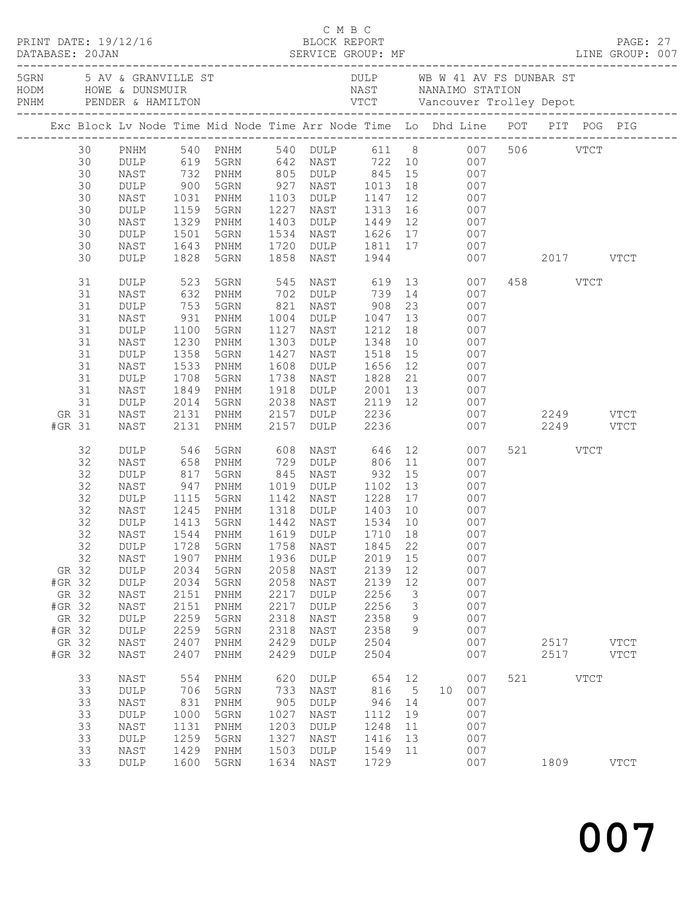C M B C
PRINT DATE: 19/12/16 BLOCK REPORT
DATABASE: 20JAN SERVICE GROUP: MF LINE GROUP: 007

| Code | Location | Code | Location |
|---|---|---|---|
| 5GRN | 5 AV & GRANVILLE ST | DULP | WB W 41 AV FS DUNBAR ST |
| HODM | HOWE & DUNSMUIR | NAST | NANAIMO STATION |
| PNHM | PENDER & HAMILTON | VTCT | Vancouver Trolley Depot |

| Exc | Block | Lv Node | Time | Mid Node | Time | Arr Node | Time | Lo | Dhd | Line | POT | PIT | POG | PIG |
|---|---|---|---|---|---|---|---|---|---|---|---|---|---|---|
| | 30 | PNHM | 540 | PNHM | 540 | DULP | 611 | 8 | | 007 | 506 | | VTCT | |
| | 30 | DULP | 619 | 5GRN | 642 | NAST | 722 | 10 | | 007 | | | | |
| | 30 | NAST | 732 | PNHM | 805 | DULP | 845 | 15 | | 007 | | | | |
| | 30 | DULP | 900 | 5GRN | 927 | NAST | 1013 | 18 | | 007 | | | | |
| | 30 | NAST | 1031 | PNHM | 1103 | DULP | 1147 | 12 | | 007 | | | | |
| | 30 | DULP | 1159 | 5GRN | 1227 | NAST | 1313 | 16 | | 007 | | | | |
| | 30 | NAST | 1329 | PNHM | 1403 | DULP | 1449 | 12 | | 007 | | | | |
| | 30 | DULP | 1501 | 5GRN | 1534 | NAST | 1626 | 17 | | 007 | | | | |
| | 30 | NAST | 1643 | PNHM | 1720 | DULP | 1811 | 17 | | 007 | | | | |
| | 30 | DULP | 1828 | 5GRN | 1858 | NAST | 1944 | | | 007 | | 2017 | | VTCT |
| | 31 | DULP | 523 | 5GRN | 545 | NAST | 619 | 13 | | 007 | 458 | | VTCT | |
| | 31 | NAST | 632 | PNHM | 702 | DULP | 739 | 14 | | 007 | | | | |
| | 31 | DULP | 753 | 5GRN | 821 | NAST | 908 | 23 | | 007 | | | | |
| | 31 | NAST | 931 | PNHM | 1004 | DULP | 1047 | 13 | | 007 | | | | |
| | 31 | DULP | 1100 | 5GRN | 1127 | NAST | 1212 | 18 | | 007 | | | | |
| | 31 | NAST | 1230 | PNHM | 1303 | DULP | 1348 | 10 | | 007 | | | | |
| | 31 | DULP | 1358 | 5GRN | 1427 | NAST | 1518 | 15 | | 007 | | | | |
| | 31 | NAST | 1533 | PNHM | 1608 | DULP | 1656 | 12 | | 007 | | | | |
| | 31 | DULP | 1708 | 5GRN | 1738 | NAST | 1828 | 21 | | 007 | | | | |
| | 31 | NAST | 1849 | PNHM | 1918 | DULP | 2001 | 13 | | 007 | | | | |
| | 31 | DULP | 2014 | 5GRN | 2038 | NAST | 2119 | 12 | | 007 | | | | |
| GR | 31 | NAST | 2131 | PNHM | 2157 | DULP | 2236 | | | 007 | | 2249 | | VTCT |
| #GR | 31 | NAST | 2131 | PNHM | 2157 | DULP | 2236 | | | 007 | | 2249 | | VTCT |
| | 32 | DULP | 546 | 5GRN | 608 | NAST | 646 | 12 | | 007 | 521 | | VTCT | |
| | 32 | NAST | 658 | PNHM | 729 | DULP | 806 | 11 | | 007 | | | | |
| | 32 | DULP | 817 | 5GRN | 845 | NAST | 932 | 15 | | 007 | | | | |
| | 32 | NAST | 947 | PNHM | 1019 | DULP | 1102 | 13 | | 007 | | | | |
| | 32 | DULP | 1115 | 5GRN | 1142 | NAST | 1228 | 17 | | 007 | | | | |
| | 32 | NAST | 1245 | PNHM | 1318 | DULP | 1403 | 10 | | 007 | | | | |
| | 32 | DULP | 1413 | 5GRN | 1442 | NAST | 1534 | 10 | | 007 | | | | |
| | 32 | NAST | 1544 | PNHM | 1619 | DULP | 1710 | 18 | | 007 | | | | |
| | 32 | DULP | 1728 | 5GRN | 1758 | NAST | 1845 | 22 | | 007 | | | | |
| | 32 | NAST | 1907 | PNHM | 1936 | DULP | 2019 | 15 | | 007 | | | | |
| GR | 32 | DULP | 2034 | 5GRN | 2058 | NAST | 2139 | 12 | | 007 | | | | |
| #GR | 32 | DULP | 2034 | 5GRN | 2058 | NAST | 2139 | 12 | | 007 | | | | |
| GR | 32 | NAST | 2151 | PNHM | 2217 | DULP | 2256 | 3 | | 007 | | | | |
| #GR | 32 | NAST | 2151 | PNHM | 2217 | DULP | 2256 | 3 | | 007 | | | | |
| GR | 32 | DULP | 2259 | 5GRN | 2318 | NAST | 2358 | 9 | | 007 | | | | |
| #GR | 32 | DULP | 2259 | 5GRN | 2318 | NAST | 2358 | 9 | | 007 | | | | |
| GR | 32 | NAST | 2407 | PNHM | 2429 | DULP | 2504 | | | 007 | | 2517 | | VTCT |
| #GR | 32 | NAST | 2407 | PNHM | 2429 | DULP | 2504 | | | 007 | | 2517 | | VTCT |
| | 33 | NAST | 554 | PNHM | 620 | DULP | 654 | 12 | | 007 | 521 | | VTCT | |
| | 33 | DULP | 706 | 5GRN | 733 | NAST | 816 | 5 | 10 | 007 | | | | |
| | 33 | NAST | 831 | PNHM | 905 | DULP | 946 | 14 | | 007 | | | | |
| | 33 | DULP | 1000 | 5GRN | 1027 | NAST | 1112 | 19 | | 007 | | | | |
| | 33 | NAST | 1131 | PNHM | 1203 | DULP | 1248 | 11 | | 007 | | | | |
| | 33 | DULP | 1259 | 5GRN | 1327 | NAST | 1416 | 13 | | 007 | | | | |
| | 33 | NAST | 1429 | PNHM | 1503 | DULP | 1549 | 11 | | 007 | | | | |
| | 33 | DULP | 1600 | 5GRN | 1634 | NAST | 1729 | | | 007 | | 1809 | | VTCT |

007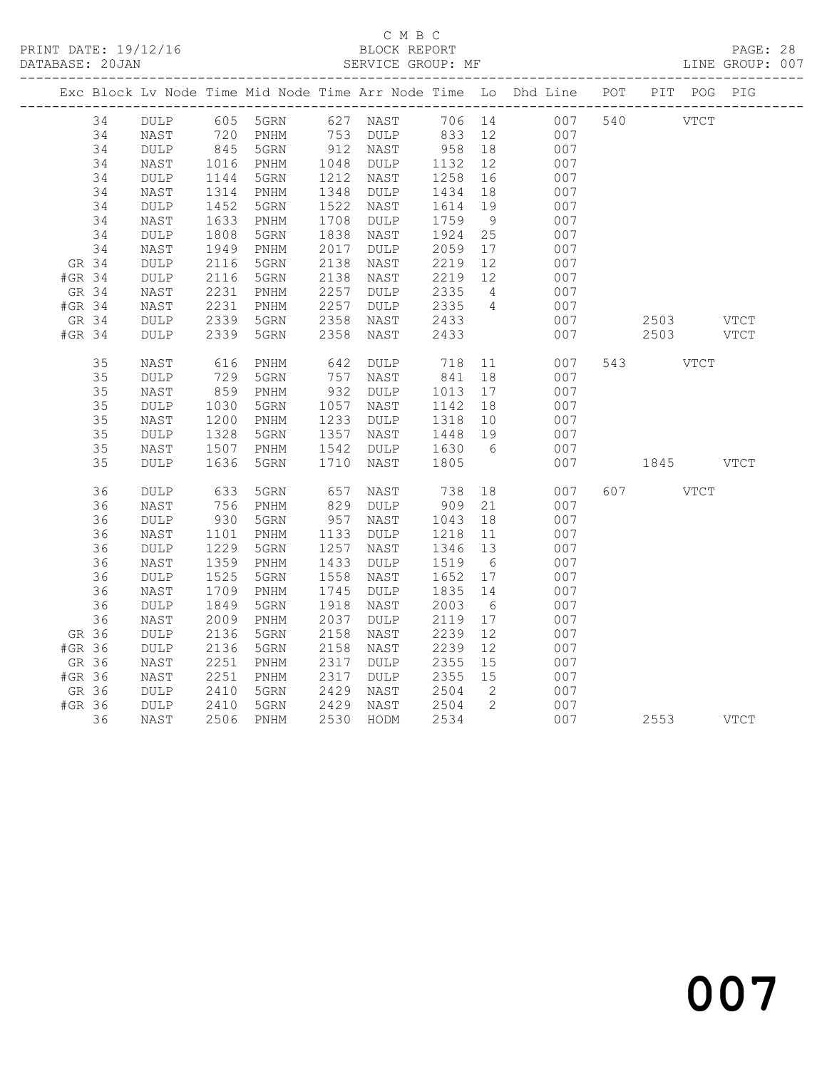C M B C

PRINT DATE: 19/12/16 BLOCK REPORT PAGE: 28
DATABASE: 20JAN SERVICE GROUP: MF LINE GROUP: 007

| Exc | Block | Lv | Node | Time | Mid Node | Time | Arr Node | Time | Lo | Dhd Line | POT | PIT | POG | PIG |
|---|---|---|---|---|---|---|---|---|---|---|---|---|---|---|
| | 34 | | DULP | 605 | 5GRN | 627 | NAST | 706 | 14 | 007 | 540 | | VTCT | |
| | 34 | | NAST | 720 | PNHM | 753 | DULP | 833 | 12 | 007 | | | | |
| | 34 | | DULP | 845 | 5GRN | 912 | NAST | 958 | 18 | 007 | | | | |
| | 34 | | NAST | 1016 | PNHM | 1048 | DULP | 1132 | 12 | 007 | | | | |
| | 34 | | DULP | 1144 | 5GRN | 1212 | NAST | 1258 | 16 | 007 | | | | |
| | 34 | | NAST | 1314 | PNHM | 1348 | DULP | 1434 | 18 | 007 | | | | |
| | 34 | | DULP | 1452 | 5GRN | 1522 | NAST | 1614 | 19 | 007 | | | | |
| | 34 | | NAST | 1633 | PNHM | 1708 | DULP | 1759 | 9 | 007 | | | | |
| | 34 | | DULP | 1808 | 5GRN | 1838 | NAST | 1924 | 25 | 007 | | | | |
| | 34 | | NAST | 1949 | PNHM | 2017 | DULP | 2059 | 17 | 007 | | | | |
| GR | 34 | | DULP | 2116 | 5GRN | 2138 | NAST | 2219 | 12 | 007 | | | | |
| #GR | 34 | | DULP | 2116 | 5GRN | 2138 | NAST | 2219 | 12 | 007 | | | | |
| GR | 34 | | NAST | 2231 | PNHM | 2257 | DULP | 2335 | 4 | 007 | | | | |
| #GR | 34 | | NAST | 2231 | PNHM | 2257 | DULP | 2335 | 4 | 007 | | | | |
| GR | 34 | | DULP | 2339 | 5GRN | 2358 | NAST | 2433 | | 007 | | 2503 | | VTCT |
| #GR | 34 | | DULP | 2339 | 5GRN | 2358 | NAST | 2433 | | 007 | | 2503 | | VTCT |
| | 35 | | NAST | 616 | PNHM | 642 | DULP | 718 | 11 | 007 | 543 | | VTCT | |
| | 35 | | DULP | 729 | 5GRN | 757 | NAST | 841 | 18 | 007 | | | | |
| | 35 | | NAST | 859 | PNHM | 932 | DULP | 1013 | 17 | 007 | | | | |
| | 35 | | DULP | 1030 | 5GRN | 1057 | NAST | 1142 | 18 | 007 | | | | |
| | 35 | | NAST | 1200 | PNHM | 1233 | DULP | 1318 | 10 | 007 | | | | |
| | 35 | | DULP | 1328 | 5GRN | 1357 | NAST | 1448 | 19 | 007 | | | | |
| | 35 | | NAST | 1507 | PNHM | 1542 | DULP | 1630 | 6 | 007 | | | | |
| | 35 | | DULP | 1636 | 5GRN | 1710 | NAST | 1805 | | 007 | | 1845 | | VTCT |
| | 36 | | DULP | 633 | 5GRN | 657 | NAST | 738 | 18 | 007 | 607 | | VTCT | |
| | 36 | | NAST | 756 | PNHM | 829 | DULP | 909 | 21 | 007 | | | | |
| | 36 | | DULP | 930 | 5GRN | 957 | NAST | 1043 | 18 | 007 | | | | |
| | 36 | | NAST | 1101 | PNHM | 1133 | DULP | 1218 | 11 | 007 | | | | |
| | 36 | | DULP | 1229 | 5GRN | 1257 | NAST | 1346 | 13 | 007 | | | | |
| | 36 | | NAST | 1359 | PNHM | 1433 | DULP | 1519 | 6 | 007 | | | | |
| | 36 | | DULP | 1525 | 5GRN | 1558 | NAST | 1652 | 17 | 007 | | | | |
| | 36 | | NAST | 1709 | PNHM | 1745 | DULP | 1835 | 14 | 007 | | | | |
| | 36 | | DULP | 1849 | 5GRN | 1918 | NAST | 2003 | 6 | 007 | | | | |
| | 36 | | NAST | 2009 | PNHM | 2037 | DULP | 2119 | 17 | 007 | | | | |
| GR | 36 | | DULP | 2136 | 5GRN | 2158 | NAST | 2239 | 12 | 007 | | | | |
| #GR | 36 | | DULP | 2136 | 5GRN | 2158 | NAST | 2239 | 12 | 007 | | | | |
| GR | 36 | | NAST | 2251 | PNHM | 2317 | DULP | 2355 | 15 | 007 | | | | |
| #GR | 36 | | NAST | 2251 | PNHM | 2317 | DULP | 2355 | 15 | 007 | | | | |
| GR | 36 | | DULP | 2410 | 5GRN | 2429 | NAST | 2504 | 2 | 007 | | | | |
| #GR | 36 | | DULP | 2410 | 5GRN | 2429 | NAST | 2504 | 2 | 007 | | | | |
| | 36 | | NAST | 2506 | PNHM | 2530 | HODM | 2534 | | 007 | | 2553 | | VTCT |

007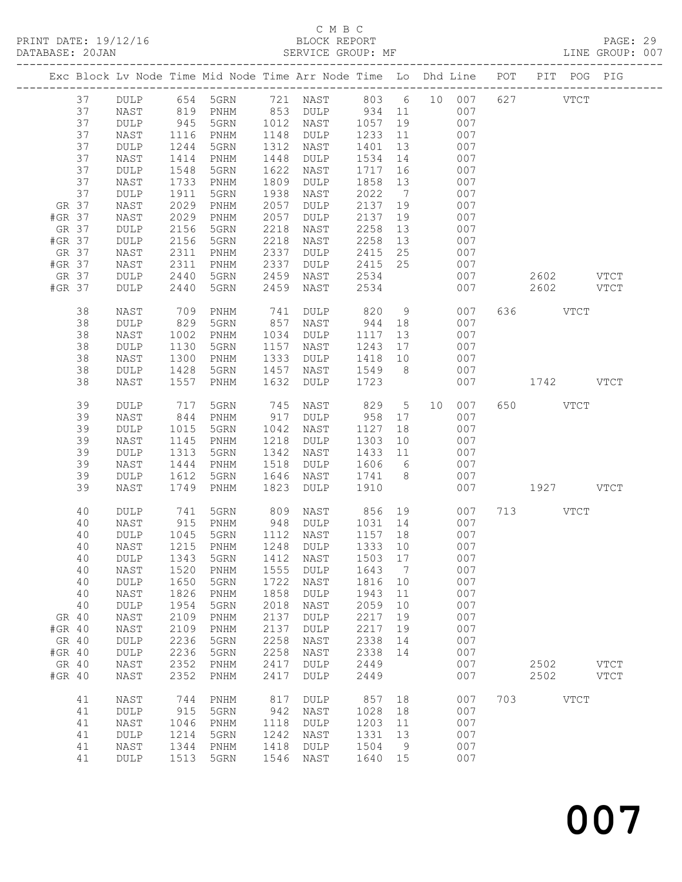C M B C
PRINT DATE: 19/12/16 BLOCK REPORT PAGE: 29
DATABASE: 20JAN SERVICE GROUP: MF LINE GROUP: 007

| Exc | Block | Lv | Node | Time | Mid Node | Time | Arr Node | Time | Lo | Dhd | Line | POT | PIT | POG | PIG |
|---|---|---|---|---|---|---|---|---|---|---|---|---|---|---|---|
| | 37 | | DULP | 654 | 5GRN | 721 | NAST | 803 | 6 | 10 | 007 | 627 | | VTCT | |
| | 37 | | NAST | 819 | PNHM | 853 | DULP | 934 | 11 | | 007 | | | | |
| | 37 | | DULP | 945 | 5GRN | 1012 | NAST | 1057 | 19 | | 007 | | | | |
| | 37 | | NAST | 1116 | PNHM | 1148 | DULP | 1233 | 11 | | 007 | | | | |
| | 37 | | DULP | 1244 | 5GRN | 1312 | NAST | 1401 | 13 | | 007 | | | | |
| | 37 | | NAST | 1414 | PNHM | 1448 | DULP | 1534 | 14 | | 007 | | | | |
| | 37 | | DULP | 1548 | 5GRN | 1622 | NAST | 1717 | 16 | | 007 | | | | |
| | 37 | | NAST | 1733 | PNHM | 1809 | DULP | 1858 | 13 | | 007 | | | | |
| | 37 | | DULP | 1911 | 5GRN | 1938 | NAST | 2022 | 7 | | 007 | | | | |
| GR | 37 | | NAST | 2029 | PNHM | 2057 | DULP | 2137 | 19 | | 007 | | | | |
| #GR | 37 | | NAST | 2029 | PNHM | 2057 | DULP | 2137 | 19 | | 007 | | | | |
| GR | 37 | | DULP | 2156 | 5GRN | 2218 | NAST | 2258 | 13 | | 007 | | | | |
| #GR | 37 | | DULP | 2156 | 5GRN | 2218 | NAST | 2258 | 13 | | 007 | | | | |
| GR | 37 | | NAST | 2311 | PNHM | 2337 | DULP | 2415 | 25 | | 007 | | | | |
| #GR | 37 | | NAST | 2311 | PNHM | 2337 | DULP | 2415 | 25 | | 007 | | | | |
| GR | 37 | | DULP | 2440 | 5GRN | 2459 | NAST | 2534 | | | 007 | | 2602 | | VTCT |
| #GR | 37 | | DULP | 2440 | 5GRN | 2459 | NAST | 2534 | | | 007 | | 2602 | | VTCT |
| | 38 | | NAST | 709 | PNHM | 741 | DULP | 820 | 9 | | 007 | 636 | | VTCT | |
| | 38 | | DULP | 829 | 5GRN | 857 | NAST | 944 | 18 | | 007 | | | | |
| | 38 | | NAST | 1002 | PNHM | 1034 | DULP | 1117 | 13 | | 007 | | | | |
| | 38 | | DULP | 1130 | 5GRN | 1157 | NAST | 1243 | 17 | | 007 | | | | |
| | 38 | | NAST | 1300 | PNHM | 1333 | DULP | 1418 | 10 | | 007 | | | | |
| | 38 | | DULP | 1428 | 5GRN | 1457 | NAST | 1549 | 8 | | 007 | | | | |
| | 38 | | NAST | 1557 | PNHM | 1632 | DULP | 1723 | | | 007 | | 1742 | | VTCT |
| | 39 | | DULP | 717 | 5GRN | 745 | NAST | 829 | 5 | 10 | 007 | 650 | | VTCT | |
| | 39 | | NAST | 844 | PNHM | 917 | DULP | 958 | 17 | | 007 | | | | |
| | 39 | | DULP | 1015 | 5GRN | 1042 | NAST | 1127 | 18 | | 007 | | | | |
| | 39 | | NAST | 1145 | PNHM | 1218 | DULP | 1303 | 10 | | 007 | | | | |
| | 39 | | DULP | 1313 | 5GRN | 1342 | NAST | 1433 | 11 | | 007 | | | | |
| | 39 | | NAST | 1444 | PNHM | 1518 | DULP | 1606 | 6 | | 007 | | | | |
| | 39 | | DULP | 1612 | 5GRN | 1646 | NAST | 1741 | 8 | | 007 | | | | |
| | 39 | | NAST | 1749 | PNHM | 1823 | DULP | 1910 | | | 007 | | 1927 | | VTCT |
| | 40 | | DULP | 741 | 5GRN | 809 | NAST | 856 | 19 | | 007 | 713 | | VTCT | |
| | 40 | | NAST | 915 | PNHM | 948 | DULP | 1031 | 14 | | 007 | | | | |
| | 40 | | DULP | 1045 | 5GRN | 1112 | NAST | 1157 | 18 | | 007 | | | | |
| | 40 | | NAST | 1215 | PNHM | 1248 | DULP | 1333 | 10 | | 007 | | | | |
| | 40 | | DULP | 1343 | 5GRN | 1412 | NAST | 1503 | 17 | | 007 | | | | |
| | 40 | | NAST | 1520 | PNHM | 1555 | DULP | 1643 | 7 | | 007 | | | | |
| | 40 | | DULP | 1650 | 5GRN | 1722 | NAST | 1816 | 10 | | 007 | | | | |
| | 40 | | NAST | 1826 | PNHM | 1858 | DULP | 1943 | 11 | | 007 | | | | |
| | 40 | | DULP | 1954 | 5GRN | 2018 | NAST | 2059 | 10 | | 007 | | | | |
| GR | 40 | | NAST | 2109 | PNHM | 2137 | DULP | 2217 | 19 | | 007 | | | | |
| #GR | 40 | | NAST | 2109 | PNHM | 2137 | DULP | 2217 | 19 | | 007 | | | | |
| GR | 40 | | DULP | 2236 | 5GRN | 2258 | NAST | 2338 | 14 | | 007 | | | | |
| #GR | 40 | | DULP | 2236 | 5GRN | 2258 | NAST | 2338 | 14 | | 007 | | | | |
| GR | 40 | | NAST | 2352 | PNHM | 2417 | DULP | 2449 | | | 007 | | 2502 | | VTCT |
| #GR | 40 | | NAST | 2352 | PNHM | 2417 | DULP | 2449 | | | 007 | | 2502 | | VTCT |
| | 41 | | NAST | 744 | PNHM | 817 | DULP | 857 | 18 | | 007 | 703 | | VTCT | |
| | 41 | | DULP | 915 | 5GRN | 942 | NAST | 1028 | 18 | | 007 | | | | |
| | 41 | | NAST | 1046 | PNHM | 1118 | DULP | 1203 | 11 | | 007 | | | | |
| | 41 | | DULP | 1214 | 5GRN | 1242 | NAST | 1331 | 13 | | 007 | | | | |
| | 41 | | NAST | 1344 | PNHM | 1418 | DULP | 1504 | 9 | | 007 | | | | |
| | 41 | | DULP | 1513 | 5GRN | 1546 | NAST | 1640 | 15 | | 007 | | | | |

007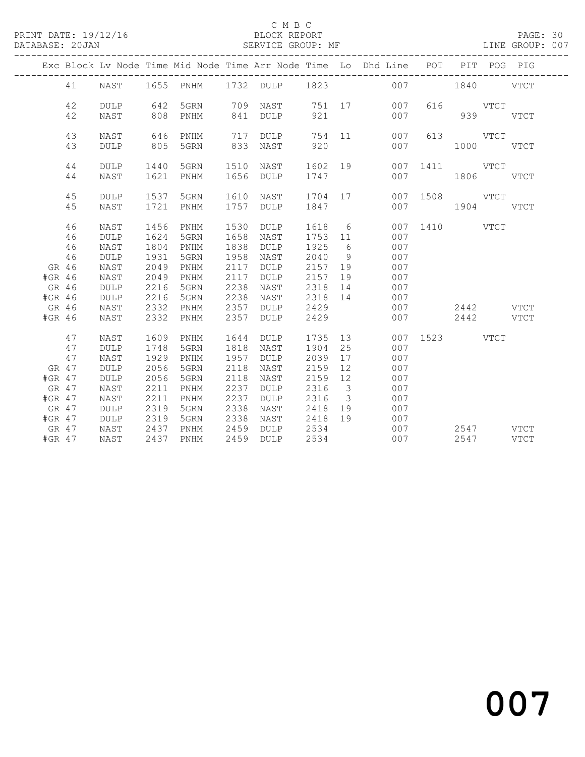C M B C
PRINT DATE: 19/12/16 BLOCK REPORT
DATABASE: 20JAN SERVICE GROUP: MF LINE GROUP: 007

| Exc | Block | Lv | Node | Time | Mid Node | Time | Arr Node | Time | Lo | Dhd Line | POT | PIT | POG | PIG |
|---|---|---|---|---|---|---|---|---|---|---|---|---|---|---|
| | 41 | | NAST | 1655 | PNHM | 1732 | DULP | 1823 | | 007 | | 1840 | | VTCT |
| | 42 | | DULP | 642 | 5GRN | 709 | NAST | 751 | 17 | 007 | 616 | | VTCT | |
| | 42 | | NAST | 808 | PNHM | 841 | DULP | 921 | | 007 | | 939 | | VTCT |
| | 43 | | NAST | 646 | PNHM | 717 | DULP | 754 | 11 | 007 | 613 | | VTCT | |
| | 43 | | DULP | 805 | 5GRN | 833 | NAST | 920 | | 007 | | 1000 | | VTCT |
| | 44 | | DULP | 1440 | 5GRN | 1510 | NAST | 1602 | 19 | 007 | 1411 | | VTCT | |
| | 44 | | NAST | 1621 | PNHM | 1656 | DULP | 1747 | | 007 | | 1806 | | VTCT |
| | 45 | | DULP | 1537 | 5GRN | 1610 | NAST | 1704 | 17 | 007 | 1508 | | VTCT | |
| | 45 | | NAST | 1721 | PNHM | 1757 | DULP | 1847 | | 007 | | 1904 | | VTCT |
| | 46 | | NAST | 1456 | PNHM | 1530 | DULP | 1618 | 6 | 007 | 1410 | | VTCT | |
| | 46 | | DULP | 1624 | 5GRN | 1658 | NAST | 1753 | 11 | 007 | | | | |
| | 46 | | NAST | 1804 | PNHM | 1838 | DULP | 1925 | 6 | 007 | | | | |
| | 46 | | DULP | 1931 | 5GRN | 1958 | NAST | 2040 | 9 | 007 | | | | |
| GR | 46 | | NAST | 2049 | PNHM | 2117 | DULP | 2157 | 19 | 007 | | | | |
| #GR | 46 | | NAST | 2049 | PNHM | 2117 | DULP | 2157 | 19 | 007 | | | | |
| GR | 46 | | DULP | 2216 | 5GRN | 2238 | NAST | 2318 | 14 | 007 | | | | |
| #GR | 46 | | DULP | 2216 | 5GRN | 2238 | NAST | 2318 | 14 | 007 | | | | |
| GR | 46 | | NAST | 2332 | PNHM | 2357 | DULP | 2429 | | 007 | | 2442 | | VTCT |
| #GR | 46 | | NAST | 2332 | PNHM | 2357 | DULP | 2429 | | 007 | | 2442 | | VTCT |
| | 47 | | NAST | 1609 | PNHM | 1644 | DULP | 1735 | 13 | 007 | 1523 | | VTCT | |
| | 47 | | DULP | 1748 | 5GRN | 1818 | NAST | 1904 | 25 | 007 | | | | |
| | 47 | | NAST | 1929 | PNHM | 1957 | DULP | 2039 | 17 | 007 | | | | |
| GR | 47 | | DULP | 2056 | 5GRN | 2118 | NAST | 2159 | 12 | 007 | | | | |
| #GR | 47 | | DULP | 2056 | 5GRN | 2118 | NAST | 2159 | 12 | 007 | | | | |
| GR | 47 | | NAST | 2211 | PNHM | 2237 | DULP | 2316 | 3 | 007 | | | | |
| #GR | 47 | | NAST | 2211 | PNHM | 2237 | DULP | 2316 | 3 | 007 | | | | |
| GR | 47 | | DULP | 2319 | 5GRN | 2338 | NAST | 2418 | 19 | 007 | | | | |
| #GR | 47 | | DULP | 2319 | 5GRN | 2338 | NAST | 2418 | 19 | 007 | | | | |
| GR | 47 | | NAST | 2437 | PNHM | 2459 | DULP | 2534 | | 007 | | 2547 | | VTCT |
| #GR | 47 | | NAST | 2437 | PNHM | 2459 | DULP | 2534 | | 007 | | 2547 | | VTCT |

007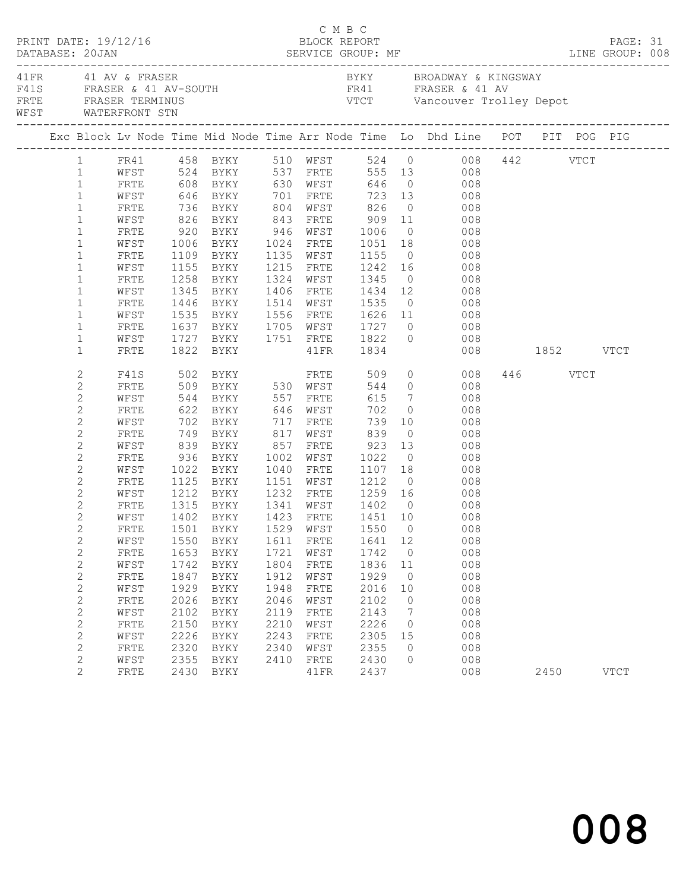C M B C

PRINT DATE: 19/12/16 BLOCK REPORT
DATABASE: 20JAN SERVICE GROUP: MF LINE GROUP: 008

| | | | |
|---|---|---|---|
| 41FR | 41 AV & FRASER | BYKY | BROADWAY & KINGSWAY |
| F41S | FRASER & 41 AV-SOUTH | FR41 | FRASER & 41 AV |
| FRTE | FRASER TERMINUS | VTCT | Vancouver Trolley Depot |
| WFST | WATERFRONT STN | | |

| Exc | Block | Lv Node | Time | Mid Node | Time | Arr Node | Time | Lo | Dhd Line | POT | PIT | POG | PIG |
|---|---|---|---|---|---|---|---|---|---|---|---|---|---|
| | 1 | FR41 | 458 | BYKY | 510 | WFST | 524 | 0 | 008 | 442 | | VTCT | |
| | 1 | WFST | 524 | BYKY | 537 | FRTE | 555 | 13 | 008 | | | | |
| | 1 | FRTE | 608 | BYKY | 630 | WFST | 646 | 0 | 008 | | | | |
| | 1 | WFST | 646 | BYKY | 701 | FRTE | 723 | 13 | 008 | | | | |
| | 1 | FRTE | 736 | BYKY | 804 | WFST | 826 | 0 | 008 | | | | |
| | 1 | WFST | 826 | BYKY | 843 | FRTE | 909 | 11 | 008 | | | | |
| | 1 | FRTE | 920 | BYKY | 946 | WFST | 1006 | 0 | 008 | | | | |
| | 1 | WFST | 1006 | BYKY | 1024 | FRTE | 1051 | 18 | 008 | | | | |
| | 1 | FRTE | 1109 | BYKY | 1135 | WFST | 1155 | 0 | 008 | | | | |
| | 1 | WFST | 1155 | BYKY | 1215 | FRTE | 1242 | 16 | 008 | | | | |
| | 1 | FRTE | 1258 | BYKY | 1324 | WFST | 1345 | 0 | 008 | | | | |
| | 1 | WFST | 1345 | BYKY | 1406 | FRTE | 1434 | 12 | 008 | | | | |
| | 1 | FRTE | 1446 | BYKY | 1514 | WFST | 1535 | 0 | 008 | | | | |
| | 1 | WFST | 1535 | BYKY | 1556 | FRTE | 1626 | 11 | 008 | | | | |
| | 1 | FRTE | 1637 | BYKY | 1705 | WFST | 1727 | 0 | 008 | | | | |
| | 1 | WFST | 1727 | BYKY | 1751 | FRTE | 1822 | 0 | 008 | | | | |
| | 1 | FRTE | 1822 | BYKY | | 41FR | 1834 | | 008 | | 1852 | | VTCT |
| | 2 | F41S | 502 | BYKY | | FRTE | 509 | 0 | 008 | 446 | | VTCT | |
| | 2 | FRTE | 509 | BYKY | 530 | WFST | 544 | 0 | 008 | | | | |
| | 2 | WFST | 544 | BYKY | 557 | FRTE | 615 | 7 | 008 | | | | |
| | 2 | FRTE | 622 | BYKY | 646 | WFST | 702 | 0 | 008 | | | | |
| | 2 | WFST | 702 | BYKY | 717 | FRTE | 739 | 10 | 008 | | | | |
| | 2 | FRTE | 749 | BYKY | 817 | WFST | 839 | 0 | 008 | | | | |
| | 2 | WFST | 839 | BYKY | 857 | FRTE | 923 | 13 | 008 | | | | |
| | 2 | FRTE | 936 | BYKY | 1002 | WFST | 1022 | 0 | 008 | | | | |
| | 2 | WFST | 1022 | BYKY | 1040 | FRTE | 1107 | 18 | 008 | | | | |
| | 2 | FRTE | 1125 | BYKY | 1151 | WFST | 1212 | 0 | 008 | | | | |
| | 2 | WFST | 1212 | BYKY | 1232 | FRTE | 1259 | 16 | 008 | | | | |
| | 2 | FRTE | 1315 | BYKY | 1341 | WFST | 1402 | 0 | 008 | | | | |
| | 2 | WFST | 1402 | BYKY | 1423 | FRTE | 1451 | 10 | 008 | | | | |
| | 2 | FRTE | 1501 | BYKY | 1529 | WFST | 1550 | 0 | 008 | | | | |
| | 2 | WFST | 1550 | BYKY | 1611 | FRTE | 1641 | 12 | 008 | | | | |
| | 2 | FRTE | 1653 | BYKY | 1721 | WFST | 1742 | 0 | 008 | | | | |
| | 2 | WFST | 1742 | BYKY | 1804 | FRTE | 1836 | 11 | 008 | | | | |
| | 2 | FRTE | 1847 | BYKY | 1912 | WFST | 1929 | 0 | 008 | | | | |
| | 2 | WFST | 1929 | BYKY | 1948 | FRTE | 2016 | 10 | 008 | | | | |
| | 2 | FRTE | 2026 | BYKY | 2046 | WFST | 2102 | 0 | 008 | | | | |
| | 2 | WFST | 2102 | BYKY | 2119 | FRTE | 2143 | 7 | 008 | | | | |
| | 2 | FRTE | 2150 | BYKY | 2210 | WFST | 2226 | 0 | 008 | | | | |
| | 2 | WFST | 2226 | BYKY | 2243 | FRTE | 2305 | 15 | 008 | | | | |
| | 2 | FRTE | 2320 | BYKY | 2340 | WFST | 2355 | 0 | 008 | | | | |
| | 2 | WFST | 2355 | BYKY | 2410 | FRTE | 2430 | 0 | 008 | | | | |
| | 2 | FRTE | 2430 | BYKY | | 41FR | 2437 | | 008 | | 2450 | | VTCT |

008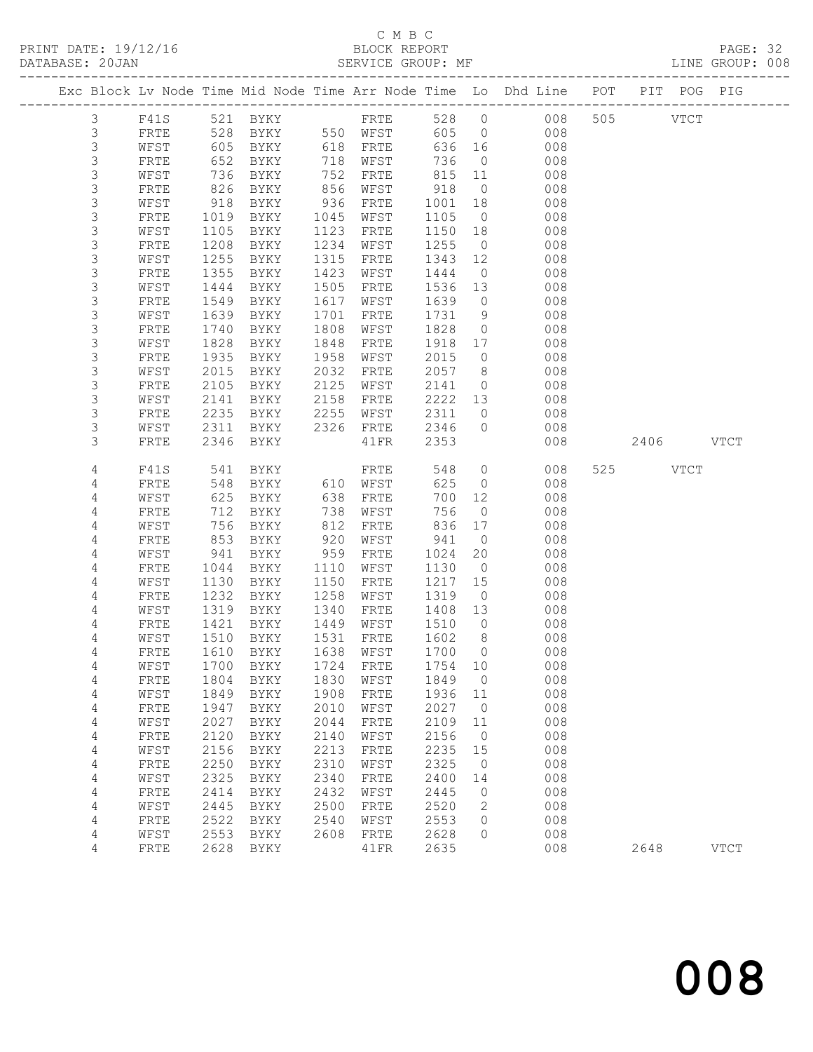C M B C
PRINT DATE: 19/12/16 BLOCK REPORT
DATABASE: 20JAN SERVICE GROUP: MF LINE GROUP: 008

| Exc | Block | Lv | Node | Time | Mid | Node | Time | Arr | Node | Time | Lo | Dhd | Line | POT | PIT | POG | PIG |
|---|---|---|---|---|---|---|---|---|---|---|---|---|---|---|---|---|---|
| | 3 | | F41S | 521 | BYKY | | | FRTE | | 528 | 0 | | 008 | 505 | | VTCT | |
| | 3 | | FRTE | 528 | BYKY | | 550 | WFST | | 605 | 0 | | 008 | | | | |
| | 3 | | WFST | 605 | BYKY | | 618 | FRTE | | 636 | 16 | | 008 | | | | |
| | 3 | | FRTE | 652 | BYKY | | 718 | WFST | | 736 | 0 | | 008 | | | | |
| | 3 | | WFST | 736 | BYKY | | 752 | FRTE | | 815 | 11 | | 008 | | | | |
| | 3 | | FRTE | 826 | BYKY | | 856 | WFST | | 918 | 0 | | 008 | | | | |
| | 3 | | WFST | 918 | BYKY | | 936 | FRTE | | 1001 | 18 | | 008 | | | | |
| | 3 | | FRTE | 1019 | BYKY | | 1045 | WFST | | 1105 | 0 | | 008 | | | | |
| | 3 | | WFST | 1105 | BYKY | | 1123 | FRTE | | 1150 | 18 | | 008 | | | | |
| | 3 | | FRTE | 1208 | BYKY | | 1234 | WFST | | 1255 | 0 | | 008 | | | | |
| | 3 | | WFST | 1255 | BYKY | | 1315 | FRTE | | 1343 | 12 | | 008 | | | | |
| | 3 | | FRTE | 1355 | BYKY | | 1423 | WFST | | 1444 | 0 | | 008 | | | | |
| | 3 | | WFST | 1444 | BYKY | | 1505 | FRTE | | 1536 | 13 | | 008 | | | | |
| | 3 | | FRTE | 1549 | BYKY | | 1617 | WFST | | 1639 | 0 | | 008 | | | | |
| | 3 | | WFST | 1639 | BYKY | | 1701 | FRTE | | 1731 | 9 | | 008 | | | | |
| | 3 | | FRTE | 1740 | BYKY | | 1808 | WFST | | 1828 | 0 | | 008 | | | | |
| | 3 | | WFST | 1828 | BYKY | | 1848 | FRTE | | 1918 | 17 | | 008 | | | | |
| | 3 | | FRTE | 1935 | BYKY | | 1958 | WFST | | 2015 | 0 | | 008 | | | | |
| | 3 | | WFST | 2015 | BYKY | | 2032 | FRTE | | 2057 | 8 | | 008 | | | | |
| | 3 | | FRTE | 2105 | BYKY | | 2125 | WFST | | 2141 | 0 | | 008 | | | | |
| | 3 | | WFST | 2141 | BYKY | | 2158 | FRTE | | 2222 | 13 | | 008 | | | | |
| | 3 | | FRTE | 2235 | BYKY | | 2255 | WFST | | 2311 | 0 | | 008 | | | | |
| | 3 | | WFST | 2311 | BYKY | | 2326 | FRTE | | 2346 | 0 | | 008 | | | | |
| | 3 | | FRTE | 2346 | BYKY | | | 41FR | | 2353 | | | 008 | | 2406 | | VTCT |
| | 4 | | F41S | 541 | BYKY | | | FRTE | | 548 | 0 | | 008 | 525 | | VTCT | |
| | 4 | | FRTE | 548 | BYKY | | 610 | WFST | | 625 | 0 | | 008 | | | | |
| | 4 | | WFST | 625 | BYKY | | 638 | FRTE | | 700 | 12 | | 008 | | | | |
| | 4 | | FRTE | 712 | BYKY | | 738 | WFST | | 756 | 0 | | 008 | | | | |
| | 4 | | WFST | 756 | BYKY | | 812 | FRTE | | 836 | 17 | | 008 | | | | |
| | 4 | | FRTE | 853 | BYKY | | 920 | WFST | | 941 | 0 | | 008 | | | | |
| | 4 | | WFST | 941 | BYKY | | 959 | FRTE | | 1024 | 20 | | 008 | | | | |
| | 4 | | FRTE | 1044 | BYKY | | 1110 | WFST | | 1130 | 0 | | 008 | | | | |
| | 4 | | WFST | 1130 | BYKY | | 1150 | FRTE | | 1217 | 15 | | 008 | | | | |
| | 4 | | FRTE | 1232 | BYKY | | 1258 | WFST | | 1319 | 0 | | 008 | | | | |
| | 4 | | WFST | 1319 | BYKY | | 1340 | FRTE | | 1408 | 13 | | 008 | | | | |
| | 4 | | FRTE | 1421 | BYKY | | 1449 | WFST | | 1510 | 0 | | 008 | | | | |
| | 4 | | WFST | 1510 | BYKY | | 1531 | FRTE | | 1602 | 8 | | 008 | | | | |
| | 4 | | FRTE | 1610 | BYKY | | 1638 | WFST | | 1700 | 0 | | 008 | | | | |
| | 4 | | WFST | 1700 | BYKY | | 1724 | FRTE | | 1754 | 10 | | 008 | | | | |
| | 4 | | FRTE | 1804 | BYKY | | 1830 | WFST | | 1849 | 0 | | 008 | | | | |
| | 4 | | WFST | 1849 | BYKY | | 1908 | FRTE | | 1936 | 11 | | 008 | | | | |
| | 4 | | FRTE | 1947 | BYKY | | 2010 | WFST | | 2027 | 0 | | 008 | | | | |
| | 4 | | WFST | 2027 | BYKY | | 2044 | FRTE | | 2109 | 11 | | 008 | | | | |
| | 4 | | FRTE | 2120 | BYKY | | 2140 | WFST | | 2156 | 0 | | 008 | | | | |
| | 4 | | WFST | 2156 | BYKY | | 2213 | FRTE | | 2235 | 15 | | 008 | | | | |
| | 4 | | FRTE | 2250 | BYKY | | 2310 | WFST | | 2325 | 0 | | 008 | | | | |
| | 4 | | WFST | 2325 | BYKY | | 2340 | FRTE | | 2400 | 14 | | 008 | | | | |
| | 4 | | FRTE | 2414 | BYKY | | 2432 | WFST | | 2445 | 0 | | 008 | | | | |
| | 4 | | WFST | 2445 | BYKY | | 2500 | FRTE | | 2520 | 2 | | 008 | | | | |
| | 4 | | FRTE | 2522 | BYKY | | 2540 | WFST | | 2553 | 0 | | 008 | | | | |
| | 4 | | WFST | 2553 | BYKY | | 2608 | FRTE | | 2628 | 0 | | 008 | | | | |
| | 4 | | FRTE | 2628 | BYKY | | | 41FR | | 2635 | | | 008 | | 2648 | | VTCT |

008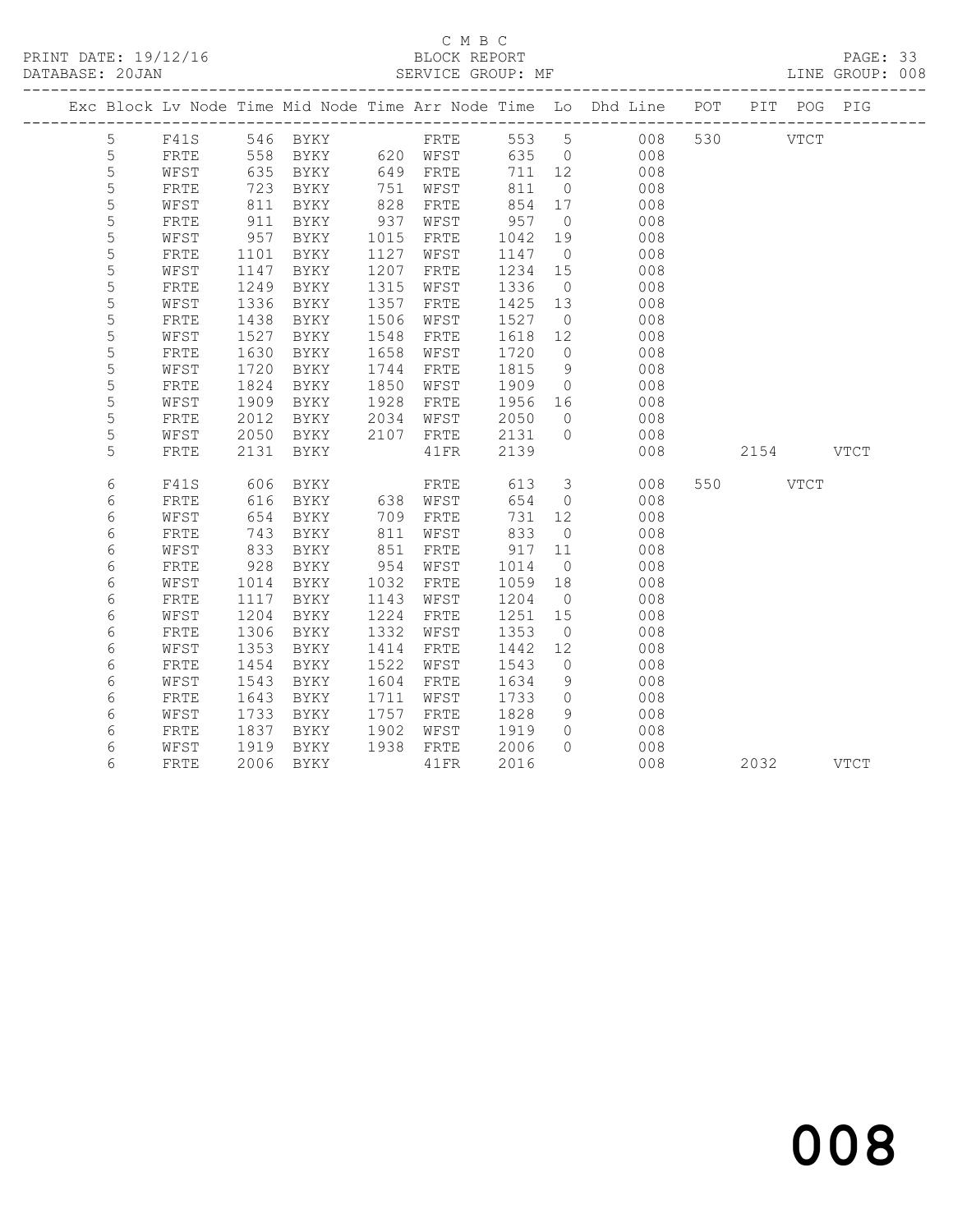C M B C
BLOCK REPORT
SERVICE GROUP: MF

PRINT DATE: 19/12/16
DATABASE: 20JAN
LINE GROUP: 008

| Exc | Block | Lv | Node | Time | Mid Node | Time | Arr Node | Time | Lo | Dhd Line | POT | PIT | POG | PIG |
|---|---|---|---|---|---|---|---|---|---|---|---|---|---|---|
| | 5 | | F41S | 546 | BYKY | | FRTE | 553 | 5 | 008 | 530 | | VTCT | |
| | 5 | | FRTE | 558 | BYKY | 620 | WFST | 635 | 0 | 008 | | | | |
| | 5 | | WFST | 635 | BYKY | 649 | FRTE | 711 | 12 | 008 | | | | |
| | 5 | | FRTE | 723 | BYKY | 751 | WFST | 811 | 0 | 008 | | | | |
| | 5 | | WFST | 811 | BYKY | 828 | FRTE | 854 | 17 | 008 | | | | |
| | 5 | | FRTE | 911 | BYKY | 937 | WFST | 957 | 0 | 008 | | | | |
| | 5 | | WFST | 957 | BYKY | 1015 | FRTE | 1042 | 19 | 008 | | | | |
| | 5 | | FRTE | 1101 | BYKY | 1127 | WFST | 1147 | 0 | 008 | | | | |
| | 5 | | WFST | 1147 | BYKY | 1207 | FRTE | 1234 | 15 | 008 | | | | |
| | 5 | | FRTE | 1249 | BYKY | 1315 | WFST | 1336 | 0 | 008 | | | | |
| | 5 | | WFST | 1336 | BYKY | 1357 | FRTE | 1425 | 13 | 008 | | | | |
| | 5 | | FRTE | 1438 | BYKY | 1506 | WFST | 1527 | 0 | 008 | | | | |
| | 5 | | WFST | 1527 | BYKY | 1548 | FRTE | 1618 | 12 | 008 | | | | |
| | 5 | | FRTE | 1630 | BYKY | 1658 | WFST | 1720 | 0 | 008 | | | | |
| | 5 | | WFST | 1720 | BYKY | 1744 | FRTE | 1815 | 9 | 008 | | | | |
| | 5 | | FRTE | 1824 | BYKY | 1850 | WFST | 1909 | 0 | 008 | | | | |
| | 5 | | WFST | 1909 | BYKY | 1928 | FRTE | 1956 | 16 | 008 | | | | |
| | 5 | | FRTE | 2012 | BYKY | 2034 | WFST | 2050 | 0 | 008 | | | | |
| | 5 | | WFST | 2050 | BYKY | 2107 | FRTE | 2131 | 0 | 008 | | | | |
| | 5 | | FRTE | 2131 | BYKY | | 41FR | 2139 | | 008 | | 2154 | | VTCT |
| | 6 | | F41S | 606 | BYKY | | FRTE | 613 | 3 | 008 | 550 | | VTCT | |
| | 6 | | FRTE | 616 | BYKY | 638 | WFST | 654 | 0 | 008 | | | | |
| | 6 | | WFST | 654 | BYKY | 709 | FRTE | 731 | 12 | 008 | | | | |
| | 6 | | FRTE | 743 | BYKY | 811 | WFST | 833 | 0 | 008 | | | | |
| | 6 | | WFST | 833 | BYKY | 851 | FRTE | 917 | 11 | 008 | | | | |
| | 6 | | FRTE | 928 | BYKY | 954 | WFST | 1014 | 0 | 008 | | | | |
| | 6 | | WFST | 1014 | BYKY | 1032 | FRTE | 1059 | 18 | 008 | | | | |
| | 6 | | FRTE | 1117 | BYKY | 1143 | WFST | 1204 | 0 | 008 | | | | |
| | 6 | | WFST | 1204 | BYKY | 1224 | FRTE | 1251 | 15 | 008 | | | | |
| | 6 | | FRTE | 1306 | BYKY | 1332 | WFST | 1353 | 0 | 008 | | | | |
| | 6 | | WFST | 1353 | BYKY | 1414 | FRTE | 1442 | 12 | 008 | | | | |
| | 6 | | FRTE | 1454 | BYKY | 1522 | WFST | 1543 | 0 | 008 | | | | |
| | 6 | | WFST | 1543 | BYKY | 1604 | FRTE | 1634 | 9 | 008 | | | | |
| | 6 | | FRTE | 1643 | BYKY | 1711 | WFST | 1733 | 0 | 008 | | | | |
| | 6 | | WFST | 1733 | BYKY | 1757 | FRTE | 1828 | 9 | 008 | | | | |
| | 6 | | FRTE | 1837 | BYKY | 1902 | WFST | 1919 | 0 | 008 | | | | |
| | 6 | | WFST | 1919 | BYKY | 1938 | FRTE | 2006 | 0 | 008 | | | | |
| | 6 | | FRTE | 2006 | BYKY | | 41FR | 2016 | | 008 | | 2032 | | VTCT |

008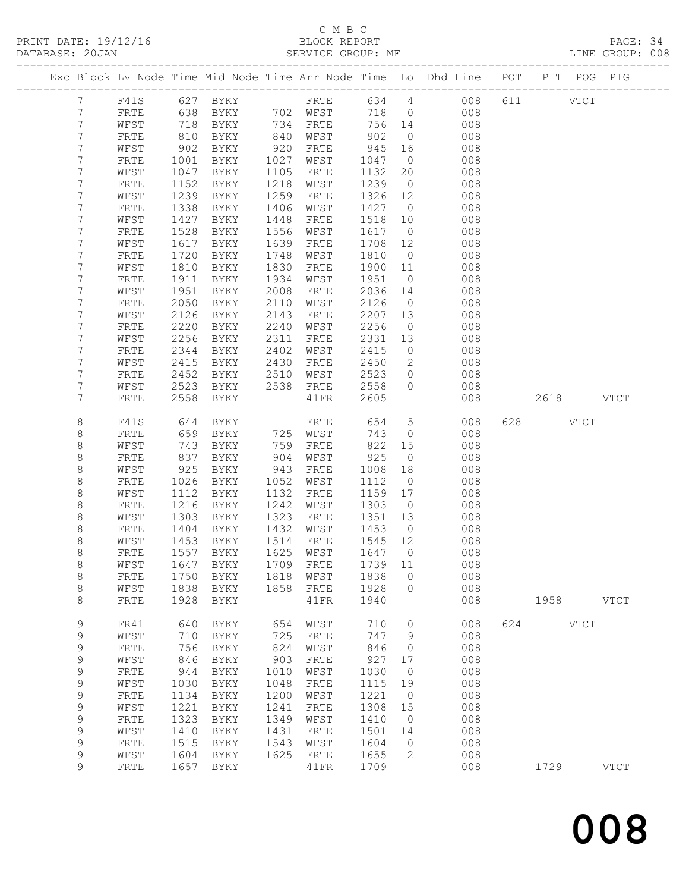C M B C

BLOCK REPORT

SERVICE GROUP: MF

PRINT DATE: 19/12/16
DATABASE: 20JAN

LINE GROUP: 008

| Exc | Block | Lv | Node | Time | Mid Node | Time | Arr Node | Time | Lo | Dhd Line | POT | PIT | POG | PIG |
|---|---|---|---|---|---|---|---|---|---|---|---|---|---|---|
| | 7 | | F41S | 627 | BYKY | | FRTE | 634 | 4 | 008 | 611 | | VTCT | |
| | 7 | | FRTE | 638 | BYKY | 702 | WFST | 718 | 0 | 008 | | | | |
| | 7 | | WFST | 718 | BYKY | 734 | FRTE | 756 | 14 | 008 | | | | |
| | 7 | | FRTE | 810 | BYKY | 840 | WFST | 902 | 0 | 008 | | | | |
| | 7 | | WFST | 902 | BYKY | 920 | FRTE | 945 | 16 | 008 | | | | |
| | 7 | | FRTE | 1001 | BYKY | 1027 | WFST | 1047 | 0 | 008 | | | | |
| | 7 | | WFST | 1047 | BYKY | 1105 | FRTE | 1132 | 20 | 008 | | | | |
| | 7 | | FRTE | 1152 | BYKY | 1218 | WFST | 1239 | 0 | 008 | | | | |
| | 7 | | WFST | 1239 | BYKY | 1259 | FRTE | 1326 | 12 | 008 | | | | |
| | 7 | | FRTE | 1338 | BYKY | 1406 | WFST | 1427 | 0 | 008 | | | | |
| | 7 | | WFST | 1427 | BYKY | 1448 | FRTE | 1518 | 10 | 008 | | | | |
| | 7 | | FRTE | 1528 | BYKY | 1556 | WFST | 1617 | 0 | 008 | | | | |
| | 7 | | WFST | 1617 | BYKY | 1639 | FRTE | 1708 | 12 | 008 | | | | |
| | 7 | | FRTE | 1720 | BYKY | 1748 | WFST | 1810 | 0 | 008 | | | | |
| | 7 | | WFST | 1810 | BYKY | 1830 | FRTE | 1900 | 11 | 008 | | | | |
| | 7 | | FRTE | 1911 | BYKY | 1934 | WFST | 1951 | 0 | 008 | | | | |
| | 7 | | WFST | 1951 | BYKY | 2008 | FRTE | 2036 | 14 | 008 | | | | |
| | 7 | | FRTE | 2050 | BYKY | 2110 | WFST | 2126 | 0 | 008 | | | | |
| | 7 | | WFST | 2126 | BYKY | 2143 | FRTE | 2207 | 13 | 008 | | | | |
| | 7 | | FRTE | 2220 | BYKY | 2240 | WFST | 2256 | 0 | 008 | | | | |
| | 7 | | WFST | 2256 | BYKY | 2311 | FRTE | 2331 | 13 | 008 | | | | |
| | 7 | | FRTE | 2344 | BYKY | 2402 | WFST | 2415 | 0 | 008 | | | | |
| | 7 | | WFST | 2415 | BYKY | 2430 | FRTE | 2450 | 2 | 008 | | | | |
| | 7 | | FRTE | 2452 | BYKY | 2510 | WFST | 2523 | 0 | 008 | | | | |
| | 7 | | WFST | 2523 | BYKY | 2538 | FRTE | 2558 | 0 | 008 | | | | |
| | 7 | | FRTE | 2558 | BYKY | | 41FR | 2605 | | 008 | | 2618 | | VTCT |
| | 8 | | F41S | 644 | BYKY | | FRTE | 654 | 5 | 008 | 628 | | VTCT | |
| | 8 | | FRTE | 659 | BYKY | 725 | WFST | 743 | 0 | 008 | | | | |
| | 8 | | WFST | 743 | BYKY | 759 | FRTE | 822 | 15 | 008 | | | | |
| | 8 | | FRTE | 837 | BYKY | 904 | WFST | 925 | 0 | 008 | | | | |
| | 8 | | WFST | 925 | BYKY | 943 | FRTE | 1008 | 18 | 008 | | | | |
| | 8 | | FRTE | 1026 | BYKY | 1052 | WFST | 1112 | 0 | 008 | | | | |
| | 8 | | WFST | 1112 | BYKY | 1132 | FRTE | 1159 | 17 | 008 | | | | |
| | 8 | | FRTE | 1216 | BYKY | 1242 | WFST | 1303 | 0 | 008 | | | | |
| | 8 | | WFST | 1303 | BYKY | 1323 | FRTE | 1351 | 13 | 008 | | | | |
| | 8 | | FRTE | 1404 | BYKY | 1432 | WFST | 1453 | 0 | 008 | | | | |
| | 8 | | WFST | 1453 | BYKY | 1514 | FRTE | 1545 | 12 | 008 | | | | |
| | 8 | | FRTE | 1557 | BYKY | 1625 | WFST | 1647 | 0 | 008 | | | | |
| | 8 | | WFST | 1647 | BYKY | 1709 | FRTE | 1739 | 11 | 008 | | | | |
| | 8 | | FRTE | 1750 | BYKY | 1818 | WFST | 1838 | 0 | 008 | | | | |
| | 8 | | WFST | 1838 | BYKY | 1858 | FRTE | 1928 | 0 | 008 | | | | |
| | 8 | | FRTE | 1928 | BYKY | | 41FR | 1940 | | 008 | | 1958 | | VTCT |
| | 9 | | FR41 | 640 | BYKY | 654 | WFST | 710 | 0 | 008 | 624 | | VTCT | |
| | 9 | | WFST | 710 | BYKY | 725 | FRTE | 747 | 9 | 008 | | | | |
| | 9 | | FRTE | 756 | BYKY | 824 | WFST | 846 | 0 | 008 | | | | |
| | 9 | | WFST | 846 | BYKY | 903 | FRTE | 927 | 17 | 008 | | | | |
| | 9 | | FRTE | 944 | BYKY | 1010 | WFST | 1030 | 0 | 008 | | | | |
| | 9 | | WFST | 1030 | BYKY | 1048 | FRTE | 1115 | 19 | 008 | | | | |
| | 9 | | FRTE | 1134 | BYKY | 1200 | WFST | 1221 | 0 | 008 | | | | |
| | 9 | | WFST | 1221 | BYKY | 1241 | FRTE | 1308 | 15 | 008 | | | | |
| | 9 | | FRTE | 1323 | BYKY | 1349 | WFST | 1410 | 0 | 008 | | | | |
| | 9 | | WFST | 1410 | BYKY | 1431 | FRTE | 1501 | 14 | 008 | | | | |
| | 9 | | FRTE | 1515 | BYKY | 1543 | WFST | 1604 | 0 | 008 | | | | |
| | 9 | | WFST | 1604 | BYKY | 1625 | FRTE | 1655 | 2 | 008 | | | | |
| | 9 | | FRTE | 1657 | BYKY | | 41FR | 1709 | | 008 | | 1729 | | VTCT |

# 008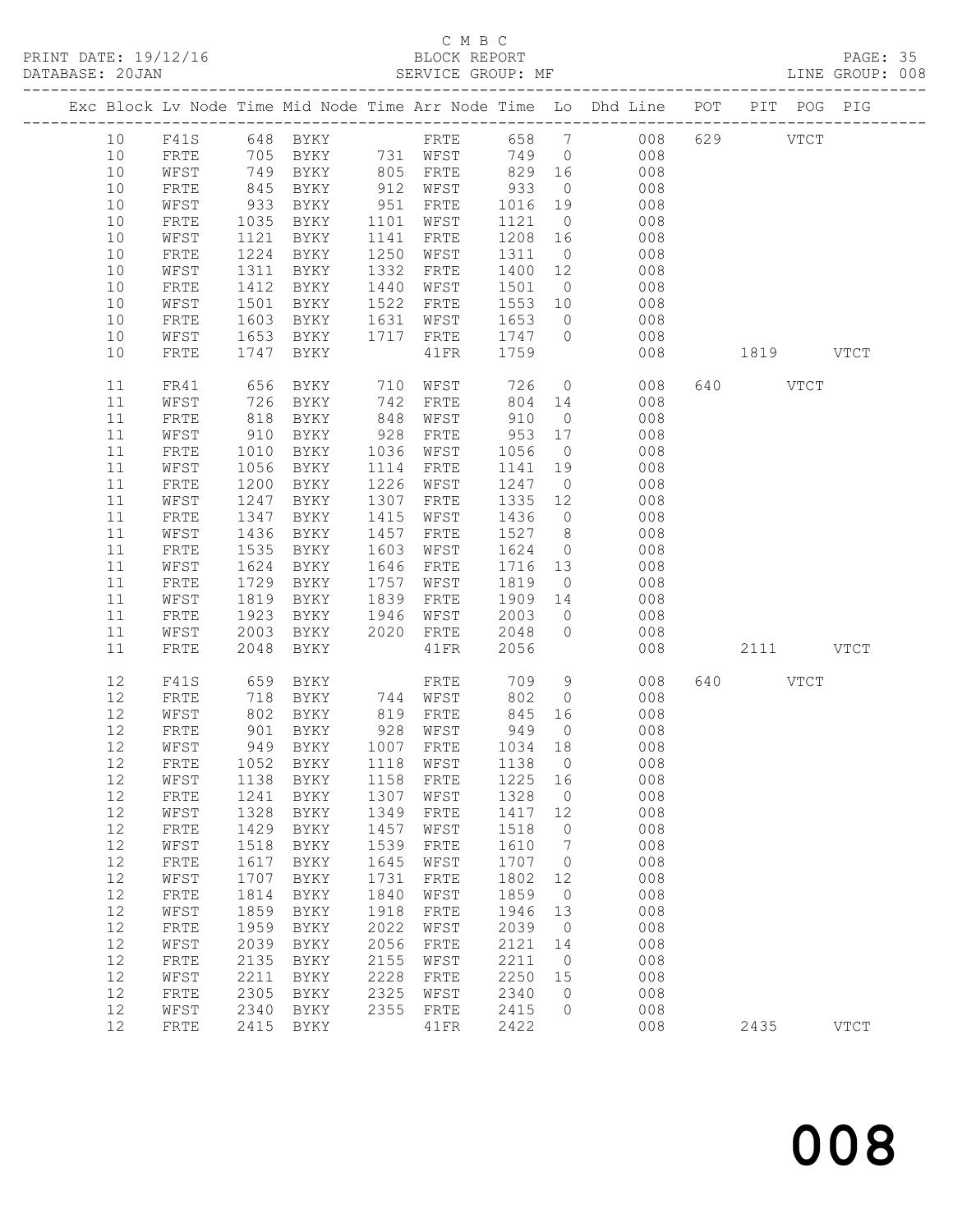C M B C
BLOCK REPORT
SERVICE GROUP: MF

PRINT DATE: 19/12/16
DATABASE: 20JAN

LINE GROUP: 008

| Exc | Block | Lv | Node | Time | Mid | Node | Time | Arr | Node | Time | Lo | Dhd Line | POT | PIT | POG | PIG |
|---|---|---|---|---|---|---|---|---|---|---|---|---|---|---|---|---|
| | 10 | | F41S | 648 | | BYKY | | | FRTE | 658 | 7 | 008 | 629 | | VTCT | |
| | 10 | | FRTE | 705 | | BYKY | 731 | | WFST | 749 | 0 | 008 | | | | |
| | 10 | | WFST | 749 | | BYKY | 805 | | FRTE | 829 | 16 | 008 | | | | |
| | 10 | | FRTE | 845 | | BYKY | 912 | | WFST | 933 | 0 | 008 | | | | |
| | 10 | | WFST | 933 | | BYKY | 951 | | FRTE | 1016 | 19 | 008 | | | | |
| | 10 | | FRTE | 1035 | | BYKY | 1101 | | WFST | 1121 | 0 | 008 | | | | |
| | 10 | | WFST | 1121 | | BYKY | 1141 | | FRTE | 1208 | 16 | 008 | | | | |
| | 10 | | FRTE | 1224 | | BYKY | 1250 | | WFST | 1311 | 0 | 008 | | | | |
| | 10 | | WFST | 1311 | | BYKY | 1332 | | FRTE | 1400 | 12 | 008 | | | | |
| | 10 | | FRTE | 1412 | | BYKY | 1440 | | WFST | 1501 | 0 | 008 | | | | |
| | 10 | | WFST | 1501 | | BYKY | 1522 | | FRTE | 1553 | 10 | 008 | | | | |
| | 10 | | FRTE | 1603 | | BYKY | 1631 | | WFST | 1653 | 0 | 008 | | | | |
| | 10 | | WFST | 1653 | | BYKY | 1717 | | FRTE | 1747 | 0 | 008 | | | | |
| | 10 | | FRTE | 1747 | | BYKY | | | 41FR | 1759 | | 008 | | 1819 | | VTCT |
| | 11 | | FR41 | 656 | | BYKY | 710 | | WFST | 726 | 0 | 008 | 640 | | VTCT | |
| | 11 | | WFST | 726 | | BYKY | 742 | | FRTE | 804 | 14 | 008 | | | | |
| | 11 | | FRTE | 818 | | BYKY | 848 | | WFST | 910 | 0 | 008 | | | | |
| | 11 | | WFST | 910 | | BYKY | 928 | | FRTE | 953 | 17 | 008 | | | | |
| | 11 | | FRTE | 1010 | | BYKY | 1036 | | WFST | 1056 | 0 | 008 | | | | |
| | 11 | | WFST | 1056 | | BYKY | 1114 | | FRTE | 1141 | 19 | 008 | | | | |
| | 11 | | FRTE | 1200 | | BYKY | 1226 | | WFST | 1247 | 0 | 008 | | | | |
| | 11 | | WFST | 1247 | | BYKY | 1307 | | FRTE | 1335 | 12 | 008 | | | | |
| | 11 | | FRTE | 1347 | | BYKY | 1415 | | WFST | 1436 | 0 | 008 | | | | |
| | 11 | | WFST | 1436 | | BYKY | 1457 | | FRTE | 1527 | 8 | 008 | | | | |
| | 11 | | FRTE | 1535 | | BYKY | 1603 | | WFST | 1624 | 0 | 008 | | | | |
| | 11 | | WFST | 1624 | | BYKY | 1646 | | FRTE | 1716 | 13 | 008 | | | | |
| | 11 | | FRTE | 1729 | | BYKY | 1757 | | WFST | 1819 | 0 | 008 | | | | |
| | 11 | | WFST | 1819 | | BYKY | 1839 | | FRTE | 1909 | 14 | 008 | | | | |
| | 11 | | FRTE | 1923 | | BYKY | 1946 | | WFST | 2003 | 0 | 008 | | | | |
| | 11 | | WFST | 2003 | | BYKY | 2020 | | FRTE | 2048 | 0 | 008 | | | | |
| | 11 | | FRTE | 2048 | | BYKY | | | 41FR | 2056 | | 008 | | 2111 | | VTCT |
| | 12 | | F41S | 659 | | BYKY | | | FRTE | 709 | 9 | 008 | 640 | | VTCT | |
| | 12 | | FRTE | 718 | | BYKY | 744 | | WFST | 802 | 0 | 008 | | | | |
| | 12 | | WFST | 802 | | BYKY | 819 | | FRTE | 845 | 16 | 008 | | | | |
| | 12 | | FRTE | 901 | | BYKY | 928 | | WFST | 949 | 0 | 008 | | | | |
| | 12 | | WFST | 949 | | BYKY | 1007 | | FRTE | 1034 | 18 | 008 | | | | |
| | 12 | | FRTE | 1052 | | BYKY | 1118 | | WFST | 1138 | 0 | 008 | | | | |
| | 12 | | WFST | 1138 | | BYKY | 1158 | | FRTE | 1225 | 16 | 008 | | | | |
| | 12 | | FRTE | 1241 | | BYKY | 1307 | | WFST | 1328 | 0 | 008 | | | | |
| | 12 | | WFST | 1328 | | BYKY | 1349 | | FRTE | 1417 | 12 | 008 | | | | |
| | 12 | | FRTE | 1429 | | BYKY | 1457 | | WFST | 1518 | 0 | 008 | | | | |
| | 12 | | WFST | 1518 | | BYKY | 1539 | | FRTE | 1610 | 7 | 008 | | | | |
| | 12 | | FRTE | 1617 | | BYKY | 1645 | | WFST | 1707 | 0 | 008 | | | | |
| | 12 | | WFST | 1707 | | BYKY | 1731 | | FRTE | 1802 | 12 | 008 | | | | |
| | 12 | | FRTE | 1814 | | BYKY | 1840 | | WFST | 1859 | 0 | 008 | | | | |
| | 12 | | WFST | 1859 | | BYKY | 1918 | | FRTE | 1946 | 13 | 008 | | | | |
| | 12 | | FRTE | 1959 | | BYKY | 2022 | | WFST | 2039 | 0 | 008 | | | | |
| | 12 | | WFST | 2039 | | BYKY | 2056 | | FRTE | 2121 | 14 | 008 | | | | |
| | 12 | | FRTE | 2135 | | BYKY | 2155 | | WFST | 2211 | 0 | 008 | | | | |
| | 12 | | WFST | 2211 | | BYKY | 2228 | | FRTE | 2250 | 15 | 008 | | | | |
| | 12 | | FRTE | 2305 | | BYKY | 2325 | | WFST | 2340 | 0 | 008 | | | | |
| | 12 | | WFST | 2340 | | BYKY | 2355 | | FRTE | 2415 | 0 | 008 | | | | |
| | 12 | | FRTE | 2415 | | BYKY | | | 41FR | 2422 | | 008 | | 2435 | | VTCT |

008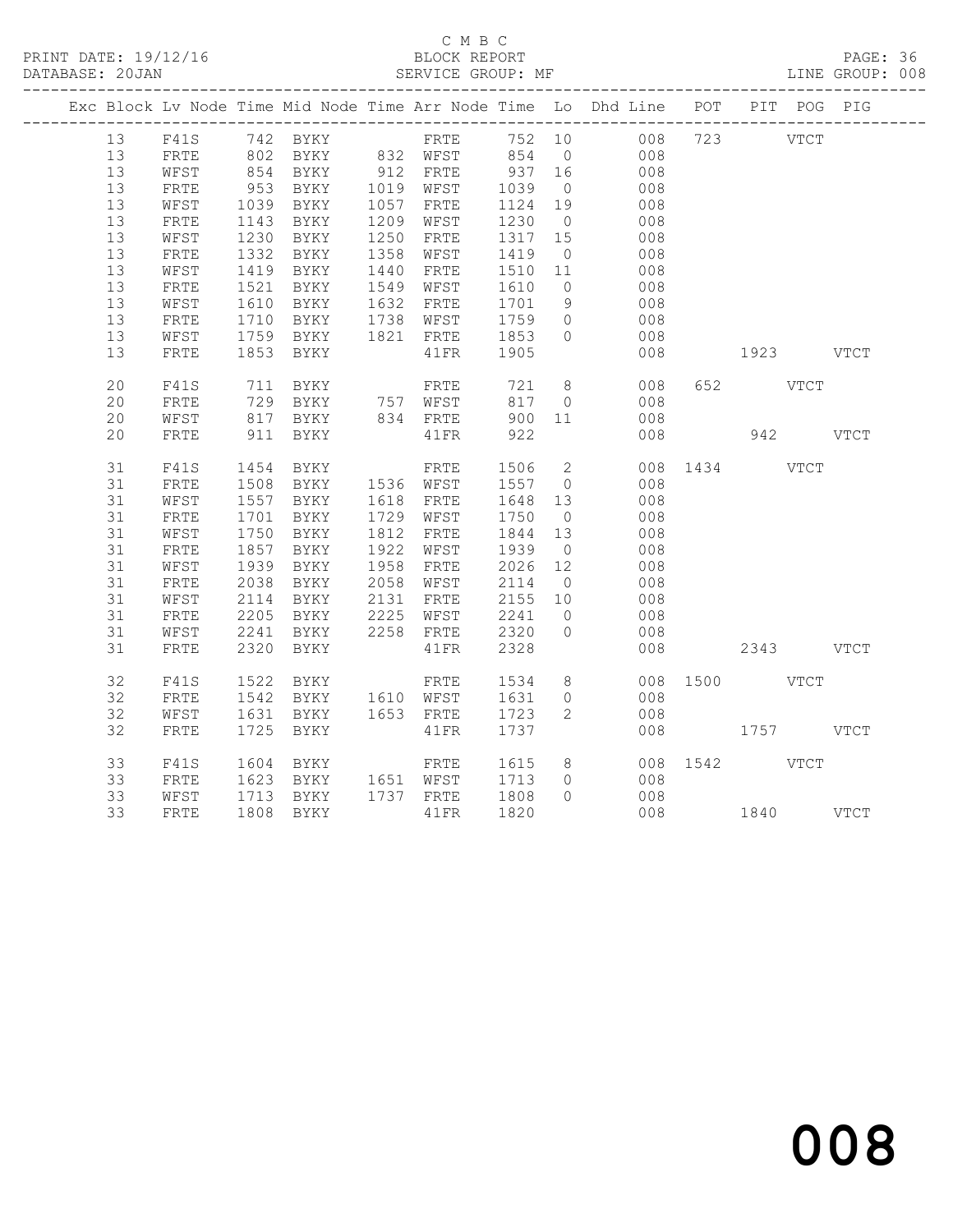C M B C

PRINT DATE: 19/12/16 BLOCK REPORT PAGE: 36
DATABASE: 20JAN SERVICE GROUP: MF LINE GROUP: 008

| Exc | Block | Lv | Node | Time | Mid Node | Time | Arr Node | Time | Lo | Dhd Line | POT | PIT | POG | PIG |
|---|---|---|---|---|---|---|---|---|---|---|---|---|---|---|
| | 13 | | F41S | 742 | BYKY | | FRTE | 752 | 10 | 008 | 723 | | VTCT | |
| | 13 | | FRTE | 802 | BYKY | 832 | WFST | 854 | 0 | 008 | | | | |
| | 13 | | WFST | 854 | BYKY | 912 | FRTE | 937 | 16 | 008 | | | | |
| | 13 | | FRTE | 953 | BYKY | 1019 | WFST | 1039 | 0 | 008 | | | | |
| | 13 | | WFST | 1039 | BYKY | 1057 | FRTE | 1124 | 19 | 008 | | | | |
| | 13 | | FRTE | 1143 | BYKY | 1209 | WFST | 1230 | 0 | 008 | | | | |
| | 13 | | WFST | 1230 | BYKY | 1250 | FRTE | 1317 | 15 | 008 | | | | |
| | 13 | | FRTE | 1332 | BYKY | 1358 | WFST | 1419 | 0 | 008 | | | | |
| | 13 | | WFST | 1419 | BYKY | 1440 | FRTE | 1510 | 11 | 008 | | | | |
| | 13 | | FRTE | 1521 | BYKY | 1549 | WFST | 1610 | 0 | 008 | | | | |
| | 13 | | WFST | 1610 | BYKY | 1632 | FRTE | 1701 | 9 | 008 | | | | |
| | 13 | | FRTE | 1710 | BYKY | 1738 | WFST | 1759 | 0 | 008 | | | | |
| | 13 | | WFST | 1759 | BYKY | 1821 | FRTE | 1853 | 0 | 008 | | | | |
| | 13 | | FRTE | 1853 | BYKY | | 41FR | 1905 | | 008 | | 1923 | | VTCT |
| | 20 | | F41S | 711 | BYKY | | FRTE | 721 | 8 | 008 | 652 | | VTCT | |
| | 20 | | FRTE | 729 | BYKY | 757 | WFST | 817 | 0 | 008 | | | | |
| | 20 | | WFST | 817 | BYKY | 834 | FRTE | 900 | 11 | 008 | | | | |
| | 20 | | FRTE | 911 | BYKY | | 41FR | 922 | | 008 | | 942 | | VTCT |
| | 31 | | F41S | 1454 | BYKY | | FRTE | 1506 | 2 | 008 | 1434 | | VTCT | |
| | 31 | | FRTE | 1508 | BYKY | 1536 | WFST | 1557 | 0 | 008 | | | | |
| | 31 | | WFST | 1557 | BYKY | 1618 | FRTE | 1648 | 13 | 008 | | | | |
| | 31 | | FRTE | 1701 | BYKY | 1729 | WFST | 1750 | 0 | 008 | | | | |
| | 31 | | WFST | 1750 | BYKY | 1812 | FRTE | 1844 | 13 | 008 | | | | |
| | 31 | | FRTE | 1857 | BYKY | 1922 | WFST | 1939 | 0 | 008 | | | | |
| | 31 | | WFST | 1939 | BYKY | 1958 | FRTE | 2026 | 12 | 008 | | | | |
| | 31 | | FRTE | 2038 | BYKY | 2058 | WFST | 2114 | 0 | 008 | | | | |
| | 31 | | WFST | 2114 | BYKY | 2131 | FRTE | 2155 | 10 | 008 | | | | |
| | 31 | | FRTE | 2205 | BYKY | 2225 | WFST | 2241 | 0 | 008 | | | | |
| | 31 | | WFST | 2241 | BYKY | 2258 | FRTE | 2320 | 0 | 008 | | | | |
| | 31 | | FRTE | 2320 | BYKY | | 41FR | 2328 | | 008 | | 2343 | | VTCT |
| | 32 | | F41S | 1522 | BYKY | | FRTE | 1534 | 8 | 008 | 1500 | | VTCT | |
| | 32 | | FRTE | 1542 | BYKY | 1610 | WFST | 1631 | 0 | 008 | | | | |
| | 32 | | WFST | 1631 | BYKY | 1653 | FRTE | 1723 | 2 | 008 | | | | |
| | 32 | | FRTE | 1725 | BYKY | | 41FR | 1737 | | 008 | | 1757 | | VTCT |
| | 33 | | F41S | 1604 | BYKY | | FRTE | 1615 | 8 | 008 | 1542 | | VTCT | |
| | 33 | | FRTE | 1623 | BYKY | 1651 | WFST | 1713 | 0 | 008 | | | | |
| | 33 | | WFST | 1713 | BYKY | 1737 | FRTE | 1808 | 0 | 008 | | | | |
| | 33 | | FRTE | 1808 | BYKY | | 41FR | 1820 | | 008 | | 1840 | | VTCT |

008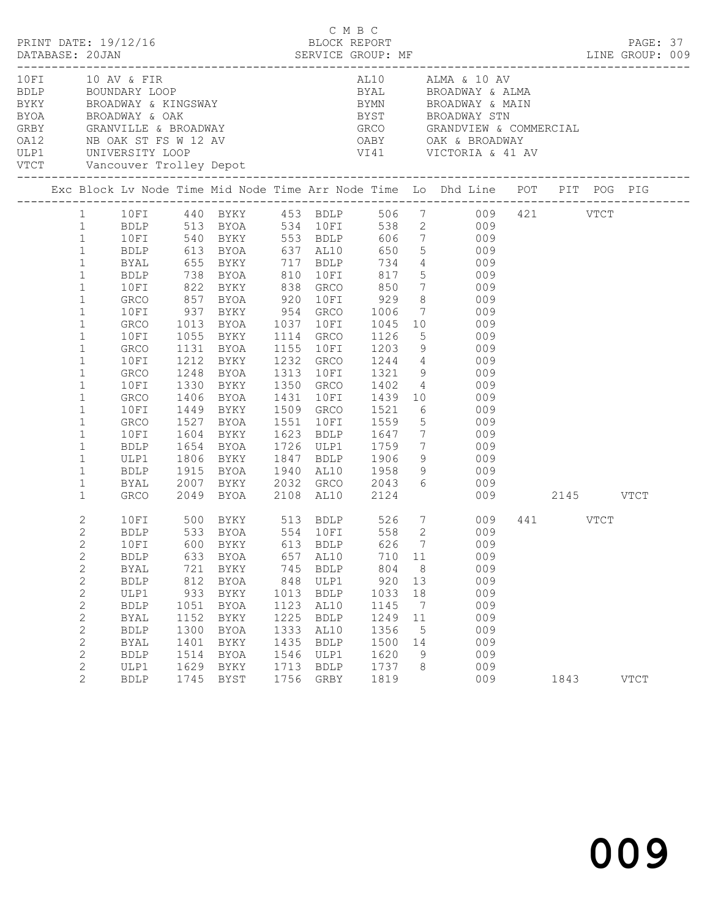C M B C

PRINT DATE: 19/12/16 BLOCK REPORT
DATABASE: 20JAN SERVICE GROUP: MF LINE GROUP: 009

| Code | Description | Code | Description |
|---|---|---|---|
| 10FI | 10 AV & FIR | AL10 | ALMA & 10 AV |
| BDLP | BOUNDARY LOOP | BYAL | BROADWAY & ALMA |
| BYKY | BROADWAY & KINGSWAY | BYMN | BROADWAY & MAIN |
| BYOA | BROADWAY & OAK | BYST | BROADWAY STN |
| GRBY | GRANVILLE & BROADWAY | GRCO | GRANDVIEW & COMMERCIAL |
| OA12 | NB OAK ST FS W 12 AV | OABY | OAK & BROADWAY |
| ULP1 | UNIVERSITY LOOP | VI41 | VICTORIA & 41 AV |
| VTCT | Vancouver Trolley Depot | | |

| Exc | Block | Lv Node | Time | Mid Node | Time | Arr Node | Time | Lo | Dhd Line | POT | PIT | POG | PIG |
|---|---|---|---|---|---|---|---|---|---|---|---|---|---|
| | 1 | 10FI | 440 | BYKY | 453 | BDLP | 506 | 7 | 009 | 421 | | VTCT | |
| | 1 | BDLP | 513 | BYOA | 534 | 10FI | 538 | 2 | 009 | | | | |
| | 1 | 10FI | 540 | BYKY | 553 | BDLP | 606 | 7 | 009 | | | | |
| | 1 | BDLP | 613 | BYOA | 637 | AL10 | 650 | 5 | 009 | | | | |
| | 1 | BYAL | 655 | BYKY | 717 | BDLP | 734 | 4 | 009 | | | | |
| | 1 | BDLP | 738 | BYOA | 810 | 10FI | 817 | 5 | 009 | | | | |
| | 1 | 10FI | 822 | BYKY | 838 | GRCO | 850 | 7 | 009 | | | | |
| | 1 | GRCO | 857 | BYOA | 920 | 10FI | 929 | 8 | 009 | | | | |
| | 1 | 10FI | 937 | BYKY | 954 | GRCO | 1006 | 7 | 009 | | | | |
| | 1 | GRCO | 1013 | BYOA | 1037 | 10FI | 1045 | 10 | 009 | | | | |
| | 1 | 10FI | 1055 | BYKY | 1114 | GRCO | 1126 | 5 | 009 | | | | |
| | 1 | GRCO | 1131 | BYOA | 1155 | 10FI | 1203 | 9 | 009 | | | | |
| | 1 | 10FI | 1212 | BYKY | 1232 | GRCO | 1244 | 4 | 009 | | | | |
| | 1 | GRCO | 1248 | BYOA | 1313 | 10FI | 1321 | 9 | 009 | | | | |
| | 1 | 10FI | 1330 | BYKY | 1350 | GRCO | 1402 | 4 | 009 | | | | |
| | 1 | GRCO | 1406 | BYOA | 1431 | 10FI | 1439 | 10 | 009 | | | | |
| | 1 | 10FI | 1449 | BYKY | 1509 | GRCO | 1521 | 6 | 009 | | | | |
| | 1 | GRCO | 1527 | BYOA | 1551 | 10FI | 1559 | 5 | 009 | | | | |
| | 1 | 10FI | 1604 | BYKY | 1623 | BDLP | 1647 | 7 | 009 | | | | |
| | 1 | BDLP | 1654 | BYOA | 1726 | ULP1 | 1759 | 7 | 009 | | | | |
| | 1 | ULP1 | 1806 | BYKY | 1847 | BDLP | 1906 | 9 | 009 | | | | |
| | 1 | BDLP | 1915 | BYOA | 1940 | AL10 | 1958 | 9 | 009 | | | | |
| | 1 | BYAL | 2007 | BYKY | 2032 | GRCO | 2043 | 6 | 009 | | | | |
| | 1 | GRCO | 2049 | BYOA | 2108 | AL10 | 2124 | | 009 | | 2145 | | VTCT |
| | 2 | 10FI | 500 | BYKY | 513 | BDLP | 526 | 7 | 009 | 441 | | VTCT | |
| | 2 | BDLP | 533 | BYOA | 554 | 10FI | 558 | 2 | 009 | | | | |
| | 2 | 10FI | 600 | BYKY | 613 | BDLP | 626 | 7 | 009 | | | | |
| | 2 | BDLP | 633 | BYOA | 657 | AL10 | 710 | 11 | 009 | | | | |
| | 2 | BYAL | 721 | BYKY | 745 | BDLP | 804 | 8 | 009 | | | | |
| | 2 | BDLP | 812 | BYOA | 848 | ULP1 | 920 | 13 | 009 | | | | |
| | 2 | ULP1 | 933 | BYKY | 1013 | BDLP | 1033 | 18 | 009 | | | | |
| | 2 | BDLP | 1051 | BYOA | 1123 | AL10 | 1145 | 7 | 009 | | | | |
| | 2 | BYAL | 1152 | BYKY | 1225 | BDLP | 1249 | 11 | 009 | | | | |
| | 2 | BDLP | 1300 | BYOA | 1333 | AL10 | 1356 | 5 | 009 | | | | |
| | 2 | BYAL | 1401 | BYKY | 1435 | BDLP | 1500 | 14 | 009 | | | | |
| | 2 | BDLP | 1514 | BYOA | 1546 | ULP1 | 1620 | 9 | 009 | | | | |
| | 2 | ULP1 | 1629 | BYKY | 1713 | BDLP | 1737 | 8 | 009 | | | | |
| | 2 | BDLP | 1745 | BYST | 1756 | GRBY | 1819 | | 009 | | 1843 | | VTCT |

009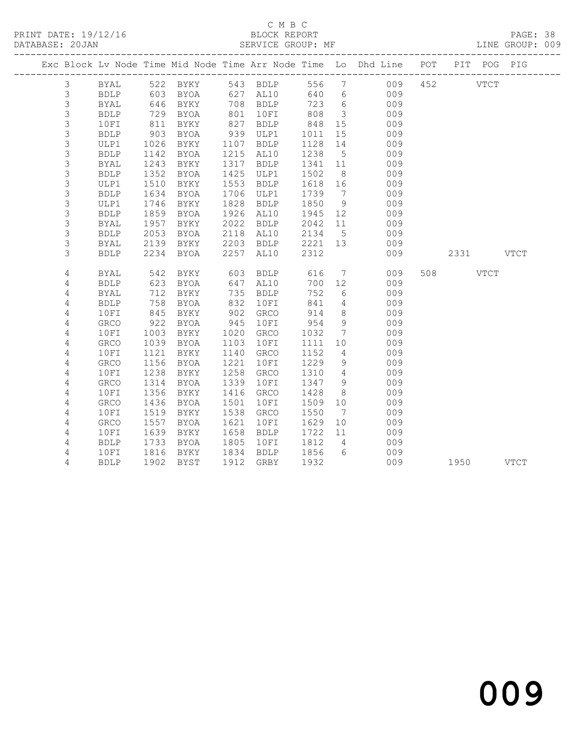C M B C
BLOCK REPORT
SERVICE GROUP: MF

PRINT DATE: 19/12/16
DATABASE: 20JAN
LINE GROUP: 009

| Exc | Block | Lv | Node | Time | Mid Node | Time | Arr Node | Time | Lo | Dhd Line | POT | PIT | POG | PIG |
|---|---|---|---|---|---|---|---|---|---|---|---|---|---|---|
| | 3 | | BYAL | 522 | BYKY | 543 | BDLP | 556 | 7 | 009 | 452 | | VTCT | |
| | 3 | | BDLP | 603 | BYOA | 627 | AL10 | 640 | 6 | 009 | | | | |
| | 3 | | BYAL | 646 | BYKY | 708 | BDLP | 723 | 6 | 009 | | | | |
| | 3 | | BDLP | 729 | BYOA | 801 | 10FI | 808 | 3 | 009 | | | | |
| | 3 | | 10FI | 811 | BYKY | 827 | BDLP | 848 | 15 | 009 | | | | |
| | 3 | | BDLP | 903 | BYOA | 939 | ULP1 | 1011 | 15 | 009 | | | | |
| | 3 | | ULP1 | 1026 | BYKY | 1107 | BDLP | 1128 | 14 | 009 | | | | |
| | 3 | | BDLP | 1142 | BYOA | 1215 | AL10 | 1238 | 5 | 009 | | | | |
| | 3 | | BYAL | 1243 | BYKY | 1317 | BDLP | 1341 | 11 | 009 | | | | |
| | 3 | | BDLP | 1352 | BYOA | 1425 | ULP1 | 1502 | 8 | 009 | | | | |
| | 3 | | ULP1 | 1510 | BYKY | 1553 | BDLP | 1618 | 16 | 009 | | | | |
| | 3 | | BDLP | 1634 | BYOA | 1706 | ULP1 | 1739 | 7 | 009 | | | | |
| | 3 | | ULP1 | 1746 | BYKY | 1828 | BDLP | 1850 | 9 | 009 | | | | |
| | 3 | | BDLP | 1859 | BYOA | 1926 | AL10 | 1945 | 12 | 009 | | | | |
| | 3 | | BYAL | 1957 | BYKY | 2022 | BDLP | 2042 | 11 | 009 | | | | |
| | 3 | | BDLP | 2053 | BYOA | 2118 | AL10 | 2134 | 5 | 009 | | | | |
| | 3 | | BYAL | 2139 | BYKY | 2203 | BDLP | 2221 | 13 | 009 | | | | |
| | 3 | | BDLP | 2234 | BYOA | 2257 | AL10 | 2312 | | 009 | | 2331 | | VTCT |
| | 4 | | BYAL | 542 | BYKY | 603 | BDLP | 616 | 7 | 009 | 508 | | VTCT | |
| | 4 | | BDLP | 623 | BYOA | 647 | AL10 | 700 | 12 | 009 | | | | |
| | 4 | | BYAL | 712 | BYKY | 735 | BDLP | 752 | 6 | 009 | | | | |
| | 4 | | BDLP | 758 | BYOA | 832 | 10FI | 841 | 4 | 009 | | | | |
| | 4 | | 10FI | 845 | BYKY | 902 | GRCO | 914 | 8 | 009 | | | | |
| | 4 | | GRCO | 922 | BYOA | 945 | 10FI | 954 | 9 | 009 | | | | |
| | 4 | | 10FI | 1003 | BYKY | 1020 | GRCO | 1032 | 7 | 009 | | | | |
| | 4 | | GRCO | 1039 | BYOA | 1103 | 10FI | 1111 | 10 | 009 | | | | |
| | 4 | | 10FI | 1121 | BYKY | 1140 | GRCO | 1152 | 4 | 009 | | | | |
| | 4 | | GRCO | 1156 | BYOA | 1221 | 10FI | 1229 | 9 | 009 | | | | |
| | 4 | | 10FI | 1238 | BYKY | 1258 | GRCO | 1310 | 4 | 009 | | | | |
| | 4 | | GRCO | 1314 | BYOA | 1339 | 10FI | 1347 | 9 | 009 | | | | |
| | 4 | | 10FI | 1356 | BYKY | 1416 | GRCO | 1428 | 8 | 009 | | | | |
| | 4 | | GRCO | 1436 | BYOA | 1501 | 10FI | 1509 | 10 | 009 | | | | |
| | 4 | | 10FI | 1519 | BYKY | 1538 | GRCO | 1550 | 7 | 009 | | | | |
| | 4 | | GRCO | 1557 | BYOA | 1621 | 10FI | 1629 | 10 | 009 | | | | |
| | 4 | | 10FI | 1639 | BYKY | 1658 | BDLP | 1722 | 11 | 009 | | | | |
| | 4 | | BDLP | 1733 | BYOA | 1805 | 10FI | 1812 | 4 | 009 | | | | |
| | 4 | | 10FI | 1816 | BYKY | 1834 | BDLP | 1856 | 6 | 009 | | | | |
| | 4 | | BDLP | 1902 | BYST | 1912 | GRBY | 1932 | | 009 | | 1950 | | VTCT |

009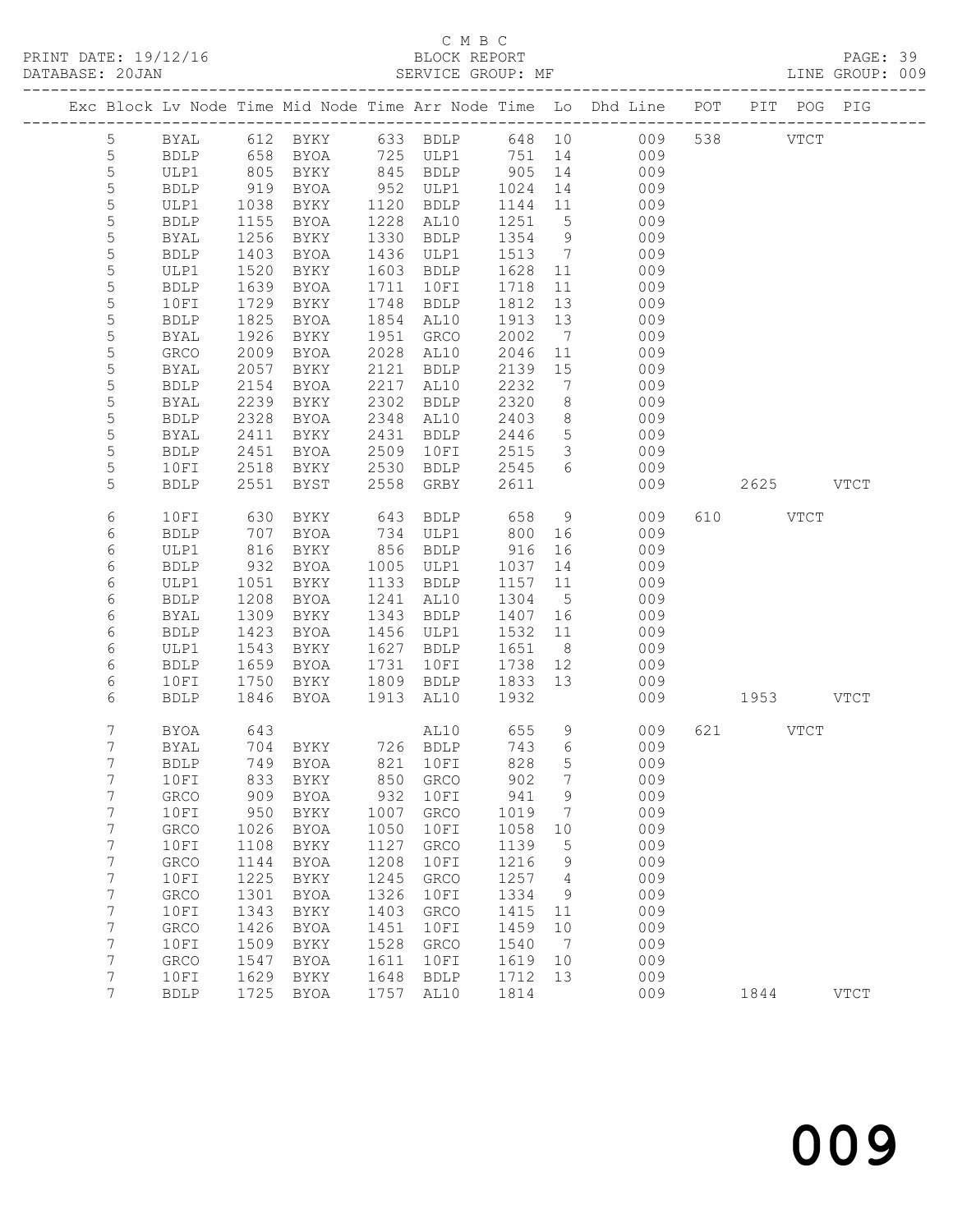C M B C
PRINT DATE: 19/12/16 BLOCK REPORT
DATABASE: 20JAN SERVICE GROUP: MF LINE GROUP: 009

| Exc | Block | Lv | Node | Time | Mid Node | Time | Arr Node | Time | Lo | Dhd Line | POT | PIT | POG | PIG |
|---|---|---|---|---|---|---|---|---|---|---|---|---|---|---|
| | 5 | | BYAL | 612 | BYKY | 633 | BDLP | 648 | 10 | 009 | 538 | | VTCT | |
| | 5 | | BDLP | 658 | BYOA | 725 | ULP1 | 751 | 14 | 009 | | | | |
| | 5 | | ULP1 | 805 | BYKY | 845 | BDLP | 905 | 14 | 009 | | | | |
| | 5 | | BDLP | 919 | BYOA | 952 | ULP1 | 1024 | 14 | 009 | | | | |
| | 5 | | ULP1 | 1038 | BYKY | 1120 | BDLP | 1144 | 11 | 009 | | | | |
| | 5 | | BDLP | 1155 | BYOA | 1228 | AL10 | 1251 | 5 | 009 | | | | |
| | 5 | | BYAL | 1256 | BYKY | 1330 | BDLP | 1354 | 9 | 009 | | | | |
| | 5 | | BDLP | 1403 | BYOA | 1436 | ULP1 | 1513 | 7 | 009 | | | | |
| | 5 | | ULP1 | 1520 | BYKY | 1603 | BDLP | 1628 | 11 | 009 | | | | |
| | 5 | | BDLP | 1639 | BYOA | 1711 | 10FI | 1718 | 11 | 009 | | | | |
| | 5 | | 10FI | 1729 | BYKY | 1748 | BDLP | 1812 | 13 | 009 | | | | |
| | 5 | | BDLP | 1825 | BYOA | 1854 | AL10 | 1913 | 13 | 009 | | | | |
| | 5 | | BYAL | 1926 | BYKY | 1951 | GRCO | 2002 | 7 | 009 | | | | |
| | 5 | | GRCO | 2009 | BYOA | 2028 | AL10 | 2046 | 11 | 009 | | | | |
| | 5 | | BYAL | 2057 | BYKY | 2121 | BDLP | 2139 | 15 | 009 | | | | |
| | 5 | | BDLP | 2154 | BYOA | 2217 | AL10 | 2232 | 7 | 009 | | | | |
| | 5 | | BYAL | 2239 | BYKY | 2302 | BDLP | 2320 | 8 | 009 | | | | |
| | 5 | | BDLP | 2328 | BYOA | 2348 | AL10 | 2403 | 8 | 009 | | | | |
| | 5 | | BYAL | 2411 | BYKY | 2431 | BDLP | 2446 | 5 | 009 | | | | |
| | 5 | | BDLP | 2451 | BYOA | 2509 | 10FI | 2515 | 3 | 009 | | | | |
| | 5 | | 10FI | 2518 | BYKY | 2530 | BDLP | 2545 | 6 | 009 | | | | |
| | 5 | | BDLP | 2551 | BYST | 2558 | GRBY | 2611 | | 009 | | 2625 | | VTCT |
| | 6 | | 10FI | 630 | BYKY | 643 | BDLP | 658 | 9 | 009 | 610 | | VTCT | |
| | 6 | | BDLP | 707 | BYOA | 734 | ULP1 | 800 | 16 | 009 | | | | |
| | 6 | | ULP1 | 816 | BYKY | 856 | BDLP | 916 | 16 | 009 | | | | |
| | 6 | | BDLP | 932 | BYOA | 1005 | ULP1 | 1037 | 14 | 009 | | | | |
| | 6 | | ULP1 | 1051 | BYKY | 1133 | BDLP | 1157 | 11 | 009 | | | | |
| | 6 | | BDLP | 1208 | BYOA | 1241 | AL10 | 1304 | 5 | 009 | | | | |
| | 6 | | BYAL | 1309 | BYKY | 1343 | BDLP | 1407 | 16 | 009 | | | | |
| | 6 | | BDLP | 1423 | BYOA | 1456 | ULP1 | 1532 | 11 | 009 | | | | |
| | 6 | | ULP1 | 1543 | BYKY | 1627 | BDLP | 1651 | 8 | 009 | | | | |
| | 6 | | BDLP | 1659 | BYOA | 1731 | 10FI | 1738 | 12 | 009 | | | | |
| | 6 | | 10FI | 1750 | BYKY | 1809 | BDLP | 1833 | 13 | 009 | | | | |
| | 6 | | BDLP | 1846 | BYOA | 1913 | AL10 | 1932 | | 009 | | 1953 | | VTCT |
| | 7 | | BYOA | 643 | | | AL10 | 655 | 9 | 009 | 621 | | VTCT | |
| | 7 | | BYAL | 704 | BYKY | 726 | BDLP | 743 | 6 | 009 | | | | |
| | 7 | | BDLP | 749 | BYOA | 821 | 10FI | 828 | 5 | 009 | | | | |
| | 7 | | 10FI | 833 | BYKY | 850 | GRCO | 902 | 7 | 009 | | | | |
| | 7 | | GRCO | 909 | BYOA | 932 | 10FI | 941 | 9 | 009 | | | | |
| | 7 | | 10FI | 950 | BYKY | 1007 | GRCO | 1019 | 7 | 009 | | | | |
| | 7 | | GRCO | 1026 | BYOA | 1050 | 10FI | 1058 | 10 | 009 | | | | |
| | 7 | | 10FI | 1108 | BYKY | 1127 | GRCO | 1139 | 5 | 009 | | | | |
| | 7 | | GRCO | 1144 | BYOA | 1208 | 10FI | 1216 | 9 | 009 | | | | |
| | 7 | | 10FI | 1225 | BYKY | 1245 | GRCO | 1257 | 4 | 009 | | | | |
| | 7 | | GRCO | 1301 | BYOA | 1326 | 10FI | 1334 | 9 | 009 | | | | |
| | 7 | | 10FI | 1343 | BYKY | 1403 | GRCO | 1415 | 11 | 009 | | | | |
| | 7 | | GRCO | 1426 | BYOA | 1451 | 10FI | 1459 | 10 | 009 | | | | |
| | 7 | | 10FI | 1509 | BYKY | 1528 | GRCO | 1540 | 7 | 009 | | | | |
| | 7 | | GRCO | 1547 | BYOA | 1611 | 10FI | 1619 | 10 | 009 | | | | |
| | 7 | | 10FI | 1629 | BYKY | 1648 | BDLP | 1712 | 13 | 009 | | | | |
| | 7 | | BDLP | 1725 | BYOA | 1757 | AL10 | 1814 | | 009 | | 1844 | | VTCT |

009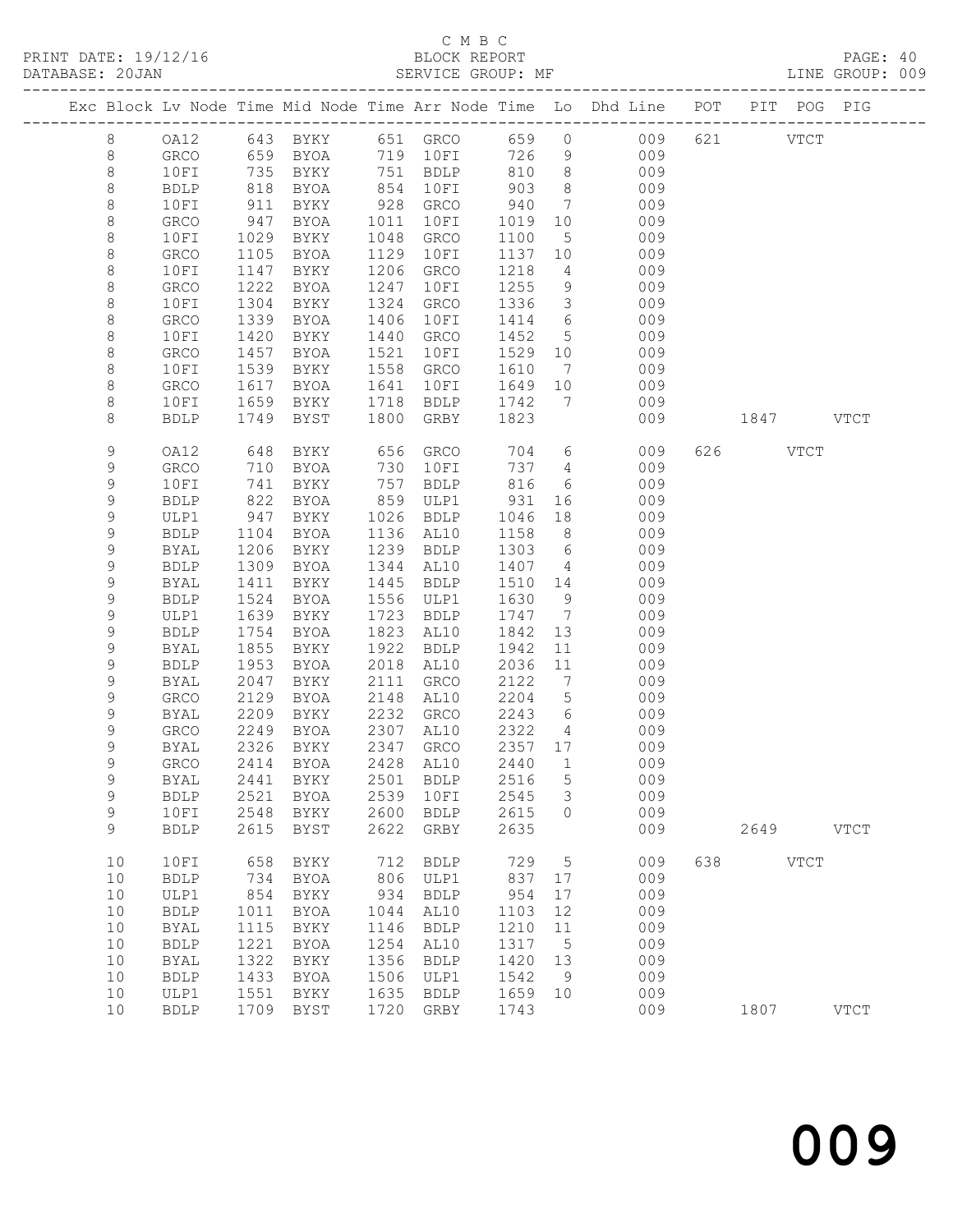C M B C

PRINT DATE: 19/12/16 BLOCK REPORT

DATABASE: 20JAN SERVICE GROUP: MF LINE GROUP: 009

| Exc | Block | Lv | Node | Time | Mid Node | Time | Arr Node | Time | Lo | Dhd Line | POT | PIT | POG | PIG |
|---|---|---|---|---|---|---|---|---|---|---|---|---|---|---|
| | 8 | | OA12 | 643 | BYKY | 651 | GRCO | 659 | 0 | 009 | 621 | | VTCT | |
| | 8 | | GRCO | 659 | BYOA | 719 | 10FI | 726 | 9 | 009 | | | | |
| | 8 | | 10FI | 735 | BYKY | 751 | BDLP | 810 | 8 | 009 | | | | |
| | 8 | | BDLP | 818 | BYOA | 854 | 10FI | 903 | 8 | 009 | | | | |
| | 8 | | 10FI | 911 | BYKY | 928 | GRCO | 940 | 7 | 009 | | | | |
| | 8 | | GRCO | 947 | BYOA | 1011 | 10FI | 1019 | 10 | 009 | | | | |
| | 8 | | 10FI | 1029 | BYKY | 1048 | GRCO | 1100 | 5 | 009 | | | | |
| | 8 | | GRCO | 1105 | BYOA | 1129 | 10FI | 1137 | 10 | 009 | | | | |
| | 8 | | 10FI | 1147 | BYKY | 1206 | GRCO | 1218 | 4 | 009 | | | | |
| | 8 | | GRCO | 1222 | BYOA | 1247 | 10FI | 1255 | 9 | 009 | | | | |
| | 8 | | 10FI | 1304 | BYKY | 1324 | GRCO | 1336 | 3 | 009 | | | | |
| | 8 | | GRCO | 1339 | BYOA | 1406 | 10FI | 1414 | 6 | 009 | | | | |
| | 8 | | 10FI | 1420 | BYKY | 1440 | GRCO | 1452 | 5 | 009 | | | | |
| | 8 | | GRCO | 1457 | BYOA | 1521 | 10FI | 1529 | 10 | 009 | | | | |
| | 8 | | 10FI | 1539 | BYKY | 1558 | GRCO | 1610 | 7 | 009 | | | | |
| | 8 | | GRCO | 1617 | BYOA | 1641 | 10FI | 1649 | 10 | 009 | | | | |
| | 8 | | 10FI | 1659 | BYKY | 1718 | BDLP | 1742 | 7 | 009 | | | | |
| | 8 | | BDLP | 1749 | BYST | 1800 | GRBY | 1823 | | 009 | | 1847 | | VTCT |
| | 9 | | OA12 | 648 | BYKY | 656 | GRCO | 704 | 6 | 009 | 626 | | VTCT | |
| | 9 | | GRCO | 710 | BYOA | 730 | 10FI | 737 | 4 | 009 | | | | |
| | 9 | | 10FI | 741 | BYKY | 757 | BDLP | 816 | 6 | 009 | | | | |
| | 9 | | BDLP | 822 | BYOA | 859 | ULP1 | 931 | 16 | 009 | | | | |
| | 9 | | ULP1 | 947 | BYKY | 1026 | BDLP | 1046 | 18 | 009 | | | | |
| | 9 | | BDLP | 1104 | BYOA | 1136 | AL10 | 1158 | 8 | 009 | | | | |
| | 9 | | BYAL | 1206 | BYKY | 1239 | BDLP | 1303 | 6 | 009 | | | | |
| | 9 | | BDLP | 1309 | BYOA | 1344 | AL10 | 1407 | 4 | 009 | | | | |
| | 9 | | BYAL | 1411 | BYKY | 1445 | BDLP | 1510 | 14 | 009 | | | | |
| | 9 | | BDLP | 1524 | BYOA | 1556 | ULP1 | 1630 | 9 | 009 | | | | |
| | 9 | | ULP1 | 1639 | BYKY | 1723 | BDLP | 1747 | 7 | 009 | | | | |
| | 9 | | BDLP | 1754 | BYOA | 1823 | AL10 | 1842 | 13 | 009 | | | | |
| | 9 | | BYAL | 1855 | BYKY | 1922 | BDLP | 1942 | 11 | 009 | | | | |
| | 9 | | BDLP | 1953 | BYOA | 2018 | AL10 | 2036 | 11 | 009 | | | | |
| | 9 | | BYAL | 2047 | BYKY | 2111 | GRCO | 2122 | 7 | 009 | | | | |
| | 9 | | GRCO | 2129 | BYOA | 2148 | AL10 | 2204 | 5 | 009 | | | | |
| | 9 | | BYAL | 2209 | BYKY | 2232 | GRCO | 2243 | 6 | 009 | | | | |
| | 9 | | GRCO | 2249 | BYOA | 2307 | AL10 | 2322 | 4 | 009 | | | | |
| | 9 | | BYAL | 2326 | BYKY | 2347 | GRCO | 2357 | 17 | 009 | | | | |
| | 9 | | GRCO | 2414 | BYOA | 2428 | AL10 | 2440 | 1 | 009 | | | | |
| | 9 | | BYAL | 2441 | BYKY | 2501 | BDLP | 2516 | 5 | 009 | | | | |
| | 9 | | BDLP | 2521 | BYOA | 2539 | 10FI | 2545 | 3 | 009 | | | | |
| | 9 | | 10FI | 2548 | BYKY | 2600 | BDLP | 2615 | 0 | 009 | | | | |
| | 9 | | BDLP | 2615 | BYST | 2622 | GRBY | 2635 | | 009 | | 2649 | | VTCT |
| | 10 | | 10FI | 658 | BYKY | 712 | BDLP | 729 | 5 | 009 | 638 | | VTCT | |
| | 10 | | BDLP | 734 | BYOA | 806 | ULP1 | 837 | 17 | 009 | | | | |
| | 10 | | ULP1 | 854 | BYKY | 934 | BDLP | 954 | 17 | 009 | | | | |
| | 10 | | BDLP | 1011 | BYOA | 1044 | AL10 | 1103 | 12 | 009 | | | | |
| | 10 | | BYAL | 1115 | BYKY | 1146 | BDLP | 1210 | 11 | 009 | | | | |
| | 10 | | BDLP | 1221 | BYOA | 1254 | AL10 | 1317 | 5 | 009 | | | | |
| | 10 | | BYAL | 1322 | BYKY | 1356 | BDLP | 1420 | 13 | 009 | | | | |
| | 10 | | BDLP | 1433 | BYOA | 1506 | ULP1 | 1542 | 9 | 009 | | | | |
| | 10 | | ULP1 | 1551 | BYKY | 1635 | BDLP | 1659 | 10 | 009 | | | | |
| | 10 | | BDLP | 1709 | BYST | 1720 | GRBY | 1743 | | 009 | | 1807 | | VTCT |

# 009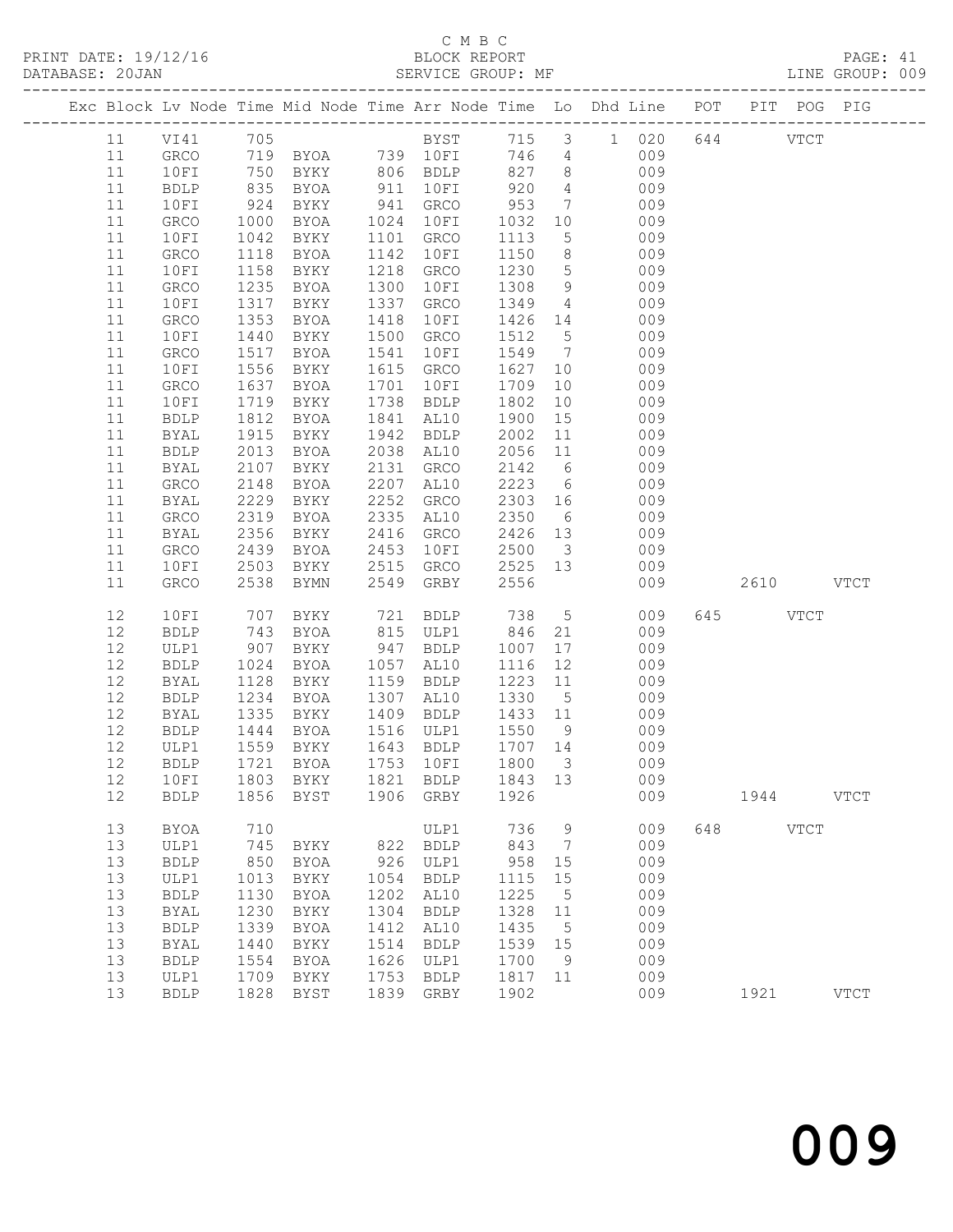C M B C
BLOCK REPORT
SERVICE GROUP: MF

PRINT DATE: 19/12/16
DATABASE: 20JAN
LINE GROUP: 009

| Exc | Block | Lv | Node | Time | Mid Node | Time | Arr Node | Time | Lo | Dhd | Line | POT | PIT | POG | PIG |
|---|---|---|---|---|---|---|---|---|---|---|---|---|---|---|---|
| | 11 | | VI41 | 705 | | | BYST | 715 | 3 | 1 | 020 | 644 | | VTCT | |
| | 11 | | GRCO | 719 | BYOA | 739 | 10FI | 746 | 4 | | 009 | | | | |
| | 11 | | 10FI | 750 | BYKY | 806 | BDLP | 827 | 8 | | 009 | | | | |
| | 11 | | BDLP | 835 | BYOA | 911 | 10FI | 920 | 4 | | 009 | | | | |
| | 11 | | 10FI | 924 | BYKY | 941 | GRCO | 953 | 7 | | 009 | | | | |
| | 11 | | GRCO | 1000 | BYOA | 1024 | 10FI | 1032 | 10 | | 009 | | | | |
| | 11 | | 10FI | 1042 | BYKY | 1101 | GRCO | 1113 | 5 | | 009 | | | | |
| | 11 | | GRCO | 1118 | BYOA | 1142 | 10FI | 1150 | 8 | | 009 | | | | |
| | 11 | | 10FI | 1158 | BYKY | 1218 | GRCO | 1230 | 5 | | 009 | | | | |
| | 11 | | GRCO | 1235 | BYOA | 1300 | 10FI | 1308 | 9 | | 009 | | | | |
| | 11 | | 10FI | 1317 | BYKY | 1337 | GRCO | 1349 | 4 | | 009 | | | | |
| | 11 | | GRCO | 1353 | BYOA | 1418 | 10FI | 1426 | 14 | | 009 | | | | |
| | 11 | | 10FI | 1440 | BYKY | 1500 | GRCO | 1512 | 5 | | 009 | | | | |
| | 11 | | GRCO | 1517 | BYOA | 1541 | 10FI | 1549 | 7 | | 009 | | | | |
| | 11 | | 10FI | 1556 | BYKY | 1615 | GRCO | 1627 | 10 | | 009 | | | | |
| | 11 | | GRCO | 1637 | BYOA | 1701 | 10FI | 1709 | 10 | | 009 | | | | |
| | 11 | | 10FI | 1719 | BYKY | 1738 | BDLP | 1802 | 10 | | 009 | | | | |
| | 11 | | BDLP | 1812 | BYOA | 1841 | AL10 | 1900 | 15 | | 009 | | | | |
| | 11 | | BYAL | 1915 | BYKY | 1942 | BDLP | 2002 | 11 | | 009 | | | | |
| | 11 | | BDLP | 2013 | BYOA | 2038 | AL10 | 2056 | 11 | | 009 | | | | |
| | 11 | | BYAL | 2107 | BYKY | 2131 | GRCO | 2142 | 6 | | 009 | | | | |
| | 11 | | GRCO | 2148 | BYOA | 2207 | AL10 | 2223 | 6 | | 009 | | | | |
| | 11 | | BYAL | 2229 | BYKY | 2252 | GRCO | 2303 | 16 | | 009 | | | | |
| | 11 | | GRCO | 2319 | BYOA | 2335 | AL10 | 2350 | 6 | | 009 | | | | |
| | 11 | | BYAL | 2356 | BYKY | 2416 | GRCO | 2426 | 13 | | 009 | | | | |
| | 11 | | GRCO | 2439 | BYOA | 2453 | 10FI | 2500 | 3 | | 009 | | | | |
| | 11 | | 10FI | 2503 | BYKY | 2515 | GRCO | 2525 | 13 | | 009 | | | | |
| | 11 | | GRCO | 2538 | BYMN | 2549 | GRBY | 2556 | | | 009 | | 2610 | | VTCT |
| | 12 | | 10FI | 707 | BYKY | 721 | BDLP | 738 | 5 | | 009 | 645 | | VTCT | |
| | 12 | | BDLP | 743 | BYOA | 815 | ULP1 | 846 | 21 | | 009 | | | | |
| | 12 | | ULP1 | 907 | BYKY | 947 | BDLP | 1007 | 17 | | 009 | | | | |
| | 12 | | BDLP | 1024 | BYOA | 1057 | AL10 | 1116 | 12 | | 009 | | | | |
| | 12 | | BYAL | 1128 | BYKY | 1159 | BDLP | 1223 | 11 | | 009 | | | | |
| | 12 | | BDLP | 1234 | BYOA | 1307 | AL10 | 1330 | 5 | | 009 | | | | |
| | 12 | | BYAL | 1335 | BYKY | 1409 | BDLP | 1433 | 11 | | 009 | | | | |
| | 12 | | BDLP | 1444 | BYOA | 1516 | ULP1 | 1550 | 9 | | 009 | | | | |
| | 12 | | ULP1 | 1559 | BYKY | 1643 | BDLP | 1707 | 14 | | 009 | | | | |
| | 12 | | BDLP | 1721 | BYOA | 1753 | 10FI | 1800 | 3 | | 009 | | | | |
| | 12 | | 10FI | 1803 | BYKY | 1821 | BDLP | 1843 | 13 | | 009 | | | | |
| | 12 | | BDLP | 1856 | BYST | 1906 | GRBY | 1926 | | | 009 | | 1944 | | VTCT |
| | 13 | | BYOA | 710 | | | ULP1 | 736 | 9 | | 009 | 648 | | VTCT | |
| | 13 | | ULP1 | 745 | BYKY | 822 | BDLP | 843 | 7 | | 009 | | | | |
| | 13 | | BDLP | 850 | BYOA | 926 | ULP1 | 958 | 15 | | 009 | | | | |
| | 13 | | ULP1 | 1013 | BYKY | 1054 | BDLP | 1115 | 15 | | 009 | | | | |
| | 13 | | BDLP | 1130 | BYOA | 1202 | AL10 | 1225 | 5 | | 009 | | | | |
| | 13 | | BYAL | 1230 | BYKY | 1304 | BDLP | 1328 | 11 | | 009 | | | | |
| | 13 | | BDLP | 1339 | BYOA | 1412 | AL10 | 1435 | 5 | | 009 | | | | |
| | 13 | | BYAL | 1440 | BYKY | 1514 | BDLP | 1539 | 15 | | 009 | | | | |
| | 13 | | BDLP | 1554 | BYOA | 1626 | ULP1 | 1700 | 9 | | 009 | | | | |
| | 13 | | ULP1 | 1709 | BYKY | 1753 | BDLP | 1817 | 11 | | 009 | | | | |
| | 13 | | BDLP | 1828 | BYST | 1839 | GRBY | 1902 | | | 009 | | 1921 | | VTCT |

009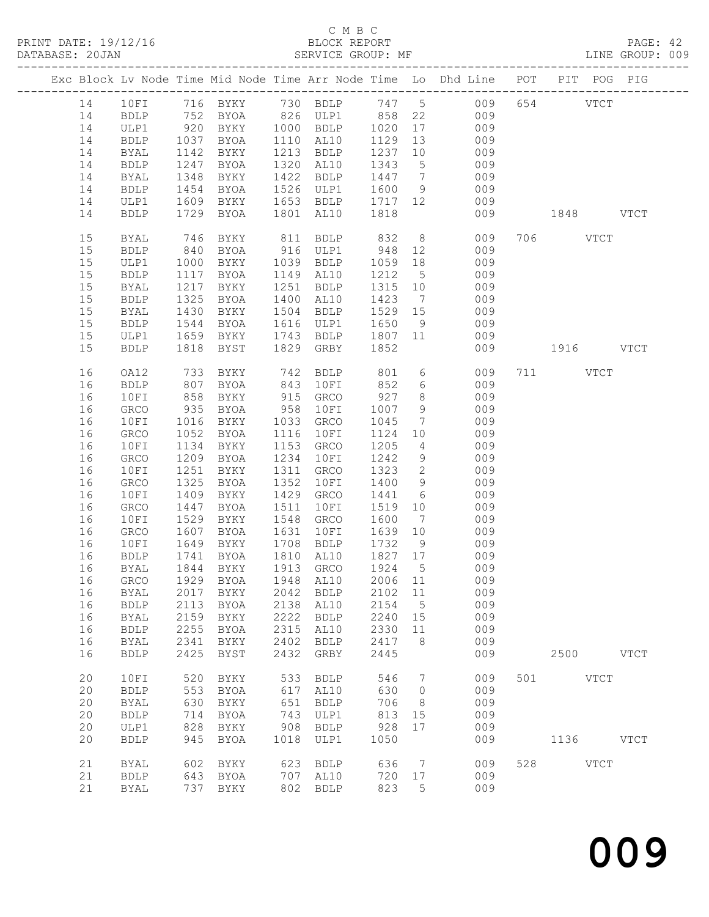C M B C

PRINT DATE: 19/12/16 BLOCK REPORT
DATABASE: 20JAN SERVICE GROUP: MF LINE GROUP: 009

| Exc | Block | Lv | Node | Time | Mid Node | Time | Arr Node | Time | Lo | Dhd Line | POT | PIT | POG | PIG |
|---|---|---|---|---|---|---|---|---|---|---|---|---|---|---|
| | 14 | | 10FI | 716 | BYKY | 730 | BDLP | 747 | 5 | 009 | 654 | | VTCT | |
| | 14 | | BDLP | 752 | BYOA | 826 | ULP1 | 858 | 22 | 009 | | | | |
| | 14 | | ULP1 | 920 | BYKY | 1000 | BDLP | 1020 | 17 | 009 | | | | |
| | 14 | | BDLP | 1037 | BYOA | 1110 | AL10 | 1129 | 13 | 009 | | | | |
| | 14 | | BYAL | 1142 | BYKY | 1213 | BDLP | 1237 | 10 | 009 | | | | |
| | 14 | | BDLP | 1247 | BYOA | 1320 | AL10 | 1343 | 5 | 009 | | | | |
| | 14 | | BYAL | 1348 | BYKY | 1422 | BDLP | 1447 | 7 | 009 | | | | |
| | 14 | | BDLP | 1454 | BYOA | 1526 | ULP1 | 1600 | 9 | 009 | | | | |
| | 14 | | ULP1 | 1609 | BYKY | 1653 | BDLP | 1717 | 12 | 009 | | | | |
| | 14 | | BDLP | 1729 | BYOA | 1801 | AL10 | 1818 | | 009 | | 1848 | | VTCT |
| | 15 | | BYAL | 746 | BYKY | 811 | BDLP | 832 | 8 | 009 | 706 | | VTCT | |
| | 15 | | BDLP | 840 | BYOA | 916 | ULP1 | 948 | 12 | 009 | | | | |
| | 15 | | ULP1 | 1000 | BYKY | 1039 | BDLP | 1059 | 18 | 009 | | | | |
| | 15 | | BDLP | 1117 | BYOA | 1149 | AL10 | 1212 | 5 | 009 | | | | |
| | 15 | | BYAL | 1217 | BYKY | 1251 | BDLP | 1315 | 10 | 009 | | | | |
| | 15 | | BDLP | 1325 | BYOA | 1400 | AL10 | 1423 | 7 | 009 | | | | |
| | 15 | | BYAL | 1430 | BYKY | 1504 | BDLP | 1529 | 15 | 009 | | | | |
| | 15 | | BDLP | 1544 | BYOA | 1616 | ULP1 | 1650 | 9 | 009 | | | | |
| | 15 | | ULP1 | 1659 | BYKY | 1743 | BDLP | 1807 | 11 | 009 | | | | |
| | 15 | | BDLP | 1818 | BYST | 1829 | GRBY | 1852 | | 009 | | 1916 | | VTCT |
| | 16 | | OA12 | 733 | BYKY | 742 | BDLP | 801 | 6 | 009 | 711 | | VTCT | |
| | 16 | | BDLP | 807 | BYOA | 843 | 10FI | 852 | 6 | 009 | | | | |
| | 16 | | 10FI | 858 | BYKY | 915 | GRCO | 927 | 8 | 009 | | | | |
| | 16 | | GRCO | 935 | BYOA | 958 | 10FI | 1007 | 9 | 009 | | | | |
| | 16 | | 10FI | 1016 | BYKY | 1033 | GRCO | 1045 | 7 | 009 | | | | |
| | 16 | | GRCO | 1052 | BYOA | 1116 | 10FI | 1124 | 10 | 009 | | | | |
| | 16 | | 10FI | 1134 | BYKY | 1153 | GRCO | 1205 | 4 | 009 | | | | |
| | 16 | | GRCO | 1209 | BYOA | 1234 | 10FI | 1242 | 9 | 009 | | | | |
| | 16 | | 10FI | 1251 | BYKY | 1311 | GRCO | 1323 | 2 | 009 | | | | |
| | 16 | | GRCO | 1325 | BYOA | 1352 | 10FI | 1400 | 9 | 009 | | | | |
| | 16 | | 10FI | 1409 | BYKY | 1429 | GRCO | 1441 | 6 | 009 | | | | |
| | 16 | | GRCO | 1447 | BYOA | 1511 | 10FI | 1519 | 10 | 009 | | | | |
| | 16 | | 10FI | 1529 | BYKY | 1548 | GRCO | 1600 | 7 | 009 | | | | |
| | 16 | | GRCO | 1607 | BYOA | 1631 | 10FI | 1639 | 10 | 009 | | | | |
| | 16 | | 10FI | 1649 | BYKY | 1708 | BDLP | 1732 | 9 | 009 | | | | |
| | 16 | | BDLP | 1741 | BYOA | 1810 | AL10 | 1827 | 17 | 009 | | | | |
| | 16 | | BYAL | 1844 | BYKY | 1913 | GRCO | 1924 | 5 | 009 | | | | |
| | 16 | | GRCO | 1929 | BYOA | 1948 | AL10 | 2006 | 11 | 009 | | | | |
| | 16 | | BYAL | 2017 | BYKY | 2042 | BDLP | 2102 | 11 | 009 | | | | |
| | 16 | | BDLP | 2113 | BYOA | 2138 | AL10 | 2154 | 5 | 009 | | | | |
| | 16 | | BYAL | 2159 | BYKY | 2222 | BDLP | 2240 | 15 | 009 | | | | |
| | 16 | | BDLP | 2255 | BYOA | 2315 | AL10 | 2330 | 11 | 009 | | | | |
| | 16 | | BYAL | 2341 | BYKY | 2402 | BDLP | 2417 | 8 | 009 | | | | |
| | 16 | | BDLP | 2425 | BYST | 2432 | GRBY | 2445 | | 009 | | 2500 | | VTCT |
| | 20 | | 10FI | 520 | BYKY | 533 | BDLP | 546 | 7 | 009 | 501 | | VTCT | |
| | 20 | | BDLP | 553 | BYOA | 617 | AL10 | 630 | 0 | 009 | | | | |
| | 20 | | BYAL | 630 | BYKY | 651 | BDLP | 706 | 8 | 009 | | | | |
| | 20 | | BDLP | 714 | BYOA | 743 | ULP1 | 813 | 15 | 009 | | | | |
| | 20 | | ULP1 | 828 | BYKY | 908 | BDLP | 928 | 17 | 009 | | | | |
| | 20 | | BDLP | 945 | BYOA | 1018 | ULP1 | 1050 | | 009 | | 1136 | | VTCT |
| | 21 | | BYAL | 602 | BYKY | 623 | BDLP | 636 | 7 | 009 | 528 | | VTCT | |
| | 21 | | BDLP | 643 | BYOA | 707 | AL10 | 720 | 17 | 009 | | | | |
| | 21 | | BYAL | 737 | BYKY | 802 | BDLP | 823 | 5 | 009 | | | | |

009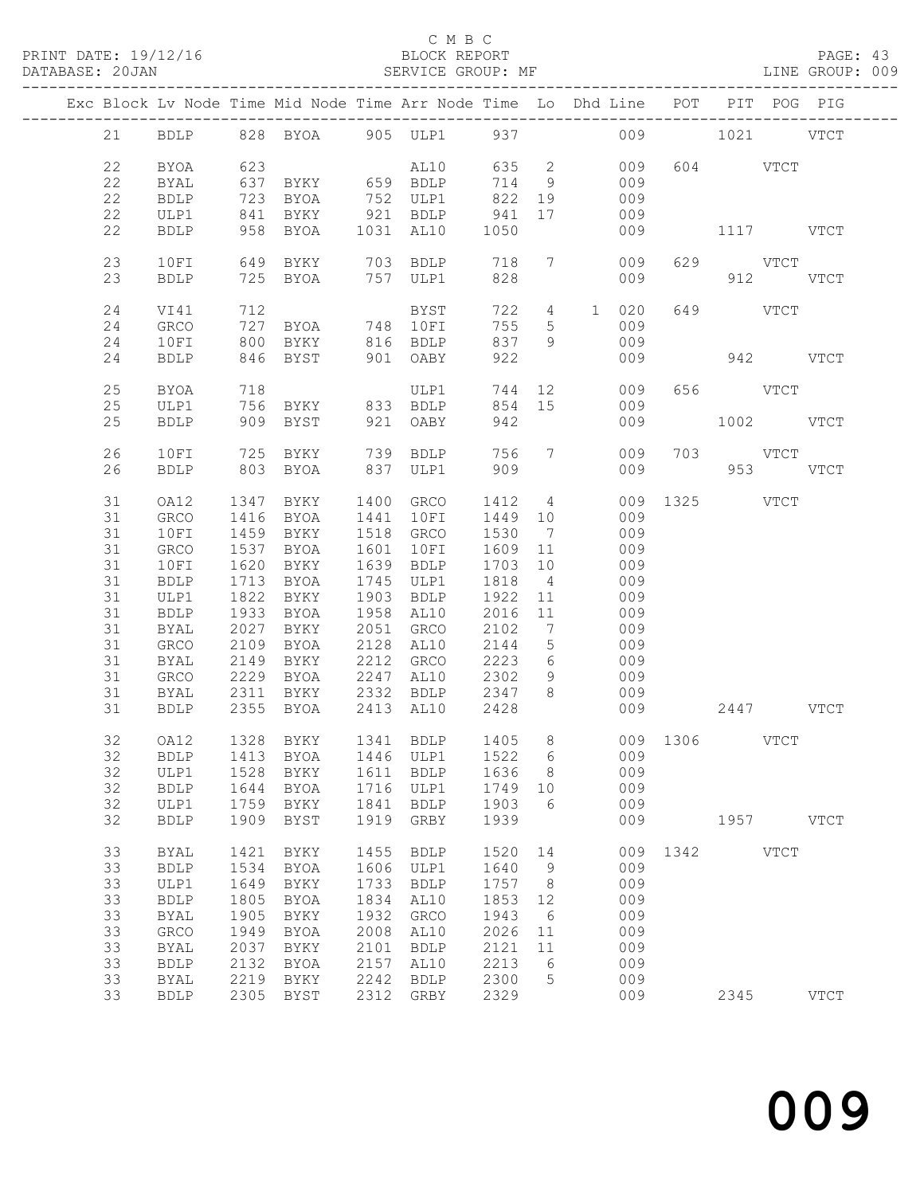C M B C
BLOCK REPORT
SERVICE GROUP: MF

PRINT DATE: 19/12/16
DATABASE: 20JAN
LINE GROUP: 009

| Exc | Block | Lv | Node | Time | Mid Node | Time | Arr Node | Time | Lo | Dhd | Line | POT | PIT | POG | PIG |
|---|---|---|---|---|---|---|---|---|---|---|---|---|---|---|---|
| | 21 | | BDLP | 828 | BYOA | 905 | ULP1 | 937 | | | 009 | | 1021 | | VTCT |
| | 22 | | BYOA | 623 | | | AL10 | 635 | 2 | | 009 | 604 | | VTCT | |
| | 22 | | BYAL | 637 | BYKY | 659 | BDLP | 714 | 9 | | 009 | | | | |
| | 22 | | BDLP | 723 | BYOA | 752 | ULP1 | 822 | 19 | | 009 | | | | |
| | 22 | | ULP1 | 841 | BYKY | 921 | BDLP | 941 | 17 | | 009 | | | | |
| | 22 | | BDLP | 958 | BYOA | 1031 | AL10 | 1050 | | | 009 | | 1117 | | VTCT |
| | 23 | | 10FI | 649 | BYKY | 703 | BDLP | 718 | 7 | | 009 | 629 | | VTCT | |
| | 23 | | BDLP | 725 | BYOA | 757 | ULP1 | 828 | | | 009 | | 912 | | VTCT |
| | 24 | | VI41 | 712 | | | BYST | 722 | 4 | 1 | 020 | 649 | | VTCT | |
| | 24 | | GRCO | 727 | BYOA | 748 | 10FI | 755 | 5 | | 009 | | | | |
| | 24 | | 10FI | 800 | BYKY | 816 | BDLP | 837 | 9 | | 009 | | | | |
| | 24 | | BDLP | 846 | BYST | 901 | OABY | 922 | | | 009 | | 942 | | VTCT |
| | 25 | | BYOA | 718 | | | ULP1 | 744 | 12 | | 009 | 656 | | VTCT | |
| | 25 | | ULP1 | 756 | BYKY | 833 | BDLP | 854 | 15 | | 009 | | | | |
| | 25 | | BDLP | 909 | BYST | 921 | OABY | 942 | | | 009 | | 1002 | | VTCT |
| | 26 | | 10FI | 725 | BYKY | 739 | BDLP | 756 | 7 | | 009 | 703 | | VTCT | |
| | 26 | | BDLP | 803 | BYOA | 837 | ULP1 | 909 | | | 009 | | 953 | | VTCT |
| | 31 | | OA12 | 1347 | BYKY | 1400 | GRCO | 1412 | 4 | | 009 | 1325 | | VTCT | |
| | 31 | | GRCO | 1416 | BYOA | 1441 | 10FI | 1449 | 10 | | 009 | | | | |
| | 31 | | 10FI | 1459 | BYKY | 1518 | GRCO | 1530 | 7 | | 009 | | | | |
| | 31 | | GRCO | 1537 | BYOA | 1601 | 10FI | 1609 | 11 | | 009 | | | | |
| | 31 | | 10FI | 1620 | BYKY | 1639 | BDLP | 1703 | 10 | | 009 | | | | |
| | 31 | | BDLP | 1713 | BYOA | 1745 | ULP1 | 1818 | 4 | | 009 | | | | |
| | 31 | | ULP1 | 1822 | BYKY | 1903 | BDLP | 1922 | 11 | | 009 | | | | |
| | 31 | | BDLP | 1933 | BYOA | 1958 | AL10 | 2016 | 11 | | 009 | | | | |
| | 31 | | BYAL | 2027 | BYKY | 2051 | GRCO | 2102 | 7 | | 009 | | | | |
| | 31 | | GRCO | 2109 | BYOA | 2128 | AL10 | 2144 | 5 | | 009 | | | | |
| | 31 | | BYAL | 2149 | BYKY | 2212 | GRCO | 2223 | 6 | | 009 | | | | |
| | 31 | | GRCO | 2229 | BYOA | 2247 | AL10 | 2302 | 9 | | 009 | | | | |
| | 31 | | BYAL | 2311 | BYKY | 2332 | BDLP | 2347 | 8 | | 009 | | | | |
| | 31 | | BDLP | 2355 | BYOA | 2413 | AL10 | 2428 | | | 009 | | 2447 | | VTCT |
| | 32 | | OA12 | 1328 | BYKY | 1341 | BDLP | 1405 | 8 | | 009 | 1306 | | VTCT | |
| | 32 | | BDLP | 1413 | BYOA | 1446 | ULP1 | 1522 | 6 | | 009 | | | | |
| | 32 | | ULP1 | 1528 | BYKY | 1611 | BDLP | 1636 | 8 | | 009 | | | | |
| | 32 | | BDLP | 1644 | BYOA | 1716 | ULP1 | 1749 | 10 | | 009 | | | | |
| | 32 | | ULP1 | 1759 | BYKY | 1841 | BDLP | 1903 | 6 | | 009 | | | | |
| | 32 | | BDLP | 1909 | BYST | 1919 | GRBY | 1939 | | | 009 | | 1957 | | VTCT |
| | 33 | | BYAL | 1421 | BYKY | 1455 | BDLP | 1520 | 14 | | 009 | 1342 | | VTCT | |
| | 33 | | BDLP | 1534 | BYOA | 1606 | ULP1 | 1640 | 9 | | 009 | | | | |
| | 33 | | ULP1 | 1649 | BYKY | 1733 | BDLP | 1757 | 8 | | 009 | | | | |
| | 33 | | BDLP | 1805 | BYOA | 1834 | AL10 | 1853 | 12 | | 009 | | | | |
| | 33 | | BYAL | 1905 | BYKY | 1932 | GRCO | 1943 | 6 | | 009 | | | | |
| | 33 | | GRCO | 1949 | BYOA | 2008 | AL10 | 2026 | 11 | | 009 | | | | |
| | 33 | | BYAL | 2037 | BYKY | 2101 | BDLP | 2121 | 11 | | 009 | | | | |
| | 33 | | BDLP | 2132 | BYOA | 2157 | AL10 | 2213 | 6 | | 009 | | | | |
| | 33 | | BYAL | 2219 | BYKY | 2242 | BDLP | 2300 | 5 | | 009 | | | | |
| | 33 | | BDLP | 2305 | BYST | 2312 | GRBY | 2329 | | | 009 | | 2345 | | VTCT |

009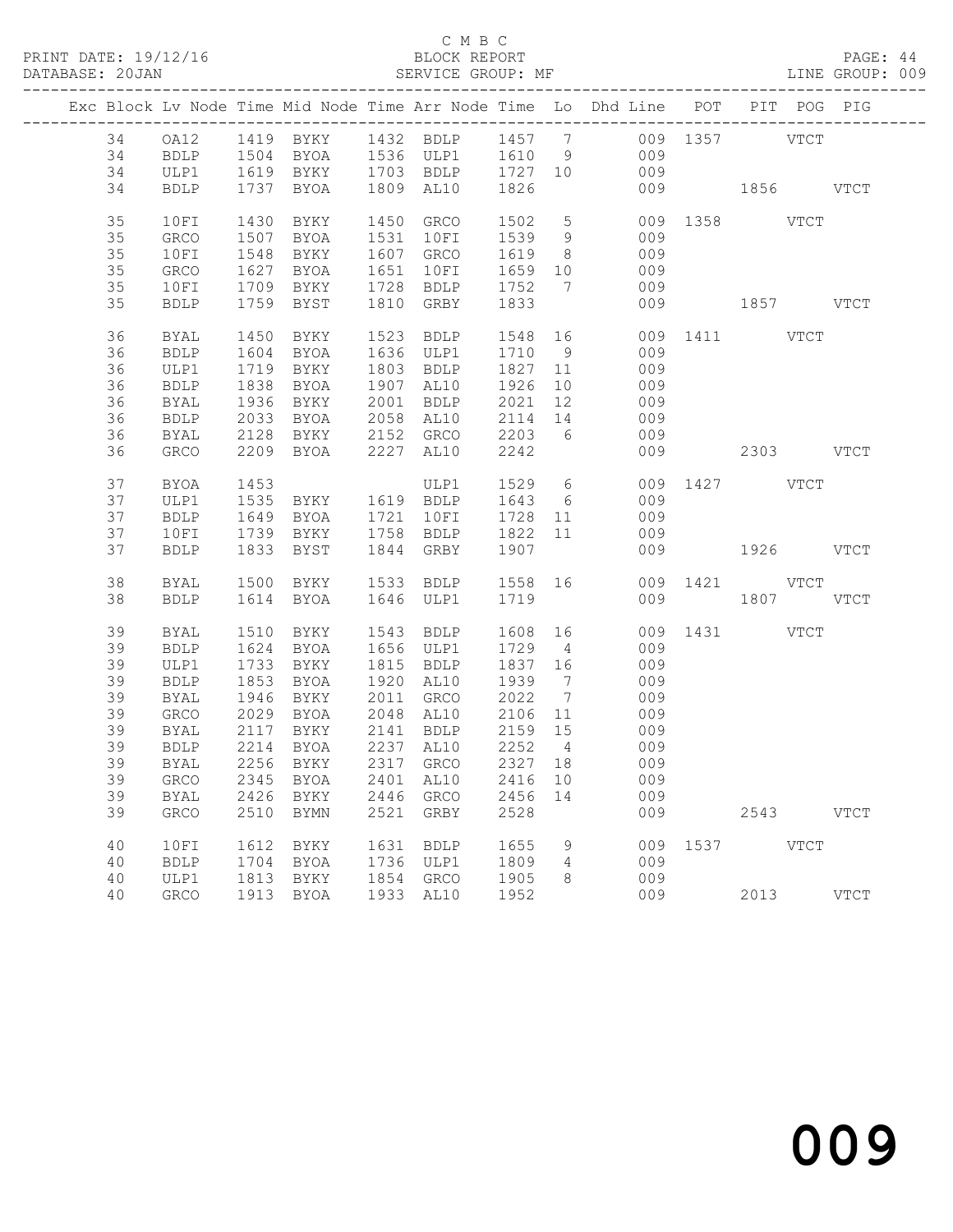C M B C
BLOCK REPORT
SERVICE GROUP: MF

PRINT DATE: 19/12/16
DATABASE: 20JAN
LINE GROUP: 009

| Exc | Block | Lv | Node | Time | Mid Node | Time | Arr Node | Time | Lo | Dhd Line | POT | PIT | POG | PIG |
|---|---|---|---|---|---|---|---|---|---|---|---|---|---|---|
| | 34 | | OA12 | 1419 | BYKY | 1432 | BDLP | 1457 | 7 | 009 | 1357 | | VTCT | |
| | 34 | | BDLP | 1504 | BYOA | 1536 | ULP1 | 1610 | 9 | 009 | | | | |
| | 34 | | ULP1 | 1619 | BYKY | 1703 | BDLP | 1727 | 10 | 009 | | | | |
| | 34 | | BDLP | 1737 | BYOA | 1809 | AL10 | 1826 | | 009 | | 1856 | | VTCT |
| | 35 | | 10FI | 1430 | BYKY | 1450 | GRCO | 1502 | 5 | 009 | 1358 | | VTCT | |
| | 35 | | GRCO | 1507 | BYOA | 1531 | 10FI | 1539 | 9 | 009 | | | | |
| | 35 | | 10FI | 1548 | BYKY | 1607 | GRCO | 1619 | 8 | 009 | | | | |
| | 35 | | GRCO | 1627 | BYOA | 1651 | 10FI | 1659 | 10 | 009 | | | | |
| | 35 | | 10FI | 1709 | BYKY | 1728 | BDLP | 1752 | 7 | 009 | | | | |
| | 35 | | BDLP | 1759 | BYST | 1810 | GRBY | 1833 | | 009 | | 1857 | | VTCT |
| | 36 | | BYAL | 1450 | BYKY | 1523 | BDLP | 1548 | 16 | 009 | 1411 | | VTCT | |
| | 36 | | BDLP | 1604 | BYOA | 1636 | ULP1 | 1710 | 9 | 009 | | | | |
| | 36 | | ULP1 | 1719 | BYKY | 1803 | BDLP | 1827 | 11 | 009 | | | | |
| | 36 | | BDLP | 1838 | BYOA | 1907 | AL10 | 1926 | 10 | 009 | | | | |
| | 36 | | BYAL | 1936 | BYKY | 2001 | BDLP | 2021 | 12 | 009 | | | | |
| | 36 | | BDLP | 2033 | BYOA | 2058 | AL10 | 2114 | 14 | 009 | | | | |
| | 36 | | BYAL | 2128 | BYKY | 2152 | GRCO | 2203 | 6 | 009 | | | | |
| | 36 | | GRCO | 2209 | BYOA | 2227 | AL10 | 2242 | | 009 | | 2303 | | VTCT |
| | 37 | | BYOA | 1453 | | | ULP1 | 1529 | 6 | 009 | 1427 | | VTCT | |
| | 37 | | ULP1 | 1535 | BYKY | 1619 | BDLP | 1643 | 6 | 009 | | | | |
| | 37 | | BDLP | 1649 | BYOA | 1721 | 10FI | 1728 | 11 | 009 | | | | |
| | 37 | | 10FI | 1739 | BYKY | 1758 | BDLP | 1822 | 11 | 009 | | | | |
| | 37 | | BDLP | 1833 | BYST | 1844 | GRBY | 1907 | | 009 | | 1926 | | VTCT |
| | 38 | | BYAL | 1500 | BYKY | 1533 | BDLP | 1558 | 16 | 009 | 1421 | | VTCT | |
| | 38 | | BDLP | 1614 | BYOA | 1646 | ULP1 | 1719 | | 009 | | 1807 | | VTCT |
| | 39 | | BYAL | 1510 | BYKY | 1543 | BDLP | 1608 | 16 | 009 | 1431 | | VTCT | |
| | 39 | | BDLP | 1624 | BYOA | 1656 | ULP1 | 1729 | 4 | 009 | | | | |
| | 39 | | ULP1 | 1733 | BYKY | 1815 | BDLP | 1837 | 16 | 009 | | | | |
| | 39 | | BDLP | 1853 | BYOA | 1920 | AL10 | 1939 | 7 | 009 | | | | |
| | 39 | | BYAL | 1946 | BYKY | 2011 | GRCO | 2022 | 7 | 009 | | | | |
| | 39 | | GRCO | 2029 | BYOA | 2048 | AL10 | 2106 | 11 | 009 | | | | |
| | 39 | | BYAL | 2117 | BYKY | 2141 | BDLP | 2159 | 15 | 009 | | | | |
| | 39 | | BDLP | 2214 | BYOA | 2237 | AL10 | 2252 | 4 | 009 | | | | |
| | 39 | | BYAL | 2256 | BYKY | 2317 | GRCO | 2327 | 18 | 009 | | | | |
| | 39 | | GRCO | 2345 | BYOA | 2401 | AL10 | 2416 | 10 | 009 | | | | |
| | 39 | | BYAL | 2426 | BYKY | 2446 | GRCO | 2456 | 14 | 009 | | | | |
| | 39 | | GRCO | 2510 | BYMN | 2521 | GRBY | 2528 | | 009 | | 2543 | | VTCT |
| | 40 | | 10FI | 1612 | BYKY | 1631 | BDLP | 1655 | 9 | 009 | 1537 | | VTCT | |
| | 40 | | BDLP | 1704 | BYOA | 1736 | ULP1 | 1809 | 4 | 009 | | | | |
| | 40 | | ULP1 | 1813 | BYKY | 1854 | GRCO | 1905 | 8 | 009 | | | | |
| | 40 | | GRCO | 1913 | BYOA | 1933 | AL10 | 1952 | | 009 | | 2013 | | VTCT |

009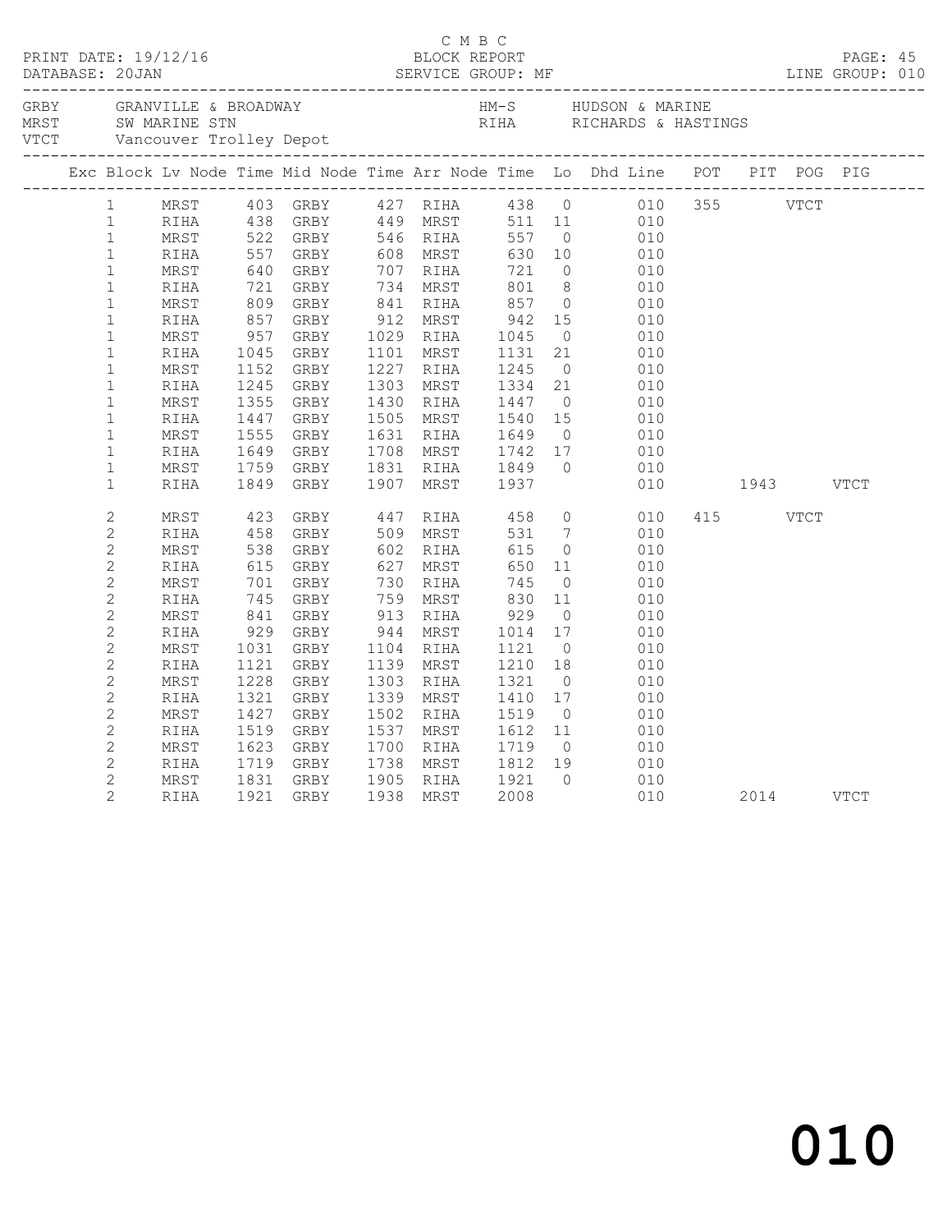C M B C

PRINT DATE: 19/12/16 BLOCK REPORT

DATABASE: 20JAN SERVICE GROUP: MF LINE GROUP: 010

GRBY GRANVILLE & BROADWAY HM-S HUDSON & MARINE
MRST SW MARINE STN RIHA RICHARDS & HASTINGS
VTCT Vancouver Trolley Depot

| Exc | Block | Lv Node | Time | Mid Node | Time | Arr Node | Time | Lo | Dhd Line | POT | PIT | POG | PIG |
|---|---|---|---|---|---|---|---|---|---|---|---|---|---|
| | 1 | MRST | 403 | GRBY | 427 | RIHA | 438 | 0 | 010 | 355 | | VTCT | |
| | 1 | RIHA | 438 | GRBY | 449 | MRST | 511 | 11 | 010 | | | | |
| | 1 | MRST | 522 | GRBY | 546 | RIHA | 557 | 0 | 010 | | | | |
| | 1 | RIHA | 557 | GRBY | 608 | MRST | 630 | 10 | 010 | | | | |
| | 1 | MRST | 640 | GRBY | 707 | RIHA | 721 | 0 | 010 | | | | |
| | 1 | RIHA | 721 | GRBY | 734 | MRST | 801 | 8 | 010 | | | | |
| | 1 | MRST | 809 | GRBY | 841 | RIHA | 857 | 0 | 010 | | | | |
| | 1 | RIHA | 857 | GRBY | 912 | MRST | 942 | 15 | 010 | | | | |
| | 1 | MRST | 957 | GRBY | 1029 | RIHA | 1045 | 0 | 010 | | | | |
| | 1 | RIHA | 1045 | GRBY | 1101 | MRST | 1131 | 21 | 010 | | | | |
| | 1 | MRST | 1152 | GRBY | 1227 | RIHA | 1245 | 0 | 010 | | | | |
| | 1 | RIHA | 1245 | GRBY | 1303 | MRST | 1334 | 21 | 010 | | | | |
| | 1 | MRST | 1355 | GRBY | 1430 | RIHA | 1447 | 0 | 010 | | | | |
| | 1 | RIHA | 1447 | GRBY | 1505 | MRST | 1540 | 15 | 010 | | | | |
| | 1 | MRST | 1555 | GRBY | 1631 | RIHA | 1649 | 0 | 010 | | | | |
| | 1 | RIHA | 1649 | GRBY | 1708 | MRST | 1742 | 17 | 010 | | | | |
| | 1 | MRST | 1759 | GRBY | 1831 | RIHA | 1849 | 0 | 010 | | | | |
| | 1 | RIHA | 1849 | GRBY | 1907 | MRST | 1937 | | 010 | | 1943 | | VTCT |
| | 2 | MRST | 423 | GRBY | 447 | RIHA | 458 | 0 | 010 | 415 | | VTCT | |
| | 2 | RIHA | 458 | GRBY | 509 | MRST | 531 | 7 | 010 | | | | |
| | 2 | MRST | 538 | GRBY | 602 | RIHA | 615 | 0 | 010 | | | | |
| | 2 | RIHA | 615 | GRBY | 627 | MRST | 650 | 11 | 010 | | | | |
| | 2 | MRST | 701 | GRBY | 730 | RIHA | 745 | 0 | 010 | | | | |
| | 2 | RIHA | 745 | GRBY | 759 | MRST | 830 | 11 | 010 | | | | |
| | 2 | MRST | 841 | GRBY | 913 | RIHA | 929 | 0 | 010 | | | | |
| | 2 | RIHA | 929 | GRBY | 944 | MRST | 1014 | 17 | 010 | | | | |
| | 2 | MRST | 1031 | GRBY | 1104 | RIHA | 1121 | 0 | 010 | | | | |
| | 2 | RIHA | 1121 | GRBY | 1139 | MRST | 1210 | 18 | 010 | | | | |
| | 2 | MRST | 1228 | GRBY | 1303 | RIHA | 1321 | 0 | 010 | | | | |
| | 2 | RIHA | 1321 | GRBY | 1339 | MRST | 1410 | 17 | 010 | | | | |
| | 2 | MRST | 1427 | GRBY | 1502 | RIHA | 1519 | 0 | 010 | | | | |
| | 2 | RIHA | 1519 | GRBY | 1537 | MRST | 1612 | 11 | 010 | | | | |
| | 2 | MRST | 1623 | GRBY | 1700 | RIHA | 1719 | 0 | 010 | | | | |
| | 2 | RIHA | 1719 | GRBY | 1738 | MRST | 1812 | 19 | 010 | | | | |
| | 2 | MRST | 1831 | GRBY | 1905 | RIHA | 1921 | 0 | 010 | | | | |
| | 2 | RIHA | 1921 | GRBY | 1938 | MRST | 2008 | | 010 | | 2014 | | VTCT |

010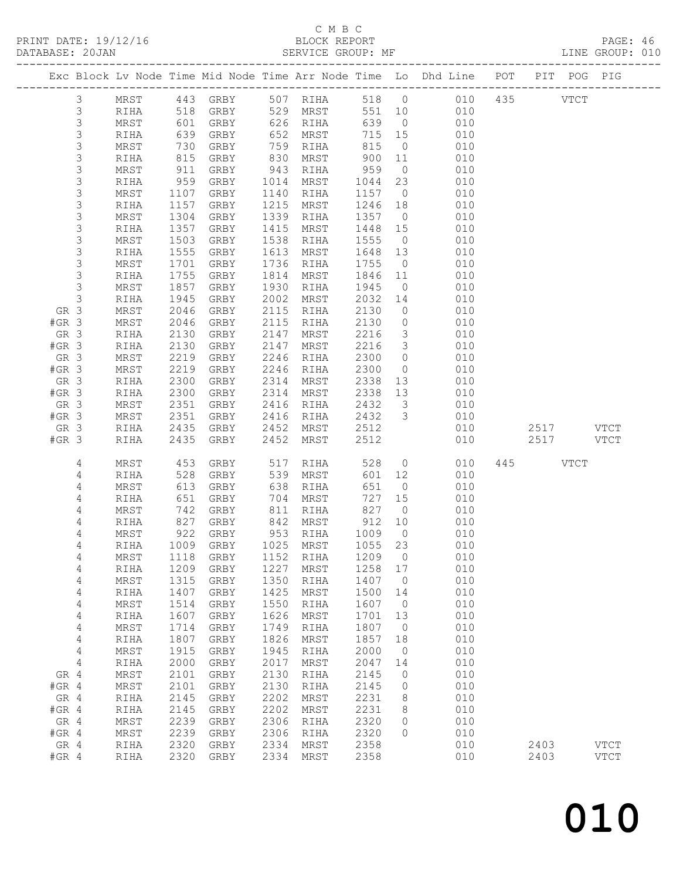C M B C
BLOCK REPORT
SERVICE GROUP: MF

PRINT DATE: 19/12/16
DATABASE: 20JAN

PAGE: 46
LINE GROUP: 010

| Exc | Block | Lv | Node | Time | Mid Node | Time | Arr Node | Time | Lo | Dhd Line | POT | PIT | POG | PIG |
|---|---|---|---|---|---|---|---|---|---|---|---|---|---|---|
| | 3 | | MRST | 443 | GRBY | 507 | RIHA | 518 | 0 | 010 | 435 | | VTCT | |
| | 3 | | RIHA | 518 | GRBY | 529 | MRST | 551 | 10 | 010 | | | | |
| | 3 | | MRST | 601 | GRBY | 626 | RIHA | 639 | 0 | 010 | | | | |
| | 3 | | RIHA | 639 | GRBY | 652 | MRST | 715 | 15 | 010 | | | | |
| | 3 | | MRST | 730 | GRBY | 759 | RIHA | 815 | 0 | 010 | | | | |
| | 3 | | RIHA | 815 | GRBY | 830 | MRST | 900 | 11 | 010 | | | | |
| | 3 | | MRST | 911 | GRBY | 943 | RIHA | 959 | 0 | 010 | | | | |
| | 3 | | RIHA | 959 | GRBY | 1014 | MRST | 1044 | 23 | 010 | | | | |
| | 3 | | MRST | 1107 | GRBY | 1140 | RIHA | 1157 | 0 | 010 | | | | |
| | 3 | | RIHA | 1157 | GRBY | 1215 | MRST | 1246 | 18 | 010 | | | | |
| | 3 | | MRST | 1304 | GRBY | 1339 | RIHA | 1357 | 0 | 010 | | | | |
| | 3 | | RIHA | 1357 | GRBY | 1415 | MRST | 1448 | 15 | 010 | | | | |
| | 3 | | MRST | 1503 | GRBY | 1538 | RIHA | 1555 | 0 | 010 | | | | |
| | 3 | | RIHA | 1555 | GRBY | 1613 | MRST | 1648 | 13 | 010 | | | | |
| | 3 | | MRST | 1701 | GRBY | 1736 | RIHA | 1755 | 0 | 010 | | | | |
| | 3 | | RIHA | 1755 | GRBY | 1814 | MRST | 1846 | 11 | 010 | | | | |
| | 3 | | MRST | 1857 | GRBY | 1930 | RIHA | 1945 | 0 | 010 | | | | |
| | 3 | | RIHA | 1945 | GRBY | 2002 | MRST | 2032 | 14 | 010 | | | | |
| GR | 3 | | MRST | 2046 | GRBY | 2115 | RIHA | 2130 | 0 | 010 | | | | |
| #GR | 3 | | MRST | 2046 | GRBY | 2115 | RIHA | 2130 | 0 | 010 | | | | |
| GR | 3 | | RIHA | 2130 | GRBY | 2147 | MRST | 2216 | 3 | 010 | | | | |
| #GR | 3 | | RIHA | 2130 | GRBY | 2147 | MRST | 2216 | 3 | 010 | | | | |
| GR | 3 | | MRST | 2219 | GRBY | 2246 | RIHA | 2300 | 0 | 010 | | | | |
| #GR | 3 | | MRST | 2219 | GRBY | 2246 | RIHA | 2300 | 0 | 010 | | | | |
| GR | 3 | | RIHA | 2300 | GRBY | 2314 | MRST | 2338 | 13 | 010 | | | | |
| #GR | 3 | | RIHA | 2300 | GRBY | 2314 | MRST | 2338 | 13 | 010 | | | | |
| GR | 3 | | MRST | 2351 | GRBY | 2416 | RIHA | 2432 | 3 | 010 | | | | |
| #GR | 3 | | MRST | 2351 | GRBY | 2416 | RIHA | 2432 | 3 | 010 | | | | |
| GR | 3 | | RIHA | 2435 | GRBY | 2452 | MRST | 2512 | | 010 | | 2517 | | VTCT |
| #GR | 3 | | RIHA | 2435 | GRBY | 2452 | MRST | 2512 | | 010 | | 2517 | | VTCT |
| | 4 | | MRST | 453 | GRBY | 517 | RIHA | 528 | 0 | 010 | 445 | | VTCT | |
| | 4 | | RIHA | 528 | GRBY | 539 | MRST | 601 | 12 | 010 | | | | |
| | 4 | | MRST | 613 | GRBY | 638 | RIHA | 651 | 0 | 010 | | | | |
| | 4 | | RIHA | 651 | GRBY | 704 | MRST | 727 | 15 | 010 | | | | |
| | 4 | | MRST | 742 | GRBY | 811 | RIHA | 827 | 0 | 010 | | | | |
| | 4 | | RIHA | 827 | GRBY | 842 | MRST | 912 | 10 | 010 | | | | |
| | 4 | | MRST | 922 | GRBY | 953 | RIHA | 1009 | 0 | 010 | | | | |
| | 4 | | RIHA | 1009 | GRBY | 1025 | MRST | 1055 | 23 | 010 | | | | |
| | 4 | | MRST | 1118 | GRBY | 1152 | RIHA | 1209 | 0 | 010 | | | | |
| | 4 | | RIHA | 1209 | GRBY | 1227 | MRST | 1258 | 17 | 010 | | | | |
| | 4 | | MRST | 1315 | GRBY | 1350 | RIHA | 1407 | 0 | 010 | | | | |
| | 4 | | RIHA | 1407 | GRBY | 1425 | MRST | 1500 | 14 | 010 | | | | |
| | 4 | | MRST | 1514 | GRBY | 1550 | RIHA | 1607 | 0 | 010 | | | | |
| | 4 | | RIHA | 1607 | GRBY | 1626 | MRST | 1701 | 13 | 010 | | | | |
| | 4 | | MRST | 1714 | GRBY | 1749 | RIHA | 1807 | 0 | 010 | | | | |
| | 4 | | RIHA | 1807 | GRBY | 1826 | MRST | 1857 | 18 | 010 | | | | |
| | 4 | | MRST | 1915 | GRBY | 1945 | RIHA | 2000 | 0 | 010 | | | | |
| | 4 | | RIHA | 2000 | GRBY | 2017 | MRST | 2047 | 14 | 010 | | | | |
| GR | 4 | | MRST | 2101 | GRBY | 2130 | RIHA | 2145 | 0 | 010 | | | | |
| #GR | 4 | | MRST | 2101 | GRBY | 2130 | RIHA | 2145 | 0 | 010 | | | | |
| GR | 4 | | RIHA | 2145 | GRBY | 2202 | MRST | 2231 | 8 | 010 | | | | |
| #GR | 4 | | RIHA | 2145 | GRBY | 2202 | MRST | 2231 | 8 | 010 | | | | |
| GR | 4 | | MRST | 2239 | GRBY | 2306 | RIHA | 2320 | 0 | 010 | | | | |
| #GR | 4 | | MRST | 2239 | GRBY | 2306 | RIHA | 2320 | 0 | 010 | | | | |
| GR | 4 | | RIHA | 2320 | GRBY | 2334 | MRST | 2358 | | 010 | | 2403 | | VTCT |
| #GR | 4 | | RIHA | 2320 | GRBY | 2334 | MRST | 2358 | | 010 | | 2403 | | VTCT |

010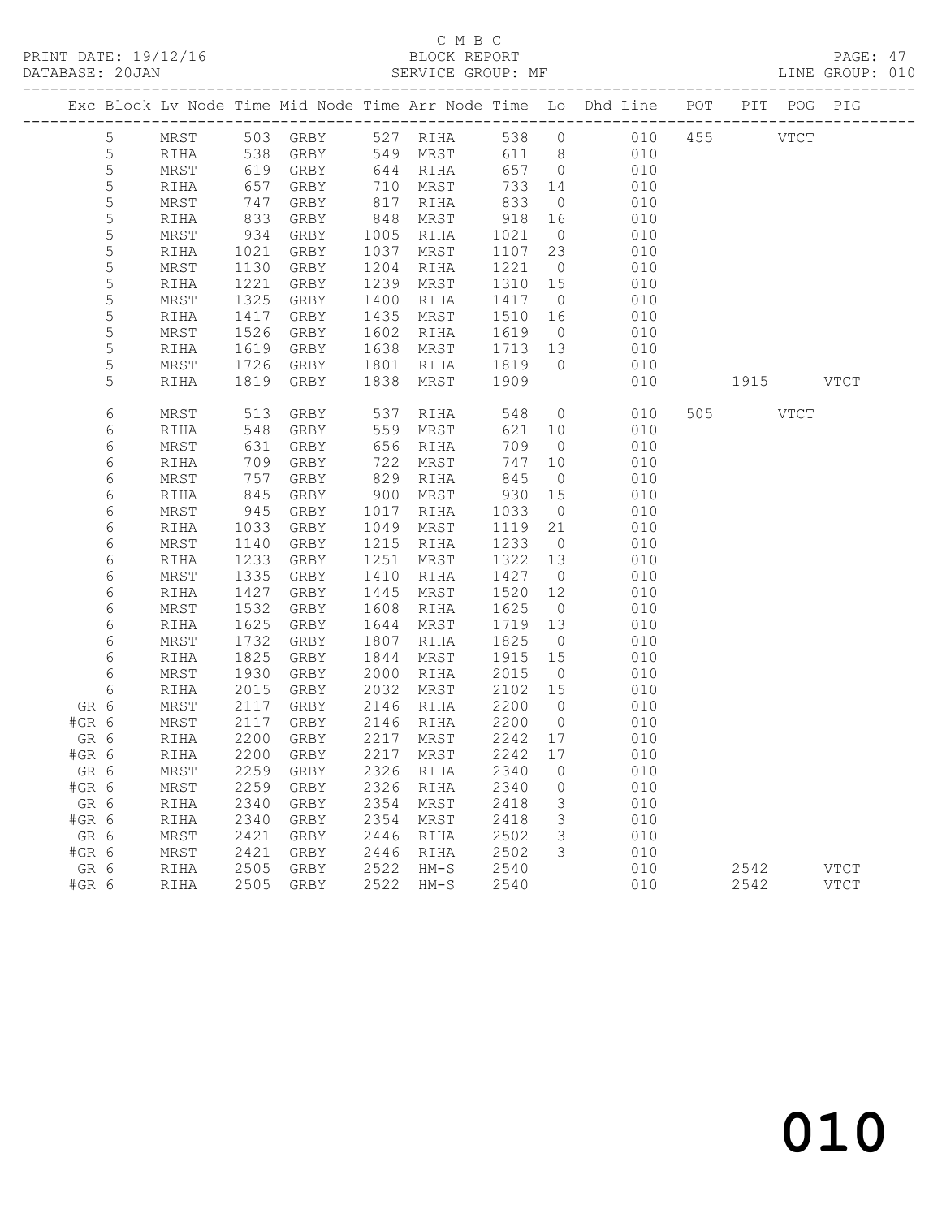C M B C

BLOCK REPORT

SERVICE GROUP: MF

PRINT DATE: 19/12/16
DATABASE: 20JAN

LINE GROUP: 010

| Exc | Block | Lv | Node | Time | Mid Node | Time | Arr Node | Time | Lo | Dhd Line | POT | PIT | POG | PIG |
|---|---|---|---|---|---|---|---|---|---|---|---|---|---|---|
| | 5 | | MRST | 503 | GRBY | 527 | RIHA | 538 | 0 | 010 | 455 | | VTCT | |
| | 5 | | RIHA | 538 | GRBY | 549 | MRST | 611 | 8 | 010 | | | | |
| | 5 | | MRST | 619 | GRBY | 644 | RIHA | 657 | 0 | 010 | | | | |
| | 5 | | RIHA | 657 | GRBY | 710 | MRST | 733 | 14 | 010 | | | | |
| | 5 | | MRST | 747 | GRBY | 817 | RIHA | 833 | 0 | 010 | | | | |
| | 5 | | RIHA | 833 | GRBY | 848 | MRST | 918 | 16 | 010 | | | | |
| | 5 | | MRST | 934 | GRBY | 1005 | RIHA | 1021 | 0 | 010 | | | | |
| | 5 | | RIHA | 1021 | GRBY | 1037 | MRST | 1107 | 23 | 010 | | | | |
| | 5 | | MRST | 1130 | GRBY | 1204 | RIHA | 1221 | 0 | 010 | | | | |
| | 5 | | RIHA | 1221 | GRBY | 1239 | MRST | 1310 | 15 | 010 | | | | |
| | 5 | | MRST | 1325 | GRBY | 1400 | RIHA | 1417 | 0 | 010 | | | | |
| | 5 | | RIHA | 1417 | GRBY | 1435 | MRST | 1510 | 16 | 010 | | | | |
| | 5 | | MRST | 1526 | GRBY | 1602 | RIHA | 1619 | 0 | 010 | | | | |
| | 5 | | RIHA | 1619 | GRBY | 1638 | MRST | 1713 | 13 | 010 | | | | |
| | 5 | | MRST | 1726 | GRBY | 1801 | RIHA | 1819 | 0 | 010 | | | | |
| | 5 | | RIHA | 1819 | GRBY | 1838 | MRST | 1909 | | 010 | | 1915 | | VTCT |
| | 6 | | MRST | 513 | GRBY | 537 | RIHA | 548 | 0 | 010 | 505 | | VTCT | |
| | 6 | | RIHA | 548 | GRBY | 559 | MRST | 621 | 10 | 010 | | | | |
| | 6 | | MRST | 631 | GRBY | 656 | RIHA | 709 | 0 | 010 | | | | |
| | 6 | | RIHA | 709 | GRBY | 722 | MRST | 747 | 10 | 010 | | | | |
| | 6 | | MRST | 757 | GRBY | 829 | RIHA | 845 | 0 | 010 | | | | |
| | 6 | | RIHA | 845 | GRBY | 900 | MRST | 930 | 15 | 010 | | | | |
| | 6 | | MRST | 945 | GRBY | 1017 | RIHA | 1033 | 0 | 010 | | | | |
| | 6 | | RIHA | 1033 | GRBY | 1049 | MRST | 1119 | 21 | 010 | | | | |
| | 6 | | MRST | 1140 | GRBY | 1215 | RIHA | 1233 | 0 | 010 | | | | |
| | 6 | | RIHA | 1233 | GRBY | 1251 | MRST | 1322 | 13 | 010 | | | | |
| | 6 | | MRST | 1335 | GRBY | 1410 | RIHA | 1427 | 0 | 010 | | | | |
| | 6 | | RIHA | 1427 | GRBY | 1445 | MRST | 1520 | 12 | 010 | | | | |
| | 6 | | MRST | 1532 | GRBY | 1608 | RIHA | 1625 | 0 | 010 | | | | |
| | 6 | | RIHA | 1625 | GRBY | 1644 | MRST | 1719 | 13 | 010 | | | | |
| | 6 | | MRST | 1732 | GRBY | 1807 | RIHA | 1825 | 0 | 010 | | | | |
| | 6 | | RIHA | 1825 | GRBY | 1844 | MRST | 1915 | 15 | 010 | | | | |
| | 6 | | MRST | 1930 | GRBY | 2000 | RIHA | 2015 | 0 | 010 | | | | |
| | 6 | | RIHA | 2015 | GRBY | 2032 | MRST | 2102 | 15 | 010 | | | | |
| GR | 6 | | MRST | 2117 | GRBY | 2146 | RIHA | 2200 | 0 | 010 | | | | |
| #GR | 6 | | MRST | 2117 | GRBY | 2146 | RIHA | 2200 | 0 | 010 | | | | |
| GR | 6 | | RIHA | 2200 | GRBY | 2217 | MRST | 2242 | 17 | 010 | | | | |
| #GR | 6 | | RIHA | 2200 | GRBY | 2217 | MRST | 2242 | 17 | 010 | | | | |
| GR | 6 | | MRST | 2259 | GRBY | 2326 | RIHA | 2340 | 0 | 010 | | | | |
| #GR | 6 | | MRST | 2259 | GRBY | 2326 | RIHA | 2340 | 0 | 010 | | | | |
| GR | 6 | | RIHA | 2340 | GRBY | 2354 | MRST | 2418 | 3 | 010 | | | | |
| #GR | 6 | | RIHA | 2340 | GRBY | 2354 | MRST | 2418 | 3 | 010 | | | | |
| GR | 6 | | MRST | 2421 | GRBY | 2446 | RIHA | 2502 | 3 | 010 | | | | |
| #GR | 6 | | MRST | 2421 | GRBY | 2446 | RIHA | 2502 | 3 | 010 | | | | |
| GR | 6 | | RIHA | 2505 | GRBY | 2522 | HM-S | 2540 | | 010 | | 2542 | | VTCT |
| #GR | 6 | | RIHA | 2505 | GRBY | 2522 | HM-S | 2540 | | 010 | | 2542 | | VTCT |

010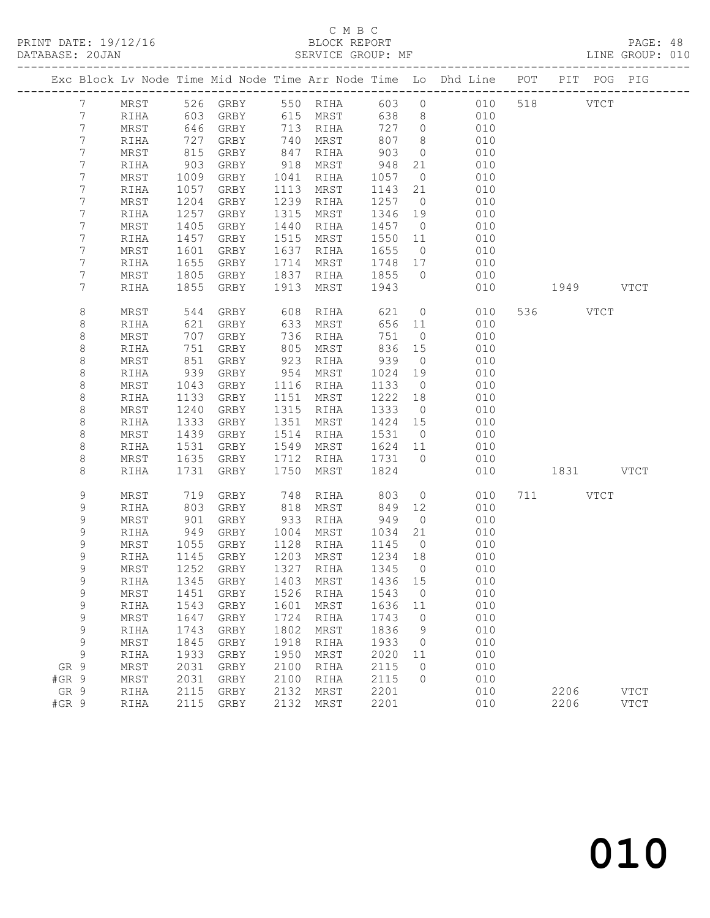C M B C
PRINT DATE: 19/12/16 BLOCK REPORT
DATABASE: 20JAN SERVICE GROUP: MF LINE GROUP: 010

| Exc | Block | Lv Node | Time | Mid Node | Time | Arr Node | Time | Lo | Dhd Line | POT | PIT | POG | PIG |
|---|---|---|---|---|---|---|---|---|---|---|---|---|---|
| | 7 | MRST | 526 | GRBY | 550 | RIHA | 603 | 0 | 010 | 518 | | VTCT | |
| | 7 | RIHA | 603 | GRBY | 615 | MRST | 638 | 8 | 010 | | | | |
| | 7 | MRST | 646 | GRBY | 713 | RIHA | 727 | 0 | 010 | | | | |
| | 7 | RIHA | 727 | GRBY | 740 | MRST | 807 | 8 | 010 | | | | |
| | 7 | MRST | 815 | GRBY | 847 | RIHA | 903 | 0 | 010 | | | | |
| | 7 | RIHA | 903 | GRBY | 918 | MRST | 948 | 21 | 010 | | | | |
| | 7 | MRST | 1009 | GRBY | 1041 | RIHA | 1057 | 0 | 010 | | | | |
| | 7 | RIHA | 1057 | GRBY | 1113 | MRST | 1143 | 21 | 010 | | | | |
| | 7 | MRST | 1204 | GRBY | 1239 | RIHA | 1257 | 0 | 010 | | | | |
| | 7 | RIHA | 1257 | GRBY | 1315 | MRST | 1346 | 19 | 010 | | | | |
| | 7 | MRST | 1405 | GRBY | 1440 | RIHA | 1457 | 0 | 010 | | | | |
| | 7 | RIHA | 1457 | GRBY | 1515 | MRST | 1550 | 11 | 010 | | | | |
| | 7 | MRST | 1601 | GRBY | 1637 | RIHA | 1655 | 0 | 010 | | | | |
| | 7 | RIHA | 1655 | GRBY | 1714 | MRST | 1748 | 17 | 010 | | | | |
| | 7 | MRST | 1805 | GRBY | 1837 | RIHA | 1855 | 0 | 010 | | | | |
| | 7 | RIHA | 1855 | GRBY | 1913 | MRST | 1943 | | 010 | | 1949 | | VTCT |
| | 8 | MRST | 544 | GRBY | 608 | RIHA | 621 | 0 | 010 | 536 | | VTCT | |
| | 8 | RIHA | 621 | GRBY | 633 | MRST | 656 | 11 | 010 | | | | |
| | 8 | MRST | 707 | GRBY | 736 | RIHA | 751 | 0 | 010 | | | | |
| | 8 | RIHA | 751 | GRBY | 805 | MRST | 836 | 15 | 010 | | | | |
| | 8 | MRST | 851 | GRBY | 923 | RIHA | 939 | 0 | 010 | | | | |
| | 8 | RIHA | 939 | GRBY | 954 | MRST | 1024 | 19 | 010 | | | | |
| | 8 | MRST | 1043 | GRBY | 1116 | RIHA | 1133 | 0 | 010 | | | | |
| | 8 | RIHA | 1133 | GRBY | 1151 | MRST | 1222 | 18 | 010 | | | | |
| | 8 | MRST | 1240 | GRBY | 1315 | RIHA | 1333 | 0 | 010 | | | | |
| | 8 | RIHA | 1333 | GRBY | 1351 | MRST | 1424 | 15 | 010 | | | | |
| | 8 | MRST | 1439 | GRBY | 1514 | RIHA | 1531 | 0 | 010 | | | | |
| | 8 | RIHA | 1531 | GRBY | 1549 | MRST | 1624 | 11 | 010 | | | | |
| | 8 | MRST | 1635 | GRBY | 1712 | RIHA | 1731 | 0 | 010 | | | | |
| | 8 | RIHA | 1731 | GRBY | 1750 | MRST | 1824 | | 010 | | 1831 | | VTCT |
| | 9 | MRST | 719 | GRBY | 748 | RIHA | 803 | 0 | 010 | 711 | | VTCT | |
| | 9 | RIHA | 803 | GRBY | 818 | MRST | 849 | 12 | 010 | | | | |
| | 9 | MRST | 901 | GRBY | 933 | RIHA | 949 | 0 | 010 | | | | |
| | 9 | RIHA | 949 | GRBY | 1004 | MRST | 1034 | 21 | 010 | | | | |
| | 9 | MRST | 1055 | GRBY | 1128 | RIHA | 1145 | 0 | 010 | | | | |
| | 9 | RIHA | 1145 | GRBY | 1203 | MRST | 1234 | 18 | 010 | | | | |
| | 9 | MRST | 1252 | GRBY | 1327 | RIHA | 1345 | 0 | 010 | | | | |
| | 9 | RIHA | 1345 | GRBY | 1403 | MRST | 1436 | 15 | 010 | | | | |
| | 9 | MRST | 1451 | GRBY | 1526 | RIHA | 1543 | 0 | 010 | | | | |
| | 9 | RIHA | 1543 | GRBY | 1601 | MRST | 1636 | 11 | 010 | | | | |
| | 9 | MRST | 1647 | GRBY | 1724 | RIHA | 1743 | 0 | 010 | | | | |
| | 9 | RIHA | 1743 | GRBY | 1802 | MRST | 1836 | 9 | 010 | | | | |
| | 9 | MRST | 1845 | GRBY | 1918 | RIHA | 1933 | 0 | 010 | | | | |
| | 9 | RIHA | 1933 | GRBY | 1950 | MRST | 2020 | 11 | 010 | | | | |
| GR | 9 | MRST | 2031 | GRBY | 2100 | RIHA | 2115 | 0 | 010 | | | | |
| #GR | 9 | MRST | 2031 | GRBY | 2100 | RIHA | 2115 | 0 | 010 | | | | |
| GR | 9 | RIHA | 2115 | GRBY | 2132 | MRST | 2201 | | 010 | | 2206 | | VTCT |
| #GR | 9 | RIHA | 2115 | GRBY | 2132 | MRST | 2201 | | 010 | | 2206 | | VTCT |

010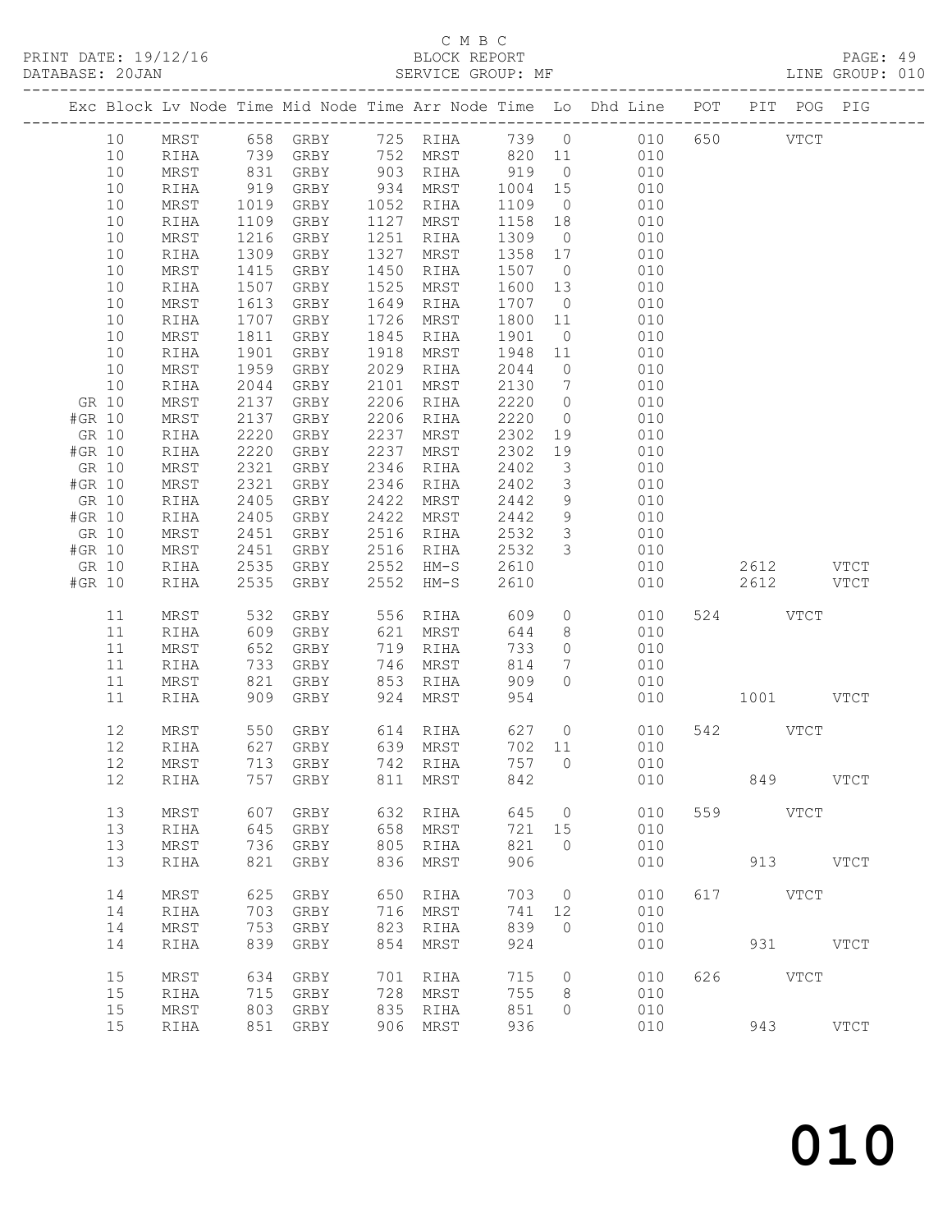C M B C

PRINT DATE: 19/12/16 BLOCK REPORT PAGE: 49
DATABASE: 20JAN SERVICE GROUP: MF LINE GROUP: 010

| Exc | Block | Lv | Node | Time | Mid Node | Time | Arr Node | Time | Lo | Dhd Line | POT | PIT | POG | PIG |
|---|---|---|---|---|---|---|---|---|---|---|---|---|---|---|
| | 10 | | MRST | 658 | GRBY | 725 | RIHA | 739 | 0 | 010 | 650 | | VTCT | |
| | 10 | | RIHA | 739 | GRBY | 752 | MRST | 820 | 11 | 010 | | | | |
| | 10 | | MRST | 831 | GRBY | 903 | RIHA | 919 | 0 | 010 | | | | |
| | 10 | | RIHA | 919 | GRBY | 934 | MRST | 1004 | 15 | 010 | | | | |
| | 10 | | MRST | 1019 | GRBY | 1052 | RIHA | 1109 | 0 | 010 | | | | |
| | 10 | | RIHA | 1109 | GRBY | 1127 | MRST | 1158 | 18 | 010 | | | | |
| | 10 | | MRST | 1216 | GRBY | 1251 | RIHA | 1309 | 0 | 010 | | | | |
| | 10 | | RIHA | 1309 | GRBY | 1327 | MRST | 1358 | 17 | 010 | | | | |
| | 10 | | MRST | 1415 | GRBY | 1450 | RIHA | 1507 | 0 | 010 | | | | |
| | 10 | | RIHA | 1507 | GRBY | 1525 | MRST | 1600 | 13 | 010 | | | | |
| | 10 | | MRST | 1613 | GRBY | 1649 | RIHA | 1707 | 0 | 010 | | | | |
| | 10 | | RIHA | 1707 | GRBY | 1726 | MRST | 1800 | 11 | 010 | | | | |
| | 10 | | MRST | 1811 | GRBY | 1845 | RIHA | 1901 | 0 | 010 | | | | |
| | 10 | | RIHA | 1901 | GRBY | 1918 | MRST | 1948 | 11 | 010 | | | | |
| | 10 | | MRST | 1959 | GRBY | 2029 | RIHA | 2044 | 0 | 010 | | | | |
| | 10 | | RIHA | 2044 | GRBY | 2101 | MRST | 2130 | 7 | 010 | | | | |
| GR | 10 | | MRST | 2137 | GRBY | 2206 | RIHA | 2220 | 0 | 010 | | | | |
| #GR | 10 | | MRST | 2137 | GRBY | 2206 | RIHA | 2220 | 0 | 010 | | | | |
| GR | 10 | | RIHA | 2220 | GRBY | 2237 | MRST | 2302 | 19 | 010 | | | | |
| #GR | 10 | | RIHA | 2220 | GRBY | 2237 | MRST | 2302 | 19 | 010 | | | | |
| GR | 10 | | MRST | 2321 | GRBY | 2346 | RIHA | 2402 | 3 | 010 | | | | |
| #GR | 10 | | MRST | 2321 | GRBY | 2346 | RIHA | 2402 | 3 | 010 | | | | |
| GR | 10 | | RIHA | 2405 | GRBY | 2422 | MRST | 2442 | 9 | 010 | | | | |
| #GR | 10 | | RIHA | 2405 | GRBY | 2422 | MRST | 2442 | 9 | 010 | | | | |
| GR | 10 | | MRST | 2451 | GRBY | 2516 | RIHA | 2532 | 3 | 010 | | | | |
| #GR | 10 | | MRST | 2451 | GRBY | 2516 | RIHA | 2532 | 3 | 010 | | | | |
| GR | 10 | | RIHA | 2535 | GRBY | 2552 | HM-S | 2610 | | 010 | | 2612 | | VTCT |
| #GR | 10 | | RIHA | 2535 | GRBY | 2552 | HM-S | 2610 | | 010 | | 2612 | | VTCT |
| | 11 | | MRST | 532 | GRBY | 556 | RIHA | 609 | 0 | 010 | 524 | | VTCT | |
| | 11 | | RIHA | 609 | GRBY | 621 | MRST | 644 | 8 | 010 | | | | |
| | 11 | | MRST | 652 | GRBY | 719 | RIHA | 733 | 0 | 010 | | | | |
| | 11 | | RIHA | 733 | GRBY | 746 | MRST | 814 | 7 | 010 | | | | |
| | 11 | | MRST | 821 | GRBY | 853 | RIHA | 909 | 0 | 010 | | | | |
| | 11 | | RIHA | 909 | GRBY | 924 | MRST | 954 | | 010 | | 1001 | | VTCT |
| | 12 | | MRST | 550 | GRBY | 614 | RIHA | 627 | 0 | 010 | 542 | | VTCT | |
| | 12 | | RIHA | 627 | GRBY | 639 | MRST | 702 | 11 | 010 | | | | |
| | 12 | | MRST | 713 | GRBY | 742 | RIHA | 757 | 0 | 010 | | | | |
| | 12 | | RIHA | 757 | GRBY | 811 | MRST | 842 | | 010 | | 849 | | VTCT |
| | 13 | | MRST | 607 | GRBY | 632 | RIHA | 645 | 0 | 010 | 559 | | VTCT | |
| | 13 | | RIHA | 645 | GRBY | 658 | MRST | 721 | 15 | 010 | | | | |
| | 13 | | MRST | 736 | GRBY | 805 | RIHA | 821 | 0 | 010 | | | | |
| | 13 | | RIHA | 821 | GRBY | 836 | MRST | 906 | | 010 | | 913 | | VTCT |
| | 14 | | MRST | 625 | GRBY | 650 | RIHA | 703 | 0 | 010 | 617 | | VTCT | |
| | 14 | | RIHA | 703 | GRBY | 716 | MRST | 741 | 12 | 010 | | | | |
| | 14 | | MRST | 753 | GRBY | 823 | RIHA | 839 | 0 | 010 | | | | |
| | 14 | | RIHA | 839 | GRBY | 854 | MRST | 924 | | 010 | | 931 | | VTCT |
| | 15 | | MRST | 634 | GRBY | 701 | RIHA | 715 | 0 | 010 | 626 | | VTCT | |
| | 15 | | RIHA | 715 | GRBY | 728 | MRST | 755 | 8 | 010 | | | | |
| | 15 | | MRST | 803 | GRBY | 835 | RIHA | 851 | 0 | 010 | | | | |
| | 15 | | RIHA | 851 | GRBY | 906 | MRST | 936 | | 010 | | 943 | | VTCT |

010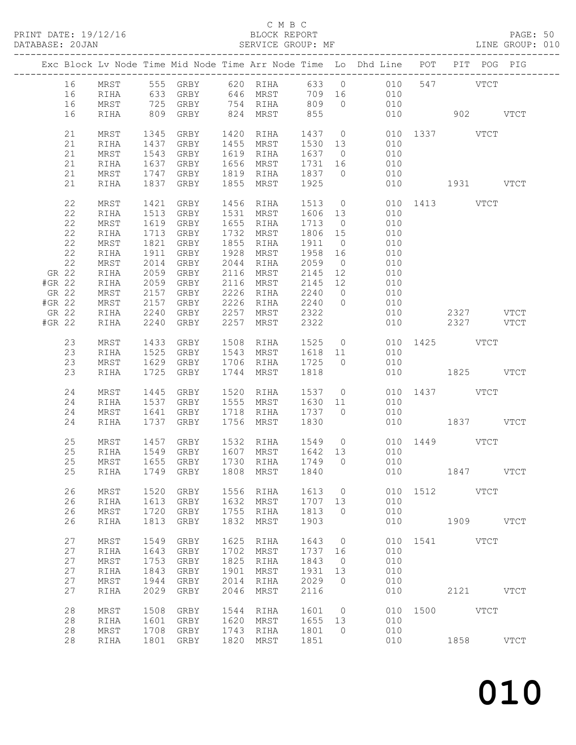C M B C
PRINT DATE: 19/12/16 BLOCK REPORT
DATABASE: 20JAN SERVICE GROUP: MF LINE GROUP: 010

| Exc | Block | Lv Node | Time | Mid Node | Time | Arr Node | Time | Lo | Dhd Line | POT | PIT | POG | PIG |
|---|---|---|---|---|---|---|---|---|---|---|---|---|---|
| | 16 | MRST | 555 | GRBY | 620 | RIHA | 633 | 0 | 010 | 547 | | VTCT | |
| | 16 | RIHA | 633 | GRBY | 646 | MRST | 709 | 16 | 010 | | | | |
| | 16 | MRST | 725 | GRBY | 754 | RIHA | 809 | 0 | 010 | | | | |
| | 16 | RIHA | 809 | GRBY | 824 | MRST | 855 | | 010 | | 902 | | VTCT |
| | 21 | MRST | 1345 | GRBY | 1420 | RIHA | 1437 | 0 | 010 | 1337 | | VTCT | |
| | 21 | RIHA | 1437 | GRBY | 1455 | MRST | 1530 | 13 | 010 | | | | |
| | 21 | MRST | 1543 | GRBY | 1619 | RIHA | 1637 | 0 | 010 | | | | |
| | 21 | RIHA | 1637 | GRBY | 1656 | MRST | 1731 | 16 | 010 | | | | |
| | 21 | MRST | 1747 | GRBY | 1819 | RIHA | 1837 | 0 | 010 | | | | |
| | 21 | RIHA | 1837 | GRBY | 1855 | MRST | 1925 | | 010 | | 1931 | | VTCT |
| | 22 | MRST | 1421 | GRBY | 1456 | RIHA | 1513 | 0 | 010 | 1413 | | VTCT | |
| | 22 | RIHA | 1513 | GRBY | 1531 | MRST | 1606 | 13 | 010 | | | | |
| | 22 | MRST | 1619 | GRBY | 1655 | RIHA | 1713 | 0 | 010 | | | | |
| | 22 | RIHA | 1713 | GRBY | 1732 | MRST | 1806 | 15 | 010 | | | | |
| | 22 | MRST | 1821 | GRBY | 1855 | RIHA | 1911 | 0 | 010 | | | | |
| | 22 | RIHA | 1911 | GRBY | 1928 | MRST | 1958 | 16 | 010 | | | | |
| | 22 | MRST | 2014 | GRBY | 2044 | RIHA | 2059 | 0 | 010 | | | | |
| GR | 22 | RIHA | 2059 | GRBY | 2116 | MRST | 2145 | 12 | 010 | | | | |
| #GR | 22 | RIHA | 2059 | GRBY | 2116 | MRST | 2145 | 12 | 010 | | | | |
| GR | 22 | MRST | 2157 | GRBY | 2226 | RIHA | 2240 | 0 | 010 | | | | |
| #GR | 22 | MRST | 2157 | GRBY | 2226 | RIHA | 2240 | 0 | 010 | | | | |
| GR | 22 | RIHA | 2240 | GRBY | 2257 | MRST | 2322 | | 010 | | 2327 | | VTCT |
| #GR | 22 | RIHA | 2240 | GRBY | 2257 | MRST | 2322 | | 010 | | 2327 | | VTCT |
| | 23 | MRST | 1433 | GRBY | 1508 | RIHA | 1525 | 0 | 010 | 1425 | | VTCT | |
| | 23 | RIHA | 1525 | GRBY | 1543 | MRST | 1618 | 11 | 010 | | | | |
| | 23 | MRST | 1629 | GRBY | 1706 | RIHA | 1725 | 0 | 010 | | | | |
| | 23 | RIHA | 1725 | GRBY | 1744 | MRST | 1818 | | 010 | | 1825 | | VTCT |
| | 24 | MRST | 1445 | GRBY | 1520 | RIHA | 1537 | 0 | 010 | 1437 | | VTCT | |
| | 24 | RIHA | 1537 | GRBY | 1555 | MRST | 1630 | 11 | 010 | | | | |
| | 24 | MRST | 1641 | GRBY | 1718 | RIHA | 1737 | 0 | 010 | | | | |
| | 24 | RIHA | 1737 | GRBY | 1756 | MRST | 1830 | | 010 | | 1837 | | VTCT |
| | 25 | MRST | 1457 | GRBY | 1532 | RIHA | 1549 | 0 | 010 | 1449 | | VTCT | |
| | 25 | RIHA | 1549 | GRBY | 1607 | MRST | 1642 | 13 | 010 | | | | |
| | 25 | MRST | 1655 | GRBY | 1730 | RIHA | 1749 | 0 | 010 | | | | |
| | 25 | RIHA | 1749 | GRBY | 1808 | MRST | 1840 | | 010 | | 1847 | | VTCT |
| | 26 | MRST | 1520 | GRBY | 1556 | RIHA | 1613 | 0 | 010 | 1512 | | VTCT | |
| | 26 | RIHA | 1613 | GRBY | 1632 | MRST | 1707 | 13 | 010 | | | | |
| | 26 | MRST | 1720 | GRBY | 1755 | RIHA | 1813 | 0 | 010 | | | | |
| | 26 | RIHA | 1813 | GRBY | 1832 | MRST | 1903 | | 010 | | 1909 | | VTCT |
| | 27 | MRST | 1549 | GRBY | 1625 | RIHA | 1643 | 0 | 010 | 1541 | | VTCT | |
| | 27 | RIHA | 1643 | GRBY | 1702 | MRST | 1737 | 16 | 010 | | | | |
| | 27 | MRST | 1753 | GRBY | 1825 | RIHA | 1843 | 0 | 010 | | | | |
| | 27 | RIHA | 1843 | GRBY | 1901 | MRST | 1931 | 13 | 010 | | | | |
| | 27 | MRST | 1944 | GRBY | 2014 | RIHA | 2029 | 0 | 010 | | | | |
| | 27 | RIHA | 2029 | GRBY | 2046 | MRST | 2116 | | 010 | | 2121 | | VTCT |
| | 28 | MRST | 1508 | GRBY | 1544 | RIHA | 1601 | 0 | 010 | 1500 | | VTCT | |
| | 28 | RIHA | 1601 | GRBY | 1620 | MRST | 1655 | 13 | 010 | | | | |
| | 28 | MRST | 1708 | GRBY | 1743 | RIHA | 1801 | 0 | 010 | | | | |
| | 28 | RIHA | 1801 | GRBY | 1820 | MRST | 1851 | | 010 | | 1858 | | VTCT |

010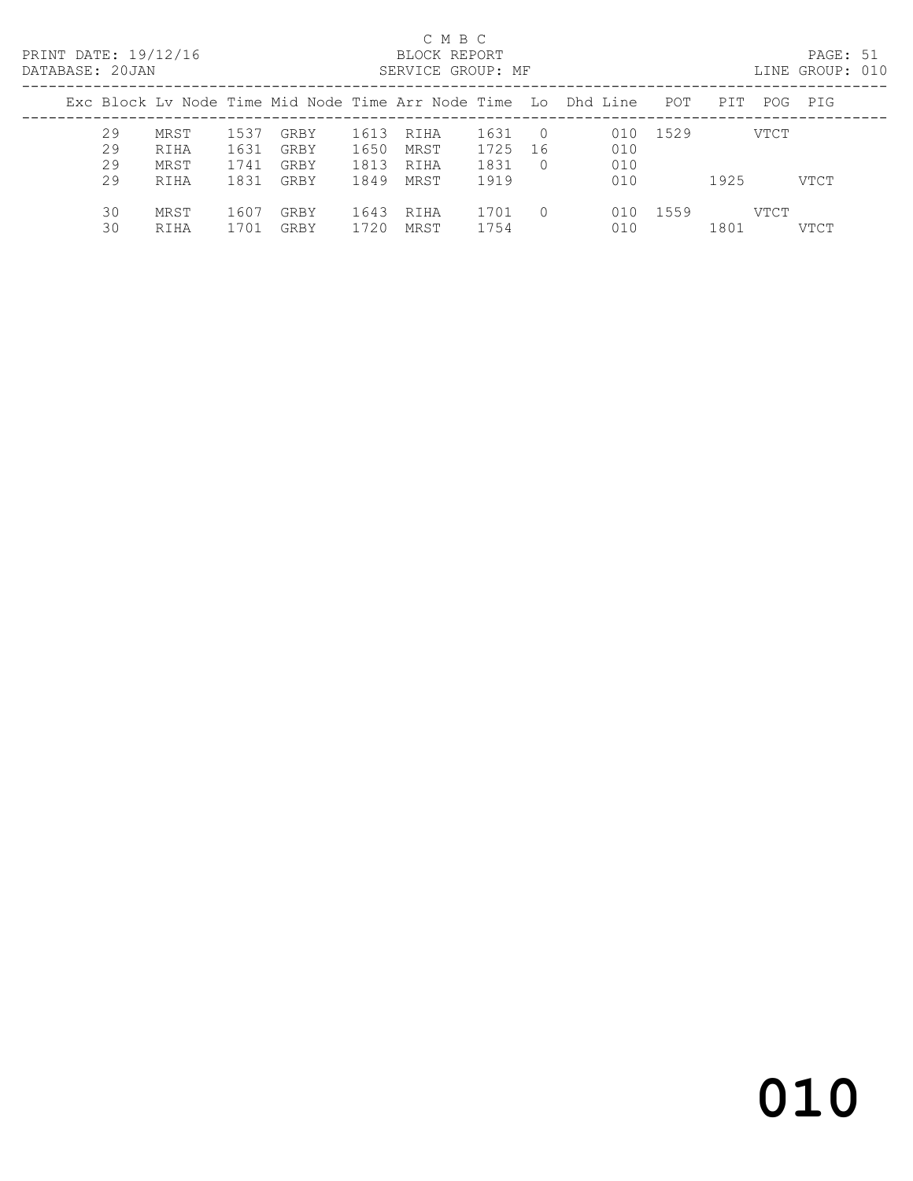C M B C

PRINT DATE: 19/12/16 BLOCK REPORT

DATABASE: 20JAN SERVICE GROUP: MF LINE GROUP: 010

| Exc | Block | Lv Node | Time | Mid Node | Time | Arr Node | Time | Lo | Dhd Line | POT | PIT | POG | PIG |
|---|---|---|---|---|---|---|---|---|---|---|---|---|---|
| | 29 | MRST | 1537 | GRBY | 1613 | RIHA | 1631 | 0 | 010 | 1529 | | VTCT | |
| | 29 | RIHA | 1631 | GRBY | 1650 | MRST | 1725 | 16 | 010 | | | | |
| | 29 | MRST | 1741 | GRBY | 1813 | RIHA | 1831 | 0 | 010 | | | | |
| | 29 | RIHA | 1831 | GRBY | 1849 | MRST | 1919 | | 010 | | 1925 | | VTCT |
| | 30 | MRST | 1607 | GRBY | 1643 | RIHA | 1701 | 0 | 010 | 1559 | | VTCT | |
| | 30 | RIHA | 1701 | GRBY | 1720 | MRST | 1754 | | 010 | | 1801 | | VTCT |

010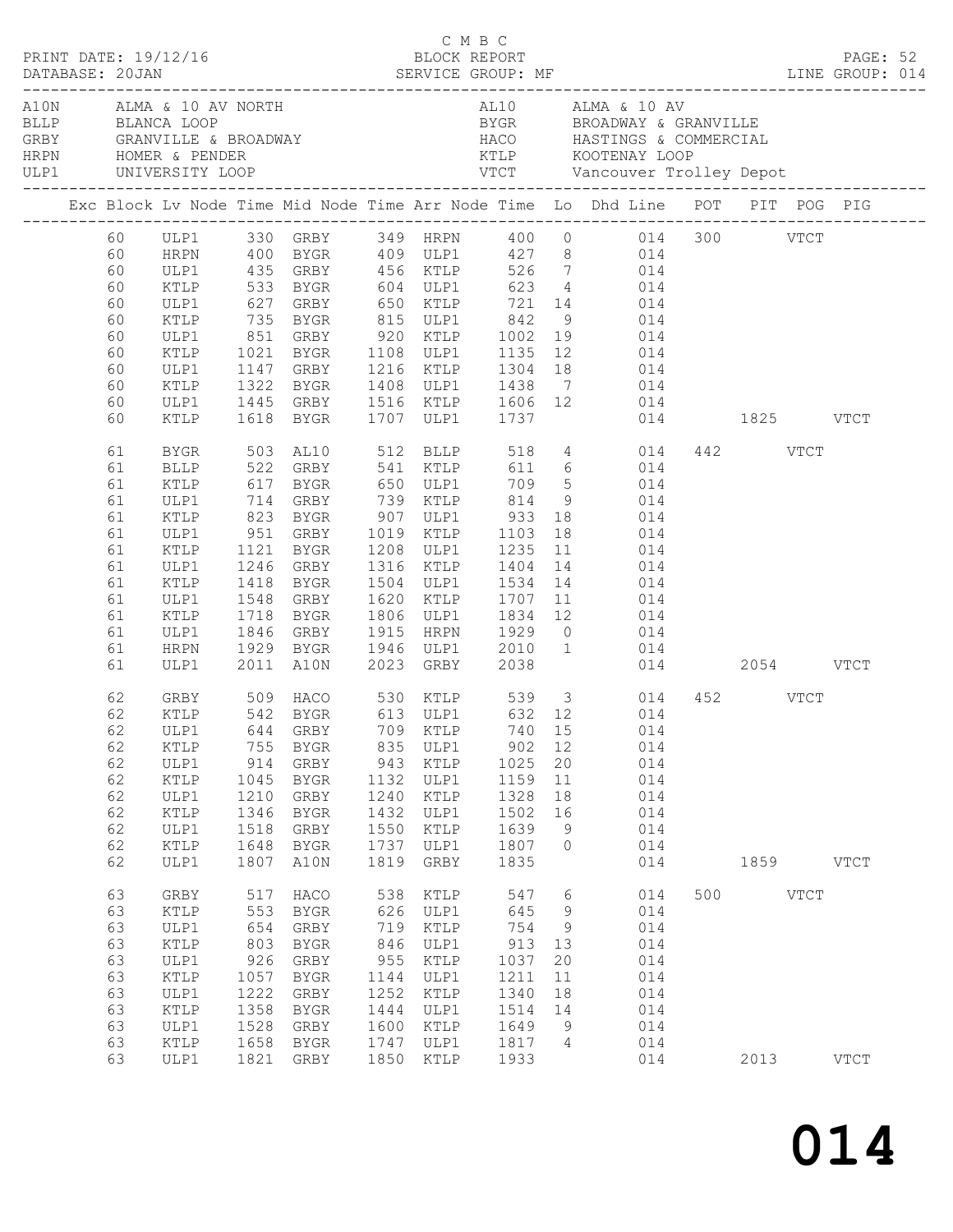C M B C

PRINT DATE: 19/12/16 BLOCK REPORT
DATABASE: 20JAN SERVICE GROUP: MF LINE GROUP: 014

| Code | Location | Code | Location |
|---|---|---|---|
| A10N | ALMA & 10 AV NORTH | AL10 | ALMA & 10 AV |
| BLLP | BLANCA LOOP | BYGR | BROADWAY & GRANVILLE |
| GRBY | GRANVILLE & BROADWAY | HACO | HASTINGS & COMMERCIAL |
| HRPN | HOMER & PENDER | KTLP | KOOTENAY LOOP |
| ULP1 | UNIVERSITY LOOP | VTCT | Vancouver Trolley Depot |

| Exc | Block | Lv Node | Time | Mid Node | Time | Arr Node | Time | Lo | Dhd Line | POT | PIT | POG | PIG |
|---|---|---|---|---|---|---|---|---|---|---|---|---|---|
| | 60 | ULP1 | 330 | GRBY | 349 | HRPN | 400 | 0 | 014 | 300 | | VTCT | |
| | 60 | HRPN | 400 | BYGR | 409 | ULP1 | 427 | 8 | 014 | | | | |
| | 60 | ULP1 | 435 | GRBY | 456 | KTLP | 526 | 7 | 014 | | | | |
| | 60 | KTLP | 533 | BYGR | 604 | ULP1 | 623 | 4 | 014 | | | | |
| | 60 | ULP1 | 627 | GRBY | 650 | KTLP | 721 | 14 | 014 | | | | |
| | 60 | KTLP | 735 | BYGR | 815 | ULP1 | 842 | 9 | 014 | | | | |
| | 60 | ULP1 | 851 | GRBY | 920 | KTLP | 1002 | 19 | 014 | | | | |
| | 60 | KTLP | 1021 | BYGR | 1108 | ULP1 | 1135 | 12 | 014 | | | | |
| | 60 | ULP1 | 1147 | GRBY | 1216 | KTLP | 1304 | 18 | 014 | | | | |
| | 60 | KTLP | 1322 | BYGR | 1408 | ULP1 | 1438 | 7 | 014 | | | | |
| | 60 | ULP1 | 1445 | GRBY | 1516 | KTLP | 1606 | 12 | 014 | | | | |
| | 60 | KTLP | 1618 | BYGR | 1707 | ULP1 | 1737 | | 014 | | 1825 | | VTCT |
| | 61 | BYGR | 503 | AL10 | 512 | BLLP | 518 | 4 | 014 | 442 | | VTCT | |
| | 61 | BLLP | 522 | GRBY | 541 | KTLP | 611 | 6 | 014 | | | | |
| | 61 | KTLP | 617 | BYGR | 650 | ULP1 | 709 | 5 | 014 | | | | |
| | 61 | ULP1 | 714 | GRBY | 739 | KTLP | 814 | 9 | 014 | | | | |
| | 61 | KTLP | 823 | BYGR | 907 | ULP1 | 933 | 18 | 014 | | | | |
| | 61 | ULP1 | 951 | GRBY | 1019 | KTLP | 1103 | 18 | 014 | | | | |
| | 61 | KTLP | 1121 | BYGR | 1208 | ULP1 | 1235 | 11 | 014 | | | | |
| | 61 | ULP1 | 1246 | GRBY | 1316 | KTLP | 1404 | 14 | 014 | | | | |
| | 61 | KTLP | 1418 | BYGR | 1504 | ULP1 | 1534 | 14 | 014 | | | | |
| | 61 | ULP1 | 1548 | GRBY | 1620 | KTLP | 1707 | 11 | 014 | | | | |
| | 61 | KTLP | 1718 | BYGR | 1806 | ULP1 | 1834 | 12 | 014 | | | | |
| | 61 | ULP1 | 1846 | GRBY | 1915 | HRPN | 1929 | 0 | 014 | | | | |
| | 61 | HRPN | 1929 | BYGR | 1946 | ULP1 | 2010 | 1 | 014 | | | | |
| | 61 | ULP1 | 2011 | A10N | 2023 | GRBY | 2038 | | 014 | | 2054 | | VTCT |
| | 62 | GRBY | 509 | HACO | 530 | KTLP | 539 | 3 | 014 | 452 | | VTCT | |
| | 62 | KTLP | 542 | BYGR | 613 | ULP1 | 632 | 12 | 014 | | | | |
| | 62 | ULP1 | 644 | GRBY | 709 | KTLP | 740 | 15 | 014 | | | | |
| | 62 | KTLP | 755 | BYGR | 835 | ULP1 | 902 | 12 | 014 | | | | |
| | 62 | ULP1 | 914 | GRBY | 943 | KTLP | 1025 | 20 | 014 | | | | |
| | 62 | KTLP | 1045 | BYGR | 1132 | ULP1 | 1159 | 11 | 014 | | | | |
| | 62 | ULP1 | 1210 | GRBY | 1240 | KTLP | 1328 | 18 | 014 | | | | |
| | 62 | KTLP | 1346 | BYGR | 1432 | ULP1 | 1502 | 16 | 014 | | | | |
| | 62 | ULP1 | 1518 | GRBY | 1550 | KTLP | 1639 | 9 | 014 | | | | |
| | 62 | KTLP | 1648 | BYGR | 1737 | ULP1 | 1807 | 0 | 014 | | | | |
| | 62 | ULP1 | 1807 | A10N | 1819 | GRBY | 1835 | | 014 | | 1859 | | VTCT |
| | 63 | GRBY | 517 | HACO | 538 | KTLP | 547 | 6 | 014 | 500 | | VTCT | |
| | 63 | KTLP | 553 | BYGR | 626 | ULP1 | 645 | 9 | 014 | | | | |
| | 63 | ULP1 | 654 | GRBY | 719 | KTLP | 754 | 9 | 014 | | | | |
| | 63 | KTLP | 803 | BYGR | 846 | ULP1 | 913 | 13 | 014 | | | | |
| | 63 | ULP1 | 926 | GRBY | 955 | KTLP | 1037 | 20 | 014 | | | | |
| | 63 | KTLP | 1057 | BYGR | 1144 | ULP1 | 1211 | 11 | 014 | | | | |
| | 63 | ULP1 | 1222 | GRBY | 1252 | KTLP | 1340 | 18 | 014 | | | | |
| | 63 | KTLP | 1358 | BYGR | 1444 | ULP1 | 1514 | 14 | 014 | | | | |
| | 63 | ULP1 | 1528 | GRBY | 1600 | KTLP | 1649 | 9 | 014 | | | | |
| | 63 | KTLP | 1658 | BYGR | 1747 | ULP1 | 1817 | 4 | 014 | | | | |
| | 63 | ULP1 | 1821 | GRBY | 1850 | KTLP | 1933 | | 014 | | 2013 | | VTCT |

014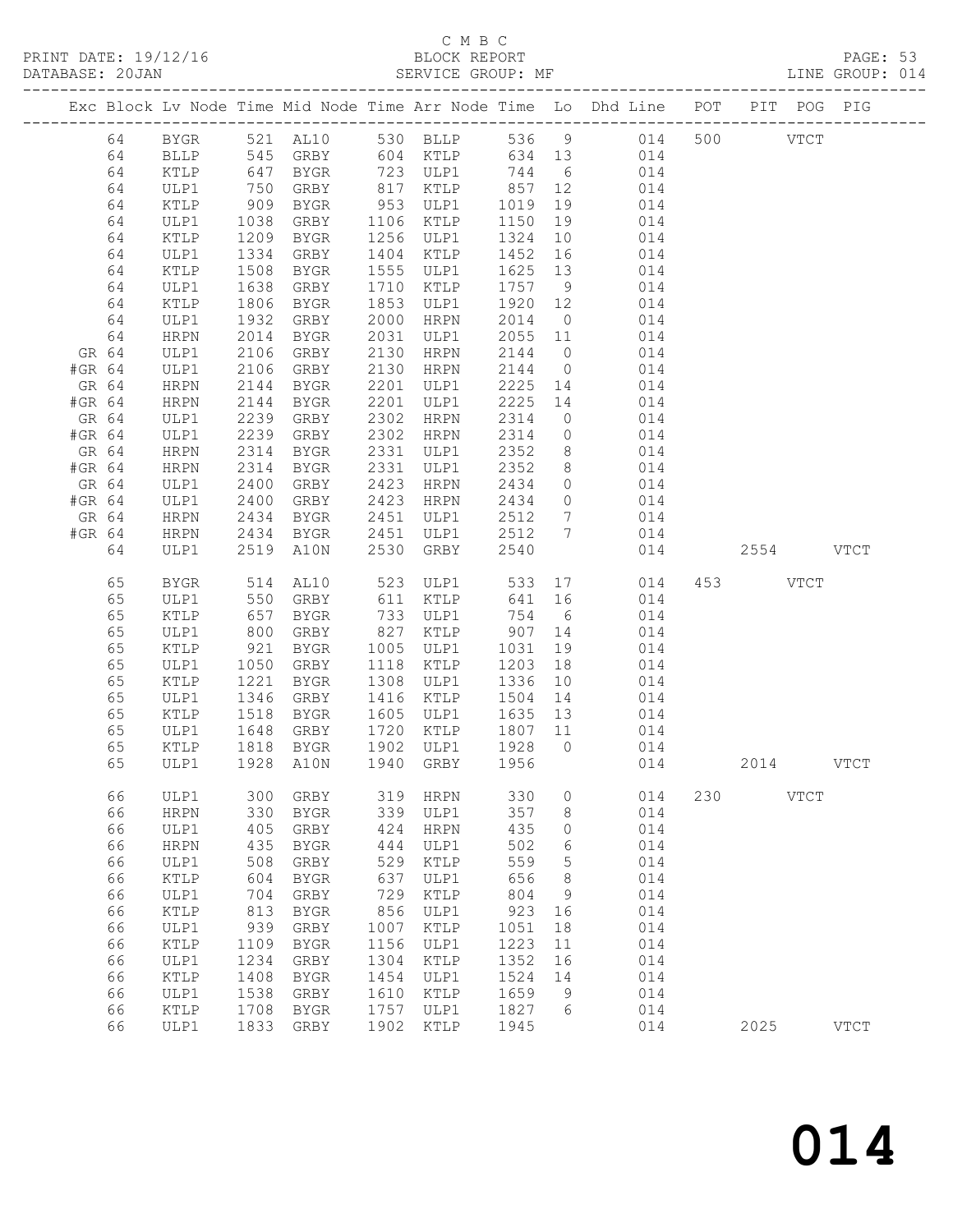C M B C

BLOCK REPORT

SERVICE GROUP: MF

| Exc | Block | Lv | Node | Time | Mid Node | Time | Arr Node | Time | Lo | Dhd Line | POT | PIT | POG | PIG |
|---|---|---|---|---|---|---|---|---|---|---|---|---|---|---|
|  | 64 |  | BYGR | 521 | AL10 | 530 | BLLP | 536 | 9 | 014 | 500 |  | VTCT |  |
|  | 64 |  | BLLP | 545 | GRBY | 604 | KTLP | 634 | 13 | 014 |  |  |  |  |
|  | 64 |  | KTLP | 647 | BYGR | 723 | ULP1 | 744 | 6 | 014 |  |  |  |  |
|  | 64 |  | ULP1 | 750 | GRBY | 817 | KTLP | 857 | 12 | 014 |  |  |  |  |
|  | 64 |  | KTLP | 909 | BYGR | 953 | ULP1 | 1019 | 19 | 014 |  |  |  |  |
|  | 64 |  | ULP1 | 1038 | GRBY | 1106 | KTLP | 1150 | 19 | 014 |  |  |  |  |
|  | 64 |  | KTLP | 1209 | BYGR | 1256 | ULP1 | 1324 | 10 | 014 |  |  |  |  |
|  | 64 |  | ULP1 | 1334 | GRBY | 1404 | KTLP | 1452 | 16 | 014 |  |  |  |  |
|  | 64 |  | KTLP | 1508 | BYGR | 1555 | ULP1 | 1625 | 13 | 014 |  |  |  |  |
|  | 64 |  | ULP1 | 1638 | GRBY | 1710 | KTLP | 1757 | 9 | 014 |  |  |  |  |
|  | 64 |  | KTLP | 1806 | BYGR | 1853 | ULP1 | 1920 | 12 | 014 |  |  |  |  |
|  | 64 |  | ULP1 | 1932 | GRBY | 2000 | HRPN | 2014 | 0 | 014 |  |  |  |  |
|  | 64 |  | HRPN | 2014 | BYGR | 2031 | ULP1 | 2055 | 11 | 014 |  |  |  |  |
| GR | 64 |  | ULP1 | 2106 | GRBY | 2130 | HRPN | 2144 | 0 | 014 |  |  |  |  |
| #GR | 64 |  | ULP1 | 2106 | GRBY | 2130 | HRPN | 2144 | 0 | 014 |  |  |  |  |
| GR | 64 |  | HRPN | 2144 | BYGR | 2201 | ULP1 | 2225 | 14 | 014 |  |  |  |  |
| #GR | 64 |  | HRPN | 2144 | BYGR | 2201 | ULP1 | 2225 | 14 | 014 |  |  |  |  |
| GR | 64 |  | ULP1 | 2239 | GRBY | 2302 | HRPN | 2314 | 0 | 014 |  |  |  |  |
| #GR | 64 |  | ULP1 | 2239 | GRBY | 2302 | HRPN | 2314 | 0 | 014 |  |  |  |  |
| GR | 64 |  | HRPN | 2314 | BYGR | 2331 | ULP1 | 2352 | 8 | 014 |  |  |  |  |
| #GR | 64 |  | HRPN | 2314 | BYGR | 2331 | ULP1 | 2352 | 8 | 014 |  |  |  |  |
| GR | 64 |  | ULP1 | 2400 | GRBY | 2423 | HRPN | 2434 | 0 | 014 |  |  |  |  |
| #GR | 64 |  | ULP1 | 2400 | GRBY | 2423 | HRPN | 2434 | 0 | 014 |  |  |  |  |
| GR | 64 |  | HRPN | 2434 | BYGR | 2451 | ULP1 | 2512 | 7 | 014 |  |  |  |  |
| #GR | 64 |  | HRPN | 2434 | BYGR | 2451 | ULP1 | 2512 | 7 | 014 |  |  |  |  |
|  | 64 |  | ULP1 | 2519 | A10N | 2530 | GRBY | 2540 |  | 014 |  | 2554 |  | VTCT |
|  | 65 |  | BYGR | 514 | AL10 | 523 | ULP1 | 533 | 17 | 014 | 453 |  | VTCT |  |
|  | 65 |  | ULP1 | 550 | GRBY | 611 | KTLP | 641 | 16 | 014 |  |  |  |  |
|  | 65 |  | KTLP | 657 | BYGR | 733 | ULP1 | 754 | 6 | 014 |  |  |  |  |
|  | 65 |  | ULP1 | 800 | GRBY | 827 | KTLP | 907 | 14 | 014 |  |  |  |  |
|  | 65 |  | KTLP | 921 | BYGR | 1005 | ULP1 | 1031 | 19 | 014 |  |  |  |  |
|  | 65 |  | ULP1 | 1050 | GRBY | 1118 | KTLP | 1203 | 18 | 014 |  |  |  |  |
|  | 65 |  | KTLP | 1221 | BYGR | 1308 | ULP1 | 1336 | 10 | 014 |  |  |  |  |
|  | 65 |  | ULP1 | 1346 | GRBY | 1416 | KTLP | 1504 | 14 | 014 |  |  |  |  |
|  | 65 |  | KTLP | 1518 | BYGR | 1605 | ULP1 | 1635 | 13 | 014 |  |  |  |  |
|  | 65 |  | ULP1 | 1648 | GRBY | 1720 | KTLP | 1807 | 11 | 014 |  |  |  |  |
|  | 65 |  | KTLP | 1818 | BYGR | 1902 | ULP1 | 1928 | 0 | 014 |  |  |  |  |
|  | 65 |  | ULP1 | 1928 | A10N | 1940 | GRBY | 1956 |  | 014 |  | 2014 |  | VTCT |
|  | 66 |  | ULP1 | 300 | GRBY | 319 | HRPN | 330 | 0 | 014 | 230 |  | VTCT |  |
|  | 66 |  | HRPN | 330 | BYGR | 339 | ULP1 | 357 | 8 | 014 |  |  |  |  |
|  | 66 |  | ULP1 | 405 | GRBY | 424 | HRPN | 435 | 0 | 014 |  |  |  |  |
|  | 66 |  | HRPN | 435 | BYGR | 444 | ULP1 | 502 | 6 | 014 |  |  |  |  |
|  | 66 |  | ULP1 | 508 | GRBY | 529 | KTLP | 559 | 5 | 014 |  |  |  |  |
|  | 66 |  | KTLP | 604 | BYGR | 637 | ULP1 | 656 | 8 | 014 |  |  |  |  |
|  | 66 |  | ULP1 | 704 | GRBY | 729 | KTLP | 804 | 9 | 014 |  |  |  |  |
|  | 66 |  | KTLP | 813 | BYGR | 856 | ULP1 | 923 | 16 | 014 |  |  |  |  |
|  | 66 |  | ULP1 | 939 | GRBY | 1007 | KTLP | 1051 | 18 | 014 |  |  |  |  |
|  | 66 |  | KTLP | 1109 | BYGR | 1156 | ULP1 | 1223 | 11 | 014 |  |  |  |  |
|  | 66 |  | ULP1 | 1234 | GRBY | 1304 | KTLP | 1352 | 16 | 014 |  |  |  |  |
|  | 66 |  | KTLP | 1408 | BYGR | 1454 | ULP1 | 1524 | 14 | 014 |  |  |  |  |
|  | 66 |  | ULP1 | 1538 | GRBY | 1610 | KTLP | 1659 | 9 | 014 |  |  |  |  |
|  | 66 |  | KTLP | 1708 | BYGR | 1757 | ULP1 | 1827 | 6 | 014 |  |  |  |  |
|  | 66 |  | ULP1 | 1833 | GRBY | 1902 | KTLP | 1945 |  | 014 |  | 2025 |  | VTCT |

014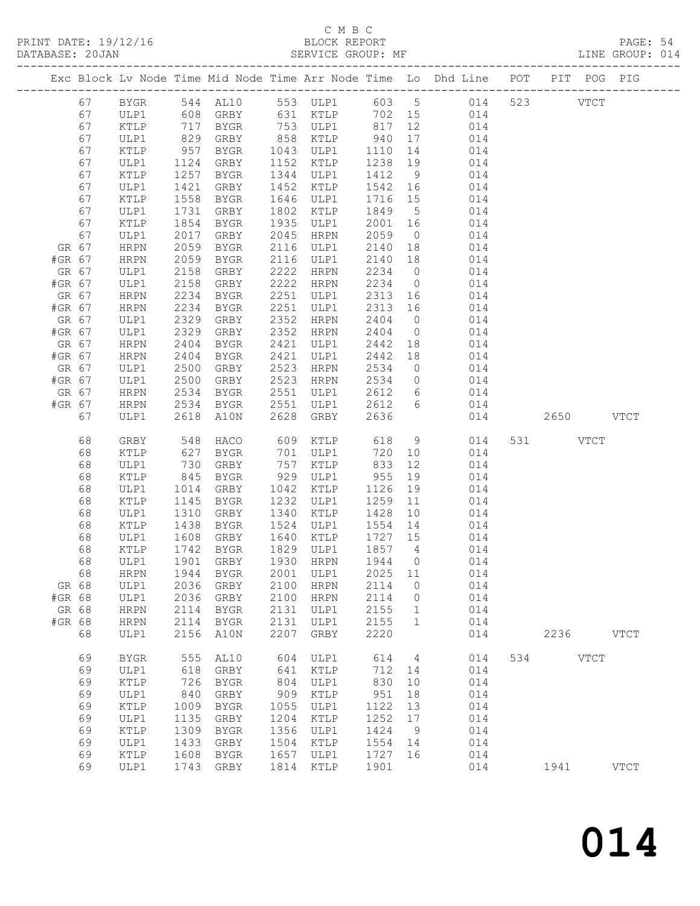C M B C
PRINT DATE: 19/12/16 BLOCK REPORT PAGE: 54
DATABASE: 20JAN SERVICE GROUP: MF LINE GROUP: 014

| Exc | Block | Lv | Node | Time | Mid Node | Time | Arr Node | Time | Lo | Dhd Line | POT | PIT | POG | PIG |
|---|---|---|---|---|---|---|---|---|---|---|---|---|---|---|
| | 67 | | BYGR | 544 | AL10 | 553 | ULP1 | 603 | 5 | 014 | 523 | | VTCT | |
| | 67 | | ULP1 | 608 | GRBY | 631 | KTLP | 702 | 15 | 014 | | | | |
| | 67 | | KTLP | 717 | BYGR | 753 | ULP1 | 817 | 12 | 014 | | | | |
| | 67 | | ULP1 | 829 | GRBY | 858 | KTLP | 940 | 17 | 014 | | | | |
| | 67 | | KTLP | 957 | BYGR | 1043 | ULP1 | 1110 | 14 | 014 | | | | |
| | 67 | | ULP1 | 1124 | GRBY | 1152 | KTLP | 1238 | 19 | 014 | | | | |
| | 67 | | KTLP | 1257 | BYGR | 1344 | ULP1 | 1412 | 9 | 014 | | | | |
| | 67 | | ULP1 | 1421 | GRBY | 1452 | KTLP | 1542 | 16 | 014 | | | | |
| | 67 | | KTLP | 1558 | BYGR | 1646 | ULP1 | 1716 | 15 | 014 | | | | |
| | 67 | | ULP1 | 1731 | GRBY | 1802 | KTLP | 1849 | 5 | 014 | | | | |
| | 67 | | KTLP | 1854 | BYGR | 1935 | ULP1 | 2001 | 16 | 014 | | | | |
| | 67 | | ULP1 | 2017 | GRBY | 2045 | HRPN | 2059 | 0 | 014 | | | | |
| GR | 67 | | HRPN | 2059 | BYGR | 2116 | ULP1 | 2140 | 18 | 014 | | | | |
| #GR | 67 | | HRPN | 2059 | BYGR | 2116 | ULP1 | 2140 | 18 | 014 | | | | |
| GR | 67 | | ULP1 | 2158 | GRBY | 2222 | HRPN | 2234 | 0 | 014 | | | | |
| #GR | 67 | | ULP1 | 2158 | GRBY | 2222 | HRPN | 2234 | 0 | 014 | | | | |
| GR | 67 | | HRPN | 2234 | BYGR | 2251 | ULP1 | 2313 | 16 | 014 | | | | |
| #GR | 67 | | HRPN | 2234 | BYGR | 2251 | ULP1 | 2313 | 16 | 014 | | | | |
| GR | 67 | | ULP1 | 2329 | GRBY | 2352 | HRPN | 2404 | 0 | 014 | | | | |
| #GR | 67 | | ULP1 | 2329 | GRBY | 2352 | HRPN | 2404 | 0 | 014 | | | | |
| GR | 67 | | HRPN | 2404 | BYGR | 2421 | ULP1 | 2442 | 18 | 014 | | | | |
| #GR | 67 | | HRPN | 2404 | BYGR | 2421 | ULP1 | 2442 | 18 | 014 | | | | |
| GR | 67 | | ULP1 | 2500 | GRBY | 2523 | HRPN | 2534 | 0 | 014 | | | | |
| #GR | 67 | | ULP1 | 2500 | GRBY | 2523 | HRPN | 2534 | 0 | 014 | | | | |
| GR | 67 | | HRPN | 2534 | BYGR | 2551 | ULP1 | 2612 | 6 | 014 | | | | |
| #GR | 67 | | HRPN | 2534 | BYGR | 2551 | ULP1 | 2612 | 6 | 014 | | | | |
| | 67 | | ULP1 | 2618 | A10N | 2628 | GRBY | 2636 | | 014 | | 2650 | | VTCT |
| | 68 | | GRBY | 548 | HACO | 609 | KTLP | 618 | 9 | 014 | 531 | | VTCT | |
| | 68 | | KTLP | 627 | BYGR | 701 | ULP1 | 720 | 10 | 014 | | | | |
| | 68 | | ULP1 | 730 | GRBY | 757 | KTLP | 833 | 12 | 014 | | | | |
| | 68 | | KTLP | 845 | BYGR | 929 | ULP1 | 955 | 19 | 014 | | | | |
| | 68 | | ULP1 | 1014 | GRBY | 1042 | KTLP | 1126 | 19 | 014 | | | | |
| | 68 | | KTLP | 1145 | BYGR | 1232 | ULP1 | 1259 | 11 | 014 | | | | |
| | 68 | | ULP1 | 1310 | GRBY | 1340 | KTLP | 1428 | 10 | 014 | | | | |
| | 68 | | KTLP | 1438 | BYGR | 1524 | ULP1 | 1554 | 14 | 014 | | | | |
| | 68 | | ULP1 | 1608 | GRBY | 1640 | KTLP | 1727 | 15 | 014 | | | | |
| | 68 | | KTLP | 1742 | BYGR | 1829 | ULP1 | 1857 | 4 | 014 | | | | |
| | 68 | | ULP1 | 1901 | GRBY | 1930 | HRPN | 1944 | 0 | 014 | | | | |
| | 68 | | HRPN | 1944 | BYGR | 2001 | ULP1 | 2025 | 11 | 014 | | | | |
| GR | 68 | | ULP1 | 2036 | GRBY | 2100 | HRPN | 2114 | 0 | 014 | | | | |
| #GR | 68 | | ULP1 | 2036 | GRBY | 2100 | HRPN | 2114 | 0 | 014 | | | | |
| GR | 68 | | HRPN | 2114 | BYGR | 2131 | ULP1 | 2155 | 1 | 014 | | | | |
| #GR | 68 | | HRPN | 2114 | BYGR | 2131 | ULP1 | 2155 | 1 | 014 | | | | |
| | 68 | | ULP1 | 2156 | A10N | 2207 | GRBY | 2220 | | 014 | | 2236 | | VTCT |
| | 69 | | BYGR | 555 | AL10 | 604 | ULP1 | 614 | 4 | 014 | 534 | | VTCT | |
| | 69 | | ULP1 | 618 | GRBY | 641 | KTLP | 712 | 14 | 014 | | | | |
| | 69 | | KTLP | 726 | BYGR | 804 | ULP1 | 830 | 10 | 014 | | | | |
| | 69 | | ULP1 | 840 | GRBY | 909 | KTLP | 951 | 18 | 014 | | | | |
| | 69 | | KTLP | 1009 | BYGR | 1055 | ULP1 | 1122 | 13 | 014 | | | | |
| | 69 | | ULP1 | 1135 | GRBY | 1204 | KTLP | 1252 | 17 | 014 | | | | |
| | 69 | | KTLP | 1309 | BYGR | 1356 | ULP1 | 1424 | 9 | 014 | | | | |
| | 69 | | ULP1 | 1433 | GRBY | 1504 | KTLP | 1554 | 14 | 014 | | | | |
| | 69 | | KTLP | 1608 | BYGR | 1657 | ULP1 | 1727 | 16 | 014 | | | | |
| | 69 | | ULP1 | 1743 | GRBY | 1814 | KTLP | 1901 | | 014 | | 1941 | | VTCT |

# 014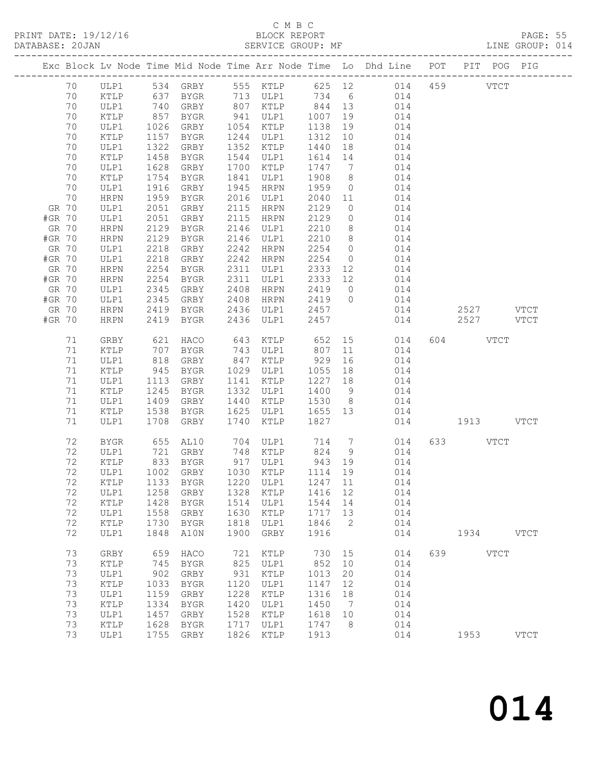C M B C
PRINT DATE: 19/12/16 BLOCK REPORT
DATABASE: 20JAN SERVICE GROUP: MF LINE GROUP: 014

| Exc | Block | Lv | Node | Time | Mid Node | Time | Arr Node | Time | Lo | Dhd Line | POT | PIT | POG | PIG |
|---|---|---|---|---|---|---|---|---|---|---|---|---|---|---|
| | 70 | | ULP1 | 534 | GRBY | 555 | KTLP | 625 | 12 | 014 | 459 | | VTCT | |
| | 70 | | KTLP | 637 | BYGR | 713 | ULP1 | 734 | 6 | 014 | | | | |
| | 70 | | ULP1 | 740 | GRBY | 807 | KTLP | 844 | 13 | 014 | | | | |
| | 70 | | KTLP | 857 | BYGR | 941 | ULP1 | 1007 | 19 | 014 | | | | |
| | 70 | | ULP1 | 1026 | GRBY | 1054 | KTLP | 1138 | 19 | 014 | | | | |
| | 70 | | KTLP | 1157 | BYGR | 1244 | ULP1 | 1312 | 10 | 014 | | | | |
| | 70 | | ULP1 | 1322 | GRBY | 1352 | KTLP | 1440 | 18 | 014 | | | | |
| | 70 | | KTLP | 1458 | BYGR | 1544 | ULP1 | 1614 | 14 | 014 | | | | |
| | 70 | | ULP1 | 1628 | GRBY | 1700 | KTLP | 1747 | 7 | 014 | | | | |
| | 70 | | KTLP | 1754 | BYGR | 1841 | ULP1 | 1908 | 8 | 014 | | | | |
| | 70 | | ULP1 | 1916 | GRBY | 1945 | HRPN | 1959 | 0 | 014 | | | | |
| | 70 | | HRPN | 1959 | BYGR | 2016 | ULP1 | 2040 | 11 | 014 | | | | |
| GR | 70 | | ULP1 | 2051 | GRBY | 2115 | HRPN | 2129 | 0 | 014 | | | | |
| #GR | 70 | | ULP1 | 2051 | GRBY | 2115 | HRPN | 2129 | 0 | 014 | | | | |
| GR | 70 | | HRPN | 2129 | BYGR | 2146 | ULP1 | 2210 | 8 | 014 | | | | |
| #GR | 70 | | HRPN | 2129 | BYGR | 2146 | ULP1 | 2210 | 8 | 014 | | | | |
| GR | 70 | | ULP1 | 2218 | GRBY | 2242 | HRPN | 2254 | 0 | 014 | | | | |
| #GR | 70 | | ULP1 | 2218 | GRBY | 2242 | HRPN | 2254 | 0 | 014 | | | | |
| GR | 70 | | HRPN | 2254 | BYGR | 2311 | ULP1 | 2333 | 12 | 014 | | | | |
| #GR | 70 | | HRPN | 2254 | BYGR | 2311 | ULP1 | 2333 | 12 | 014 | | | | |
| GR | 70 | | ULP1 | 2345 | GRBY | 2408 | HRPN | 2419 | 0 | 014 | | | | |
| #GR | 70 | | ULP1 | 2345 | GRBY | 2408 | HRPN | 2419 | 0 | 014 | | | | |
| GR | 70 | | HRPN | 2419 | BYGR | 2436 | ULP1 | 2457 | | 014 | | 2527 | | VTCT |
| #GR | 70 | | HRPN | 2419 | BYGR | 2436 | ULP1 | 2457 | | 014 | | 2527 | | VTCT |
| | 71 | | GRBY | 621 | HACO | 643 | KTLP | 652 | 15 | 014 | 604 | | VTCT | |
| | 71 | | KTLP | 707 | BYGR | 743 | ULP1 | 807 | 11 | 014 | | | | |
| | 71 | | ULP1 | 818 | GRBY | 847 | KTLP | 929 | 16 | 014 | | | | |
| | 71 | | KTLP | 945 | BYGR | 1029 | ULP1 | 1055 | 18 | 014 | | | | |
| | 71 | | ULP1 | 1113 | GRBY | 1141 | KTLP | 1227 | 18 | 014 | | | | |
| | 71 | | KTLP | 1245 | BYGR | 1332 | ULP1 | 1400 | 9 | 014 | | | | |
| | 71 | | ULP1 | 1409 | GRBY | 1440 | KTLP | 1530 | 8 | 014 | | | | |
| | 71 | | KTLP | 1538 | BYGR | 1625 | ULP1 | 1655 | 13 | 014 | | | | |
| | 71 | | ULP1 | 1708 | GRBY | 1740 | KTLP | 1827 | | 014 | | 1913 | | VTCT |
| | 72 | | BYGR | 655 | AL10 | 704 | ULP1 | 714 | 7 | 014 | 633 | | VTCT | |
| | 72 | | ULP1 | 721 | GRBY | 748 | KTLP | 824 | 9 | 014 | | | | |
| | 72 | | KTLP | 833 | BYGR | 917 | ULP1 | 943 | 19 | 014 | | | | |
| | 72 | | ULP1 | 1002 | GRBY | 1030 | KTLP | 1114 | 19 | 014 | | | | |
| | 72 | | KTLP | 1133 | BYGR | 1220 | ULP1 | 1247 | 11 | 014 | | | | |
| | 72 | | ULP1 | 1258 | GRBY | 1328 | KTLP | 1416 | 12 | 014 | | | | |
| | 72 | | KTLP | 1428 | BYGR | 1514 | ULP1 | 1544 | 14 | 014 | | | | |
| | 72 | | ULP1 | 1558 | GRBY | 1630 | KTLP | 1717 | 13 | 014 | | | | |
| | 72 | | KTLP | 1730 | BYGR | 1818 | ULP1 | 1846 | 2 | 014 | | | | |
| | 72 | | ULP1 | 1848 | A10N | 1900 | GRBY | 1916 | | 014 | | 1934 | | VTCT |
| | 73 | | GRBY | 659 | HACO | 721 | KTLP | 730 | 15 | 014 | 639 | | VTCT | |
| | 73 | | KTLP | 745 | BYGR | 825 | ULP1 | 852 | 10 | 014 | | | | |
| | 73 | | ULP1 | 902 | GRBY | 931 | KTLP | 1013 | 20 | 014 | | | | |
| | 73 | | KTLP | 1033 | BYGR | 1120 | ULP1 | 1147 | 12 | 014 | | | | |
| | 73 | | ULP1 | 1159 | GRBY | 1228 | KTLP | 1316 | 18 | 014 | | | | |
| | 73 | | KTLP | 1334 | BYGR | 1420 | ULP1 | 1450 | 7 | 014 | | | | |
| | 73 | | ULP1 | 1457 | GRBY | 1528 | KTLP | 1618 | 10 | 014 | | | | |
| | 73 | | KTLP | 1628 | BYGR | 1717 | ULP1 | 1747 | 8 | 014 | | | | |
| | 73 | | ULP1 | 1755 | GRBY | 1826 | KTLP | 1913 | | 014 | | 1953 | | VTCT |

014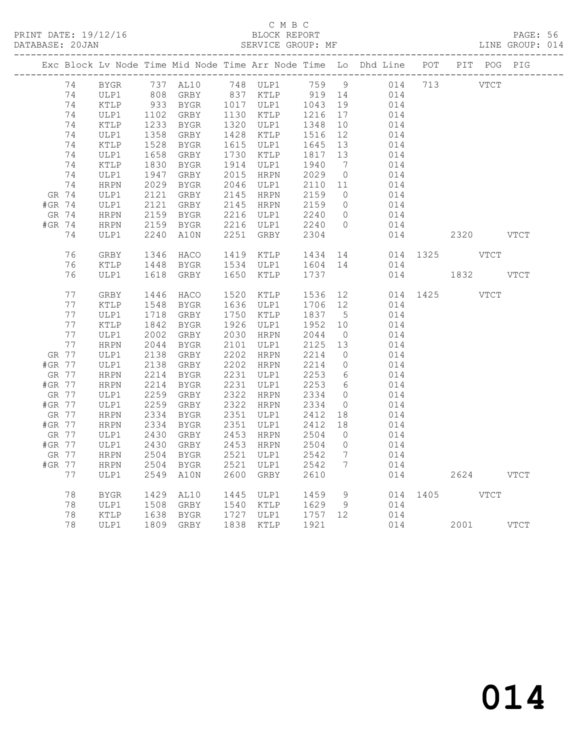C M B C
PRINT DATE: 19/12/16 BLOCK REPORT PAGE: 56
DATABASE: 20JAN SERVICE GROUP: MF LINE GROUP: 014

| Exc | Block | Lv | Node | Time | Mid Node | Time | Arr Node | Time | Lo | Dhd Line | POT | PIT | POG | PIG |
|---|---|---|---|---|---|---|---|---|---|---|---|---|---|---|
| | 74 | | BYGR | 737 | AL10 | 748 | ULP1 | 759 | 9 | 014 | 713 | | VTCT | |
| | 74 | | ULP1 | 808 | GRBY | 837 | KTLP | 919 | 14 | 014 | | | | |
| | 74 | | KTLP | 933 | BYGR | 1017 | ULP1 | 1043 | 19 | 014 | | | | |
| | 74 | | ULP1 | 1102 | GRBY | 1130 | KTLP | 1216 | 17 | 014 | | | | |
| | 74 | | KTLP | 1233 | BYGR | 1320 | ULP1 | 1348 | 10 | 014 | | | | |
| | 74 | | ULP1 | 1358 | GRBY | 1428 | KTLP | 1516 | 12 | 014 | | | | |
| | 74 | | KTLP | 1528 | BYGR | 1615 | ULP1 | 1645 | 13 | 014 | | | | |
| | 74 | | ULP1 | 1658 | GRBY | 1730 | KTLP | 1817 | 13 | 014 | | | | |
| | 74 | | KTLP | 1830 | BYGR | 1914 | ULP1 | 1940 | 7 | 014 | | | | |
| | 74 | | ULP1 | 1947 | GRBY | 2015 | HRPN | 2029 | 0 | 014 | | | | |
| | 74 | | HRPN | 2029 | BYGR | 2046 | ULP1 | 2110 | 11 | 014 | | | | |
| GR | 74 | | ULP1 | 2121 | GRBY | 2145 | HRPN | 2159 | 0 | 014 | | | | |
| #GR | 74 | | ULP1 | 2121 | GRBY | 2145 | HRPN | 2159 | 0 | 014 | | | | |
| GR | 74 | | HRPN | 2159 | BYGR | 2216 | ULP1 | 2240 | 0 | 014 | | | | |
| #GR | 74 | | HRPN | 2159 | BYGR | 2216 | ULP1 | 2240 | 0 | 014 | | | | |
| | 74 | | ULP1 | 2240 | A10N | 2251 | GRBY | 2304 | | 014 | | 2320 | | VTCT |
| | 76 | | GRBY | 1346 | HACO | 1419 | KTLP | 1434 | 14 | 014 | 1325 | | VTCT | |
| | 76 | | KTLP | 1448 | BYGR | 1534 | ULP1 | 1604 | 14 | 014 | | | | |
| | 76 | | ULP1 | 1618 | GRBY | 1650 | KTLP | 1737 | | 014 | | 1832 | | VTCT |
| | 77 | | GRBY | 1446 | HACO | 1520 | KTLP | 1536 | 12 | 014 | 1425 | | VTCT | |
| | 77 | | KTLP | 1548 | BYGR | 1636 | ULP1 | 1706 | 12 | 014 | | | | |
| | 77 | | ULP1 | 1718 | GRBY | 1750 | KTLP | 1837 | 5 | 014 | | | | |
| | 77 | | KTLP | 1842 | BYGR | 1926 | ULP1 | 1952 | 10 | 014 | | | | |
| | 77 | | ULP1 | 2002 | GRBY | 2030 | HRPN | 2044 | 0 | 014 | | | | |
| | 77 | | HRPN | 2044 | BYGR | 2101 | ULP1 | 2125 | 13 | 014 | | | | |
| GR | 77 | | ULP1 | 2138 | GRBY | 2202 | HRPN | 2214 | 0 | 014 | | | | |
| #GR | 77 | | ULP1 | 2138 | GRBY | 2202 | HRPN | 2214 | 0 | 014 | | | | |
| GR | 77 | | HRPN | 2214 | BYGR | 2231 | ULP1 | 2253 | 6 | 014 | | | | |
| #GR | 77 | | HRPN | 2214 | BYGR | 2231 | ULP1 | 2253 | 6 | 014 | | | | |
| GR | 77 | | ULP1 | 2259 | GRBY | 2322 | HRPN | 2334 | 0 | 014 | | | | |
| #GR | 77 | | ULP1 | 2259 | GRBY | 2322 | HRPN | 2334 | 0 | 014 | | | | |
| GR | 77 | | HRPN | 2334 | BYGR | 2351 | ULP1 | 2412 | 18 | 014 | | | | |
| #GR | 77 | | HRPN | 2334 | BYGR | 2351 | ULP1 | 2412 | 18 | 014 | | | | |
| GR | 77 | | ULP1 | 2430 | GRBY | 2453 | HRPN | 2504 | 0 | 014 | | | | |
| #GR | 77 | | ULP1 | 2430 | GRBY | 2453 | HRPN | 2504 | 0 | 014 | | | | |
| GR | 77 | | HRPN | 2504 | BYGR | 2521 | ULP1 | 2542 | 7 | 014 | | | | |
| #GR | 77 | | HRPN | 2504 | BYGR | 2521 | ULP1 | 2542 | 7 | 014 | | | | |
| | 77 | | ULP1 | 2549 | A10N | 2600 | GRBY | 2610 | | 014 | | 2624 | | VTCT |
| | 78 | | BYGR | 1429 | AL10 | 1445 | ULP1 | 1459 | 9 | 014 | 1405 | | VTCT | |
| | 78 | | ULP1 | 1508 | GRBY | 1540 | KTLP | 1629 | 9 | 014 | | | | |
| | 78 | | KTLP | 1638 | BYGR | 1727 | ULP1 | 1757 | 12 | 014 | | | | |
| | 78 | | ULP1 | 1809 | GRBY | 1838 | KTLP | 1921 | | 014 | | 2001 | | VTCT |

014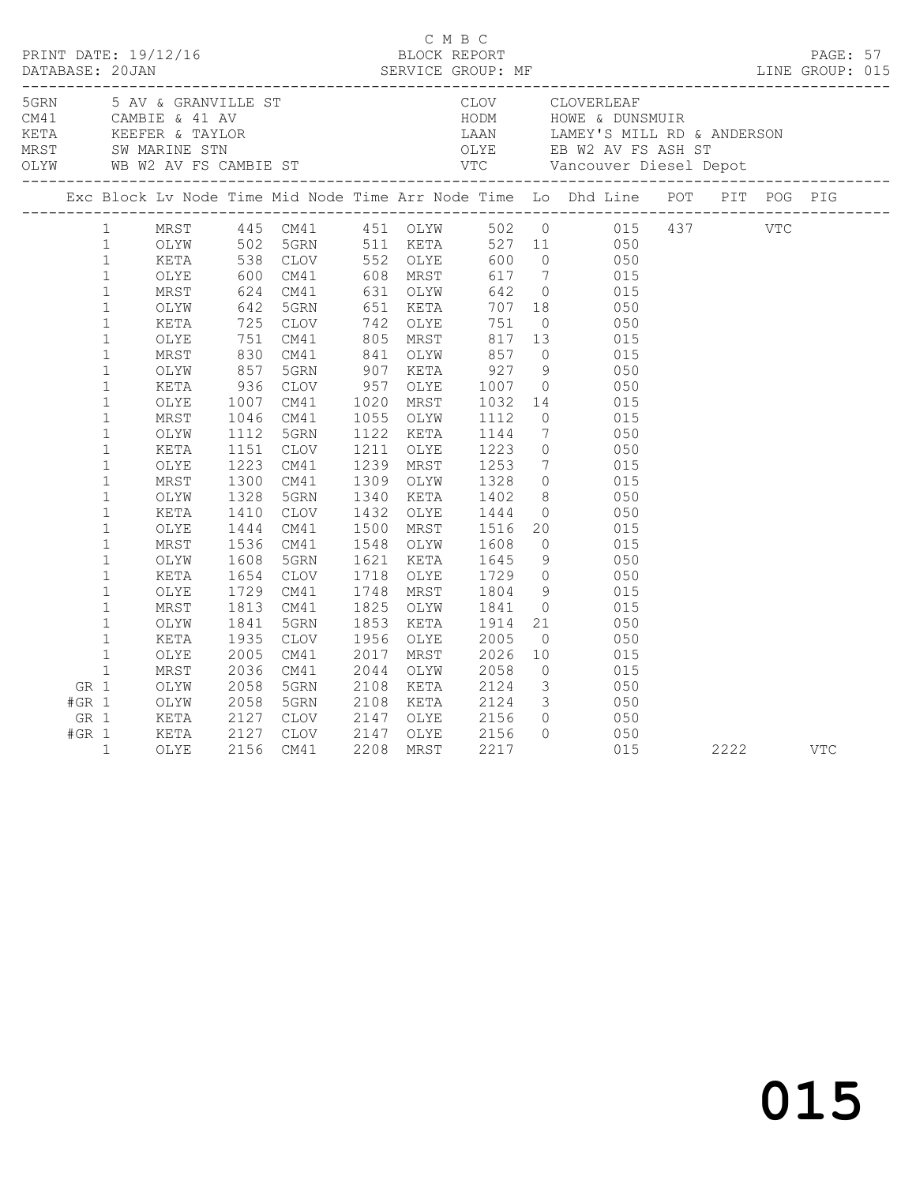C M B C
PRINT DATE: 19/12/16 BLOCK REPORT
DATABASE: 20JAN SERVICE GROUP: MF LINE GROUP: 015

| Code | Description | Code | Description |
|---|---|---|---|
| 5GRN | 5 AV & GRANVILLE ST | CLOV | CLOVERLEAF |
| CM41 | CAMBIE & 41 AV | HODM | HOWE & DUNSMUIR |
| KETA | KEEFER & TAYLOR | LAAN | LAMEY'S MILL RD & ANDERSON |
| MRST | SW MARINE STN | OLYE | EB W2 AV FS ASH ST |
| OLYW | WB W2 AV FS CAMBIE ST | VTC | Vancouver Diesel Depot |

| Exc | Block | Lv Node | Time | Mid Node | Time | Arr Node | Time | Lo | Dhd Line | POT | PIT | POG | PIG |
|---|---|---|---|---|---|---|---|---|---|---|---|---|---|
| | 1 | MRST | 445 | CM41 | 451 | OLYW | 502 | 0 | 015 | 437 | | VTC | |
| | 1 | OLYW | 502 | 5GRN | 511 | KETA | 527 | 11 | 050 | | | | |
| | 1 | KETA | 538 | CLOV | 552 | OLYE | 600 | 0 | 050 | | | | |
| | 1 | OLYE | 600 | CM41 | 608 | MRST | 617 | 7 | 015 | | | | |
| | 1 | MRST | 624 | CM41 | 631 | OLYW | 642 | 0 | 015 | | | | |
| | 1 | OLYW | 642 | 5GRN | 651 | KETA | 707 | 18 | 050 | | | | |
| | 1 | KETA | 725 | CLOV | 742 | OLYE | 751 | 0 | 050 | | | | |
| | 1 | OLYE | 751 | CM41 | 805 | MRST | 817 | 13 | 015 | | | | |
| | 1 | MRST | 830 | CM41 | 841 | OLYW | 857 | 0 | 015 | | | | |
| | 1 | OLYW | 857 | 5GRN | 907 | KETA | 927 | 9 | 050 | | | | |
| | 1 | KETA | 936 | CLOV | 957 | OLYE | 1007 | 0 | 050 | | | | |
| | 1 | OLYE | 1007 | CM41 | 1020 | MRST | 1032 | 14 | 015 | | | | |
| | 1 | MRST | 1046 | CM41 | 1055 | OLYW | 1112 | 0 | 015 | | | | |
| | 1 | OLYW | 1112 | 5GRN | 1122 | KETA | 1144 | 7 | 050 | | | | |
| | 1 | KETA | 1151 | CLOV | 1211 | OLYE | 1223 | 0 | 050 | | | | |
| | 1 | OLYE | 1223 | CM41 | 1239 | MRST | 1253 | 7 | 015 | | | | |
| | 1 | MRST | 1300 | CM41 | 1309 | OLYW | 1328 | 0 | 015 | | | | |
| | 1 | OLYW | 1328 | 5GRN | 1340 | KETA | 1402 | 8 | 050 | | | | |
| | 1 | KETA | 1410 | CLOV | 1432 | OLYE | 1444 | 0 | 050 | | | | |
| | 1 | OLYE | 1444 | CM41 | 1500 | MRST | 1516 | 20 | 015 | | | | |
| | 1 | MRST | 1536 | CM41 | 1548 | OLYW | 1608 | 0 | 015 | | | | |
| | 1 | OLYW | 1608 | 5GRN | 1621 | KETA | 1645 | 9 | 050 | | | | |
| | 1 | KETA | 1654 | CLOV | 1718 | OLYE | 1729 | 0 | 050 | | | | |
| | 1 | OLYE | 1729 | CM41 | 1748 | MRST | 1804 | 9 | 015 | | | | |
| | 1 | MRST | 1813 | CM41 | 1825 | OLYW | 1841 | 0 | 015 | | | | |
| | 1 | OLYW | 1841 | 5GRN | 1853 | KETA | 1914 | 21 | 050 | | | | |
| | 1 | KETA | 1935 | CLOV | 1956 | OLYE | 2005 | 0 | 050 | | | | |
| | 1 | OLYE | 2005 | CM41 | 2017 | MRST | 2026 | 10 | 015 | | | | |
| | 1 | MRST | 2036 | CM41 | 2044 | OLYW | 2058 | 0 | 015 | | | | |
| GR | 1 | OLYW | 2058 | 5GRN | 2108 | KETA | 2124 | 3 | 050 | | | | |
| #GR | 1 | OLYW | 2058 | 5GRN | 2108 | KETA | 2124 | 3 | 050 | | | | |
| GR | 1 | KETA | 2127 | CLOV | 2147 | OLYE | 2156 | 0 | 050 | | | | |
| #GR | 1 | KETA | 2127 | CLOV | 2147 | OLYE | 2156 | 0 | 050 | | | | |
| | 1 | OLYE | 2156 | CM41 | 2208 | MRST | 2217 | | 015 | | 2222 | | VTC |

015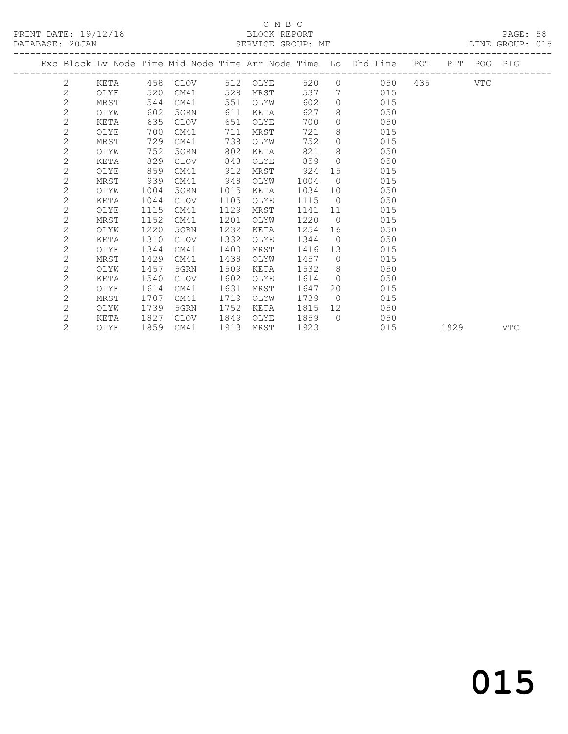C M B C

PRINT DATE: 19/12/16 BLOCK REPORT

DATABASE: 20JAN SERVICE GROUP: MF LINE GROUP: 015

| Exc | Block | Lv Node | Time | Mid Node | Time | Arr Node | Time | Lo | Dhd Line | POT | PIT | POG | PIG |
|---|---|---|---|---|---|---|---|---|---|---|---|---|---|
| | 2 | KETA | 458 | CLOV | 512 | OLYE | 520 | 0 | 050 | 435 | | VTC | |
| | 2 | OLYE | 520 | CM41 | 528 | MRST | 537 | 7 | 015 | | | | |
| | 2 | MRST | 544 | CM41 | 551 | OLYW | 602 | 0 | 015 | | | | |
| | 2 | OLYW | 602 | 5GRN | 611 | KETA | 627 | 8 | 050 | | | | |
| | 2 | KETA | 635 | CLOV | 651 | OLYE | 700 | 0 | 050 | | | | |
| | 2 | OLYE | 700 | CM41 | 711 | MRST | 721 | 8 | 015 | | | | |
| | 2 | MRST | 729 | CM41 | 738 | OLYW | 752 | 0 | 015 | | | | |
| | 2 | OLYW | 752 | 5GRN | 802 | KETA | 821 | 8 | 050 | | | | |
| | 2 | KETA | 829 | CLOV | 848 | OLYE | 859 | 0 | 050 | | | | |
| | 2 | OLYE | 859 | CM41 | 912 | MRST | 924 | 15 | 015 | | | | |
| | 2 | MRST | 939 | CM41 | 948 | OLYW | 1004 | 0 | 015 | | | | |
| | 2 | OLYW | 1004 | 5GRN | 1015 | KETA | 1034 | 10 | 050 | | | | |
| | 2 | KETA | 1044 | CLOV | 1105 | OLYE | 1115 | 0 | 050 | | | | |
| | 2 | OLYE | 1115 | CM41 | 1129 | MRST | 1141 | 11 | 015 | | | | |
| | 2 | MRST | 1152 | CM41 | 1201 | OLYW | 1220 | 0 | 015 | | | | |
| | 2 | OLYW | 1220 | 5GRN | 1232 | KETA | 1254 | 16 | 050 | | | | |
| | 2 | KETA | 1310 | CLOV | 1332 | OLYE | 1344 | 0 | 050 | | | | |
| | 2 | OLYE | 1344 | CM41 | 1400 | MRST | 1416 | 13 | 015 | | | | |
| | 2 | MRST | 1429 | CM41 | 1438 | OLYW | 1457 | 0 | 015 | | | | |
| | 2 | OLYW | 1457 | 5GRN | 1509 | KETA | 1532 | 8 | 050 | | | | |
| | 2 | KETA | 1540 | CLOV | 1602 | OLYE | 1614 | 0 | 050 | | | | |
| | 2 | OLYE | 1614 | CM41 | 1631 | MRST | 1647 | 20 | 015 | | | | |
| | 2 | MRST | 1707 | CM41 | 1719 | OLYW | 1739 | 0 | 015 | | | | |
| | 2 | OLYW | 1739 | 5GRN | 1752 | KETA | 1815 | 12 | 050 | | | | |
| | 2 | KETA | 1827 | CLOV | 1849 | OLYE | 1859 | 0 | 050 | | | | |
| | 2 | OLYE | 1859 | CM41 | 1913 | MRST | 1923 | | 015 | | 1929 | | VTC |

015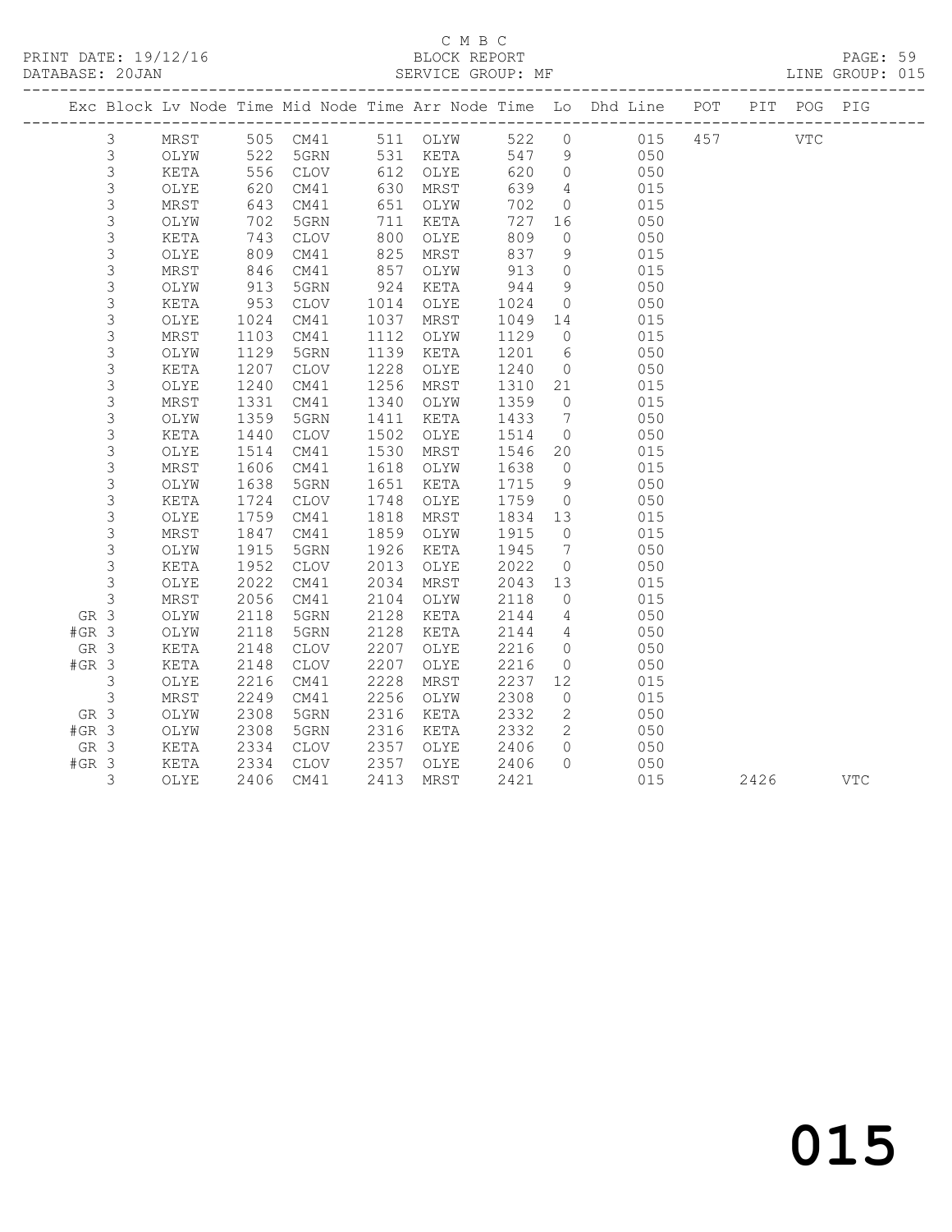C M B C
BLOCK REPORT
SERVICE GROUP: MF

PRINT DATE: 19/12/16
DATABASE: 20JAN

LINE GROUP: 015

| Exc | Block | Lv Node | Time | Mid Node | Time | Arr Node | Time | Lo | Dhd Line | POT | PIT | POG | PIG |
|---|---|---|---|---|---|---|---|---|---|---|---|---|---|
| | 3 | MRST | 505 | CM41 | 511 | OLYW | 522 | 0 | 015 | 457 | | VTC | |
| | 3 | OLYW | 522 | 5GRN | 531 | KETA | 547 | 9 | 050 | | | | |
| | 3 | KETA | 556 | CLOV | 612 | OLYE | 620 | 0 | 050 | | | | |
| | 3 | OLYE | 620 | CM41 | 630 | MRST | 639 | 4 | 015 | | | | |
| | 3 | MRST | 643 | CM41 | 651 | OLYW | 702 | 0 | 015 | | | | |
| | 3 | OLYW | 702 | 5GRN | 711 | KETA | 727 | 16 | 050 | | | | |
| | 3 | KETA | 743 | CLOV | 800 | OLYE | 809 | 0 | 050 | | | | |
| | 3 | OLYE | 809 | CM41 | 825 | MRST | 837 | 9 | 015 | | | | |
| | 3 | MRST | 846 | CM41 | 857 | OLYW | 913 | 0 | 015 | | | | |
| | 3 | OLYW | 913 | 5GRN | 924 | KETA | 944 | 9 | 050 | | | | |
| | 3 | KETA | 953 | CLOV | 1014 | OLYE | 1024 | 0 | 050 | | | | |
| | 3 | OLYE | 1024 | CM41 | 1037 | MRST | 1049 | 14 | 015 | | | | |
| | 3 | MRST | 1103 | CM41 | 1112 | OLYW | 1129 | 0 | 015 | | | | |
| | 3 | OLYW | 1129 | 5GRN | 1139 | KETA | 1201 | 6 | 050 | | | | |
| | 3 | KETA | 1207 | CLOV | 1228 | OLYE | 1240 | 0 | 050 | | | | |
| | 3 | OLYE | 1240 | CM41 | 1256 | MRST | 1310 | 21 | 015 | | | | |
| | 3 | MRST | 1331 | CM41 | 1340 | OLYW | 1359 | 0 | 015 | | | | |
| | 3 | OLYW | 1359 | 5GRN | 1411 | KETA | 1433 | 7 | 050 | | | | |
| | 3 | KETA | 1440 | CLOV | 1502 | OLYE | 1514 | 0 | 050 | | | | |
| | 3 | OLYE | 1514 | CM41 | 1530 | MRST | 1546 | 20 | 015 | | | | |
| | 3 | MRST | 1606 | CM41 | 1618 | OLYW | 1638 | 0 | 015 | | | | |
| | 3 | OLYW | 1638 | 5GRN | 1651 | KETA | 1715 | 9 | 050 | | | | |
| | 3 | KETA | 1724 | CLOV | 1748 | OLYE | 1759 | 0 | 050 | | | | |
| | 3 | OLYE | 1759 | CM41 | 1818 | MRST | 1834 | 13 | 015 | | | | |
| | 3 | MRST | 1847 | CM41 | 1859 | OLYW | 1915 | 0 | 015 | | | | |
| | 3 | OLYW | 1915 | 5GRN | 1926 | KETA | 1945 | 7 | 050 | | | | |
| | 3 | KETA | 1952 | CLOV | 2013 | OLYE | 2022 | 0 | 050 | | | | |
| | 3 | OLYE | 2022 | CM41 | 2034 | MRST | 2043 | 13 | 015 | | | | |
| | 3 | MRST | 2056 | CM41 | 2104 | OLYW | 2118 | 0 | 015 | | | | |
| GR | 3 | OLYW | 2118 | 5GRN | 2128 | KETA | 2144 | 4 | 050 | | | | |
| #GR | 3 | OLYW | 2118 | 5GRN | 2128 | KETA | 2144 | 4 | 050 | | | | |
| GR | 3 | KETA | 2148 | CLOV | 2207 | OLYE | 2216 | 0 | 050 | | | | |
| #GR | 3 | KETA | 2148 | CLOV | 2207 | OLYE | 2216 | 0 | 050 | | | | |
| | 3 | OLYE | 2216 | CM41 | 2228 | MRST | 2237 | 12 | 015 | | | | |
| | 3 | MRST | 2249 | CM41 | 2256 | OLYW | 2308 | 0 | 015 | | | | |
| GR | 3 | OLYW | 2308 | 5GRN | 2316 | KETA | 2332 | 2 | 050 | | | | |
| #GR | 3 | OLYW | 2308 | 5GRN | 2316 | KETA | 2332 | 2 | 050 | | | | |
| GR | 3 | KETA | 2334 | CLOV | 2357 | OLYE | 2406 | 0 | 050 | | | | |
| #GR | 3 | KETA | 2334 | CLOV | 2357 | OLYE | 2406 | 0 | 050 | | | | |
| | 3 | OLYE | 2406 | CM41 | 2413 | MRST | 2421 | | 015 | | 2426 | | VTC |

015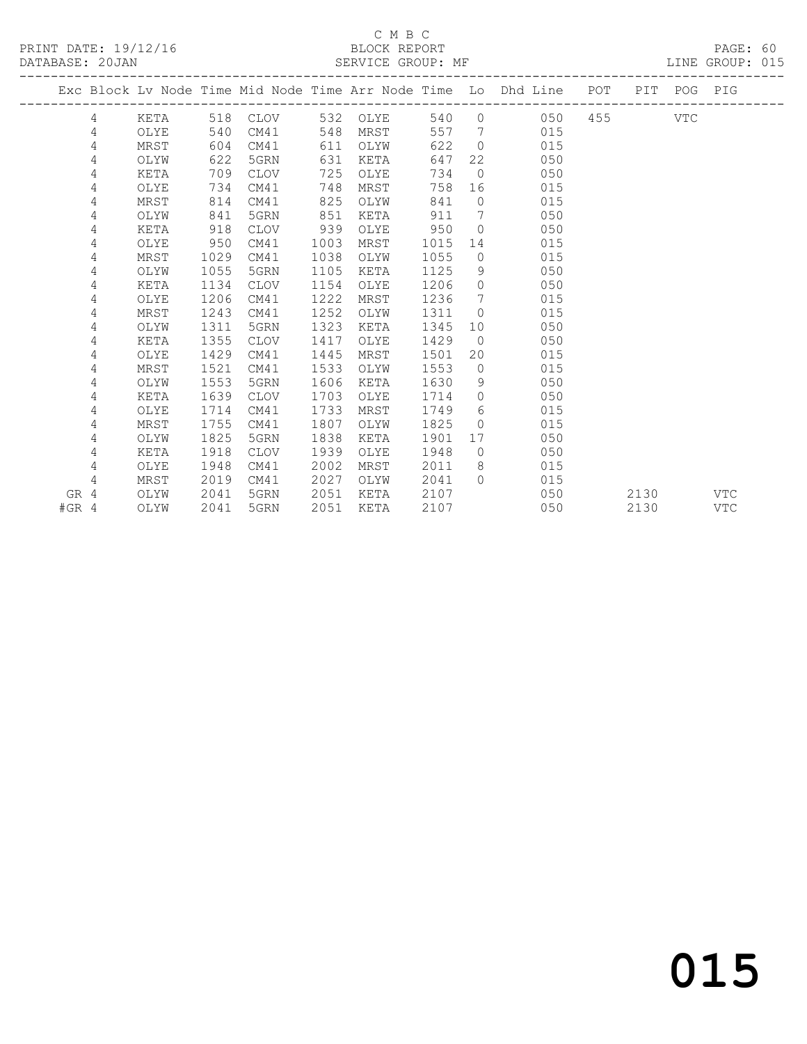C M B C
PRINT DATE: 19/12/16 BLOCK REPORT
DATABASE: 20JAN SERVICE GROUP: MF LINE GROUP: 015

| Exc | Block | Lv Node | Time | Mid Node | Time | Arr Node | Time | Lo | Dhd Line | POT | PIT | POG | PIG |
|---|---|---|---|---|---|---|---|---|---|---|---|---|---|
| | 4 | KETA | 518 | CLOV | 532 | OLYE | 540 | 0 | 050 | 455 | | VTC | |
| | 4 | OLYE | 540 | CM41 | 548 | MRST | 557 | 7 | 015 | | | | |
| | 4 | MRST | 604 | CM41 | 611 | OLYW | 622 | 0 | 015 | | | | |
| | 4 | OLYW | 622 | 5GRN | 631 | KETA | 647 | 22 | 050 | | | | |
| | 4 | KETA | 709 | CLOV | 725 | OLYE | 734 | 0 | 050 | | | | |
| | 4 | OLYE | 734 | CM41 | 748 | MRST | 758 | 16 | 015 | | | | |
| | 4 | MRST | 814 | CM41 | 825 | OLYW | 841 | 0 | 015 | | | | |
| | 4 | OLYW | 841 | 5GRN | 851 | KETA | 911 | 7 | 050 | | | | |
| | 4 | KETA | 918 | CLOV | 939 | OLYE | 950 | 0 | 050 | | | | |
| | 4 | OLYE | 950 | CM41 | 1003 | MRST | 1015 | 14 | 015 | | | | |
| | 4 | MRST | 1029 | CM41 | 1038 | OLYW | 1055 | 0 | 015 | | | | |
| | 4 | OLYW | 1055 | 5GRN | 1105 | KETA | 1125 | 9 | 050 | | | | |
| | 4 | KETA | 1134 | CLOV | 1154 | OLYE | 1206 | 0 | 050 | | | | |
| | 4 | OLYE | 1206 | CM41 | 1222 | MRST | 1236 | 7 | 015 | | | | |
| | 4 | MRST | 1243 | CM41 | 1252 | OLYW | 1311 | 0 | 015 | | | | |
| | 4 | OLYW | 1311 | 5GRN | 1323 | KETA | 1345 | 10 | 050 | | | | |
| | 4 | KETA | 1355 | CLOV | 1417 | OLYE | 1429 | 0 | 050 | | | | |
| | 4 | OLYE | 1429 | CM41 | 1445 | MRST | 1501 | 20 | 015 | | | | |
| | 4 | MRST | 1521 | CM41 | 1533 | OLYW | 1553 | 0 | 015 | | | | |
| | 4 | OLYW | 1553 | 5GRN | 1606 | KETA | 1630 | 9 | 050 | | | | |
| | 4 | KETA | 1639 | CLOV | 1703 | OLYE | 1714 | 0 | 050 | | | | |
| | 4 | OLYE | 1714 | CM41 | 1733 | MRST | 1749 | 6 | 015 | | | | |
| | 4 | MRST | 1755 | CM41 | 1807 | OLYW | 1825 | 0 | 015 | | | | |
| | 4 | OLYW | 1825 | 5GRN | 1838 | KETA | 1901 | 17 | 050 | | | | |
| | 4 | KETA | 1918 | CLOV | 1939 | OLYE | 1948 | 0 | 050 | | | | |
| | 4 | OLYE | 1948 | CM41 | 2002 | MRST | 2011 | 8 | 015 | | | | |
| | 4 | MRST | 2019 | CM41 | 2027 | OLYW | 2041 | 0 | 015 | | | | |
| GR | 4 | OLYW | 2041 | 5GRN | 2051 | KETA | 2107 | | 050 | | 2130 | | VTC |
| #GR | 4 | OLYW | 2041 | 5GRN | 2051 | KETA | 2107 | | 050 | | 2130 | | VTC |

015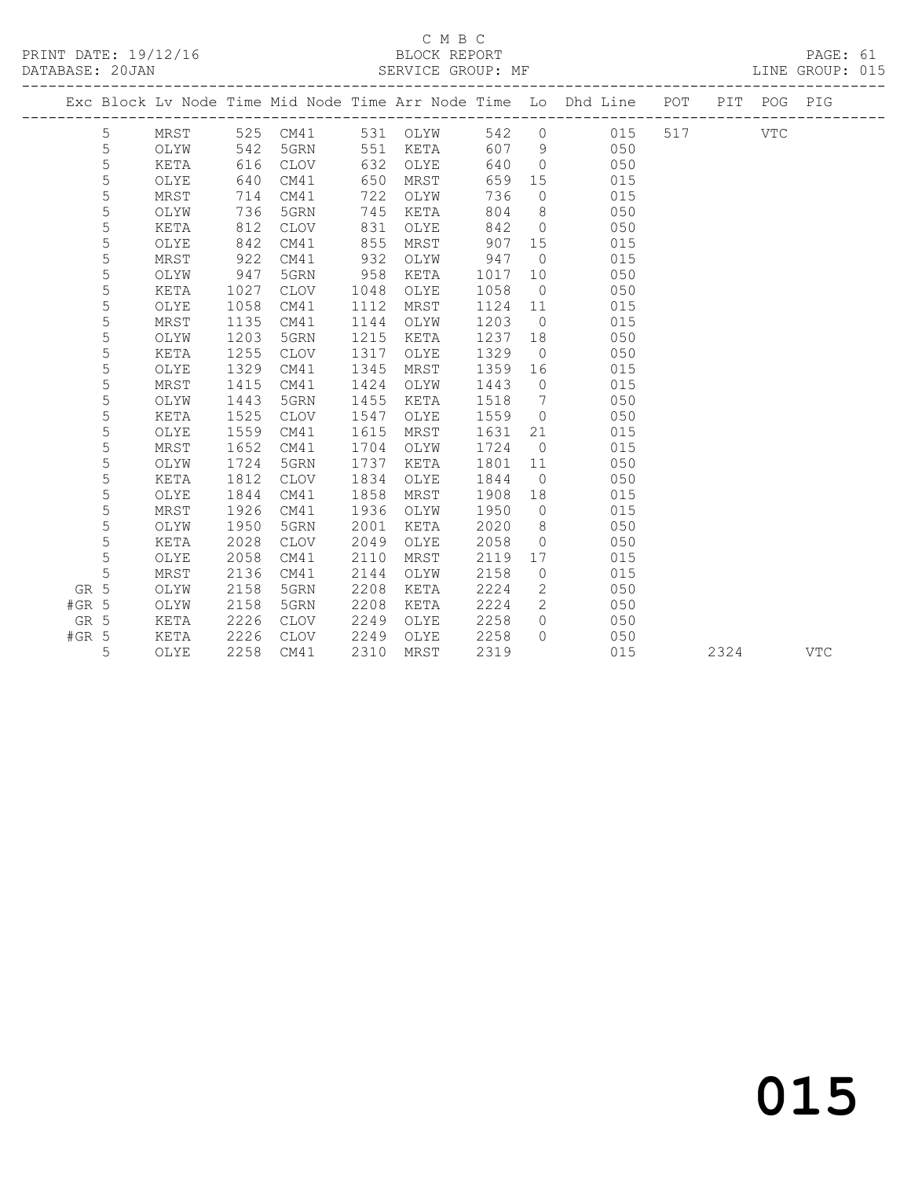C M B C
PRINT DATE: 19/12/16 BLOCK REPORT
DATABASE: 20JAN SERVICE GROUP: MF LINE GROUP: 015

| Exc | Block | Lv Node | Time | Mid Node | Time | Arr Node | Time | Lo | Dhd Line | POT | PIT | POG | PIG |
|---|---|---|---|---|---|---|---|---|---|---|---|---|---|
| | 5 | MRST | 525 | CM41 | 531 | OLYW | 542 | 0 | 015 | 517 | | VTC | |
| | 5 | OLYW | 542 | 5GRN | 551 | KETA | 607 | 9 | 050 | | | | |
| | 5 | KETA | 616 | CLOV | 632 | OLYE | 640 | 0 | 050 | | | | |
| | 5 | OLYE | 640 | CM41 | 650 | MRST | 659 | 15 | 015 | | | | |
| | 5 | MRST | 714 | CM41 | 722 | OLYW | 736 | 0 | 015 | | | | |
| | 5 | OLYW | 736 | 5GRN | 745 | KETA | 804 | 8 | 050 | | | | |
| | 5 | KETA | 812 | CLOV | 831 | OLYE | 842 | 0 | 050 | | | | |
| | 5 | OLYE | 842 | CM41 | 855 | MRST | 907 | 15 | 015 | | | | |
| | 5 | MRST | 922 | CM41 | 932 | OLYW | 947 | 0 | 015 | | | | |
| | 5 | OLYW | 947 | 5GRN | 958 | KETA | 1017 | 10 | 050 | | | | |
| | 5 | KETA | 1027 | CLOV | 1048 | OLYE | 1058 | 0 | 050 | | | | |
| | 5 | OLYE | 1058 | CM41 | 1112 | MRST | 1124 | 11 | 015 | | | | |
| | 5 | MRST | 1135 | CM41 | 1144 | OLYW | 1203 | 0 | 015 | | | | |
| | 5 | OLYW | 1203 | 5GRN | 1215 | KETA | 1237 | 18 | 050 | | | | |
| | 5 | KETA | 1255 | CLOV | 1317 | OLYE | 1329 | 0 | 050 | | | | |
| | 5 | OLYE | 1329 | CM41 | 1345 | MRST | 1359 | 16 | 015 | | | | |
| | 5 | MRST | 1415 | CM41 | 1424 | OLYW | 1443 | 0 | 015 | | | | |
| | 5 | OLYW | 1443 | 5GRN | 1455 | KETA | 1518 | 7 | 050 | | | | |
| | 5 | KETA | 1525 | CLOV | 1547 | OLYE | 1559 | 0 | 050 | | | | |
| | 5 | OLYE | 1559 | CM41 | 1615 | MRST | 1631 | 21 | 015 | | | | |
| | 5 | MRST | 1652 | CM41 | 1704 | OLYW | 1724 | 0 | 015 | | | | |
| | 5 | OLYW | 1724 | 5GRN | 1737 | KETA | 1801 | 11 | 050 | | | | |
| | 5 | KETA | 1812 | CLOV | 1834 | OLYE | 1844 | 0 | 050 | | | | |
| | 5 | OLYE | 1844 | CM41 | 1858 | MRST | 1908 | 18 | 015 | | | | |
| | 5 | MRST | 1926 | CM41 | 1936 | OLYW | 1950 | 0 | 015 | | | | |
| | 5 | OLYW | 1950 | 5GRN | 2001 | KETA | 2020 | 8 | 050 | | | | |
| | 5 | KETA | 2028 | CLOV | 2049 | OLYE | 2058 | 0 | 050 | | | | |
| | 5 | OLYE | 2058 | CM41 | 2110 | MRST | 2119 | 17 | 015 | | | | |
| | 5 | MRST | 2136 | CM41 | 2144 | OLYW | 2158 | 0 | 015 | | | | |
| GR | 5 | OLYW | 2158 | 5GRN | 2208 | KETA | 2224 | 2 | 050 | | | | |
| #GR | 5 | OLYW | 2158 | 5GRN | 2208 | KETA | 2224 | 2 | 050 | | | | |
| GR | 5 | KETA | 2226 | CLOV | 2249 | OLYE | 2258 | 0 | 050 | | | | |
| #GR | 5 | KETA | 2226 | CLOV | 2249 | OLYE | 2258 | 0 | 050 | | | | |
| | 5 | OLYE | 2258 | CM41 | 2310 | MRST | 2319 | | 015 | | 2324 | | VTC |

015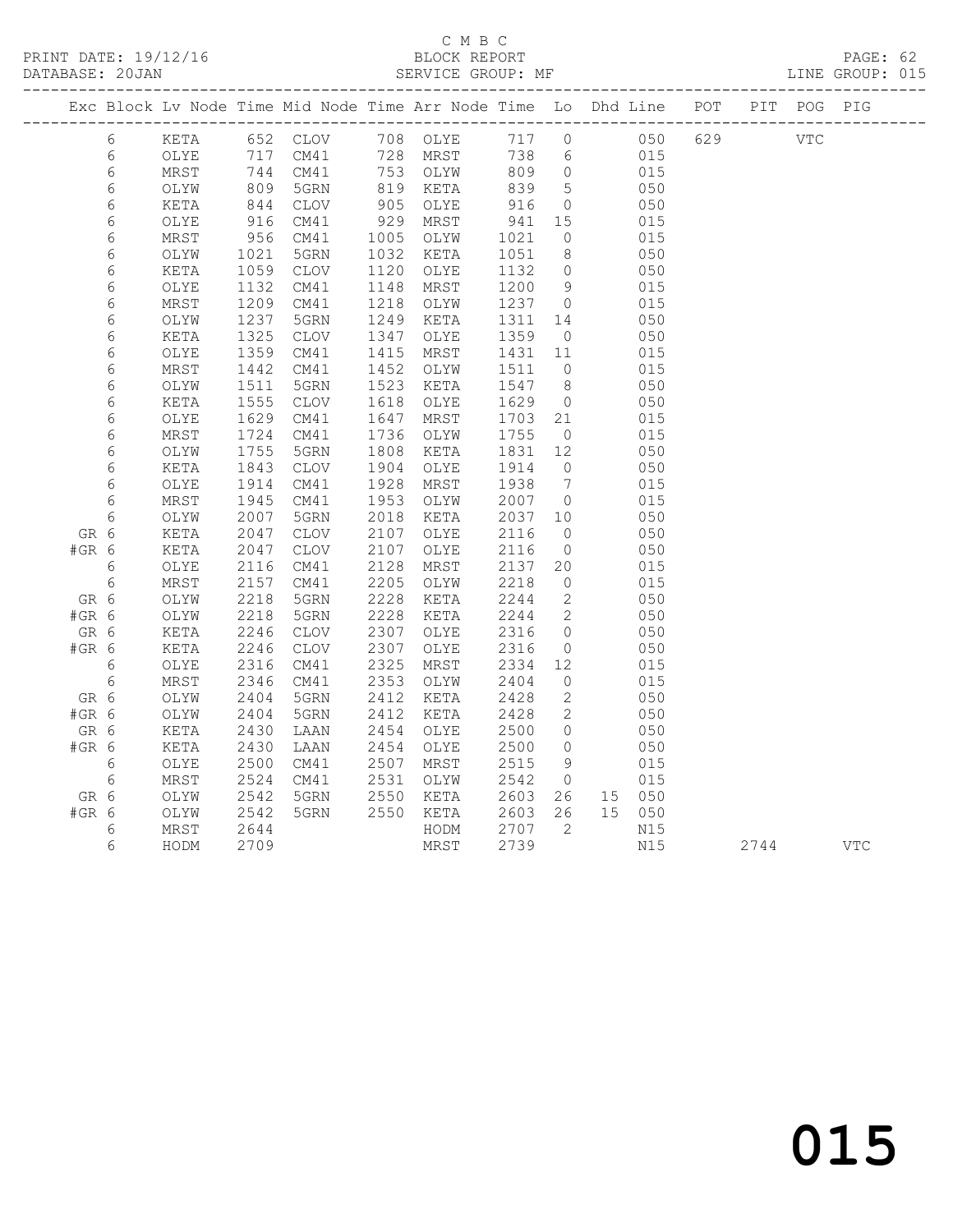C M B C
PRINT DATE: 19/12/16 BLOCK REPORT
DATABASE: 20JAN SERVICE GROUP: MF LINE GROUP: 015

| Exc | Block | Lv | Node | Time | Mid Node | Time | Arr Node | Time | Lo | Dhd Line | POT | PIT | POG | PIG |
|---|---|---|---|---|---|---|---|---|---|---|---|---|---|---|
| | 6 | | KETA | 652 | CLOV | 708 | OLYE | 717 | 0 | 050 | 629 | | VTC | |
| | 6 | | OLYE | 717 | CM41 | 728 | MRST | 738 | 6 | 015 | | | | |
| | 6 | | MRST | 744 | CM41 | 753 | OLYW | 809 | 0 | 015 | | | | |
| | 6 | | OLYW | 809 | 5GRN | 819 | KETA | 839 | 5 | 050 | | | | |
| | 6 | | KETA | 844 | CLOV | 905 | OLYE | 916 | 0 | 050 | | | | |
| | 6 | | OLYE | 916 | CM41 | 929 | MRST | 941 | 15 | 015 | | | | |
| | 6 | | MRST | 956 | CM41 | 1005 | OLYW | 1021 | 0 | 015 | | | | |
| | 6 | | OLYW | 1021 | 5GRN | 1032 | KETA | 1051 | 8 | 050 | | | | |
| | 6 | | KETA | 1059 | CLOV | 1120 | OLYE | 1132 | 0 | 050 | | | | |
| | 6 | | OLYE | 1132 | CM41 | 1148 | MRST | 1200 | 9 | 015 | | | | |
| | 6 | | MRST | 1209 | CM41 | 1218 | OLYW | 1237 | 0 | 015 | | | | |
| | 6 | | OLYW | 1237 | 5GRN | 1249 | KETA | 1311 | 14 | 050 | | | | |
| | 6 | | KETA | 1325 | CLOV | 1347 | OLYE | 1359 | 0 | 050 | | | | |
| | 6 | | OLYE | 1359 | CM41 | 1415 | MRST | 1431 | 11 | 015 | | | | |
| | 6 | | MRST | 1442 | CM41 | 1452 | OLYW | 1511 | 0 | 015 | | | | |
| | 6 | | OLYW | 1511 | 5GRN | 1523 | KETA | 1547 | 8 | 050 | | | | |
| | 6 | | KETA | 1555 | CLOV | 1618 | OLYE | 1629 | 0 | 050 | | | | |
| | 6 | | OLYE | 1629 | CM41 | 1647 | MRST | 1703 | 21 | 015 | | | | |
| | 6 | | MRST | 1724 | CM41 | 1736 | OLYW | 1755 | 0 | 015 | | | | |
| | 6 | | OLYW | 1755 | 5GRN | 1808 | KETA | 1831 | 12 | 050 | | | | |
| | 6 | | KETA | 1843 | CLOV | 1904 | OLYE | 1914 | 0 | 050 | | | | |
| | 6 | | OLYE | 1914 | CM41 | 1928 | MRST | 1938 | 7 | 015 | | | | |
| | 6 | | MRST | 1945 | CM41 | 1953 | OLYW | 2007 | 0 | 015 | | | | |
| | 6 | | OLYW | 2007 | 5GRN | 2018 | KETA | 2037 | 10 | 050 | | | | |
| GR | 6 | | KETA | 2047 | CLOV | 2107 | OLYE | 2116 | 0 | 050 | | | | |
| #GR | 6 | | KETA | 2047 | CLOV | 2107 | OLYE | 2116 | 0 | 050 | | | | |
| | 6 | | OLYE | 2116 | CM41 | 2128 | MRST | 2137 | 20 | 015 | | | | |
| | 6 | | MRST | 2157 | CM41 | 2205 | OLYW | 2218 | 0 | 015 | | | | |
| GR | 6 | | OLYW | 2218 | 5GRN | 2228 | KETA | 2244 | 2 | 050 | | | | |
| #GR | 6 | | OLYW | 2218 | 5GRN | 2228 | KETA | 2244 | 2 | 050 | | | | |
| GR | 6 | | KETA | 2246 | CLOV | 2307 | OLYE | 2316 | 0 | 050 | | | | |
| #GR | 6 | | KETA | 2246 | CLOV | 2307 | OLYE | 2316 | 0 | 050 | | | | |
| | 6 | | OLYE | 2316 | CM41 | 2325 | MRST | 2334 | 12 | 015 | | | | |
| | 6 | | MRST | 2346 | CM41 | 2353 | OLYW | 2404 | 0 | 015 | | | | |
| GR | 6 | | OLYW | 2404 | 5GRN | 2412 | KETA | 2428 | 2 | 050 | | | | |
| #GR | 6 | | OLYW | 2404 | 5GRN | 2412 | KETA | 2428 | 2 | 050 | | | | |
| GR | 6 | | KETA | 2430 | LAAN | 2454 | OLYE | 2500 | 0 | 050 | | | | |
| #GR | 6 | | KETA | 2430 | LAAN | 2454 | OLYE | 2500 | 0 | 050 | | | | |
| | 6 | | OLYE | 2500 | CM41 | 2507 | MRST | 2515 | 9 | 015 | | | | |
| | 6 | | MRST | 2524 | CM41 | 2531 | OLYW | 2542 | 0 | 015 | | | | |
| GR | 6 | | OLYW | 2542 | 5GRN | 2550 | KETA | 2603 | 26 | 15 050 | | | | |
| #GR | 6 | | OLYW | 2542 | 5GRN | 2550 | KETA | 2603 | 26 | 15 050 | | | | |
| | 6 | | MRST | 2644 | | | HODM | 2707 | 2 | N15 | | | | |
| | 6 | | HODM | 2709 | | | MRST | 2739 | | N15 | | 2744 | | VTC |

015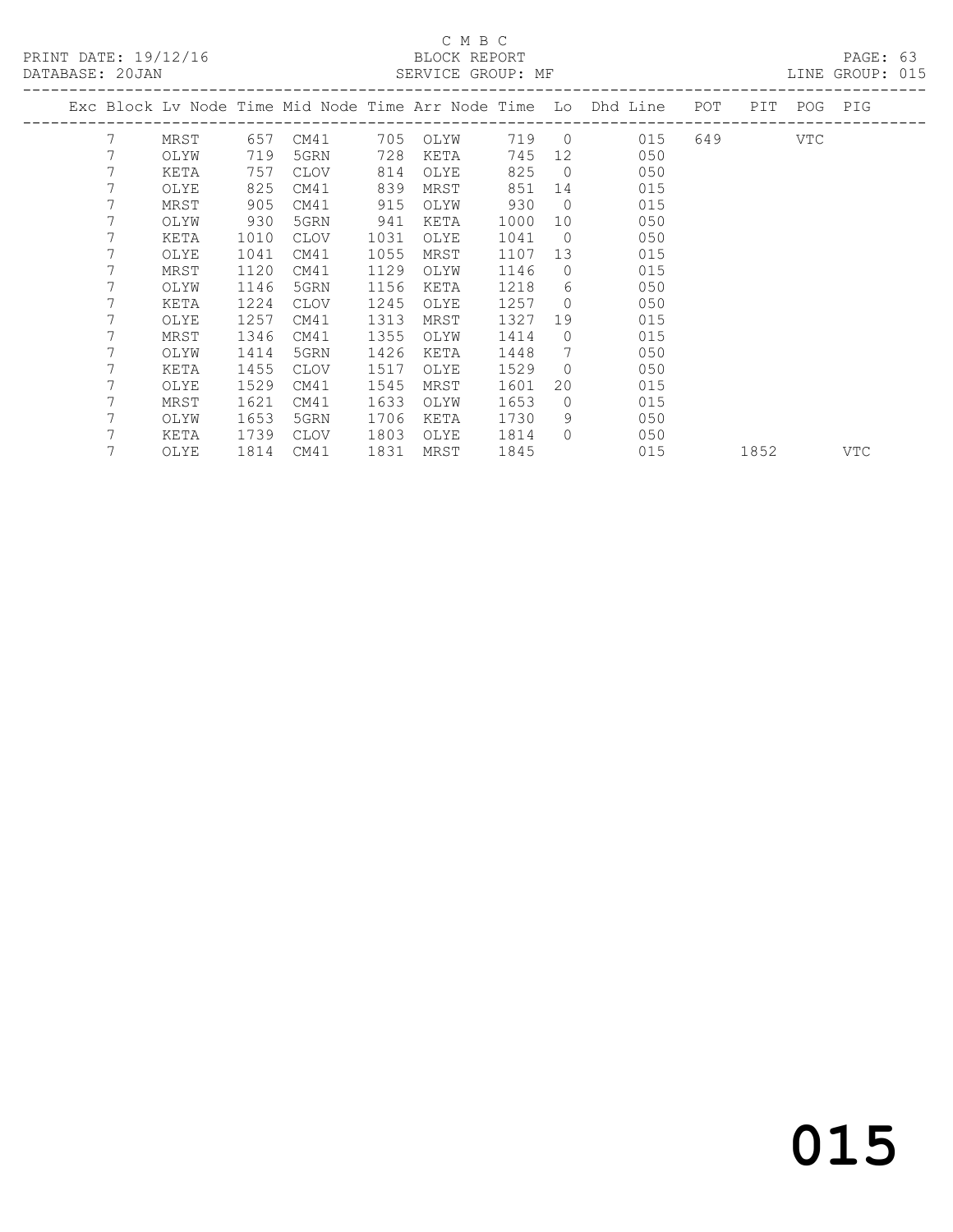C M B C
PRINT DATE: 19/12/16 BLOCK REPORT
DATABASE: 20JAN SERVICE GROUP: MF LINE GROUP: 015

| Exc | Block | Lv | Node | Time | Mid Node | Time | Arr Node | Time | Lo | Dhd Line | POT | PIT | POG | PIG |
|---|---|---|---|---|---|---|---|---|---|---|---|---|---|---|
| | 7 | | MRST | 657 | CM41 | 705 | OLYW | 719 | 0 | 015 | 649 | | VTC | |
| | 7 | | OLYW | 719 | 5GRN | 728 | KETA | 745 | 12 | 050 | | | | |
| | 7 | | KETA | 757 | CLOV | 814 | OLYE | 825 | 0 | 050 | | | | |
| | 7 | | OLYE | 825 | CM41 | 839 | MRST | 851 | 14 | 015 | | | | |
| | 7 | | MRST | 905 | CM41 | 915 | OLYW | 930 | 0 | 015 | | | | |
| | 7 | | OLYW | 930 | 5GRN | 941 | KETA | 1000 | 10 | 050 | | | | |
| | 7 | | KETA | 1010 | CLOV | 1031 | OLYE | 1041 | 0 | 050 | | | | |
| | 7 | | OLYE | 1041 | CM41 | 1055 | MRST | 1107 | 13 | 015 | | | | |
| | 7 | | MRST | 1120 | CM41 | 1129 | OLYW | 1146 | 0 | 015 | | | | |
| | 7 | | OLYW | 1146 | 5GRN | 1156 | KETA | 1218 | 6 | 050 | | | | |
| | 7 | | KETA | 1224 | CLOV | 1245 | OLYE | 1257 | 0 | 050 | | | | |
| | 7 | | OLYE | 1257 | CM41 | 1313 | MRST | 1327 | 19 | 015 | | | | |
| | 7 | | MRST | 1346 | CM41 | 1355 | OLYW | 1414 | 0 | 015 | | | | |
| | 7 | | OLYW | 1414 | 5GRN | 1426 | KETA | 1448 | 7 | 050 | | | | |
| | 7 | | KETA | 1455 | CLOV | 1517 | OLYE | 1529 | 0 | 050 | | | | |
| | 7 | | OLYE | 1529 | CM41 | 1545 | MRST | 1601 | 20 | 015 | | | | |
| | 7 | | MRST | 1621 | CM41 | 1633 | OLYW | 1653 | 0 | 015 | | | | |
| | 7 | | OLYW | 1653 | 5GRN | 1706 | KETA | 1730 | 9 | 050 | | | | |
| | 7 | | KETA | 1739 | CLOV | 1803 | OLYE | 1814 | 0 | 050 | | | | |
| | 7 | | OLYE | 1814 | CM41 | 1831 | MRST | 1845 | | 015 | | 1852 | | VTC |

015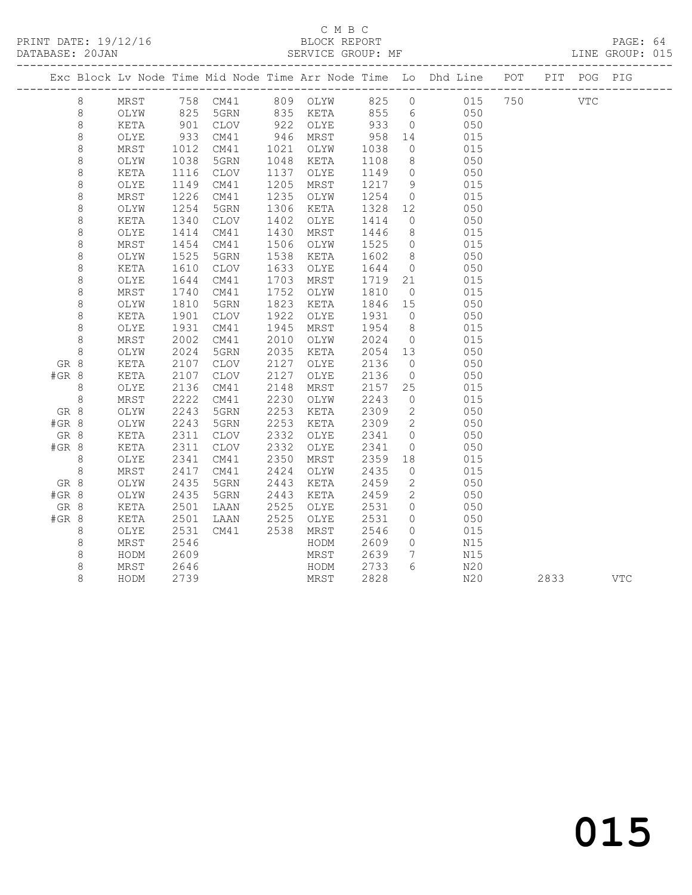C M B C

BLOCK REPORT

SERVICE GROUP: MF

PRINT DATE: 19/12/16

DATABASE: 20JAN

LINE GROUP: 015

| Exc | Block | Lv | Node | Time | Mid Node | Time | Arr Node | Time | Lo | Dhd Line | POT | PIT | POG | PIG |
|---|---|---|---|---|---|---|---|---|---|---|---|---|---|---|
| | 8 | | MRST | 758 | CM41 | 809 | OLYW | 825 | 0 | 015 | 750 | | VTC | |
| | 8 | | OLYW | 825 | 5GRN | 835 | KETA | 855 | 6 | 050 | | | | |
| | 8 | | KETA | 901 | CLOV | 922 | OLYE | 933 | 0 | 050 | | | | |
| | 8 | | OLYE | 933 | CM41 | 946 | MRST | 958 | 14 | 015 | | | | |
| | 8 | | MRST | 1012 | CM41 | 1021 | OLYW | 1038 | 0 | 015 | | | | |
| | 8 | | OLYW | 1038 | 5GRN | 1048 | KETA | 1108 | 8 | 050 | | | | |
| | 8 | | KETA | 1116 | CLOV | 1137 | OLYE | 1149 | 0 | 050 | | | | |
| | 8 | | OLYE | 1149 | CM41 | 1205 | MRST | 1217 | 9 | 015 | | | | |
| | 8 | | MRST | 1226 | CM41 | 1235 | OLYW | 1254 | 0 | 015 | | | | |
| | 8 | | OLYW | 1254 | 5GRN | 1306 | KETA | 1328 | 12 | 050 | | | | |
| | 8 | | KETA | 1340 | CLOV | 1402 | OLYE | 1414 | 0 | 050 | | | | |
| | 8 | | OLYE | 1414 | CM41 | 1430 | MRST | 1446 | 8 | 015 | | | | |
| | 8 | | MRST | 1454 | CM41 | 1506 | OLYW | 1525 | 0 | 015 | | | | |
| | 8 | | OLYW | 1525 | 5GRN | 1538 | KETA | 1602 | 8 | 050 | | | | |
| | 8 | | KETA | 1610 | CLOV | 1633 | OLYE | 1644 | 0 | 050 | | | | |
| | 8 | | OLYE | 1644 | CM41 | 1703 | MRST | 1719 | 21 | 015 | | | | |
| | 8 | | MRST | 1740 | CM41 | 1752 | OLYW | 1810 | 0 | 015 | | | | |
| | 8 | | OLYW | 1810 | 5GRN | 1823 | KETA | 1846 | 15 | 050 | | | | |
| | 8 | | KETA | 1901 | CLOV | 1922 | OLYE | 1931 | 0 | 050 | | | | |
| | 8 | | OLYE | 1931 | CM41 | 1945 | MRST | 1954 | 8 | 015 | | | | |
| | 8 | | MRST | 2002 | CM41 | 2010 | OLYW | 2024 | 0 | 015 | | | | |
| | 8 | | OLYW | 2024 | 5GRN | 2035 | KETA | 2054 | 13 | 050 | | | | |
| GR | 8 | | KETA | 2107 | CLOV | 2127 | OLYE | 2136 | 0 | 050 | | | | |
| #GR | 8 | | KETA | 2107 | CLOV | 2127 | OLYE | 2136 | 0 | 050 | | | | |
| | 8 | | OLYE | 2136 | CM41 | 2148 | MRST | 2157 | 25 | 015 | | | | |
| | 8 | | MRST | 2222 | CM41 | 2230 | OLYW | 2243 | 0 | 015 | | | | |
| GR | 8 | | OLYW | 2243 | 5GRN | 2253 | KETA | 2309 | 2 | 050 | | | | |
| #GR | 8 | | OLYW | 2243 | 5GRN | 2253 | KETA | 2309 | 2 | 050 | | | | |
| GR | 8 | | KETA | 2311 | CLOV | 2332 | OLYE | 2341 | 0 | 050 | | | | |
| #GR | 8 | | KETA | 2311 | CLOV | 2332 | OLYE | 2341 | 0 | 050 | | | | |
| | 8 | | OLYE | 2341 | CM41 | 2350 | MRST | 2359 | 18 | 015 | | | | |
| | 8 | | MRST | 2417 | CM41 | 2424 | OLYW | 2435 | 0 | 015 | | | | |
| GR | 8 | | OLYW | 2435 | 5GRN | 2443 | KETA | 2459 | 2 | 050 | | | | |
| #GR | 8 | | OLYW | 2435 | 5GRN | 2443 | KETA | 2459 | 2 | 050 | | | | |
| GR | 8 | | KETA | 2501 | LAAN | 2525 | OLYE | 2531 | 0 | 050 | | | | |
| #GR | 8 | | KETA | 2501 | LAAN | 2525 | OLYE | 2531 | 0 | 050 | | | | |
| | 8 | | OLYE | 2531 | CM41 | 2538 | MRST | 2546 | 0 | 015 | | | | |
| | 8 | | MRST | 2546 | | | HODM | 2609 | 0 | N15 | | | | |
| | 8 | | HODM | 2609 | | | MRST | 2639 | 7 | N15 | | | | |
| | 8 | | MRST | 2646 | | | HODM | 2733 | 6 | N20 | | | | |
| | 8 | | HODM | 2739 | | | MRST | 2828 | | N20 | | 2833 | | VTC |

015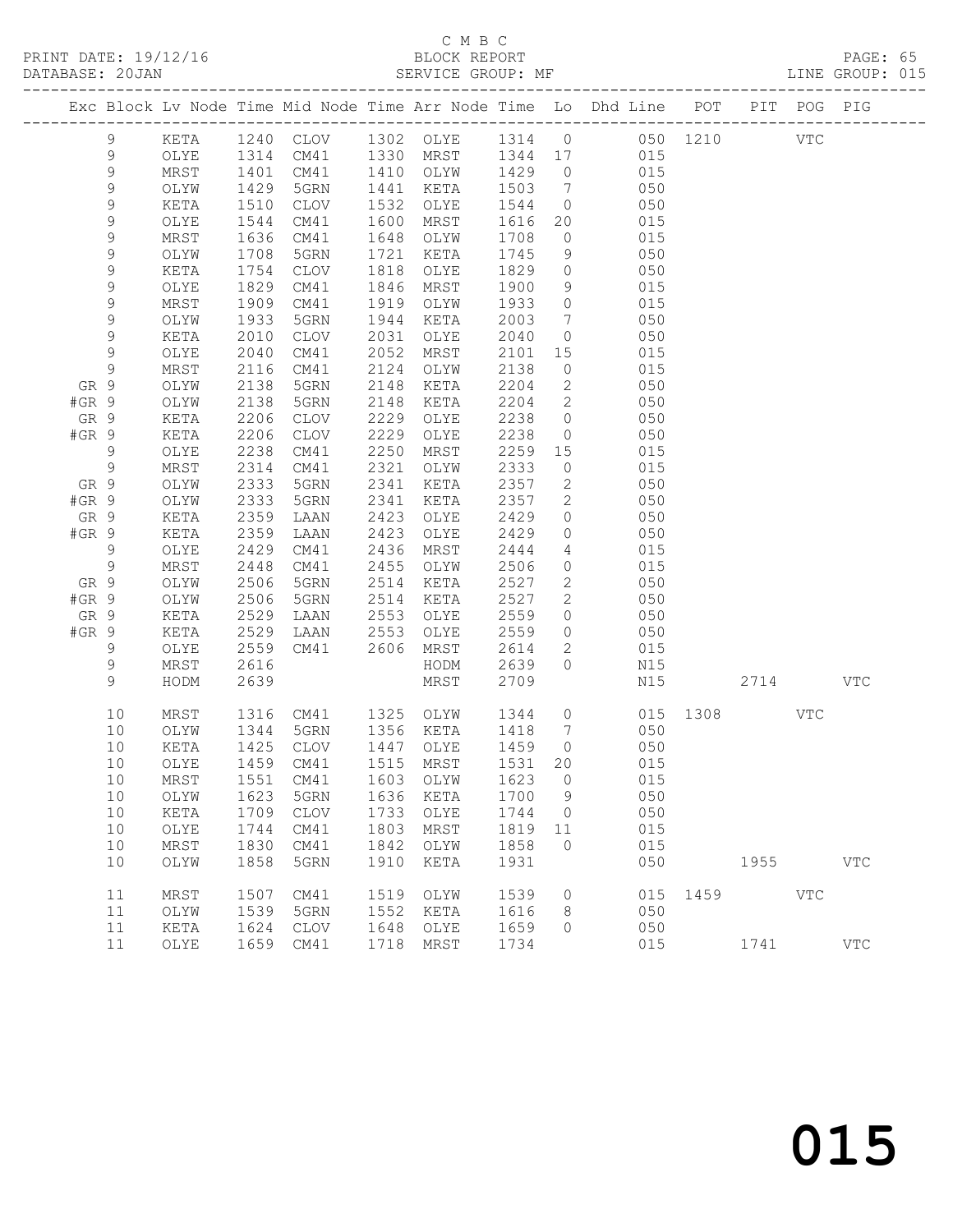C M B C
BLOCK REPORT
SERVICE GROUP: MF

PRINT DATE: 19/12/16
DATABASE: 20JAN
LINE GROUP: 015

| Exc | Block | Lv | Node | Time | Mid Node | Time | Arr Node | Time | Lo | Dhd Line | POT | PIT | POG | PIG |
|---|---|---|---|---|---|---|---|---|---|---|---|---|---|---|
| | 9 | | KETA | 1240 | CLOV | 1302 | OLYE | 1314 | 0 | 050 | 1210 | | VTC | |
| | 9 | | OLYE | 1314 | CM41 | 1330 | MRST | 1344 | 17 | 015 | | | | |
| | 9 | | MRST | 1401 | CM41 | 1410 | OLYW | 1429 | 0 | 015 | | | | |
| | 9 | | OLYW | 1429 | 5GRN | 1441 | KETA | 1503 | 7 | 050 | | | | |
| | 9 | | KETA | 1510 | CLOV | 1532 | OLYE | 1544 | 0 | 050 | | | | |
| | 9 | | OLYE | 1544 | CM41 | 1600 | MRST | 1616 | 20 | 015 | | | | |
| | 9 | | MRST | 1636 | CM41 | 1648 | OLYW | 1708 | 0 | 015 | | | | |
| | 9 | | OLYW | 1708 | 5GRN | 1721 | KETA | 1745 | 9 | 050 | | | | |
| | 9 | | KETA | 1754 | CLOV | 1818 | OLYE | 1829 | 0 | 050 | | | | |
| | 9 | | OLYE | 1829 | CM41 | 1846 | MRST | 1900 | 9 | 015 | | | | |
| | 9 | | MRST | 1909 | CM41 | 1919 | OLYW | 1933 | 0 | 015 | | | | |
| | 9 | | OLYW | 1933 | 5GRN | 1944 | KETA | 2003 | 7 | 050 | | | | |
| | 9 | | KETA | 2010 | CLOV | 2031 | OLYE | 2040 | 0 | 050 | | | | |
| | 9 | | OLYE | 2040 | CM41 | 2052 | MRST | 2101 | 15 | 015 | | | | |
| | 9 | | MRST | 2116 | CM41 | 2124 | OLYW | 2138 | 0 | 015 | | | | |
| GR | 9 | | OLYW | 2138 | 5GRN | 2148 | KETA | 2204 | 2 | 050 | | | | |
| #GR | 9 | | OLYW | 2138 | 5GRN | 2148 | KETA | 2204 | 2 | 050 | | | | |
| GR | 9 | | KETA | 2206 | CLOV | 2229 | OLYE | 2238 | 0 | 050 | | | | |
| #GR | 9 | | KETA | 2206 | CLOV | 2229 | OLYE | 2238 | 0 | 050 | | | | |
| | 9 | | OLYE | 2238 | CM41 | 2250 | MRST | 2259 | 15 | 015 | | | | |
| | 9 | | MRST | 2314 | CM41 | 2321 | OLYW | 2333 | 0 | 015 | | | | |
| GR | 9 | | OLYW | 2333 | 5GRN | 2341 | KETA | 2357 | 2 | 050 | | | | |
| #GR | 9 | | OLYW | 2333 | 5GRN | 2341 | KETA | 2357 | 2 | 050 | | | | |
| GR | 9 | | KETA | 2359 | LAAN | 2423 | OLYE | 2429 | 0 | 050 | | | | |
| #GR | 9 | | KETA | 2359 | LAAN | 2423 | OLYE | 2429 | 0 | 050 | | | | |
| | 9 | | OLYE | 2429 | CM41 | 2436 | MRST | 2444 | 4 | 015 | | | | |
| | 9 | | MRST | 2448 | CM41 | 2455 | OLYW | 2506 | 0 | 015 | | | | |
| GR | 9 | | OLYW | 2506 | 5GRN | 2514 | KETA | 2527 | 2 | 050 | | | | |
| #GR | 9 | | OLYW | 2506 | 5GRN | 2514 | KETA | 2527 | 2 | 050 | | | | |
| GR | 9 | | KETA | 2529 | LAAN | 2553 | OLYE | 2559 | 0 | 050 | | | | |
| #GR | 9 | | KETA | 2529 | LAAN | 2553 | OLYE | 2559 | 0 | 050 | | | | |
| | 9 | | OLYE | 2559 | CM41 | 2606 | MRST | 2614 | 2 | 015 | | | | |
| | 9 | | MRST | 2616 | | | HODM | 2639 | 0 | N15 | | | | |
| | 9 | | HODM | 2639 | | | MRST | 2709 | | N15 | | 2714 | | VTC |
| | 10 | | MRST | 1316 | CM41 | 1325 | OLYW | 1344 | 0 | 015 | 1308 | | VTC | |
| | 10 | | OLYW | 1344 | 5GRN | 1356 | KETA | 1418 | 7 | 050 | | | | |
| | 10 | | KETA | 1425 | CLOV | 1447 | OLYE | 1459 | 0 | 050 | | | | |
| | 10 | | OLYE | 1459 | CM41 | 1515 | MRST | 1531 | 20 | 015 | | | | |
| | 10 | | MRST | 1551 | CM41 | 1603 | OLYW | 1623 | 0 | 015 | | | | |
| | 10 | | OLYW | 1623 | 5GRN | 1636 | KETA | 1700 | 9 | 050 | | | | |
| | 10 | | KETA | 1709 | CLOV | 1733 | OLYE | 1744 | 0 | 050 | | | | |
| | 10 | | OLYE | 1744 | CM41 | 1803 | MRST | 1819 | 11 | 015 | | | | |
| | 10 | | MRST | 1830 | CM41 | 1842 | OLYW | 1858 | 0 | 015 | | | | |
| | 10 | | OLYW | 1858 | 5GRN | 1910 | KETA | 1931 | | 050 | | 1955 | | VTC |
| | 11 | | MRST | 1507 | CM41 | 1519 | OLYW | 1539 | 0 | 015 | 1459 | | VTC | |
| | 11 | | OLYW | 1539 | 5GRN | 1552 | KETA | 1616 | 8 | 050 | | | | |
| | 11 | | KETA | 1624 | CLOV | 1648 | OLYE | 1659 | 0 | 050 | | | | |
| | 11 | | OLYE | 1659 | CM41 | 1718 | MRST | 1734 | | 015 | | 1741 | | VTC |

015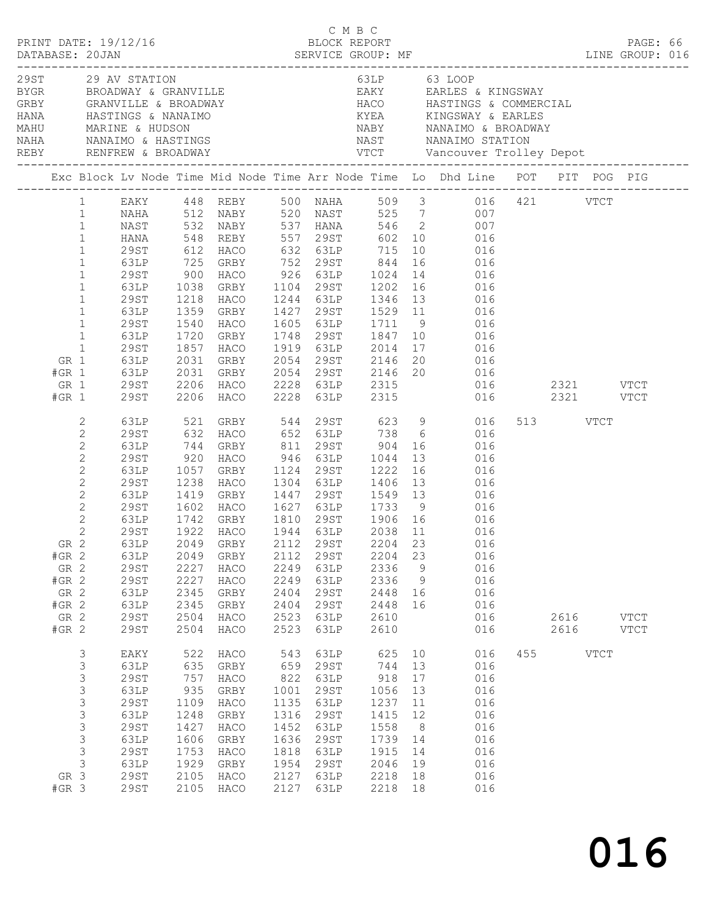C M B C

PRINT DATE: 19/12/16 BLOCK REPORT

DATABASE: 20JAN SERVICE GROUP: MF LINE GROUP: 016

| Code | Location | Code | Location |
|---|---|---|---|
| 29ST | 29 AV STATION | 63LP | 63 LOOP |
| BYGR | BROADWAY & GRANVILLE | EAKY | EARLES & KINGSWAY |
| GRBY | GRANVILLE & BROADWAY | HACO | HASTINGS & COMMERCIAL |
| HANA | HASTINGS & NANAIMO | KYEA | KINGSWAY & EARLES |
| MAHU | MARINE & HUDSON | NABY | NANAIMO & BROADWAY |
| NAHA | NANAIMO & HASTINGS | NAST | NANAIMO STATION |
| REBY | RENFREW & BROADWAY | VTCT | Vancouver Trolley Depot |

| Exc | Block | Lv Node | Time | Mid Node | Time | Arr Node | Time | Lo | Dhd Line | POT | PIT | POG | PIG |
|---|---|---|---|---|---|---|---|---|---|---|---|---|---|
| | 1 | EAKY | 448 | REBY | 500 | NAHA | 509 | 3 | 016 | 421 | | VTCT | |
| | 1 | NAHA | 512 | NABY | 520 | NAST | 525 | 7 | 007 | | | | |
| | 1 | NAST | 532 | NABY | 537 | HANA | 546 | 2 | 007 | | | | |
| | 1 | HANA | 548 | REBY | 557 | 29ST | 602 | 10 | 016 | | | | |
| | 1 | 29ST | 612 | HACO | 632 | 63LP | 715 | 10 | 016 | | | | |
| | 1 | 63LP | 725 | GRBY | 752 | 29ST | 844 | 16 | 016 | | | | |
| | 1 | 29ST | 900 | HACO | 926 | 63LP | 1024 | 14 | 016 | | | | |
| | 1 | 63LP | 1038 | GRBY | 1104 | 29ST | 1202 | 16 | 016 | | | | |
| | 1 | 29ST | 1218 | HACO | 1244 | 63LP | 1346 | 13 | 016 | | | | |
| | 1 | 63LP | 1359 | GRBY | 1427 | 29ST | 1529 | 11 | 016 | | | | |
| | 1 | 29ST | 1540 | HACO | 1605 | 63LP | 1711 | 9 | 016 | | | | |
| | 1 | 63LP | 1720 | GRBY | 1748 | 29ST | 1847 | 10 | 016 | | | | |
| | 1 | 29ST | 1857 | HACO | 1919 | 63LP | 2014 | 17 | 016 | | | | |
| GR | 1 | 63LP | 2031 | GRBY | 2054 | 29ST | 2146 | 20 | 016 | | | | |
| #GR | 1 | 63LP | 2031 | GRBY | 2054 | 29ST | 2146 | 20 | 016 | | | | |
| GR | 1 | 29ST | 2206 | HACO | 2228 | 63LP | 2315 | | 016 | | 2321 | | VTCT |
| #GR | 1 | 29ST | 2206 | HACO | 2228 | 63LP | 2315 | | 016 | | 2321 | | VTCT |
| | 2 | 63LP | 521 | GRBY | 544 | 29ST | 623 | 9 | 016 | 513 | | VTCT | |
| | 2 | 29ST | 632 | HACO | 652 | 63LP | 738 | 6 | 016 | | | | |
| | 2 | 63LP | 744 | GRBY | 811 | 29ST | 904 | 16 | 016 | | | | |
| | 2 | 29ST | 920 | HACO | 946 | 63LP | 1044 | 13 | 016 | | | | |
| | 2 | 63LP | 1057 | GRBY | 1124 | 29ST | 1222 | 16 | 016 | | | | |
| | 2 | 29ST | 1238 | HACO | 1304 | 63LP | 1406 | 13 | 016 | | | | |
| | 2 | 63LP | 1419 | GRBY | 1447 | 29ST | 1549 | 13 | 016 | | | | |
| | 2 | 29ST | 1602 | HACO | 1627 | 63LP | 1733 | 9 | 016 | | | | |
| | 2 | 63LP | 1742 | GRBY | 1810 | 29ST | 1906 | 16 | 016 | | | | |
| | 2 | 29ST | 1922 | HACO | 1944 | 63LP | 2038 | 11 | 016 | | | | |
| GR | 2 | 63LP | 2049 | GRBY | 2112 | 29ST | 2204 | 23 | 016 | | | | |
| #GR | 2 | 63LP | 2049 | GRBY | 2112 | 29ST | 2204 | 23 | 016 | | | | |
| GR | 2 | 29ST | 2227 | HACO | 2249 | 63LP | 2336 | 9 | 016 | | | | |
| #GR | 2 | 29ST | 2227 | HACO | 2249 | 63LP | 2336 | 9 | 016 | | | | |
| GR | 2 | 63LP | 2345 | GRBY | 2404 | 29ST | 2448 | 16 | 016 | | | | |
| #GR | 2 | 63LP | 2345 | GRBY | 2404 | 29ST | 2448 | 16 | 016 | | | | |
| GR | 2 | 29ST | 2504 | HACO | 2523 | 63LP | 2610 | | 016 | | 2616 | | VTCT |
| #GR | 2 | 29ST | 2504 | HACO | 2523 | 63LP | 2610 | | 016 | | 2616 | | VTCT |
| | 3 | EAKY | 522 | HACO | 543 | 63LP | 625 | 10 | 016 | 455 | | VTCT | |
| | 3 | 63LP | 635 | GRBY | 659 | 29ST | 744 | 13 | 016 | | | | |
| | 3 | 29ST | 757 | HACO | 822 | 63LP | 918 | 17 | 016 | | | | |
| | 3 | 63LP | 935 | GRBY | 1001 | 29ST | 1056 | 13 | 016 | | | | |
| | 3 | 29ST | 1109 | HACO | 1135 | 63LP | 1237 | 11 | 016 | | | | |
| | 3 | 63LP | 1248 | GRBY | 1316 | 29ST | 1415 | 12 | 016 | | | | |
| | 3 | 29ST | 1427 | HACO | 1452 | 63LP | 1558 | 8 | 016 | | | | |
| | 3 | 63LP | 1606 | GRBY | 1636 | 29ST | 1739 | 14 | 016 | | | | |
| | 3 | 29ST | 1753 | HACO | 1818 | 63LP | 1915 | 14 | 016 | | | | |
| | 3 | 63LP | 1929 | GRBY | 1954 | 29ST | 2046 | 19 | 016 | | | | |
| GR | 3 | 29ST | 2105 | HACO | 2127 | 63LP | 2218 | 18 | 016 | | | | |
| #GR | 3 | 29ST | 2105 | HACO | 2127 | 63LP | 2218 | 18 | 016 | | | | |

016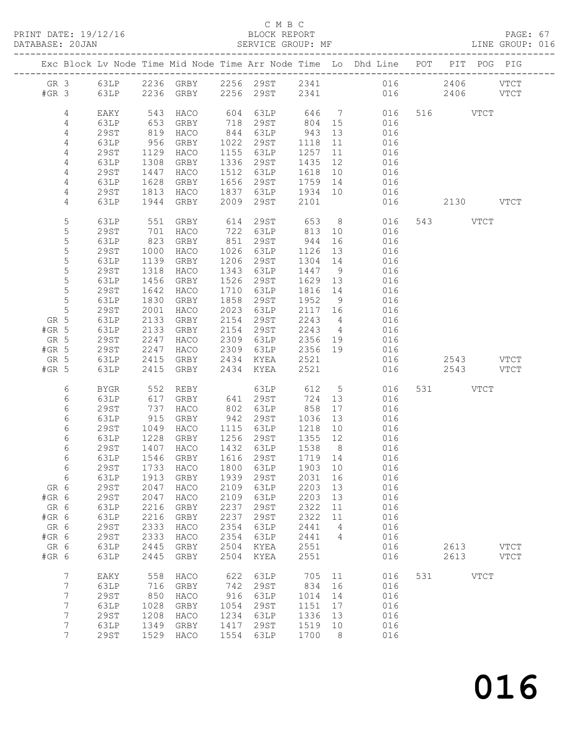C M B C
BLOCK REPORT
SERVICE GROUP: MF

PRINT DATE: 19/12/16
DATABASE: 20JAN
PAGE: 67
LINE GROUP: 016

| Exc | Block | Lv Node | Time | Mid Node | Time | Arr Node | Time | Lo | Dhd Line | POT | PIT | POG | PIG |
|---|---|---|---|---|---|---|---|---|---|---|---|---|---|
| GR | 3 | 63LP | 2236 | GRBY | 2256 | 29ST | 2341 | | 016 | | 2406 | | VTCT |
| #GR | 3 | 63LP | 2236 | GRBY | 2256 | 29ST | 2341 | | 016 | | 2406 | | VTCT |
| | 4 | EAKY | 543 | HACO | 604 | 63LP | 646 | 7 | 016 | 516 | | VTCT | |
| | 4 | 63LP | 653 | GRBY | 718 | 29ST | 804 | 15 | 016 | | | | |
| | 4 | 29ST | 819 | HACO | 844 | 63LP | 943 | 13 | 016 | | | | |
| | 4 | 63LP | 956 | GRBY | 1022 | 29ST | 1118 | 11 | 016 | | | | |
| | 4 | 29ST | 1129 | HACO | 1155 | 63LP | 1257 | 11 | 016 | | | | |
| | 4 | 63LP | 1308 | GRBY | 1336 | 29ST | 1435 | 12 | 016 | | | | |
| | 4 | 29ST | 1447 | HACO | 1512 | 63LP | 1618 | 10 | 016 | | | | |
| | 4 | 63LP | 1628 | GRBY | 1656 | 29ST | 1759 | 14 | 016 | | | | |
| | 4 | 29ST | 1813 | HACO | 1837 | 63LP | 1934 | 10 | 016 | | | | |
| | 4 | 63LP | 1944 | GRBY | 2009 | 29ST | 2101 | | 016 | | 2130 | | VTCT |
| | 5 | 63LP | 551 | GRBY | 614 | 29ST | 653 | 8 | 016 | 543 | | VTCT | |
| | 5 | 29ST | 701 | HACO | 722 | 63LP | 813 | 10 | 016 | | | | |
| | 5 | 63LP | 823 | GRBY | 851 | 29ST | 944 | 16 | 016 | | | | |
| | 5 | 29ST | 1000 | HACO | 1026 | 63LP | 1126 | 13 | 016 | | | | |
| | 5 | 63LP | 1139 | GRBY | 1206 | 29ST | 1304 | 14 | 016 | | | | |
| | 5 | 29ST | 1318 | HACO | 1343 | 63LP | 1447 | 9 | 016 | | | | |
| | 5 | 63LP | 1456 | GRBY | 1526 | 29ST | 1629 | 13 | 016 | | | | |
| | 5 | 29ST | 1642 | HACO | 1710 | 63LP | 1816 | 14 | 016 | | | | |
| | 5 | 63LP | 1830 | GRBY | 1858 | 29ST | 1952 | 9 | 016 | | | | |
| | 5 | 29ST | 2001 | HACO | 2023 | 63LP | 2117 | 16 | 016 | | | | |
| GR | 5 | 63LP | 2133 | GRBY | 2154 | 29ST | 2243 | 4 | 016 | | | | |
| #GR | 5 | 63LP | 2133 | GRBY | 2154 | 29ST | 2243 | 4 | 016 | | | | |
| GR | 5 | 29ST | 2247 | HACO | 2309 | 63LP | 2356 | 19 | 016 | | | | |
| #GR | 5 | 29ST | 2247 | HACO | 2309 | 63LP | 2356 | 19 | 016 | | | | |
| GR | 5 | 63LP | 2415 | GRBY | 2434 | KYEA | 2521 | | 016 | | 2543 | | VTCT |
| #GR | 5 | 63LP | 2415 | GRBY | 2434 | KYEA | 2521 | | 016 | | 2543 | | VTCT |
| | 6 | BYGR | 552 | REBY | | 63LP | 612 | 5 | 016 | 531 | | VTCT | |
| | 6 | 63LP | 617 | GRBY | 641 | 29ST | 724 | 13 | 016 | | | | |
| | 6 | 29ST | 737 | HACO | 802 | 63LP | 858 | 17 | 016 | | | | |
| | 6 | 63LP | 915 | GRBY | 942 | 29ST | 1036 | 13 | 016 | | | | |
| | 6 | 29ST | 1049 | HACO | 1115 | 63LP | 1218 | 10 | 016 | | | | |
| | 6 | 63LP | 1228 | GRBY | 1256 | 29ST | 1355 | 12 | 016 | | | | |
| | 6 | 29ST | 1407 | HACO | 1432 | 63LP | 1538 | 8 | 016 | | | | |
| | 6 | 63LP | 1546 | GRBY | 1616 | 29ST | 1719 | 14 | 016 | | | | |
| | 6 | 29ST | 1733 | HACO | 1800 | 63LP | 1903 | 10 | 016 | | | | |
| | 6 | 63LP | 1913 | GRBY | 1939 | 29ST | 2031 | 16 | 016 | | | | |
| GR | 6 | 29ST | 2047 | HACO | 2109 | 63LP | 2203 | 13 | 016 | | | | |
| #GR | 6 | 29ST | 2047 | HACO | 2109 | 63LP | 2203 | 13 | 016 | | | | |
| GR | 6 | 63LP | 2216 | GRBY | 2237 | 29ST | 2322 | 11 | 016 | | | | |
| #GR | 6 | 63LP | 2216 | GRBY | 2237 | 29ST | 2322 | 11 | 016 | | | | |
| GR | 6 | 29ST | 2333 | HACO | 2354 | 63LP | 2441 | 4 | 016 | | | | |
| #GR | 6 | 29ST | 2333 | HACO | 2354 | 63LP | 2441 | 4 | 016 | | | | |
| GR | 6 | 63LP | 2445 | GRBY | 2504 | KYEA | 2551 | | 016 | | 2613 | | VTCT |
| #GR | 6 | 63LP | 2445 | GRBY | 2504 | KYEA | 2551 | | 016 | | 2613 | | VTCT |
| | 7 | EAKY | 558 | HACO | 622 | 63LP | 705 | 11 | 016 | 531 | | VTCT | |
| | 7 | 63LP | 716 | GRBY | 742 | 29ST | 834 | 16 | 016 | | | | |
| | 7 | 29ST | 850 | HACO | 916 | 63LP | 1014 | 14 | 016 | | | | |
| | 7 | 63LP | 1028 | GRBY | 1054 | 29ST | 1151 | 17 | 016 | | | | |
| | 7 | 29ST | 1208 | HACO | 1234 | 63LP | 1336 | 13 | 016 | | | | |
| | 7 | 63LP | 1349 | GRBY | 1417 | 29ST | 1519 | 10 | 016 | | | | |
| | 7 | 29ST | 1529 | HACO | 1554 | 63LP | 1700 | 8 | 016 | | | | |

016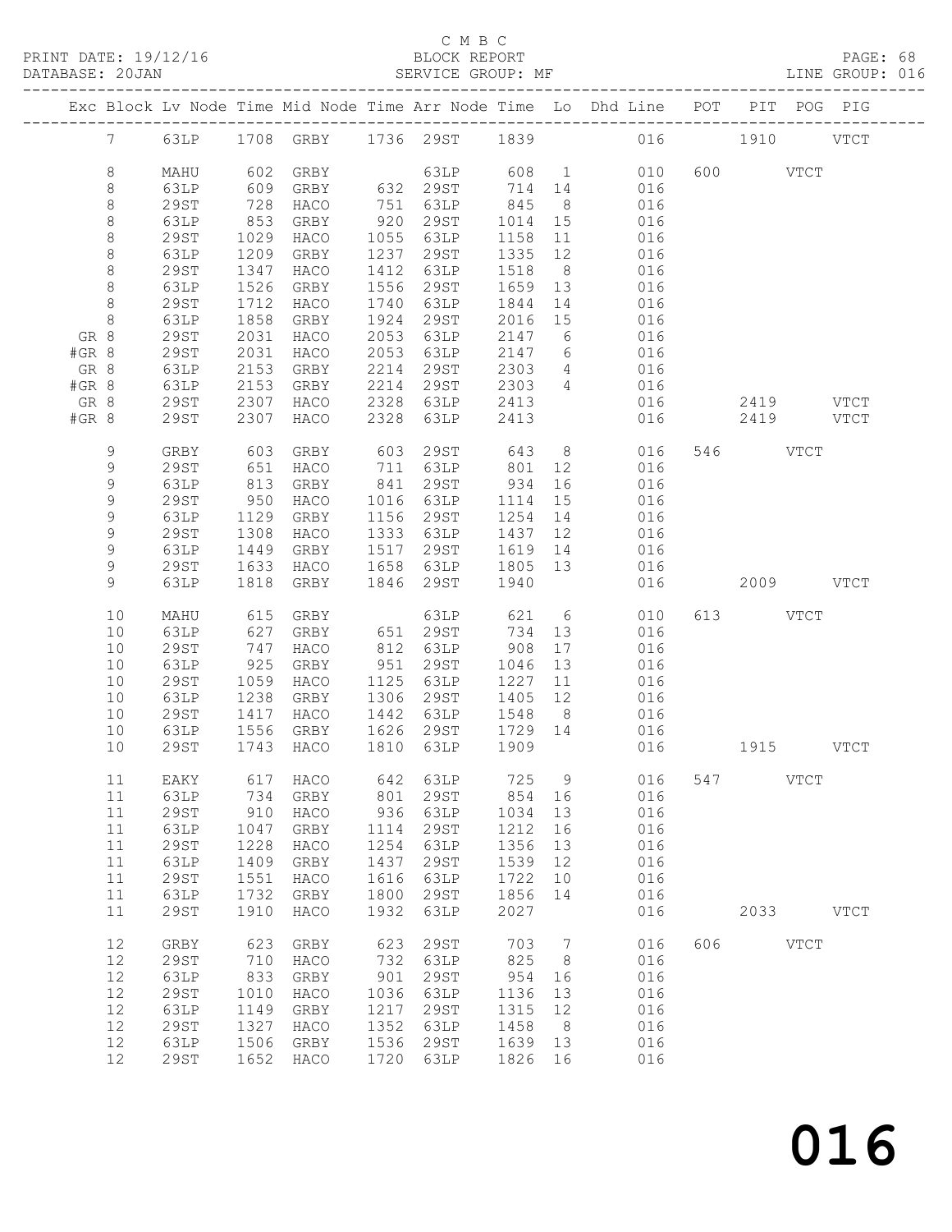C M B C

PRINT DATE: 19/12/16 BLOCK REPORT PAGE: 68
DATABASE: 20JAN SERVICE GROUP: MF LINE GROUP: 016

| Exc | Block | Lv | Node | Time | Mid Node | Time | Arr Node | Time | Lo | Dhd Line | POT | PIT | POG | PIG |
|---|---|---|---|---|---|---|---|---|---|---|---|---|---|---|
| | 7 | | 63LP | 1708 | GRBY | 1736 | 29ST | 1839 | | 016 | | 1910 | | VTCT |
| | 8 | | MAHU | 602 | GRBY | | 63LP | 608 | 1 | 010 | 600 | | VTCT | |
| | 8 | | 63LP | 609 | GRBY | 632 | 29ST | 714 | 14 | 016 | | | | |
| | 8 | | 29ST | 728 | HACO | 751 | 63LP | 845 | 8 | 016 | | | | |
| | 8 | | 63LP | 853 | GRBY | 920 | 29ST | 1014 | 15 | 016 | | | | |
| | 8 | | 29ST | 1029 | HACO | 1055 | 63LP | 1158 | 11 | 016 | | | | |
| | 8 | | 63LP | 1209 | GRBY | 1237 | 29ST | 1335 | 12 | 016 | | | | |
| | 8 | | 29ST | 1347 | HACO | 1412 | 63LP | 1518 | 8 | 016 | | | | |
| | 8 | | 63LP | 1526 | GRBY | 1556 | 29ST | 1659 | 13 | 016 | | | | |
| | 8 | | 29ST | 1712 | HACO | 1740 | 63LP | 1844 | 14 | 016 | | | | |
| | 8 | | 63LP | 1858 | GRBY | 1924 | 29ST | 2016 | 15 | 016 | | | | |
| GR | 8 | | 29ST | 2031 | HACO | 2053 | 63LP | 2147 | 6 | 016 | | | | |
| #GR | 8 | | 29ST | 2031 | HACO | 2053 | 63LP | 2147 | 6 | 016 | | | | |
| GR | 8 | | 63LP | 2153 | GRBY | 2214 | 29ST | 2303 | 4 | 016 | | | | |
| #GR | 8 | | 63LP | 2153 | GRBY | 2214 | 29ST | 2303 | 4 | 016 | | | | |
| GR | 8 | | 29ST | 2307 | HACO | 2328 | 63LP | 2413 | | 016 | | 2419 | | VTCT |
| #GR | 8 | | 29ST | 2307 | HACO | 2328 | 63LP | 2413 | | 016 | | 2419 | | VTCT |
| | 9 | | GRBY | 603 | GRBY | 603 | 29ST | 643 | 8 | 016 | 546 | | VTCT | |
| | 9 | | 29ST | 651 | HACO | 711 | 63LP | 801 | 12 | 016 | | | | |
| | 9 | | 63LP | 813 | GRBY | 841 | 29ST | 934 | 16 | 016 | | | | |
| | 9 | | 29ST | 950 | HACO | 1016 | 63LP | 1114 | 15 | 016 | | | | |
| | 9 | | 63LP | 1129 | GRBY | 1156 | 29ST | 1254 | 14 | 016 | | | | |
| | 9 | | 29ST | 1308 | HACO | 1333 | 63LP | 1437 | 12 | 016 | | | | |
| | 9 | | 63LP | 1449 | GRBY | 1517 | 29ST | 1619 | 14 | 016 | | | | |
| | 9 | | 29ST | 1633 | HACO | 1658 | 63LP | 1805 | 13 | 016 | | | | |
| | 9 | | 63LP | 1818 | GRBY | 1846 | 29ST | 1940 | | 016 | | 2009 | | VTCT |
| | 10 | | MAHU | 615 | GRBY | | 63LP | 621 | 6 | 010 | 613 | | VTCT | |
| | 10 | | 63LP | 627 | GRBY | 651 | 29ST | 734 | 13 | 016 | | | | |
| | 10 | | 29ST | 747 | HACO | 812 | 63LP | 908 | 17 | 016 | | | | |
| | 10 | | 63LP | 925 | GRBY | 951 | 29ST | 1046 | 13 | 016 | | | | |
| | 10 | | 29ST | 1059 | HACO | 1125 | 63LP | 1227 | 11 | 016 | | | | |
| | 10 | | 63LP | 1238 | GRBY | 1306 | 29ST | 1405 | 12 | 016 | | | | |
| | 10 | | 29ST | 1417 | HACO | 1442 | 63LP | 1548 | 8 | 016 | | | | |
| | 10 | | 63LP | 1556 | GRBY | 1626 | 29ST | 1729 | 14 | 016 | | | | |
| | 10 | | 29ST | 1743 | HACO | 1810 | 63LP | 1909 | | 016 | | 1915 | | VTCT |
| | 11 | | EAKY | 617 | HACO | 642 | 63LP | 725 | 9 | 016 | 547 | | VTCT | |
| | 11 | | 63LP | 734 | GRBY | 801 | 29ST | 854 | 16 | 016 | | | | |
| | 11 | | 29ST | 910 | HACO | 936 | 63LP | 1034 | 13 | 016 | | | | |
| | 11 | | 63LP | 1047 | GRBY | 1114 | 29ST | 1212 | 16 | 016 | | | | |
| | 11 | | 29ST | 1228 | HACO | 1254 | 63LP | 1356 | 13 | 016 | | | | |
| | 11 | | 63LP | 1409 | GRBY | 1437 | 29ST | 1539 | 12 | 016 | | | | |
| | 11 | | 29ST | 1551 | HACO | 1616 | 63LP | 1722 | 10 | 016 | | | | |
| | 11 | | 63LP | 1732 | GRBY | 1800 | 29ST | 1856 | 14 | 016 | | | | |
| | 11 | | 29ST | 1910 | HACO | 1932 | 63LP | 2027 | | 016 | | 2033 | | VTCT |
| | 12 | | GRBY | 623 | GRBY | 623 | 29ST | 703 | 7 | 016 | 606 | | VTCT | |
| | 12 | | 29ST | 710 | HACO | 732 | 63LP | 825 | 8 | 016 | | | | |
| | 12 | | 63LP | 833 | GRBY | 901 | 29ST | 954 | 16 | 016 | | | | |
| | 12 | | 29ST | 1010 | HACO | 1036 | 63LP | 1136 | 13 | 016 | | | | |
| | 12 | | 63LP | 1149 | GRBY | 1217 | 29ST | 1315 | 12 | 016 | | | | |
| | 12 | | 29ST | 1327 | HACO | 1352 | 63LP | 1458 | 8 | 016 | | | | |
| | 12 | | 63LP | 1506 | GRBY | 1536 | 29ST | 1639 | 13 | 016 | | | | |
| | 12 | | 29ST | 1652 | HACO | 1720 | 63LP | 1826 | 16 | 016 | | | | |

# 016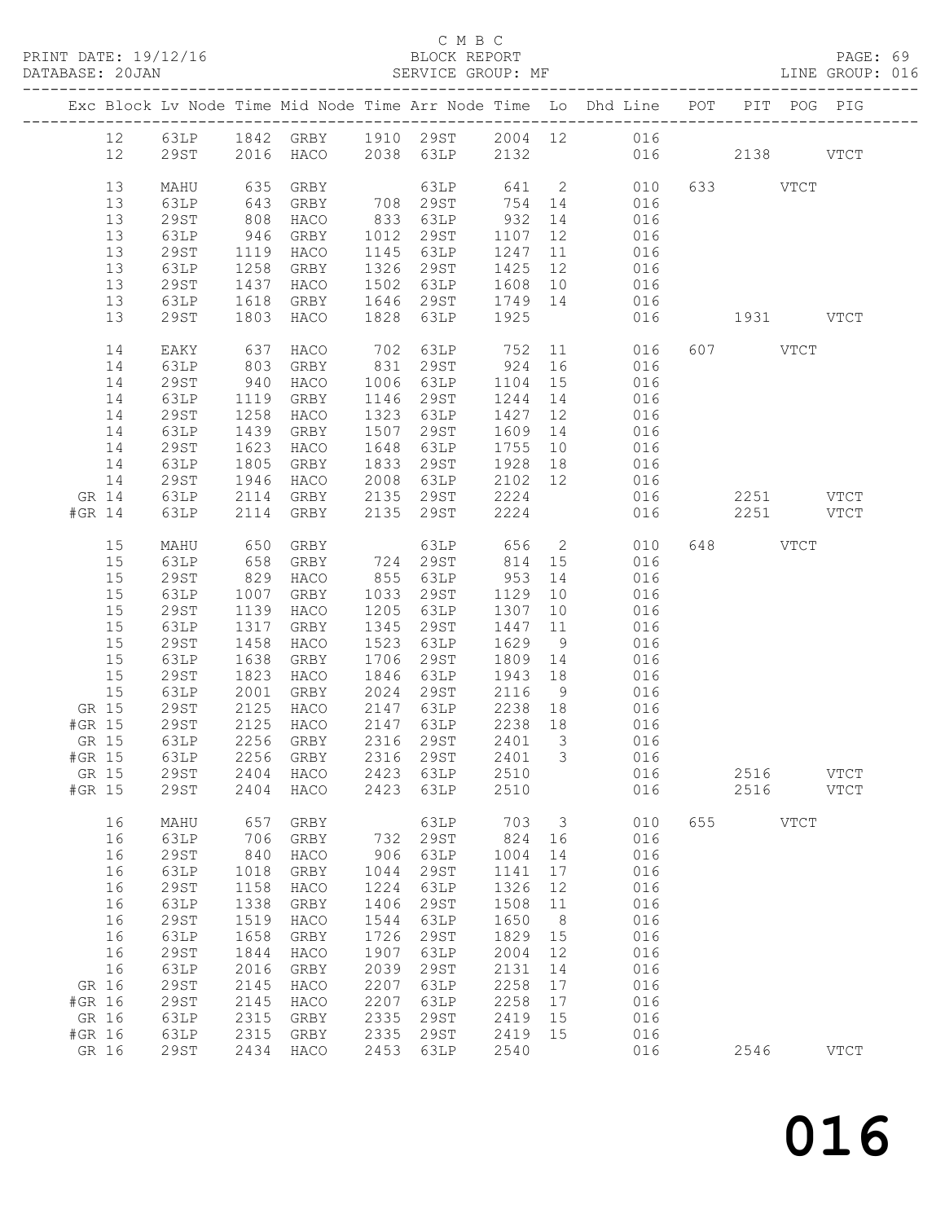C M B C
PRINT DATE: 19/12/16 BLOCK REPORT PAGE: 69
DATABASE: 20JAN SERVICE GROUP: MF LINE GROUP: 016

| Exc | Block | Lv | Node | Time | Mid Node | Time | Arr Node | Time | Lo | Dhd Line | POT | PIT | POG | PIG |
|---|---|---|---|---|---|---|---|---|---|---|---|---|---|---|
| | 12 | | 63LP | 1842 | GRBY | 1910 | 29ST | 2004 | 12 | 016 | | | | |
| | 12 | | 29ST | 2016 | HACO | 2038 | 63LP | 2132 | | 016 | | 2138 | | VTCT |
| | 13 | | MAHU | 635 | GRBY | | 63LP | 641 | 2 | 010 | 633 | | VTCT | |
| | 13 | | 63LP | 643 | GRBY | 708 | 29ST | 754 | 14 | 016 | | | | |
| | 13 | | 29ST | 808 | HACO | 833 | 63LP | 932 | 14 | 016 | | | | |
| | 13 | | 63LP | 946 | GRBY | 1012 | 29ST | 1107 | 12 | 016 | | | | |
| | 13 | | 29ST | 1119 | HACO | 1145 | 63LP | 1247 | 11 | 016 | | | | |
| | 13 | | 63LP | 1258 | GRBY | 1326 | 29ST | 1425 | 12 | 016 | | | | |
| | 13 | | 29ST | 1437 | HACO | 1502 | 63LP | 1608 | 10 | 016 | | | | |
| | 13 | | 63LP | 1618 | GRBY | 1646 | 29ST | 1749 | 14 | 016 | | | | |
| | 13 | | 29ST | 1803 | HACO | 1828 | 63LP | 1925 | | 016 | | 1931 | | VTCT |
| | 14 | | EAKY | 637 | HACO | 702 | 63LP | 752 | 11 | 016 | 607 | | VTCT | |
| | 14 | | 63LP | 803 | GRBY | 831 | 29ST | 924 | 16 | 016 | | | | |
| | 14 | | 29ST | 940 | HACO | 1006 | 63LP | 1104 | 15 | 016 | | | | |
| | 14 | | 63LP | 1119 | GRBY | 1146 | 29ST | 1244 | 14 | 016 | | | | |
| | 14 | | 29ST | 1258 | HACO | 1323 | 63LP | 1427 | 12 | 016 | | | | |
| | 14 | | 63LP | 1439 | GRBY | 1507 | 29ST | 1609 | 14 | 016 | | | | |
| | 14 | | 29ST | 1623 | HACO | 1648 | 63LP | 1755 | 10 | 016 | | | | |
| | 14 | | 63LP | 1805 | GRBY | 1833 | 29ST | 1928 | 18 | 016 | | | | |
| | 14 | | 29ST | 1946 | HACO | 2008 | 63LP | 2102 | 12 | 016 | | | | |
| GR | 14 | | 63LP | 2114 | GRBY | 2135 | 29ST | 2224 | | 016 | | 2251 | | VTCT |
| #GR | 14 | | 63LP | 2114 | GRBY | 2135 | 29ST | 2224 | | 016 | | 2251 | | VTCT |
| | 15 | | MAHU | 650 | GRBY | | 63LP | 656 | 2 | 010 | 648 | | VTCT | |
| | 15 | | 63LP | 658 | GRBY | 724 | 29ST | 814 | 15 | 016 | | | | |
| | 15 | | 29ST | 829 | HACO | 855 | 63LP | 953 | 14 | 016 | | | | |
| | 15 | | 63LP | 1007 | GRBY | 1033 | 29ST | 1129 | 10 | 016 | | | | |
| | 15 | | 29ST | 1139 | HACO | 1205 | 63LP | 1307 | 10 | 016 | | | | |
| | 15 | | 63LP | 1317 | GRBY | 1345 | 29ST | 1447 | 11 | 016 | | | | |
| | 15 | | 29ST | 1458 | HACO | 1523 | 63LP | 1629 | 9 | 016 | | | | |
| | 15 | | 63LP | 1638 | GRBY | 1706 | 29ST | 1809 | 14 | 016 | | | | |
| | 15 | | 29ST | 1823 | HACO | 1846 | 63LP | 1943 | 18 | 016 | | | | |
| | 15 | | 63LP | 2001 | GRBY | 2024 | 29ST | 2116 | 9 | 016 | | | | |
| GR | 15 | | 29ST | 2125 | HACO | 2147 | 63LP | 2238 | 18 | 016 | | | | |
| #GR | 15 | | 29ST | 2125 | HACO | 2147 | 63LP | 2238 | 18 | 016 | | | | |
| GR | 15 | | 63LP | 2256 | GRBY | 2316 | 29ST | 2401 | 3 | 016 | | | | |
| #GR | 15 | | 63LP | 2256 | GRBY | 2316 | 29ST | 2401 | 3 | 016 | | | | |
| GR | 15 | | 29ST | 2404 | HACO | 2423 | 63LP | 2510 | | 016 | | 2516 | | VTCT |
| #GR | 15 | | 29ST | 2404 | HACO | 2423 | 63LP | 2510 | | 016 | | 2516 | | VTCT |
| | 16 | | MAHU | 657 | GRBY | | 63LP | 703 | 3 | 010 | 655 | | VTCT | |
| | 16 | | 63LP | 706 | GRBY | 732 | 29ST | 824 | 16 | 016 | | | | |
| | 16 | | 29ST | 840 | HACO | 906 | 63LP | 1004 | 14 | 016 | | | | |
| | 16 | | 63LP | 1018 | GRBY | 1044 | 29ST | 1141 | 17 | 016 | | | | |
| | 16 | | 29ST | 1158 | HACO | 1224 | 63LP | 1326 | 12 | 016 | | | | |
| | 16 | | 63LP | 1338 | GRBY | 1406 | 29ST | 1508 | 11 | 016 | | | | |
| | 16 | | 29ST | 1519 | HACO | 1544 | 63LP | 1650 | 8 | 016 | | | | |
| | 16 | | 63LP | 1658 | GRBY | 1726 | 29ST | 1829 | 15 | 016 | | | | |
| | 16 | | 29ST | 1844 | HACO | 1907 | 63LP | 2004 | 12 | 016 | | | | |
| | 16 | | 63LP | 2016 | GRBY | 2039 | 29ST | 2131 | 14 | 016 | | | | |
| GR | 16 | | 29ST | 2145 | HACO | 2207 | 63LP | 2258 | 17 | 016 | | | | |
| #GR | 16 | | 29ST | 2145 | HACO | 2207 | 63LP | 2258 | 17 | 016 | | | | |
| GR | 16 | | 63LP | 2315 | GRBY | 2335 | 29ST | 2419 | 15 | 016 | | | | |
| #GR | 16 | | 63LP | 2315 | GRBY | 2335 | 29ST | 2419 | 15 | 016 | | | | |
| GR | 16 | | 29ST | 2434 | HACO | 2453 | 63LP | 2540 | | 016 | | 2546 | | VTCT |

016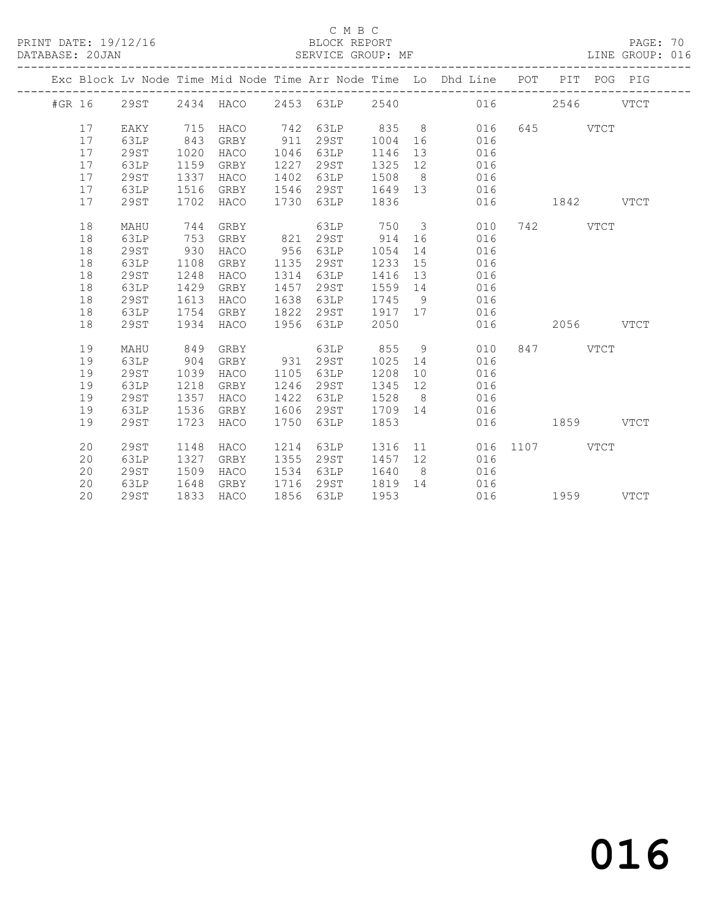C M B C

PRINT DATE: 19/12/16 BLOCK REPORT

DATABASE: 20JAN SERVICE GROUP: MF LINE GROUP: 016

| Exc | Block | Lv | Node | Time | Mid Node | Time | Arr Node | Time | Lo | Dhd Line | POT | PIT | POG | PIG |
|---|---|---|---|---|---|---|---|---|---|---|---|---|---|---|
| #GR | 16 | | 29ST | 2434 | HACO | 2453 | 63LP | 2540 | | 016 | | 2546 | | VTCT |
| | 17 | | EAKY | 715 | HACO | 742 | 63LP | 835 | 8 | 016 | 645 | | VTCT | |
| | 17 | | 63LP | 843 | GRBY | 911 | 29ST | 1004 | 16 | 016 | | | | |
| | 17 | | 29ST | 1020 | HACO | 1046 | 63LP | 1146 | 13 | 016 | | | | |
| | 17 | | 63LP | 1159 | GRBY | 1227 | 29ST | 1325 | 12 | 016 | | | | |
| | 17 | | 29ST | 1337 | HACO | 1402 | 63LP | 1508 | 8 | 016 | | | | |
| | 17 | | 63LP | 1516 | GRBY | 1546 | 29ST | 1649 | 13 | 016 | | | | |
| | 17 | | 29ST | 1702 | HACO | 1730 | 63LP | 1836 | | 016 | | 1842 | | VTCT |
| | 18 | | MAHU | 744 | GRBY | | 63LP | 750 | 3 | 010 | 742 | | VTCT | |
| | 18 | | 63LP | 753 | GRBY | 821 | 29ST | 914 | 16 | 016 | | | | |
| | 18 | | 29ST | 930 | HACO | 956 | 63LP | 1054 | 14 | 016 | | | | |
| | 18 | | 63LP | 1108 | GRBY | 1135 | 29ST | 1233 | 15 | 016 | | | | |
| | 18 | | 29ST | 1248 | HACO | 1314 | 63LP | 1416 | 13 | 016 | | | | |
| | 18 | | 63LP | 1429 | GRBY | 1457 | 29ST | 1559 | 14 | 016 | | | | |
| | 18 | | 29ST | 1613 | HACO | 1638 | 63LP | 1745 | 9 | 016 | | | | |
| | 18 | | 63LP | 1754 | GRBY | 1822 | 29ST | 1917 | 17 | 016 | | | | |
| | 18 | | 29ST | 1934 | HACO | 1956 | 63LP | 2050 | | 016 | | 2056 | | VTCT |
| | 19 | | MAHU | 849 | GRBY | | 63LP | 855 | 9 | 010 | 847 | | VTCT | |
| | 19 | | 63LP | 904 | GRBY | 931 | 29ST | 1025 | 14 | 016 | | | | |
| | 19 | | 29ST | 1039 | HACO | 1105 | 63LP | 1208 | 10 | 016 | | | | |
| | 19 | | 63LP | 1218 | GRBY | 1246 | 29ST | 1345 | 12 | 016 | | | | |
| | 19 | | 29ST | 1357 | HACO | 1422 | 63LP | 1528 | 8 | 016 | | | | |
| | 19 | | 63LP | 1536 | GRBY | 1606 | 29ST | 1709 | 14 | 016 | | | | |
| | 19 | | 29ST | 1723 | HACO | 1750 | 63LP | 1853 | | 016 | | 1859 | | VTCT |
| | 20 | | 29ST | 1148 | HACO | 1214 | 63LP | 1316 | 11 | 016 | 1107 | | VTCT | |
| | 20 | | 63LP | 1327 | GRBY | 1355 | 29ST | 1457 | 12 | 016 | | | | |
| | 20 | | 29ST | 1509 | HACO | 1534 | 63LP | 1640 | 8 | 016 | | | | |
| | 20 | | 63LP | 1648 | GRBY | 1716 | 29ST | 1819 | 14 | 016 | | | | |
| | 20 | | 29ST | 1833 | HACO | 1856 | 63LP | 1953 | | 016 | | 1959 | | VTCT |

016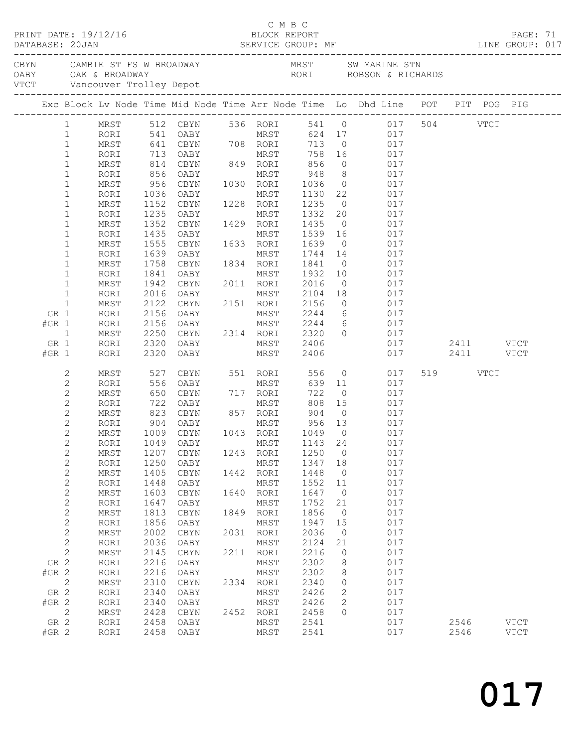C M B C

PRINT DATE: 19/12/16 BLOCK REPORT

DATABASE: 20JAN SERVICE GROUP: MF LINE GROUP: 017

CBYN CAMBIE ST FS W BROADWAY MRST SW MARINE STN
OABY OAK & BROADWAY RORI ROBSON & RICHARDS
VTCT Vancouver Trolley Depot

| Exc | Block | Lv Node | Time | Mid Node | Time | Arr Node | Time | Lo | Dhd Line | POT | PIT | POG | PIG |
|---|---|---|---|---|---|---|---|---|---|---|---|---|---|
| | 1 | MRST | 512 | CBYN | 536 | RORI | 541 | 0 | 017 | 504 | | VTCT | |
| | 1 | RORI | 541 | OABY | | MRST | 624 | 17 | 017 | | | | |
| | 1 | MRST | 641 | CBYN | 708 | RORI | 713 | 0 | 017 | | | | |
| | 1 | RORI | 713 | OABY | | MRST | 758 | 16 | 017 | | | | |
| | 1 | MRST | 814 | CBYN | 849 | RORI | 856 | 0 | 017 | | | | |
| | 1 | RORI | 856 | OABY | | MRST | 948 | 8 | 017 | | | | |
| | 1 | MRST | 956 | CBYN | 1030 | RORI | 1036 | 0 | 017 | | | | |
| | 1 | RORI | 1036 | OABY | | MRST | 1130 | 22 | 017 | | | | |
| | 1 | MRST | 1152 | CBYN | 1228 | RORI | 1235 | 0 | 017 | | | | |
| | 1 | RORI | 1235 | OABY | | MRST | 1332 | 20 | 017 | | | | |
| | 1 | MRST | 1352 | CBYN | 1429 | RORI | 1435 | 0 | 017 | | | | |
| | 1 | RORI | 1435 | OABY | | MRST | 1539 | 16 | 017 | | | | |
| | 1 | MRST | 1555 | CBYN | 1633 | RORI | 1639 | 0 | 017 | | | | |
| | 1 | RORI | 1639 | OABY | | MRST | 1744 | 14 | 017 | | | | |
| | 1 | MRST | 1758 | CBYN | 1834 | RORI | 1841 | 0 | 017 | | | | |
| | 1 | RORI | 1841 | OABY | | MRST | 1932 | 10 | 017 | | | | |
| | 1 | MRST | 1942 | CBYN | 2011 | RORI | 2016 | 0 | 017 | | | | |
| | 1 | RORI | 2016 | OABY | | MRST | 2104 | 18 | 017 | | | | |
| | 1 | MRST | 2122 | CBYN | 2151 | RORI | 2156 | 0 | 017 | | | | |
| GR | 1 | RORI | 2156 | OABY | | MRST | 2244 | 6 | 017 | | | | |
| #GR | 1 | RORI | 2156 | OABY | | MRST | 2244 | 6 | 017 | | | | |
| | 1 | MRST | 2250 | CBYN | 2314 | RORI | 2320 | 0 | 017 | | | | |
| GR | 1 | RORI | 2320 | OABY | | MRST | 2406 | | 017 | | 2411 | | VTCT |
| #GR | 1 | RORI | 2320 | OABY | | MRST | 2406 | | 017 | | 2411 | | VTCT |
| | 2 | MRST | 527 | CBYN | 551 | RORI | 556 | 0 | 017 | 519 | | VTCT | |
| | 2 | RORI | 556 | OABY | | MRST | 639 | 11 | 017 | | | | |
| | 2 | MRST | 650 | CBYN | 717 | RORI | 722 | 0 | 017 | | | | |
| | 2 | RORI | 722 | OABY | | MRST | 808 | 15 | 017 | | | | |
| | 2 | MRST | 823 | CBYN | 857 | RORI | 904 | 0 | 017 | | | | |
| | 2 | RORI | 904 | OABY | | MRST | 956 | 13 | 017 | | | | |
| | 2 | MRST | 1009 | CBYN | 1043 | RORI | 1049 | 0 | 017 | | | | |
| | 2 | RORI | 1049 | OABY | | MRST | 1143 | 24 | 017 | | | | |
| | 2 | MRST | 1207 | CBYN | 1243 | RORI | 1250 | 0 | 017 | | | | |
| | 2 | RORI | 1250 | OABY | | MRST | 1347 | 18 | 017 | | | | |
| | 2 | MRST | 1405 | CBYN | 1442 | RORI | 1448 | 0 | 017 | | | | |
| | 2 | RORI | 1448 | OABY | | MRST | 1552 | 11 | 017 | | | | |
| | 2 | MRST | 1603 | CBYN | 1640 | RORI | 1647 | 0 | 017 | | | | |
| | 2 | RORI | 1647 | OABY | | MRST | 1752 | 21 | 017 | | | | |
| | 2 | MRST | 1813 | CBYN | 1849 | RORI | 1856 | 0 | 017 | | | | |
| | 2 | RORI | 1856 | OABY | | MRST | 1947 | 15 | 017 | | | | |
| | 2 | MRST | 2002 | CBYN | 2031 | RORI | 2036 | 0 | 017 | | | | |
| | 2 | RORI | 2036 | OABY | | MRST | 2124 | 21 | 017 | | | | |
| | 2 | MRST | 2145 | CBYN | 2211 | RORI | 2216 | 0 | 017 | | | | |
| GR | 2 | RORI | 2216 | OABY | | MRST | 2302 | 8 | 017 | | | | |
| #GR | 2 | RORI | 2216 | OABY | | MRST | 2302 | 8 | 017 | | | | |
| | 2 | MRST | 2310 | CBYN | 2334 | RORI | 2340 | 0 | 017 | | | | |
| GR | 2 | RORI | 2340 | OABY | | MRST | 2426 | 2 | 017 | | | | |
| #GR | 2 | RORI | 2340 | OABY | | MRST | 2426 | 2 | 017 | | | | |
| | 2 | MRST | 2428 | CBYN | 2452 | RORI | 2458 | 0 | 017 | | | | |
| GR | 2 | RORI | 2458 | OABY | | MRST | 2541 | | 017 | | 2546 | | VTCT |
| #GR | 2 | RORI | 2458 | OABY | | MRST | 2541 | | 017 | | 2546 | | VTCT |

017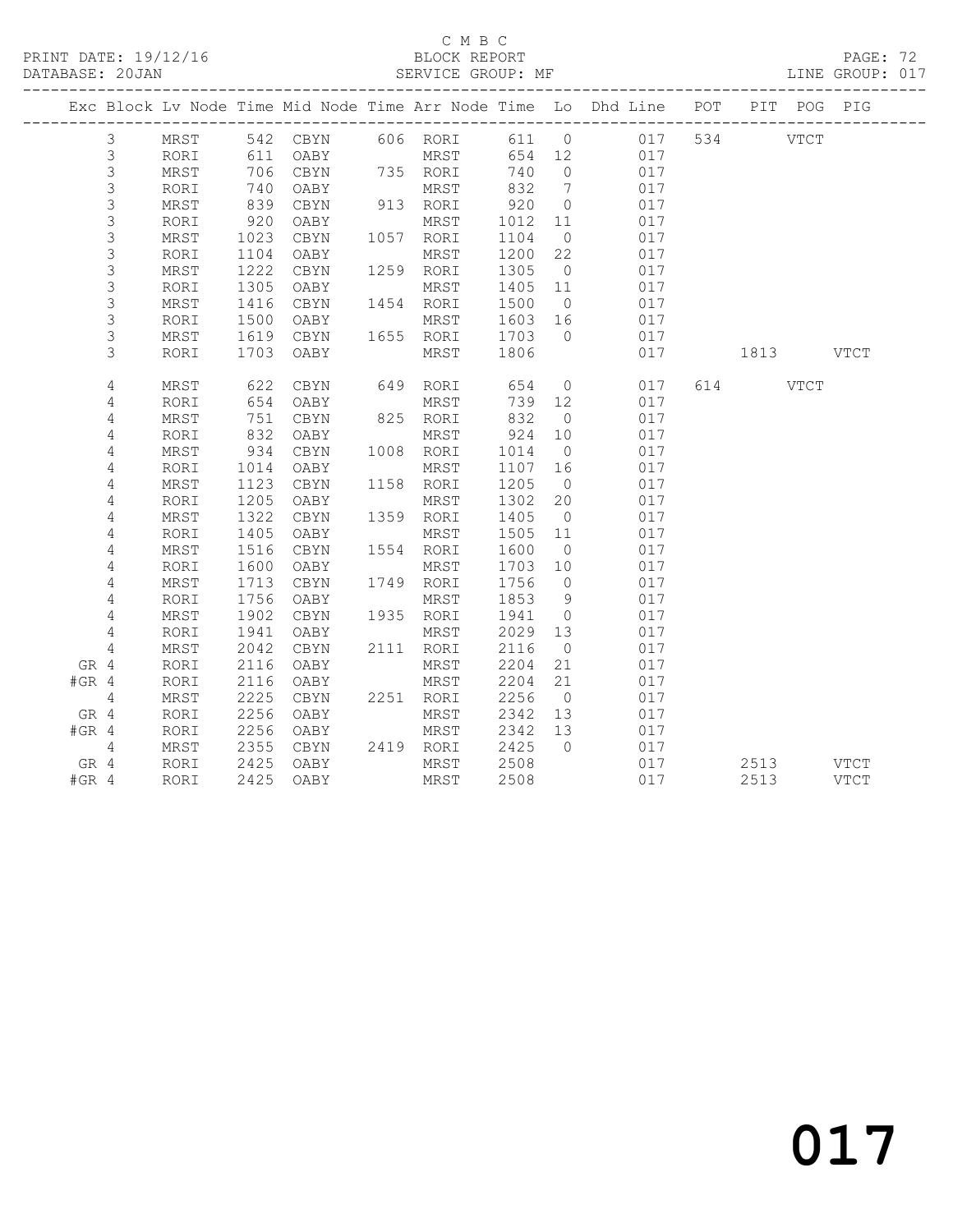C M B C

PRINT DATE: 19/12/16 BLOCK REPORT PAGE: 72
DATABASE: 20JAN SERVICE GROUP: MF LINE GROUP: 017

| Exc | Block | Lv | Node | Time | Mid Node | Time | Arr Node | Time | Lo | Dhd Line | POT | PIT | POG | PIG |
|---|---|---|---|---|---|---|---|---|---|---|---|---|---|---|
| | 3 | | MRST | 542 | CBYN | 606 | RORI | 611 | 0 | 017 | 534 | | VTCT | |
| | 3 | | RORI | 611 | OABY | | MRST | 654 | 12 | 017 | | | | |
| | 3 | | MRST | 706 | CBYN | 735 | RORI | 740 | 0 | 017 | | | | |
| | 3 | | RORI | 740 | OABY | | MRST | 832 | 7 | 017 | | | | |
| | 3 | | MRST | 839 | CBYN | 913 | RORI | 920 | 0 | 017 | | | | |
| | 3 | | RORI | 920 | OABY | | MRST | 1012 | 11 | 017 | | | | |
| | 3 | | MRST | 1023 | CBYN | 1057 | RORI | 1104 | 0 | 017 | | | | |
| | 3 | | RORI | 1104 | OABY | | MRST | 1200 | 22 | 017 | | | | |
| | 3 | | MRST | 1222 | CBYN | 1259 | RORI | 1305 | 0 | 017 | | | | |
| | 3 | | RORI | 1305 | OABY | | MRST | 1405 | 11 | 017 | | | | |
| | 3 | | MRST | 1416 | CBYN | 1454 | RORI | 1500 | 0 | 017 | | | | |
| | 3 | | RORI | 1500 | OABY | | MRST | 1603 | 16 | 017 | | | | |
| | 3 | | MRST | 1619 | CBYN | 1655 | RORI | 1703 | 0 | 017 | | | | |
| | 3 | | RORI | 1703 | OABY | | MRST | 1806 | | 017 | | 1813 | | VTCT |
| | 4 | | MRST | 622 | CBYN | 649 | RORI | 654 | 0 | 017 | 614 | | VTCT | |
| | 4 | | RORI | 654 | OABY | | MRST | 739 | 12 | 017 | | | | |
| | 4 | | MRST | 751 | CBYN | 825 | RORI | 832 | 0 | 017 | | | | |
| | 4 | | RORI | 832 | OABY | | MRST | 924 | 10 | 017 | | | | |
| | 4 | | MRST | 934 | CBYN | 1008 | RORI | 1014 | 0 | 017 | | | | |
| | 4 | | RORI | 1014 | OABY | | MRST | 1107 | 16 | 017 | | | | |
| | 4 | | MRST | 1123 | CBYN | 1158 | RORI | 1205 | 0 | 017 | | | | |
| | 4 | | RORI | 1205 | OABY | | MRST | 1302 | 20 | 017 | | | | |
| | 4 | | MRST | 1322 | CBYN | 1359 | RORI | 1405 | 0 | 017 | | | | |
| | 4 | | RORI | 1405 | OABY | | MRST | 1505 | 11 | 017 | | | | |
| | 4 | | MRST | 1516 | CBYN | 1554 | RORI | 1600 | 0 | 017 | | | | |
| | 4 | | RORI | 1600 | OABY | | MRST | 1703 | 10 | 017 | | | | |
| | 4 | | MRST | 1713 | CBYN | 1749 | RORI | 1756 | 0 | 017 | | | | |
| | 4 | | RORI | 1756 | OABY | | MRST | 1853 | 9 | 017 | | | | |
| | 4 | | MRST | 1902 | CBYN | 1935 | RORI | 1941 | 0 | 017 | | | | |
| | 4 | | RORI | 1941 | OABY | | MRST | 2029 | 13 | 017 | | | | |
| | 4 | | MRST | 2042 | CBYN | 2111 | RORI | 2116 | 0 | 017 | | | | |
| GR | 4 | | RORI | 2116 | OABY | | MRST | 2204 | 21 | 017 | | | | |
| #GR | 4 | | RORI | 2116 | OABY | | MRST | 2204 | 21 | 017 | | | | |
| | 4 | | MRST | 2225 | CBYN | 2251 | RORI | 2256 | 0 | 017 | | | | |
| GR | 4 | | RORI | 2256 | OABY | | MRST | 2342 | 13 | 017 | | | | |
| #GR | 4 | | RORI | 2256 | OABY | | MRST | 2342 | 13 | 017 | | | | |
| | 4 | | MRST | 2355 | CBYN | 2419 | RORI | 2425 | 0 | 017 | | | | |
| GR | 4 | | RORI | 2425 | OABY | | MRST | 2508 | | 017 | | 2513 | | VTCT |
| #GR | 4 | | RORI | 2425 | OABY | | MRST | 2508 | | 017 | | 2513 | | VTCT |

017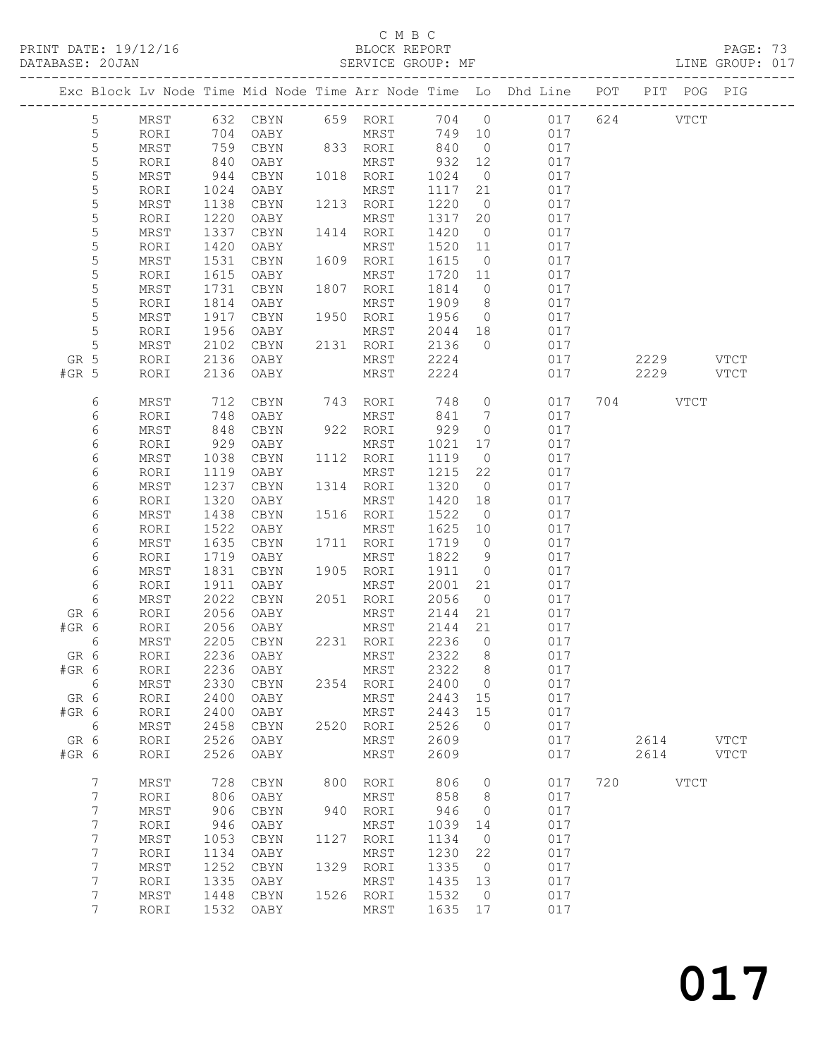C M B C
PRINT DATE: 19/12/16 BLOCK REPORT PAGE: 73
DATABASE: 20JAN SERVICE GROUP: MF LINE GROUP: 017

| Exc | Block | Lv | Node | Time | Mid Node | Time | Arr Node | Time | Lo | Dhd Line | POT | PIT | POG | PIG |
|---|---|---|---|---|---|---|---|---|---|---|---|---|---|---|
| | 5 | | MRST | 632 | CBYN | 659 | RORI | 704 | 0 | 017 | 624 | | VTCT | |
| | 5 | | RORI | 704 | OABY | | MRST | 749 | 10 | 017 | | | | |
| | 5 | | MRST | 759 | CBYN | 833 | RORI | 840 | 0 | 017 | | | | |
| | 5 | | RORI | 840 | OABY | | MRST | 932 | 12 | 017 | | | | |
| | 5 | | MRST | 944 | CBYN | 1018 | RORI | 1024 | 0 | 017 | | | | |
| | 5 | | RORI | 1024 | OABY | | MRST | 1117 | 21 | 017 | | | | |
| | 5 | | MRST | 1138 | CBYN | 1213 | RORI | 1220 | 0 | 017 | | | | |
| | 5 | | RORI | 1220 | OABY | | MRST | 1317 | 20 | 017 | | | | |
| | 5 | | MRST | 1337 | CBYN | 1414 | RORI | 1420 | 0 | 017 | | | | |
| | 5 | | RORI | 1420 | OABY | | MRST | 1520 | 11 | 017 | | | | |
| | 5 | | MRST | 1531 | CBYN | 1609 | RORI | 1615 | 0 | 017 | | | | |
| | 5 | | RORI | 1615 | OABY | | MRST | 1720 | 11 | 017 | | | | |
| | 5 | | MRST | 1731 | CBYN | 1807 | RORI | 1814 | 0 | 017 | | | | |
| | 5 | | RORI | 1814 | OABY | | MRST | 1909 | 8 | 017 | | | | |
| | 5 | | MRST | 1917 | CBYN | 1950 | RORI | 1956 | 0 | 017 | | | | |
| | 5 | | RORI | 1956 | OABY | | MRST | 2044 | 18 | 017 | | | | |
| | 5 | | MRST | 2102 | CBYN | 2131 | RORI | 2136 | 0 | 017 | | | | |
| GR | 5 | | RORI | 2136 | OABY | | MRST | 2224 | | 017 | | 2229 | | VTCT |
| #GR | 5 | | RORI | 2136 | OABY | | MRST | 2224 | | 017 | | 2229 | | VTCT |
| | 6 | | MRST | 712 | CBYN | 743 | RORI | 748 | 0 | 017 | 704 | | VTCT | |
| | 6 | | RORI | 748 | OABY | | MRST | 841 | 7 | 017 | | | | |
| | 6 | | MRST | 848 | CBYN | 922 | RORI | 929 | 0 | 017 | | | | |
| | 6 | | RORI | 929 | OABY | | MRST | 1021 | 17 | 017 | | | | |
| | 6 | | MRST | 1038 | CBYN | 1112 | RORI | 1119 | 0 | 017 | | | | |
| | 6 | | RORI | 1119 | OABY | | MRST | 1215 | 22 | 017 | | | | |
| | 6 | | MRST | 1237 | CBYN | 1314 | RORI | 1320 | 0 | 017 | | | | |
| | 6 | | RORI | 1320 | OABY | | MRST | 1420 | 18 | 017 | | | | |
| | 6 | | MRST | 1438 | CBYN | 1516 | RORI | 1522 | 0 | 017 | | | | |
| | 6 | | RORI | 1522 | OABY | | MRST | 1625 | 10 | 017 | | | | |
| | 6 | | MRST | 1635 | CBYN | 1711 | RORI | 1719 | 0 | 017 | | | | |
| | 6 | | RORI | 1719 | OABY | | MRST | 1822 | 9 | 017 | | | | |
| | 6 | | MRST | 1831 | CBYN | 1905 | RORI | 1911 | 0 | 017 | | | | |
| | 6 | | RORI | 1911 | OABY | | MRST | 2001 | 21 | 017 | | | | |
| | 6 | | MRST | 2022 | CBYN | 2051 | RORI | 2056 | 0 | 017 | | | | |
| GR | 6 | | RORI | 2056 | OABY | | MRST | 2144 | 21 | 017 | | | | |
| #GR | 6 | | RORI | 2056 | OABY | | MRST | 2144 | 21 | 017 | | | | |
| | 6 | | MRST | 2205 | CBYN | 2231 | RORI | 2236 | 0 | 017 | | | | |
| GR | 6 | | RORI | 2236 | OABY | | MRST | 2322 | 8 | 017 | | | | |
| #GR | 6 | | RORI | 2236 | OABY | | MRST | 2322 | 8 | 017 | | | | |
| | 6 | | MRST | 2330 | CBYN | 2354 | RORI | 2400 | 0 | 017 | | | | |
| GR | 6 | | RORI | 2400 | OABY | | MRST | 2443 | 15 | 017 | | | | |
| #GR | 6 | | RORI | 2400 | OABY | | MRST | 2443 | 15 | 017 | | | | |
| | 6 | | MRST | 2458 | CBYN | 2520 | RORI | 2526 | 0 | 017 | | | | |
| GR | 6 | | RORI | 2526 | OABY | | MRST | 2609 | | 017 | | 2614 | | VTCT |
| #GR | 6 | | RORI | 2526 | OABY | | MRST | 2609 | | 017 | | 2614 | | VTCT |
| | 7 | | MRST | 728 | CBYN | 800 | RORI | 806 | 0 | 017 | 720 | | VTCT | |
| | 7 | | RORI | 806 | OABY | | MRST | 858 | 8 | 017 | | | | |
| | 7 | | MRST | 906 | CBYN | 940 | RORI | 946 | 0 | 017 | | | | |
| | 7 | | RORI | 946 | OABY | | MRST | 1039 | 14 | 017 | | | | |
| | 7 | | MRST | 1053 | CBYN | 1127 | RORI | 1134 | 0 | 017 | | | | |
| | 7 | | RORI | 1134 | OABY | | MRST | 1230 | 22 | 017 | | | | |
| | 7 | | MRST | 1252 | CBYN | 1329 | RORI | 1335 | 0 | 017 | | | | |
| | 7 | | RORI | 1335 | OABY | | MRST | 1435 | 13 | 017 | | | | |
| | 7 | | MRST | 1448 | CBYN | 1526 | RORI | 1532 | 0 | 017 | | | | |
| | 7 | | RORI | 1532 | OABY | | MRST | 1635 | 17 | 017 | | | | |

017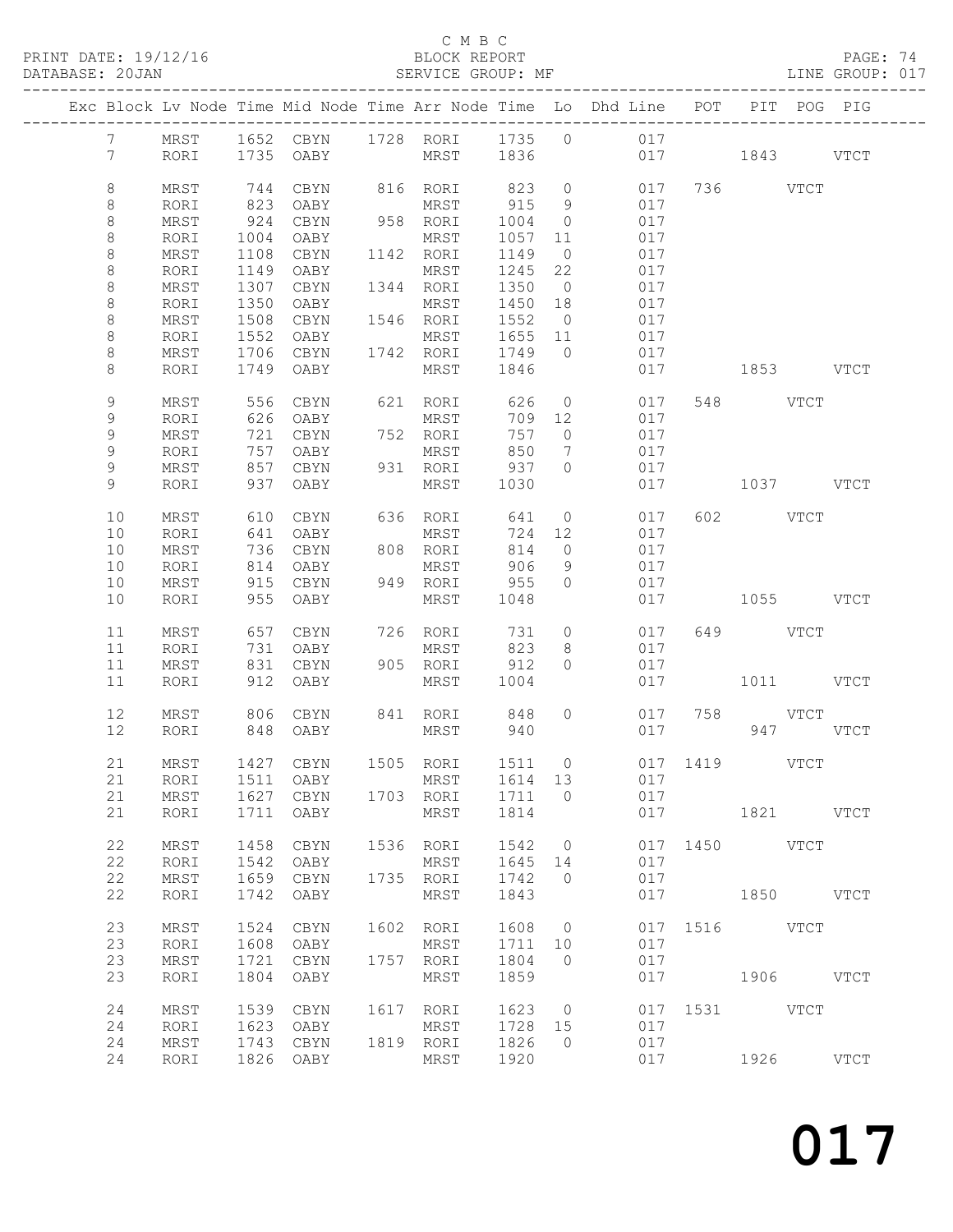C M B C
PRINT DATE: 19/12/16 BLOCK REPORT
DATABASE: 20JAN SERVICE GROUP: MF LINE GROUP: 017

| Exc | Block | Lv | Node | Time | Mid Node | Time | Arr Node | Time | Lo | Dhd Line | POT | PIT | POG | PIG |
|---|---|---|---|---|---|---|---|---|---|---|---|---|---|---|
| | 7 | | MRST | 1652 | CBYN | 1728 | RORI | 1735 | 0 | 017 | | | | |
| | 7 | | RORI | 1735 | OABY | | MRST | 1836 | | 017 | | 1843 | | VTCT |
| | 8 | | MRST | 744 | CBYN | 816 | RORI | 823 | 0 | 017 | 736 | | VTCT | |
| | 8 | | RORI | 823 | OABY | | MRST | 915 | 9 | 017 | | | | |
| | 8 | | MRST | 924 | CBYN | 958 | RORI | 1004 | 0 | 017 | | | | |
| | 8 | | RORI | 1004 | OABY | | MRST | 1057 | 11 | 017 | | | | |
| | 8 | | MRST | 1108 | CBYN | 1142 | RORI | 1149 | 0 | 017 | | | | |
| | 8 | | RORI | 1149 | OABY | | MRST | 1245 | 22 | 017 | | | | |
| | 8 | | MRST | 1307 | CBYN | 1344 | RORI | 1350 | 0 | 017 | | | | |
| | 8 | | RORI | 1350 | OABY | | MRST | 1450 | 18 | 017 | | | | |
| | 8 | | MRST | 1508 | CBYN | 1546 | RORI | 1552 | 0 | 017 | | | | |
| | 8 | | RORI | 1552 | OABY | | MRST | 1655 | 11 | 017 | | | | |
| | 8 | | MRST | 1706 | CBYN | 1742 | RORI | 1749 | 0 | 017 | | | | |
| | 8 | | RORI | 1749 | OABY | | MRST | 1846 | | 017 | | 1853 | | VTCT |
| | 9 | | MRST | 556 | CBYN | 621 | RORI | 626 | 0 | 017 | 548 | | VTCT | |
| | 9 | | RORI | 626 | OABY | | MRST | 709 | 12 | 017 | | | | |
| | 9 | | MRST | 721 | CBYN | 752 | RORI | 757 | 0 | 017 | | | | |
| | 9 | | RORI | 757 | OABY | | MRST | 850 | 7 | 017 | | | | |
| | 9 | | MRST | 857 | CBYN | 931 | RORI | 937 | 0 | 017 | | | | |
| | 9 | | RORI | 937 | OABY | | MRST | 1030 | | 017 | | 1037 | | VTCT |
| | 10 | | MRST | 610 | CBYN | 636 | RORI | 641 | 0 | 017 | 602 | | VTCT | |
| | 10 | | RORI | 641 | OABY | | MRST | 724 | 12 | 017 | | | | |
| | 10 | | MRST | 736 | CBYN | 808 | RORI | 814 | 0 | 017 | | | | |
| | 10 | | RORI | 814 | OABY | | MRST | 906 | 9 | 017 | | | | |
| | 10 | | MRST | 915 | CBYN | 949 | RORI | 955 | 0 | 017 | | | | |
| | 10 | | RORI | 955 | OABY | | MRST | 1048 | | 017 | | 1055 | | VTCT |
| | 11 | | MRST | 657 | CBYN | 726 | RORI | 731 | 0 | 017 | 649 | | VTCT | |
| | 11 | | RORI | 731 | OABY | | MRST | 823 | 8 | 017 | | | | |
| | 11 | | MRST | 831 | CBYN | 905 | RORI | 912 | 0 | 017 | | | | |
| | 11 | | RORI | 912 | OABY | | MRST | 1004 | | 017 | | 1011 | | VTCT |
| | 12 | | MRST | 806 | CBYN | 841 | RORI | 848 | 0 | 017 | 758 | | VTCT | |
| | 12 | | RORI | 848 | OABY | | MRST | 940 | | 017 | | 947 | | VTCT |
| | 21 | | MRST | 1427 | CBYN | 1505 | RORI | 1511 | 0 | 017 | 1419 | | VTCT | |
| | 21 | | RORI | 1511 | OABY | | MRST | 1614 | 13 | 017 | | | | |
| | 21 | | MRST | 1627 | CBYN | 1703 | RORI | 1711 | 0 | 017 | | | | |
| | 21 | | RORI | 1711 | OABY | | MRST | 1814 | | 017 | | 1821 | | VTCT |
| | 22 | | MRST | 1458 | CBYN | 1536 | RORI | 1542 | 0 | 017 | 1450 | | VTCT | |
| | 22 | | RORI | 1542 | OABY | | MRST | 1645 | 14 | 017 | | | | |
| | 22 | | MRST | 1659 | CBYN | 1735 | RORI | 1742 | 0 | 017 | | | | |
| | 22 | | RORI | 1742 | OABY | | MRST | 1843 | | 017 | | 1850 | | VTCT |
| | 23 | | MRST | 1524 | CBYN | 1602 | RORI | 1608 | 0 | 017 | 1516 | | VTCT | |
| | 23 | | RORI | 1608 | OABY | | MRST | 1711 | 10 | 017 | | | | |
| | 23 | | MRST | 1721 | CBYN | 1757 | RORI | 1804 | 0 | 017 | | | | |
| | 23 | | RORI | 1804 | OABY | | MRST | 1859 | | 017 | | 1906 | | VTCT |
| | 24 | | MRST | 1539 | CBYN | 1617 | RORI | 1623 | 0 | 017 | 1531 | | VTCT | |
| | 24 | | RORI | 1623 | OABY | | MRST | 1728 | 15 | 017 | | | | |
| | 24 | | MRST | 1743 | CBYN | 1819 | RORI | 1826 | 0 | 017 | | | | |
| | 24 | | RORI | 1826 | OABY | | MRST | 1920 | | 017 | | 1926 | | VTCT |

017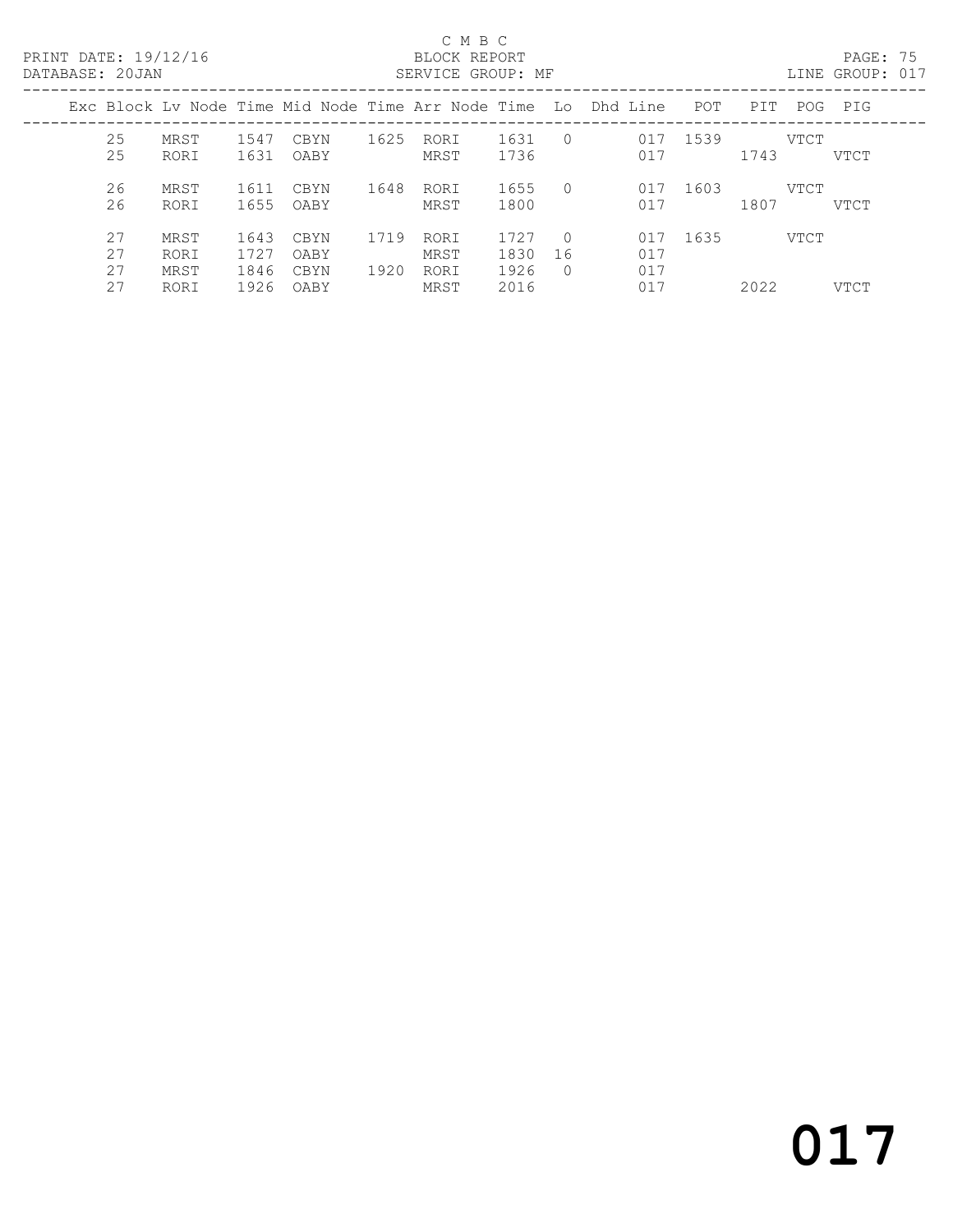C M B C

PRINT DATE: 19/12/16 BLOCK REPORT

DATABASE: 20JAN SERVICE GROUP: MF LINE GROUP: 017

| Exc | Block | Lv Node | Time | Mid Node | Time | Arr Node | Time | Lo | Dhd Line | POT | PIT | POG | PIG |
|---|---|---|---|---|---|---|---|---|---|---|---|---|---|
| | 25 | MRST | 1547 | CBYN | 1625 | RORI | 1631 | 0 | 017 | 1539 | | VTCT | |
| | 25 | RORI | 1631 | OABY | | MRST | 1736 | | 017 | | 1743 | | VTCT |
| | 26 | MRST | 1611 | CBYN | 1648 | RORI | 1655 | 0 | 017 | 1603 | | VTCT | |
| | 26 | RORI | 1655 | OABY | | MRST | 1800 | | 017 | | 1807 | | VTCT |
| | 27 | MRST | 1643 | CBYN | 1719 | RORI | 1727 | 0 | 017 | 1635 | | VTCT | |
| | 27 | RORI | 1727 | OABY | | MRST | 1830 | 16 | 017 | | | | |
| | 27 | MRST | 1846 | CBYN | 1920 | RORI | 1926 | 0 | 017 | | | | |
| | 27 | RORI | 1926 | OABY | | MRST | 2016 | | 017 | | 2022 | | VTCT |

017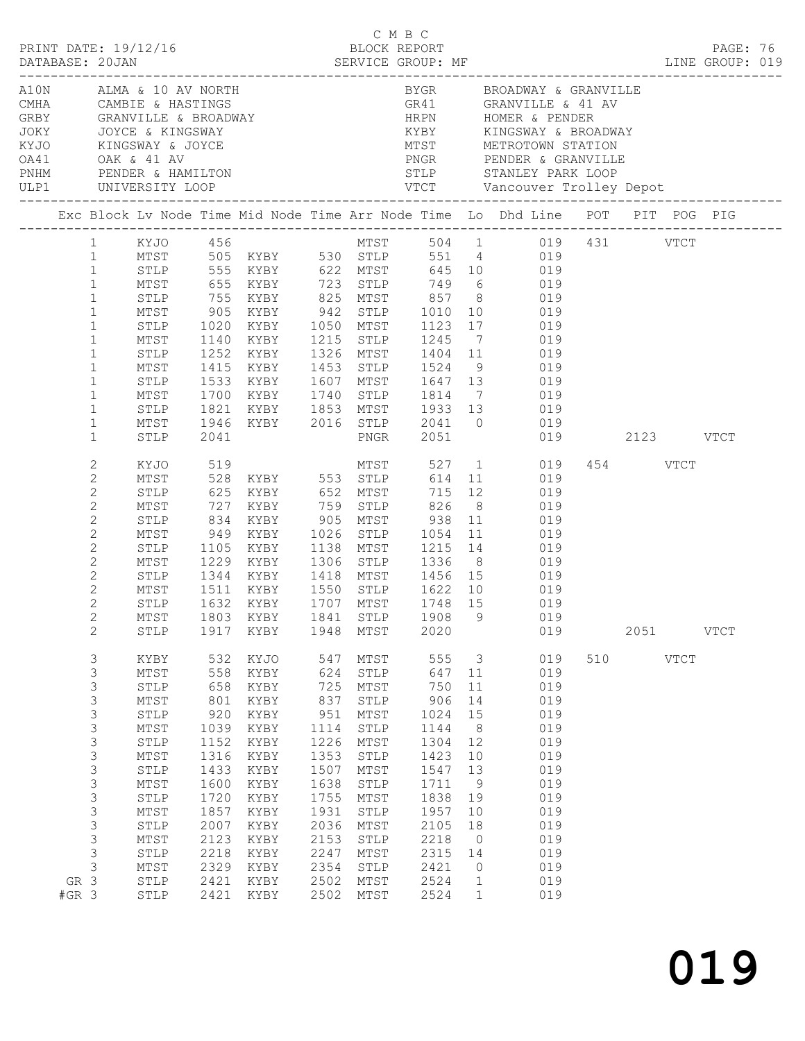C M B C

PRINT DATE: 19/12/16 BLOCK REPORT PAGE: 76
DATABASE: 20JAN SERVICE GROUP: MF LINE GROUP: 019

| Code | Description | Code | Description |
|---|---|---|---|
| A10N | ALMA & 10 AV NORTH | BYGR | BROADWAY & GRANVILLE |
| CMHA | CAMBIE & HASTINGS | GR41 | GRANVILLE & 41 AV |
| GRBY | GRANVILLE & BROADWAY | HRPN | HOMER & PENDER |
| JOKY | JOYCE & KINGSWAY | KYBY | KINGSWAY & BROADWAY |
| KYJO | KINGSWAY & JOYCE | MTST | METROTOWN STATION |
| OA41 | OAK & 41 AV | PNGR | PENDER & GRANVILLE |
| PNHM | PENDER & HAMILTON | STLP | STANLEY PARK LOOP |
| ULP1 | UNIVERSITY LOOP | VTCT | Vancouver Trolley Depot |

| Exc | Block | Lv Node | Time | Mid Node | Time | Arr Node | Time | Lo | Dhd Line | POT | PIT | POG | PIG |
|---|---|---|---|---|---|---|---|---|---|---|---|---|---|
| | 1 | KYJO | 456 | | | MTST | 504 | 1 | 019 | 431 | | VTCT | |
| | 1 | MTST | 505 | KYBY | 530 | STLP | 551 | 4 | 019 | | | | |
| | 1 | STLP | 555 | KYBY | 622 | MTST | 645 | 10 | 019 | | | | |
| | 1 | MTST | 655 | KYBY | 723 | STLP | 749 | 6 | 019 | | | | |
| | 1 | STLP | 755 | KYBY | 825 | MTST | 857 | 8 | 019 | | | | |
| | 1 | MTST | 905 | KYBY | 942 | STLP | 1010 | 10 | 019 | | | | |
| | 1 | STLP | 1020 | KYBY | 1050 | MTST | 1123 | 17 | 019 | | | | |
| | 1 | MTST | 1140 | KYBY | 1215 | STLP | 1245 | 7 | 019 | | | | |
| | 1 | STLP | 1252 | KYBY | 1326 | MTST | 1404 | 11 | 019 | | | | |
| | 1 | MTST | 1415 | KYBY | 1453 | STLP | 1524 | 9 | 019 | | | | |
| | 1 | STLP | 1533 | KYBY | 1607 | MTST | 1647 | 13 | 019 | | | | |
| | 1 | MTST | 1700 | KYBY | 1740 | STLP | 1814 | 7 | 019 | | | | |
| | 1 | STLP | 1821 | KYBY | 1853 | MTST | 1933 | 13 | 019 | | | | |
| | 1 | MTST | 1946 | KYBY | 2016 | STLP | 2041 | 0 | 019 | | | | |
| | 1 | STLP | 2041 | | | PNGR | 2051 | | 019 | | 2123 | | VTCT |
| | 2 | KYJO | 519 | | | MTST | 527 | 1 | 019 | 454 | | VTCT | |
| | 2 | MTST | 528 | KYBY | 553 | STLP | 614 | 11 | 019 | | | | |
| | 2 | STLP | 625 | KYBY | 652 | MTST | 715 | 12 | 019 | | | | |
| | 2 | MTST | 727 | KYBY | 759 | STLP | 826 | 8 | 019 | | | | |
| | 2 | STLP | 834 | KYBY | 905 | MTST | 938 | 11 | 019 | | | | |
| | 2 | MTST | 949 | KYBY | 1026 | STLP | 1054 | 11 | 019 | | | | |
| | 2 | STLP | 1105 | KYBY | 1138 | MTST | 1215 | 14 | 019 | | | | |
| | 2 | MTST | 1229 | KYBY | 1306 | STLP | 1336 | 8 | 019 | | | | |
| | 2 | STLP | 1344 | KYBY | 1418 | MTST | 1456 | 15 | 019 | | | | |
| | 2 | MTST | 1511 | KYBY | 1550 | STLP | 1622 | 10 | 019 | | | | |
| | 2 | STLP | 1632 | KYBY | 1707 | MTST | 1748 | 15 | 019 | | | | |
| | 2 | MTST | 1803 | KYBY | 1841 | STLP | 1908 | 9 | 019 | | | | |
| | 2 | STLP | 1917 | KYBY | 1948 | MTST | 2020 | | 019 | | 2051 | | VTCT |
| | 3 | KYBY | 532 | KYJO | 547 | MTST | 555 | 3 | 019 | 510 | | VTCT | |
| | 3 | MTST | 558 | KYBY | 624 | STLP | 647 | 11 | 019 | | | | |
| | 3 | STLP | 658 | KYBY | 725 | MTST | 750 | 11 | 019 | | | | |
| | 3 | MTST | 801 | KYBY | 837 | STLP | 906 | 14 | 019 | | | | |
| | 3 | STLP | 920 | KYBY | 951 | MTST | 1024 | 15 | 019 | | | | |
| | 3 | MTST | 1039 | KYBY | 1114 | STLP | 1144 | 8 | 019 | | | | |
| | 3 | STLP | 1152 | KYBY | 1226 | MTST | 1304 | 12 | 019 | | | | |
| | 3 | MTST | 1316 | KYBY | 1353 | STLP | 1423 | 10 | 019 | | | | |
| | 3 | STLP | 1433 | KYBY | 1507 | MTST | 1547 | 13 | 019 | | | | |
| | 3 | MTST | 1600 | KYBY | 1638 | STLP | 1711 | 9 | 019 | | | | |
| | 3 | STLP | 1720 | KYBY | 1755 | MTST | 1838 | 19 | 019 | | | | |
| | 3 | MTST | 1857 | KYBY | 1931 | STLP | 1957 | 10 | 019 | | | | |
| | 3 | STLP | 2007 | KYBY | 2036 | MTST | 2105 | 18 | 019 | | | | |
| | 3 | MTST | 2123 | KYBY | 2153 | STLP | 2218 | 0 | 019 | | | | |
| | 3 | STLP | 2218 | KYBY | 2247 | MTST | 2315 | 14 | 019 | | | | |
| | 3 | MTST | 2329 | KYBY | 2354 | STLP | 2421 | 0 | 019 | | | | |
| GR | 3 | STLP | 2421 | KYBY | 2502 | MTST | 2524 | 1 | 019 | | | | |
| #GR | 3 | STLP | 2421 | KYBY | 2502 | MTST | 2524 | 1 | 019 | | | | |

019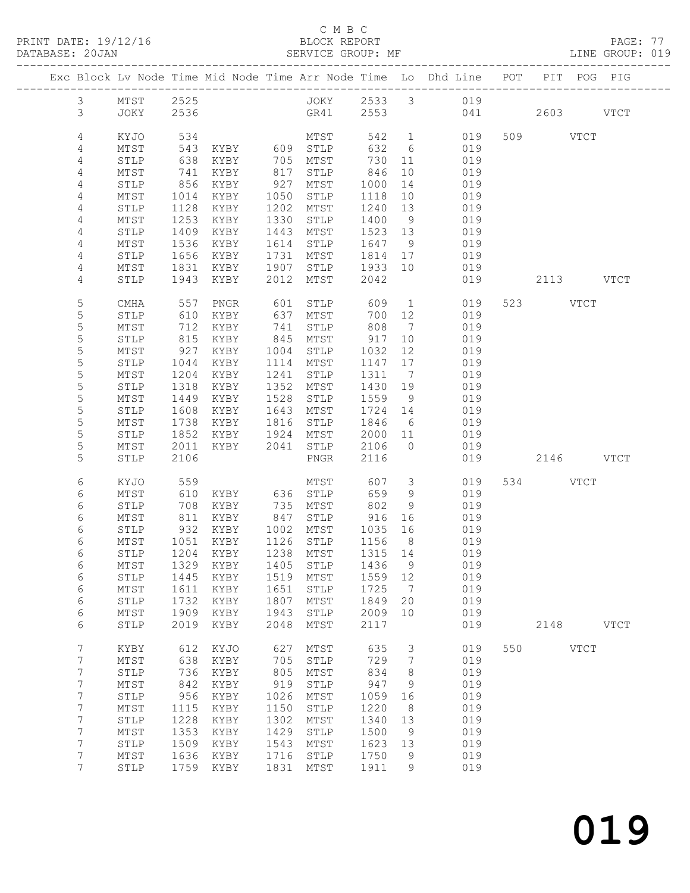C M B C
PRINT DATE: 19/12/16 BLOCK REPORT
DATABASE: 20JAN SERVICE GROUP: MF LINE GROUP: 019

| Exc | Block | Lv | Node | Time | Mid Node | Time | Arr Node | Time | Lo | Dhd Line | POT | PIT | POG | PIG |
|---|---|---|---|---|---|---|---|---|---|---|---|---|---|---|
| | 3 | | MTST | 2525 | | | JOKY | 2533 | 3 | 019 | | | | |
| | 3 | | JOKY | 2536 | | | GR41 | 2553 | | 041 | | 2603 | | VTCT |
| | 4 | | KYJO | 534 | | | MTST | 542 | 1 | 019 | 509 | | VTCT | |
| | 4 | | MTST | 543 | KYBY | 609 | STLP | 632 | 6 | 019 | | | | |
| | 4 | | STLP | 638 | KYBY | 705 | MTST | 730 | 11 | 019 | | | | |
| | 4 | | MTST | 741 | KYBY | 817 | STLP | 846 | 10 | 019 | | | | |
| | 4 | | STLP | 856 | KYBY | 927 | MTST | 1000 | 14 | 019 | | | | |
| | 4 | | MTST | 1014 | KYBY | 1050 | STLP | 1118 | 10 | 019 | | | | |
| | 4 | | STLP | 1128 | KYBY | 1202 | MTST | 1240 | 13 | 019 | | | | |
| | 4 | | MTST | 1253 | KYBY | 1330 | STLP | 1400 | 9 | 019 | | | | |
| | 4 | | STLP | 1409 | KYBY | 1443 | MTST | 1523 | 13 | 019 | | | | |
| | 4 | | MTST | 1536 | KYBY | 1614 | STLP | 1647 | 9 | 019 | | | | |
| | 4 | | STLP | 1656 | KYBY | 1731 | MTST | 1814 | 17 | 019 | | | | |
| | 4 | | MTST | 1831 | KYBY | 1907 | STLP | 1933 | 10 | 019 | | | | |
| | 4 | | STLP | 1943 | KYBY | 2012 | MTST | 2042 | | 019 | | 2113 | | VTCT |
| | 5 | | CMHA | 557 | PNGR | 601 | STLP | 609 | 1 | 019 | 523 | | VTCT | |
| | 5 | | STLP | 610 | KYBY | 637 | MTST | 700 | 12 | 019 | | | | |
| | 5 | | MTST | 712 | KYBY | 741 | STLP | 808 | 7 | 019 | | | | |
| | 5 | | STLP | 815 | KYBY | 845 | MTST | 917 | 10 | 019 | | | | |
| | 5 | | MTST | 927 | KYBY | 1004 | STLP | 1032 | 12 | 019 | | | | |
| | 5 | | STLP | 1044 | KYBY | 1114 | MTST | 1147 | 17 | 019 | | | | |
| | 5 | | MTST | 1204 | KYBY | 1241 | STLP | 1311 | 7 | 019 | | | | |
| | 5 | | STLP | 1318 | KYBY | 1352 | MTST | 1430 | 19 | 019 | | | | |
| | 5 | | MTST | 1449 | KYBY | 1528 | STLP | 1559 | 9 | 019 | | | | |
| | 5 | | STLP | 1608 | KYBY | 1643 | MTST | 1724 | 14 | 019 | | | | |
| | 5 | | MTST | 1738 | KYBY | 1816 | STLP | 1846 | 6 | 019 | | | | |
| | 5 | | STLP | 1852 | KYBY | 1924 | MTST | 2000 | 11 | 019 | | | | |
| | 5 | | MTST | 2011 | KYBY | 2041 | STLP | 2106 | 0 | 019 | | | | |
| | 5 | | STLP | 2106 | | | PNGR | 2116 | | 019 | | 2146 | | VTCT |
| | 6 | | KYJO | 559 | | | MTST | 607 | 3 | 019 | 534 | | VTCT | |
| | 6 | | MTST | 610 | KYBY | 636 | STLP | 659 | 9 | 019 | | | | |
| | 6 | | STLP | 708 | KYBY | 735 | MTST | 802 | 9 | 019 | | | | |
| | 6 | | MTST | 811 | KYBY | 847 | STLP | 916 | 16 | 019 | | | | |
| | 6 | | STLP | 932 | KYBY | 1002 | MTST | 1035 | 16 | 019 | | | | |
| | 6 | | MTST | 1051 | KYBY | 1126 | STLP | 1156 | 8 | 019 | | | | |
| | 6 | | STLP | 1204 | KYBY | 1238 | MTST | 1315 | 14 | 019 | | | | |
| | 6 | | MTST | 1329 | KYBY | 1405 | STLP | 1436 | 9 | 019 | | | | |
| | 6 | | STLP | 1445 | KYBY | 1519 | MTST | 1559 | 12 | 019 | | | | |
| | 6 | | MTST | 1611 | KYBY | 1651 | STLP | 1725 | 7 | 019 | | | | |
| | 6 | | STLP | 1732 | KYBY | 1807 | MTST | 1849 | 20 | 019 | | | | |
| | 6 | | MTST | 1909 | KYBY | 1943 | STLP | 2009 | 10 | 019 | | | | |
| | 6 | | STLP | 2019 | KYBY | 2048 | MTST | 2117 | | 019 | | 2148 | | VTCT |
| | 7 | | KYBY | 612 | KYJO | 627 | MTST | 635 | 3 | 019 | 550 | | VTCT | |
| | 7 | | MTST | 638 | KYBY | 705 | STLP | 729 | 7 | 019 | | | | |
| | 7 | | STLP | 736 | KYBY | 805 | MTST | 834 | 8 | 019 | | | | |
| | 7 | | MTST | 842 | KYBY | 919 | STLP | 947 | 9 | 019 | | | | |
| | 7 | | STLP | 956 | KYBY | 1026 | MTST | 1059 | 16 | 019 | | | | |
| | 7 | | MTST | 1115 | KYBY | 1150 | STLP | 1220 | 8 | 019 | | | | |
| | 7 | | STLP | 1228 | KYBY | 1302 | MTST | 1340 | 13 | 019 | | | | |
| | 7 | | MTST | 1353 | KYBY | 1429 | STLP | 1500 | 9 | 019 | | | | |
| | 7 | | STLP | 1509 | KYBY | 1543 | MTST | 1623 | 13 | 019 | | | | |
| | 7 | | MTST | 1636 | KYBY | 1716 | STLP | 1750 | 9 | 019 | | | | |
| | 7 | | STLP | 1759 | KYBY | 1831 | MTST | 1911 | 9 | 019 | | | | |

019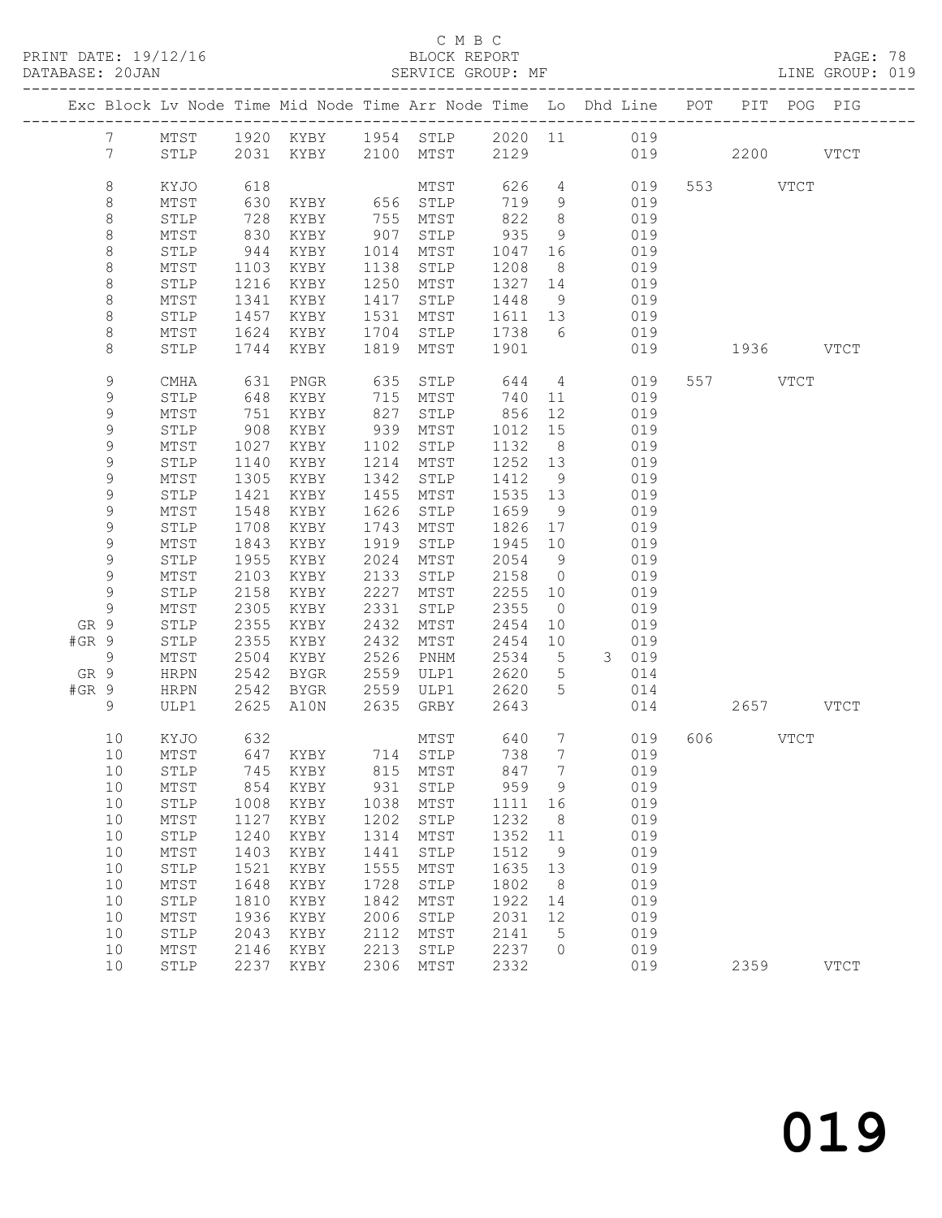C M B C

PRINT DATE: 19/12/16 BLOCK REPORT PAGE: 78
DATABASE: 20JAN SERVICE GROUP: MF LINE GROUP: 019

| Exc | Block | Lv | Node | Time | Mid Node | Time | Arr Node | Time | Lo | Dhd | Line | POT | PIT | POG | PIG |
|---|---|---|---|---|---|---|---|---|---|---|---|---|---|---|---|
| | 7 | | MTST | 1920 | KYBY | 1954 | STLP | 2020 | 11 | | 019 | | | | |
| | 7 | | STLP | 2031 | KYBY | 2100 | MTST | 2129 | | | 019 | | 2200 | | VTCT |
| | 8 | | KYJO | 618 | | | MTST | 626 | 4 | | 019 | 553 | | VTCT | |
| | 8 | | MTST | 630 | KYBY | 656 | STLP | 719 | 9 | | 019 | | | | |
| | 8 | | STLP | 728 | KYBY | 755 | MTST | 822 | 8 | | 019 | | | | |
| | 8 | | MTST | 830 | KYBY | 907 | STLP | 935 | 9 | | 019 | | | | |
| | 8 | | STLP | 944 | KYBY | 1014 | MTST | 1047 | 16 | | 019 | | | | |
| | 8 | | MTST | 1103 | KYBY | 1138 | STLP | 1208 | 8 | | 019 | | | | |
| | 8 | | STLP | 1216 | KYBY | 1250 | MTST | 1327 | 14 | | 019 | | | | |
| | 8 | | MTST | 1341 | KYBY | 1417 | STLP | 1448 | 9 | | 019 | | | | |
| | 8 | | STLP | 1457 | KYBY | 1531 | MTST | 1611 | 13 | | 019 | | | | |
| | 8 | | MTST | 1624 | KYBY | 1704 | STLP | 1738 | 6 | | 019 | | | | |
| | 8 | | STLP | 1744 | KYBY | 1819 | MTST | 1901 | | | 019 | | 1936 | | VTCT |
| | 9 | | CMHA | 631 | PNGR | 635 | STLP | 644 | 4 | | 019 | 557 | | VTCT | |
| | 9 | | STLP | 648 | KYBY | 715 | MTST | 740 | 11 | | 019 | | | | |
| | 9 | | MTST | 751 | KYBY | 827 | STLP | 856 | 12 | | 019 | | | | |
| | 9 | | STLP | 908 | KYBY | 939 | MTST | 1012 | 15 | | 019 | | | | |
| | 9 | | MTST | 1027 | KYBY | 1102 | STLP | 1132 | 8 | | 019 | | | | |
| | 9 | | STLP | 1140 | KYBY | 1214 | MTST | 1252 | 13 | | 019 | | | | |
| | 9 | | MTST | 1305 | KYBY | 1342 | STLP | 1412 | 9 | | 019 | | | | |
| | 9 | | STLP | 1421 | KYBY | 1455 | MTST | 1535 | 13 | | 019 | | | | |
| | 9 | | MTST | 1548 | KYBY | 1626 | STLP | 1659 | 9 | | 019 | | | | |
| | 9 | | STLP | 1708 | KYBY | 1743 | MTST | 1826 | 17 | | 019 | | | | |
| | 9 | | MTST | 1843 | KYBY | 1919 | STLP | 1945 | 10 | | 019 | | | | |
| | 9 | | STLP | 1955 | KYBY | 2024 | MTST | 2054 | 9 | | 019 | | | | |
| | 9 | | MTST | 2103 | KYBY | 2133 | STLP | 2158 | 0 | | 019 | | | | |
| | 9 | | STLP | 2158 | KYBY | 2227 | MTST | 2255 | 10 | | 019 | | | | |
| | 9 | | MTST | 2305 | KYBY | 2331 | STLP | 2355 | 0 | | 019 | | | | |
| GR | 9 | | STLP | 2355 | KYBY | 2432 | MTST | 2454 | 10 | | 019 | | | | |
| #GR | 9 | | STLP | 2355 | KYBY | 2432 | MTST | 2454 | 10 | | 019 | | | | |
| | 9 | | MTST | 2504 | KYBY | 2526 | PNHM | 2534 | 5 | 3 | 019 | | | | |
| GR | 9 | | HRPN | 2542 | BYGR | 2559 | ULP1 | 2620 | 5 | | 014 | | | | |
| #GR | 9 | | HRPN | 2542 | BYGR | 2559 | ULP1 | 2620 | 5 | | 014 | | | | |
| | 9 | | ULP1 | 2625 | A10N | 2635 | GRBY | 2643 | | | 014 | | 2657 | | VTCT |
| | 10 | | KYJO | 632 | | | MTST | 640 | 7 | | 019 | 606 | | VTCT | |
| | 10 | | MTST | 647 | KYBY | 714 | STLP | 738 | 7 | | 019 | | | | |
| | 10 | | STLP | 745 | KYBY | 815 | MTST | 847 | 7 | | 019 | | | | |
| | 10 | | MTST | 854 | KYBY | 931 | STLP | 959 | 9 | | 019 | | | | |
| | 10 | | STLP | 1008 | KYBY | 1038 | MTST | 1111 | 16 | | 019 | | | | |
| | 10 | | MTST | 1127 | KYBY | 1202 | STLP | 1232 | 8 | | 019 | | | | |
| | 10 | | STLP | 1240 | KYBY | 1314 | MTST | 1352 | 11 | | 019 | | | | |
| | 10 | | MTST | 1403 | KYBY | 1441 | STLP | 1512 | 9 | | 019 | | | | |
| | 10 | | STLP | 1521 | KYBY | 1555 | MTST | 1635 | 13 | | 019 | | | | |
| | 10 | | MTST | 1648 | KYBY | 1728 | STLP | 1802 | 8 | | 019 | | | | |
| | 10 | | STLP | 1810 | KYBY | 1842 | MTST | 1922 | 14 | | 019 | | | | |
| | 10 | | MTST | 1936 | KYBY | 2006 | STLP | 2031 | 12 | | 019 | | | | |
| | 10 | | STLP | 2043 | KYBY | 2112 | MTST | 2141 | 5 | | 019 | | | | |
| | 10 | | MTST | 2146 | KYBY | 2213 | STLP | 2237 | 0 | | 019 | | | | |
| | 10 | | STLP | 2237 | KYBY | 2306 | MTST | 2332 | | | 019 | | 2359 | | VTCT |

019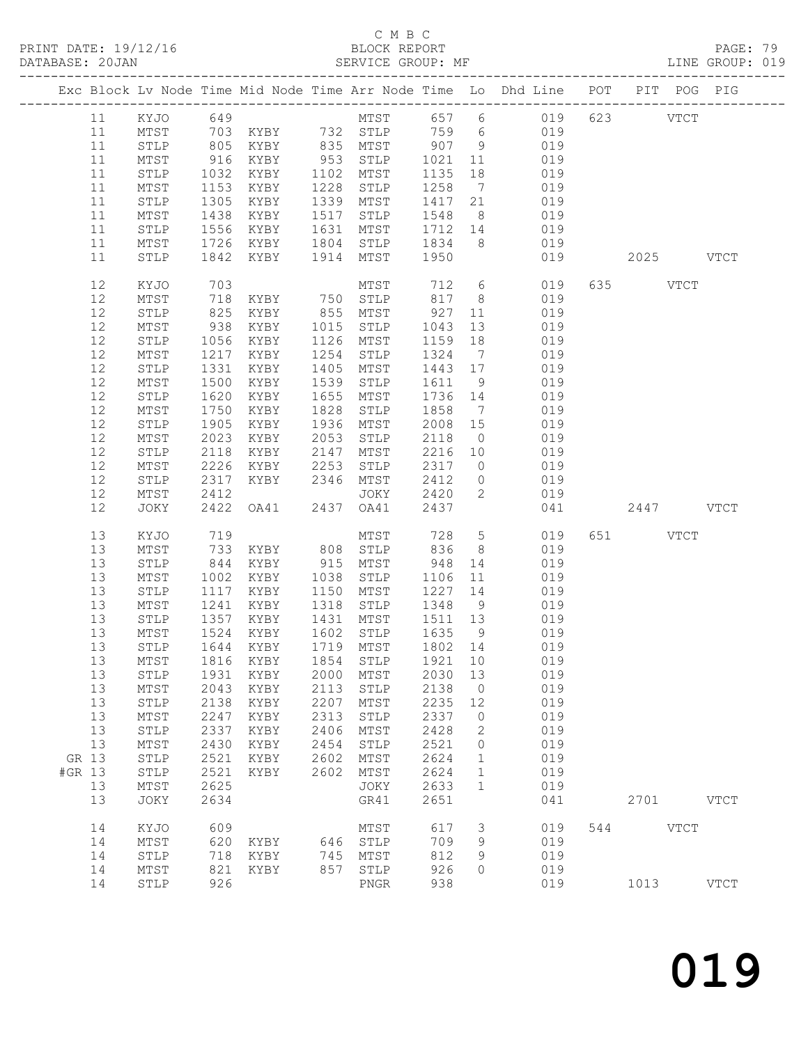C M B C
BLOCK REPORT
SERVICE GROUP: MF

PRINT DATE: 19/12/16
DATABASE: 20JAN

LINE GROUP: 019

| Exc | Block | Lv | Node | Time | Mid Node | Time | Arr Node | Time | Lo | Dhd Line | POT | PIT | POG | PIG |
|---|---|---|---|---|---|---|---|---|---|---|---|---|---|---|
| | 11 | | KYJO | 649 | | | MTST | 657 | 6 | 019 | 623 | | VTCT | |
| | 11 | | MTST | 703 | KYBY | 732 | STLP | 759 | 6 | 019 | | | | |
| | 11 | | STLP | 805 | KYBY | 835 | MTST | 907 | 9 | 019 | | | | |
| | 11 | | MTST | 916 | KYBY | 953 | STLP | 1021 | 11 | 019 | | | | |
| | 11 | | STLP | 1032 | KYBY | 1102 | MTST | 1135 | 18 | 019 | | | | |
| | 11 | | MTST | 1153 | KYBY | 1228 | STLP | 1258 | 7 | 019 | | | | |
| | 11 | | STLP | 1305 | KYBY | 1339 | MTST | 1417 | 21 | 019 | | | | |
| | 11 | | MTST | 1438 | KYBY | 1517 | STLP | 1548 | 8 | 019 | | | | |
| | 11 | | STLP | 1556 | KYBY | 1631 | MTST | 1712 | 14 | 019 | | | | |
| | 11 | | MTST | 1726 | KYBY | 1804 | STLP | 1834 | 8 | 019 | | | | |
| | 11 | | STLP | 1842 | KYBY | 1914 | MTST | 1950 | | 019 | | 2025 | | VTCT |
| | 12 | | KYJO | 703 | | | MTST | 712 | 6 | 019 | 635 | | VTCT | |
| | 12 | | MTST | 718 | KYBY | 750 | STLP | 817 | 8 | 019 | | | | |
| | 12 | | STLP | 825 | KYBY | 855 | MTST | 927 | 11 | 019 | | | | |
| | 12 | | MTST | 938 | KYBY | 1015 | STLP | 1043 | 13 | 019 | | | | |
| | 12 | | STLP | 1056 | KYBY | 1126 | MTST | 1159 | 18 | 019 | | | | |
| | 12 | | MTST | 1217 | KYBY | 1254 | STLP | 1324 | 7 | 019 | | | | |
| | 12 | | STLP | 1331 | KYBY | 1405 | MTST | 1443 | 17 | 019 | | | | |
| | 12 | | MTST | 1500 | KYBY | 1539 | STLP | 1611 | 9 | 019 | | | | |
| | 12 | | STLP | 1620 | KYBY | 1655 | MTST | 1736 | 14 | 019 | | | | |
| | 12 | | MTST | 1750 | KYBY | 1828 | STLP | 1858 | 7 | 019 | | | | |
| | 12 | | STLP | 1905 | KYBY | 1936 | MTST | 2008 | 15 | 019 | | | | |
| | 12 | | MTST | 2023 | KYBY | 2053 | STLP | 2118 | 0 | 019 | | | | |
| | 12 | | STLP | 2118 | KYBY | 2147 | MTST | 2216 | 10 | 019 | | | | |
| | 12 | | MTST | 2226 | KYBY | 2253 | STLP | 2317 | 0 | 019 | | | | |
| | 12 | | STLP | 2317 | KYBY | 2346 | MTST | 2412 | 0 | 019 | | | | |
| | 12 | | MTST | 2412 | | | JOKY | 2420 | 2 | 019 | | | | |
| | 12 | | JOKY | 2422 | OA41 | 2437 | OA41 | 2437 | | 041 | | 2447 | | VTCT |
| | 13 | | KYJO | 719 | | | MTST | 728 | 5 | 019 | 651 | | VTCT | |
| | 13 | | MTST | 733 | KYBY | 808 | STLP | 836 | 8 | 019 | | | | |
| | 13 | | STLP | 844 | KYBY | 915 | MTST | 948 | 14 | 019 | | | | |
| | 13 | | MTST | 1002 | KYBY | 1038 | STLP | 1106 | 11 | 019 | | | | |
| | 13 | | STLP | 1117 | KYBY | 1150 | MTST | 1227 | 14 | 019 | | | | |
| | 13 | | MTST | 1241 | KYBY | 1318 | STLP | 1348 | 9 | 019 | | | | |
| | 13 | | STLP | 1357 | KYBY | 1431 | MTST | 1511 | 13 | 019 | | | | |
| | 13 | | MTST | 1524 | KYBY | 1602 | STLP | 1635 | 9 | 019 | | | | |
| | 13 | | STLP | 1644 | KYBY | 1719 | MTST | 1802 | 14 | 019 | | | | |
| | 13 | | MTST | 1816 | KYBY | 1854 | STLP | 1921 | 10 | 019 | | | | |
| | 13 | | STLP | 1931 | KYBY | 2000 | MTST | 2030 | 13 | 019 | | | | |
| | 13 | | MTST | 2043 | KYBY | 2113 | STLP | 2138 | 0 | 019 | | | | |
| | 13 | | STLP | 2138 | KYBY | 2207 | MTST | 2235 | 12 | 019 | | | | |
| | 13 | | MTST | 2247 | KYBY | 2313 | STLP | 2337 | 0 | 019 | | | | |
| | 13 | | STLP | 2337 | KYBY | 2406 | MTST | 2428 | 2 | 019 | | | | |
| | 13 | | MTST | 2430 | KYBY | 2454 | STLP | 2521 | 0 | 019 | | | | |
| GR | 13 | | STLP | 2521 | KYBY | 2602 | MTST | 2624 | 1 | 019 | | | | |
| #GR | 13 | | STLP | 2521 | KYBY | 2602 | MTST | 2624 | 1 | 019 | | | | |
| | 13 | | MTST | 2625 | | | JOKY | 2633 | 1 | 019 | | | | |
| | 13 | | JOKY | 2634 | | | GR41 | 2651 | | 041 | | 2701 | | VTCT |
| | 14 | | KYJO | 609 | | | MTST | 617 | 3 | 019 | 544 | | VTCT | |
| | 14 | | MTST | 620 | KYBY | 646 | STLP | 709 | 9 | 019 | | | | |
| | 14 | | STLP | 718 | KYBY | 745 | MTST | 812 | 9 | 019 | | | | |
| | 14 | | MTST | 821 | KYBY | 857 | STLP | 926 | 0 | 019 | | | | |
| | 14 | | STLP | 926 | | | PNGR | 938 | | 019 | | 1013 | | VTCT |

019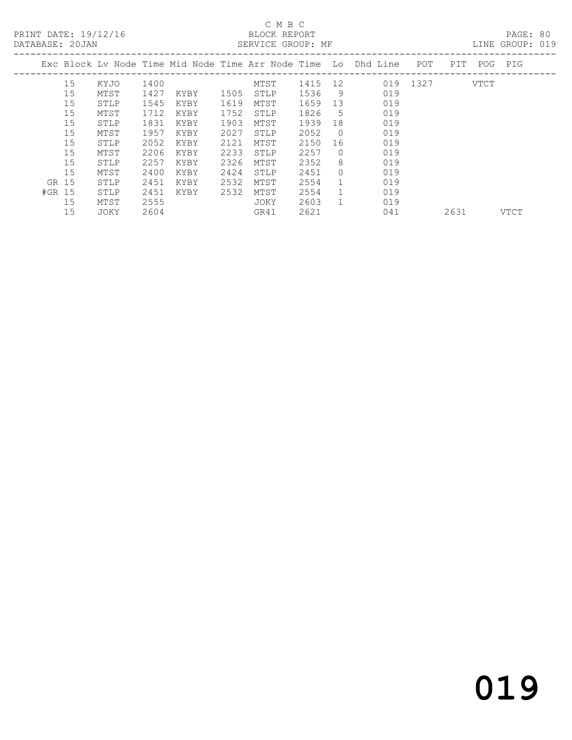C M B C

BLOCK REPORT

SERVICE GROUP: MF

PRINT DATE: 19/12/16
DATABASE: 20JAN
LINE GROUP: 019

| Exc | Block | Lv Node | Time | Mid Node | Time | Arr Node | Time | Lo | Dhd Line | POT | PIT | POG | PIG |
|---|---|---|---|---|---|---|---|---|---|---|---|---|---|
| | 15 | KYJO | 1400 | | | MTST | 1415 | 12 | 019 | 1327 | | VTCT | |
| | 15 | MTST | 1427 | KYBY | 1505 | STLP | 1536 | 9 | 019 | | | | |
| | 15 | STLP | 1545 | KYBY | 1619 | MTST | 1659 | 13 | 019 | | | | |
| | 15 | MTST | 1712 | KYBY | 1752 | STLP | 1826 | 5 | 019 | | | | |
| | 15 | STLP | 1831 | KYBY | 1903 | MTST | 1939 | 18 | 019 | | | | |
| | 15 | MTST | 1957 | KYBY | 2027 | STLP | 2052 | 0 | 019 | | | | |
| | 15 | STLP | 2052 | KYBY | 2121 | MTST | 2150 | 16 | 019 | | | | |
| | 15 | MTST | 2206 | KYBY | 2233 | STLP | 2257 | 0 | 019 | | | | |
| | 15 | STLP | 2257 | KYBY | 2326 | MTST | 2352 | 8 | 019 | | | | |
| | 15 | MTST | 2400 | KYBY | 2424 | STLP | 2451 | 0 | 019 | | | | |
| GR | 15 | STLP | 2451 | KYBY | 2532 | MTST | 2554 | 1 | 019 | | | | |
| #GR | 15 | STLP | 2451 | KYBY | 2532 | MTST | 2554 | 1 | 019 | | | | |
| | 15 | MTST | 2555 | | | JOKY | 2603 | 1 | 019 | | | | |
| | 15 | JOKY | 2604 | | | GR41 | 2621 | | 041 | | 2631 | | VTCT |

019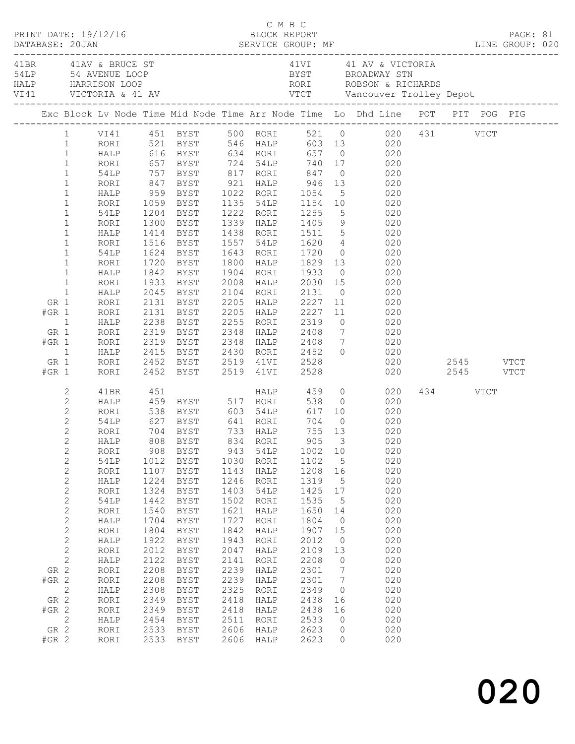C M B C

PRINT DATE: 19/12/16 BLOCK REPORT PAGE: 81
DATABASE: 20JAN SERVICE GROUP: MF LINE GROUP: 020

| Code | Name | Code | Name |
|---|---|---|---|
| 41BR | 41AV & BRUCE ST | 41VI | 41 AV & VICTORIA |
| 54LP | 54 AVENUE LOOP | BYST | BROADWAY STN |
| HALP | HARRISON LOOP | RORI | ROBSON & RICHARDS |
| VI41 | VICTORIA & 41 AV | VTCT | Vancouver Trolley Depot |

| Exc | Block | Lv Node | Time | Mid Node | Time | Arr Node | Time | Lo | Dhd Line | POT | PIT | POG | PIG |
|---|---|---|---|---|---|---|---|---|---|---|---|---|---|
| | 1 | VI41 | 451 | BYST | 500 | RORI | 521 | 0 | 020 | 431 | | VTCT | |
| | 1 | RORI | 521 | BYST | 546 | HALP | 603 | 13 | 020 | | | | |
| | 1 | HALP | 616 | BYST | 634 | RORI | 657 | 0 | 020 | | | | |
| | 1 | RORI | 657 | BYST | 724 | 54LP | 740 | 17 | 020 | | | | |
| | 1 | 54LP | 757 | BYST | 817 | RORI | 847 | 0 | 020 | | | | |
| | 1 | RORI | 847 | BYST | 921 | HALP | 946 | 13 | 020 | | | | |
| | 1 | HALP | 959 | BYST | 1022 | RORI | 1054 | 5 | 020 | | | | |
| | 1 | RORI | 1059 | BYST | 1135 | 54LP | 1154 | 10 | 020 | | | | |
| | 1 | 54LP | 1204 | BYST | 1222 | RORI | 1255 | 5 | 020 | | | | |
| | 1 | RORI | 1300 | BYST | 1339 | HALP | 1405 | 9 | 020 | | | | |
| | 1 | HALP | 1414 | BYST | 1438 | RORI | 1511 | 5 | 020 | | | | |
| | 1 | RORI | 1516 | BYST | 1557 | 54LP | 1620 | 4 | 020 | | | | |
| | 1 | 54LP | 1624 | BYST | 1643 | RORI | 1720 | 0 | 020 | | | | |
| | 1 | RORI | 1720 | BYST | 1800 | HALP | 1829 | 13 | 020 | | | | |
| | 1 | HALP | 1842 | BYST | 1904 | RORI | 1933 | 0 | 020 | | | | |
| | 1 | RORI | 1933 | BYST | 2008 | HALP | 2030 | 15 | 020 | | | | |
| | 1 | HALP | 2045 | BYST | 2104 | RORI | 2131 | 0 | 020 | | | | |
| GR | 1 | RORI | 2131 | BYST | 2205 | HALP | 2227 | 11 | 020 | | | | |
| #GR | 1 | RORI | 2131 | BYST | 2205 | HALP | 2227 | 11 | 020 | | | | |
| | 1 | HALP | 2238 | BYST | 2255 | RORI | 2319 | 0 | 020 | | | | |
| GR | 1 | RORI | 2319 | BYST | 2348 | HALP | 2408 | 7 | 020 | | | | |
| #GR | 1 | RORI | 2319 | BYST | 2348 | HALP | 2408 | 7 | 020 | | | | |
| | 1 | HALP | 2415 | BYST | 2430 | RORI | 2452 | 0 | 020 | | | | |
| GR | 1 | RORI | 2452 | BYST | 2519 | 41VI | 2528 | | 020 | | 2545 | | VTCT |
| #GR | 1 | RORI | 2452 | BYST | 2519 | 41VI | 2528 | | 020 | | 2545 | | VTCT |
| | 2 | 41BR | 451 | | | HALP | 459 | 0 | 020 | 434 | | VTCT | |
| | 2 | HALP | 459 | BYST | 517 | RORI | 538 | 0 | 020 | | | | |
| | 2 | RORI | 538 | BYST | 603 | 54LP | 617 | 10 | 020 | | | | |
| | 2 | 54LP | 627 | BYST | 641 | RORI | 704 | 0 | 020 | | | | |
| | 2 | RORI | 704 | BYST | 733 | HALP | 755 | 13 | 020 | | | | |
| | 2 | HALP | 808 | BYST | 834 | RORI | 905 | 3 | 020 | | | | |
| | 2 | RORI | 908 | BYST | 943 | 54LP | 1002 | 10 | 020 | | | | |
| | 2 | 54LP | 1012 | BYST | 1030 | RORI | 1102 | 5 | 020 | | | | |
| | 2 | RORI | 1107 | BYST | 1143 | HALP | 1208 | 16 | 020 | | | | |
| | 2 | HALP | 1224 | BYST | 1246 | RORI | 1319 | 5 | 020 | | | | |
| | 2 | RORI | 1324 | BYST | 1403 | 54LP | 1425 | 17 | 020 | | | | |
| | 2 | 54LP | 1442 | BYST | 1502 | RORI | 1535 | 5 | 020 | | | | |
| | 2 | RORI | 1540 | BYST | 1621 | HALP | 1650 | 14 | 020 | | | | |
| | 2 | HALP | 1704 | BYST | 1727 | RORI | 1804 | 0 | 020 | | | | |
| | 2 | RORI | 1804 | BYST | 1842 | HALP | 1907 | 15 | 020 | | | | |
| | 2 | HALP | 1922 | BYST | 1943 | RORI | 2012 | 0 | 020 | | | | |
| | 2 | RORI | 2012 | BYST | 2047 | HALP | 2109 | 13 | 020 | | | | |
| | 2 | HALP | 2122 | BYST | 2141 | RORI | 2208 | 0 | 020 | | | | |
| GR | 2 | RORI | 2208 | BYST | 2239 | HALP | 2301 | 7 | 020 | | | | |
| #GR | 2 | RORI | 2208 | BYST | 2239 | HALP | 2301 | 7 | 020 | | | | |
| | 2 | HALP | 2308 | BYST | 2325 | RORI | 2349 | 0 | 020 | | | | |
| GR | 2 | RORI | 2349 | BYST | 2418 | HALP | 2438 | 16 | 020 | | | | |
| #GR | 2 | RORI | 2349 | BYST | 2418 | HALP | 2438 | 16 | 020 | | | | |
| | 2 | HALP | 2454 | BYST | 2511 | RORI | 2533 | 0 | 020 | | | | |
| GR | 2 | RORI | 2533 | BYST | 2606 | HALP | 2623 | 0 | 020 | | | | |
| #GR | 2 | RORI | 2533 | BYST | 2606 | HALP | 2623 | 0 | 020 | | | | |

020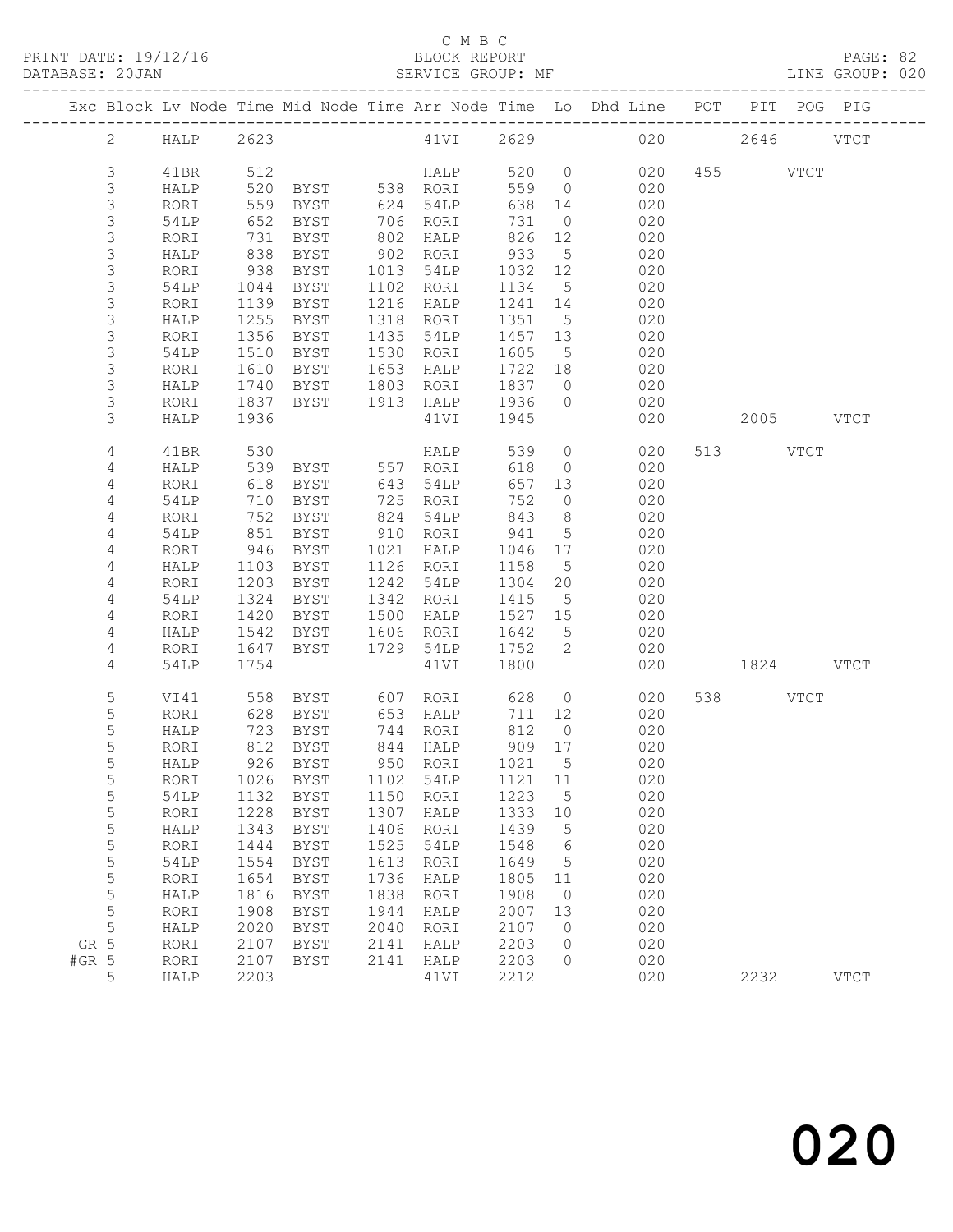C M B C
BLOCK REPORT
SERVICE GROUP: MF

PRINT DATE: 19/12/16
DATABASE: 20JAN
LINE GROUP: 020

| Exc | Block | Lv | Node | Time | Mid Node | Time | Arr Node | Time | Lo | Dhd Line | POT | PIT | POG | PIG |
|---|---|---|---|---|---|---|---|---|---|---|---|---|---|---|
| | 2 | | HALP | 2623 | | | 41VI | 2629 | | 020 | | 2646 | | VTCT |
| | 3 | | 41BR | 512 | | | HALP | 520 | 0 | 020 | 455 | | VTCT | |
| | 3 | | HALP | 520 | BYST | 538 | RORI | 559 | 0 | 020 | | | | |
| | 3 | | RORI | 559 | BYST | 624 | 54LP | 638 | 14 | 020 | | | | |
| | 3 | | 54LP | 652 | BYST | 706 | RORI | 731 | 0 | 020 | | | | |
| | 3 | | RORI | 731 | BYST | 802 | HALP | 826 | 12 | 020 | | | | |
| | 3 | | HALP | 838 | BYST | 902 | RORI | 933 | 5 | 020 | | | | |
| | 3 | | RORI | 938 | BYST | 1013 | 54LP | 1032 | 12 | 020 | | | | |
| | 3 | | 54LP | 1044 | BYST | 1102 | RORI | 1134 | 5 | 020 | | | | |
| | 3 | | RORI | 1139 | BYST | 1216 | HALP | 1241 | 14 | 020 | | | | |
| | 3 | | HALP | 1255 | BYST | 1318 | RORI | 1351 | 5 | 020 | | | | |
| | 3 | | RORI | 1356 | BYST | 1435 | 54LP | 1457 | 13 | 020 | | | | |
| | 3 | | 54LP | 1510 | BYST | 1530 | RORI | 1605 | 5 | 020 | | | | |
| | 3 | | RORI | 1610 | BYST | 1653 | HALP | 1722 | 18 | 020 | | | | |
| | 3 | | HALP | 1740 | BYST | 1803 | RORI | 1837 | 0 | 020 | | | | |
| | 3 | | RORI | 1837 | BYST | 1913 | HALP | 1936 | 0 | 020 | | | | |
| | 3 | | HALP | 1936 | | | 41VI | 1945 | | 020 | | 2005 | | VTCT |
| | 4 | | 41BR | 530 | | | HALP | 539 | 0 | 020 | 513 | | VTCT | |
| | 4 | | HALP | 539 | BYST | 557 | RORI | 618 | 0 | 020 | | | | |
| | 4 | | RORI | 618 | BYST | 643 | 54LP | 657 | 13 | 020 | | | | |
| | 4 | | 54LP | 710 | BYST | 725 | RORI | 752 | 0 | 020 | | | | |
| | 4 | | RORI | 752 | BYST | 824 | 54LP | 843 | 8 | 020 | | | | |
| | 4 | | 54LP | 851 | BYST | 910 | RORI | 941 | 5 | 020 | | | | |
| | 4 | | RORI | 946 | BYST | 1021 | HALP | 1046 | 17 | 020 | | | | |
| | 4 | | HALP | 1103 | BYST | 1126 | RORI | 1158 | 5 | 020 | | | | |
| | 4 | | RORI | 1203 | BYST | 1242 | 54LP | 1304 | 20 | 020 | | | | |
| | 4 | | 54LP | 1324 | BYST | 1342 | RORI | 1415 | 5 | 020 | | | | |
| | 4 | | RORI | 1420 | BYST | 1500 | HALP | 1527 | 15 | 020 | | | | |
| | 4 | | HALP | 1542 | BYST | 1606 | RORI | 1642 | 5 | 020 | | | | |
| | 4 | | RORI | 1647 | BYST | 1729 | 54LP | 1752 | 2 | 020 | | | | |
| | 4 | | 54LP | 1754 | | | 41VI | 1800 | | 020 | | 1824 | | VTCT |
| | 5 | | VI41 | 558 | BYST | 607 | RORI | 628 | 0 | 020 | 538 | | VTCT | |
| | 5 | | RORI | 628 | BYST | 653 | HALP | 711 | 12 | 020 | | | | |
| | 5 | | HALP | 723 | BYST | 744 | RORI | 812 | 0 | 020 | | | | |
| | 5 | | RORI | 812 | BYST | 844 | HALP | 909 | 17 | 020 | | | | |
| | 5 | | HALP | 926 | BYST | 950 | RORI | 1021 | 5 | 020 | | | | |
| | 5 | | RORI | 1026 | BYST | 1102 | 54LP | 1121 | 11 | 020 | | | | |
| | 5 | | 54LP | 1132 | BYST | 1150 | RORI | 1223 | 5 | 020 | | | | |
| | 5 | | RORI | 1228 | BYST | 1307 | HALP | 1333 | 10 | 020 | | | | |
| | 5 | | HALP | 1343 | BYST | 1406 | RORI | 1439 | 5 | 020 | | | | |
| | 5 | | RORI | 1444 | BYST | 1525 | 54LP | 1548 | 6 | 020 | | | | |
| | 5 | | 54LP | 1554 | BYST | 1613 | RORI | 1649 | 5 | 020 | | | | |
| | 5 | | RORI | 1654 | BYST | 1736 | HALP | 1805 | 11 | 020 | | | | |
| | 5 | | HALP | 1816 | BYST | 1838 | RORI | 1908 | 0 | 020 | | | | |
| | 5 | | RORI | 1908 | BYST | 1944 | HALP | 2007 | 13 | 020 | | | | |
| | 5 | | HALP | 2020 | BYST | 2040 | RORI | 2107 | 0 | 020 | | | | |
| GR | 5 | | RORI | 2107 | BYST | 2141 | HALP | 2203 | 0 | 020 | | | | |
| #GR | 5 | | RORI | 2107 | BYST | 2141 | HALP | 2203 | 0 | 020 | | | | |
| | 5 | | HALP | 2203 | | | 41VI | 2212 | | 020 | | 2232 | | VTCT |

020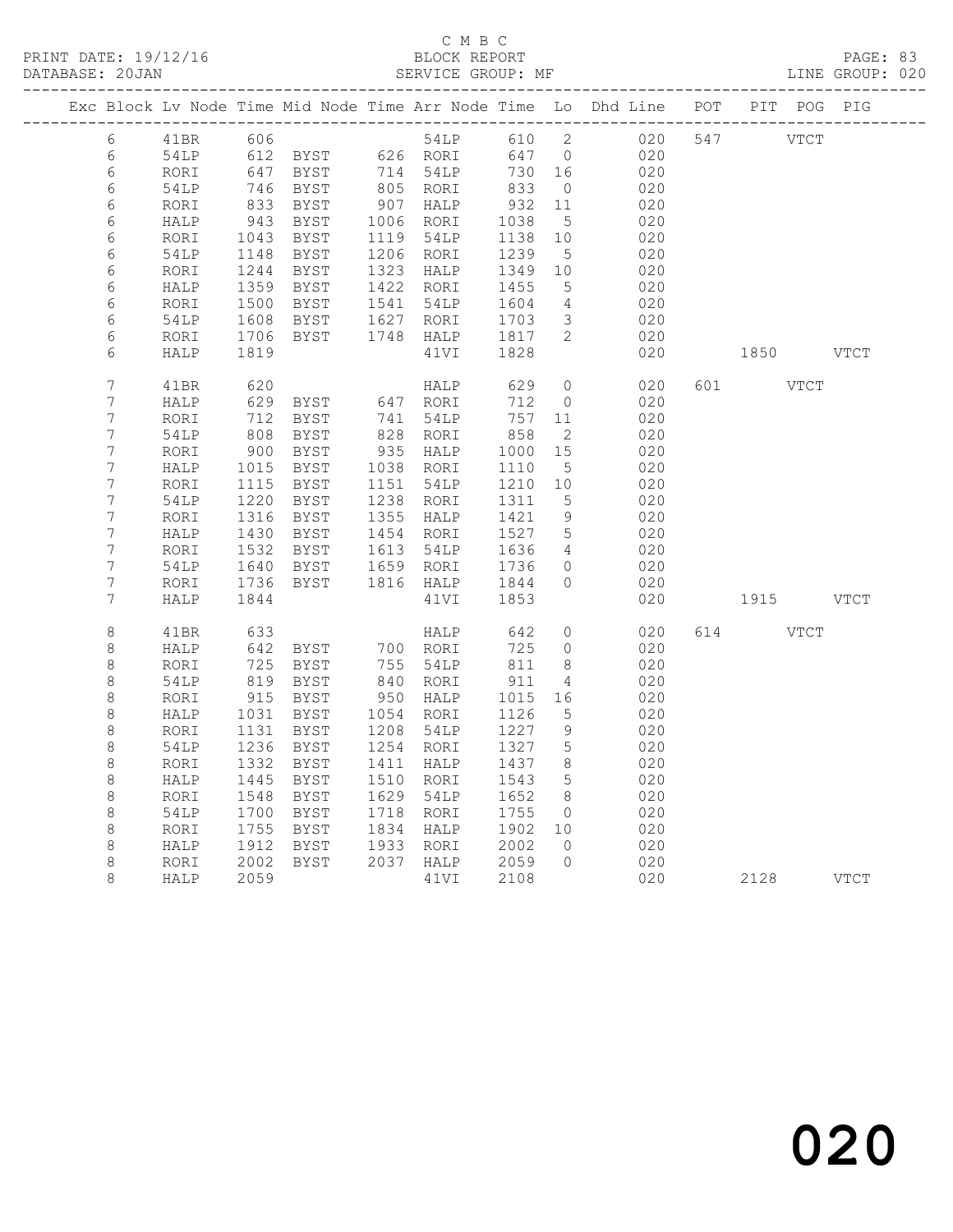C M B C
PRINT DATE: 19/12/16 BLOCK REPORT
DATABASE: 20JAN SERVICE GROUP: MF LINE GROUP: 020

| Exc | Block | Lv | Node | Time | Mid Node | Time | Arr Node | Time | Lo | Dhd Line | POT | PIT | POG | PIG |
|---|---|---|---|---|---|---|---|---|---|---|---|---|---|---|
| | 6 | | 41BR | 606 | | | 54LP | 610 | 2 | 020 | 547 | | VTCT | |
| | 6 | | 54LP | 612 | BYST | 626 | RORI | 647 | 0 | 020 | | | | |
| | 6 | | RORI | 647 | BYST | 714 | 54LP | 730 | 16 | 020 | | | | |
| | 6 | | 54LP | 746 | BYST | 805 | RORI | 833 | 0 | 020 | | | | |
| | 6 | | RORI | 833 | BYST | 907 | HALP | 932 | 11 | 020 | | | | |
| | 6 | | HALP | 943 | BYST | 1006 | RORI | 1038 | 5 | 020 | | | | |
| | 6 | | RORI | 1043 | BYST | 1119 | 54LP | 1138 | 10 | 020 | | | | |
| | 6 | | 54LP | 1148 | BYST | 1206 | RORI | 1239 | 5 | 020 | | | | |
| | 6 | | RORI | 1244 | BYST | 1323 | HALP | 1349 | 10 | 020 | | | | |
| | 6 | | HALP | 1359 | BYST | 1422 | RORI | 1455 | 5 | 020 | | | | |
| | 6 | | RORI | 1500 | BYST | 1541 | 54LP | 1604 | 4 | 020 | | | | |
| | 6 | | 54LP | 1608 | BYST | 1627 | RORI | 1703 | 3 | 020 | | | | |
| | 6 | | RORI | 1706 | BYST | 1748 | HALP | 1817 | 2 | 020 | | | | |
| | 6 | | HALP | 1819 | | | 41VI | 1828 | | 020 | | 1850 | | VTCT |
| | 7 | | 41BR | 620 | | | HALP | 629 | 0 | 020 | 601 | | VTCT | |
| | 7 | | HALP | 629 | BYST | 647 | RORI | 712 | 0 | 020 | | | | |
| | 7 | | RORI | 712 | BYST | 741 | 54LP | 757 | 11 | 020 | | | | |
| | 7 | | 54LP | 808 | BYST | 828 | RORI | 858 | 2 | 020 | | | | |
| | 7 | | RORI | 900 | BYST | 935 | HALP | 1000 | 15 | 020 | | | | |
| | 7 | | HALP | 1015 | BYST | 1038 | RORI | 1110 | 5 | 020 | | | | |
| | 7 | | RORI | 1115 | BYST | 1151 | 54LP | 1210 | 10 | 020 | | | | |
| | 7 | | 54LP | 1220 | BYST | 1238 | RORI | 1311 | 5 | 020 | | | | |
| | 7 | | RORI | 1316 | BYST | 1355 | HALP | 1421 | 9 | 020 | | | | |
| | 7 | | HALP | 1430 | BYST | 1454 | RORI | 1527 | 5 | 020 | | | | |
| | 7 | | RORI | 1532 | BYST | 1613 | 54LP | 1636 | 4 | 020 | | | | |
| | 7 | | 54LP | 1640 | BYST | 1659 | RORI | 1736 | 0 | 020 | | | | |
| | 7 | | RORI | 1736 | BYST | 1816 | HALP | 1844 | 0 | 020 | | | | |
| | 7 | | HALP | 1844 | | | 41VI | 1853 | | 020 | | 1915 | | VTCT |
| | 8 | | 41BR | 633 | | | HALP | 642 | 0 | 020 | 614 | | VTCT | |
| | 8 | | HALP | 642 | BYST | 700 | RORI | 725 | 0 | 020 | | | | |
| | 8 | | RORI | 725 | BYST | 755 | 54LP | 811 | 8 | 020 | | | | |
| | 8 | | 54LP | 819 | BYST | 840 | RORI | 911 | 4 | 020 | | | | |
| | 8 | | RORI | 915 | BYST | 950 | HALP | 1015 | 16 | 020 | | | | |
| | 8 | | HALP | 1031 | BYST | 1054 | RORI | 1126 | 5 | 020 | | | | |
| | 8 | | RORI | 1131 | BYST | 1208 | 54LP | 1227 | 9 | 020 | | | | |
| | 8 | | 54LP | 1236 | BYST | 1254 | RORI | 1327 | 5 | 020 | | | | |
| | 8 | | RORI | 1332 | BYST | 1411 | HALP | 1437 | 8 | 020 | | | | |
| | 8 | | HALP | 1445 | BYST | 1510 | RORI | 1543 | 5 | 020 | | | | |
| | 8 | | RORI | 1548 | BYST | 1629 | 54LP | 1652 | 8 | 020 | | | | |
| | 8 | | 54LP | 1700 | BYST | 1718 | RORI | 1755 | 0 | 020 | | | | |
| | 8 | | RORI | 1755 | BYST | 1834 | HALP | 1902 | 10 | 020 | | | | |
| | 8 | | HALP | 1912 | BYST | 1933 | RORI | 2002 | 0 | 020 | | | | |
| | 8 | | RORI | 2002 | BYST | 2037 | HALP | 2059 | 0 | 020 | | | | |
| | 8 | | HALP | 2059 | | | 41VI | 2108 | | 020 | | 2128 | | VTCT |

020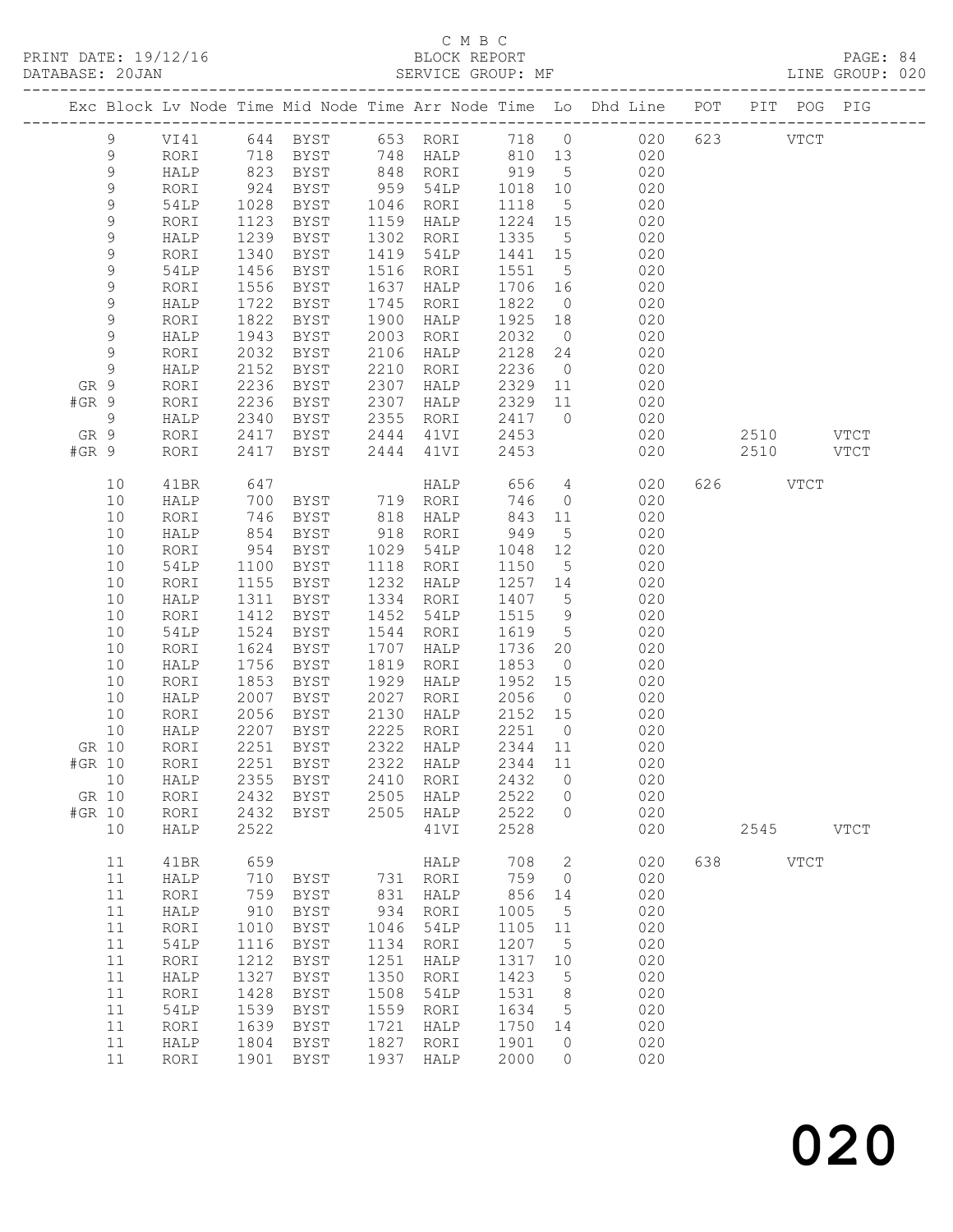C M B C
PRINT DATE: 19/12/16 BLOCK REPORT
DATABASE: 20JAN SERVICE GROUP: MF LINE GROUP: 020

| Exc | Block | Lv | Node | Time | Mid Node | Time | Arr Node | Time | Lo | Dhd Line | POT | PIT | POG | PIG |
|---|---|---|---|---|---|---|---|---|---|---|---|---|---|---|
| | 9 | | VI41 | 644 | BYST | 653 | RORI | 718 | 0 | 020 | 623 | | VTCT | |
| | 9 | | RORI | 718 | BYST | 748 | HALP | 810 | 13 | 020 | | | | |
| | 9 | | HALP | 823 | BYST | 848 | RORI | 919 | 5 | 020 | | | | |
| | 9 | | RORI | 924 | BYST | 959 | 54LP | 1018 | 10 | 020 | | | | |
| | 9 | | 54LP | 1028 | BYST | 1046 | RORI | 1118 | 5 | 020 | | | | |
| | 9 | | RORI | 1123 | BYST | 1159 | HALP | 1224 | 15 | 020 | | | | |
| | 9 | | HALP | 1239 | BYST | 1302 | RORI | 1335 | 5 | 020 | | | | |
| | 9 | | RORI | 1340 | BYST | 1419 | 54LP | 1441 | 15 | 020 | | | | |
| | 9 | | 54LP | 1456 | BYST | 1516 | RORI | 1551 | 5 | 020 | | | | |
| | 9 | | RORI | 1556 | BYST | 1637 | HALP | 1706 | 16 | 020 | | | | |
| | 9 | | HALP | 1722 | BYST | 1745 | RORI | 1822 | 0 | 020 | | | | |
| | 9 | | RORI | 1822 | BYST | 1900 | HALP | 1925 | 18 | 020 | | | | |
| | 9 | | HALP | 1943 | BYST | 2003 | RORI | 2032 | 0 | 020 | | | | |
| | 9 | | RORI | 2032 | BYST | 2106 | HALP | 2128 | 24 | 020 | | | | |
| | 9 | | HALP | 2152 | BYST | 2210 | RORI | 2236 | 0 | 020 | | | | |
| GR | 9 | | RORI | 2236 | BYST | 2307 | HALP | 2329 | 11 | 020 | | | | |
| #GR | 9 | | RORI | 2236 | BYST | 2307 | HALP | 2329 | 11 | 020 | | | | |
| | 9 | | HALP | 2340 | BYST | 2355 | RORI | 2417 | 0 | 020 | | | | |
| GR | 9 | | RORI | 2417 | BYST | 2444 | 41VI | 2453 | | 020 | | 2510 | | VTCT |
| #GR | 9 | | RORI | 2417 | BYST | 2444 | 41VI | 2453 | | 020 | | 2510 | | VTCT |
| | 10 | | 41BR | 647 | | | HALP | 656 | 4 | 020 | 626 | | VTCT | |
| | 10 | | HALP | 700 | BYST | 719 | RORI | 746 | 0 | 020 | | | | |
| | 10 | | RORI | 746 | BYST | 818 | HALP | 843 | 11 | 020 | | | | |
| | 10 | | HALP | 854 | BYST | 918 | RORI | 949 | 5 | 020 | | | | |
| | 10 | | RORI | 954 | BYST | 1029 | 54LP | 1048 | 12 | 020 | | | | |
| | 10 | | 54LP | 1100 | BYST | 1118 | RORI | 1150 | 5 | 020 | | | | |
| | 10 | | RORI | 1155 | BYST | 1232 | HALP | 1257 | 14 | 020 | | | | |
| | 10 | | HALP | 1311 | BYST | 1334 | RORI | 1407 | 5 | 020 | | | | |
| | 10 | | RORI | 1412 | BYST | 1452 | 54LP | 1515 | 9 | 020 | | | | |
| | 10 | | 54LP | 1524 | BYST | 1544 | RORI | 1619 | 5 | 020 | | | | |
| | 10 | | RORI | 1624 | BYST | 1707 | HALP | 1736 | 20 | 020 | | | | |
| | 10 | | HALP | 1756 | BYST | 1819 | RORI | 1853 | 0 | 020 | | | | |
| | 10 | | RORI | 1853 | BYST | 1929 | HALP | 1952 | 15 | 020 | | | | |
| | 10 | | HALP | 2007 | BYST | 2027 | RORI | 2056 | 0 | 020 | | | | |
| | 10 | | RORI | 2056 | BYST | 2130 | HALP | 2152 | 15 | 020 | | | | |
| | 10 | | HALP | 2207 | BYST | 2225 | RORI | 2251 | 0 | 020 | | | | |
| GR | 10 | | RORI | 2251 | BYST | 2322 | HALP | 2344 | 11 | 020 | | | | |
| #GR | 10 | | RORI | 2251 | BYST | 2322 | HALP | 2344 | 11 | 020 | | | | |
| | 10 | | HALP | 2355 | BYST | 2410 | RORI | 2432 | 0 | 020 | | | | |
| GR | 10 | | RORI | 2432 | BYST | 2505 | HALP | 2522 | 0 | 020 | | | | |
| #GR | 10 | | RORI | 2432 | BYST | 2505 | HALP | 2522 | 0 | 020 | | | | |
| | 10 | | HALP | 2522 | | | 41VI | 2528 | | 020 | | 2545 | | VTCT |
| | 11 | | 41BR | 659 | | | HALP | 708 | 2 | 020 | 638 | | VTCT | |
| | 11 | | HALP | 710 | BYST | 731 | RORI | 759 | 0 | 020 | | | | |
| | 11 | | RORI | 759 | BYST | 831 | HALP | 856 | 14 | 020 | | | | |
| | 11 | | HALP | 910 | BYST | 934 | RORI | 1005 | 5 | 020 | | | | |
| | 11 | | RORI | 1010 | BYST | 1046 | 54LP | 1105 | 11 | 020 | | | | |
| | 11 | | 54LP | 1116 | BYST | 1134 | RORI | 1207 | 5 | 020 | | | | |
| | 11 | | RORI | 1212 | BYST | 1251 | HALP | 1317 | 10 | 020 | | | | |
| | 11 | | HALP | 1327 | BYST | 1350 | RORI | 1423 | 5 | 020 | | | | |
| | 11 | | RORI | 1428 | BYST | 1508 | 54LP | 1531 | 8 | 020 | | | | |
| | 11 | | 54LP | 1539 | BYST | 1559 | RORI | 1634 | 5 | 020 | | | | |
| | 11 | | RORI | 1639 | BYST | 1721 | HALP | 1750 | 14 | 020 | | | | |
| | 11 | | HALP | 1804 | BYST | 1827 | RORI | 1901 | 0 | 020 | | | | |
| | 11 | | RORI | 1901 | BYST | 1937 | HALP | 2000 | 0 | 020 | | | | |

020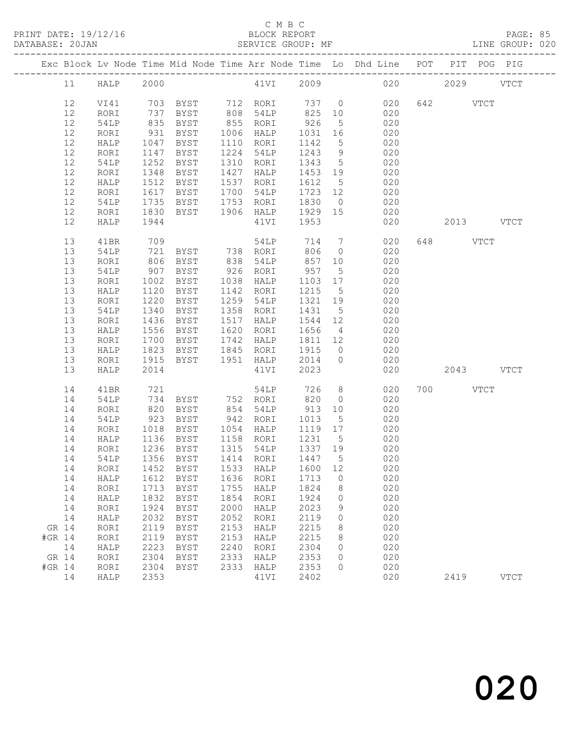C M B C
BLOCK REPORT
SERVICE GROUP: MF

PRINT DATE: 19/12/16
DATABASE: 20JAN
LINE GROUP: 020

| Exc | Block | Lv | Node | Time | Mid Node | Time | Arr Node | Time | Lo | Dhd Line | POT | PIT | POG | PIG |
|---|---|---|---|---|---|---|---|---|---|---|---|---|---|---|
| | 11 | | HALP | 2000 | | | 41VI | 2009 | | 020 | | 2029 | | VTCT |
| | 12 | | VI41 | 703 | BYST | 712 | RORI | 737 | 0 | 020 | 642 | | VTCT | |
| | 12 | | RORI | 737 | BYST | 808 | 54LP | 825 | 10 | 020 | | | | |
| | 12 | | 54LP | 835 | BYST | 855 | RORI | 926 | 5 | 020 | | | | |
| | 12 | | RORI | 931 | BYST | 1006 | HALP | 1031 | 16 | 020 | | | | |
| | 12 | | HALP | 1047 | BYST | 1110 | RORI | 1142 | 5 | 020 | | | | |
| | 12 | | RORI | 1147 | BYST | 1224 | 54LP | 1243 | 9 | 020 | | | | |
| | 12 | | 54LP | 1252 | BYST | 1310 | RORI | 1343 | 5 | 020 | | | | |
| | 12 | | RORI | 1348 | BYST | 1427 | HALP | 1453 | 19 | 020 | | | | |
| | 12 | | HALP | 1512 | BYST | 1537 | RORI | 1612 | 5 | 020 | | | | |
| | 12 | | RORI | 1617 | BYST | 1700 | 54LP | 1723 | 12 | 020 | | | | |
| | 12 | | 54LP | 1735 | BYST | 1753 | RORI | 1830 | 0 | 020 | | | | |
| | 12 | | RORI | 1830 | BYST | 1906 | HALP | 1929 | 15 | 020 | | | | |
| | 12 | | HALP | 1944 | | | 41VI | 1953 | | 020 | | 2013 | | VTCT |
| | 13 | | 41BR | 709 | | | 54LP | 714 | 7 | 020 | 648 | | VTCT | |
| | 13 | | 54LP | 721 | BYST | 738 | RORI | 806 | 0 | 020 | | | | |
| | 13 | | RORI | 806 | BYST | 838 | 54LP | 857 | 10 | 020 | | | | |
| | 13 | | 54LP | 907 | BYST | 926 | RORI | 957 | 5 | 020 | | | | |
| | 13 | | RORI | 1002 | BYST | 1038 | HALP | 1103 | 17 | 020 | | | | |
| | 13 | | HALP | 1120 | BYST | 1142 | RORI | 1215 | 5 | 020 | | | | |
| | 13 | | RORI | 1220 | BYST | 1259 | 54LP | 1321 | 19 | 020 | | | | |
| | 13 | | 54LP | 1340 | BYST | 1358 | RORI | 1431 | 5 | 020 | | | | |
| | 13 | | RORI | 1436 | BYST | 1517 | HALP | 1544 | 12 | 020 | | | | |
| | 13 | | HALP | 1556 | BYST | 1620 | RORI | 1656 | 4 | 020 | | | | |
| | 13 | | RORI | 1700 | BYST | 1742 | HALP | 1811 | 12 | 020 | | | | |
| | 13 | | HALP | 1823 | BYST | 1845 | RORI | 1915 | 0 | 020 | | | | |
| | 13 | | RORI | 1915 | BYST | 1951 | HALP | 2014 | 0 | 020 | | | | |
| | 13 | | HALP | 2014 | | | 41VI | 2023 | | 020 | | 2043 | | VTCT |
| | 14 | | 41BR | 721 | | | 54LP | 726 | 8 | 020 | 700 | | VTCT | |
| | 14 | | 54LP | 734 | BYST | 752 | RORI | 820 | 0 | 020 | | | | |
| | 14 | | RORI | 820 | BYST | 854 | 54LP | 913 | 10 | 020 | | | | |
| | 14 | | 54LP | 923 | BYST | 942 | RORI | 1013 | 5 | 020 | | | | |
| | 14 | | RORI | 1018 | BYST | 1054 | HALP | 1119 | 17 | 020 | | | | |
| | 14 | | HALP | 1136 | BYST | 1158 | RORI | 1231 | 5 | 020 | | | | |
| | 14 | | RORI | 1236 | BYST | 1315 | 54LP | 1337 | 19 | 020 | | | | |
| | 14 | | 54LP | 1356 | BYST | 1414 | RORI | 1447 | 5 | 020 | | | | |
| | 14 | | RORI | 1452 | BYST | 1533 | HALP | 1600 | 12 | 020 | | | | |
| | 14 | | HALP | 1612 | BYST | 1636 | RORI | 1713 | 0 | 020 | | | | |
| | 14 | | RORI | 1713 | BYST | 1755 | HALP | 1824 | 8 | 020 | | | | |
| | 14 | | HALP | 1832 | BYST | 1854 | RORI | 1924 | 0 | 020 | | | | |
| | 14 | | RORI | 1924 | BYST | 2000 | HALP | 2023 | 9 | 020 | | | | |
| | 14 | | HALP | 2032 | BYST | 2052 | RORI | 2119 | 0 | 020 | | | | |
| GR | 14 | | RORI | 2119 | BYST | 2153 | HALP | 2215 | 8 | 020 | | | | |
| #GR | 14 | | RORI | 2119 | BYST | 2153 | HALP | 2215 | 8 | 020 | | | | |
| | 14 | | HALP | 2223 | BYST | 2240 | RORI | 2304 | 0 | 020 | | | | |
| GR | 14 | | RORI | 2304 | BYST | 2333 | HALP | 2353 | 0 | 020 | | | | |
| #GR | 14 | | RORI | 2304 | BYST | 2333 | HALP | 2353 | 0 | 020 | | | | |
| | 14 | | HALP | 2353 | | | 41VI | 2402 | | 020 | | 2419 | | VTCT |

020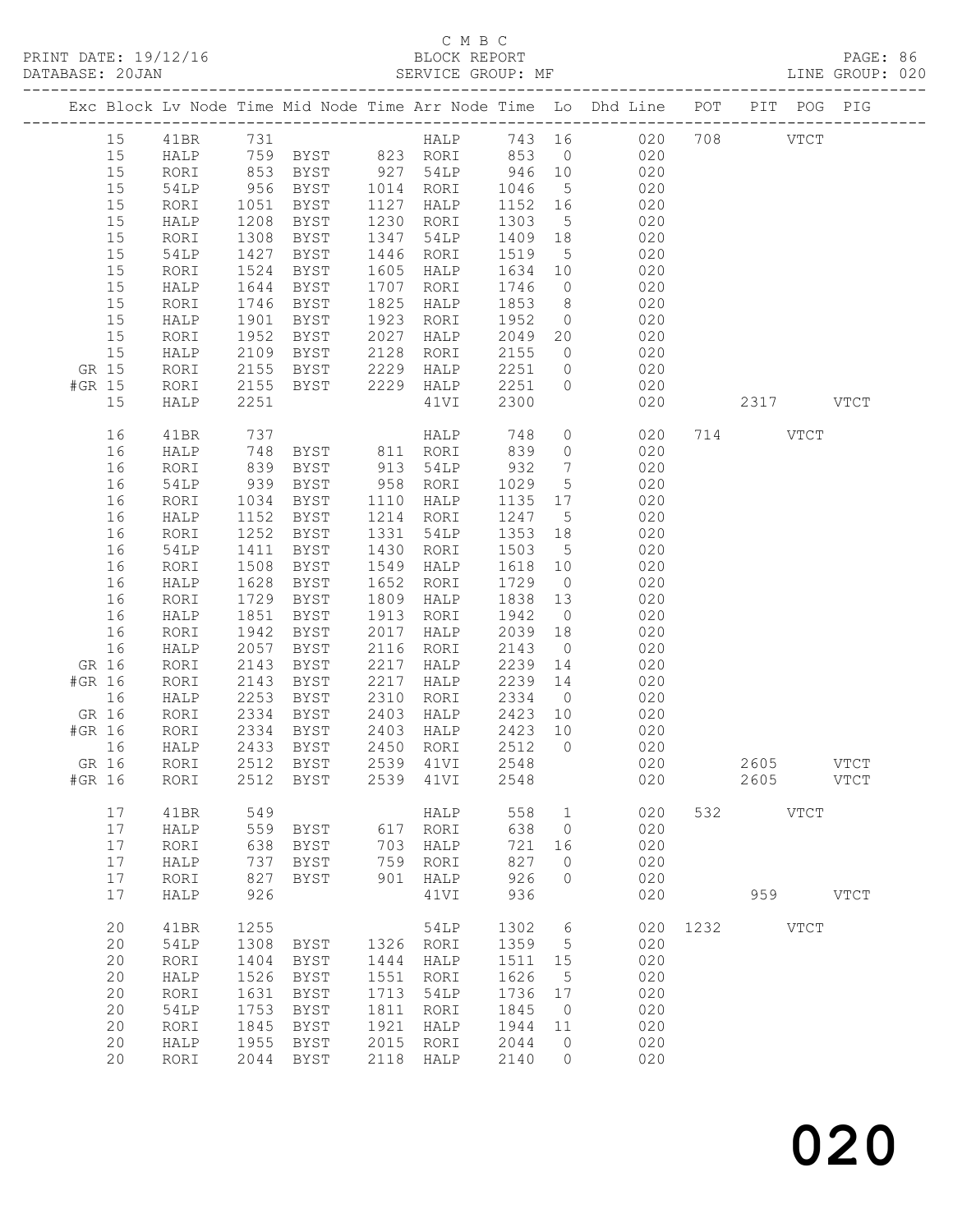C M B C
PRINT DATE: 19/12/16 BLOCK REPORT
DATABASE: 20JAN SERVICE GROUP: MF LINE GROUP: 020

| Exc | Block | Lv | Node | Time | Mid Node | Time | Arr Node | Time | Lo | Dhd Line | POT | PIT | POG | PIG |
|---|---|---|---|---|---|---|---|---|---|---|---|---|---|---|
| | 15 | | 41BR | 731 | | | HALP | 743 | 16 | 020 | 708 | | VTCT | |
| | 15 | | HALP | 759 | BYST | 823 | RORI | 853 | 0 | 020 | | | | |
| | 15 | | RORI | 853 | BYST | 927 | 54LP | 946 | 10 | 020 | | | | |
| | 15 | | 54LP | 956 | BYST | 1014 | RORI | 1046 | 5 | 020 | | | | |
| | 15 | | RORI | 1051 | BYST | 1127 | HALP | 1152 | 16 | 020 | | | | |
| | 15 | | HALP | 1208 | BYST | 1230 | RORI | 1303 | 5 | 020 | | | | |
| | 15 | | RORI | 1308 | BYST | 1347 | 54LP | 1409 | 18 | 020 | | | | |
| | 15 | | 54LP | 1427 | BYST | 1446 | RORI | 1519 | 5 | 020 | | | | |
| | 15 | | RORI | 1524 | BYST | 1605 | HALP | 1634 | 10 | 020 | | | | |
| | 15 | | HALP | 1644 | BYST | 1707 | RORI | 1746 | 0 | 020 | | | | |
| | 15 | | RORI | 1746 | BYST | 1825 | HALP | 1853 | 8 | 020 | | | | |
| | 15 | | HALP | 1901 | BYST | 1923 | RORI | 1952 | 0 | 020 | | | | |
| | 15 | | RORI | 1952 | BYST | 2027 | HALP | 2049 | 20 | 020 | | | | |
| | 15 | | HALP | 2109 | BYST | 2128 | RORI | 2155 | 0 | 020 | | | | |
| GR | 15 | | RORI | 2155 | BYST | 2229 | HALP | 2251 | 0 | 020 | | | | |
| #GR | 15 | | RORI | 2155 | BYST | 2229 | HALP | 2251 | 0 | 020 | | | | |
| | 15 | | HALP | 2251 | | | 41VI | 2300 | | 020 | | 2317 | | VTCT |
| | 16 | | 41BR | 737 | | | HALP | 748 | 0 | 020 | 714 | | VTCT | |
| | 16 | | HALP | 748 | BYST | 811 | RORI | 839 | 0 | 020 | | | | |
| | 16 | | RORI | 839 | BYST | 913 | 54LP | 932 | 7 | 020 | | | | |
| | 16 | | 54LP | 939 | BYST | 958 | RORI | 1029 | 5 | 020 | | | | |
| | 16 | | RORI | 1034 | BYST | 1110 | HALP | 1135 | 17 | 020 | | | | |
| | 16 | | HALP | 1152 | BYST | 1214 | RORI | 1247 | 5 | 020 | | | | |
| | 16 | | RORI | 1252 | BYST | 1331 | 54LP | 1353 | 18 | 020 | | | | |
| | 16 | | 54LP | 1411 | BYST | 1430 | RORI | 1503 | 5 | 020 | | | | |
| | 16 | | RORI | 1508 | BYST | 1549 | HALP | 1618 | 10 | 020 | | | | |
| | 16 | | HALP | 1628 | BYST | 1652 | RORI | 1729 | 0 | 020 | | | | |
| | 16 | | RORI | 1729 | BYST | 1809 | HALP | 1838 | 13 | 020 | | | | |
| | 16 | | HALP | 1851 | BYST | 1913 | RORI | 1942 | 0 | 020 | | | | |
| | 16 | | RORI | 1942 | BYST | 2017 | HALP | 2039 | 18 | 020 | | | | |
| | 16 | | HALP | 2057 | BYST | 2116 | RORI | 2143 | 0 | 020 | | | | |
| GR | 16 | | RORI | 2143 | BYST | 2217 | HALP | 2239 | 14 | 020 | | | | |
| #GR | 16 | | RORI | 2143 | BYST | 2217 | HALP | 2239 | 14 | 020 | | | | |
| | 16 | | HALP | 2253 | BYST | 2310 | RORI | 2334 | 0 | 020 | | | | |
| GR | 16 | | RORI | 2334 | BYST | 2403 | HALP | 2423 | 10 | 020 | | | | |
| #GR | 16 | | RORI | 2334 | BYST | 2403 | HALP | 2423 | 10 | 020 | | | | |
| | 16 | | HALP | 2433 | BYST | 2450 | RORI | 2512 | 0 | 020 | | | | |
| GR | 16 | | RORI | 2512 | BYST | 2539 | 41VI | 2548 | | 020 | | 2605 | | VTCT |
| #GR | 16 | | RORI | 2512 | BYST | 2539 | 41VI | 2548 | | 020 | | 2605 | | VTCT |
| | 17 | | 41BR | 549 | | | HALP | 558 | 1 | 020 | 532 | | VTCT | |
| | 17 | | HALP | 559 | BYST | 617 | RORI | 638 | 0 | 020 | | | | |
| | 17 | | RORI | 638 | BYST | 703 | HALP | 721 | 16 | 020 | | | | |
| | 17 | | HALP | 737 | BYST | 759 | RORI | 827 | 0 | 020 | | | | |
| | 17 | | RORI | 827 | BYST | 901 | HALP | 926 | 0 | 020 | | | | |
| | 17 | | HALP | 926 | | | 41VI | 936 | | 020 | | 959 | | VTCT |
| | 20 | | 41BR | 1255 | | | 54LP | 1302 | 6 | 020 | 1232 | | VTCT | |
| | 20 | | 54LP | 1308 | BYST | 1326 | RORI | 1359 | 5 | 020 | | | | |
| | 20 | | RORI | 1404 | BYST | 1444 | HALP | 1511 | 15 | 020 | | | | |
| | 20 | | HALP | 1526 | BYST | 1551 | RORI | 1626 | 5 | 020 | | | | |
| | 20 | | RORI | 1631 | BYST | 1713 | 54LP | 1736 | 17 | 020 | | | | |
| | 20 | | 54LP | 1753 | BYST | 1811 | RORI | 1845 | 0 | 020 | | | | |
| | 20 | | RORI | 1845 | BYST | 1921 | HALP | 1944 | 11 | 020 | | | | |
| | 20 | | HALP | 1955 | BYST | 2015 | RORI | 2044 | 0 | 020 | | | | |
| | 20 | | RORI | 2044 | BYST | 2118 | HALP | 2140 | 0 | 020 | | | | |

020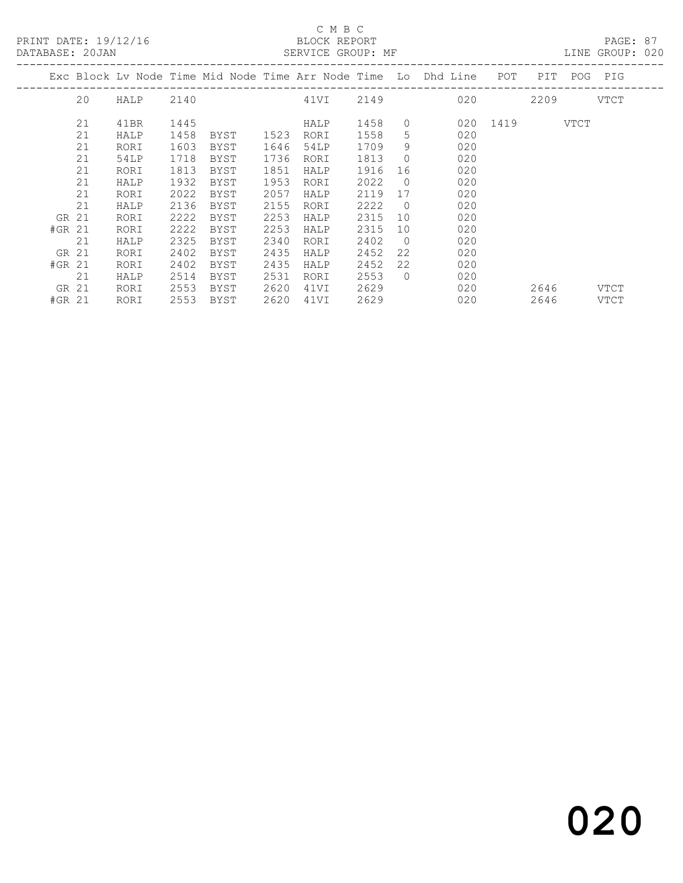C M B C
PRINT DATE: 19/12/16 BLOCK REPORT
DATABASE: 20JAN SERVICE GROUP: MF LINE GROUP: 020

| Exc | Block | Lv | Node | Time | Mid Node | Time | Arr Node | Time | Lo | Dhd Line | POT | PIT | POG | PIG |
|---|---|---|---|---|---|---|---|---|---|---|---|---|---|---|
| | 20 | | HALP | 2140 | | | 41VI | 2149 | | 020 | | 2209 | | VTCT |
| | 21 | | 41BR | 1445 | | | HALP | 1458 | 0 | 020 | 1419 | | VTCT | |
| | 21 | | HALP | 1458 | BYST | 1523 | RORI | 1558 | 5 | 020 | | | | |
| | 21 | | RORI | 1603 | BYST | 1646 | 54LP | 1709 | 9 | 020 | | | | |
| | 21 | | 54LP | 1718 | BYST | 1736 | RORI | 1813 | 0 | 020 | | | | |
| | 21 | | RORI | 1813 | BYST | 1851 | HALP | 1916 | 16 | 020 | | | | |
| | 21 | | HALP | 1932 | BYST | 1953 | RORI | 2022 | 0 | 020 | | | | |
| | 21 | | RORI | 2022 | BYST | 2057 | HALP | 2119 | 17 | 020 | | | | |
| | 21 | | HALP | 2136 | BYST | 2155 | RORI | 2222 | 0 | 020 | | | | |
| GR | 21 | | RORI | 2222 | BYST | 2253 | HALP | 2315 | 10 | 020 | | | | |
| #GR | 21 | | RORI | 2222 | BYST | 2253 | HALP | 2315 | 10 | 020 | | | | |
| | 21 | | HALP | 2325 | BYST | 2340 | RORI | 2402 | 0 | 020 | | | | |
| GR | 21 | | RORI | 2402 | BYST | 2435 | HALP | 2452 | 22 | 020 | | | | |
| #GR | 21 | | RORI | 2402 | BYST | 2435 | HALP | 2452 | 22 | 020 | | | | |
| | 21 | | HALP | 2514 | BYST | 2531 | RORI | 2553 | 0 | 020 | | | | |
| GR | 21 | | RORI | 2553 | BYST | 2620 | 41VI | 2629 | | 020 | | 2646 | | VTCT |
| #GR | 21 | | RORI | 2553 | BYST | 2620 | 41VI | 2629 | | 020 | | 2646 | | VTCT |

020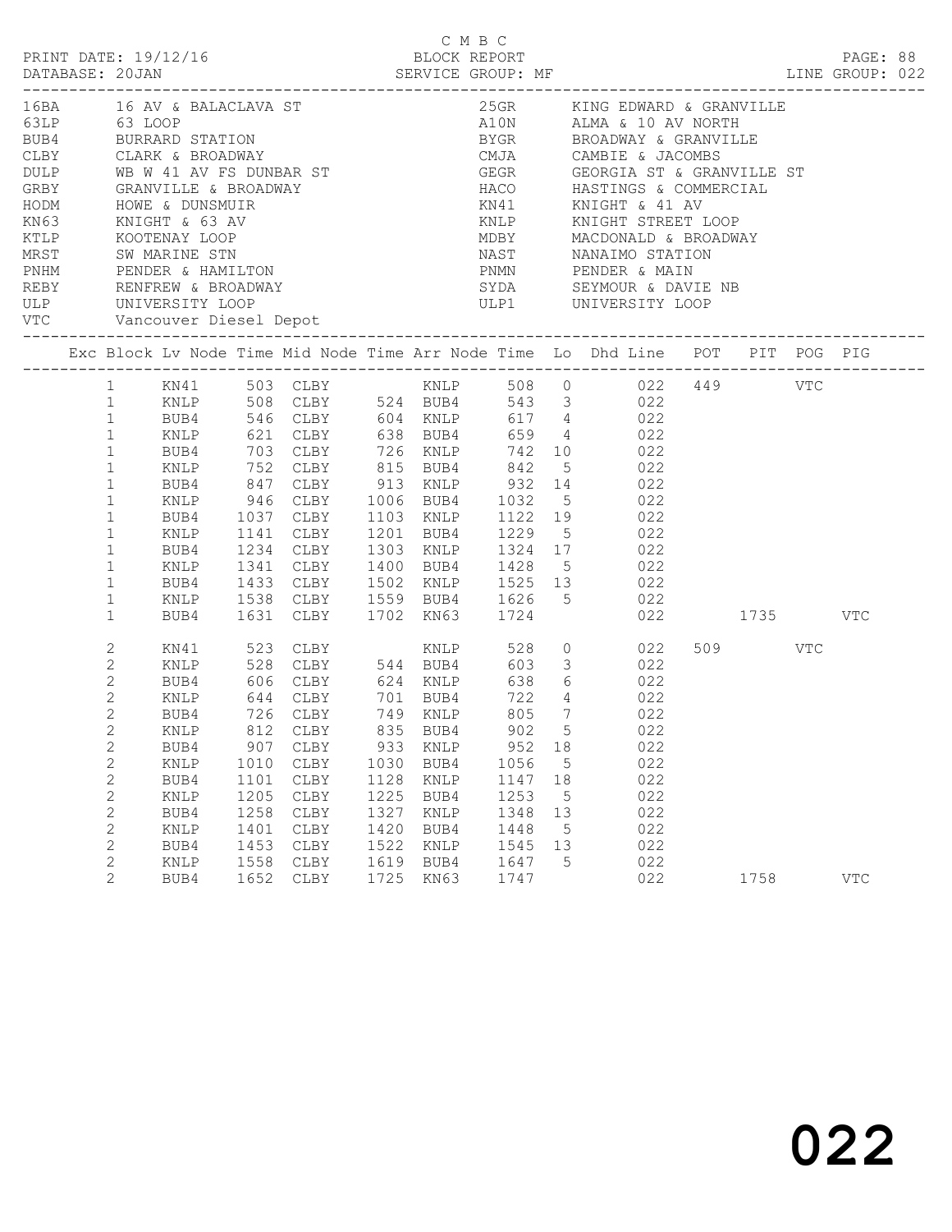C M B C

BLOCK REPORT

SERVICE GROUP: MF

PRINT DATE: 19/12/16

DATABASE: 20JAN

LINE GROUP: 022

| Code | Description | Code | Description |
|---|---|---|---|
| 16BA | 16 AV & BALACLAVA ST | 25GR | KING EDWARD & GRANVILLE |
| 63LP | 63 LOOP | A10N | ALMA & 10 AV NORTH |
| BUB4 | BURRARD STATION | BYGR | BROADWAY & GRANVILLE |
| CLBY | CLARK & BROADWAY | CMJA | CAMBIE & JACOMBS |
| DULP | WB W 41 AV FS DUNBAR ST | GEGR | GEORGIA ST & GRANVILLE ST |
| GRBY | GRANVILLE & BROADWAY | HACO | HASTINGS & COMMERCIAL |
| HODM | HOWE & DUNSMUIR | KN41 | KNIGHT & 41 AV |
| KN63 | KNIGHT & 63 AV | KNLP | KNIGHT STREET LOOP |
| KTLP | KOOTENAY LOOP | MDBY | MACDONALD & BROADWAY |
| MRST | SW MARINE STN | NAST | NANAIMO STATION |
| PNHM | PENDER & HAMILTON | PNMN | PENDER & MAIN |
| REBY | RENFREW & BROADWAY | SYDA | SEYMOUR & DAVIE NB |
| ULP | UNIVERSITY LOOP | ULP1 | UNIVERSITY LOOP |
| VTC | Vancouver Diesel Depot | | |

| Exc | Block | Lv Node | Time | Mid Node | Time | Arr Node | Time | Lo | Dhd Line | POT | PIT | POG | PIG |
|---|---|---|---|---|---|---|---|---|---|---|---|---|---|
| | 1 | KN41 | 503 | CLBY | | KNLP | 508 | 0 | 022 | 449 | | VTC | |
| | 1 | KNLP | 508 | CLBY | 524 | BUB4 | 543 | 3 | 022 | | | | |
| | 1 | BUB4 | 546 | CLBY | 604 | KNLP | 617 | 4 | 022 | | | | |
| | 1 | KNLP | 621 | CLBY | 638 | BUB4 | 659 | 4 | 022 | | | | |
| | 1 | BUB4 | 703 | CLBY | 726 | KNLP | 742 | 10 | 022 | | | | |
| | 1 | KNLP | 752 | CLBY | 815 | BUB4 | 842 | 5 | 022 | | | | |
| | 1 | BUB4 | 847 | CLBY | 913 | KNLP | 932 | 14 | 022 | | | | |
| | 1 | KNLP | 946 | CLBY | 1006 | BUB4 | 1032 | 5 | 022 | | | | |
| | 1 | BUB4 | 1037 | CLBY | 1103 | KNLP | 1122 | 19 | 022 | | | | |
| | 1 | KNLP | 1141 | CLBY | 1201 | BUB4 | 1229 | 5 | 022 | | | | |
| | 1 | BUB4 | 1234 | CLBY | 1303 | KNLP | 1324 | 17 | 022 | | | | |
| | 1 | KNLP | 1341 | CLBY | 1400 | BUB4 | 1428 | 5 | 022 | | | | |
| | 1 | BUB4 | 1433 | CLBY | 1502 | KNLP | 1525 | 13 | 022 | | | | |
| | 1 | KNLP | 1538 | CLBY | 1559 | BUB4 | 1626 | 5 | 022 | | | | |
| | 1 | BUB4 | 1631 | CLBY | 1702 | KN63 | 1724 | | 022 | | 1735 | | VTC |
| | 2 | KN41 | 523 | CLBY | | KNLP | 528 | 0 | 022 | 509 | | VTC | |
| | 2 | KNLP | 528 | CLBY | 544 | BUB4 | 603 | 3 | 022 | | | | |
| | 2 | BUB4 | 606 | CLBY | 624 | KNLP | 638 | 6 | 022 | | | | |
| | 2 | KNLP | 644 | CLBY | 701 | BUB4 | 722 | 4 | 022 | | | | |
| | 2 | BUB4 | 726 | CLBY | 749 | KNLP | 805 | 7 | 022 | | | | |
| | 2 | KNLP | 812 | CLBY | 835 | BUB4 | 902 | 5 | 022 | | | | |
| | 2 | BUB4 | 907 | CLBY | 933 | KNLP | 952 | 18 | 022 | | | | |
| | 2 | KNLP | 1010 | CLBY | 1030 | BUB4 | 1056 | 5 | 022 | | | | |
| | 2 | BUB4 | 1101 | CLBY | 1128 | KNLP | 1147 | 18 | 022 | | | | |
| | 2 | KNLP | 1205 | CLBY | 1225 | BUB4 | 1253 | 5 | 022 | | | | |
| | 2 | BUB4 | 1258 | CLBY | 1327 | KNLP | 1348 | 13 | 022 | | | | |
| | 2 | KNLP | 1401 | CLBY | 1420 | BUB4 | 1448 | 5 | 022 | | | | |
| | 2 | BUB4 | 1453 | CLBY | 1522 | KNLP | 1545 | 13 | 022 | | | | |
| | 2 | KNLP | 1558 | CLBY | 1619 | BUB4 | 1647 | 5 | 022 | | | | |
| | 2 | BUB4 | 1652 | CLBY | 1725 | KN63 | 1747 | | 022 | | 1758 | | VTC |

022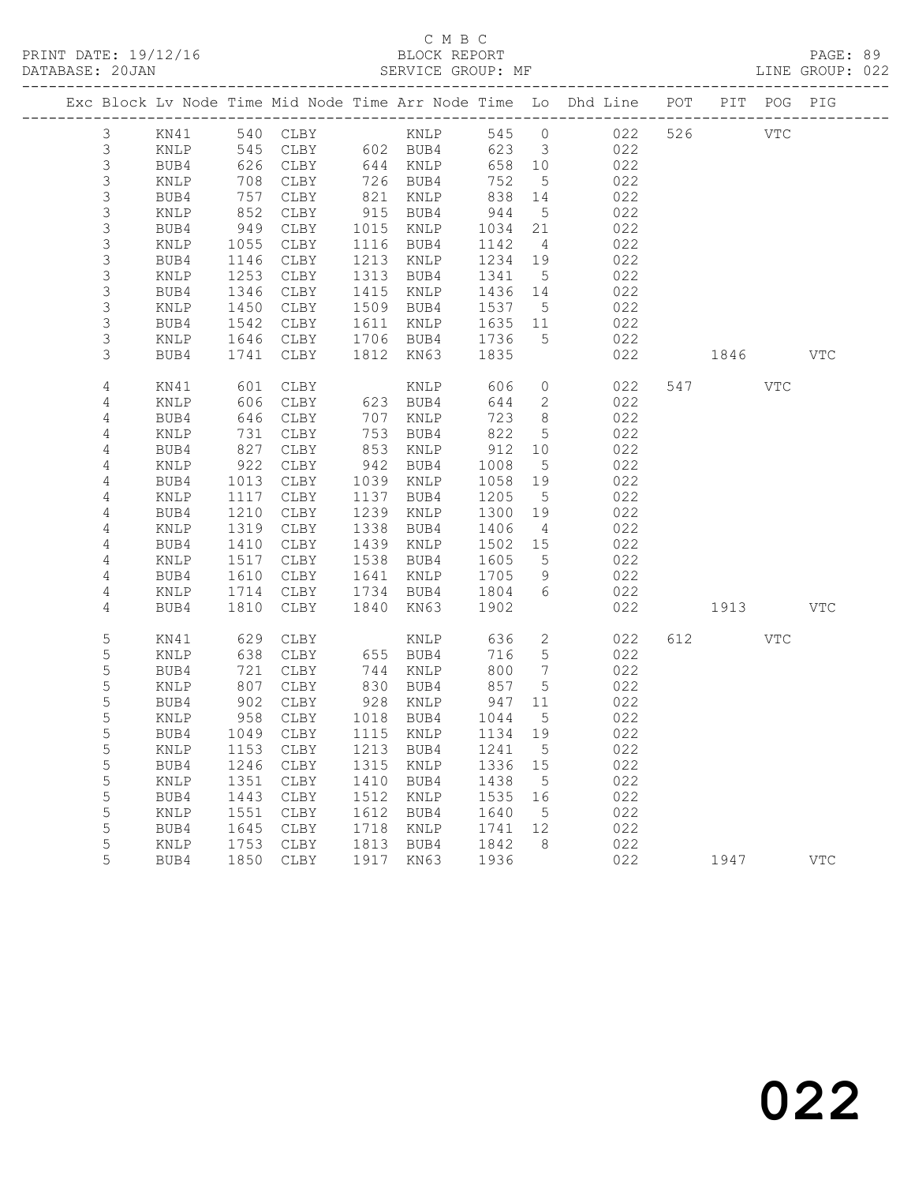C M B C

BLOCK REPORT

SERVICE GROUP: MF

PRINT DATE: 19/12/16
DATABASE: 20JAN

LINE GROUP: 022

| Exc | Block | Lv | Node | Time | Mid Node | Time | Arr Node | Time | Lo | Dhd Line | POT | PIT | POG | PIG |
|---|---|---|---|---|---|---|---|---|---|---|---|---|---|---|
| | 3 | | KN41 | 540 | CLBY | | KNLP | 545 | 0 | 022 | 526 | | VTC | |
| | 3 | | KNLP | 545 | CLBY | 602 | BUB4 | 623 | 3 | 022 | | | | |
| | 3 | | BUB4 | 626 | CLBY | 644 | KNLP | 658 | 10 | 022 | | | | |
| | 3 | | KNLP | 708 | CLBY | 726 | BUB4 | 752 | 5 | 022 | | | | |
| | 3 | | BUB4 | 757 | CLBY | 821 | KNLP | 838 | 14 | 022 | | | | |
| | 3 | | KNLP | 852 | CLBY | 915 | BUB4 | 944 | 5 | 022 | | | | |
| | 3 | | BUB4 | 949 | CLBY | 1015 | KNLP | 1034 | 21 | 022 | | | | |
| | 3 | | KNLP | 1055 | CLBY | 1116 | BUB4 | 1142 | 4 | 022 | | | | |
| | 3 | | BUB4 | 1146 | CLBY | 1213 | KNLP | 1234 | 19 | 022 | | | | |
| | 3 | | KNLP | 1253 | CLBY | 1313 | BUB4 | 1341 | 5 | 022 | | | | |
| | 3 | | BUB4 | 1346 | CLBY | 1415 | KNLP | 1436 | 14 | 022 | | | | |
| | 3 | | KNLP | 1450 | CLBY | 1509 | BUB4 | 1537 | 5 | 022 | | | | |
| | 3 | | BUB4 | 1542 | CLBY | 1611 | KNLP | 1635 | 11 | 022 | | | | |
| | 3 | | KNLP | 1646 | CLBY | 1706 | BUB4 | 1736 | 5 | 022 | | | | |
| | 3 | | BUB4 | 1741 | CLBY | 1812 | KN63 | 1835 | | 022 | | 1846 | | VTC |
| | 4 | | KN41 | 601 | CLBY | | KNLP | 606 | 0 | 022 | 547 | | VTC | |
| | 4 | | KNLP | 606 | CLBY | 623 | BUB4 | 644 | 2 | 022 | | | | |
| | 4 | | BUB4 | 646 | CLBY | 707 | KNLP | 723 | 8 | 022 | | | | |
| | 4 | | KNLP | 731 | CLBY | 753 | BUB4 | 822 | 5 | 022 | | | | |
| | 4 | | BUB4 | 827 | CLBY | 853 | KNLP | 912 | 10 | 022 | | | | |
| | 4 | | KNLP | 922 | CLBY | 942 | BUB4 | 1008 | 5 | 022 | | | | |
| | 4 | | BUB4 | 1013 | CLBY | 1039 | KNLP | 1058 | 19 | 022 | | | | |
| | 4 | | KNLP | 1117 | CLBY | 1137 | BUB4 | 1205 | 5 | 022 | | | | |
| | 4 | | BUB4 | 1210 | CLBY | 1239 | KNLP | 1300 | 19 | 022 | | | | |
| | 4 | | KNLP | 1319 | CLBY | 1338 | BUB4 | 1406 | 4 | 022 | | | | |
| | 4 | | BUB4 | 1410 | CLBY | 1439 | KNLP | 1502 | 15 | 022 | | | | |
| | 4 | | KNLP | 1517 | CLBY | 1538 | BUB4 | 1605 | 5 | 022 | | | | |
| | 4 | | BUB4 | 1610 | CLBY | 1641 | KNLP | 1705 | 9 | 022 | | | | |
| | 4 | | KNLP | 1714 | CLBY | 1734 | BUB4 | 1804 | 6 | 022 | | | | |
| | 4 | | BUB4 | 1810 | CLBY | 1840 | KN63 | 1902 | | 022 | | 1913 | | VTC |
| | 5 | | KN41 | 629 | CLBY | | KNLP | 636 | 2 | 022 | 612 | | VTC | |
| | 5 | | KNLP | 638 | CLBY | 655 | BUB4 | 716 | 5 | 022 | | | | |
| | 5 | | BUB4 | 721 | CLBY | 744 | KNLP | 800 | 7 | 022 | | | | |
| | 5 | | KNLP | 807 | CLBY | 830 | BUB4 | 857 | 5 | 022 | | | | |
| | 5 | | BUB4 | 902 | CLBY | 928 | KNLP | 947 | 11 | 022 | | | | |
| | 5 | | KNLP | 958 | CLBY | 1018 | BUB4 | 1044 | 5 | 022 | | | | |
| | 5 | | BUB4 | 1049 | CLBY | 1115 | KNLP | 1134 | 19 | 022 | | | | |
| | 5 | | KNLP | 1153 | CLBY | 1213 | BUB4 | 1241 | 5 | 022 | | | | |
| | 5 | | BUB4 | 1246 | CLBY | 1315 | KNLP | 1336 | 15 | 022 | | | | |
| | 5 | | KNLP | 1351 | CLBY | 1410 | BUB4 | 1438 | 5 | 022 | | | | |
| | 5 | | BUB4 | 1443 | CLBY | 1512 | KNLP | 1535 | 16 | 022 | | | | |
| | 5 | | KNLP | 1551 | CLBY | 1612 | BUB4 | 1640 | 5 | 022 | | | | |
| | 5 | | BUB4 | 1645 | CLBY | 1718 | KNLP | 1741 | 12 | 022 | | | | |
| | 5 | | KNLP | 1753 | CLBY | 1813 | BUB4 | 1842 | 8 | 022 | | | | |
| | 5 | | BUB4 | 1850 | CLBY | 1917 | KN63 | 1936 | | 022 | | 1947 | | VTC |

022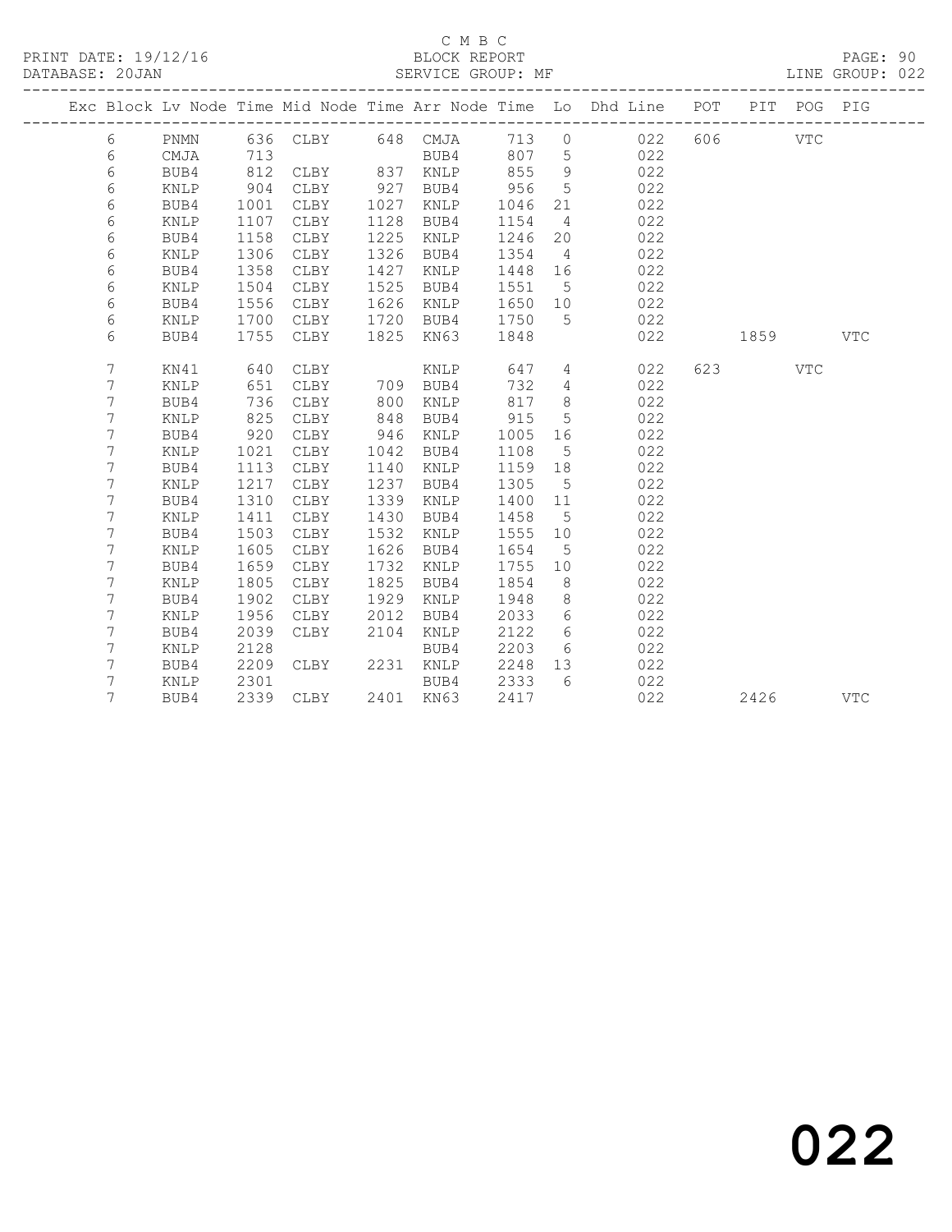C M B C
PRINT DATE: 19/12/16 BLOCK REPORT PAGE: 90
DATABASE: 20JAN SERVICE GROUP: MF LINE GROUP: 022

| Exc | Block | Lv | Node | Time | Mid Node | Time | Arr Node | Time | Lo | Dhd Line | POT | PIT | POG | PIG |
|---|---|---|---|---|---|---|---|---|---|---|---|---|---|---|
| | 6 | | PNMN | 636 | CLBY | 648 | CMJA | 713 | 0 | 022 | 606 | | VTC | |
| | 6 | | CMJA | 713 | | | BUB4 | 807 | 5 | 022 | | | | |
| | 6 | | BUB4 | 812 | CLBY | 837 | KNLP | 855 | 9 | 022 | | | | |
| | 6 | | KNLP | 904 | CLBY | 927 | BUB4 | 956 | 5 | 022 | | | | |
| | 6 | | BUB4 | 1001 | CLBY | 1027 | KNLP | 1046 | 21 | 022 | | | | |
| | 6 | | KNLP | 1107 | CLBY | 1128 | BUB4 | 1154 | 4 | 022 | | | | |
| | 6 | | BUB4 | 1158 | CLBY | 1225 | KNLP | 1246 | 20 | 022 | | | | |
| | 6 | | KNLP | 1306 | CLBY | 1326 | BUB4 | 1354 | 4 | 022 | | | | |
| | 6 | | BUB4 | 1358 | CLBY | 1427 | KNLP | 1448 | 16 | 022 | | | | |
| | 6 | | KNLP | 1504 | CLBY | 1525 | BUB4 | 1551 | 5 | 022 | | | | |
| | 6 | | BUB4 | 1556 | CLBY | 1626 | KNLP | 1650 | 10 | 022 | | | | |
| | 6 | | KNLP | 1700 | CLBY | 1720 | BUB4 | 1750 | 5 | 022 | | | | |
| | 6 | | BUB4 | 1755 | CLBY | 1825 | KN63 | 1848 | | 022 | | 1859 | | VTC |
| | 7 | | KN41 | 640 | CLBY | | KNLP | 647 | 4 | 022 | 623 | | VTC | |
| | 7 | | KNLP | 651 | CLBY | 709 | BUB4 | 732 | 4 | 022 | | | | |
| | 7 | | BUB4 | 736 | CLBY | 800 | KNLP | 817 | 8 | 022 | | | | |
| | 7 | | KNLP | 825 | CLBY | 848 | BUB4 | 915 | 5 | 022 | | | | |
| | 7 | | BUB4 | 920 | CLBY | 946 | KNLP | 1005 | 16 | 022 | | | | |
| | 7 | | KNLP | 1021 | CLBY | 1042 | BUB4 | 1108 | 5 | 022 | | | | |
| | 7 | | BUB4 | 1113 | CLBY | 1140 | KNLP | 1159 | 18 | 022 | | | | |
| | 7 | | KNLP | 1217 | CLBY | 1237 | BUB4 | 1305 | 5 | 022 | | | | |
| | 7 | | BUB4 | 1310 | CLBY | 1339 | KNLP | 1400 | 11 | 022 | | | | |
| | 7 | | KNLP | 1411 | CLBY | 1430 | BUB4 | 1458 | 5 | 022 | | | | |
| | 7 | | BUB4 | 1503 | CLBY | 1532 | KNLP | 1555 | 10 | 022 | | | | |
| | 7 | | KNLP | 1605 | CLBY | 1626 | BUB4 | 1654 | 5 | 022 | | | | |
| | 7 | | BUB4 | 1659 | CLBY | 1732 | KNLP | 1755 | 10 | 022 | | | | |
| | 7 | | KNLP | 1805 | CLBY | 1825 | BUB4 | 1854 | 8 | 022 | | | | |
| | 7 | | BUB4 | 1902 | CLBY | 1929 | KNLP | 1948 | 8 | 022 | | | | |
| | 7 | | KNLP | 1956 | CLBY | 2012 | BUB4 | 2033 | 6 | 022 | | | | |
| | 7 | | BUB4 | 2039 | CLBY | 2104 | KNLP | 2122 | 6 | 022 | | | | |
| | 7 | | KNLP | 2128 | | | BUB4 | 2203 | 6 | 022 | | | | |
| | 7 | | BUB4 | 2209 | CLBY | 2231 | KNLP | 2248 | 13 | 022 | | | | |
| | 7 | | KNLP | 2301 | | | BUB4 | 2333 | 6 | 022 | | | | |
| | 7 | | BUB4 | 2339 | CLBY | 2401 | KN63 | 2417 | | 022 | | 2426 | | VTC |

022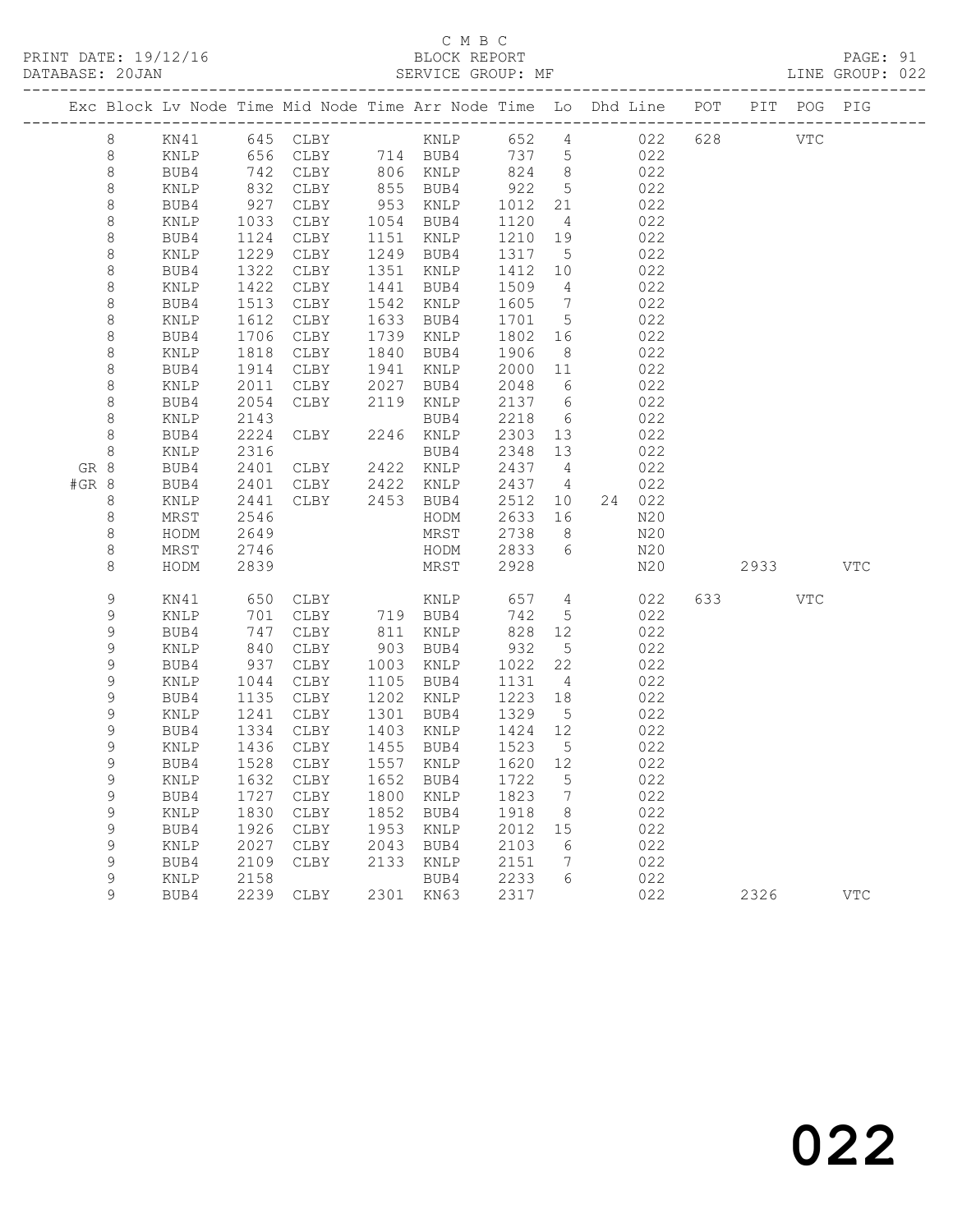C M B C
PRINT DATE: 19/12/16 BLOCK REPORT PAGE: 91
DATABASE: 20JAN SERVICE GROUP: MF LINE GROUP: 022

| Exc | Block | Lv | Node | Time | Mid Node | Time | Arr Node | Time | Lo | Dhd | Line | POT | PIT | POG | PIG |
|---|---|---|---|---|---|---|---|---|---|---|---|---|---|---|---|
| | 8 | | KN41 | 645 | CLBY | | KNLP | 652 | 4 | | 022 | 628 | | VTC | |
| | 8 | | KNLP | 656 | CLBY | 714 | BUB4 | 737 | 5 | | 022 | | | | |
| | 8 | | BUB4 | 742 | CLBY | 806 | KNLP | 824 | 8 | | 022 | | | | |
| | 8 | | KNLP | 832 | CLBY | 855 | BUB4 | 922 | 5 | | 022 | | | | |
| | 8 | | BUB4 | 927 | CLBY | 953 | KNLP | 1012 | 21 | | 022 | | | | |
| | 8 | | KNLP | 1033 | CLBY | 1054 | BUB4 | 1120 | 4 | | 022 | | | | |
| | 8 | | BUB4 | 1124 | CLBY | 1151 | KNLP | 1210 | 19 | | 022 | | | | |
| | 8 | | KNLP | 1229 | CLBY | 1249 | BUB4 | 1317 | 5 | | 022 | | | | |
| | 8 | | BUB4 | 1322 | CLBY | 1351 | KNLP | 1412 | 10 | | 022 | | | | |
| | 8 | | KNLP | 1422 | CLBY | 1441 | BUB4 | 1509 | 4 | | 022 | | | | |
| | 8 | | BUB4 | 1513 | CLBY | 1542 | KNLP | 1605 | 7 | | 022 | | | | |
| | 8 | | KNLP | 1612 | CLBY | 1633 | BUB4 | 1701 | 5 | | 022 | | | | |
| | 8 | | BUB4 | 1706 | CLBY | 1739 | KNLP | 1802 | 16 | | 022 | | | | |
| | 8 | | KNLP | 1818 | CLBY | 1840 | BUB4 | 1906 | 8 | | 022 | | | | |
| | 8 | | BUB4 | 1914 | CLBY | 1941 | KNLP | 2000 | 11 | | 022 | | | | |
| | 8 | | KNLP | 2011 | CLBY | 2027 | BUB4 | 2048 | 6 | | 022 | | | | |
| | 8 | | BUB4 | 2054 | CLBY | 2119 | KNLP | 2137 | 6 | | 022 | | | | |
| | 8 | | KNLP | 2143 | | | BUB4 | 2218 | 6 | | 022 | | | | |
| | 8 | | BUB4 | 2224 | CLBY | 2246 | KNLP | 2303 | 13 | | 022 | | | | |
| | 8 | | KNLP | 2316 | | | BUB4 | 2348 | 13 | | 022 | | | | |
| GR | 8 | | BUB4 | 2401 | CLBY | 2422 | KNLP | 2437 | 4 | | 022 | | | | |
| #GR | 8 | | BUB4 | 2401 | CLBY | 2422 | KNLP | 2437 | 4 | | 022 | | | | |
| | 8 | | KNLP | 2441 | CLBY | 2453 | BUB4 | 2512 | 10 | 24 | 022 | | | | |
| | 8 | | MRST | 2546 | | | HODM | 2633 | 16 | | N20 | | | | |
| | 8 | | HODM | 2649 | | | MRST | 2738 | 8 | | N20 | | | | |
| | 8 | | MRST | 2746 | | | HODM | 2833 | 6 | | N20 | | | | |
| | 8 | | HODM | 2839 | | | MRST | 2928 | | | N20 | | 2933 | | VTC |
| | 9 | | KN41 | 650 | CLBY | | KNLP | 657 | 4 | | 022 | 633 | | VTC | |
| | 9 | | KNLP | 701 | CLBY | 719 | BUB4 | 742 | 5 | | 022 | | | | |
| | 9 | | BUB4 | 747 | CLBY | 811 | KNLP | 828 | 12 | | 022 | | | | |
| | 9 | | KNLP | 840 | CLBY | 903 | BUB4 | 932 | 5 | | 022 | | | | |
| | 9 | | BUB4 | 937 | CLBY | 1003 | KNLP | 1022 | 22 | | 022 | | | | |
| | 9 | | KNLP | 1044 | CLBY | 1105 | BUB4 | 1131 | 4 | | 022 | | | | |
| | 9 | | BUB4 | 1135 | CLBY | 1202 | KNLP | 1223 | 18 | | 022 | | | | |
| | 9 | | KNLP | 1241 | CLBY | 1301 | BUB4 | 1329 | 5 | | 022 | | | | |
| | 9 | | BUB4 | 1334 | CLBY | 1403 | KNLP | 1424 | 12 | | 022 | | | | |
| | 9 | | KNLP | 1436 | CLBY | 1455 | BUB4 | 1523 | 5 | | 022 | | | | |
| | 9 | | BUB4 | 1528 | CLBY | 1557 | KNLP | 1620 | 12 | | 022 | | | | |
| | 9 | | KNLP | 1632 | CLBY | 1652 | BUB4 | 1722 | 5 | | 022 | | | | |
| | 9 | | BUB4 | 1727 | CLBY | 1800 | KNLP | 1823 | 7 | | 022 | | | | |
| | 9 | | KNLP | 1830 | CLBY | 1852 | BUB4 | 1918 | 8 | | 022 | | | | |
| | 9 | | BUB4 | 1926 | CLBY | 1953 | KNLP | 2012 | 15 | | 022 | | | | |
| | 9 | | KNLP | 2027 | CLBY | 2043 | BUB4 | 2103 | 6 | | 022 | | | | |
| | 9 | | BUB4 | 2109 | CLBY | 2133 | KNLP | 2151 | 7 | | 022 | | | | |
| | 9 | | KNLP | 2158 | | | BUB4 | 2233 | 6 | | 022 | | | | |
| | 9 | | BUB4 | 2239 | CLBY | 2301 | KN63 | 2317 | | | 022 | | 2326 | | VTC |

022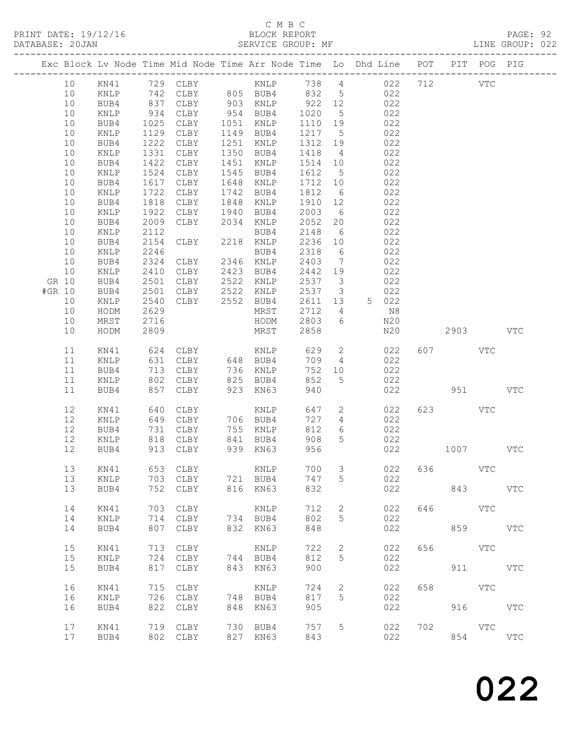C M B C
PRINT DATE: 19/12/16 BLOCK REPORT PAGE: 92
DATABASE: 20JAN SERVICE GROUP: MF LINE GROUP: 022

| Exc | Block | Lv Node | Time | Mid Node | Time | Arr Node | Time | Lo | Dhd Line | POT | PIT | POG | PIG |
|---|---|---|---|---|---|---|---|---|---|---|---|---|---|
| | 10 | KN41 | 729 | CLBY | | KNLP | 738 | 4 | 022 | 712 | | VTC | |
| | 10 | KNLP | 742 | CLBY | 805 | BUB4 | 832 | 5 | 022 | | | | |
| | 10 | BUB4 | 837 | CLBY | 903 | KNLP | 922 | 12 | 022 | | | | |
| | 10 | KNLP | 934 | CLBY | 954 | BUB4 | 1020 | 5 | 022 | | | | |
| | 10 | BUB4 | 1025 | CLBY | 1051 | KNLP | 1110 | 19 | 022 | | | | |
| | 10 | KNLP | 1129 | CLBY | 1149 | BUB4 | 1217 | 5 | 022 | | | | |
| | 10 | BUB4 | 1222 | CLBY | 1251 | KNLP | 1312 | 19 | 022 | | | | |
| | 10 | KNLP | 1331 | CLBY | 1350 | BUB4 | 1418 | 4 | 022 | | | | |
| | 10 | BUB4 | 1422 | CLBY | 1451 | KNLP | 1514 | 10 | 022 | | | | |
| | 10 | KNLP | 1524 | CLBY | 1545 | BUB4 | 1612 | 5 | 022 | | | | |
| | 10 | BUB4 | 1617 | CLBY | 1648 | KNLP | 1712 | 10 | 022 | | | | |
| | 10 | KNLP | 1722 | CLBY | 1742 | BUB4 | 1812 | 6 | 022 | | | | |
| | 10 | BUB4 | 1818 | CLBY | 1848 | KNLP | 1910 | 12 | 022 | | | | |
| | 10 | KNLP | 1922 | CLBY | 1940 | BUB4 | 2003 | 6 | 022 | | | | |
| | 10 | BUB4 | 2009 | CLBY | 2034 | KNLP | 2052 | 20 | 022 | | | | |
| | 10 | KNLP | 2112 | | | BUB4 | 2148 | 6 | 022 | | | | |
| | 10 | BUB4 | 2154 | CLBY | 2218 | KNLP | 2236 | 10 | 022 | | | | |
| | 10 | KNLP | 2246 | | | BUB4 | 2318 | 6 | 022 | | | | |
| | 10 | BUB4 | 2324 | CLBY | 2346 | KNLP | 2403 | 7 | 022 | | | | |
| | 10 | KNLP | 2410 | CLBY | 2423 | BUB4 | 2442 | 19 | 022 | | | | |
| GR | 10 | BUB4 | 2501 | CLBY | 2522 | KNLP | 2537 | 3 | 022 | | | | |
| #GR | 10 | BUB4 | 2501 | CLBY | 2522 | KNLP | 2537 | 3 | 022 | | | | |
| | 10 | KNLP | 2540 | CLBY | 2552 | BUB4 | 2611 | 13 | 5 022 | | | | |
| | 10 | HODM | 2629 | | | MRST | 2712 | 4 | N8 | | | | |
| | 10 | MRST | 2716 | | | HODM | 2803 | 6 | N20 | | | | |
| | 10 | HODM | 2809 | | | MRST | 2858 | | N20 | | 2903 | | VTC |
| | 11 | KN41 | 624 | CLBY | | KNLP | 629 | 2 | 022 | 607 | | VTC | |
| | 11 | KNLP | 631 | CLBY | 648 | BUB4 | 709 | 4 | 022 | | | | |
| | 11 | BUB4 | 713 | CLBY | 736 | KNLP | 752 | 10 | 022 | | | | |
| | 11 | KNLP | 802 | CLBY | 825 | BUB4 | 852 | 5 | 022 | | | | |
| | 11 | BUB4 | 857 | CLBY | 923 | KN63 | 940 | | 022 | | 951 | | VTC |
| | 12 | KN41 | 640 | CLBY | | KNLP | 647 | 2 | 022 | 623 | | VTC | |
| | 12 | KNLP | 649 | CLBY | 706 | BUB4 | 727 | 4 | 022 | | | | |
| | 12 | BUB4 | 731 | CLBY | 755 | KNLP | 812 | 6 | 022 | | | | |
| | 12 | KNLP | 818 | CLBY | 841 | BUB4 | 908 | 5 | 022 | | | | |
| | 12 | BUB4 | 913 | CLBY | 939 | KN63 | 956 | | 022 | | 1007 | | VTC |
| | 13 | KN41 | 653 | CLBY | | KNLP | 700 | 3 | 022 | 636 | | VTC | |
| | 13 | KNLP | 703 | CLBY | 721 | BUB4 | 747 | 5 | 022 | | | | |
| | 13 | BUB4 | 752 | CLBY | 816 | KN63 | 832 | | 022 | | 843 | | VTC |
| | 14 | KN41 | 703 | CLBY | | KNLP | 712 | 2 | 022 | 646 | | VTC | |
| | 14 | KNLP | 714 | CLBY | 734 | BUB4 | 802 | 5 | 022 | | | | |
| | 14 | BUB4 | 807 | CLBY | 832 | KN63 | 848 | | 022 | | 859 | | VTC |
| | 15 | KN41 | 713 | CLBY | | KNLP | 722 | 2 | 022 | 656 | | VTC | |
| | 15 | KNLP | 724 | CLBY | 744 | BUB4 | 812 | 5 | 022 | | | | |
| | 15 | BUB4 | 817 | CLBY | 843 | KN63 | 900 | | 022 | | 911 | | VTC |
| | 16 | KN41 | 715 | CLBY | | KNLP | 724 | 2 | 022 | 658 | | VTC | |
| | 16 | KNLP | 726 | CLBY | 748 | BUB4 | 817 | 5 | 022 | | | | |
| | 16 | BUB4 | 822 | CLBY | 848 | KN63 | 905 | | 022 | | 916 | | VTC |
| | 17 | KN41 | 719 | CLBY | 730 | BUB4 | 757 | 5 | 022 | 702 | | VTC | |
| | 17 | BUB4 | 802 | CLBY | 827 | KN63 | 843 | | 022 | | 854 | | VTC |

022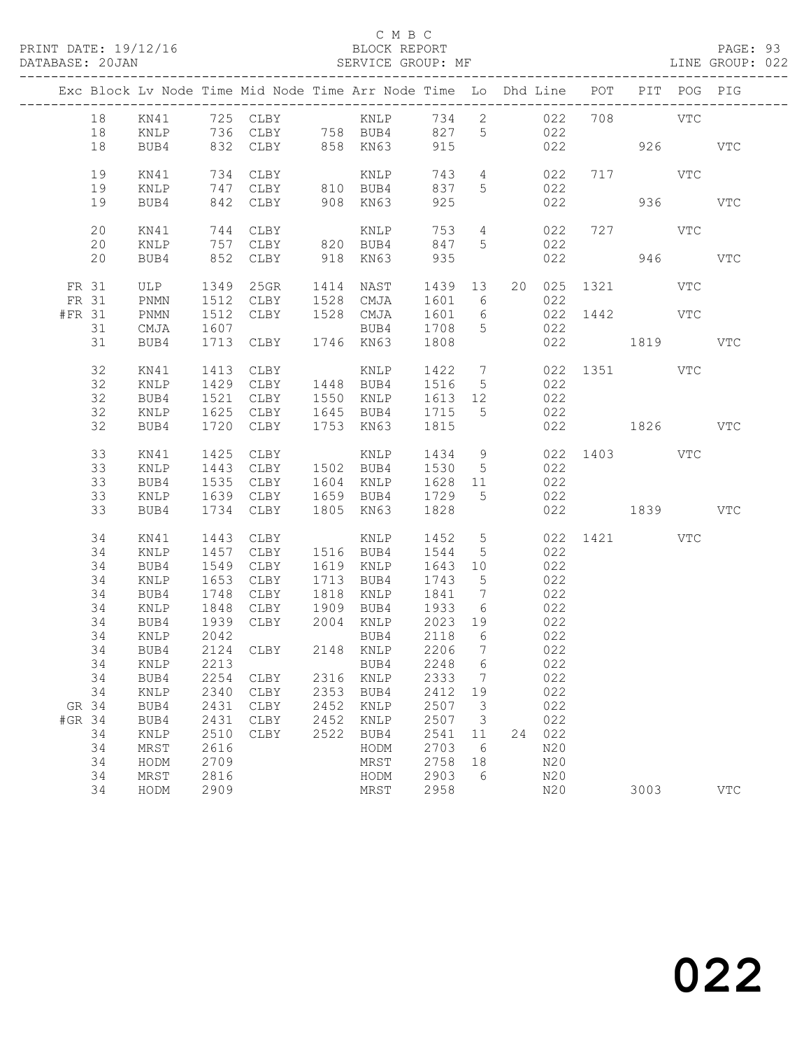C M B C
BLOCK REPORT
SERVICE GROUP: MF

PRINT DATE: 19/12/16
DATABASE: 20JAN

LINE GROUP: 022

| Exc | Block | Lv | Node | Time | Mid Node | Time | Arr Node | Time | Lo | Dhd | Line | POT | PIT | POG | PIG |
|---|---|---|---|---|---|---|---|---|---|---|---|---|---|---|---|
| | 18 | | KN41 | 725 | CLBY | | KNLP | 734 | 2 | | 022 | 708 | | VTC | |
| | 18 | | KNLP | 736 | CLBY | 758 | BUB4 | 827 | 5 | | 022 | | | | |
| | 18 | | BUB4 | 832 | CLBY | 858 | KN63 | 915 | | | 022 | | 926 | | VTC |
| | 19 | | KN41 | 734 | CLBY | | KNLP | 743 | 4 | | 022 | 717 | | VTC | |
| | 19 | | KNLP | 747 | CLBY | 810 | BUB4 | 837 | 5 | | 022 | | | | |
| | 19 | | BUB4 | 842 | CLBY | 908 | KN63 | 925 | | | 022 | | 936 | | VTC |
| | 20 | | KN41 | 744 | CLBY | | KNLP | 753 | 4 | | 022 | 727 | | VTC | |
| | 20 | | KNLP | 757 | CLBY | 820 | BUB4 | 847 | 5 | | 022 | | | | |
| | 20 | | BUB4 | 852 | CLBY | 918 | KN63 | 935 | | | 022 | | 946 | | VTC |
| FR | 31 | | ULP | 1349 | 25GR | 1414 | NAST | 1439 | 13 | 20 | 025 | 1321 | | VTC | |
| FR | 31 | | PNMN | 1512 | CLBY | 1528 | CMJA | 1601 | 6 | | 022 | | | | |
| #FR | 31 | | PNMN | 1512 | CLBY | 1528 | CMJA | 1601 | 6 | | 022 | 1442 | | VTC | |
| | 31 | | CMJA | 1607 | | | BUB4 | 1708 | 5 | | 022 | | | | |
| | 31 | | BUB4 | 1713 | CLBY | 1746 | KN63 | 1808 | | | 022 | | 1819 | | VTC |
| | 32 | | KN41 | 1413 | CLBY | | KNLP | 1422 | 7 | | 022 | 1351 | | VTC | |
| | 32 | | KNLP | 1429 | CLBY | 1448 | BUB4 | 1516 | 5 | | 022 | | | | |
| | 32 | | BUB4 | 1521 | CLBY | 1550 | KNLP | 1613 | 12 | | 022 | | | | |
| | 32 | | KNLP | 1625 | CLBY | 1645 | BUB4 | 1715 | 5 | | 022 | | | | |
| | 32 | | BUB4 | 1720 | CLBY | 1753 | KN63 | 1815 | | | 022 | | 1826 | | VTC |
| | 33 | | KN41 | 1425 | CLBY | | KNLP | 1434 | 9 | | 022 | 1403 | | VTC | |
| | 33 | | KNLP | 1443 | CLBY | 1502 | BUB4 | 1530 | 5 | | 022 | | | | |
| | 33 | | BUB4 | 1535 | CLBY | 1604 | KNLP | 1628 | 11 | | 022 | | | | |
| | 33 | | KNLP | 1639 | CLBY | 1659 | BUB4 | 1729 | 5 | | 022 | | | | |
| | 33 | | BUB4 | 1734 | CLBY | 1805 | KN63 | 1828 | | | 022 | | 1839 | | VTC |
| | 34 | | KN41 | 1443 | CLBY | | KNLP | 1452 | 5 | | 022 | 1421 | | VTC | |
| | 34 | | KNLP | 1457 | CLBY | 1516 | BUB4 | 1544 | 5 | | 022 | | | | |
| | 34 | | BUB4 | 1549 | CLBY | 1619 | KNLP | 1643 | 10 | | 022 | | | | |
| | 34 | | KNLP | 1653 | CLBY | 1713 | BUB4 | 1743 | 5 | | 022 | | | | |
| | 34 | | BUB4 | 1748 | CLBY | 1818 | KNLP | 1841 | 7 | | 022 | | | | |
| | 34 | | KNLP | 1848 | CLBY | 1909 | BUB4 | 1933 | 6 | | 022 | | | | |
| | 34 | | BUB4 | 1939 | CLBY | 2004 | KNLP | 2023 | 19 | | 022 | | | | |
| | 34 | | KNLP | 2042 | | | BUB4 | 2118 | 6 | | 022 | | | | |
| | 34 | | BUB4 | 2124 | CLBY | 2148 | KNLP | 2206 | 7 | | 022 | | | | |
| | 34 | | KNLP | 2213 | | | BUB4 | 2248 | 6 | | 022 | | | | |
| | 34 | | BUB4 | 2254 | CLBY | 2316 | KNLP | 2333 | 7 | | 022 | | | | |
| | 34 | | KNLP | 2340 | CLBY | 2353 | BUB4 | 2412 | 19 | | 022 | | | | |
| GR | 34 | | BUB4 | 2431 | CLBY | 2452 | KNLP | 2507 | 3 | | 022 | | | | |
| #GR | 34 | | BUB4 | 2431 | CLBY | 2452 | KNLP | 2507 | 3 | | 022 | | | | |
| | 34 | | KNLP | 2510 | CLBY | 2522 | BUB4 | 2541 | 11 | 24 | 022 | | | | |
| | 34 | | MRST | 2616 | | | HODM | 2703 | 6 | | N20 | | | | |
| | 34 | | HODM | 2709 | | | MRST | 2758 | 18 | | N20 | | | | |
| | 34 | | MRST | 2816 | | | HODM | 2903 | 6 | | N20 | | | | |
| | 34 | | HODM | 2909 | | | MRST | 2958 | | | N20 | | 3003 | | VTC |

022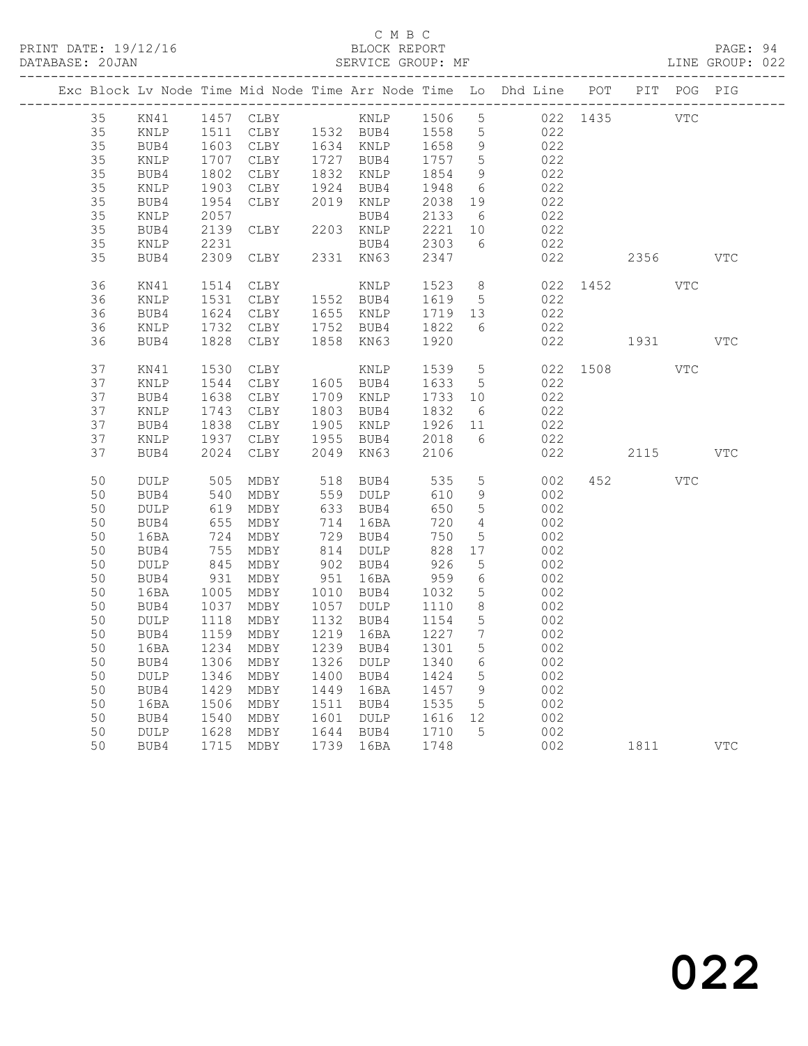C M B C
BLOCK REPORT
SERVICE GROUP: MF

PRINT DATE: 19/12/16
DATABASE: 20JAN
LINE GROUP: 022

| Exc | Block | Lv | Node | Time | Mid Node | Time | Arr Node | Time | Lo | Dhd Line | POT | PIT | POG | PIG |
|---|---|---|---|---|---|---|---|---|---|---|---|---|---|---|
| | 35 | | KN41 | 1457 | CLBY | | KNLP | 1506 | 5 | 022 | 1435 | | VTC | |
| | 35 | | KNLP | 1511 | CLBY | 1532 | BUB4 | 1558 | 5 | 022 | | | | |
| | 35 | | BUB4 | 1603 | CLBY | 1634 | KNLP | 1658 | 9 | 022 | | | | |
| | 35 | | KNLP | 1707 | CLBY | 1727 | BUB4 | 1757 | 5 | 022 | | | | |
| | 35 | | BUB4 | 1802 | CLBY | 1832 | KNLP | 1854 | 9 | 022 | | | | |
| | 35 | | KNLP | 1903 | CLBY | 1924 | BUB4 | 1948 | 6 | 022 | | | | |
| | 35 | | BUB4 | 1954 | CLBY | 2019 | KNLP | 2038 | 19 | 022 | | | | |
| | 35 | | KNLP | 2057 | | | BUB4 | 2133 | 6 | 022 | | | | |
| | 35 | | BUB4 | 2139 | CLBY | 2203 | KNLP | 2221 | 10 | 022 | | | | |
| | 35 | | KNLP | 2231 | | | BUB4 | 2303 | 6 | 022 | | | | |
| | 35 | | BUB4 | 2309 | CLBY | 2331 | KN63 | 2347 | | 022 | | 2356 | | VTC |
| | 36 | | KN41 | 1514 | CLBY | | KNLP | 1523 | 8 | 022 | 1452 | | VTC | |
| | 36 | | KNLP | 1531 | CLBY | 1552 | BUB4 | 1619 | 5 | 022 | | | | |
| | 36 | | BUB4 | 1624 | CLBY | 1655 | KNLP | 1719 | 13 | 022 | | | | |
| | 36 | | KNLP | 1732 | CLBY | 1752 | BUB4 | 1822 | 6 | 022 | | | | |
| | 36 | | BUB4 | 1828 | CLBY | 1858 | KN63 | 1920 | | 022 | | 1931 | | VTC |
| | 37 | | KN41 | 1530 | CLBY | | KNLP | 1539 | 5 | 022 | 1508 | | VTC | |
| | 37 | | KNLP | 1544 | CLBY | 1605 | BUB4 | 1633 | 5 | 022 | | | | |
| | 37 | | BUB4 | 1638 | CLBY | 1709 | KNLP | 1733 | 10 | 022 | | | | |
| | 37 | | KNLP | 1743 | CLBY | 1803 | BUB4 | 1832 | 6 | 022 | | | | |
| | 37 | | BUB4 | 1838 | CLBY | 1905 | KNLP | 1926 | 11 | 022 | | | | |
| | 37 | | KNLP | 1937 | CLBY | 1955 | BUB4 | 2018 | 6 | 022 | | | | |
| | 37 | | BUB4 | 2024 | CLBY | 2049 | KN63 | 2106 | | 022 | | 2115 | | VTC |
| | 50 | | DULP | 505 | MDBY | 518 | BUB4 | 535 | 5 | 002 | 452 | | VTC | |
| | 50 | | BUB4 | 540 | MDBY | 559 | DULP | 610 | 9 | 002 | | | | |
| | 50 | | DULP | 619 | MDBY | 633 | BUB4 | 650 | 5 | 002 | | | | |
| | 50 | | BUB4 | 655 | MDBY | 714 | 16BA | 720 | 4 | 002 | | | | |
| | 50 | | 16BA | 724 | MDBY | 729 | BUB4 | 750 | 5 | 002 | | | | |
| | 50 | | BUB4 | 755 | MDBY | 814 | DULP | 828 | 17 | 002 | | | | |
| | 50 | | DULP | 845 | MDBY | 902 | BUB4 | 926 | 5 | 002 | | | | |
| | 50 | | BUB4 | 931 | MDBY | 951 | 16BA | 959 | 6 | 002 | | | | |
| | 50 | | 16BA | 1005 | MDBY | 1010 | BUB4 | 1032 | 5 | 002 | | | | |
| | 50 | | BUB4 | 1037 | MDBY | 1057 | DULP | 1110 | 8 | 002 | | | | |
| | 50 | | DULP | 1118 | MDBY | 1132 | BUB4 | 1154 | 5 | 002 | | | | |
| | 50 | | BUB4 | 1159 | MDBY | 1219 | 16BA | 1227 | 7 | 002 | | | | |
| | 50 | | 16BA | 1234 | MDBY | 1239 | BUB4 | 1301 | 5 | 002 | | | | |
| | 50 | | BUB4 | 1306 | MDBY | 1326 | DULP | 1340 | 6 | 002 | | | | |
| | 50 | | DULP | 1346 | MDBY | 1400 | BUB4 | 1424 | 5 | 002 | | | | |
| | 50 | | BUB4 | 1429 | MDBY | 1449 | 16BA | 1457 | 9 | 002 | | | | |
| | 50 | | 16BA | 1506 | MDBY | 1511 | BUB4 | 1535 | 5 | 002 | | | | |
| | 50 | | BUB4 | 1540 | MDBY | 1601 | DULP | 1616 | 12 | 002 | | | | |
| | 50 | | DULP | 1628 | MDBY | 1644 | BUB4 | 1710 | 5 | 002 | | | | |
| | 50 | | BUB4 | 1715 | MDBY | 1739 | 16BA | 1748 | | 002 | | 1811 | | VTC |

022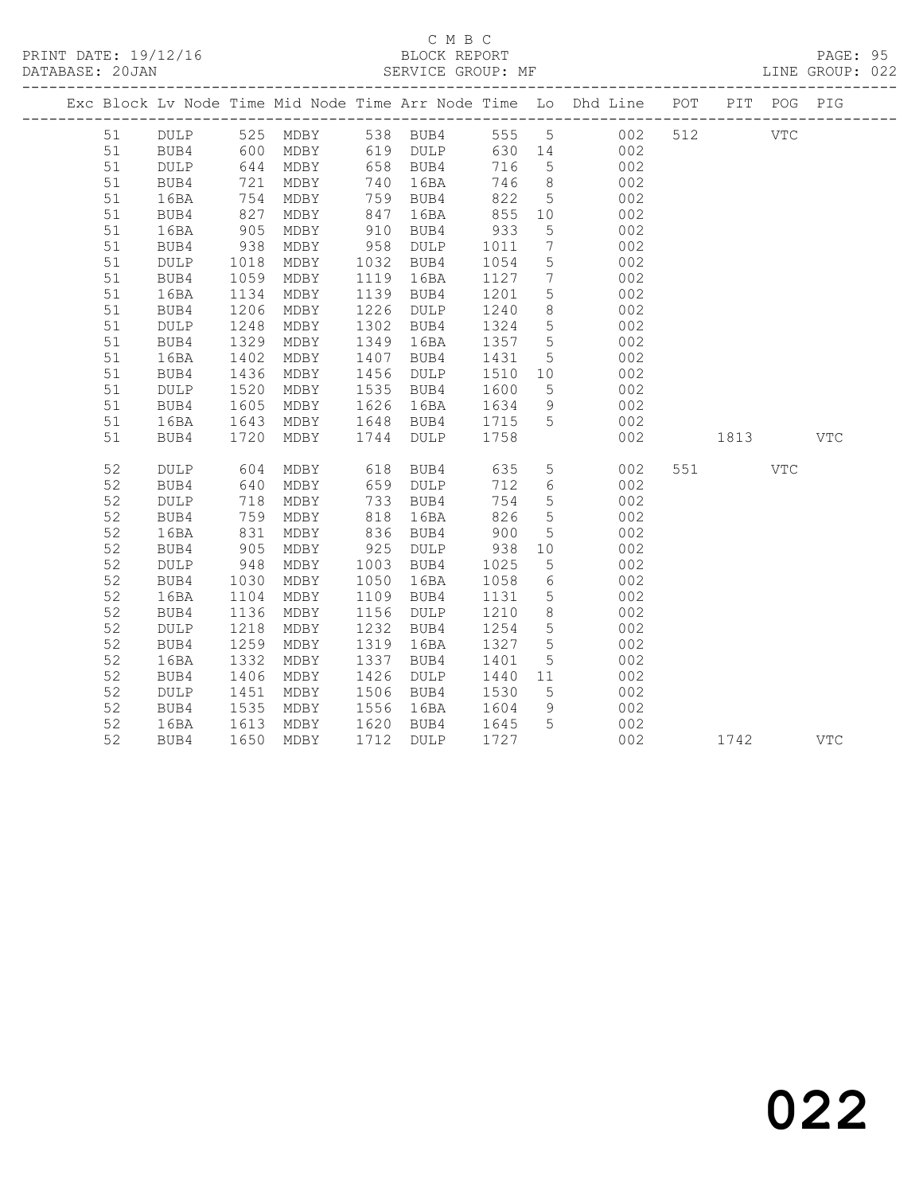C M B C
BLOCK REPORT
SERVICE GROUP: MF

PRINT DATE: 19/12/16
DATABASE: 20JAN
LINE GROUP: 022

| Exc | Block | Lv | Node | Time | Mid Node | Time | Arr Node | Time | Lo | Dhd Line | POT | PIT | POG | PIG |
|---|---|---|---|---|---|---|---|---|---|---|---|---|---|---|
| | 51 | | DULP | 525 | MDBY | 538 | BUB4 | 555 | 5 | 002 | 512 | | VTC | |
| | 51 | | BUB4 | 600 | MDBY | 619 | DULP | 630 | 14 | 002 | | | | |
| | 51 | | DULP | 644 | MDBY | 658 | BUB4 | 716 | 5 | 002 | | | | |
| | 51 | | BUB4 | 721 | MDBY | 740 | 16BA | 746 | 8 | 002 | | | | |
| | 51 | | 16BA | 754 | MDBY | 759 | BUB4 | 822 | 5 | 002 | | | | |
| | 51 | | BUB4 | 827 | MDBY | 847 | 16BA | 855 | 10 | 002 | | | | |
| | 51 | | 16BA | 905 | MDBY | 910 | BUB4 | 933 | 5 | 002 | | | | |
| | 51 | | BUB4 | 938 | MDBY | 958 | DULP | 1011 | 7 | 002 | | | | |
| | 51 | | DULP | 1018 | MDBY | 1032 | BUB4 | 1054 | 5 | 002 | | | | |
| | 51 | | BUB4 | 1059 | MDBY | 1119 | 16BA | 1127 | 7 | 002 | | | | |
| | 51 | | 16BA | 1134 | MDBY | 1139 | BUB4 | 1201 | 5 | 002 | | | | |
| | 51 | | BUB4 | 1206 | MDBY | 1226 | DULP | 1240 | 8 | 002 | | | | |
| | 51 | | DULP | 1248 | MDBY | 1302 | BUB4 | 1324 | 5 | 002 | | | | |
| | 51 | | BUB4 | 1329 | MDBY | 1349 | 16BA | 1357 | 5 | 002 | | | | |
| | 51 | | 16BA | 1402 | MDBY | 1407 | BUB4 | 1431 | 5 | 002 | | | | |
| | 51 | | BUB4 | 1436 | MDBY | 1456 | DULP | 1510 | 10 | 002 | | | | |
| | 51 | | DULP | 1520 | MDBY | 1535 | BUB4 | 1600 | 5 | 002 | | | | |
| | 51 | | BUB4 | 1605 | MDBY | 1626 | 16BA | 1634 | 9 | 002 | | | | |
| | 51 | | 16BA | 1643 | MDBY | 1648 | BUB4 | 1715 | 5 | 002 | | | | |
| | 51 | | BUB4 | 1720 | MDBY | 1744 | DULP | 1758 | | 002 | | 1813 | | VTC |
| | 52 | | DULP | 604 | MDBY | 618 | BUB4 | 635 | 5 | 002 | 551 | | VTC | |
| | 52 | | BUB4 | 640 | MDBY | 659 | DULP | 712 | 6 | 002 | | | | |
| | 52 | | DULP | 718 | MDBY | 733 | BUB4 | 754 | 5 | 002 | | | | |
| | 52 | | BUB4 | 759 | MDBY | 818 | 16BA | 826 | 5 | 002 | | | | |
| | 52 | | 16BA | 831 | MDBY | 836 | BUB4 | 900 | 5 | 002 | | | | |
| | 52 | | BUB4 | 905 | MDBY | 925 | DULP | 938 | 10 | 002 | | | | |
| | 52 | | DULP | 948 | MDBY | 1003 | BUB4 | 1025 | 5 | 002 | | | | |
| | 52 | | BUB4 | 1030 | MDBY | 1050 | 16BA | 1058 | 6 | 002 | | | | |
| | 52 | | 16BA | 1104 | MDBY | 1109 | BUB4 | 1131 | 5 | 002 | | | | |
| | 52 | | BUB4 | 1136 | MDBY | 1156 | DULP | 1210 | 8 | 002 | | | | |
| | 52 | | DULP | 1218 | MDBY | 1232 | BUB4 | 1254 | 5 | 002 | | | | |
| | 52 | | BUB4 | 1259 | MDBY | 1319 | 16BA | 1327 | 5 | 002 | | | | |
| | 52 | | 16BA | 1332 | MDBY | 1337 | BUB4 | 1401 | 5 | 002 | | | | |
| | 52 | | BUB4 | 1406 | MDBY | 1426 | DULP | 1440 | 11 | 002 | | | | |
| | 52 | | DULP | 1451 | MDBY | 1506 | BUB4 | 1530 | 5 | 002 | | | | |
| | 52 | | BUB4 | 1535 | MDBY | 1556 | 16BA | 1604 | 9 | 002 | | | | |
| | 52 | | 16BA | 1613 | MDBY | 1620 | BUB4 | 1645 | 5 | 002 | | | | |
| | 52 | | BUB4 | 1650 | MDBY | 1712 | DULP | 1727 | | 002 | | 1742 | | VTC |

022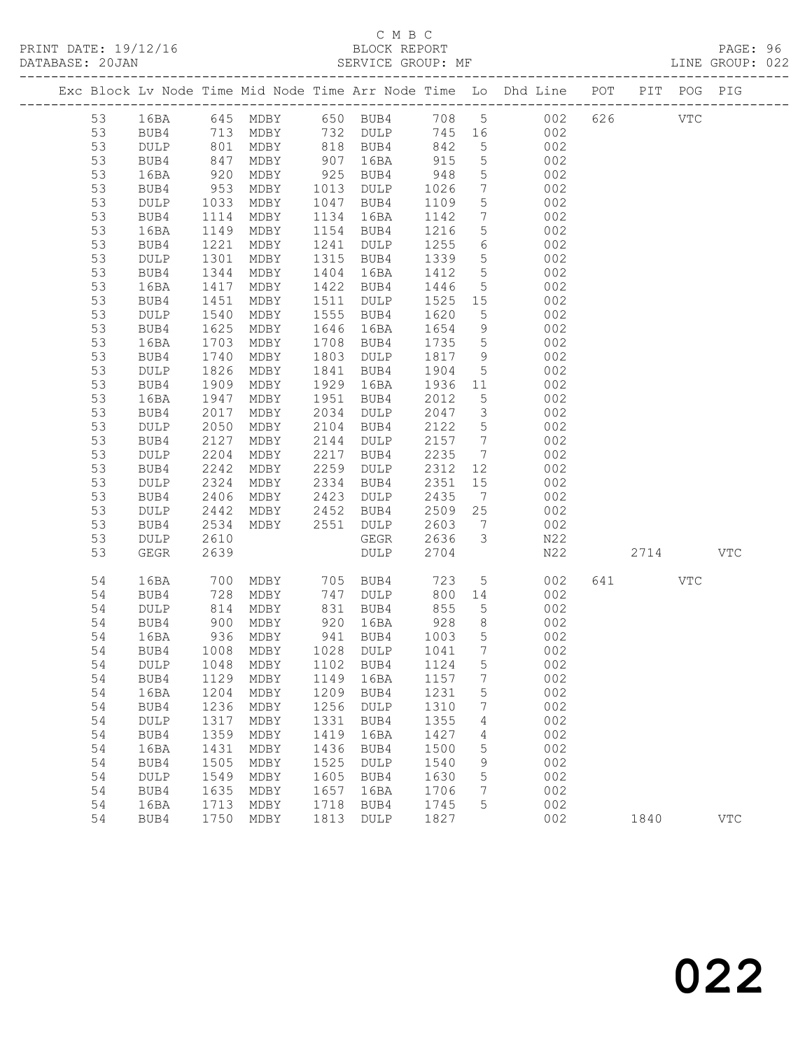C M B C
BLOCK REPORT
SERVICE GROUP: MF

PRINT DATE: 19/12/16
DATABASE: 20JAN
LINE GROUP: 022

| Exc | Block | Lv | Node | Time | Mid Node | Time | Arr Node | Time | Lo | Dhd Line | POT | PIT | POG | PIG |
|---|---|---|---|---|---|---|---|---|---|---|---|---|---|---|
| | 53 | | 16BA | 645 | MDBY | 650 | BUB4 | 708 | 5 | 002 | 626 | | VTC | |
| | 53 | | BUB4 | 713 | MDBY | 732 | DULP | 745 | 16 | 002 | | | | |
| | 53 | | DULP | 801 | MDBY | 818 | BUB4 | 842 | 5 | 002 | | | | |
| | 53 | | BUB4 | 847 | MDBY | 907 | 16BA | 915 | 5 | 002 | | | | |
| | 53 | | 16BA | 920 | MDBY | 925 | BUB4 | 948 | 5 | 002 | | | | |
| | 53 | | BUB4 | 953 | MDBY | 1013 | DULP | 1026 | 7 | 002 | | | | |
| | 53 | | DULP | 1033 | MDBY | 1047 | BUB4 | 1109 | 5 | 002 | | | | |
| | 53 | | BUB4 | 1114 | MDBY | 1134 | 16BA | 1142 | 7 | 002 | | | | |
| | 53 | | 16BA | 1149 | MDBY | 1154 | BUB4 | 1216 | 5 | 002 | | | | |
| | 53 | | BUB4 | 1221 | MDBY | 1241 | DULP | 1255 | 6 | 002 | | | | |
| | 53 | | DULP | 1301 | MDBY | 1315 | BUB4 | 1339 | 5 | 002 | | | | |
| | 53 | | BUB4 | 1344 | MDBY | 1404 | 16BA | 1412 | 5 | 002 | | | | |
| | 53 | | 16BA | 1417 | MDBY | 1422 | BUB4 | 1446 | 5 | 002 | | | | |
| | 53 | | BUB4 | 1451 | MDBY | 1511 | DULP | 1525 | 15 | 002 | | | | |
| | 53 | | DULP | 1540 | MDBY | 1555 | BUB4 | 1620 | 5 | 002 | | | | |
| | 53 | | BUB4 | 1625 | MDBY | 1646 | 16BA | 1654 | 9 | 002 | | | | |
| | 53 | | 16BA | 1703 | MDBY | 1708 | BUB4 | 1735 | 5 | 002 | | | | |
| | 53 | | BUB4 | 1740 | MDBY | 1803 | DULP | 1817 | 9 | 002 | | | | |
| | 53 | | DULP | 1826 | MDBY | 1841 | BUB4 | 1904 | 5 | 002 | | | | |
| | 53 | | BUB4 | 1909 | MDBY | 1929 | 16BA | 1936 | 11 | 002 | | | | |
| | 53 | | 16BA | 1947 | MDBY | 1951 | BUB4 | 2012 | 5 | 002 | | | | |
| | 53 | | BUB4 | 2017 | MDBY | 2034 | DULP | 2047 | 3 | 002 | | | | |
| | 53 | | DULP | 2050 | MDBY | 2104 | BUB4 | 2122 | 5 | 002 | | | | |
| | 53 | | BUB4 | 2127 | MDBY | 2144 | DULP | 2157 | 7 | 002 | | | | |
| | 53 | | DULP | 2204 | MDBY | 2217 | BUB4 | 2235 | 7 | 002 | | | | |
| | 53 | | BUB4 | 2242 | MDBY | 2259 | DULP | 2312 | 12 | 002 | | | | |
| | 53 | | DULP | 2324 | MDBY | 2334 | BUB4 | 2351 | 15 | 002 | | | | |
| | 53 | | BUB4 | 2406 | MDBY | 2423 | DULP | 2435 | 7 | 002 | | | | |
| | 53 | | DULP | 2442 | MDBY | 2452 | BUB4 | 2509 | 25 | 002 | | | | |
| | 53 | | BUB4 | 2534 | MDBY | 2551 | DULP | 2603 | 7 | 002 | | | | |
| | 53 | | DULP | 2610 | | | GEGR | 2636 | 3 | N22 | | | | |
| | 53 | | GEGR | 2639 | | | DULP | 2704 | | N22 | | 2714 | | VTC |
| | 54 | | 16BA | 700 | MDBY | 705 | BUB4 | 723 | 5 | 002 | 641 | | VTC | |
| | 54 | | BUB4 | 728 | MDBY | 747 | DULP | 800 | 14 | 002 | | | | |
| | 54 | | DULP | 814 | MDBY | 831 | BUB4 | 855 | 5 | 002 | | | | |
| | 54 | | BUB4 | 900 | MDBY | 920 | 16BA | 928 | 8 | 002 | | | | |
| | 54 | | 16BA | 936 | MDBY | 941 | BUB4 | 1003 | 5 | 002 | | | | |
| | 54 | | BUB4 | 1008 | MDBY | 1028 | DULP | 1041 | 7 | 002 | | | | |
| | 54 | | DULP | 1048 | MDBY | 1102 | BUB4 | 1124 | 5 | 002 | | | | |
| | 54 | | BUB4 | 1129 | MDBY | 1149 | 16BA | 1157 | 7 | 002 | | | | |
| | 54 | | 16BA | 1204 | MDBY | 1209 | BUB4 | 1231 | 5 | 002 | | | | |
| | 54 | | BUB4 | 1236 | MDBY | 1256 | DULP | 1310 | 7 | 002 | | | | |
| | 54 | | DULP | 1317 | MDBY | 1331 | BUB4 | 1355 | 4 | 002 | | | | |
| | 54 | | BUB4 | 1359 | MDBY | 1419 | 16BA | 1427 | 4 | 002 | | | | |
| | 54 | | 16BA | 1431 | MDBY | 1436 | BUB4 | 1500 | 5 | 002 | | | | |
| | 54 | | BUB4 | 1505 | MDBY | 1525 | DULP | 1540 | 9 | 002 | | | | |
| | 54 | | DULP | 1549 | MDBY | 1605 | BUB4 | 1630 | 5 | 002 | | | | |
| | 54 | | BUB4 | 1635 | MDBY | 1657 | 16BA | 1706 | 7 | 002 | | | | |
| | 54 | | 16BA | 1713 | MDBY | 1718 | BUB4 | 1745 | 5 | 002 | | | | |
| | 54 | | BUB4 | 1750 | MDBY | 1813 | DULP | 1827 | | 002 | | 1840 | | VTC |

022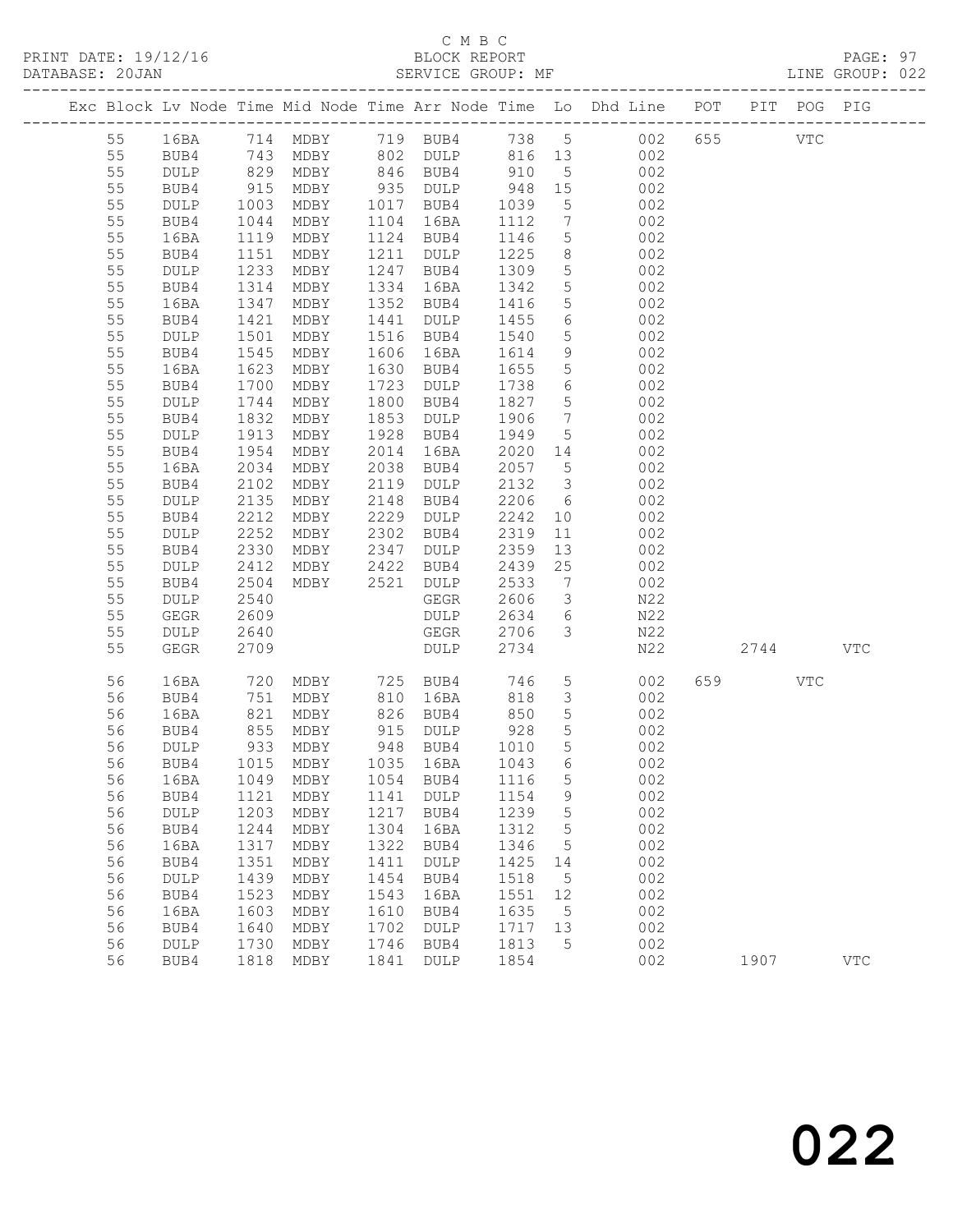C M B C
PRINT DATE: 19/12/16 BLOCK REPORT
DATABASE: 20JAN SERVICE GROUP: MF LINE GROUP: 022

| Exc | Block | Lv | Node | Time | Mid Node | Time | Arr Node | Time | Lo | Dhd Line | POT | PIT | POG | PIG |
|---|---|---|---|---|---|---|---|---|---|---|---|---|---|---|
| | 55 | | 16BA | 714 | MDBY | 719 | BUB4 | 738 | 5 | 002 | 655 | | VTC | |
| | 55 | | BUB4 | 743 | MDBY | 802 | DULP | 816 | 13 | 002 | | | | |
| | 55 | | DULP | 829 | MDBY | 846 | BUB4 | 910 | 5 | 002 | | | | |
| | 55 | | BUB4 | 915 | MDBY | 935 | DULP | 948 | 15 | 002 | | | | |
| | 55 | | DULP | 1003 | MDBY | 1017 | BUB4 | 1039 | 5 | 002 | | | | |
| | 55 | | BUB4 | 1044 | MDBY | 1104 | 16BA | 1112 | 7 | 002 | | | | |
| | 55 | | 16BA | 1119 | MDBY | 1124 | BUB4 | 1146 | 5 | 002 | | | | |
| | 55 | | BUB4 | 1151 | MDBY | 1211 | DULP | 1225 | 8 | 002 | | | | |
| | 55 | | DULP | 1233 | MDBY | 1247 | BUB4 | 1309 | 5 | 002 | | | | |
| | 55 | | BUB4 | 1314 | MDBY | 1334 | 16BA | 1342 | 5 | 002 | | | | |
| | 55 | | 16BA | 1347 | MDBY | 1352 | BUB4 | 1416 | 5 | 002 | | | | |
| | 55 | | BUB4 | 1421 | MDBY | 1441 | DULP | 1455 | 6 | 002 | | | | |
| | 55 | | DULP | 1501 | MDBY | 1516 | BUB4 | 1540 | 5 | 002 | | | | |
| | 55 | | BUB4 | 1545 | MDBY | 1606 | 16BA | 1614 | 9 | 002 | | | | |
| | 55 | | 16BA | 1623 | MDBY | 1630 | BUB4 | 1655 | 5 | 002 | | | | |
| | 55 | | BUB4 | 1700 | MDBY | 1723 | DULP | 1738 | 6 | 002 | | | | |
| | 55 | | DULP | 1744 | MDBY | 1800 | BUB4 | 1827 | 5 | 002 | | | | |
| | 55 | | BUB4 | 1832 | MDBY | 1853 | DULP | 1906 | 7 | 002 | | | | |
| | 55 | | DULP | 1913 | MDBY | 1928 | BUB4 | 1949 | 5 | 002 | | | | |
| | 55 | | BUB4 | 1954 | MDBY | 2014 | 16BA | 2020 | 14 | 002 | | | | |
| | 55 | | 16BA | 2034 | MDBY | 2038 | BUB4 | 2057 | 5 | 002 | | | | |
| | 55 | | BUB4 | 2102 | MDBY | 2119 | DULP | 2132 | 3 | 002 | | | | |
| | 55 | | DULP | 2135 | MDBY | 2148 | BUB4 | 2206 | 6 | 002 | | | | |
| | 55 | | BUB4 | 2212 | MDBY | 2229 | DULP | 2242 | 10 | 002 | | | | |
| | 55 | | DULP | 2252 | MDBY | 2302 | BUB4 | 2319 | 11 | 002 | | | | |
| | 55 | | BUB4 | 2330 | MDBY | 2347 | DULP | 2359 | 13 | 002 | | | | |
| | 55 | | DULP | 2412 | MDBY | 2422 | BUB4 | 2439 | 25 | 002 | | | | |
| | 55 | | BUB4 | 2504 | MDBY | 2521 | DULP | 2533 | 7 | 002 | | | | |
| | 55 | | DULP | 2540 | | | GEGR | 2606 | 3 | N22 | | | | |
| | 55 | | GEGR | 2609 | | | DULP | 2634 | 6 | N22 | | | | |
| | 55 | | DULP | 2640 | | | GEGR | 2706 | 3 | N22 | | | | |
| | 55 | | GEGR | 2709 | | | DULP | 2734 | | N22 | | 2744 | | VTC |
| | 56 | | 16BA | 720 | MDBY | 725 | BUB4 | 746 | 5 | 002 | 659 | | VTC | |
| | 56 | | BUB4 | 751 | MDBY | 810 | 16BA | 818 | 3 | 002 | | | | |
| | 56 | | 16BA | 821 | MDBY | 826 | BUB4 | 850 | 5 | 002 | | | | |
| | 56 | | BUB4 | 855 | MDBY | 915 | DULP | 928 | 5 | 002 | | | | |
| | 56 | | DULP | 933 | MDBY | 948 | BUB4 | 1010 | 5 | 002 | | | | |
| | 56 | | BUB4 | 1015 | MDBY | 1035 | 16BA | 1043 | 6 | 002 | | | | |
| | 56 | | 16BA | 1049 | MDBY | 1054 | BUB4 | 1116 | 5 | 002 | | | | |
| | 56 | | BUB4 | 1121 | MDBY | 1141 | DULP | 1154 | 9 | 002 | | | | |
| | 56 | | DULP | 1203 | MDBY | 1217 | BUB4 | 1239 | 5 | 002 | | | | |
| | 56 | | BUB4 | 1244 | MDBY | 1304 | 16BA | 1312 | 5 | 002 | | | | |
| | 56 | | 16BA | 1317 | MDBY | 1322 | BUB4 | 1346 | 5 | 002 | | | | |
| | 56 | | BUB4 | 1351 | MDBY | 1411 | DULP | 1425 | 14 | 002 | | | | |
| | 56 | | DULP | 1439 | MDBY | 1454 | BUB4 | 1518 | 5 | 002 | | | | |
| | 56 | | BUB4 | 1523 | MDBY | 1543 | 16BA | 1551 | 12 | 002 | | | | |
| | 56 | | 16BA | 1603 | MDBY | 1610 | BUB4 | 1635 | 5 | 002 | | | | |
| | 56 | | BUB4 | 1640 | MDBY | 1702 | DULP | 1717 | 13 | 002 | | | | |
| | 56 | | DULP | 1730 | MDBY | 1746 | BUB4 | 1813 | 5 | 002 | | | | |
| | 56 | | BUB4 | 1818 | MDBY | 1841 | DULP | 1854 | | 002 | | 1907 | | VTC |

022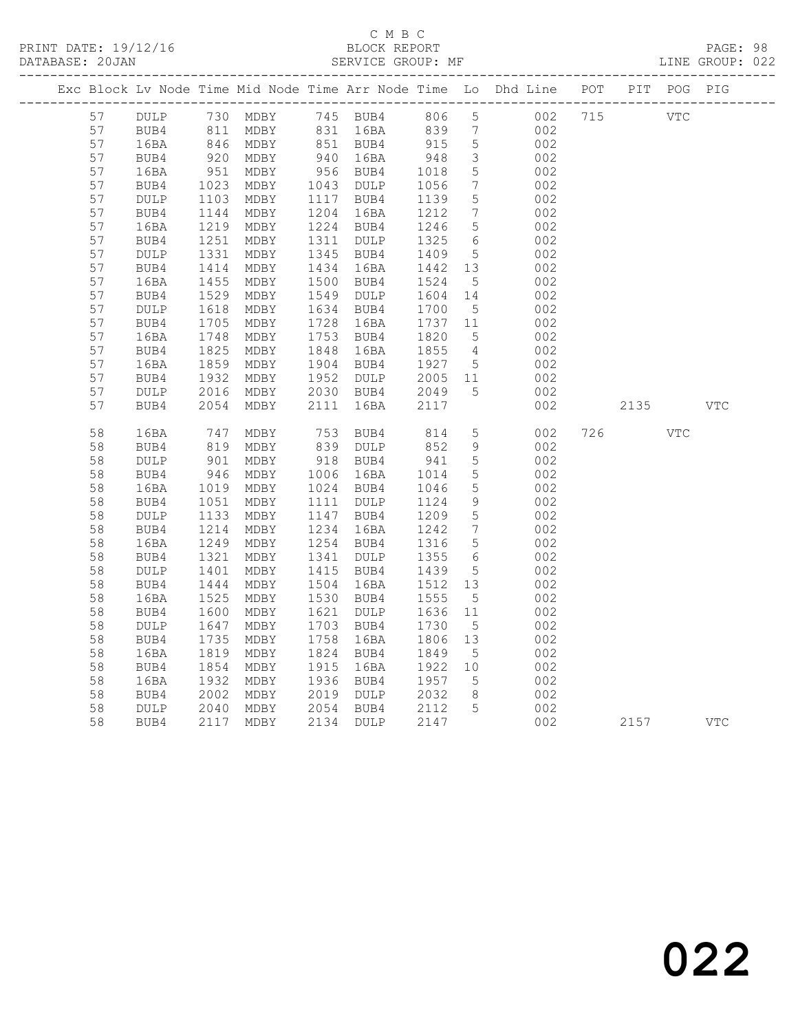C M B C

BLOCK REPORT

SERVICE GROUP: MF

PRINT DATE: 19/12/16
DATABASE: 20JAN

LINE GROUP: 022

| Exc | Block | Lv | Node | Time | Mid Node | Time | Arr Node | Time | Lo | Dhd Line | POT | PIT | POG | PIG |
|---|---|---|---|---|---|---|---|---|---|---|---|---|---|---|
| | 57 | | DULP | 730 | MDBY | 745 | BUB4 | 806 | 5 | 002 | 715 | | VTC | |
| | 57 | | BUB4 | 811 | MDBY | 831 | 16BA | 839 | 7 | 002 | | | | |
| | 57 | | 16BA | 846 | MDBY | 851 | BUB4 | 915 | 5 | 002 | | | | |
| | 57 | | BUB4 | 920 | MDBY | 940 | 16BA | 948 | 3 | 002 | | | | |
| | 57 | | 16BA | 951 | MDBY | 956 | BUB4 | 1018 | 5 | 002 | | | | |
| | 57 | | BUB4 | 1023 | MDBY | 1043 | DULP | 1056 | 7 | 002 | | | | |
| | 57 | | DULP | 1103 | MDBY | 1117 | BUB4 | 1139 | 5 | 002 | | | | |
| | 57 | | BUB4 | 1144 | MDBY | 1204 | 16BA | 1212 | 7 | 002 | | | | |
| | 57 | | 16BA | 1219 | MDBY | 1224 | BUB4 | 1246 | 5 | 002 | | | | |
| | 57 | | BUB4 | 1251 | MDBY | 1311 | DULP | 1325 | 6 | 002 | | | | |
| | 57 | | DULP | 1331 | MDBY | 1345 | BUB4 | 1409 | 5 | 002 | | | | |
| | 57 | | BUB4 | 1414 | MDBY | 1434 | 16BA | 1442 | 13 | 002 | | | | |
| | 57 | | 16BA | 1455 | MDBY | 1500 | BUB4 | 1524 | 5 | 002 | | | | |
| | 57 | | BUB4 | 1529 | MDBY | 1549 | DULP | 1604 | 14 | 002 | | | | |
| | 57 | | DULP | 1618 | MDBY | 1634 | BUB4 | 1700 | 5 | 002 | | | | |
| | 57 | | BUB4 | 1705 | MDBY | 1728 | 16BA | 1737 | 11 | 002 | | | | |
| | 57 | | 16BA | 1748 | MDBY | 1753 | BUB4 | 1820 | 5 | 002 | | | | |
| | 57 | | BUB4 | 1825 | MDBY | 1848 | 16BA | 1855 | 4 | 002 | | | | |
| | 57 | | 16BA | 1859 | MDBY | 1904 | BUB4 | 1927 | 5 | 002 | | | | |
| | 57 | | BUB4 | 1932 | MDBY | 1952 | DULP | 2005 | 11 | 002 | | | | |
| | 57 | | DULP | 2016 | MDBY | 2030 | BUB4 | 2049 | 5 | 002 | | | | |
| | 57 | | BUB4 | 2054 | MDBY | 2111 | 16BA | 2117 | | 002 | | 2135 | | VTC |
| | 58 | | 16BA | 747 | MDBY | 753 | BUB4 | 814 | 5 | 002 | 726 | | VTC | |
| | 58 | | BUB4 | 819 | MDBY | 839 | DULP | 852 | 9 | 002 | | | | |
| | 58 | | DULP | 901 | MDBY | 918 | BUB4 | 941 | 5 | 002 | | | | |
| | 58 | | BUB4 | 946 | MDBY | 1006 | 16BA | 1014 | 5 | 002 | | | | |
| | 58 | | 16BA | 1019 | MDBY | 1024 | BUB4 | 1046 | 5 | 002 | | | | |
| | 58 | | BUB4 | 1051 | MDBY | 1111 | DULP | 1124 | 9 | 002 | | | | |
| | 58 | | DULP | 1133 | MDBY | 1147 | BUB4 | 1209 | 5 | 002 | | | | |
| | 58 | | BUB4 | 1214 | MDBY | 1234 | 16BA | 1242 | 7 | 002 | | | | |
| | 58 | | 16BA | 1249 | MDBY | 1254 | BUB4 | 1316 | 5 | 002 | | | | |
| | 58 | | BUB4 | 1321 | MDBY | 1341 | DULP | 1355 | 6 | 002 | | | | |
| | 58 | | DULP | 1401 | MDBY | 1415 | BUB4 | 1439 | 5 | 002 | | | | |
| | 58 | | BUB4 | 1444 | MDBY | 1504 | 16BA | 1512 | 13 | 002 | | | | |
| | 58 | | 16BA | 1525 | MDBY | 1530 | BUB4 | 1555 | 5 | 002 | | | | |
| | 58 | | BUB4 | 1600 | MDBY | 1621 | DULP | 1636 | 11 | 002 | | | | |
| | 58 | | DULP | 1647 | MDBY | 1703 | BUB4 | 1730 | 5 | 002 | | | | |
| | 58 | | BUB4 | 1735 | MDBY | 1758 | 16BA | 1806 | 13 | 002 | | | | |
| | 58 | | 16BA | 1819 | MDBY | 1824 | BUB4 | 1849 | 5 | 002 | | | | |
| | 58 | | BUB4 | 1854 | MDBY | 1915 | 16BA | 1922 | 10 | 002 | | | | |
| | 58 | | 16BA | 1932 | MDBY | 1936 | BUB4 | 1957 | 5 | 002 | | | | |
| | 58 | | BUB4 | 2002 | MDBY | 2019 | DULP | 2032 | 8 | 002 | | | | |
| | 58 | | DULP | 2040 | MDBY | 2054 | BUB4 | 2112 | 5 | 002 | | | | |
| | 58 | | BUB4 | 2117 | MDBY | 2134 | DULP | 2147 | | 002 | | 2157 | | VTC |

022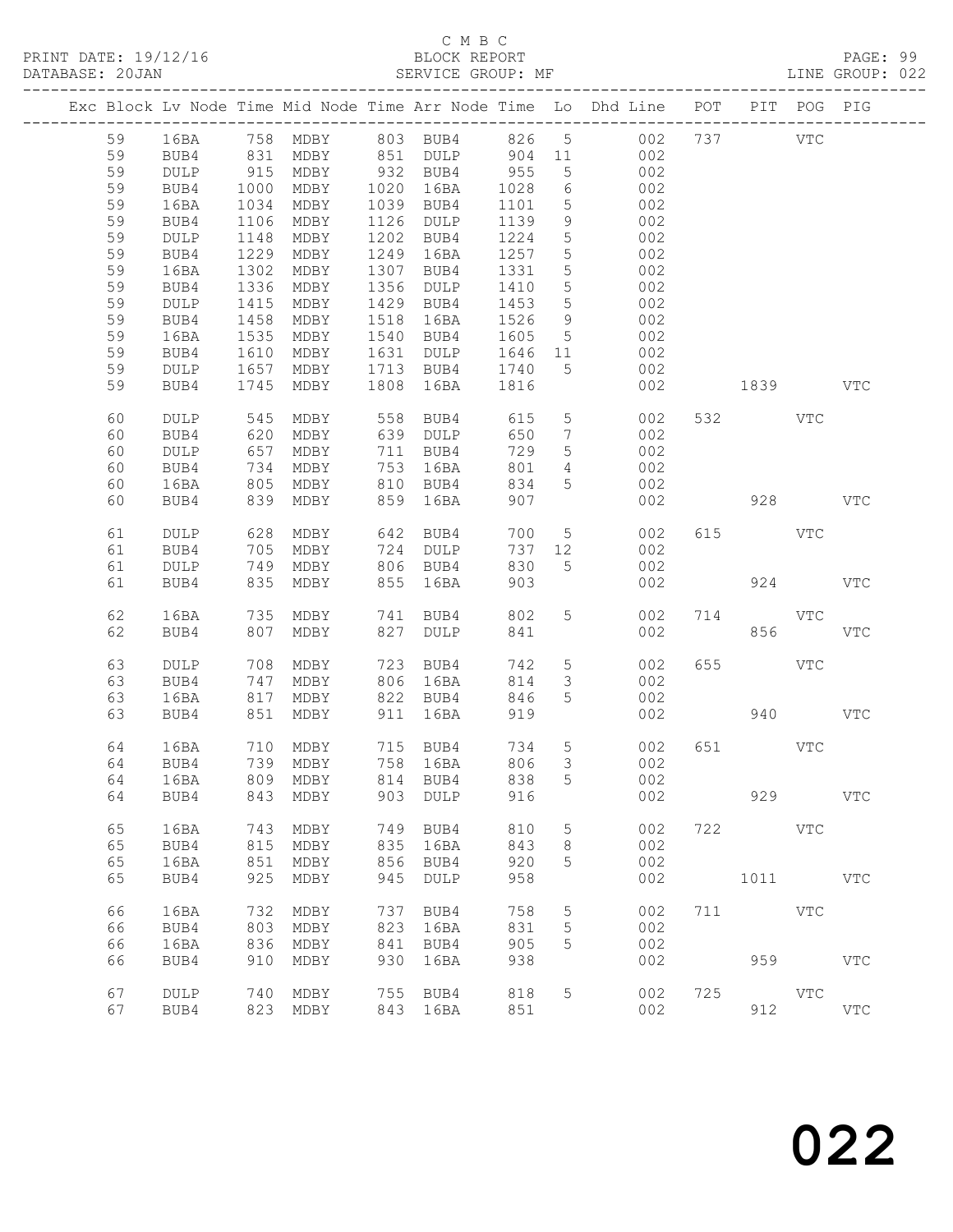C M B C

BLOCK REPORT

SERVICE GROUP: MF

PRINT DATE: 19/12/16
DATABASE: 20JAN
LINE GROUP: 022

| Exc | Block | Lv | Node | Time | Mid Node | Time | Arr Node | Time | Lo | Dhd Line | POT | PIT | POG | PIG |
|---|---|---|---|---|---|---|---|---|---|---|---|---|---|---|
| | 59 | | 16BA | 758 | MDBY | 803 | BUB4 | 826 | 5 | 002 | 737 | | VTC | |
| | 59 | | BUB4 | 831 | MDBY | 851 | DULP | 904 | 11 | 002 | | | | |
| | 59 | | DULP | 915 | MDBY | 932 | BUB4 | 955 | 5 | 002 | | | | |
| | 59 | | BUB4 | 1000 | MDBY | 1020 | 16BA | 1028 | 6 | 002 | | | | |
| | 59 | | 16BA | 1034 | MDBY | 1039 | BUB4 | 1101 | 5 | 002 | | | | |
| | 59 | | BUB4 | 1106 | MDBY | 1126 | DULP | 1139 | 9 | 002 | | | | |
| | 59 | | DULP | 1148 | MDBY | 1202 | BUB4 | 1224 | 5 | 002 | | | | |
| | 59 | | BUB4 | 1229 | MDBY | 1249 | 16BA | 1257 | 5 | 002 | | | | |
| | 59 | | 16BA | 1302 | MDBY | 1307 | BUB4 | 1331 | 5 | 002 | | | | |
| | 59 | | BUB4 | 1336 | MDBY | 1356 | DULP | 1410 | 5 | 002 | | | | |
| | 59 | | DULP | 1415 | MDBY | 1429 | BUB4 | 1453 | 5 | 002 | | | | |
| | 59 | | BUB4 | 1458 | MDBY | 1518 | 16BA | 1526 | 9 | 002 | | | | |
| | 59 | | 16BA | 1535 | MDBY | 1540 | BUB4 | 1605 | 5 | 002 | | | | |
| | 59 | | BUB4 | 1610 | MDBY | 1631 | DULP | 1646 | 11 | 002 | | | | |
| | 59 | | DULP | 1657 | MDBY | 1713 | BUB4 | 1740 | 5 | 002 | | | | |
| | 59 | | BUB4 | 1745 | MDBY | 1808 | 16BA | 1816 | | 002 | | 1839 | | VTC |
| | 60 | | DULP | 545 | MDBY | 558 | BUB4 | 615 | 5 | 002 | 532 | | VTC | |
| | 60 | | BUB4 | 620 | MDBY | 639 | DULP | 650 | 7 | 002 | | | | |
| | 60 | | DULP | 657 | MDBY | 711 | BUB4 | 729 | 5 | 002 | | | | |
| | 60 | | BUB4 | 734 | MDBY | 753 | 16BA | 801 | 4 | 002 | | | | |
| | 60 | | 16BA | 805 | MDBY | 810 | BUB4 | 834 | 5 | 002 | | | | |
| | 60 | | BUB4 | 839 | MDBY | 859 | 16BA | 907 | | 002 | | 928 | | VTC |
| | 61 | | DULP | 628 | MDBY | 642 | BUB4 | 700 | 5 | 002 | 615 | | VTC | |
| | 61 | | BUB4 | 705 | MDBY | 724 | DULP | 737 | 12 | 002 | | | | |
| | 61 | | DULP | 749 | MDBY | 806 | BUB4 | 830 | 5 | 002 | | | | |
| | 61 | | BUB4 | 835 | MDBY | 855 | 16BA | 903 | | 002 | | 924 | | VTC |
| | 62 | | 16BA | 735 | MDBY | 741 | BUB4 | 802 | 5 | 002 | 714 | | VTC | |
| | 62 | | BUB4 | 807 | MDBY | 827 | DULP | 841 | | 002 | | 856 | | VTC |
| | 63 | | DULP | 708 | MDBY | 723 | BUB4 | 742 | 5 | 002 | 655 | | VTC | |
| | 63 | | BUB4 | 747 | MDBY | 806 | 16BA | 814 | 3 | 002 | | | | |
| | 63 | | 16BA | 817 | MDBY | 822 | BUB4 | 846 | 5 | 002 | | | | |
| | 63 | | BUB4 | 851 | MDBY | 911 | 16BA | 919 | | 002 | | 940 | | VTC |
| | 64 | | 16BA | 710 | MDBY | 715 | BUB4 | 734 | 5 | 002 | 651 | | VTC | |
| | 64 | | BUB4 | 739 | MDBY | 758 | 16BA | 806 | 3 | 002 | | | | |
| | 64 | | 16BA | 809 | MDBY | 814 | BUB4 | 838 | 5 | 002 | | | | |
| | 64 | | BUB4 | 843 | MDBY | 903 | DULP | 916 | | 002 | | 929 | | VTC |
| | 65 | | 16BA | 743 | MDBY | 749 | BUB4 | 810 | 5 | 002 | 722 | | VTC | |
| | 65 | | BUB4 | 815 | MDBY | 835 | 16BA | 843 | 8 | 002 | | | | |
| | 65 | | 16BA | 851 | MDBY | 856 | BUB4 | 920 | 5 | 002 | | | | |
| | 65 | | BUB4 | 925 | MDBY | 945 | DULP | 958 | | 002 | | 1011 | | VTC |
| | 66 | | 16BA | 732 | MDBY | 737 | BUB4 | 758 | 5 | 002 | 711 | | VTC | |
| | 66 | | BUB4 | 803 | MDBY | 823 | 16BA | 831 | 5 | 002 | | | | |
| | 66 | | 16BA | 836 | MDBY | 841 | BUB4 | 905 | 5 | 002 | | | | |
| | 66 | | BUB4 | 910 | MDBY | 930 | 16BA | 938 | | 002 | | 959 | | VTC |
| | 67 | | DULP | 740 | MDBY | 755 | BUB4 | 818 | 5 | 002 | 725 | | VTC | |
| | 67 | | BUB4 | 823 | MDBY | 843 | 16BA | 851 | | 002 | | 912 | | VTC |

022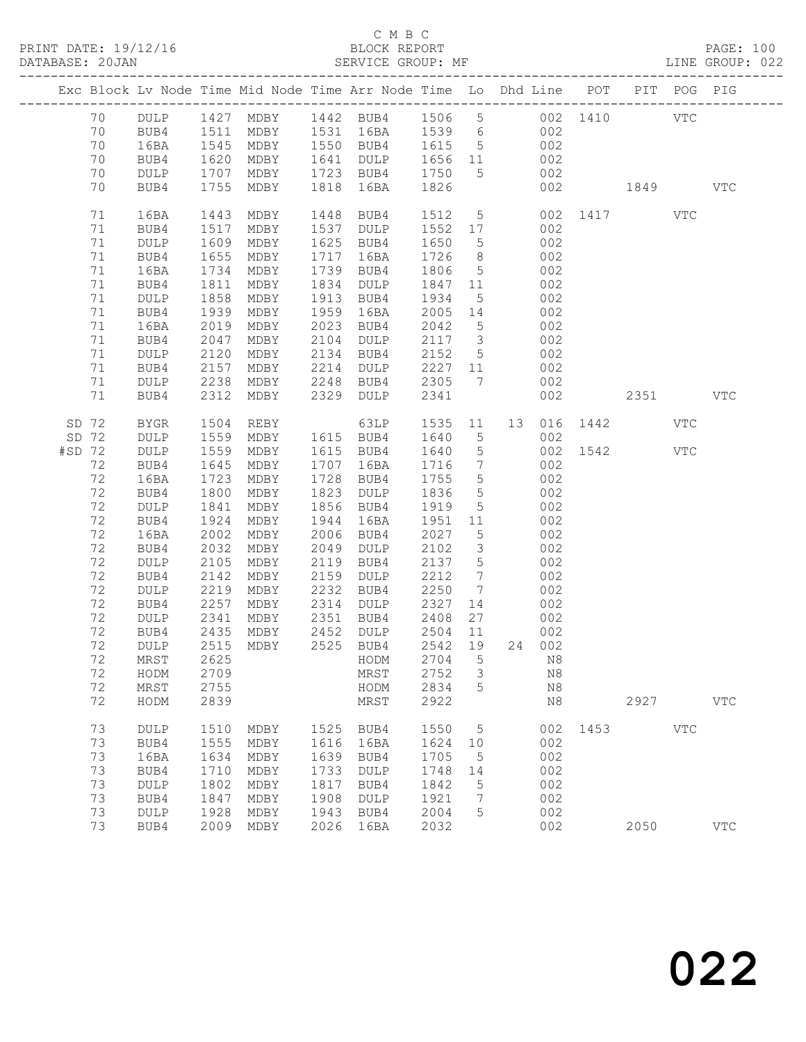C M B C

BLOCK REPORT

SERVICE GROUP: MF

PRINT DATE: 19/12/16
DATABASE: 20JAN

LINE GROUP: 022

| Exc | Block | Lv | Node | Time | Mid Node | Time | Arr Node | Time | Lo | Dhd | Line | POT | PIT | POG | PIG |
|---|---|---|---|---|---|---|---|---|---|---|---|---|---|---|---|
| | 70 | | DULP | 1427 | MDBY | 1442 | BUB4 | 1506 | 5 | | 002 | 1410 | | VTC | |
| | 70 | | BUB4 | 1511 | MDBY | 1531 | 16BA | 1539 | 6 | | 002 | | | | |
| | 70 | | 16BA | 1545 | MDBY | 1550 | BUB4 | 1615 | 5 | | 002 | | | | |
| | 70 | | BUB4 | 1620 | MDBY | 1641 | DULP | 1656 | 11 | | 002 | | | | |
| | 70 | | DULP | 1707 | MDBY | 1723 | BUB4 | 1750 | 5 | | 002 | | | | |
| | 70 | | BUB4 | 1755 | MDBY | 1818 | 16BA | 1826 | | | 002 | | 1849 | | VTC |
| | 71 | | 16BA | 1443 | MDBY | 1448 | BUB4 | 1512 | 5 | | 002 | 1417 | | VTC | |
| | 71 | | BUB4 | 1517 | MDBY | 1537 | DULP | 1552 | 17 | | 002 | | | | |
| | 71 | | DULP | 1609 | MDBY | 1625 | BUB4 | 1650 | 5 | | 002 | | | | |
| | 71 | | BUB4 | 1655 | MDBY | 1717 | 16BA | 1726 | 8 | | 002 | | | | |
| | 71 | | 16BA | 1734 | MDBY | 1739 | BUB4 | 1806 | 5 | | 002 | | | | |
| | 71 | | BUB4 | 1811 | MDBY | 1834 | DULP | 1847 | 11 | | 002 | | | | |
| | 71 | | DULP | 1858 | MDBY | 1913 | BUB4 | 1934 | 5 | | 002 | | | | |
| | 71 | | BUB4 | 1939 | MDBY | 1959 | 16BA | 2005 | 14 | | 002 | | | | |
| | 71 | | 16BA | 2019 | MDBY | 2023 | BUB4 | 2042 | 5 | | 002 | | | | |
| | 71 | | BUB4 | 2047 | MDBY | 2104 | DULP | 2117 | 3 | | 002 | | | | |
| | 71 | | DULP | 2120 | MDBY | 2134 | BUB4 | 2152 | 5 | | 002 | | | | |
| | 71 | | BUB4 | 2157 | MDBY | 2214 | DULP | 2227 | 11 | | 002 | | | | |
| | 71 | | DULP | 2238 | MDBY | 2248 | BUB4 | 2305 | 7 | | 002 | | | | |
| | 71 | | BUB4 | 2312 | MDBY | 2329 | DULP | 2341 | | | 002 | | 2351 | | VTC |
| SD | 72 | | BYGR | 1504 | REBY | | 63LP | 1535 | 11 | 13 | 016 | 1442 | | VTC | |
| SD | 72 | | DULP | 1559 | MDBY | 1615 | BUB4 | 1640 | 5 | | 002 | | | | |
| #SD | 72 | | DULP | 1559 | MDBY | 1615 | BUB4 | 1640 | 5 | | 002 | 1542 | | VTC | |
| | 72 | | BUB4 | 1645 | MDBY | 1707 | 16BA | 1716 | 7 | | 002 | | | | |
| | 72 | | 16BA | 1723 | MDBY | 1728 | BUB4 | 1755 | 5 | | 002 | | | | |
| | 72 | | BUB4 | 1800 | MDBY | 1823 | DULP | 1836 | 5 | | 002 | | | | |
| | 72 | | DULP | 1841 | MDBY | 1856 | BUB4 | 1919 | 5 | | 002 | | | | |
| | 72 | | BUB4 | 1924 | MDBY | 1944 | 16BA | 1951 | 11 | | 002 | | | | |
| | 72 | | 16BA | 2002 | MDBY | 2006 | BUB4 | 2027 | 5 | | 002 | | | | |
| | 72 | | BUB4 | 2032 | MDBY | 2049 | DULP | 2102 | 3 | | 002 | | | | |
| | 72 | | DULP | 2105 | MDBY | 2119 | BUB4 | 2137 | 5 | | 002 | | | | |
| | 72 | | BUB4 | 2142 | MDBY | 2159 | DULP | 2212 | 7 | | 002 | | | | |
| | 72 | | DULP | 2219 | MDBY | 2232 | BUB4 | 2250 | 7 | | 002 | | | | |
| | 72 | | BUB4 | 2257 | MDBY | 2314 | DULP | 2327 | 14 | | 002 | | | | |
| | 72 | | DULP | 2341 | MDBY | 2351 | BUB4 | 2408 | 27 | | 002 | | | | |
| | 72 | | BUB4 | 2435 | MDBY | 2452 | DULP | 2504 | 11 | | 002 | | | | |
| | 72 | | DULP | 2515 | MDBY | 2525 | BUB4 | 2542 | 19 | 24 | 002 | | | | |
| | 72 | | MRST | 2625 | | | HODM | 2704 | 5 | | N8 | | | | |
| | 72 | | HODM | 2709 | | | MRST | 2752 | 3 | | N8 | | | | |
| | 72 | | MRST | 2755 | | | HODM | 2834 | 5 | | N8 | | | | |
| | 72 | | HODM | 2839 | | | MRST | 2922 | | | N8 | | 2927 | | VTC |
| | 73 | | DULP | 1510 | MDBY | 1525 | BUB4 | 1550 | 5 | | 002 | 1453 | | VTC | |
| | 73 | | BUB4 | 1555 | MDBY | 1616 | 16BA | 1624 | 10 | | 002 | | | | |
| | 73 | | 16BA | 1634 | MDBY | 1639 | BUB4 | 1705 | 5 | | 002 | | | | |
| | 73 | | BUB4 | 1710 | MDBY | 1733 | DULP | 1748 | 14 | | 002 | | | | |
| | 73 | | DULP | 1802 | MDBY | 1817 | BUB4 | 1842 | 5 | | 002 | | | | |
| | 73 | | BUB4 | 1847 | MDBY | 1908 | DULP | 1921 | 7 | | 002 | | | | |
| | 73 | | DULP | 1928 | MDBY | 1943 | BUB4 | 2004 | 5 | | 002 | | | | |
| | 73 | | BUB4 | 2009 | MDBY | 2026 | 16BA | 2032 | | | 002 | | 2050 | | VTC |

022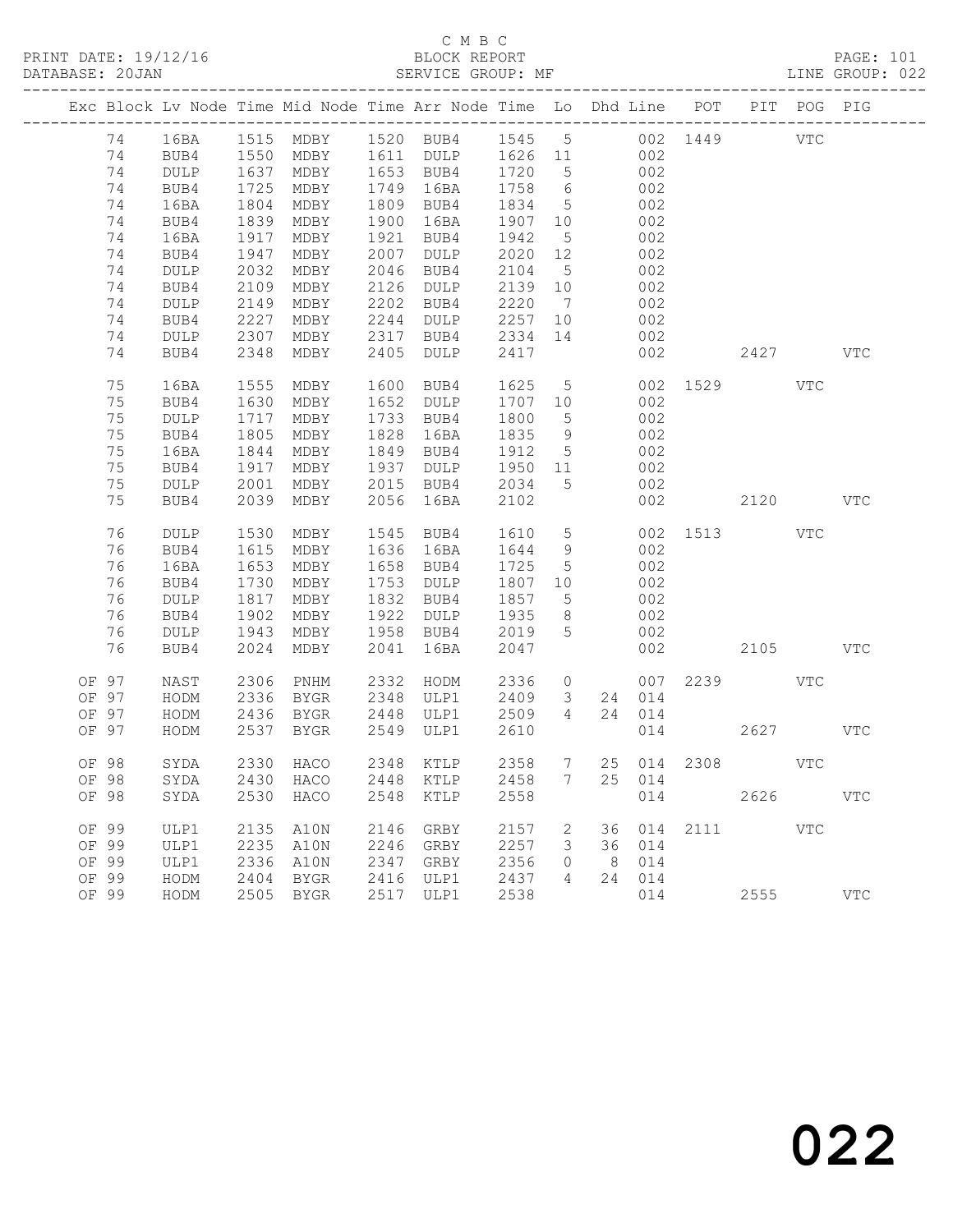C M B C

BLOCK REPORT

SERVICE GROUP: MF

| Exc | Block | Lv | Node | Time | Mid Node | Time | Arr Node | Time | Lo | Dhd | Line | POT | PIT | POG | PIG |
|---|---|---|---|---|---|---|---|---|---|---|---|---|---|---|---|
| | 74 | | 16BA | 1515 | MDBY | 1520 | BUB4 | 1545 | 5 | | 002 | 1449 | | VTC | |
| | 74 | | BUB4 | 1550 | MDBY | 1611 | DULP | 1626 | 11 | | 002 | | | | |
| | 74 | | DULP | 1637 | MDBY | 1653 | BUB4 | 1720 | 5 | | 002 | | | | |
| | 74 | | BUB4 | 1725 | MDBY | 1749 | 16BA | 1758 | 6 | | 002 | | | | |
| | 74 | | 16BA | 1804 | MDBY | 1809 | BUB4 | 1834 | 5 | | 002 | | | | |
| | 74 | | BUB4 | 1839 | MDBY | 1900 | 16BA | 1907 | 10 | | 002 | | | | |
| | 74 | | 16BA | 1917 | MDBY | 1921 | BUB4 | 1942 | 5 | | 002 | | | | |
| | 74 | | BUB4 | 1947 | MDBY | 2007 | DULP | 2020 | 12 | | 002 | | | | |
| | 74 | | DULP | 2032 | MDBY | 2046 | BUB4 | 2104 | 5 | | 002 | | | | |
| | 74 | | BUB4 | 2109 | MDBY | 2126 | DULP | 2139 | 10 | | 002 | | | | |
| | 74 | | DULP | 2149 | MDBY | 2202 | BUB4 | 2220 | 7 | | 002 | | | | |
| | 74 | | BUB4 | 2227 | MDBY | 2244 | DULP | 2257 | 10 | | 002 | | | | |
| | 74 | | DULP | 2307 | MDBY | 2317 | BUB4 | 2334 | 14 | | 002 | | | | |
| | 74 | | BUB4 | 2348 | MDBY | 2405 | DULP | 2417 | | | 002 | | 2427 | | VTC |
| | 75 | | 16BA | 1555 | MDBY | 1600 | BUB4 | 1625 | 5 | | 002 | 1529 | | VTC | |
| | 75 | | BUB4 | 1630 | MDBY | 1652 | DULP | 1707 | 10 | | 002 | | | | |
| | 75 | | DULP | 1717 | MDBY | 1733 | BUB4 | 1800 | 5 | | 002 | | | | |
| | 75 | | BUB4 | 1805 | MDBY | 1828 | 16BA | 1835 | 9 | | 002 | | | | |
| | 75 | | 16BA | 1844 | MDBY | 1849 | BUB4 | 1912 | 5 | | 002 | | | | |
| | 75 | | BUB4 | 1917 | MDBY | 1937 | DULP | 1950 | 11 | | 002 | | | | |
| | 75 | | DULP | 2001 | MDBY | 2015 | BUB4 | 2034 | 5 | | 002 | | | | |
| | 75 | | BUB4 | 2039 | MDBY | 2056 | 16BA | 2102 | | | 002 | | 2120 | | VTC |
| | 76 | | DULP | 1530 | MDBY | 1545 | BUB4 | 1610 | 5 | | 002 | 1513 | | VTC | |
| | 76 | | BUB4 | 1615 | MDBY | 1636 | 16BA | 1644 | 9 | | 002 | | | | |
| | 76 | | 16BA | 1653 | MDBY | 1658 | BUB4 | 1725 | 5 | | 002 | | | | |
| | 76 | | BUB4 | 1730 | MDBY | 1753 | DULP | 1807 | 10 | | 002 | | | | |
| | 76 | | DULP | 1817 | MDBY | 1832 | BUB4 | 1857 | 5 | | 002 | | | | |
| | 76 | | BUB4 | 1902 | MDBY | 1922 | DULP | 1935 | 8 | | 002 | | | | |
| | 76 | | DULP | 1943 | MDBY | 1958 | BUB4 | 2019 | 5 | | 002 | | | | |
| | 76 | | BUB4 | 2024 | MDBY | 2041 | 16BA | 2047 | | | 002 | | 2105 | | VTC |
| OF | 97 | | NAST | 2306 | PNHM | 2332 | HODM | 2336 | 0 | | 007 | 2239 | | VTC | |
| OF | 97 | | HODM | 2336 | BYGR | 2348 | ULP1 | 2409 | 3 | 24 | 014 | | | | |
| OF | 97 | | HODM | 2436 | BYGR | 2448 | ULP1 | 2509 | 4 | 24 | 014 | | | | |
| OF | 97 | | HODM | 2537 | BYGR | 2549 | ULP1 | 2610 | | | 014 | | 2627 | | VTC |
| OF | 98 | | SYDA | 2330 | HACO | 2348 | KTLP | 2358 | 7 | 25 | 014 | 2308 | | VTC | |
| OF | 98 | | SYDA | 2430 | HACO | 2448 | KTLP | 2458 | 7 | 25 | 014 | | | | |
| OF | 98 | | SYDA | 2530 | HACO | 2548 | KTLP | 2558 | | | 014 | | 2626 | | VTC |
| OF | 99 | | ULP1 | 2135 | A10N | 2146 | GRBY | 2157 | 2 | 36 | 014 | 2111 | | VTC | |
| OF | 99 | | ULP1 | 2235 | A10N | 2246 | GRBY | 2257 | 3 | 36 | 014 | | | | |
| OF | 99 | | ULP1 | 2336 | A10N | 2347 | GRBY | 2356 | 0 | 8 | 014 | | | | |
| OF | 99 | | HODM | 2404 | BYGR | 2416 | ULP1 | 2437 | 4 | 24 | 014 | | | | |
| OF | 99 | | HODM | 2505 | BYGR | 2517 | ULP1 | 2538 | | | 014 | | 2555 | | VTC |

022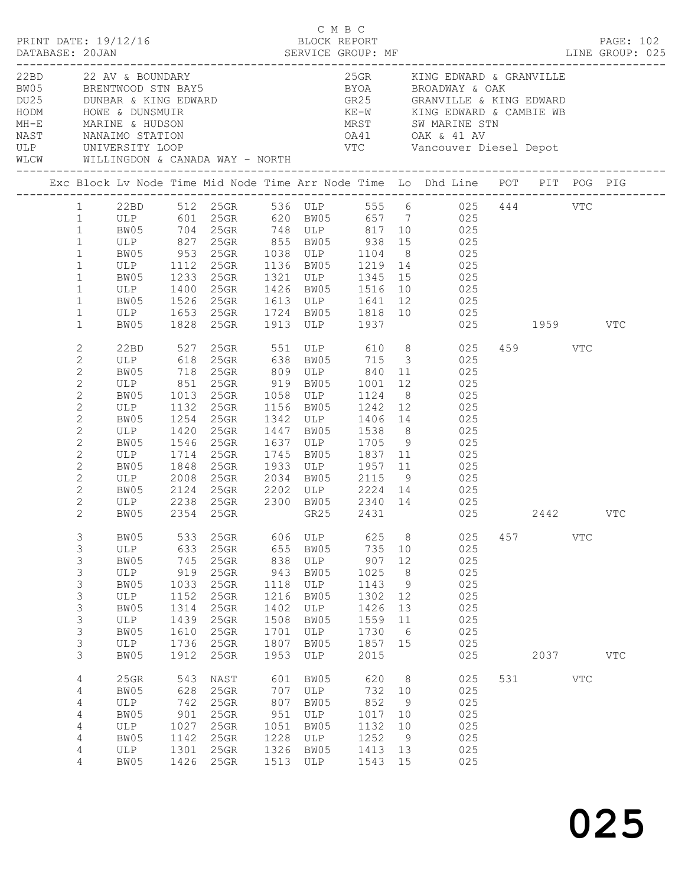C M B C
PRINT DATE: 19/12/16 BLOCK REPORT
DATABASE: 20JAN SERVICE GROUP: MF LINE GROUP: 025

| Code | Description | Code | Description |
|---|---|---|---|
| 22BD | 22 AV & BOUNDARY | 25GR | KING EDWARD & GRANVILLE |
| BW05 | BRENTWOOD STN BAY5 | BYOA | BROADWAY & OAK |
| DU25 | DUNBAR & KING EDWARD | GR25 | GRANVILLE & KING EDWARD |
| HODM | HOWE & DUNSMUIR | KE-W | KING EDWARD & CAMBIE WB |
| MH-E | MARINE & HUDSON | MRST | SW MARINE STN |
| NAST | NANAIMO STATION | OA41 | OAK & 41 AV |
| ULP | UNIVERSITY LOOP | VTC | Vancouver Diesel Depot |
| WLCW | WILLINGDON & CANADA WAY - NORTH | | |

| Exc | Block | Lv Node | Time | Mid Node | Time | Arr Node | Time | Lo | Dhd Line | POT | PIT | POG | PIG |
|---|---|---|---|---|---|---|---|---|---|---|---|---|---|
| | 1 | 22BD | 512 | 25GR | 536 | ULP | 555 | 6 | 025 | 444 | | VTC | |
| | 1 | ULP | 601 | 25GR | 620 | BW05 | 657 | 7 | 025 | | | | |
| | 1 | BW05 | 704 | 25GR | 748 | ULP | 817 | 10 | 025 | | | | |
| | 1 | ULP | 827 | 25GR | 855 | BW05 | 938 | 15 | 025 | | | | |
| | 1 | BW05 | 953 | 25GR | 1038 | ULP | 1104 | 8 | 025 | | | | |
| | 1 | ULP | 1112 | 25GR | 1136 | BW05 | 1219 | 14 | 025 | | | | |
| | 1 | BW05 | 1233 | 25GR | 1321 | ULP | 1345 | 15 | 025 | | | | |
| | 1 | ULP | 1400 | 25GR | 1426 | BW05 | 1516 | 10 | 025 | | | | |
| | 1 | BW05 | 1526 | 25GR | 1613 | ULP | 1641 | 12 | 025 | | | | |
| | 1 | ULP | 1653 | 25GR | 1724 | BW05 | 1818 | 10 | 025 | | | | |
| | 1 | BW05 | 1828 | 25GR | 1913 | ULP | 1937 | | 025 | | 1959 | | VTC |
| | 2 | 22BD | 527 | 25GR | 551 | ULP | 610 | 8 | 025 | 459 | | VTC | |
| | 2 | ULP | 618 | 25GR | 638 | BW05 | 715 | 3 | 025 | | | | |
| | 2 | BW05 | 718 | 25GR | 809 | ULP | 840 | 11 | 025 | | | | |
| | 2 | ULP | 851 | 25GR | 919 | BW05 | 1001 | 12 | 025 | | | | |
| | 2 | BW05 | 1013 | 25GR | 1058 | ULP | 1124 | 8 | 025 | | | | |
| | 2 | ULP | 1132 | 25GR | 1156 | BW05 | 1242 | 12 | 025 | | | | |
| | 2 | BW05 | 1254 | 25GR | 1342 | ULP | 1406 | 14 | 025 | | | | |
| | 2 | ULP | 1420 | 25GR | 1447 | BW05 | 1538 | 8 | 025 | | | | |
| | 2 | BW05 | 1546 | 25GR | 1637 | ULP | 1705 | 9 | 025 | | | | |
| | 2 | ULP | 1714 | 25GR | 1745 | BW05 | 1837 | 11 | 025 | | | | |
| | 2 | BW05 | 1848 | 25GR | 1933 | ULP | 1957 | 11 | 025 | | | | |
| | 2 | ULP | 2008 | 25GR | 2034 | BW05 | 2115 | 9 | 025 | | | | |
| | 2 | BW05 | 2124 | 25GR | 2202 | ULP | 2224 | 14 | 025 | | | | |
| | 2 | ULP | 2238 | 25GR | 2300 | BW05 | 2340 | 14 | 025 | | | | |
| | 2 | BW05 | 2354 | 25GR | | GR25 | 2431 | | 025 | | 2442 | | VTC |
| | 3 | BW05 | 533 | 25GR | 606 | ULP | 625 | 8 | 025 | 457 | | VTC | |
| | 3 | ULP | 633 | 25GR | 655 | BW05 | 735 | 10 | 025 | | | | |
| | 3 | BW05 | 745 | 25GR | 838 | ULP | 907 | 12 | 025 | | | | |
| | 3 | ULP | 919 | 25GR | 943 | BW05 | 1025 | 8 | 025 | | | | |
| | 3 | BW05 | 1033 | 25GR | 1118 | ULP | 1143 | 9 | 025 | | | | |
| | 3 | ULP | 1152 | 25GR | 1216 | BW05 | 1302 | 12 | 025 | | | | |
| | 3 | BW05 | 1314 | 25GR | 1402 | ULP | 1426 | 13 | 025 | | | | |
| | 3 | ULP | 1439 | 25GR | 1508 | BW05 | 1559 | 11 | 025 | | | | |
| | 3 | BW05 | 1610 | 25GR | 1701 | ULP | 1730 | 6 | 025 | | | | |
| | 3 | ULP | 1736 | 25GR | 1807 | BW05 | 1857 | 15 | 025 | | | | |
| | 3 | BW05 | 1912 | 25GR | 1953 | ULP | 2015 | | 025 | | 2037 | | VTC |
| | 4 | 25GR | 543 | NAST | 601 | BW05 | 620 | 8 | 025 | 531 | | VTC | |
| | 4 | BW05 | 628 | 25GR | 707 | ULP | 732 | 10 | 025 | | | | |
| | 4 | ULP | 742 | 25GR | 807 | BW05 | 852 | 9 | 025 | | | | |
| | 4 | BW05 | 901 | 25GR | 951 | ULP | 1017 | 10 | 025 | | | | |
| | 4 | ULP | 1027 | 25GR | 1051 | BW05 | 1132 | 10 | 025 | | | | |
| | 4 | BW05 | 1142 | 25GR | 1228 | ULP | 1252 | 9 | 025 | | | | |
| | 4 | ULP | 1301 | 25GR | 1326 | BW05 | 1413 | 13 | 025 | | | | |
| | 4 | BW05 | 1426 | 25GR | 1513 | ULP | 1543 | 15 | 025 | | | | |

025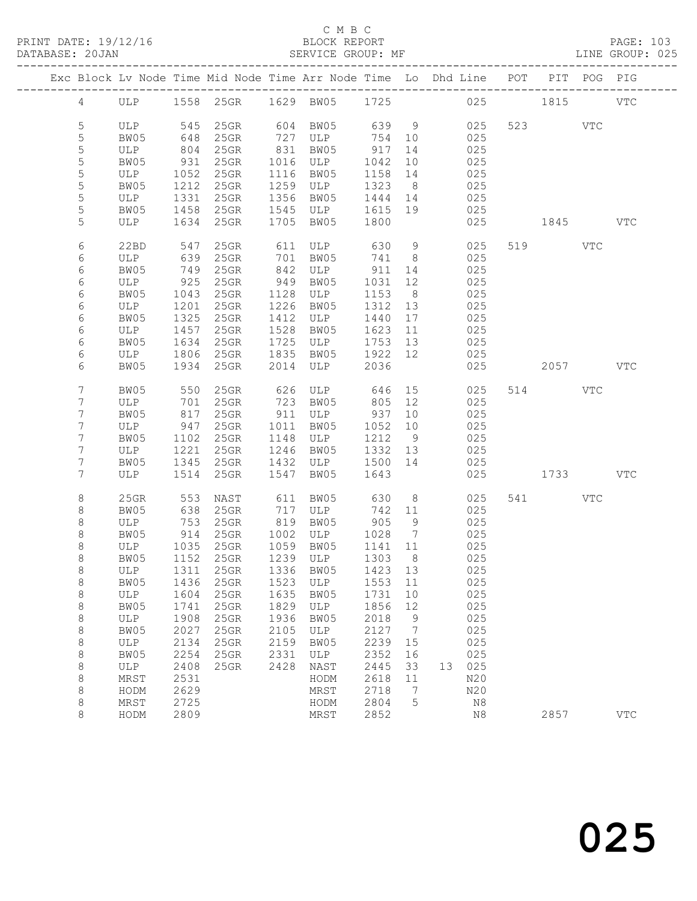C M B C
BLOCK REPORT
SERVICE GROUP: MF

PRINT DATE: 19/12/16
DATABASE: 20JAN
LINE GROUP: 025

| Exc | Block | Lv | Node | Time | Mid Node | Time | Arr Node | Time | Lo | Dhd | Line | POT | PIT | POG | PIG |
|---|---|---|---|---|---|---|---|---|---|---|---|---|---|---|---|
| | 4 | | ULP | 1558 | 25GR | 1629 | BW05 | 1725 | | | 025 | | 1815 | | VTC |
| | 5 | | ULP | 545 | 25GR | 604 | BW05 | 639 | 9 | | 025 | 523 | | VTC | |
| | 5 | | BW05 | 648 | 25GR | 727 | ULP | 754 | 10 | | 025 | | | | |
| | 5 | | ULP | 804 | 25GR | 831 | BW05 | 917 | 14 | | 025 | | | | |
| | 5 | | BW05 | 931 | 25GR | 1016 | ULP | 1042 | 10 | | 025 | | | | |
| | 5 | | ULP | 1052 | 25GR | 1116 | BW05 | 1158 | 14 | | 025 | | | | |
| | 5 | | BW05 | 1212 | 25GR | 1259 | ULP | 1323 | 8 | | 025 | | | | |
| | 5 | | ULP | 1331 | 25GR | 1356 | BW05 | 1444 | 14 | | 025 | | | | |
| | 5 | | BW05 | 1458 | 25GR | 1545 | ULP | 1615 | 19 | | 025 | | | | |
| | 5 | | ULP | 1634 | 25GR | 1705 | BW05 | 1800 | | | 025 | | 1845 | | VTC |
| | 6 | | 22BD | 547 | 25GR | 611 | ULP | 630 | 9 | | 025 | 519 | | VTC | |
| | 6 | | ULP | 639 | 25GR | 701 | BW05 | 741 | 8 | | 025 | | | | |
| | 6 | | BW05 | 749 | 25GR | 842 | ULP | 911 | 14 | | 025 | | | | |
| | 6 | | ULP | 925 | 25GR | 949 | BW05 | 1031 | 12 | | 025 | | | | |
| | 6 | | BW05 | 1043 | 25GR | 1128 | ULP | 1153 | 8 | | 025 | | | | |
| | 6 | | ULP | 1201 | 25GR | 1226 | BW05 | 1312 | 13 | | 025 | | | | |
| | 6 | | BW05 | 1325 | 25GR | 1412 | ULP | 1440 | 17 | | 025 | | | | |
| | 6 | | ULP | 1457 | 25GR | 1528 | BW05 | 1623 | 11 | | 025 | | | | |
| | 6 | | BW05 | 1634 | 25GR | 1725 | ULP | 1753 | 13 | | 025 | | | | |
| | 6 | | ULP | 1806 | 25GR | 1835 | BW05 | 1922 | 12 | | 025 | | | | |
| | 6 | | BW05 | 1934 | 25GR | 2014 | ULP | 2036 | | | 025 | | 2057 | | VTC |
| | 7 | | BW05 | 550 | 25GR | 626 | ULP | 646 | 15 | | 025 | 514 | | VTC | |
| | 7 | | ULP | 701 | 25GR | 723 | BW05 | 805 | 12 | | 025 | | | | |
| | 7 | | BW05 | 817 | 25GR | 911 | ULP | 937 | 10 | | 025 | | | | |
| | 7 | | ULP | 947 | 25GR | 1011 | BW05 | 1052 | 10 | | 025 | | | | |
| | 7 | | BW05 | 1102 | 25GR | 1148 | ULP | 1212 | 9 | | 025 | | | | |
| | 7 | | ULP | 1221 | 25GR | 1246 | BW05 | 1332 | 13 | | 025 | | | | |
| | 7 | | BW05 | 1345 | 25GR | 1432 | ULP | 1500 | 14 | | 025 | | | | |
| | 7 | | ULP | 1514 | 25GR | 1547 | BW05 | 1643 | | | 025 | | 1733 | | VTC |
| | 8 | | 25GR | 553 | NAST | 611 | BW05 | 630 | 8 | | 025 | 541 | | VTC | |
| | 8 | | BW05 | 638 | 25GR | 717 | ULP | 742 | 11 | | 025 | | | | |
| | 8 | | ULP | 753 | 25GR | 819 | BW05 | 905 | 9 | | 025 | | | | |
| | 8 | | BW05 | 914 | 25GR | 1002 | ULP | 1028 | 7 | | 025 | | | | |
| | 8 | | ULP | 1035 | 25GR | 1059 | BW05 | 1141 | 11 | | 025 | | | | |
| | 8 | | BW05 | 1152 | 25GR | 1239 | ULP | 1303 | 8 | | 025 | | | | |
| | 8 | | ULP | 1311 | 25GR | 1336 | BW05 | 1423 | 13 | | 025 | | | | |
| | 8 | | BW05 | 1436 | 25GR | 1523 | ULP | 1553 | 11 | | 025 | | | | |
| | 8 | | ULP | 1604 | 25GR | 1635 | BW05 | 1731 | 10 | | 025 | | | | |
| | 8 | | BW05 | 1741 | 25GR | 1829 | ULP | 1856 | 12 | | 025 | | | | |
| | 8 | | ULP | 1908 | 25GR | 1936 | BW05 | 2018 | 9 | | 025 | | | | |
| | 8 | | BW05 | 2027 | 25GR | 2105 | ULP | 2127 | 7 | | 025 | | | | |
| | 8 | | ULP | 2134 | 25GR | 2159 | BW05 | 2239 | 15 | | 025 | | | | |
| | 8 | | BW05 | 2254 | 25GR | 2331 | ULP | 2352 | 16 | | 025 | | | | |
| | 8 | | ULP | 2408 | 25GR | 2428 | NAST | 2445 | 33 | 13 | 025 | | | | |
| | 8 | | MRST | 2531 | | | HODM | 2618 | 11 | | N20 | | | | |
| | 8 | | HODM | 2629 | | | MRST | 2718 | 7 | | N20 | | | | |
| | 8 | | MRST | 2725 | | | HODM | 2804 | 5 | | N8 | | | | |
| | 8 | | HODM | 2809 | | | MRST | 2852 | | | N8 | | 2857 | | VTC |

025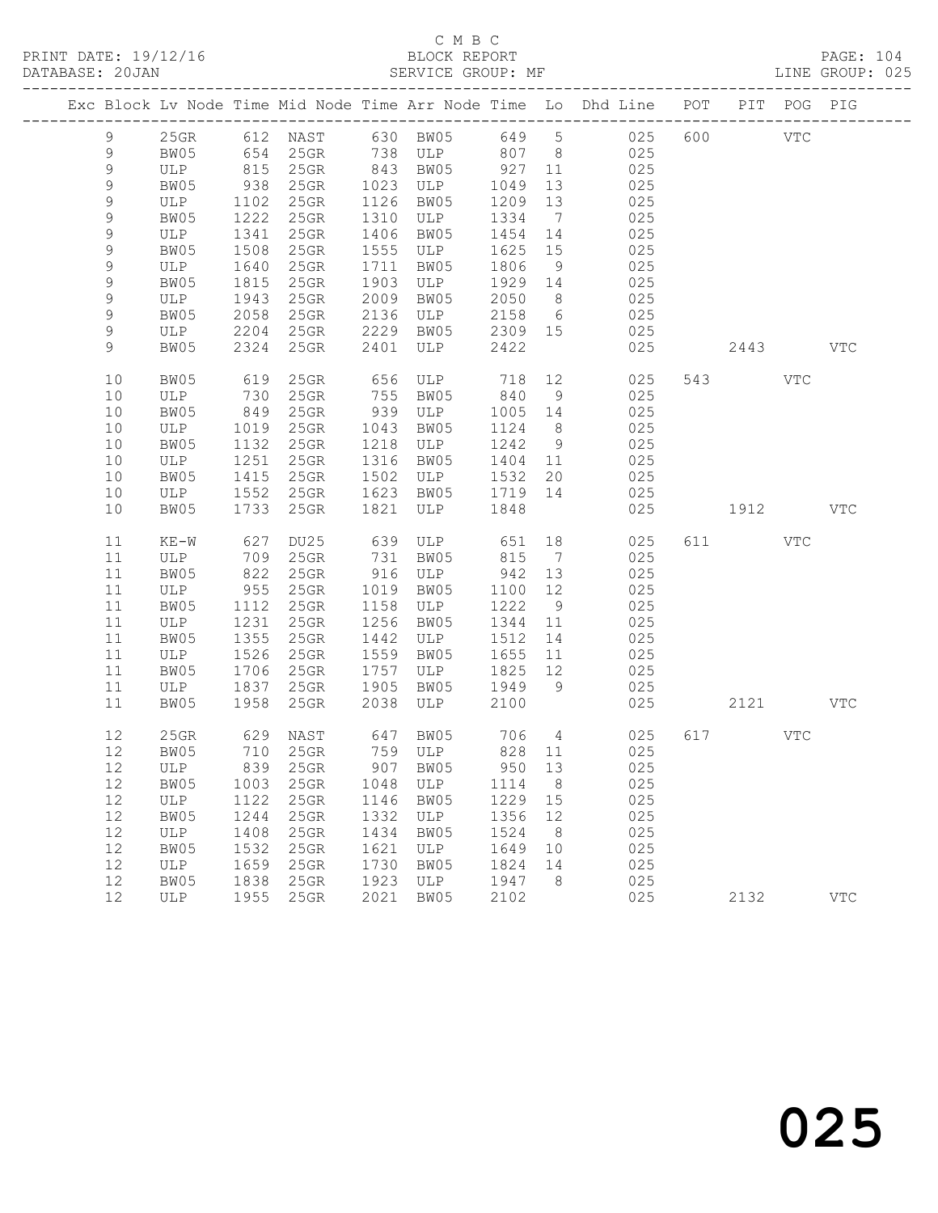C M B C
BLOCK REPORT
SERVICE GROUP: MF

PRINT DATE: 19/12/16
DATABASE: 20JAN
LINE GROUP: 025

| Exc | Block | Lv | Node | Time | Mid Node | Time | Arr Node | Time | Lo | Dhd Line | POT | PIT | POG | PIG |
|---|---|---|---|---|---|---|---|---|---|---|---|---|---|---|
| | 9 | | 25GR | 612 | NAST | 630 | BW05 | 649 | 5 | 025 | 600 | | VTC | |
| | 9 | | BW05 | 654 | 25GR | 738 | ULP | 807 | 8 | 025 | | | | |
| | 9 | | ULP | 815 | 25GR | 843 | BW05 | 927 | 11 | 025 | | | | |
| | 9 | | BW05 | 938 | 25GR | 1023 | ULP | 1049 | 13 | 025 | | | | |
| | 9 | | ULP | 1102 | 25GR | 1126 | BW05 | 1209 | 13 | 025 | | | | |
| | 9 | | BW05 | 1222 | 25GR | 1310 | ULP | 1334 | 7 | 025 | | | | |
| | 9 | | ULP | 1341 | 25GR | 1406 | BW05 | 1454 | 14 | 025 | | | | |
| | 9 | | BW05 | 1508 | 25GR | 1555 | ULP | 1625 | 15 | 025 | | | | |
| | 9 | | ULP | 1640 | 25GR | 1711 | BW05 | 1806 | 9 | 025 | | | | |
| | 9 | | BW05 | 1815 | 25GR | 1903 | ULP | 1929 | 14 | 025 | | | | |
| | 9 | | ULP | 1943 | 25GR | 2009 | BW05 | 2050 | 8 | 025 | | | | |
| | 9 | | BW05 | 2058 | 25GR | 2136 | ULP | 2158 | 6 | 025 | | | | |
| | 9 | | ULP | 2204 | 25GR | 2229 | BW05 | 2309 | 15 | 025 | | | | |
| | 9 | | BW05 | 2324 | 25GR | 2401 | ULP | 2422 | | 025 | | 2443 | | VTC |
| | 10 | | BW05 | 619 | 25GR | 656 | ULP | 718 | 12 | 025 | 543 | | VTC | |
| | 10 | | ULP | 730 | 25GR | 755 | BW05 | 840 | 9 | 025 | | | | |
| | 10 | | BW05 | 849 | 25GR | 939 | ULP | 1005 | 14 | 025 | | | | |
| | 10 | | ULP | 1019 | 25GR | 1043 | BW05 | 1124 | 8 | 025 | | | | |
| | 10 | | BW05 | 1132 | 25GR | 1218 | ULP | 1242 | 9 | 025 | | | | |
| | 10 | | ULP | 1251 | 25GR | 1316 | BW05 | 1404 | 11 | 025 | | | | |
| | 10 | | BW05 | 1415 | 25GR | 1502 | ULP | 1532 | 20 | 025 | | | | |
| | 10 | | ULP | 1552 | 25GR | 1623 | BW05 | 1719 | 14 | 025 | | | | |
| | 10 | | BW05 | 1733 | 25GR | 1821 | ULP | 1848 | | 025 | | 1912 | | VTC |
| | 11 | | KE-W | 627 | DU25 | 639 | ULP | 651 | 18 | 025 | 611 | | VTC | |
| | 11 | | ULP | 709 | 25GR | 731 | BW05 | 815 | 7 | 025 | | | | |
| | 11 | | BW05 | 822 | 25GR | 916 | ULP | 942 | 13 | 025 | | | | |
| | 11 | | ULP | 955 | 25GR | 1019 | BW05 | 1100 | 12 | 025 | | | | |
| | 11 | | BW05 | 1112 | 25GR | 1158 | ULP | 1222 | 9 | 025 | | | | |
| | 11 | | ULP | 1231 | 25GR | 1256 | BW05 | 1344 | 11 | 025 | | | | |
| | 11 | | BW05 | 1355 | 25GR | 1442 | ULP | 1512 | 14 | 025 | | | | |
| | 11 | | ULP | 1526 | 25GR | 1559 | BW05 | 1655 | 11 | 025 | | | | |
| | 11 | | BW05 | 1706 | 25GR | 1757 | ULP | 1825 | 12 | 025 | | | | |
| | 11 | | ULP | 1837 | 25GR | 1905 | BW05 | 1949 | 9 | 025 | | | | |
| | 11 | | BW05 | 1958 | 25GR | 2038 | ULP | 2100 | | 025 | | 2121 | | VTC |
| | 12 | | 25GR | 629 | NAST | 647 | BW05 | 706 | 4 | 025 | 617 | | VTC | |
| | 12 | | BW05 | 710 | 25GR | 759 | ULP | 828 | 11 | 025 | | | | |
| | 12 | | ULP | 839 | 25GR | 907 | BW05 | 950 | 13 | 025 | | | | |
| | 12 | | BW05 | 1003 | 25GR | 1048 | ULP | 1114 | 8 | 025 | | | | |
| | 12 | | ULP | 1122 | 25GR | 1146 | BW05 | 1229 | 15 | 025 | | | | |
| | 12 | | BW05 | 1244 | 25GR | 1332 | ULP | 1356 | 12 | 025 | | | | |
| | 12 | | ULP | 1408 | 25GR | 1434 | BW05 | 1524 | 8 | 025 | | | | |
| | 12 | | BW05 | 1532 | 25GR | 1621 | ULP | 1649 | 10 | 025 | | | | |
| | 12 | | ULP | 1659 | 25GR | 1730 | BW05 | 1824 | 14 | 025 | | | | |
| | 12 | | BW05 | 1838 | 25GR | 1923 | ULP | 1947 | 8 | 025 | | | | |
| | 12 | | ULP | 1955 | 25GR | 2021 | BW05 | 2102 | | 025 | | 2132 | | VTC |

025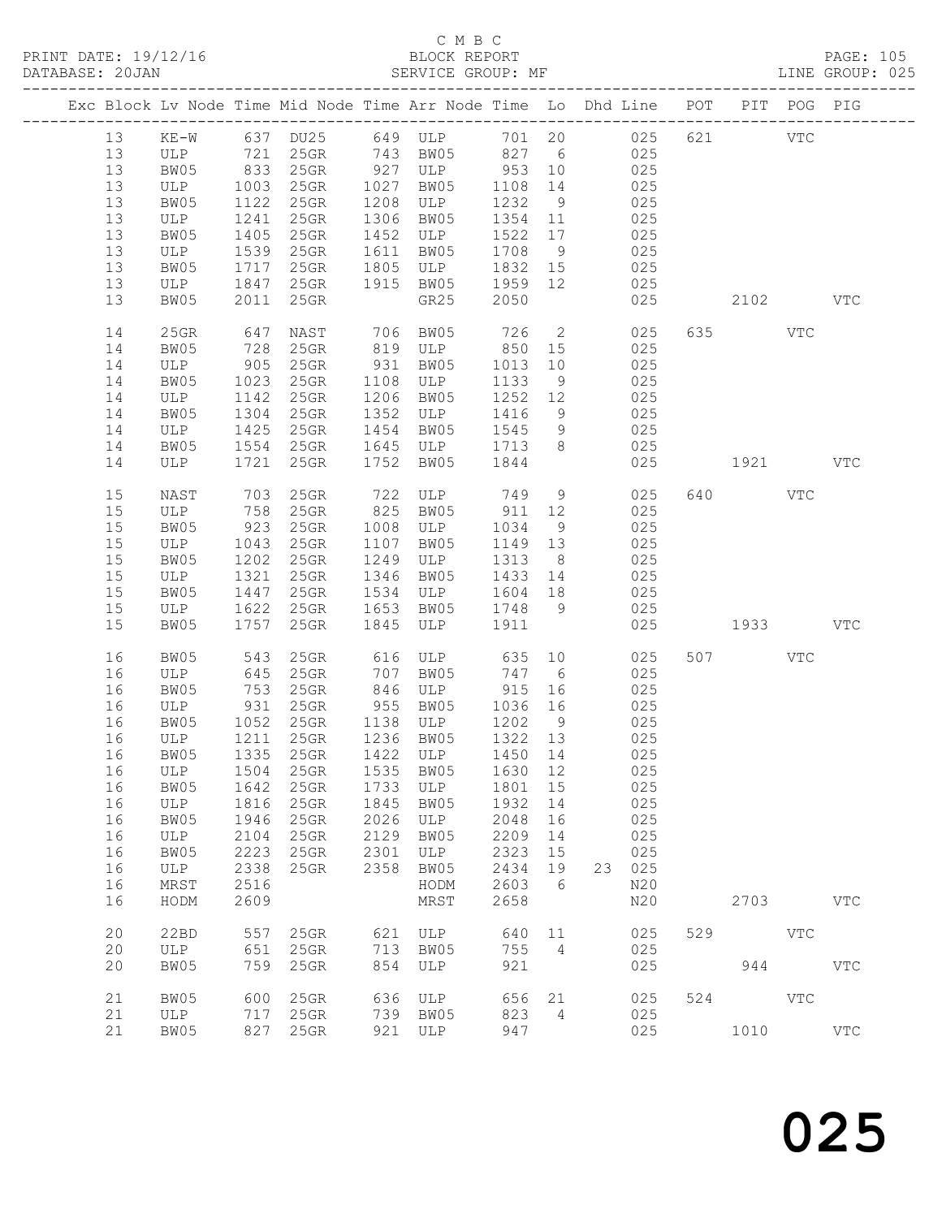C M B C
PRINT DATE: 19/12/16 BLOCK REPORT
DATABASE: 20JAN SERVICE GROUP: MF LINE GROUP: 025

| Exc | Block | Lv | Node | Time | Mid Node | Time | Arr Node | Time | Lo | Dhd Line | POT | PIT | POG | PIG |
|---|---|---|---|---|---|---|---|---|---|---|---|---|---|---|
| | 13 | | KE-W | 637 | DU25 | 649 | ULP | 701 | 20 | 025 | 621 | | VTC | |
| | 13 | | ULP | 721 | 25GR | 743 | BW05 | 827 | 6 | 025 | | | | |
| | 13 | | BW05 | 833 | 25GR | 927 | ULP | 953 | 10 | 025 | | | | |
| | 13 | | ULP | 1003 | 25GR | 1027 | BW05 | 1108 | 14 | 025 | | | | |
| | 13 | | BW05 | 1122 | 25GR | 1208 | ULP | 1232 | 9 | 025 | | | | |
| | 13 | | ULP | 1241 | 25GR | 1306 | BW05 | 1354 | 11 | 025 | | | | |
| | 13 | | BW05 | 1405 | 25GR | 1452 | ULP | 1522 | 17 | 025 | | | | |
| | 13 | | ULP | 1539 | 25GR | 1611 | BW05 | 1708 | 9 | 025 | | | | |
| | 13 | | BW05 | 1717 | 25GR | 1805 | ULP | 1832 | 15 | 025 | | | | |
| | 13 | | ULP | 1847 | 25GR | 1915 | BW05 | 1959 | 12 | 025 | | | | |
| | 13 | | BW05 | 2011 | 25GR | | GR25 | 2050 | | 025 | | 2102 | | VTC |
| | 14 | | 25GR | 647 | NAST | 706 | BW05 | 726 | 2 | 025 | 635 | | VTC | |
| | 14 | | BW05 | 728 | 25GR | 819 | ULP | 850 | 15 | 025 | | | | |
| | 14 | | ULP | 905 | 25GR | 931 | BW05 | 1013 | 10 | 025 | | | | |
| | 14 | | BW05 | 1023 | 25GR | 1108 | ULP | 1133 | 9 | 025 | | | | |
| | 14 | | ULP | 1142 | 25GR | 1206 | BW05 | 1252 | 12 | 025 | | | | |
| | 14 | | BW05 | 1304 | 25GR | 1352 | ULP | 1416 | 9 | 025 | | | | |
| | 14 | | ULP | 1425 | 25GR | 1454 | BW05 | 1545 | 9 | 025 | | | | |
| | 14 | | BW05 | 1554 | 25GR | 1645 | ULP | 1713 | 8 | 025 | | | | |
| | 14 | | ULP | 1721 | 25GR | 1752 | BW05 | 1844 | | 025 | | 1921 | | VTC |
| | 15 | | NAST | 703 | 25GR | 722 | ULP | 749 | 9 | 025 | 640 | | VTC | |
| | 15 | | ULP | 758 | 25GR | 825 | BW05 | 911 | 12 | 025 | | | | |
| | 15 | | BW05 | 923 | 25GR | 1008 | ULP | 1034 | 9 | 025 | | | | |
| | 15 | | ULP | 1043 | 25GR | 1107 | BW05 | 1149 | 13 | 025 | | | | |
| | 15 | | BW05 | 1202 | 25GR | 1249 | ULP | 1313 | 8 | 025 | | | | |
| | 15 | | ULP | 1321 | 25GR | 1346 | BW05 | 1433 | 14 | 025 | | | | |
| | 15 | | BW05 | 1447 | 25GR | 1534 | ULP | 1604 | 18 | 025 | | | | |
| | 15 | | ULP | 1622 | 25GR | 1653 | BW05 | 1748 | 9 | 025 | | | | |
| | 15 | | BW05 | 1757 | 25GR | 1845 | ULP | 1911 | | 025 | | 1933 | | VTC |
| | 16 | | BW05 | 543 | 25GR | 616 | ULP | 635 | 10 | 025 | 507 | | VTC | |
| | 16 | | ULP | 645 | 25GR | 707 | BW05 | 747 | 6 | 025 | | | | |
| | 16 | | BW05 | 753 | 25GR | 846 | ULP | 915 | 16 | 025 | | | | |
| | 16 | | ULP | 931 | 25GR | 955 | BW05 | 1036 | 16 | 025 | | | | |
| | 16 | | BW05 | 1052 | 25GR | 1138 | ULP | 1202 | 9 | 025 | | | | |
| | 16 | | ULP | 1211 | 25GR | 1236 | BW05 | 1322 | 13 | 025 | | | | |
| | 16 | | BW05 | 1335 | 25GR | 1422 | ULP | 1450 | 14 | 025 | | | | |
| | 16 | | ULP | 1504 | 25GR | 1535 | BW05 | 1630 | 12 | 025 | | | | |
| | 16 | | BW05 | 1642 | 25GR | 1733 | ULP | 1801 | 15 | 025 | | | | |
| | 16 | | ULP | 1816 | 25GR | 1845 | BW05 | 1932 | 14 | 025 | | | | |
| | 16 | | BW05 | 1946 | 25GR | 2026 | ULP | 2048 | 16 | 025 | | | | |
| | 16 | | ULP | 2104 | 25GR | 2129 | BW05 | 2209 | 14 | 025 | | | | |
| | 16 | | BW05 | 2223 | 25GR | 2301 | ULP | 2323 | 15 | 025 | | | | |
| | 16 | | ULP | 2338 | 25GR | 2358 | BW05 | 2434 | 19 | 23 025 | | | | |
| | 16 | | MRST | 2516 | | | HODM | 2603 | 6 | N20 | | | | |
| | 16 | | HODM | 2609 | | | MRST | 2658 | | N20 | | 2703 | | VTC |
| | 20 | | 22BD | 557 | 25GR | 621 | ULP | 640 | 11 | 025 | 529 | | VTC | |
| | 20 | | ULP | 651 | 25GR | 713 | BW05 | 755 | 4 | 025 | | | | |
| | 20 | | BW05 | 759 | 25GR | 854 | ULP | 921 | | 025 | | 944 | | VTC |
| | 21 | | BW05 | 600 | 25GR | 636 | ULP | 656 | 21 | 025 | 524 | | VTC | |
| | 21 | | ULP | 717 | 25GR | 739 | BW05 | 823 | 4 | 025 | | | | |
| | 21 | | BW05 | 827 | 25GR | 921 | ULP | 947 | | 025 | | 1010 | | VTC |

025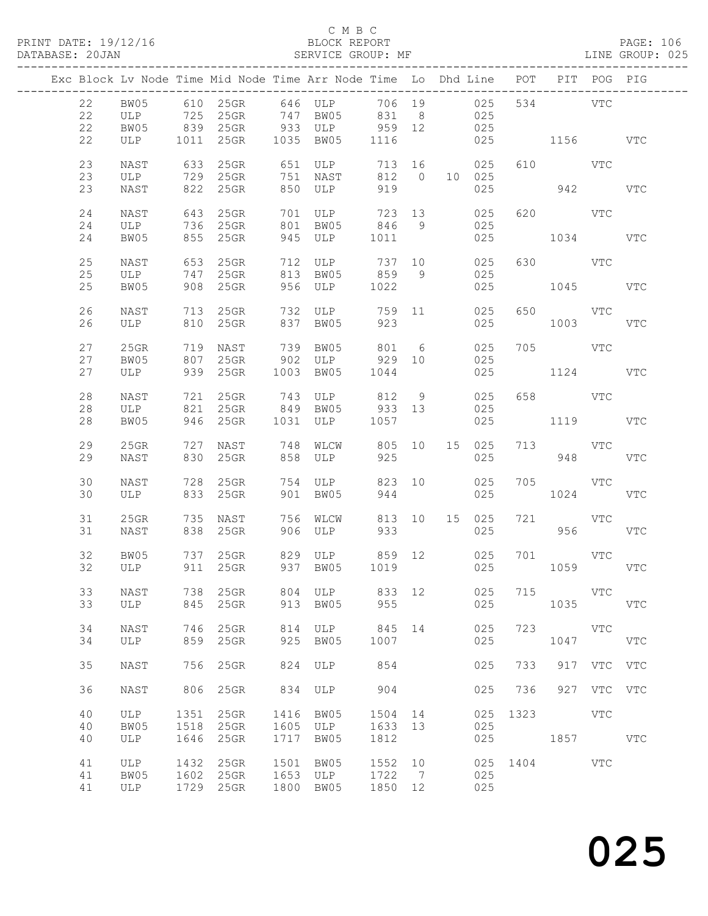C M B C

PRINT DATE: 19/12/16 BLOCK REPORT
DATABASE: 20JAN SERVICE GROUP: MF LINE GROUP: 025

| Exc | Block | Lv Node | Time | Mid Node | Time | Arr Node | Time | Lo | Dhd Line | POT | PIT | POG | PIG |
|---|---|---|---|---|---|---|---|---|---|---|---|---|---|
| | 22 | BW05 | 610 | 25GR | 646 | ULP | 706 | 19 | 025 | 534 | | VTC | |
| | 22 | ULP | 725 | 25GR | 747 | BW05 | 831 | 8 | 025 | | | | |
| | 22 | BW05 | 839 | 25GR | 933 | ULP | 959 | 12 | 025 | | | | |
| | 22 | ULP | 1011 | 25GR | 1035 | BW05 | 1116 | | 025 | | 1156 | | VTC |
| | 23 | NAST | 633 | 25GR | 651 | ULP | 713 | 16 | 025 | 610 | | VTC | |
| | 23 | ULP | 729 | 25GR | 751 | NAST | 812 | 0 | 10 025 | | | | |
| | 23 | NAST | 822 | 25GR | 850 | ULP | 919 | | 025 | | 942 | | VTC |
| | 24 | NAST | 643 | 25GR | 701 | ULP | 723 | 13 | 025 | 620 | | VTC | |
| | 24 | ULP | 736 | 25GR | 801 | BW05 | 846 | 9 | 025 | | | | |
| | 24 | BW05 | 855 | 25GR | 945 | ULP | 1011 | | 025 | | 1034 | | VTC |
| | 25 | NAST | 653 | 25GR | 712 | ULP | 737 | 10 | 025 | 630 | | VTC | |
| | 25 | ULP | 747 | 25GR | 813 | BW05 | 859 | 9 | 025 | | | | |
| | 25 | BW05 | 908 | 25GR | 956 | ULP | 1022 | | 025 | | 1045 | | VTC |
| | 26 | NAST | 713 | 25GR | 732 | ULP | 759 | 11 | 025 | 650 | | VTC | |
| | 26 | ULP | 810 | 25GR | 837 | BW05 | 923 | | 025 | | 1003 | | VTC |
| | 27 | 25GR | 719 | NAST | 739 | BW05 | 801 | 6 | 025 | 705 | | VTC | |
| | 27 | BW05 | 807 | 25GR | 902 | ULP | 929 | 10 | 025 | | | | |
| | 27 | ULP | 939 | 25GR | 1003 | BW05 | 1044 | | 025 | | 1124 | | VTC |
| | 28 | NAST | 721 | 25GR | 743 | ULP | 812 | 9 | 025 | 658 | | VTC | |
| | 28 | ULP | 821 | 25GR | 849 | BW05 | 933 | 13 | 025 | | | | |
| | 28 | BW05 | 946 | 25GR | 1031 | ULP | 1057 | | 025 | | 1119 | | VTC |
| | 29 | 25GR | 727 | NAST | 748 | WLCW | 805 | 10 | 15 025 | 713 | | VTC | |
| | 29 | NAST | 830 | 25GR | 858 | ULP | 925 | | 025 | | 948 | | VTC |
| | 30 | NAST | 728 | 25GR | 754 | ULP | 823 | 10 | 025 | 705 | | VTC | |
| | 30 | ULP | 833 | 25GR | 901 | BW05 | 944 | | 025 | | 1024 | | VTC |
| | 31 | 25GR | 735 | NAST | 756 | WLCW | 813 | 10 | 15 025 | 721 | | VTC | |
| | 31 | NAST | 838 | 25GR | 906 | ULP | 933 | | 025 | | 956 | | VTC |
| | 32 | BW05 | 737 | 25GR | 829 | ULP | 859 | 12 | 025 | 701 | | VTC | |
| | 32 | ULP | 911 | 25GR | 937 | BW05 | 1019 | | 025 | | 1059 | | VTC |
| | 33 | NAST | 738 | 25GR | 804 | ULP | 833 | 12 | 025 | 715 | | VTC | |
| | 33 | ULP | 845 | 25GR | 913 | BW05 | 955 | | 025 | | 1035 | | VTC |
| | 34 | NAST | 746 | 25GR | 814 | ULP | 845 | 14 | 025 | 723 | | VTC | |
| | 34 | ULP | 859 | 25GR | 925 | BW05 | 1007 | | 025 | | 1047 | | VTC |
| | 35 | NAST | 756 | 25GR | 824 | ULP | 854 | | 025 | 733 | 917 | VTC | VTC |
| | 36 | NAST | 806 | 25GR | 834 | ULP | 904 | | 025 | 736 | 927 | VTC | VTC |
| | 40 | ULP | 1351 | 25GR | 1416 | BW05 | 1504 | 14 | 025 | 1323 | | VTC | |
| | 40 | BW05 | 1518 | 25GR | 1605 | ULP | 1633 | 13 | 025 | | | | |
| | 40 | ULP | 1646 | 25GR | 1717 | BW05 | 1812 | | 025 | | 1857 | | VTC |
| | 41 | ULP | 1432 | 25GR | 1501 | BW05 | 1552 | 10 | 025 | 1404 | | VTC | |
| | 41 | BW05 | 1602 | 25GR | 1653 | ULP | 1722 | 7 | 025 | | | | |
| | 41 | ULP | 1729 | 25GR | 1800 | BW05 | 1850 | 12 | 025 | | | | |

025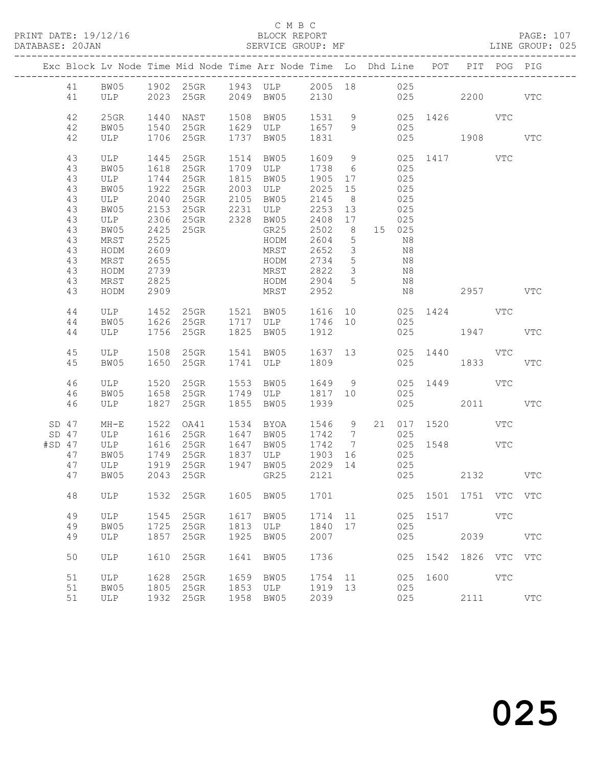C M B C
BLOCK REPORT
SERVICE GROUP: MF

PRINT DATE: 19/12/16
DATABASE: 20JAN

LINE GROUP: 025

| Exc | Block | Lv | Node | Time | Mid Node | Time | Arr Node | Time | Lo | Dhd | Line | POT | PIT | POG | PIG |
|---|---|---|---|---|---|---|---|---|---|---|---|---|---|---|---|
| | 41 | | BW05 | 1902 | 25GR | 1943 | ULP | 2005 | 18 | | 025 | | | | |
| | 41 | | ULP | 2023 | 25GR | 2049 | BW05 | 2130 | | | 025 | | 2200 | | VTC |
| | 42 | | 25GR | 1440 | NAST | 1508 | BW05 | 1531 | 9 | | 025 | 1426 | | VTC | |
| | 42 | | BW05 | 1540 | 25GR | 1629 | ULP | 1657 | 9 | | 025 | | | | |
| | 42 | | ULP | 1706 | 25GR | 1737 | BW05 | 1831 | | | 025 | | 1908 | | VTC |
| | 43 | | ULP | 1445 | 25GR | 1514 | BW05 | 1609 | 9 | | 025 | 1417 | | VTC | |
| | 43 | | BW05 | 1618 | 25GR | 1709 | ULP | 1738 | 6 | | 025 | | | | |
| | 43 | | ULP | 1744 | 25GR | 1815 | BW05 | 1905 | 17 | | 025 | | | | |
| | 43 | | BW05 | 1922 | 25GR | 2003 | ULP | 2025 | 15 | | 025 | | | | |
| | 43 | | ULP | 2040 | 25GR | 2105 | BW05 | 2145 | 8 | | 025 | | | | |
| | 43 | | BW05 | 2153 | 25GR | 2231 | ULP | 2253 | 13 | | 025 | | | | |
| | 43 | | ULP | 2306 | 25GR | 2328 | BW05 | 2408 | 17 | | 025 | | | | |
| | 43 | | BW05 | 2425 | 25GR | | GR25 | 2502 | 8 | 15 | 025 | | | | |
| | 43 | | MRST | 2525 | | | HODM | 2604 | 5 | | N8 | | | | |
| | 43 | | HODM | 2609 | | | MRST | 2652 | 3 | | N8 | | | | |
| | 43 | | MRST | 2655 | | | HODM | 2734 | 5 | | N8 | | | | |
| | 43 | | HODM | 2739 | | | MRST | 2822 | 3 | | N8 | | | | |
| | 43 | | MRST | 2825 | | | HODM | 2904 | 5 | | N8 | | | | |
| | 43 | | HODM | 2909 | | | MRST | 2952 | | | N8 | | 2957 | | VTC |
| | 44 | | ULP | 1452 | 25GR | 1521 | BW05 | 1616 | 10 | | 025 | 1424 | | VTC | |
| | 44 | | BW05 | 1626 | 25GR | 1717 | ULP | 1746 | 10 | | 025 | | | | |
| | 44 | | ULP | 1756 | 25GR | 1825 | BW05 | 1912 | | | 025 | | 1947 | | VTC |
| | 45 | | ULP | 1508 | 25GR | 1541 | BW05 | 1637 | 13 | | 025 | 1440 | | VTC | |
| | 45 | | BW05 | 1650 | 25GR | 1741 | ULP | 1809 | | | 025 | | 1833 | | VTC |
| | 46 | | ULP | 1520 | 25GR | 1553 | BW05 | 1649 | 9 | | 025 | 1449 | | VTC | |
| | 46 | | BW05 | 1658 | 25GR | 1749 | ULP | 1817 | 10 | | 025 | | | | |
| | 46 | | ULP | 1827 | 25GR | 1855 | BW05 | 1939 | | | 025 | | 2011 | | VTC |
| SD | 47 | | MH-E | 1522 | OA41 | 1534 | BYOA | 1546 | 9 | 21 | 017 | 1520 | | VTC | |
| SD | 47 | | ULP | 1616 | 25GR | 1647 | BW05 | 1742 | 7 | | 025 | | | | |
| #SD | 47 | | ULP | 1616 | 25GR | 1647 | BW05 | 1742 | 7 | | 025 | 1548 | | VTC | |
| | 47 | | BW05 | 1749 | 25GR | 1837 | ULP | 1903 | 16 | | 025 | | | | |
| | 47 | | ULP | 1919 | 25GR | 1947 | BW05 | 2029 | 14 | | 025 | | | | |
| | 47 | | BW05 | 2043 | 25GR | | GR25 | 2121 | | | 025 | | 2132 | | VTC |
| | 48 | | ULP | 1532 | 25GR | 1605 | BW05 | 1701 | | | 025 | 1501 | 1751 | VTC | VTC |
| | 49 | | ULP | 1545 | 25GR | 1617 | BW05 | 1714 | 11 | | 025 | 1517 | | VTC | |
| | 49 | | BW05 | 1725 | 25GR | 1813 | ULP | 1840 | 17 | | 025 | | | | |
| | 49 | | ULP | 1857 | 25GR | 1925 | BW05 | 2007 | | | 025 | | 2039 | | VTC |
| | 50 | | ULP | 1610 | 25GR | 1641 | BW05 | 1736 | | | 025 | 1542 | 1826 | VTC | VTC |
| | 51 | | ULP | 1628 | 25GR | 1659 | BW05 | 1754 | 11 | | 025 | 1600 | | VTC | |
| | 51 | | BW05 | 1805 | 25GR | 1853 | ULP | 1919 | 13 | | 025 | | | | |
| | 51 | | ULP | 1932 | 25GR | 1958 | BW05 | 2039 | | | 025 | | 2111 | | VTC |

025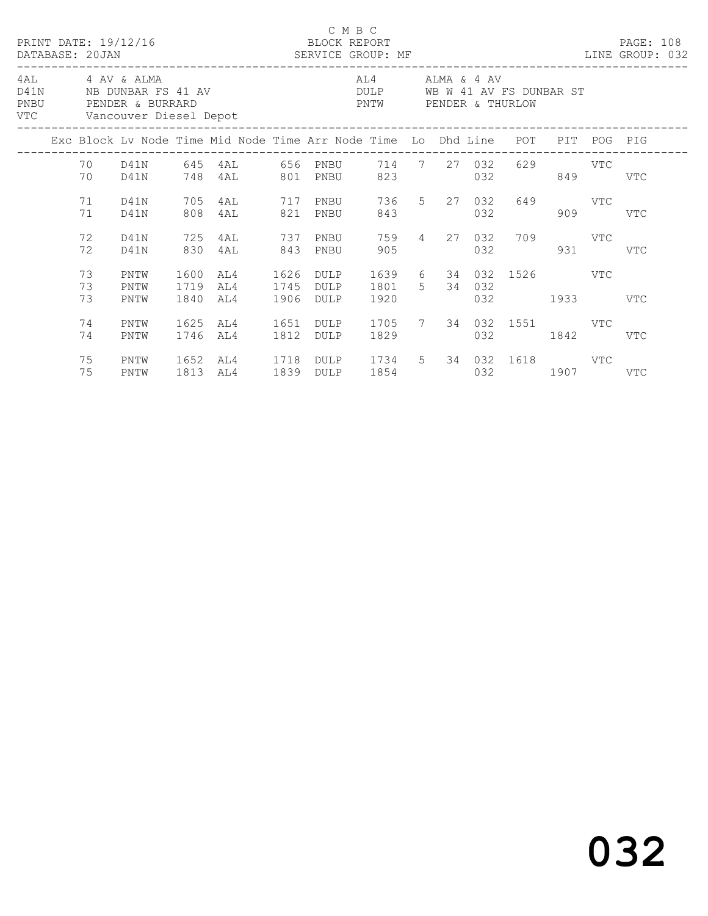C M B C

PRINT DATE: 19/12/16 BLOCK REPORT

DATABASE: 20JAN SERVICE GROUP: MF LINE GROUP: 032

| | | | |
|---|---|---|---|
| 4AL | 4 AV & ALMA | AL4 | ALMA & 4 AV |
| D41N | NB DUNBAR FS 41 AV | DULP | WB W 41 AV FS DUNBAR ST |
| PNBU | PENDER & BURRARD | PNTW | PENDER & THURLOW |
| VTC | Vancouver Diesel Depot | | |

| Exc | Block | Lv Node | Time | Mid Node | Time | Arr Node | Time | Lo | Dhd | Line | POT | PIT | POG | PIG |
|---|---|---|---|---|---|---|---|---|---|---|---|---|---|---|
| | 70 | D41N | 645 | 4AL | 656 | PNBU | 714 | 7 | 27 | 032 | 629 | | VTC | |
| | 70 | D41N | 748 | 4AL | 801 | PNBU | 823 | | | 032 | | 849 | | VTC |
| | 71 | D41N | 705 | 4AL | 717 | PNBU | 736 | 5 | 27 | 032 | 649 | | VTC | |
| | 71 | D41N | 808 | 4AL | 821 | PNBU | 843 | | | 032 | | 909 | | VTC |
| | 72 | D41N | 725 | 4AL | 737 | PNBU | 759 | 4 | 27 | 032 | 709 | | VTC | |
| | 72 | D41N | 830 | 4AL | 843 | PNBU | 905 | | | 032 | | 931 | | VTC |
| | 73 | PNTW | 1600 | AL4 | 1626 | DULP | 1639 | 6 | 34 | 032 | 1526 | | VTC | |
| | 73 | PNTW | 1719 | AL4 | 1745 | DULP | 1801 | 5 | 34 | 032 | | | | |
| | 73 | PNTW | 1840 | AL4 | 1906 | DULP | 1920 | | | 032 | | 1933 | | VTC |
| | 74 | PNTW | 1625 | AL4 | 1651 | DULP | 1705 | 7 | 34 | 032 | 1551 | | VTC | |
| | 74 | PNTW | 1746 | AL4 | 1812 | DULP | 1829 | | | 032 | | 1842 | | VTC |
| | 75 | PNTW | 1652 | AL4 | 1718 | DULP | 1734 | 5 | 34 | 032 | 1618 | | VTC | |
| | 75 | PNTW | 1813 | AL4 | 1839 | DULP | 1854 | | | 032 | | 1907 | | VTC |

032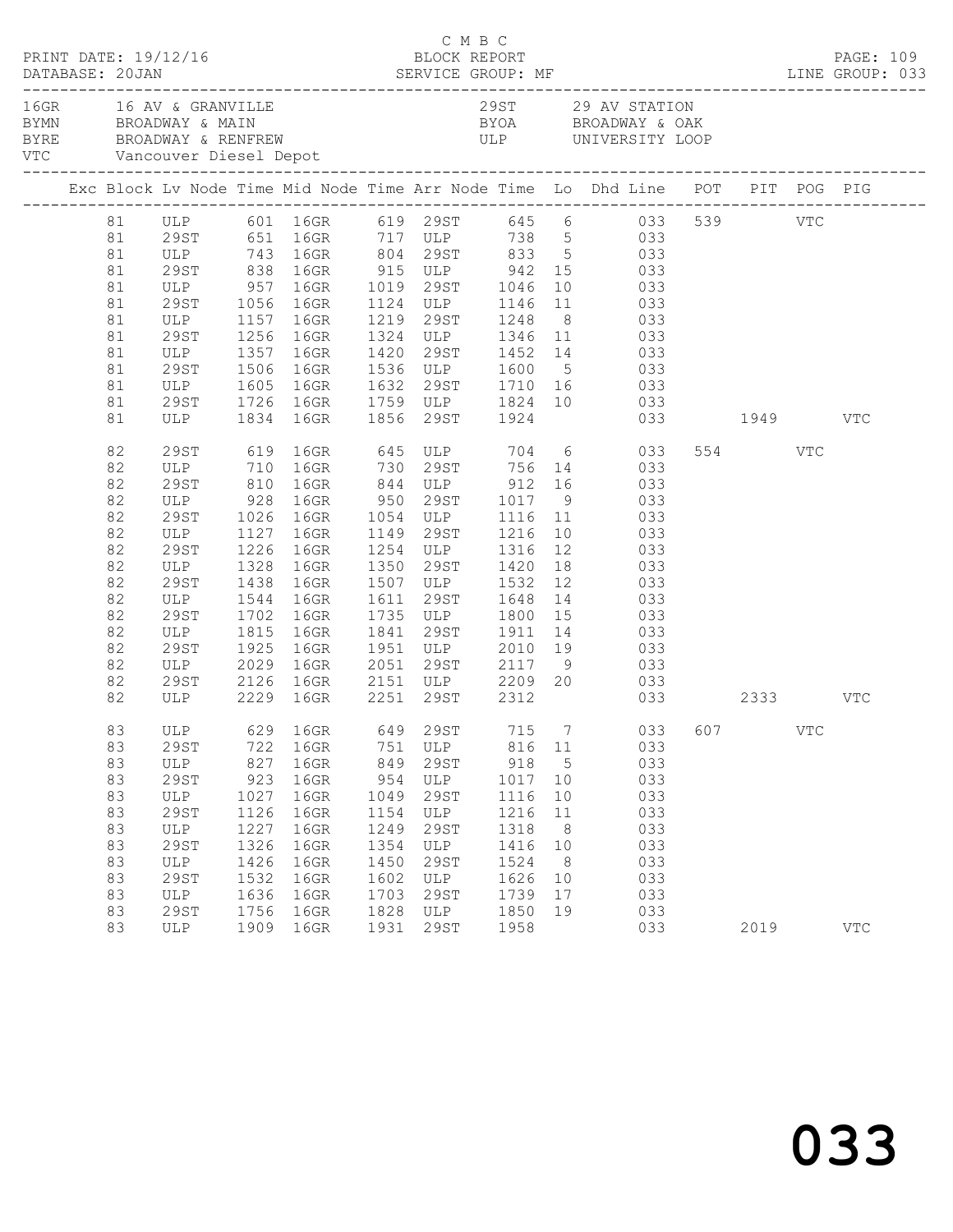C M B C

PRINT DATE: 19/12/16 BLOCK REPORT
DATABASE: 20JAN SERVICE GROUP: MF LINE GROUP: 033

| Code | Description | Code | Description |
|---|---|---|---|
| 16GR | 16 AV & GRANVILLE | 29ST | 29 AV STATION |
| BYMN | BROADWAY & MAIN | BYOA | BROADWAY & OAK |
| BYRE | BROADWAY & RENFREW | ULP | UNIVERSITY LOOP |
| VTC | Vancouver Diesel Depot | | |

| Exc | Block | Lv Node | Time | Mid Node | Time | Arr Node | Time | Lo | Dhd Line | POT | PIT | POG | PIG |
|---|---|---|---|---|---|---|---|---|---|---|---|---|---|
| | 81 | ULP | 601 | 16GR | 619 | 29ST | 645 | 6 | 033 | 539 | | VTC | |
| | 81 | 29ST | 651 | 16GR | 717 | ULP | 738 | 5 | 033 | | | | |
| | 81 | ULP | 743 | 16GR | 804 | 29ST | 833 | 5 | 033 | | | | |
| | 81 | 29ST | 838 | 16GR | 915 | ULP | 942 | 15 | 033 | | | | |
| | 81 | ULP | 957 | 16GR | 1019 | 29ST | 1046 | 10 | 033 | | | | |
| | 81 | 29ST | 1056 | 16GR | 1124 | ULP | 1146 | 11 | 033 | | | | |
| | 81 | ULP | 1157 | 16GR | 1219 | 29ST | 1248 | 8 | 033 | | | | |
| | 81 | 29ST | 1256 | 16GR | 1324 | ULP | 1346 | 11 | 033 | | | | |
| | 81 | ULP | 1357 | 16GR | 1420 | 29ST | 1452 | 14 | 033 | | | | |
| | 81 | 29ST | 1506 | 16GR | 1536 | ULP | 1600 | 5 | 033 | | | | |
| | 81 | ULP | 1605 | 16GR | 1632 | 29ST | 1710 | 16 | 033 | | | | |
| | 81 | 29ST | 1726 | 16GR | 1759 | ULP | 1824 | 10 | 033 | | | | |
| | 81 | ULP | 1834 | 16GR | 1856 | 29ST | 1924 | | 033 | | 1949 | | VTC |
| | 82 | 29ST | 619 | 16GR | 645 | ULP | 704 | 6 | 033 | 554 | | VTC | |
| | 82 | ULP | 710 | 16GR | 730 | 29ST | 756 | 14 | 033 | | | | |
| | 82 | 29ST | 810 | 16GR | 844 | ULP | 912 | 16 | 033 | | | | |
| | 82 | ULP | 928 | 16GR | 950 | 29ST | 1017 | 9 | 033 | | | | |
| | 82 | 29ST | 1026 | 16GR | 1054 | ULP | 1116 | 11 | 033 | | | | |
| | 82 | ULP | 1127 | 16GR | 1149 | 29ST | 1216 | 10 | 033 | | | | |
| | 82 | 29ST | 1226 | 16GR | 1254 | ULP | 1316 | 12 | 033 | | | | |
| | 82 | ULP | 1328 | 16GR | 1350 | 29ST | 1420 | 18 | 033 | | | | |
| | 82 | 29ST | 1438 | 16GR | 1507 | ULP | 1532 | 12 | 033 | | | | |
| | 82 | ULP | 1544 | 16GR | 1611 | 29ST | 1648 | 14 | 033 | | | | |
| | 82 | 29ST | 1702 | 16GR | 1735 | ULP | 1800 | 15 | 033 | | | | |
| | 82 | ULP | 1815 | 16GR | 1841 | 29ST | 1911 | 14 | 033 | | | | |
| | 82 | 29ST | 1925 | 16GR | 1951 | ULP | 2010 | 19 | 033 | | | | |
| | 82 | ULP | 2029 | 16GR | 2051 | 29ST | 2117 | 9 | 033 | | | | |
| | 82 | 29ST | 2126 | 16GR | 2151 | ULP | 2209 | 20 | 033 | | | | |
| | 82 | ULP | 2229 | 16GR | 2251 | 29ST | 2312 | | 033 | | 2333 | | VTC |
| | 83 | ULP | 629 | 16GR | 649 | 29ST | 715 | 7 | 033 | 607 | | VTC | |
| | 83 | 29ST | 722 | 16GR | 751 | ULP | 816 | 11 | 033 | | | | |
| | 83 | ULP | 827 | 16GR | 849 | 29ST | 918 | 5 | 033 | | | | |
| | 83 | 29ST | 923 | 16GR | 954 | ULP | 1017 | 10 | 033 | | | | |
| | 83 | ULP | 1027 | 16GR | 1049 | 29ST | 1116 | 10 | 033 | | | | |
| | 83 | 29ST | 1126 | 16GR | 1154 | ULP | 1216 | 11 | 033 | | | | |
| | 83 | ULP | 1227 | 16GR | 1249 | 29ST | 1318 | 8 | 033 | | | | |
| | 83 | 29ST | 1326 | 16GR | 1354 | ULP | 1416 | 10 | 033 | | | | |
| | 83 | ULP | 1426 | 16GR | 1450 | 29ST | 1524 | 8 | 033 | | | | |
| | 83 | 29ST | 1532 | 16GR | 1602 | ULP | 1626 | 10 | 033 | | | | |
| | 83 | ULP | 1636 | 16GR | 1703 | 29ST | 1739 | 17 | 033 | | | | |
| | 83 | 29ST | 1756 | 16GR | 1828 | ULP | 1850 | 19 | 033 | | | | |
| | 83 | ULP | 1909 | 16GR | 1931 | 29ST | 1958 | | 033 | | 2019 | | VTC |

033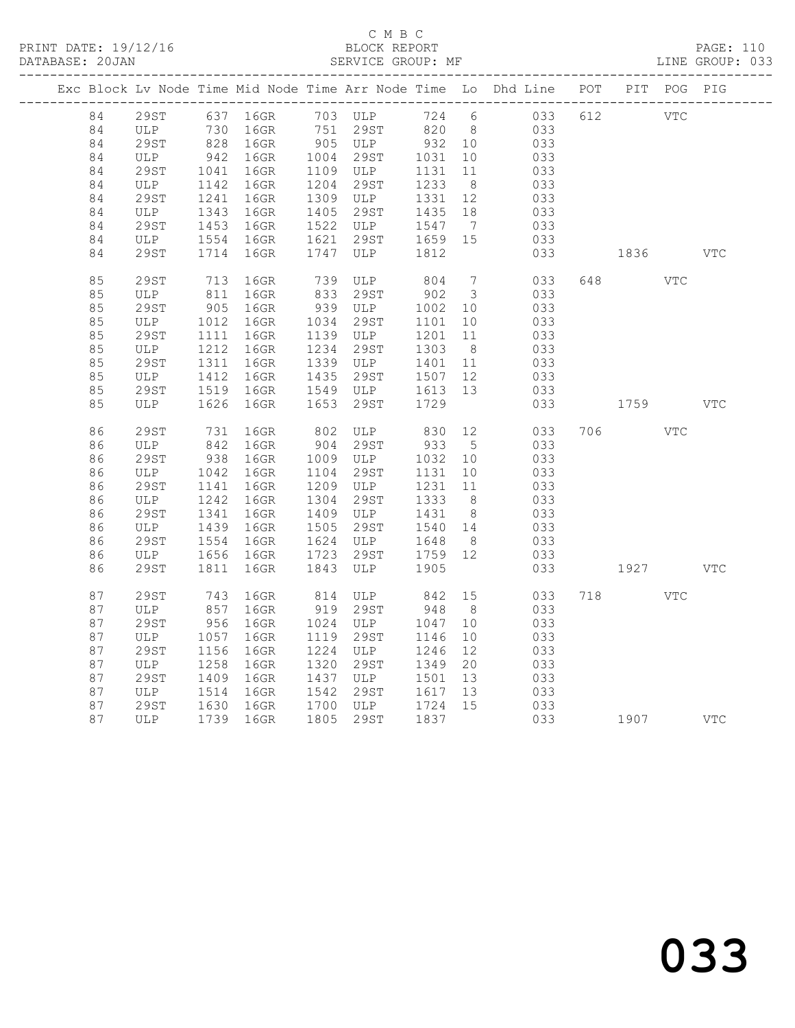C M B C
BLOCK REPORT
SERVICE GROUP: MF

PRINT DATE: 19/12/16
DATABASE: 20JAN
LINE GROUP: 033

| Exc | Block | Lv Node | Time | Mid Node | Time | Arr Node | Time | Lo | Dhd Line | POT | PIT | POG | PIG |
|---|---|---|---|---|---|---|---|---|---|---|---|---|---|
| | 84 | 29ST | 637 | 16GR | 703 | ULP | 724 | 6 | 033 | 612 | | VTC | |
| | 84 | ULP | 730 | 16GR | 751 | 29ST | 820 | 8 | 033 | | | | |
| | 84 | 29ST | 828 | 16GR | 905 | ULP | 932 | 10 | 033 | | | | |
| | 84 | ULP | 942 | 16GR | 1004 | 29ST | 1031 | 10 | 033 | | | | |
| | 84 | 29ST | 1041 | 16GR | 1109 | ULP | 1131 | 11 | 033 | | | | |
| | 84 | ULP | 1142 | 16GR | 1204 | 29ST | 1233 | 8 | 033 | | | | |
| | 84 | 29ST | 1241 | 16GR | 1309 | ULP | 1331 | 12 | 033 | | | | |
| | 84 | ULP | 1343 | 16GR | 1405 | 29ST | 1435 | 18 | 033 | | | | |
| | 84 | 29ST | 1453 | 16GR | 1522 | ULP | 1547 | 7 | 033 | | | | |
| | 84 | ULP | 1554 | 16GR | 1621 | 29ST | 1659 | 15 | 033 | | | | |
| | 84 | 29ST | 1714 | 16GR | 1747 | ULP | 1812 | | 033 | | 1836 | | VTC |
| | 85 | 29ST | 713 | 16GR | 739 | ULP | 804 | 7 | 033 | 648 | | VTC | |
| | 85 | ULP | 811 | 16GR | 833 | 29ST | 902 | 3 | 033 | | | | |
| | 85 | 29ST | 905 | 16GR | 939 | ULP | 1002 | 10 | 033 | | | | |
| | 85 | ULP | 1012 | 16GR | 1034 | 29ST | 1101 | 10 | 033 | | | | |
| | 85 | 29ST | 1111 | 16GR | 1139 | ULP | 1201 | 11 | 033 | | | | |
| | 85 | ULP | 1212 | 16GR | 1234 | 29ST | 1303 | 8 | 033 | | | | |
| | 85 | 29ST | 1311 | 16GR | 1339 | ULP | 1401 | 11 | 033 | | | | |
| | 85 | ULP | 1412 | 16GR | 1435 | 29ST | 1507 | 12 | 033 | | | | |
| | 85 | 29ST | 1519 | 16GR | 1549 | ULP | 1613 | 13 | 033 | | | | |
| | 85 | ULP | 1626 | 16GR | 1653 | 29ST | 1729 | | 033 | | 1759 | | VTC |
| | 86 | 29ST | 731 | 16GR | 802 | ULP | 830 | 12 | 033 | 706 | | VTC | |
| | 86 | ULP | 842 | 16GR | 904 | 29ST | 933 | 5 | 033 | | | | |
| | 86 | 29ST | 938 | 16GR | 1009 | ULP | 1032 | 10 | 033 | | | | |
| | 86 | ULP | 1042 | 16GR | 1104 | 29ST | 1131 | 10 | 033 | | | | |
| | 86 | 29ST | 1141 | 16GR | 1209 | ULP | 1231 | 11 | 033 | | | | |
| | 86 | ULP | 1242 | 16GR | 1304 | 29ST | 1333 | 8 | 033 | | | | |
| | 86 | 29ST | 1341 | 16GR | 1409 | ULP | 1431 | 8 | 033 | | | | |
| | 86 | ULP | 1439 | 16GR | 1505 | 29ST | 1540 | 14 | 033 | | | | |
| | 86 | 29ST | 1554 | 16GR | 1624 | ULP | 1648 | 8 | 033 | | | | |
| | 86 | ULP | 1656 | 16GR | 1723 | 29ST | 1759 | 12 | 033 | | | | |
| | 86 | 29ST | 1811 | 16GR | 1843 | ULP | 1905 | | 033 | | 1927 | | VTC |
| | 87 | 29ST | 743 | 16GR | 814 | ULP | 842 | 15 | 033 | 718 | | VTC | |
| | 87 | ULP | 857 | 16GR | 919 | 29ST | 948 | 8 | 033 | | | | |
| | 87 | 29ST | 956 | 16GR | 1024 | ULP | 1047 | 10 | 033 | | | | |
| | 87 | ULP | 1057 | 16GR | 1119 | 29ST | 1146 | 10 | 033 | | | | |
| | 87 | 29ST | 1156 | 16GR | 1224 | ULP | 1246 | 12 | 033 | | | | |
| | 87 | ULP | 1258 | 16GR | 1320 | 29ST | 1349 | 20 | 033 | | | | |
| | 87 | 29ST | 1409 | 16GR | 1437 | ULP | 1501 | 13 | 033 | | | | |
| | 87 | ULP | 1514 | 16GR | 1542 | 29ST | 1617 | 13 | 033 | | | | |
| | 87 | 29ST | 1630 | 16GR | 1700 | ULP | 1724 | 15 | 033 | | | | |
| | 87 | ULP | 1739 | 16GR | 1805 | 29ST | 1837 | | 033 | | 1907 | | VTC |

033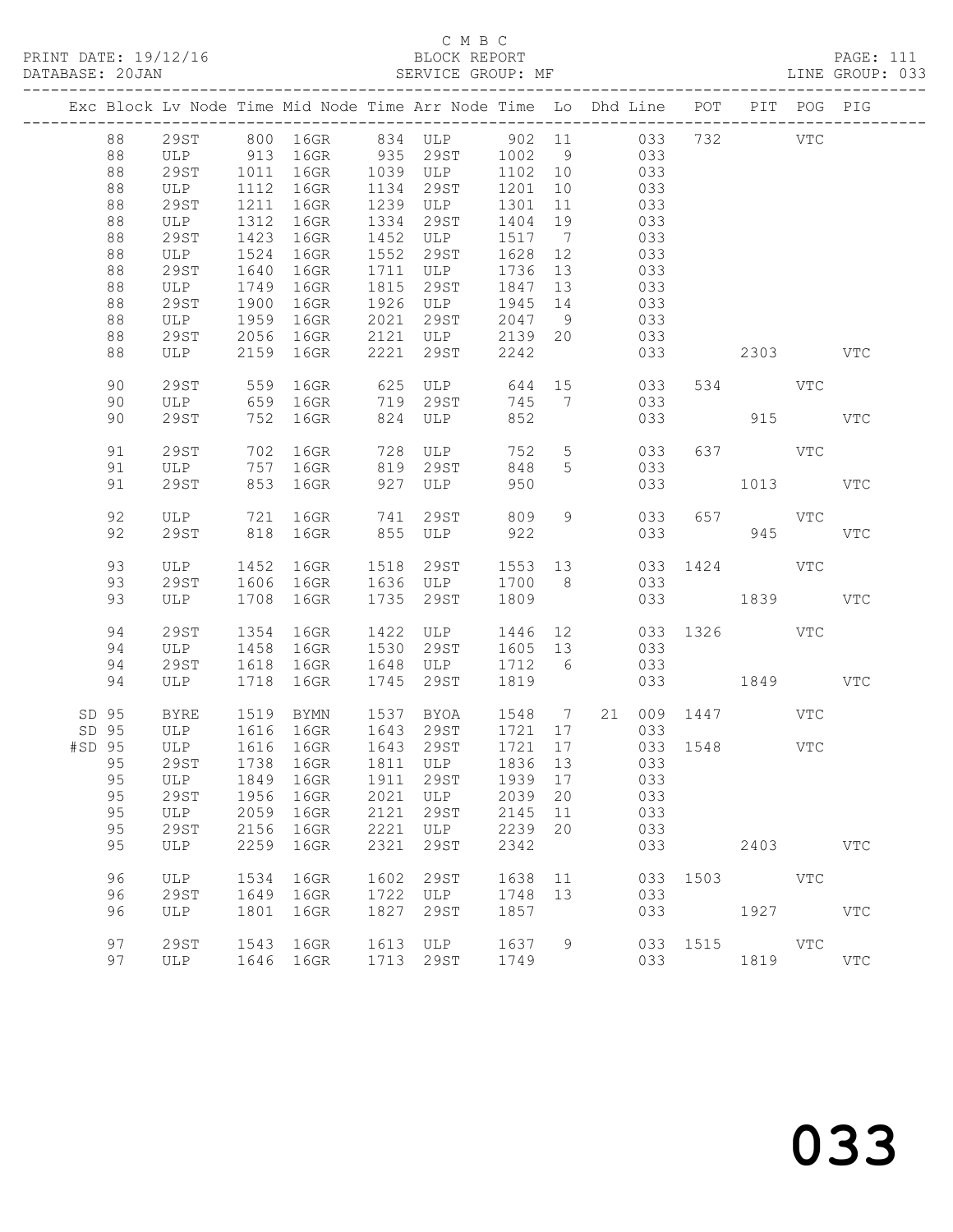C M B C
BLOCK REPORT
SERVICE GROUP: MF

PRINT DATE: 19/12/16
DATABASE: 20JAN
LINE GROUP: 033

| Exc | Block | Lv | Node | Time | Mid Node | Time | Arr Node | Time | Lo | Dhd | Line | POT | PIT | POG | PIG |
|---|---|---|---|---|---|---|---|---|---|---|---|---|---|---|---|
| | 88 | | 29ST | 800 | 16GR | 834 | ULP | 902 | 11 | | 033 | 732 | | VTC | |
| | 88 | | ULP | 913 | 16GR | 935 | 29ST | 1002 | 9 | | 033 | | | | |
| | 88 | | 29ST | 1011 | 16GR | 1039 | ULP | 1102 | 10 | | 033 | | | | |
| | 88 | | ULP | 1112 | 16GR | 1134 | 29ST | 1201 | 10 | | 033 | | | | |
| | 88 | | 29ST | 1211 | 16GR | 1239 | ULP | 1301 | 11 | | 033 | | | | |
| | 88 | | ULP | 1312 | 16GR | 1334 | 29ST | 1404 | 19 | | 033 | | | | |
| | 88 | | 29ST | 1423 | 16GR | 1452 | ULP | 1517 | 7 | | 033 | | | | |
| | 88 | | ULP | 1524 | 16GR | 1552 | 29ST | 1628 | 12 | | 033 | | | | |
| | 88 | | 29ST | 1640 | 16GR | 1711 | ULP | 1736 | 13 | | 033 | | | | |
| | 88 | | ULP | 1749 | 16GR | 1815 | 29ST | 1847 | 13 | | 033 | | | | |
| | 88 | | 29ST | 1900 | 16GR | 1926 | ULP | 1945 | 14 | | 033 | | | | |
| | 88 | | ULP | 1959 | 16GR | 2021 | 29ST | 2047 | 9 | | 033 | | | | |
| | 88 | | 29ST | 2056 | 16GR | 2121 | ULP | 2139 | 20 | | 033 | | | | |
| | 88 | | ULP | 2159 | 16GR | 2221 | 29ST | 2242 | | | 033 | | 2303 | | VTC |
| | 90 | | 29ST | 559 | 16GR | 625 | ULP | 644 | 15 | | 033 | 534 | | VTC | |
| | 90 | | ULP | 659 | 16GR | 719 | 29ST | 745 | 7 | | 033 | | | | |
| | 90 | | 29ST | 752 | 16GR | 824 | ULP | 852 | | | 033 | | 915 | | VTC |
| | 91 | | 29ST | 702 | 16GR | 728 | ULP | 752 | 5 | | 033 | 637 | | VTC | |
| | 91 | | ULP | 757 | 16GR | 819 | 29ST | 848 | 5 | | 033 | | | | |
| | 91 | | 29ST | 853 | 16GR | 927 | ULP | 950 | | | 033 | | 1013 | | VTC |
| | 92 | | ULP | 721 | 16GR | 741 | 29ST | 809 | 9 | | 033 | 657 | | VTC | |
| | 92 | | 29ST | 818 | 16GR | 855 | ULP | 922 | | | 033 | | 945 | | VTC |
| | 93 | | ULP | 1452 | 16GR | 1518 | 29ST | 1553 | 13 | | 033 | 1424 | | VTC | |
| | 93 | | 29ST | 1606 | 16GR | 1636 | ULP | 1700 | 8 | | 033 | | | | |
| | 93 | | ULP | 1708 | 16GR | 1735 | 29ST | 1809 | | | 033 | | 1839 | | VTC |
| | 94 | | 29ST | 1354 | 16GR | 1422 | ULP | 1446 | 12 | | 033 | 1326 | | VTC | |
| | 94 | | ULP | 1458 | 16GR | 1530 | 29ST | 1605 | 13 | | 033 | | | | |
| | 94 | | 29ST | 1618 | 16GR | 1648 | ULP | 1712 | 6 | | 033 | | | | |
| | 94 | | ULP | 1718 | 16GR | 1745 | 29ST | 1819 | | | 033 | | 1849 | | VTC |
| SD | 95 | | BYRE | 1519 | BYMN | 1537 | BYOA | 1548 | 7 | 21 | 009 | 1447 | | VTC | |
| SD | 95 | | ULP | 1616 | 16GR | 1643 | 29ST | 1721 | 17 | | 033 | | | | |
| #SD | 95 | | ULP | 1616 | 16GR | 1643 | 29ST | 1721 | 17 | | 033 | 1548 | | VTC | |
| | 95 | | 29ST | 1738 | 16GR | 1811 | ULP | 1836 | 13 | | 033 | | | | |
| | 95 | | ULP | 1849 | 16GR | 1911 | 29ST | 1939 | 17 | | 033 | | | | |
| | 95 | | 29ST | 1956 | 16GR | 2021 | ULP | 2039 | 20 | | 033 | | | | |
| | 95 | | ULP | 2059 | 16GR | 2121 | 29ST | 2145 | 11 | | 033 | | | | |
| | 95 | | 29ST | 2156 | 16GR | 2221 | ULP | 2239 | 20 | | 033 | | | | |
| | 95 | | ULP | 2259 | 16GR | 2321 | 29ST | 2342 | | | 033 | | 2403 | | VTC |
| | 96 | | ULP | 1534 | 16GR | 1602 | 29ST | 1638 | 11 | | 033 | 1503 | | VTC | |
| | 96 | | 29ST | 1649 | 16GR | 1722 | ULP | 1748 | 13 | | 033 | | | | |
| | 96 | | ULP | 1801 | 16GR | 1827 | 29ST | 1857 | | | 033 | | 1927 | | VTC |
| | 97 | | 29ST | 1543 | 16GR | 1613 | ULP | 1637 | 9 | | 033 | 1515 | | VTC | |
| | 97 | | ULP | 1646 | 16GR | 1713 | 29ST | 1749 | | | 033 | | 1819 | | VTC |

033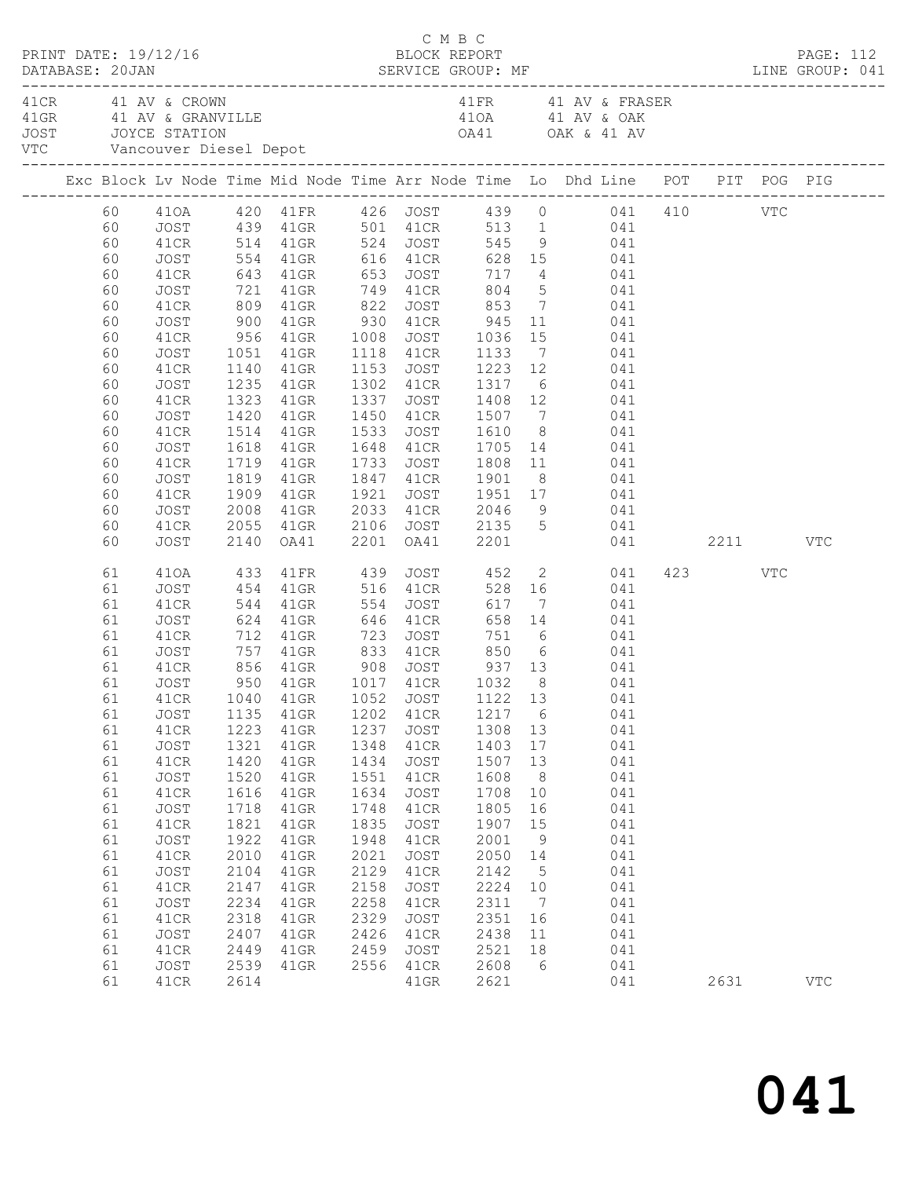C M B C

PRINT DATE: 19/12/16 BLOCK REPORT
DATABASE: 20JAN SERVICE GROUP: MF LINE GROUP: 041

41CR 41 AV & CROWN
41GR 41 AV & GRANVILLE
JOST JOYCE STATION
VTC Vancouver Diesel Depot

41FR 41 AV & FRASER
41OA 41 AV & OAK
OA41 OAK & 41 AV

| Exc | Block | Lv | Node | Time | Mid Node | Time | Arr Node | Time | Lo | Dhd Line | POT | PIT | POG | PIG |
|---|---|---|---|---|---|---|---|---|---|---|---|---|---|---|
| | 60 | | 41OA | 420 | 41FR | 426 | JOST | 439 | 0 | 041 | 410 | | VTC | |
| | 60 | | JOST | 439 | 41GR | 501 | 41CR | 513 | 1 | 041 | | | | |
| | 60 | | 41CR | 514 | 41GR | 524 | JOST | 545 | 9 | 041 | | | | |
| | 60 | | JOST | 554 | 41GR | 616 | 41CR | 628 | 15 | 041 | | | | |
| | 60 | | 41CR | 643 | 41GR | 653 | JOST | 717 | 4 | 041 | | | | |
| | 60 | | JOST | 721 | 41GR | 749 | 41CR | 804 | 5 | 041 | | | | |
| | 60 | | 41CR | 809 | 41GR | 822 | JOST | 853 | 7 | 041 | | | | |
| | 60 | | JOST | 900 | 41GR | 930 | 41CR | 945 | 11 | 041 | | | | |
| | 60 | | 41CR | 956 | 41GR | 1008 | JOST | 1036 | 15 | 041 | | | | |
| | 60 | | JOST | 1051 | 41GR | 1118 | 41CR | 1133 | 7 | 041 | | | | |
| | 60 | | 41CR | 1140 | 41GR | 1153 | JOST | 1223 | 12 | 041 | | | | |
| | 60 | | JOST | 1235 | 41GR | 1302 | 41CR | 1317 | 6 | 041 | | | | |
| | 60 | | 41CR | 1323 | 41GR | 1337 | JOST | 1408 | 12 | 041 | | | | |
| | 60 | | JOST | 1420 | 41GR | 1450 | 41CR | 1507 | 7 | 041 | | | | |
| | 60 | | 41CR | 1514 | 41GR | 1533 | JOST | 1610 | 8 | 041 | | | | |
| | 60 | | JOST | 1618 | 41GR | 1648 | 41CR | 1705 | 14 | 041 | | | | |
| | 60 | | 41CR | 1719 | 41GR | 1733 | JOST | 1808 | 11 | 041 | | | | |
| | 60 | | JOST | 1819 | 41GR | 1847 | 41CR | 1901 | 8 | 041 | | | | |
| | 60 | | 41CR | 1909 | 41GR | 1921 | JOST | 1951 | 17 | 041 | | | | |
| | 60 | | JOST | 2008 | 41GR | 2033 | 41CR | 2046 | 9 | 041 | | | | |
| | 60 | | 41CR | 2055 | 41GR | 2106 | JOST | 2135 | 5 | 041 | | | | |
| | 60 | | JOST | 2140 | OA41 | 2201 | OA41 | 2201 | | 041 | | 2211 | | VTC |
| | 61 | | 41OA | 433 | 41FR | 439 | JOST | 452 | 2 | 041 | 423 | | VTC | |
| | 61 | | JOST | 454 | 41GR | 516 | 41CR | 528 | 16 | 041 | | | | |
| | 61 | | 41CR | 544 | 41GR | 554 | JOST | 617 | 7 | 041 | | | | |
| | 61 | | JOST | 624 | 41GR | 646 | 41CR | 658 | 14 | 041 | | | | |
| | 61 | | 41CR | 712 | 41GR | 723 | JOST | 751 | 6 | 041 | | | | |
| | 61 | | JOST | 757 | 41GR | 833 | 41CR | 850 | 6 | 041 | | | | |
| | 61 | | 41CR | 856 | 41GR | 908 | JOST | 937 | 13 | 041 | | | | |
| | 61 | | JOST | 950 | 41GR | 1017 | 41CR | 1032 | 8 | 041 | | | | |
| | 61 | | 41CR | 1040 | 41GR | 1052 | JOST | 1122 | 13 | 041 | | | | |
| | 61 | | JOST | 1135 | 41GR | 1202 | 41CR | 1217 | 6 | 041 | | | | |
| | 61 | | 41CR | 1223 | 41GR | 1237 | JOST | 1308 | 13 | 041 | | | | |
| | 61 | | JOST | 1321 | 41GR | 1348 | 41CR | 1403 | 17 | 041 | | | | |
| | 61 | | 41CR | 1420 | 41GR | 1434 | JOST | 1507 | 13 | 041 | | | | |
| | 61 | | JOST | 1520 | 41GR | 1551 | 41CR | 1608 | 8 | 041 | | | | |
| | 61 | | 41CR | 1616 | 41GR | 1634 | JOST | 1708 | 10 | 041 | | | | |
| | 61 | | JOST | 1718 | 41GR | 1748 | 41CR | 1805 | 16 | 041 | | | | |
| | 61 | | 41CR | 1821 | 41GR | 1835 | JOST | 1907 | 15 | 041 | | | | |
| | 61 | | JOST | 1922 | 41GR | 1948 | 41CR | 2001 | 9 | 041 | | | | |
| | 61 | | 41CR | 2010 | 41GR | 2021 | JOST | 2050 | 14 | 041 | | | | |
| | 61 | | JOST | 2104 | 41GR | 2129 | 41CR | 2142 | 5 | 041 | | | | |
| | 61 | | 41CR | 2147 | 41GR | 2158 | JOST | 2224 | 10 | 041 | | | | |
| | 61 | | JOST | 2234 | 41GR | 2258 | 41CR | 2311 | 7 | 041 | | | | |
| | 61 | | 41CR | 2318 | 41GR | 2329 | JOST | 2351 | 16 | 041 | | | | |
| | 61 | | JOST | 2407 | 41GR | 2426 | 41CR | 2438 | 11 | 041 | | | | |
| | 61 | | 41CR | 2449 | 41GR | 2459 | JOST | 2521 | 18 | 041 | | | | |
| | 61 | | JOST | 2539 | 41GR | 2556 | 41CR | 2608 | 6 | 041 | | | | |
| | 61 | | 41CR | 2614 | | | 41GR | 2621 | | 041 | | 2631 | | VTC |

041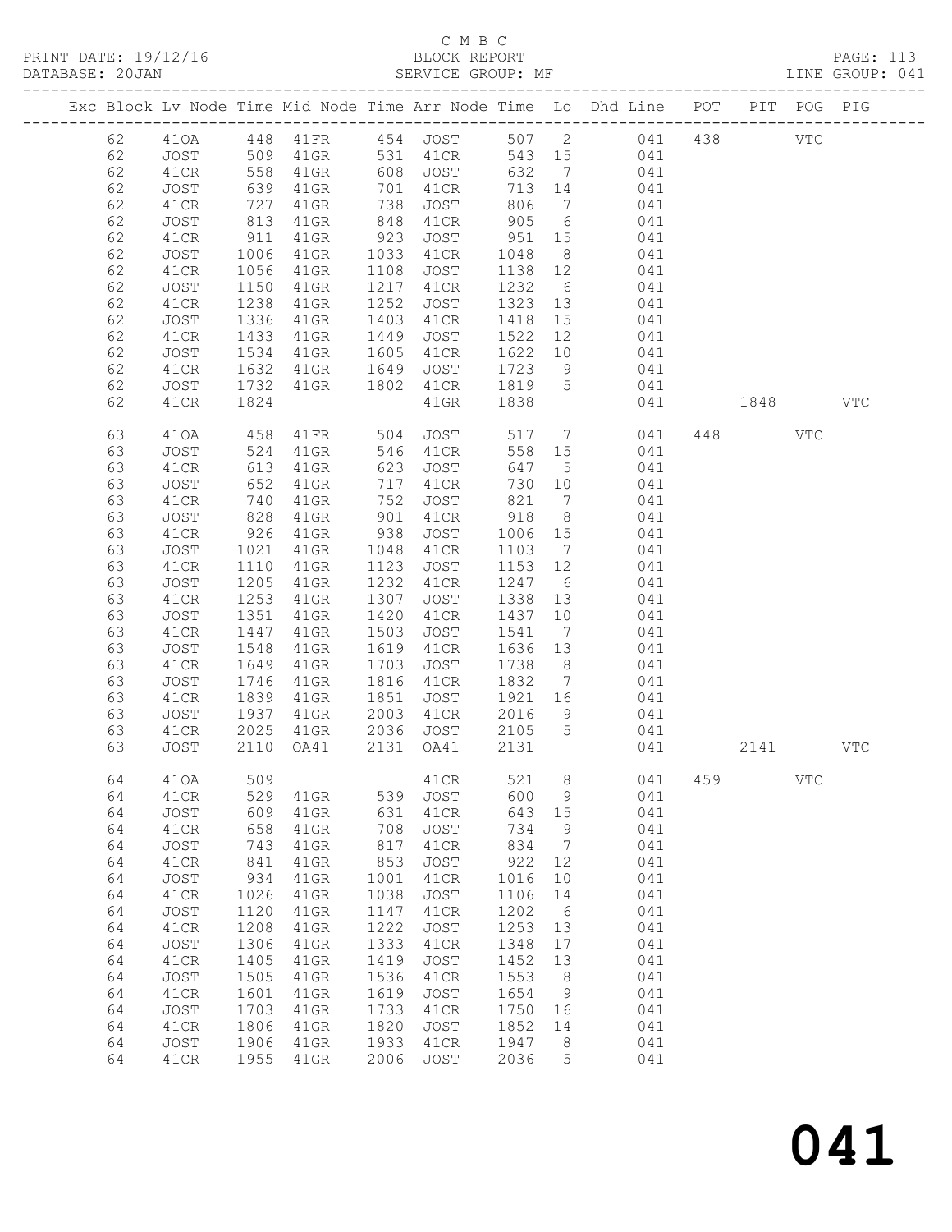C M B C
PRINT DATE: 19/12/16 BLOCK REPORT
DATABASE: 20JAN SERVICE GROUP: MF LINE GROUP: 041

| Exc | Block | Lv | Node | Time | Mid Node | Time | Arr Node | Time | Lo | Dhd Line | POT | PIT | POG | PIG |
|---|---|---|---|---|---|---|---|---|---|---|---|---|---|---|
| | 62 | | 41OA | 448 | 41FR | 454 | JOST | 507 | 2 | 041 | 438 | | VTC | |
| | 62 | | JOST | 509 | 41GR | 531 | 41CR | 543 | 15 | 041 | | | | |
| | 62 | | 41CR | 558 | 41GR | 608 | JOST | 632 | 7 | 041 | | | | |
| | 62 | | JOST | 639 | 41GR | 701 | 41CR | 713 | 14 | 041 | | | | |
| | 62 | | 41CR | 727 | 41GR | 738 | JOST | 806 | 7 | 041 | | | | |
| | 62 | | JOST | 813 | 41GR | 848 | 41CR | 905 | 6 | 041 | | | | |
| | 62 | | 41CR | 911 | 41GR | 923 | JOST | 951 | 15 | 041 | | | | |
| | 62 | | JOST | 1006 | 41GR | 1033 | 41CR | 1048 | 8 | 041 | | | | |
| | 62 | | 41CR | 1056 | 41GR | 1108 | JOST | 1138 | 12 | 041 | | | | |
| | 62 | | JOST | 1150 | 41GR | 1217 | 41CR | 1232 | 6 | 041 | | | | |
| | 62 | | 41CR | 1238 | 41GR | 1252 | JOST | 1323 | 13 | 041 | | | | |
| | 62 | | JOST | 1336 | 41GR | 1403 | 41CR | 1418 | 15 | 041 | | | | |
| | 62 | | 41CR | 1433 | 41GR | 1449 | JOST | 1522 | 12 | 041 | | | | |
| | 62 | | JOST | 1534 | 41GR | 1605 | 41CR | 1622 | 10 | 041 | | | | |
| | 62 | | 41CR | 1632 | 41GR | 1649 | JOST | 1723 | 9 | 041 | | | | |
| | 62 | | JOST | 1732 | 41GR | 1802 | 41CR | 1819 | 5 | 041 | | | | |
| | 62 | | 41CR | 1824 | | | 41GR | 1838 | | 041 | | 1848 | | VTC |
| | 63 | | 41OA | 458 | 41FR | 504 | JOST | 517 | 7 | 041 | 448 | | VTC | |
| | 63 | | JOST | 524 | 41GR | 546 | 41CR | 558 | 15 | 041 | | | | |
| | 63 | | 41CR | 613 | 41GR | 623 | JOST | 647 | 5 | 041 | | | | |
| | 63 | | JOST | 652 | 41GR | 717 | 41CR | 730 | 10 | 041 | | | | |
| | 63 | | 41CR | 740 | 41GR | 752 | JOST | 821 | 7 | 041 | | | | |
| | 63 | | JOST | 828 | 41GR | 901 | 41CR | 918 | 8 | 041 | | | | |
| | 63 | | 41CR | 926 | 41GR | 938 | JOST | 1006 | 15 | 041 | | | | |
| | 63 | | JOST | 1021 | 41GR | 1048 | 41CR | 1103 | 7 | 041 | | | | |
| | 63 | | 41CR | 1110 | 41GR | 1123 | JOST | 1153 | 12 | 041 | | | | |
| | 63 | | JOST | 1205 | 41GR | 1232 | 41CR | 1247 | 6 | 041 | | | | |
| | 63 | | 41CR | 1253 | 41GR | 1307 | JOST | 1338 | 13 | 041 | | | | |
| | 63 | | JOST | 1351 | 41GR | 1420 | 41CR | 1437 | 10 | 041 | | | | |
| | 63 | | 41CR | 1447 | 41GR | 1503 | JOST | 1541 | 7 | 041 | | | | |
| | 63 | | JOST | 1548 | 41GR | 1619 | 41CR | 1636 | 13 | 041 | | | | |
| | 63 | | 41CR | 1649 | 41GR | 1703 | JOST | 1738 | 8 | 041 | | | | |
| | 63 | | JOST | 1746 | 41GR | 1816 | 41CR | 1832 | 7 | 041 | | | | |
| | 63 | | 41CR | 1839 | 41GR | 1851 | JOST | 1921 | 16 | 041 | | | | |
| | 63 | | JOST | 1937 | 41GR | 2003 | 41CR | 2016 | 9 | 041 | | | | |
| | 63 | | 41CR | 2025 | 41GR | 2036 | JOST | 2105 | 5 | 041 | | | | |
| | 63 | | JOST | 2110 | OA41 | 2131 | OA41 | 2131 | | 041 | | 2141 | | VTC |
| | 64 | | 41OA | 509 | | | 41CR | 521 | 8 | 041 | 459 | | VTC | |
| | 64 | | 41CR | 529 | 41GR | 539 | JOST | 600 | 9 | 041 | | | | |
| | 64 | | JOST | 609 | 41GR | 631 | 41CR | 643 | 15 | 041 | | | | |
| | 64 | | 41CR | 658 | 41GR | 708 | JOST | 734 | 9 | 041 | | | | |
| | 64 | | JOST | 743 | 41GR | 817 | 41CR | 834 | 7 | 041 | | | | |
| | 64 | | 41CR | 841 | 41GR | 853 | JOST | 922 | 12 | 041 | | | | |
| | 64 | | JOST | 934 | 41GR | 1001 | 41CR | 1016 | 10 | 041 | | | | |
| | 64 | | 41CR | 1026 | 41GR | 1038 | JOST | 1106 | 14 | 041 | | | | |
| | 64 | | JOST | 1120 | 41GR | 1147 | 41CR | 1202 | 6 | 041 | | | | |
| | 64 | | 41CR | 1208 | 41GR | 1222 | JOST | 1253 | 13 | 041 | | | | |
| | 64 | | JOST | 1306 | 41GR | 1333 | 41CR | 1348 | 17 | 041 | | | | |
| | 64 | | 41CR | 1405 | 41GR | 1419 | JOST | 1452 | 13 | 041 | | | | |
| | 64 | | JOST | 1505 | 41GR | 1536 | 41CR | 1553 | 8 | 041 | | | | |
| | 64 | | 41CR | 1601 | 41GR | 1619 | JOST | 1654 | 9 | 041 | | | | |
| | 64 | | JOST | 1703 | 41GR | 1733 | 41CR | 1750 | 16 | 041 | | | | |
| | 64 | | 41CR | 1806 | 41GR | 1820 | JOST | 1852 | 14 | 041 | | | | |
| | 64 | | JOST | 1906 | 41GR | 1933 | 41CR | 1947 | 8 | 041 | | | | |
| | 64 | | 41CR | 1955 | 41GR | 2006 | JOST | 2036 | 5 | 041 | | | | |

041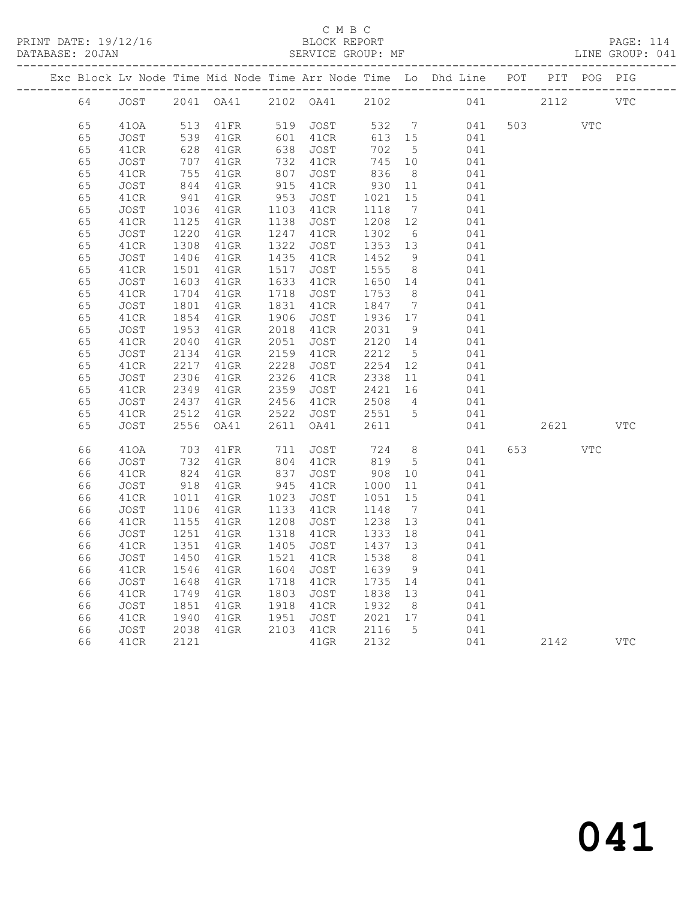C M B C

PRINT DATE: 19/12/16 BLOCK REPORT

DATABASE: 20JAN SERVICE GROUP: MF LINE GROUP: 041

| Exc | Block | Lv | Node | Time | Mid Node | Time | Arr Node | Time | Lo | Dhd Line | POT | PIT | POG | PIG |
|---|---|---|---|---|---|---|---|---|---|---|---|---|---|---|
| | 64 | | JOST | 2041 | OA41 | 2102 | OA41 | 2102 | | 041 | | 2112 | | VTC |
| | 65 | | 41OA | 513 | 41FR | 519 | JOST | 532 | 7 | 041 | 503 | | VTC | |
| | 65 | | JOST | 539 | 41GR | 601 | 41CR | 613 | 15 | 041 | | | | |
| | 65 | | 41CR | 628 | 41GR | 638 | JOST | 702 | 5 | 041 | | | | |
| | 65 | | JOST | 707 | 41GR | 732 | 41CR | 745 | 10 | 041 | | | | |
| | 65 | | 41CR | 755 | 41GR | 807 | JOST | 836 | 8 | 041 | | | | |
| | 65 | | JOST | 844 | 41GR | 915 | 41CR | 930 | 11 | 041 | | | | |
| | 65 | | 41CR | 941 | 41GR | 953 | JOST | 1021 | 15 | 041 | | | | |
| | 65 | | JOST | 1036 | 41GR | 1103 | 41CR | 1118 | 7 | 041 | | | | |
| | 65 | | 41CR | 1125 | 41GR | 1138 | JOST | 1208 | 12 | 041 | | | | |
| | 65 | | JOST | 1220 | 41GR | 1247 | 41CR | 1302 | 6 | 041 | | | | |
| | 65 | | 41CR | 1308 | 41GR | 1322 | JOST | 1353 | 13 | 041 | | | | |
| | 65 | | JOST | 1406 | 41GR | 1435 | 41CR | 1452 | 9 | 041 | | | | |
| | 65 | | 41CR | 1501 | 41GR | 1517 | JOST | 1555 | 8 | 041 | | | | |
| | 65 | | JOST | 1603 | 41GR | 1633 | 41CR | 1650 | 14 | 041 | | | | |
| | 65 | | 41CR | 1704 | 41GR | 1718 | JOST | 1753 | 8 | 041 | | | | |
| | 65 | | JOST | 1801 | 41GR | 1831 | 41CR | 1847 | 7 | 041 | | | | |
| | 65 | | 41CR | 1854 | 41GR | 1906 | JOST | 1936 | 17 | 041 | | | | |
| | 65 | | JOST | 1953 | 41GR | 2018 | 41CR | 2031 | 9 | 041 | | | | |
| | 65 | | 41CR | 2040 | 41GR | 2051 | JOST | 2120 | 14 | 041 | | | | |
| | 65 | | JOST | 2134 | 41GR | 2159 | 41CR | 2212 | 5 | 041 | | | | |
| | 65 | | 41CR | 2217 | 41GR | 2228 | JOST | 2254 | 12 | 041 | | | | |
| | 65 | | JOST | 2306 | 41GR | 2326 | 41CR | 2338 | 11 | 041 | | | | |
| | 65 | | 41CR | 2349 | 41GR | 2359 | JOST | 2421 | 16 | 041 | | | | |
| | 65 | | JOST | 2437 | 41GR | 2456 | 41CR | 2508 | 4 | 041 | | | | |
| | 65 | | 41CR | 2512 | 41GR | 2522 | JOST | 2551 | 5 | 041 | | | | |
| | 65 | | JOST | 2556 | OA41 | 2611 | OA41 | 2611 | | 041 | | 2621 | | VTC |
| | 66 | | 41OA | 703 | 41FR | 711 | JOST | 724 | 8 | 041 | 653 | | VTC | |
| | 66 | | JOST | 732 | 41GR | 804 | 41CR | 819 | 5 | 041 | | | | |
| | 66 | | 41CR | 824 | 41GR | 837 | JOST | 908 | 10 | 041 | | | | |
| | 66 | | JOST | 918 | 41GR | 945 | 41CR | 1000 | 11 | 041 | | | | |
| | 66 | | 41CR | 1011 | 41GR | 1023 | JOST | 1051 | 15 | 041 | | | | |
| | 66 | | JOST | 1106 | 41GR | 1133 | 41CR | 1148 | 7 | 041 | | | | |
| | 66 | | 41CR | 1155 | 41GR | 1208 | JOST | 1238 | 13 | 041 | | | | |
| | 66 | | JOST | 1251 | 41GR | 1318 | 41CR | 1333 | 18 | 041 | | | | |
| | 66 | | 41CR | 1351 | 41GR | 1405 | JOST | 1437 | 13 | 041 | | | | |
| | 66 | | JOST | 1450 | 41GR | 1521 | 41CR | 1538 | 8 | 041 | | | | |
| | 66 | | 41CR | 1546 | 41GR | 1604 | JOST | 1639 | 9 | 041 | | | | |
| | 66 | | JOST | 1648 | 41GR | 1718 | 41CR | 1735 | 14 | 041 | | | | |
| | 66 | | 41CR | 1749 | 41GR | 1803 | JOST | 1838 | 13 | 041 | | | | |
| | 66 | | JOST | 1851 | 41GR | 1918 | 41CR | 1932 | 8 | 041 | | | | |
| | 66 | | 41CR | 1940 | 41GR | 1951 | JOST | 2021 | 17 | 041 | | | | |
| | 66 | | JOST | 2038 | 41GR | 2103 | 41CR | 2116 | 5 | 041 | | | | |
| | 66 | | 41CR | 2121 | | | 41GR | 2132 | | 041 | | 2142 | | VTC |

041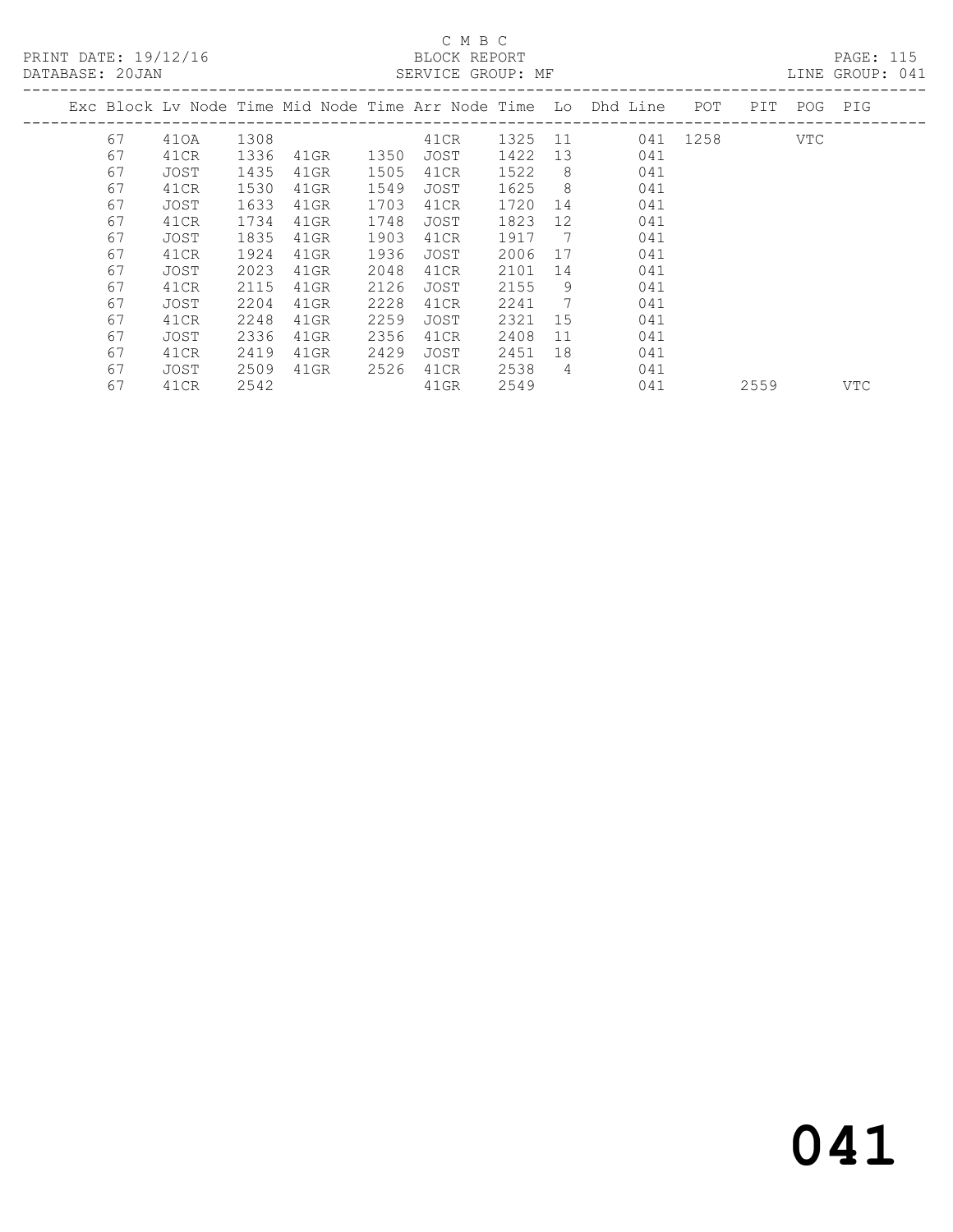C M B C

PRINT DATE: 19/12/16 BLOCK REPORT

DATABASE: 20JAN SERVICE GROUP: MF LINE GROUP: 041

| Exc | Block | Lv Node | Time | Mid Node | Time | Arr Node | Time | Lo | Dhd Line | POT | PIT | POG | PIG |
|---|---|---|---|---|---|---|---|---|---|---|---|---|---|
| | 67 | 41OA | 1308 | | | 41CR | 1325 | 11 | 041 | 1258 | | VTC | |
| | 67 | 41CR | 1336 | 41GR | 1350 | JOST | 1422 | 13 | 041 | | | | |
| | 67 | JOST | 1435 | 41GR | 1505 | 41CR | 1522 | 8 | 041 | | | | |
| | 67 | 41CR | 1530 | 41GR | 1549 | JOST | 1625 | 8 | 041 | | | | |
| | 67 | JOST | 1633 | 41GR | 1703 | 41CR | 1720 | 14 | 041 | | | | |
| | 67 | 41CR | 1734 | 41GR | 1748 | JOST | 1823 | 12 | 041 | | | | |
| | 67 | JOST | 1835 | 41GR | 1903 | 41CR | 1917 | 7 | 041 | | | | |
| | 67 | 41CR | 1924 | 41GR | 1936 | JOST | 2006 | 17 | 041 | | | | |
| | 67 | JOST | 2023 | 41GR | 2048 | 41CR | 2101 | 14 | 041 | | | | |
| | 67 | 41CR | 2115 | 41GR | 2126 | JOST | 2155 | 9 | 041 | | | | |
| | 67 | JOST | 2204 | 41GR | 2228 | 41CR | 2241 | 7 | 041 | | | | |
| | 67 | 41CR | 2248 | 41GR | 2259 | JOST | 2321 | 15 | 041 | | | | |
| | 67 | JOST | 2336 | 41GR | 2356 | 41CR | 2408 | 11 | 041 | | | | |
| | 67 | 41CR | 2419 | 41GR | 2429 | JOST | 2451 | 18 | 041 | | | | |
| | 67 | JOST | 2509 | 41GR | 2526 | 41CR | 2538 | 4 | 041 | | | | |
| | 67 | 41CR | 2542 | | | 41GR | 2549 | | 041 | | 2559 | | VTC |

041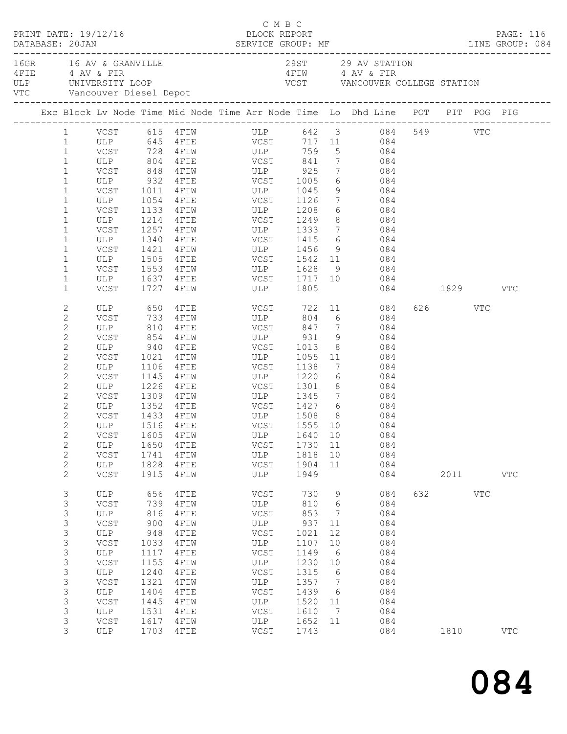C M B C
BLOCK REPORT
SERVICE GROUP: MF

PRINT DATE: 19/12/16
DATABASE: 20JAN

LINE GROUP: 084

| Code | Description | Code | Description |
|---|---|---|---|
| 16GR | 16 AV & GRANVILLE | 29ST | 29 AV STATION |
| 4FIE | 4 AV & FIR | 4FIW | 4 AV & FIR |
| ULP | UNIVERSITY LOOP | VCST | VANCOUVER COLLEGE STATION |
| VTC | Vancouver Diesel Depot | | |

| Exc | Block | Lv Node | Time | Mid Node | Time | Arr Node | Time | Lo | Dhd Line | POT | PIT | POG | PIG |
|---|---|---|---|---|---|---|---|---|---|---|---|---|---|
| | 1 | VCST | 615 | 4FIW | | ULP | 642 | 3 | 084 | 549 | | VTC | |
| | 1 | ULP | 645 | 4FIE | | VCST | 717 | 11 | 084 | | | | |
| | 1 | VCST | 728 | 4FIW | | ULP | 759 | 5 | 084 | | | | |
| | 1 | ULP | 804 | 4FIE | | VCST | 841 | 7 | 084 | | | | |
| | 1 | VCST | 848 | 4FIW | | ULP | 925 | 7 | 084 | | | | |
| | 1 | ULP | 932 | 4FIE | | VCST | 1005 | 6 | 084 | | | | |
| | 1 | VCST | 1011 | 4FIW | | ULP | 1045 | 9 | 084 | | | | |
| | 1 | ULP | 1054 | 4FIE | | VCST | 1126 | 7 | 084 | | | | |
| | 1 | VCST | 1133 | 4FIW | | ULP | 1208 | 6 | 084 | | | | |
| | 1 | ULP | 1214 | 4FIE | | VCST | 1249 | 8 | 084 | | | | |
| | 1 | VCST | 1257 | 4FIW | | ULP | 1333 | 7 | 084 | | | | |
| | 1 | ULP | 1340 | 4FIE | | VCST | 1415 | 6 | 084 | | | | |
| | 1 | VCST | 1421 | 4FIW | | ULP | 1456 | 9 | 084 | | | | |
| | 1 | ULP | 1505 | 4FIE | | VCST | 1542 | 11 | 084 | | | | |
| | 1 | VCST | 1553 | 4FIW | | ULP | 1628 | 9 | 084 | | | | |
| | 1 | ULP | 1637 | 4FIE | | VCST | 1717 | 10 | 084 | | | | |
| | 1 | VCST | 1727 | 4FIW | | ULP | 1805 | | 084 | | 1829 | | VTC |
| | 2 | ULP | 650 | 4FIE | | VCST | 722 | 11 | 084 | 626 | | VTC | |
| | 2 | VCST | 733 | 4FIW | | ULP | 804 | 6 | 084 | | | | |
| | 2 | ULP | 810 | 4FIE | | VCST | 847 | 7 | 084 | | | | |
| | 2 | VCST | 854 | 4FIW | | ULP | 931 | 9 | 084 | | | | |
| | 2 | ULP | 940 | 4FIE | | VCST | 1013 | 8 | 084 | | | | |
| | 2 | VCST | 1021 | 4FIW | | ULP | 1055 | 11 | 084 | | | | |
| | 2 | ULP | 1106 | 4FIE | | VCST | 1138 | 7 | 084 | | | | |
| | 2 | VCST | 1145 | 4FIW | | ULP | 1220 | 6 | 084 | | | | |
| | 2 | ULP | 1226 | 4FIE | | VCST | 1301 | 8 | 084 | | | | |
| | 2 | VCST | 1309 | 4FIW | | ULP | 1345 | 7 | 084 | | | | |
| | 2 | ULP | 1352 | 4FIE | | VCST | 1427 | 6 | 084 | | | | |
| | 2 | VCST | 1433 | 4FIW | | ULP | 1508 | 8 | 084 | | | | |
| | 2 | ULP | 1516 | 4FIE | | VCST | 1555 | 10 | 084 | | | | |
| | 2 | VCST | 1605 | 4FIW | | ULP | 1640 | 10 | 084 | | | | |
| | 2 | ULP | 1650 | 4FIE | | VCST | 1730 | 11 | 084 | | | | |
| | 2 | VCST | 1741 | 4FIW | | ULP | 1818 | 10 | 084 | | | | |
| | 2 | ULP | 1828 | 4FIE | | VCST | 1904 | 11 | 084 | | | | |
| | 2 | VCST | 1915 | 4FIW | | ULP | 1949 | | 084 | | 2011 | | VTC |
| | 3 | ULP | 656 | 4FIE | | VCST | 730 | 9 | 084 | 632 | | VTC | |
| | 3 | VCST | 739 | 4FIW | | ULP | 810 | 6 | 084 | | | | |
| | 3 | ULP | 816 | 4FIE | | VCST | 853 | 7 | 084 | | | | |
| | 3 | VCST | 900 | 4FIW | | ULP | 937 | 11 | 084 | | | | |
| | 3 | ULP | 948 | 4FIE | | VCST | 1021 | 12 | 084 | | | | |
| | 3 | VCST | 1033 | 4FIW | | ULP | 1107 | 10 | 084 | | | | |
| | 3 | ULP | 1117 | 4FIE | | VCST | 1149 | 6 | 084 | | | | |
| | 3 | VCST | 1155 | 4FIW | | ULP | 1230 | 10 | 084 | | | | |
| | 3 | ULP | 1240 | 4FIE | | VCST | 1315 | 6 | 084 | | | | |
| | 3 | VCST | 1321 | 4FIW | | ULP | 1357 | 7 | 084 | | | | |
| | 3 | ULP | 1404 | 4FIE | | VCST | 1439 | 6 | 084 | | | | |
| | 3 | VCST | 1445 | 4FIW | | ULP | 1520 | 11 | 084 | | | | |
| | 3 | ULP | 1531 | 4FIE | | VCST | 1610 | 7 | 084 | | | | |
| | 3 | VCST | 1617 | 4FIW | | ULP | 1652 | 11 | 084 | | | | |
| | 3 | ULP | 1703 | 4FIE | | VCST | 1743 | | 084 | | 1810 | | VTC |

# 084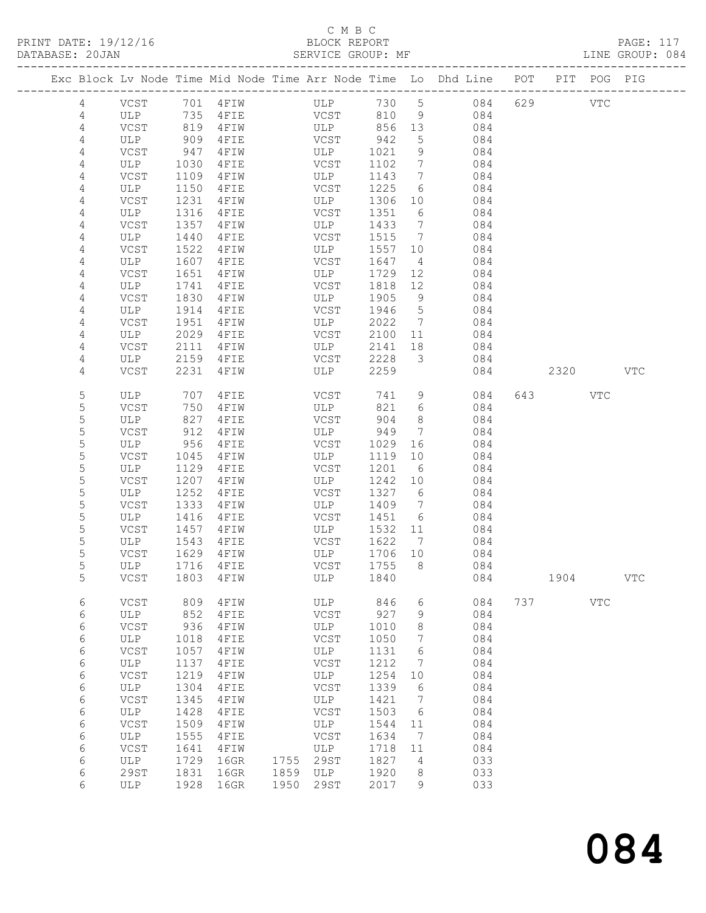C M B C
BLOCK REPORT
SERVICE GROUP: MF

PRINT DATE: 19/12/16
DATABASE: 20JAN

PAGE: 117
LINE GROUP: 084

| Exc | Block | Lv | Node | Time | Mid Node | Time | Arr Node | Time | Lo | Dhd Line | POT | PIT | POG | PIG |
|---|---|---|---|---|---|---|---|---|---|---|---|---|---|---|
| | 4 | | VCST | 701 | 4FIW | | ULP | 730 | 5 | 084 | 629 | | VTC | |
| | 4 | | ULP | 735 | 4FIE | | VCST | 810 | 9 | 084 | | | | |
| | 4 | | VCST | 819 | 4FIW | | ULP | 856 | 13 | 084 | | | | |
| | 4 | | ULP | 909 | 4FIE | | VCST | 942 | 5 | 084 | | | | |
| | 4 | | VCST | 947 | 4FIW | | ULP | 1021 | 9 | 084 | | | | |
| | 4 | | ULP | 1030 | 4FIE | | VCST | 1102 | 7 | 084 | | | | |
| | 4 | | VCST | 1109 | 4FIW | | ULP | 1143 | 7 | 084 | | | | |
| | 4 | | ULP | 1150 | 4FIE | | VCST | 1225 | 6 | 084 | | | | |
| | 4 | | VCST | 1231 | 4FIW | | ULP | 1306 | 10 | 084 | | | | |
| | 4 | | ULP | 1316 | 4FIE | | VCST | 1351 | 6 | 084 | | | | |
| | 4 | | VCST | 1357 | 4FIW | | ULP | 1433 | 7 | 084 | | | | |
| | 4 | | ULP | 1440 | 4FIE | | VCST | 1515 | 7 | 084 | | | | |
| | 4 | | VCST | 1522 | 4FIW | | ULP | 1557 | 10 | 084 | | | | |
| | 4 | | ULP | 1607 | 4FIE | | VCST | 1647 | 4 | 084 | | | | |
| | 4 | | VCST | 1651 | 4FIW | | ULP | 1729 | 12 | 084 | | | | |
| | 4 | | ULP | 1741 | 4FIE | | VCST | 1818 | 12 | 084 | | | | |
| | 4 | | VCST | 1830 | 4FIW | | ULP | 1905 | 9 | 084 | | | | |
| | 4 | | ULP | 1914 | 4FIE | | VCST | 1946 | 5 | 084 | | | | |
| | 4 | | VCST | 1951 | 4FIW | | ULP | 2022 | 7 | 084 | | | | |
| | 4 | | ULP | 2029 | 4FIE | | VCST | 2100 | 11 | 084 | | | | |
| | 4 | | VCST | 2111 | 4FIW | | ULP | 2141 | 18 | 084 | | | | |
| | 4 | | ULP | 2159 | 4FIE | | VCST | 2228 | 3 | 084 | | | | |
| | 4 | | VCST | 2231 | 4FIW | | ULP | 2259 | | 084 | | 2320 | | VTC |
| | 5 | | ULP | 707 | 4FIE | | VCST | 741 | 9 | 084 | 643 | | VTC | |
| | 5 | | VCST | 750 | 4FIW | | ULP | 821 | 6 | 084 | | | | |
| | 5 | | ULP | 827 | 4FIE | | VCST | 904 | 8 | 084 | | | | |
| | 5 | | VCST | 912 | 4FIW | | ULP | 949 | 7 | 084 | | | | |
| | 5 | | ULP | 956 | 4FIE | | VCST | 1029 | 16 | 084 | | | | |
| | 5 | | VCST | 1045 | 4FIW | | ULP | 1119 | 10 | 084 | | | | |
| | 5 | | ULP | 1129 | 4FIE | | VCST | 1201 | 6 | 084 | | | | |
| | 5 | | VCST | 1207 | 4FIW | | ULP | 1242 | 10 | 084 | | | | |
| | 5 | | ULP | 1252 | 4FIE | | VCST | 1327 | 6 | 084 | | | | |
| | 5 | | VCST | 1333 | 4FIW | | ULP | 1409 | 7 | 084 | | | | |
| | 5 | | ULP | 1416 | 4FIE | | VCST | 1451 | 6 | 084 | | | | |
| | 5 | | VCST | 1457 | 4FIW | | ULP | 1532 | 11 | 084 | | | | |
| | 5 | | ULP | 1543 | 4FIE | | VCST | 1622 | 7 | 084 | | | | |
| | 5 | | VCST | 1629 | 4FIW | | ULP | 1706 | 10 | 084 | | | | |
| | 5 | | ULP | 1716 | 4FIE | | VCST | 1755 | 8 | 084 | | | | |
| | 5 | | VCST | 1803 | 4FIW | | ULP | 1840 | | 084 | | 1904 | | VTC |
| | 6 | | VCST | 809 | 4FIW | | ULP | 846 | 6 | 084 | 737 | | VTC | |
| | 6 | | ULP | 852 | 4FIE | | VCST | 927 | 9 | 084 | | | | |
| | 6 | | VCST | 936 | 4FIW | | ULP | 1010 | 8 | 084 | | | | |
| | 6 | | ULP | 1018 | 4FIE | | VCST | 1050 | 7 | 084 | | | | |
| | 6 | | VCST | 1057 | 4FIW | | ULP | 1131 | 6 | 084 | | | | |
| | 6 | | ULP | 1137 | 4FIE | | VCST | 1212 | 7 | 084 | | | | |
| | 6 | | VCST | 1219 | 4FIW | | ULP | 1254 | 10 | 084 | | | | |
| | 6 | | ULP | 1304 | 4FIE | | VCST | 1339 | 6 | 084 | | | | |
| | 6 | | VCST | 1345 | 4FIW | | ULP | 1421 | 7 | 084 | | | | |
| | 6 | | ULP | 1428 | 4FIE | | VCST | 1503 | 6 | 084 | | | | |
| | 6 | | VCST | 1509 | 4FIW | | ULP | 1544 | 11 | 084 | | | | |
| | 6 | | ULP | 1555 | 4FIE | | VCST | 1634 | 7 | 084 | | | | |
| | 6 | | VCST | 1641 | 4FIW | | ULP | 1718 | 11 | 084 | | | | |
| | 6 | | ULP | 1729 | 16GR | 1755 | 29ST | 1827 | 4 | 033 | | | | |
| | 6 | | 29ST | 1831 | 16GR | 1859 | ULP | 1920 | 8 | 033 | | | | |
| | 6 | | ULP | 1928 | 16GR | 1950 | 29ST | 2017 | 9 | 033 | | | | |

# 084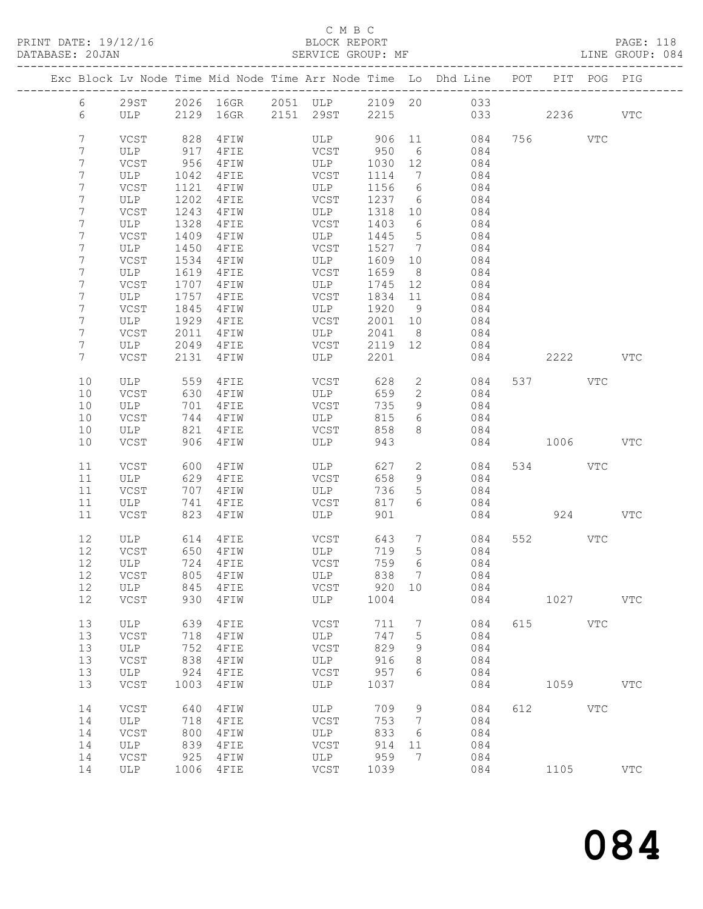C M B C

BLOCK REPORT

SERVICE GROUP: MF

PRINT DATE: 19/12/16
DATABASE: 20JAN

PAGE: 118
LINE GROUP: 084

| Exc | Block | Lv | Node | Time | Mid Node | Time | Arr Node | Time | Lo | Dhd Line | POT | PIT | POG | PIG |
|---|---|---|---|---|---|---|---|---|---|---|---|---|---|---|
| | 6 | | 29ST | 2026 | 16GR | 2051 | ULP | 2109 | 20 | 033 | | | | |
| | 6 | | ULP | 2129 | 16GR | 2151 | 29ST | 2215 | | 033 | | 2236 | | VTC |
| | 7 | | VCST | 828 | 4FIW | | ULP | 906 | 11 | 084 | 756 | | VTC | |
| | 7 | | ULP | 917 | 4FIE | | VCST | 950 | 6 | 084 | | | | |
| | 7 | | VCST | 956 | 4FIW | | ULP | 1030 | 12 | 084 | | | | |
| | 7 | | ULP | 1042 | 4FIE | | VCST | 1114 | 7 | 084 | | | | |
| | 7 | | VCST | 1121 | 4FIW | | ULP | 1156 | 6 | 084 | | | | |
| | 7 | | ULP | 1202 | 4FIE | | VCST | 1237 | 6 | 084 | | | | |
| | 7 | | VCST | 1243 | 4FIW | | ULP | 1318 | 10 | 084 | | | | |
| | 7 | | ULP | 1328 | 4FIE | | VCST | 1403 | 6 | 084 | | | | |
| | 7 | | VCST | 1409 | 4FIW | | ULP | 1445 | 5 | 084 | | | | |
| | 7 | | ULP | 1450 | 4FIE | | VCST | 1527 | 7 | 084 | | | | |
| | 7 | | VCST | 1534 | 4FIW | | ULP | 1609 | 10 | 084 | | | | |
| | 7 | | ULP | 1619 | 4FIE | | VCST | 1659 | 8 | 084 | | | | |
| | 7 | | VCST | 1707 | 4FIW | | ULP | 1745 | 12 | 084 | | | | |
| | 7 | | ULP | 1757 | 4FIE | | VCST | 1834 | 11 | 084 | | | | |
| | 7 | | VCST | 1845 | 4FIW | | ULP | 1920 | 9 | 084 | | | | |
| | 7 | | ULP | 1929 | 4FIE | | VCST | 2001 | 10 | 084 | | | | |
| | 7 | | VCST | 2011 | 4FIW | | ULP | 2041 | 8 | 084 | | | | |
| | 7 | | ULP | 2049 | 4FIE | | VCST | 2119 | 12 | 084 | | | | |
| | 7 | | VCST | 2131 | 4FIW | | ULP | 2201 | | 084 | | 2222 | | VTC |
| | 10 | | ULP | 559 | 4FIE | | VCST | 628 | 2 | 084 | 537 | | VTC | |
| | 10 | | VCST | 630 | 4FIW | | ULP | 659 | 2 | 084 | | | | |
| | 10 | | ULP | 701 | 4FIE | | VCST | 735 | 9 | 084 | | | | |
| | 10 | | VCST | 744 | 4FIW | | ULP | 815 | 6 | 084 | | | | |
| | 10 | | ULP | 821 | 4FIE | | VCST | 858 | 8 | 084 | | | | |
| | 10 | | VCST | 906 | 4FIW | | ULP | 943 | | 084 | | 1006 | | VTC |
| | 11 | | VCST | 600 | 4FIW | | ULP | 627 | 2 | 084 | 534 | | VTC | |
| | 11 | | ULP | 629 | 4FIE | | VCST | 658 | 9 | 084 | | | | |
| | 11 | | VCST | 707 | 4FIW | | ULP | 736 | 5 | 084 | | | | |
| | 11 | | ULP | 741 | 4FIE | | VCST | 817 | 6 | 084 | | | | |
| | 11 | | VCST | 823 | 4FIW | | ULP | 901 | | 084 | | 924 | | VTC |
| | 12 | | ULP | 614 | 4FIE | | VCST | 643 | 7 | 084 | 552 | | VTC | |
| | 12 | | VCST | 650 | 4FIW | | ULP | 719 | 5 | 084 | | | | |
| | 12 | | ULP | 724 | 4FIE | | VCST | 759 | 6 | 084 | | | | |
| | 12 | | VCST | 805 | 4FIW | | ULP | 838 | 7 | 084 | | | | |
| | 12 | | ULP | 845 | 4FIE | | VCST | 920 | 10 | 084 | | | | |
| | 12 | | VCST | 930 | 4FIW | | ULP | 1004 | | 084 | | 1027 | | VTC |
| | 13 | | ULP | 639 | 4FIE | | VCST | 711 | 7 | 084 | 615 | | VTC | |
| | 13 | | VCST | 718 | 4FIW | | ULP | 747 | 5 | 084 | | | | |
| | 13 | | ULP | 752 | 4FIE | | VCST | 829 | 9 | 084 | | | | |
| | 13 | | VCST | 838 | 4FIW | | ULP | 916 | 8 | 084 | | | | |
| | 13 | | ULP | 924 | 4FIE | | VCST | 957 | 6 | 084 | | | | |
| | 13 | | VCST | 1003 | 4FIW | | ULP | 1037 | | 084 | | 1059 | | VTC |
| | 14 | | VCST | 640 | 4FIW | | ULP | 709 | 9 | 084 | 612 | | VTC | |
| | 14 | | ULP | 718 | 4FIE | | VCST | 753 | 7 | 084 | | | | |
| | 14 | | VCST | 800 | 4FIW | | ULP | 833 | 6 | 084 | | | | |
| | 14 | | ULP | 839 | 4FIE | | VCST | 914 | 11 | 084 | | | | |
| | 14 | | VCST | 925 | 4FIW | | ULP | 959 | 7 | 084 | | | | |
| | 14 | | ULP | 1006 | 4FIE | | VCST | 1039 | | 084 | | 1105 | | VTC |

# 084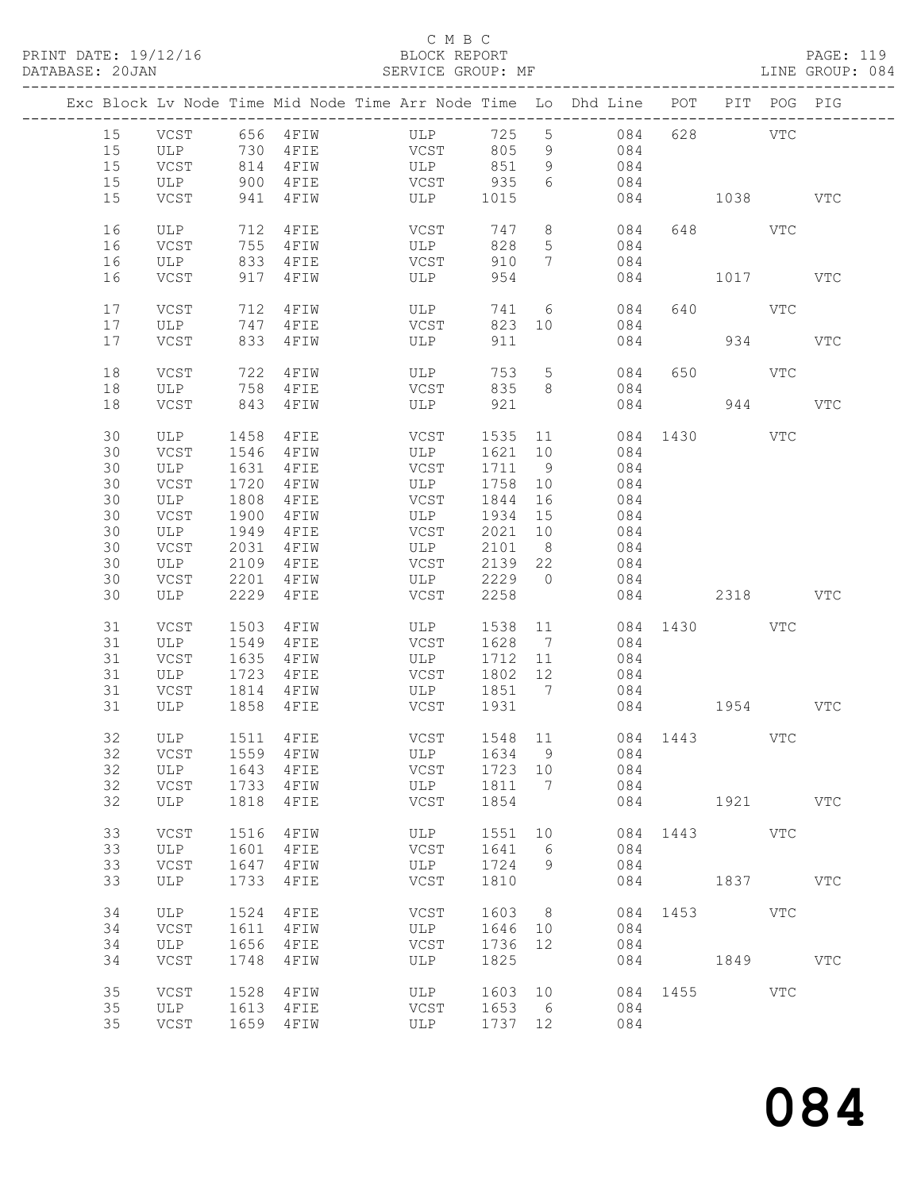C M B C
BLOCK REPORT
SERVICE GROUP: MF

PRINT DATE: 19/12/16
DATABASE: 20JAN
LINE GROUP: 084

| Exc | Block | Lv | Node | Time | Mid Node | Time | Arr Node | Time | Lo | Dhd Line | POT | PIT | POG | PIG |
|---|---|---|---|---|---|---|---|---|---|---|---|---|---|---|
| | 15 | | VCST | 656 | 4FIW | | ULP | 725 | 5 | 084 | 628 | | VTC | |
| | 15 | | ULP | 730 | 4FIE | | VCST | 805 | 9 | 084 | | | | |
| | 15 | | VCST | 814 | 4FIW | | ULP | 851 | 9 | 084 | | | | |
| | 15 | | ULP | 900 | 4FIE | | VCST | 935 | 6 | 084 | | | | |
| | 15 | | VCST | 941 | 4FIW | | ULP | 1015 | | 084 | | 1038 | | VTC |
| | 16 | | ULP | 712 | 4FIE | | VCST | 747 | 8 | 084 | 648 | | VTC | |
| | 16 | | VCST | 755 | 4FIW | | ULP | 828 | 5 | 084 | | | | |
| | 16 | | ULP | 833 | 4FIE | | VCST | 910 | 7 | 084 | | | | |
| | 16 | | VCST | 917 | 4FIW | | ULP | 954 | | 084 | | 1017 | | VTC |
| | 17 | | VCST | 712 | 4FIW | | ULP | 741 | 6 | 084 | 640 | | VTC | |
| | 17 | | ULP | 747 | 4FIE | | VCST | 823 | 10 | 084 | | | | |
| | 17 | | VCST | 833 | 4FIW | | ULP | 911 | | 084 | | 934 | | VTC |
| | 18 | | VCST | 722 | 4FIW | | ULP | 753 | 5 | 084 | 650 | | VTC | |
| | 18 | | ULP | 758 | 4FIE | | VCST | 835 | 8 | 084 | | | | |
| | 18 | | VCST | 843 | 4FIW | | ULP | 921 | | 084 | | 944 | | VTC |
| | 30 | | ULP | 1458 | 4FIE | | VCST | 1535 | 11 | 084 | 1430 | | VTC | |
| | 30 | | VCST | 1546 | 4FIW | | ULP | 1621 | 10 | 084 | | | | |
| | 30 | | ULP | 1631 | 4FIE | | VCST | 1711 | 9 | 084 | | | | |
| | 30 | | VCST | 1720 | 4FIW | | ULP | 1758 | 10 | 084 | | | | |
| | 30 | | ULP | 1808 | 4FIE | | VCST | 1844 | 16 | 084 | | | | |
| | 30 | | VCST | 1900 | 4FIW | | ULP | 1934 | 15 | 084 | | | | |
| | 30 | | ULP | 1949 | 4FIE | | VCST | 2021 | 10 | 084 | | | | |
| | 30 | | VCST | 2031 | 4FIW | | ULP | 2101 | 8 | 084 | | | | |
| | 30 | | ULP | 2109 | 4FIE | | VCST | 2139 | 22 | 084 | | | | |
| | 30 | | VCST | 2201 | 4FIW | | ULP | 2229 | 0 | 084 | | | | |
| | 30 | | ULP | 2229 | 4FIE | | VCST | 2258 | | 084 | | 2318 | | VTC |
| | 31 | | VCST | 1503 | 4FIW | | ULP | 1538 | 11 | 084 | 1430 | | VTC | |
| | 31 | | ULP | 1549 | 4FIE | | VCST | 1628 | 7 | 084 | | | | |
| | 31 | | VCST | 1635 | 4FIW | | ULP | 1712 | 11 | 084 | | | | |
| | 31 | | ULP | 1723 | 4FIE | | VCST | 1802 | 12 | 084 | | | | |
| | 31 | | VCST | 1814 | 4FIW | | ULP | 1851 | 7 | 084 | | | | |
| | 31 | | ULP | 1858 | 4FIE | | VCST | 1931 | | 084 | | 1954 | | VTC |
| | 32 | | ULP | 1511 | 4FIE | | VCST | 1548 | 11 | 084 | 1443 | | VTC | |
| | 32 | | VCST | 1559 | 4FIW | | ULP | 1634 | 9 | 084 | | | | |
| | 32 | | ULP | 1643 | 4FIE | | VCST | 1723 | 10 | 084 | | | | |
| | 32 | | VCST | 1733 | 4FIW | | ULP | 1811 | 7 | 084 | | | | |
| | 32 | | ULP | 1818 | 4FIE | | VCST | 1854 | | 084 | | 1921 | | VTC |
| | 33 | | VCST | 1516 | 4FIW | | ULP | 1551 | 10 | 084 | 1443 | | VTC | |
| | 33 | | ULP | 1601 | 4FIE | | VCST | 1641 | 6 | 084 | | | | |
| | 33 | | VCST | 1647 | 4FIW | | ULP | 1724 | 9 | 084 | | | | |
| | 33 | | ULP | 1733 | 4FIE | | VCST | 1810 | | 084 | | 1837 | | VTC |
| | 34 | | ULP | 1524 | 4FIE | | VCST | 1603 | 8 | 084 | 1453 | | VTC | |
| | 34 | | VCST | 1611 | 4FIW | | ULP | 1646 | 10 | 084 | | | | |
| | 34 | | ULP | 1656 | 4FIE | | VCST | 1736 | 12 | 084 | | | | |
| | 34 | | VCST | 1748 | 4FIW | | ULP | 1825 | | 084 | | 1849 | | VTC |
| | 35 | | VCST | 1528 | 4FIW | | ULP | 1603 | 10 | 084 | 1455 | | VTC | |
| | 35 | | ULP | 1613 | 4FIE | | VCST | 1653 | 6 | 084 | | | | |
| | 35 | | VCST | 1659 | 4FIW | | ULP | 1737 | 12 | 084 | | | | |

# 084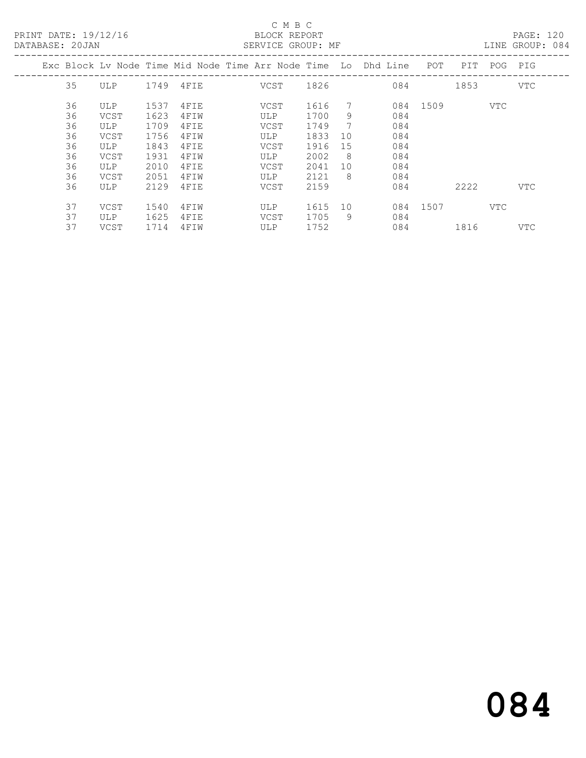C M B C

PRINT DATE: 19/12/16 BLOCK REPORT PAGE: 120
DATABASE: 20JAN SERVICE GROUP: MF LINE GROUP: 084

| Exc | Block | Lv Node | Time | Mid Node | Time | Arr Node | Time | Lo | Dhd Line | POT | PIT | POG | PIG |
|---|---|---|---|---|---|---|---|---|---|---|---|---|---|
| | 35 | ULP | 1749 | 4FIE | | VCST | 1826 | | 084 | | 1853 | | VTC |
| | 36 | ULP | 1537 | 4FIE | | VCST | 1616 | 7 | 084 | 1509 | | VTC | |
| | 36 | VCST | 1623 | 4FIW | | ULP | 1700 | 9 | 084 | | | | |
| | 36 | ULP | 1709 | 4FIE | | VCST | 1749 | 7 | 084 | | | | |
| | 36 | VCST | 1756 | 4FIW | | ULP | 1833 | 10 | 084 | | | | |
| | 36 | ULP | 1843 | 4FIE | | VCST | 1916 | 15 | 084 | | | | |
| | 36 | VCST | 1931 | 4FIW | | ULP | 2002 | 8 | 084 | | | | |
| | 36 | ULP | 2010 | 4FIE | | VCST | 2041 | 10 | 084 | | | | |
| | 36 | VCST | 2051 | 4FIW | | ULP | 2121 | 8 | 084 | | | | |
| | 36 | ULP | 2129 | 4FIE | | VCST | 2159 | | 084 | | 2222 | | VTC |
| | 37 | VCST | 1540 | 4FIW | | ULP | 1615 | 10 | 084 | 1507 | | VTC | |
| | 37 | ULP | 1625 | 4FIE | | VCST | 1705 | 9 | 084 | | | | |
| | 37 | VCST | 1714 | 4FIW | | ULP | 1752 | | 084 | | 1816 | | VTC |

084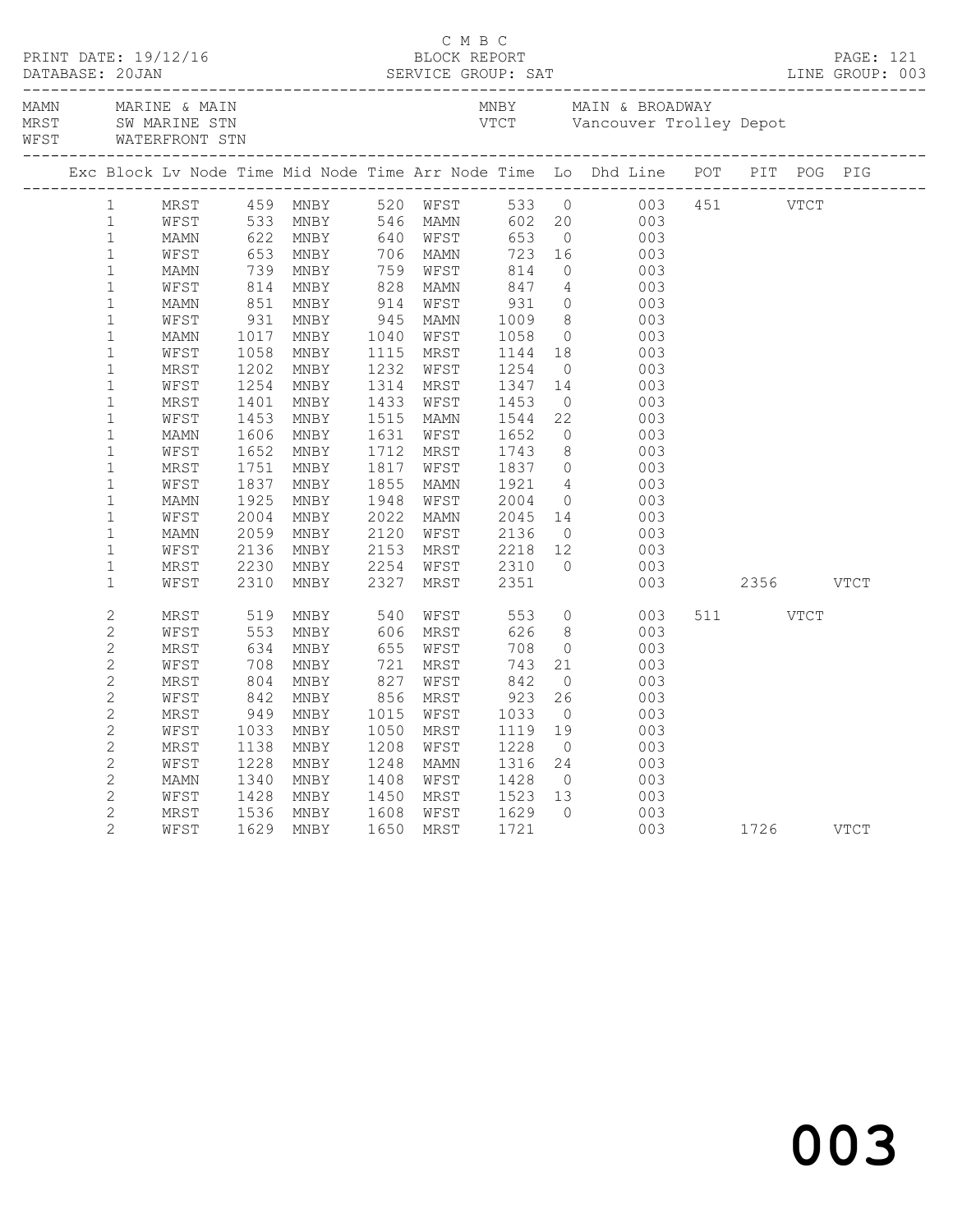C M B C
PRINT DATE: 19/12/16 BLOCK REPORT PAGE: 121
DATABASE: 20JAN SERVICE GROUP: SAT LINE GROUP: 003

MAMN MARINE & MAIN
MRST SW MARINE STN
WFST WATERFRONT STN

MNBY MAIN & BROADWAY
VTCT Vancouver Trolley Depot

| Exc | Block | Lv Node | Time | Mid Node | Time | Arr Node | Time | Lo | Dhd Line | POT | PIT | POG | PIG |
|---|---|---|---|---|---|---|---|---|---|---|---|---|---|
| | 1 | MRST | 459 | MNBY | 520 | WFST | 533 | 0 | 003 | 451 | | VTCT | |
| | 1 | WFST | 533 | MNBY | 546 | MAMN | 602 | 20 | 003 | | | | |
| | 1 | MAMN | 622 | MNBY | 640 | WFST | 653 | 0 | 003 | | | | |
| | 1 | WFST | 653 | MNBY | 706 | MAMN | 723 | 16 | 003 | | | | |
| | 1 | MAMN | 739 | MNBY | 759 | WFST | 814 | 0 | 003 | | | | |
| | 1 | WFST | 814 | MNBY | 828 | MAMN | 847 | 4 | 003 | | | | |
| | 1 | MAMN | 851 | MNBY | 914 | WFST | 931 | 0 | 003 | | | | |
| | 1 | WFST | 931 | MNBY | 945 | MAMN | 1009 | 8 | 003 | | | | |
| | 1 | MAMN | 1017 | MNBY | 1040 | WFST | 1058 | 0 | 003 | | | | |
| | 1 | WFST | 1058 | MNBY | 1115 | MRST | 1144 | 18 | 003 | | | | |
| | 1 | MRST | 1202 | MNBY | 1232 | WFST | 1254 | 0 | 003 | | | | |
| | 1 | WFST | 1254 | MNBY | 1314 | MRST | 1347 | 14 | 003 | | | | |
| | 1 | MRST | 1401 | MNBY | 1433 | WFST | 1453 | 0 | 003 | | | | |
| | 1 | WFST | 1453 | MNBY | 1515 | MAMN | 1544 | 22 | 003 | | | | |
| | 1 | MAMN | 1606 | MNBY | 1631 | WFST | 1652 | 0 | 003 | | | | |
| | 1 | WFST | 1652 | MNBY | 1712 | MRST | 1743 | 8 | 003 | | | | |
| | 1 | MRST | 1751 | MNBY | 1817 | WFST | 1837 | 0 | 003 | | | | |
| | 1 | WFST | 1837 | MNBY | 1855 | MAMN | 1921 | 4 | 003 | | | | |
| | 1 | MAMN | 1925 | MNBY | 1948 | WFST | 2004 | 0 | 003 | | | | |
| | 1 | WFST | 2004 | MNBY | 2022 | MAMN | 2045 | 14 | 003 | | | | |
| | 1 | MAMN | 2059 | MNBY | 2120 | WFST | 2136 | 0 | 003 | | | | |
| | 1 | WFST | 2136 | MNBY | 2153 | MRST | 2218 | 12 | 003 | | | | |
| | 1 | MRST | 2230 | MNBY | 2254 | WFST | 2310 | 0 | 003 | | | | |
| | 1 | WFST | 2310 | MNBY | 2327 | MRST | 2351 | | 003 | | 2356 | | VTCT |
| | 2 | MRST | 519 | MNBY | 540 | WFST | 553 | 0 | 003 | 511 | | VTCT | |
| | 2 | WFST | 553 | MNBY | 606 | MRST | 626 | 8 | 003 | | | | |
| | 2 | MRST | 634 | MNBY | 655 | WFST | 708 | 0 | 003 | | | | |
| | 2 | WFST | 708 | MNBY | 721 | MRST | 743 | 21 | 003 | | | | |
| | 2 | MRST | 804 | MNBY | 827 | WFST | 842 | 0 | 003 | | | | |
| | 2 | WFST | 842 | MNBY | 856 | MRST | 923 | 26 | 003 | | | | |
| | 2 | MRST | 949 | MNBY | 1015 | WFST | 1033 | 0 | 003 | | | | |
| | 2 | WFST | 1033 | MNBY | 1050 | MRST | 1119 | 19 | 003 | | | | |
| | 2 | MRST | 1138 | MNBY | 1208 | WFST | 1228 | 0 | 003 | | | | |
| | 2 | WFST | 1228 | MNBY | 1248 | MAMN | 1316 | 24 | 003 | | | | |
| | 2 | MAMN | 1340 | MNBY | 1408 | WFST | 1428 | 0 | 003 | | | | |
| | 2 | WFST | 1428 | MNBY | 1450 | MRST | 1523 | 13 | 003 | | | | |
| | 2 | MRST | 1536 | MNBY | 1608 | WFST | 1629 | 0 | 003 | | | | |
| | 2 | WFST | 1629 | MNBY | 1650 | MRST | 1721 | | 003 | | 1726 | | VTCT |

003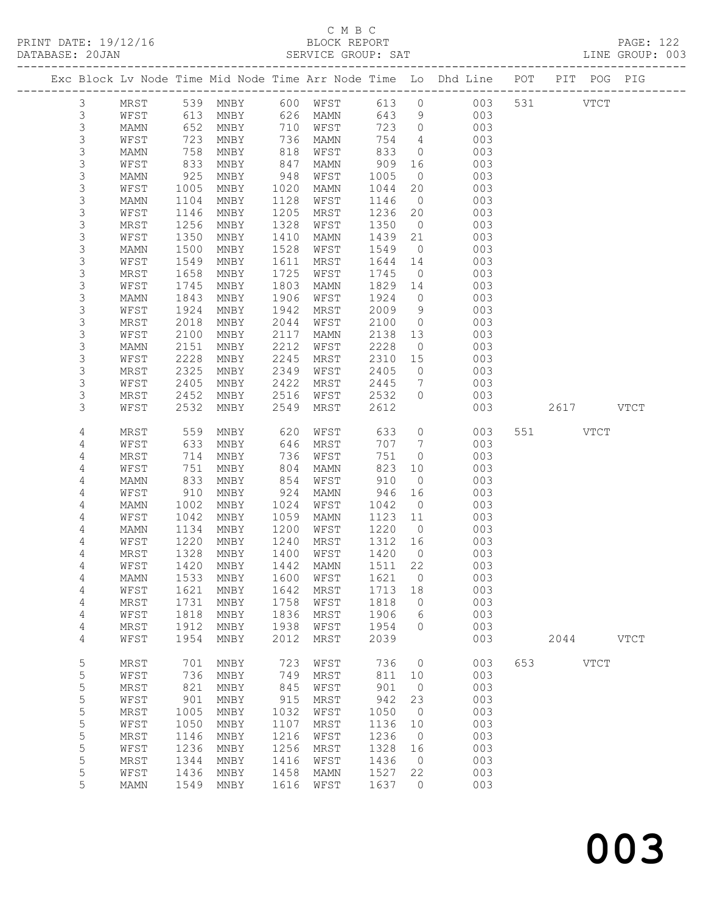C M B C
BLOCK REPORT
SERVICE GROUP: SAT

PRINT DATE: 19/12/16
DATABASE: 20JAN
LINE GROUP: 003

| Exc | Block | Lv | Node | Time | Mid Node | Time | Arr Node | Time | Lo | Dhd Line | POT | PIT | POG | PIG |
|---|---|---|---|---|---|---|---|---|---|---|---|---|---|---|
| | 3 | | MRST | 539 | MNBY | 600 | WFST | 613 | 0 | 003 | 531 | | VTCT | |
| | 3 | | WFST | 613 | MNBY | 626 | MAMN | 643 | 9 | 003 | | | | |
| | 3 | | MAMN | 652 | MNBY | 710 | WFST | 723 | 0 | 003 | | | | |
| | 3 | | WFST | 723 | MNBY | 736 | MAMN | 754 | 4 | 003 | | | | |
| | 3 | | MAMN | 758 | MNBY | 818 | WFST | 833 | 0 | 003 | | | | |
| | 3 | | WFST | 833 | MNBY | 847 | MAMN | 909 | 16 | 003 | | | | |
| | 3 | | MAMN | 925 | MNBY | 948 | WFST | 1005 | 0 | 003 | | | | |
| | 3 | | WFST | 1005 | MNBY | 1020 | MAMN | 1044 | 20 | 003 | | | | |
| | 3 | | MAMN | 1104 | MNBY | 1128 | WFST | 1146 | 0 | 003 | | | | |
| | 3 | | WFST | 1146 | MNBY | 1205 | MRST | 1236 | 20 | 003 | | | | |
| | 3 | | MRST | 1256 | MNBY | 1328 | WFST | 1350 | 0 | 003 | | | | |
| | 3 | | WFST | 1350 | MNBY | 1410 | MAMN | 1439 | 21 | 003 | | | | |
| | 3 | | MAMN | 1500 | MNBY | 1528 | WFST | 1549 | 0 | 003 | | | | |
| | 3 | | WFST | 1549 | MNBY | 1611 | MRST | 1644 | 14 | 003 | | | | |
| | 3 | | MRST | 1658 | MNBY | 1725 | WFST | 1745 | 0 | 003 | | | | |
| | 3 | | WFST | 1745 | MNBY | 1803 | MAMN | 1829 | 14 | 003 | | | | |
| | 3 | | MAMN | 1843 | MNBY | 1906 | WFST | 1924 | 0 | 003 | | | | |
| | 3 | | WFST | 1924 | MNBY | 1942 | MRST | 2009 | 9 | 003 | | | | |
| | 3 | | MRST | 2018 | MNBY | 2044 | WFST | 2100 | 0 | 003 | | | | |
| | 3 | | WFST | 2100 | MNBY | 2117 | MAMN | 2138 | 13 | 003 | | | | |
| | 3 | | MAMN | 2151 | MNBY | 2212 | WFST | 2228 | 0 | 003 | | | | |
| | 3 | | WFST | 2228 | MNBY | 2245 | MRST | 2310 | 15 | 003 | | | | |
| | 3 | | MRST | 2325 | MNBY | 2349 | WFST | 2405 | 0 | 003 | | | | |
| | 3 | | WFST | 2405 | MNBY | 2422 | MRST | 2445 | 7 | 003 | | | | |
| | 3 | | MRST | 2452 | MNBY | 2516 | WFST | 2532 | 0 | 003 | | | | |
| | 3 | | WFST | 2532 | MNBY | 2549 | MRST | 2612 | | 003 | | 2617 | | VTCT |
| | 4 | | MRST | 559 | MNBY | 620 | WFST | 633 | 0 | 003 | 551 | | VTCT | |
| | 4 | | WFST | 633 | MNBY | 646 | MRST | 707 | 7 | 003 | | | | |
| | 4 | | MRST | 714 | MNBY | 736 | WFST | 751 | 0 | 003 | | | | |
| | 4 | | WFST | 751 | MNBY | 804 | MAMN | 823 | 10 | 003 | | | | |
| | 4 | | MAMN | 833 | MNBY | 854 | WFST | 910 | 0 | 003 | | | | |
| | 4 | | WFST | 910 | MNBY | 924 | MAMN | 946 | 16 | 003 | | | | |
| | 4 | | MAMN | 1002 | MNBY | 1024 | WFST | 1042 | 0 | 003 | | | | |
| | 4 | | WFST | 1042 | MNBY | 1059 | MAMN | 1123 | 11 | 003 | | | | |
| | 4 | | MAMN | 1134 | MNBY | 1200 | WFST | 1220 | 0 | 003 | | | | |
| | 4 | | WFST | 1220 | MNBY | 1240 | MRST | 1312 | 16 | 003 | | | | |
| | 4 | | MRST | 1328 | MNBY | 1400 | WFST | 1420 | 0 | 003 | | | | |
| | 4 | | WFST | 1420 | MNBY | 1442 | MAMN | 1511 | 22 | 003 | | | | |
| | 4 | | MAMN | 1533 | MNBY | 1600 | WFST | 1621 | 0 | 003 | | | | |
| | 4 | | WFST | 1621 | MNBY | 1642 | MRST | 1713 | 18 | 003 | | | | |
| | 4 | | MRST | 1731 | MNBY | 1758 | WFST | 1818 | 0 | 003 | | | | |
| | 4 | | WFST | 1818 | MNBY | 1836 | MRST | 1906 | 6 | 003 | | | | |
| | 4 | | MRST | 1912 | MNBY | 1938 | WFST | 1954 | 0 | 003 | | | | |
| | 4 | | WFST | 1954 | MNBY | 2012 | MRST | 2039 | | 003 | | 2044 | | VTCT |
| | 5 | | MRST | 701 | MNBY | 723 | WFST | 736 | 0 | 003 | 653 | | VTCT | |
| | 5 | | WFST | 736 | MNBY | 749 | MRST | 811 | 10 | 003 | | | | |
| | 5 | | MRST | 821 | MNBY | 845 | WFST | 901 | 0 | 003 | | | | |
| | 5 | | WFST | 901 | MNBY | 915 | MRST | 942 | 23 | 003 | | | | |
| | 5 | | MRST | 1005 | MNBY | 1032 | WFST | 1050 | 0 | 003 | | | | |
| | 5 | | WFST | 1050 | MNBY | 1107 | MRST | 1136 | 10 | 003 | | | | |
| | 5 | | MRST | 1146 | MNBY | 1216 | WFST | 1236 | 0 | 003 | | | | |
| | 5 | | WFST | 1236 | MNBY | 1256 | MRST | 1328 | 16 | 003 | | | | |
| | 5 | | MRST | 1344 | MNBY | 1416 | WFST | 1436 | 0 | 003 | | | | |
| | 5 | | WFST | 1436 | MNBY | 1458 | MAMN | 1527 | 22 | 003 | | | | |
| | 5 | | MAMN | 1549 | MNBY | 1616 | WFST | 1637 | 0 | 003 | | | | |

003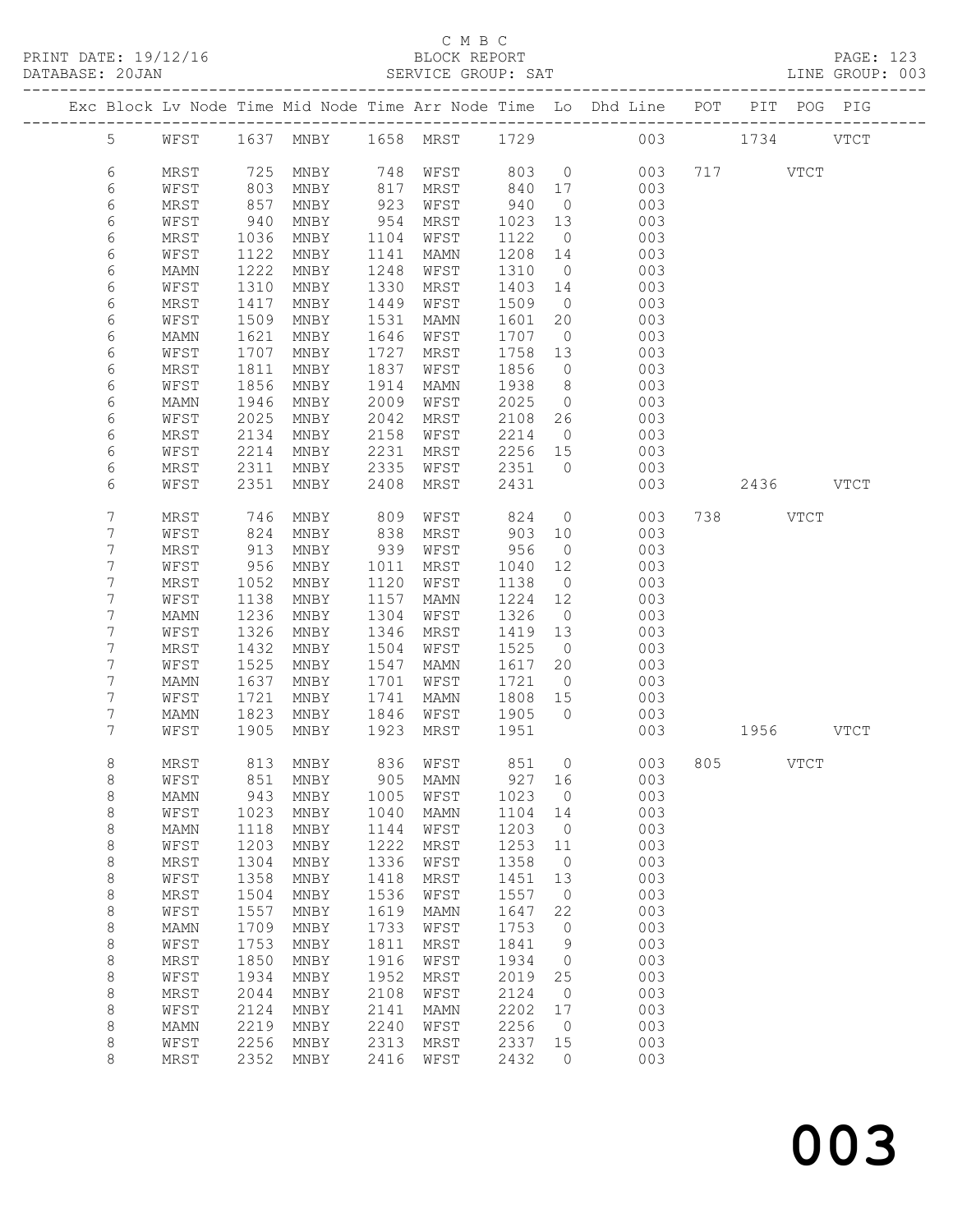C M B C

BLOCK REPORT

SERVICE GROUP: SAT

PRINT DATE: 19/12/16
DATABASE: 20JAN
LINE GROUP: 003

| Exc | Block | Lv | Node | Time | Mid Node | Time | Arr Node | Time | Lo | Dhd Line | POT | PIT | POG | PIG |
|---|---|---|---|---|---|---|---|---|---|---|---|---|---|---|
| | 5 | | WFST | 1637 | MNBY | 1658 | MRST | 1729 | | 003 | | 1734 | | VTCT |
| | 6 | | MRST | 725 | MNBY | 748 | WFST | 803 | 0 | 003 | 717 | | VTCT | |
| | 6 | | WFST | 803 | MNBY | 817 | MRST | 840 | 17 | 003 | | | | |
| | 6 | | MRST | 857 | MNBY | 923 | WFST | 940 | 0 | 003 | | | | |
| | 6 | | WFST | 940 | MNBY | 954 | MRST | 1023 | 13 | 003 | | | | |
| | 6 | | MRST | 1036 | MNBY | 1104 | WFST | 1122 | 0 | 003 | | | | |
| | 6 | | WFST | 1122 | MNBY | 1141 | MAMN | 1208 | 14 | 003 | | | | |
| | 6 | | MAMN | 1222 | MNBY | 1248 | WFST | 1310 | 0 | 003 | | | | |
| | 6 | | WFST | 1310 | MNBY | 1330 | MRST | 1403 | 14 | 003 | | | | |
| | 6 | | MRST | 1417 | MNBY | 1449 | WFST | 1509 | 0 | 003 | | | | |
| | 6 | | WFST | 1509 | MNBY | 1531 | MAMN | 1601 | 20 | 003 | | | | |
| | 6 | | MAMN | 1621 | MNBY | 1646 | WFST | 1707 | 0 | 003 | | | | |
| | 6 | | WFST | 1707 | MNBY | 1727 | MRST | 1758 | 13 | 003 | | | | |
| | 6 | | MRST | 1811 | MNBY | 1837 | WFST | 1856 | 0 | 003 | | | | |
| | 6 | | WFST | 1856 | MNBY | 1914 | MAMN | 1938 | 8 | 003 | | | | |
| | 6 | | MAMN | 1946 | MNBY | 2009 | WFST | 2025 | 0 | 003 | | | | |
| | 6 | | WFST | 2025 | MNBY | 2042 | MRST | 2108 | 26 | 003 | | | | |
| | 6 | | MRST | 2134 | MNBY | 2158 | WFST | 2214 | 0 | 003 | | | | |
| | 6 | | WFST | 2214 | MNBY | 2231 | MRST | 2256 | 15 | 003 | | | | |
| | 6 | | MRST | 2311 | MNBY | 2335 | WFST | 2351 | 0 | 003 | | | | |
| | 6 | | WFST | 2351 | MNBY | 2408 | MRST | 2431 | | 003 | | 2436 | | VTCT |
| | 7 | | MRST | 746 | MNBY | 809 | WFST | 824 | 0 | 003 | 738 | | VTCT | |
| | 7 | | WFST | 824 | MNBY | 838 | MRST | 903 | 10 | 003 | | | | |
| | 7 | | MRST | 913 | MNBY | 939 | WFST | 956 | 0 | 003 | | | | |
| | 7 | | WFST | 956 | MNBY | 1011 | MRST | 1040 | 12 | 003 | | | | |
| | 7 | | MRST | 1052 | MNBY | 1120 | WFST | 1138 | 0 | 003 | | | | |
| | 7 | | WFST | 1138 | MNBY | 1157 | MAMN | 1224 | 12 | 003 | | | | |
| | 7 | | MAMN | 1236 | MNBY | 1304 | WFST | 1326 | 0 | 003 | | | | |
| | 7 | | WFST | 1326 | MNBY | 1346 | MRST | 1419 | 13 | 003 | | | | |
| | 7 | | MRST | 1432 | MNBY | 1504 | WFST | 1525 | 0 | 003 | | | | |
| | 7 | | WFST | 1525 | MNBY | 1547 | MAMN | 1617 | 20 | 003 | | | | |
| | 7 | | MAMN | 1637 | MNBY | 1701 | WFST | 1721 | 0 | 003 | | | | |
| | 7 | | WFST | 1721 | MNBY | 1741 | MAMN | 1808 | 15 | 003 | | | | |
| | 7 | | MAMN | 1823 | MNBY | 1846 | WFST | 1905 | 0 | 003 | | | | |
| | 7 | | WFST | 1905 | MNBY | 1923 | MRST | 1951 | | 003 | | 1956 | | VTCT |
| | 8 | | MRST | 813 | MNBY | 836 | WFST | 851 | 0 | 003 | 805 | | VTCT | |
| | 8 | | WFST | 851 | MNBY | 905 | MAMN | 927 | 16 | 003 | | | | |
| | 8 | | MAMN | 943 | MNBY | 1005 | WFST | 1023 | 0 | 003 | | | | |
| | 8 | | WFST | 1023 | MNBY | 1040 | MAMN | 1104 | 14 | 003 | | | | |
| | 8 | | MAMN | 1118 | MNBY | 1144 | WFST | 1203 | 0 | 003 | | | | |
| | 8 | | WFST | 1203 | MNBY | 1222 | MRST | 1253 | 11 | 003 | | | | |
| | 8 | | MRST | 1304 | MNBY | 1336 | WFST | 1358 | 0 | 003 | | | | |
| | 8 | | WFST | 1358 | MNBY | 1418 | MRST | 1451 | 13 | 003 | | | | |
| | 8 | | MRST | 1504 | MNBY | 1536 | WFST | 1557 | 0 | 003 | | | | |
| | 8 | | WFST | 1557 | MNBY | 1619 | MAMN | 1647 | 22 | 003 | | | | |
| | 8 | | MAMN | 1709 | MNBY | 1733 | WFST | 1753 | 0 | 003 | | | | |
| | 8 | | WFST | 1753 | MNBY | 1811 | MRST | 1841 | 9 | 003 | | | | |
| | 8 | | MRST | 1850 | MNBY | 1916 | WFST | 1934 | 0 | 003 | | | | |
| | 8 | | WFST | 1934 | MNBY | 1952 | MRST | 2019 | 25 | 003 | | | | |
| | 8 | | MRST | 2044 | MNBY | 2108 | WFST | 2124 | 0 | 003 | | | | |
| | 8 | | WFST | 2124 | MNBY | 2141 | MAMN | 2202 | 17 | 003 | | | | |
| | 8 | | MAMN | 2219 | MNBY | 2240 | WFST | 2256 | 0 | 003 | | | | |
| | 8 | | WFST | 2256 | MNBY | 2313 | MRST | 2337 | 15 | 003 | | | | |
| | 8 | | MRST | 2352 | MNBY | 2416 | WFST | 2432 | 0 | 003 | | | | |

003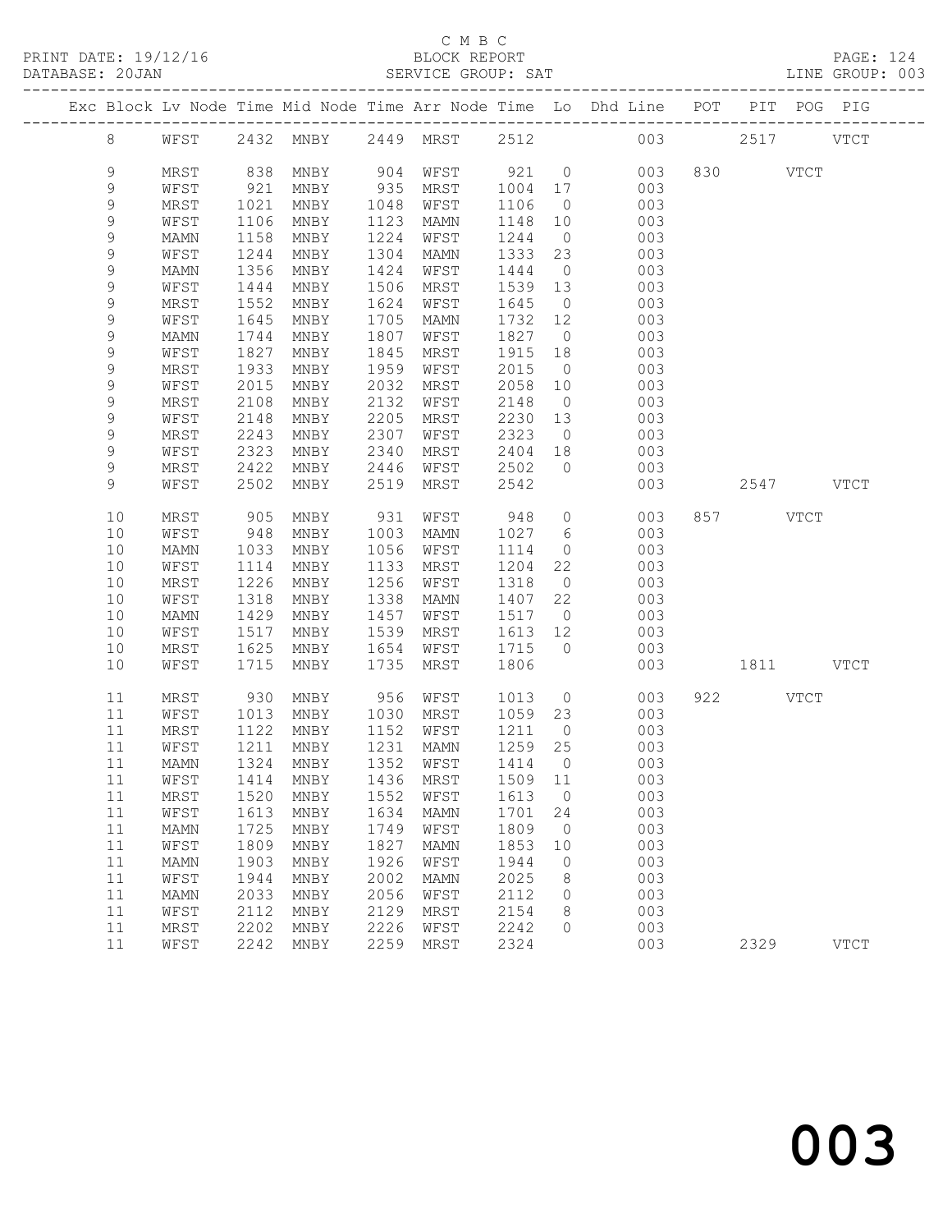C M B C
BLOCK REPORT
SERVICE GROUP: SAT

PRINT DATE: 19/12/16
DATABASE: 20JAN

LINE GROUP: 003

| Exc | Block | Lv | Node | Time | Mid Node | Time | Arr Node | Time | Lo | Dhd Line | POT | PIT | POG | PIG |
|---|---|---|---|---|---|---|---|---|---|---|---|---|---|---|
| | 8 | | WFST | 2432 | MNBY | 2449 | MRST | 2512 | | 003 | | 2517 | | VTCT |
| | 9 | | MRST | 838 | MNBY | 904 | WFST | 921 | 0 | 003 | 830 | | VTCT | |
| | 9 | | WFST | 921 | MNBY | 935 | MRST | 1004 | 17 | 003 | | | | |
| | 9 | | MRST | 1021 | MNBY | 1048 | WFST | 1106 | 0 | 003 | | | | |
| | 9 | | WFST | 1106 | MNBY | 1123 | MAMN | 1148 | 10 | 003 | | | | |
| | 9 | | MAMN | 1158 | MNBY | 1224 | WFST | 1244 | 0 | 003 | | | | |
| | 9 | | WFST | 1244 | MNBY | 1304 | MAMN | 1333 | 23 | 003 | | | | |
| | 9 | | MAMN | 1356 | MNBY | 1424 | WFST | 1444 | 0 | 003 | | | | |
| | 9 | | WFST | 1444 | MNBY | 1506 | MRST | 1539 | 13 | 003 | | | | |
| | 9 | | MRST | 1552 | MNBY | 1624 | WFST | 1645 | 0 | 003 | | | | |
| | 9 | | WFST | 1645 | MNBY | 1705 | MAMN | 1732 | 12 | 003 | | | | |
| | 9 | | MAMN | 1744 | MNBY | 1807 | WFST | 1827 | 0 | 003 | | | | |
| | 9 | | WFST | 1827 | MNBY | 1845 | MRST | 1915 | 18 | 003 | | | | |
| | 9 | | MRST | 1933 | MNBY | 1959 | WFST | 2015 | 0 | 003 | | | | |
| | 9 | | WFST | 2015 | MNBY | 2032 | MRST | 2058 | 10 | 003 | | | | |
| | 9 | | MRST | 2108 | MNBY | 2132 | WFST | 2148 | 0 | 003 | | | | |
| | 9 | | WFST | 2148 | MNBY | 2205 | MRST | 2230 | 13 | 003 | | | | |
| | 9 | | MRST | 2243 | MNBY | 2307 | WFST | 2323 | 0 | 003 | | | | |
| | 9 | | WFST | 2323 | MNBY | 2340 | MRST | 2404 | 18 | 003 | | | | |
| | 9 | | MRST | 2422 | MNBY | 2446 | WFST | 2502 | 0 | 003 | | | | |
| | 9 | | WFST | 2502 | MNBY | 2519 | MRST | 2542 | | 003 | | 2547 | | VTCT |
| | 10 | | MRST | 905 | MNBY | 931 | WFST | 948 | 0 | 003 | 857 | | VTCT | |
| | 10 | | WFST | 948 | MNBY | 1003 | MAMN | 1027 | 6 | 003 | | | | |
| | 10 | | MAMN | 1033 | MNBY | 1056 | WFST | 1114 | 0 | 003 | | | | |
| | 10 | | WFST | 1114 | MNBY | 1133 | MRST | 1204 | 22 | 003 | | | | |
| | 10 | | MRST | 1226 | MNBY | 1256 | WFST | 1318 | 0 | 003 | | | | |
| | 10 | | WFST | 1318 | MNBY | 1338 | MAMN | 1407 | 22 | 003 | | | | |
| | 10 | | MAMN | 1429 | MNBY | 1457 | WFST | 1517 | 0 | 003 | | | | |
| | 10 | | WFST | 1517 | MNBY | 1539 | MRST | 1613 | 12 | 003 | | | | |
| | 10 | | MRST | 1625 | MNBY | 1654 | WFST | 1715 | 0 | 003 | | | | |
| | 10 | | WFST | 1715 | MNBY | 1735 | MRST | 1806 | | 003 | | 1811 | | VTCT |
| | 11 | | MRST | 930 | MNBY | 956 | WFST | 1013 | 0 | 003 | 922 | | VTCT | |
| | 11 | | WFST | 1013 | MNBY | 1030 | MRST | 1059 | 23 | 003 | | | | |
| | 11 | | MRST | 1122 | MNBY | 1152 | WFST | 1211 | 0 | 003 | | | | |
| | 11 | | WFST | 1211 | MNBY | 1231 | MAMN | 1259 | 25 | 003 | | | | |
| | 11 | | MAMN | 1324 | MNBY | 1352 | WFST | 1414 | 0 | 003 | | | | |
| | 11 | | WFST | 1414 | MNBY | 1436 | MRST | 1509 | 11 | 003 | | | | |
| | 11 | | MRST | 1520 | MNBY | 1552 | WFST | 1613 | 0 | 003 | | | | |
| | 11 | | WFST | 1613 | MNBY | 1634 | MAMN | 1701 | 24 | 003 | | | | |
| | 11 | | MAMN | 1725 | MNBY | 1749 | WFST | 1809 | 0 | 003 | | | | |
| | 11 | | WFST | 1809 | MNBY | 1827 | MAMN | 1853 | 10 | 003 | | | | |
| | 11 | | MAMN | 1903 | MNBY | 1926 | WFST | 1944 | 0 | 003 | | | | |
| | 11 | | WFST | 1944 | MNBY | 2002 | MAMN | 2025 | 8 | 003 | | | | |
| | 11 | | MAMN | 2033 | MNBY | 2056 | WFST | 2112 | 0 | 003 | | | | |
| | 11 | | WFST | 2112 | MNBY | 2129 | MRST | 2154 | 8 | 003 | | | | |
| | 11 | | MRST | 2202 | MNBY | 2226 | WFST | 2242 | 0 | 003 | | | | |
| | 11 | | WFST | 2242 | MNBY | 2259 | MRST | 2324 | | 003 | | 2329 | | VTCT |

003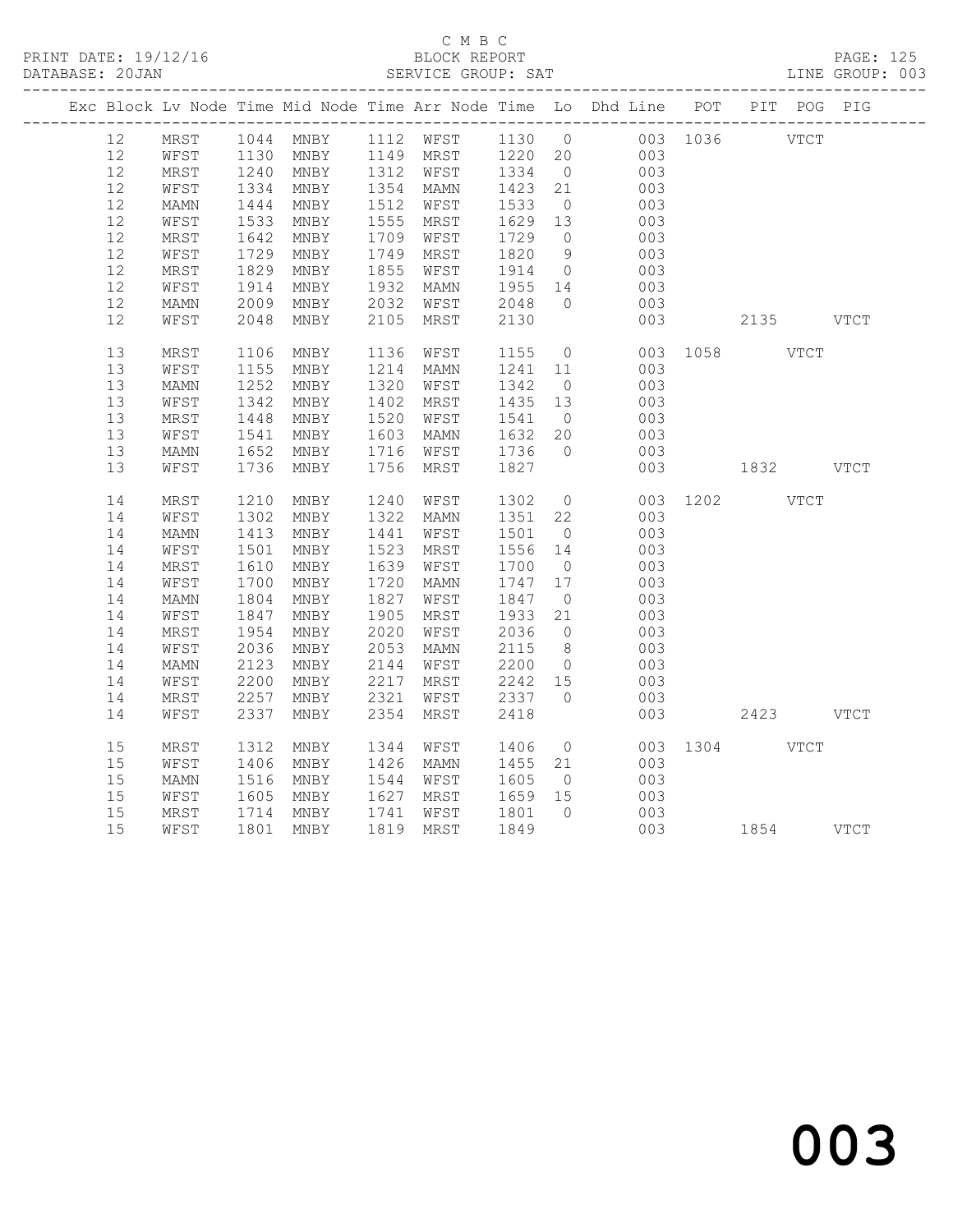C M B C
PRINT DATE: 19/12/16 BLOCK REPORT
DATABASE: 20JAN SERVICE GROUP: SAT LINE GROUP: 003

| Exc | Block | Lv | Node | Time | Mid Node | Time | Arr Node | Time | Lo | Dhd Line | POT | PIT | POG | PIG |
|---|---|---|---|---|---|---|---|---|---|---|---|---|---|---|
| | 12 | | MRST | 1044 | MNBY | 1112 | WFST | 1130 | 0 | 003 | 1036 | | VTCT | |
| | 12 | | WFST | 1130 | MNBY | 1149 | MRST | 1220 | 20 | 003 | | | | |
| | 12 | | MRST | 1240 | MNBY | 1312 | WFST | 1334 | 0 | 003 | | | | |
| | 12 | | WFST | 1334 | MNBY | 1354 | MAMN | 1423 | 21 | 003 | | | | |
| | 12 | | MAMN | 1444 | MNBY | 1512 | WFST | 1533 | 0 | 003 | | | | |
| | 12 | | WFST | 1533 | MNBY | 1555 | MRST | 1629 | 13 | 003 | | | | |
| | 12 | | MRST | 1642 | MNBY | 1709 | WFST | 1729 | 0 | 003 | | | | |
| | 12 | | WFST | 1729 | MNBY | 1749 | MRST | 1820 | 9 | 003 | | | | |
| | 12 | | MRST | 1829 | MNBY | 1855 | WFST | 1914 | 0 | 003 | | | | |
| | 12 | | WFST | 1914 | MNBY | 1932 | MAMN | 1955 | 14 | 003 | | | | |
| | 12 | | MAMN | 2009 | MNBY | 2032 | WFST | 2048 | 0 | 003 | | | | |
| | 12 | | WFST | 2048 | MNBY | 2105 | MRST | 2130 | | 003 | | 2135 | | VTCT |
| | 13 | | MRST | 1106 | MNBY | 1136 | WFST | 1155 | 0 | 003 | 1058 | | VTCT | |
| | 13 | | WFST | 1155 | MNBY | 1214 | MAMN | 1241 | 11 | 003 | | | | |
| | 13 | | MAMN | 1252 | MNBY | 1320 | WFST | 1342 | 0 | 003 | | | | |
| | 13 | | WFST | 1342 | MNBY | 1402 | MRST | 1435 | 13 | 003 | | | | |
| | 13 | | MRST | 1448 | MNBY | 1520 | WFST | 1541 | 0 | 003 | | | | |
| | 13 | | WFST | 1541 | MNBY | 1603 | MAMN | 1632 | 20 | 003 | | | | |
| | 13 | | MAMN | 1652 | MNBY | 1716 | WFST | 1736 | 0 | 003 | | | | |
| | 13 | | WFST | 1736 | MNBY | 1756 | MRST | 1827 | | 003 | | 1832 | | VTCT |
| | 14 | | MRST | 1210 | MNBY | 1240 | WFST | 1302 | 0 | 003 | 1202 | | VTCT | |
| | 14 | | WFST | 1302 | MNBY | 1322 | MAMN | 1351 | 22 | 003 | | | | |
| | 14 | | MAMN | 1413 | MNBY | 1441 | WFST | 1501 | 0 | 003 | | | | |
| | 14 | | WFST | 1501 | MNBY | 1523 | MRST | 1556 | 14 | 003 | | | | |
| | 14 | | MRST | 1610 | MNBY | 1639 | WFST | 1700 | 0 | 003 | | | | |
| | 14 | | WFST | 1700 | MNBY | 1720 | MAMN | 1747 | 17 | 003 | | | | |
| | 14 | | MAMN | 1804 | MNBY | 1827 | WFST | 1847 | 0 | 003 | | | | |
| | 14 | | WFST | 1847 | MNBY | 1905 | MRST | 1933 | 21 | 003 | | | | |
| | 14 | | MRST | 1954 | MNBY | 2020 | WFST | 2036 | 0 | 003 | | | | |
| | 14 | | WFST | 2036 | MNBY | 2053 | MAMN | 2115 | 8 | 003 | | | | |
| | 14 | | MAMN | 2123 | MNBY | 2144 | WFST | 2200 | 0 | 003 | | | | |
| | 14 | | WFST | 2200 | MNBY | 2217 | MRST | 2242 | 15 | 003 | | | | |
| | 14 | | MRST | 2257 | MNBY | 2321 | WFST | 2337 | 0 | 003 | | | | |
| | 14 | | WFST | 2337 | MNBY | 2354 | MRST | 2418 | | 003 | | 2423 | | VTCT |
| | 15 | | MRST | 1312 | MNBY | 1344 | WFST | 1406 | 0 | 003 | 1304 | | VTCT | |
| | 15 | | WFST | 1406 | MNBY | 1426 | MAMN | 1455 | 21 | 003 | | | | |
| | 15 | | MAMN | 1516 | MNBY | 1544 | WFST | 1605 | 0 | 003 | | | | |
| | 15 | | WFST | 1605 | MNBY | 1627 | MRST | 1659 | 15 | 003 | | | | |
| | 15 | | MRST | 1714 | MNBY | 1741 | WFST | 1801 | 0 | 003 | | | | |
| | 15 | | WFST | 1801 | MNBY | 1819 | MRST | 1849 | | 003 | | 1854 | | VTCT |

003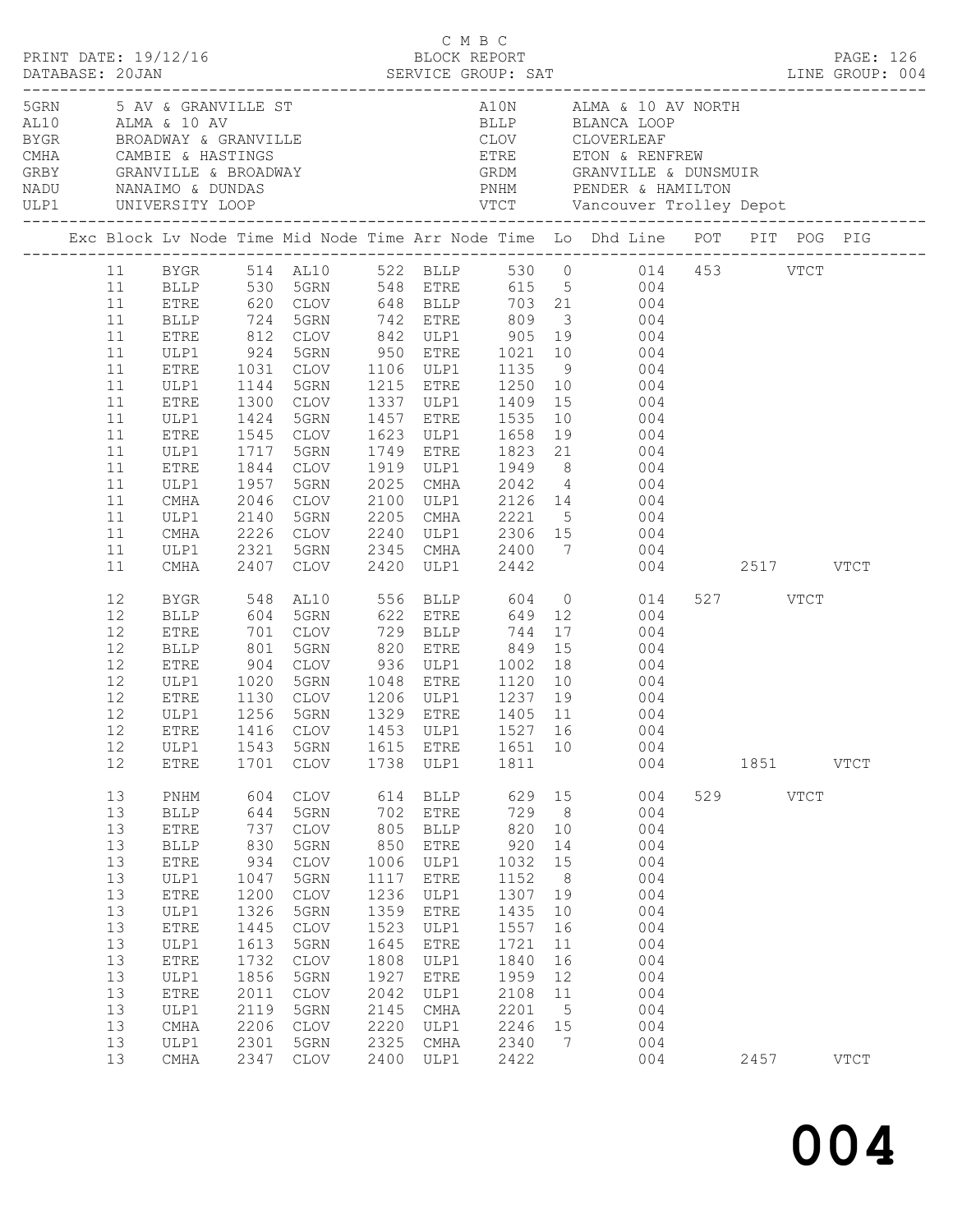C M B C

PRINT DATE: 19/12/16 BLOCK REPORT

DATABASE: 20JAN SERVICE GROUP: SAT LINE GROUP: 004

| Code | Location | Code | Location |
|---|---|---|---|
| 5GRN | 5 AV & GRANVILLE ST | A10N | ALMA & 10 AV NORTH |
| AL10 | ALMA & 10 AV | BLLP | BLANCA LOOP |
| BYGR | BROADWAY & GRANVILLE | CLOV | CLOVERLEAF |
| CMHA | CAMBIE & HASTINGS | ETRE | ETON & RENFREW |
| GRBY | GRANVILLE & BROADWAY | GRDM | GRANVILLE & DUNSMUIR |
| NADU | NANAIMO & DUNDAS | PNHM | PENDER & HAMILTON |
| ULP1 | UNIVERSITY LOOP | VTCT | Vancouver Trolley Depot |

| Exc | Block | Lv Node | Time | Mid Node | Time | Arr Node | Time | Lo | Dhd Line | POT | PIT | POG | PIG |
|---|---|---|---|---|---|---|---|---|---|---|---|---|---|
| | 11 | BYGR | 514 | AL10 | 522 | BLLP | 530 | 0 | 014 | 453 | | VTCT | |
| | 11 | BLLP | 530 | 5GRN | 548 | ETRE | 615 | 5 | 004 | | | | |
| | 11 | ETRE | 620 | CLOV | 648 | BLLP | 703 | 21 | 004 | | | | |
| | 11 | BLLP | 724 | 5GRN | 742 | ETRE | 809 | 3 | 004 | | | | |
| | 11 | ETRE | 812 | CLOV | 842 | ULP1 | 905 | 19 | 004 | | | | |
| | 11 | ULP1 | 924 | 5GRN | 950 | ETRE | 1021 | 10 | 004 | | | | |
| | 11 | ETRE | 1031 | CLOV | 1106 | ULP1 | 1135 | 9 | 004 | | | | |
| | 11 | ULP1 | 1144 | 5GRN | 1215 | ETRE | 1250 | 10 | 004 | | | | |
| | 11 | ETRE | 1300 | CLOV | 1337 | ULP1 | 1409 | 15 | 004 | | | | |
| | 11 | ULP1 | 1424 | 5GRN | 1457 | ETRE | 1535 | 10 | 004 | | | | |
| | 11 | ETRE | 1545 | CLOV | 1623 | ULP1 | 1658 | 19 | 004 | | | | |
| | 11 | ULP1 | 1717 | 5GRN | 1749 | ETRE | 1823 | 21 | 004 | | | | |
| | 11 | ETRE | 1844 | CLOV | 1919 | ULP1 | 1949 | 8 | 004 | | | | |
| | 11 | ULP1 | 1957 | 5GRN | 2025 | CMHA | 2042 | 4 | 004 | | | | |
| | 11 | CMHA | 2046 | CLOV | 2100 | ULP1 | 2126 | 14 | 004 | | | | |
| | 11 | ULP1 | 2140 | 5GRN | 2205 | CMHA | 2221 | 5 | 004 | | | | |
| | 11 | CMHA | 2226 | CLOV | 2240 | ULP1 | 2306 | 15 | 004 | | | | |
| | 11 | ULP1 | 2321 | 5GRN | 2345 | CMHA | 2400 | 7 | 004 | | | | |
| | 11 | CMHA | 2407 | CLOV | 2420 | ULP1 | 2442 | | 004 | | 2517 | | VTCT |
| | 12 | BYGR | 548 | AL10 | 556 | BLLP | 604 | 0 | 014 | 527 | | VTCT | |
| | 12 | BLLP | 604 | 5GRN | 622 | ETRE | 649 | 12 | 004 | | | | |
| | 12 | ETRE | 701 | CLOV | 729 | BLLP | 744 | 17 | 004 | | | | |
| | 12 | BLLP | 801 | 5GRN | 820 | ETRE | 849 | 15 | 004 | | | | |
| | 12 | ETRE | 904 | CLOV | 936 | ULP1 | 1002 | 18 | 004 | | | | |
| | 12 | ULP1 | 1020 | 5GRN | 1048 | ETRE | 1120 | 10 | 004 | | | | |
| | 12 | ETRE | 1130 | CLOV | 1206 | ULP1 | 1237 | 19 | 004 | | | | |
| | 12 | ULP1 | 1256 | 5GRN | 1329 | ETRE | 1405 | 11 | 004 | | | | |
| | 12 | ETRE | 1416 | CLOV | 1453 | ULP1 | 1527 | 16 | 004 | | | | |
| | 12 | ULP1 | 1543 | 5GRN | 1615 | ETRE | 1651 | 10 | 004 | | | | |
| | 12 | ETRE | 1701 | CLOV | 1738 | ULP1 | 1811 | | 004 | | 1851 | | VTCT |
| | 13 | PNHM | 604 | CLOV | 614 | BLLP | 629 | 15 | 004 | 529 | | VTCT | |
| | 13 | BLLP | 644 | 5GRN | 702 | ETRE | 729 | 8 | 004 | | | | |
| | 13 | ETRE | 737 | CLOV | 805 | BLLP | 820 | 10 | 004 | | | | |
| | 13 | BLLP | 830 | 5GRN | 850 | ETRE | 920 | 14 | 004 | | | | |
| | 13 | ETRE | 934 | CLOV | 1006 | ULP1 | 1032 | 15 | 004 | | | | |
| | 13 | ULP1 | 1047 | 5GRN | 1117 | ETRE | 1152 | 8 | 004 | | | | |
| | 13 | ETRE | 1200 | CLOV | 1236 | ULP1 | 1307 | 19 | 004 | | | | |
| | 13 | ULP1 | 1326 | 5GRN | 1359 | ETRE | 1435 | 10 | 004 | | | | |
| | 13 | ETRE | 1445 | CLOV | 1523 | ULP1 | 1557 | 16 | 004 | | | | |
| | 13 | ULP1 | 1613 | 5GRN | 1645 | ETRE | 1721 | 11 | 004 | | | | |
| | 13 | ETRE | 1732 | CLOV | 1808 | ULP1 | 1840 | 16 | 004 | | | | |
| | 13 | ULP1 | 1856 | 5GRN | 1927 | ETRE | 1959 | 12 | 004 | | | | |
| | 13 | ETRE | 2011 | CLOV | 2042 | ULP1 | 2108 | 11 | 004 | | | | |
| | 13 | ULP1 | 2119 | 5GRN | 2145 | CMHA | 2201 | 5 | 004 | | | | |
| | 13 | CMHA | 2206 | CLOV | 2220 | ULP1 | 2246 | 15 | 004 | | | | |
| | 13 | ULP1 | 2301 | 5GRN | 2325 | CMHA | 2340 | 7 | 004 | | | | |
| | 13 | CMHA | 2347 | CLOV | 2400 | ULP1 | 2422 | | 004 | | 2457 | | VTCT |

004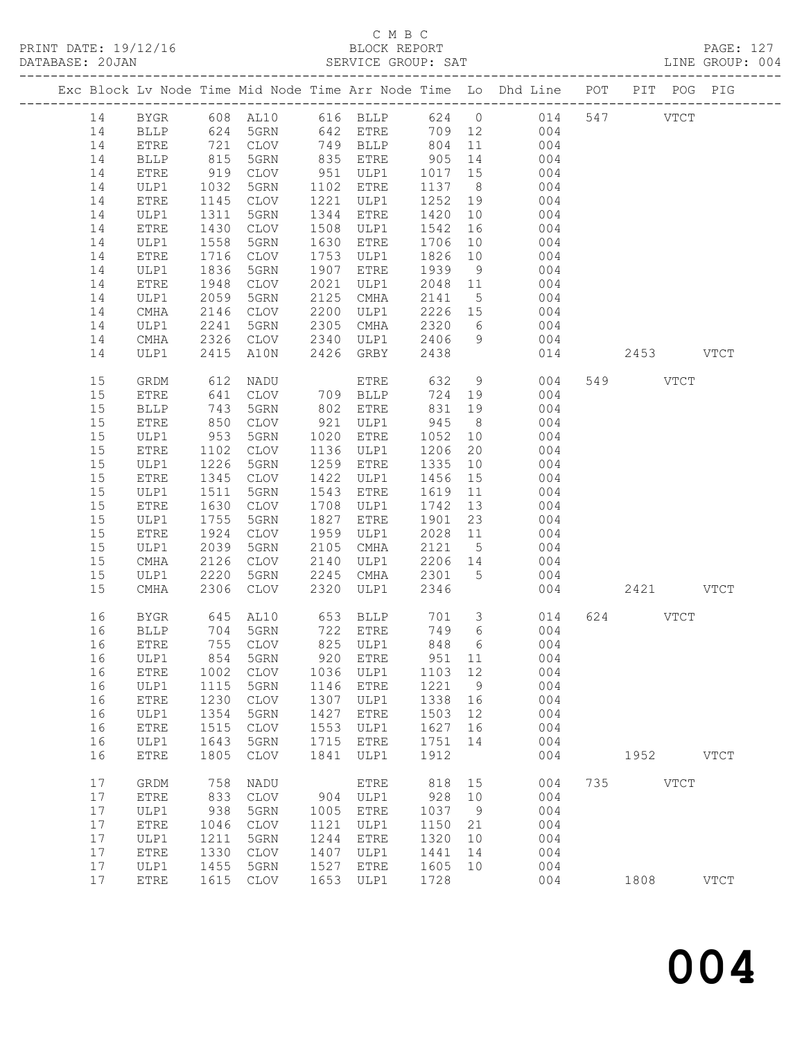C M B C

PRINT DATE: 19/12/16 BLOCK REPORT

DATABASE: 20JAN SERVICE GROUP: SAT LINE GROUP: 004

| Exc | Block | Lv Node | Time | Mid Node | Time | Arr Node | Time | Lo | Dhd Line | POT | PIT | POG | PIG |
|---|---|---|---|---|---|---|---|---|---|---|---|---|---|
| | 14 | BYGR | 608 | AL10 | 616 | BLLP | 624 | 0 | 014 | 547 | | VTCT | |
| | 14 | BLLP | 624 | 5GRN | 642 | ETRE | 709 | 12 | 004 | | | | |
| | 14 | ETRE | 721 | CLOV | 749 | BLLP | 804 | 11 | 004 | | | | |
| | 14 | BLLP | 815 | 5GRN | 835 | ETRE | 905 | 14 | 004 | | | | |
| | 14 | ETRE | 919 | CLOV | 951 | ULP1 | 1017 | 15 | 004 | | | | |
| | 14 | ULP1 | 1032 | 5GRN | 1102 | ETRE | 1137 | 8 | 004 | | | | |
| | 14 | ETRE | 1145 | CLOV | 1221 | ULP1 | 1252 | 19 | 004 | | | | |
| | 14 | ULP1 | 1311 | 5GRN | 1344 | ETRE | 1420 | 10 | 004 | | | | |
| | 14 | ETRE | 1430 | CLOV | 1508 | ULP1 | 1542 | 16 | 004 | | | | |
| | 14 | ULP1 | 1558 | 5GRN | 1630 | ETRE | 1706 | 10 | 004 | | | | |
| | 14 | ETRE | 1716 | CLOV | 1753 | ULP1 | 1826 | 10 | 004 | | | | |
| | 14 | ULP1 | 1836 | 5GRN | 1907 | ETRE | 1939 | 9 | 004 | | | | |
| | 14 | ETRE | 1948 | CLOV | 2021 | ULP1 | 2048 | 11 | 004 | | | | |
| | 14 | ULP1 | 2059 | 5GRN | 2125 | CMHA | 2141 | 5 | 004 | | | | |
| | 14 | CMHA | 2146 | CLOV | 2200 | ULP1 | 2226 | 15 | 004 | | | | |
| | 14 | ULP1 | 2241 | 5GRN | 2305 | CMHA | 2320 | 6 | 004 | | | | |
| | 14 | CMHA | 2326 | CLOV | 2340 | ULP1 | 2406 | 9 | 004 | | | | |
| | 14 | ULP1 | 2415 | A10N | 2426 | GRBY | 2438 | | 014 | | 2453 | | VTCT |
| | 15 | GRDM | 612 | NADU | | ETRE | 632 | 9 | 004 | 549 | | VTCT | |
| | 15 | ETRE | 641 | CLOV | 709 | BLLP | 724 | 19 | 004 | | | | |
| | 15 | BLLP | 743 | 5GRN | 802 | ETRE | 831 | 19 | 004 | | | | |
| | 15 | ETRE | 850 | CLOV | 921 | ULP1 | 945 | 8 | 004 | | | | |
| | 15 | ULP1 | 953 | 5GRN | 1020 | ETRE | 1052 | 10 | 004 | | | | |
| | 15 | ETRE | 1102 | CLOV | 1136 | ULP1 | 1206 | 20 | 004 | | | | |
| | 15 | ULP1 | 1226 | 5GRN | 1259 | ETRE | 1335 | 10 | 004 | | | | |
| | 15 | ETRE | 1345 | CLOV | 1422 | ULP1 | 1456 | 15 | 004 | | | | |
| | 15 | ULP1 | 1511 | 5GRN | 1543 | ETRE | 1619 | 11 | 004 | | | | |
| | 15 | ETRE | 1630 | CLOV | 1708 | ULP1 | 1742 | 13 | 004 | | | | |
| | 15 | ULP1 | 1755 | 5GRN | 1827 | ETRE | 1901 | 23 | 004 | | | | |
| | 15 | ETRE | 1924 | CLOV | 1959 | ULP1 | 2028 | 11 | 004 | | | | |
| | 15 | ULP1 | 2039 | 5GRN | 2105 | CMHA | 2121 | 5 | 004 | | | | |
| | 15 | CMHA | 2126 | CLOV | 2140 | ULP1 | 2206 | 14 | 004 | | | | |
| | 15 | ULP1 | 2220 | 5GRN | 2245 | CMHA | 2301 | 5 | 004 | | | | |
| | 15 | CMHA | 2306 | CLOV | 2320 | ULP1 | 2346 | | 004 | | 2421 | | VTCT |
| | 16 | BYGR | 645 | AL10 | 653 | BLLP | 701 | 3 | 014 | 624 | | VTCT | |
| | 16 | BLLP | 704 | 5GRN | 722 | ETRE | 749 | 6 | 004 | | | | |
| | 16 | ETRE | 755 | CLOV | 825 | ULP1 | 848 | 6 | 004 | | | | |
| | 16 | ULP1 | 854 | 5GRN | 920 | ETRE | 951 | 11 | 004 | | | | |
| | 16 | ETRE | 1002 | CLOV | 1036 | ULP1 | 1103 | 12 | 004 | | | | |
| | 16 | ULP1 | 1115 | 5GRN | 1146 | ETRE | 1221 | 9 | 004 | | | | |
| | 16 | ETRE | 1230 | CLOV | 1307 | ULP1 | 1338 | 16 | 004 | | | | |
| | 16 | ULP1 | 1354 | 5GRN | 1427 | ETRE | 1503 | 12 | 004 | | | | |
| | 16 | ETRE | 1515 | CLOV | 1553 | ULP1 | 1627 | 16 | 004 | | | | |
| | 16 | ULP1 | 1643 | 5GRN | 1715 | ETRE | 1751 | 14 | 004 | | | | |
| | 16 | ETRE | 1805 | CLOV | 1841 | ULP1 | 1912 | | 004 | | 1952 | | VTCT |
| | 17 | GRDM | 758 | NADU | | ETRE | 818 | 15 | 004 | 735 | | VTCT | |
| | 17 | ETRE | 833 | CLOV | 904 | ULP1 | 928 | 10 | 004 | | | | |
| | 17 | ULP1 | 938 | 5GRN | 1005 | ETRE | 1037 | 9 | 004 | | | | |
| | 17 | ETRE | 1046 | CLOV | 1121 | ULP1 | 1150 | 21 | 004 | | | | |
| | 17 | ULP1 | 1211 | 5GRN | 1244 | ETRE | 1320 | 10 | 004 | | | | |
| | 17 | ETRE | 1330 | CLOV | 1407 | ULP1 | 1441 | 14 | 004 | | | | |
| | 17 | ULP1 | 1455 | 5GRN | 1527 | ETRE | 1605 | 10 | 004 | | | | |
| | 17 | ETRE | 1615 | CLOV | 1653 | ULP1 | 1728 | | 004 | | 1808 | | VTCT |

004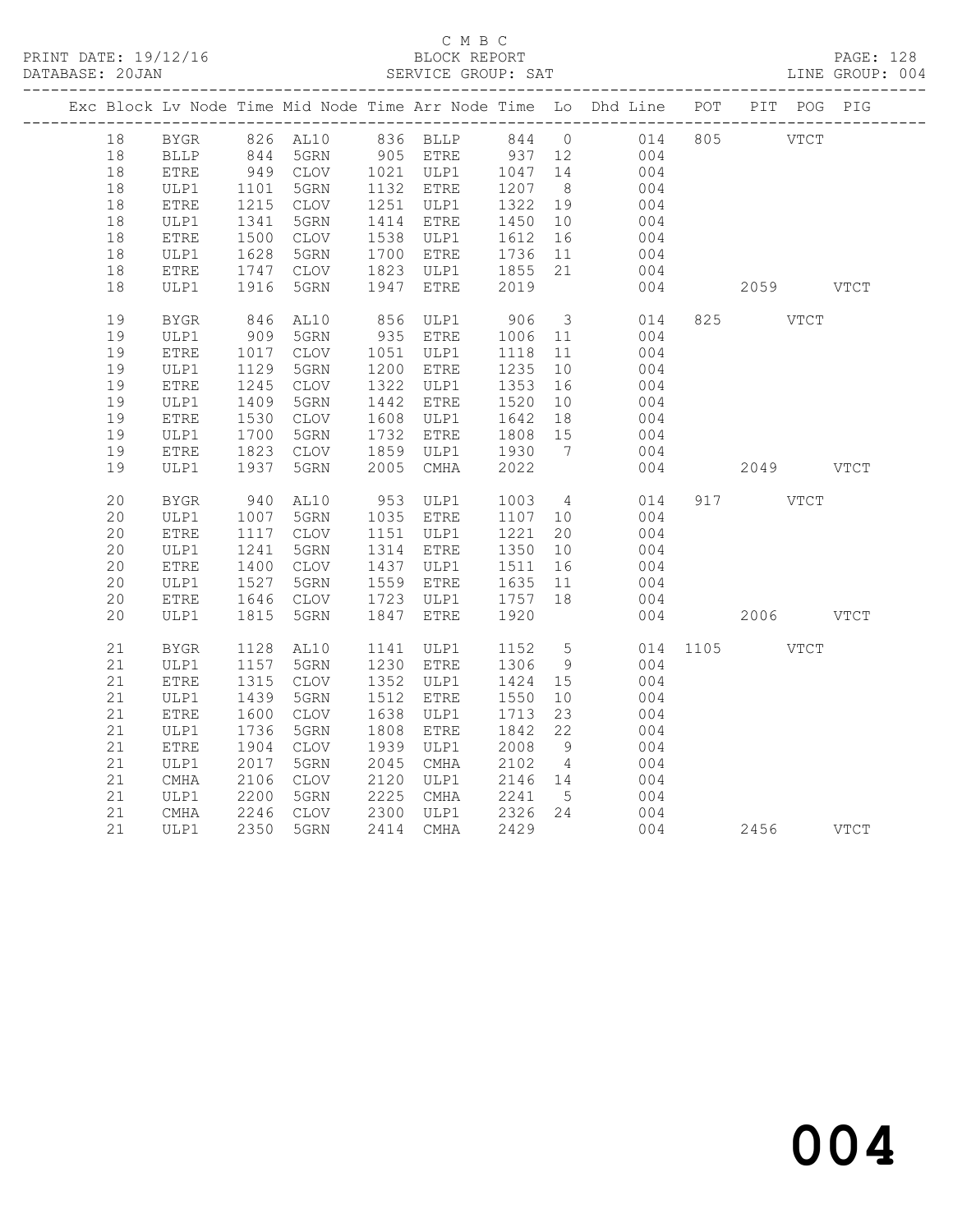C M B C

BLOCK REPORT

SERVICE GROUP: SAT

PRINT DATE: 19/12/16

DATABASE: 20JAN

LINE GROUP: 004

| Exc | Block | Lv | Node | Time | Mid Node | Time | Arr Node | Time | Lo | Dhd Line | POT | PIT | POG | PIG |
|---|---|---|---|---|---|---|---|---|---|---|---|---|---|---|
| | 18 | | BYGR | 826 | AL10 | 836 | BLLP | 844 | 0 | 014 | 805 | | VTCT | |
| | 18 | | BLLP | 844 | 5GRN | 905 | ETRE | 937 | 12 | 004 | | | | |
| | 18 | | ETRE | 949 | CLOV | 1021 | ULP1 | 1047 | 14 | 004 | | | | |
| | 18 | | ULP1 | 1101 | 5GRN | 1132 | ETRE | 1207 | 8 | 004 | | | | |
| | 18 | | ETRE | 1215 | CLOV | 1251 | ULP1 | 1322 | 19 | 004 | | | | |
| | 18 | | ULP1 | 1341 | 5GRN | 1414 | ETRE | 1450 | 10 | 004 | | | | |
| | 18 | | ETRE | 1500 | CLOV | 1538 | ULP1 | 1612 | 16 | 004 | | | | |
| | 18 | | ULP1 | 1628 | 5GRN | 1700 | ETRE | 1736 | 11 | 004 | | | | |
| | 18 | | ETRE | 1747 | CLOV | 1823 | ULP1 | 1855 | 21 | 004 | | | | |
| | 18 | | ULP1 | 1916 | 5GRN | 1947 | ETRE | 2019 | | 004 | | 2059 | | VTCT |
| | 19 | | BYGR | 846 | AL10 | 856 | ULP1 | 906 | 3 | 014 | 825 | | VTCT | |
| | 19 | | ULP1 | 909 | 5GRN | 935 | ETRE | 1006 | 11 | 004 | | | | |
| | 19 | | ETRE | 1017 | CLOV | 1051 | ULP1 | 1118 | 11 | 004 | | | | |
| | 19 | | ULP1 | 1129 | 5GRN | 1200 | ETRE | 1235 | 10 | 004 | | | | |
| | 19 | | ETRE | 1245 | CLOV | 1322 | ULP1 | 1353 | 16 | 004 | | | | |
| | 19 | | ULP1 | 1409 | 5GRN | 1442 | ETRE | 1520 | 10 | 004 | | | | |
| | 19 | | ETRE | 1530 | CLOV | 1608 | ULP1 | 1642 | 18 | 004 | | | | |
| | 19 | | ULP1 | 1700 | 5GRN | 1732 | ETRE | 1808 | 15 | 004 | | | | |
| | 19 | | ETRE | 1823 | CLOV | 1859 | ULP1 | 1930 | 7 | 004 | | | | |
| | 19 | | ULP1 | 1937 | 5GRN | 2005 | CMHA | 2022 | | 004 | | 2049 | | VTCT |
| | 20 | | BYGR | 940 | AL10 | 953 | ULP1 | 1003 | 4 | 014 | 917 | | VTCT | |
| | 20 | | ULP1 | 1007 | 5GRN | 1035 | ETRE | 1107 | 10 | 004 | | | | |
| | 20 | | ETRE | 1117 | CLOV | 1151 | ULP1 | 1221 | 20 | 004 | | | | |
| | 20 | | ULP1 | 1241 | 5GRN | 1314 | ETRE | 1350 | 10 | 004 | | | | |
| | 20 | | ETRE | 1400 | CLOV | 1437 | ULP1 | 1511 | 16 | 004 | | | | |
| | 20 | | ULP1 | 1527 | 5GRN | 1559 | ETRE | 1635 | 11 | 004 | | | | |
| | 20 | | ETRE | 1646 | CLOV | 1723 | ULP1 | 1757 | 18 | 004 | | | | |
| | 20 | | ULP1 | 1815 | 5GRN | 1847 | ETRE | 1920 | | 004 | | 2006 | | VTCT |
| | 21 | | BYGR | 1128 | AL10 | 1141 | ULP1 | 1152 | 5 | 014 | 1105 | | VTCT | |
| | 21 | | ULP1 | 1157 | 5GRN | 1230 | ETRE | 1306 | 9 | 004 | | | | |
| | 21 | | ETRE | 1315 | CLOV | 1352 | ULP1 | 1424 | 15 | 004 | | | | |
| | 21 | | ULP1 | 1439 | 5GRN | 1512 | ETRE | 1550 | 10 | 004 | | | | |
| | 21 | | ETRE | 1600 | CLOV | 1638 | ULP1 | 1713 | 23 | 004 | | | | |
| | 21 | | ULP1 | 1736 | 5GRN | 1808 | ETRE | 1842 | 22 | 004 | | | | |
| | 21 | | ETRE | 1904 | CLOV | 1939 | ULP1 | 2008 | 9 | 004 | | | | |
| | 21 | | ULP1 | 2017 | 5GRN | 2045 | CMHA | 2102 | 4 | 004 | | | | |
| | 21 | | CMHA | 2106 | CLOV | 2120 | ULP1 | 2146 | 14 | 004 | | | | |
| | 21 | | ULP1 | 2200 | 5GRN | 2225 | CMHA | 2241 | 5 | 004 | | | | |
| | 21 | | CMHA | 2246 | CLOV | 2300 | ULP1 | 2326 | 24 | 004 | | | | |
| | 21 | | ULP1 | 2350 | 5GRN | 2414 | CMHA | 2429 | | 004 | | 2456 | | VTCT |

004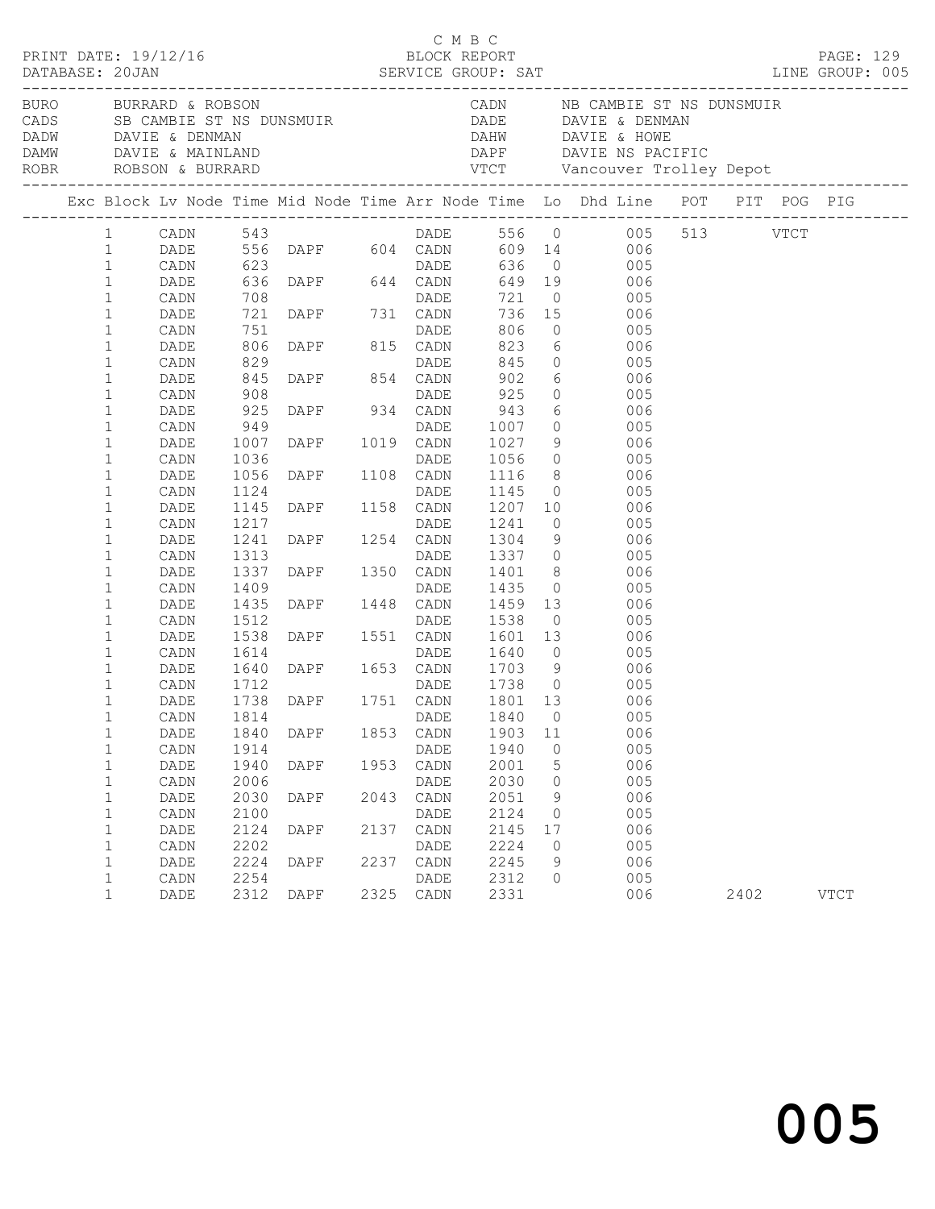C M B C

PRINT DATE: 19/12/16 BLOCK REPORT PAGE: 129
DATABASE: 20JAN SERVICE GROUP: SAT LINE GROUP: 005

| Code | Description | Code | Description |
|---|---|---|---|
| BURO | BURRARD & ROBSON | CADN | NB CAMBIE ST NS DUNSMUIR |
| CADS | SB CAMBIE ST NS DUNSMUIR | DADE | DAVIE & DENMAN |
| DADW | DAVIE & DENMAN | DAHW | DAVIE & HOWE |
| DAMW | DAVIE & MAINLAND | DAPF | DAVIE NS PACIFIC |
| ROBR | ROBSON & BURRARD | VTCT | Vancouver Trolley Depot |

| Exc | Block | Lv Node | Time | Mid Node | Time | Arr Node | Time | Lo | Dhd Line | POT | PIT | POG | PIG |
|---|---|---|---|---|---|---|---|---|---|---|---|---|---|
| | 1 | CADN | 543 | | | DADE | 556 | 0 | 005 | 513 | | VTCT | |
| | 1 | DADE | 556 | DAPF | 604 | CADN | 609 | 14 | 006 | | | | |
| | 1 | CADN | 623 | | | DADE | 636 | 0 | 005 | | | | |
| | 1 | DADE | 636 | DAPF | 644 | CADN | 649 | 19 | 006 | | | | |
| | 1 | CADN | 708 | | | DADE | 721 | 0 | 005 | | | | |
| | 1 | DADE | 721 | DAPF | 731 | CADN | 736 | 15 | 006 | | | | |
| | 1 | CADN | 751 | | | DADE | 806 | 0 | 005 | | | | |
| | 1 | DADE | 806 | DAPF | 815 | CADN | 823 | 6 | 006 | | | | |
| | 1 | CADN | 829 | | | DADE | 845 | 0 | 005 | | | | |
| | 1 | DADE | 845 | DAPF | 854 | CADN | 902 | 6 | 006 | | | | |
| | 1 | CADN | 908 | | | DADE | 925 | 0 | 005 | | | | |
| | 1 | DADE | 925 | DAPF | 934 | CADN | 943 | 6 | 006 | | | | |
| | 1 | CADN | 949 | | | DADE | 1007 | 0 | 005 | | | | |
| | 1 | DADE | 1007 | DAPF | 1019 | CADN | 1027 | 9 | 006 | | | | |
| | 1 | CADN | 1036 | | | DADE | 1056 | 0 | 005 | | | | |
| | 1 | DADE | 1056 | DAPF | 1108 | CADN | 1116 | 8 | 006 | | | | |
| | 1 | CADN | 1124 | | | DADE | 1145 | 0 | 005 | | | | |
| | 1 | DADE | 1145 | DAPF | 1158 | CADN | 1207 | 10 | 006 | | | | |
| | 1 | CADN | 1217 | | | DADE | 1241 | 0 | 005 | | | | |
| | 1 | DADE | 1241 | DAPF | 1254 | CADN | 1304 | 9 | 006 | | | | |
| | 1 | CADN | 1313 | | | DADE | 1337 | 0 | 005 | | | | |
| | 1 | DADE | 1337 | DAPF | 1350 | CADN | 1401 | 8 | 006 | | | | |
| | 1 | CADN | 1409 | | | DADE | 1435 | 0 | 005 | | | | |
| | 1 | DADE | 1435 | DAPF | 1448 | CADN | 1459 | 13 | 006 | | | | |
| | 1 | CADN | 1512 | | | DADE | 1538 | 0 | 005 | | | | |
| | 1 | DADE | 1538 | DAPF | 1551 | CADN | 1601 | 13 | 006 | | | | |
| | 1 | CADN | 1614 | | | DADE | 1640 | 0 | 005 | | | | |
| | 1 | DADE | 1640 | DAPF | 1653 | CADN | 1703 | 9 | 006 | | | | |
| | 1 | CADN | 1712 | | | DADE | 1738 | 0 | 005 | | | | |
| | 1 | DADE | 1738 | DAPF | 1751 | CADN | 1801 | 13 | 006 | | | | |
| | 1 | CADN | 1814 | | | DADE | 1840 | 0 | 005 | | | | |
| | 1 | DADE | 1840 | DAPF | 1853 | CADN | 1903 | 11 | 006 | | | | |
| | 1 | CADN | 1914 | | | DADE | 1940 | 0 | 005 | | | | |
| | 1 | DADE | 1940 | DAPF | 1953 | CADN | 2001 | 5 | 006 | | | | |
| | 1 | CADN | 2006 | | | DADE | 2030 | 0 | 005 | | | | |
| | 1 | DADE | 2030 | DAPF | 2043 | CADN | 2051 | 9 | 006 | | | | |
| | 1 | CADN | 2100 | | | DADE | 2124 | 0 | 005 | | | | |
| | 1 | DADE | 2124 | DAPF | 2137 | CADN | 2145 | 17 | 006 | | | | |
| | 1 | CADN | 2202 | | | DADE | 2224 | 0 | 005 | | | | |
| | 1 | DADE | 2224 | DAPF | 2237 | CADN | 2245 | 9 | 006 | | | | |
| | 1 | CADN | 2254 | | | DADE | 2312 | 0 | 005 | | | | |
| | 1 | DADE | 2312 | DAPF | 2325 | CADN | 2331 | | 006 | | 2402 | | VTCT |

005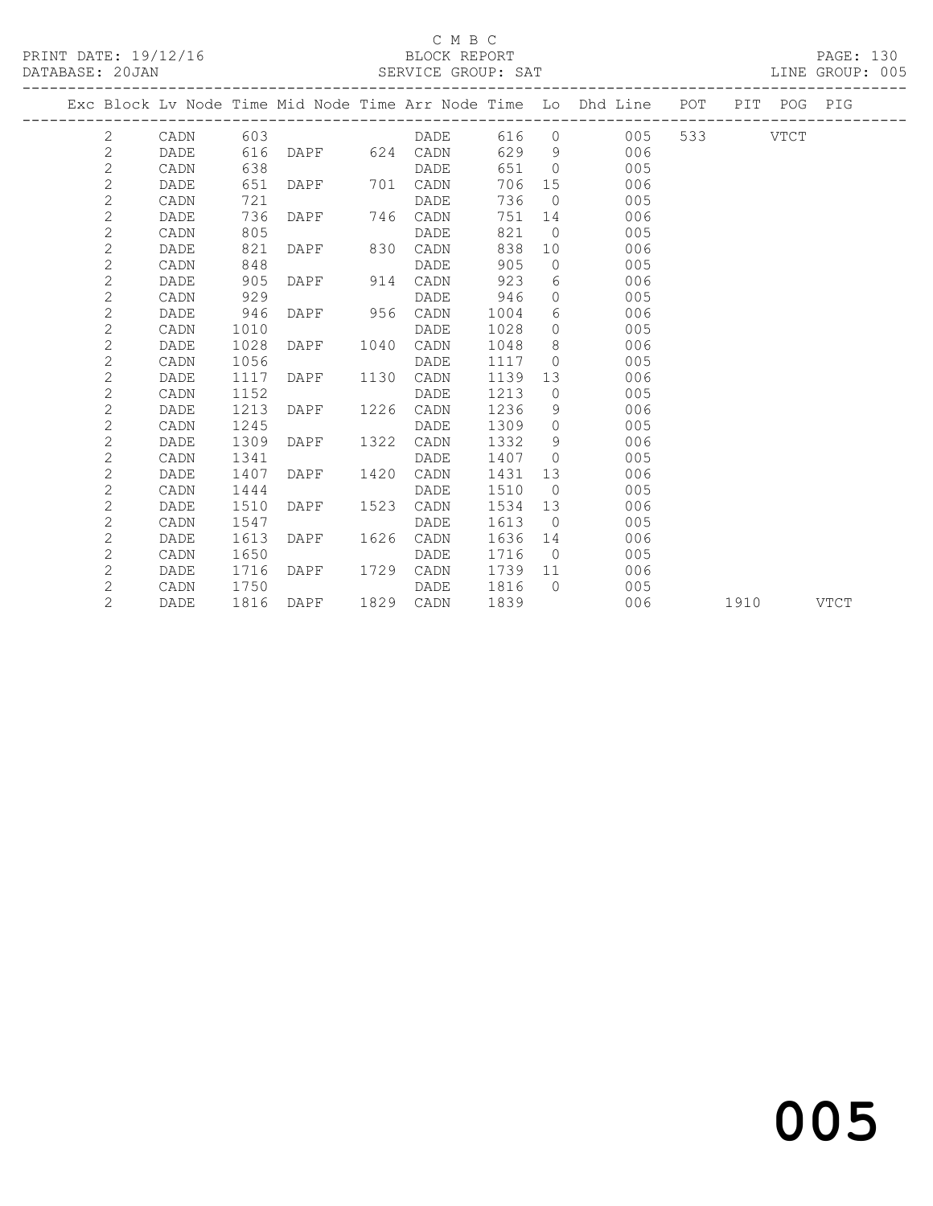C M B C

PRINT DATE: 19/12/16 BLOCK REPORT

DATABASE: 20JAN SERVICE GROUP: SAT LINE GROUP: 005

| Exc | Block | Lv | Node | Time | Mid Node | Time | Arr Node | Time | Lo | Dhd Line | POT | PIT | POG | PIG |
|---|---|---|---|---|---|---|---|---|---|---|---|---|---|---|
| | 2 | | CADN | 603 | | | DADE | 616 | 0 | 005 | 533 | | VTCT | |
| | 2 | | DADE | 616 | DAPF | 624 | CADN | 629 | 9 | 006 | | | | |
| | 2 | | CADN | 638 | | | DADE | 651 | 0 | 005 | | | | |
| | 2 | | DADE | 651 | DAPF | 701 | CADN | 706 | 15 | 006 | | | | |
| | 2 | | CADN | 721 | | | DADE | 736 | 0 | 005 | | | | |
| | 2 | | DADE | 736 | DAPF | 746 | CADN | 751 | 14 | 006 | | | | |
| | 2 | | CADN | 805 | | | DADE | 821 | 0 | 005 | | | | |
| | 2 | | DADE | 821 | DAPF | 830 | CADN | 838 | 10 | 006 | | | | |
| | 2 | | CADN | 848 | | | DADE | 905 | 0 | 005 | | | | |
| | 2 | | DADE | 905 | DAPF | 914 | CADN | 923 | 6 | 006 | | | | |
| | 2 | | CADN | 929 | | | DADE | 946 | 0 | 005 | | | | |
| | 2 | | DADE | 946 | DAPF | 956 | CADN | 1004 | 6 | 006 | | | | |
| | 2 | | CADN | 1010 | | | DADE | 1028 | 0 | 005 | | | | |
| | 2 | | DADE | 1028 | DAPF | 1040 | CADN | 1048 | 8 | 006 | | | | |
| | 2 | | CADN | 1056 | | | DADE | 1117 | 0 | 005 | | | | |
| | 2 | | DADE | 1117 | DAPF | 1130 | CADN | 1139 | 13 | 006 | | | | |
| | 2 | | CADN | 1152 | | | DADE | 1213 | 0 | 005 | | | | |
| | 2 | | DADE | 1213 | DAPF | 1226 | CADN | 1236 | 9 | 006 | | | | |
| | 2 | | CADN | 1245 | | | DADE | 1309 | 0 | 005 | | | | |
| | 2 | | DADE | 1309 | DAPF | 1322 | CADN | 1332 | 9 | 006 | | | | |
| | 2 | | CADN | 1341 | | | DADE | 1407 | 0 | 005 | | | | |
| | 2 | | DADE | 1407 | DAPF | 1420 | CADN | 1431 | 13 | 006 | | | | |
| | 2 | | CADN | 1444 | | | DADE | 1510 | 0 | 005 | | | | |
| | 2 | | DADE | 1510 | DAPF | 1523 | CADN | 1534 | 13 | 006 | | | | |
| | 2 | | CADN | 1547 | | | DADE | 1613 | 0 | 005 | | | | |
| | 2 | | DADE | 1613 | DAPF | 1626 | CADN | 1636 | 14 | 006 | | | | |
| | 2 | | CADN | 1650 | | | DADE | 1716 | 0 | 005 | | | | |
| | 2 | | DADE | 1716 | DAPF | 1729 | CADN | 1739 | 11 | 006 | | | | |
| | 2 | | CADN | 1750 | | | DADE | 1816 | 0 | 005 | | | | |
| | 2 | | DADE | 1816 | DAPF | 1829 | CADN | 1839 | | 006 | | 1910 | | VTCT |

005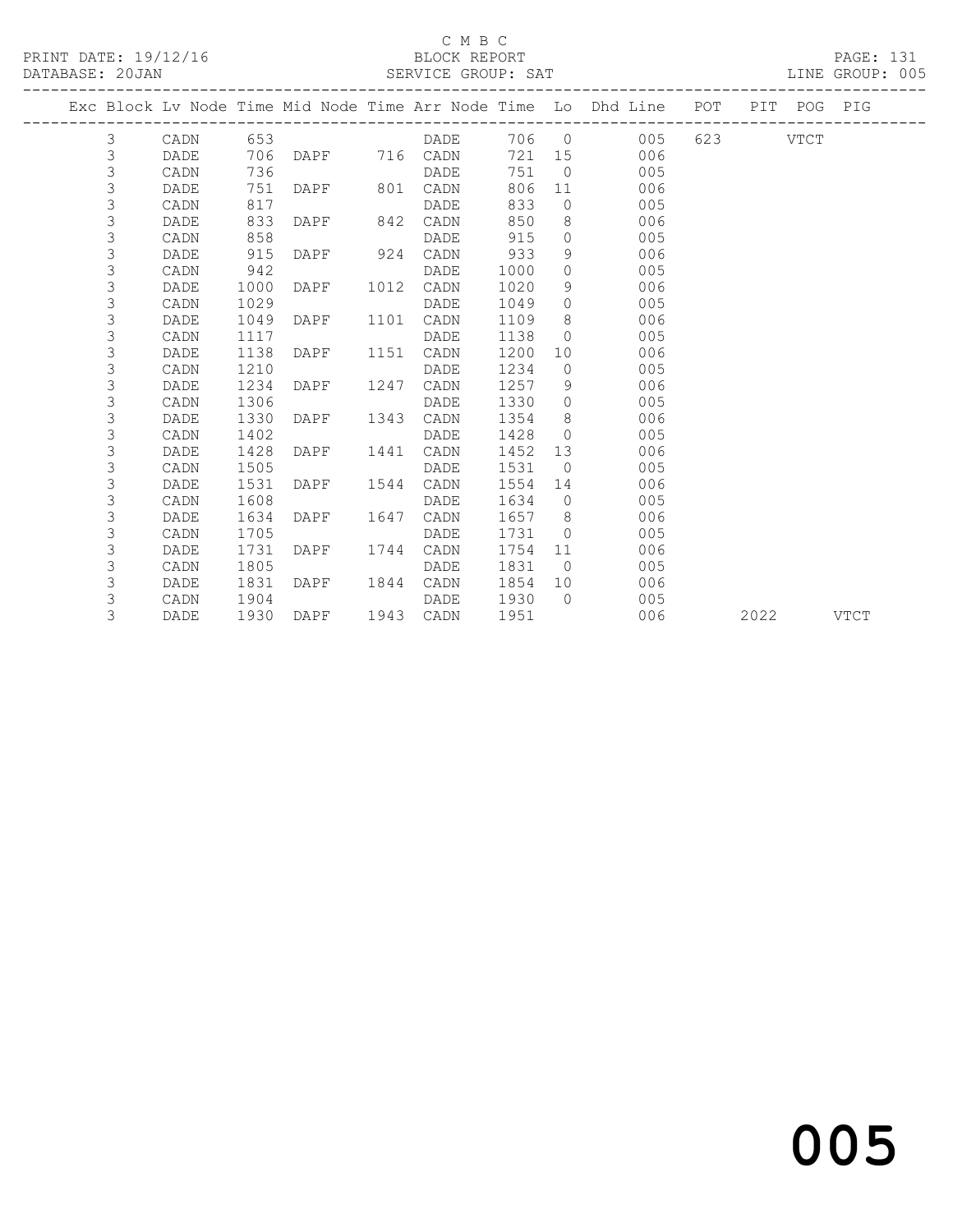C M B C

BLOCK REPORT

SERVICE GROUP: SAT

PRINT DATE: 19/12/16
DATABASE: 20JAN

LINE GROUP: 005

| Exc | Block | Lv | Node | Time | Mid Node | Time | Arr Node | Time | Lo | Dhd Line | POT | PIT | POG | PIG |
|---|---|---|---|---|---|---|---|---|---|---|---|---|---|---|
| | 3 | | CADN | 653 | | | DADE | 706 | 0 | 005 | 623 | | VTCT | |
| | 3 | | DADE | 706 | DAPF | 716 | CADN | 721 | 15 | 006 | | | | |
| | 3 | | CADN | 736 | | | DADE | 751 | 0 | 005 | | | | |
| | 3 | | DADE | 751 | DAPF | 801 | CADN | 806 | 11 | 006 | | | | |
| | 3 | | CADN | 817 | | | DADE | 833 | 0 | 005 | | | | |
| | 3 | | DADE | 833 | DAPF | 842 | CADN | 850 | 8 | 006 | | | | |
| | 3 | | CADN | 858 | | | DADE | 915 | 0 | 005 | | | | |
| | 3 | | DADE | 915 | DAPF | 924 | CADN | 933 | 9 | 006 | | | | |
| | 3 | | CADN | 942 | | | DADE | 1000 | 0 | 005 | | | | |
| | 3 | | DADE | 1000 | DAPF | 1012 | CADN | 1020 | 9 | 006 | | | | |
| | 3 | | CADN | 1029 | | | DADE | 1049 | 0 | 005 | | | | |
| | 3 | | DADE | 1049 | DAPF | 1101 | CADN | 1109 | 8 | 006 | | | | |
| | 3 | | CADN | 1117 | | | DADE | 1138 | 0 | 005 | | | | |
| | 3 | | DADE | 1138 | DAPF | 1151 | CADN | 1200 | 10 | 006 | | | | |
| | 3 | | CADN | 1210 | | | DADE | 1234 | 0 | 005 | | | | |
| | 3 | | DADE | 1234 | DAPF | 1247 | CADN | 1257 | 9 | 006 | | | | |
| | 3 | | CADN | 1306 | | | DADE | 1330 | 0 | 005 | | | | |
| | 3 | | DADE | 1330 | DAPF | 1343 | CADN | 1354 | 8 | 006 | | | | |
| | 3 | | CADN | 1402 | | | DADE | 1428 | 0 | 005 | | | | |
| | 3 | | DADE | 1428 | DAPF | 1441 | CADN | 1452 | 13 | 006 | | | | |
| | 3 | | CADN | 1505 | | | DADE | 1531 | 0 | 005 | | | | |
| | 3 | | DADE | 1531 | DAPF | 1544 | CADN | 1554 | 14 | 006 | | | | |
| | 3 | | CADN | 1608 | | | DADE | 1634 | 0 | 005 | | | | |
| | 3 | | DADE | 1634 | DAPF | 1647 | CADN | 1657 | 8 | 006 | | | | |
| | 3 | | CADN | 1705 | | | DADE | 1731 | 0 | 005 | | | | |
| | 3 | | DADE | 1731 | DAPF | 1744 | CADN | 1754 | 11 | 006 | | | | |
| | 3 | | CADN | 1805 | | | DADE | 1831 | 0 | 005 | | | | |
| | 3 | | DADE | 1831 | DAPF | 1844 | CADN | 1854 | 10 | 006 | | | | |
| | 3 | | CADN | 1904 | | | DADE | 1930 | 0 | 005 | | | | |
| | 3 | | DADE | 1930 | DAPF | 1943 | CADN | 1951 | | 006 | | 2022 | | VTCT |

005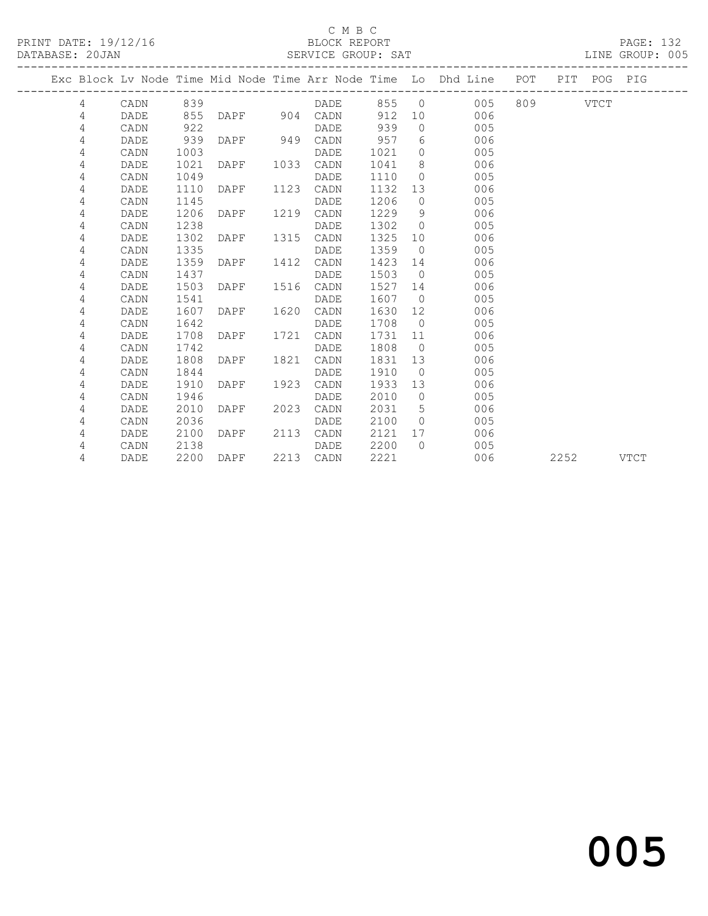C M B C

BLOCK REPORT

SERVICE GROUP: SAT

PRINT DATE: 19/12/16

DATABASE: 20JAN

LINE GROUP: 005

| Exc | Block | Lv Node | Time | Mid Node | Time | Arr Node | Time | Lo | Dhd Line | POT | PIT | POG | PIG |
|---|---|---|---|---|---|---|---|---|---|---|---|---|---|
| | 4 | CADN | 839 | | | DADE | 855 | 0 | 005 | 809 | | VTCT | |
| | 4 | DADE | 855 | DAPF | 904 | CADN | 912 | 10 | 006 | | | | |
| | 4 | CADN | 922 | | | DADE | 939 | 0 | 005 | | | | |
| | 4 | DADE | 939 | DAPF | 949 | CADN | 957 | 6 | 006 | | | | |
| | 4 | CADN | 1003 | | | DADE | 1021 | 0 | 005 | | | | |
| | 4 | DADE | 1021 | DAPF | 1033 | CADN | 1041 | 8 | 006 | | | | |
| | 4 | CADN | 1049 | | | DADE | 1110 | 0 | 005 | | | | |
| | 4 | DADE | 1110 | DAPF | 1123 | CADN | 1132 | 13 | 006 | | | | |
| | 4 | CADN | 1145 | | | DADE | 1206 | 0 | 005 | | | | |
| | 4 | DADE | 1206 | DAPF | 1219 | CADN | 1229 | 9 | 006 | | | | |
| | 4 | CADN | 1238 | | | DADE | 1302 | 0 | 005 | | | | |
| | 4 | DADE | 1302 | DAPF | 1315 | CADN | 1325 | 10 | 006 | | | | |
| | 4 | CADN | 1335 | | | DADE | 1359 | 0 | 005 | | | | |
| | 4 | DADE | 1359 | DAPF | 1412 | CADN | 1423 | 14 | 006 | | | | |
| | 4 | CADN | 1437 | | | DADE | 1503 | 0 | 005 | | | | |
| | 4 | DADE | 1503 | DAPF | 1516 | CADN | 1527 | 14 | 006 | | | | |
| | 4 | CADN | 1541 | | | DADE | 1607 | 0 | 005 | | | | |
| | 4 | DADE | 1607 | DAPF | 1620 | CADN | 1630 | 12 | 006 | | | | |
| | 4 | CADN | 1642 | | | DADE | 1708 | 0 | 005 | | | | |
| | 4 | DADE | 1708 | DAPF | 1721 | CADN | 1731 | 11 | 006 | | | | |
| | 4 | CADN | 1742 | | | DADE | 1808 | 0 | 005 | | | | |
| | 4 | DADE | 1808 | DAPF | 1821 | CADN | 1831 | 13 | 006 | | | | |
| | 4 | CADN | 1844 | | | DADE | 1910 | 0 | 005 | | | | |
| | 4 | DADE | 1910 | DAPF | 1923 | CADN | 1933 | 13 | 006 | | | | |
| | 4 | CADN | 1946 | | | DADE | 2010 | 0 | 005 | | | | |
| | 4 | DADE | 2010 | DAPF | 2023 | CADN | 2031 | 5 | 006 | | | | |
| | 4 | CADN | 2036 | | | DADE | 2100 | 0 | 005 | | | | |
| | 4 | DADE | 2100 | DAPF | 2113 | CADN | 2121 | 17 | 006 | | | | |
| | 4 | CADN | 2138 | | | DADE | 2200 | 0 | 005 | | | | |
| | 4 | DADE | 2200 | DAPF | 2213 | CADN | 2221 | | 006 | | 2252 | | VTCT |

005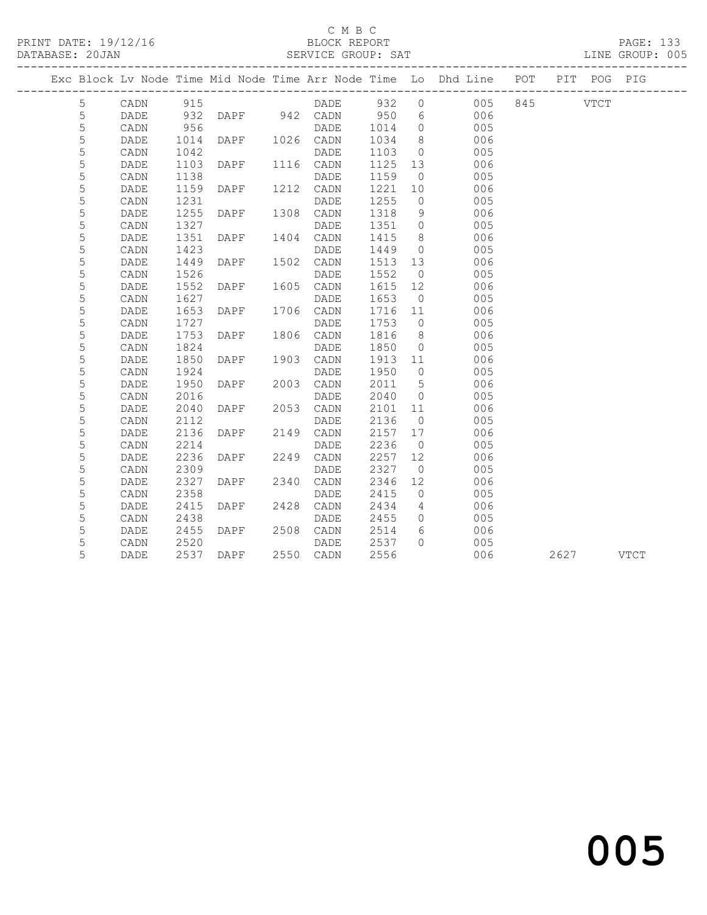C M B C

BLOCK REPORT

SERVICE GROUP: SAT

LINE GROUP: 005

| Exc | Block | Lv | Node | Time | Mid Node | Time | Arr Node | Time | Lo | Dhd Line | POT | PIT | POG | PIG |
|---|---|---|---|---|---|---|---|---|---|---|---|---|---|---|
| | 5 | | CADN | 915 | | | DADE | 932 | 0 | 005 | 845 | | VTCT | |
| | 5 | | DADE | 932 | DAPF | 942 | CADN | 950 | 6 | 006 | | | | |
| | 5 | | CADN | 956 | | | DADE | 1014 | 0 | 005 | | | | |
| | 5 | | DADE | 1014 | DAPF | 1026 | CADN | 1034 | 8 | 006 | | | | |
| | 5 | | CADN | 1042 | | | DADE | 1103 | 0 | 005 | | | | |
| | 5 | | DADE | 1103 | DAPF | 1116 | CADN | 1125 | 13 | 006 | | | | |
| | 5 | | CADN | 1138 | | | DADE | 1159 | 0 | 005 | | | | |
| | 5 | | DADE | 1159 | DAPF | 1212 | CADN | 1221 | 10 | 006 | | | | |
| | 5 | | CADN | 1231 | | | DADE | 1255 | 0 | 005 | | | | |
| | 5 | | DADE | 1255 | DAPF | 1308 | CADN | 1318 | 9 | 006 | | | | |
| | 5 | | CADN | 1327 | | | DADE | 1351 | 0 | 005 | | | | |
| | 5 | | DADE | 1351 | DAPF | 1404 | CADN | 1415 | 8 | 006 | | | | |
| | 5 | | CADN | 1423 | | | DADE | 1449 | 0 | 005 | | | | |
| | 5 | | DADE | 1449 | DAPF | 1502 | CADN | 1513 | 13 | 006 | | | | |
| | 5 | | CADN | 1526 | | | DADE | 1552 | 0 | 005 | | | | |
| | 5 | | DADE | 1552 | DAPF | 1605 | CADN | 1615 | 12 | 006 | | | | |
| | 5 | | CADN | 1627 | | | DADE | 1653 | 0 | 005 | | | | |
| | 5 | | DADE | 1653 | DAPF | 1706 | CADN | 1716 | 11 | 006 | | | | |
| | 5 | | CADN | 1727 | | | DADE | 1753 | 0 | 005 | | | | |
| | 5 | | DADE | 1753 | DAPF | 1806 | CADN | 1816 | 8 | 006 | | | | |
| | 5 | | CADN | 1824 | | | DADE | 1850 | 0 | 005 | | | | |
| | 5 | | DADE | 1850 | DAPF | 1903 | CADN | 1913 | 11 | 006 | | | | |
| | 5 | | CADN | 1924 | | | DADE | 1950 | 0 | 005 | | | | |
| | 5 | | DADE | 1950 | DAPF | 2003 | CADN | 2011 | 5 | 006 | | | | |
| | 5 | | CADN | 2016 | | | DADE | 2040 | 0 | 005 | | | | |
| | 5 | | DADE | 2040 | DAPF | 2053 | CADN | 2101 | 11 | 006 | | | | |
| | 5 | | CADN | 2112 | | | DADE | 2136 | 0 | 005 | | | | |
| | 5 | | DADE | 2136 | DAPF | 2149 | CADN | 2157 | 17 | 006 | | | | |
| | 5 | | CADN | 2214 | | | DADE | 2236 | 0 | 005 | | | | |
| | 5 | | DADE | 2236 | DAPF | 2249 | CADN | 2257 | 12 | 006 | | | | |
| | 5 | | CADN | 2309 | | | DADE | 2327 | 0 | 005 | | | | |
| | 5 | | DADE | 2327 | DAPF | 2340 | CADN | 2346 | 12 | 006 | | | | |
| | 5 | | CADN | 2358 | | | DADE | 2415 | 0 | 005 | | | | |
| | 5 | | DADE | 2415 | DAPF | 2428 | CADN | 2434 | 4 | 006 | | | | |
| | 5 | | CADN | 2438 | | | DADE | 2455 | 0 | 005 | | | | |
| | 5 | | DADE | 2455 | DAPF | 2508 | CADN | 2514 | 6 | 006 | | | | |
| | 5 | | CADN | 2520 | | | DADE | 2537 | 0 | 005 | | | | |
| | 5 | | DADE | 2537 | DAPF | 2550 | CADN | 2556 | | 006 | | 2627 | | VTCT |

005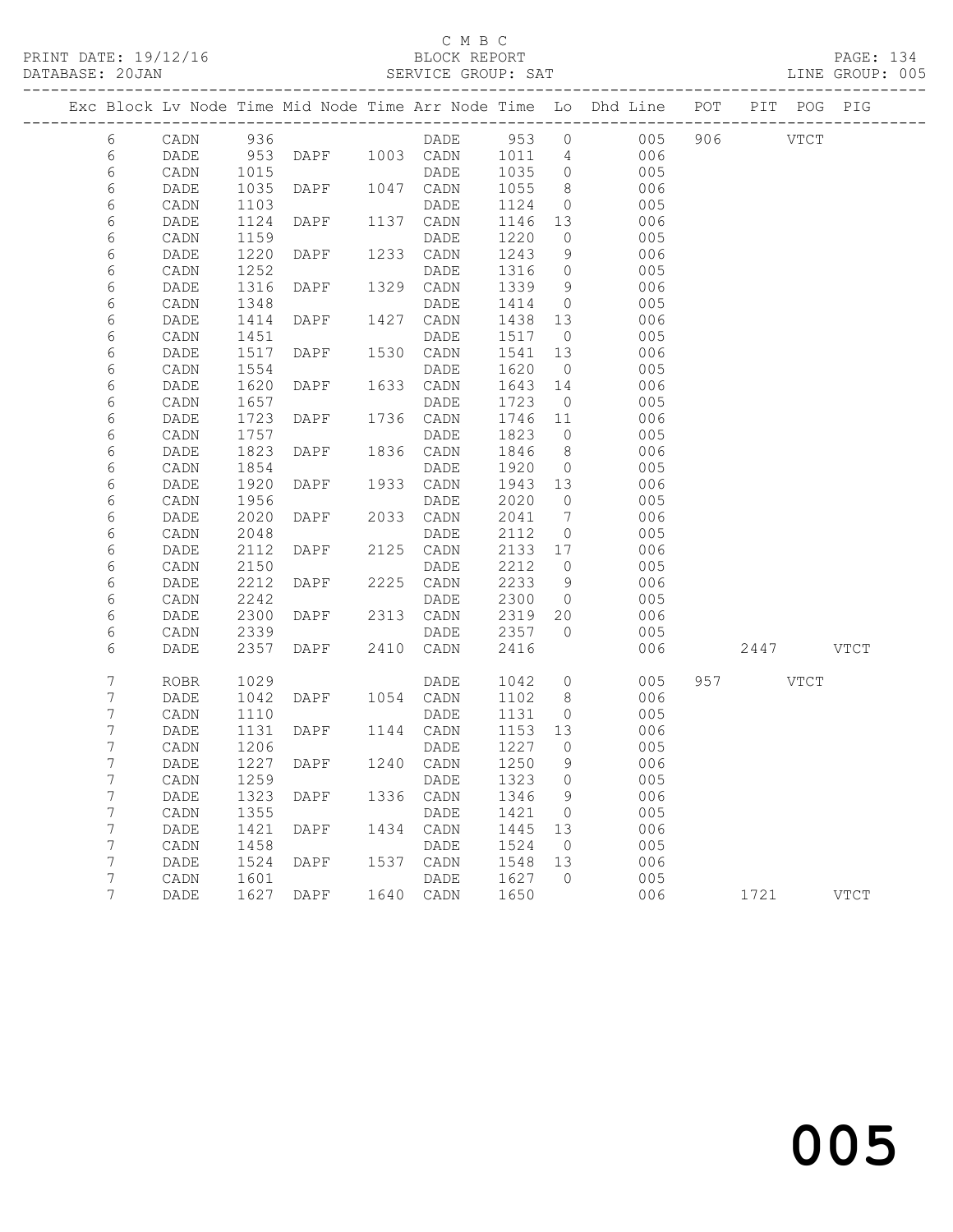C M B C

PRINT DATE: 19/12/16 BLOCK REPORT

DATABASE: 20JAN SERVICE GROUP: SAT LINE GROUP: 005

| Exc | Block | Lv | Node | Time | Mid Node | Time | Arr Node | Time | Lo | Dhd Line | POT | PIT | POG | PIG |
|---|---|---|---|---|---|---|---|---|---|---|---|---|---|---|
| | 6 | | CADN | 936 | | | DADE | 953 | 0 | 005 | 906 | | VTCT | |
| | 6 | | DADE | 953 | DAPF | 1003 | CADN | 1011 | 4 | 006 | | | | |
| | 6 | | CADN | 1015 | | | DADE | 1035 | 0 | 005 | | | | |
| | 6 | | DADE | 1035 | DAPF | 1047 | CADN | 1055 | 8 | 006 | | | | |
| | 6 | | CADN | 1103 | | | DADE | 1124 | 0 | 005 | | | | |
| | 6 | | DADE | 1124 | DAPF | 1137 | CADN | 1146 | 13 | 006 | | | | |
| | 6 | | CADN | 1159 | | | DADE | 1220 | 0 | 005 | | | | |
| | 6 | | DADE | 1220 | DAPF | 1233 | CADN | 1243 | 9 | 006 | | | | |
| | 6 | | CADN | 1252 | | | DADE | 1316 | 0 | 005 | | | | |
| | 6 | | DADE | 1316 | DAPF | 1329 | CADN | 1339 | 9 | 006 | | | | |
| | 6 | | CADN | 1348 | | | DADE | 1414 | 0 | 005 | | | | |
| | 6 | | DADE | 1414 | DAPF | 1427 | CADN | 1438 | 13 | 006 | | | | |
| | 6 | | CADN | 1451 | | | DADE | 1517 | 0 | 005 | | | | |
| | 6 | | DADE | 1517 | DAPF | 1530 | CADN | 1541 | 13 | 006 | | | | |
| | 6 | | CADN | 1554 | | | DADE | 1620 | 0 | 005 | | | | |
| | 6 | | DADE | 1620 | DAPF | 1633 | CADN | 1643 | 14 | 006 | | | | |
| | 6 | | CADN | 1657 | | | DADE | 1723 | 0 | 005 | | | | |
| | 6 | | DADE | 1723 | DAPF | 1736 | CADN | 1746 | 11 | 006 | | | | |
| | 6 | | CADN | 1757 | | | DADE | 1823 | 0 | 005 | | | | |
| | 6 | | DADE | 1823 | DAPF | 1836 | CADN | 1846 | 8 | 006 | | | | |
| | 6 | | CADN | 1854 | | | DADE | 1920 | 0 | 005 | | | | |
| | 6 | | DADE | 1920 | DAPF | 1933 | CADN | 1943 | 13 | 006 | | | | |
| | 6 | | CADN | 1956 | | | DADE | 2020 | 0 | 005 | | | | |
| | 6 | | DADE | 2020 | DAPF | 2033 | CADN | 2041 | 7 | 006 | | | | |
| | 6 | | CADN | 2048 | | | DADE | 2112 | 0 | 005 | | | | |
| | 6 | | DADE | 2112 | DAPF | 2125 | CADN | 2133 | 17 | 006 | | | | |
| | 6 | | CADN | 2150 | | | DADE | 2212 | 0 | 005 | | | | |
| | 6 | | DADE | 2212 | DAPF | 2225 | CADN | 2233 | 9 | 006 | | | | |
| | 6 | | CADN | 2242 | | | DADE | 2300 | 0 | 005 | | | | |
| | 6 | | DADE | 2300 | DAPF | 2313 | CADN | 2319 | 20 | 006 | | | | |
| | 6 | | CADN | 2339 | | | DADE | 2357 | 0 | 005 | | | | |
| | 6 | | DADE | 2357 | DAPF | 2410 | CADN | 2416 | | 006 | | 2447 | | VTCT |
| | 7 | | ROBR | 1029 | | | DADE | 1042 | 0 | 005 | 957 | | VTCT | |
| | 7 | | DADE | 1042 | DAPF | 1054 | CADN | 1102 | 8 | 006 | | | | |
| | 7 | | CADN | 1110 | | | DADE | 1131 | 0 | 005 | | | | |
| | 7 | | DADE | 1131 | DAPF | 1144 | CADN | 1153 | 13 | 006 | | | | |
| | 7 | | CADN | 1206 | | | DADE | 1227 | 0 | 005 | | | | |
| | 7 | | DADE | 1227 | DAPF | 1240 | CADN | 1250 | 9 | 006 | | | | |
| | 7 | | CADN | 1259 | | | DADE | 1323 | 0 | 005 | | | | |
| | 7 | | DADE | 1323 | DAPF | 1336 | CADN | 1346 | 9 | 006 | | | | |
| | 7 | | CADN | 1355 | | | DADE | 1421 | 0 | 005 | | | | |
| | 7 | | DADE | 1421 | DAPF | 1434 | CADN | 1445 | 13 | 006 | | | | |
| | 7 | | CADN | 1458 | | | DADE | 1524 | 0 | 005 | | | | |
| | 7 | | DADE | 1524 | DAPF | 1537 | CADN | 1548 | 13 | 006 | | | | |
| | 7 | | CADN | 1601 | | | DADE | 1627 | 0 | 005 | | | | |
| | 7 | | DADE | 1627 | DAPF | 1640 | CADN | 1650 | | 006 | | 1721 | | VTCT |

# 005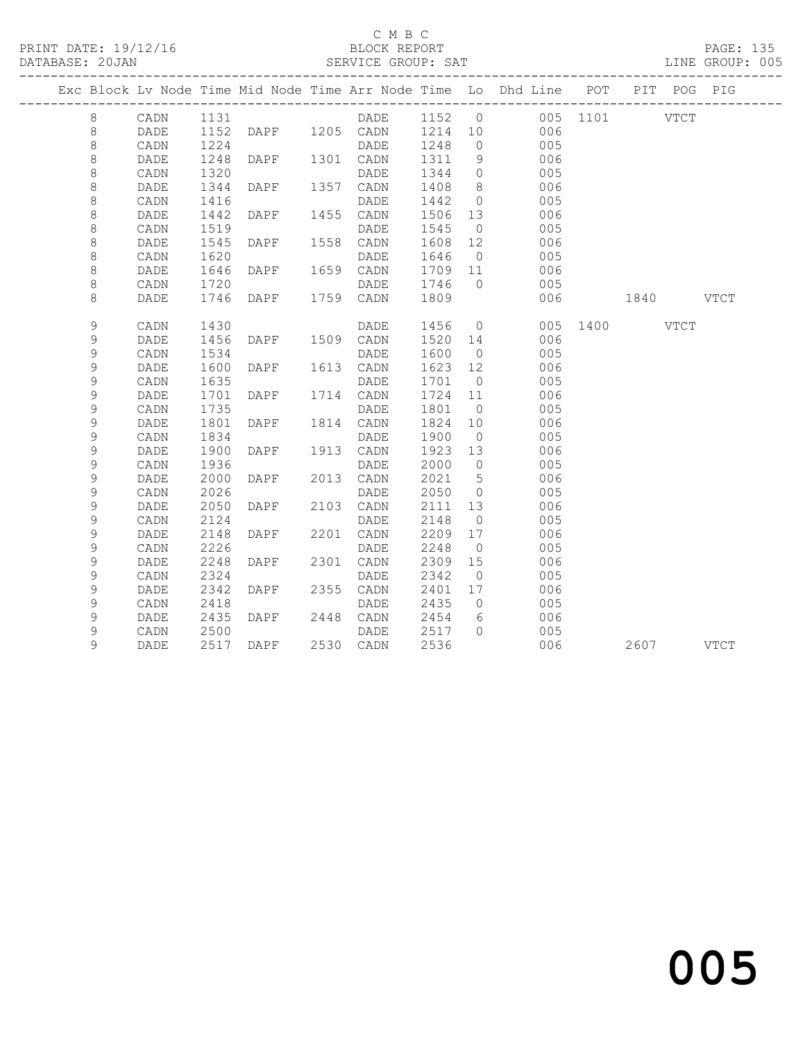C M B C

PRINT DATE: 19/12/16 BLOCK REPORT PAGE: 135
DATABASE: 20JAN SERVICE GROUP: SAT LINE GROUP: 005

| Exc | Block | Lv | Node | Time | Mid Node | Time | Arr Node | Time | Lo | Dhd Line | POT | PIT | POG | PIG |
|---|---|---|---|---|---|---|---|---|---|---|---|---|---|---|
| | 8 | | CADN | 1131 | | | DADE | 1152 | 0 | 005 | 1101 | | VTCT | |
| | 8 | | DADE | 1152 | DAPF | 1205 | CADN | 1214 | 10 | 006 | | | | |
| | 8 | | CADN | 1224 | | | DADE | 1248 | 0 | 005 | | | | |
| | 8 | | DADE | 1248 | DAPF | 1301 | CADN | 1311 | 9 | 006 | | | | |
| | 8 | | CADN | 1320 | | | DADE | 1344 | 0 | 005 | | | | |
| | 8 | | DADE | 1344 | DAPF | 1357 | CADN | 1408 | 8 | 006 | | | | |
| | 8 | | CADN | 1416 | | | DADE | 1442 | 0 | 005 | | | | |
| | 8 | | DADE | 1442 | DAPF | 1455 | CADN | 1506 | 13 | 006 | | | | |
| | 8 | | CADN | 1519 | | | DADE | 1545 | 0 | 005 | | | | |
| | 8 | | DADE | 1545 | DAPF | 1558 | CADN | 1608 | 12 | 006 | | | | |
| | 8 | | CADN | 1620 | | | DADE | 1646 | 0 | 005 | | | | |
| | 8 | | DADE | 1646 | DAPF | 1659 | CADN | 1709 | 11 | 006 | | | | |
| | 8 | | CADN | 1720 | | | DADE | 1746 | 0 | 005 | | | | |
| | 8 | | DADE | 1746 | DAPF | 1759 | CADN | 1809 | | 006 | | 1840 | | VTCT |
| | 9 | | CADN | 1430 | | | DADE | 1456 | 0 | 005 | 1400 | | VTCT | |
| | 9 | | DADE | 1456 | DAPF | 1509 | CADN | 1520 | 14 | 006 | | | | |
| | 9 | | CADN | 1534 | | | DADE | 1600 | 0 | 005 | | | | |
| | 9 | | DADE | 1600 | DAPF | 1613 | CADN | 1623 | 12 | 006 | | | | |
| | 9 | | CADN | 1635 | | | DADE | 1701 | 0 | 005 | | | | |
| | 9 | | DADE | 1701 | DAPF | 1714 | CADN | 1724 | 11 | 006 | | | | |
| | 9 | | CADN | 1735 | | | DADE | 1801 | 0 | 005 | | | | |
| | 9 | | DADE | 1801 | DAPF | 1814 | CADN | 1824 | 10 | 006 | | | | |
| | 9 | | CADN | 1834 | | | DADE | 1900 | 0 | 005 | | | | |
| | 9 | | DADE | 1900 | DAPF | 1913 | CADN | 1923 | 13 | 006 | | | | |
| | 9 | | CADN | 1936 | | | DADE | 2000 | 0 | 005 | | | | |
| | 9 | | DADE | 2000 | DAPF | 2013 | CADN | 2021 | 5 | 006 | | | | |
| | 9 | | CADN | 2026 | | | DADE | 2050 | 0 | 005 | | | | |
| | 9 | | DADE | 2050 | DAPF | 2103 | CADN | 2111 | 13 | 006 | | | | |
| | 9 | | CADN | 2124 | | | DADE | 2148 | 0 | 005 | | | | |
| | 9 | | DADE | 2148 | DAPF | 2201 | CADN | 2209 | 17 | 006 | | | | |
| | 9 | | CADN | 2226 | | | DADE | 2248 | 0 | 005 | | | | |
| | 9 | | DADE | 2248 | DAPF | 2301 | CADN | 2309 | 15 | 006 | | | | |
| | 9 | | CADN | 2324 | | | DADE | 2342 | 0 | 005 | | | | |
| | 9 | | DADE | 2342 | DAPF | 2355 | CADN | 2401 | 17 | 006 | | | | |
| | 9 | | CADN | 2418 | | | DADE | 2435 | 0 | 005 | | | | |
| | 9 | | DADE | 2435 | DAPF | 2448 | CADN | 2454 | 6 | 006 | | | | |
| | 9 | | CADN | 2500 | | | DADE | 2517 | 0 | 005 | | | | |
| | 9 | | DADE | 2517 | DAPF | 2530 | CADN | 2536 | | 006 | | 2607 | | VTCT |

005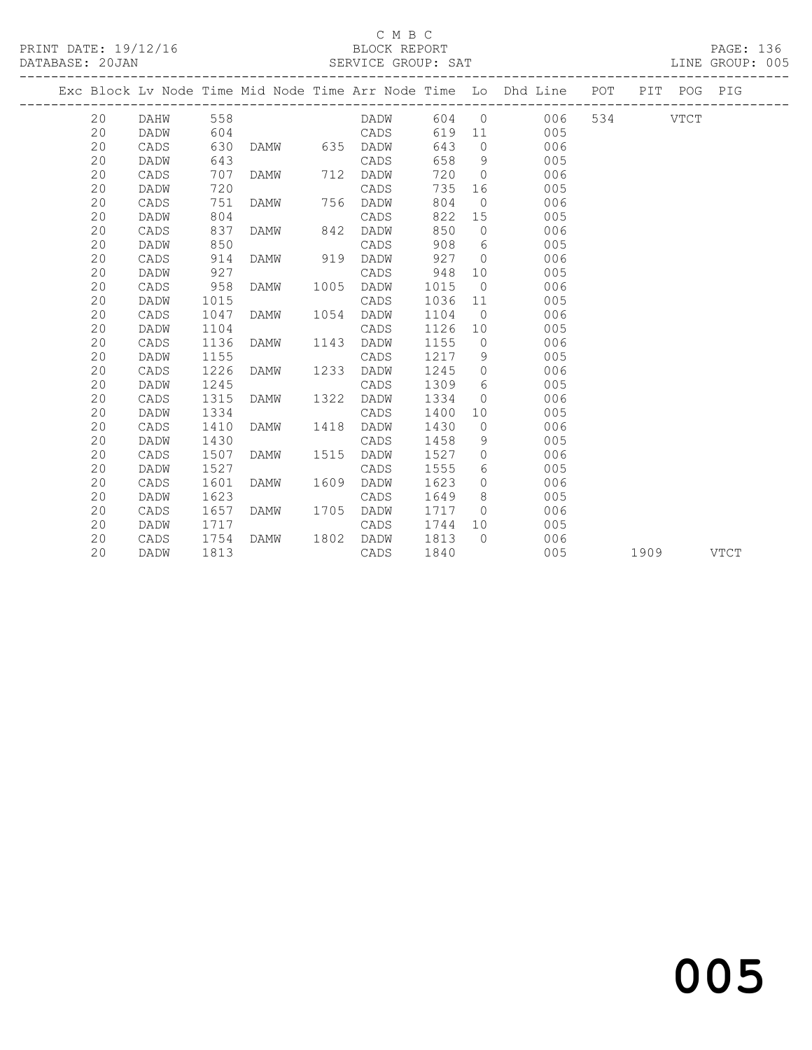C M B C
BLOCK REPORT
SERVICE GROUP: SAT

PRINT DATE: 19/12/16
DATABASE: 20JAN
LINE GROUP: 005

| Exc | Block | Lv Node | Time | Mid Node | Time | Arr Node | Time | Lo | Dhd Line | POT | PIT | POG | PIG |
|---|---|---|---|---|---|---|---|---|---|---|---|---|---|
| | 20 | DAHW | 558 | | | DADW | 604 | 0 | 006 | 534 | | VTCT | |
| | 20 | DADW | 604 | | | CADS | 619 | 11 | 005 | | | | |
| | 20 | CADS | 630 | DAMW | 635 | DADW | 643 | 0 | 006 | | | | |
| | 20 | DADW | 643 | | | CADS | 658 | 9 | 005 | | | | |
| | 20 | CADS | 707 | DAMW | 712 | DADW | 720 | 0 | 006 | | | | |
| | 20 | DADW | 720 | | | CADS | 735 | 16 | 005 | | | | |
| | 20 | CADS | 751 | DAMW | 756 | DADW | 804 | 0 | 006 | | | | |
| | 20 | DADW | 804 | | | CADS | 822 | 15 | 005 | | | | |
| | 20 | CADS | 837 | DAMW | 842 | DADW | 850 | 0 | 006 | | | | |
| | 20 | DADW | 850 | | | CADS | 908 | 6 | 005 | | | | |
| | 20 | CADS | 914 | DAMW | 919 | DADW | 927 | 0 | 006 | | | | |
| | 20 | DADW | 927 | | | CADS | 948 | 10 | 005 | | | | |
| | 20 | CADS | 958 | DAMW | 1005 | DADW | 1015 | 0 | 006 | | | | |
| | 20 | DADW | 1015 | | | CADS | 1036 | 11 | 005 | | | | |
| | 20 | CADS | 1047 | DAMW | 1054 | DADW | 1104 | 0 | 006 | | | | |
| | 20 | DADW | 1104 | | | CADS | 1126 | 10 | 005 | | | | |
| | 20 | CADS | 1136 | DAMW | 1143 | DADW | 1155 | 0 | 006 | | | | |
| | 20 | DADW | 1155 | | | CADS | 1217 | 9 | 005 | | | | |
| | 20 | CADS | 1226 | DAMW | 1233 | DADW | 1245 | 0 | 006 | | | | |
| | 20 | DADW | 1245 | | | CADS | 1309 | 6 | 005 | | | | |
| | 20 | CADS | 1315 | DAMW | 1322 | DADW | 1334 | 0 | 006 | | | | |
| | 20 | DADW | 1334 | | | CADS | 1400 | 10 | 005 | | | | |
| | 20 | CADS | 1410 | DAMW | 1418 | DADW | 1430 | 0 | 006 | | | | |
| | 20 | DADW | 1430 | | | CADS | 1458 | 9 | 005 | | | | |
| | 20 | CADS | 1507 | DAMW | 1515 | DADW | 1527 | 0 | 006 | | | | |
| | 20 | DADW | 1527 | | | CADS | 1555 | 6 | 005 | | | | |
| | 20 | CADS | 1601 | DAMW | 1609 | DADW | 1623 | 0 | 006 | | | | |
| | 20 | DADW | 1623 | | | CADS | 1649 | 8 | 005 | | | | |
| | 20 | CADS | 1657 | DAMW | 1705 | DADW | 1717 | 0 | 006 | | | | |
| | 20 | DADW | 1717 | | | CADS | 1744 | 10 | 005 | | | | |
| | 20 | CADS | 1754 | DAMW | 1802 | DADW | 1813 | 0 | 006 | | | | |
| | 20 | DADW | 1813 | | | CADS | 1840 | | 005 | | 1909 | | VTCT |

005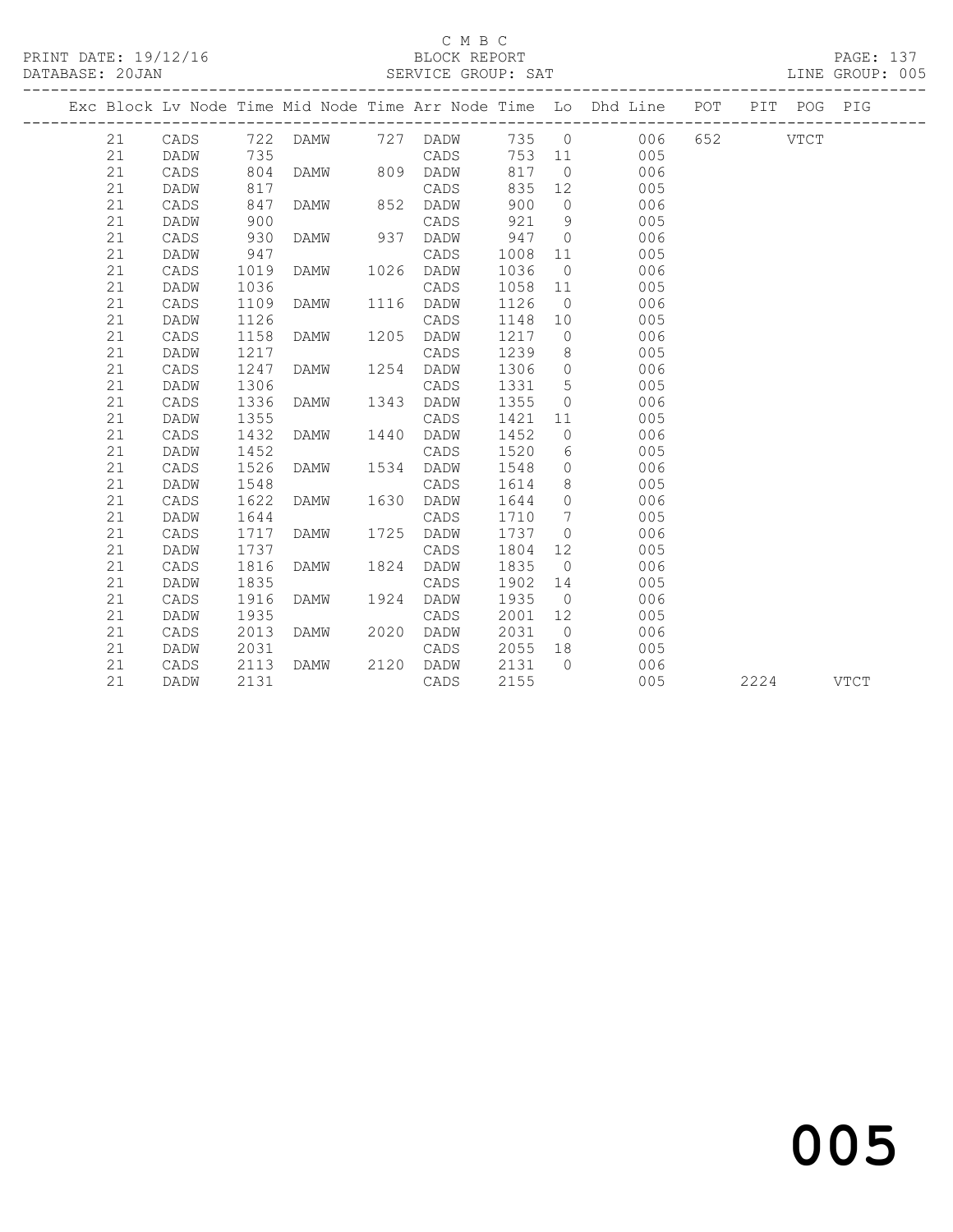C M B C

PRINT DATE: 19/12/16 BLOCK REPORT

DATABASE: 20JAN SERVICE GROUP: SAT LINE GROUP: 005

| Exc | Block | Lv | Node | Time | Mid Node | Time | Arr Node | Time | Lo | Dhd Line | POT | PIT | POG | PIG |
|---|---|---|---|---|---|---|---|---|---|---|---|---|---|---|
| | 21 | | CADS | 722 | DAMW | 727 | DADW | 735 | 0 | 006 | 652 | | VTCT | |
| | 21 | | DADW | 735 | | | CADS | 753 | 11 | 005 | | | | |
| | 21 | | CADS | 804 | DAMW | 809 | DADW | 817 | 0 | 006 | | | | |
| | 21 | | DADW | 817 | | | CADS | 835 | 12 | 005 | | | | |
| | 21 | | CADS | 847 | DAMW | 852 | DADW | 900 | 0 | 006 | | | | |
| | 21 | | DADW | 900 | | | CADS | 921 | 9 | 005 | | | | |
| | 21 | | CADS | 930 | DAMW | 937 | DADW | 947 | 0 | 006 | | | | |
| | 21 | | DADW | 947 | | | CADS | 1008 | 11 | 005 | | | | |
| | 21 | | CADS | 1019 | DAMW | 1026 | DADW | 1036 | 0 | 006 | | | | |
| | 21 | | DADW | 1036 | | | CADS | 1058 | 11 | 005 | | | | |
| | 21 | | CADS | 1109 | DAMW | 1116 | DADW | 1126 | 0 | 006 | | | | |
| | 21 | | DADW | 1126 | | | CADS | 1148 | 10 | 005 | | | | |
| | 21 | | CADS | 1158 | DAMW | 1205 | DADW | 1217 | 0 | 006 | | | | |
| | 21 | | DADW | 1217 | | | CADS | 1239 | 8 | 005 | | | | |
| | 21 | | CADS | 1247 | DAMW | 1254 | DADW | 1306 | 0 | 006 | | | | |
| | 21 | | DADW | 1306 | | | CADS | 1331 | 5 | 005 | | | | |
| | 21 | | CADS | 1336 | DAMW | 1343 | DADW | 1355 | 0 | 006 | | | | |
| | 21 | | DADW | 1355 | | | CADS | 1421 | 11 | 005 | | | | |
| | 21 | | CADS | 1432 | DAMW | 1440 | DADW | 1452 | 0 | 006 | | | | |
| | 21 | | DADW | 1452 | | | CADS | 1520 | 6 | 005 | | | | |
| | 21 | | CADS | 1526 | DAMW | 1534 | DADW | 1548 | 0 | 006 | | | | |
| | 21 | | DADW | 1548 | | | CADS | 1614 | 8 | 005 | | | | |
| | 21 | | CADS | 1622 | DAMW | 1630 | DADW | 1644 | 0 | 006 | | | | |
| | 21 | | DADW | 1644 | | | CADS | 1710 | 7 | 005 | | | | |
| | 21 | | CADS | 1717 | DAMW | 1725 | DADW | 1737 | 0 | 006 | | | | |
| | 21 | | DADW | 1737 | | | CADS | 1804 | 12 | 005 | | | | |
| | 21 | | CADS | 1816 | DAMW | 1824 | DADW | 1835 | 0 | 006 | | | | |
| | 21 | | DADW | 1835 | | | CADS | 1902 | 14 | 005 | | | | |
| | 21 | | CADS | 1916 | DAMW | 1924 | DADW | 1935 | 0 | 006 | | | | |
| | 21 | | DADW | 1935 | | | CADS | 2001 | 12 | 005 | | | | |
| | 21 | | CADS | 2013 | DAMW | 2020 | DADW | 2031 | 0 | 006 | | | | |
| | 21 | | DADW | 2031 | | | CADS | 2055 | 18 | 005 | | | | |
| | 21 | | CADS | 2113 | DAMW | 2120 | DADW | 2131 | 0 | 006 | | | | |
| | 21 | | DADW | 2131 | | | CADS | 2155 | | 005 | | 2224 | | VTCT |

005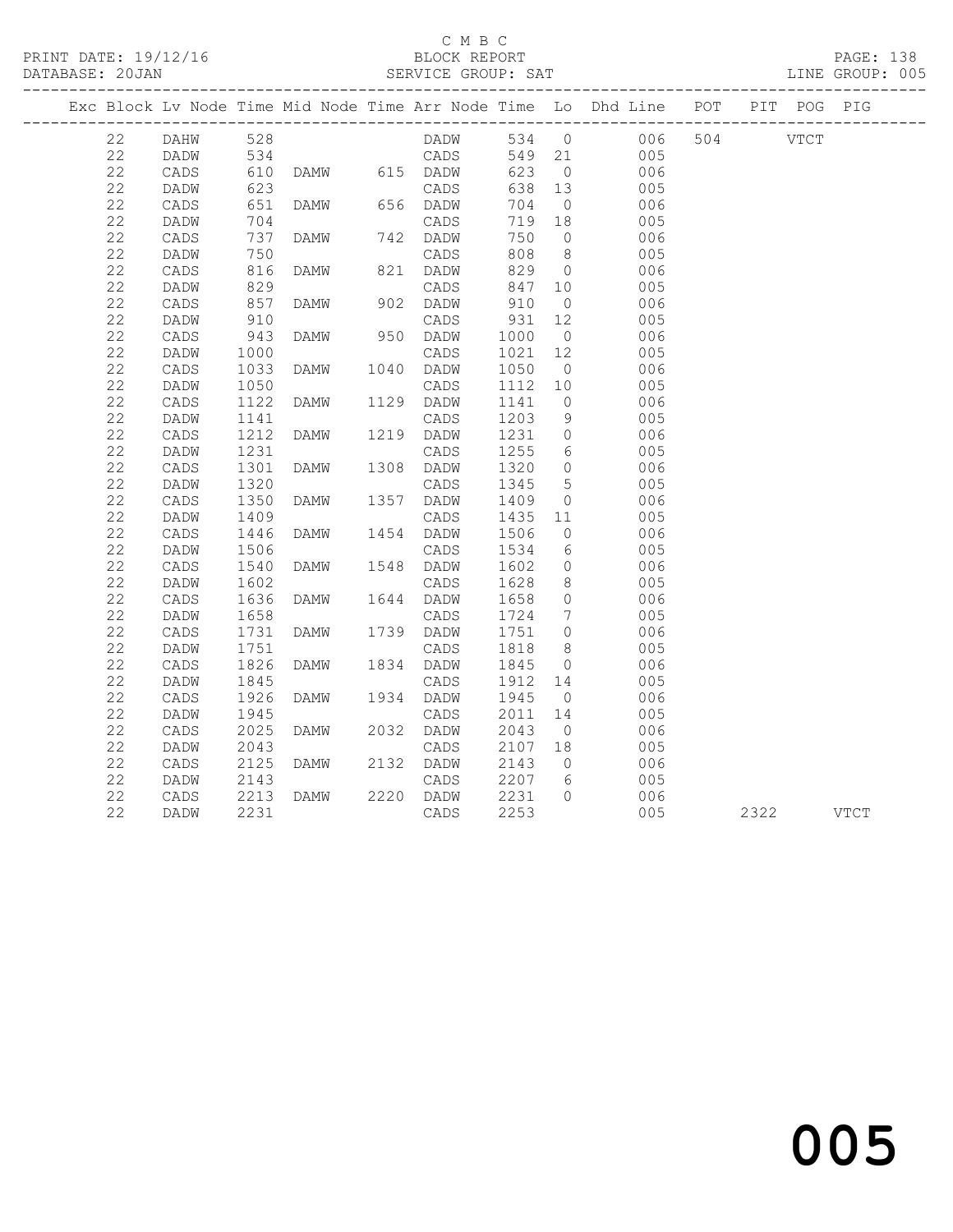C M B C

PRINT DATE: 19/12/16 BLOCK REPORT

DATABASE: 20JAN SERVICE GROUP: SAT LINE GROUP: 005

| Exc | Block | Lv | Node | Time | Mid Node | Time | Arr Node | Time | Lo | Dhd Line | POT | PIT | POG | PIG |
|---|---|---|---|---|---|---|---|---|---|---|---|---|---|---|
| | 22 | | DAHW | 528 | | | DADW | 534 | 0 | 006 | 504 | | VTCT | |
| | 22 | | DADW | 534 | | | CADS | 549 | 21 | 005 | | | | |
| | 22 | | CADS | 610 | DAMW | 615 | DADW | 623 | 0 | 006 | | | | |
| | 22 | | DADW | 623 | | | CADS | 638 | 13 | 005 | | | | |
| | 22 | | CADS | 651 | DAMW | 656 | DADW | 704 | 0 | 006 | | | | |
| | 22 | | DADW | 704 | | | CADS | 719 | 18 | 005 | | | | |
| | 22 | | CADS | 737 | DAMW | 742 | DADW | 750 | 0 | 006 | | | | |
| | 22 | | DADW | 750 | | | CADS | 808 | 8 | 005 | | | | |
| | 22 | | CADS | 816 | DAMW | 821 | DADW | 829 | 0 | 006 | | | | |
| | 22 | | DADW | 829 | | | CADS | 847 | 10 | 005 | | | | |
| | 22 | | CADS | 857 | DAMW | 902 | DADW | 910 | 0 | 006 | | | | |
| | 22 | | DADW | 910 | | | CADS | 931 | 12 | 005 | | | | |
| | 22 | | CADS | 943 | DAMW | 950 | DADW | 1000 | 0 | 006 | | | | |
| | 22 | | DADW | 1000 | | | CADS | 1021 | 12 | 005 | | | | |
| | 22 | | CADS | 1033 | DAMW | 1040 | DADW | 1050 | 0 | 006 | | | | |
| | 22 | | DADW | 1050 | | | CADS | 1112 | 10 | 005 | | | | |
| | 22 | | CADS | 1122 | DAMW | 1129 | DADW | 1141 | 0 | 006 | | | | |
| | 22 | | DADW | 1141 | | | CADS | 1203 | 9 | 005 | | | | |
| | 22 | | CADS | 1212 | DAMW | 1219 | DADW | 1231 | 0 | 006 | | | | |
| | 22 | | DADW | 1231 | | | CADS | 1255 | 6 | 005 | | | | |
| | 22 | | CADS | 1301 | DAMW | 1308 | DADW | 1320 | 0 | 006 | | | | |
| | 22 | | DADW | 1320 | | | CADS | 1345 | 5 | 005 | | | | |
| | 22 | | CADS | 1350 | DAMW | 1357 | DADW | 1409 | 0 | 006 | | | | |
| | 22 | | DADW | 1409 | | | CADS | 1435 | 11 | 005 | | | | |
| | 22 | | CADS | 1446 | DAMW | 1454 | DADW | 1506 | 0 | 006 | | | | |
| | 22 | | DADW | 1506 | | | CADS | 1534 | 6 | 005 | | | | |
| | 22 | | CADS | 1540 | DAMW | 1548 | DADW | 1602 | 0 | 006 | | | | |
| | 22 | | DADW | 1602 | | | CADS | 1628 | 8 | 005 | | | | |
| | 22 | | CADS | 1636 | DAMW | 1644 | DADW | 1658 | 0 | 006 | | | | |
| | 22 | | DADW | 1658 | | | CADS | 1724 | 7 | 005 | | | | |
| | 22 | | CADS | 1731 | DAMW | 1739 | DADW | 1751 | 0 | 006 | | | | |
| | 22 | | DADW | 1751 | | | CADS | 1818 | 8 | 005 | | | | |
| | 22 | | CADS | 1826 | DAMW | 1834 | DADW | 1845 | 0 | 006 | | | | |
| | 22 | | DADW | 1845 | | | CADS | 1912 | 14 | 005 | | | | |
| | 22 | | CADS | 1926 | DAMW | 1934 | DADW | 1945 | 0 | 006 | | | | |
| | 22 | | DADW | 1945 | | | CADS | 2011 | 14 | 005 | | | | |
| | 22 | | CADS | 2025 | DAMW | 2032 | DADW | 2043 | 0 | 006 | | | | |
| | 22 | | DADW | 2043 | | | CADS | 2107 | 18 | 005 | | | | |
| | 22 | | CADS | 2125 | DAMW | 2132 | DADW | 2143 | 0 | 006 | | | | |
| | 22 | | DADW | 2143 | | | CADS | 2207 | 6 | 005 | | | | |
| | 22 | | CADS | 2213 | DAMW | 2220 | DADW | 2231 | 0 | 006 | | | | |
| | 22 | | DADW | 2231 | | | CADS | 2253 | | 005 | | 2322 | | VTCT |

005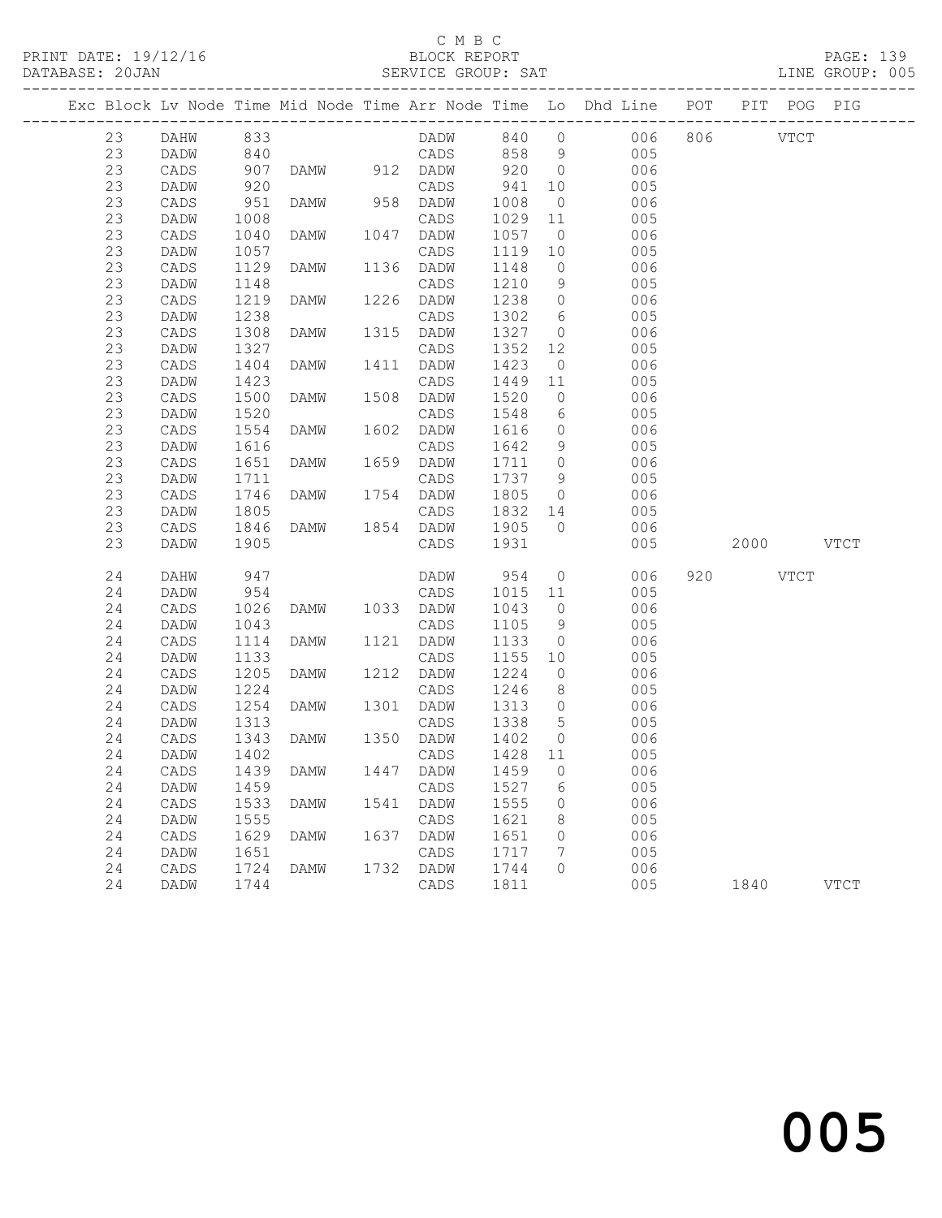C M B C
BLOCK REPORT
SERVICE GROUP: SAT

PRINT DATE: 19/12/16
DATABASE: 20JAN

LINE GROUP: 005

| Exc | Block | Lv | Node | Time | Mid Node | Time | Arr Node | Time | Lo | Dhd Line | POT | PIT | POG | PIG |
|---|---|---|---|---|---|---|---|---|---|---|---|---|---|---|
| | 23 | | DAHW | 833 | | | DADW | 840 | 0 | 006 | 806 | | VTCT | |
| | 23 | | DADW | 840 | | | CADS | 858 | 9 | 005 | | | | |
| | 23 | | CADS | 907 | DAMW | 912 | DADW | 920 | 0 | 006 | | | | |
| | 23 | | DADW | 920 | | | CADS | 941 | 10 | 005 | | | | |
| | 23 | | CADS | 951 | DAMW | 958 | DADW | 1008 | 0 | 006 | | | | |
| | 23 | | DADW | 1008 | | | CADS | 1029 | 11 | 005 | | | | |
| | 23 | | CADS | 1040 | DAMW | 1047 | DADW | 1057 | 0 | 006 | | | | |
| | 23 | | DADW | 1057 | | | CADS | 1119 | 10 | 005 | | | | |
| | 23 | | CADS | 1129 | DAMW | 1136 | DADW | 1148 | 0 | 006 | | | | |
| | 23 | | DADW | 1148 | | | CADS | 1210 | 9 | 005 | | | | |
| | 23 | | CADS | 1219 | DAMW | 1226 | DADW | 1238 | 0 | 006 | | | | |
| | 23 | | DADW | 1238 | | | CADS | 1302 | 6 | 005 | | | | |
| | 23 | | CADS | 1308 | DAMW | 1315 | DADW | 1327 | 0 | 006 | | | | |
| | 23 | | DADW | 1327 | | | CADS | 1352 | 12 | 005 | | | | |
| | 23 | | CADS | 1404 | DAMW | 1411 | DADW | 1423 | 0 | 006 | | | | |
| | 23 | | DADW | 1423 | | | CADS | 1449 | 11 | 005 | | | | |
| | 23 | | CADS | 1500 | DAMW | 1508 | DADW | 1520 | 0 | 006 | | | | |
| | 23 | | DADW | 1520 | | | CADS | 1548 | 6 | 005 | | | | |
| | 23 | | CADS | 1554 | DAMW | 1602 | DADW | 1616 | 0 | 006 | | | | |
| | 23 | | DADW | 1616 | | | CADS | 1642 | 9 | 005 | | | | |
| | 23 | | CADS | 1651 | DAMW | 1659 | DADW | 1711 | 0 | 006 | | | | |
| | 23 | | DADW | 1711 | | | CADS | 1737 | 9 | 005 | | | | |
| | 23 | | CADS | 1746 | DAMW | 1754 | DADW | 1805 | 0 | 006 | | | | |
| | 23 | | DADW | 1805 | | | CADS | 1832 | 14 | 005 | | | | |
| | 23 | | CADS | 1846 | DAMW | 1854 | DADW | 1905 | 0 | 006 | | | | |
| | 23 | | DADW | 1905 | | | CADS | 1931 | | 005 | | 2000 | | VTCT |
| | 24 | | DAHW | 947 | | | DADW | 954 | 0 | 006 | 920 | | VTCT | |
| | 24 | | DADW | 954 | | | CADS | 1015 | 11 | 005 | | | | |
| | 24 | | CADS | 1026 | DAMW | 1033 | DADW | 1043 | 0 | 006 | | | | |
| | 24 | | DADW | 1043 | | | CADS | 1105 | 9 | 005 | | | | |
| | 24 | | CADS | 1114 | DAMW | 1121 | DADW | 1133 | 0 | 006 | | | | |
| | 24 | | DADW | 1133 | | | CADS | 1155 | 10 | 005 | | | | |
| | 24 | | CADS | 1205 | DAMW | 1212 | DADW | 1224 | 0 | 006 | | | | |
| | 24 | | DADW | 1224 | | | CADS | 1246 | 8 | 005 | | | | |
| | 24 | | CADS | 1254 | DAMW | 1301 | DADW | 1313 | 0 | 006 | | | | |
| | 24 | | DADW | 1313 | | | CADS | 1338 | 5 | 005 | | | | |
| | 24 | | CADS | 1343 | DAMW | 1350 | DADW | 1402 | 0 | 006 | | | | |
| | 24 | | DADW | 1402 | | | CADS | 1428 | 11 | 005 | | | | |
| | 24 | | CADS | 1439 | DAMW | 1447 | DADW | 1459 | 0 | 006 | | | | |
| | 24 | | DADW | 1459 | | | CADS | 1527 | 6 | 005 | | | | |
| | 24 | | CADS | 1533 | DAMW | 1541 | DADW | 1555 | 0 | 006 | | | | |
| | 24 | | DADW | 1555 | | | CADS | 1621 | 8 | 005 | | | | |
| | 24 | | CADS | 1629 | DAMW | 1637 | DADW | 1651 | 0 | 006 | | | | |
| | 24 | | DADW | 1651 | | | CADS | 1717 | 7 | 005 | | | | |
| | 24 | | CADS | 1724 | DAMW | 1732 | DADW | 1744 | 0 | 006 | | | | |
| | 24 | | DADW | 1744 | | | CADS | 1811 | | 005 | | 1840 | | VTCT |

005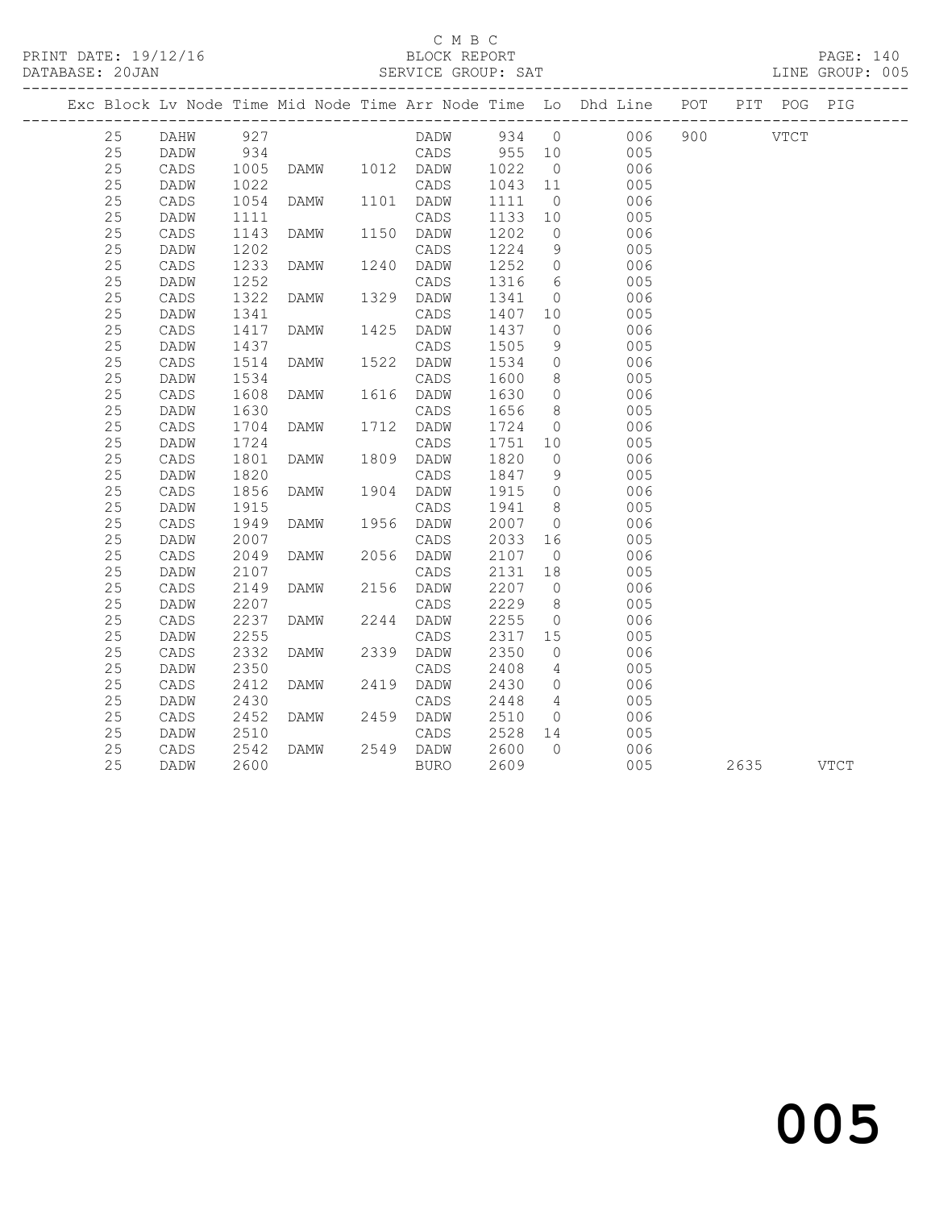C M B C
BLOCK REPORT
SERVICE GROUP: SAT

PRINT DATE: 19/12/16
DATABASE: 20JAN

LINE GROUP: 005

| Exc | Block | Lv Node | Time | Mid Node | Time | Arr Node | Time | Lo | Dhd Line | POT | PIT | POG | PIG |
|---|---|---|---|---|---|---|---|---|---|---|---|---|---|
| | 25 | DAHW | 927 | | | DADW | 934 | 0 | 006 | 900 | | VTCT | |
| | 25 | DADW | 934 | | | CADS | 955 | 10 | 005 | | | | |
| | 25 | CADS | 1005 | DAMW | 1012 | DADW | 1022 | 0 | 006 | | | | |
| | 25 | DADW | 1022 | | | CADS | 1043 | 11 | 005 | | | | |
| | 25 | CADS | 1054 | DAMW | 1101 | DADW | 1111 | 0 | 006 | | | | |
| | 25 | DADW | 1111 | | | CADS | 1133 | 10 | 005 | | | | |
| | 25 | CADS | 1143 | DAMW | 1150 | DADW | 1202 | 0 | 006 | | | | |
| | 25 | DADW | 1202 | | | CADS | 1224 | 9 | 005 | | | | |
| | 25 | CADS | 1233 | DAMW | 1240 | DADW | 1252 | 0 | 006 | | | | |
| | 25 | DADW | 1252 | | | CADS | 1316 | 6 | 005 | | | | |
| | 25 | CADS | 1322 | DAMW | 1329 | DADW | 1341 | 0 | 006 | | | | |
| | 25 | DADW | 1341 | | | CADS | 1407 | 10 | 005 | | | | |
| | 25 | CADS | 1417 | DAMW | 1425 | DADW | 1437 | 0 | 006 | | | | |
| | 25 | DADW | 1437 | | | CADS | 1505 | 9 | 005 | | | | |
| | 25 | CADS | 1514 | DAMW | 1522 | DADW | 1534 | 0 | 006 | | | | |
| | 25 | DADW | 1534 | | | CADS | 1600 | 8 | 005 | | | | |
| | 25 | CADS | 1608 | DAMW | 1616 | DADW | 1630 | 0 | 006 | | | | |
| | 25 | DADW | 1630 | | | CADS | 1656 | 8 | 005 | | | | |
| | 25 | CADS | 1704 | DAMW | 1712 | DADW | 1724 | 0 | 006 | | | | |
| | 25 | DADW | 1724 | | | CADS | 1751 | 10 | 005 | | | | |
| | 25 | CADS | 1801 | DAMW | 1809 | DADW | 1820 | 0 | 006 | | | | |
| | 25 | DADW | 1820 | | | CADS | 1847 | 9 | 005 | | | | |
| | 25 | CADS | 1856 | DAMW | 1904 | DADW | 1915 | 0 | 006 | | | | |
| | 25 | DADW | 1915 | | | CADS | 1941 | 8 | 005 | | | | |
| | 25 | CADS | 1949 | DAMW | 1956 | DADW | 2007 | 0 | 006 | | | | |
| | 25 | DADW | 2007 | | | CADS | 2033 | 16 | 005 | | | | |
| | 25 | CADS | 2049 | DAMW | 2056 | DADW | 2107 | 0 | 006 | | | | |
| | 25 | DADW | 2107 | | | CADS | 2131 | 18 | 005 | | | | |
| | 25 | CADS | 2149 | DAMW | 2156 | DADW | 2207 | 0 | 006 | | | | |
| | 25 | DADW | 2207 | | | CADS | 2229 | 8 | 005 | | | | |
| | 25 | CADS | 2237 | DAMW | 2244 | DADW | 2255 | 0 | 006 | | | | |
| | 25 | DADW | 2255 | | | CADS | 2317 | 15 | 005 | | | | |
| | 25 | CADS | 2332 | DAMW | 2339 | DADW | 2350 | 0 | 006 | | | | |
| | 25 | DADW | 2350 | | | CADS | 2408 | 4 | 005 | | | | |
| | 25 | CADS | 2412 | DAMW | 2419 | DADW | 2430 | 0 | 006 | | | | |
| | 25 | DADW | 2430 | | | CADS | 2448 | 4 | 005 | | | | |
| | 25 | CADS | 2452 | DAMW | 2459 | DADW | 2510 | 0 | 006 | | | | |
| | 25 | DADW | 2510 | | | CADS | 2528 | 14 | 005 | | | | |
| | 25 | CADS | 2542 | DAMW | 2549 | DADW | 2600 | 0 | 006 | | | | |
| | 25 | DADW | 2600 | | | BURO | 2609 | | 005 | | 2635 | | VTCT |

005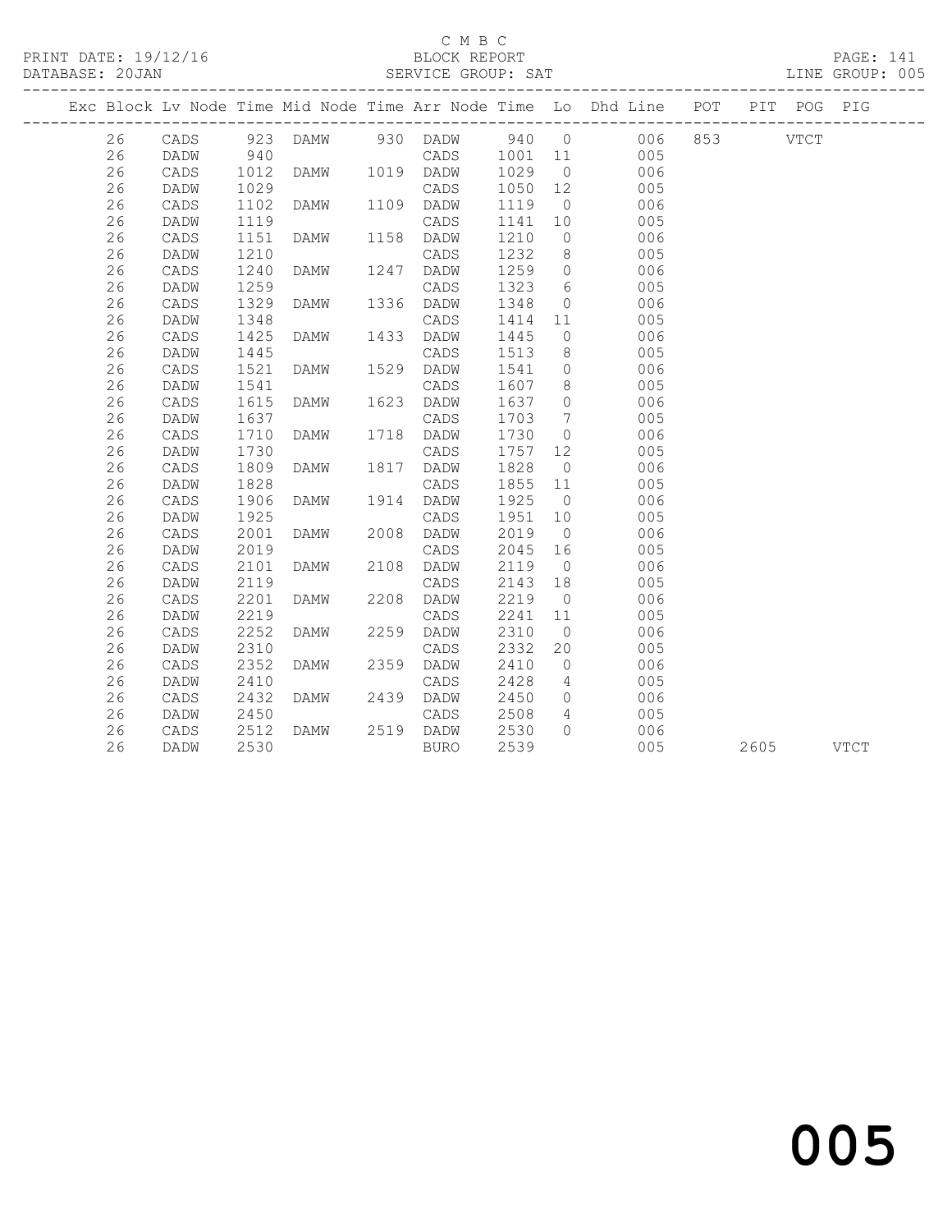C M B C
PRINT DATE: 19/12/16 BLOCK REPORT
DATABASE: 20JAN SERVICE GROUP: SAT LINE GROUP: 005

| Exc | Block | Lv | Node | Time | Mid Node | Time | Arr Node | Time | Lo | Dhd Line | POT | PIT | POG | PIG |
|---|---|---|---|---|---|---|---|---|---|---|---|---|---|---|
| | 26 | | CADS | 923 | DAMW | 930 | DADW | 940 | 0 | 006 | 853 | | VTCT | |
| | 26 | | DADW | 940 | | | CADS | 1001 | 11 | 005 | | | | |
| | 26 | | CADS | 1012 | DAMW | 1019 | DADW | 1029 | 0 | 006 | | | | |
| | 26 | | DADW | 1029 | | | CADS | 1050 | 12 | 005 | | | | |
| | 26 | | CADS | 1102 | DAMW | 1109 | DADW | 1119 | 0 | 006 | | | | |
| | 26 | | DADW | 1119 | | | CADS | 1141 | 10 | 005 | | | | |
| | 26 | | CADS | 1151 | DAMW | 1158 | DADW | 1210 | 0 | 006 | | | | |
| | 26 | | DADW | 1210 | | | CADS | 1232 | 8 | 005 | | | | |
| | 26 | | CADS | 1240 | DAMW | 1247 | DADW | 1259 | 0 | 006 | | | | |
| | 26 | | DADW | 1259 | | | CADS | 1323 | 6 | 005 | | | | |
| | 26 | | CADS | 1329 | DAMW | 1336 | DADW | 1348 | 0 | 006 | | | | |
| | 26 | | DADW | 1348 | | | CADS | 1414 | 11 | 005 | | | | |
| | 26 | | CADS | 1425 | DAMW | 1433 | DADW | 1445 | 0 | 006 | | | | |
| | 26 | | DADW | 1445 | | | CADS | 1513 | 8 | 005 | | | | |
| | 26 | | CADS | 1521 | DAMW | 1529 | DADW | 1541 | 0 | 006 | | | | |
| | 26 | | DADW | 1541 | | | CADS | 1607 | 8 | 005 | | | | |
| | 26 | | CADS | 1615 | DAMW | 1623 | DADW | 1637 | 0 | 006 | | | | |
| | 26 | | DADW | 1637 | | | CADS | 1703 | 7 | 005 | | | | |
| | 26 | | CADS | 1710 | DAMW | 1718 | DADW | 1730 | 0 | 006 | | | | |
| | 26 | | DADW | 1730 | | | CADS | 1757 | 12 | 005 | | | | |
| | 26 | | CADS | 1809 | DAMW | 1817 | DADW | 1828 | 0 | 006 | | | | |
| | 26 | | DADW | 1828 | | | CADS | 1855 | 11 | 005 | | | | |
| | 26 | | CADS | 1906 | DAMW | 1914 | DADW | 1925 | 0 | 006 | | | | |
| | 26 | | DADW | 1925 | | | CADS | 1951 | 10 | 005 | | | | |
| | 26 | | CADS | 2001 | DAMW | 2008 | DADW | 2019 | 0 | 006 | | | | |
| | 26 | | DADW | 2019 | | | CADS | 2045 | 16 | 005 | | | | |
| | 26 | | CADS | 2101 | DAMW | 2108 | DADW | 2119 | 0 | 006 | | | | |
| | 26 | | DADW | 2119 | | | CADS | 2143 | 18 | 005 | | | | |
| | 26 | | CADS | 2201 | DAMW | 2208 | DADW | 2219 | 0 | 006 | | | | |
| | 26 | | DADW | 2219 | | | CADS | 2241 | 11 | 005 | | | | |
| | 26 | | CADS | 2252 | DAMW | 2259 | DADW | 2310 | 0 | 006 | | | | |
| | 26 | | DADW | 2310 | | | CADS | 2332 | 20 | 005 | | | | |
| | 26 | | CADS | 2352 | DAMW | 2359 | DADW | 2410 | 0 | 006 | | | | |
| | 26 | | DADW | 2410 | | | CADS | 2428 | 4 | 005 | | | | |
| | 26 | | CADS | 2432 | DAMW | 2439 | DADW | 2450 | 0 | 006 | | | | |
| | 26 | | DADW | 2450 | | | CADS | 2508 | 4 | 005 | | | | |
| | 26 | | CADS | 2512 | DAMW | 2519 | DADW | 2530 | 0 | 006 | | | | |
| | 26 | | DADW | 2530 | | | BURO | 2539 | | 005 | | 2605 | | VTCT |

005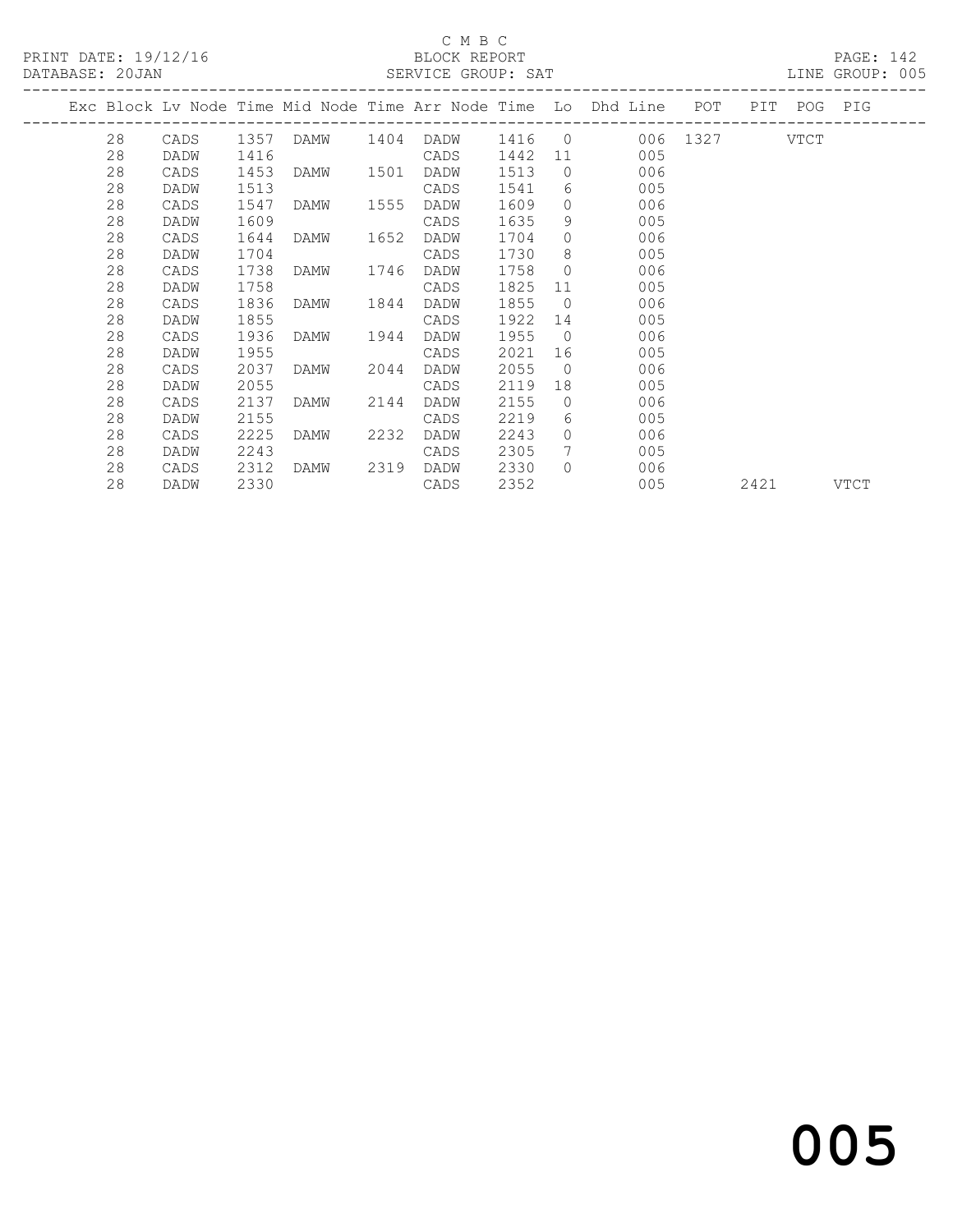C M B C

BLOCK REPORT

PRINT DATE: 19/12/16

DATABASE: 20JAN

SERVICE GROUP: SAT

LINE GROUP: 005

| Exc | Block | Lv Node | Time | Mid Node | Time | Arr Node | Time | Lo | Dhd Line | POT | PIT | POG | PIG |
|---|---|---|---|---|---|---|---|---|---|---|---|---|---|
| | 28 | CADS | 1357 | DAMW | 1404 | DADW | 1416 | 0 | 006 | 1327 | | VTCT | |
| | 28 | DADW | 1416 | | | CADS | 1442 | 11 | 005 | | | | |
| | 28 | CADS | 1453 | DAMW | 1501 | DADW | 1513 | 0 | 006 | | | | |
| | 28 | DADW | 1513 | | | CADS | 1541 | 6 | 005 | | | | |
| | 28 | CADS | 1547 | DAMW | 1555 | DADW | 1609 | 0 | 006 | | | | |
| | 28 | DADW | 1609 | | | CADS | 1635 | 9 | 005 | | | | |
| | 28 | CADS | 1644 | DAMW | 1652 | DADW | 1704 | 0 | 006 | | | | |
| | 28 | DADW | 1704 | | | CADS | 1730 | 8 | 005 | | | | |
| | 28 | CADS | 1738 | DAMW | 1746 | DADW | 1758 | 0 | 006 | | | | |
| | 28 | DADW | 1758 | | | CADS | 1825 | 11 | 005 | | | | |
| | 28 | CADS | 1836 | DAMW | 1844 | DADW | 1855 | 0 | 006 | | | | |
| | 28 | DADW | 1855 | | | CADS | 1922 | 14 | 005 | | | | |
| | 28 | CADS | 1936 | DAMW | 1944 | DADW | 1955 | 0 | 006 | | | | |
| | 28 | DADW | 1955 | | | CADS | 2021 | 16 | 005 | | | | |
| | 28 | CADS | 2037 | DAMW | 2044 | DADW | 2055 | 0 | 006 | | | | |
| | 28 | DADW | 2055 | | | CADS | 2119 | 18 | 005 | | | | |
| | 28 | CADS | 2137 | DAMW | 2144 | DADW | 2155 | 0 | 006 | | | | |
| | 28 | DADW | 2155 | | | CADS | 2219 | 6 | 005 | | | | |
| | 28 | CADS | 2225 | DAMW | 2232 | DADW | 2243 | 0 | 006 | | | | |
| | 28 | DADW | 2243 | | | CADS | 2305 | 7 | 005 | | | | |
| | 28 | CADS | 2312 | DAMW | 2319 | DADW | 2330 | 0 | 006 | | | | |
| | 28 | DADW | 2330 | | | CADS | 2352 | | 005 | | 2421 | | VTCT |

005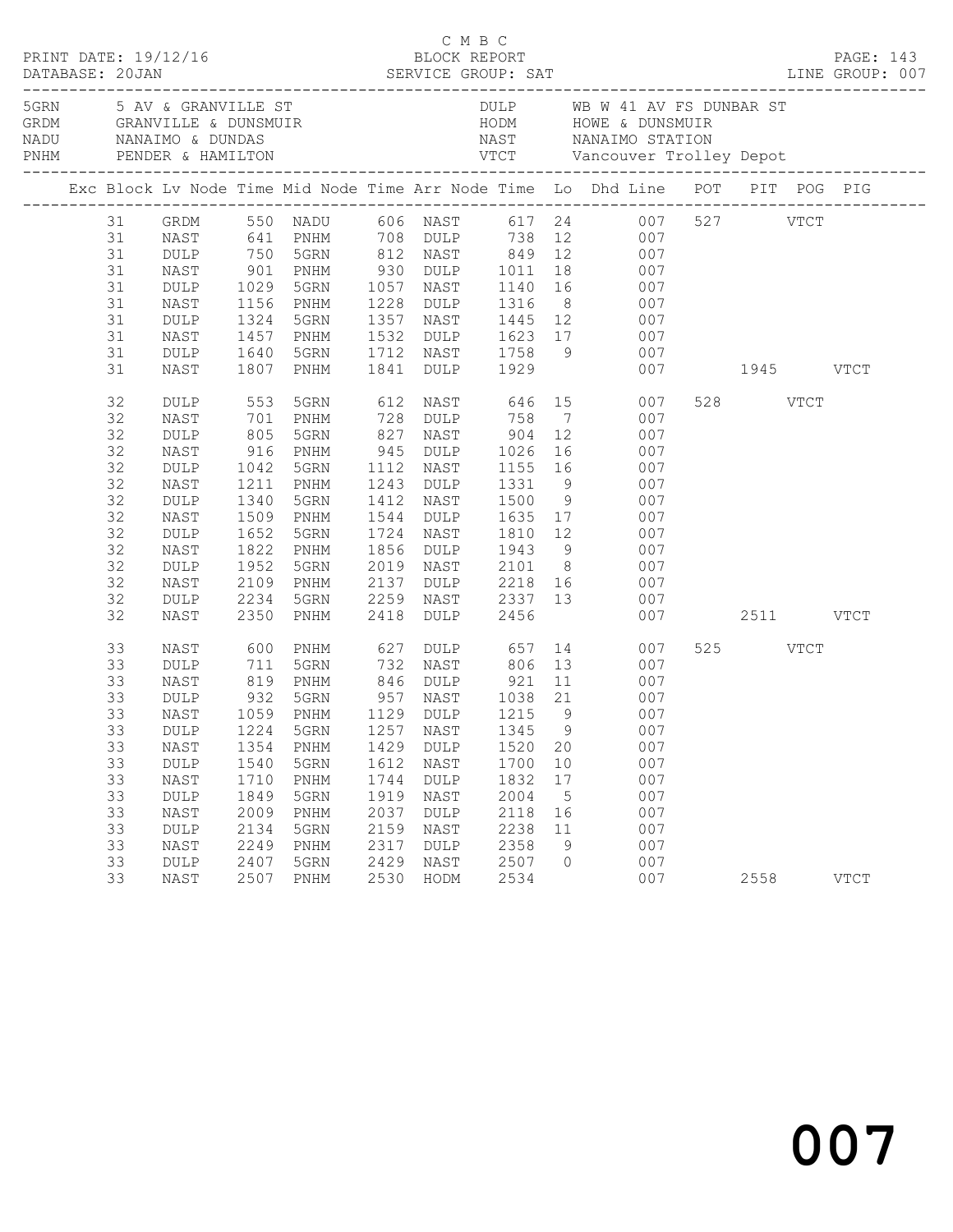C M B C
PRINT DATE: 19/12/16 BLOCK REPORT
DATABASE: 20JAN SERVICE GROUP: SAT LINE GROUP: 007

| Code | Description | Code | Description |
|---|---|---|---|
| 5GRN | 5 AV & GRANVILLE ST | DULP | WB W 41 AV FS DUNBAR ST |
| GRDM | GRANVILLE & DUNSMUIR | HODM | HOWE & DUNSMUIR |
| NADU | NANAIMO & DUNDAS | NAST | NANAIMO STATION |
| PNHM | PENDER & HAMILTON | VTCT | Vancouver Trolley Depot |

| Exc | Block | Lv Node | Time | Mid Node | Time | Arr Node | Time | Lo | Dhd Line | POT | PIT | POG | PIG |
|---|---|---|---|---|---|---|---|---|---|---|---|---|---|
| | 31 | GRDM | 550 | NADU | 606 | NAST | 617 | 24 | 007 | 527 | | VTCT | |
| | 31 | NAST | 641 | PNHM | 708 | DULP | 738 | 12 | 007 | | | | |
| | 31 | DULP | 750 | 5GRN | 812 | NAST | 849 | 12 | 007 | | | | |
| | 31 | NAST | 901 | PNHM | 930 | DULP | 1011 | 18 | 007 | | | | |
| | 31 | DULP | 1029 | 5GRN | 1057 | NAST | 1140 | 16 | 007 | | | | |
| | 31 | NAST | 1156 | PNHM | 1228 | DULP | 1316 | 8 | 007 | | | | |
| | 31 | DULP | 1324 | 5GRN | 1357 | NAST | 1445 | 12 | 007 | | | | |
| | 31 | NAST | 1457 | PNHM | 1532 | DULP | 1623 | 17 | 007 | | | | |
| | 31 | DULP | 1640 | 5GRN | 1712 | NAST | 1758 | 9 | 007 | | | | |
| | 31 | NAST | 1807 | PNHM | 1841 | DULP | 1929 | | 007 | | 1945 | | VTCT |
| | 32 | DULP | 553 | 5GRN | 612 | NAST | 646 | 15 | 007 | 528 | | VTCT | |
| | 32 | NAST | 701 | PNHM | 728 | DULP | 758 | 7 | 007 | | | | |
| | 32 | DULP | 805 | 5GRN | 827 | NAST | 904 | 12 | 007 | | | | |
| | 32 | NAST | 916 | PNHM | 945 | DULP | 1026 | 16 | 007 | | | | |
| | 32 | DULP | 1042 | 5GRN | 1112 | NAST | 1155 | 16 | 007 | | | | |
| | 32 | NAST | 1211 | PNHM | 1243 | DULP | 1331 | 9 | 007 | | | | |
| | 32 | DULP | 1340 | 5GRN | 1412 | NAST | 1500 | 9 | 007 | | | | |
| | 32 | NAST | 1509 | PNHM | 1544 | DULP | 1635 | 17 | 007 | | | | |
| | 32 | DULP | 1652 | 5GRN | 1724 | NAST | 1810 | 12 | 007 | | | | |
| | 32 | NAST | 1822 | PNHM | 1856 | DULP | 1943 | 9 | 007 | | | | |
| | 32 | DULP | 1952 | 5GRN | 2019 | NAST | 2101 | 8 | 007 | | | | |
| | 32 | NAST | 2109 | PNHM | 2137 | DULP | 2218 | 16 | 007 | | | | |
| | 32 | DULP | 2234 | 5GRN | 2259 | NAST | 2337 | 13 | 007 | | | | |
| | 32 | NAST | 2350 | PNHM | 2418 | DULP | 2456 | | 007 | | 2511 | | VTCT |
| | 33 | NAST | 600 | PNHM | 627 | DULP | 657 | 14 | 007 | 525 | | VTCT | |
| | 33 | DULP | 711 | 5GRN | 732 | NAST | 806 | 13 | 007 | | | | |
| | 33 | NAST | 819 | PNHM | 846 | DULP | 921 | 11 | 007 | | | | |
| | 33 | DULP | 932 | 5GRN | 957 | NAST | 1038 | 21 | 007 | | | | |
| | 33 | NAST | 1059 | PNHM | 1129 | DULP | 1215 | 9 | 007 | | | | |
| | 33 | DULP | 1224 | 5GRN | 1257 | NAST | 1345 | 9 | 007 | | | | |
| | 33 | NAST | 1354 | PNHM | 1429 | DULP | 1520 | 20 | 007 | | | | |
| | 33 | DULP | 1540 | 5GRN | 1612 | NAST | 1700 | 10 | 007 | | | | |
| | 33 | NAST | 1710 | PNHM | 1744 | DULP | 1832 | 17 | 007 | | | | |
| | 33 | DULP | 1849 | 5GRN | 1919 | NAST | 2004 | 5 | 007 | | | | |
| | 33 | NAST | 2009 | PNHM | 2037 | DULP | 2118 | 16 | 007 | | | | |
| | 33 | DULP | 2134 | 5GRN | 2159 | NAST | 2238 | 11 | 007 | | | | |
| | 33 | NAST | 2249 | PNHM | 2317 | DULP | 2358 | 9 | 007 | | | | |
| | 33 | DULP | 2407 | 5GRN | 2429 | NAST | 2507 | 0 | 007 | | | | |
| | 33 | NAST | 2507 | PNHM | 2530 | HODM | 2534 | | 007 | | 2558 | | VTCT |

007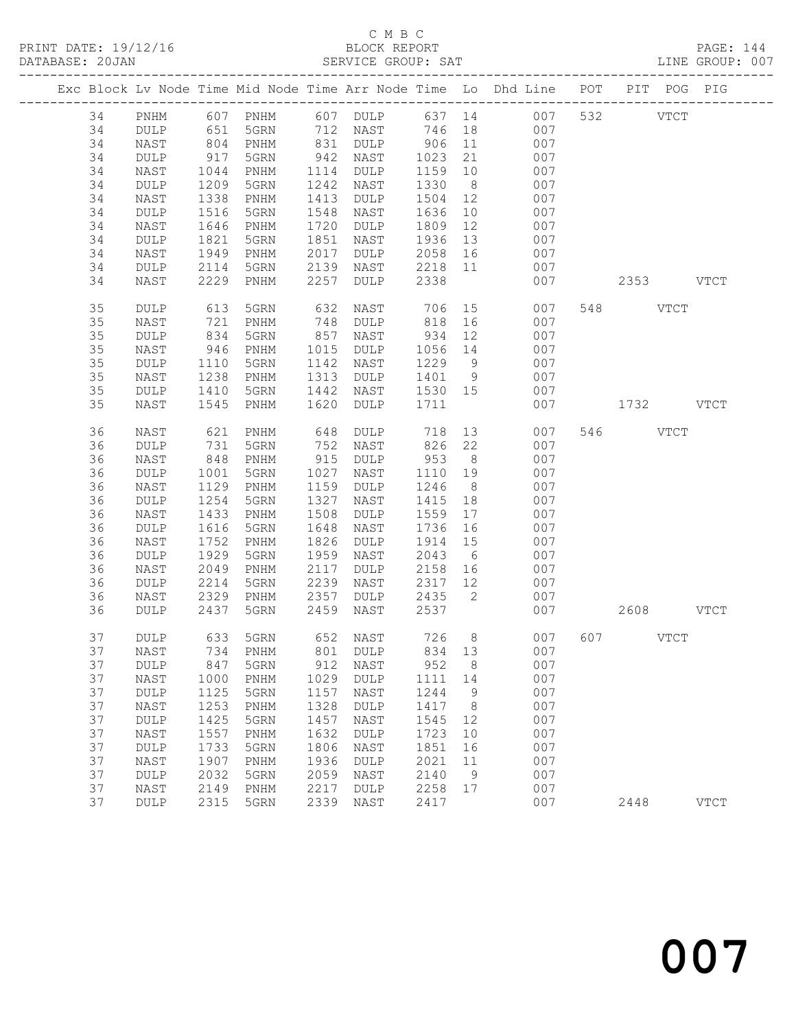C M B C

PRINT DATE: 19/12/16 BLOCK REPORT

DATABASE: 20JAN SERVICE GROUP: SAT LINE GROUP: 007

| Exc | Block | Lv | Node | Time | Mid Node | Time | Arr Node | Time | Lo | Dhd Line | POT | PIT | POG | PIG |
|---|---|---|---|---|---|---|---|---|---|---|---|---|---|---|
| | 34 | | PNHM | 607 | PNHM | 607 | DULP | 637 | 14 | 007 | 532 | | VTCT | |
| | 34 | | DULP | 651 | 5GRN | 712 | NAST | 746 | 18 | 007 | | | | |
| | 34 | | NAST | 804 | PNHM | 831 | DULP | 906 | 11 | 007 | | | | |
| | 34 | | DULP | 917 | 5GRN | 942 | NAST | 1023 | 21 | 007 | | | | |
| | 34 | | NAST | 1044 | PNHM | 1114 | DULP | 1159 | 10 | 007 | | | | |
| | 34 | | DULP | 1209 | 5GRN | 1242 | NAST | 1330 | 8 | 007 | | | | |
| | 34 | | NAST | 1338 | PNHM | 1413 | DULP | 1504 | 12 | 007 | | | | |
| | 34 | | DULP | 1516 | 5GRN | 1548 | NAST | 1636 | 10 | 007 | | | | |
| | 34 | | NAST | 1646 | PNHM | 1720 | DULP | 1809 | 12 | 007 | | | | |
| | 34 | | DULP | 1821 | 5GRN | 1851 | NAST | 1936 | 13 | 007 | | | | |
| | 34 | | NAST | 1949 | PNHM | 2017 | DULP | 2058 | 16 | 007 | | | | |
| | 34 | | DULP | 2114 | 5GRN | 2139 | NAST | 2218 | 11 | 007 | | | | |
| | 34 | | NAST | 2229 | PNHM | 2257 | DULP | 2338 | | 007 | | 2353 | | VTCT |
| | 35 | | DULP | 613 | 5GRN | 632 | NAST | 706 | 15 | 007 | 548 | | VTCT | |
| | 35 | | NAST | 721 | PNHM | 748 | DULP | 818 | 16 | 007 | | | | |
| | 35 | | DULP | 834 | 5GRN | 857 | NAST | 934 | 12 | 007 | | | | |
| | 35 | | NAST | 946 | PNHM | 1015 | DULP | 1056 | 14 | 007 | | | | |
| | 35 | | DULP | 1110 | 5GRN | 1142 | NAST | 1229 | 9 | 007 | | | | |
| | 35 | | NAST | 1238 | PNHM | 1313 | DULP | 1401 | 9 | 007 | | | | |
| | 35 | | DULP | 1410 | 5GRN | 1442 | NAST | 1530 | 15 | 007 | | | | |
| | 35 | | NAST | 1545 | PNHM | 1620 | DULP | 1711 | | 007 | | 1732 | | VTCT |
| | 36 | | NAST | 621 | PNHM | 648 | DULP | 718 | 13 | 007 | 546 | | VTCT | |
| | 36 | | DULP | 731 | 5GRN | 752 | NAST | 826 | 22 | 007 | | | | |
| | 36 | | NAST | 848 | PNHM | 915 | DULP | 953 | 8 | 007 | | | | |
| | 36 | | DULP | 1001 | 5GRN | 1027 | NAST | 1110 | 19 | 007 | | | | |
| | 36 | | NAST | 1129 | PNHM | 1159 | DULP | 1246 | 8 | 007 | | | | |
| | 36 | | DULP | 1254 | 5GRN | 1327 | NAST | 1415 | 18 | 007 | | | | |
| | 36 | | NAST | 1433 | PNHM | 1508 | DULP | 1559 | 17 | 007 | | | | |
| | 36 | | DULP | 1616 | 5GRN | 1648 | NAST | 1736 | 16 | 007 | | | | |
| | 36 | | NAST | 1752 | PNHM | 1826 | DULP | 1914 | 15 | 007 | | | | |
| | 36 | | DULP | 1929 | 5GRN | 1959 | NAST | 2043 | 6 | 007 | | | | |
| | 36 | | NAST | 2049 | PNHM | 2117 | DULP | 2158 | 16 | 007 | | | | |
| | 36 | | DULP | 2214 | 5GRN | 2239 | NAST | 2317 | 12 | 007 | | | | |
| | 36 | | NAST | 2329 | PNHM | 2357 | DULP | 2435 | 2 | 007 | | | | |
| | 36 | | DULP | 2437 | 5GRN | 2459 | NAST | 2537 | | 007 | | 2608 | | VTCT |
| | 37 | | DULP | 633 | 5GRN | 652 | NAST | 726 | 8 | 007 | 607 | | VTCT | |
| | 37 | | NAST | 734 | PNHM | 801 | DULP | 834 | 13 | 007 | | | | |
| | 37 | | DULP | 847 | 5GRN | 912 | NAST | 952 | 8 | 007 | | | | |
| | 37 | | NAST | 1000 | PNHM | 1029 | DULP | 1111 | 14 | 007 | | | | |
| | 37 | | DULP | 1125 | 5GRN | 1157 | NAST | 1244 | 9 | 007 | | | | |
| | 37 | | NAST | 1253 | PNHM | 1328 | DULP | 1417 | 8 | 007 | | | | |
| | 37 | | DULP | 1425 | 5GRN | 1457 | NAST | 1545 | 12 | 007 | | | | |
| | 37 | | NAST | 1557 | PNHM | 1632 | DULP | 1723 | 10 | 007 | | | | |
| | 37 | | DULP | 1733 | 5GRN | 1806 | NAST | 1851 | 16 | 007 | | | | |
| | 37 | | NAST | 1907 | PNHM | 1936 | DULP | 2021 | 11 | 007 | | | | |
| | 37 | | DULP | 2032 | 5GRN | 2059 | NAST | 2140 | 9 | 007 | | | | |
| | 37 | | NAST | 2149 | PNHM | 2217 | DULP | 2258 | 17 | 007 | | | | |
| | 37 | | DULP | 2315 | 5GRN | 2339 | NAST | 2417 | | 007 | | 2448 | | VTCT |

007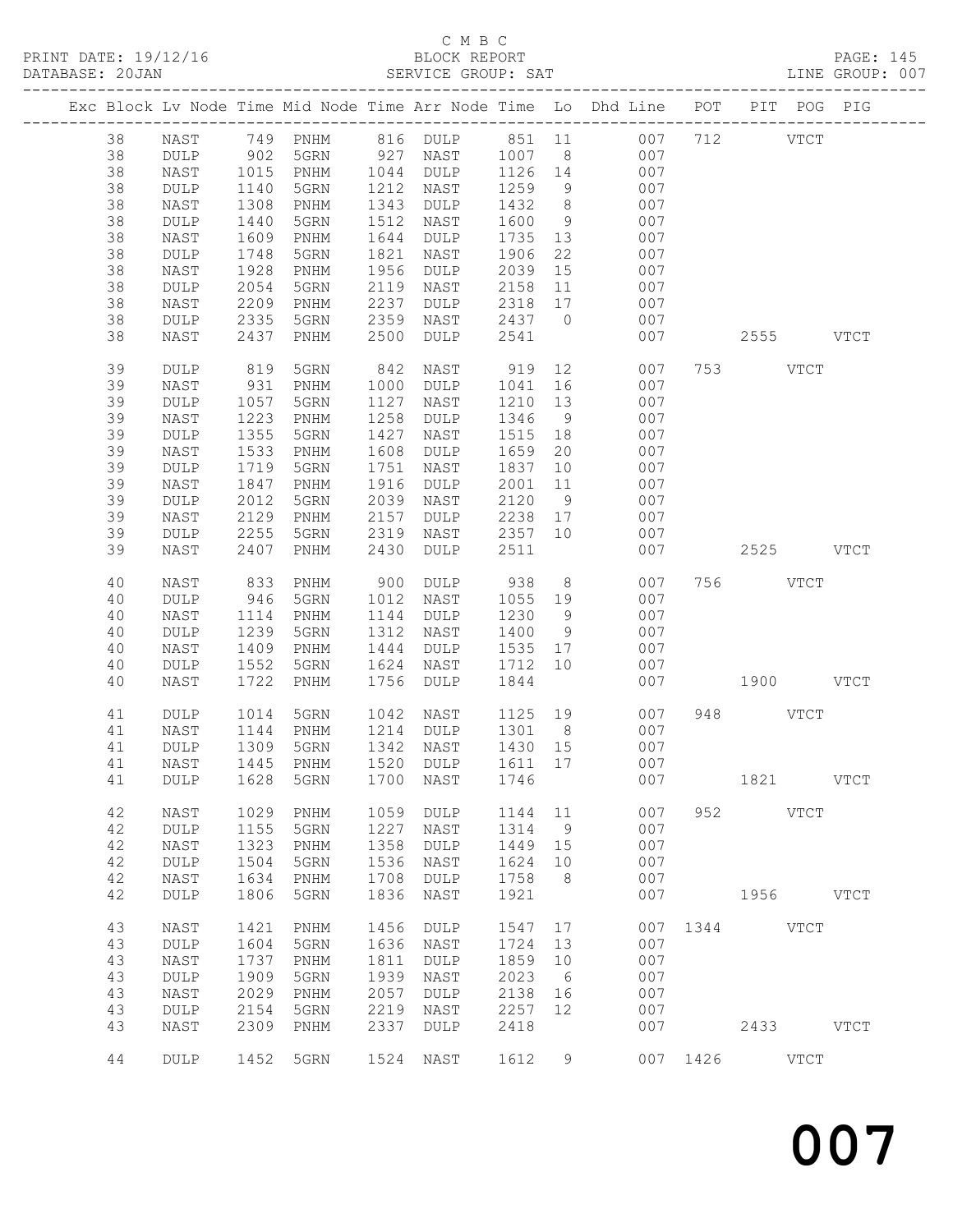C M B C
BLOCK REPORT
SERVICE GROUP: SAT

PRINT DATE: 19/12/16
DATABASE: 20JAN
PAGE: 145
LINE GROUP: 007

| Exc | Block | Lv | Node | Time | Mid Node | Time | Arr Node | Time | Lo | Dhd Line | POT | PIT | POG | PIG |
|---|---|---|---|---|---|---|---|---|---|---|---|---|---|---|
| | 38 | | NAST | 749 | PNHM | 816 | DULP | 851 | 11 | 007 | 712 | | VTCT | |
| | 38 | | DULP | 902 | 5GRN | 927 | NAST | 1007 | 8 | 007 | | | | |
| | 38 | | NAST | 1015 | PNHM | 1044 | DULP | 1126 | 14 | 007 | | | | |
| | 38 | | DULP | 1140 | 5GRN | 1212 | NAST | 1259 | 9 | 007 | | | | |
| | 38 | | NAST | 1308 | PNHM | 1343 | DULP | 1432 | 8 | 007 | | | | |
| | 38 | | DULP | 1440 | 5GRN | 1512 | NAST | 1600 | 9 | 007 | | | | |
| | 38 | | NAST | 1609 | PNHM | 1644 | DULP | 1735 | 13 | 007 | | | | |
| | 38 | | DULP | 1748 | 5GRN | 1821 | NAST | 1906 | 22 | 007 | | | | |
| | 38 | | NAST | 1928 | PNHM | 1956 | DULP | 2039 | 15 | 007 | | | | |
| | 38 | | DULP | 2054 | 5GRN | 2119 | NAST | 2158 | 11 | 007 | | | | |
| | 38 | | NAST | 2209 | PNHM | 2237 | DULP | 2318 | 17 | 007 | | | | |
| | 38 | | DULP | 2335 | 5GRN | 2359 | NAST | 2437 | 0 | 007 | | | | |
| | 38 | | NAST | 2437 | PNHM | 2500 | DULP | 2541 | | 007 | | 2555 | | VTCT |
| | 39 | | DULP | 819 | 5GRN | 842 | NAST | 919 | 12 | 007 | 753 | | VTCT | |
| | 39 | | NAST | 931 | PNHM | 1000 | DULP | 1041 | 16 | 007 | | | | |
| | 39 | | DULP | 1057 | 5GRN | 1127 | NAST | 1210 | 13 | 007 | | | | |
| | 39 | | NAST | 1223 | PNHM | 1258 | DULP | 1346 | 9 | 007 | | | | |
| | 39 | | DULP | 1355 | 5GRN | 1427 | NAST | 1515 | 18 | 007 | | | | |
| | 39 | | NAST | 1533 | PNHM | 1608 | DULP | 1659 | 20 | 007 | | | | |
| | 39 | | DULP | 1719 | 5GRN | 1751 | NAST | 1837 | 10 | 007 | | | | |
| | 39 | | NAST | 1847 | PNHM | 1916 | DULP | 2001 | 11 | 007 | | | | |
| | 39 | | DULP | 2012 | 5GRN | 2039 | NAST | 2120 | 9 | 007 | | | | |
| | 39 | | NAST | 2129 | PNHM | 2157 | DULP | 2238 | 17 | 007 | | | | |
| | 39 | | DULP | 2255 | 5GRN | 2319 | NAST | 2357 | 10 | 007 | | | | |
| | 39 | | NAST | 2407 | PNHM | 2430 | DULP | 2511 | | 007 | | 2525 | | VTCT |
| | 40 | | NAST | 833 | PNHM | 900 | DULP | 938 | 8 | 007 | 756 | | VTCT | |
| | 40 | | DULP | 946 | 5GRN | 1012 | NAST | 1055 | 19 | 007 | | | | |
| | 40 | | NAST | 1114 | PNHM | 1144 | DULP | 1230 | 9 | 007 | | | | |
| | 40 | | DULP | 1239 | 5GRN | 1312 | NAST | 1400 | 9 | 007 | | | | |
| | 40 | | NAST | 1409 | PNHM | 1444 | DULP | 1535 | 17 | 007 | | | | |
| | 40 | | DULP | 1552 | 5GRN | 1624 | NAST | 1712 | 10 | 007 | | | | |
| | 40 | | NAST | 1722 | PNHM | 1756 | DULP | 1844 | | 007 | | 1900 | | VTCT |
| | 41 | | DULP | 1014 | 5GRN | 1042 | NAST | 1125 | 19 | 007 | 948 | | VTCT | |
| | 41 | | NAST | 1144 | PNHM | 1214 | DULP | 1301 | 8 | 007 | | | | |
| | 41 | | DULP | 1309 | 5GRN | 1342 | NAST | 1430 | 15 | 007 | | | | |
| | 41 | | NAST | 1445 | PNHM | 1520 | DULP | 1611 | 17 | 007 | | | | |
| | 41 | | DULP | 1628 | 5GRN | 1700 | NAST | 1746 | | 007 | | 1821 | | VTCT |
| | 42 | | NAST | 1029 | PNHM | 1059 | DULP | 1144 | 11 | 007 | 952 | | VTCT | |
| | 42 | | DULP | 1155 | 5GRN | 1227 | NAST | 1314 | 9 | 007 | | | | |
| | 42 | | NAST | 1323 | PNHM | 1358 | DULP | 1449 | 15 | 007 | | | | |
| | 42 | | DULP | 1504 | 5GRN | 1536 | NAST | 1624 | 10 | 007 | | | | |
| | 42 | | NAST | 1634 | PNHM | 1708 | DULP | 1758 | 8 | 007 | | | | |
| | 42 | | DULP | 1806 | 5GRN | 1836 | NAST | 1921 | | 007 | | 1956 | | VTCT |
| | 43 | | NAST | 1421 | PNHM | 1456 | DULP | 1547 | 17 | 007 | 1344 | | VTCT | |
| | 43 | | DULP | 1604 | 5GRN | 1636 | NAST | 1724 | 13 | 007 | | | | |
| | 43 | | NAST | 1737 | PNHM | 1811 | DULP | 1859 | 10 | 007 | | | | |
| | 43 | | DULP | 1909 | 5GRN | 1939 | NAST | 2023 | 6 | 007 | | | | |
| | 43 | | NAST | 2029 | PNHM | 2057 | DULP | 2138 | 16 | 007 | | | | |
| | 43 | | DULP | 2154 | 5GRN | 2219 | NAST | 2257 | 12 | 007 | | | | |
| | 43 | | NAST | 2309 | PNHM | 2337 | DULP | 2418 | | 007 | | 2433 | | VTCT |
| | 44 | | DULP | 1452 | 5GRN | 1524 | NAST | 1612 | 9 | 007 | 1426 | | VTCT | |

007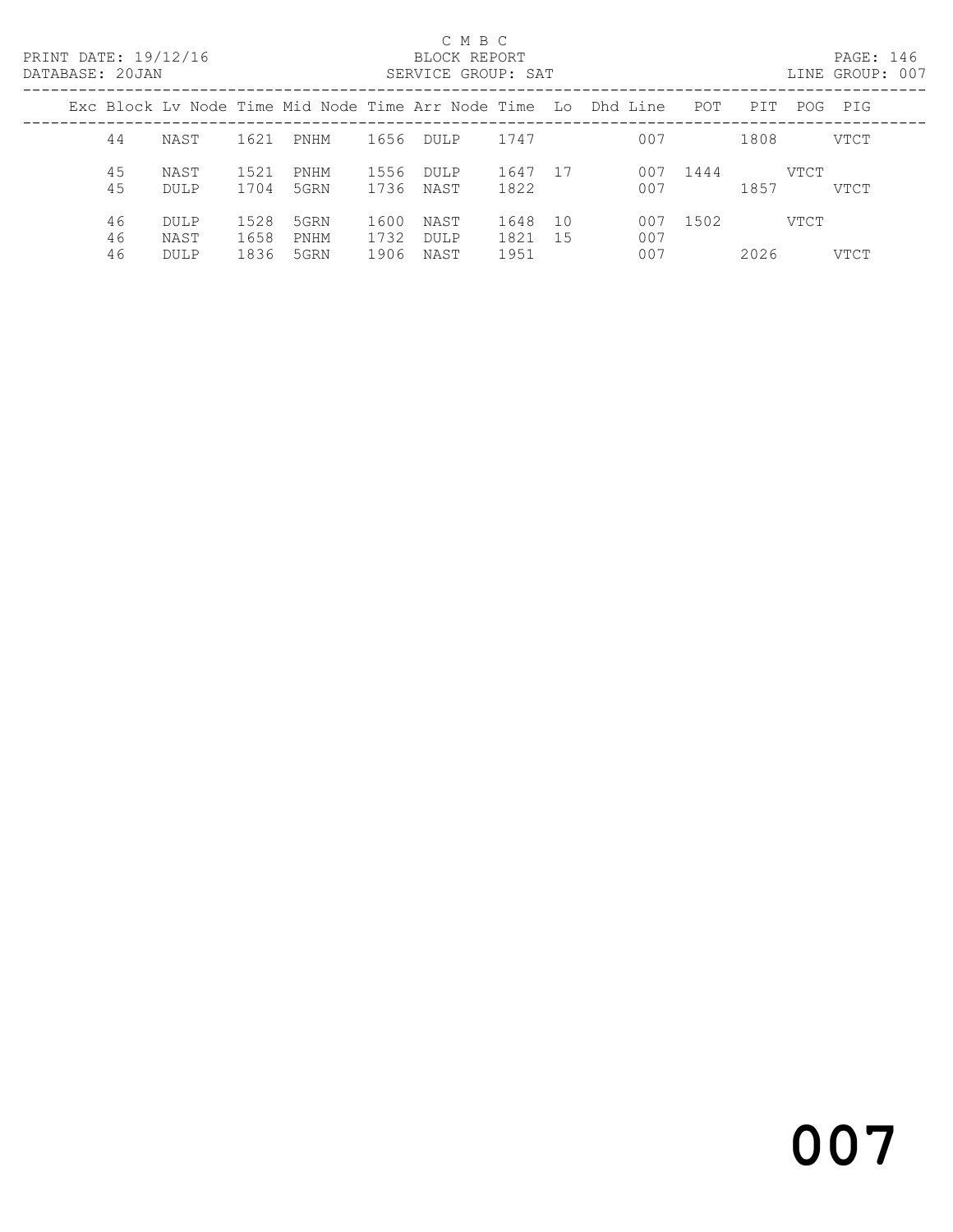C M B C
BLOCK REPORT
SERVICE GROUP: SAT

PRINT DATE: 19/12/16
DATABASE: 20JAN

LINE GROUP: 007

| Exc | Block | Lv | Node | Time | Mid Node | Time | Arr Node | Time | Lo | Dhd | Line | POT | PIT | POG | PIG |
|---|---|---|---|---|---|---|---|---|---|---|---|---|---|---|---|
| | 44 | | NAST | 1621 | PNHM | 1656 | DULP | 1747 | | | 007 | | 1808 | | VTCT |
| | 45 | | NAST | 1521 | PNHM | 1556 | DULP | 1647 | 17 | | 007 | 1444 | | VTCT | |
| | 45 | | DULP | 1704 | 5GRN | 1736 | NAST | 1822 | | | 007 | | 1857 | | VTCT |
| | 46 | | DULP | 1528 | 5GRN | 1600 | NAST | 1648 | 10 | | 007 | 1502 | | VTCT | |
| | 46 | | NAST | 1658 | PNHM | 1732 | DULP | 1821 | 15 | | 007 | | | | |
| | 46 | | DULP | 1836 | 5GRN | 1906 | NAST | 1951 | | | 007 | | 2026 | | VTCT |

007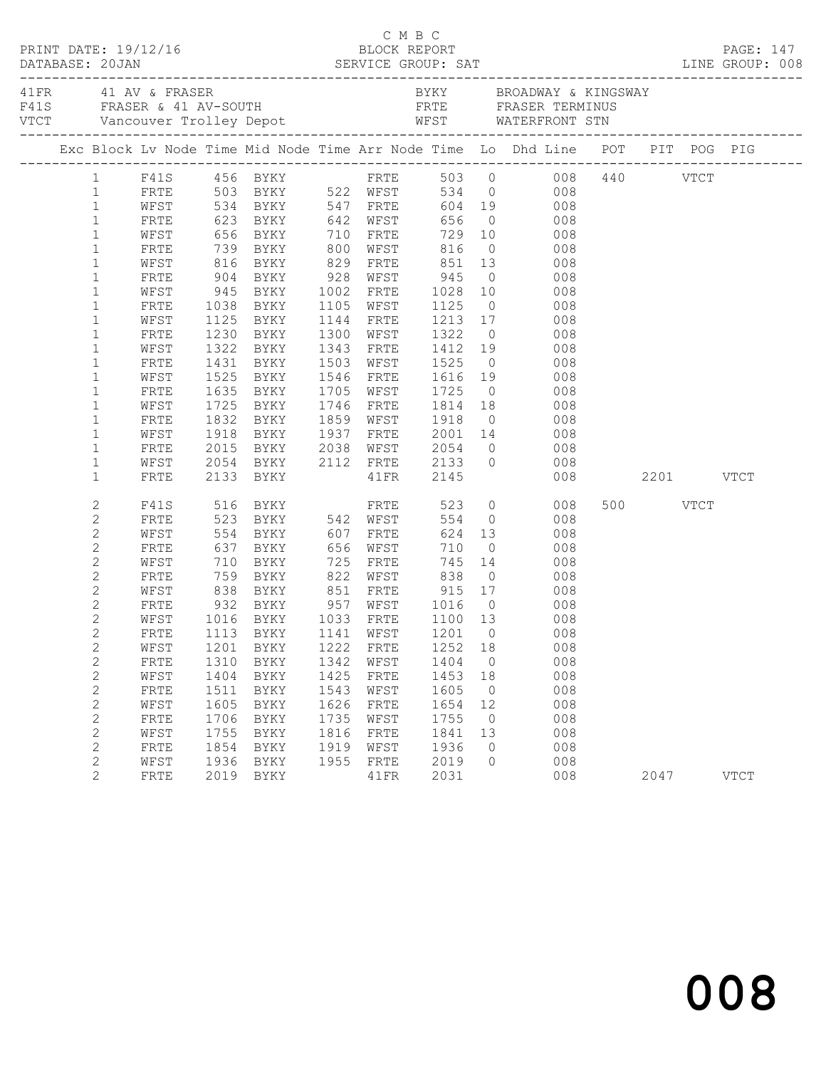C M B C

PRINT DATE: 19/12/16 BLOCK REPORT
DATABASE: 20JAN SERVICE GROUP: SAT LINE GROUP: 008

| | | | |
|---|---|---|---|
| 41FR | 41 AV & FRASER | BYKY | BROADWAY & KINGSWAY |
| F41S | FRASER & 41 AV-SOUTH | FRTE | FRASER TERMINUS |
| VTCT | Vancouver Trolley Depot | WFST | WATERFRONT STN |

| Exc | Block | Lv Node | Time | Mid Node | Time | Arr Node | Time | Lo | Dhd Line | POT | PIT | POG | PIG |
|---|---|---|---|---|---|---|---|---|---|---|---|---|---|
| | 1 | F41S | 456 | BYKY | | FRTE | 503 | 0 | 008 | 440 | | VTCT | |
| | 1 | FRTE | 503 | BYKY | 522 | WFST | 534 | 0 | 008 | | | | |
| | 1 | WFST | 534 | BYKY | 547 | FRTE | 604 | 19 | 008 | | | | |
| | 1 | FRTE | 623 | BYKY | 642 | WFST | 656 | 0 | 008 | | | | |
| | 1 | WFST | 656 | BYKY | 710 | FRTE | 729 | 10 | 008 | | | | |
| | 1 | FRTE | 739 | BYKY | 800 | WFST | 816 | 0 | 008 | | | | |
| | 1 | WFST | 816 | BYKY | 829 | FRTE | 851 | 13 | 008 | | | | |
| | 1 | FRTE | 904 | BYKY | 928 | WFST | 945 | 0 | 008 | | | | |
| | 1 | WFST | 945 | BYKY | 1002 | FRTE | 1028 | 10 | 008 | | | | |
| | 1 | FRTE | 1038 | BYKY | 1105 | WFST | 1125 | 0 | 008 | | | | |
| | 1 | WFST | 1125 | BYKY | 1144 | FRTE | 1213 | 17 | 008 | | | | |
| | 1 | FRTE | 1230 | BYKY | 1300 | WFST | 1322 | 0 | 008 | | | | |
| | 1 | WFST | 1322 | BYKY | 1343 | FRTE | 1412 | 19 | 008 | | | | |
| | 1 | FRTE | 1431 | BYKY | 1503 | WFST | 1525 | 0 | 008 | | | | |
| | 1 | WFST | 1525 | BYKY | 1546 | FRTE | 1616 | 19 | 008 | | | | |
| | 1 | FRTE | 1635 | BYKY | 1705 | WFST | 1725 | 0 | 008 | | | | |
| | 1 | WFST | 1725 | BYKY | 1746 | FRTE | 1814 | 18 | 008 | | | | |
| | 1 | FRTE | 1832 | BYKY | 1859 | WFST | 1918 | 0 | 008 | | | | |
| | 1 | WFST | 1918 | BYKY | 1937 | FRTE | 2001 | 14 | 008 | | | | |
| | 1 | FRTE | 2015 | BYKY | 2038 | WFST | 2054 | 0 | 008 | | | | |
| | 1 | WFST | 2054 | BYKY | 2112 | FRTE | 2133 | 0 | 008 | | | | |
| | 1 | FRTE | 2133 | BYKY | | 41FR | 2145 | | 008 | | 2201 | | VTCT |
| | 2 | F41S | 516 | BYKY | | FRTE | 523 | 0 | 008 | 500 | | VTCT | |
| | 2 | FRTE | 523 | BYKY | 542 | WFST | 554 | 0 | 008 | | | | |
| | 2 | WFST | 554 | BYKY | 607 | FRTE | 624 | 13 | 008 | | | | |
| | 2 | FRTE | 637 | BYKY | 656 | WFST | 710 | 0 | 008 | | | | |
| | 2 | WFST | 710 | BYKY | 725 | FRTE | 745 | 14 | 008 | | | | |
| | 2 | FRTE | 759 | BYKY | 822 | WFST | 838 | 0 | 008 | | | | |
| | 2 | WFST | 838 | BYKY | 851 | FRTE | 915 | 17 | 008 | | | | |
| | 2 | FRTE | 932 | BYKY | 957 | WFST | 1016 | 0 | 008 | | | | |
| | 2 | WFST | 1016 | BYKY | 1033 | FRTE | 1100 | 13 | 008 | | | | |
| | 2 | FRTE | 1113 | BYKY | 1141 | WFST | 1201 | 0 | 008 | | | | |
| | 2 | WFST | 1201 | BYKY | 1222 | FRTE | 1252 | 18 | 008 | | | | |
| | 2 | FRTE | 1310 | BYKY | 1342 | WFST | 1404 | 0 | 008 | | | | |
| | 2 | WFST | 1404 | BYKY | 1425 | FRTE | 1453 | 18 | 008 | | | | |
| | 2 | FRTE | 1511 | BYKY | 1543 | WFST | 1605 | 0 | 008 | | | | |
| | 2 | WFST | 1605 | BYKY | 1626 | FRTE | 1654 | 12 | 008 | | | | |
| | 2 | FRTE | 1706 | BYKY | 1735 | WFST | 1755 | 0 | 008 | | | | |
| | 2 | WFST | 1755 | BYKY | 1816 | FRTE | 1841 | 13 | 008 | | | | |
| | 2 | FRTE | 1854 | BYKY | 1919 | WFST | 1936 | 0 | 008 | | | | |
| | 2 | WFST | 1936 | BYKY | 1955 | FRTE | 2019 | 0 | 008 | | | | |
| | 2 | FRTE | 2019 | BYKY | | 41FR | 2031 | | 008 | | 2047 | | VTCT |

008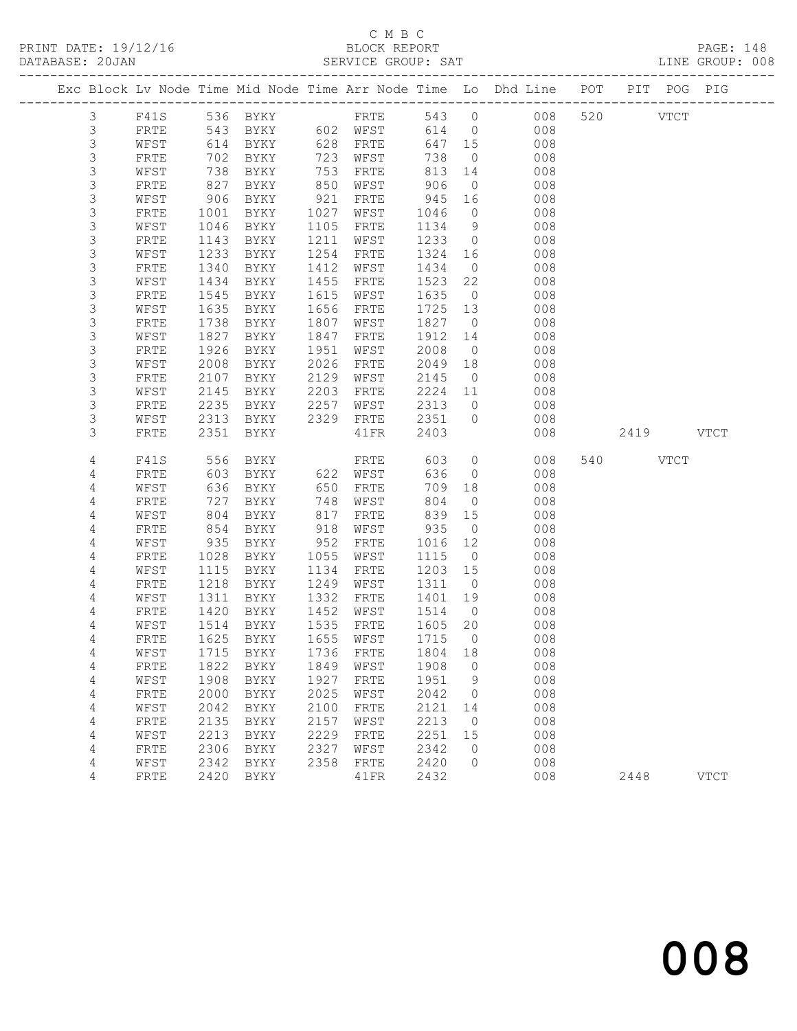C M B C

PRINT DATE: 19/12/16 BLOCK REPORT
DATABASE: 20JAN SERVICE GROUP: SAT LINE GROUP: 008

| Exc | Block | Lv | Node | Time | Mid Node | Time | Arr Node | Time | Lo | Dhd Line | POT | PIT | POG | PIG |
|---|---|---|---|---|---|---|---|---|---|---|---|---|---|---|
| | 3 | | F41S | 536 | BYKY | | FRTE | 543 | 0 | 008 | 520 | | VTCT | |
| | 3 | | FRTE | 543 | BYKY | 602 | WFST | 614 | 0 | 008 | | | | |
| | 3 | | WFST | 614 | BYKY | 628 | FRTE | 647 | 15 | 008 | | | | |
| | 3 | | FRTE | 702 | BYKY | 723 | WFST | 738 | 0 | 008 | | | | |
| | 3 | | WFST | 738 | BYKY | 753 | FRTE | 813 | 14 | 008 | | | | |
| | 3 | | FRTE | 827 | BYKY | 850 | WFST | 906 | 0 | 008 | | | | |
| | 3 | | WFST | 906 | BYKY | 921 | FRTE | 945 | 16 | 008 | | | | |
| | 3 | | FRTE | 1001 | BYKY | 1027 | WFST | 1046 | 0 | 008 | | | | |
| | 3 | | WFST | 1046 | BYKY | 1105 | FRTE | 1134 | 9 | 008 | | | | |
| | 3 | | FRTE | 1143 | BYKY | 1211 | WFST | 1233 | 0 | 008 | | | | |
| | 3 | | WFST | 1233 | BYKY | 1254 | FRTE | 1324 | 16 | 008 | | | | |
| | 3 | | FRTE | 1340 | BYKY | 1412 | WFST | 1434 | 0 | 008 | | | | |
| | 3 | | WFST | 1434 | BYKY | 1455 | FRTE | 1523 | 22 | 008 | | | | |
| | 3 | | FRTE | 1545 | BYKY | 1615 | WFST | 1635 | 0 | 008 | | | | |
| | 3 | | WFST | 1635 | BYKY | 1656 | FRTE | 1725 | 13 | 008 | | | | |
| | 3 | | FRTE | 1738 | BYKY | 1807 | WFST | 1827 | 0 | 008 | | | | |
| | 3 | | WFST | 1827 | BYKY | 1847 | FRTE | 1912 | 14 | 008 | | | | |
| | 3 | | FRTE | 1926 | BYKY | 1951 | WFST | 2008 | 0 | 008 | | | | |
| | 3 | | WFST | 2008 | BYKY | 2026 | FRTE | 2049 | 18 | 008 | | | | |
| | 3 | | FRTE | 2107 | BYKY | 2129 | WFST | 2145 | 0 | 008 | | | | |
| | 3 | | WFST | 2145 | BYKY | 2203 | FRTE | 2224 | 11 | 008 | | | | |
| | 3 | | FRTE | 2235 | BYKY | 2257 | WFST | 2313 | 0 | 008 | | | | |
| | 3 | | WFST | 2313 | BYKY | 2329 | FRTE | 2351 | 0 | 008 | | | | |
| | 3 | | FRTE | 2351 | BYKY | | 41FR | 2403 | | 008 | | 2419 | | VTCT |
| | 4 | | F41S | 556 | BYKY | | FRTE | 603 | 0 | 008 | 540 | | VTCT | |
| | 4 | | FRTE | 603 | BYKY | 622 | WFST | 636 | 0 | 008 | | | | |
| | 4 | | WFST | 636 | BYKY | 650 | FRTE | 709 | 18 | 008 | | | | |
| | 4 | | FRTE | 727 | BYKY | 748 | WFST | 804 | 0 | 008 | | | | |
| | 4 | | WFST | 804 | BYKY | 817 | FRTE | 839 | 15 | 008 | | | | |
| | 4 | | FRTE | 854 | BYKY | 918 | WFST | 935 | 0 | 008 | | | | |
| | 4 | | WFST | 935 | BYKY | 952 | FRTE | 1016 | 12 | 008 | | | | |
| | 4 | | FRTE | 1028 | BYKY | 1055 | WFST | 1115 | 0 | 008 | | | | |
| | 4 | | WFST | 1115 | BYKY | 1134 | FRTE | 1203 | 15 | 008 | | | | |
| | 4 | | FRTE | 1218 | BYKY | 1249 | WFST | 1311 | 0 | 008 | | | | |
| | 4 | | WFST | 1311 | BYKY | 1332 | FRTE | 1401 | 19 | 008 | | | | |
| | 4 | | FRTE | 1420 | BYKY | 1452 | WFST | 1514 | 0 | 008 | | | | |
| | 4 | | WFST | 1514 | BYKY | 1535 | FRTE | 1605 | 20 | 008 | | | | |
| | 4 | | FRTE | 1625 | BYKY | 1655 | WFST | 1715 | 0 | 008 | | | | |
| | 4 | | WFST | 1715 | BYKY | 1736 | FRTE | 1804 | 18 | 008 | | | | |
| | 4 | | FRTE | 1822 | BYKY | 1849 | WFST | 1908 | 0 | 008 | | | | |
| | 4 | | WFST | 1908 | BYKY | 1927 | FRTE | 1951 | 9 | 008 | | | | |
| | 4 | | FRTE | 2000 | BYKY | 2025 | WFST | 2042 | 0 | 008 | | | | |
| | 4 | | WFST | 2042 | BYKY | 2100 | FRTE | 2121 | 14 | 008 | | | | |
| | 4 | | FRTE | 2135 | BYKY | 2157 | WFST | 2213 | 0 | 008 | | | | |
| | 4 | | WFST | 2213 | BYKY | 2229 | FRTE | 2251 | 15 | 008 | | | | |
| | 4 | | FRTE | 2306 | BYKY | 2327 | WFST | 2342 | 0 | 008 | | | | |
| | 4 | | WFST | 2342 | BYKY | 2358 | FRTE | 2420 | 0 | 008 | | | | |
| | 4 | | FRTE | 2420 | BYKY | | 41FR | 2432 | | 008 | | 2448 | | VTCT |

008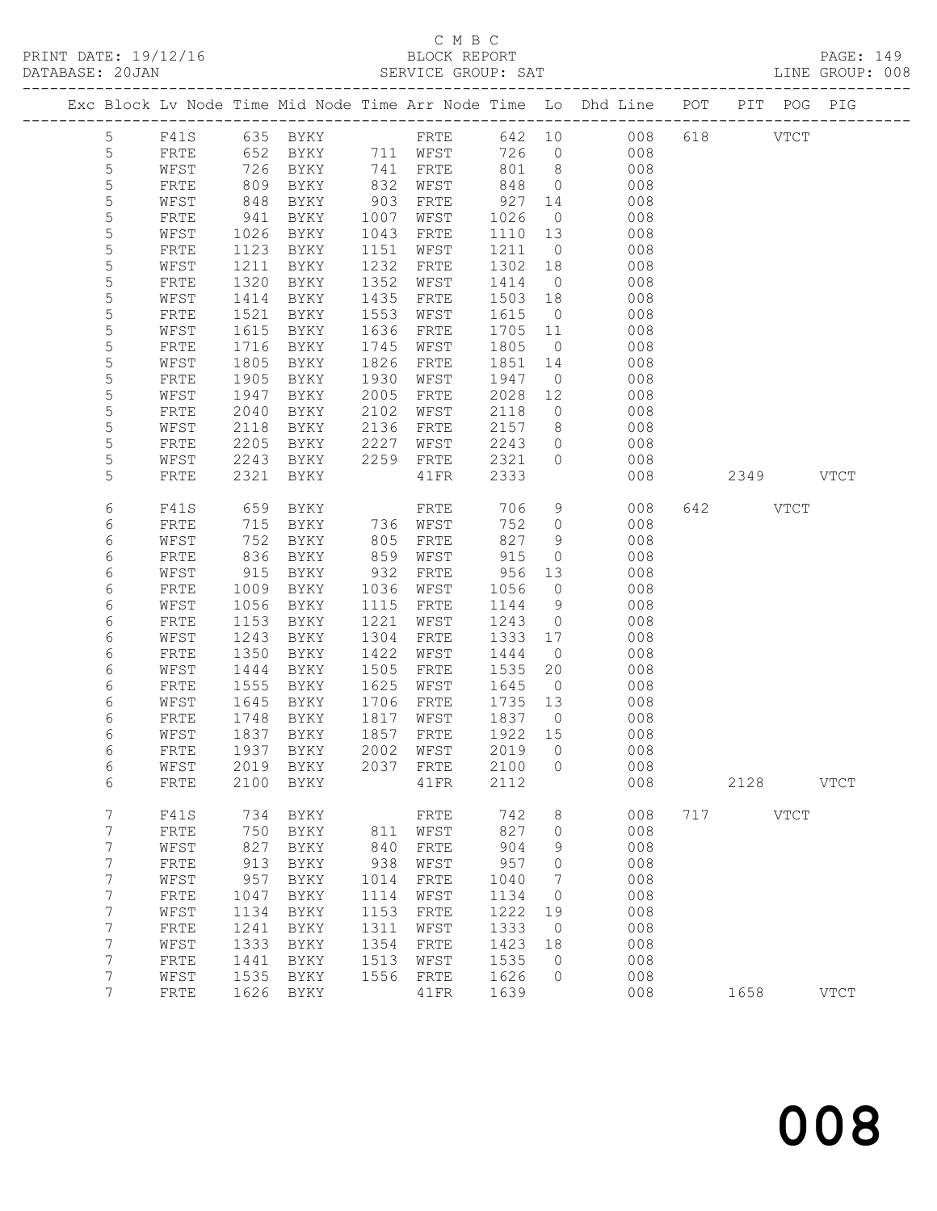C M B C
PRINT DATE: 19/12/16 BLOCK REPORT
DATABASE: 20JAN SERVICE GROUP: SAT LINE GROUP: 008

| Exc | Block | Lv | Node | Time | Mid Node | Time | Arr Node | Time | Lo | Dhd Line | POT | PIT | POG | PIG |
|---|---|---|---|---|---|---|---|---|---|---|---|---|---|---|
| | 5 | | F41S | 635 | BYKY | | FRTE | 642 | 10 | 008 | 618 | | VTCT | |
| | 5 | | FRTE | 652 | BYKY | 711 | WFST | 726 | 0 | 008 | | | | |
| | 5 | | WFST | 726 | BYKY | 741 | FRTE | 801 | 8 | 008 | | | | |
| | 5 | | FRTE | 809 | BYKY | 832 | WFST | 848 | 0 | 008 | | | | |
| | 5 | | WFST | 848 | BYKY | 903 | FRTE | 927 | 14 | 008 | | | | |
| | 5 | | FRTE | 941 | BYKY | 1007 | WFST | 1026 | 0 | 008 | | | | |
| | 5 | | WFST | 1026 | BYKY | 1043 | FRTE | 1110 | 13 | 008 | | | | |
| | 5 | | FRTE | 1123 | BYKY | 1151 | WFST | 1211 | 0 | 008 | | | | |
| | 5 | | WFST | 1211 | BYKY | 1232 | FRTE | 1302 | 18 | 008 | | | | |
| | 5 | | FRTE | 1320 | BYKY | 1352 | WFST | 1414 | 0 | 008 | | | | |
| | 5 | | WFST | 1414 | BYKY | 1435 | FRTE | 1503 | 18 | 008 | | | | |
| | 5 | | FRTE | 1521 | BYKY | 1553 | WFST | 1615 | 0 | 008 | | | | |
| | 5 | | WFST | 1615 | BYKY | 1636 | FRTE | 1705 | 11 | 008 | | | | |
| | 5 | | FRTE | 1716 | BYKY | 1745 | WFST | 1805 | 0 | 008 | | | | |
| | 5 | | WFST | 1805 | BYKY | 1826 | FRTE | 1851 | 14 | 008 | | | | |
| | 5 | | FRTE | 1905 | BYKY | 1930 | WFST | 1947 | 0 | 008 | | | | |
| | 5 | | WFST | 1947 | BYKY | 2005 | FRTE | 2028 | 12 | 008 | | | | |
| | 5 | | FRTE | 2040 | BYKY | 2102 | WFST | 2118 | 0 | 008 | | | | |
| | 5 | | WFST | 2118 | BYKY | 2136 | FRTE | 2157 | 8 | 008 | | | | |
| | 5 | | FRTE | 2205 | BYKY | 2227 | WFST | 2243 | 0 | 008 | | | | |
| | 5 | | WFST | 2243 | BYKY | 2259 | FRTE | 2321 | 0 | 008 | | | | |
| | 5 | | FRTE | 2321 | BYKY | | 41FR | 2333 | | 008 | | 2349 | | VTCT |
| | 6 | | F41S | 659 | BYKY | | FRTE | 706 | 9 | 008 | 642 | | VTCT | |
| | 6 | | FRTE | 715 | BYKY | 736 | WFST | 752 | 0 | 008 | | | | |
| | 6 | | WFST | 752 | BYKY | 805 | FRTE | 827 | 9 | 008 | | | | |
| | 6 | | FRTE | 836 | BYKY | 859 | WFST | 915 | 0 | 008 | | | | |
| | 6 | | WFST | 915 | BYKY | 932 | FRTE | 956 | 13 | 008 | | | | |
| | 6 | | FRTE | 1009 | BYKY | 1036 | WFST | 1056 | 0 | 008 | | | | |
| | 6 | | WFST | 1056 | BYKY | 1115 | FRTE | 1144 | 9 | 008 | | | | |
| | 6 | | FRTE | 1153 | BYKY | 1221 | WFST | 1243 | 0 | 008 | | | | |
| | 6 | | WFST | 1243 | BYKY | 1304 | FRTE | 1333 | 17 | 008 | | | | |
| | 6 | | FRTE | 1350 | BYKY | 1422 | WFST | 1444 | 0 | 008 | | | | |
| | 6 | | WFST | 1444 | BYKY | 1505 | FRTE | 1535 | 20 | 008 | | | | |
| | 6 | | FRTE | 1555 | BYKY | 1625 | WFST | 1645 | 0 | 008 | | | | |
| | 6 | | WFST | 1645 | BYKY | 1706 | FRTE | 1735 | 13 | 008 | | | | |
| | 6 | | FRTE | 1748 | BYKY | 1817 | WFST | 1837 | 0 | 008 | | | | |
| | 6 | | WFST | 1837 | BYKY | 1857 | FRTE | 1922 | 15 | 008 | | | | |
| | 6 | | FRTE | 1937 | BYKY | 2002 | WFST | 2019 | 0 | 008 | | | | |
| | 6 | | WFST | 2019 | BYKY | 2037 | FRTE | 2100 | 0 | 008 | | | | |
| | 6 | | FRTE | 2100 | BYKY | | 41FR | 2112 | | 008 | | 2128 | | VTCT |
| | 7 | | F41S | 734 | BYKY | | FRTE | 742 | 8 | 008 | 717 | | VTCT | |
| | 7 | | FRTE | 750 | BYKY | 811 | WFST | 827 | 0 | 008 | | | | |
| | 7 | | WFST | 827 | BYKY | 840 | FRTE | 904 | 9 | 008 | | | | |
| | 7 | | FRTE | 913 | BYKY | 938 | WFST | 957 | 0 | 008 | | | | |
| | 7 | | WFST | 957 | BYKY | 1014 | FRTE | 1040 | 7 | 008 | | | | |
| | 7 | | FRTE | 1047 | BYKY | 1114 | WFST | 1134 | 0 | 008 | | | | |
| | 7 | | WFST | 1134 | BYKY | 1153 | FRTE | 1222 | 19 | 008 | | | | |
| | 7 | | FRTE | 1241 | BYKY | 1311 | WFST | 1333 | 0 | 008 | | | | |
| | 7 | | WFST | 1333 | BYKY | 1354 | FRTE | 1423 | 18 | 008 | | | | |
| | 7 | | FRTE | 1441 | BYKY | 1513 | WFST | 1535 | 0 | 008 | | | | |
| | 7 | | WFST | 1535 | BYKY | 1556 | FRTE | 1626 | 0 | 008 | | | | |
| | 7 | | FRTE | 1626 | BYKY | | 41FR | 1639 | | 008 | | 1658 | | VTCT |

# 008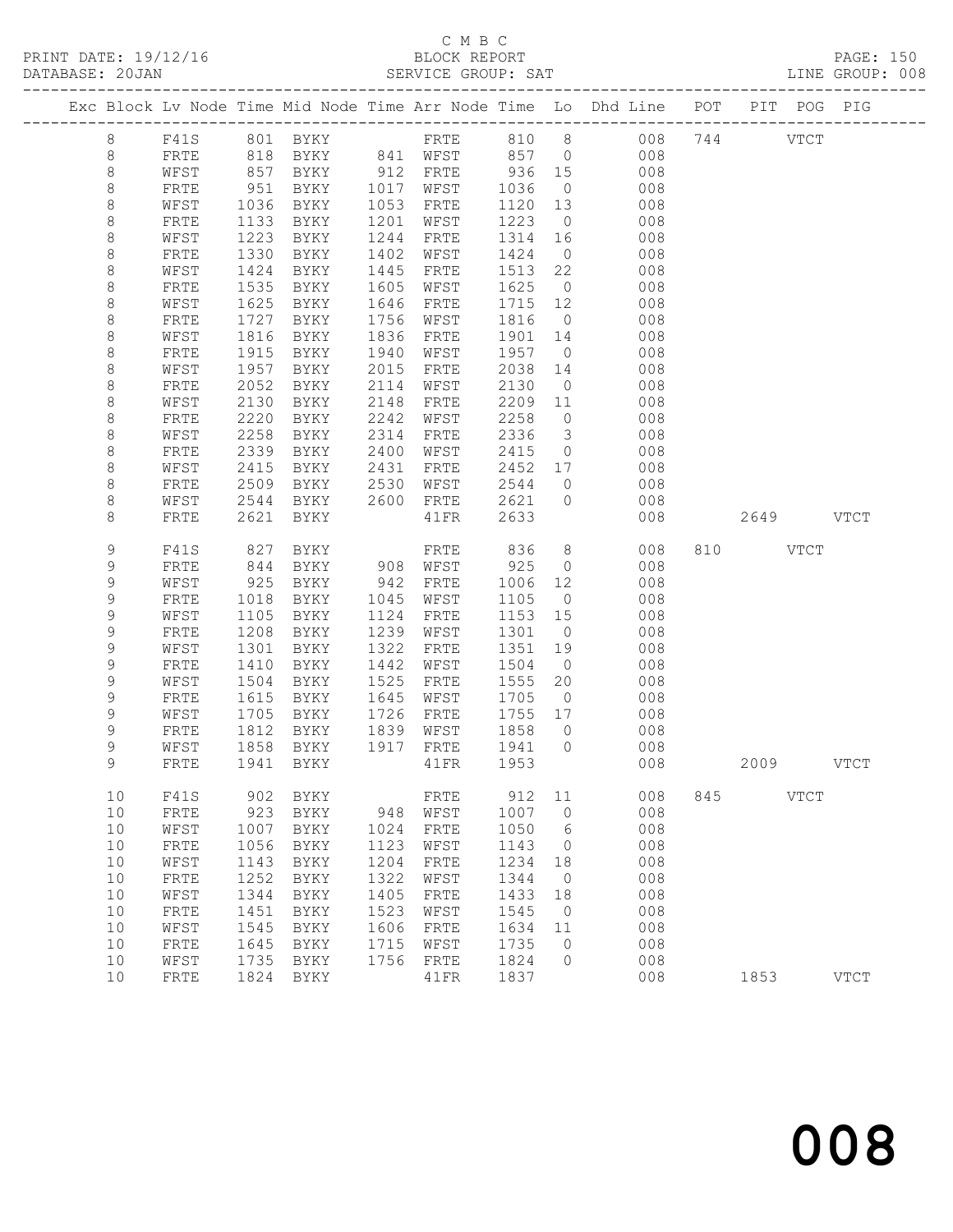C M B C
PRINT DATE: 19/12/16 BLOCK REPORT
DATABASE: 20JAN SERVICE GROUP: SAT LINE GROUP: 008

| Exc | Block | Lv | Node | Time | Mid Node | Time | Arr Node | Time | Lo | Dhd Line | POT | PIT | POG | PIG |
|---|---|---|---|---|---|---|---|---|---|---|---|---|---|---|
| | 8 | | F41S | 801 | BYKY | | FRTE | 810 | 8 | 008 | 744 | | VTCT | |
| | 8 | | FRTE | 818 | BYKY | 841 | WFST | 857 | 0 | 008 | | | | |
| | 8 | | WFST | 857 | BYKY | 912 | FRTE | 936 | 15 | 008 | | | | |
| | 8 | | FRTE | 951 | BYKY | 1017 | WFST | 1036 | 0 | 008 | | | | |
| | 8 | | WFST | 1036 | BYKY | 1053 | FRTE | 1120 | 13 | 008 | | | | |
| | 8 | | FRTE | 1133 | BYKY | 1201 | WFST | 1223 | 0 | 008 | | | | |
| | 8 | | WFST | 1223 | BYKY | 1244 | FRTE | 1314 | 16 | 008 | | | | |
| | 8 | | FRTE | 1330 | BYKY | 1402 | WFST | 1424 | 0 | 008 | | | | |
| | 8 | | WFST | 1424 | BYKY | 1445 | FRTE | 1513 | 22 | 008 | | | | |
| | 8 | | FRTE | 1535 | BYKY | 1605 | WFST | 1625 | 0 | 008 | | | | |
| | 8 | | WFST | 1625 | BYKY | 1646 | FRTE | 1715 | 12 | 008 | | | | |
| | 8 | | FRTE | 1727 | BYKY | 1756 | WFST | 1816 | 0 | 008 | | | | |
| | 8 | | WFST | 1816 | BYKY | 1836 | FRTE | 1901 | 14 | 008 | | | | |
| | 8 | | FRTE | 1915 | BYKY | 1940 | WFST | 1957 | 0 | 008 | | | | |
| | 8 | | WFST | 1957 | BYKY | 2015 | FRTE | 2038 | 14 | 008 | | | | |
| | 8 | | FRTE | 2052 | BYKY | 2114 | WFST | 2130 | 0 | 008 | | | | |
| | 8 | | WFST | 2130 | BYKY | 2148 | FRTE | 2209 | 11 | 008 | | | | |
| | 8 | | FRTE | 2220 | BYKY | 2242 | WFST | 2258 | 0 | 008 | | | | |
| | 8 | | WFST | 2258 | BYKY | 2314 | FRTE | 2336 | 3 | 008 | | | | |
| | 8 | | FRTE | 2339 | BYKY | 2400 | WFST | 2415 | 0 | 008 | | | | |
| | 8 | | WFST | 2415 | BYKY | 2431 | FRTE | 2452 | 17 | 008 | | | | |
| | 8 | | FRTE | 2509 | BYKY | 2530 | WFST | 2544 | 0 | 008 | | | | |
| | 8 | | WFST | 2544 | BYKY | 2600 | FRTE | 2621 | 0 | 008 | | | | |
| | 8 | | FRTE | 2621 | BYKY | | 41FR | 2633 | | 008 | | 2649 | | VTCT |
| | 9 | | F41S | 827 | BYKY | | FRTE | 836 | 8 | 008 | 810 | | VTCT | |
| | 9 | | FRTE | 844 | BYKY | 908 | WFST | 925 | 0 | 008 | | | | |
| | 9 | | WFST | 925 | BYKY | 942 | FRTE | 1006 | 12 | 008 | | | | |
| | 9 | | FRTE | 1018 | BYKY | 1045 | WFST | 1105 | 0 | 008 | | | | |
| | 9 | | WFST | 1105 | BYKY | 1124 | FRTE | 1153 | 15 | 008 | | | | |
| | 9 | | FRTE | 1208 | BYKY | 1239 | WFST | 1301 | 0 | 008 | | | | |
| | 9 | | WFST | 1301 | BYKY | 1322 | FRTE | 1351 | 19 | 008 | | | | |
| | 9 | | FRTE | 1410 | BYKY | 1442 | WFST | 1504 | 0 | 008 | | | | |
| | 9 | | WFST | 1504 | BYKY | 1525 | FRTE | 1555 | 20 | 008 | | | | |
| | 9 | | FRTE | 1615 | BYKY | 1645 | WFST | 1705 | 0 | 008 | | | | |
| | 9 | | WFST | 1705 | BYKY | 1726 | FRTE | 1755 | 17 | 008 | | | | |
| | 9 | | FRTE | 1812 | BYKY | 1839 | WFST | 1858 | 0 | 008 | | | | |
| | 9 | | WFST | 1858 | BYKY | 1917 | FRTE | 1941 | 0 | 008 | | | | |
| | 9 | | FRTE | 1941 | BYKY | | 41FR | 1953 | | 008 | | 2009 | | VTCT |
| | 10 | | F41S | 902 | BYKY | | FRTE | 912 | 11 | 008 | 845 | | VTCT | |
| | 10 | | FRTE | 923 | BYKY | 948 | WFST | 1007 | 0 | 008 | | | | |
| | 10 | | WFST | 1007 | BYKY | 1024 | FRTE | 1050 | 6 | 008 | | | | |
| | 10 | | FRTE | 1056 | BYKY | 1123 | WFST | 1143 | 0 | 008 | | | | |
| | 10 | | WFST | 1143 | BYKY | 1204 | FRTE | 1234 | 18 | 008 | | | | |
| | 10 | | FRTE | 1252 | BYKY | 1322 | WFST | 1344 | 0 | 008 | | | | |
| | 10 | | WFST | 1344 | BYKY | 1405 | FRTE | 1433 | 18 | 008 | | | | |
| | 10 | | FRTE | 1451 | BYKY | 1523 | WFST | 1545 | 0 | 008 | | | | |
| | 10 | | WFST | 1545 | BYKY | 1606 | FRTE | 1634 | 11 | 008 | | | | |
| | 10 | | FRTE | 1645 | BYKY | 1715 | WFST | 1735 | 0 | 008 | | | | |
| | 10 | | WFST | 1735 | BYKY | 1756 | FRTE | 1824 | 0 | 008 | | | | |
| | 10 | | FRTE | 1824 | BYKY | | 41FR | 1837 | | 008 | | 1853 | | VTCT |

008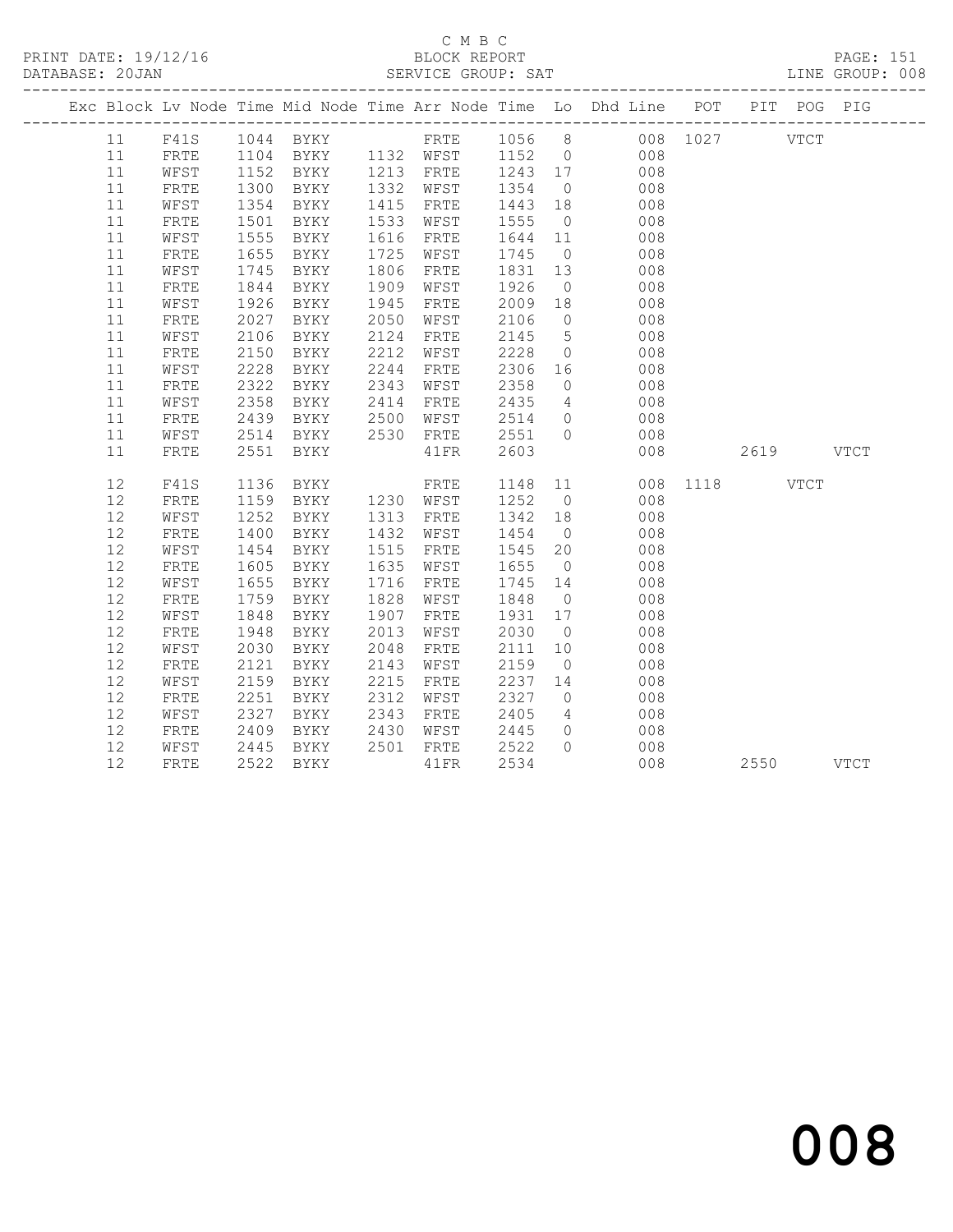C M B C

PRINT DATE: 19/12/16 BLOCK REPORT PAGE: 151
DATABASE: 20JAN SERVICE GROUP: SAT LINE GROUP: 008

| Exc | Block | Lv Node | Time | Mid Node | Time | Arr Node | Time | Lo | Dhd Line | POT | PIT | POG | PIG |
|---|---|---|---|---|---|---|---|---|---|---|---|---|---|
| | 11 | F41S | 1044 | BYKY | | FRTE | 1056 | 8 | 008 | 1027 | | VTCT | |
| | 11 | FRTE | 1104 | BYKY | 1132 | WFST | 1152 | 0 | 008 | | | | |
| | 11 | WFST | 1152 | BYKY | 1213 | FRTE | 1243 | 17 | 008 | | | | |
| | 11 | FRTE | 1300 | BYKY | 1332 | WFST | 1354 | 0 | 008 | | | | |
| | 11 | WFST | 1354 | BYKY | 1415 | FRTE | 1443 | 18 | 008 | | | | |
| | 11 | FRTE | 1501 | BYKY | 1533 | WFST | 1555 | 0 | 008 | | | | |
| | 11 | WFST | 1555 | BYKY | 1616 | FRTE | 1644 | 11 | 008 | | | | |
| | 11 | FRTE | 1655 | BYKY | 1725 | WFST | 1745 | 0 | 008 | | | | |
| | 11 | WFST | 1745 | BYKY | 1806 | FRTE | 1831 | 13 | 008 | | | | |
| | 11 | FRTE | 1844 | BYKY | 1909 | WFST | 1926 | 0 | 008 | | | | |
| | 11 | WFST | 1926 | BYKY | 1945 | FRTE | 2009 | 18 | 008 | | | | |
| | 11 | FRTE | 2027 | BYKY | 2050 | WFST | 2106 | 0 | 008 | | | | |
| | 11 | WFST | 2106 | BYKY | 2124 | FRTE | 2145 | 5 | 008 | | | | |
| | 11 | FRTE | 2150 | BYKY | 2212 | WFST | 2228 | 0 | 008 | | | | |
| | 11 | WFST | 2228 | BYKY | 2244 | FRTE | 2306 | 16 | 008 | | | | |
| | 11 | FRTE | 2322 | BYKY | 2343 | WFST | 2358 | 0 | 008 | | | | |
| | 11 | WFST | 2358 | BYKY | 2414 | FRTE | 2435 | 4 | 008 | | | | |
| | 11 | FRTE | 2439 | BYKY | 2500 | WFST | 2514 | 0 | 008 | | | | |
| | 11 | WFST | 2514 | BYKY | 2530 | FRTE | 2551 | 0 | 008 | | | | |
| | 11 | FRTE | 2551 | BYKY | | 41FR | 2603 | | 008 | | 2619 | | VTCT |
| | 12 | F41S | 1136 | BYKY | | FRTE | 1148 | 11 | 008 | 1118 | | VTCT | |
| | 12 | FRTE | 1159 | BYKY | 1230 | WFST | 1252 | 0 | 008 | | | | |
| | 12 | WFST | 1252 | BYKY | 1313 | FRTE | 1342 | 18 | 008 | | | | |
| | 12 | FRTE | 1400 | BYKY | 1432 | WFST | 1454 | 0 | 008 | | | | |
| | 12 | WFST | 1454 | BYKY | 1515 | FRTE | 1545 | 20 | 008 | | | | |
| | 12 | FRTE | 1605 | BYKY | 1635 | WFST | 1655 | 0 | 008 | | | | |
| | 12 | WFST | 1655 | BYKY | 1716 | FRTE | 1745 | 14 | 008 | | | | |
| | 12 | FRTE | 1759 | BYKY | 1828 | WFST | 1848 | 0 | 008 | | | | |
| | 12 | WFST | 1848 | BYKY | 1907 | FRTE | 1931 | 17 | 008 | | | | |
| | 12 | FRTE | 1948 | BYKY | 2013 | WFST | 2030 | 0 | 008 | | | | |
| | 12 | WFST | 2030 | BYKY | 2048 | FRTE | 2111 | 10 | 008 | | | | |
| | 12 | FRTE | 2121 | BYKY | 2143 | WFST | 2159 | 0 | 008 | | | | |
| | 12 | WFST | 2159 | BYKY | 2215 | FRTE | 2237 | 14 | 008 | | | | |
| | 12 | FRTE | 2251 | BYKY | 2312 | WFST | 2327 | 0 | 008 | | | | |
| | 12 | WFST | 2327 | BYKY | 2343 | FRTE | 2405 | 4 | 008 | | | | |
| | 12 | FRTE | 2409 | BYKY | 2430 | WFST | 2445 | 0 | 008 | | | | |
| | 12 | WFST | 2445 | BYKY | 2501 | FRTE | 2522 | 0 | 008 | | | | |
| | 12 | FRTE | 2522 | BYKY | | 41FR | 2534 | | 008 | | 2550 | | VTCT |

008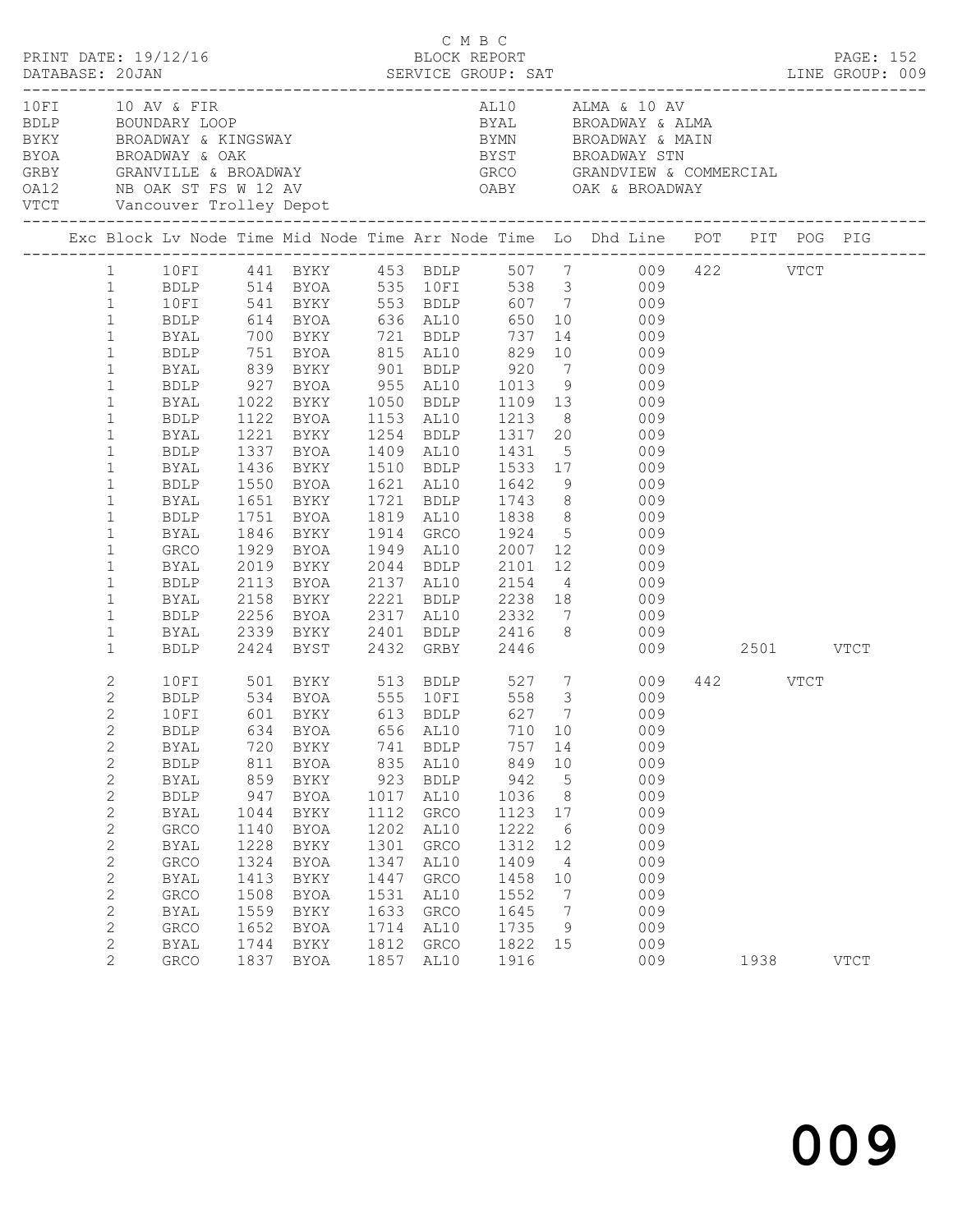C M B C

PRINT DATE: 19/12/16 BLOCK REPORT PAGE: 152
DATABASE: 20JAN SERVICE GROUP: SAT LINE GROUP: 009

| Code | Name | Code | Name |
|---|---|---|---|
| 10FI | 10 AV & FIR | AL10 | ALMA & 10 AV |
| BDLP | BOUNDARY LOOP | BYAL | BROADWAY & ALMA |
| BYKY | BROADWAY & KINGSWAY | BYMN | BROADWAY & MAIN |
| BYOA | BROADWAY & OAK | BYST | BROADWAY STN |
| GRBY | GRANVILLE & BROADWAY | GRCO | GRANDVIEW & COMMERCIAL |
| OA12 | NB OAK ST FS W 12 AV | OABY | OAK & BROADWAY |
| VTCT | Vancouver Trolley Depot | | |

| Exc | Block | Lv Node | Time | Mid Node | Time | Arr Node | Time | Lo | Dhd Line | POT | PIT | POG | PIG |
|---|---|---|---|---|---|---|---|---|---|---|---|---|---|
| | 1 | 10FI | 441 | BYKY | 453 | BDLP | 507 | 7 | 009 | 422 | | VTCT | |
| | 1 | BDLP | 514 | BYOA | 535 | 10FI | 538 | 3 | 009 | | | | |
| | 1 | 10FI | 541 | BYKY | 553 | BDLP | 607 | 7 | 009 | | | | |
| | 1 | BDLP | 614 | BYOA | 636 | AL10 | 650 | 10 | 009 | | | | |
| | 1 | BYAL | 700 | BYKY | 721 | BDLP | 737 | 14 | 009 | | | | |
| | 1 | BDLP | 751 | BYOA | 815 | AL10 | 829 | 10 | 009 | | | | |
| | 1 | BYAL | 839 | BYKY | 901 | BDLP | 920 | 7 | 009 | | | | |
| | 1 | BDLP | 927 | BYOA | 955 | AL10 | 1013 | 9 | 009 | | | | |
| | 1 | BYAL | 1022 | BYKY | 1050 | BDLP | 1109 | 13 | 009 | | | | |
| | 1 | BDLP | 1122 | BYOA | 1153 | AL10 | 1213 | 8 | 009 | | | | |
| | 1 | BYAL | 1221 | BYKY | 1254 | BDLP | 1317 | 20 | 009 | | | | |
| | 1 | BDLP | 1337 | BYOA | 1409 | AL10 | 1431 | 5 | 009 | | | | |
| | 1 | BYAL | 1436 | BYKY | 1510 | BDLP | 1533 | 17 | 009 | | | | |
| | 1 | BDLP | 1550 | BYOA | 1621 | AL10 | 1642 | 9 | 009 | | | | |
| | 1 | BYAL | 1651 | BYKY | 1721 | BDLP | 1743 | 8 | 009 | | | | |
| | 1 | BDLP | 1751 | BYOA | 1819 | AL10 | 1838 | 8 | 009 | | | | |
| | 1 | BYAL | 1846 | BYKY | 1914 | GRCO | 1924 | 5 | 009 | | | | |
| | 1 | GRCO | 1929 | BYOA | 1949 | AL10 | 2007 | 12 | 009 | | | | |
| | 1 | BYAL | 2019 | BYKY | 2044 | BDLP | 2101 | 12 | 009 | | | | |
| | 1 | BDLP | 2113 | BYOA | 2137 | AL10 | 2154 | 4 | 009 | | | | |
| | 1 | BYAL | 2158 | BYKY | 2221 | BDLP | 2238 | 18 | 009 | | | | |
| | 1 | BDLP | 2256 | BYOA | 2317 | AL10 | 2332 | 7 | 009 | | | | |
| | 1 | BYAL | 2339 | BYKY | 2401 | BDLP | 2416 | 8 | 009 | | | | |
| | 1 | BDLP | 2424 | BYST | 2432 | GRBY | 2446 | | 009 | | 2501 | | VTCT |
| | 2 | 10FI | 501 | BYKY | 513 | BDLP | 527 | 7 | 009 | 442 | | VTCT | |
| | 2 | BDLP | 534 | BYOA | 555 | 10FI | 558 | 3 | 009 | | | | |
| | 2 | 10FI | 601 | BYKY | 613 | BDLP | 627 | 7 | 009 | | | | |
| | 2 | BDLP | 634 | BYOA | 656 | AL10 | 710 | 10 | 009 | | | | |
| | 2 | BYAL | 720 | BYKY | 741 | BDLP | 757 | 14 | 009 | | | | |
| | 2 | BDLP | 811 | BYOA | 835 | AL10 | 849 | 10 | 009 | | | | |
| | 2 | BYAL | 859 | BYKY | 923 | BDLP | 942 | 5 | 009 | | | | |
| | 2 | BDLP | 947 | BYOA | 1017 | AL10 | 1036 | 8 | 009 | | | | |
| | 2 | BYAL | 1044 | BYKY | 1112 | GRCO | 1123 | 17 | 009 | | | | |
| | 2 | GRCO | 1140 | BYOA | 1202 | AL10 | 1222 | 6 | 009 | | | | |
| | 2 | BYAL | 1228 | BYKY | 1301 | GRCO | 1312 | 12 | 009 | | | | |
| | 2 | GRCO | 1324 | BYOA | 1347 | AL10 | 1409 | 4 | 009 | | | | |
| | 2 | BYAL | 1413 | BYKY | 1447 | GRCO | 1458 | 10 | 009 | | | | |
| | 2 | GRCO | 1508 | BYOA | 1531 | AL10 | 1552 | 7 | 009 | | | | |
| | 2 | BYAL | 1559 | BYKY | 1633 | GRCO | 1645 | 7 | 009 | | | | |
| | 2 | GRCO | 1652 | BYOA | 1714 | AL10 | 1735 | 9 | 009 | | | | |
| | 2 | BYAL | 1744 | BYKY | 1812 | GRCO | 1822 | 15 | 009 | | | | |
| | 2 | GRCO | 1837 | BYOA | 1857 | AL10 | 1916 | | 009 | | 1938 | | VTCT |

009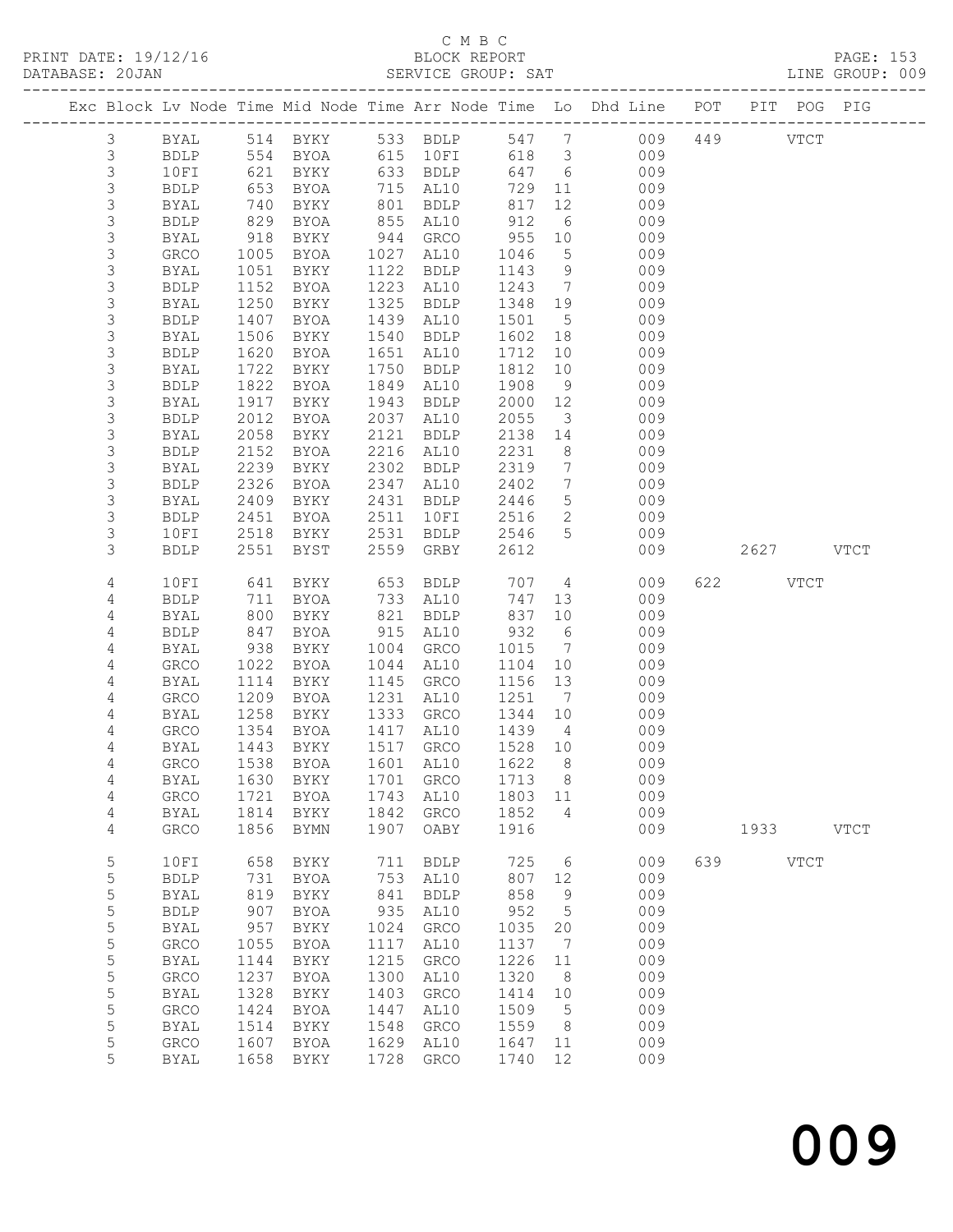C M B C

BLOCK REPORT

SERVICE GROUP: SAT

| Exc | Block | Lv | Node | Time | Mid Node | Time | Arr Node | Time | Lo | Dhd Line | POT | PIT | POG | PIG |
|---|---|---|---|---|---|---|---|---|---|---|---|---|---|---|
| | 3 | | BYAL | 514 | BYKY | 533 | BDLP | 547 | 7 | 009 | 449 | | VTCT | |
| | 3 | | BDLP | 554 | BYOA | 615 | 10FI | 618 | 3 | 009 | | | | |
| | 3 | | 10FI | 621 | BYKY | 633 | BDLP | 647 | 6 | 009 | | | | |
| | 3 | | BDLP | 653 | BYOA | 715 | AL10 | 729 | 11 | 009 | | | | |
| | 3 | | BYAL | 740 | BYKY | 801 | BDLP | 817 | 12 | 009 | | | | |
| | 3 | | BDLP | 829 | BYOA | 855 | AL10 | 912 | 6 | 009 | | | | |
| | 3 | | BYAL | 918 | BYKY | 944 | GRCO | 955 | 10 | 009 | | | | |
| | 3 | | GRCO | 1005 | BYOA | 1027 | AL10 | 1046 | 5 | 009 | | | | |
| | 3 | | BYAL | 1051 | BYKY | 1122 | BDLP | 1143 | 9 | 009 | | | | |
| | 3 | | BDLP | 1152 | BYOA | 1223 | AL10 | 1243 | 7 | 009 | | | | |
| | 3 | | BYAL | 1250 | BYKY | 1325 | BDLP | 1348 | 19 | 009 | | | | |
| | 3 | | BDLP | 1407 | BYOA | 1439 | AL10 | 1501 | 5 | 009 | | | | |
| | 3 | | BYAL | 1506 | BYKY | 1540 | BDLP | 1602 | 18 | 009 | | | | |
| | 3 | | BDLP | 1620 | BYOA | 1651 | AL10 | 1712 | 10 | 009 | | | | |
| | 3 | | BYAL | 1722 | BYKY | 1750 | BDLP | 1812 | 10 | 009 | | | | |
| | 3 | | BDLP | 1822 | BYOA | 1849 | AL10 | 1908 | 9 | 009 | | | | |
| | 3 | | BYAL | 1917 | BYKY | 1943 | BDLP | 2000 | 12 | 009 | | | | |
| | 3 | | BDLP | 2012 | BYOA | 2037 | AL10 | 2055 | 3 | 009 | | | | |
| | 3 | | BYAL | 2058 | BYKY | 2121 | BDLP | 2138 | 14 | 009 | | | | |
| | 3 | | BDLP | 2152 | BYOA | 2216 | AL10 | 2231 | 8 | 009 | | | | |
| | 3 | | BYAL | 2239 | BYKY | 2302 | BDLP | 2319 | 7 | 009 | | | | |
| | 3 | | BDLP | 2326 | BYOA | 2347 | AL10 | 2402 | 7 | 009 | | | | |
| | 3 | | BYAL | 2409 | BYKY | 2431 | BDLP | 2446 | 5 | 009 | | | | |
| | 3 | | BDLP | 2451 | BYOA | 2511 | 10FI | 2516 | 2 | 009 | | | | |
| | 3 | | 10FI | 2518 | BYKY | 2531 | BDLP | 2546 | 5 | 009 | | | | |
| | 3 | | BDLP | 2551 | BYST | 2559 | GRBY | 2612 | | 009 | | 2627 | | VTCT |
| | 4 | | 10FI | 641 | BYKY | 653 | BDLP | 707 | 4 | 009 | 622 | | VTCT | |
| | 4 | | BDLP | 711 | BYOA | 733 | AL10 | 747 | 13 | 009 | | | | |
| | 4 | | BYAL | 800 | BYKY | 821 | BDLP | 837 | 10 | 009 | | | | |
| | 4 | | BDLP | 847 | BYOA | 915 | AL10 | 932 | 6 | 009 | | | | |
| | 4 | | BYAL | 938 | BYKY | 1004 | GRCO | 1015 | 7 | 009 | | | | |
| | 4 | | GRCO | 1022 | BYOA | 1044 | AL10 | 1104 | 10 | 009 | | | | |
| | 4 | | BYAL | 1114 | BYKY | 1145 | GRCO | 1156 | 13 | 009 | | | | |
| | 4 | | GRCO | 1209 | BYOA | 1231 | AL10 | 1251 | 7 | 009 | | | | |
| | 4 | | BYAL | 1258 | BYKY | 1333 | GRCO | 1344 | 10 | 009 | | | | |
| | 4 | | GRCO | 1354 | BYOA | 1417 | AL10 | 1439 | 4 | 009 | | | | |
| | 4 | | BYAL | 1443 | BYKY | 1517 | GRCO | 1528 | 10 | 009 | | | | |
| | 4 | | GRCO | 1538 | BYOA | 1601 | AL10 | 1622 | 8 | 009 | | | | |
| | 4 | | BYAL | 1630 | BYKY | 1701 | GRCO | 1713 | 8 | 009 | | | | |
| | 4 | | GRCO | 1721 | BYOA | 1743 | AL10 | 1803 | 11 | 009 | | | | |
| | 4 | | BYAL | 1814 | BYKY | 1842 | GRCO | 1852 | 4 | 009 | | | | |
| | 4 | | GRCO | 1856 | BYMN | 1907 | OABY | 1916 | | 009 | | 1933 | | VTCT |
| | 5 | | 10FI | 658 | BYKY | 711 | BDLP | 725 | 6 | 009 | 639 | | VTCT | |
| | 5 | | BDLP | 731 | BYOA | 753 | AL10 | 807 | 12 | 009 | | | | |
| | 5 | | BYAL | 819 | BYKY | 841 | BDLP | 858 | 9 | 009 | | | | |
| | 5 | | BDLP | 907 | BYOA | 935 | AL10 | 952 | 5 | 009 | | | | |
| | 5 | | BYAL | 957 | BYKY | 1024 | GRCO | 1035 | 20 | 009 | | | | |
| | 5 | | GRCO | 1055 | BYOA | 1117 | AL10 | 1137 | 7 | 009 | | | | |
| | 5 | | BYAL | 1144 | BYKY | 1215 | GRCO | 1226 | 11 | 009 | | | | |
| | 5 | | GRCO | 1237 | BYOA | 1300 | AL10 | 1320 | 8 | 009 | | | | |
| | 5 | | BYAL | 1328 | BYKY | 1403 | GRCO | 1414 | 10 | 009 | | | | |
| | 5 | | GRCO | 1424 | BYOA | 1447 | AL10 | 1509 | 5 | 009 | | | | |
| | 5 | | BYAL | 1514 | BYKY | 1548 | GRCO | 1559 | 8 | 009 | | | | |
| | 5 | | GRCO | 1607 | BYOA | 1629 | AL10 | 1647 | 11 | 009 | | | | |
| | 5 | | BYAL | 1658 | BYKY | 1728 | GRCO | 1740 | 12 | 009 | | | | |

009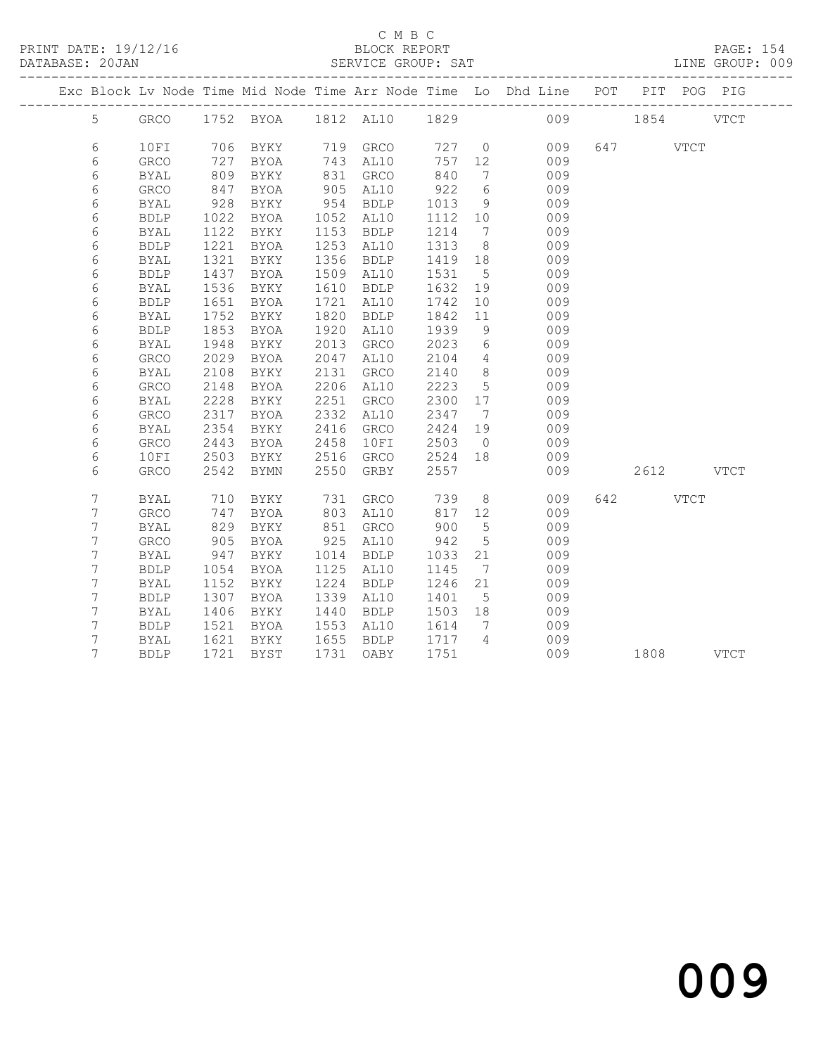C M B C

BLOCK REPORT

SERVICE GROUP: SAT

PRINT DATE: 19/12/16

DATABASE: 20JAN

LINE GROUP: 009

| Exc | Block | Lv | Node | Time | Mid Node | Time | Arr Node | Time | Lo | Dhd Line | POT | PIT | POG | PIG |
|---|---|---|---|---|---|---|---|---|---|---|---|---|---|---|
| | 5 | | GRCO | 1752 | BYOA | 1812 | AL10 | 1829 | | 009 | | 1854 | | VTCT |
| | 6 | | 10FI | 706 | BYKY | 719 | GRCO | 727 | 0 | 009 | 647 | | VTCT | |
| | 6 | | GRCO | 727 | BYOA | 743 | AL10 | 757 | 12 | 009 | | | | |
| | 6 | | BYAL | 809 | BYKY | 831 | GRCO | 840 | 7 | 009 | | | | |
| | 6 | | GRCO | 847 | BYOA | 905 | AL10 | 922 | 6 | 009 | | | | |
| | 6 | | BYAL | 928 | BYKY | 954 | BDLP | 1013 | 9 | 009 | | | | |
| | 6 | | BDLP | 1022 | BYOA | 1052 | AL10 | 1112 | 10 | 009 | | | | |
| | 6 | | BYAL | 1122 | BYKY | 1153 | BDLP | 1214 | 7 | 009 | | | | |
| | 6 | | BDLP | 1221 | BYOA | 1253 | AL10 | 1313 | 8 | 009 | | | | |
| | 6 | | BYAL | 1321 | BYKY | 1356 | BDLP | 1419 | 18 | 009 | | | | |
| | 6 | | BDLP | 1437 | BYOA | 1509 | AL10 | 1531 | 5 | 009 | | | | |
| | 6 | | BYAL | 1536 | BYKY | 1610 | BDLP | 1632 | 19 | 009 | | | | |
| | 6 | | BDLP | 1651 | BYOA | 1721 | AL10 | 1742 | 10 | 009 | | | | |
| | 6 | | BYAL | 1752 | BYKY | 1820 | BDLP | 1842 | 11 | 009 | | | | |
| | 6 | | BDLP | 1853 | BYOA | 1920 | AL10 | 1939 | 9 | 009 | | | | |
| | 6 | | BYAL | 1948 | BYKY | 2013 | GRCO | 2023 | 6 | 009 | | | | |
| | 6 | | GRCO | 2029 | BYOA | 2047 | AL10 | 2104 | 4 | 009 | | | | |
| | 6 | | BYAL | 2108 | BYKY | 2131 | GRCO | 2140 | 8 | 009 | | | | |
| | 6 | | GRCO | 2148 | BYOA | 2206 | AL10 | 2223 | 5 | 009 | | | | |
| | 6 | | BYAL | 2228 | BYKY | 2251 | GRCO | 2300 | 17 | 009 | | | | |
| | 6 | | GRCO | 2317 | BYOA | 2332 | AL10 | 2347 | 7 | 009 | | | | |
| | 6 | | BYAL | 2354 | BYKY | 2416 | GRCO | 2424 | 19 | 009 | | | | |
| | 6 | | GRCO | 2443 | BYOA | 2458 | 10FI | 2503 | 0 | 009 | | | | |
| | 6 | | 10FI | 2503 | BYKY | 2516 | GRCO | 2524 | 18 | 009 | | | | |
| | 6 | | GRCO | 2542 | BYMN | 2550 | GRBY | 2557 | | 009 | | 2612 | | VTCT |
| | 7 | | BYAL | 710 | BYKY | 731 | GRCO | 739 | 8 | 009 | 642 | | VTCT | |
| | 7 | | GRCO | 747 | BYOA | 803 | AL10 | 817 | 12 | 009 | | | | |
| | 7 | | BYAL | 829 | BYKY | 851 | GRCO | 900 | 5 | 009 | | | | |
| | 7 | | GRCO | 905 | BYOA | 925 | AL10 | 942 | 5 | 009 | | | | |
| | 7 | | BYAL | 947 | BYKY | 1014 | BDLP | 1033 | 21 | 009 | | | | |
| | 7 | | BDLP | 1054 | BYOA | 1125 | AL10 | 1145 | 7 | 009 | | | | |
| | 7 | | BYAL | 1152 | BYKY | 1224 | BDLP | 1246 | 21 | 009 | | | | |
| | 7 | | BDLP | 1307 | BYOA | 1339 | AL10 | 1401 | 5 | 009 | | | | |
| | 7 | | BYAL | 1406 | BYKY | 1440 | BDLP | 1503 | 18 | 009 | | | | |
| | 7 | | BDLP | 1521 | BYOA | 1553 | AL10 | 1614 | 7 | 009 | | | | |
| | 7 | | BYAL | 1621 | BYKY | 1655 | BDLP | 1717 | 4 | 009 | | | | |
| | 7 | | BDLP | 1721 | BYST | 1731 | OABY | 1751 | | 009 | | 1808 | | VTCT |

009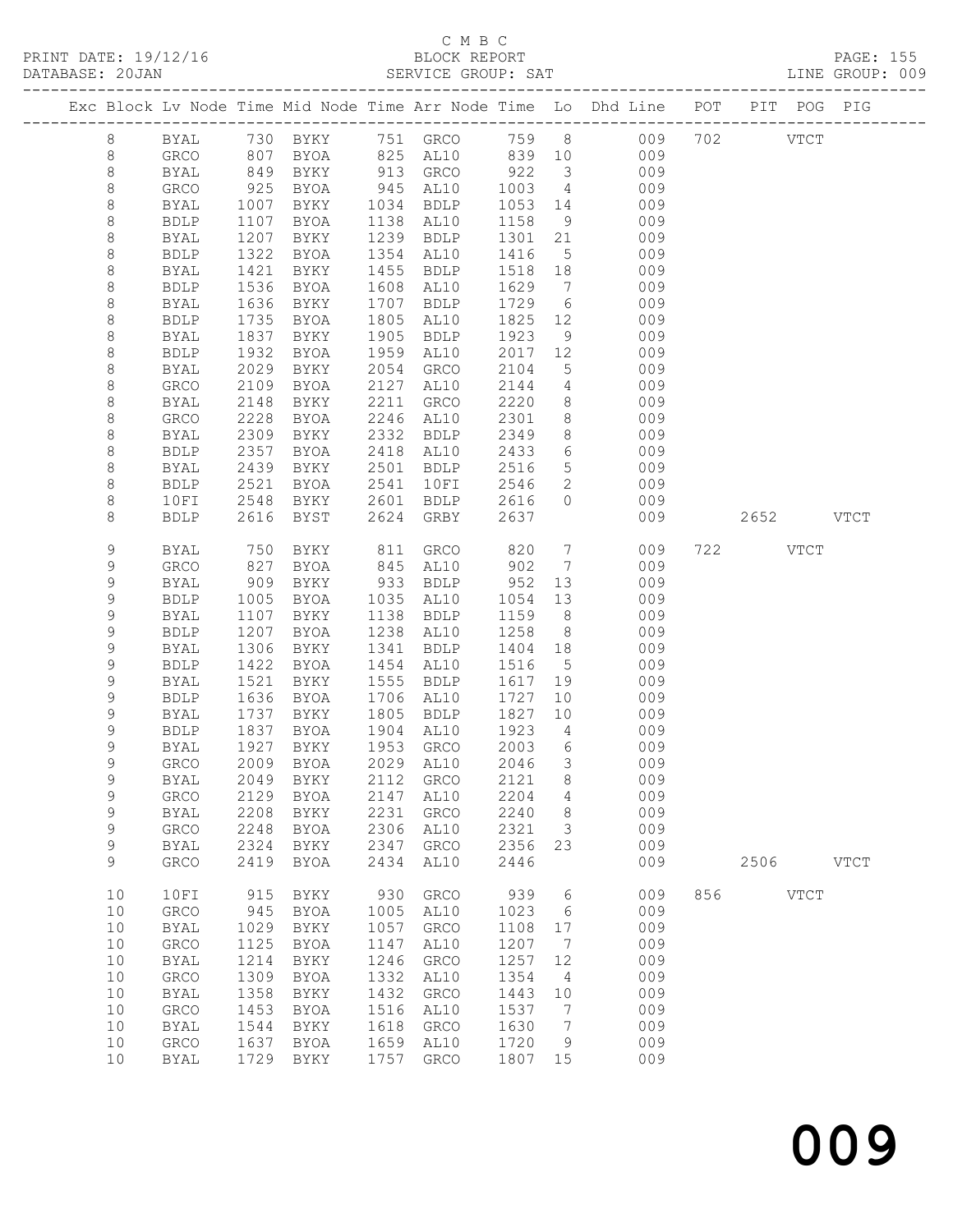C M B C

BLOCK REPORT

SERVICE GROUP: SAT

PRINT DATE: 19/12/16
DATABASE: 20JAN

LINE GROUP: 009

| Exc | Block | Lv | Node | Time | Mid Node | Time | Arr Node | Time | Lo | Dhd Line | POT | PIT | POG | PIG |
|---|---|---|---|---|---|---|---|---|---|---|---|---|---|---|
| | 8 | | BYAL | 730 | BYKY | 751 | GRCO | 759 | 8 | 009 | 702 | | VTCT | |
| | 8 | | GRCO | 807 | BYOA | 825 | AL10 | 839 | 10 | 009 | | | | |
| | 8 | | BYAL | 849 | BYKY | 913 | GRCO | 922 | 3 | 009 | | | | |
| | 8 | | GRCO | 925 | BYOA | 945 | AL10 | 1003 | 4 | 009 | | | | |
| | 8 | | BYAL | 1007 | BYKY | 1034 | BDLP | 1053 | 14 | 009 | | | | |
| | 8 | | BDLP | 1107 | BYOA | 1138 | AL10 | 1158 | 9 | 009 | | | | |
| | 8 | | BYAL | 1207 | BYKY | 1239 | BDLP | 1301 | 21 | 009 | | | | |
| | 8 | | BDLP | 1322 | BYOA | 1354 | AL10 | 1416 | 5 | 009 | | | | |
| | 8 | | BYAL | 1421 | BYKY | 1455 | BDLP | 1518 | 18 | 009 | | | | |
| | 8 | | BDLP | 1536 | BYOA | 1608 | AL10 | 1629 | 7 | 009 | | | | |
| | 8 | | BYAL | 1636 | BYKY | 1707 | BDLP | 1729 | 6 | 009 | | | | |
| | 8 | | BDLP | 1735 | BYOA | 1805 | AL10 | 1825 | 12 | 009 | | | | |
| | 8 | | BYAL | 1837 | BYKY | 1905 | BDLP | 1923 | 9 | 009 | | | | |
| | 8 | | BDLP | 1932 | BYOA | 1959 | AL10 | 2017 | 12 | 009 | | | | |
| | 8 | | BYAL | 2029 | BYKY | 2054 | GRCO | 2104 | 5 | 009 | | | | |
| | 8 | | GRCO | 2109 | BYOA | 2127 | AL10 | 2144 | 4 | 009 | | | | |
| | 8 | | BYAL | 2148 | BYKY | 2211 | GRCO | 2220 | 8 | 009 | | | | |
| | 8 | | GRCO | 2228 | BYOA | 2246 | AL10 | 2301 | 8 | 009 | | | | |
| | 8 | | BYAL | 2309 | BYKY | 2332 | BDLP | 2349 | 8 | 009 | | | | |
| | 8 | | BDLP | 2357 | BYOA | 2418 | AL10 | 2433 | 6 | 009 | | | | |
| | 8 | | BYAL | 2439 | BYKY | 2501 | BDLP | 2516 | 5 | 009 | | | | |
| | 8 | | BDLP | 2521 | BYOA | 2541 | 10FI | 2546 | 2 | 009 | | | | |
| | 8 | | 10FI | 2548 | BYKY | 2601 | BDLP | 2616 | 0 | 009 | | | | |
| | 8 | | BDLP | 2616 | BYST | 2624 | GRBY | 2637 | | 009 | | 2652 | | VTCT |
| | 9 | | BYAL | 750 | BYKY | 811 | GRCO | 820 | 7 | 009 | 722 | | VTCT | |
| | 9 | | GRCO | 827 | BYOA | 845 | AL10 | 902 | 7 | 009 | | | | |
| | 9 | | BYAL | 909 | BYKY | 933 | BDLP | 952 | 13 | 009 | | | | |
| | 9 | | BDLP | 1005 | BYOA | 1035 | AL10 | 1054 | 13 | 009 | | | | |
| | 9 | | BYAL | 1107 | BYKY | 1138 | BDLP | 1159 | 8 | 009 | | | | |
| | 9 | | BDLP | 1207 | BYOA | 1238 | AL10 | 1258 | 8 | 009 | | | | |
| | 9 | | BYAL | 1306 | BYKY | 1341 | BDLP | 1404 | 18 | 009 | | | | |
| | 9 | | BDLP | 1422 | BYOA | 1454 | AL10 | 1516 | 5 | 009 | | | | |
| | 9 | | BYAL | 1521 | BYKY | 1555 | BDLP | 1617 | 19 | 009 | | | | |
| | 9 | | BDLP | 1636 | BYOA | 1706 | AL10 | 1727 | 10 | 009 | | | | |
| | 9 | | BYAL | 1737 | BYKY | 1805 | BDLP | 1827 | 10 | 009 | | | | |
| | 9 | | BDLP | 1837 | BYOA | 1904 | AL10 | 1923 | 4 | 009 | | | | |
| | 9 | | BYAL | 1927 | BYKY | 1953 | GRCO | 2003 | 6 | 009 | | | | |
| | 9 | | GRCO | 2009 | BYOA | 2029 | AL10 | 2046 | 3 | 009 | | | | |
| | 9 | | BYAL | 2049 | BYKY | 2112 | GRCO | 2121 | 8 | 009 | | | | |
| | 9 | | GRCO | 2129 | BYOA | 2147 | AL10 | 2204 | 4 | 009 | | | | |
| | 9 | | BYAL | 2208 | BYKY | 2231 | GRCO | 2240 | 8 | 009 | | | | |
| | 9 | | GRCO | 2248 | BYOA | 2306 | AL10 | 2321 | 3 | 009 | | | | |
| | 9 | | BYAL | 2324 | BYKY | 2347 | GRCO | 2356 | 23 | 009 | | | | |
| | 9 | | GRCO | 2419 | BYOA | 2434 | AL10 | 2446 | | 009 | | 2506 | | VTCT |
| | 10 | | 10FI | 915 | BYKY | 930 | GRCO | 939 | 6 | 009 | 856 | | VTCT | |
| | 10 | | GRCO | 945 | BYOA | 1005 | AL10 | 1023 | 6 | 009 | | | | |
| | 10 | | BYAL | 1029 | BYKY | 1057 | GRCO | 1108 | 17 | 009 | | | | |
| | 10 | | GRCO | 1125 | BYOA | 1147 | AL10 | 1207 | 7 | 009 | | | | |
| | 10 | | BYAL | 1214 | BYKY | 1246 | GRCO | 1257 | 12 | 009 | | | | |
| | 10 | | GRCO | 1309 | BYOA | 1332 | AL10 | 1354 | 4 | 009 | | | | |
| | 10 | | BYAL | 1358 | BYKY | 1432 | GRCO | 1443 | 10 | 009 | | | | |
| | 10 | | GRCO | 1453 | BYOA | 1516 | AL10 | 1537 | 7 | 009 | | | | |
| | 10 | | BYAL | 1544 | BYKY | 1618 | GRCO | 1630 | 7 | 009 | | | | |
| | 10 | | GRCO | 1637 | BYOA | 1659 | AL10 | 1720 | 9 | 009 | | | | |
| | 10 | | BYAL | 1729 | BYKY | 1757 | GRCO | 1807 | 15 | 009 | | | | |

# 009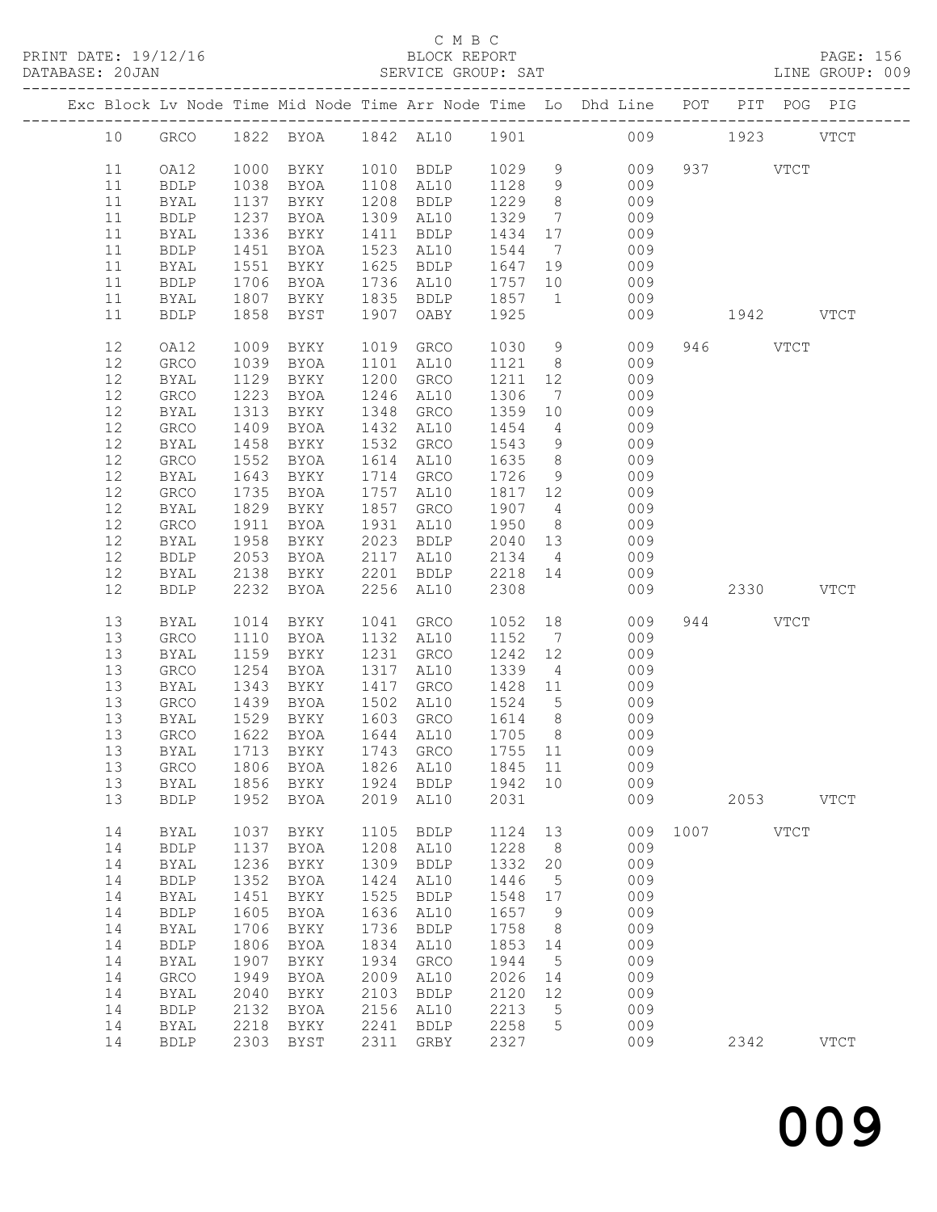C M B C

BLOCK REPORT

SERVICE GROUP: SAT

PRINT DATE: 19/12/16
DATABASE: 20JAN

PAGE: 156
LINE GROUP: 009

| Exc | Block | Lv | Node | Time | Mid Node | Time | Arr Node | Time | Lo | Dhd Line | POT | PIT | POG | PIG |
|---|---|---|---|---|---|---|---|---|---|---|---|---|---|---|
| | 10 | | GRCO | 1822 | BYOA | 1842 | AL10 | 1901 | | 009 | | 1923 | | VTCT |
| | 11 | | OA12 | 1000 | BYKY | 1010 | BDLP | 1029 | 9 | 009 | 937 | | VTCT | |
| | 11 | | BDLP | 1038 | BYOA | 1108 | AL10 | 1128 | 9 | 009 | | | | |
| | 11 | | BYAL | 1137 | BYKY | 1208 | BDLP | 1229 | 8 | 009 | | | | |
| | 11 | | BDLP | 1237 | BYOA | 1309 | AL10 | 1329 | 7 | 009 | | | | |
| | 11 | | BYAL | 1336 | BYKY | 1411 | BDLP | 1434 | 17 | 009 | | | | |
| | 11 | | BDLP | 1451 | BYOA | 1523 | AL10 | 1544 | 7 | 009 | | | | |
| | 11 | | BYAL | 1551 | BYKY | 1625 | BDLP | 1647 | 19 | 009 | | | | |
| | 11 | | BDLP | 1706 | BYOA | 1736 | AL10 | 1757 | 10 | 009 | | | | |
| | 11 | | BYAL | 1807 | BYKY | 1835 | BDLP | 1857 | 1 | 009 | | | | |
| | 11 | | BDLP | 1858 | BYST | 1907 | OABY | 1925 | | 009 | | 1942 | | VTCT |
| | 12 | | OA12 | 1009 | BYKY | 1019 | GRCO | 1030 | 9 | 009 | 946 | | VTCT | |
| | 12 | | GRCO | 1039 | BYOA | 1101 | AL10 | 1121 | 8 | 009 | | | | |
| | 12 | | BYAL | 1129 | BYKY | 1200 | GRCO | 1211 | 12 | 009 | | | | |
| | 12 | | GRCO | 1223 | BYOA | 1246 | AL10 | 1306 | 7 | 009 | | | | |
| | 12 | | BYAL | 1313 | BYKY | 1348 | GRCO | 1359 | 10 | 009 | | | | |
| | 12 | | GRCO | 1409 | BYOA | 1432 | AL10 | 1454 | 4 | 009 | | | | |
| | 12 | | BYAL | 1458 | BYKY | 1532 | GRCO | 1543 | 9 | 009 | | | | |
| | 12 | | GRCO | 1552 | BYOA | 1614 | AL10 | 1635 | 8 | 009 | | | | |
| | 12 | | BYAL | 1643 | BYKY | 1714 | GRCO | 1726 | 9 | 009 | | | | |
| | 12 | | GRCO | 1735 | BYOA | 1757 | AL10 | 1817 | 12 | 009 | | | | |
| | 12 | | BYAL | 1829 | BYKY | 1857 | GRCO | 1907 | 4 | 009 | | | | |
| | 12 | | GRCO | 1911 | BYOA | 1931 | AL10 | 1950 | 8 | 009 | | | | |
| | 12 | | BYAL | 1958 | BYKY | 2023 | BDLP | 2040 | 13 | 009 | | | | |
| | 12 | | BDLP | 2053 | BYOA | 2117 | AL10 | 2134 | 4 | 009 | | | | |
| | 12 | | BYAL | 2138 | BYKY | 2201 | BDLP | 2218 | 14 | 009 | | | | |
| | 12 | | BDLP | 2232 | BYOA | 2256 | AL10 | 2308 | | 009 | | 2330 | | VTCT |
| | 13 | | BYAL | 1014 | BYKY | 1041 | GRCO | 1052 | 18 | 009 | 944 | | VTCT | |
| | 13 | | GRCO | 1110 | BYOA | 1132 | AL10 | 1152 | 7 | 009 | | | | |
| | 13 | | BYAL | 1159 | BYKY | 1231 | GRCO | 1242 | 12 | 009 | | | | |
| | 13 | | GRCO | 1254 | BYOA | 1317 | AL10 | 1339 | 4 | 009 | | | | |
| | 13 | | BYAL | 1343 | BYKY | 1417 | GRCO | 1428 | 11 | 009 | | | | |
| | 13 | | GRCO | 1439 | BYOA | 1502 | AL10 | 1524 | 5 | 009 | | | | |
| | 13 | | BYAL | 1529 | BYKY | 1603 | GRCO | 1614 | 8 | 009 | | | | |
| | 13 | | GRCO | 1622 | BYOA | 1644 | AL10 | 1705 | 8 | 009 | | | | |
| | 13 | | BYAL | 1713 | BYKY | 1743 | GRCO | 1755 | 11 | 009 | | | | |
| | 13 | | GRCO | 1806 | BYOA | 1826 | AL10 | 1845 | 11 | 009 | | | | |
| | 13 | | BYAL | 1856 | BYKY | 1924 | BDLP | 1942 | 10 | 009 | | | | |
| | 13 | | BDLP | 1952 | BYOA | 2019 | AL10 | 2031 | | 009 | | 2053 | | VTCT |
| | 14 | | BYAL | 1037 | BYKY | 1105 | BDLP | 1124 | 13 | 009 | 1007 | | VTCT | |
| | 14 | | BDLP | 1137 | BYOA | 1208 | AL10 | 1228 | 8 | 009 | | | | |
| | 14 | | BYAL | 1236 | BYKY | 1309 | BDLP | 1332 | 20 | 009 | | | | |
| | 14 | | BDLP | 1352 | BYOA | 1424 | AL10 | 1446 | 5 | 009 | | | | |
| | 14 | | BYAL | 1451 | BYKY | 1525 | BDLP | 1548 | 17 | 009 | | | | |
| | 14 | | BDLP | 1605 | BYOA | 1636 | AL10 | 1657 | 9 | 009 | | | | |
| | 14 | | BYAL | 1706 | BYKY | 1736 | BDLP | 1758 | 8 | 009 | | | | |
| | 14 | | BDLP | 1806 | BYOA | 1834 | AL10 | 1853 | 14 | 009 | | | | |
| | 14 | | BYAL | 1907 | BYKY | 1934 | GRCO | 1944 | 5 | 009 | | | | |
| | 14 | | GRCO | 1949 | BYOA | 2009 | AL10 | 2026 | 14 | 009 | | | | |
| | 14 | | BYAL | 2040 | BYKY | 2103 | BDLP | 2120 | 12 | 009 | | | | |
| | 14 | | BDLP | 2132 | BYOA | 2156 | AL10 | 2213 | 5 | 009 | | | | |
| | 14 | | BYAL | 2218 | BYKY | 2241 | BDLP | 2258 | 5 | 009 | | | | |
| | 14 | | BDLP | 2303 | BYST | 2311 | GRBY | 2327 | | 009 | | 2342 | | VTCT |

009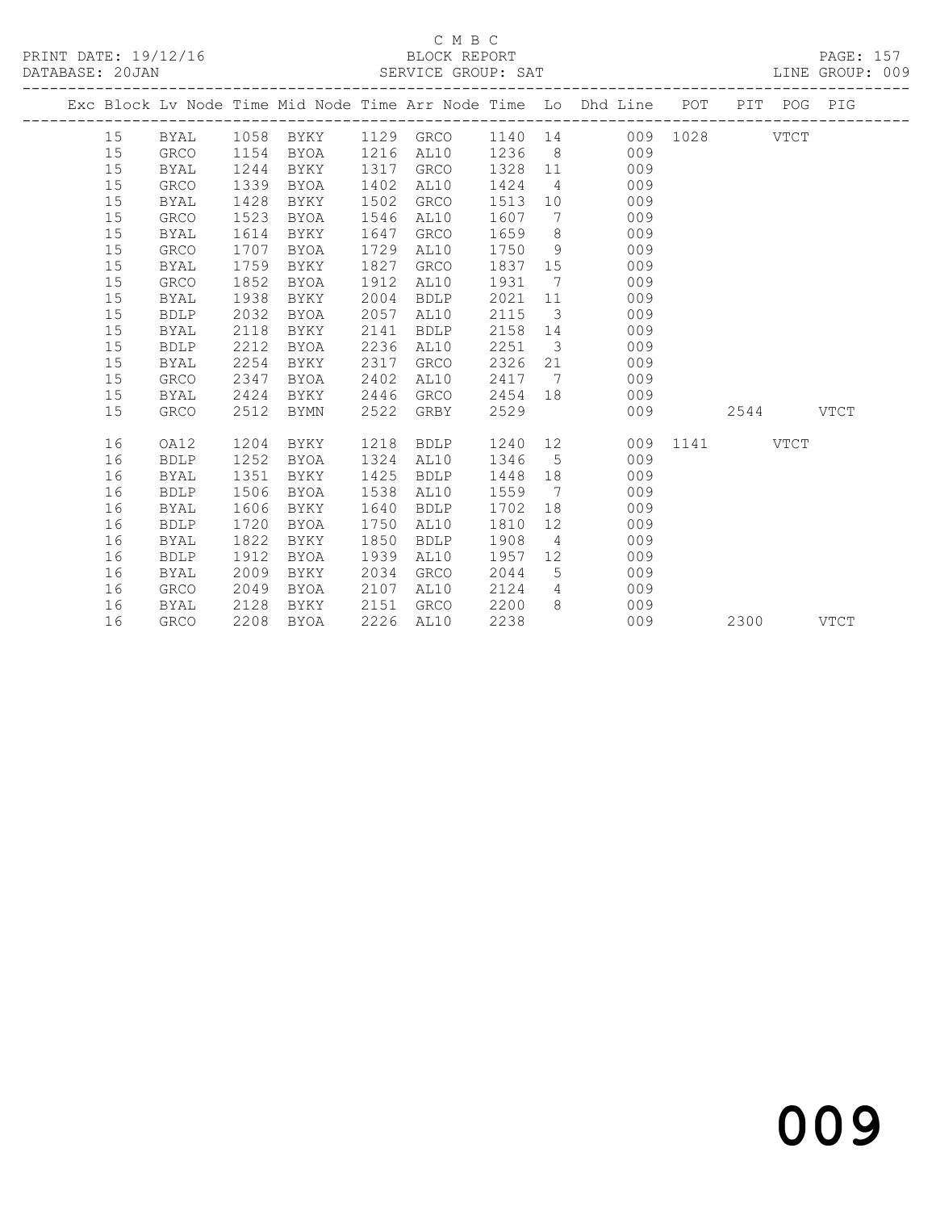C M B C

BLOCK REPORT

SERVICE GROUP: SAT

PRINT DATE: 19/12/16

DATABASE: 20JAN

LINE GROUP: 009

| Exc | Block | Lv | Node | Time | Mid Node | Time | Arr Node | Time | Lo | Dhd Line | POT | PIT | POG | PIG |
|---|---|---|---|---|---|---|---|---|---|---|---|---|---|---|
| | 15 | | BYAL | 1058 | BYKY | 1129 | GRCO | 1140 | 14 | 009 | 1028 | | VTCT | |
| | 15 | | GRCO | 1154 | BYOA | 1216 | AL10 | 1236 | 8 | 009 | | | | |
| | 15 | | BYAL | 1244 | BYKY | 1317 | GRCO | 1328 | 11 | 009 | | | | |
| | 15 | | GRCO | 1339 | BYOA | 1402 | AL10 | 1424 | 4 | 009 | | | | |
| | 15 | | BYAL | 1428 | BYKY | 1502 | GRCO | 1513 | 10 | 009 | | | | |
| | 15 | | GRCO | 1523 | BYOA | 1546 | AL10 | 1607 | 7 | 009 | | | | |
| | 15 | | BYAL | 1614 | BYKY | 1647 | GRCO | 1659 | 8 | 009 | | | | |
| | 15 | | GRCO | 1707 | BYOA | 1729 | AL10 | 1750 | 9 | 009 | | | | |
| | 15 | | BYAL | 1759 | BYKY | 1827 | GRCO | 1837 | 15 | 009 | | | | |
| | 15 | | GRCO | 1852 | BYOA | 1912 | AL10 | 1931 | 7 | 009 | | | | |
| | 15 | | BYAL | 1938 | BYKY | 2004 | BDLP | 2021 | 11 | 009 | | | | |
| | 15 | | BDLP | 2032 | BYOA | 2057 | AL10 | 2115 | 3 | 009 | | | | |
| | 15 | | BYAL | 2118 | BYKY | 2141 | BDLP | 2158 | 14 | 009 | | | | |
| | 15 | | BDLP | 2212 | BYOA | 2236 | AL10 | 2251 | 3 | 009 | | | | |
| | 15 | | BYAL | 2254 | BYKY | 2317 | GRCO | 2326 | 21 | 009 | | | | |
| | 15 | | GRCO | 2347 | BYOA | 2402 | AL10 | 2417 | 7 | 009 | | | | |
| | 15 | | BYAL | 2424 | BYKY | 2446 | GRCO | 2454 | 18 | 009 | | | | |
| | 15 | | GRCO | 2512 | BYMN | 2522 | GRBY | 2529 | | 009 | | 2544 | | VTCT |
| | 16 | | OA12 | 1204 | BYKY | 1218 | BDLP | 1240 | 12 | 009 | 1141 | | VTCT | |
| | 16 | | BDLP | 1252 | BYOA | 1324 | AL10 | 1346 | 5 | 009 | | | | |
| | 16 | | BYAL | 1351 | BYKY | 1425 | BDLP | 1448 | 18 | 009 | | | | |
| | 16 | | BDLP | 1506 | BYOA | 1538 | AL10 | 1559 | 7 | 009 | | | | |
| | 16 | | BYAL | 1606 | BYKY | 1640 | BDLP | 1702 | 18 | 009 | | | | |
| | 16 | | BDLP | 1720 | BYOA | 1750 | AL10 | 1810 | 12 | 009 | | | | |
| | 16 | | BYAL | 1822 | BYKY | 1850 | BDLP | 1908 | 4 | 009 | | | | |
| | 16 | | BDLP | 1912 | BYOA | 1939 | AL10 | 1957 | 12 | 009 | | | | |
| | 16 | | BYAL | 2009 | BYKY | 2034 | GRCO | 2044 | 5 | 009 | | | | |
| | 16 | | GRCO | 2049 | BYOA | 2107 | AL10 | 2124 | 4 | 009 | | | | |
| | 16 | | BYAL | 2128 | BYKY | 2151 | GRCO | 2200 | 8 | 009 | | | | |
| | 16 | | GRCO | 2208 | BYOA | 2226 | AL10 | 2238 | | 009 | | 2300 | | VTCT |

009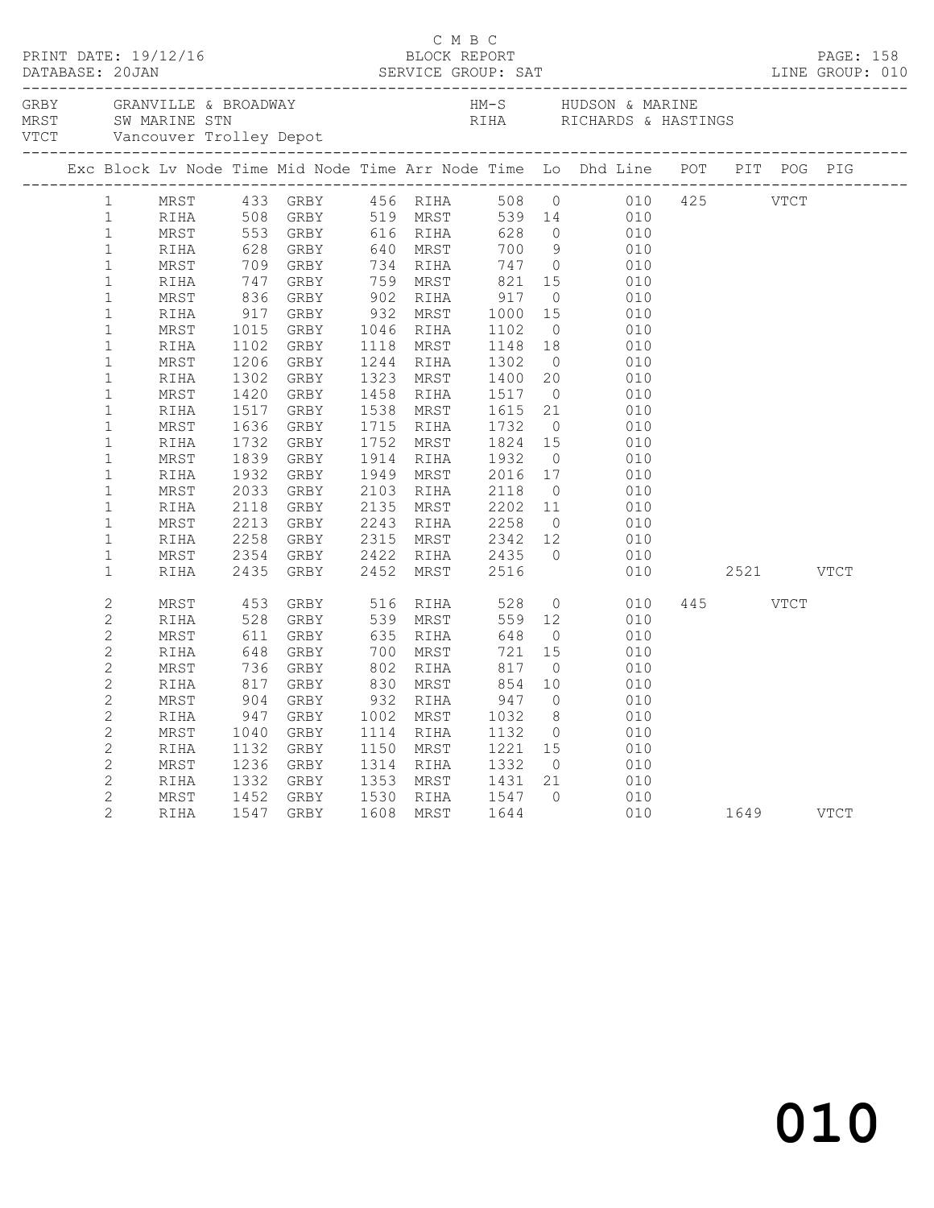C M B C

PRINT DATE: 19/12/16 BLOCK REPORT PAGE: 158
DATABASE: 20JAN SERVICE GROUP: SAT LINE GROUP: 010

GRBY GRANVILLE & BROADWAY HM-S HUDSON & MARINE
MRST SW MARINE STN RIHA RICHARDS & HASTINGS
VTCT Vancouver Trolley Depot

| Exc | Block | Lv Node | Time | Mid Node | Time | Arr Node | Time | Lo | Dhd Line | POT | PIT | POG | PIG |
|---|---|---|---|---|---|---|---|---|---|---|---|---|---|
| | 1 | MRST | 433 | GRBY | 456 | RIHA | 508 | 0 | 010 | 425 | | VTCT | |
| | 1 | RIHA | 508 | GRBY | 519 | MRST | 539 | 14 | 010 | | | | |
| | 1 | MRST | 553 | GRBY | 616 | RIHA | 628 | 0 | 010 | | | | |
| | 1 | RIHA | 628 | GRBY | 640 | MRST | 700 | 9 | 010 | | | | |
| | 1 | MRST | 709 | GRBY | 734 | RIHA | 747 | 0 | 010 | | | | |
| | 1 | RIHA | 747 | GRBY | 759 | MRST | 821 | 15 | 010 | | | | |
| | 1 | MRST | 836 | GRBY | 902 | RIHA | 917 | 0 | 010 | | | | |
| | 1 | RIHA | 917 | GRBY | 932 | MRST | 1000 | 15 | 010 | | | | |
| | 1 | MRST | 1015 | GRBY | 1046 | RIHA | 1102 | 0 | 010 | | | | |
| | 1 | RIHA | 1102 | GRBY | 1118 | MRST | 1148 | 18 | 010 | | | | |
| | 1 | MRST | 1206 | GRBY | 1244 | RIHA | 1302 | 0 | 010 | | | | |
| | 1 | RIHA | 1302 | GRBY | 1323 | MRST | 1400 | 20 | 010 | | | | |
| | 1 | MRST | 1420 | GRBY | 1458 | RIHA | 1517 | 0 | 010 | | | | |
| | 1 | RIHA | 1517 | GRBY | 1538 | MRST | 1615 | 21 | 010 | | | | |
| | 1 | MRST | 1636 | GRBY | 1715 | RIHA | 1732 | 0 | 010 | | | | |
| | 1 | RIHA | 1732 | GRBY | 1752 | MRST | 1824 | 15 | 010 | | | | |
| | 1 | MRST | 1839 | GRBY | 1914 | RIHA | 1932 | 0 | 010 | | | | |
| | 1 | RIHA | 1932 | GRBY | 1949 | MRST | 2016 | 17 | 010 | | | | |
| | 1 | MRST | 2033 | GRBY | 2103 | RIHA | 2118 | 0 | 010 | | | | |
| | 1 | RIHA | 2118 | GRBY | 2135 | MRST | 2202 | 11 | 010 | | | | |
| | 1 | MRST | 2213 | GRBY | 2243 | RIHA | 2258 | 0 | 010 | | | | |
| | 1 | RIHA | 2258 | GRBY | 2315 | MRST | 2342 | 12 | 010 | | | | |
| | 1 | MRST | 2354 | GRBY | 2422 | RIHA | 2435 | 0 | 010 | | | | |
| | 1 | RIHA | 2435 | GRBY | 2452 | MRST | 2516 | | 010 | | 2521 | | VTCT |
| | 2 | MRST | 453 | GRBY | 516 | RIHA | 528 | 0 | 010 | 445 | | VTCT | |
| | 2 | RIHA | 528 | GRBY | 539 | MRST | 559 | 12 | 010 | | | | |
| | 2 | MRST | 611 | GRBY | 635 | RIHA | 648 | 0 | 010 | | | | |
| | 2 | RIHA | 648 | GRBY | 700 | MRST | 721 | 15 | 010 | | | | |
| | 2 | MRST | 736 | GRBY | 802 | RIHA | 817 | 0 | 010 | | | | |
| | 2 | RIHA | 817 | GRBY | 830 | MRST | 854 | 10 | 010 | | | | |
| | 2 | MRST | 904 | GRBY | 932 | RIHA | 947 | 0 | 010 | | | | |
| | 2 | RIHA | 947 | GRBY | 1002 | MRST | 1032 | 8 | 010 | | | | |
| | 2 | MRST | 1040 | GRBY | 1114 | RIHA | 1132 | 0 | 010 | | | | |
| | 2 | RIHA | 1132 | GRBY | 1150 | MRST | 1221 | 15 | 010 | | | | |
| | 2 | MRST | 1236 | GRBY | 1314 | RIHA | 1332 | 0 | 010 | | | | |
| | 2 | RIHA | 1332 | GRBY | 1353 | MRST | 1431 | 21 | 010 | | | | |
| | 2 | MRST | 1452 | GRBY | 1530 | RIHA | 1547 | 0 | 010 | | | | |
| | 2 | RIHA | 1547 | GRBY | 1608 | MRST | 1644 | | 010 | | 1649 | | VTCT |

010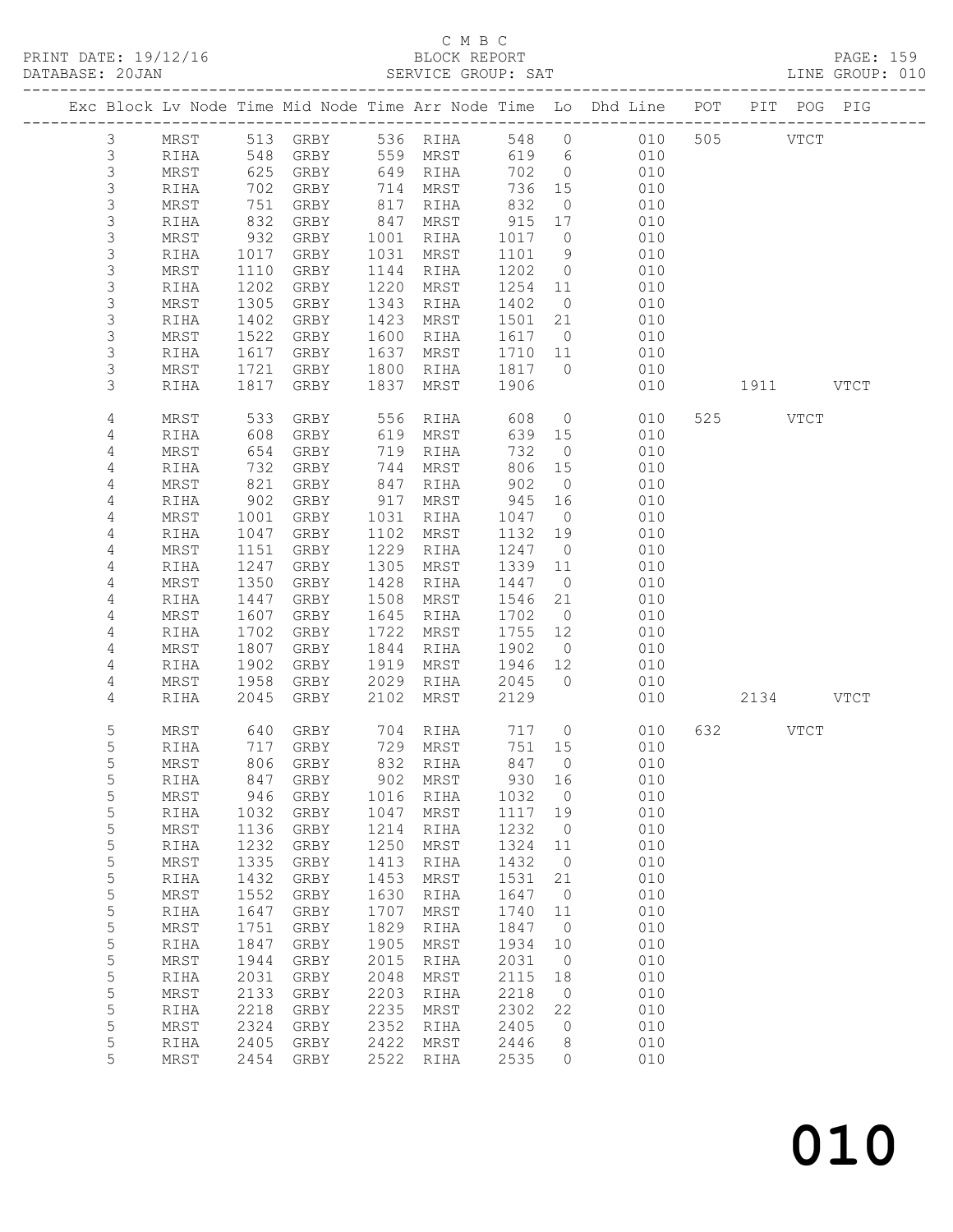C M B C

BLOCK REPORT

SERVICE GROUP: SAT

LINE GROUP: 010

| Exc | Block | Lv | Node | Time | Mid Node | Time | Arr Node | Time | Lo | Dhd Line | POT | PIT | POG | PIG |
|---|---|---|---|---|---|---|---|---|---|---|---|---|---|---|
| | 3 | | MRST | 513 | GRBY | 536 | RIHA | 548 | 0 | 010 | 505 | | VTCT | |
| | 3 | | RIHA | 548 | GRBY | 559 | MRST | 619 | 6 | 010 | | | | |
| | 3 | | MRST | 625 | GRBY | 649 | RIHA | 702 | 0 | 010 | | | | |
| | 3 | | RIHA | 702 | GRBY | 714 | MRST | 736 | 15 | 010 | | | | |
| | 3 | | MRST | 751 | GRBY | 817 | RIHA | 832 | 0 | 010 | | | | |
| | 3 | | RIHA | 832 | GRBY | 847 | MRST | 915 | 17 | 010 | | | | |
| | 3 | | MRST | 932 | GRBY | 1001 | RIHA | 1017 | 0 | 010 | | | | |
| | 3 | | RIHA | 1017 | GRBY | 1031 | MRST | 1101 | 9 | 010 | | | | |
| | 3 | | MRST | 1110 | GRBY | 1144 | RIHA | 1202 | 0 | 010 | | | | |
| | 3 | | RIHA | 1202 | GRBY | 1220 | MRST | 1254 | 11 | 010 | | | | |
| | 3 | | MRST | 1305 | GRBY | 1343 | RIHA | 1402 | 0 | 010 | | | | |
| | 3 | | RIHA | 1402 | GRBY | 1423 | MRST | 1501 | 21 | 010 | | | | |
| | 3 | | MRST | 1522 | GRBY | 1600 | RIHA | 1617 | 0 | 010 | | | | |
| | 3 | | RIHA | 1617 | GRBY | 1637 | MRST | 1710 | 11 | 010 | | | | |
| | 3 | | MRST | 1721 | GRBY | 1800 | RIHA | 1817 | 0 | 010 | | | | |
| | 3 | | RIHA | 1817 | GRBY | 1837 | MRST | 1906 | | 010 | | 1911 | | VTCT |
| | 4 | | MRST | 533 | GRBY | 556 | RIHA | 608 | 0 | 010 | 525 | | VTCT | |
| | 4 | | RIHA | 608 | GRBY | 619 | MRST | 639 | 15 | 010 | | | | |
| | 4 | | MRST | 654 | GRBY | 719 | RIHA | 732 | 0 | 010 | | | | |
| | 4 | | RIHA | 732 | GRBY | 744 | MRST | 806 | 15 | 010 | | | | |
| | 4 | | MRST | 821 | GRBY | 847 | RIHA | 902 | 0 | 010 | | | | |
| | 4 | | RIHA | 902 | GRBY | 917 | MRST | 945 | 16 | 010 | | | | |
| | 4 | | MRST | 1001 | GRBY | 1031 | RIHA | 1047 | 0 | 010 | | | | |
| | 4 | | RIHA | 1047 | GRBY | 1102 | MRST | 1132 | 19 | 010 | | | | |
| | 4 | | MRST | 1151 | GRBY | 1229 | RIHA | 1247 | 0 | 010 | | | | |
| | 4 | | RIHA | 1247 | GRBY | 1305 | MRST | 1339 | 11 | 010 | | | | |
| | 4 | | MRST | 1350 | GRBY | 1428 | RIHA | 1447 | 0 | 010 | | | | |
| | 4 | | RIHA | 1447 | GRBY | 1508 | MRST | 1546 | 21 | 010 | | | | |
| | 4 | | MRST | 1607 | GRBY | 1645 | RIHA | 1702 | 0 | 010 | | | | |
| | 4 | | RIHA | 1702 | GRBY | 1722 | MRST | 1755 | 12 | 010 | | | | |
| | 4 | | MRST | 1807 | GRBY | 1844 | RIHA | 1902 | 0 | 010 | | | | |
| | 4 | | RIHA | 1902 | GRBY | 1919 | MRST | 1946 | 12 | 010 | | | | |
| | 4 | | MRST | 1958 | GRBY | 2029 | RIHA | 2045 | 0 | 010 | | | | |
| | 4 | | RIHA | 2045 | GRBY | 2102 | MRST | 2129 | | 010 | | 2134 | | VTCT |
| | 5 | | MRST | 640 | GRBY | 704 | RIHA | 717 | 0 | 010 | 632 | | VTCT | |
| | 5 | | RIHA | 717 | GRBY | 729 | MRST | 751 | 15 | 010 | | | | |
| | 5 | | MRST | 806 | GRBY | 832 | RIHA | 847 | 0 | 010 | | | | |
| | 5 | | RIHA | 847 | GRBY | 902 | MRST | 930 | 16 | 010 | | | | |
| | 5 | | MRST | 946 | GRBY | 1016 | RIHA | 1032 | 0 | 010 | | | | |
| | 5 | | RIHA | 1032 | GRBY | 1047 | MRST | 1117 | 19 | 010 | | | | |
| | 5 | | MRST | 1136 | GRBY | 1214 | RIHA | 1232 | 0 | 010 | | | | |
| | 5 | | RIHA | 1232 | GRBY | 1250 | MRST | 1324 | 11 | 010 | | | | |
| | 5 | | MRST | 1335 | GRBY | 1413 | RIHA | 1432 | 0 | 010 | | | | |
| | 5 | | RIHA | 1432 | GRBY | 1453 | MRST | 1531 | 21 | 010 | | | | |
| | 5 | | MRST | 1552 | GRBY | 1630 | RIHA | 1647 | 0 | 010 | | | | |
| | 5 | | RIHA | 1647 | GRBY | 1707 | MRST | 1740 | 11 | 010 | | | | |
| | 5 | | MRST | 1751 | GRBY | 1829 | RIHA | 1847 | 0 | 010 | | | | |
| | 5 | | RIHA | 1847 | GRBY | 1905 | MRST | 1934 | 10 | 010 | | | | |
| | 5 | | MRST | 1944 | GRBY | 2015 | RIHA | 2031 | 0 | 010 | | | | |
| | 5 | | RIHA | 2031 | GRBY | 2048 | MRST | 2115 | 18 | 010 | | | | |
| | 5 | | MRST | 2133 | GRBY | 2203 | RIHA | 2218 | 0 | 010 | | | | |
| | 5 | | RIHA | 2218 | GRBY | 2235 | MRST | 2302 | 22 | 010 | | | | |
| | 5 | | MRST | 2324 | GRBY | 2352 | RIHA | 2405 | 0 | 010 | | | | |
| | 5 | | RIHA | 2405 | GRBY | 2422 | MRST | 2446 | 8 | 010 | | | | |
| | 5 | | MRST | 2454 | GRBY | 2522 | RIHA | 2535 | 0 | 010 | | | | |

010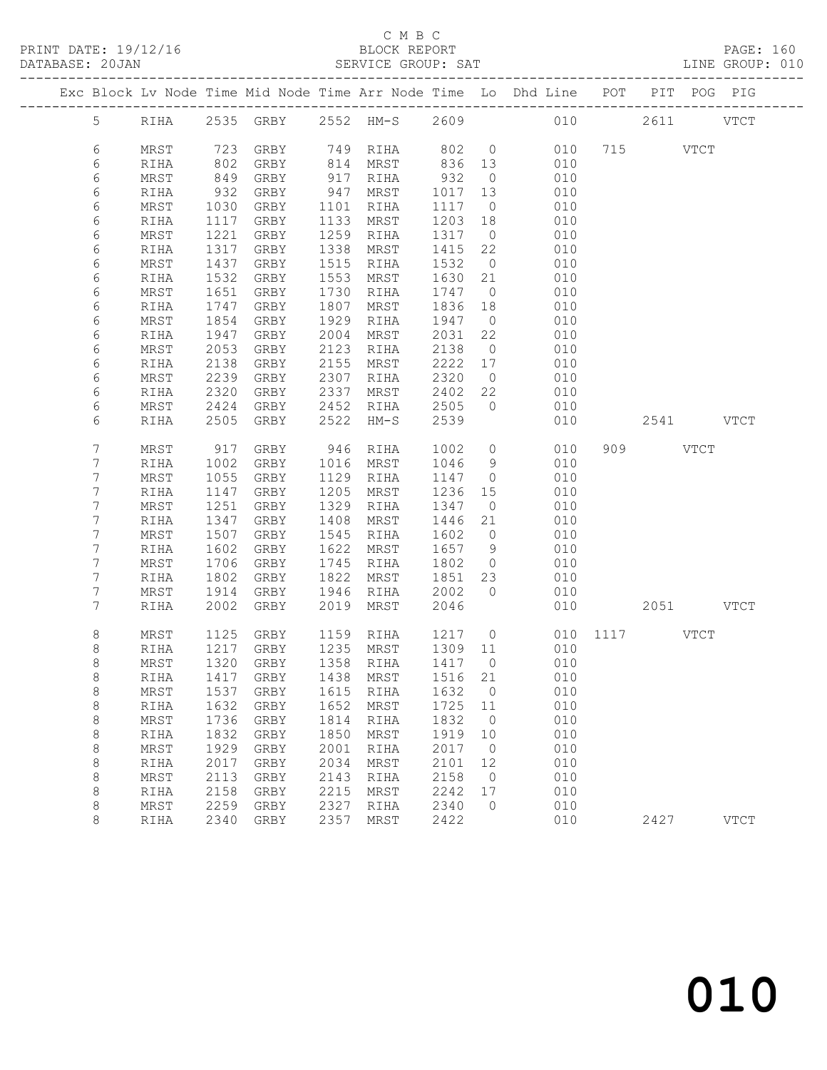C M B C
BLOCK REPORT
SERVICE GROUP: SAT

PRINT DATE: 19/12/16
DATABASE: 20JAN
LINE GROUP: 010

| Exc | Block | Lv | Node | Time | Mid Node | Time | Arr Node | Time | Lo | Dhd Line | POT | PIT | POG | PIG |
|---|---|---|---|---|---|---|---|---|---|---|---|---|---|---|
| | 5 | | RIHA | 2535 | GRBY | 2552 | HM-S | 2609 | | 010 | | 2611 | | VTCT |
| | 6 | | MRST | 723 | GRBY | 749 | RIHA | 802 | 0 | 010 | 715 | | VTCT | |
| | 6 | | RIHA | 802 | GRBY | 814 | MRST | 836 | 13 | 010 | | | | |
| | 6 | | MRST | 849 | GRBY | 917 | RIHA | 932 | 0 | 010 | | | | |
| | 6 | | RIHA | 932 | GRBY | 947 | MRST | 1017 | 13 | 010 | | | | |
| | 6 | | MRST | 1030 | GRBY | 1101 | RIHA | 1117 | 0 | 010 | | | | |
| | 6 | | RIHA | 1117 | GRBY | 1133 | MRST | 1203 | 18 | 010 | | | | |
| | 6 | | MRST | 1221 | GRBY | 1259 | RIHA | 1317 | 0 | 010 | | | | |
| | 6 | | RIHA | 1317 | GRBY | 1338 | MRST | 1415 | 22 | 010 | | | | |
| | 6 | | MRST | 1437 | GRBY | 1515 | RIHA | 1532 | 0 | 010 | | | | |
| | 6 | | RIHA | 1532 | GRBY | 1553 | MRST | 1630 | 21 | 010 | | | | |
| | 6 | | MRST | 1651 | GRBY | 1730 | RIHA | 1747 | 0 | 010 | | | | |
| | 6 | | RIHA | 1747 | GRBY | 1807 | MRST | 1836 | 18 | 010 | | | | |
| | 6 | | MRST | 1854 | GRBY | 1929 | RIHA | 1947 | 0 | 010 | | | | |
| | 6 | | RIHA | 1947 | GRBY | 2004 | MRST | 2031 | 22 | 010 | | | | |
| | 6 | | MRST | 2053 | GRBY | 2123 | RIHA | 2138 | 0 | 010 | | | | |
| | 6 | | RIHA | 2138 | GRBY | 2155 | MRST | 2222 | 17 | 010 | | | | |
| | 6 | | MRST | 2239 | GRBY | 2307 | RIHA | 2320 | 0 | 010 | | | | |
| | 6 | | RIHA | 2320 | GRBY | 2337 | MRST | 2402 | 22 | 010 | | | | |
| | 6 | | MRST | 2424 | GRBY | 2452 | RIHA | 2505 | 0 | 010 | | | | |
| | 6 | | RIHA | 2505 | GRBY | 2522 | HM-S | 2539 | | 010 | | 2541 | | VTCT |
| | 7 | | MRST | 917 | GRBY | 946 | RIHA | 1002 | 0 | 010 | 909 | | VTCT | |
| | 7 | | RIHA | 1002 | GRBY | 1016 | MRST | 1046 | 9 | 010 | | | | |
| | 7 | | MRST | 1055 | GRBY | 1129 | RIHA | 1147 | 0 | 010 | | | | |
| | 7 | | RIHA | 1147 | GRBY | 1205 | MRST | 1236 | 15 | 010 | | | | |
| | 7 | | MRST | 1251 | GRBY | 1329 | RIHA | 1347 | 0 | 010 | | | | |
| | 7 | | RIHA | 1347 | GRBY | 1408 | MRST | 1446 | 21 | 010 | | | | |
| | 7 | | MRST | 1507 | GRBY | 1545 | RIHA | 1602 | 0 | 010 | | | | |
| | 7 | | RIHA | 1602 | GRBY | 1622 | MRST | 1657 | 9 | 010 | | | | |
| | 7 | | MRST | 1706 | GRBY | 1745 | RIHA | 1802 | 0 | 010 | | | | |
| | 7 | | RIHA | 1802 | GRBY | 1822 | MRST | 1851 | 23 | 010 | | | | |
| | 7 | | MRST | 1914 | GRBY | 1946 | RIHA | 2002 | 0 | 010 | | | | |
| | 7 | | RIHA | 2002 | GRBY | 2019 | MRST | 2046 | | 010 | | 2051 | | VTCT |
| | 8 | | MRST | 1125 | GRBY | 1159 | RIHA | 1217 | 0 | 010 | 1117 | | VTCT | |
| | 8 | | RIHA | 1217 | GRBY | 1235 | MRST | 1309 | 11 | 010 | | | | |
| | 8 | | MRST | 1320 | GRBY | 1358 | RIHA | 1417 | 0 | 010 | | | | |
| | 8 | | RIHA | 1417 | GRBY | 1438 | MRST | 1516 | 21 | 010 | | | | |
| | 8 | | MRST | 1537 | GRBY | 1615 | RIHA | 1632 | 0 | 010 | | | | |
| | 8 | | RIHA | 1632 | GRBY | 1652 | MRST | 1725 | 11 | 010 | | | | |
| | 8 | | MRST | 1736 | GRBY | 1814 | RIHA | 1832 | 0 | 010 | | | | |
| | 8 | | RIHA | 1832 | GRBY | 1850 | MRST | 1919 | 10 | 010 | | | | |
| | 8 | | MRST | 1929 | GRBY | 2001 | RIHA | 2017 | 0 | 010 | | | | |
| | 8 | | RIHA | 2017 | GRBY | 2034 | MRST | 2101 | 12 | 010 | | | | |
| | 8 | | MRST | 2113 | GRBY | 2143 | RIHA | 2158 | 0 | 010 | | | | |
| | 8 | | RIHA | 2158 | GRBY | 2215 | MRST | 2242 | 17 | 010 | | | | |
| | 8 | | MRST | 2259 | GRBY | 2327 | RIHA | 2340 | 0 | 010 | | | | |
| | 8 | | RIHA | 2340 | GRBY | 2357 | MRST | 2422 | | 010 | | 2427 | | VTCT |

010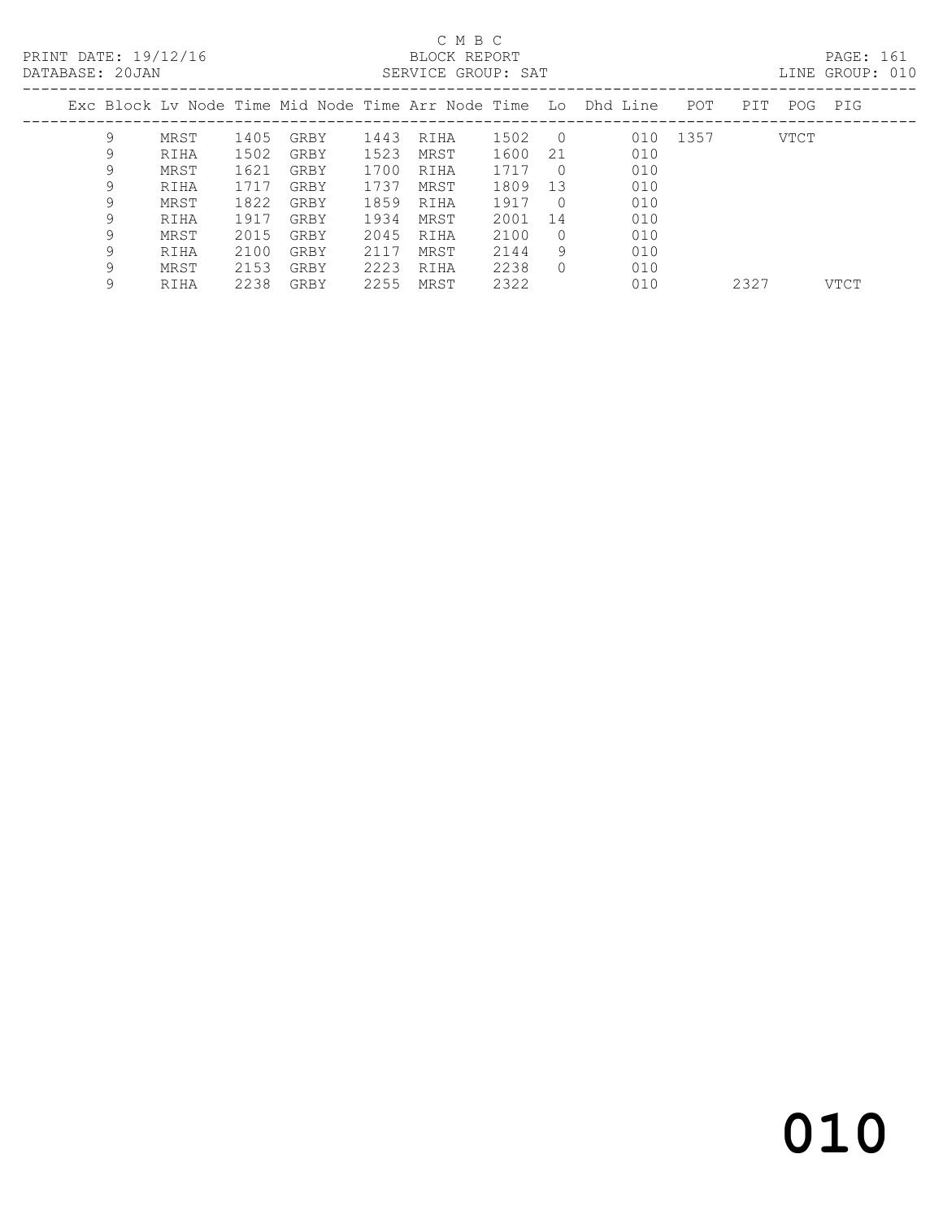C M B C
BLOCK REPORT
SERVICE GROUP: SAT

PRINT DATE: 19/12/16
DATABASE: 20JAN
LINE GROUP: 010

| Exc | Block | Lv | Node | Time | Mid Node | Time | Arr Node | Time | Lo | Dhd Line | POT | PIT | POG | PIG |
|---|---|---|---|---|---|---|---|---|---|---|---|---|---|---|
| | 9 | | MRST | 1405 | GRBY | 1443 | RIHA | 1502 | 0 | 010 | 1357 | | VTCT | |
| | 9 | | RIHA | 1502 | GRBY | 1523 | MRST | 1600 | 21 | 010 | | | | |
| | 9 | | MRST | 1621 | GRBY | 1700 | RIHA | 1717 | 0 | 010 | | | | |
| | 9 | | RIHA | 1717 | GRBY | 1737 | MRST | 1809 | 13 | 010 | | | | |
| | 9 | | MRST | 1822 | GRBY | 1859 | RIHA | 1917 | 0 | 010 | | | | |
| | 9 | | RIHA | 1917 | GRBY | 1934 | MRST | 2001 | 14 | 010 | | | | |
| | 9 | | MRST | 2015 | GRBY | 2045 | RIHA | 2100 | 0 | 010 | | | | |
| | 9 | | RIHA | 2100 | GRBY | 2117 | MRST | 2144 | 9 | 010 | | | | |
| | 9 | | MRST | 2153 | GRBY | 2223 | RIHA | 2238 | 0 | 010 | | | | |
| | 9 | | RIHA | 2238 | GRBY | 2255 | MRST | 2322 | | 010 | | 2327 | | VTCT |

010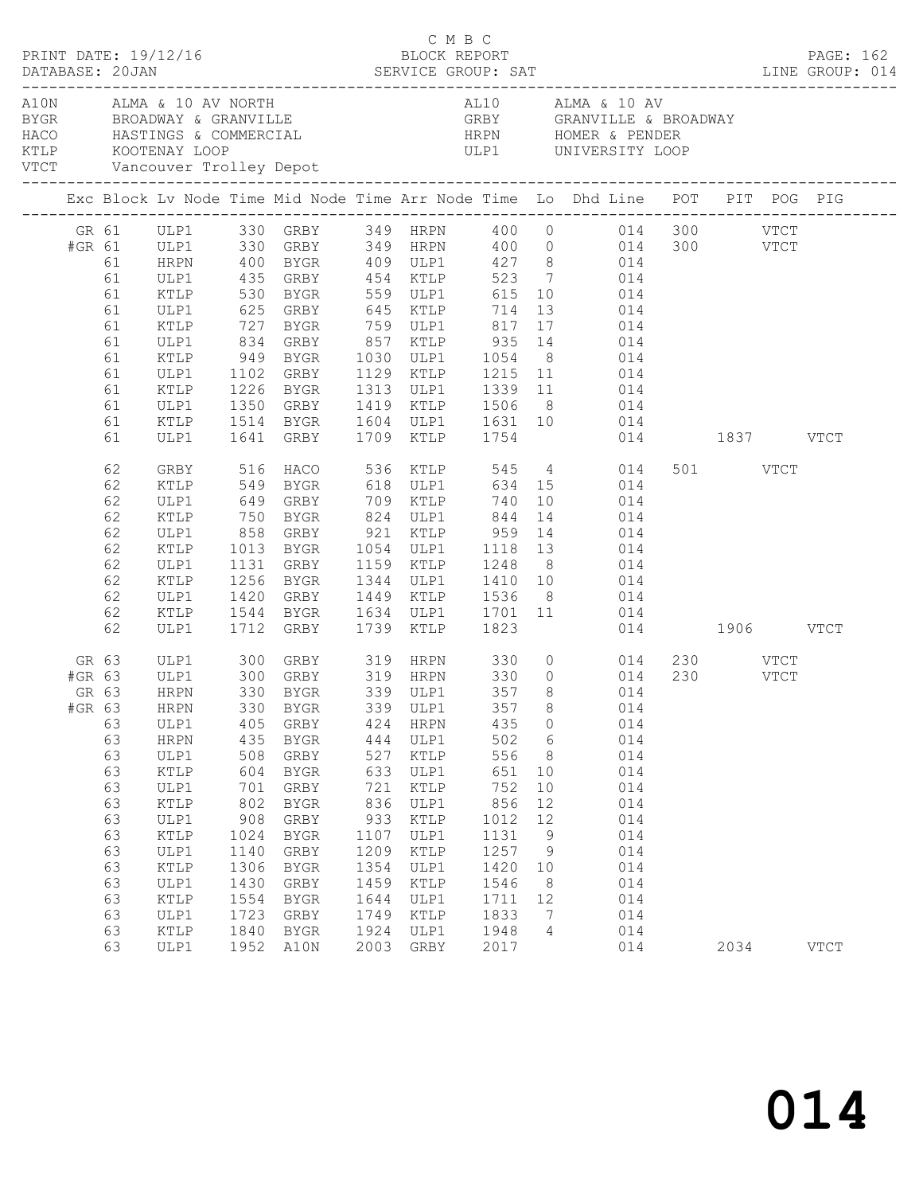C M B C
BLOCK REPORT
SERVICE GROUP: SAT

PRINT DATE: 19/12/16
DATABASE: 20JAN
LINE GROUP: 014

| Code | Name | Code | Name |
|---|---|---|---|
| A10N | ALMA & 10 AV NORTH | AL10 | ALMA & 10 AV |
| BYGR | BROADWAY & GRANVILLE | GRBY | GRANVILLE & BROADWAY |
| HACO | HASTINGS & COMMERCIAL | HRPN | HOMER & PENDER |
| KTLP | KOOTENAY LOOP | ULP1 | UNIVERSITY LOOP |
| VTCT | Vancouver Trolley Depot | | |

| Exc | Block | Lv Node | Time | Mid Node | Time | Arr Node | Time | Lo | Dhd Line | POT | PIT | POG | PIG |
|---|---|---|---|---|---|---|---|---|---|---|---|---|---|
| GR | 61 | ULP1 | 330 | GRBY | 349 | HRPN | 400 | 0 | 014 | 300 | | VTCT | |
| #GR | 61 | ULP1 | 330 | GRBY | 349 | HRPN | 400 | 0 | 014 | 300 | | VTCT | |
| | 61 | HRPN | 400 | BYGR | 409 | ULP1 | 427 | 8 | 014 | | | | |
| | 61 | ULP1 | 435 | GRBY | 454 | KTLP | 523 | 7 | 014 | | | | |
| | 61 | KTLP | 530 | BYGR | 559 | ULP1 | 615 | 10 | 014 | | | | |
| | 61 | ULP1 | 625 | GRBY | 645 | KTLP | 714 | 13 | 014 | | | | |
| | 61 | KTLP | 727 | BYGR | 759 | ULP1 | 817 | 17 | 014 | | | | |
| | 61 | ULP1 | 834 | GRBY | 857 | KTLP | 935 | 14 | 014 | | | | |
| | 61 | KTLP | 949 | BYGR | 1030 | ULP1 | 1054 | 8 | 014 | | | | |
| | 61 | ULP1 | 1102 | GRBY | 1129 | KTLP | 1215 | 11 | 014 | | | | |
| | 61 | KTLP | 1226 | BYGR | 1313 | ULP1 | 1339 | 11 | 014 | | | | |
| | 61 | ULP1 | 1350 | GRBY | 1419 | KTLP | 1506 | 8 | 014 | | | | |
| | 61 | KTLP | 1514 | BYGR | 1604 | ULP1 | 1631 | 10 | 014 | | | | |
| | 61 | ULP1 | 1641 | GRBY | 1709 | KTLP | 1754 | | 014 | | 1837 | | VTCT |
| | 62 | GRBY | 516 | HACO | 536 | KTLP | 545 | 4 | 014 | 501 | | VTCT | |
| | 62 | KTLP | 549 | BYGR | 618 | ULP1 | 634 | 15 | 014 | | | | |
| | 62 | ULP1 | 649 | GRBY | 709 | KTLP | 740 | 10 | 014 | | | | |
| | 62 | KTLP | 750 | BYGR | 824 | ULP1 | 844 | 14 | 014 | | | | |
| | 62 | ULP1 | 858 | GRBY | 921 | KTLP | 959 | 14 | 014 | | | | |
| | 62 | KTLP | 1013 | BYGR | 1054 | ULP1 | 1118 | 13 | 014 | | | | |
| | 62 | ULP1 | 1131 | GRBY | 1159 | KTLP | 1248 | 8 | 014 | | | | |
| | 62 | KTLP | 1256 | BYGR | 1344 | ULP1 | 1410 | 10 | 014 | | | | |
| | 62 | ULP1 | 1420 | GRBY | 1449 | KTLP | 1536 | 8 | 014 | | | | |
| | 62 | KTLP | 1544 | BYGR | 1634 | ULP1 | 1701 | 11 | 014 | | | | |
| | 62 | ULP1 | 1712 | GRBY | 1739 | KTLP | 1823 | | 014 | | 1906 | | VTCT |
| GR | 63 | ULP1 | 300 | GRBY | 319 | HRPN | 330 | 0 | 014 | 230 | | VTCT | |
| #GR | 63 | ULP1 | 300 | GRBY | 319 | HRPN | 330 | 0 | 014 | 230 | | VTCT | |
| GR | 63 | HRPN | 330 | BYGR | 339 | ULP1 | 357 | 8 | 014 | | | | |
| #GR | 63 | HRPN | 330 | BYGR | 339 | ULP1 | 357 | 8 | 014 | | | | |
| | 63 | ULP1 | 405 | GRBY | 424 | HRPN | 435 | 0 | 014 | | | | |
| | 63 | HRPN | 435 | BYGR | 444 | ULP1 | 502 | 6 | 014 | | | | |
| | 63 | ULP1 | 508 | GRBY | 527 | KTLP | 556 | 8 | 014 | | | | |
| | 63 | KTLP | 604 | BYGR | 633 | ULP1 | 651 | 10 | 014 | | | | |
| | 63 | ULP1 | 701 | GRBY | 721 | KTLP | 752 | 10 | 014 | | | | |
| | 63 | KTLP | 802 | BYGR | 836 | ULP1 | 856 | 12 | 014 | | | | |
| | 63 | ULP1 | 908 | GRBY | 933 | KTLP | 1012 | 12 | 014 | | | | |
| | 63 | KTLP | 1024 | BYGR | 1107 | ULP1 | 1131 | 9 | 014 | | | | |
| | 63 | ULP1 | 1140 | GRBY | 1209 | KTLP | 1257 | 9 | 014 | | | | |
| | 63 | KTLP | 1306 | BYGR | 1354 | ULP1 | 1420 | 10 | 014 | | | | |
| | 63 | ULP1 | 1430 | GRBY | 1459 | KTLP | 1546 | 8 | 014 | | | | |
| | 63 | KTLP | 1554 | BYGR | 1644 | ULP1 | 1711 | 12 | 014 | | | | |
| | 63 | ULP1 | 1723 | GRBY | 1749 | KTLP | 1833 | 7 | 014 | | | | |
| | 63 | KTLP | 1840 | BYGR | 1924 | ULP1 | 1948 | 4 | 014 | | | | |
| | 63 | ULP1 | 1952 | A10N | 2003 | GRBY | 2017 | | 014 | | 2034 | | VTCT |

014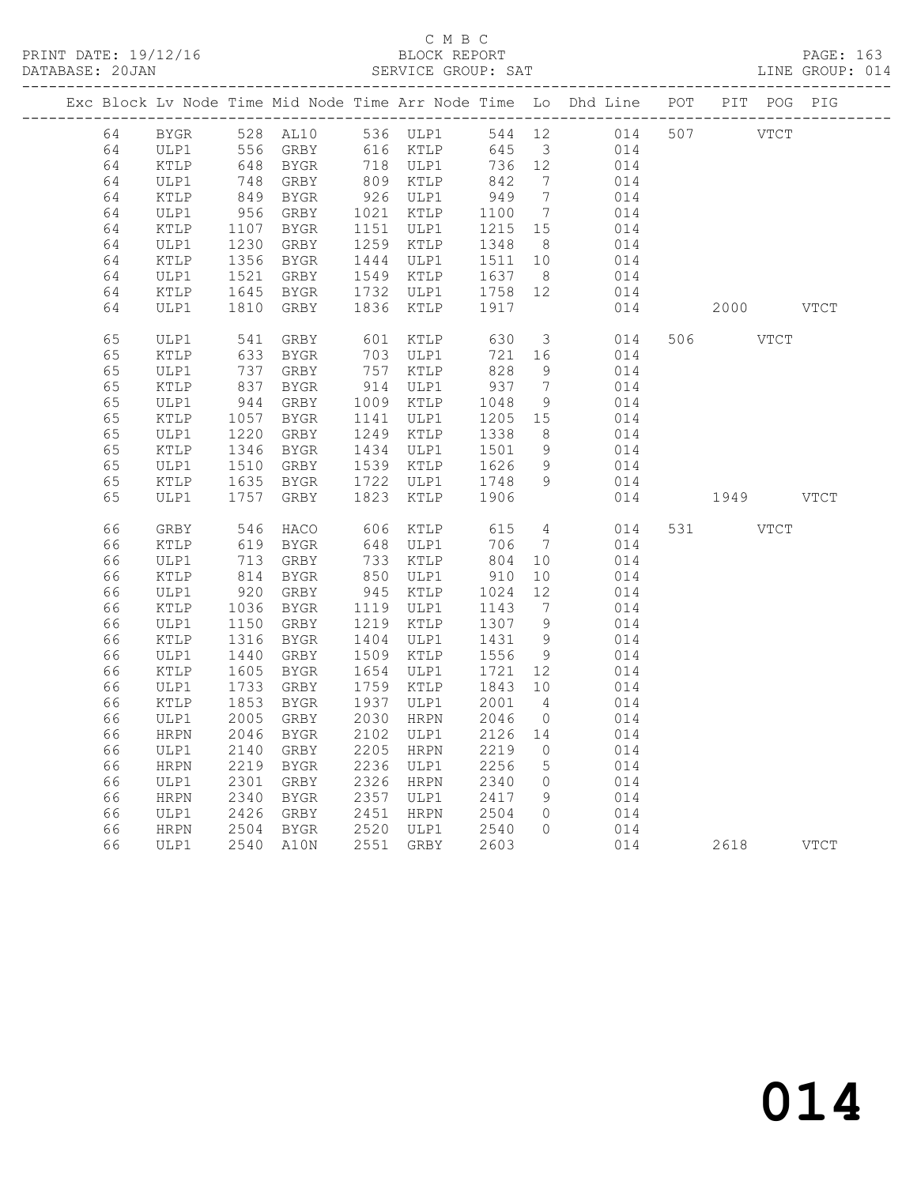C M B C

BLOCK REPORT

SERVICE GROUP: SAT

| Exc | Block | Lv | Node | Time | Mid Node | Time | Arr Node | Time | Lo | Dhd Line | POT | PIT | POG | PIG |
|---|---|---|---|---|---|---|---|---|---|---|---|---|---|---|
| | 64 | | BYGR | 528 | AL10 | 536 | ULP1 | 544 | 12 | 014 | 507 | | VTCT | |
| | 64 | | ULP1 | 556 | GRBY | 616 | KTLP | 645 | 3 | 014 | | | | |
| | 64 | | KTLP | 648 | BYGR | 718 | ULP1 | 736 | 12 | 014 | | | | |
| | 64 | | ULP1 | 748 | GRBY | 809 | KTLP | 842 | 7 | 014 | | | | |
| | 64 | | KTLP | 849 | BYGR | 926 | ULP1 | 949 | 7 | 014 | | | | |
| | 64 | | ULP1 | 956 | GRBY | 1021 | KTLP | 1100 | 7 | 014 | | | | |
| | 64 | | KTLP | 1107 | BYGR | 1151 | ULP1 | 1215 | 15 | 014 | | | | |
| | 64 | | ULP1 | 1230 | GRBY | 1259 | KTLP | 1348 | 8 | 014 | | | | |
| | 64 | | KTLP | 1356 | BYGR | 1444 | ULP1 | 1511 | 10 | 014 | | | | |
| | 64 | | ULP1 | 1521 | GRBY | 1549 | KTLP | 1637 | 8 | 014 | | | | |
| | 64 | | KTLP | 1645 | BYGR | 1732 | ULP1 | 1758 | 12 | 014 | | | | |
| | 64 | | ULP1 | 1810 | GRBY | 1836 | KTLP | 1917 | | 014 | | 2000 | | VTCT |
| | 65 | | ULP1 | 541 | GRBY | 601 | KTLP | 630 | 3 | 014 | 506 | | VTCT | |
| | 65 | | KTLP | 633 | BYGR | 703 | ULP1 | 721 | 16 | 014 | | | | |
| | 65 | | ULP1 | 737 | GRBY | 757 | KTLP | 828 | 9 | 014 | | | | |
| | 65 | | KTLP | 837 | BYGR | 914 | ULP1 | 937 | 7 | 014 | | | | |
| | 65 | | ULP1 | 944 | GRBY | 1009 | KTLP | 1048 | 9 | 014 | | | | |
| | 65 | | KTLP | 1057 | BYGR | 1141 | ULP1 | 1205 | 15 | 014 | | | | |
| | 65 | | ULP1 | 1220 | GRBY | 1249 | KTLP | 1338 | 8 | 014 | | | | |
| | 65 | | KTLP | 1346 | BYGR | 1434 | ULP1 | 1501 | 9 | 014 | | | | |
| | 65 | | ULP1 | 1510 | GRBY | 1539 | KTLP | 1626 | 9 | 014 | | | | |
| | 65 | | KTLP | 1635 | BYGR | 1722 | ULP1 | 1748 | 9 | 014 | | | | |
| | 65 | | ULP1 | 1757 | GRBY | 1823 | KTLP | 1906 | | 014 | | 1949 | | VTCT |
| | 66 | | GRBY | 546 | HACO | 606 | KTLP | 615 | 4 | 014 | 531 | | VTCT | |
| | 66 | | KTLP | 619 | BYGR | 648 | ULP1 | 706 | 7 | 014 | | | | |
| | 66 | | ULP1 | 713 | GRBY | 733 | KTLP | 804 | 10 | 014 | | | | |
| | 66 | | KTLP | 814 | BYGR | 850 | ULP1 | 910 | 10 | 014 | | | | |
| | 66 | | ULP1 | 920 | GRBY | 945 | KTLP | 1024 | 12 | 014 | | | | |
| | 66 | | KTLP | 1036 | BYGR | 1119 | ULP1 | 1143 | 7 | 014 | | | | |
| | 66 | | ULP1 | 1150 | GRBY | 1219 | KTLP | 1307 | 9 | 014 | | | | |
| | 66 | | KTLP | 1316 | BYGR | 1404 | ULP1 | 1431 | 9 | 014 | | | | |
| | 66 | | ULP1 | 1440 | GRBY | 1509 | KTLP | 1556 | 9 | 014 | | | | |
| | 66 | | KTLP | 1605 | BYGR | 1654 | ULP1 | 1721 | 12 | 014 | | | | |
| | 66 | | ULP1 | 1733 | GRBY | 1759 | KTLP | 1843 | 10 | 014 | | | | |
| | 66 | | KTLP | 1853 | BYGR | 1937 | ULP1 | 2001 | 4 | 014 | | | | |
| | 66 | | ULP1 | 2005 | GRBY | 2030 | HRPN | 2046 | 0 | 014 | | | | |
| | 66 | | HRPN | 2046 | BYGR | 2102 | ULP1 | 2126 | 14 | 014 | | | | |
| | 66 | | ULP1 | 2140 | GRBY | 2205 | HRPN | 2219 | 0 | 014 | | | | |
| | 66 | | HRPN | 2219 | BYGR | 2236 | ULP1 | 2256 | 5 | 014 | | | | |
| | 66 | | ULP1 | 2301 | GRBY | 2326 | HRPN | 2340 | 0 | 014 | | | | |
| | 66 | | HRPN | 2340 | BYGR | 2357 | ULP1 | 2417 | 9 | 014 | | | | |
| | 66 | | ULP1 | 2426 | GRBY | 2451 | HRPN | 2504 | 0 | 014 | | | | |
| | 66 | | HRPN | 2504 | BYGR | 2520 | ULP1 | 2540 | 0 | 014 | | | | |
| | 66 | | ULP1 | 2540 | A10N | 2551 | GRBY | 2603 | | 014 | | 2618 | | VTCT |

014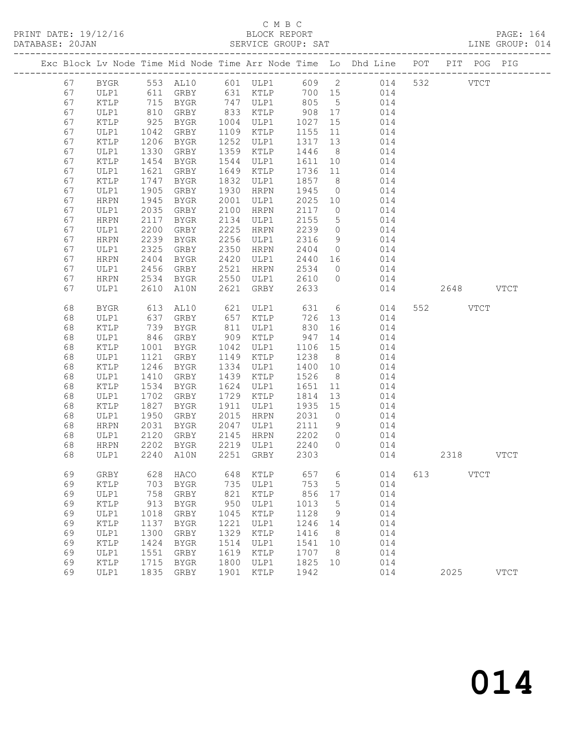C M B C
BLOCK REPORT
SERVICE GROUP: SAT

PRINT DATE: 19/12/16
DATABASE: 20JAN
LINE GROUP: 014

| Exc | Block | Lv | Node | Time | Mid Node | Time | Arr Node | Time | Lo | Dhd Line | POT | PIT | POG | PIG |
|---|---|---|---|---|---|---|---|---|---|---|---|---|---|---|
| | 67 | | BYGR | 553 | AL10 | 601 | ULP1 | 609 | 2 | 014 | 532 | | VTCT | |
| | 67 | | ULP1 | 611 | GRBY | 631 | KTLP | 700 | 15 | 014 | | | | |
| | 67 | | KTLP | 715 | BYGR | 747 | ULP1 | 805 | 5 | 014 | | | | |
| | 67 | | ULP1 | 810 | GRBY | 833 | KTLP | 908 | 17 | 014 | | | | |
| | 67 | | KTLP | 925 | BYGR | 1004 | ULP1 | 1027 | 15 | 014 | | | | |
| | 67 | | ULP1 | 1042 | GRBY | 1109 | KTLP | 1155 | 11 | 014 | | | | |
| | 67 | | KTLP | 1206 | BYGR | 1252 | ULP1 | 1317 | 13 | 014 | | | | |
| | 67 | | ULP1 | 1330 | GRBY | 1359 | KTLP | 1446 | 8 | 014 | | | | |
| | 67 | | KTLP | 1454 | BYGR | 1544 | ULP1 | 1611 | 10 | 014 | | | | |
| | 67 | | ULP1 | 1621 | GRBY | 1649 | KTLP | 1736 | 11 | 014 | | | | |
| | 67 | | KTLP | 1747 | BYGR | 1832 | ULP1 | 1857 | 8 | 014 | | | | |
| | 67 | | ULP1 | 1905 | GRBY | 1930 | HRPN | 1945 | 0 | 014 | | | | |
| | 67 | | HRPN | 1945 | BYGR | 2001 | ULP1 | 2025 | 10 | 014 | | | | |
| | 67 | | ULP1 | 2035 | GRBY | 2100 | HRPN | 2117 | 0 | 014 | | | | |
| | 67 | | HRPN | 2117 | BYGR | 2134 | ULP1 | 2155 | 5 | 014 | | | | |
| | 67 | | ULP1 | 2200 | GRBY | 2225 | HRPN | 2239 | 0 | 014 | | | | |
| | 67 | | HRPN | 2239 | BYGR | 2256 | ULP1 | 2316 | 9 | 014 | | | | |
| | 67 | | ULP1 | 2325 | GRBY | 2350 | HRPN | 2404 | 0 | 014 | | | | |
| | 67 | | HRPN | 2404 | BYGR | 2420 | ULP1 | 2440 | 16 | 014 | | | | |
| | 67 | | ULP1 | 2456 | GRBY | 2521 | HRPN | 2534 | 0 | 014 | | | | |
| | 67 | | HRPN | 2534 | BYGR | 2550 | ULP1 | 2610 | 0 | 014 | | | | |
| | 67 | | ULP1 | 2610 | A10N | 2621 | GRBY | 2633 | | 014 | | 2648 | | VTCT |
| | 68 | | BYGR | 613 | AL10 | 621 | ULP1 | 631 | 6 | 014 | 552 | | VTCT | |
| | 68 | | ULP1 | 637 | GRBY | 657 | KTLP | 726 | 13 | 014 | | | | |
| | 68 | | KTLP | 739 | BYGR | 811 | ULP1 | 830 | 16 | 014 | | | | |
| | 68 | | ULP1 | 846 | GRBY | 909 | KTLP | 947 | 14 | 014 | | | | |
| | 68 | | KTLP | 1001 | BYGR | 1042 | ULP1 | 1106 | 15 | 014 | | | | |
| | 68 | | ULP1 | 1121 | GRBY | 1149 | KTLP | 1238 | 8 | 014 | | | | |
| | 68 | | KTLP | 1246 | BYGR | 1334 | ULP1 | 1400 | 10 | 014 | | | | |
| | 68 | | ULP1 | 1410 | GRBY | 1439 | KTLP | 1526 | 8 | 014 | | | | |
| | 68 | | KTLP | 1534 | BYGR | 1624 | ULP1 | 1651 | 11 | 014 | | | | |
| | 68 | | ULP1 | 1702 | GRBY | 1729 | KTLP | 1814 | 13 | 014 | | | | |
| | 68 | | KTLP | 1827 | BYGR | 1911 | ULP1 | 1935 | 15 | 014 | | | | |
| | 68 | | ULP1 | 1950 | GRBY | 2015 | HRPN | 2031 | 0 | 014 | | | | |
| | 68 | | HRPN | 2031 | BYGR | 2047 | ULP1 | 2111 | 9 | 014 | | | | |
| | 68 | | ULP1 | 2120 | GRBY | 2145 | HRPN | 2202 | 0 | 014 | | | | |
| | 68 | | HRPN | 2202 | BYGR | 2219 | ULP1 | 2240 | 0 | 014 | | | | |
| | 68 | | ULP1 | 2240 | A10N | 2251 | GRBY | 2303 | | 014 | | 2318 | | VTCT |
| | 69 | | GRBY | 628 | HACO | 648 | KTLP | 657 | 6 | 014 | 613 | | VTCT | |
| | 69 | | KTLP | 703 | BYGR | 735 | ULP1 | 753 | 5 | 014 | | | | |
| | 69 | | ULP1 | 758 | GRBY | 821 | KTLP | 856 | 17 | 014 | | | | |
| | 69 | | KTLP | 913 | BYGR | 950 | ULP1 | 1013 | 5 | 014 | | | | |
| | 69 | | ULP1 | 1018 | GRBY | 1045 | KTLP | 1128 | 9 | 014 | | | | |
| | 69 | | KTLP | 1137 | BYGR | 1221 | ULP1 | 1246 | 14 | 014 | | | | |
| | 69 | | ULP1 | 1300 | GRBY | 1329 | KTLP | 1416 | 8 | 014 | | | | |
| | 69 | | KTLP | 1424 | BYGR | 1514 | ULP1 | 1541 | 10 | 014 | | | | |
| | 69 | | ULP1 | 1551 | GRBY | 1619 | KTLP | 1707 | 8 | 014 | | | | |
| | 69 | | KTLP | 1715 | BYGR | 1800 | ULP1 | 1825 | 10 | 014 | | | | |
| | 69 | | ULP1 | 1835 | GRBY | 1901 | KTLP | 1942 | | 014 | | 2025 | | VTCT |

014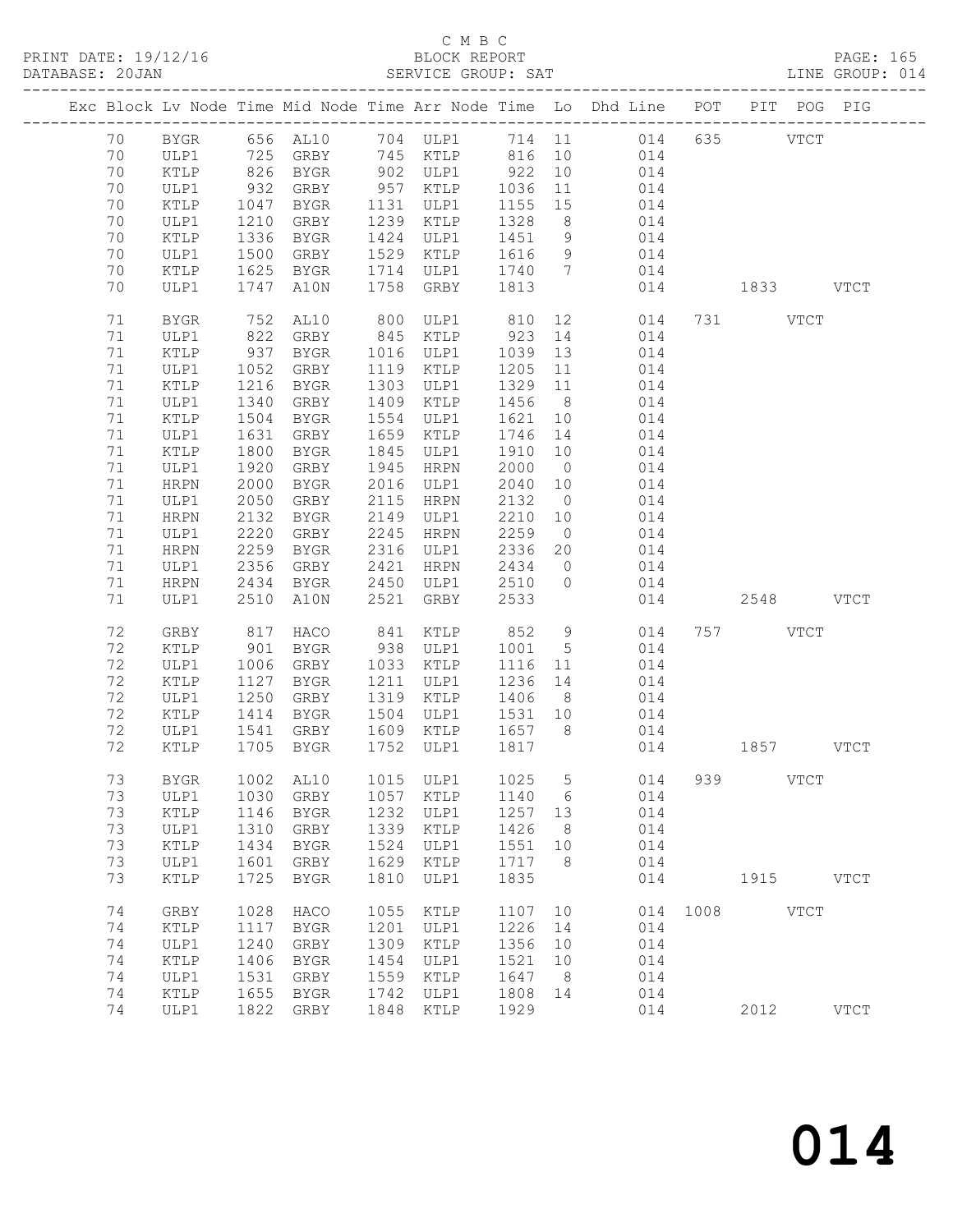C M B C

BLOCK REPORT

SERVICE GROUP: SAT

PRINT DATE: 19/12/16
DATABASE: 20JAN

LINE GROUP: 014

| Exc | Block | Lv | Node | Time | Mid Node | Time | Arr Node | Time | Lo | Dhd Line | POT | PIT | POG | PIG |
|---|---|---|---|---|---|---|---|---|---|---|---|---|---|---|
| | 70 | | BYGR | 656 | AL10 | 704 | ULP1 | 714 | 11 | 014 | 635 | | VTCT | |
| | 70 | | ULP1 | 725 | GRBY | 745 | KTLP | 816 | 10 | 014 | | | | |
| | 70 | | KTLP | 826 | BYGR | 902 | ULP1 | 922 | 10 | 014 | | | | |
| | 70 | | ULP1 | 932 | GRBY | 957 | KTLP | 1036 | 11 | 014 | | | | |
| | 70 | | KTLP | 1047 | BYGR | 1131 | ULP1 | 1155 | 15 | 014 | | | | |
| | 70 | | ULP1 | 1210 | GRBY | 1239 | KTLP | 1328 | 8 | 014 | | | | |
| | 70 | | KTLP | 1336 | BYGR | 1424 | ULP1 | 1451 | 9 | 014 | | | | |
| | 70 | | ULP1 | 1500 | GRBY | 1529 | KTLP | 1616 | 9 | 014 | | | | |
| | 70 | | KTLP | 1625 | BYGR | 1714 | ULP1 | 1740 | 7 | 014 | | | | |
| | 70 | | ULP1 | 1747 | A10N | 1758 | GRBY | 1813 | | 014 | | 1833 | | VTCT |
| | 71 | | BYGR | 752 | AL10 | 800 | ULP1 | 810 | 12 | 014 | 731 | | VTCT | |
| | 71 | | ULP1 | 822 | GRBY | 845 | KTLP | 923 | 14 | 014 | | | | |
| | 71 | | KTLP | 937 | BYGR | 1016 | ULP1 | 1039 | 13 | 014 | | | | |
| | 71 | | ULP1 | 1052 | GRBY | 1119 | KTLP | 1205 | 11 | 014 | | | | |
| | 71 | | KTLP | 1216 | BYGR | 1303 | ULP1 | 1329 | 11 | 014 | | | | |
| | 71 | | ULP1 | 1340 | GRBY | 1409 | KTLP | 1456 | 8 | 014 | | | | |
| | 71 | | KTLP | 1504 | BYGR | 1554 | ULP1 | 1621 | 10 | 014 | | | | |
| | 71 | | ULP1 | 1631 | GRBY | 1659 | KTLP | 1746 | 14 | 014 | | | | |
| | 71 | | KTLP | 1800 | BYGR | 1845 | ULP1 | 1910 | 10 | 014 | | | | |
| | 71 | | ULP1 | 1920 | GRBY | 1945 | HRPN | 2000 | 0 | 014 | | | | |
| | 71 | | HRPN | 2000 | BYGR | 2016 | ULP1 | 2040 | 10 | 014 | | | | |
| | 71 | | ULP1 | 2050 | GRBY | 2115 | HRPN | 2132 | 0 | 014 | | | | |
| | 71 | | HRPN | 2132 | BYGR | 2149 | ULP1 | 2210 | 10 | 014 | | | | |
| | 71 | | ULP1 | 2220 | GRBY | 2245 | HRPN | 2259 | 0 | 014 | | | | |
| | 71 | | HRPN | 2259 | BYGR | 2316 | ULP1 | 2336 | 20 | 014 | | | | |
| | 71 | | ULP1 | 2356 | GRBY | 2421 | HRPN | 2434 | 0 | 014 | | | | |
| | 71 | | HRPN | 2434 | BYGR | 2450 | ULP1 | 2510 | 0 | 014 | | | | |
| | 71 | | ULP1 | 2510 | A10N | 2521 | GRBY | 2533 | | 014 | | 2548 | | VTCT |
| | 72 | | GRBY | 817 | HACO | 841 | KTLP | 852 | 9 | 014 | 757 | | VTCT | |
| | 72 | | KTLP | 901 | BYGR | 938 | ULP1 | 1001 | 5 | 014 | | | | |
| | 72 | | ULP1 | 1006 | GRBY | 1033 | KTLP | 1116 | 11 | 014 | | | | |
| | 72 | | KTLP | 1127 | BYGR | 1211 | ULP1 | 1236 | 14 | 014 | | | | |
| | 72 | | ULP1 | 1250 | GRBY | 1319 | KTLP | 1406 | 8 | 014 | | | | |
| | 72 | | KTLP | 1414 | BYGR | 1504 | ULP1 | 1531 | 10 | 014 | | | | |
| | 72 | | ULP1 | 1541 | GRBY | 1609 | KTLP | 1657 | 8 | 014 | | | | |
| | 72 | | KTLP | 1705 | BYGR | 1752 | ULP1 | 1817 | | 014 | | 1857 | | VTCT |
| | 73 | | BYGR | 1002 | AL10 | 1015 | ULP1 | 1025 | 5 | 014 | 939 | | VTCT | |
| | 73 | | ULP1 | 1030 | GRBY | 1057 | KTLP | 1140 | 6 | 014 | | | | |
| | 73 | | KTLP | 1146 | BYGR | 1232 | ULP1 | 1257 | 13 | 014 | | | | |
| | 73 | | ULP1 | 1310 | GRBY | 1339 | KTLP | 1426 | 8 | 014 | | | | |
| | 73 | | KTLP | 1434 | BYGR | 1524 | ULP1 | 1551 | 10 | 014 | | | | |
| | 73 | | ULP1 | 1601 | GRBY | 1629 | KTLP | 1717 | 8 | 014 | | | | |
| | 73 | | KTLP | 1725 | BYGR | 1810 | ULP1 | 1835 | | 014 | | 1915 | | VTCT |
| | 74 | | GRBY | 1028 | HACO | 1055 | KTLP | 1107 | 10 | 014 | 1008 | | VTCT | |
| | 74 | | KTLP | 1117 | BYGR | 1201 | ULP1 | 1226 | 14 | 014 | | | | |
| | 74 | | ULP1 | 1240 | GRBY | 1309 | KTLP | 1356 | 10 | 014 | | | | |
| | 74 | | KTLP | 1406 | BYGR | 1454 | ULP1 | 1521 | 10 | 014 | | | | |
| | 74 | | ULP1 | 1531 | GRBY | 1559 | KTLP | 1647 | 8 | 014 | | | | |
| | 74 | | KTLP | 1655 | BYGR | 1742 | ULP1 | 1808 | 14 | 014 | | | | |
| | 74 | | ULP1 | 1822 | GRBY | 1848 | KTLP | 1929 | | 014 | | 2012 | | VTCT |

014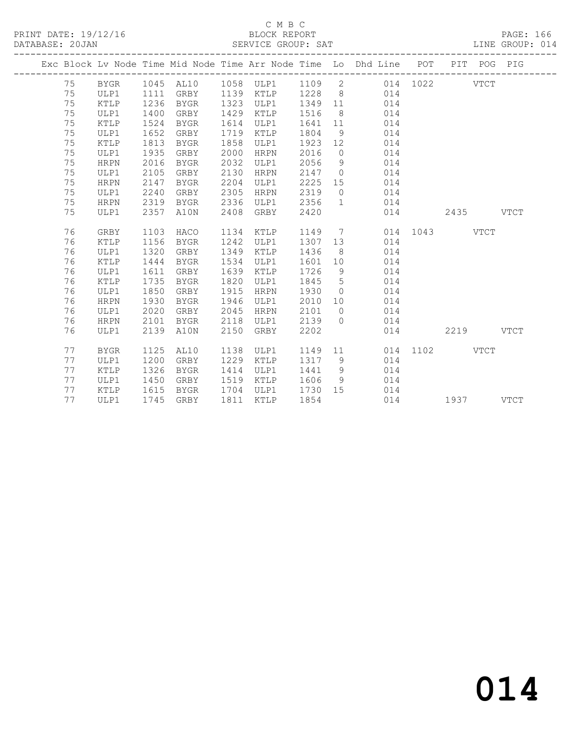C M B C

BLOCK REPORT

SERVICE GROUP: SAT

| Exc | Block | Lv | Node | Time | Mid Node | Time | Arr Node | Time | Lo | Dhd Line | POT | PIT | POG | PIG |
|---|---|---|---|---|---|---|---|---|---|---|---|---|---|---|
| | 75 | | BYGR | 1045 | AL10 | 1058 | ULP1 | 1109 | 2 | 014 | 1022 | | VTCT | |
| | 75 | | ULP1 | 1111 | GRBY | 1139 | KTLP | 1228 | 8 | 014 | | | | |
| | 75 | | KTLP | 1236 | BYGR | 1323 | ULP1 | 1349 | 11 | 014 | | | | |
| | 75 | | ULP1 | 1400 | GRBY | 1429 | KTLP | 1516 | 8 | 014 | | | | |
| | 75 | | KTLP | 1524 | BYGR | 1614 | ULP1 | 1641 | 11 | 014 | | | | |
| | 75 | | ULP1 | 1652 | GRBY | 1719 | KTLP | 1804 | 9 | 014 | | | | |
| | 75 | | KTLP | 1813 | BYGR | 1858 | ULP1 | 1923 | 12 | 014 | | | | |
| | 75 | | ULP1 | 1935 | GRBY | 2000 | HRPN | 2016 | 0 | 014 | | | | |
| | 75 | | HRPN | 2016 | BYGR | 2032 | ULP1 | 2056 | 9 | 014 | | | | |
| | 75 | | ULP1 | 2105 | GRBY | 2130 | HRPN | 2147 | 0 | 014 | | | | |
| | 75 | | HRPN | 2147 | BYGR | 2204 | ULP1 | 2225 | 15 | 014 | | | | |
| | 75 | | ULP1 | 2240 | GRBY | 2305 | HRPN | 2319 | 0 | 014 | | | | |
| | 75 | | HRPN | 2319 | BYGR | 2336 | ULP1 | 2356 | 1 | 014 | | | | |
| | 75 | | ULP1 | 2357 | A10N | 2408 | GRBY | 2420 | | 014 | | 2435 | | VTCT |
| | 76 | | GRBY | 1103 | HACO | 1134 | KTLP | 1149 | 7 | 014 | 1043 | | VTCT | |
| | 76 | | KTLP | 1156 | BYGR | 1242 | ULP1 | 1307 | 13 | 014 | | | | |
| | 76 | | ULP1 | 1320 | GRBY | 1349 | KTLP | 1436 | 8 | 014 | | | | |
| | 76 | | KTLP | 1444 | BYGR | 1534 | ULP1 | 1601 | 10 | 014 | | | | |
| | 76 | | ULP1 | 1611 | GRBY | 1639 | KTLP | 1726 | 9 | 014 | | | | |
| | 76 | | KTLP | 1735 | BYGR | 1820 | ULP1 | 1845 | 5 | 014 | | | | |
| | 76 | | ULP1 | 1850 | GRBY | 1915 | HRPN | 1930 | 0 | 014 | | | | |
| | 76 | | HRPN | 1930 | BYGR | 1946 | ULP1 | 2010 | 10 | 014 | | | | |
| | 76 | | ULP1 | 2020 | GRBY | 2045 | HRPN | 2101 | 0 | 014 | | | | |
| | 76 | | HRPN | 2101 | BYGR | 2118 | ULP1 | 2139 | 0 | 014 | | | | |
| | 76 | | ULP1 | 2139 | A10N | 2150 | GRBY | 2202 | | 014 | | 2219 | | VTCT |
| | 77 | | BYGR | 1125 | AL10 | 1138 | ULP1 | 1149 | 11 | 014 | 1102 | | VTCT | |
| | 77 | | ULP1 | 1200 | GRBY | 1229 | KTLP | 1317 | 9 | 014 | | | | |
| | 77 | | KTLP | 1326 | BYGR | 1414 | ULP1 | 1441 | 9 | 014 | | | | |
| | 77 | | ULP1 | 1450 | GRBY | 1519 | KTLP | 1606 | 9 | 014 | | | | |
| | 77 | | KTLP | 1615 | BYGR | 1704 | ULP1 | 1730 | 15 | 014 | | | | |
| | 77 | | ULP1 | 1745 | GRBY | 1811 | KTLP | 1854 | | 014 | | 1937 | | VTCT |

014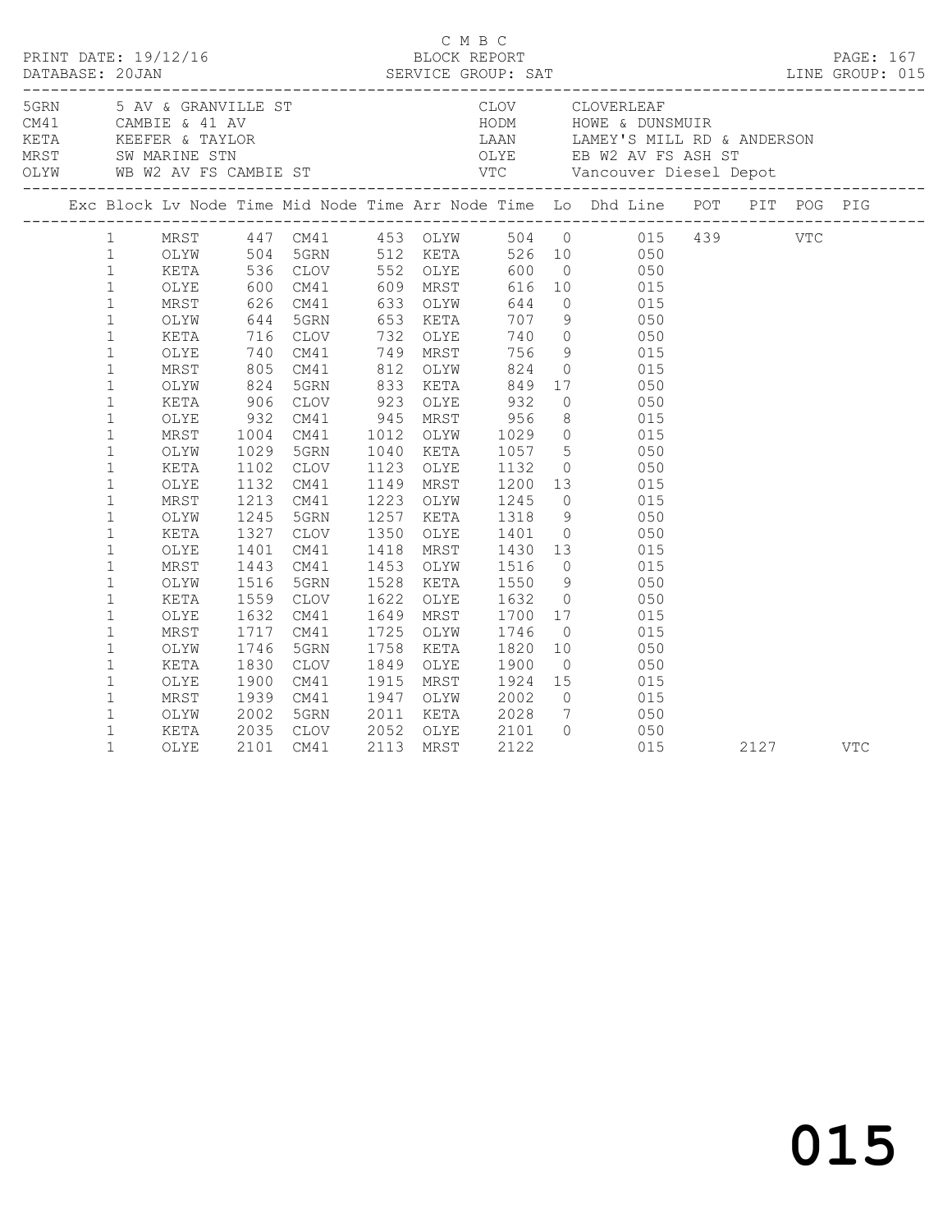C M B C
PRINT DATE: 19/12/16 BLOCK REPORT
DATABASE: 20JAN SERVICE GROUP: SAT LINE GROUP: 015

| Code | Location | Code | Location |
|---|---|---|---|
| 5GRN | 5 AV & GRANVILLE ST | CLOV | CLOVERLEAF |
| CM41 | CAMBIE & 41 AV | HODM | HOWE & DUNSMUIR |
| KETA | KEEFER & TAYLOR | LAAN | LAMEY'S MILL RD & ANDERSON |
| MRST | SW MARINE STN | OLYE | EB W2 AV FS ASH ST |
| OLYW | WB W2 AV FS CAMBIE ST | VTC | Vancouver Diesel Depot |

| Exc | Block | Lv Node | Time | Mid Node | Time | Arr Node | Time | Lo | Dhd Line | POT | PIT | POG | PIG |
|---|---|---|---|---|---|---|---|---|---|---|---|---|---|
| | 1 | MRST | 447 | CM41 | 453 | OLYW | 504 | 0 | 015 | 439 | | VTC | |
| | 1 | OLYW | 504 | 5GRN | 512 | KETA | 526 | 10 | 050 | | | | |
| | 1 | KETA | 536 | CLOV | 552 | OLYE | 600 | 0 | 050 | | | | |
| | 1 | OLYE | 600 | CM41 | 609 | MRST | 616 | 10 | 015 | | | | |
| | 1 | MRST | 626 | CM41 | 633 | OLYW | 644 | 0 | 015 | | | | |
| | 1 | OLYW | 644 | 5GRN | 653 | KETA | 707 | 9 | 050 | | | | |
| | 1 | KETA | 716 | CLOV | 732 | OLYE | 740 | 0 | 050 | | | | |
| | 1 | OLYE | 740 | CM41 | 749 | MRST | 756 | 9 | 015 | | | | |
| | 1 | MRST | 805 | CM41 | 812 | OLYW | 824 | 0 | 015 | | | | |
| | 1 | OLYW | 824 | 5GRN | 833 | KETA | 849 | 17 | 050 | | | | |
| | 1 | KETA | 906 | CLOV | 923 | OLYE | 932 | 0 | 050 | | | | |
| | 1 | OLYE | 932 | CM41 | 945 | MRST | 956 | 8 | 015 | | | | |
| | 1 | MRST | 1004 | CM41 | 1012 | OLYW | 1029 | 0 | 015 | | | | |
| | 1 | OLYW | 1029 | 5GRN | 1040 | KETA | 1057 | 5 | 050 | | | | |
| | 1 | KETA | 1102 | CLOV | 1123 | OLYE | 1132 | 0 | 050 | | | | |
| | 1 | OLYE | 1132 | CM41 | 1149 | MRST | 1200 | 13 | 015 | | | | |
| | 1 | MRST | 1213 | CM41 | 1223 | OLYW | 1245 | 0 | 015 | | | | |
| | 1 | OLYW | 1245 | 5GRN | 1257 | KETA | 1318 | 9 | 050 | | | | |
| | 1 | KETA | 1327 | CLOV | 1350 | OLYE | 1401 | 0 | 050 | | | | |
| | 1 | OLYE | 1401 | CM41 | 1418 | MRST | 1430 | 13 | 015 | | | | |
| | 1 | MRST | 1443 | CM41 | 1453 | OLYW | 1516 | 0 | 015 | | | | |
| | 1 | OLYW | 1516 | 5GRN | 1528 | KETA | 1550 | 9 | 050 | | | | |
| | 1 | KETA | 1559 | CLOV | 1622 | OLYE | 1632 | 0 | 050 | | | | |
| | 1 | OLYE | 1632 | CM41 | 1649 | MRST | 1700 | 17 | 015 | | | | |
| | 1 | MRST | 1717 | CM41 | 1725 | OLYW | 1746 | 0 | 015 | | | | |
| | 1 | OLYW | 1746 | 5GRN | 1758 | KETA | 1820 | 10 | 050 | | | | |
| | 1 | KETA | 1830 | CLOV | 1849 | OLYE | 1900 | 0 | 050 | | | | |
| | 1 | OLYE | 1900 | CM41 | 1915 | MRST | 1924 | 15 | 015 | | | | |
| | 1 | MRST | 1939 | CM41 | 1947 | OLYW | 2002 | 0 | 015 | | | | |
| | 1 | OLYW | 2002 | 5GRN | 2011 | KETA | 2028 | 7 | 050 | | | | |
| | 1 | KETA | 2035 | CLOV | 2052 | OLYE | 2101 | 0 | 050 | | | | |
| | 1 | OLYE | 2101 | CM41 | 2113 | MRST | 2122 | | 015 | | 2127 | | VTC |

015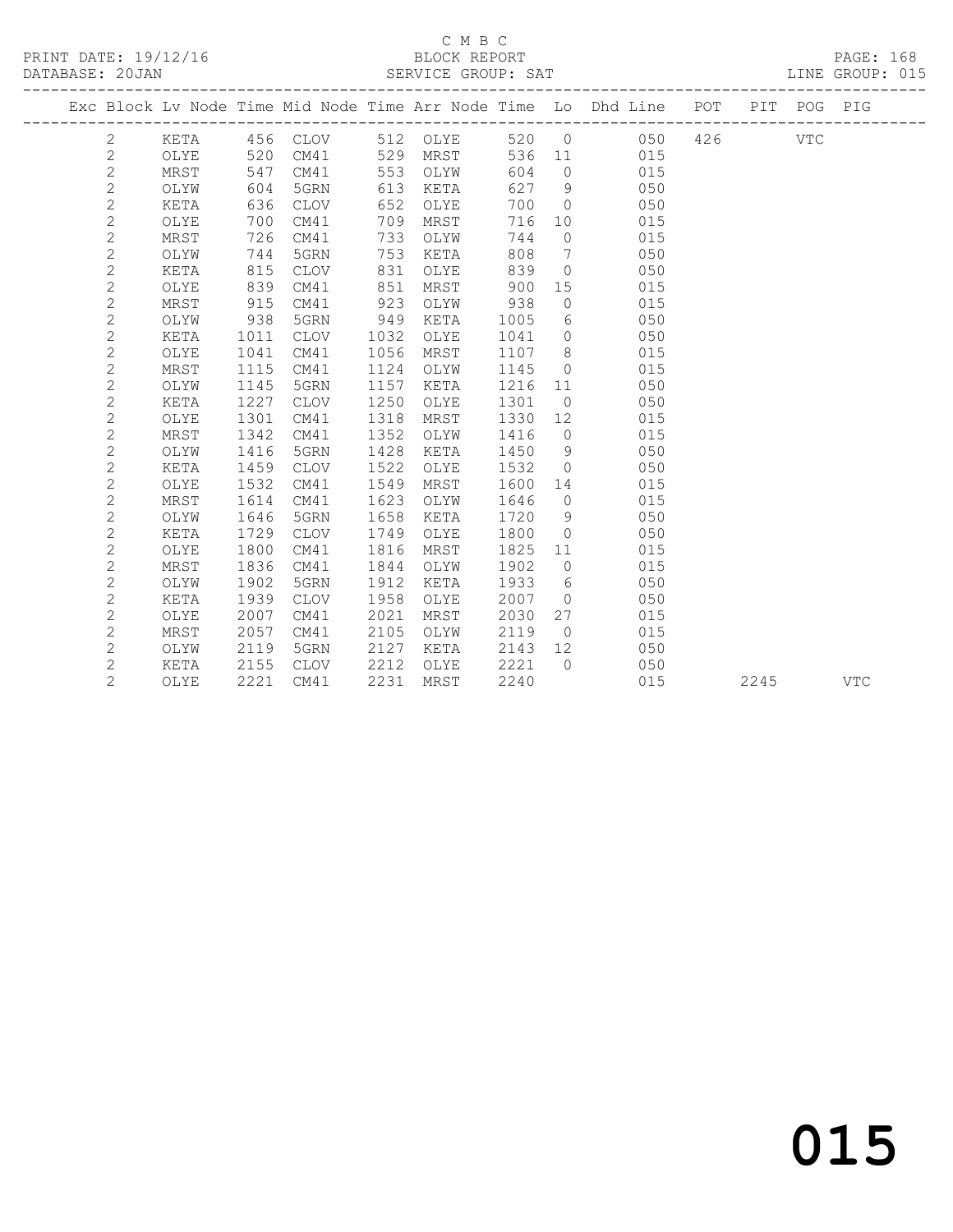C M B C

BLOCK REPORT

SERVICE GROUP: SAT

LINE GROUP: 015

| Exc | Block | Lv | Node | Time | Mid Node | Time | Arr Node | Time | Lo | Dhd Line | POT | PIT | POG | PIG |
|---|---|---|---|---|---|---|---|---|---|---|---|---|---|---|
| | 2 | | KETA | 456 | CLOV | 512 | OLYE | 520 | 0 | 050 | 426 | | VTC | |
| | 2 | | OLYE | 520 | CM41 | 529 | MRST | 536 | 11 | 015 | | | | |
| | 2 | | MRST | 547 | CM41 | 553 | OLYW | 604 | 0 | 015 | | | | |
| | 2 | | OLYW | 604 | 5GRN | 613 | KETA | 627 | 9 | 050 | | | | |
| | 2 | | KETA | 636 | CLOV | 652 | OLYE | 700 | 0 | 050 | | | | |
| | 2 | | OLYE | 700 | CM41 | 709 | MRST | 716 | 10 | 015 | | | | |
| | 2 | | MRST | 726 | CM41 | 733 | OLYW | 744 | 0 | 015 | | | | |
| | 2 | | OLYW | 744 | 5GRN | 753 | KETA | 808 | 7 | 050 | | | | |
| | 2 | | KETA | 815 | CLOV | 831 | OLYE | 839 | 0 | 050 | | | | |
| | 2 | | OLYE | 839 | CM41 | 851 | MRST | 900 | 15 | 015 | | | | |
| | 2 | | MRST | 915 | CM41 | 923 | OLYW | 938 | 0 | 015 | | | | |
| | 2 | | OLYW | 938 | 5GRN | 949 | KETA | 1005 | 6 | 050 | | | | |
| | 2 | | KETA | 1011 | CLOV | 1032 | OLYE | 1041 | 0 | 050 | | | | |
| | 2 | | OLYE | 1041 | CM41 | 1056 | MRST | 1107 | 8 | 015 | | | | |
| | 2 | | MRST | 1115 | CM41 | 1124 | OLYW | 1145 | 0 | 015 | | | | |
| | 2 | | OLYW | 1145 | 5GRN | 1157 | KETA | 1216 | 11 | 050 | | | | |
| | 2 | | KETA | 1227 | CLOV | 1250 | OLYE | 1301 | 0 | 050 | | | | |
| | 2 | | OLYE | 1301 | CM41 | 1318 | MRST | 1330 | 12 | 015 | | | | |
| | 2 | | MRST | 1342 | CM41 | 1352 | OLYW | 1416 | 0 | 015 | | | | |
| | 2 | | OLYW | 1416 | 5GRN | 1428 | KETA | 1450 | 9 | 050 | | | | |
| | 2 | | KETA | 1459 | CLOV | 1522 | OLYE | 1532 | 0 | 050 | | | | |
| | 2 | | OLYE | 1532 | CM41 | 1549 | MRST | 1600 | 14 | 015 | | | | |
| | 2 | | MRST | 1614 | CM41 | 1623 | OLYW | 1646 | 0 | 015 | | | | |
| | 2 | | OLYW | 1646 | 5GRN | 1658 | KETA | 1720 | 9 | 050 | | | | |
| | 2 | | KETA | 1729 | CLOV | 1749 | OLYE | 1800 | 0 | 050 | | | | |
| | 2 | | OLYE | 1800 | CM41 | 1816 | MRST | 1825 | 11 | 015 | | | | |
| | 2 | | MRST | 1836 | CM41 | 1844 | OLYW | 1902 | 0 | 015 | | | | |
| | 2 | | OLYW | 1902 | 5GRN | 1912 | KETA | 1933 | 6 | 050 | | | | |
| | 2 | | KETA | 1939 | CLOV | 1958 | OLYE | 2007 | 0 | 050 | | | | |
| | 2 | | OLYE | 2007 | CM41 | 2021 | MRST | 2030 | 27 | 015 | | | | |
| | 2 | | MRST | 2057 | CM41 | 2105 | OLYW | 2119 | 0 | 015 | | | | |
| | 2 | | OLYW | 2119 | 5GRN | 2127 | KETA | 2143 | 12 | 050 | | | | |
| | 2 | | KETA | 2155 | CLOV | 2212 | OLYE | 2221 | 0 | 050 | | | | |
| | 2 | | OLYE | 2221 | CM41 | 2231 | MRST | 2240 | | 015 | | 2245 | | VTC |

015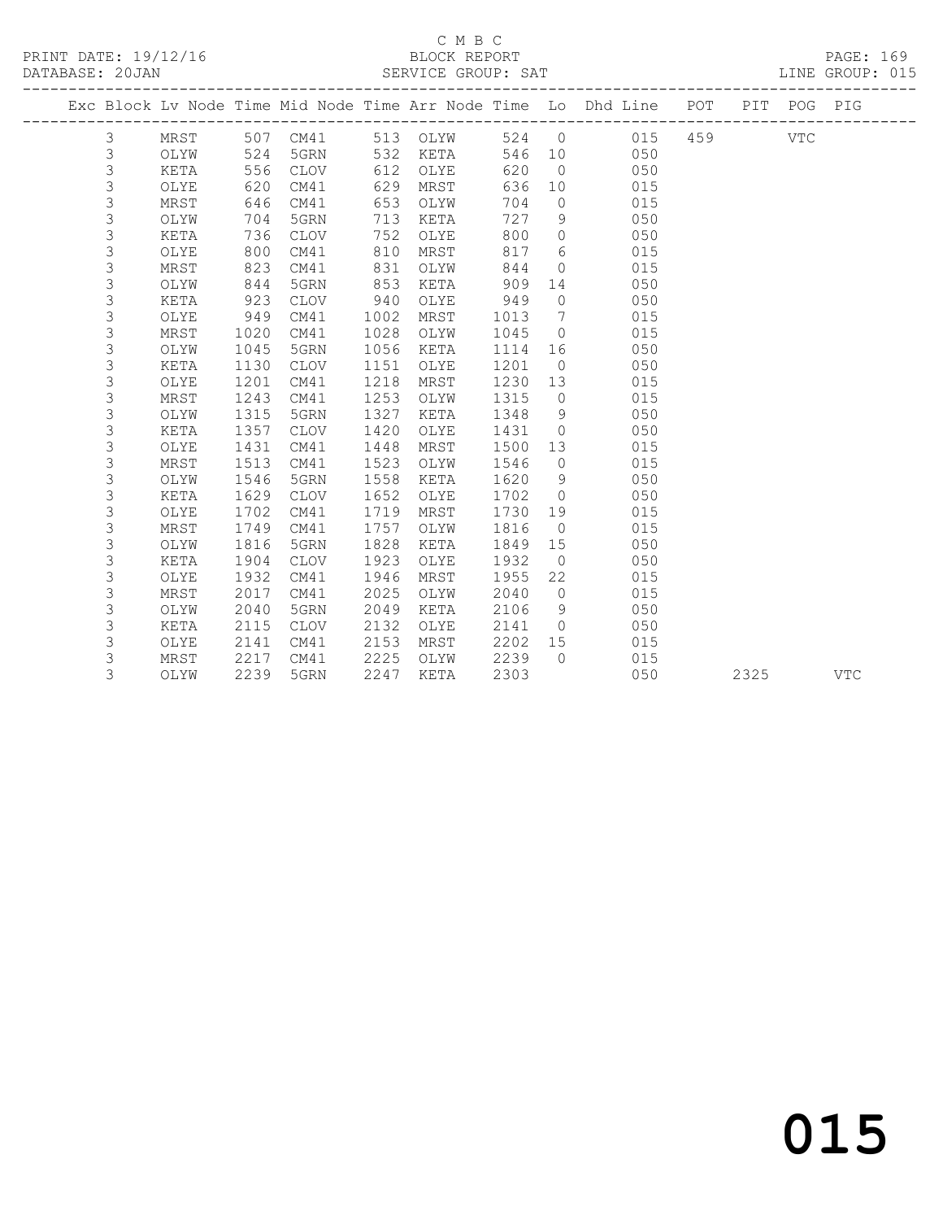C M B C

BLOCK REPORT

SERVICE GROUP: SAT

| Exc | Block | Lv | Node | Time | Mid Node | Time | Arr Node | Time | Lo | Dhd Line | POT | PIT | POG | PIG |
|---|---|---|---|---|---|---|---|---|---|---|---|---|---|---|
| | 3 | | MRST | 507 | CM41 | 513 | OLYW | 524 | 0 | 015 | 459 | | VTC | |
| | 3 | | OLYW | 524 | 5GRN | 532 | KETA | 546 | 10 | 050 | | | | |
| | 3 | | KETA | 556 | CLOV | 612 | OLYE | 620 | 0 | 050 | | | | |
| | 3 | | OLYE | 620 | CM41 | 629 | MRST | 636 | 10 | 015 | | | | |
| | 3 | | MRST | 646 | CM41 | 653 | OLYW | 704 | 0 | 015 | | | | |
| | 3 | | OLYW | 704 | 5GRN | 713 | KETA | 727 | 9 | 050 | | | | |
| | 3 | | KETA | 736 | CLOV | 752 | OLYE | 800 | 0 | 050 | | | | |
| | 3 | | OLYE | 800 | CM41 | 810 | MRST | 817 | 6 | 015 | | | | |
| | 3 | | MRST | 823 | CM41 | 831 | OLYW | 844 | 0 | 015 | | | | |
| | 3 | | OLYW | 844 | 5GRN | 853 | KETA | 909 | 14 | 050 | | | | |
| | 3 | | KETA | 923 | CLOV | 940 | OLYE | 949 | 0 | 050 | | | | |
| | 3 | | OLYE | 949 | CM41 | 1002 | MRST | 1013 | 7 | 015 | | | | |
| | 3 | | MRST | 1020 | CM41 | 1028 | OLYW | 1045 | 0 | 015 | | | | |
| | 3 | | OLYW | 1045 | 5GRN | 1056 | KETA | 1114 | 16 | 050 | | | | |
| | 3 | | KETA | 1130 | CLOV | 1151 | OLYE | 1201 | 0 | 050 | | | | |
| | 3 | | OLYE | 1201 | CM41 | 1218 | MRST | 1230 | 13 | 015 | | | | |
| | 3 | | MRST | 1243 | CM41 | 1253 | OLYW | 1315 | 0 | 015 | | | | |
| | 3 | | OLYW | 1315 | 5GRN | 1327 | KETA | 1348 | 9 | 050 | | | | |
| | 3 | | KETA | 1357 | CLOV | 1420 | OLYE | 1431 | 0 | 050 | | | | |
| | 3 | | OLYE | 1431 | CM41 | 1448 | MRST | 1500 | 13 | 015 | | | | |
| | 3 | | MRST | 1513 | CM41 | 1523 | OLYW | 1546 | 0 | 015 | | | | |
| | 3 | | OLYW | 1546 | 5GRN | 1558 | KETA | 1620 | 9 | 050 | | | | |
| | 3 | | KETA | 1629 | CLOV | 1652 | OLYE | 1702 | 0 | 050 | | | | |
| | 3 | | OLYE | 1702 | CM41 | 1719 | MRST | 1730 | 19 | 015 | | | | |
| | 3 | | MRST | 1749 | CM41 | 1757 | OLYW | 1816 | 0 | 015 | | | | |
| | 3 | | OLYW | 1816 | 5GRN | 1828 | KETA | 1849 | 15 | 050 | | | | |
| | 3 | | KETA | 1904 | CLOV | 1923 | OLYE | 1932 | 0 | 050 | | | | |
| | 3 | | OLYE | 1932 | CM41 | 1946 | MRST | 1955 | 22 | 015 | | | | |
| | 3 | | MRST | 2017 | CM41 | 2025 | OLYW | 2040 | 0 | 015 | | | | |
| | 3 | | OLYW | 2040 | 5GRN | 2049 | KETA | 2106 | 9 | 050 | | | | |
| | 3 | | KETA | 2115 | CLOV | 2132 | OLYE | 2141 | 0 | 050 | | | | |
| | 3 | | OLYE | 2141 | CM41 | 2153 | MRST | 2202 | 15 | 015 | | | | |
| | 3 | | MRST | 2217 | CM41 | 2225 | OLYW | 2239 | 0 | 015 | | | | |
| | 3 | | OLYW | 2239 | 5GRN | 2247 | KETA | 2303 | | 050 | | 2325 | | VTC |

015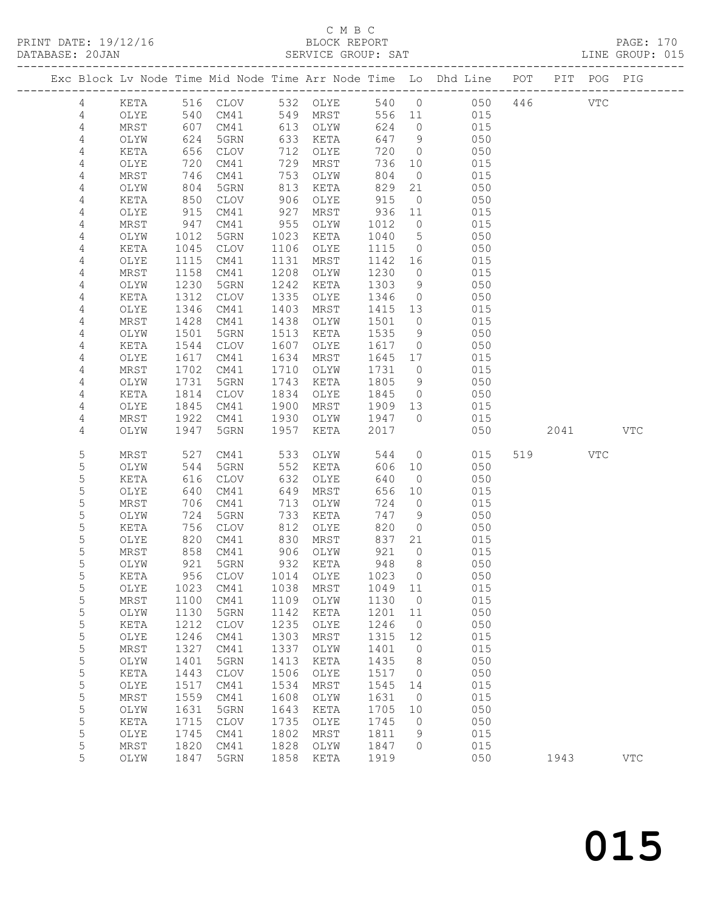C M B C
BLOCK REPORT
SERVICE GROUP: SAT

PRINT DATE: 19/12/16
DATABASE: 20JAN

LINE GROUP: 015

| Exc | Block | Lv Node | Time | Mid Node | Time | Arr Node | Time | Lo | Dhd Line | POT | PIT | POG | PIG |
|---|---|---|---|---|---|---|---|---|---|---|---|---|---|
| | 4 | KETA | 516 | CLOV | 532 | OLYE | 540 | 0 | 050 | 446 | | VTC | |
| | 4 | OLYE | 540 | CM41 | 549 | MRST | 556 | 11 | 015 | | | | |
| | 4 | MRST | 607 | CM41 | 613 | OLYW | 624 | 0 | 015 | | | | |
| | 4 | OLYW | 624 | 5GRN | 633 | KETA | 647 | 9 | 050 | | | | |
| | 4 | KETA | 656 | CLOV | 712 | OLYE | 720 | 0 | 050 | | | | |
| | 4 | OLYE | 720 | CM41 | 729 | MRST | 736 | 10 | 015 | | | | |
| | 4 | MRST | 746 | CM41 | 753 | OLYW | 804 | 0 | 015 | | | | |
| | 4 | OLYW | 804 | 5GRN | 813 | KETA | 829 | 21 | 050 | | | | |
| | 4 | KETA | 850 | CLOV | 906 | OLYE | 915 | 0 | 050 | | | | |
| | 4 | OLYE | 915 | CM41 | 927 | MRST | 936 | 11 | 015 | | | | |
| | 4 | MRST | 947 | CM41 | 955 | OLYW | 1012 | 0 | 015 | | | | |
| | 4 | OLYW | 1012 | 5GRN | 1023 | KETA | 1040 | 5 | 050 | | | | |
| | 4 | KETA | 1045 | CLOV | 1106 | OLYE | 1115 | 0 | 050 | | | | |
| | 4 | OLYE | 1115 | CM41 | 1131 | MRST | 1142 | 16 | 015 | | | | |
| | 4 | MRST | 1158 | CM41 | 1208 | OLYW | 1230 | 0 | 015 | | | | |
| | 4 | OLYW | 1230 | 5GRN | 1242 | KETA | 1303 | 9 | 050 | | | | |
| | 4 | KETA | 1312 | CLOV | 1335 | OLYE | 1346 | 0 | 050 | | | | |
| | 4 | OLYE | 1346 | CM41 | 1403 | MRST | 1415 | 13 | 015 | | | | |
| | 4 | MRST | 1428 | CM41 | 1438 | OLYW | 1501 | 0 | 015 | | | | |
| | 4 | OLYW | 1501 | 5GRN | 1513 | KETA | 1535 | 9 | 050 | | | | |
| | 4 | KETA | 1544 | CLOV | 1607 | OLYE | 1617 | 0 | 050 | | | | |
| | 4 | OLYE | 1617 | CM41 | 1634 | MRST | 1645 | 17 | 015 | | | | |
| | 4 | MRST | 1702 | CM41 | 1710 | OLYW | 1731 | 0 | 015 | | | | |
| | 4 | OLYW | 1731 | 5GRN | 1743 | KETA | 1805 | 9 | 050 | | | | |
| | 4 | KETA | 1814 | CLOV | 1834 | OLYE | 1845 | 0 | 050 | | | | |
| | 4 | OLYE | 1845 | CM41 | 1900 | MRST | 1909 | 13 | 015 | | | | |
| | 4 | MRST | 1922 | CM41 | 1930 | OLYW | 1947 | 0 | 015 | | | | |
| | 4 | OLYW | 1947 | 5GRN | 1957 | KETA | 2017 | | 050 | | 2041 | | VTC |
| | 5 | MRST | 527 | CM41 | 533 | OLYW | 544 | 0 | 015 | 519 | | VTC | |
| | 5 | OLYW | 544 | 5GRN | 552 | KETA | 606 | 10 | 050 | | | | |
| | 5 | KETA | 616 | CLOV | 632 | OLYE | 640 | 0 | 050 | | | | |
| | 5 | OLYE | 640 | CM41 | 649 | MRST | 656 | 10 | 015 | | | | |
| | 5 | MRST | 706 | CM41 | 713 | OLYW | 724 | 0 | 015 | | | | |
| | 5 | OLYW | 724 | 5GRN | 733 | KETA | 747 | 9 | 050 | | | | |
| | 5 | KETA | 756 | CLOV | 812 | OLYE | 820 | 0 | 050 | | | | |
| | 5 | OLYE | 820 | CM41 | 830 | MRST | 837 | 21 | 015 | | | | |
| | 5 | MRST | 858 | CM41 | 906 | OLYW | 921 | 0 | 015 | | | | |
| | 5 | OLYW | 921 | 5GRN | 932 | KETA | 948 | 8 | 050 | | | | |
| | 5 | KETA | 956 | CLOV | 1014 | OLYE | 1023 | 0 | 050 | | | | |
| | 5 | OLYE | 1023 | CM41 | 1038 | MRST | 1049 | 11 | 015 | | | | |
| | 5 | MRST | 1100 | CM41 | 1109 | OLYW | 1130 | 0 | 015 | | | | |
| | 5 | OLYW | 1130 | 5GRN | 1142 | KETA | 1201 | 11 | 050 | | | | |
| | 5 | KETA | 1212 | CLOV | 1235 | OLYE | 1246 | 0 | 050 | | | | |
| | 5 | OLYE | 1246 | CM41 | 1303 | MRST | 1315 | 12 | 015 | | | | |
| | 5 | MRST | 1327 | CM41 | 1337 | OLYW | 1401 | 0 | 015 | | | | |
| | 5 | OLYW | 1401 | 5GRN | 1413 | KETA | 1435 | 8 | 050 | | | | |
| | 5 | KETA | 1443 | CLOV | 1506 | OLYE | 1517 | 0 | 050 | | | | |
| | 5 | OLYE | 1517 | CM41 | 1534 | MRST | 1545 | 14 | 015 | | | | |
| | 5 | MRST | 1559 | CM41 | 1608 | OLYW | 1631 | 0 | 015 | | | | |
| | 5 | OLYW | 1631 | 5GRN | 1643 | KETA | 1705 | 10 | 050 | | | | |
| | 5 | KETA | 1715 | CLOV | 1735 | OLYE | 1745 | 0 | 050 | | | | |
| | 5 | OLYE | 1745 | CM41 | 1802 | MRST | 1811 | 9 | 015 | | | | |
| | 5 | MRST | 1820 | CM41 | 1828 | OLYW | 1847 | 0 | 015 | | | | |
| | 5 | OLYW | 1847 | 5GRN | 1858 | KETA | 1919 | | 050 | | 1943 | | VTC |

015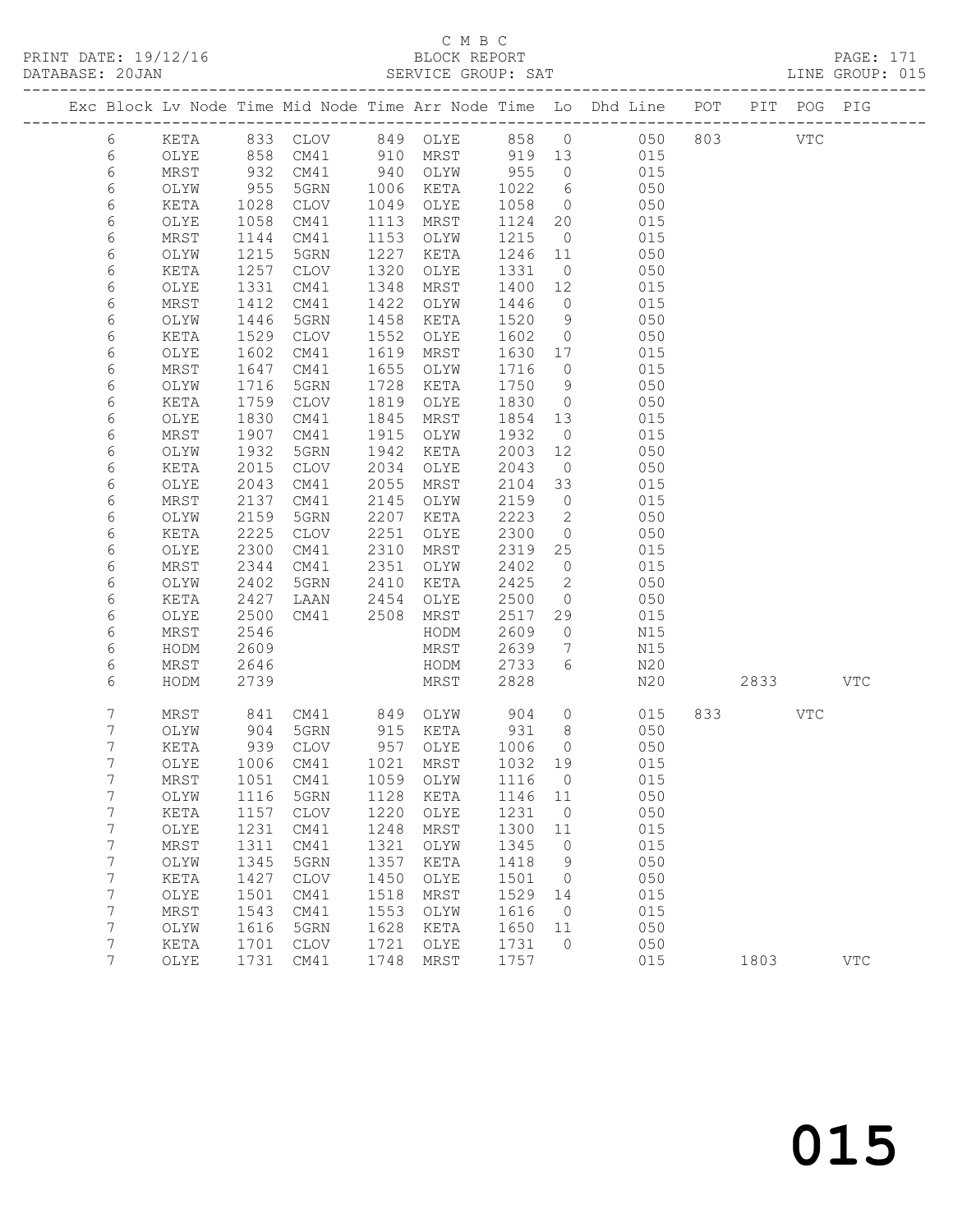C M B C
BLOCK REPORT
SERVICE GROUP: SAT

PRINT DATE: 19/12/16
DATABASE: 20JAN
LINE GROUP: 015

| Exc | Block | Lv | Node | Time | Mid Node | Time | Arr Node | Time | Lo | Dhd Line | POT | PIT | POG | PIG |
|---|---|---|---|---|---|---|---|---|---|---|---|---|---|---|
| | 6 | | KETA | 833 | CLOV | 849 | OLYE | 858 | 0 | 050 | 803 | | VTC | |
| | 6 | | OLYE | 858 | CM41 | 910 | MRST | 919 | 13 | 015 | | | | |
| | 6 | | MRST | 932 | CM41 | 940 | OLYW | 955 | 0 | 015 | | | | |
| | 6 | | OLYW | 955 | 5GRN | 1006 | KETA | 1022 | 6 | 050 | | | | |
| | 6 | | KETA | 1028 | CLOV | 1049 | OLYE | 1058 | 0 | 050 | | | | |
| | 6 | | OLYE | 1058 | CM41 | 1113 | MRST | 1124 | 20 | 015 | | | | |
| | 6 | | MRST | 1144 | CM41 | 1153 | OLYW | 1215 | 0 | 015 | | | | |
| | 6 | | OLYW | 1215 | 5GRN | 1227 | KETA | 1246 | 11 | 050 | | | | |
| | 6 | | KETA | 1257 | CLOV | 1320 | OLYE | 1331 | 0 | 050 | | | | |
| | 6 | | OLYE | 1331 | CM41 | 1348 | MRST | 1400 | 12 | 015 | | | | |
| | 6 | | MRST | 1412 | CM41 | 1422 | OLYW | 1446 | 0 | 015 | | | | |
| | 6 | | OLYW | 1446 | 5GRN | 1458 | KETA | 1520 | 9 | 050 | | | | |
| | 6 | | KETA | 1529 | CLOV | 1552 | OLYE | 1602 | 0 | 050 | | | | |
| | 6 | | OLYE | 1602 | CM41 | 1619 | MRST | 1630 | 17 | 015 | | | | |
| | 6 | | MRST | 1647 | CM41 | 1655 | OLYW | 1716 | 0 | 015 | | | | |
| | 6 | | OLYW | 1716 | 5GRN | 1728 | KETA | 1750 | 9 | 050 | | | | |
| | 6 | | KETA | 1759 | CLOV | 1819 | OLYE | 1830 | 0 | 050 | | | | |
| | 6 | | OLYE | 1830 | CM41 | 1845 | MRST | 1854 | 13 | 015 | | | | |
| | 6 | | MRST | 1907 | CM41 | 1915 | OLYW | 1932 | 0 | 015 | | | | |
| | 6 | | OLYW | 1932 | 5GRN | 1942 | KETA | 2003 | 12 | 050 | | | | |
| | 6 | | KETA | 2015 | CLOV | 2034 | OLYE | 2043 | 0 | 050 | | | | |
| | 6 | | OLYE | 2043 | CM41 | 2055 | MRST | 2104 | 33 | 015 | | | | |
| | 6 | | MRST | 2137 | CM41 | 2145 | OLYW | 2159 | 0 | 015 | | | | |
| | 6 | | OLYW | 2159 | 5GRN | 2207 | KETA | 2223 | 2 | 050 | | | | |
| | 6 | | KETA | 2225 | CLOV | 2251 | OLYE | 2300 | 0 | 050 | | | | |
| | 6 | | OLYE | 2300 | CM41 | 2310 | MRST | 2319 | 25 | 015 | | | | |
| | 6 | | MRST | 2344 | CM41 | 2351 | OLYW | 2402 | 0 | 015 | | | | |
| | 6 | | OLYW | 2402 | 5GRN | 2410 | KETA | 2425 | 2 | 050 | | | | |
| | 6 | | KETA | 2427 | LAAN | 2454 | OLYE | 2500 | 0 | 050 | | | | |
| | 6 | | OLYE | 2500 | CM41 | 2508 | MRST | 2517 | 29 | 015 | | | | |
| | 6 | | MRST | 2546 | | | HODM | 2609 | 0 | N15 | | | | |
| | 6 | | HODM | 2609 | | | MRST | 2639 | 7 | N15 | | | | |
| | 6 | | MRST | 2646 | | | HODM | 2733 | 6 | N20 | | | | |
| | 6 | | HODM | 2739 | | | MRST | 2828 | | N20 | | 2833 | | VTC |
| | 7 | | MRST | 841 | CM41 | 849 | OLYW | 904 | 0 | 015 | 833 | | VTC | |
| | 7 | | OLYW | 904 | 5GRN | 915 | KETA | 931 | 8 | 050 | | | | |
| | 7 | | KETA | 939 | CLOV | 957 | OLYE | 1006 | 0 | 050 | | | | |
| | 7 | | OLYE | 1006 | CM41 | 1021 | MRST | 1032 | 19 | 015 | | | | |
| | 7 | | MRST | 1051 | CM41 | 1059 | OLYW | 1116 | 0 | 015 | | | | |
| | 7 | | OLYW | 1116 | 5GRN | 1128 | KETA | 1146 | 11 | 050 | | | | |
| | 7 | | KETA | 1157 | CLOV | 1220 | OLYE | 1231 | 0 | 050 | | | | |
| | 7 | | OLYE | 1231 | CM41 | 1248 | MRST | 1300 | 11 | 015 | | | | |
| | 7 | | MRST | 1311 | CM41 | 1321 | OLYW | 1345 | 0 | 015 | | | | |
| | 7 | | OLYW | 1345 | 5GRN | 1357 | KETA | 1418 | 9 | 050 | | | | |
| | 7 | | KETA | 1427 | CLOV | 1450 | OLYE | 1501 | 0 | 050 | | | | |
| | 7 | | OLYE | 1501 | CM41 | 1518 | MRST | 1529 | 14 | 015 | | | | |
| | 7 | | MRST | 1543 | CM41 | 1553 | OLYW | 1616 | 0 | 015 | | | | |
| | 7 | | OLYW | 1616 | 5GRN | 1628 | KETA | 1650 | 11 | 050 | | | | |
| | 7 | | KETA | 1701 | CLOV | 1721 | OLYE | 1731 | 0 | 050 | | | | |
| | 7 | | OLYE | 1731 | CM41 | 1748 | MRST | 1757 | | 015 | | 1803 | | VTC |

015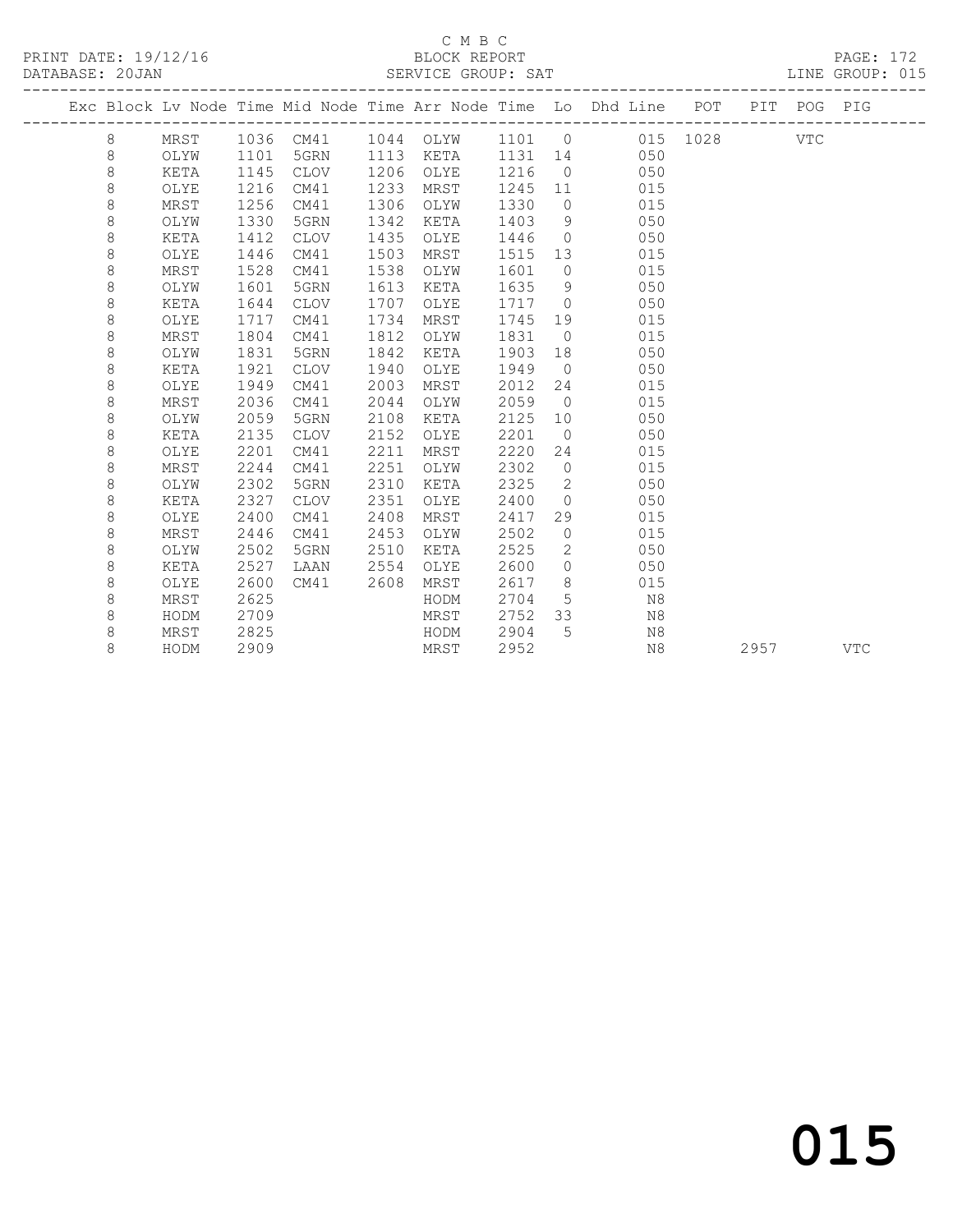C M B C
PRINT DATE: 19/12/16 BLOCK REPORT
DATABASE: 20JAN SERVICE GROUP: SAT LINE GROUP: 015

| Exc | Block | Lv Node | Time | Mid Node | Time | Arr Node | Time | Lo | Dhd Line | POT | PIT | POG | PIG |
|---|---|---|---|---|---|---|---|---|---|---|---|---|---|
| | 8 | MRST | 1036 | CM41 | 1044 | OLYW | 1101 | 0 | 015 | 1028 | | VTC | |
| | 8 | OLYW | 1101 | 5GRN | 1113 | KETA | 1131 | 14 | 050 | | | | |
| | 8 | KETA | 1145 | CLOV | 1206 | OLYE | 1216 | 0 | 050 | | | | |
| | 8 | OLYE | 1216 | CM41 | 1233 | MRST | 1245 | 11 | 015 | | | | |
| | 8 | MRST | 1256 | CM41 | 1306 | OLYW | 1330 | 0 | 015 | | | | |
| | 8 | OLYW | 1330 | 5GRN | 1342 | KETA | 1403 | 9 | 050 | | | | |
| | 8 | KETA | 1412 | CLOV | 1435 | OLYE | 1446 | 0 | 050 | | | | |
| | 8 | OLYE | 1446 | CM41 | 1503 | MRST | 1515 | 13 | 015 | | | | |
| | 8 | MRST | 1528 | CM41 | 1538 | OLYW | 1601 | 0 | 015 | | | | |
| | 8 | OLYW | 1601 | 5GRN | 1613 | KETA | 1635 | 9 | 050 | | | | |
| | 8 | KETA | 1644 | CLOV | 1707 | OLYE | 1717 | 0 | 050 | | | | |
| | 8 | OLYE | 1717 | CM41 | 1734 | MRST | 1745 | 19 | 015 | | | | |
| | 8 | MRST | 1804 | CM41 | 1812 | OLYW | 1831 | 0 | 015 | | | | |
| | 8 | OLYW | 1831 | 5GRN | 1842 | KETA | 1903 | 18 | 050 | | | | |
| | 8 | KETA | 1921 | CLOV | 1940 | OLYE | 1949 | 0 | 050 | | | | |
| | 8 | OLYE | 1949 | CM41 | 2003 | MRST | 2012 | 24 | 015 | | | | |
| | 8 | MRST | 2036 | CM41 | 2044 | OLYW | 2059 | 0 | 015 | | | | |
| | 8 | OLYW | 2059 | 5GRN | 2108 | KETA | 2125 | 10 | 050 | | | | |
| | 8 | KETA | 2135 | CLOV | 2152 | OLYE | 2201 | 0 | 050 | | | | |
| | 8 | OLYE | 2201 | CM41 | 2211 | MRST | 2220 | 24 | 015 | | | | |
| | 8 | MRST | 2244 | CM41 | 2251 | OLYW | 2302 | 0 | 015 | | | | |
| | 8 | OLYW | 2302 | 5GRN | 2310 | KETA | 2325 | 2 | 050 | | | | |
| | 8 | KETA | 2327 | CLOV | 2351 | OLYE | 2400 | 0 | 050 | | | | |
| | 8 | OLYE | 2400 | CM41 | 2408 | MRST | 2417 | 29 | 015 | | | | |
| | 8 | MRST | 2446 | CM41 | 2453 | OLYW | 2502 | 0 | 015 | | | | |
| | 8 | OLYW | 2502 | 5GRN | 2510 | KETA | 2525 | 2 | 050 | | | | |
| | 8 | KETA | 2527 | LAAN | 2554 | OLYE | 2600 | 0 | 050 | | | | |
| | 8 | OLYE | 2600 | CM41 | 2608 | MRST | 2617 | 8 | 015 | | | | |
| | 8 | MRST | 2625 | | | HODM | 2704 | 5 | N8 | | | | |
| | 8 | HODM | 2709 | | | MRST | 2752 | 33 | N8 | | | | |
| | 8 | MRST | 2825 | | | HODM | 2904 | 5 | N8 | | | | |
| | 8 | HODM | 2909 | | | MRST | 2952 | | N8 | | 2957 | | VTC |

015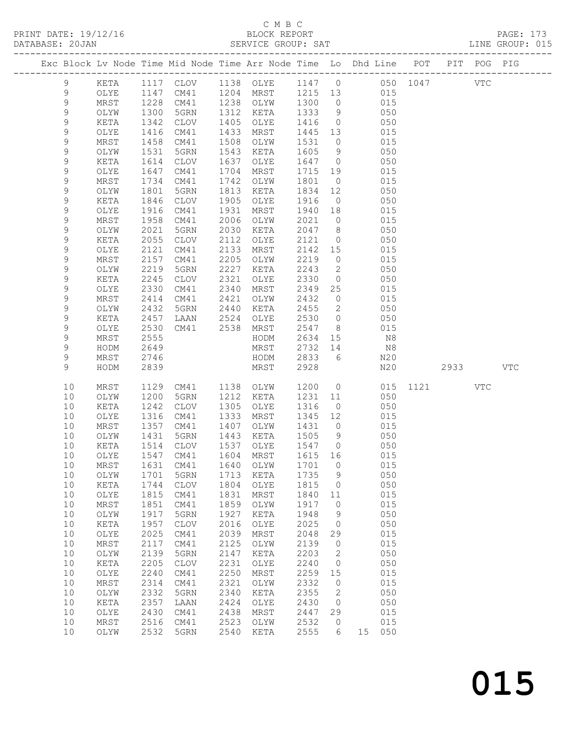C M B C

BLOCK REPORT

SERVICE GROUP: SAT

PRINT DATE: 19/12/16
DATABASE: 20JAN
LINE GROUP: 015

| Exc | Block | Lv Node | Time | Mid Node | Time | Arr Node | Time | Lo | Dhd Line | POT | PIT | POG | PIG |
|---|---|---|---|---|---|---|---|---|---|---|---|---|---|
| | 9 | KETA | 1117 | CLOV | 1138 | OLYE | 1147 | 0 | 050 | 1047 | | VTC | |
| | 9 | OLYE | 1147 | CM41 | 1204 | MRST | 1215 | 13 | 015 | | | | |
| | 9 | MRST | 1228 | CM41 | 1238 | OLYW | 1300 | 0 | 015 | | | | |
| | 9 | OLYW | 1300 | 5GRN | 1312 | KETA | 1333 | 9 | 050 | | | | |
| | 9 | KETA | 1342 | CLOV | 1405 | OLYE | 1416 | 0 | 050 | | | | |
| | 9 | OLYE | 1416 | CM41 | 1433 | MRST | 1445 | 13 | 015 | | | | |
| | 9 | MRST | 1458 | CM41 | 1508 | OLYW | 1531 | 0 | 015 | | | | |
| | 9 | OLYW | 1531 | 5GRN | 1543 | KETA | 1605 | 9 | 050 | | | | |
| | 9 | KETA | 1614 | CLOV | 1637 | OLYE | 1647 | 0 | 050 | | | | |
| | 9 | OLYE | 1647 | CM41 | 1704 | MRST | 1715 | 19 | 015 | | | | |
| | 9 | MRST | 1734 | CM41 | 1742 | OLYW | 1801 | 0 | 015 | | | | |
| | 9 | OLYW | 1801 | 5GRN | 1813 | KETA | 1834 | 12 | 050 | | | | |
| | 9 | KETA | 1846 | CLOV | 1905 | OLYE | 1916 | 0 | 050 | | | | |
| | 9 | OLYE | 1916 | CM41 | 1931 | MRST | 1940 | 18 | 015 | | | | |
| | 9 | MRST | 1958 | CM41 | 2006 | OLYW | 2021 | 0 | 015 | | | | |
| | 9 | OLYW | 2021 | 5GRN | 2030 | KETA | 2047 | 8 | 050 | | | | |
| | 9 | KETA | 2055 | CLOV | 2112 | OLYE | 2121 | 0 | 050 | | | | |
| | 9 | OLYE | 2121 | CM41 | 2133 | MRST | 2142 | 15 | 015 | | | | |
| | 9 | MRST | 2157 | CM41 | 2205 | OLYW | 2219 | 0 | 015 | | | | |
| | 9 | OLYW | 2219 | 5GRN | 2227 | KETA | 2243 | 2 | 050 | | | | |
| | 9 | KETA | 2245 | CLOV | 2321 | OLYE | 2330 | 0 | 050 | | | | |
| | 9 | OLYE | 2330 | CM41 | 2340 | MRST | 2349 | 25 | 015 | | | | |
| | 9 | MRST | 2414 | CM41 | 2421 | OLYW | 2432 | 0 | 015 | | | | |
| | 9 | OLYW | 2432 | 5GRN | 2440 | KETA | 2455 | 2 | 050 | | | | |
| | 9 | KETA | 2457 | LAAN | 2524 | OLYE | 2530 | 0 | 050 | | | | |
| | 9 | OLYE | 2530 | CM41 | 2538 | MRST | 2547 | 8 | 015 | | | | |
| | 9 | MRST | 2555 | | | HODM | 2634 | 15 | N8 | | | | |
| | 9 | HODM | 2649 | | | MRST | 2732 | 14 | N8 | | | | |
| | 9 | MRST | 2746 | | | HODM | 2833 | 6 | N20 | | | | |
| | 9 | HODM | 2839 | | | MRST | 2928 | | N20 | | 2933 | | VTC |
| | 10 | MRST | 1129 | CM41 | 1138 | OLYW | 1200 | 0 | 015 | 1121 | | VTC | |
| | 10 | OLYW | 1200 | 5GRN | 1212 | KETA | 1231 | 11 | 050 | | | | |
| | 10 | KETA | 1242 | CLOV | 1305 | OLYE | 1316 | 0 | 050 | | | | |
| | 10 | OLYE | 1316 | CM41 | 1333 | MRST | 1345 | 12 | 015 | | | | |
| | 10 | MRST | 1357 | CM41 | 1407 | OLYW | 1431 | 0 | 015 | | | | |
| | 10 | OLYW | 1431 | 5GRN | 1443 | KETA | 1505 | 9 | 050 | | | | |
| | 10 | KETA | 1514 | CLOV | 1537 | OLYE | 1547 | 0 | 050 | | | | |
| | 10 | OLYE | 1547 | CM41 | 1604 | MRST | 1615 | 16 | 015 | | | | |
| | 10 | MRST | 1631 | CM41 | 1640 | OLYW | 1701 | 0 | 015 | | | | |
| | 10 | OLYW | 1701 | 5GRN | 1713 | KETA | 1735 | 9 | 050 | | | | |
| | 10 | KETA | 1744 | CLOV | 1804 | OLYE | 1815 | 0 | 050 | | | | |
| | 10 | OLYE | 1815 | CM41 | 1831 | MRST | 1840 | 11 | 015 | | | | |
| | 10 | MRST | 1851 | CM41 | 1859 | OLYW | 1917 | 0 | 015 | | | | |
| | 10 | OLYW | 1917 | 5GRN | 1927 | KETA | 1948 | 9 | 050 | | | | |
| | 10 | KETA | 1957 | CLOV | 2016 | OLYE | 2025 | 0 | 050 | | | | |
| | 10 | OLYE | 2025 | CM41 | 2039 | MRST | 2048 | 29 | 015 | | | | |
| | 10 | MRST | 2117 | CM41 | 2125 | OLYW | 2139 | 0 | 015 | | | | |
| | 10 | OLYW | 2139 | 5GRN | 2147 | KETA | 2203 | 2 | 050 | | | | |
| | 10 | KETA | 2205 | CLOV | 2231 | OLYE | 2240 | 0 | 050 | | | | |
| | 10 | OLYE | 2240 | CM41 | 2250 | MRST | 2259 | 15 | 015 | | | | |
| | 10 | MRST | 2314 | CM41 | 2321 | OLYW | 2332 | 0 | 015 | | | | |
| | 10 | OLYW | 2332 | 5GRN | 2340 | KETA | 2355 | 2 | 050 | | | | |
| | 10 | KETA | 2357 | LAAN | 2424 | OLYE | 2430 | 0 | 050 | | | | |
| | 10 | OLYE | 2430 | CM41 | 2438 | MRST | 2447 | 29 | 015 | | | | |
| | 10 | MRST | 2516 | CM41 | 2523 | OLYW | 2532 | 0 | 015 | | | | |
| | 10 | OLYW | 2532 | 5GRN | 2540 | KETA | 2555 | 6 | 15 050 | | | | |

015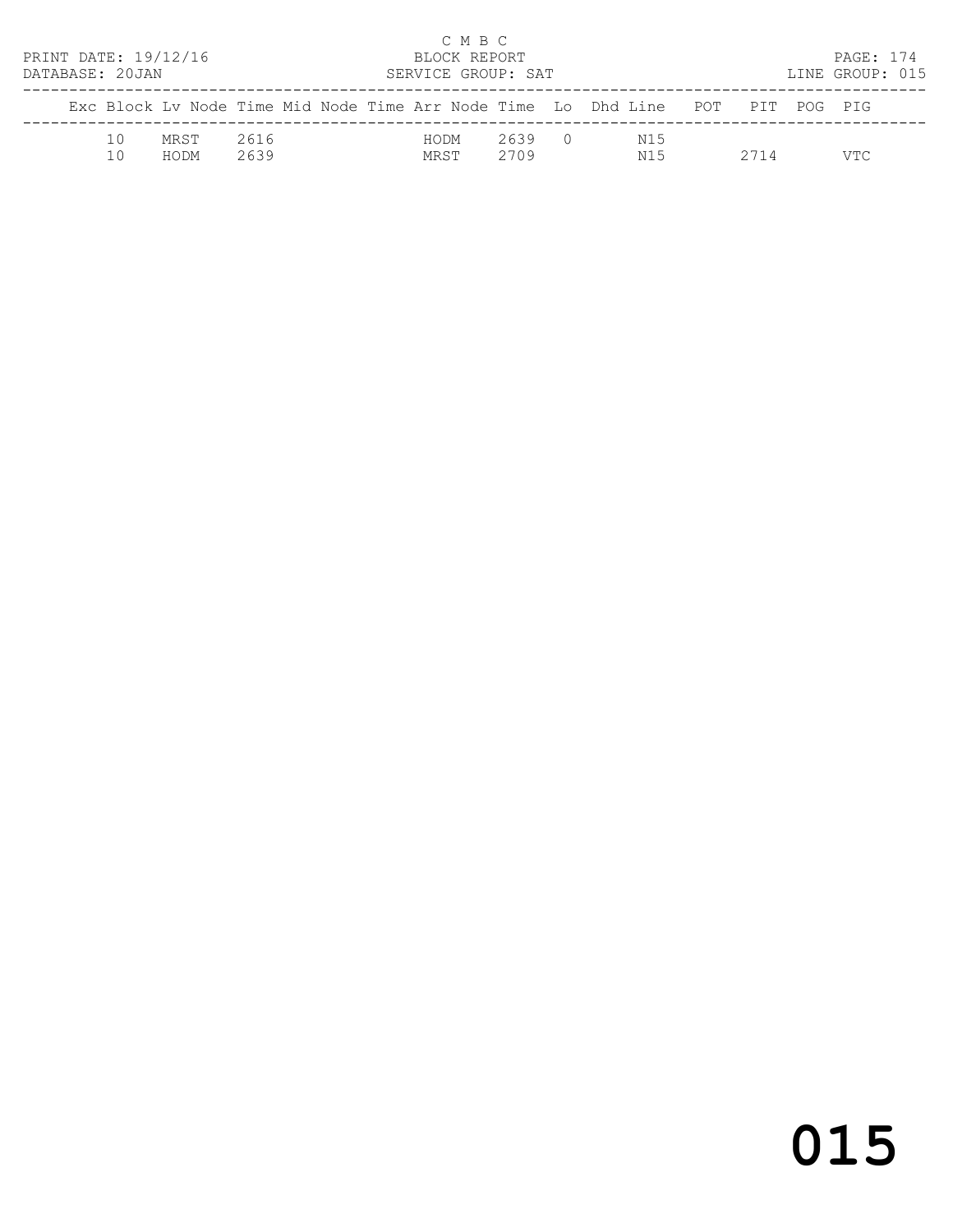C M B C
PRINT DATE: 19/12/16 BLOCK REPORT
DATABASE: 20JAN SERVICE GROUP: SAT LINE GROUP: 015

| Exc | Block | Lv Node | Time | Mid Node | Time | Arr Node | Time | Lo | Dhd | Line | POT | PIT | POG | PIG |
|---|---|---|---|---|---|---|---|---|---|---|---|---|---|---|
| | 10 | MRST | 2616 | | | HODM | 2639 | 0 | | N15 | | | | |
| | 10 | HODM | 2639 | | | MRST | 2709 | | | N15 | | 2714 | | VTC |

015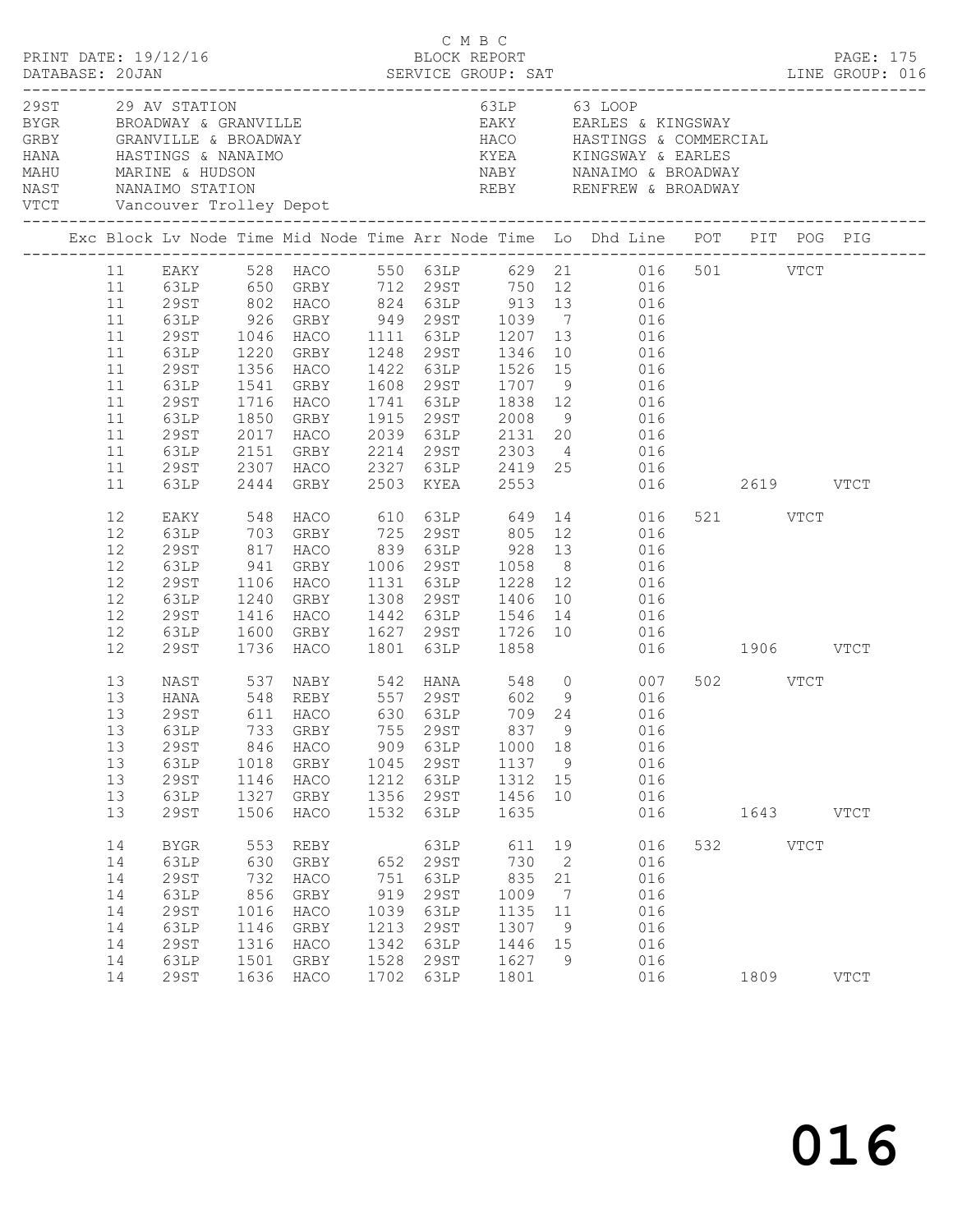C M B C
BLOCK REPORT
SERVICE GROUP: SAT

PRINT DATE: 19/12/16
DATABASE: 20JAN

LINE GROUP: 016

| Code | Description | Code | Description |
|---|---|---|---|
| 29ST | 29 AV STATION | 63LP | 63 LOOP |
| BYGR | BROADWAY & GRANVILLE | EAKY | EARLES & KINGSWAY |
| GRBY | GRANVILLE & BROADWAY | HACO | HASTINGS & COMMERCIAL |
| HANA | HASTINGS & NANAIMO | KYEA | KINGSWAY & EARLES |
| MAHU | MARINE & HUDSON | NABY | NANAIMO & BROADWAY |
| NAST | NANAIMO STATION | REBY | RENFREW & BROADWAY |
| VTCT | Vancouver Trolley Depot | | |

| Exc | Block | Lv Node | Time | Mid Node | Time | Arr Node | Time | Lo | Dhd Line | POT | PIT | POG | PIG |
|---|---|---|---|---|---|---|---|---|---|---|---|---|---|
| | 11 | EAKY | 528 | HACO | 550 | 63LP | 629 | 21 | 016 | 501 | | VTCT | |
| | 11 | 63LP | 650 | GRBY | 712 | 29ST | 750 | 12 | 016 | | | | |
| | 11 | 29ST | 802 | HACO | 824 | 63LP | 913 | 13 | 016 | | | | |
| | 11 | 63LP | 926 | GRBY | 949 | 29ST | 1039 | 7 | 016 | | | | |
| | 11 | 29ST | 1046 | HACO | 1111 | 63LP | 1207 | 13 | 016 | | | | |
| | 11 | 63LP | 1220 | GRBY | 1248 | 29ST | 1346 | 10 | 016 | | | | |
| | 11 | 29ST | 1356 | HACO | 1422 | 63LP | 1526 | 15 | 016 | | | | |
| | 11 | 63LP | 1541 | GRBY | 1608 | 29ST | 1707 | 9 | 016 | | | | |
| | 11 | 29ST | 1716 | HACO | 1741 | 63LP | 1838 | 12 | 016 | | | | |
| | 11 | 63LP | 1850 | GRBY | 1915 | 29ST | 2008 | 9 | 016 | | | | |
| | 11 | 29ST | 2017 | HACO | 2039 | 63LP | 2131 | 20 | 016 | | | | |
| | 11 | 63LP | 2151 | GRBY | 2214 | 29ST | 2303 | 4 | 016 | | | | |
| | 11 | 29ST | 2307 | HACO | 2327 | 63LP | 2419 | 25 | 016 | | | | |
| | 11 | 63LP | 2444 | GRBY | 2503 | KYEA | 2553 | | 016 | | 2619 | | VTCT |
| | 12 | EAKY | 548 | HACO | 610 | 63LP | 649 | 14 | 016 | 521 | | VTCT | |
| | 12 | 63LP | 703 | GRBY | 725 | 29ST | 805 | 12 | 016 | | | | |
| | 12 | 29ST | 817 | HACO | 839 | 63LP | 928 | 13 | 016 | | | | |
| | 12 | 63LP | 941 | GRBY | 1006 | 29ST | 1058 | 8 | 016 | | | | |
| | 12 | 29ST | 1106 | HACO | 1131 | 63LP | 1228 | 12 | 016 | | | | |
| | 12 | 63LP | 1240 | GRBY | 1308 | 29ST | 1406 | 10 | 016 | | | | |
| | 12 | 29ST | 1416 | HACO | 1442 | 63LP | 1546 | 14 | 016 | | | | |
| | 12 | 63LP | 1600 | GRBY | 1627 | 29ST | 1726 | 10 | 016 | | | | |
| | 12 | 29ST | 1736 | HACO | 1801 | 63LP | 1858 | | 016 | | 1906 | | VTCT |
| | 13 | NAST | 537 | NABY | 542 | HANA | 548 | 0 | 007 | 502 | | VTCT | |
| | 13 | HANA | 548 | REBY | 557 | 29ST | 602 | 9 | 016 | | | | |
| | 13 | 29ST | 611 | HACO | 630 | 63LP | 709 | 24 | 016 | | | | |
| | 13 | 63LP | 733 | GRBY | 755 | 29ST | 837 | 9 | 016 | | | | |
| | 13 | 29ST | 846 | HACO | 909 | 63LP | 1000 | 18 | 016 | | | | |
| | 13 | 63LP | 1018 | GRBY | 1045 | 29ST | 1137 | 9 | 016 | | | | |
| | 13 | 29ST | 1146 | HACO | 1212 | 63LP | 1312 | 15 | 016 | | | | |
| | 13 | 63LP | 1327 | GRBY | 1356 | 29ST | 1456 | 10 | 016 | | | | |
| | 13 | 29ST | 1506 | HACO | 1532 | 63LP | 1635 | | 016 | | 1643 | | VTCT |
| | 14 | BYGR | 553 | REBY | | 63LP | 611 | 19 | 016 | 532 | | VTCT | |
| | 14 | 63LP | 630 | GRBY | 652 | 29ST | 730 | 2 | 016 | | | | |
| | 14 | 29ST | 732 | HACO | 751 | 63LP | 835 | 21 | 016 | | | | |
| | 14 | 63LP | 856 | GRBY | 919 | 29ST | 1009 | 7 | 016 | | | | |
| | 14 | 29ST | 1016 | HACO | 1039 | 63LP | 1135 | 11 | 016 | | | | |
| | 14 | 63LP | 1146 | GRBY | 1213 | 29ST | 1307 | 9 | 016 | | | | |
| | 14 | 29ST | 1316 | HACO | 1342 | 63LP | 1446 | 15 | 016 | | | | |
| | 14 | 63LP | 1501 | GRBY | 1528 | 29ST | 1627 | 9 | 016 | | | | |
| | 14 | 29ST | 1636 | HACO | 1702 | 63LP | 1801 | | 016 | | 1809 | | VTCT |

016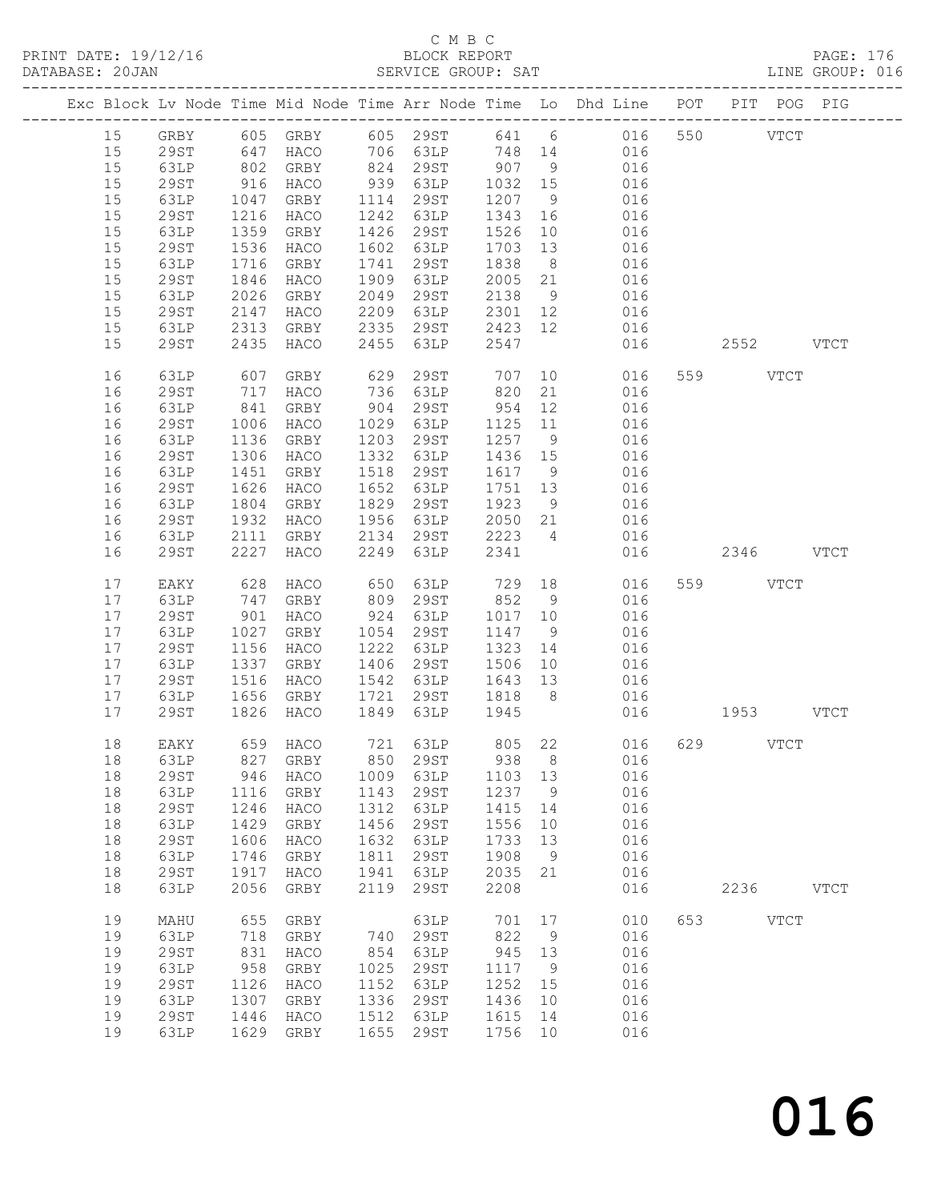C M B C
BLOCK REPORT
SERVICE GROUP: SAT

PRINT DATE: 19/12/16
DATABASE: 20JAN
LINE GROUP: 016

| Exc | Block | Lv | Node | Time | Mid Node | Time | Arr Node | Time | Lo | Dhd Line | POT | PIT | POG | PIG |
|---|---|---|---|---|---|---|---|---|---|---|---|---|---|---|
| | 15 | | GRBY | 605 | GRBY | 605 | 29ST | 641 | 6 | 016 | 550 | | VTCT | |
| | 15 | | 29ST | 647 | HACO | 706 | 63LP | 748 | 14 | 016 | | | | |
| | 15 | | 63LP | 802 | GRBY | 824 | 29ST | 907 | 9 | 016 | | | | |
| | 15 | | 29ST | 916 | HACO | 939 | 63LP | 1032 | 15 | 016 | | | | |
| | 15 | | 63LP | 1047 | GRBY | 1114 | 29ST | 1207 | 9 | 016 | | | | |
| | 15 | | 29ST | 1216 | HACO | 1242 | 63LP | 1343 | 16 | 016 | | | | |
| | 15 | | 63LP | 1359 | GRBY | 1426 | 29ST | 1526 | 10 | 016 | | | | |
| | 15 | | 29ST | 1536 | HACO | 1602 | 63LP | 1703 | 13 | 016 | | | | |
| | 15 | | 63LP | 1716 | GRBY | 1741 | 29ST | 1838 | 8 | 016 | | | | |
| | 15 | | 29ST | 1846 | HACO | 1909 | 63LP | 2005 | 21 | 016 | | | | |
| | 15 | | 63LP | 2026 | GRBY | 2049 | 29ST | 2138 | 9 | 016 | | | | |
| | 15 | | 29ST | 2147 | HACO | 2209 | 63LP | 2301 | 12 | 016 | | | | |
| | 15 | | 63LP | 2313 | GRBY | 2335 | 29ST | 2423 | 12 | 016 | | | | |
| | 15 | | 29ST | 2435 | HACO | 2455 | 63LP | 2547 | | 016 | | 2552 | | VTCT |
| | 16 | | 63LP | 607 | GRBY | 629 | 29ST | 707 | 10 | 016 | 559 | | VTCT | |
| | 16 | | 29ST | 717 | HACO | 736 | 63LP | 820 | 21 | 016 | | | | |
| | 16 | | 63LP | 841 | GRBY | 904 | 29ST | 954 | 12 | 016 | | | | |
| | 16 | | 29ST | 1006 | HACO | 1029 | 63LP | 1125 | 11 | 016 | | | | |
| | 16 | | 63LP | 1136 | GRBY | 1203 | 29ST | 1257 | 9 | 016 | | | | |
| | 16 | | 29ST | 1306 | HACO | 1332 | 63LP | 1436 | 15 | 016 | | | | |
| | 16 | | 63LP | 1451 | GRBY | 1518 | 29ST | 1617 | 9 | 016 | | | | |
| | 16 | | 29ST | 1626 | HACO | 1652 | 63LP | 1751 | 13 | 016 | | | | |
| | 16 | | 63LP | 1804 | GRBY | 1829 | 29ST | 1923 | 9 | 016 | | | | |
| | 16 | | 29ST | 1932 | HACO | 1956 | 63LP | 2050 | 21 | 016 | | | | |
| | 16 | | 63LP | 2111 | GRBY | 2134 | 29ST | 2223 | 4 | 016 | | | | |
| | 16 | | 29ST | 2227 | HACO | 2249 | 63LP | 2341 | | 016 | | 2346 | | VTCT |
| | 17 | | EAKY | 628 | HACO | 650 | 63LP | 729 | 18 | 016 | 559 | | VTCT | |
| | 17 | | 63LP | 747 | GRBY | 809 | 29ST | 852 | 9 | 016 | | | | |
| | 17 | | 29ST | 901 | HACO | 924 | 63LP | 1017 | 10 | 016 | | | | |
| | 17 | | 63LP | 1027 | GRBY | 1054 | 29ST | 1147 | 9 | 016 | | | | |
| | 17 | | 29ST | 1156 | HACO | 1222 | 63LP | 1323 | 14 | 016 | | | | |
| | 17 | | 63LP | 1337 | GRBY | 1406 | 29ST | 1506 | 10 | 016 | | | | |
| | 17 | | 29ST | 1516 | HACO | 1542 | 63LP | 1643 | 13 | 016 | | | | |
| | 17 | | 63LP | 1656 | GRBY | 1721 | 29ST | 1818 | 8 | 016 | | | | |
| | 17 | | 29ST | 1826 | HACO | 1849 | 63LP | 1945 | | 016 | | 1953 | | VTCT |
| | 18 | | EAKY | 659 | HACO | 721 | 63LP | 805 | 22 | 016 | 629 | | VTCT | |
| | 18 | | 63LP | 827 | GRBY | 850 | 29ST | 938 | 8 | 016 | | | | |
| | 18 | | 29ST | 946 | HACO | 1009 | 63LP | 1103 | 13 | 016 | | | | |
| | 18 | | 63LP | 1116 | GRBY | 1143 | 29ST | 1237 | 9 | 016 | | | | |
| | 18 | | 29ST | 1246 | HACO | 1312 | 63LP | 1415 | 14 | 016 | | | | |
| | 18 | | 63LP | 1429 | GRBY | 1456 | 29ST | 1556 | 10 | 016 | | | | |
| | 18 | | 29ST | 1606 | HACO | 1632 | 63LP | 1733 | 13 | 016 | | | | |
| | 18 | | 63LP | 1746 | GRBY | 1811 | 29ST | 1908 | 9 | 016 | | | | |
| | 18 | | 29ST | 1917 | HACO | 1941 | 63LP | 2035 | 21 | 016 | | | | |
| | 18 | | 63LP | 2056 | GRBY | 2119 | 29ST | 2208 | | 016 | | 2236 | | VTCT |
| | 19 | | MAHU | 655 | GRBY | | 63LP | 701 | 17 | 010 | 653 | | VTCT | |
| | 19 | | 63LP | 718 | GRBY | 740 | 29ST | 822 | 9 | 016 | | | | |
| | 19 | | 29ST | 831 | HACO | 854 | 63LP | 945 | 13 | 016 | | | | |
| | 19 | | 63LP | 958 | GRBY | 1025 | 29ST | 1117 | 9 | 016 | | | | |
| | 19 | | 29ST | 1126 | HACO | 1152 | 63LP | 1252 | 15 | 016 | | | | |
| | 19 | | 63LP | 1307 | GRBY | 1336 | 29ST | 1436 | 10 | 016 | | | | |
| | 19 | | 29ST | 1446 | HACO | 1512 | 63LP | 1615 | 14 | 016 | | | | |
| | 19 | | 63LP | 1629 | GRBY | 1655 | 29ST | 1756 | 10 | 016 | | | | |

016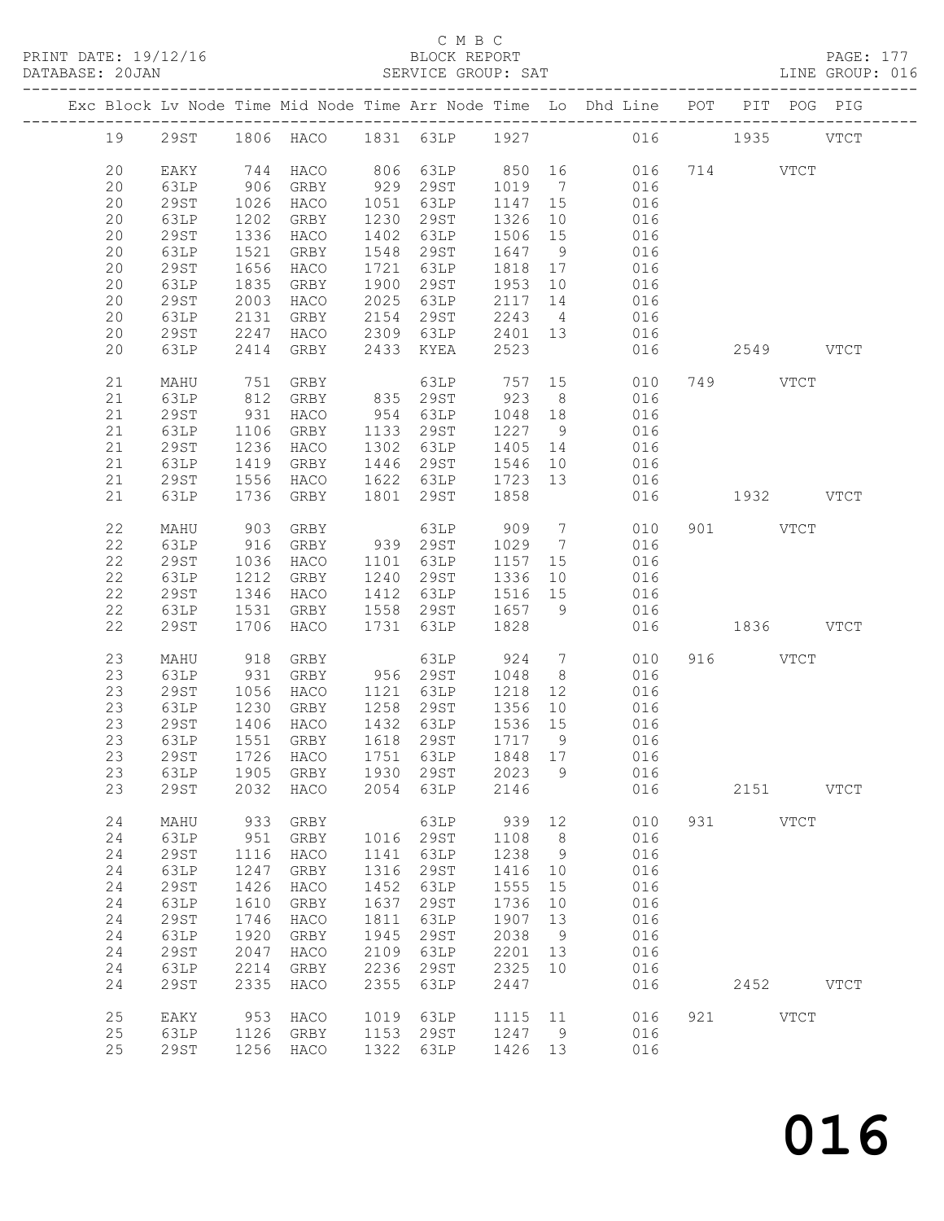C M B C

PRINT DATE: 19/12/16 BLOCK REPORT

DATABASE: 20JAN SERVICE GROUP: SAT LINE GROUP: 016

| Exc | Block | Lv | Node | Time | Mid Node | Time | Arr Node | Time | Lo | Dhd Line | POT | PIT | POG | PIG |
|---|---|---|---|---|---|---|---|---|---|---|---|---|---|---|
| | 19 | | 29ST | 1806 | HACO | 1831 | 63LP | 1927 | | 016 | | 1935 | | VTCT |
| | 20 | | EAKY | 744 | HACO | 806 | 63LP | 850 | 16 | 016 | 714 | | VTCT | |
| | 20 | | 63LP | 906 | GRBY | 929 | 29ST | 1019 | 7 | 016 | | | | |
| | 20 | | 29ST | 1026 | HACO | 1051 | 63LP | 1147 | 15 | 016 | | | | |
| | 20 | | 63LP | 1202 | GRBY | 1230 | 29ST | 1326 | 10 | 016 | | | | |
| | 20 | | 29ST | 1336 | HACO | 1402 | 63LP | 1506 | 15 | 016 | | | | |
| | 20 | | 63LP | 1521 | GRBY | 1548 | 29ST | 1647 | 9 | 016 | | | | |
| | 20 | | 29ST | 1656 | HACO | 1721 | 63LP | 1818 | 17 | 016 | | | | |
| | 20 | | 63LP | 1835 | GRBY | 1900 | 29ST | 1953 | 10 | 016 | | | | |
| | 20 | | 29ST | 2003 | HACO | 2025 | 63LP | 2117 | 14 | 016 | | | | |
| | 20 | | 63LP | 2131 | GRBY | 2154 | 29ST | 2243 | 4 | 016 | | | | |
| | 20 | | 29ST | 2247 | HACO | 2309 | 63LP | 2401 | 13 | 016 | | | | |
| | 20 | | 63LP | 2414 | GRBY | 2433 | KYEA | 2523 | | 016 | | 2549 | | VTCT |
| | 21 | | MAHU | 751 | GRBY | | 63LP | 757 | 15 | 010 | 749 | | VTCT | |
| | 21 | | 63LP | 812 | GRBY | 835 | 29ST | 923 | 8 | 016 | | | | |
| | 21 | | 29ST | 931 | HACO | 954 | 63LP | 1048 | 18 | 016 | | | | |
| | 21 | | 63LP | 1106 | GRBY | 1133 | 29ST | 1227 | 9 | 016 | | | | |
| | 21 | | 29ST | 1236 | HACO | 1302 | 63LP | 1405 | 14 | 016 | | | | |
| | 21 | | 63LP | 1419 | GRBY | 1446 | 29ST | 1546 | 10 | 016 | | | | |
| | 21 | | 29ST | 1556 | HACO | 1622 | 63LP | 1723 | 13 | 016 | | | | |
| | 21 | | 63LP | 1736 | GRBY | 1801 | 29ST | 1858 | | 016 | | 1932 | | VTCT |
| | 22 | | MAHU | 903 | GRBY | | 63LP | 909 | 7 | 010 | 901 | | VTCT | |
| | 22 | | 63LP | 916 | GRBY | 939 | 29ST | 1029 | 7 | 016 | | | | |
| | 22 | | 29ST | 1036 | HACO | 1101 | 63LP | 1157 | 15 | 016 | | | | |
| | 22 | | 63LP | 1212 | GRBY | 1240 | 29ST | 1336 | 10 | 016 | | | | |
| | 22 | | 29ST | 1346 | HACO | 1412 | 63LP | 1516 | 15 | 016 | | | | |
| | 22 | | 63LP | 1531 | GRBY | 1558 | 29ST | 1657 | 9 | 016 | | | | |
| | 22 | | 29ST | 1706 | HACO | 1731 | 63LP | 1828 | | 016 | | 1836 | | VTCT |
| | 23 | | MAHU | 918 | GRBY | | 63LP | 924 | 7 | 010 | 916 | | VTCT | |
| | 23 | | 63LP | 931 | GRBY | 956 | 29ST | 1048 | 8 | 016 | | | | |
| | 23 | | 29ST | 1056 | HACO | 1121 | 63LP | 1218 | 12 | 016 | | | | |
| | 23 | | 63LP | 1230 | GRBY | 1258 | 29ST | 1356 | 10 | 016 | | | | |
| | 23 | | 29ST | 1406 | HACO | 1432 | 63LP | 1536 | 15 | 016 | | | | |
| | 23 | | 63LP | 1551 | GRBY | 1618 | 29ST | 1717 | 9 | 016 | | | | |
| | 23 | | 29ST | 1726 | HACO | 1751 | 63LP | 1848 | 17 | 016 | | | | |
| | 23 | | 63LP | 1905 | GRBY | 1930 | 29ST | 2023 | 9 | 016 | | | | |
| | 23 | | 29ST | 2032 | HACO | 2054 | 63LP | 2146 | | 016 | | 2151 | | VTCT |
| | 24 | | MAHU | 933 | GRBY | | 63LP | 939 | 12 | 010 | 931 | | VTCT | |
| | 24 | | 63LP | 951 | GRBY | 1016 | 29ST | 1108 | 8 | 016 | | | | |
| | 24 | | 29ST | 1116 | HACO | 1141 | 63LP | 1238 | 9 | 016 | | | | |
| | 24 | | 63LP | 1247 | GRBY | 1316 | 29ST | 1416 | 10 | 016 | | | | |
| | 24 | | 29ST | 1426 | HACO | 1452 | 63LP | 1555 | 15 | 016 | | | | |
| | 24 | | 63LP | 1610 | GRBY | 1637 | 29ST | 1736 | 10 | 016 | | | | |
| | 24 | | 29ST | 1746 | HACO | 1811 | 63LP | 1907 | 13 | 016 | | | | |
| | 24 | | 63LP | 1920 | GRBY | 1945 | 29ST | 2038 | 9 | 016 | | | | |
| | 24 | | 29ST | 2047 | HACO | 2109 | 63LP | 2201 | 13 | 016 | | | | |
| | 24 | | 63LP | 2214 | GRBY | 2236 | 29ST | 2325 | 10 | 016 | | | | |
| | 24 | | 29ST | 2335 | HACO | 2355 | 63LP | 2447 | | 016 | | 2452 | | VTCT |
| | 25 | | EAKY | 953 | HACO | 1019 | 63LP | 1115 | 11 | 016 | 921 | | VTCT | |
| | 25 | | 63LP | 1126 | GRBY | 1153 | 29ST | 1247 | 9 | 016 | | | | |
| | 25 | | 29ST | 1256 | HACO | 1322 | 63LP | 1426 | 13 | 016 | | | | |

016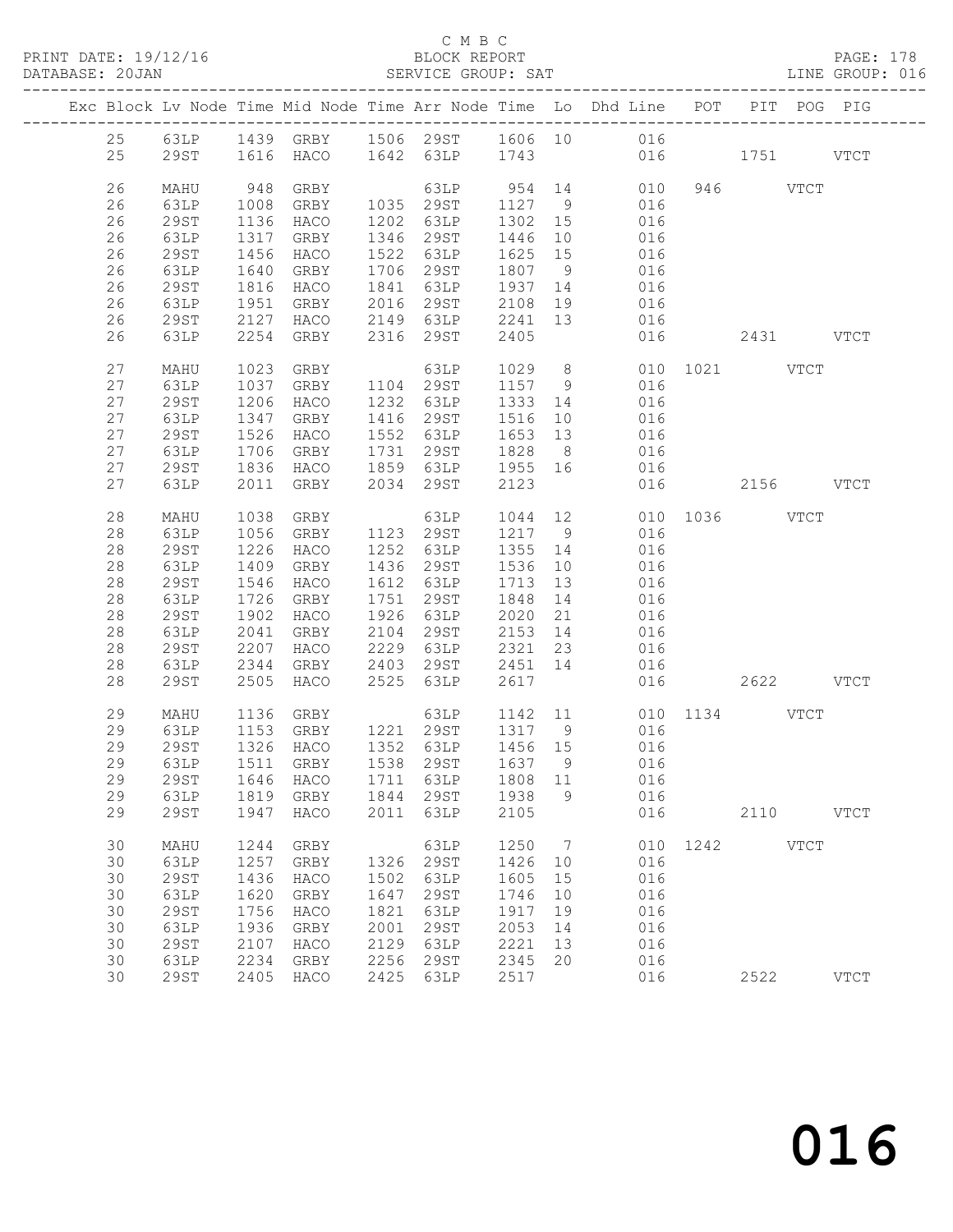C M B C

PRINT DATE: 19/12/16 BLOCK REPORT PAGE: 178
DATABASE: 20JAN SERVICE GROUP: SAT LINE GROUP: 016

| Exc | Block | Lv | Node | Time | Mid Node | Time | Arr Node | Time | Lo | Dhd Line | POT | PIT | POG | PIG |
|---|---|---|---|---|---|---|---|---|---|---|---|---|---|---|
| | 25 | | 63LP | 1439 | GRBY | 1506 | 29ST | 1606 | 10 | 016 | | | | |
| | 25 | | 29ST | 1616 | HACO | 1642 | 63LP | 1743 | | 016 | | 1751 | | VTCT |
| | 26 | | MAHU | 948 | GRBY | | 63LP | 954 | 14 | 010 | 946 | | VTCT | |
| | 26 | | 63LP | 1008 | GRBY | 1035 | 29ST | 1127 | 9 | 016 | | | | |
| | 26 | | 29ST | 1136 | HACO | 1202 | 63LP | 1302 | 15 | 016 | | | | |
| | 26 | | 63LP | 1317 | GRBY | 1346 | 29ST | 1446 | 10 | 016 | | | | |
| | 26 | | 29ST | 1456 | HACO | 1522 | 63LP | 1625 | 15 | 016 | | | | |
| | 26 | | 63LP | 1640 | GRBY | 1706 | 29ST | 1807 | 9 | 016 | | | | |
| | 26 | | 29ST | 1816 | HACO | 1841 | 63LP | 1937 | 14 | 016 | | | | |
| | 26 | | 63LP | 1951 | GRBY | 2016 | 29ST | 2108 | 19 | 016 | | | | |
| | 26 | | 29ST | 2127 | HACO | 2149 | 63LP | 2241 | 13 | 016 | | | | |
| | 26 | | 63LP | 2254 | GRBY | 2316 | 29ST | 2405 | | 016 | | 2431 | | VTCT |
| | 27 | | MAHU | 1023 | GRBY | | 63LP | 1029 | 8 | 010 | 1021 | | VTCT | |
| | 27 | | 63LP | 1037 | GRBY | 1104 | 29ST | 1157 | 9 | 016 | | | | |
| | 27 | | 29ST | 1206 | HACO | 1232 | 63LP | 1333 | 14 | 016 | | | | |
| | 27 | | 63LP | 1347 | GRBY | 1416 | 29ST | 1516 | 10 | 016 | | | | |
| | 27 | | 29ST | 1526 | HACO | 1552 | 63LP | 1653 | 13 | 016 | | | | |
| | 27 | | 63LP | 1706 | GRBY | 1731 | 29ST | 1828 | 8 | 016 | | | | |
| | 27 | | 29ST | 1836 | HACO | 1859 | 63LP | 1955 | 16 | 016 | | | | |
| | 27 | | 63LP | 2011 | GRBY | 2034 | 29ST | 2123 | | 016 | | 2156 | | VTCT |
| | 28 | | MAHU | 1038 | GRBY | | 63LP | 1044 | 12 | 010 | 1036 | | VTCT | |
| | 28 | | 63LP | 1056 | GRBY | 1123 | 29ST | 1217 | 9 | 016 | | | | |
| | 28 | | 29ST | 1226 | HACO | 1252 | 63LP | 1355 | 14 | 016 | | | | |
| | 28 | | 63LP | 1409 | GRBY | 1436 | 29ST | 1536 | 10 | 016 | | | | |
| | 28 | | 29ST | 1546 | HACO | 1612 | 63LP | 1713 | 13 | 016 | | | | |
| | 28 | | 63LP | 1726 | GRBY | 1751 | 29ST | 1848 | 14 | 016 | | | | |
| | 28 | | 29ST | 1902 | HACO | 1926 | 63LP | 2020 | 21 | 016 | | | | |
| | 28 | | 63LP | 2041 | GRBY | 2104 | 29ST | 2153 | 14 | 016 | | | | |
| | 28 | | 29ST | 2207 | HACO | 2229 | 63LP | 2321 | 23 | 016 | | | | |
| | 28 | | 63LP | 2344 | GRBY | 2403 | 29ST | 2451 | 14 | 016 | | | | |
| | 28 | | 29ST | 2505 | HACO | 2525 | 63LP | 2617 | | 016 | | 2622 | | VTCT |
| | 29 | | MAHU | 1136 | GRBY | | 63LP | 1142 | 11 | 010 | 1134 | | VTCT | |
| | 29 | | 63LP | 1153 | GRBY | 1221 | 29ST | 1317 | 9 | 016 | | | | |
| | 29 | | 29ST | 1326 | HACO | 1352 | 63LP | 1456 | 15 | 016 | | | | |
| | 29 | | 63LP | 1511 | GRBY | 1538 | 29ST | 1637 | 9 | 016 | | | | |
| | 29 | | 29ST | 1646 | HACO | 1711 | 63LP | 1808 | 11 | 016 | | | | |
| | 29 | | 63LP | 1819 | GRBY | 1844 | 29ST | 1938 | 9 | 016 | | | | |
| | 29 | | 29ST | 1947 | HACO | 2011 | 63LP | 2105 | | 016 | | 2110 | | VTCT |
| | 30 | | MAHU | 1244 | GRBY | | 63LP | 1250 | 7 | 010 | 1242 | | VTCT | |
| | 30 | | 63LP | 1257 | GRBY | 1326 | 29ST | 1426 | 10 | 016 | | | | |
| | 30 | | 29ST | 1436 | HACO | 1502 | 63LP | 1605 | 15 | 016 | | | | |
| | 30 | | 63LP | 1620 | GRBY | 1647 | 29ST | 1746 | 10 | 016 | | | | |
| | 30 | | 29ST | 1756 | HACO | 1821 | 63LP | 1917 | 19 | 016 | | | | |
| | 30 | | 63LP | 1936 | GRBY | 2001 | 29ST | 2053 | 14 | 016 | | | | |
| | 30 | | 29ST | 2107 | HACO | 2129 | 63LP | 2221 | 13 | 016 | | | | |
| | 30 | | 63LP | 2234 | GRBY | 2256 | 29ST | 2345 | 20 | 016 | | | | |
| | 30 | | 29ST | 2405 | HACO | 2425 | 63LP | 2517 | | 016 | | 2522 | | VTCT |

016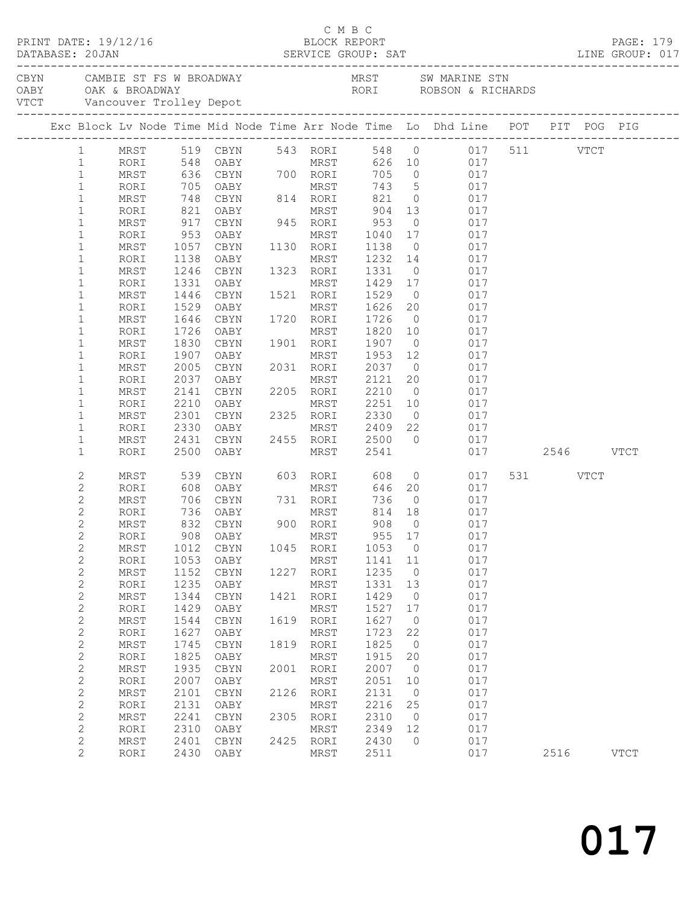C M B C

PRINT DATE: 19/12/16 BLOCK REPORT PAGE: 179
DATABASE: 20JAN SERVICE GROUP: SAT LINE GROUP: 017

CBYN CAMBIE ST FS W BROADWAY MRST SW MARINE STN
OABY OAK & BROADWAY RORI ROBSON & RICHARDS
VTCT Vancouver Trolley Depot

| Exc | Block | Lv Node | Time | Mid Node | Time | Arr Node | Time | Lo | Dhd Line | POT | PIT | POG | PIG |
|---|---|---|---|---|---|---|---|---|---|---|---|---|---|
| | 1 | MRST | 519 | CBYN | 543 | RORI | 548 | 0 | 017 | 511 | | VTCT | |
| | 1 | RORI | 548 | OABY | | MRST | 626 | 10 | 017 | | | | |
| | 1 | MRST | 636 | CBYN | 700 | RORI | 705 | 0 | 017 | | | | |
| | 1 | RORI | 705 | OABY | | MRST | 743 | 5 | 017 | | | | |
| | 1 | MRST | 748 | CBYN | 814 | RORI | 821 | 0 | 017 | | | | |
| | 1 | RORI | 821 | OABY | | MRST | 904 | 13 | 017 | | | | |
| | 1 | MRST | 917 | CBYN | 945 | RORI | 953 | 0 | 017 | | | | |
| | 1 | RORI | 953 | OABY | | MRST | 1040 | 17 | 017 | | | | |
| | 1 | MRST | 1057 | CBYN | 1130 | RORI | 1138 | 0 | 017 | | | | |
| | 1 | RORI | 1138 | OABY | | MRST | 1232 | 14 | 017 | | | | |
| | 1 | MRST | 1246 | CBYN | 1323 | RORI | 1331 | 0 | 017 | | | | |
| | 1 | RORI | 1331 | OABY | | MRST | 1429 | 17 | 017 | | | | |
| | 1 | MRST | 1446 | CBYN | 1521 | RORI | 1529 | 0 | 017 | | | | |
| | 1 | RORI | 1529 | OABY | | MRST | 1626 | 20 | 017 | | | | |
| | 1 | MRST | 1646 | CBYN | 1720 | RORI | 1726 | 0 | 017 | | | | |
| | 1 | RORI | 1726 | OABY | | MRST | 1820 | 10 | 017 | | | | |
| | 1 | MRST | 1830 | CBYN | 1901 | RORI | 1907 | 0 | 017 | | | | |
| | 1 | RORI | 1907 | OABY | | MRST | 1953 | 12 | 017 | | | | |
| | 1 | MRST | 2005 | CBYN | 2031 | RORI | 2037 | 0 | 017 | | | | |
| | 1 | RORI | 2037 | OABY | | MRST | 2121 | 20 | 017 | | | | |
| | 1 | MRST | 2141 | CBYN | 2205 | RORI | 2210 | 0 | 017 | | | | |
| | 1 | RORI | 2210 | OABY | | MRST | 2251 | 10 | 017 | | | | |
| | 1 | MRST | 2301 | CBYN | 2325 | RORI | 2330 | 0 | 017 | | | | |
| | 1 | RORI | 2330 | OABY | | MRST | 2409 | 22 | 017 | | | | |
| | 1 | MRST | 2431 | CBYN | 2455 | RORI | 2500 | 0 | 017 | | | | |
| | 1 | RORI | 2500 | OABY | | MRST | 2541 | | 017 | | 2546 | | VTCT |
| | 2 | MRST | 539 | CBYN | 603 | RORI | 608 | 0 | 017 | 531 | | VTCT | |
| | 2 | RORI | 608 | OABY | | MRST | 646 | 20 | 017 | | | | |
| | 2 | MRST | 706 | CBYN | 731 | RORI | 736 | 0 | 017 | | | | |
| | 2 | RORI | 736 | OABY | | MRST | 814 | 18 | 017 | | | | |
| | 2 | MRST | 832 | CBYN | 900 | RORI | 908 | 0 | 017 | | | | |
| | 2 | RORI | 908 | OABY | | MRST | 955 | 17 | 017 | | | | |
| | 2 | MRST | 1012 | CBYN | 1045 | RORI | 1053 | 0 | 017 | | | | |
| | 2 | RORI | 1053 | OABY | | MRST | 1141 | 11 | 017 | | | | |
| | 2 | MRST | 1152 | CBYN | 1227 | RORI | 1235 | 0 | 017 | | | | |
| | 2 | RORI | 1235 | OABY | | MRST | 1331 | 13 | 017 | | | | |
| | 2 | MRST | 1344 | CBYN | 1421 | RORI | 1429 | 0 | 017 | | | | |
| | 2 | RORI | 1429 | OABY | | MRST | 1527 | 17 | 017 | | | | |
| | 2 | MRST | 1544 | CBYN | 1619 | RORI | 1627 | 0 | 017 | | | | |
| | 2 | RORI | 1627 | OABY | | MRST | 1723 | 22 | 017 | | | | |
| | 2 | MRST | 1745 | CBYN | 1819 | RORI | 1825 | 0 | 017 | | | | |
| | 2 | RORI | 1825 | OABY | | MRST | 1915 | 20 | 017 | | | | |
| | 2 | MRST | 1935 | CBYN | 2001 | RORI | 2007 | 0 | 017 | | | | |
| | 2 | RORI | 2007 | OABY | | MRST | 2051 | 10 | 017 | | | | |
| | 2 | MRST | 2101 | CBYN | 2126 | RORI | 2131 | 0 | 017 | | | | |
| | 2 | RORI | 2131 | OABY | | MRST | 2216 | 25 | 017 | | | | |
| | 2 | MRST | 2241 | CBYN | 2305 | RORI | 2310 | 0 | 017 | | | | |
| | 2 | RORI | 2310 | OABY | | MRST | 2349 | 12 | 017 | | | | |
| | 2 | MRST | 2401 | CBYN | 2425 | RORI | 2430 | 0 | 017 | | | | |
| | 2 | RORI | 2430 | OABY | | MRST | 2511 | | 017 | | 2516 | | VTCT |

017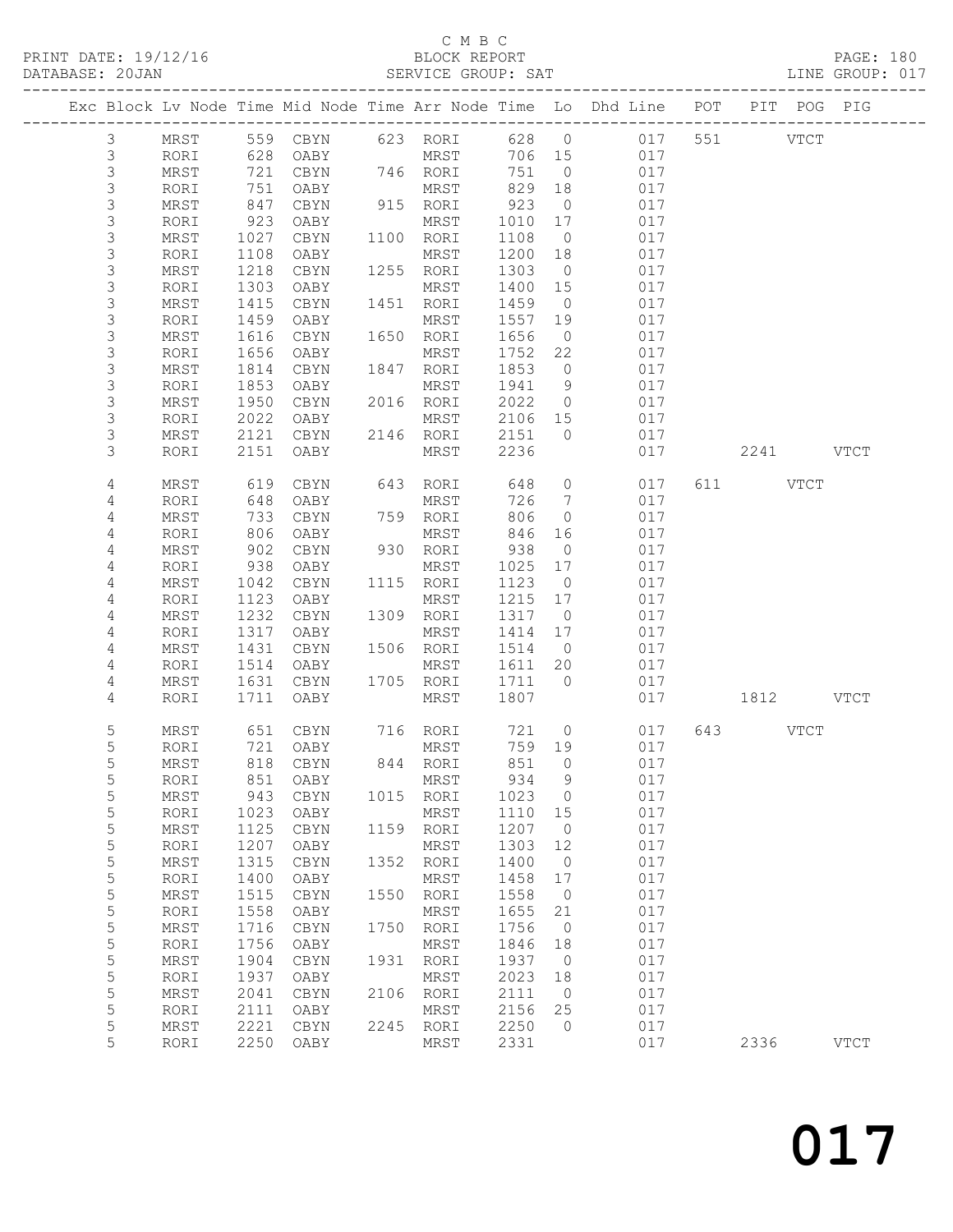C M B C

PRINT DATE: 19/12/16 BLOCK REPORT PAGE: 180
DATABASE: 20JAN SERVICE GROUP: SAT LINE GROUP: 017

| Exc | Block | Lv | Node | Time | Mid Node | Time | Arr Node | Time | Lo | Dhd Line | POT | PIT | POG | PIG |
|---|---|---|---|---|---|---|---|---|---|---|---|---|---|---|
| | 3 | | MRST | 559 | CBYN | 623 | RORI | 628 | 0 | 017 | 551 | | VTCT | |
| | 3 | | RORI | 628 | OABY | | MRST | 706 | 15 | 017 | | | | |
| | 3 | | MRST | 721 | CBYN | 746 | RORI | 751 | 0 | 017 | | | | |
| | 3 | | RORI | 751 | OABY | | MRST | 829 | 18 | 017 | | | | |
| | 3 | | MRST | 847 | CBYN | 915 | RORI | 923 | 0 | 017 | | | | |
| | 3 | | RORI | 923 | OABY | | MRST | 1010 | 17 | 017 | | | | |
| | 3 | | MRST | 1027 | CBYN | 1100 | RORI | 1108 | 0 | 017 | | | | |
| | 3 | | RORI | 1108 | OABY | | MRST | 1200 | 18 | 017 | | | | |
| | 3 | | MRST | 1218 | CBYN | 1255 | RORI | 1303 | 0 | 017 | | | | |
| | 3 | | RORI | 1303 | OABY | | MRST | 1400 | 15 | 017 | | | | |
| | 3 | | MRST | 1415 | CBYN | 1451 | RORI | 1459 | 0 | 017 | | | | |
| | 3 | | RORI | 1459 | OABY | | MRST | 1557 | 19 | 017 | | | | |
| | 3 | | MRST | 1616 | CBYN | 1650 | RORI | 1656 | 0 | 017 | | | | |
| | 3 | | RORI | 1656 | OABY | | MRST | 1752 | 22 | 017 | | | | |
| | 3 | | MRST | 1814 | CBYN | 1847 | RORI | 1853 | 0 | 017 | | | | |
| | 3 | | RORI | 1853 | OABY | | MRST | 1941 | 9 | 017 | | | | |
| | 3 | | MRST | 1950 | CBYN | 2016 | RORI | 2022 | 0 | 017 | | | | |
| | 3 | | RORI | 2022 | OABY | | MRST | 2106 | 15 | 017 | | | | |
| | 3 | | MRST | 2121 | CBYN | 2146 | RORI | 2151 | 0 | 017 | | | | |
| | 3 | | RORI | 2151 | OABY | | MRST | 2236 | | 017 | | 2241 | | VTCT |
| | 4 | | MRST | 619 | CBYN | 643 | RORI | 648 | 0 | 017 | 611 | | VTCT | |
| | 4 | | RORI | 648 | OABY | | MRST | 726 | 7 | 017 | | | | |
| | 4 | | MRST | 733 | CBYN | 759 | RORI | 806 | 0 | 017 | | | | |
| | 4 | | RORI | 806 | OABY | | MRST | 846 | 16 | 017 | | | | |
| | 4 | | MRST | 902 | CBYN | 930 | RORI | 938 | 0 | 017 | | | | |
| | 4 | | RORI | 938 | OABY | | MRST | 1025 | 17 | 017 | | | | |
| | 4 | | MRST | 1042 | CBYN | 1115 | RORI | 1123 | 0 | 017 | | | | |
| | 4 | | RORI | 1123 | OABY | | MRST | 1215 | 17 | 017 | | | | |
| | 4 | | MRST | 1232 | CBYN | 1309 | RORI | 1317 | 0 | 017 | | | | |
| | 4 | | RORI | 1317 | OABY | | MRST | 1414 | 17 | 017 | | | | |
| | 4 | | MRST | 1431 | CBYN | 1506 | RORI | 1514 | 0 | 017 | | | | |
| | 4 | | RORI | 1514 | OABY | | MRST | 1611 | 20 | 017 | | | | |
| | 4 | | MRST | 1631 | CBYN | 1705 | RORI | 1711 | 0 | 017 | | | | |
| | 4 | | RORI | 1711 | OABY | | MRST | 1807 | | 017 | | 1812 | | VTCT |
| | 5 | | MRST | 651 | CBYN | 716 | RORI | 721 | 0 | 017 | 643 | | VTCT | |
| | 5 | | RORI | 721 | OABY | | MRST | 759 | 19 | 017 | | | | |
| | 5 | | MRST | 818 | CBYN | 844 | RORI | 851 | 0 | 017 | | | | |
| | 5 | | RORI | 851 | OABY | | MRST | 934 | 9 | 017 | | | | |
| | 5 | | MRST | 943 | CBYN | 1015 | RORI | 1023 | 0 | 017 | | | | |
| | 5 | | RORI | 1023 | OABY | | MRST | 1110 | 15 | 017 | | | | |
| | 5 | | MRST | 1125 | CBYN | 1159 | RORI | 1207 | 0 | 017 | | | | |
| | 5 | | RORI | 1207 | OABY | | MRST | 1303 | 12 | 017 | | | | |
| | 5 | | MRST | 1315 | CBYN | 1352 | RORI | 1400 | 0 | 017 | | | | |
| | 5 | | RORI | 1400 | OABY | | MRST | 1458 | 17 | 017 | | | | |
| | 5 | | MRST | 1515 | CBYN | 1550 | RORI | 1558 | 0 | 017 | | | | |
| | 5 | | RORI | 1558 | OABY | | MRST | 1655 | 21 | 017 | | | | |
| | 5 | | MRST | 1716 | CBYN | 1750 | RORI | 1756 | 0 | 017 | | | | |
| | 5 | | RORI | 1756 | OABY | | MRST | 1846 | 18 | 017 | | | | |
| | 5 | | MRST | 1904 | CBYN | 1931 | RORI | 1937 | 0 | 017 | | | | |
| | 5 | | RORI | 1937 | OABY | | MRST | 2023 | 18 | 017 | | | | |
| | 5 | | MRST | 2041 | CBYN | 2106 | RORI | 2111 | 0 | 017 | | | | |
| | 5 | | RORI | 2111 | OABY | | MRST | 2156 | 25 | 017 | | | | |
| | 5 | | MRST | 2221 | CBYN | 2245 | RORI | 2250 | 0 | 017 | | | | |
| | 5 | | RORI | 2250 | OABY | | MRST | 2331 | | 017 | | 2336 | | VTCT |

017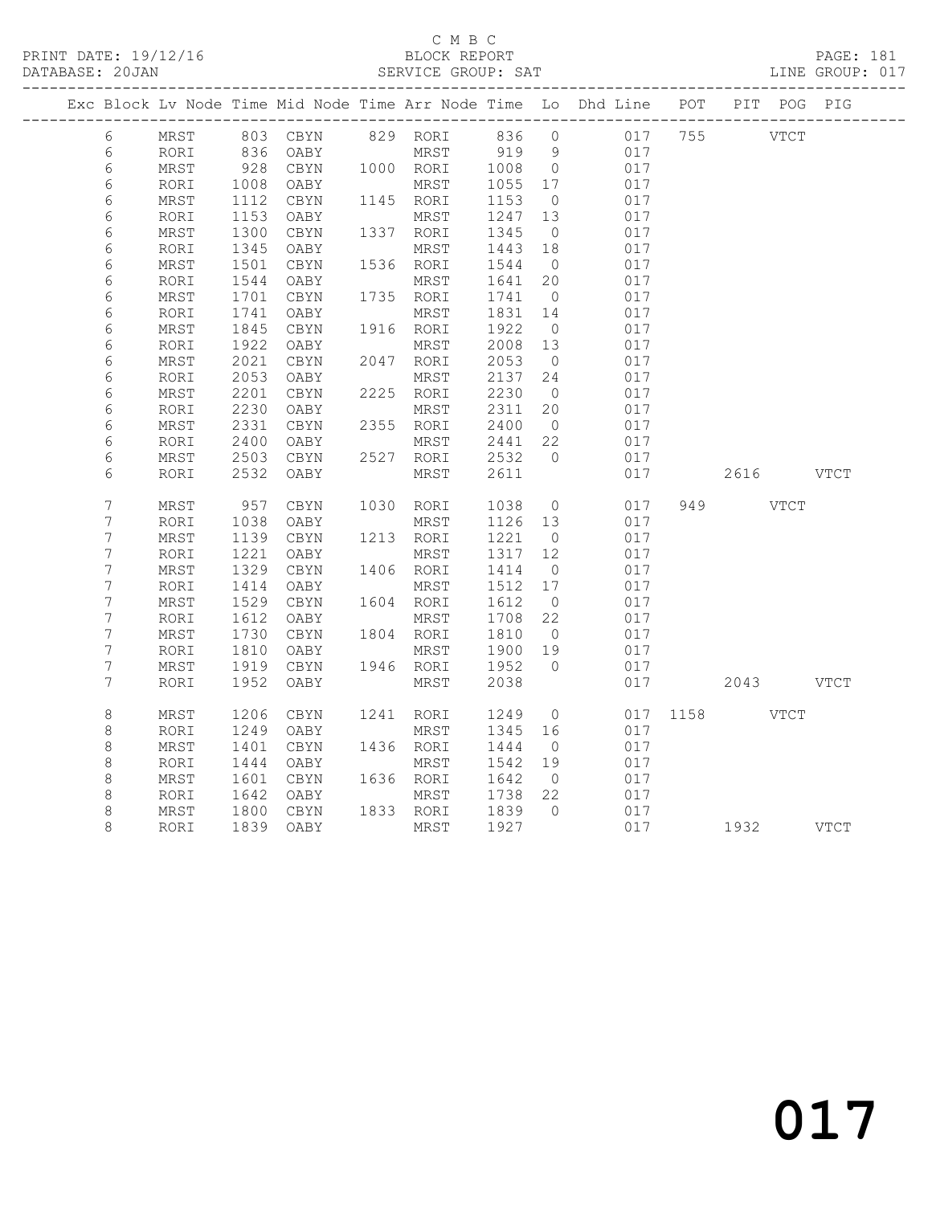C M B C

PRINT DATE: 19/12/16 BLOCK REPORT PAGE: 181
DATABASE: 20JAN SERVICE GROUP: SAT LINE GROUP: 017

| Exc | Block | Lv | Node | Time | Mid Node | Time | Arr Node | Time | Lo | Dhd Line | POT | PIT | POG | PIG |
|---|---|---|---|---|---|---|---|---|---|---|---|---|---|---|
| | 6 | | MRST | 803 | CBYN | 829 | RORI | 836 | 0 | 017 | 755 | | VTCT | |
| | 6 | | RORI | 836 | OABY | | MRST | 919 | 9 | 017 | | | | |
| | 6 | | MRST | 928 | CBYN | 1000 | RORI | 1008 | 0 | 017 | | | | |
| | 6 | | RORI | 1008 | OABY | | MRST | 1055 | 17 | 017 | | | | |
| | 6 | | MRST | 1112 | CBYN | 1145 | RORI | 1153 | 0 | 017 | | | | |
| | 6 | | RORI | 1153 | OABY | | MRST | 1247 | 13 | 017 | | | | |
| | 6 | | MRST | 1300 | CBYN | 1337 | RORI | 1345 | 0 | 017 | | | | |
| | 6 | | RORI | 1345 | OABY | | MRST | 1443 | 18 | 017 | | | | |
| | 6 | | MRST | 1501 | CBYN | 1536 | RORI | 1544 | 0 | 017 | | | | |
| | 6 | | RORI | 1544 | OABY | | MRST | 1641 | 20 | 017 | | | | |
| | 6 | | MRST | 1701 | CBYN | 1735 | RORI | 1741 | 0 | 017 | | | | |
| | 6 | | RORI | 1741 | OABY | | MRST | 1831 | 14 | 017 | | | | |
| | 6 | | MRST | 1845 | CBYN | 1916 | RORI | 1922 | 0 | 017 | | | | |
| | 6 | | RORI | 1922 | OABY | | MRST | 2008 | 13 | 017 | | | | |
| | 6 | | MRST | 2021 | CBYN | 2047 | RORI | 2053 | 0 | 017 | | | | |
| | 6 | | RORI | 2053 | OABY | | MRST | 2137 | 24 | 017 | | | | |
| | 6 | | MRST | 2201 | CBYN | 2225 | RORI | 2230 | 0 | 017 | | | | |
| | 6 | | RORI | 2230 | OABY | | MRST | 2311 | 20 | 017 | | | | |
| | 6 | | MRST | 2331 | CBYN | 2355 | RORI | 2400 | 0 | 017 | | | | |
| | 6 | | RORI | 2400 | OABY | | MRST | 2441 | 22 | 017 | | | | |
| | 6 | | MRST | 2503 | CBYN | 2527 | RORI | 2532 | 0 | 017 | | | | |
| | 6 | | RORI | 2532 | OABY | | MRST | 2611 | | 017 | | 2616 | | VTCT |
| | 7 | | MRST | 957 | CBYN | 1030 | RORI | 1038 | 0 | 017 | 949 | | VTCT | |
| | 7 | | RORI | 1038 | OABY | | MRST | 1126 | 13 | 017 | | | | |
| | 7 | | MRST | 1139 | CBYN | 1213 | RORI | 1221 | 0 | 017 | | | | |
| | 7 | | RORI | 1221 | OABY | | MRST | 1317 | 12 | 017 | | | | |
| | 7 | | MRST | 1329 | CBYN | 1406 | RORI | 1414 | 0 | 017 | | | | |
| | 7 | | RORI | 1414 | OABY | | MRST | 1512 | 17 | 017 | | | | |
| | 7 | | MRST | 1529 | CBYN | 1604 | RORI | 1612 | 0 | 017 | | | | |
| | 7 | | RORI | 1612 | OABY | | MRST | 1708 | 22 | 017 | | | | |
| | 7 | | MRST | 1730 | CBYN | 1804 | RORI | 1810 | 0 | 017 | | | | |
| | 7 | | RORI | 1810 | OABY | | MRST | 1900 | 19 | 017 | | | | |
| | 7 | | MRST | 1919 | CBYN | 1946 | RORI | 1952 | 0 | 017 | | | | |
| | 7 | | RORI | 1952 | OABY | | MRST | 2038 | | 017 | | 2043 | | VTCT |
| | 8 | | MRST | 1206 | CBYN | 1241 | RORI | 1249 | 0 | 017 | 1158 | | VTCT | |
| | 8 | | RORI | 1249 | OABY | | MRST | 1345 | 16 | 017 | | | | |
| | 8 | | MRST | 1401 | CBYN | 1436 | RORI | 1444 | 0 | 017 | | | | |
| | 8 | | RORI | 1444 | OABY | | MRST | 1542 | 19 | 017 | | | | |
| | 8 | | MRST | 1601 | CBYN | 1636 | RORI | 1642 | 0 | 017 | | | | |
| | 8 | | RORI | 1642 | OABY | | MRST | 1738 | 22 | 017 | | | | |
| | 8 | | MRST | 1800 | CBYN | 1833 | RORI | 1839 | 0 | 017 | | | | |
| | 8 | | RORI | 1839 | OABY | | MRST | 1927 | | 017 | | 1932 | | VTCT |

017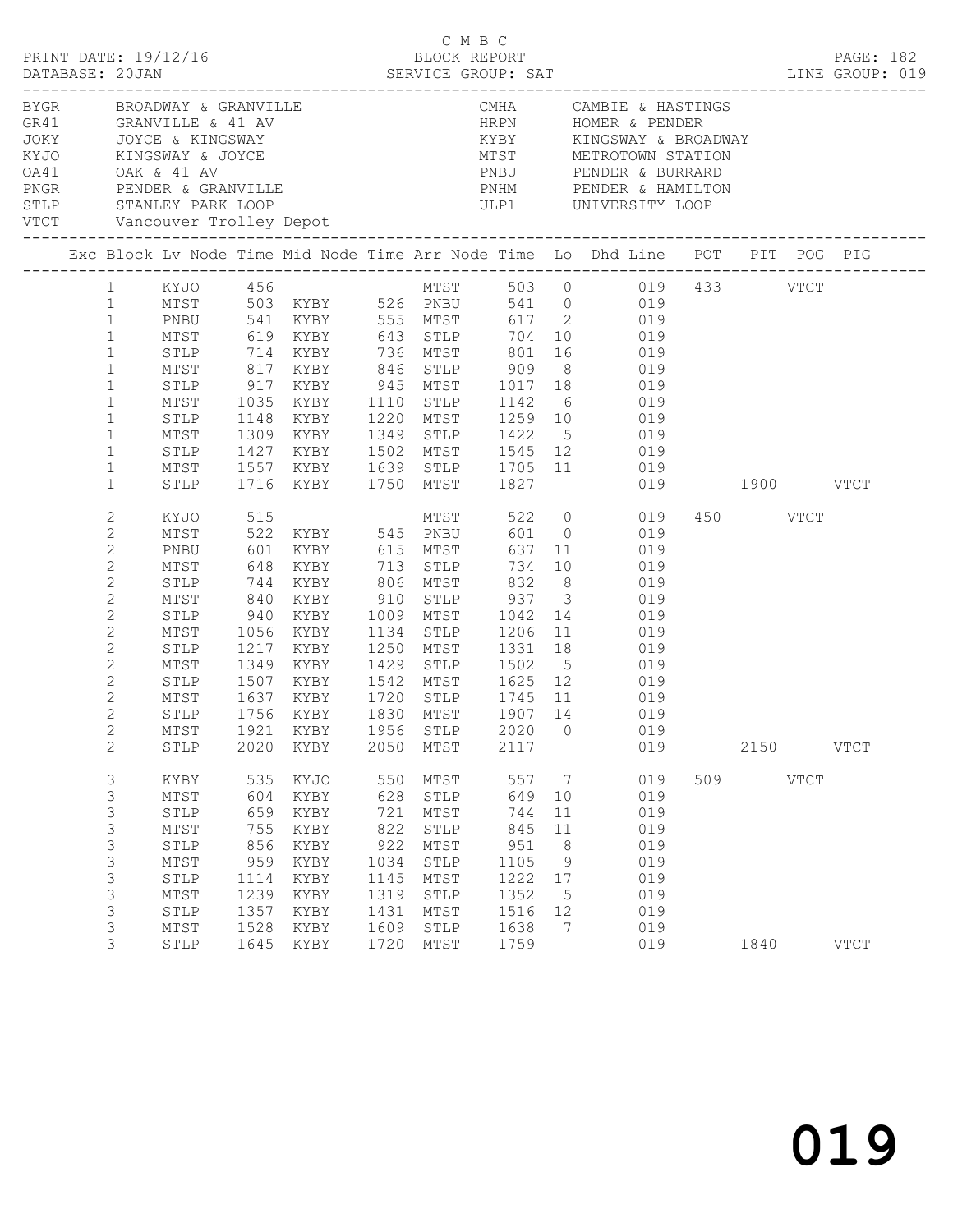C M B C

PRINT DATE: 19/12/16 BLOCK REPORT

DATABASE: 20JAN SERVICE GROUP: SAT LINE GROUP: 019

| Code | Location | Code | Location |
|---|---|---|---|
| BYGR | BROADWAY & GRANVILLE | CMHA | CAMBIE & HASTINGS |
| GR41 | GRANVILLE & 41 AV | HRPN | HOMER & PENDER |
| JOKY | JOYCE & KINGSWAY | KYBY | KINGSWAY & BROADWAY |
| KYJO | KINGSWAY & JOYCE | MTST | METROTOWN STATION |
| OA41 | OAK & 41 AV | PNBU | PENDER & BURRARD |
| PNGR | PENDER & GRANVILLE | PNHM | PENDER & HAMILTON |
| STLP | STANLEY PARK LOOP | ULP1 | UNIVERSITY LOOP |
| VTCT | Vancouver Trolley Depot | | |

| Exc | Block | Lv Node | Time | Mid Node | Time | Arr Node | Time | Lo | Dhd Line | POT | PIT | POG | PIG |
|---|---|---|---|---|---|---|---|---|---|---|---|---|---|
| | 1 | KYJO | 456 | | | MTST | 503 | 0 | 019 | 433 | | VTCT | |
| | 1 | MTST | 503 | KYBY | 526 | PNBU | 541 | 0 | 019 | | | | |
| | 1 | PNBU | 541 | KYBY | 555 | MTST | 617 | 2 | 019 | | | | |
| | 1 | MTST | 619 | KYBY | 643 | STLP | 704 | 10 | 019 | | | | |
| | 1 | STLP | 714 | KYBY | 736 | MTST | 801 | 16 | 019 | | | | |
| | 1 | MTST | 817 | KYBY | 846 | STLP | 909 | 8 | 019 | | | | |
| | 1 | STLP | 917 | KYBY | 945 | MTST | 1017 | 18 | 019 | | | | |
| | 1 | MTST | 1035 | KYBY | 1110 | STLP | 1142 | 6 | 019 | | | | |
| | 1 | STLP | 1148 | KYBY | 1220 | MTST | 1259 | 10 | 019 | | | | |
| | 1 | MTST | 1309 | KYBY | 1349 | STLP | 1422 | 5 | 019 | | | | |
| | 1 | STLP | 1427 | KYBY | 1502 | MTST | 1545 | 12 | 019 | | | | |
| | 1 | MTST | 1557 | KYBY | 1639 | STLP | 1705 | 11 | 019 | | | | |
| | 1 | STLP | 1716 | KYBY | 1750 | MTST | 1827 | | 019 | | 1900 | | VTCT |
| | 2 | KYJO | 515 | | | MTST | 522 | 0 | 019 | 450 | | VTCT | |
| | 2 | MTST | 522 | KYBY | 545 | PNBU | 601 | 0 | 019 | | | | |
| | 2 | PNBU | 601 | KYBY | 615 | MTST | 637 | 11 | 019 | | | | |
| | 2 | MTST | 648 | KYBY | 713 | STLP | 734 | 10 | 019 | | | | |
| | 2 | STLP | 744 | KYBY | 806 | MTST | 832 | 8 | 019 | | | | |
| | 2 | MTST | 840 | KYBY | 910 | STLP | 937 | 3 | 019 | | | | |
| | 2 | STLP | 940 | KYBY | 1009 | MTST | 1042 | 14 | 019 | | | | |
| | 2 | MTST | 1056 | KYBY | 1134 | STLP | 1206 | 11 | 019 | | | | |
| | 2 | STLP | 1217 | KYBY | 1250 | MTST | 1331 | 18 | 019 | | | | |
| | 2 | MTST | 1349 | KYBY | 1429 | STLP | 1502 | 5 | 019 | | | | |
| | 2 | STLP | 1507 | KYBY | 1542 | MTST | 1625 | 12 | 019 | | | | |
| | 2 | MTST | 1637 | KYBY | 1720 | STLP | 1745 | 11 | 019 | | | | |
| | 2 | STLP | 1756 | KYBY | 1830 | MTST | 1907 | 14 | 019 | | | | |
| | 2 | MTST | 1921 | KYBY | 1956 | STLP | 2020 | 0 | 019 | | | | |
| | 2 | STLP | 2020 | KYBY | 2050 | MTST | 2117 | | 019 | | 2150 | | VTCT |
| | 3 | KYBY | 535 | KYJO | 550 | MTST | 557 | 7 | 019 | 509 | | VTCT | |
| | 3 | MTST | 604 | KYBY | 628 | STLP | 649 | 10 | 019 | | | | |
| | 3 | STLP | 659 | KYBY | 721 | MTST | 744 | 11 | 019 | | | | |
| | 3 | MTST | 755 | KYBY | 822 | STLP | 845 | 11 | 019 | | | | |
| | 3 | STLP | 856 | KYBY | 922 | MTST | 951 | 8 | 019 | | | | |
| | 3 | MTST | 959 | KYBY | 1034 | STLP | 1105 | 9 | 019 | | | | |
| | 3 | STLP | 1114 | KYBY | 1145 | MTST | 1222 | 17 | 019 | | | | |
| | 3 | MTST | 1239 | KYBY | 1319 | STLP | 1352 | 5 | 019 | | | | |
| | 3 | STLP | 1357 | KYBY | 1431 | MTST | 1516 | 12 | 019 | | | | |
| | 3 | MTST | 1528 | KYBY | 1609 | STLP | 1638 | 7 | 019 | | | | |
| | 3 | STLP | 1645 | KYBY | 1720 | MTST | 1759 | | 019 | | 1840 | | VTCT |

019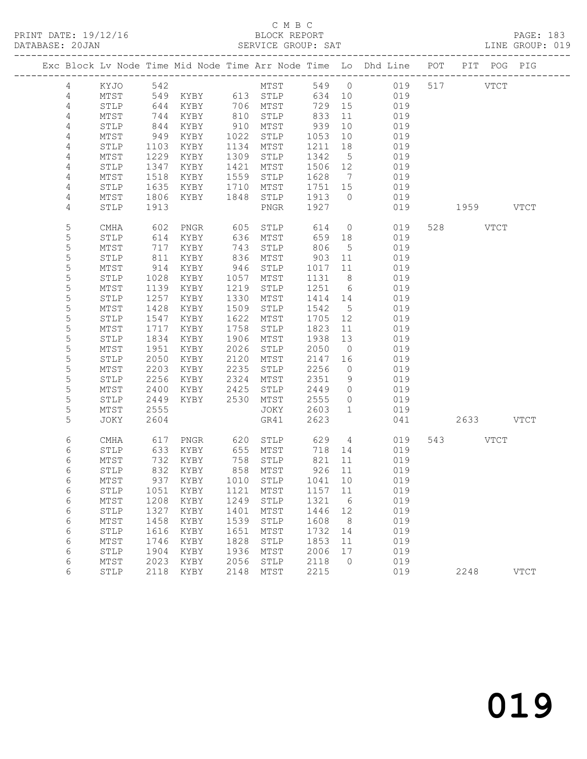C M B C
BLOCK REPORT
SERVICE GROUP: SAT

PRINT DATE: 19/12/16
DATABASE: 20JAN
LINE GROUP: 019

| Exc | Block | Lv | Node | Time | Mid Node | Time | Arr Node | Time | Lo | Dhd Line | POT | PIT | POG | PIG |
|---|---|---|---|---|---|---|---|---|---|---|---|---|---|---|
| | 4 | | KYJO | 542 | | | MTST | 549 | 0 | 019 | 517 | | VTCT | |
| | 4 | | MTST | 549 | KYBY | 613 | STLP | 634 | 10 | 019 | | | | |
| | 4 | | STLP | 644 | KYBY | 706 | MTST | 729 | 15 | 019 | | | | |
| | 4 | | MTST | 744 | KYBY | 810 | STLP | 833 | 11 | 019 | | | | |
| | 4 | | STLP | 844 | KYBY | 910 | MTST | 939 | 10 | 019 | | | | |
| | 4 | | MTST | 949 | KYBY | 1022 | STLP | 1053 | 10 | 019 | | | | |
| | 4 | | STLP | 1103 | KYBY | 1134 | MTST | 1211 | 18 | 019 | | | | |
| | 4 | | MTST | 1229 | KYBY | 1309 | STLP | 1342 | 5 | 019 | | | | |
| | 4 | | STLP | 1347 | KYBY | 1421 | MTST | 1506 | 12 | 019 | | | | |
| | 4 | | MTST | 1518 | KYBY | 1559 | STLP | 1628 | 7 | 019 | | | | |
| | 4 | | STLP | 1635 | KYBY | 1710 | MTST | 1751 | 15 | 019 | | | | |
| | 4 | | MTST | 1806 | KYBY | 1848 | STLP | 1913 | 0 | 019 | | | | |
| | 4 | | STLP | 1913 | | | PNGR | 1927 | | 019 | | 1959 | | VTCT |
| | 5 | | CMHA | 602 | PNGR | 605 | STLP | 614 | 0 | 019 | 528 | | VTCT | |
| | 5 | | STLP | 614 | KYBY | 636 | MTST | 659 | 18 | 019 | | | | |
| | 5 | | MTST | 717 | KYBY | 743 | STLP | 806 | 5 | 019 | | | | |
| | 5 | | STLP | 811 | KYBY | 836 | MTST | 903 | 11 | 019 | | | | |
| | 5 | | MTST | 914 | KYBY | 946 | STLP | 1017 | 11 | 019 | | | | |
| | 5 | | STLP | 1028 | KYBY | 1057 | MTST | 1131 | 8 | 019 | | | | |
| | 5 | | MTST | 1139 | KYBY | 1219 | STLP | 1251 | 6 | 019 | | | | |
| | 5 | | STLP | 1257 | KYBY | 1330 | MTST | 1414 | 14 | 019 | | | | |
| | 5 | | MTST | 1428 | KYBY | 1509 | STLP | 1542 | 5 | 019 | | | | |
| | 5 | | STLP | 1547 | KYBY | 1622 | MTST | 1705 | 12 | 019 | | | | |
| | 5 | | MTST | 1717 | KYBY | 1758 | STLP | 1823 | 11 | 019 | | | | |
| | 5 | | STLP | 1834 | KYBY | 1906 | MTST | 1938 | 13 | 019 | | | | |
| | 5 | | MTST | 1951 | KYBY | 2026 | STLP | 2050 | 0 | 019 | | | | |
| | 5 | | STLP | 2050 | KYBY | 2120 | MTST | 2147 | 16 | 019 | | | | |
| | 5 | | MTST | 2203 | KYBY | 2235 | STLP | 2256 | 0 | 019 | | | | |
| | 5 | | STLP | 2256 | KYBY | 2324 | MTST | 2351 | 9 | 019 | | | | |
| | 5 | | MTST | 2400 | KYBY | 2425 | STLP | 2449 | 0 | 019 | | | | |
| | 5 | | STLP | 2449 | KYBY | 2530 | MTST | 2555 | 0 | 019 | | | | |
| | 5 | | MTST | 2555 | | | JOKY | 2603 | 1 | 019 | | | | |
| | 5 | | JOKY | 2604 | | | GR41 | 2623 | | 041 | | 2633 | | VTCT |
| | 6 | | CMHA | 617 | PNGR | 620 | STLP | 629 | 4 | 019 | 543 | | VTCT | |
| | 6 | | STLP | 633 | KYBY | 655 | MTST | 718 | 14 | 019 | | | | |
| | 6 | | MTST | 732 | KYBY | 758 | STLP | 821 | 11 | 019 | | | | |
| | 6 | | STLP | 832 | KYBY | 858 | MTST | 926 | 11 | 019 | | | | |
| | 6 | | MTST | 937 | KYBY | 1010 | STLP | 1041 | 10 | 019 | | | | |
| | 6 | | STLP | 1051 | KYBY | 1121 | MTST | 1157 | 11 | 019 | | | | |
| | 6 | | MTST | 1208 | KYBY | 1249 | STLP | 1321 | 6 | 019 | | | | |
| | 6 | | STLP | 1327 | KYBY | 1401 | MTST | 1446 | 12 | 019 | | | | |
| | 6 | | MTST | 1458 | KYBY | 1539 | STLP | 1608 | 8 | 019 | | | | |
| | 6 | | STLP | 1616 | KYBY | 1651 | MTST | 1732 | 14 | 019 | | | | |
| | 6 | | MTST | 1746 | KYBY | 1828 | STLP | 1853 | 11 | 019 | | | | |
| | 6 | | STLP | 1904 | KYBY | 1936 | MTST | 2006 | 17 | 019 | | | | |
| | 6 | | MTST | 2023 | KYBY | 2056 | STLP | 2118 | 0 | 019 | | | | |
| | 6 | | STLP | 2118 | KYBY | 2148 | MTST | 2215 | | 019 | | 2248 | | VTCT |

019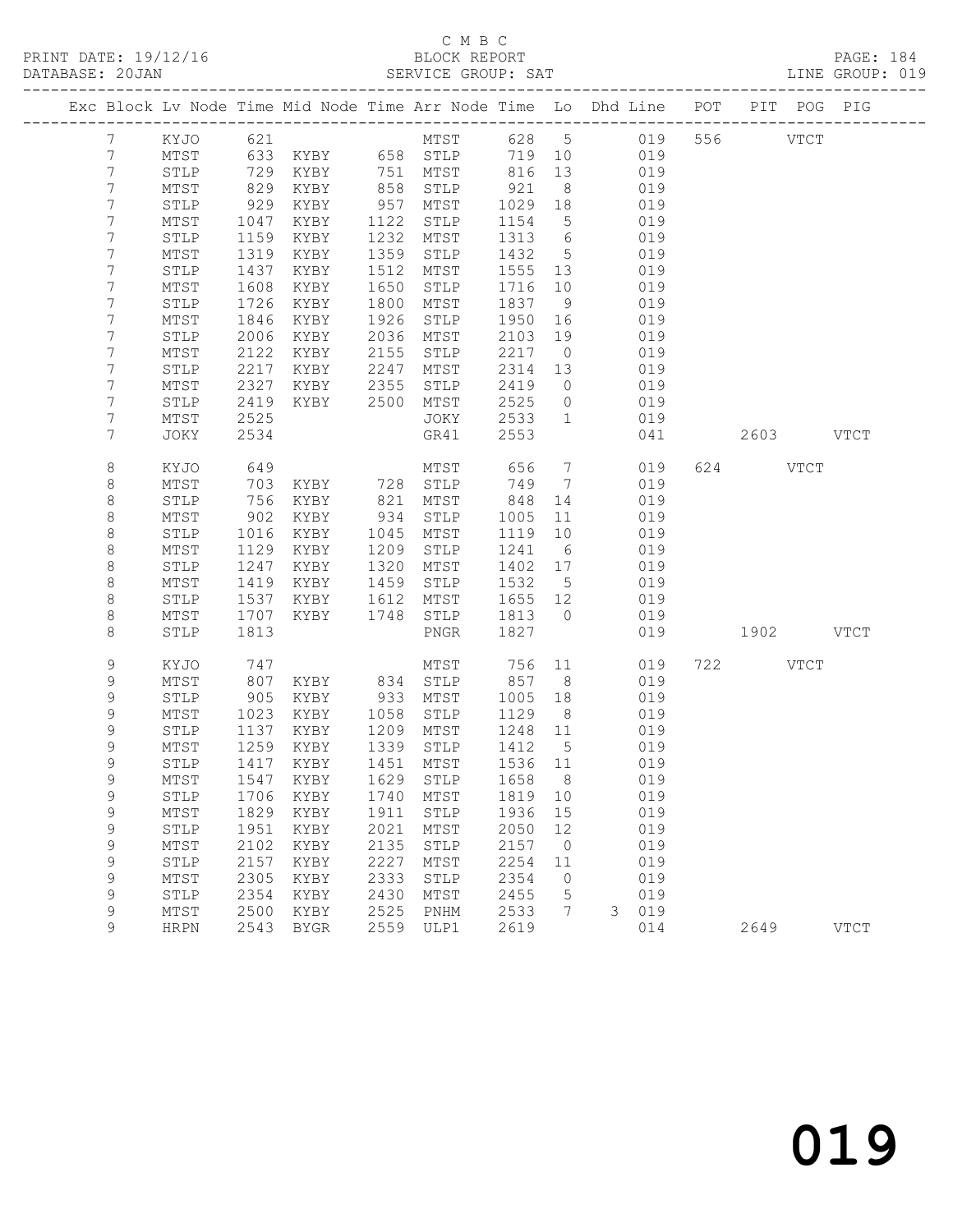C M B C
BLOCK REPORT
SERVICE GROUP: SAT

PRINT DATE: 19/12/16
DATABASE: 20JAN
LINE GROUP: 019

| Exc | Block | Lv | Node | Time | Mid Node | Time | Arr Node | Time | Lo | Dhd | Line | POT | PIT | POG | PIG |
|---|---|---|---|---|---|---|---|---|---|---|---|---|---|---|---|
| | 7 | | KYJO | 621 | | | MTST | 628 | 5 | | 019 | 556 | | VTCT | |
| | 7 | | MTST | 633 | KYBY | 658 | STLP | 719 | 10 | | 019 | | | | |
| | 7 | | STLP | 729 | KYBY | 751 | MTST | 816 | 13 | | 019 | | | | |
| | 7 | | MTST | 829 | KYBY | 858 | STLP | 921 | 8 | | 019 | | | | |
| | 7 | | STLP | 929 | KYBY | 957 | MTST | 1029 | 18 | | 019 | | | | |
| | 7 | | MTST | 1047 | KYBY | 1122 | STLP | 1154 | 5 | | 019 | | | | |
| | 7 | | STLP | 1159 | KYBY | 1232 | MTST | 1313 | 6 | | 019 | | | | |
| | 7 | | MTST | 1319 | KYBY | 1359 | STLP | 1432 | 5 | | 019 | | | | |
| | 7 | | STLP | 1437 | KYBY | 1512 | MTST | 1555 | 13 | | 019 | | | | |
| | 7 | | MTST | 1608 | KYBY | 1650 | STLP | 1716 | 10 | | 019 | | | | |
| | 7 | | STLP | 1726 | KYBY | 1800 | MTST | 1837 | 9 | | 019 | | | | |
| | 7 | | MTST | 1846 | KYBY | 1926 | STLP | 1950 | 16 | | 019 | | | | |
| | 7 | | STLP | 2006 | KYBY | 2036 | MTST | 2103 | 19 | | 019 | | | | |
| | 7 | | MTST | 2122 | KYBY | 2155 | STLP | 2217 | 0 | | 019 | | | | |
| | 7 | | STLP | 2217 | KYBY | 2247 | MTST | 2314 | 13 | | 019 | | | | |
| | 7 | | MTST | 2327 | KYBY | 2355 | STLP | 2419 | 0 | | 019 | | | | |
| | 7 | | STLP | 2419 | KYBY | 2500 | MTST | 2525 | 0 | | 019 | | | | |
| | 7 | | MTST | 2525 | | | JOKY | 2533 | 1 | | 019 | | | | |
| | 7 | | JOKY | 2534 | | | GR41 | 2553 | | | 041 | | 2603 | | VTCT |
| | 8 | | KYJO | 649 | | | MTST | 656 | 7 | | 019 | 624 | | VTCT | |
| | 8 | | MTST | 703 | KYBY | 728 | STLP | 749 | 7 | | 019 | | | | |
| | 8 | | STLP | 756 | KYBY | 821 | MTST | 848 | 14 | | 019 | | | | |
| | 8 | | MTST | 902 | KYBY | 934 | STLP | 1005 | 11 | | 019 | | | | |
| | 8 | | STLP | 1016 | KYBY | 1045 | MTST | 1119 | 10 | | 019 | | | | |
| | 8 | | MTST | 1129 | KYBY | 1209 | STLP | 1241 | 6 | | 019 | | | | |
| | 8 | | STLP | 1247 | KYBY | 1320 | MTST | 1402 | 17 | | 019 | | | | |
| | 8 | | MTST | 1419 | KYBY | 1459 | STLP | 1532 | 5 | | 019 | | | | |
| | 8 | | STLP | 1537 | KYBY | 1612 | MTST | 1655 | 12 | | 019 | | | | |
| | 8 | | MTST | 1707 | KYBY | 1748 | STLP | 1813 | 0 | | 019 | | | | |
| | 8 | | STLP | 1813 | | | PNGR | 1827 | | | 019 | | 1902 | | VTCT |
| | 9 | | KYJO | 747 | | | MTST | 756 | 11 | | 019 | 722 | | VTCT | |
| | 9 | | MTST | 807 | KYBY | 834 | STLP | 857 | 8 | | 019 | | | | |
| | 9 | | STLP | 905 | KYBY | 933 | MTST | 1005 | 18 | | 019 | | | | |
| | 9 | | MTST | 1023 | KYBY | 1058 | STLP | 1129 | 8 | | 019 | | | | |
| | 9 | | STLP | 1137 | KYBY | 1209 | MTST | 1248 | 11 | | 019 | | | | |
| | 9 | | MTST | 1259 | KYBY | 1339 | STLP | 1412 | 5 | | 019 | | | | |
| | 9 | | STLP | 1417 | KYBY | 1451 | MTST | 1536 | 11 | | 019 | | | | |
| | 9 | | MTST | 1547 | KYBY | 1629 | STLP | 1658 | 8 | | 019 | | | | |
| | 9 | | STLP | 1706 | KYBY | 1740 | MTST | 1819 | 10 | | 019 | | | | |
| | 9 | | MTST | 1829 | KYBY | 1911 | STLP | 1936 | 15 | | 019 | | | | |
| | 9 | | STLP | 1951 | KYBY | 2021 | MTST | 2050 | 12 | | 019 | | | | |
| | 9 | | MTST | 2102 | KYBY | 2135 | STLP | 2157 | 0 | | 019 | | | | |
| | 9 | | STLP | 2157 | KYBY | 2227 | MTST | 2254 | 11 | | 019 | | | | |
| | 9 | | MTST | 2305 | KYBY | 2333 | STLP | 2354 | 0 | | 019 | | | | |
| | 9 | | STLP | 2354 | KYBY | 2430 | MTST | 2455 | 5 | | 019 | | | | |
| | 9 | | MTST | 2500 | KYBY | 2525 | PNHM | 2533 | 7 | 3 | 019 | | | | |
| | 9 | | HRPN | 2543 | BYGR | 2559 | ULP1 | 2619 | | | 014 | | 2649 | | VTCT |

019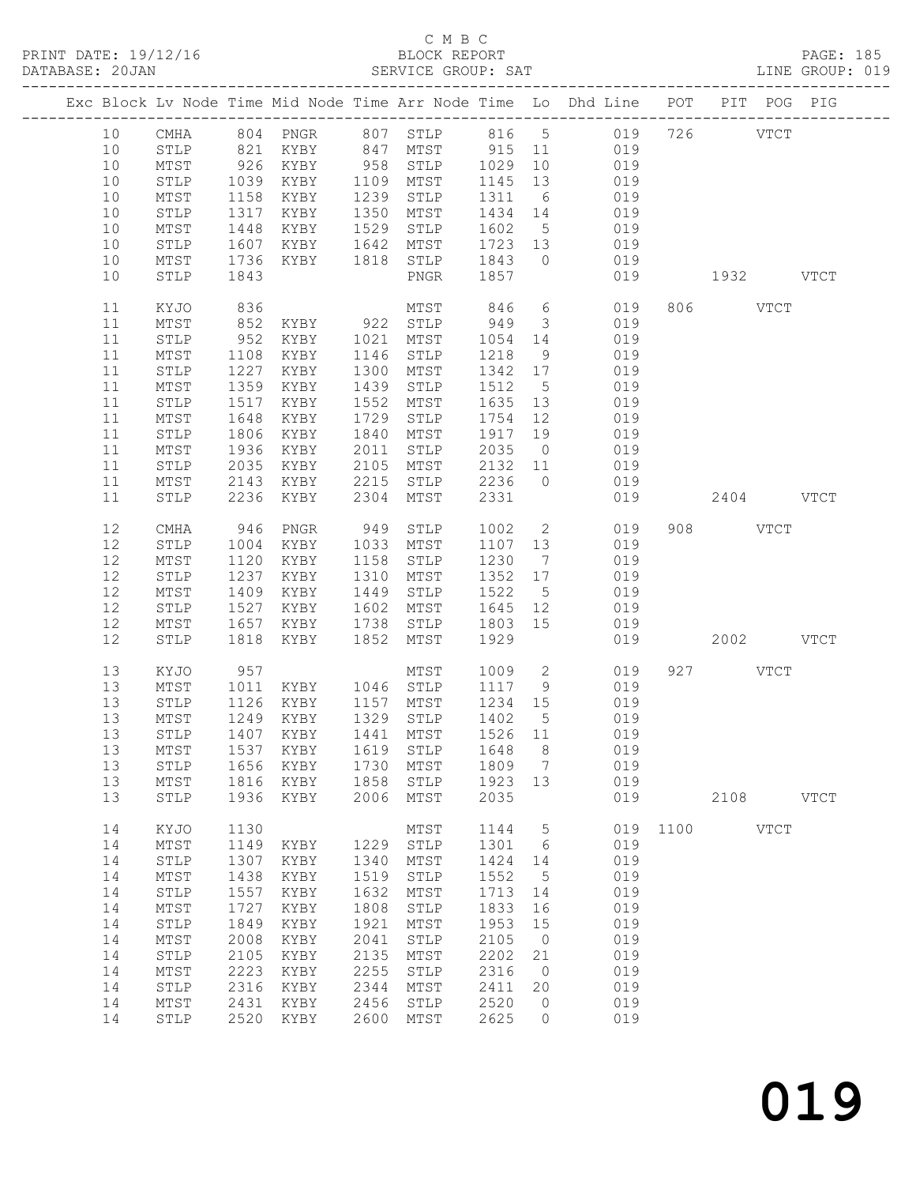C M B C

BLOCK REPORT

SERVICE GROUP: SAT

PRINT DATE: 19/12/16
DATABASE: 20JAN

PAGE: 185
LINE GROUP: 019

| Exc | Block | Lv | Node | Time | Mid Node | Time | Arr Node | Time | Lo | Dhd Line | POT | PIT | POG | PIG |
|---|---|---|---|---|---|---|---|---|---|---|---|---|---|---|
| | 10 | | CMHA | 804 | PNGR | 807 | STLP | 816 | 5 | 019 | 726 | | VTCT | |
| | 10 | | STLP | 821 | KYBY | 847 | MTST | 915 | 11 | 019 | | | | |
| | 10 | | MTST | 926 | KYBY | 958 | STLP | 1029 | 10 | 019 | | | | |
| | 10 | | STLP | 1039 | KYBY | 1109 | MTST | 1145 | 13 | 019 | | | | |
| | 10 | | MTST | 1158 | KYBY | 1239 | STLP | 1311 | 6 | 019 | | | | |
| | 10 | | STLP | 1317 | KYBY | 1350 | MTST | 1434 | 14 | 019 | | | | |
| | 10 | | MTST | 1448 | KYBY | 1529 | STLP | 1602 | 5 | 019 | | | | |
| | 10 | | STLP | 1607 | KYBY | 1642 | MTST | 1723 | 13 | 019 | | | | |
| | 10 | | MTST | 1736 | KYBY | 1818 | STLP | 1843 | 0 | 019 | | | | |
| | 10 | | STLP | 1843 | | | PNGR | 1857 | | 019 | | 1932 | | VTCT |
| | 11 | | KYJO | 836 | | | MTST | 846 | 6 | 019 | 806 | | VTCT | |
| | 11 | | MTST | 852 | KYBY | 922 | STLP | 949 | 3 | 019 | | | | |
| | 11 | | STLP | 952 | KYBY | 1021 | MTST | 1054 | 14 | 019 | | | | |
| | 11 | | MTST | 1108 | KYBY | 1146 | STLP | 1218 | 9 | 019 | | | | |
| | 11 | | STLP | 1227 | KYBY | 1300 | MTST | 1342 | 17 | 019 | | | | |
| | 11 | | MTST | 1359 | KYBY | 1439 | STLP | 1512 | 5 | 019 | | | | |
| | 11 | | STLP | 1517 | KYBY | 1552 | MTST | 1635 | 13 | 019 | | | | |
| | 11 | | MTST | 1648 | KYBY | 1729 | STLP | 1754 | 12 | 019 | | | | |
| | 11 | | STLP | 1806 | KYBY | 1840 | MTST | 1917 | 19 | 019 | | | | |
| | 11 | | MTST | 1936 | KYBY | 2011 | STLP | 2035 | 0 | 019 | | | | |
| | 11 | | STLP | 2035 | KYBY | 2105 | MTST | 2132 | 11 | 019 | | | | |
| | 11 | | MTST | 2143 | KYBY | 2215 | STLP | 2236 | 0 | 019 | | | | |
| | 11 | | STLP | 2236 | KYBY | 2304 | MTST | 2331 | | 019 | | 2404 | | VTCT |
| | 12 | | CMHA | 946 | PNGR | 949 | STLP | 1002 | 2 | 019 | 908 | | VTCT | |
| | 12 | | STLP | 1004 | KYBY | 1033 | MTST | 1107 | 13 | 019 | | | | |
| | 12 | | MTST | 1120 | KYBY | 1158 | STLP | 1230 | 7 | 019 | | | | |
| | 12 | | STLP | 1237 | KYBY | 1310 | MTST | 1352 | 17 | 019 | | | | |
| | 12 | | MTST | 1409 | KYBY | 1449 | STLP | 1522 | 5 | 019 | | | | |
| | 12 | | STLP | 1527 | KYBY | 1602 | MTST | 1645 | 12 | 019 | | | | |
| | 12 | | MTST | 1657 | KYBY | 1738 | STLP | 1803 | 15 | 019 | | | | |
| | 12 | | STLP | 1818 | KYBY | 1852 | MTST | 1929 | | 019 | | 2002 | | VTCT |
| | 13 | | KYJO | 957 | | | MTST | 1009 | 2 | 019 | 927 | | VTCT | |
| | 13 | | MTST | 1011 | KYBY | 1046 | STLP | 1117 | 9 | 019 | | | | |
| | 13 | | STLP | 1126 | KYBY | 1157 | MTST | 1234 | 15 | 019 | | | | |
| | 13 | | MTST | 1249 | KYBY | 1329 | STLP | 1402 | 5 | 019 | | | | |
| | 13 | | STLP | 1407 | KYBY | 1441 | MTST | 1526 | 11 | 019 | | | | |
| | 13 | | MTST | 1537 | KYBY | 1619 | STLP | 1648 | 8 | 019 | | | | |
| | 13 | | STLP | 1656 | KYBY | 1730 | MTST | 1809 | 7 | 019 | | | | |
| | 13 | | MTST | 1816 | KYBY | 1858 | STLP | 1923 | 13 | 019 | | | | |
| | 13 | | STLP | 1936 | KYBY | 2006 | MTST | 2035 | | 019 | | 2108 | | VTCT |
| | 14 | | KYJO | 1130 | | | MTST | 1144 | 5 | 019 | 1100 | | VTCT | |
| | 14 | | MTST | 1149 | KYBY | 1229 | STLP | 1301 | 6 | 019 | | | | |
| | 14 | | STLP | 1307 | KYBY | 1340 | MTST | 1424 | 14 | 019 | | | | |
| | 14 | | MTST | 1438 | KYBY | 1519 | STLP | 1552 | 5 | 019 | | | | |
| | 14 | | STLP | 1557 | KYBY | 1632 | MTST | 1713 | 14 | 019 | | | | |
| | 14 | | MTST | 1727 | KYBY | 1808 | STLP | 1833 | 16 | 019 | | | | |
| | 14 | | STLP | 1849 | KYBY | 1921 | MTST | 1953 | 15 | 019 | | | | |
| | 14 | | MTST | 2008 | KYBY | 2041 | STLP | 2105 | 0 | 019 | | | | |
| | 14 | | STLP | 2105 | KYBY | 2135 | MTST | 2202 | 21 | 019 | | | | |
| | 14 | | MTST | 2223 | KYBY | 2255 | STLP | 2316 | 0 | 019 | | | | |
| | 14 | | STLP | 2316 | KYBY | 2344 | MTST | 2411 | 20 | 019 | | | | |
| | 14 | | MTST | 2431 | KYBY | 2456 | STLP | 2520 | 0 | 019 | | | | |
| | 14 | | STLP | 2520 | KYBY | 2600 | MTST | 2625 | 0 | 019 | | | | |

019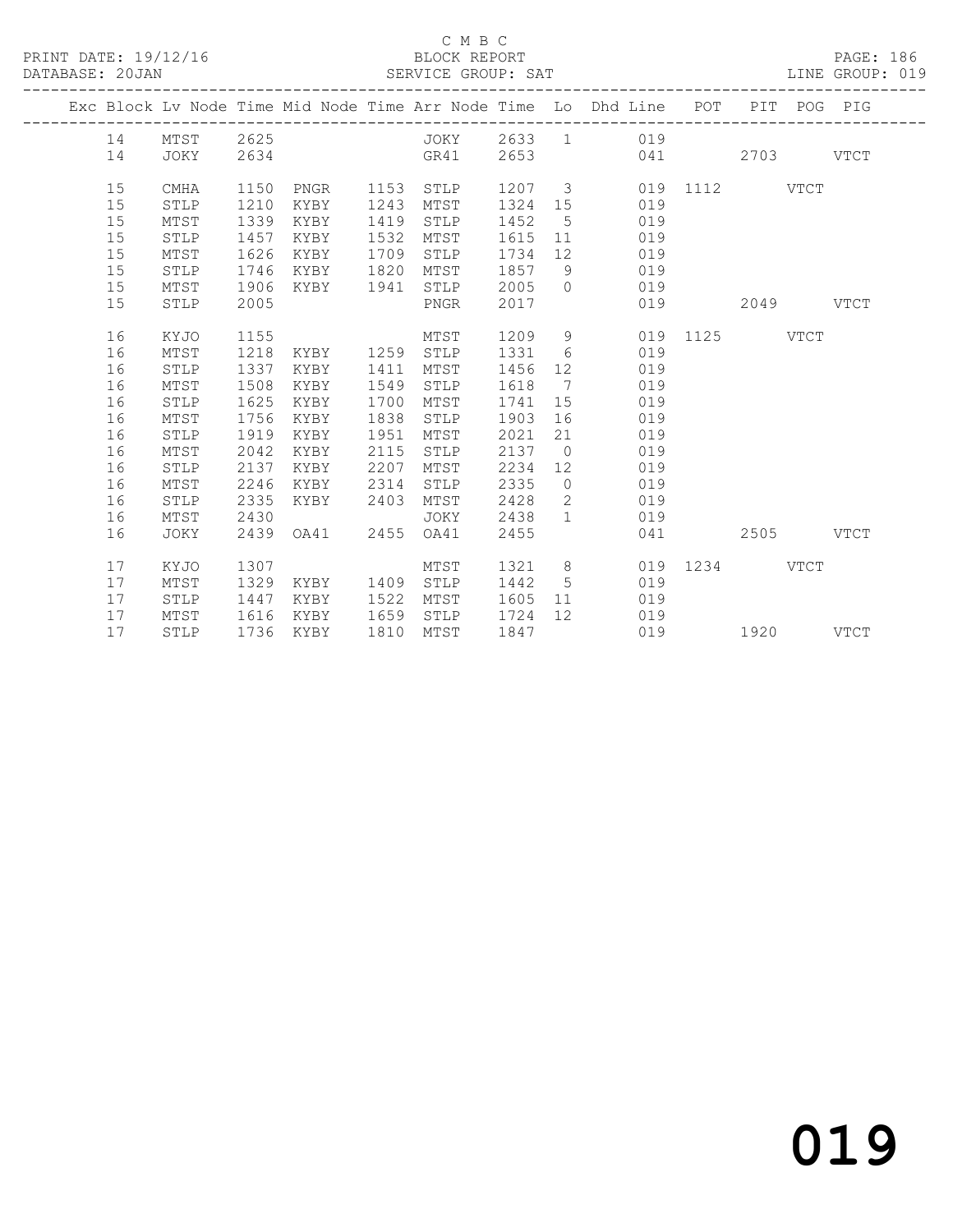C M B C

BLOCK REPORT

SERVICE GROUP: SAT

| Exc | Block | Lv | Node | Time | Mid Node | Time | Arr Node | Time | Lo | Dhd Line | POT | PIT | POG | PIG |
|---|---|---|---|---|---|---|---|---|---|---|---|---|---|---|
| | 14 | | MTST | 2625 | | | JOKY | 2633 | 1 | 019 | | | | |
| | 14 | | JOKY | 2634 | | | GR41 | 2653 | | 041 | | 2703 | | VTCT |
| | 15 | | CMHA | 1150 | PNGR | 1153 | STLP | 1207 | 3 | 019 | 1112 | | VTCT | |
| | 15 | | STLP | 1210 | KYBY | 1243 | MTST | 1324 | 15 | 019 | | | | |
| | 15 | | MTST | 1339 | KYBY | 1419 | STLP | 1452 | 5 | 019 | | | | |
| | 15 | | STLP | 1457 | KYBY | 1532 | MTST | 1615 | 11 | 019 | | | | |
| | 15 | | MTST | 1626 | KYBY | 1709 | STLP | 1734 | 12 | 019 | | | | |
| | 15 | | STLP | 1746 | KYBY | 1820 | MTST | 1857 | 9 | 019 | | | | |
| | 15 | | MTST | 1906 | KYBY | 1941 | STLP | 2005 | 0 | 019 | | | | |
| | 15 | | STLP | 2005 | | | PNGR | 2017 | | 019 | | 2049 | | VTCT |
| | 16 | | KYJO | 1155 | | | MTST | 1209 | 9 | 019 | 1125 | | VTCT | |
| | 16 | | MTST | 1218 | KYBY | 1259 | STLP | 1331 | 6 | 019 | | | | |
| | 16 | | STLP | 1337 | KYBY | 1411 | MTST | 1456 | 12 | 019 | | | | |
| | 16 | | MTST | 1508 | KYBY | 1549 | STLP | 1618 | 7 | 019 | | | | |
| | 16 | | STLP | 1625 | KYBY | 1700 | MTST | 1741 | 15 | 019 | | | | |
| | 16 | | MTST | 1756 | KYBY | 1838 | STLP | 1903 | 16 | 019 | | | | |
| | 16 | | STLP | 1919 | KYBY | 1951 | MTST | 2021 | 21 | 019 | | | | |
| | 16 | | MTST | 2042 | KYBY | 2115 | STLP | 2137 | 0 | 019 | | | | |
| | 16 | | STLP | 2137 | KYBY | 2207 | MTST | 2234 | 12 | 019 | | | | |
| | 16 | | MTST | 2246 | KYBY | 2314 | STLP | 2335 | 0 | 019 | | | | |
| | 16 | | STLP | 2335 | KYBY | 2403 | MTST | 2428 | 2 | 019 | | | | |
| | 16 | | MTST | 2430 | | | JOKY | 2438 | 1 | 019 | | | | |
| | 16 | | JOKY | 2439 | OA41 | 2455 | OA41 | 2455 | | 041 | | 2505 | | VTCT |
| | 17 | | KYJO | 1307 | | | MTST | 1321 | 8 | 019 | 1234 | | VTCT | |
| | 17 | | MTST | 1329 | KYBY | 1409 | STLP | 1442 | 5 | 019 | | | | |
| | 17 | | STLP | 1447 | KYBY | 1522 | MTST | 1605 | 11 | 019 | | | | |
| | 17 | | MTST | 1616 | KYBY | 1659 | STLP | 1724 | 12 | 019 | | | | |
| | 17 | | STLP | 1736 | KYBY | 1810 | MTST | 1847 | | 019 | | 1920 | | VTCT |

019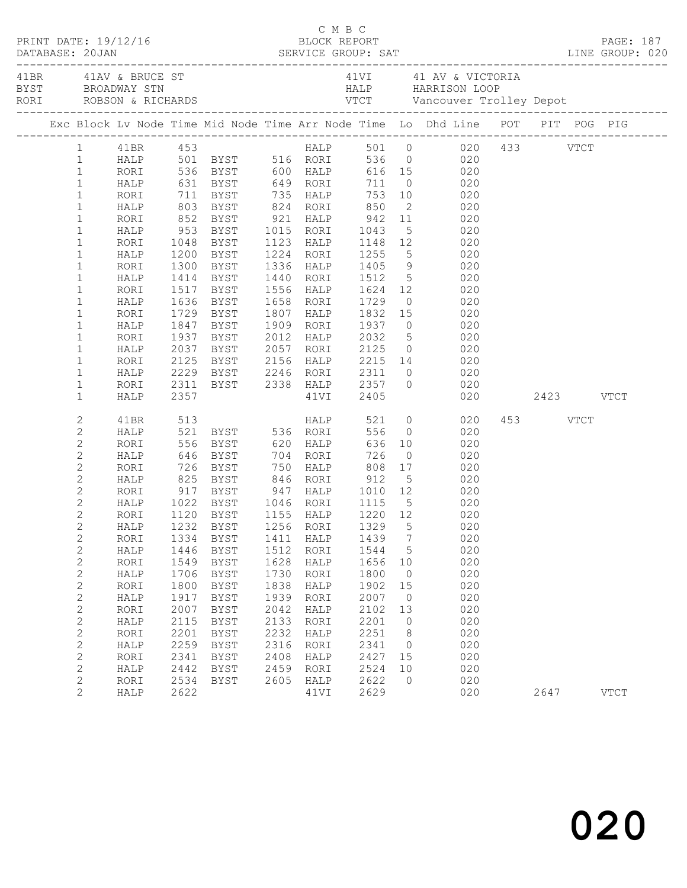C M B C

PRINT DATE: 19/12/16 BLOCK REPORT PAGE: 187
DATABASE: 20JAN SERVICE GROUP: SAT LINE GROUP: 020

| | | | |
|---|---|---|---|
| 41BR | 41AV & BRUCE ST | 41VI | 41 AV & VICTORIA |
| BYST | BROADWAY STN | HALP | HARRISON LOOP |
| RORI | ROBSON & RICHARDS | VTCT | Vancouver Trolley Depot |

| Exc | Block | Lv Node | Time | Mid Node | Time | Arr Node | Time | Lo | Dhd Line | POT | PIT | POG | PIG |
|---|---|---|---|---|---|---|---|---|---|---|---|---|---|
| | 1 | 41BR | 453 | | | HALP | 501 | 0 | 020 | 433 | | VTCT | |
| | 1 | HALP | 501 | BYST | 516 | RORI | 536 | 0 | 020 | | | | |
| | 1 | RORI | 536 | BYST | 600 | HALP | 616 | 15 | 020 | | | | |
| | 1 | HALP | 631 | BYST | 649 | RORI | 711 | 0 | 020 | | | | |
| | 1 | RORI | 711 | BYST | 735 | HALP | 753 | 10 | 020 | | | | |
| | 1 | HALP | 803 | BYST | 824 | RORI | 850 | 2 | 020 | | | | |
| | 1 | RORI | 852 | BYST | 921 | HALP | 942 | 11 | 020 | | | | |
| | 1 | HALP | 953 | BYST | 1015 | RORI | 1043 | 5 | 020 | | | | |
| | 1 | RORI | 1048 | BYST | 1123 | HALP | 1148 | 12 | 020 | | | | |
| | 1 | HALP | 1200 | BYST | 1224 | RORI | 1255 | 5 | 020 | | | | |
| | 1 | RORI | 1300 | BYST | 1336 | HALP | 1405 | 9 | 020 | | | | |
| | 1 | HALP | 1414 | BYST | 1440 | RORI | 1512 | 5 | 020 | | | | |
| | 1 | RORI | 1517 | BYST | 1556 | HALP | 1624 | 12 | 020 | | | | |
| | 1 | HALP | 1636 | BYST | 1658 | RORI | 1729 | 0 | 020 | | | | |
| | 1 | RORI | 1729 | BYST | 1807 | HALP | 1832 | 15 | 020 | | | | |
| | 1 | HALP | 1847 | BYST | 1909 | RORI | 1937 | 0 | 020 | | | | |
| | 1 | RORI | 1937 | BYST | 2012 | HALP | 2032 | 5 | 020 | | | | |
| | 1 | HALP | 2037 | BYST | 2057 | RORI | 2125 | 0 | 020 | | | | |
| | 1 | RORI | 2125 | BYST | 2156 | HALP | 2215 | 14 | 020 | | | | |
| | 1 | HALP | 2229 | BYST | 2246 | RORI | 2311 | 0 | 020 | | | | |
| | 1 | RORI | 2311 | BYST | 2338 | HALP | 2357 | 0 | 020 | | | | |
| | 1 | HALP | 2357 | | | 41VI | 2405 | | 020 | | 2423 | | VTCT |
| | 2 | 41BR | 513 | | | HALP | 521 | 0 | 020 | 453 | | VTCT | |
| | 2 | HALP | 521 | BYST | 536 | RORI | 556 | 0 | 020 | | | | |
| | 2 | RORI | 556 | BYST | 620 | HALP | 636 | 10 | 020 | | | | |
| | 2 | HALP | 646 | BYST | 704 | RORI | 726 | 0 | 020 | | | | |
| | 2 | RORI | 726 | BYST | 750 | HALP | 808 | 17 | 020 | | | | |
| | 2 | HALP | 825 | BYST | 846 | RORI | 912 | 5 | 020 | | | | |
| | 2 | RORI | 917 | BYST | 947 | HALP | 1010 | 12 | 020 | | | | |
| | 2 | HALP | 1022 | BYST | 1046 | RORI | 1115 | 5 | 020 | | | | |
| | 2 | RORI | 1120 | BYST | 1155 | HALP | 1220 | 12 | 020 | | | | |
| | 2 | HALP | 1232 | BYST | 1256 | RORI | 1329 | 5 | 020 | | | | |
| | 2 | RORI | 1334 | BYST | 1411 | HALP | 1439 | 7 | 020 | | | | |
| | 2 | HALP | 1446 | BYST | 1512 | RORI | 1544 | 5 | 020 | | | | |
| | 2 | RORI | 1549 | BYST | 1628 | HALP | 1656 | 10 | 020 | | | | |
| | 2 | HALP | 1706 | BYST | 1730 | RORI | 1800 | 0 | 020 | | | | |
| | 2 | RORI | 1800 | BYST | 1838 | HALP | 1902 | 15 | 020 | | | | |
| | 2 | HALP | 1917 | BYST | 1939 | RORI | 2007 | 0 | 020 | | | | |
| | 2 | RORI | 2007 | BYST | 2042 | HALP | 2102 | 13 | 020 | | | | |
| | 2 | HALP | 2115 | BYST | 2133 | RORI | 2201 | 0 | 020 | | | | |
| | 2 | RORI | 2201 | BYST | 2232 | HALP | 2251 | 8 | 020 | | | | |
| | 2 | HALP | 2259 | BYST | 2316 | RORI | 2341 | 0 | 020 | | | | |
| | 2 | RORI | 2341 | BYST | 2408 | HALP | 2427 | 15 | 020 | | | | |
| | 2 | HALP | 2442 | BYST | 2459 | RORI | 2524 | 10 | 020 | | | | |
| | 2 | RORI | 2534 | BYST | 2605 | HALP | 2622 | 0 | 020 | | | | |
| | 2 | HALP | 2622 | | | 41VI | 2629 | | 020 | | 2647 | | VTCT |

020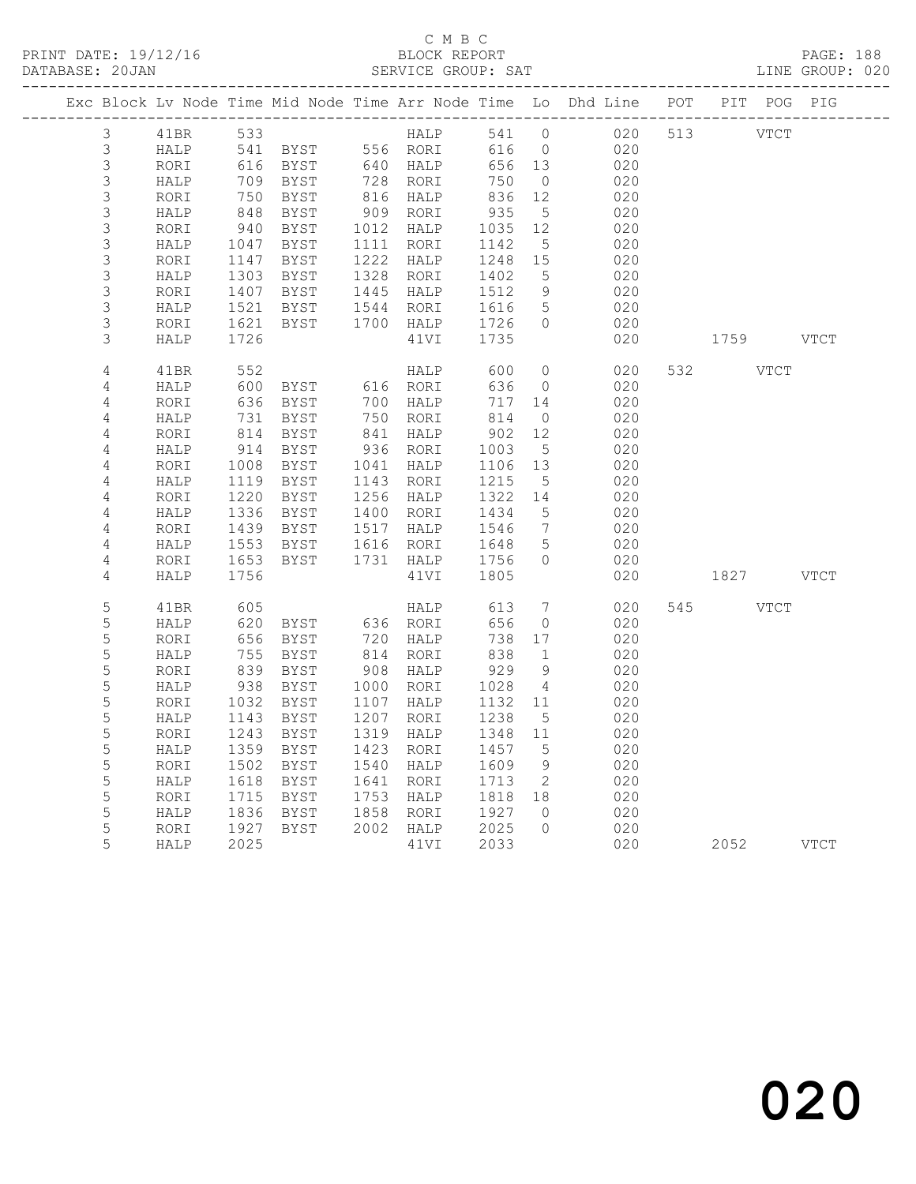C M B C
BLOCK REPORT
SERVICE GROUP: SAT

PRINT DATE: 19/12/16
DATABASE: 20JAN
LINE GROUP: 020

| Exc | Block | Lv | Node | Time | Mid Node | Time | Arr Node | Time | Lo | Dhd Line | POT | PIT | POG | PIG |
|---|---|---|---|---|---|---|---|---|---|---|---|---|---|---|
| | 3 | | 41BR | 533 | | | HALP | 541 | 0 | 020 | 513 | | VTCT | |
| | 3 | | HALP | 541 | BYST | 556 | RORI | 616 | 0 | 020 | | | | |
| | 3 | | RORI | 616 | BYST | 640 | HALP | 656 | 13 | 020 | | | | |
| | 3 | | HALP | 709 | BYST | 728 | RORI | 750 | 0 | 020 | | | | |
| | 3 | | RORI | 750 | BYST | 816 | HALP | 836 | 12 | 020 | | | | |
| | 3 | | HALP | 848 | BYST | 909 | RORI | 935 | 5 | 020 | | | | |
| | 3 | | RORI | 940 | BYST | 1012 | HALP | 1035 | 12 | 020 | | | | |
| | 3 | | HALP | 1047 | BYST | 1111 | RORI | 1142 | 5 | 020 | | | | |
| | 3 | | RORI | 1147 | BYST | 1222 | HALP | 1248 | 15 | 020 | | | | |
| | 3 | | HALP | 1303 | BYST | 1328 | RORI | 1402 | 5 | 020 | | | | |
| | 3 | | RORI | 1407 | BYST | 1445 | HALP | 1512 | 9 | 020 | | | | |
| | 3 | | HALP | 1521 | BYST | 1544 | RORI | 1616 | 5 | 020 | | | | |
| | 3 | | RORI | 1621 | BYST | 1700 | HALP | 1726 | 0 | 020 | | | | |
| | 3 | | HALP | 1726 | | | 41VI | 1735 | | 020 | | 1759 | | VTCT |
| | 4 | | 41BR | 552 | | | HALP | 600 | 0 | 020 | 532 | | VTCT | |
| | 4 | | HALP | 600 | BYST | 616 | RORI | 636 | 0 | 020 | | | | |
| | 4 | | RORI | 636 | BYST | 700 | HALP | 717 | 14 | 020 | | | | |
| | 4 | | HALP | 731 | BYST | 750 | RORI | 814 | 0 | 020 | | | | |
| | 4 | | RORI | 814 | BYST | 841 | HALP | 902 | 12 | 020 | | | | |
| | 4 | | HALP | 914 | BYST | 936 | RORI | 1003 | 5 | 020 | | | | |
| | 4 | | RORI | 1008 | BYST | 1041 | HALP | 1106 | 13 | 020 | | | | |
| | 4 | | HALP | 1119 | BYST | 1143 | RORI | 1215 | 5 | 020 | | | | |
| | 4 | | RORI | 1220 | BYST | 1256 | HALP | 1322 | 14 | 020 | | | | |
| | 4 | | HALP | 1336 | BYST | 1400 | RORI | 1434 | 5 | 020 | | | | |
| | 4 | | RORI | 1439 | BYST | 1517 | HALP | 1546 | 7 | 020 | | | | |
| | 4 | | HALP | 1553 | BYST | 1616 | RORI | 1648 | 5 | 020 | | | | |
| | 4 | | RORI | 1653 | BYST | 1731 | HALP | 1756 | 0 | 020 | | | | |
| | 4 | | HALP | 1756 | | | 41VI | 1805 | | 020 | | 1827 | | VTCT |
| | 5 | | 41BR | 605 | | | HALP | 613 | 7 | 020 | 545 | | VTCT | |
| | 5 | | HALP | 620 | BYST | 636 | RORI | 656 | 0 | 020 | | | | |
| | 5 | | RORI | 656 | BYST | 720 | HALP | 738 | 17 | 020 | | | | |
| | 5 | | HALP | 755 | BYST | 814 | RORI | 838 | 1 | 020 | | | | |
| | 5 | | RORI | 839 | BYST | 908 | HALP | 929 | 9 | 020 | | | | |
| | 5 | | HALP | 938 | BYST | 1000 | RORI | 1028 | 4 | 020 | | | | |
| | 5 | | RORI | 1032 | BYST | 1107 | HALP | 1132 | 11 | 020 | | | | |
| | 5 | | HALP | 1143 | BYST | 1207 | RORI | 1238 | 5 | 020 | | | | |
| | 5 | | RORI | 1243 | BYST | 1319 | HALP | 1348 | 11 | 020 | | | | |
| | 5 | | HALP | 1359 | BYST | 1423 | RORI | 1457 | 5 | 020 | | | | |
| | 5 | | RORI | 1502 | BYST | 1540 | HALP | 1609 | 9 | 020 | | | | |
| | 5 | | HALP | 1618 | BYST | 1641 | RORI | 1713 | 2 | 020 | | | | |
| | 5 | | RORI | 1715 | BYST | 1753 | HALP | 1818 | 18 | 020 | | | | |
| | 5 | | HALP | 1836 | BYST | 1858 | RORI | 1927 | 0 | 020 | | | | |
| | 5 | | RORI | 1927 | BYST | 2002 | HALP | 2025 | 0 | 020 | | | | |
| | 5 | | HALP | 2025 | | | 41VI | 2033 | | 020 | | 2052 | | VTCT |

020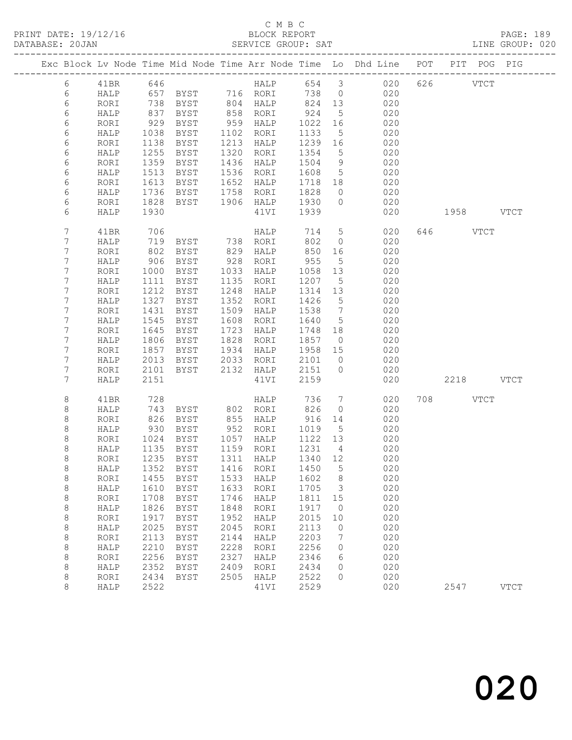C M B C
BLOCK REPORT
SERVICE GROUP: SAT

PRINT DATE: 19/12/16
DATABASE: 20JAN

LINE GROUP: 020

| Exc | Block | Lv | Node | Time | Mid Node | Time | Arr Node | Time | Lo | Dhd Line | POT | PIT | POG | PIG |
|---|---|---|---|---|---|---|---|---|---|---|---|---|---|---|
| | 6 | | 41BR | 646 | | | HALP | 654 | 3 | 020 | 626 | | VTCT | |
| | 6 | | HALP | 657 | BYST | 716 | RORI | 738 | 0 | 020 | | | | |
| | 6 | | RORI | 738 | BYST | 804 | HALP | 824 | 13 | 020 | | | | |
| | 6 | | HALP | 837 | BYST | 858 | RORI | 924 | 5 | 020 | | | | |
| | 6 | | RORI | 929 | BYST | 959 | HALP | 1022 | 16 | 020 | | | | |
| | 6 | | HALP | 1038 | BYST | 1102 | RORI | 1133 | 5 | 020 | | | | |
| | 6 | | RORI | 1138 | BYST | 1213 | HALP | 1239 | 16 | 020 | | | | |
| | 6 | | HALP | 1255 | BYST | 1320 | RORI | 1354 | 5 | 020 | | | | |
| | 6 | | RORI | 1359 | BYST | 1436 | HALP | 1504 | 9 | 020 | | | | |
| | 6 | | HALP | 1513 | BYST | 1536 | RORI | 1608 | 5 | 020 | | | | |
| | 6 | | RORI | 1613 | BYST | 1652 | HALP | 1718 | 18 | 020 | | | | |
| | 6 | | HALP | 1736 | BYST | 1758 | RORI | 1828 | 0 | 020 | | | | |
| | 6 | | RORI | 1828 | BYST | 1906 | HALP | 1930 | 0 | 020 | | | | |
| | 6 | | HALP | 1930 | | | 41VI | 1939 | | 020 | | 1958 | | VTCT |
| | 7 | | 41BR | 706 | | | HALP | 714 | 5 | 020 | 646 | | VTCT | |
| | 7 | | HALP | 719 | BYST | 738 | RORI | 802 | 0 | 020 | | | | |
| | 7 | | RORI | 802 | BYST | 829 | HALP | 850 | 16 | 020 | | | | |
| | 7 | | HALP | 906 | BYST | 928 | RORI | 955 | 5 | 020 | | | | |
| | 7 | | RORI | 1000 | BYST | 1033 | HALP | 1058 | 13 | 020 | | | | |
| | 7 | | HALP | 1111 | BYST | 1135 | RORI | 1207 | 5 | 020 | | | | |
| | 7 | | RORI | 1212 | BYST | 1248 | HALP | 1314 | 13 | 020 | | | | |
| | 7 | | HALP | 1327 | BYST | 1352 | RORI | 1426 | 5 | 020 | | | | |
| | 7 | | RORI | 1431 | BYST | 1509 | HALP | 1538 | 7 | 020 | | | | |
| | 7 | | HALP | 1545 | BYST | 1608 | RORI | 1640 | 5 | 020 | | | | |
| | 7 | | RORI | 1645 | BYST | 1723 | HALP | 1748 | 18 | 020 | | | | |
| | 7 | | HALP | 1806 | BYST | 1828 | RORI | 1857 | 0 | 020 | | | | |
| | 7 | | RORI | 1857 | BYST | 1934 | HALP | 1958 | 15 | 020 | | | | |
| | 7 | | HALP | 2013 | BYST | 2033 | RORI | 2101 | 0 | 020 | | | | |
| | 7 | | RORI | 2101 | BYST | 2132 | HALP | 2151 | 0 | 020 | | | | |
| | 7 | | HALP | 2151 | | | 41VI | 2159 | | 020 | | 2218 | | VTCT |
| | 8 | | 41BR | 728 | | | HALP | 736 | 7 | 020 | 708 | | VTCT | |
| | 8 | | HALP | 743 | BYST | 802 | RORI | 826 | 0 | 020 | | | | |
| | 8 | | RORI | 826 | BYST | 855 | HALP | 916 | 14 | 020 | | | | |
| | 8 | | HALP | 930 | BYST | 952 | RORI | 1019 | 5 | 020 | | | | |
| | 8 | | RORI | 1024 | BYST | 1057 | HALP | 1122 | 13 | 020 | | | | |
| | 8 | | HALP | 1135 | BYST | 1159 | RORI | 1231 | 4 | 020 | | | | |
| | 8 | | RORI | 1235 | BYST | 1311 | HALP | 1340 | 12 | 020 | | | | |
| | 8 | | HALP | 1352 | BYST | 1416 | RORI | 1450 | 5 | 020 | | | | |
| | 8 | | RORI | 1455 | BYST | 1533 | HALP | 1602 | 8 | 020 | | | | |
| | 8 | | HALP | 1610 | BYST | 1633 | RORI | 1705 | 3 | 020 | | | | |
| | 8 | | RORI | 1708 | BYST | 1746 | HALP | 1811 | 15 | 020 | | | | |
| | 8 | | HALP | 1826 | BYST | 1848 | RORI | 1917 | 0 | 020 | | | | |
| | 8 | | RORI | 1917 | BYST | 1952 | HALP | 2015 | 10 | 020 | | | | |
| | 8 | | HALP | 2025 | BYST | 2045 | RORI | 2113 | 0 | 020 | | | | |
| | 8 | | RORI | 2113 | BYST | 2144 | HALP | 2203 | 7 | 020 | | | | |
| | 8 | | HALP | 2210 | BYST | 2228 | RORI | 2256 | 0 | 020 | | | | |
| | 8 | | RORI | 2256 | BYST | 2327 | HALP | 2346 | 6 | 020 | | | | |
| | 8 | | HALP | 2352 | BYST | 2409 | RORI | 2434 | 0 | 020 | | | | |
| | 8 | | RORI | 2434 | BYST | 2505 | HALP | 2522 | 0 | 020 | | | | |
| | 8 | | HALP | 2522 | | | 41VI | 2529 | | 020 | | 2547 | | VTCT |

020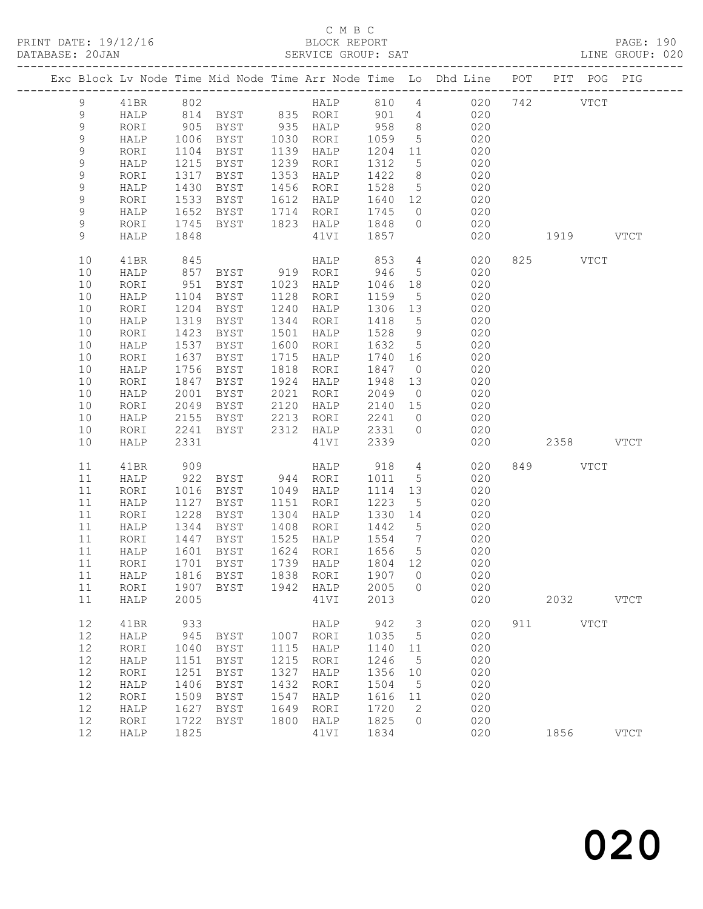C M B C

BLOCK REPORT

SERVICE GROUP: SAT

PRINT DATE: 19/12/16
DATABASE: 20JAN
LINE GROUP: 020

| Exc | Block | Lv | Node | Time | Mid Node | Time | Arr Node | Time | Lo | Dhd Line | POT | PIT | POG | PIG |
|---|---|---|---|---|---|---|---|---|---|---|---|---|---|---|
| | 9 | | 41BR | 802 | | | HALP | 810 | 4 | 020 | 742 | | VTCT | |
| | 9 | | HALP | 814 | BYST | 835 | RORI | 901 | 4 | 020 | | | | |
| | 9 | | RORI | 905 | BYST | 935 | HALP | 958 | 8 | 020 | | | | |
| | 9 | | HALP | 1006 | BYST | 1030 | RORI | 1059 | 5 | 020 | | | | |
| | 9 | | RORI | 1104 | BYST | 1139 | HALP | 1204 | 11 | 020 | | | | |
| | 9 | | HALP | 1215 | BYST | 1239 | RORI | 1312 | 5 | 020 | | | | |
| | 9 | | RORI | 1317 | BYST | 1353 | HALP | 1422 | 8 | 020 | | | | |
| | 9 | | HALP | 1430 | BYST | 1456 | RORI | 1528 | 5 | 020 | | | | |
| | 9 | | RORI | 1533 | BYST | 1612 | HALP | 1640 | 12 | 020 | | | | |
| | 9 | | HALP | 1652 | BYST | 1714 | RORI | 1745 | 0 | 020 | | | | |
| | 9 | | RORI | 1745 | BYST | 1823 | HALP | 1848 | 0 | 020 | | | | |
| | 9 | | HALP | 1848 | | | 41VI | 1857 | | 020 | | 1919 | | VTCT |
| | 10 | | 41BR | 845 | | | HALP | 853 | 4 | 020 | 825 | | VTCT | |
| | 10 | | HALP | 857 | BYST | 919 | RORI | 946 | 5 | 020 | | | | |
| | 10 | | RORI | 951 | BYST | 1023 | HALP | 1046 | 18 | 020 | | | | |
| | 10 | | HALP | 1104 | BYST | 1128 | RORI | 1159 | 5 | 020 | | | | |
| | 10 | | RORI | 1204 | BYST | 1240 | HALP | 1306 | 13 | 020 | | | | |
| | 10 | | HALP | 1319 | BYST | 1344 | RORI | 1418 | 5 | 020 | | | | |
| | 10 | | RORI | 1423 | BYST | 1501 | HALP | 1528 | 9 | 020 | | | | |
| | 10 | | HALP | 1537 | BYST | 1600 | RORI | 1632 | 5 | 020 | | | | |
| | 10 | | RORI | 1637 | BYST | 1715 | HALP | 1740 | 16 | 020 | | | | |
| | 10 | | HALP | 1756 | BYST | 1818 | RORI | 1847 | 0 | 020 | | | | |
| | 10 | | RORI | 1847 | BYST | 1924 | HALP | 1948 | 13 | 020 | | | | |
| | 10 | | HALP | 2001 | BYST | 2021 | RORI | 2049 | 0 | 020 | | | | |
| | 10 | | RORI | 2049 | BYST | 2120 | HALP | 2140 | 15 | 020 | | | | |
| | 10 | | HALP | 2155 | BYST | 2213 | RORI | 2241 | 0 | 020 | | | | |
| | 10 | | RORI | 2241 | BYST | 2312 | HALP | 2331 | 0 | 020 | | | | |
| | 10 | | HALP | 2331 | | | 41VI | 2339 | | 020 | | 2358 | | VTCT |
| | 11 | | 41BR | 909 | | | HALP | 918 | 4 | 020 | 849 | | VTCT | |
| | 11 | | HALP | 922 | BYST | 944 | RORI | 1011 | 5 | 020 | | | | |
| | 11 | | RORI | 1016 | BYST | 1049 | HALP | 1114 | 13 | 020 | | | | |
| | 11 | | HALP | 1127 | BYST | 1151 | RORI | 1223 | 5 | 020 | | | | |
| | 11 | | RORI | 1228 | BYST | 1304 | HALP | 1330 | 14 | 020 | | | | |
| | 11 | | HALP | 1344 | BYST | 1408 | RORI | 1442 | 5 | 020 | | | | |
| | 11 | | RORI | 1447 | BYST | 1525 | HALP | 1554 | 7 | 020 | | | | |
| | 11 | | HALP | 1601 | BYST | 1624 | RORI | 1656 | 5 | 020 | | | | |
| | 11 | | RORI | 1701 | BYST | 1739 | HALP | 1804 | 12 | 020 | | | | |
| | 11 | | HALP | 1816 | BYST | 1838 | RORI | 1907 | 0 | 020 | | | | |
| | 11 | | RORI | 1907 | BYST | 1942 | HALP | 2005 | 0 | 020 | | | | |
| | 11 | | HALP | 2005 | | | 41VI | 2013 | | 020 | | 2032 | | VTCT |
| | 12 | | 41BR | 933 | | | HALP | 942 | 3 | 020 | 911 | | VTCT | |
| | 12 | | HALP | 945 | BYST | 1007 | RORI | 1035 | 5 | 020 | | | | |
| | 12 | | RORI | 1040 | BYST | 1115 | HALP | 1140 | 11 | 020 | | | | |
| | 12 | | HALP | 1151 | BYST | 1215 | RORI | 1246 | 5 | 020 | | | | |
| | 12 | | RORI | 1251 | BYST | 1327 | HALP | 1356 | 10 | 020 | | | | |
| | 12 | | HALP | 1406 | BYST | 1432 | RORI | 1504 | 5 | 020 | | | | |
| | 12 | | RORI | 1509 | BYST | 1547 | HALP | 1616 | 11 | 020 | | | | |
| | 12 | | HALP | 1627 | BYST | 1649 | RORI | 1720 | 2 | 020 | | | | |
| | 12 | | RORI | 1722 | BYST | 1800 | HALP | 1825 | 0 | 020 | | | | |
| | 12 | | HALP | 1825 | | | 41VI | 1834 | | 020 | | 1856 | | VTCT |

020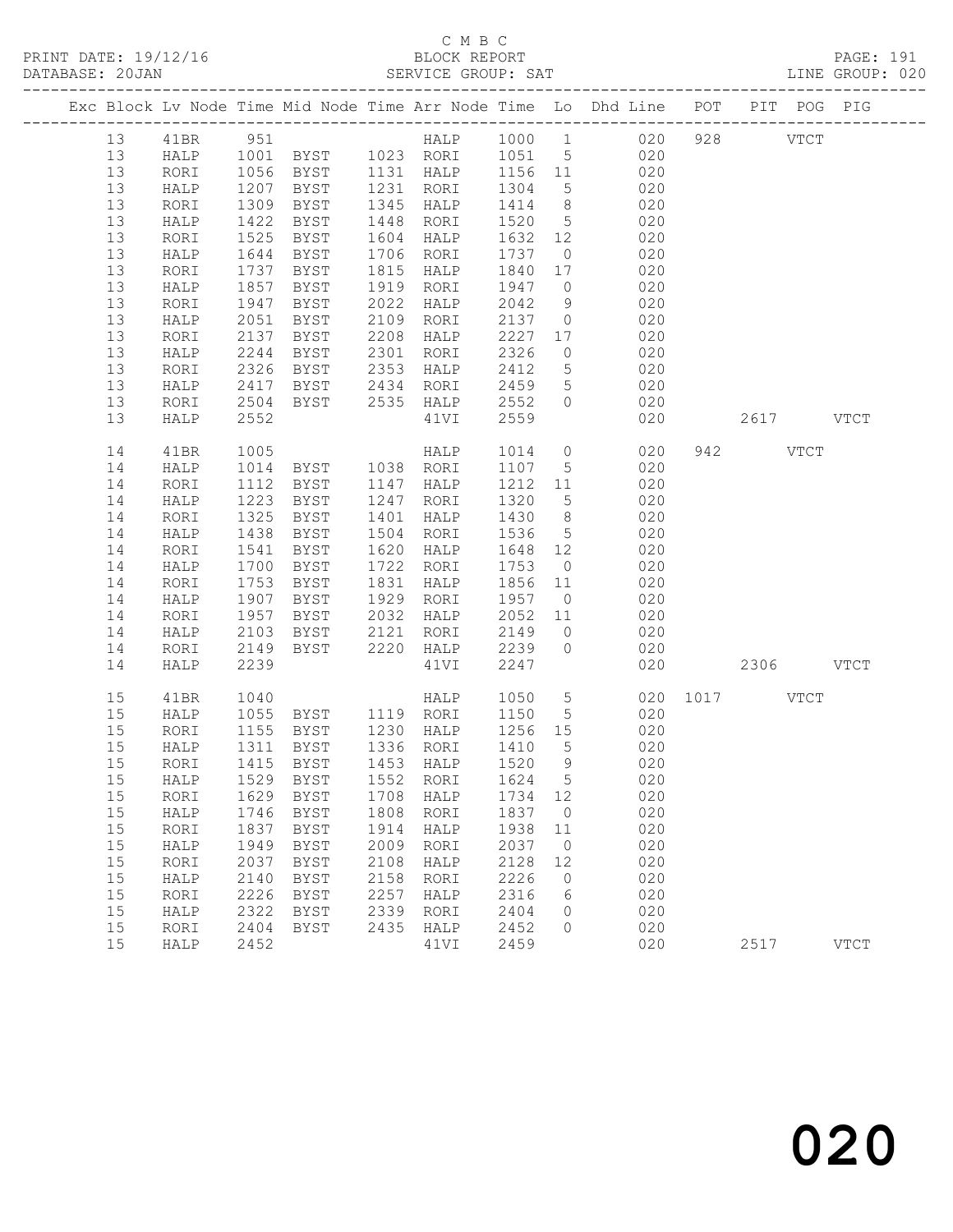C M B C

BLOCK REPORT

SERVICE GROUP: SAT

| Exc | Block | Lv | Node | Time | Mid Node | Time | Arr Node | Time | Lo | Dhd Line | POT | PIT | POG | PIG |
|---|---|---|---|---|---|---|---|---|---|---|---|---|---|---|
| | 13 | | 41BR | 951 | | | HALP | 1000 | 1 | 020 | 928 | | VTCT | |
| | 13 | | HALP | 1001 | BYST | 1023 | RORI | 1051 | 5 | 020 | | | | |
| | 13 | | RORI | 1056 | BYST | 1131 | HALP | 1156 | 11 | 020 | | | | |
| | 13 | | HALP | 1207 | BYST | 1231 | RORI | 1304 | 5 | 020 | | | | |
| | 13 | | RORI | 1309 | BYST | 1345 | HALP | 1414 | 8 | 020 | | | | |
| | 13 | | HALP | 1422 | BYST | 1448 | RORI | 1520 | 5 | 020 | | | | |
| | 13 | | RORI | 1525 | BYST | 1604 | HALP | 1632 | 12 | 020 | | | | |
| | 13 | | HALP | 1644 | BYST | 1706 | RORI | 1737 | 0 | 020 | | | | |
| | 13 | | RORI | 1737 | BYST | 1815 | HALP | 1840 | 17 | 020 | | | | |
| | 13 | | HALP | 1857 | BYST | 1919 | RORI | 1947 | 0 | 020 | | | | |
| | 13 | | RORI | 1947 | BYST | 2022 | HALP | 2042 | 9 | 020 | | | | |
| | 13 | | HALP | 2051 | BYST | 2109 | RORI | 2137 | 0 | 020 | | | | |
| | 13 | | RORI | 2137 | BYST | 2208 | HALP | 2227 | 17 | 020 | | | | |
| | 13 | | HALP | 2244 | BYST | 2301 | RORI | 2326 | 0 | 020 | | | | |
| | 13 | | RORI | 2326 | BYST | 2353 | HALP | 2412 | 5 | 020 | | | | |
| | 13 | | HALP | 2417 | BYST | 2434 | RORI | 2459 | 5 | 020 | | | | |
| | 13 | | RORI | 2504 | BYST | 2535 | HALP | 2552 | 0 | 020 | | | | |
| | 13 | | HALP | 2552 | | | 41VI | 2559 | | 020 | | 2617 | | VTCT |
| | 14 | | 41BR | 1005 | | | HALP | 1014 | 0 | 020 | 942 | | VTCT | |
| | 14 | | HALP | 1014 | BYST | 1038 | RORI | 1107 | 5 | 020 | | | | |
| | 14 | | RORI | 1112 | BYST | 1147 | HALP | 1212 | 11 | 020 | | | | |
| | 14 | | HALP | 1223 | BYST | 1247 | RORI | 1320 | 5 | 020 | | | | |
| | 14 | | RORI | 1325 | BYST | 1401 | HALP | 1430 | 8 | 020 | | | | |
| | 14 | | HALP | 1438 | BYST | 1504 | RORI | 1536 | 5 | 020 | | | | |
| | 14 | | RORI | 1541 | BYST | 1620 | HALP | 1648 | 12 | 020 | | | | |
| | 14 | | HALP | 1700 | BYST | 1722 | RORI | 1753 | 0 | 020 | | | | |
| | 14 | | RORI | 1753 | BYST | 1831 | HALP | 1856 | 11 | 020 | | | | |
| | 14 | | HALP | 1907 | BYST | 1929 | RORI | 1957 | 0 | 020 | | | | |
| | 14 | | RORI | 1957 | BYST | 2032 | HALP | 2052 | 11 | 020 | | | | |
| | 14 | | HALP | 2103 | BYST | 2121 | RORI | 2149 | 0 | 020 | | | | |
| | 14 | | RORI | 2149 | BYST | 2220 | HALP | 2239 | 0 | 020 | | | | |
| | 14 | | HALP | 2239 | | | 41VI | 2247 | | 020 | | 2306 | | VTCT |
| | 15 | | 41BR | 1040 | | | HALP | 1050 | 5 | 020 | 1017 | | VTCT | |
| | 15 | | HALP | 1055 | BYST | 1119 | RORI | 1150 | 5 | 020 | | | | |
| | 15 | | RORI | 1155 | BYST | 1230 | HALP | 1256 | 15 | 020 | | | | |
| | 15 | | HALP | 1311 | BYST | 1336 | RORI | 1410 | 5 | 020 | | | | |
| | 15 | | RORI | 1415 | BYST | 1453 | HALP | 1520 | 9 | 020 | | | | |
| | 15 | | HALP | 1529 | BYST | 1552 | RORI | 1624 | 5 | 020 | | | | |
| | 15 | | RORI | 1629 | BYST | 1708 | HALP | 1734 | 12 | 020 | | | | |
| | 15 | | HALP | 1746 | BYST | 1808 | RORI | 1837 | 0 | 020 | | | | |
| | 15 | | RORI | 1837 | BYST | 1914 | HALP | 1938 | 11 | 020 | | | | |
| | 15 | | HALP | 1949 | BYST | 2009 | RORI | 2037 | 0 | 020 | | | | |
| | 15 | | RORI | 2037 | BYST | 2108 | HALP | 2128 | 12 | 020 | | | | |
| | 15 | | HALP | 2140 | BYST | 2158 | RORI | 2226 | 0 | 020 | | | | |
| | 15 | | RORI | 2226 | BYST | 2257 | HALP | 2316 | 6 | 020 | | | | |
| | 15 | | HALP | 2322 | BYST | 2339 | RORI | 2404 | 0 | 020 | | | | |
| | 15 | | RORI | 2404 | BYST | 2435 | HALP | 2452 | 0 | 020 | | | | |
| | 15 | | HALP | 2452 | | | 41VI | 2459 | | 020 | | 2517 | | VTCT |

# 020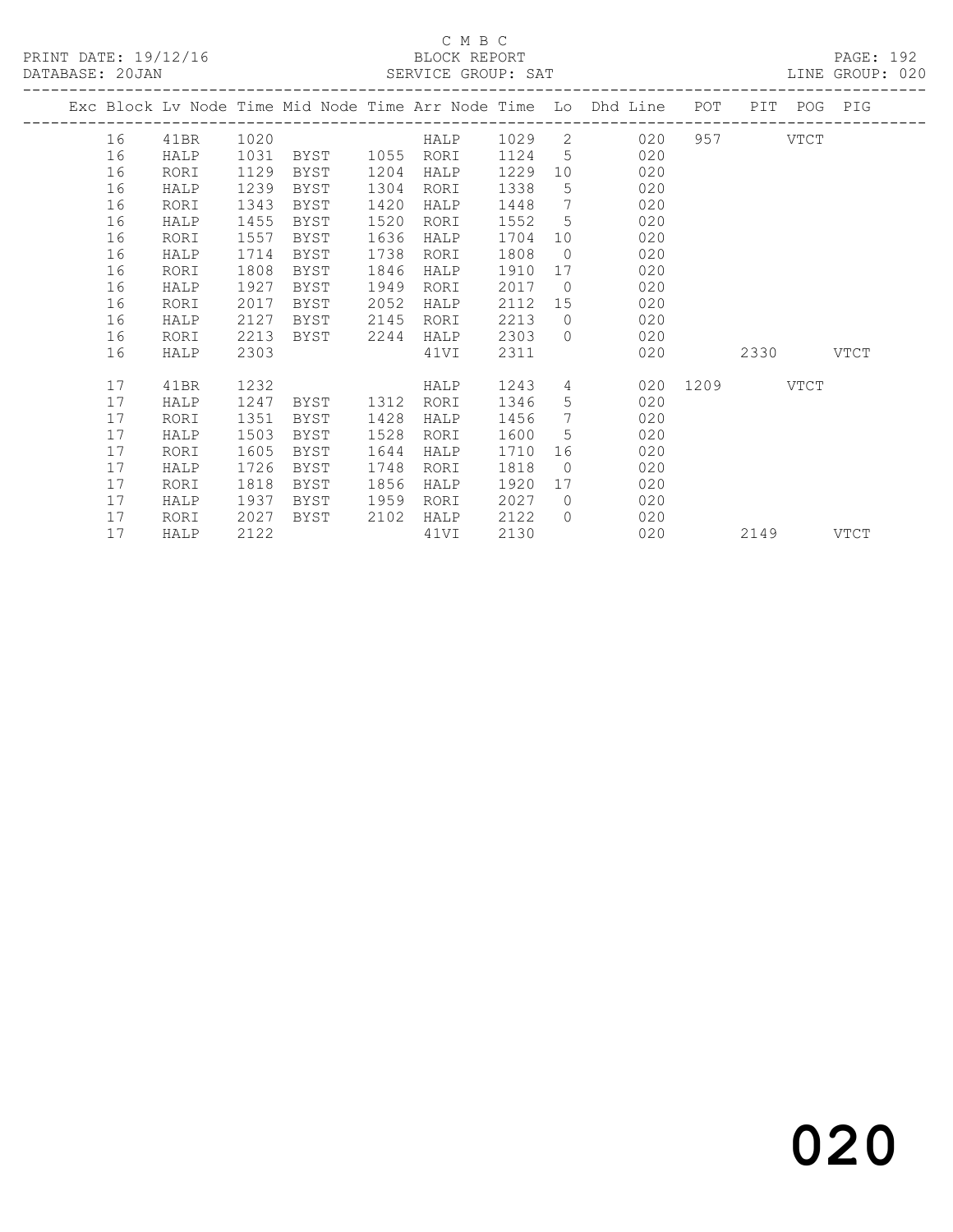C M B C

BLOCK REPORT

SERVICE GROUP: SAT

PRINT DATE: 19/12/16

DATABASE: 20JAN

LINE GROUP: 020

| Exc | Block | Lv Node | Time | Mid Node | Time | Arr Node | Time | Lo | Dhd Line | POT | PIT | POG | PIG |
|---|---|---|---|---|---|---|---|---|---|---|---|---|---|
| | 16 | 41BR | 1020 | | | HALP | 1029 | 2 | 020 | 957 | | VTCT | |
| | 16 | HALP | 1031 | BYST | 1055 | RORI | 1124 | 5 | 020 | | | | |
| | 16 | RORI | 1129 | BYST | 1204 | HALP | 1229 | 10 | 020 | | | | |
| | 16 | HALP | 1239 | BYST | 1304 | RORI | 1338 | 5 | 020 | | | | |
| | 16 | RORI | 1343 | BYST | 1420 | HALP | 1448 | 7 | 020 | | | | |
| | 16 | HALP | 1455 | BYST | 1520 | RORI | 1552 | 5 | 020 | | | | |
| | 16 | RORI | 1557 | BYST | 1636 | HALP | 1704 | 10 | 020 | | | | |
| | 16 | HALP | 1714 | BYST | 1738 | RORI | 1808 | 0 | 020 | | | | |
| | 16 | RORI | 1808 | BYST | 1846 | HALP | 1910 | 17 | 020 | | | | |
| | 16 | HALP | 1927 | BYST | 1949 | RORI | 2017 | 0 | 020 | | | | |
| | 16 | RORI | 2017 | BYST | 2052 | HALP | 2112 | 15 | 020 | | | | |
| | 16 | HALP | 2127 | BYST | 2145 | RORI | 2213 | 0 | 020 | | | | |
| | 16 | RORI | 2213 | BYST | 2244 | HALP | 2303 | 0 | 020 | | | | |
| | 16 | HALP | 2303 | | | 41VI | 2311 | | 020 | | 2330 | | VTCT |
| | 17 | 41BR | 1232 | | | HALP | 1243 | 4 | 020 | 1209 | | VTCT | |
| | 17 | HALP | 1247 | BYST | 1312 | RORI | 1346 | 5 | 020 | | | | |
| | 17 | RORI | 1351 | BYST | 1428 | HALP | 1456 | 7 | 020 | | | | |
| | 17 | HALP | 1503 | BYST | 1528 | RORI | 1600 | 5 | 020 | | | | |
| | 17 | RORI | 1605 | BYST | 1644 | HALP | 1710 | 16 | 020 | | | | |
| | 17 | HALP | 1726 | BYST | 1748 | RORI | 1818 | 0 | 020 | | | | |
| | 17 | RORI | 1818 | BYST | 1856 | HALP | 1920 | 17 | 020 | | | | |
| | 17 | HALP | 1937 | BYST | 1959 | RORI | 2027 | 0 | 020 | | | | |
| | 17 | RORI | 2027 | BYST | 2102 | HALP | 2122 | 0 | 020 | | | | |
| | 17 | HALP | 2122 | | | 41VI | 2130 | | 020 | | 2149 | | VTCT |

020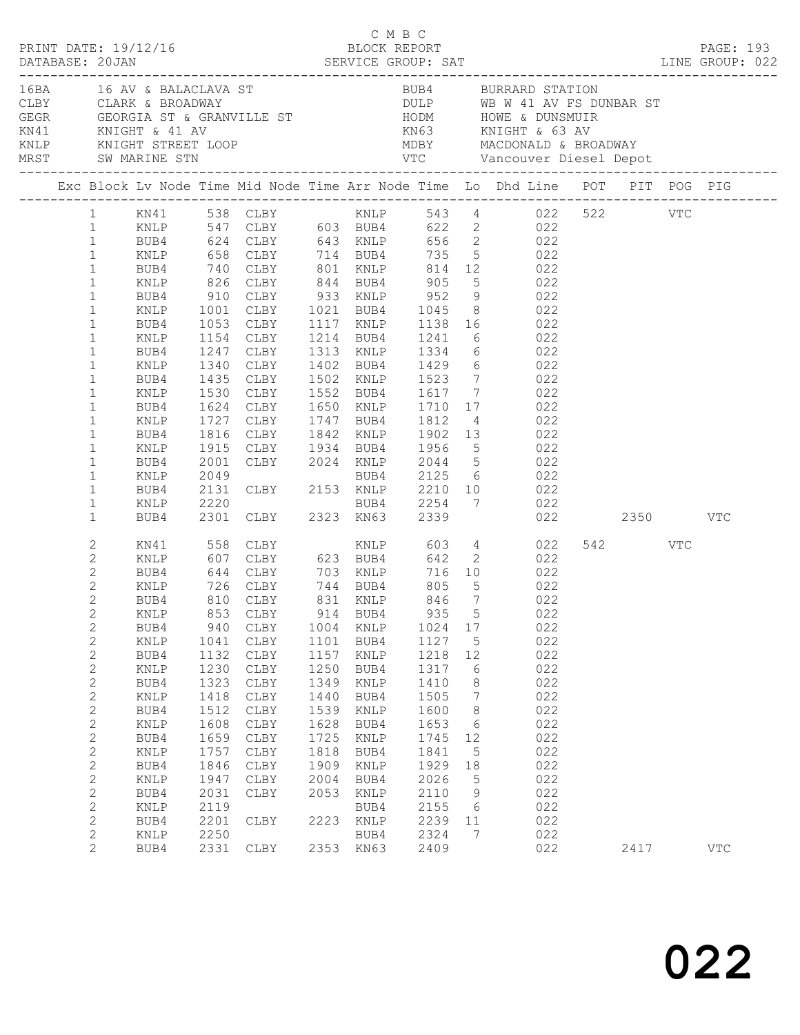C M B C

PRINT DATE: 19/12/16 BLOCK REPORT
DATABASE: 20JAN SERVICE GROUP: SAT LINE GROUP: 022

| Code | Description | Code | Description |
|---|---|---|---|
| 16BA | 16 AV & BALACLAVA ST | BUB4 | BURRARD STATION |
| CLBY | CLARK & BROADWAY | DULP | WB W 41 AV FS DUNBAR ST |
| GEGR | GEORGIA ST & GRANVILLE ST | HODM | HOWE & DUNSMUIR |
| KN41 | KNIGHT & 41 AV | KN63 | KNIGHT & 63 AV |
| KNLP | KNIGHT STREET LOOP | MDBY | MACDONALD & BROADWAY |
| MRST | SW MARINE STN | VTC | Vancouver Diesel Depot |

| Exc | Block | Lv Node | Time | Mid Node | Time | Arr Node | Time | Lo | Dhd Line | POT | PIT | POG | PIG |
|---|---|---|---|---|---|---|---|---|---|---|---|---|---|
| | 1 | KN41 | 538 | CLBY | | KNLP | 543 | 4 | 022 | 522 | | VTC | |
| | 1 | KNLP | 547 | CLBY | 603 | BUB4 | 622 | 2 | 022 | | | | |
| | 1 | BUB4 | 624 | CLBY | 643 | KNLP | 656 | 2 | 022 | | | | |
| | 1 | KNLP | 658 | CLBY | 714 | BUB4 | 735 | 5 | 022 | | | | |
| | 1 | BUB4 | 740 | CLBY | 801 | KNLP | 814 | 12 | 022 | | | | |
| | 1 | KNLP | 826 | CLBY | 844 | BUB4 | 905 | 5 | 022 | | | | |
| | 1 | BUB4 | 910 | CLBY | 933 | KNLP | 952 | 9 | 022 | | | | |
| | 1 | KNLP | 1001 | CLBY | 1021 | BUB4 | 1045 | 8 | 022 | | | | |
| | 1 | BUB4 | 1053 | CLBY | 1117 | KNLP | 1138 | 16 | 022 | | | | |
| | 1 | KNLP | 1154 | CLBY | 1214 | BUB4 | 1241 | 6 | 022 | | | | |
| | 1 | BUB4 | 1247 | CLBY | 1313 | KNLP | 1334 | 6 | 022 | | | | |
| | 1 | KNLP | 1340 | CLBY | 1402 | BUB4 | 1429 | 6 | 022 | | | | |
| | 1 | BUB4 | 1435 | CLBY | 1502 | KNLP | 1523 | 7 | 022 | | | | |
| | 1 | KNLP | 1530 | CLBY | 1552 | BUB4 | 1617 | 7 | 022 | | | | |
| | 1 | BUB4 | 1624 | CLBY | 1650 | KNLP | 1710 | 17 | 022 | | | | |
| | 1 | KNLP | 1727 | CLBY | 1747 | BUB4 | 1812 | 4 | 022 | | | | |
| | 1 | BUB4 | 1816 | CLBY | 1842 | KNLP | 1902 | 13 | 022 | | | | |
| | 1 | KNLP | 1915 | CLBY | 1934 | BUB4 | 1956 | 5 | 022 | | | | |
| | 1 | BUB4 | 2001 | CLBY | 2024 | KNLP | 2044 | 5 | 022 | | | | |
| | 1 | KNLP | 2049 | | | BUB4 | 2125 | 6 | 022 | | | | |
| | 1 | BUB4 | 2131 | CLBY | 2153 | KNLP | 2210 | 10 | 022 | | | | |
| | 1 | KNLP | 2220 | | | BUB4 | 2254 | 7 | 022 | | | | |
| | 1 | BUB4 | 2301 | CLBY | 2323 | KN63 | 2339 | | 022 | | 2350 | | VTC |
| | 2 | KN41 | 558 | CLBY | | KNLP | 603 | 4 | 022 | 542 | | VTC | |
| | 2 | KNLP | 607 | CLBY | 623 | BUB4 | 642 | 2 | 022 | | | | |
| | 2 | BUB4 | 644 | CLBY | 703 | KNLP | 716 | 10 | 022 | | | | |
| | 2 | KNLP | 726 | CLBY | 744 | BUB4 | 805 | 5 | 022 | | | | |
| | 2 | BUB4 | 810 | CLBY | 831 | KNLP | 846 | 7 | 022 | | | | |
| | 2 | KNLP | 853 | CLBY | 914 | BUB4 | 935 | 5 | 022 | | | | |
| | 2 | BUB4 | 940 | CLBY | 1004 | KNLP | 1024 | 17 | 022 | | | | |
| | 2 | KNLP | 1041 | CLBY | 1101 | BUB4 | 1127 | 5 | 022 | | | | |
| | 2 | BUB4 | 1132 | CLBY | 1157 | KNLP | 1218 | 12 | 022 | | | | |
| | 2 | KNLP | 1230 | CLBY | 1250 | BUB4 | 1317 | 6 | 022 | | | | |
| | 2 | BUB4 | 1323 | CLBY | 1349 | KNLP | 1410 | 8 | 022 | | | | |
| | 2 | KNLP | 1418 | CLBY | 1440 | BUB4 | 1505 | 7 | 022 | | | | |
| | 2 | BUB4 | 1512 | CLBY | 1539 | KNLP | 1600 | 8 | 022 | | | | |
| | 2 | KNLP | 1608 | CLBY | 1628 | BUB4 | 1653 | 6 | 022 | | | | |
| | 2 | BUB4 | 1659 | CLBY | 1725 | KNLP | 1745 | 12 | 022 | | | | |
| | 2 | KNLP | 1757 | CLBY | 1818 | BUB4 | 1841 | 5 | 022 | | | | |
| | 2 | BUB4 | 1846 | CLBY | 1909 | KNLP | 1929 | 18 | 022 | | | | |
| | 2 | KNLP | 1947 | CLBY | 2004 | BUB4 | 2026 | 5 | 022 | | | | |
| | 2 | BUB4 | 2031 | CLBY | 2053 | KNLP | 2110 | 9 | 022 | | | | |
| | 2 | KNLP | 2119 | | | BUB4 | 2155 | 6 | 022 | | | | |
| | 2 | BUB4 | 2201 | CLBY | 2223 | KNLP | 2239 | 11 | 022 | | | | |
| | 2 | KNLP | 2250 | | | BUB4 | 2324 | 7 | 022 | | | | |
| | 2 | BUB4 | 2331 | CLBY | 2353 | KN63 | 2409 | | 022 | | 2417 | | VTC |

022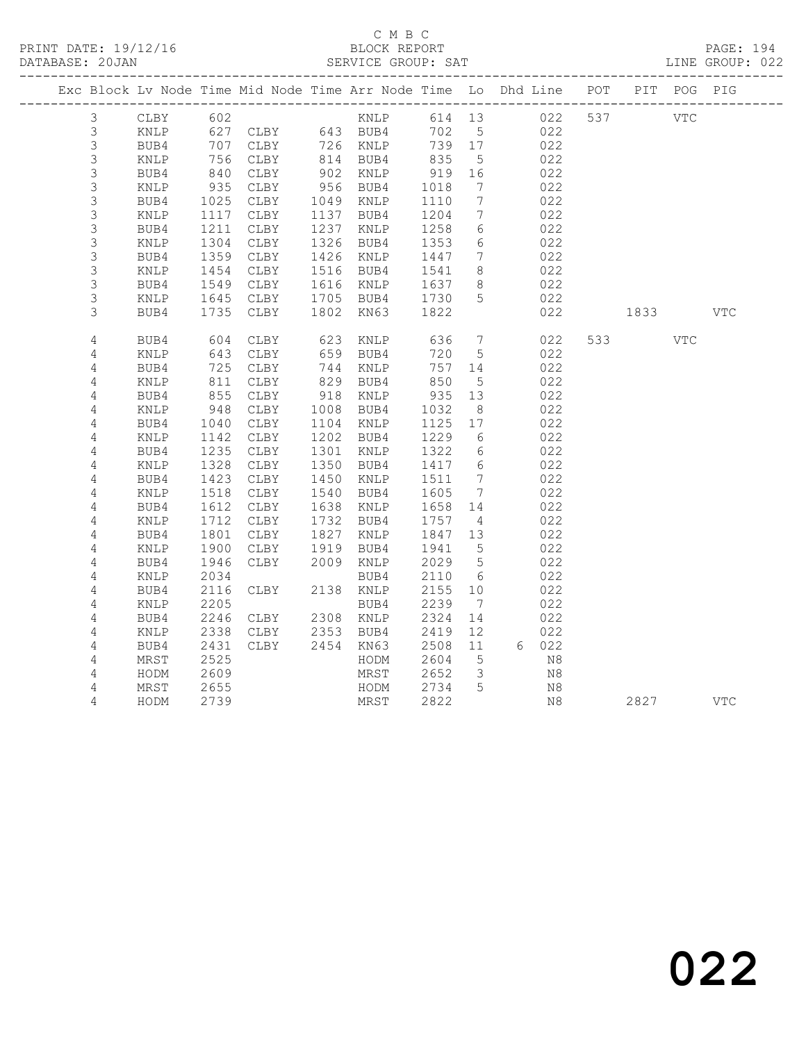C M B C
BLOCK REPORT
SERVICE GROUP: SAT

PRINT DATE: 19/12/16
DATABASE: 20JAN
LINE GROUP: 022

| Exc | Block | Lv | Node | Time | Mid Node | Time | Arr Node | Time | Lo | Dhd | Line | POT | PIT | POG | PIG |
|---|---|---|---|---|---|---|---|---|---|---|---|---|---|---|---|
| | 3 | | CLBY | 602 | | | KNLP | 614 | 13 | | 022 | 537 | | VTC | |
| | 3 | | KNLP | 627 | CLBY | 643 | BUB4 | 702 | 5 | | 022 | | | | |
| | 3 | | BUB4 | 707 | CLBY | 726 | KNLP | 739 | 17 | | 022 | | | | |
| | 3 | | KNLP | 756 | CLBY | 814 | BUB4 | 835 | 5 | | 022 | | | | |
| | 3 | | BUB4 | 840 | CLBY | 902 | KNLP | 919 | 16 | | 022 | | | | |
| | 3 | | KNLP | 935 | CLBY | 956 | BUB4 | 1018 | 7 | | 022 | | | | |
| | 3 | | BUB4 | 1025 | CLBY | 1049 | KNLP | 1110 | 7 | | 022 | | | | |
| | 3 | | KNLP | 1117 | CLBY | 1137 | BUB4 | 1204 | 7 | | 022 | | | | |
| | 3 | | BUB4 | 1211 | CLBY | 1237 | KNLP | 1258 | 6 | | 022 | | | | |
| | 3 | | KNLP | 1304 | CLBY | 1326 | BUB4 | 1353 | 6 | | 022 | | | | |
| | 3 | | BUB4 | 1359 | CLBY | 1426 | KNLP | 1447 | 7 | | 022 | | | | |
| | 3 | | KNLP | 1454 | CLBY | 1516 | BUB4 | 1541 | 8 | | 022 | | | | |
| | 3 | | BUB4 | 1549 | CLBY | 1616 | KNLP | 1637 | 8 | | 022 | | | | |
| | 3 | | KNLP | 1645 | CLBY | 1705 | BUB4 | 1730 | 5 | | 022 | | | | |
| | 3 | | BUB4 | 1735 | CLBY | 1802 | KN63 | 1822 | | | 022 | | 1833 | | VTC |
| | 4 | | BUB4 | 604 | CLBY | 623 | KNLP | 636 | 7 | | 022 | 533 | | VTC | |
| | 4 | | KNLP | 643 | CLBY | 659 | BUB4 | 720 | 5 | | 022 | | | | |
| | 4 | | BUB4 | 725 | CLBY | 744 | KNLP | 757 | 14 | | 022 | | | | |
| | 4 | | KNLP | 811 | CLBY | 829 | BUB4 | 850 | 5 | | 022 | | | | |
| | 4 | | BUB4 | 855 | CLBY | 918 | KNLP | 935 | 13 | | 022 | | | | |
| | 4 | | KNLP | 948 | CLBY | 1008 | BUB4 | 1032 | 8 | | 022 | | | | |
| | 4 | | BUB4 | 1040 | CLBY | 1104 | KNLP | 1125 | 17 | | 022 | | | | |
| | 4 | | KNLP | 1142 | CLBY | 1202 | BUB4 | 1229 | 6 | | 022 | | | | |
| | 4 | | BUB4 | 1235 | CLBY | 1301 | KNLP | 1322 | 6 | | 022 | | | | |
| | 4 | | KNLP | 1328 | CLBY | 1350 | BUB4 | 1417 | 6 | | 022 | | | | |
| | 4 | | BUB4 | 1423 | CLBY | 1450 | KNLP | 1511 | 7 | | 022 | | | | |
| | 4 | | KNLP | 1518 | CLBY | 1540 | BUB4 | 1605 | 7 | | 022 | | | | |
| | 4 | | BUB4 | 1612 | CLBY | 1638 | KNLP | 1658 | 14 | | 022 | | | | |
| | 4 | | KNLP | 1712 | CLBY | 1732 | BUB4 | 1757 | 4 | | 022 | | | | |
| | 4 | | BUB4 | 1801 | CLBY | 1827 | KNLP | 1847 | 13 | | 022 | | | | |
| | 4 | | KNLP | 1900 | CLBY | 1919 | BUB4 | 1941 | 5 | | 022 | | | | |
| | 4 | | BUB4 | 1946 | CLBY | 2009 | KNLP | 2029 | 5 | | 022 | | | | |
| | 4 | | KNLP | 2034 | | | BUB4 | 2110 | 6 | | 022 | | | | |
| | 4 | | BUB4 | 2116 | CLBY | 2138 | KNLP | 2155 | 10 | | 022 | | | | |
| | 4 | | KNLP | 2205 | | | BUB4 | 2239 | 7 | | 022 | | | | |
| | 4 | | BUB4 | 2246 | CLBY | 2308 | KNLP | 2324 | 14 | | 022 | | | | |
| | 4 | | KNLP | 2338 | CLBY | 2353 | BUB4 | 2419 | 12 | | 022 | | | | |
| | 4 | | BUB4 | 2431 | CLBY | 2454 | KN63 | 2508 | 11 | 6 | 022 | | | | |
| | 4 | | MRST | 2525 | | | HODM | 2604 | 5 | | N8 | | | | |
| | 4 | | HODM | 2609 | | | MRST | 2652 | 3 | | N8 | | | | |
| | 4 | | MRST | 2655 | | | HODM | 2734 | 5 | | N8 | | | | |
| | 4 | | HODM | 2739 | | | MRST | 2822 | | | N8 | | 2827 | | VTC |

022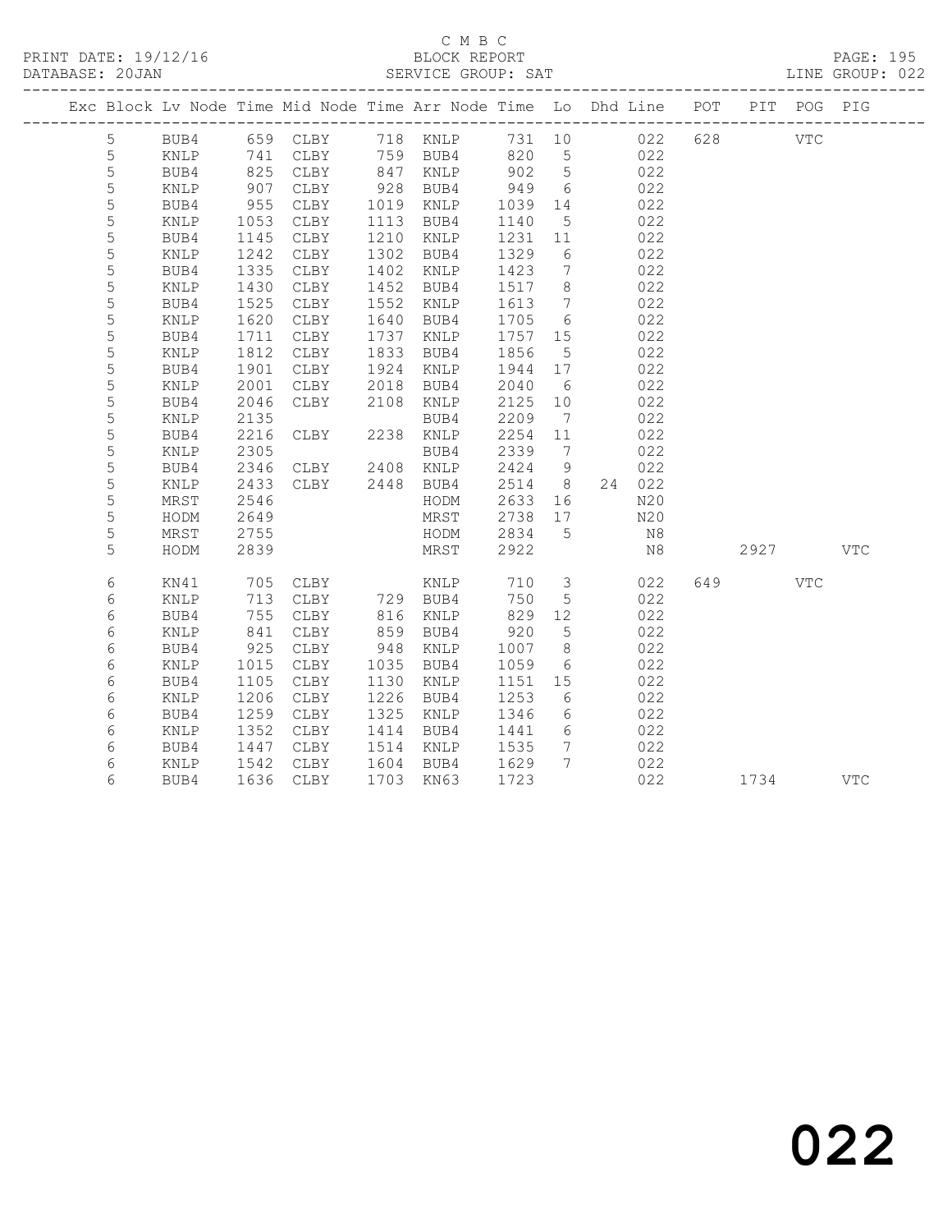C M B C

PRINT DATE: 19/12/16 BLOCK REPORT

DATABASE: 20JAN SERVICE GROUP: SAT LINE GROUP: 022

| Exc | Block | Lv | Node | Time | Mid Node | Time | Arr Node | Time | Lo | Dhd | Line | POT | PIT | POG | PIG |
|---|---|---|---|---|---|---|---|---|---|---|---|---|---|---|---|
| | 5 | | BUB4 | 659 | CLBY | 718 | KNLP | 731 | 10 | | 022 | 628 | | VTC | |
| | 5 | | KNLP | 741 | CLBY | 759 | BUB4 | 820 | 5 | | 022 | | | | |
| | 5 | | BUB4 | 825 | CLBY | 847 | KNLP | 902 | 5 | | 022 | | | | |
| | 5 | | KNLP | 907 | CLBY | 928 | BUB4 | 949 | 6 | | 022 | | | | |
| | 5 | | BUB4 | 955 | CLBY | 1019 | KNLP | 1039 | 14 | | 022 | | | | |
| | 5 | | KNLP | 1053 | CLBY | 1113 | BUB4 | 1140 | 5 | | 022 | | | | |
| | 5 | | BUB4 | 1145 | CLBY | 1210 | KNLP | 1231 | 11 | | 022 | | | | |
| | 5 | | KNLP | 1242 | CLBY | 1302 | BUB4 | 1329 | 6 | | 022 | | | | |
| | 5 | | BUB4 | 1335 | CLBY | 1402 | KNLP | 1423 | 7 | | 022 | | | | |
| | 5 | | KNLP | 1430 | CLBY | 1452 | BUB4 | 1517 | 8 | | 022 | | | | |
| | 5 | | BUB4 | 1525 | CLBY | 1552 | KNLP | 1613 | 7 | | 022 | | | | |
| | 5 | | KNLP | 1620 | CLBY | 1640 | BUB4 | 1705 | 6 | | 022 | | | | |
| | 5 | | BUB4 | 1711 | CLBY | 1737 | KNLP | 1757 | 15 | | 022 | | | | |
| | 5 | | KNLP | 1812 | CLBY | 1833 | BUB4 | 1856 | 5 | | 022 | | | | |
| | 5 | | BUB4 | 1901 | CLBY | 1924 | KNLP | 1944 | 17 | | 022 | | | | |
| | 5 | | KNLP | 2001 | CLBY | 2018 | BUB4 | 2040 | 6 | | 022 | | | | |
| | 5 | | BUB4 | 2046 | CLBY | 2108 | KNLP | 2125 | 10 | | 022 | | | | |
| | 5 | | KNLP | 2135 | | | BUB4 | 2209 | 7 | | 022 | | | | |
| | 5 | | BUB4 | 2216 | CLBY | 2238 | KNLP | 2254 | 11 | | 022 | | | | |
| | 5 | | KNLP | 2305 | | | BUB4 | 2339 | 7 | | 022 | | | | |
| | 5 | | BUB4 | 2346 | CLBY | 2408 | KNLP | 2424 | 9 | | 022 | | | | |
| | 5 | | KNLP | 2433 | CLBY | 2448 | BUB4 | 2514 | 8 | 24 | 022 | | | | |
| | 5 | | MRST | 2546 | | | HODM | 2633 | 16 | | N20 | | | | |
| | 5 | | HODM | 2649 | | | MRST | 2738 | 17 | | N20 | | | | |
| | 5 | | MRST | 2755 | | | HODM | 2834 | 5 | | N8 | | | | |
| | 5 | | HODM | 2839 | | | MRST | 2922 | | | N8 | | 2927 | | VTC |
| | 6 | | KN41 | 705 | CLBY | | KNLP | 710 | 3 | | 022 | 649 | | VTC | |
| | 6 | | KNLP | 713 | CLBY | 729 | BUB4 | 750 | 5 | | 022 | | | | |
| | 6 | | BUB4 | 755 | CLBY | 816 | KNLP | 829 | 12 | | 022 | | | | |
| | 6 | | KNLP | 841 | CLBY | 859 | BUB4 | 920 | 5 | | 022 | | | | |
| | 6 | | BUB4 | 925 | CLBY | 948 | KNLP | 1007 | 8 | | 022 | | | | |
| | 6 | | KNLP | 1015 | CLBY | 1035 | BUB4 | 1059 | 6 | | 022 | | | | |
| | 6 | | BUB4 | 1105 | CLBY | 1130 | KNLP | 1151 | 15 | | 022 | | | | |
| | 6 | | KNLP | 1206 | CLBY | 1226 | BUB4 | 1253 | 6 | | 022 | | | | |
| | 6 | | BUB4 | 1259 | CLBY | 1325 | KNLP | 1346 | 6 | | 022 | | | | |
| | 6 | | KNLP | 1352 | CLBY | 1414 | BUB4 | 1441 | 6 | | 022 | | | | |
| | 6 | | BUB4 | 1447 | CLBY | 1514 | KNLP | 1535 | 7 | | 022 | | | | |
| | 6 | | KNLP | 1542 | CLBY | 1604 | BUB4 | 1629 | 7 | | 022 | | | | |
| | 6 | | BUB4 | 1636 | CLBY | 1703 | KN63 | 1723 | | | 022 | | 1734 | | VTC |

022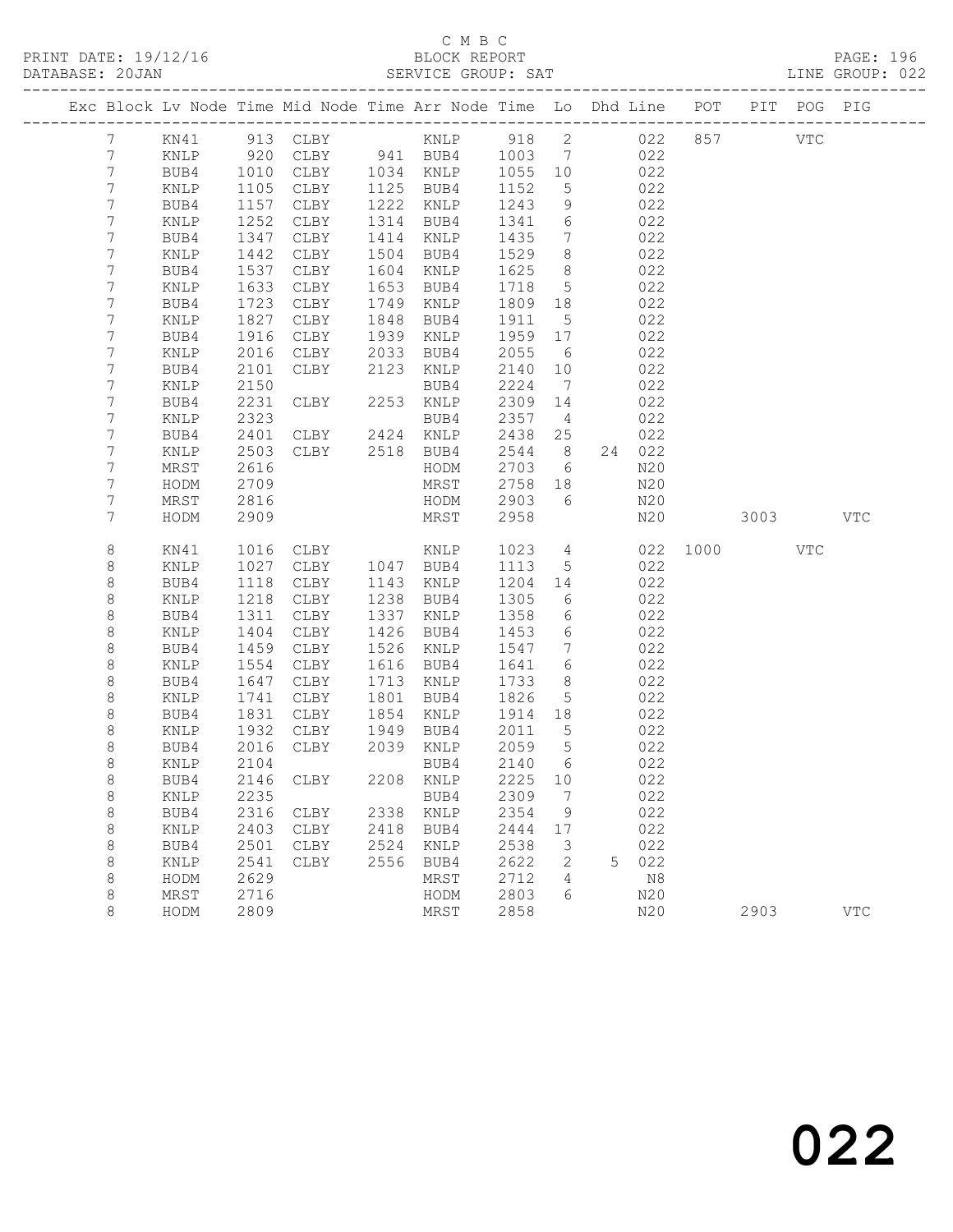C M B C
BLOCK REPORT
SERVICE GROUP: SAT

PRINT DATE: 19/12/16
DATABASE: 20JAN

PAGE: 196
LINE GROUP: 022

| Exc | Block | Lv | Node | Time | Mid Node | Time | Arr Node | Time | Lo | Dhd | Line | POT | PIT | POG | PIG |
|---|---|---|---|---|---|---|---|---|---|---|---|---|---|---|---|
| | 7 | | KN41 | 913 | CLBY | | KNLP | 918 | 2 | | 022 | 857 | | VTC | |
| | 7 | | KNLP | 920 | CLBY | 941 | BUB4 | 1003 | 7 | | 022 | | | | |
| | 7 | | BUB4 | 1010 | CLBY | 1034 | KNLP | 1055 | 10 | | 022 | | | | |
| | 7 | | KNLP | 1105 | CLBY | 1125 | BUB4 | 1152 | 5 | | 022 | | | | |
| | 7 | | BUB4 | 1157 | CLBY | 1222 | KNLP | 1243 | 9 | | 022 | | | | |
| | 7 | | KNLP | 1252 | CLBY | 1314 | BUB4 | 1341 | 6 | | 022 | | | | |
| | 7 | | BUB4 | 1347 | CLBY | 1414 | KNLP | 1435 | 7 | | 022 | | | | |
| | 7 | | KNLP | 1442 | CLBY | 1504 | BUB4 | 1529 | 8 | | 022 | | | | |
| | 7 | | BUB4 | 1537 | CLBY | 1604 | KNLP | 1625 | 8 | | 022 | | | | |
| | 7 | | KNLP | 1633 | CLBY | 1653 | BUB4 | 1718 | 5 | | 022 | | | | |
| | 7 | | BUB4 | 1723 | CLBY | 1749 | KNLP | 1809 | 18 | | 022 | | | | |
| | 7 | | KNLP | 1827 | CLBY | 1848 | BUB4 | 1911 | 5 | | 022 | | | | |
| | 7 | | BUB4 | 1916 | CLBY | 1939 | KNLP | 1959 | 17 | | 022 | | | | |
| | 7 | | KNLP | 2016 | CLBY | 2033 | BUB4 | 2055 | 6 | | 022 | | | | |
| | 7 | | BUB4 | 2101 | CLBY | 2123 | KNLP | 2140 | 10 | | 022 | | | | |
| | 7 | | KNLP | 2150 | | | BUB4 | 2224 | 7 | | 022 | | | | |
| | 7 | | BUB4 | 2231 | CLBY | 2253 | KNLP | 2309 | 14 | | 022 | | | | |
| | 7 | | KNLP | 2323 | | | BUB4 | 2357 | 4 | | 022 | | | | |
| | 7 | | BUB4 | 2401 | CLBY | 2424 | KNLP | 2438 | 25 | | 022 | | | | |
| | 7 | | KNLP | 2503 | CLBY | 2518 | BUB4 | 2544 | 8 | 24 | 022 | | | | |
| | 7 | | MRST | 2616 | | | HODM | 2703 | 6 | | N20 | | | | |
| | 7 | | HODM | 2709 | | | MRST | 2758 | 18 | | N20 | | | | |
| | 7 | | MRST | 2816 | | | HODM | 2903 | 6 | | N20 | | | | |
| | 7 | | HODM | 2909 | | | MRST | 2958 | | | N20 | | 3003 | | VTC |
| | 8 | | KN41 | 1016 | CLBY | | KNLP | 1023 | 4 | | 022 | 1000 | | VTC | |
| | 8 | | KNLP | 1027 | CLBY | 1047 | BUB4 | 1113 | 5 | | 022 | | | | |
| | 8 | | BUB4 | 1118 | CLBY | 1143 | KNLP | 1204 | 14 | | 022 | | | | |
| | 8 | | KNLP | 1218 | CLBY | 1238 | BUB4 | 1305 | 6 | | 022 | | | | |
| | 8 | | BUB4 | 1311 | CLBY | 1337 | KNLP | 1358 | 6 | | 022 | | | | |
| | 8 | | KNLP | 1404 | CLBY | 1426 | BUB4 | 1453 | 6 | | 022 | | | | |
| | 8 | | BUB4 | 1459 | CLBY | 1526 | KNLP | 1547 | 7 | | 022 | | | | |
| | 8 | | KNLP | 1554 | CLBY | 1616 | BUB4 | 1641 | 6 | | 022 | | | | |
| | 8 | | BUB4 | 1647 | CLBY | 1713 | KNLP | 1733 | 8 | | 022 | | | | |
| | 8 | | KNLP | 1741 | CLBY | 1801 | BUB4 | 1826 | 5 | | 022 | | | | |
| | 8 | | BUB4 | 1831 | CLBY | 1854 | KNLP | 1914 | 18 | | 022 | | | | |
| | 8 | | KNLP | 1932 | CLBY | 1949 | BUB4 | 2011 | 5 | | 022 | | | | |
| | 8 | | BUB4 | 2016 | CLBY | 2039 | KNLP | 2059 | 5 | | 022 | | | | |
| | 8 | | KNLP | 2104 | | | BUB4 | 2140 | 6 | | 022 | | | | |
| | 8 | | BUB4 | 2146 | CLBY | 2208 | KNLP | 2225 | 10 | | 022 | | | | |
| | 8 | | KNLP | 2235 | | | BUB4 | 2309 | 7 | | 022 | | | | |
| | 8 | | BUB4 | 2316 | CLBY | 2338 | KNLP | 2354 | 9 | | 022 | | | | |
| | 8 | | KNLP | 2403 | CLBY | 2418 | BUB4 | 2444 | 17 | | 022 | | | | |
| | 8 | | BUB4 | 2501 | CLBY | 2524 | KNLP | 2538 | 3 | | 022 | | | | |
| | 8 | | KNLP | 2541 | CLBY | 2556 | BUB4 | 2622 | 2 | 5 | 022 | | | | |
| | 8 | | HODM | 2629 | | | MRST | 2712 | 4 | | N8 | | | | |
| | 8 | | MRST | 2716 | | | HODM | 2803 | 6 | | N20 | | | | |
| | 8 | | HODM | 2809 | | | MRST | 2858 | | | N20 | | 2903 | | VTC |

022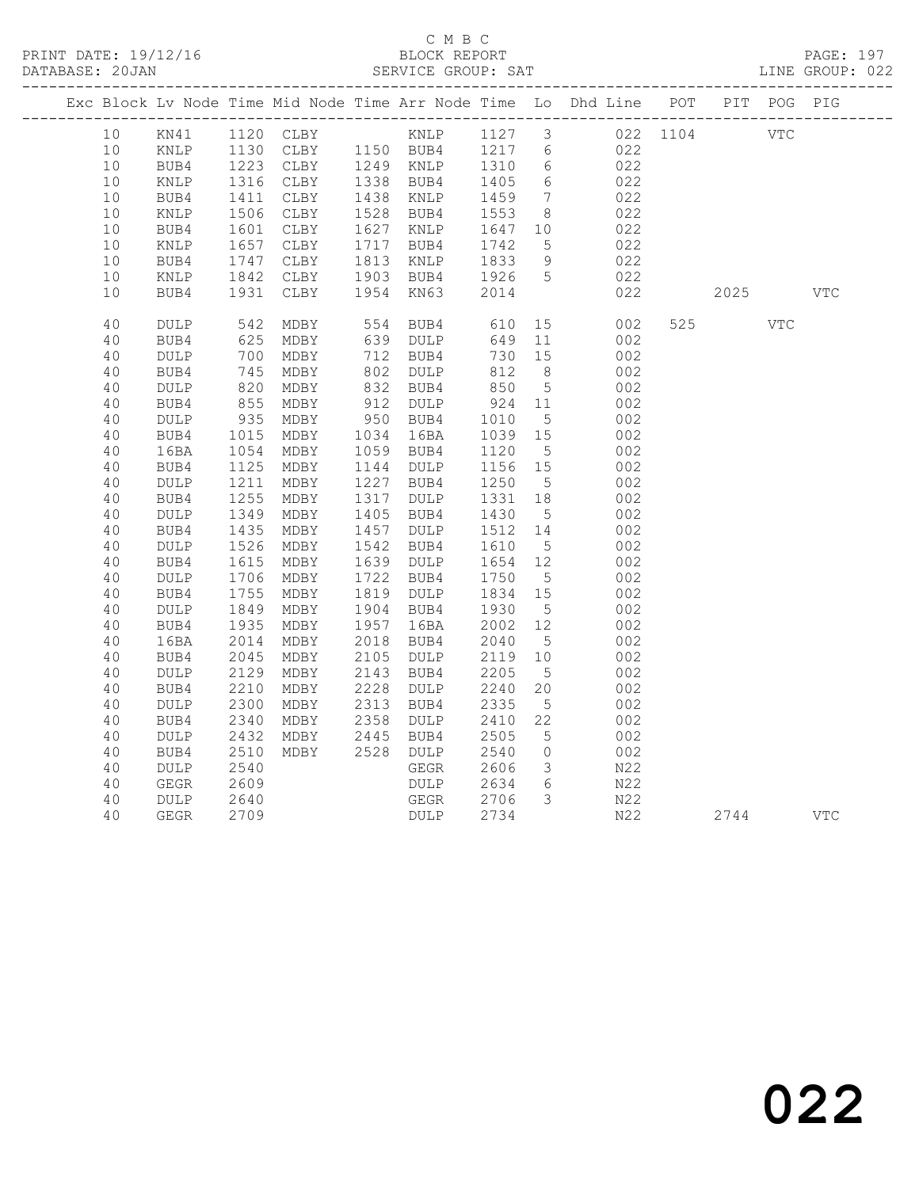C M B C

PRINT DATE: 19/12/16 BLOCK REPORT

DATABASE: 20JAN SERVICE GROUP: SAT LINE GROUP: 022

| Exc | Block | Lv | Node | Time | Mid Node | Time | Arr Node | Time | Lo | Dhd Line | POT | PIT | POG | PIG |
|---|---|---|---|---|---|---|---|---|---|---|---|---|---|---|
| | 10 | | KN41 | 1120 | CLBY | | KNLP | 1127 | 3 | 022 | 1104 | | VTC | |
| | 10 | | KNLP | 1130 | CLBY | 1150 | BUB4 | 1217 | 6 | 022 | | | | |
| | 10 | | BUB4 | 1223 | CLBY | 1249 | KNLP | 1310 | 6 | 022 | | | | |
| | 10 | | KNLP | 1316 | CLBY | 1338 | BUB4 | 1405 | 6 | 022 | | | | |
| | 10 | | BUB4 | 1411 | CLBY | 1438 | KNLP | 1459 | 7 | 022 | | | | |
| | 10 | | KNLP | 1506 | CLBY | 1528 | BUB4 | 1553 | 8 | 022 | | | | |
| | 10 | | BUB4 | 1601 | CLBY | 1627 | KNLP | 1647 | 10 | 022 | | | | |
| | 10 | | KNLP | 1657 | CLBY | 1717 | BUB4 | 1742 | 5 | 022 | | | | |
| | 10 | | BUB4 | 1747 | CLBY | 1813 | KNLP | 1833 | 9 | 022 | | | | |
| | 10 | | KNLP | 1842 | CLBY | 1903 | BUB4 | 1926 | 5 | 022 | | | | |
| | 10 | | BUB4 | 1931 | CLBY | 1954 | KN63 | 2014 | | 022 | | 2025 | | VTC |
| | 40 | | DULP | 542 | MDBY | 554 | BUB4 | 610 | 15 | 002 | 525 | | VTC | |
| | 40 | | BUB4 | 625 | MDBY | 639 | DULP | 649 | 11 | 002 | | | | |
| | 40 | | DULP | 700 | MDBY | 712 | BUB4 | 730 | 15 | 002 | | | | |
| | 40 | | BUB4 | 745 | MDBY | 802 | DULP | 812 | 8 | 002 | | | | |
| | 40 | | DULP | 820 | MDBY | 832 | BUB4 | 850 | 5 | 002 | | | | |
| | 40 | | BUB4 | 855 | MDBY | 912 | DULP | 924 | 11 | 002 | | | | |
| | 40 | | DULP | 935 | MDBY | 950 | BUB4 | 1010 | 5 | 002 | | | | |
| | 40 | | BUB4 | 1015 | MDBY | 1034 | 16BA | 1039 | 15 | 002 | | | | |
| | 40 | | 16BA | 1054 | MDBY | 1059 | BUB4 | 1120 | 5 | 002 | | | | |
| | 40 | | BUB4 | 1125 | MDBY | 1144 | DULP | 1156 | 15 | 002 | | | | |
| | 40 | | DULP | 1211 | MDBY | 1227 | BUB4 | 1250 | 5 | 002 | | | | |
| | 40 | | BUB4 | 1255 | MDBY | 1317 | DULP | 1331 | 18 | 002 | | | | |
| | 40 | | DULP | 1349 | MDBY | 1405 | BUB4 | 1430 | 5 | 002 | | | | |
| | 40 | | BUB4 | 1435 | MDBY | 1457 | DULP | 1512 | 14 | 002 | | | | |
| | 40 | | DULP | 1526 | MDBY | 1542 | BUB4 | 1610 | 5 | 002 | | | | |
| | 40 | | BUB4 | 1615 | MDBY | 1639 | DULP | 1654 | 12 | 002 | | | | |
| | 40 | | DULP | 1706 | MDBY | 1722 | BUB4 | 1750 | 5 | 002 | | | | |
| | 40 | | BUB4 | 1755 | MDBY | 1819 | DULP | 1834 | 15 | 002 | | | | |
| | 40 | | DULP | 1849 | MDBY | 1904 | BUB4 | 1930 | 5 | 002 | | | | |
| | 40 | | BUB4 | 1935 | MDBY | 1957 | 16BA | 2002 | 12 | 002 | | | | |
| | 40 | | 16BA | 2014 | MDBY | 2018 | BUB4 | 2040 | 5 | 002 | | | | |
| | 40 | | BUB4 | 2045 | MDBY | 2105 | DULP | 2119 | 10 | 002 | | | | |
| | 40 | | DULP | 2129 | MDBY | 2143 | BUB4 | 2205 | 5 | 002 | | | | |
| | 40 | | BUB4 | 2210 | MDBY | 2228 | DULP | 2240 | 20 | 002 | | | | |
| | 40 | | DULP | 2300 | MDBY | 2313 | BUB4 | 2335 | 5 | 002 | | | | |
| | 40 | | BUB4 | 2340 | MDBY | 2358 | DULP | 2410 | 22 | 002 | | | | |
| | 40 | | DULP | 2432 | MDBY | 2445 | BUB4 | 2505 | 5 | 002 | | | | |
| | 40 | | BUB4 | 2510 | MDBY | 2528 | DULP | 2540 | 0 | 002 | | | | |
| | 40 | | DULP | 2540 | | | GEGR | 2606 | 3 | N22 | | | | |
| | 40 | | GEGR | 2609 | | | DULP | 2634 | 6 | N22 | | | | |
| | 40 | | DULP | 2640 | | | GEGR | 2706 | 3 | N22 | | | | |
| | 40 | | GEGR | 2709 | | | DULP | 2734 | | N22 | | 2744 | | VTC |

022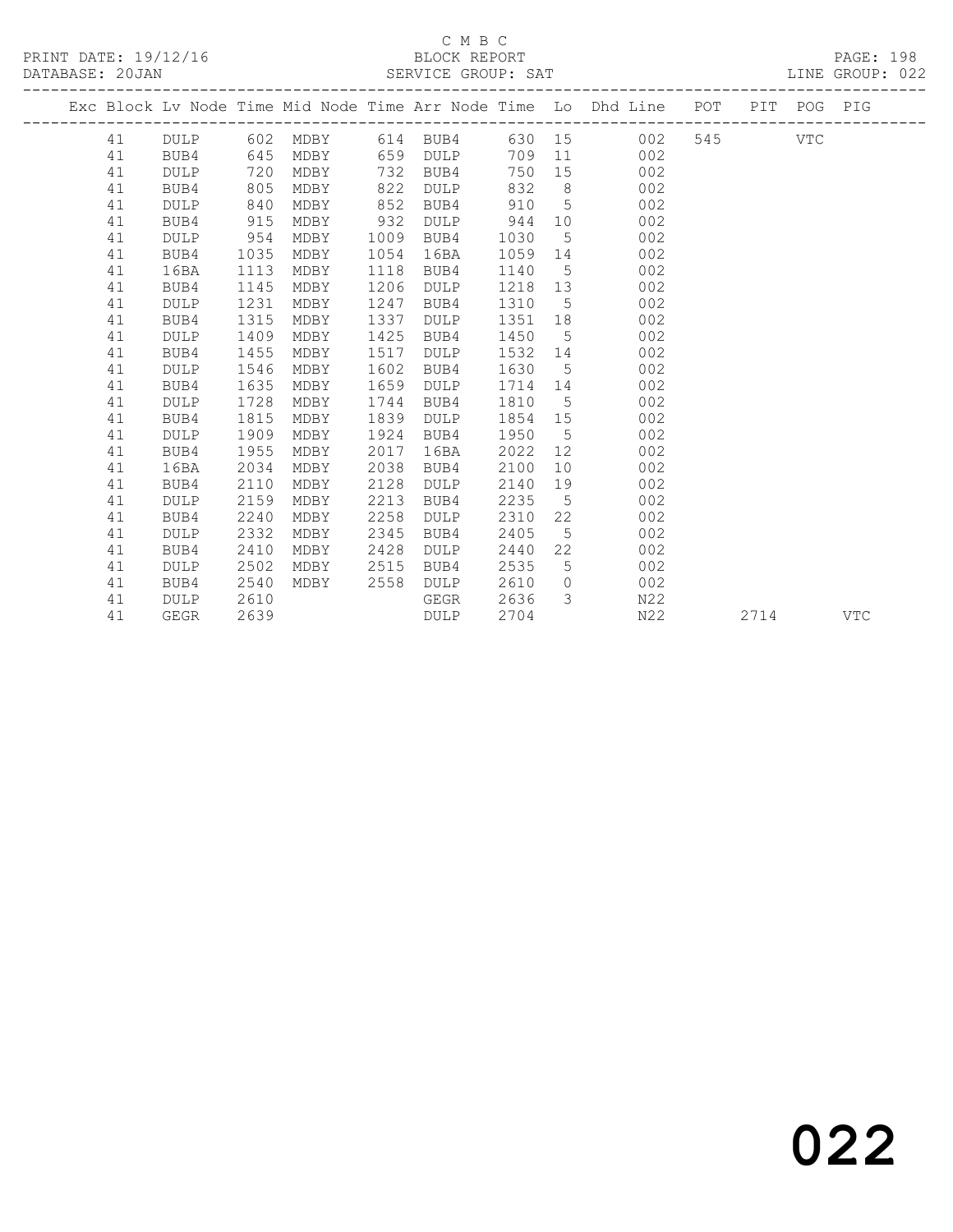C M B C

BLOCK REPORT

SERVICE GROUP: SAT

PRINT DATE: 19/12/16

DATABASE: 20JAN

LINE GROUP: 022

| Exc | Block | Lv Node | Time | Mid Node | Time | Arr Node | Time | Lo | Dhd Line | POT | PIT | POG | PIG |
|---|---|---|---|---|---|---|---|---|---|---|---|---|---|
| | 41 | DULP | 602 | MDBY | 614 | BUB4 | 630 | 15 | 002 | 545 | | VTC | |
| | 41 | BUB4 | 645 | MDBY | 659 | DULP | 709 | 11 | 002 | | | | |
| | 41 | DULP | 720 | MDBY | 732 | BUB4 | 750 | 15 | 002 | | | | |
| | 41 | BUB4 | 805 | MDBY | 822 | DULP | 832 | 8 | 002 | | | | |
| | 41 | DULP | 840 | MDBY | 852 | BUB4 | 910 | 5 | 002 | | | | |
| | 41 | BUB4 | 915 | MDBY | 932 | DULP | 944 | 10 | 002 | | | | |
| | 41 | DULP | 954 | MDBY | 1009 | BUB4 | 1030 | 5 | 002 | | | | |
| | 41 | BUB4 | 1035 | MDBY | 1054 | 16BA | 1059 | 14 | 002 | | | | |
| | 41 | 16BA | 1113 | MDBY | 1118 | BUB4 | 1140 | 5 | 002 | | | | |
| | 41 | BUB4 | 1145 | MDBY | 1206 | DULP | 1218 | 13 | 002 | | | | |
| | 41 | DULP | 1231 | MDBY | 1247 | BUB4 | 1310 | 5 | 002 | | | | |
| | 41 | BUB4 | 1315 | MDBY | 1337 | DULP | 1351 | 18 | 002 | | | | |
| | 41 | DULP | 1409 | MDBY | 1425 | BUB4 | 1450 | 5 | 002 | | | | |
| | 41 | BUB4 | 1455 | MDBY | 1517 | DULP | 1532 | 14 | 002 | | | | |
| | 41 | DULP | 1546 | MDBY | 1602 | BUB4 | 1630 | 5 | 002 | | | | |
| | 41 | BUB4 | 1635 | MDBY | 1659 | DULP | 1714 | 14 | 002 | | | | |
| | 41 | DULP | 1728 | MDBY | 1744 | BUB4 | 1810 | 5 | 002 | | | | |
| | 41 | BUB4 | 1815 | MDBY | 1839 | DULP | 1854 | 15 | 002 | | | | |
| | 41 | DULP | 1909 | MDBY | 1924 | BUB4 | 1950 | 5 | 002 | | | | |
| | 41 | BUB4 | 1955 | MDBY | 2017 | 16BA | 2022 | 12 | 002 | | | | |
| | 41 | 16BA | 2034 | MDBY | 2038 | BUB4 | 2100 | 10 | 002 | | | | |
| | 41 | BUB4 | 2110 | MDBY | 2128 | DULP | 2140 | 19 | 002 | | | | |
| | 41 | DULP | 2159 | MDBY | 2213 | BUB4 | 2235 | 5 | 002 | | | | |
| | 41 | BUB4 | 2240 | MDBY | 2258 | DULP | 2310 | 22 | 002 | | | | |
| | 41 | DULP | 2332 | MDBY | 2345 | BUB4 | 2405 | 5 | 002 | | | | |
| | 41 | BUB4 | 2410 | MDBY | 2428 | DULP | 2440 | 22 | 002 | | | | |
| | 41 | DULP | 2502 | MDBY | 2515 | BUB4 | 2535 | 5 | 002 | | | | |
| | 41 | BUB4 | 2540 | MDBY | 2558 | DULP | 2610 | 0 | 002 | | | | |
| | 41 | DULP | 2610 | | | GEGR | 2636 | 3 | N22 | | | | |
| | 41 | GEGR | 2639 | | | DULP | 2704 | | N22 | | 2714 | | VTC |

022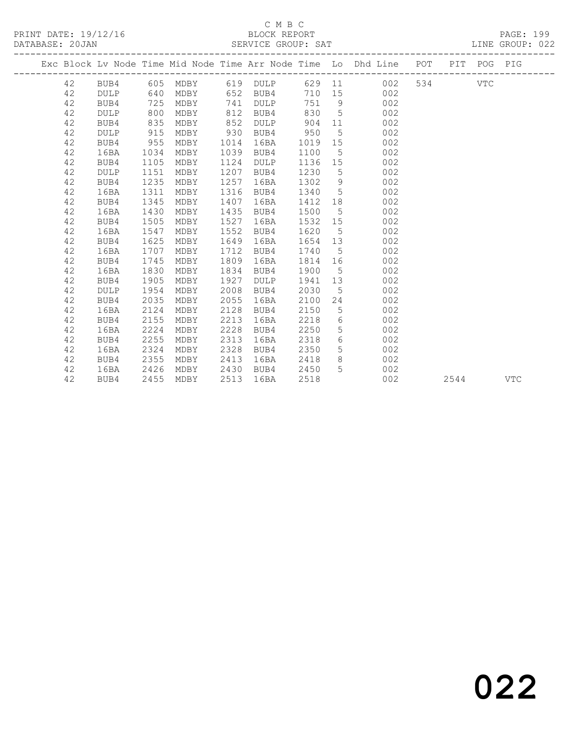C M B C
BLOCK REPORT
SERVICE GROUP: SAT

PRINT DATE: 19/12/16
DATABASE: 20JAN
LINE GROUP: 022

| Exc | Block | Lv | Node | Time | Mid Node | Time | Arr Node | Time | Lo | Dhd Line | POT | PIT | POG | PIG |
|---|---|---|---|---|---|---|---|---|---|---|---|---|---|---|
| | 42 | | BUB4 | 605 | MDBY | 619 | DULP | 629 | 11 | 002 | 534 | | VTC | |
| | 42 | | DULP | 640 | MDBY | 652 | BUB4 | 710 | 15 | 002 | | | | |
| | 42 | | BUB4 | 725 | MDBY | 741 | DULP | 751 | 9 | 002 | | | | |
| | 42 | | DULP | 800 | MDBY | 812 | BUB4 | 830 | 5 | 002 | | | | |
| | 42 | | BUB4 | 835 | MDBY | 852 | DULP | 904 | 11 | 002 | | | | |
| | 42 | | DULP | 915 | MDBY | 930 | BUB4 | 950 | 5 | 002 | | | | |
| | 42 | | BUB4 | 955 | MDBY | 1014 | 16BA | 1019 | 15 | 002 | | | | |
| | 42 | | 16BA | 1034 | MDBY | 1039 | BUB4 | 1100 | 5 | 002 | | | | |
| | 42 | | BUB4 | 1105 | MDBY | 1124 | DULP | 1136 | 15 | 002 | | | | |
| | 42 | | DULP | 1151 | MDBY | 1207 | BUB4 | 1230 | 5 | 002 | | | | |
| | 42 | | BUB4 | 1235 | MDBY | 1257 | 16BA | 1302 | 9 | 002 | | | | |
| | 42 | | 16BA | 1311 | MDBY | 1316 | BUB4 | 1340 | 5 | 002 | | | | |
| | 42 | | BUB4 | 1345 | MDBY | 1407 | 16BA | 1412 | 18 | 002 | | | | |
| | 42 | | 16BA | 1430 | MDBY | 1435 | BUB4 | 1500 | 5 | 002 | | | | |
| | 42 | | BUB4 | 1505 | MDBY | 1527 | 16BA | 1532 | 15 | 002 | | | | |
| | 42 | | 16BA | 1547 | MDBY | 1552 | BUB4 | 1620 | 5 | 002 | | | | |
| | 42 | | BUB4 | 1625 | MDBY | 1649 | 16BA | 1654 | 13 | 002 | | | | |
| | 42 | | 16BA | 1707 | MDBY | 1712 | BUB4 | 1740 | 5 | 002 | | | | |
| | 42 | | BUB4 | 1745 | MDBY | 1809 | 16BA | 1814 | 16 | 002 | | | | |
| | 42 | | 16BA | 1830 | MDBY | 1834 | BUB4 | 1900 | 5 | 002 | | | | |
| | 42 | | BUB4 | 1905 | MDBY | 1927 | DULP | 1941 | 13 | 002 | | | | |
| | 42 | | DULP | 1954 | MDBY | 2008 | BUB4 | 2030 | 5 | 002 | | | | |
| | 42 | | BUB4 | 2035 | MDBY | 2055 | 16BA | 2100 | 24 | 002 | | | | |
| | 42 | | 16BA | 2124 | MDBY | 2128 | BUB4 | 2150 | 5 | 002 | | | | |
| | 42 | | BUB4 | 2155 | MDBY | 2213 | 16BA | 2218 | 6 | 002 | | | | |
| | 42 | | 16BA | 2224 | MDBY | 2228 | BUB4 | 2250 | 5 | 002 | | | | |
| | 42 | | BUB4 | 2255 | MDBY | 2313 | 16BA | 2318 | 6 | 002 | | | | |
| | 42 | | 16BA | 2324 | MDBY | 2328 | BUB4 | 2350 | 5 | 002 | | | | |
| | 42 | | BUB4 | 2355 | MDBY | 2413 | 16BA | 2418 | 8 | 002 | | | | |
| | 42 | | 16BA | 2426 | MDBY | 2430 | BUB4 | 2450 | 5 | 002 | | | | |
| | 42 | | BUB4 | 2455 | MDBY | 2513 | 16BA | 2518 | | 002 | | 2544 | | VTC |

022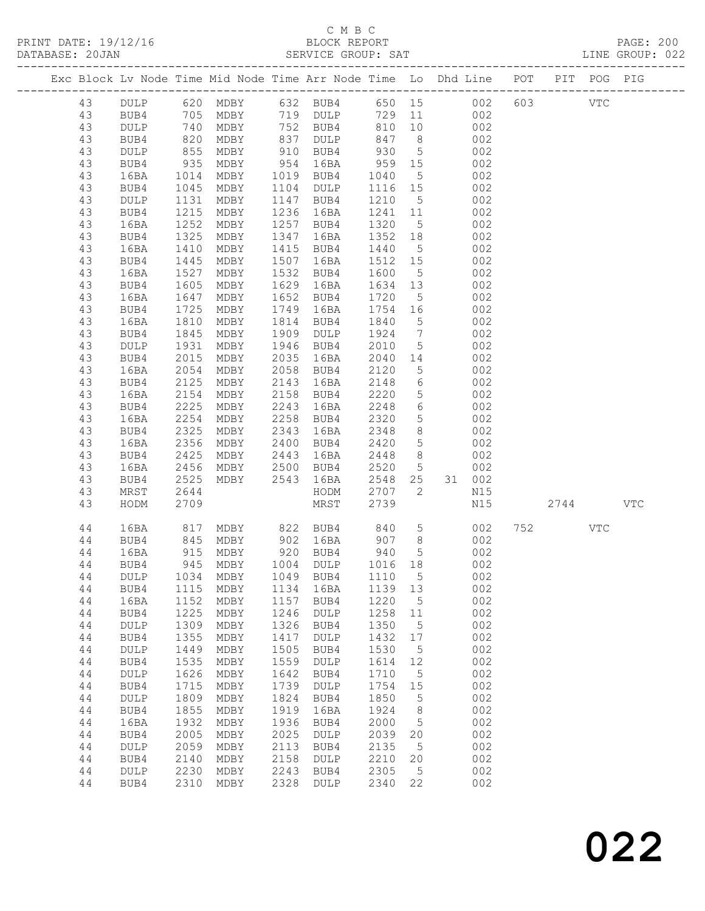C M B C

BLOCK REPORT

SERVICE GROUP: SAT

PRINT DATE: 19/12/16
DATABASE: 20JAN

LINE GROUP: 022

| Exc | Block | Lv | Node | Time | Mid Node | Time | Arr Node | Time | Lo | Dhd | Line | POT | PIT | POG | PIG |
|---|---|---|---|---|---|---|---|---|---|---|---|---|---|---|---|
| | 43 | | DULP | 620 | MDBY | 632 | BUB4 | 650 | 15 | | 002 | 603 | | VTC | |
| | 43 | | BUB4 | 705 | MDBY | 719 | DULP | 729 | 11 | | 002 | | | | |
| | 43 | | DULP | 740 | MDBY | 752 | BUB4 | 810 | 10 | | 002 | | | | |
| | 43 | | BUB4 | 820 | MDBY | 837 | DULP | 847 | 8 | | 002 | | | | |
| | 43 | | DULP | 855 | MDBY | 910 | BUB4 | 930 | 5 | | 002 | | | | |
| | 43 | | BUB4 | 935 | MDBY | 954 | 16BA | 959 | 15 | | 002 | | | | |
| | 43 | | 16BA | 1014 | MDBY | 1019 | BUB4 | 1040 | 5 | | 002 | | | | |
| | 43 | | BUB4 | 1045 | MDBY | 1104 | DULP | 1116 | 15 | | 002 | | | | |
| | 43 | | DULP | 1131 | MDBY | 1147 | BUB4 | 1210 | 5 | | 002 | | | | |
| | 43 | | BUB4 | 1215 | MDBY | 1236 | 16BA | 1241 | 11 | | 002 | | | | |
| | 43 | | 16BA | 1252 | MDBY | 1257 | BUB4 | 1320 | 5 | | 002 | | | | |
| | 43 | | BUB4 | 1325 | MDBY | 1347 | 16BA | 1352 | 18 | | 002 | | | | |
| | 43 | | 16BA | 1410 | MDBY | 1415 | BUB4 | 1440 | 5 | | 002 | | | | |
| | 43 | | BUB4 | 1445 | MDBY | 1507 | 16BA | 1512 | 15 | | 002 | | | | |
| | 43 | | 16BA | 1527 | MDBY | 1532 | BUB4 | 1600 | 5 | | 002 | | | | |
| | 43 | | BUB4 | 1605 | MDBY | 1629 | 16BA | 1634 | 13 | | 002 | | | | |
| | 43 | | 16BA | 1647 | MDBY | 1652 | BUB4 | 1720 | 5 | | 002 | | | | |
| | 43 | | BUB4 | 1725 | MDBY | 1749 | 16BA | 1754 | 16 | | 002 | | | | |
| | 43 | | 16BA | 1810 | MDBY | 1814 | BUB4 | 1840 | 5 | | 002 | | | | |
| | 43 | | BUB4 | 1845 | MDBY | 1909 | DULP | 1924 | 7 | | 002 | | | | |
| | 43 | | DULP | 1931 | MDBY | 1946 | BUB4 | 2010 | 5 | | 002 | | | | |
| | 43 | | BUB4 | 2015 | MDBY | 2035 | 16BA | 2040 | 14 | | 002 | | | | |
| | 43 | | 16BA | 2054 | MDBY | 2058 | BUB4 | 2120 | 5 | | 002 | | | | |
| | 43 | | BUB4 | 2125 | MDBY | 2143 | 16BA | 2148 | 6 | | 002 | | | | |
| | 43 | | 16BA | 2154 | MDBY | 2158 | BUB4 | 2220 | 5 | | 002 | | | | |
| | 43 | | BUB4 | 2225 | MDBY | 2243 | 16BA | 2248 | 6 | | 002 | | | | |
| | 43 | | 16BA | 2254 | MDBY | 2258 | BUB4 | 2320 | 5 | | 002 | | | | |
| | 43 | | BUB4 | 2325 | MDBY | 2343 | 16BA | 2348 | 8 | | 002 | | | | |
| | 43 | | 16BA | 2356 | MDBY | 2400 | BUB4 | 2420 | 5 | | 002 | | | | |
| | 43 | | BUB4 | 2425 | MDBY | 2443 | 16BA | 2448 | 8 | | 002 | | | | |
| | 43 | | 16BA | 2456 | MDBY | 2500 | BUB4 | 2520 | 5 | | 002 | | | | |
| | 43 | | BUB4 | 2525 | MDBY | 2543 | 16BA | 2548 | 25 | 31 | 002 | | | | |
| | 43 | | MRST | 2644 | | | HODM | 2707 | 2 | | N15 | | | | |
| | 43 | | HODM | 2709 | | | MRST | 2739 | | | N15 | | 2744 | | VTC |
| | 44 | | 16BA | 817 | MDBY | 822 | BUB4 | 840 | 5 | | 002 | 752 | | VTC | |
| | 44 | | BUB4 | 845 | MDBY | 902 | 16BA | 907 | 8 | | 002 | | | | |
| | 44 | | 16BA | 915 | MDBY | 920 | BUB4 | 940 | 5 | | 002 | | | | |
| | 44 | | BUB4 | 945 | MDBY | 1004 | DULP | 1016 | 18 | | 002 | | | | |
| | 44 | | DULP | 1034 | MDBY | 1049 | BUB4 | 1110 | 5 | | 002 | | | | |
| | 44 | | BUB4 | 1115 | MDBY | 1134 | 16BA | 1139 | 13 | | 002 | | | | |
| | 44 | | 16BA | 1152 | MDBY | 1157 | BUB4 | 1220 | 5 | | 002 | | | | |
| | 44 | | BUB4 | 1225 | MDBY | 1246 | DULP | 1258 | 11 | | 002 | | | | |
| | 44 | | DULP | 1309 | MDBY | 1326 | BUB4 | 1350 | 5 | | 002 | | | | |
| | 44 | | BUB4 | 1355 | MDBY | 1417 | DULP | 1432 | 17 | | 002 | | | | |
| | 44 | | DULP | 1449 | MDBY | 1505 | BUB4 | 1530 | 5 | | 002 | | | | |
| | 44 | | BUB4 | 1535 | MDBY | 1559 | DULP | 1614 | 12 | | 002 | | | | |
| | 44 | | DULP | 1626 | MDBY | 1642 | BUB4 | 1710 | 5 | | 002 | | | | |
| | 44 | | BUB4 | 1715 | MDBY | 1739 | DULP | 1754 | 15 | | 002 | | | | |
| | 44 | | DULP | 1809 | MDBY | 1824 | BUB4 | 1850 | 5 | | 002 | | | | |
| | 44 | | BUB4 | 1855 | MDBY | 1919 | 16BA | 1924 | 8 | | 002 | | | | |
| | 44 | | 16BA | 1932 | MDBY | 1936 | BUB4 | 2000 | 5 | | 002 | | | | |
| | 44 | | BUB4 | 2005 | MDBY | 2025 | DULP | 2039 | 20 | | 002 | | | | |
| | 44 | | DULP | 2059 | MDBY | 2113 | BUB4 | 2135 | 5 | | 002 | | | | |
| | 44 | | BUB4 | 2140 | MDBY | 2158 | DULP | 2210 | 20 | | 002 | | | | |
| | 44 | | DULP | 2230 | MDBY | 2243 | BUB4 | 2305 | 5 | | 002 | | | | |
| | 44 | | BUB4 | 2310 | MDBY | 2328 | DULP | 2340 | 22 | | 002 | | | | |

# 022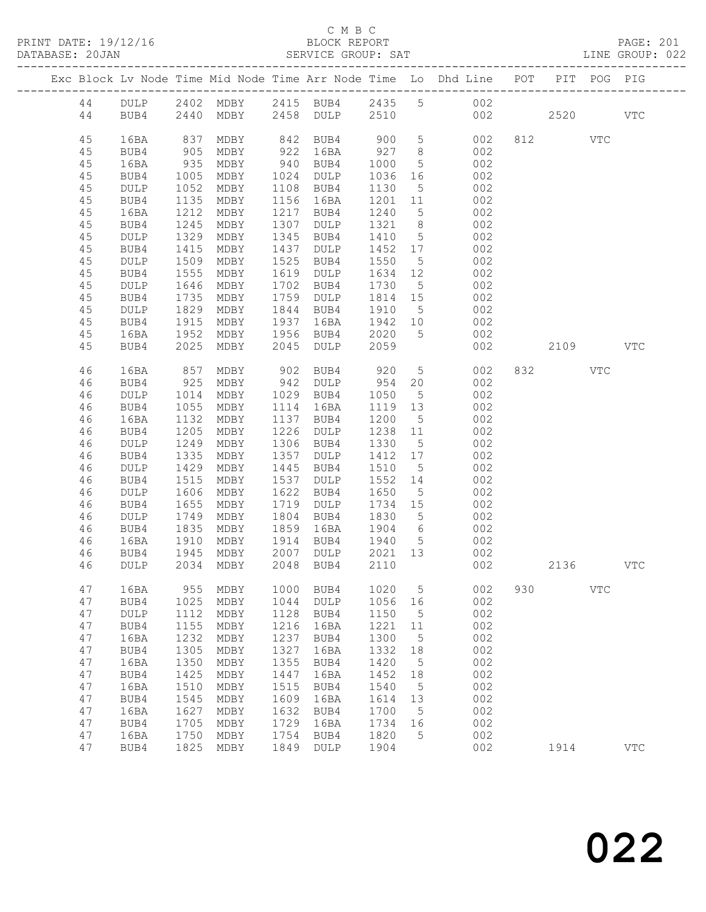C M B C

BLOCK REPORT

SERVICE GROUP: SAT

PRINT DATE: 19/12/16

DATABASE: 20JAN

PAGE: 201

LINE GROUP: 022

| Exc | Block | Lv | Node | Time | Mid Node | Time | Arr Node | Time | Lo | Dhd Line | POT | PIT | POG | PIG |
|---|---|---|---|---|---|---|---|---|---|---|---|---|---|---|
| | 44 | | DULP | 2402 | MDBY | 2415 | BUB4 | 2435 | 5 | 002 | | | | |
| | 44 | | BUB4 | 2440 | MDBY | 2458 | DULP | 2510 | | 002 | | 2520 | | VTC |
| | 45 | | 16BA | 837 | MDBY | 842 | BUB4 | 900 | 5 | 002 | 812 | | VTC | |
| | 45 | | BUB4 | 905 | MDBY | 922 | 16BA | 927 | 8 | 002 | | | | |
| | 45 | | 16BA | 935 | MDBY | 940 | BUB4 | 1000 | 5 | 002 | | | | |
| | 45 | | BUB4 | 1005 | MDBY | 1024 | DULP | 1036 | 16 | 002 | | | | |
| | 45 | | DULP | 1052 | MDBY | 1108 | BUB4 | 1130 | 5 | 002 | | | | |
| | 45 | | BUB4 | 1135 | MDBY | 1156 | 16BA | 1201 | 11 | 002 | | | | |
| | 45 | | 16BA | 1212 | MDBY | 1217 | BUB4 | 1240 | 5 | 002 | | | | |
| | 45 | | BUB4 | 1245 | MDBY | 1307 | DULP | 1321 | 8 | 002 | | | | |
| | 45 | | DULP | 1329 | MDBY | 1345 | BUB4 | 1410 | 5 | 002 | | | | |
| | 45 | | BUB4 | 1415 | MDBY | 1437 | DULP | 1452 | 17 | 002 | | | | |
| | 45 | | DULP | 1509 | MDBY | 1525 | BUB4 | 1550 | 5 | 002 | | | | |
| | 45 | | BUB4 | 1555 | MDBY | 1619 | DULP | 1634 | 12 | 002 | | | | |
| | 45 | | DULP | 1646 | MDBY | 1702 | BUB4 | 1730 | 5 | 002 | | | | |
| | 45 | | BUB4 | 1735 | MDBY | 1759 | DULP | 1814 | 15 | 002 | | | | |
| | 45 | | DULP | 1829 | MDBY | 1844 | BUB4 | 1910 | 5 | 002 | | | | |
| | 45 | | BUB4 | 1915 | MDBY | 1937 | 16BA | 1942 | 10 | 002 | | | | |
| | 45 | | 16BA | 1952 | MDBY | 1956 | BUB4 | 2020 | 5 | 002 | | | | |
| | 45 | | BUB4 | 2025 | MDBY | 2045 | DULP | 2059 | | 002 | | 2109 | | VTC |
| | 46 | | 16BA | 857 | MDBY | 902 | BUB4 | 920 | 5 | 002 | 832 | | VTC | |
| | 46 | | BUB4 | 925 | MDBY | 942 | DULP | 954 | 20 | 002 | | | | |
| | 46 | | DULP | 1014 | MDBY | 1029 | BUB4 | 1050 | 5 | 002 | | | | |
| | 46 | | BUB4 | 1055 | MDBY | 1114 | 16BA | 1119 | 13 | 002 | | | | |
| | 46 | | 16BA | 1132 | MDBY | 1137 | BUB4 | 1200 | 5 | 002 | | | | |
| | 46 | | BUB4 | 1205 | MDBY | 1226 | DULP | 1238 | 11 | 002 | | | | |
| | 46 | | DULP | 1249 | MDBY | 1306 | BUB4 | 1330 | 5 | 002 | | | | |
| | 46 | | BUB4 | 1335 | MDBY | 1357 | DULP | 1412 | 17 | 002 | | | | |
| | 46 | | DULP | 1429 | MDBY | 1445 | BUB4 | 1510 | 5 | 002 | | | | |
| | 46 | | BUB4 | 1515 | MDBY | 1537 | DULP | 1552 | 14 | 002 | | | | |
| | 46 | | DULP | 1606 | MDBY | 1622 | BUB4 | 1650 | 5 | 002 | | | | |
| | 46 | | BUB4 | 1655 | MDBY | 1719 | DULP | 1734 | 15 | 002 | | | | |
| | 46 | | DULP | 1749 | MDBY | 1804 | BUB4 | 1830 | 5 | 002 | | | | |
| | 46 | | BUB4 | 1835 | MDBY | 1859 | 16BA | 1904 | 6 | 002 | | | | |
| | 46 | | 16BA | 1910 | MDBY | 1914 | BUB4 | 1940 | 5 | 002 | | | | |
| | 46 | | BUB4 | 1945 | MDBY | 2007 | DULP | 2021 | 13 | 002 | | | | |
| | 46 | | DULP | 2034 | MDBY | 2048 | BUB4 | 2110 | | 002 | | 2136 | | VTC |
| | 47 | | 16BA | 955 | MDBY | 1000 | BUB4 | 1020 | 5 | 002 | 930 | | VTC | |
| | 47 | | BUB4 | 1025 | MDBY | 1044 | DULP | 1056 | 16 | 002 | | | | |
| | 47 | | DULP | 1112 | MDBY | 1128 | BUB4 | 1150 | 5 | 002 | | | | |
| | 47 | | BUB4 | 1155 | MDBY | 1216 | 16BA | 1221 | 11 | 002 | | | | |
| | 47 | | 16BA | 1232 | MDBY | 1237 | BUB4 | 1300 | 5 | 002 | | | | |
| | 47 | | BUB4 | 1305 | MDBY | 1327 | 16BA | 1332 | 18 | 002 | | | | |
| | 47 | | 16BA | 1350 | MDBY | 1355 | BUB4 | 1420 | 5 | 002 | | | | |
| | 47 | | BUB4 | 1425 | MDBY | 1447 | 16BA | 1452 | 18 | 002 | | | | |
| | 47 | | 16BA | 1510 | MDBY | 1515 | BUB4 | 1540 | 5 | 002 | | | | |
| | 47 | | BUB4 | 1545 | MDBY | 1609 | 16BA | 1614 | 13 | 002 | | | | |
| | 47 | | 16BA | 1627 | MDBY | 1632 | BUB4 | 1700 | 5 | 002 | | | | |
| | 47 | | BUB4 | 1705 | MDBY | 1729 | 16BA | 1734 | 16 | 002 | | | | |
| | 47 | | 16BA | 1750 | MDBY | 1754 | BUB4 | 1820 | 5 | 002 | | | | |
| | 47 | | BUB4 | 1825 | MDBY | 1849 | DULP | 1904 | | 002 | | 1914 | | VTC |

022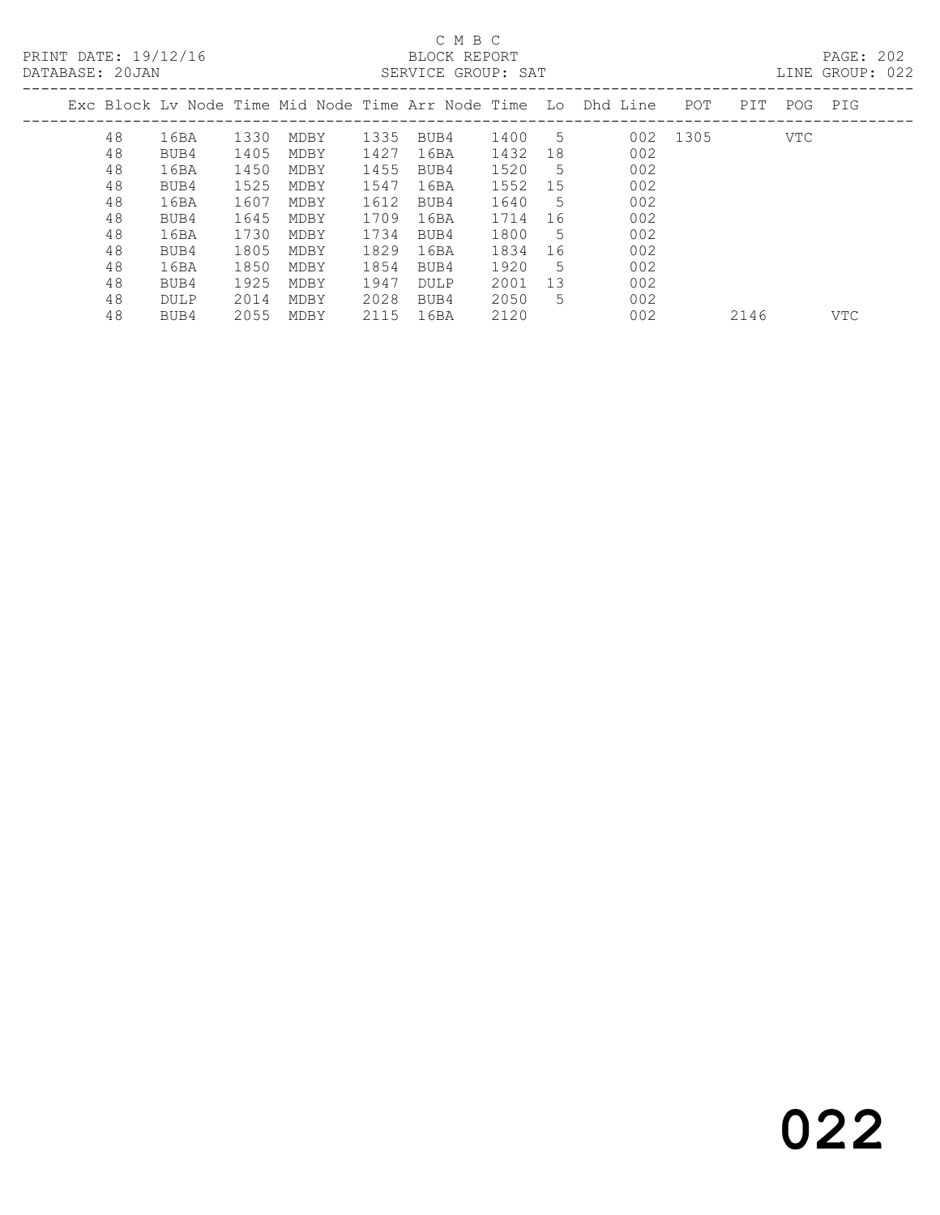C M B C

PRINT DATE: 19/12/16 BLOCK REPORT

DATABASE: 20JAN SERVICE GROUP: SAT LINE GROUP: 022

| Exc | Block | Lv | Node | Time | Mid Node | Time | Arr Node | Time | Lo | Dhd | Line | POT | PIT | POG | PIG |
|---|---|---|---|---|---|---|---|---|---|---|---|---|---|---|---|
| | 48 | | 16BA | 1330 | MDBY | 1335 | BUB4 | 1400 | 5 | | 002 | 1305 | | VTC | |
| | 48 | | BUB4 | 1405 | MDBY | 1427 | 16BA | 1432 | 18 | | 002 | | | | |
| | 48 | | 16BA | 1450 | MDBY | 1455 | BUB4 | 1520 | 5 | | 002 | | | | |
| | 48 | | BUB4 | 1525 | MDBY | 1547 | 16BA | 1552 | 15 | | 002 | | | | |
| | 48 | | 16BA | 1607 | MDBY | 1612 | BUB4 | 1640 | 5 | | 002 | | | | |
| | 48 | | BUB4 | 1645 | MDBY | 1709 | 16BA | 1714 | 16 | | 002 | | | | |
| | 48 | | 16BA | 1730 | MDBY | 1734 | BUB4 | 1800 | 5 | | 002 | | | | |
| | 48 | | BUB4 | 1805 | MDBY | 1829 | 16BA | 1834 | 16 | | 002 | | | | |
| | 48 | | 16BA | 1850 | MDBY | 1854 | BUB4 | 1920 | 5 | | 002 | | | | |
| | 48 | | BUB4 | 1925 | MDBY | 1947 | DULP | 2001 | 13 | | 002 | | | | |
| | 48 | | DULP | 2014 | MDBY | 2028 | BUB4 | 2050 | 5 | | 002 | | | | |
| | 48 | | BUB4 | 2055 | MDBY | 2115 | 16BA | 2120 | | | 002 | | 2146 | | VTC |

022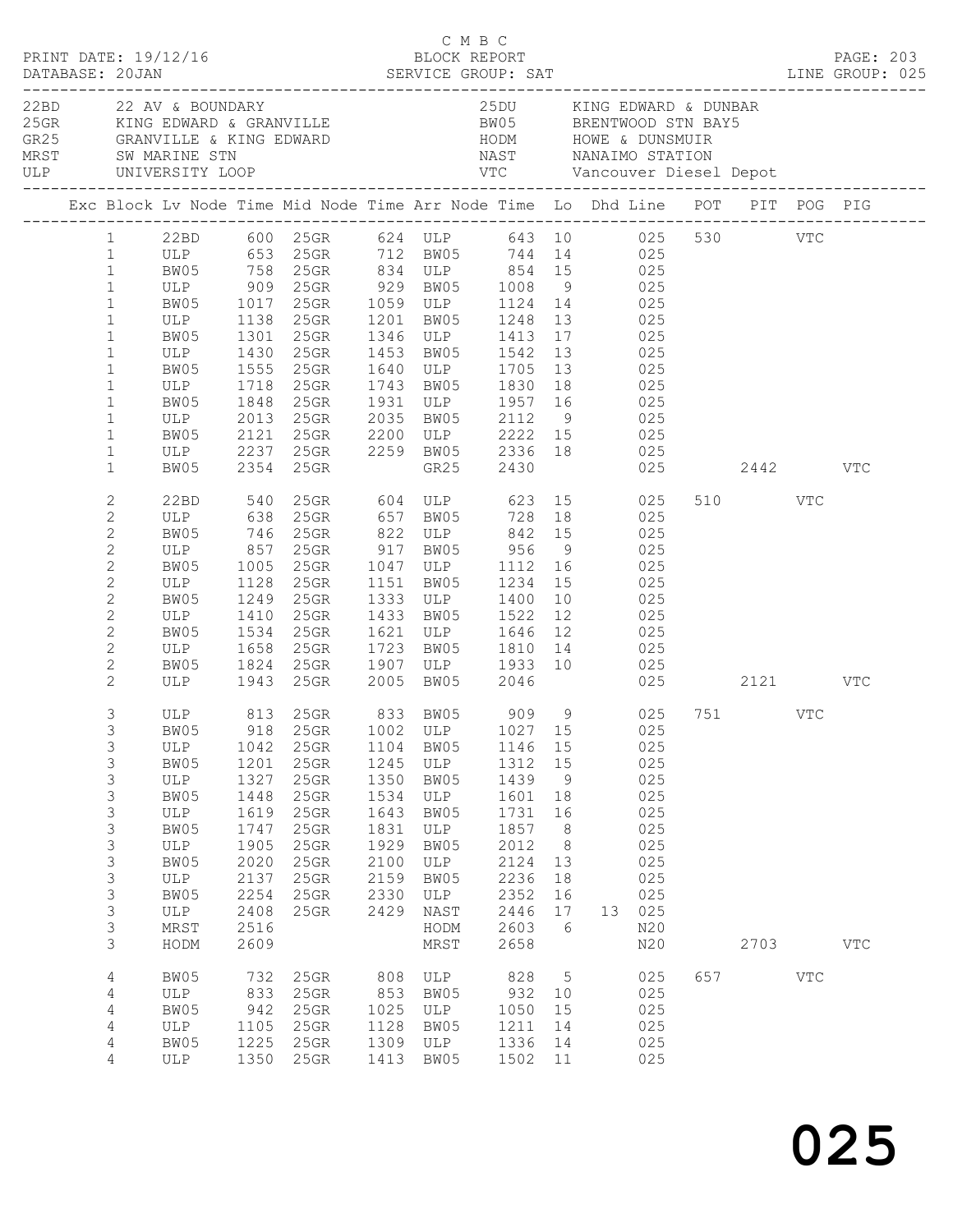C M B C
PRINT DATE: 19/12/16 BLOCK REPORT
DATABASE: 20JAN SERVICE GROUP: SAT LINE GROUP: 025

| | | | |
|---|---|---|---|
| 22BD | 22 AV & BOUNDARY | 25DU | KING EDWARD & DUNBAR |
| 25GR | KING EDWARD & GRANVILLE | BW05 | BRENTWOOD STN BAY5 |
| GR25 | GRANVILLE & KING EDWARD | HODM | HOWE & DUNSMUIR |
| MRST | SW MARINE STN | NAST | NANAIMO STATION |
| ULP | UNIVERSITY LOOP | VTC | Vancouver Diesel Depot |

| Exc | Block | Lv Node | Time | Mid Node | Time | Arr Node | Time | Lo | Dhd | Line | POT | PIT | POG | PIG |
|---|---|---|---|---|---|---|---|---|---|---|---|---|---|---|
| | 1 | 22BD | 600 | 25GR | 624 | ULP | 643 | 10 | | 025 | 530 | | VTC | |
| | 1 | ULP | 653 | 25GR | 712 | BW05 | 744 | 14 | | 025 | | | | |
| | 1 | BW05 | 758 | 25GR | 834 | ULP | 854 | 15 | | 025 | | | | |
| | 1 | ULP | 909 | 25GR | 929 | BW05 | 1008 | 9 | | 025 | | | | |
| | 1 | BW05 | 1017 | 25GR | 1059 | ULP | 1124 | 14 | | 025 | | | | |
| | 1 | ULP | 1138 | 25GR | 1201 | BW05 | 1248 | 13 | | 025 | | | | |
| | 1 | BW05 | 1301 | 25GR | 1346 | ULP | 1413 | 17 | | 025 | | | | |
| | 1 | ULP | 1430 | 25GR | 1453 | BW05 | 1542 | 13 | | 025 | | | | |
| | 1 | BW05 | 1555 | 25GR | 1640 | ULP | 1705 | 13 | | 025 | | | | |
| | 1 | ULP | 1718 | 25GR | 1743 | BW05 | 1830 | 18 | | 025 | | | | |
| | 1 | BW05 | 1848 | 25GR | 1931 | ULP | 1957 | 16 | | 025 | | | | |
| | 1 | ULP | 2013 | 25GR | 2035 | BW05 | 2112 | 9 | | 025 | | | | |
| | 1 | BW05 | 2121 | 25GR | 2200 | ULP | 2222 | 15 | | 025 | | | | |
| | 1 | ULP | 2237 | 25GR | 2259 | BW05 | 2336 | 18 | | 025 | | | | |
| | 1 | BW05 | 2354 | 25GR | | GR25 | 2430 | | | 025 | | 2442 | | VTC |
| | 2 | 22BD | 540 | 25GR | 604 | ULP | 623 | 15 | | 025 | 510 | | VTC | |
| | 2 | ULP | 638 | 25GR | 657 | BW05 | 728 | 18 | | 025 | | | | |
| | 2 | BW05 | 746 | 25GR | 822 | ULP | 842 | 15 | | 025 | | | | |
| | 2 | ULP | 857 | 25GR | 917 | BW05 | 956 | 9 | | 025 | | | | |
| | 2 | BW05 | 1005 | 25GR | 1047 | ULP | 1112 | 16 | | 025 | | | | |
| | 2 | ULP | 1128 | 25GR | 1151 | BW05 | 1234 | 15 | | 025 | | | | |
| | 2 | BW05 | 1249 | 25GR | 1333 | ULP | 1400 | 10 | | 025 | | | | |
| | 2 | ULP | 1410 | 25GR | 1433 | BW05 | 1522 | 12 | | 025 | | | | |
| | 2 | BW05 | 1534 | 25GR | 1621 | ULP | 1646 | 12 | | 025 | | | | |
| | 2 | ULP | 1658 | 25GR | 1723 | BW05 | 1810 | 14 | | 025 | | | | |
| | 2 | BW05 | 1824 | 25GR | 1907 | ULP | 1933 | 10 | | 025 | | | | |
| | 2 | ULP | 1943 | 25GR | 2005 | BW05 | 2046 | | | 025 | | 2121 | | VTC |
| | 3 | ULP | 813 | 25GR | 833 | BW05 | 909 | 9 | | 025 | 751 | | VTC | |
| | 3 | BW05 | 918 | 25GR | 1002 | ULP | 1027 | 15 | | 025 | | | | |
| | 3 | ULP | 1042 | 25GR | 1104 | BW05 | 1146 | 15 | | 025 | | | | |
| | 3 | BW05 | 1201 | 25GR | 1245 | ULP | 1312 | 15 | | 025 | | | | |
| | 3 | ULP | 1327 | 25GR | 1350 | BW05 | 1439 | 9 | | 025 | | | | |
| | 3 | BW05 | 1448 | 25GR | 1534 | ULP | 1601 | 18 | | 025 | | | | |
| | 3 | ULP | 1619 | 25GR | 1643 | BW05 | 1731 | 16 | | 025 | | | | |
| | 3 | BW05 | 1747 | 25GR | 1831 | ULP | 1857 | 8 | | 025 | | | | |
| | 3 | ULP | 1905 | 25GR | 1929 | BW05 | 2012 | 8 | | 025 | | | | |
| | 3 | BW05 | 2020 | 25GR | 2100 | ULP | 2124 | 13 | | 025 | | | | |
| | 3 | ULP | 2137 | 25GR | 2159 | BW05 | 2236 | 18 | | 025 | | | | |
| | 3 | BW05 | 2254 | 25GR | 2330 | ULP | 2352 | 16 | | 025 | | | | |
| | 3 | ULP | 2408 | 25GR | 2429 | NAST | 2446 | 17 | 13 | 025 | | | | |
| | 3 | MRST | 2516 | | | HODM | 2603 | 6 | | N20 | | | | |
| | 3 | HODM | 2609 | | | MRST | 2658 | | | N20 | | 2703 | | VTC |
| | 4 | BW05 | 732 | 25GR | 808 | ULP | 828 | 5 | | 025 | 657 | | VTC | |
| | 4 | ULP | 833 | 25GR | 853 | BW05 | 932 | 10 | | 025 | | | | |
| | 4 | BW05 | 942 | 25GR | 1025 | ULP | 1050 | 15 | | 025 | | | | |
| | 4 | ULP | 1105 | 25GR | 1128 | BW05 | 1211 | 14 | | 025 | | | | |
| | 4 | BW05 | 1225 | 25GR | 1309 | ULP | 1336 | 14 | | 025 | | | | |
| | 4 | ULP | 1350 | 25GR | 1413 | BW05 | 1502 | 11 | | 025 | | | | |

025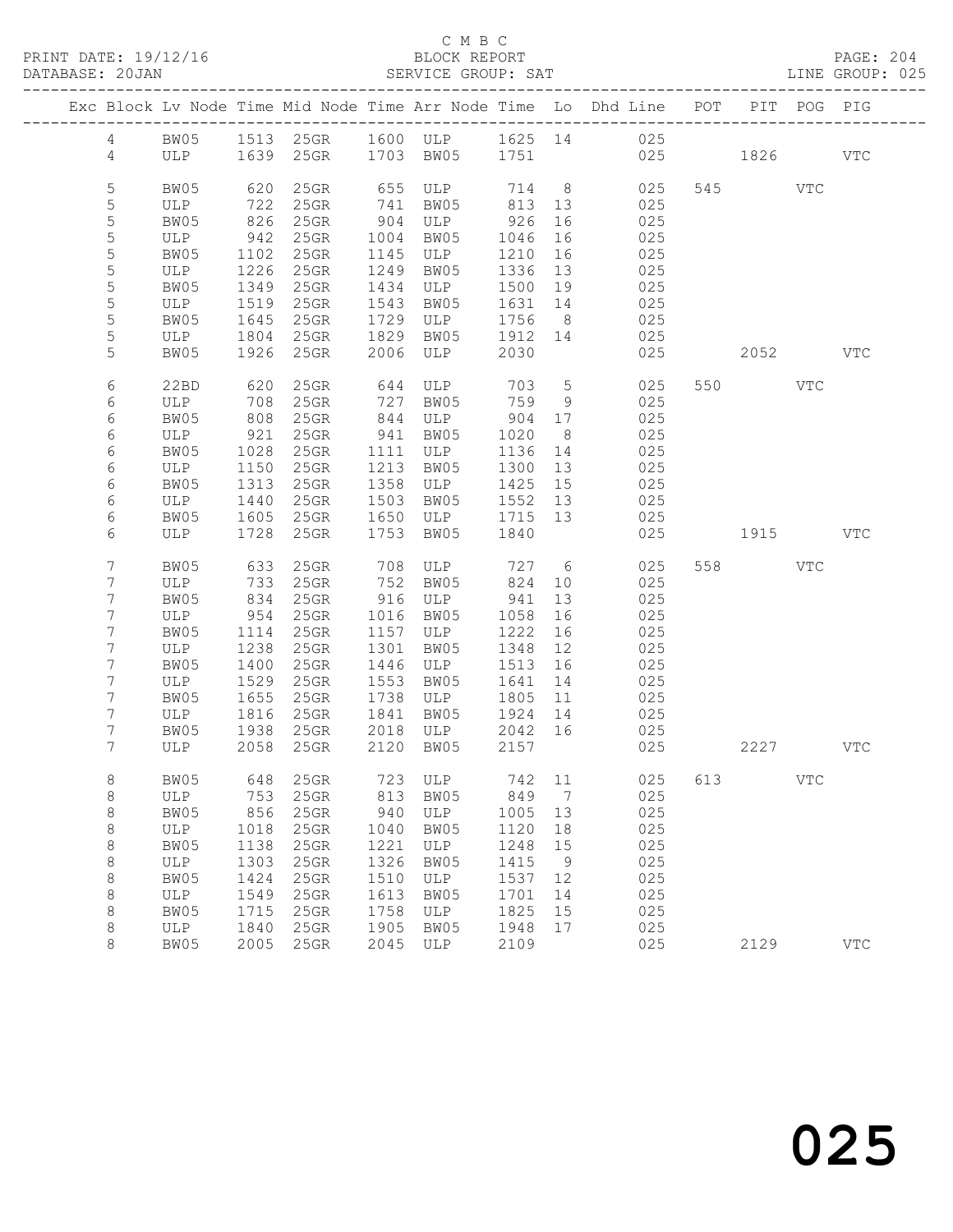C M B C
PRINT DATE: 19/12/16 BLOCK REPORT
DATABASE: 20JAN SERVICE GROUP: SAT LINE GROUP: 025

| Exc | Block | Lv | Node | Time | Mid Node | Time | Arr Node | Time | Lo | Dhd Line | POT | PIT | POG | PIG |
|---|---|---|---|---|---|---|---|---|---|---|---|---|---|---|
| | 4 | | BW05 | 1513 | 25GR | 1600 | ULP | 1625 | 14 | 025 | | | | |
| | 4 | | ULP | 1639 | 25GR | 1703 | BW05 | 1751 | | 025 | | 1826 | | VTC |
| | 5 | | BW05 | 620 | 25GR | 655 | ULP | 714 | 8 | 025 | 545 | | VTC | |
| | 5 | | ULP | 722 | 25GR | 741 | BW05 | 813 | 13 | 025 | | | | |
| | 5 | | BW05 | 826 | 25GR | 904 | ULP | 926 | 16 | 025 | | | | |
| | 5 | | ULP | 942 | 25GR | 1004 | BW05 | 1046 | 16 | 025 | | | | |
| | 5 | | BW05 | 1102 | 25GR | 1145 | ULP | 1210 | 16 | 025 | | | | |
| | 5 | | ULP | 1226 | 25GR | 1249 | BW05 | 1336 | 13 | 025 | | | | |
| | 5 | | BW05 | 1349 | 25GR | 1434 | ULP | 1500 | 19 | 025 | | | | |
| | 5 | | ULP | 1519 | 25GR | 1543 | BW05 | 1631 | 14 | 025 | | | | |
| | 5 | | BW05 | 1645 | 25GR | 1729 | ULP | 1756 | 8 | 025 | | | | |
| | 5 | | ULP | 1804 | 25GR | 1829 | BW05 | 1912 | 14 | 025 | | | | |
| | 5 | | BW05 | 1926 | 25GR | 2006 | ULP | 2030 | | 025 | | 2052 | | VTC |
| | 6 | | 22BD | 620 | 25GR | 644 | ULP | 703 | 5 | 025 | 550 | | VTC | |
| | 6 | | ULP | 708 | 25GR | 727 | BW05 | 759 | 9 | 025 | | | | |
| | 6 | | BW05 | 808 | 25GR | 844 | ULP | 904 | 17 | 025 | | | | |
| | 6 | | ULP | 921 | 25GR | 941 | BW05 | 1020 | 8 | 025 | | | | |
| | 6 | | BW05 | 1028 | 25GR | 1111 | ULP | 1136 | 14 | 025 | | | | |
| | 6 | | ULP | 1150 | 25GR | 1213 | BW05 | 1300 | 13 | 025 | | | | |
| | 6 | | BW05 | 1313 | 25GR | 1358 | ULP | 1425 | 15 | 025 | | | | |
| | 6 | | ULP | 1440 | 25GR | 1503 | BW05 | 1552 | 13 | 025 | | | | |
| | 6 | | BW05 | 1605 | 25GR | 1650 | ULP | 1715 | 13 | 025 | | | | |
| | 6 | | ULP | 1728 | 25GR | 1753 | BW05 | 1840 | | 025 | | 1915 | | VTC |
| | 7 | | BW05 | 633 | 25GR | 708 | ULP | 727 | 6 | 025 | 558 | | VTC | |
| | 7 | | ULP | 733 | 25GR | 752 | BW05 | 824 | 10 | 025 | | | | |
| | 7 | | BW05 | 834 | 25GR | 916 | ULP | 941 | 13 | 025 | | | | |
| | 7 | | ULP | 954 | 25GR | 1016 | BW05 | 1058 | 16 | 025 | | | | |
| | 7 | | BW05 | 1114 | 25GR | 1157 | ULP | 1222 | 16 | 025 | | | | |
| | 7 | | ULP | 1238 | 25GR | 1301 | BW05 | 1348 | 12 | 025 | | | | |
| | 7 | | BW05 | 1400 | 25GR | 1446 | ULP | 1513 | 16 | 025 | | | | |
| | 7 | | ULP | 1529 | 25GR | 1553 | BW05 | 1641 | 14 | 025 | | | | |
| | 7 | | BW05 | 1655 | 25GR | 1738 | ULP | 1805 | 11 | 025 | | | | |
| | 7 | | ULP | 1816 | 25GR | 1841 | BW05 | 1924 | 14 | 025 | | | | |
| | 7 | | BW05 | 1938 | 25GR | 2018 | ULP | 2042 | 16 | 025 | | | | |
| | 7 | | ULP | 2058 | 25GR | 2120 | BW05 | 2157 | | 025 | | 2227 | | VTC |
| | 8 | | BW05 | 648 | 25GR | 723 | ULP | 742 | 11 | 025 | 613 | | VTC | |
| | 8 | | ULP | 753 | 25GR | 813 | BW05 | 849 | 7 | 025 | | | | |
| | 8 | | BW05 | 856 | 25GR | 940 | ULP | 1005 | 13 | 025 | | | | |
| | 8 | | ULP | 1018 | 25GR | 1040 | BW05 | 1120 | 18 | 025 | | | | |
| | 8 | | BW05 | 1138 | 25GR | 1221 | ULP | 1248 | 15 | 025 | | | | |
| | 8 | | ULP | 1303 | 25GR | 1326 | BW05 | 1415 | 9 | 025 | | | | |
| | 8 | | BW05 | 1424 | 25GR | 1510 | ULP | 1537 | 12 | 025 | | | | |
| | 8 | | ULP | 1549 | 25GR | 1613 | BW05 | 1701 | 14 | 025 | | | | |
| | 8 | | BW05 | 1715 | 25GR | 1758 | ULP | 1825 | 15 | 025 | | | | |
| | 8 | | ULP | 1840 | 25GR | 1905 | BW05 | 1948 | 17 | 025 | | | | |
| | 8 | | BW05 | 2005 | 25GR | 2045 | ULP | 2109 | | 025 | | 2129 | | VTC |

025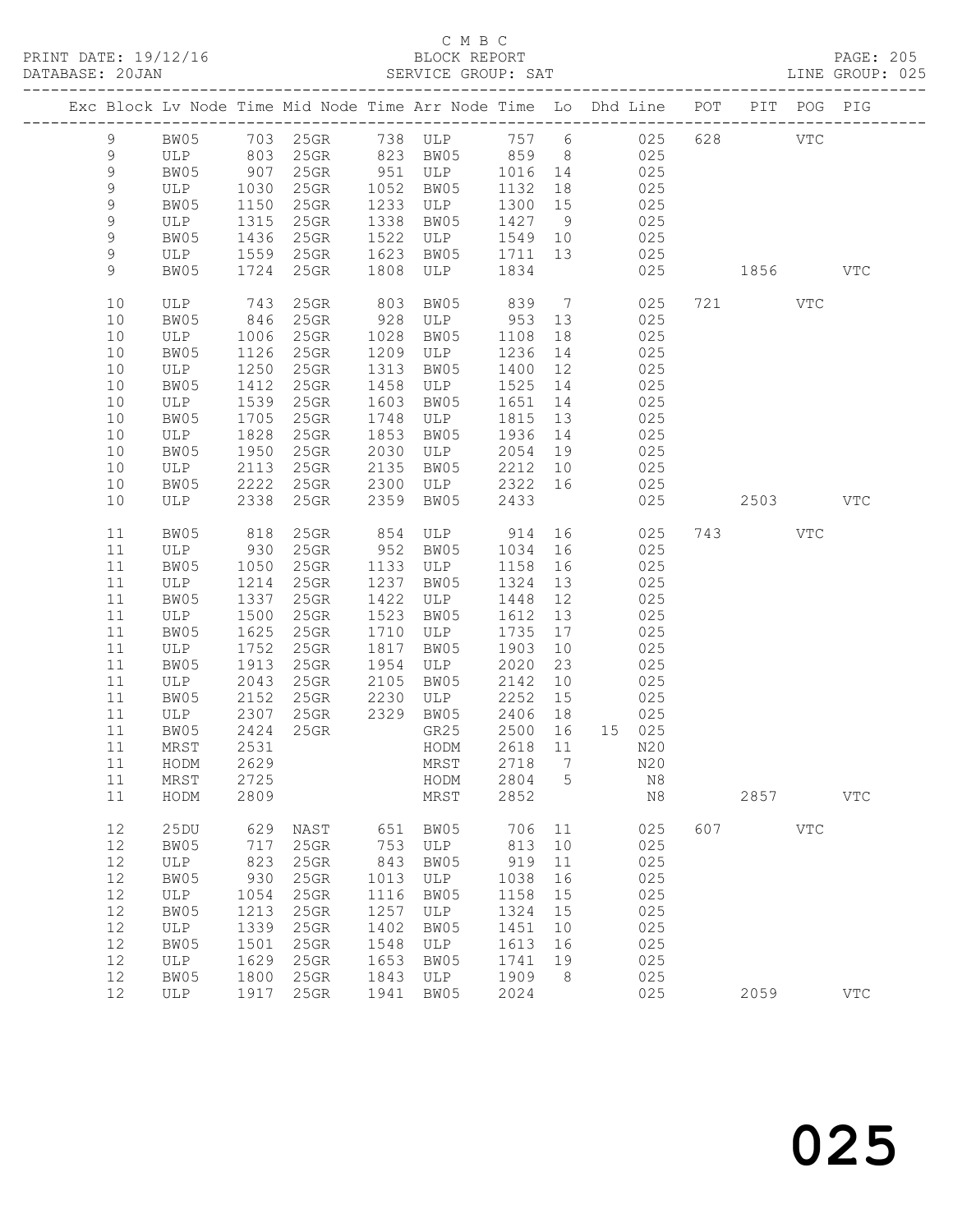C M B C

BLOCK REPORT

SERVICE GROUP: SAT

PRINT DATE: 19/12/16

DATABASE: 20JAN

LINE GROUP: 025

| Exc | Block | Lv | Node | Time | Mid Node | Time | Arr Node | Time | Lo | Dhd | Line | POT | PIT | POG | PIG |
|---|---|---|---|---|---|---|---|---|---|---|---|---|---|---|---|
| | 9 | | BW05 | 703 | 25GR | 738 | ULP | 757 | 6 | | 025 | 628 | | VTC | |
| | 9 | | ULP | 803 | 25GR | 823 | BW05 | 859 | 8 | | 025 | | | | |
| | 9 | | BW05 | 907 | 25GR | 951 | ULP | 1016 | 14 | | 025 | | | | |
| | 9 | | ULP | 1030 | 25GR | 1052 | BW05 | 1132 | 18 | | 025 | | | | |
| | 9 | | BW05 | 1150 | 25GR | 1233 | ULP | 1300 | 15 | | 025 | | | | |
| | 9 | | ULP | 1315 | 25GR | 1338 | BW05 | 1427 | 9 | | 025 | | | | |
| | 9 | | BW05 | 1436 | 25GR | 1522 | ULP | 1549 | 10 | | 025 | | | | |
| | 9 | | ULP | 1559 | 25GR | 1623 | BW05 | 1711 | 13 | | 025 | | | | |
| | 9 | | BW05 | 1724 | 25GR | 1808 | ULP | 1834 | | | 025 | | 1856 | | VTC |
| | 10 | | ULP | 743 | 25GR | 803 | BW05 | 839 | 7 | | 025 | 721 | | VTC | |
| | 10 | | BW05 | 846 | 25GR | 928 | ULP | 953 | 13 | | 025 | | | | |
| | 10 | | ULP | 1006 | 25GR | 1028 | BW05 | 1108 | 18 | | 025 | | | | |
| | 10 | | BW05 | 1126 | 25GR | 1209 | ULP | 1236 | 14 | | 025 | | | | |
| | 10 | | ULP | 1250 | 25GR | 1313 | BW05 | 1400 | 12 | | 025 | | | | |
| | 10 | | BW05 | 1412 | 25GR | 1458 | ULP | 1525 | 14 | | 025 | | | | |
| | 10 | | ULP | 1539 | 25GR | 1603 | BW05 | 1651 | 14 | | 025 | | | | |
| | 10 | | BW05 | 1705 | 25GR | 1748 | ULP | 1815 | 13 | | 025 | | | | |
| | 10 | | ULP | 1828 | 25GR | 1853 | BW05 | 1936 | 14 | | 025 | | | | |
| | 10 | | BW05 | 1950 | 25GR | 2030 | ULP | 2054 | 19 | | 025 | | | | |
| | 10 | | ULP | 2113 | 25GR | 2135 | BW05 | 2212 | 10 | | 025 | | | | |
| | 10 | | BW05 | 2222 | 25GR | 2300 | ULP | 2322 | 16 | | 025 | | | | |
| | 10 | | ULP | 2338 | 25GR | 2359 | BW05 | 2433 | | | 025 | | 2503 | | VTC |
| | 11 | | BW05 | 818 | 25GR | 854 | ULP | 914 | 16 | | 025 | 743 | | VTC | |
| | 11 | | ULP | 930 | 25GR | 952 | BW05 | 1034 | 16 | | 025 | | | | |
| | 11 | | BW05 | 1050 | 25GR | 1133 | ULP | 1158 | 16 | | 025 | | | | |
| | 11 | | ULP | 1214 | 25GR | 1237 | BW05 | 1324 | 13 | | 025 | | | | |
| | 11 | | BW05 | 1337 | 25GR | 1422 | ULP | 1448 | 12 | | 025 | | | | |
| | 11 | | ULP | 1500 | 25GR | 1523 | BW05 | 1612 | 13 | | 025 | | | | |
| | 11 | | BW05 | 1625 | 25GR | 1710 | ULP | 1735 | 17 | | 025 | | | | |
| | 11 | | ULP | 1752 | 25GR | 1817 | BW05 | 1903 | 10 | | 025 | | | | |
| | 11 | | BW05 | 1913 | 25GR | 1954 | ULP | 2020 | 23 | | 025 | | | | |
| | 11 | | ULP | 2043 | 25GR | 2105 | BW05 | 2142 | 10 | | 025 | | | | |
| | 11 | | BW05 | 2152 | 25GR | 2230 | ULP | 2252 | 15 | | 025 | | | | |
| | 11 | | ULP | 2307 | 25GR | 2329 | BW05 | 2406 | 18 | | 025 | | | | |
| | 11 | | BW05 | 2424 | 25GR | | GR25 | 2500 | 16 | 15 | 025 | | | | |
| | 11 | | MRST | 2531 | | | HODM | 2618 | 11 | | N20 | | | | |
| | 11 | | HODM | 2629 | | | MRST | 2718 | 7 | | N20 | | | | |
| | 11 | | MRST | 2725 | | | HODM | 2804 | 5 | | N8 | | | | |
| | 11 | | HODM | 2809 | | | MRST | 2852 | | | N8 | | 2857 | | VTC |
| | 12 | | 25DU | 629 | NAST | 651 | BW05 | 706 | 11 | | 025 | 607 | | VTC | |
| | 12 | | BW05 | 717 | 25GR | 753 | ULP | 813 | 10 | | 025 | | | | |
| | 12 | | ULP | 823 | 25GR | 843 | BW05 | 919 | 11 | | 025 | | | | |
| | 12 | | BW05 | 930 | 25GR | 1013 | ULP | 1038 | 16 | | 025 | | | | |
| | 12 | | ULP | 1054 | 25GR | 1116 | BW05 | 1158 | 15 | | 025 | | | | |
| | 12 | | BW05 | 1213 | 25GR | 1257 | ULP | 1324 | 15 | | 025 | | | | |
| | 12 | | ULP | 1339 | 25GR | 1402 | BW05 | 1451 | 10 | | 025 | | | | |
| | 12 | | BW05 | 1501 | 25GR | 1548 | ULP | 1613 | 16 | | 025 | | | | |
| | 12 | | ULP | 1629 | 25GR | 1653 | BW05 | 1741 | 19 | | 025 | | | | |
| | 12 | | BW05 | 1800 | 25GR | 1843 | ULP | 1909 | 8 | | 025 | | | | |
| | 12 | | ULP | 1917 | 25GR | 1941 | BW05 | 2024 | | | 025 | | 2059 | | VTC |

025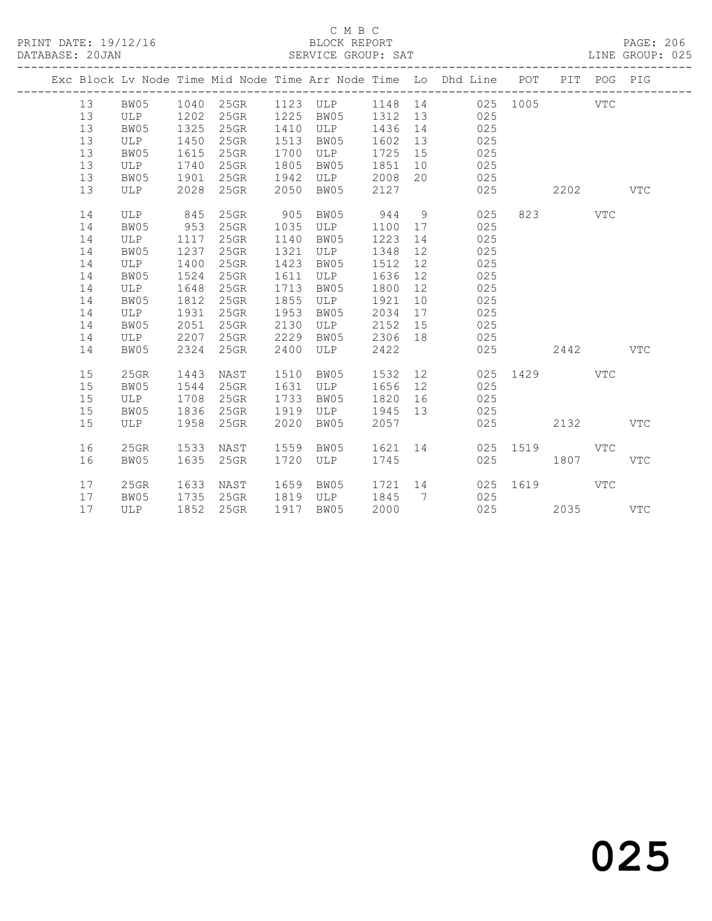C M B C

BLOCK REPORT

SERVICE GROUP: SAT

PRINT DATE: 19/12/16

DATABASE: 20JAN

LINE GROUP: 025

| Exc | Block | Lv | Node | Time | Mid Node | Time | Arr Node | Time | Lo | Dhd Line | POT | PIT | POG | PIG |
|---|---|---|---|---|---|---|---|---|---|---|---|---|---|---|
| | 13 | | BW05 | 1040 | 25GR | 1123 | ULP | 1148 | 14 | 025 | 1005 | | VTC | |
| | 13 | | ULP | 1202 | 25GR | 1225 | BW05 | 1312 | 13 | 025 | | | | |
| | 13 | | BW05 | 1325 | 25GR | 1410 | ULP | 1436 | 14 | 025 | | | | |
| | 13 | | ULP | 1450 | 25GR | 1513 | BW05 | 1602 | 13 | 025 | | | | |
| | 13 | | BW05 | 1615 | 25GR | 1700 | ULP | 1725 | 15 | 025 | | | | |
| | 13 | | ULP | 1740 | 25GR | 1805 | BW05 | 1851 | 10 | 025 | | | | |
| | 13 | | BW05 | 1901 | 25GR | 1942 | ULP | 2008 | 20 | 025 | | | | |
| | 13 | | ULP | 2028 | 25GR | 2050 | BW05 | 2127 | | 025 | | 2202 | | VTC |
| | 14 | | ULP | 845 | 25GR | 905 | BW05 | 944 | 9 | 025 | 823 | | VTC | |
| | 14 | | BW05 | 953 | 25GR | 1035 | ULP | 1100 | 17 | 025 | | | | |
| | 14 | | ULP | 1117 | 25GR | 1140 | BW05 | 1223 | 14 | 025 | | | | |
| | 14 | | BW05 | 1237 | 25GR | 1321 | ULP | 1348 | 12 | 025 | | | | |
| | 14 | | ULP | 1400 | 25GR | 1423 | BW05 | 1512 | 12 | 025 | | | | |
| | 14 | | BW05 | 1524 | 25GR | 1611 | ULP | 1636 | 12 | 025 | | | | |
| | 14 | | ULP | 1648 | 25GR | 1713 | BW05 | 1800 | 12 | 025 | | | | |
| | 14 | | BW05 | 1812 | 25GR | 1855 | ULP | 1921 | 10 | 025 | | | | |
| | 14 | | ULP | 1931 | 25GR | 1953 | BW05 | 2034 | 17 | 025 | | | | |
| | 14 | | BW05 | 2051 | 25GR | 2130 | ULP | 2152 | 15 | 025 | | | | |
| | 14 | | ULP | 2207 | 25GR | 2229 | BW05 | 2306 | 18 | 025 | | | | |
| | 14 | | BW05 | 2324 | 25GR | 2400 | ULP | 2422 | | 025 | | 2442 | | VTC |
| | 15 | | 25GR | 1443 | NAST | 1510 | BW05 | 1532 | 12 | 025 | 1429 | | VTC | |
| | 15 | | BW05 | 1544 | 25GR | 1631 | ULP | 1656 | 12 | 025 | | | | |
| | 15 | | ULP | 1708 | 25GR | 1733 | BW05 | 1820 | 16 | 025 | | | | |
| | 15 | | BW05 | 1836 | 25GR | 1919 | ULP | 1945 | 13 | 025 | | | | |
| | 15 | | ULP | 1958 | 25GR | 2020 | BW05 | 2057 | | 025 | | 2132 | | VTC |
| | 16 | | 25GR | 1533 | NAST | 1559 | BW05 | 1621 | 14 | 025 | 1519 | | VTC | |
| | 16 | | BW05 | 1635 | 25GR | 1720 | ULP | 1745 | | 025 | | 1807 | | VTC |
| | 17 | | 25GR | 1633 | NAST | 1659 | BW05 | 1721 | 14 | 025 | 1619 | | VTC | |
| | 17 | | BW05 | 1735 | 25GR | 1819 | ULP | 1845 | 7 | 025 | | | | |
| | 17 | | ULP | 1852 | 25GR | 1917 | BW05 | 2000 | | 025 | | 2035 | | VTC |

025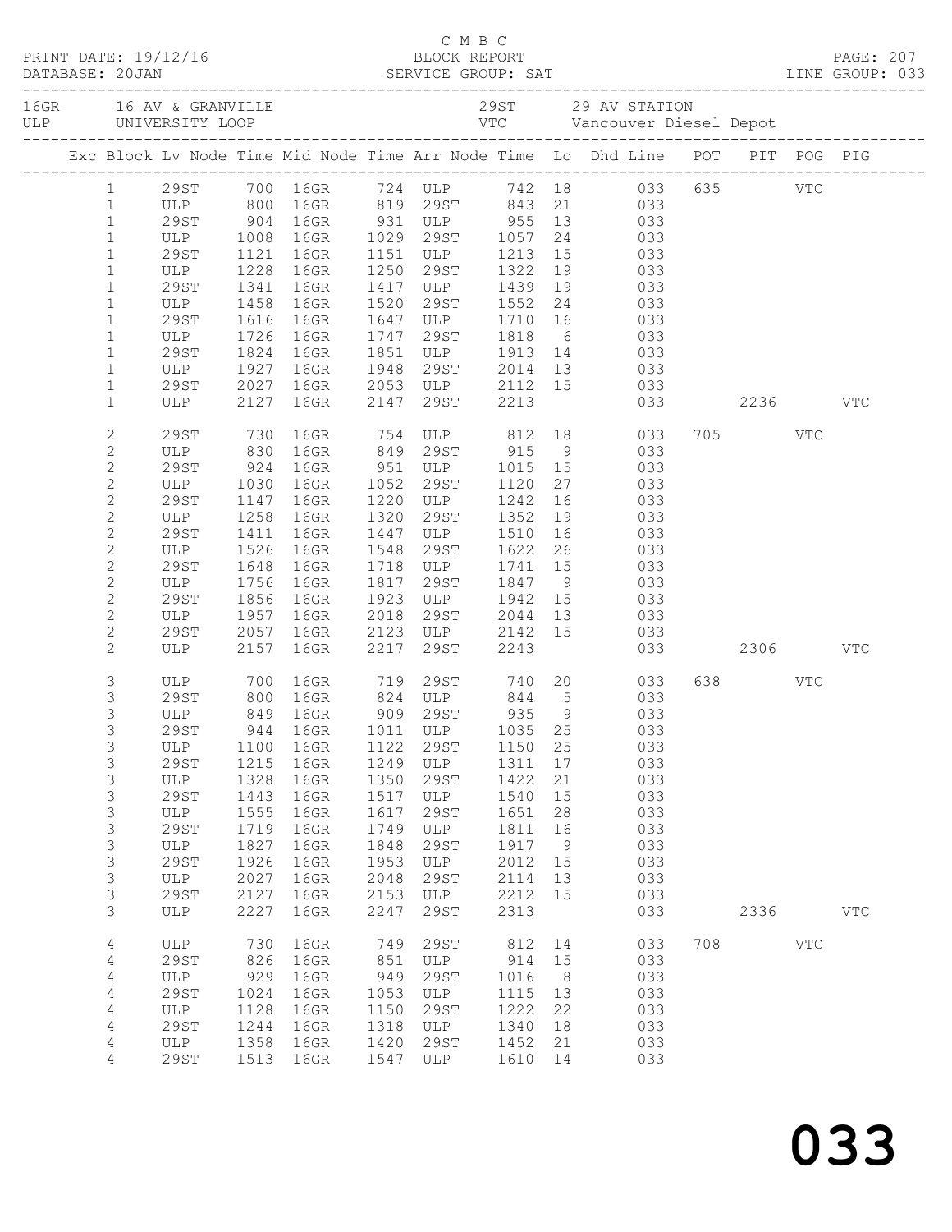C M B C
BLOCK REPORT
SERVICE GROUP: SAT

PRINT DATE: 19/12/16
DATABASE: 20JAN
LINE GROUP: 033

16GR 16 AV & GRANVILLE | 29ST 29 AV STATION
ULP UNIVERSITY LOOP | VTC Vancouver Diesel Depot

| Exc | Block | Lv Node | Time | Mid Node | Time | Arr Node | Time | Lo | Dhd Line | POT | PIT | POG | PIG |
|---|---|---|---|---|---|---|---|---|---|---|---|---|---|
| | 1 | 29ST | 700 | 16GR | 724 | ULP | 742 | 18 | 033 | 635 | | VTC | |
| | 1 | ULP | 800 | 16GR | 819 | 29ST | 843 | 21 | 033 | | | | |
| | 1 | 29ST | 904 | 16GR | 931 | ULP | 955 | 13 | 033 | | | | |
| | 1 | ULP | 1008 | 16GR | 1029 | 29ST | 1057 | 24 | 033 | | | | |
| | 1 | 29ST | 1121 | 16GR | 1151 | ULP | 1213 | 15 | 033 | | | | |
| | 1 | ULP | 1228 | 16GR | 1250 | 29ST | 1322 | 19 | 033 | | | | |
| | 1 | 29ST | 1341 | 16GR | 1417 | ULP | 1439 | 19 | 033 | | | | |
| | 1 | ULP | 1458 | 16GR | 1520 | 29ST | 1552 | 24 | 033 | | | | |
| | 1 | 29ST | 1616 | 16GR | 1647 | ULP | 1710 | 16 | 033 | | | | |
| | 1 | ULP | 1726 | 16GR | 1747 | 29ST | 1818 | 6 | 033 | | | | |
| | 1 | 29ST | 1824 | 16GR | 1851 | ULP | 1913 | 14 | 033 | | | | |
| | 1 | ULP | 1927 | 16GR | 1948 | 29ST | 2014 | 13 | 033 | | | | |
| | 1 | 29ST | 2027 | 16GR | 2053 | ULP | 2112 | 15 | 033 | | | | |
| | 1 | ULP | 2127 | 16GR | 2147 | 29ST | 2213 | | 033 | | 2236 | | VTC |
| | 2 | 29ST | 730 | 16GR | 754 | ULP | 812 | 18 | 033 | 705 | | VTC | |
| | 2 | ULP | 830 | 16GR | 849 | 29ST | 915 | 9 | 033 | | | | |
| | 2 | 29ST | 924 | 16GR | 951 | ULP | 1015 | 15 | 033 | | | | |
| | 2 | ULP | 1030 | 16GR | 1052 | 29ST | 1120 | 27 | 033 | | | | |
| | 2 | 29ST | 1147 | 16GR | 1220 | ULP | 1242 | 16 | 033 | | | | |
| | 2 | ULP | 1258 | 16GR | 1320 | 29ST | 1352 | 19 | 033 | | | | |
| | 2 | 29ST | 1411 | 16GR | 1447 | ULP | 1510 | 16 | 033 | | | | |
| | 2 | ULP | 1526 | 16GR | 1548 | 29ST | 1622 | 26 | 033 | | | | |
| | 2 | 29ST | 1648 | 16GR | 1718 | ULP | 1741 | 15 | 033 | | | | |
| | 2 | ULP | 1756 | 16GR | 1817 | 29ST | 1847 | 9 | 033 | | | | |
| | 2 | 29ST | 1856 | 16GR | 1923 | ULP | 1942 | 15 | 033 | | | | |
| | 2 | ULP | 1957 | 16GR | 2018 | 29ST | 2044 | 13 | 033 | | | | |
| | 2 | 29ST | 2057 | 16GR | 2123 | ULP | 2142 | 15 | 033 | | | | |
| | 2 | ULP | 2157 | 16GR | 2217 | 29ST | 2243 | | 033 | | 2306 | | VTC |
| | 3 | ULP | 700 | 16GR | 719 | 29ST | 740 | 20 | 033 | 638 | | VTC | |
| | 3 | 29ST | 800 | 16GR | 824 | ULP | 844 | 5 | 033 | | | | |
| | 3 | ULP | 849 | 16GR | 909 | 29ST | 935 | 9 | 033 | | | | |
| | 3 | 29ST | 944 | 16GR | 1011 | ULP | 1035 | 25 | 033 | | | | |
| | 3 | ULP | 1100 | 16GR | 1122 | 29ST | 1150 | 25 | 033 | | | | |
| | 3 | 29ST | 1215 | 16GR | 1249 | ULP | 1311 | 17 | 033 | | | | |
| | 3 | ULP | 1328 | 16GR | 1350 | 29ST | 1422 | 21 | 033 | | | | |
| | 3 | 29ST | 1443 | 16GR | 1517 | ULP | 1540 | 15 | 033 | | | | |
| | 3 | ULP | 1555 | 16GR | 1617 | 29ST | 1651 | 28 | 033 | | | | |
| | 3 | 29ST | 1719 | 16GR | 1749 | ULP | 1811 | 16 | 033 | | | | |
| | 3 | ULP | 1827 | 16GR | 1848 | 29ST | 1917 | 9 | 033 | | | | |
| | 3 | 29ST | 1926 | 16GR | 1953 | ULP | 2012 | 15 | 033 | | | | |
| | 3 | ULP | 2027 | 16GR | 2048 | 29ST | 2114 | 13 | 033 | | | | |
| | 3 | 29ST | 2127 | 16GR | 2153 | ULP | 2212 | 15 | 033 | | | | |
| | 3 | ULP | 2227 | 16GR | 2247 | 29ST | 2313 | | 033 | | 2336 | | VTC |
| | 4 | ULP | 730 | 16GR | 749 | 29ST | 812 | 14 | 033 | 708 | | VTC | |
| | 4 | 29ST | 826 | 16GR | 851 | ULP | 914 | 15 | 033 | | | | |
| | 4 | ULP | 929 | 16GR | 949 | 29ST | 1016 | 8 | 033 | | | | |
| | 4 | 29ST | 1024 | 16GR | 1053 | ULP | 1115 | 13 | 033 | | | | |
| | 4 | ULP | 1128 | 16GR | 1150 | 29ST | 1222 | 22 | 033 | | | | |
| | 4 | 29ST | 1244 | 16GR | 1318 | ULP | 1340 | 18 | 033 | | | | |
| | 4 | ULP | 1358 | 16GR | 1420 | 29ST | 1452 | 21 | 033 | | | | |
| | 4 | 29ST | 1513 | 16GR | 1547 | ULP | 1610 | 14 | 033 | | | | |

033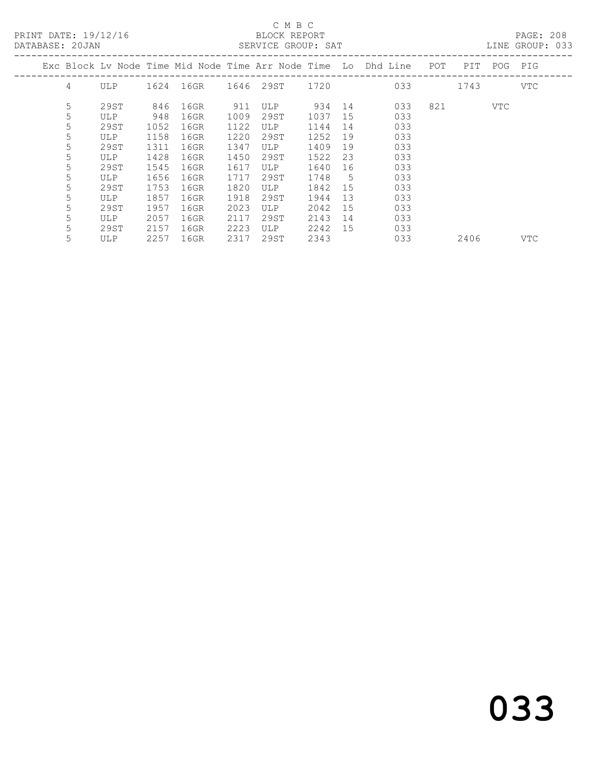C M B C
BLOCK REPORT
SERVICE GROUP: SAT

PRINT DATE: 19/12/16
DATABASE: 20JAN
LINE GROUP: 033

| Exc | Block | Lv Node | Time | Mid Node | Time | Arr Node | Time | Lo | Dhd Line | POT | PIT | POG | PIG |
|---|---|---|---|---|---|---|---|---|---|---|---|---|---|
| | 4 | ULP | 1624 | 16GR | 1646 | 29ST | 1720 | | 033 | | 1743 | | VTC |
| | 5 | 29ST | 846 | 16GR | 911 | ULP | 934 | 14 | 033 | 821 | | VTC | |
| | 5 | ULP | 948 | 16GR | 1009 | 29ST | 1037 | 15 | 033 | | | | |
| | 5 | 29ST | 1052 | 16GR | 1122 | ULP | 1144 | 14 | 033 | | | | |
| | 5 | ULP | 1158 | 16GR | 1220 | 29ST | 1252 | 19 | 033 | | | | |
| | 5 | 29ST | 1311 | 16GR | 1347 | ULP | 1409 | 19 | 033 | | | | |
| | 5 | ULP | 1428 | 16GR | 1450 | 29ST | 1522 | 23 | 033 | | | | |
| | 5 | 29ST | 1545 | 16GR | 1617 | ULP | 1640 | 16 | 033 | | | | |
| | 5 | ULP | 1656 | 16GR | 1717 | 29ST | 1748 | 5 | 033 | | | | |
| | 5 | 29ST | 1753 | 16GR | 1820 | ULP | 1842 | 15 | 033 | | | | |
| | 5 | ULP | 1857 | 16GR | 1918 | 29ST | 1944 | 13 | 033 | | | | |
| | 5 | 29ST | 1957 | 16GR | 2023 | ULP | 2042 | 15 | 033 | | | | |
| | 5 | ULP | 2057 | 16GR | 2117 | 29ST | 2143 | 14 | 033 | | | | |
| | 5 | 29ST | 2157 | 16GR | 2223 | ULP | 2242 | 15 | 033 | | | | |
| | 5 | ULP | 2257 | 16GR | 2317 | 29ST | 2343 | | 033 | | 2406 | | VTC |

033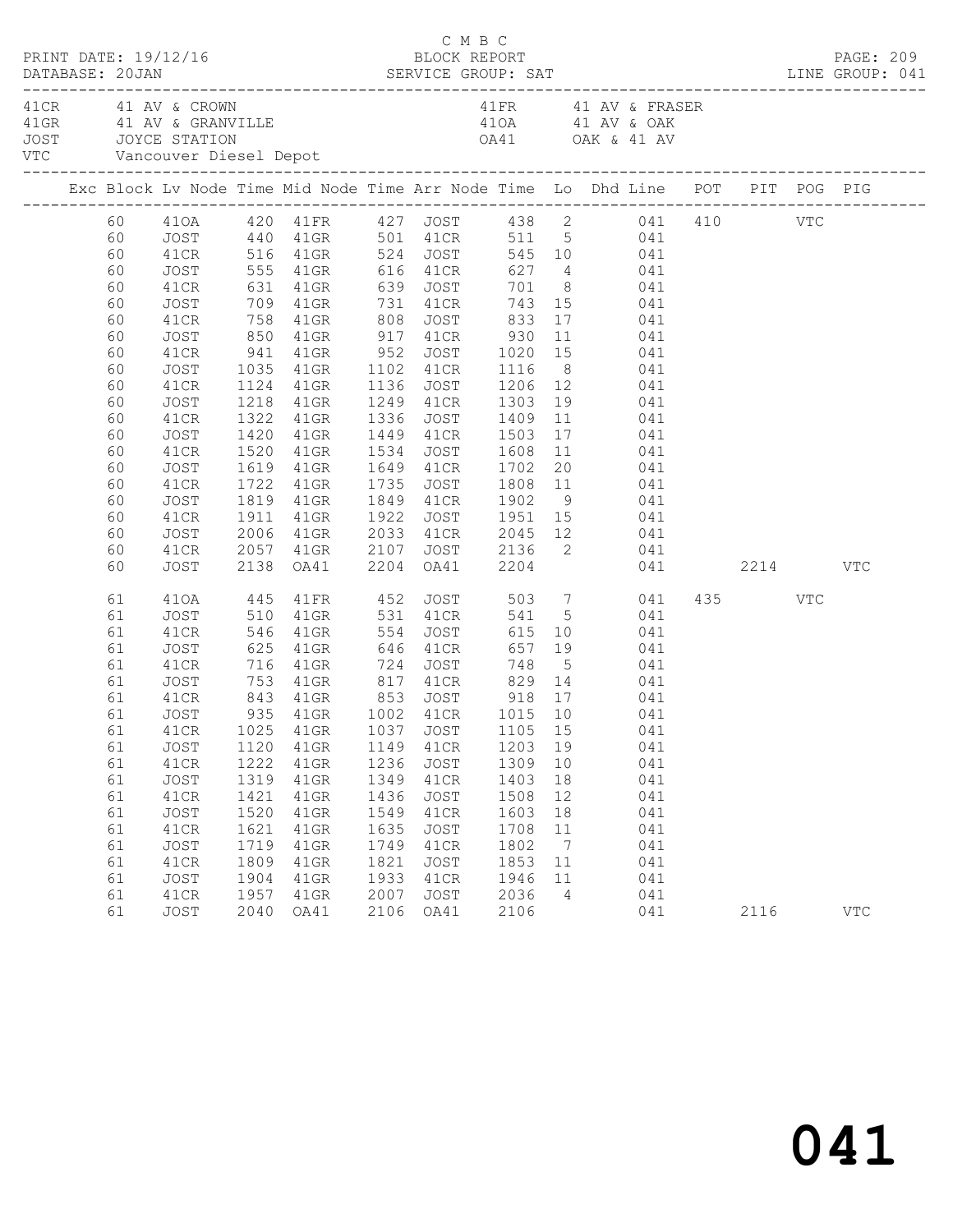C M B C
BLOCK REPORT
SERVICE GROUP: SAT

PRINT DATE: 19/12/16
DATABASE: 20JAN
LINE GROUP: 041

41CR 41 AV & CROWN
41GR 41 AV & GRANVILLE
JOST JOYCE STATION
VTC Vancouver Diesel Depot
41FR 41 AV & FRASER
41OA 41 AV & OAK
OA41 OAK & 41 AV

| Exc | Block | Lv | Node | Time | Mid Node | Time | Arr Node | Time | Lo | Dhd Line | POT | PIT | POG | PIG |
|---|---|---|---|---|---|---|---|---|---|---|---|---|---|---|
| | 60 | | 41OA | 420 | 41FR | 427 | JOST | 438 | 2 | 041 | 410 | | VTC | |
| | 60 | | JOST | 440 | 41GR | 501 | 41CR | 511 | 5 | 041 | | | | |
| | 60 | | 41CR | 516 | 41GR | 524 | JOST | 545 | 10 | 041 | | | | |
| | 60 | | JOST | 555 | 41GR | 616 | 41CR | 627 | 4 | 041 | | | | |
| | 60 | | 41CR | 631 | 41GR | 639 | JOST | 701 | 8 | 041 | | | | |
| | 60 | | JOST | 709 | 41GR | 731 | 41CR | 743 | 15 | 041 | | | | |
| | 60 | | 41CR | 758 | 41GR | 808 | JOST | 833 | 17 | 041 | | | | |
| | 60 | | JOST | 850 | 41GR | 917 | 41CR | 930 | 11 | 041 | | | | |
| | 60 | | 41CR | 941 | 41GR | 952 | JOST | 1020 | 15 | 041 | | | | |
| | 60 | | JOST | 1035 | 41GR | 1102 | 41CR | 1116 | 8 | 041 | | | | |
| | 60 | | 41CR | 1124 | 41GR | 1136 | JOST | 1206 | 12 | 041 | | | | |
| | 60 | | JOST | 1218 | 41GR | 1249 | 41CR | 1303 | 19 | 041 | | | | |
| | 60 | | 41CR | 1322 | 41GR | 1336 | JOST | 1409 | 11 | 041 | | | | |
| | 60 | | JOST | 1420 | 41GR | 1449 | 41CR | 1503 | 17 | 041 | | | | |
| | 60 | | 41CR | 1520 | 41GR | 1534 | JOST | 1608 | 11 | 041 | | | | |
| | 60 | | JOST | 1619 | 41GR | 1649 | 41CR | 1702 | 20 | 041 | | | | |
| | 60 | | 41CR | 1722 | 41GR | 1735 | JOST | 1808 | 11 | 041 | | | | |
| | 60 | | JOST | 1819 | 41GR | 1849 | 41CR | 1902 | 9 | 041 | | | | |
| | 60 | | 41CR | 1911 | 41GR | 1922 | JOST | 1951 | 15 | 041 | | | | |
| | 60 | | JOST | 2006 | 41GR | 2033 | 41CR | 2045 | 12 | 041 | | | | |
| | 60 | | 41CR | 2057 | 41GR | 2107 | JOST | 2136 | 2 | 041 | | | | |
| | 60 | | JOST | 2138 | OA41 | 2204 | OA41 | 2204 | | 041 | | 2214 | | VTC |
| | 61 | | 41OA | 445 | 41FR | 452 | JOST | 503 | 7 | 041 | 435 | | VTC | |
| | 61 | | JOST | 510 | 41GR | 531 | 41CR | 541 | 5 | 041 | | | | |
| | 61 | | 41CR | 546 | 41GR | 554 | JOST | 615 | 10 | 041 | | | | |
| | 61 | | JOST | 625 | 41GR | 646 | 41CR | 657 | 19 | 041 | | | | |
| | 61 | | 41CR | 716 | 41GR | 724 | JOST | 748 | 5 | 041 | | | | |
| | 61 | | JOST | 753 | 41GR | 817 | 41CR | 829 | 14 | 041 | | | | |
| | 61 | | 41CR | 843 | 41GR | 853 | JOST | 918 | 17 | 041 | | | | |
| | 61 | | JOST | 935 | 41GR | 1002 | 41CR | 1015 | 10 | 041 | | | | |
| | 61 | | 41CR | 1025 | 41GR | 1037 | JOST | 1105 | 15 | 041 | | | | |
| | 61 | | JOST | 1120 | 41GR | 1149 | 41CR | 1203 | 19 | 041 | | | | |
| | 61 | | 41CR | 1222 | 41GR | 1236 | JOST | 1309 | 10 | 041 | | | | |
| | 61 | | JOST | 1319 | 41GR | 1349 | 41CR | 1403 | 18 | 041 | | | | |
| | 61 | | 41CR | 1421 | 41GR | 1436 | JOST | 1508 | 12 | 041 | | | | |
| | 61 | | JOST | 1520 | 41GR | 1549 | 41CR | 1603 | 18 | 041 | | | | |
| | 61 | | 41CR | 1621 | 41GR | 1635 | JOST | 1708 | 11 | 041 | | | | |
| | 61 | | JOST | 1719 | 41GR | 1749 | 41CR | 1802 | 7 | 041 | | | | |
| | 61 | | 41CR | 1809 | 41GR | 1821 | JOST | 1853 | 11 | 041 | | | | |
| | 61 | | JOST | 1904 | 41GR | 1933 | 41CR | 1946 | 11 | 041 | | | | |
| | 61 | | 41CR | 1957 | 41GR | 2007 | JOST | 2036 | 4 | 041 | | | | |
| | 61 | | JOST | 2040 | OA41 | 2106 | OA41 | 2106 | | 041 | | 2116 | | VTC |

041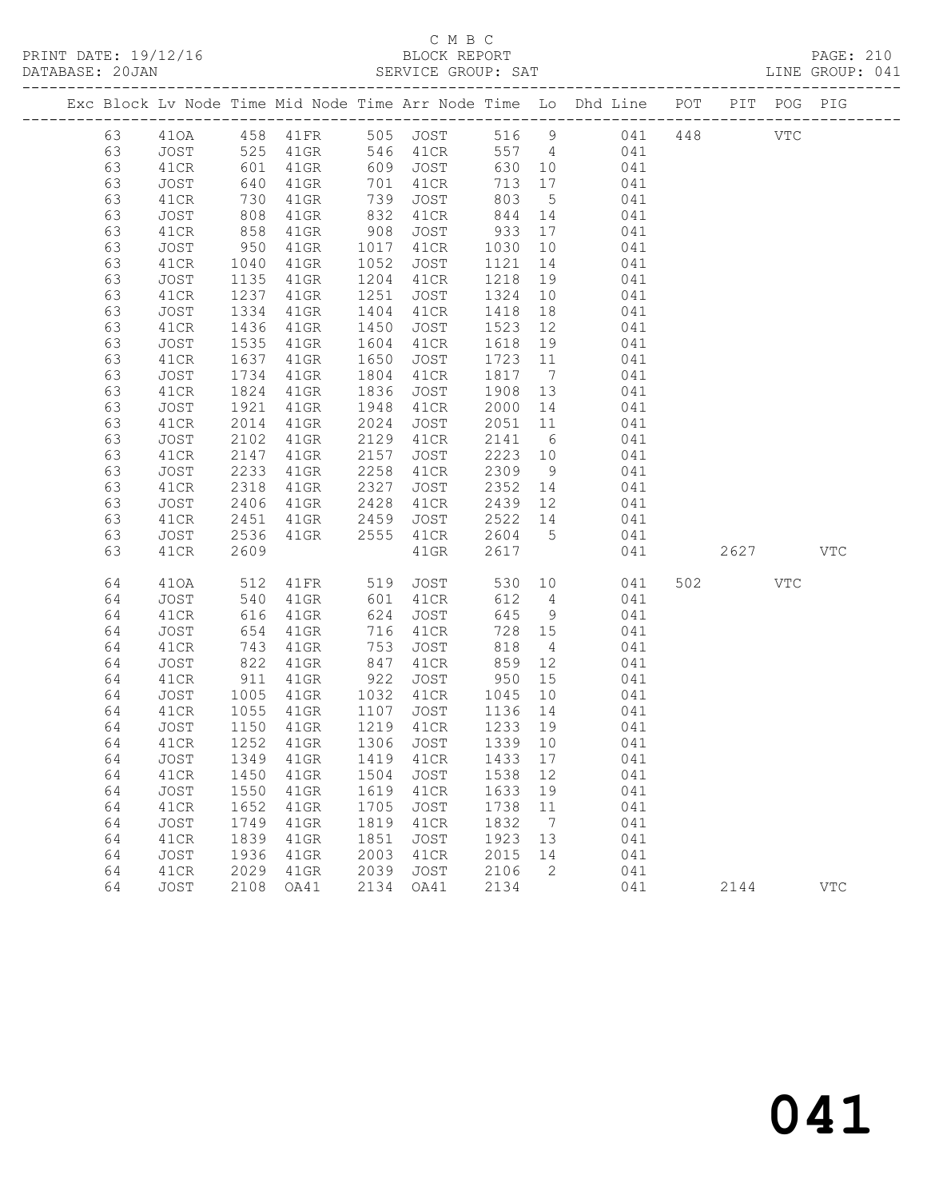C M B C

BLOCK REPORT

SERVICE GROUP: SAT

PRINT DATE: 19/12/16
DATABASE: 20JAN

LINE GROUP: 041

| Exc | Block | Lv | Node | Time | Mid Node | Time | Arr Node | Time | Lo | Dhd Line | POT | PIT | POG | PIG |
|---|---|---|---|---|---|---|---|---|---|---|---|---|---|---|
| | 63 | | 41OA | 458 | 41FR | 505 | JOST | 516 | 9 | 041 | 448 | | VTC | |
| | 63 | | JOST | 525 | 41GR | 546 | 41CR | 557 | 4 | 041 | | | | |
| | 63 | | 41CR | 601 | 41GR | 609 | JOST | 630 | 10 | 041 | | | | |
| | 63 | | JOST | 640 | 41GR | 701 | 41CR | 713 | 17 | 041 | | | | |
| | 63 | | 41CR | 730 | 41GR | 739 | JOST | 803 | 5 | 041 | | | | |
| | 63 | | JOST | 808 | 41GR | 832 | 41CR | 844 | 14 | 041 | | | | |
| | 63 | | 41CR | 858 | 41GR | 908 | JOST | 933 | 17 | 041 | | | | |
| | 63 | | JOST | 950 | 41GR | 1017 | 41CR | 1030 | 10 | 041 | | | | |
| | 63 | | 41CR | 1040 | 41GR | 1052 | JOST | 1121 | 14 | 041 | | | | |
| | 63 | | JOST | 1135 | 41GR | 1204 | 41CR | 1218 | 19 | 041 | | | | |
| | 63 | | 41CR | 1237 | 41GR | 1251 | JOST | 1324 | 10 | 041 | | | | |
| | 63 | | JOST | 1334 | 41GR | 1404 | 41CR | 1418 | 18 | 041 | | | | |
| | 63 | | 41CR | 1436 | 41GR | 1450 | JOST | 1523 | 12 | 041 | | | | |
| | 63 | | JOST | 1535 | 41GR | 1604 | 41CR | 1618 | 19 | 041 | | | | |
| | 63 | | 41CR | 1637 | 41GR | 1650 | JOST | 1723 | 11 | 041 | | | | |
| | 63 | | JOST | 1734 | 41GR | 1804 | 41CR | 1817 | 7 | 041 | | | | |
| | 63 | | 41CR | 1824 | 41GR | 1836 | JOST | 1908 | 13 | 041 | | | | |
| | 63 | | JOST | 1921 | 41GR | 1948 | 41CR | 2000 | 14 | 041 | | | | |
| | 63 | | 41CR | 2014 | 41GR | 2024 | JOST | 2051 | 11 | 041 | | | | |
| | 63 | | JOST | 2102 | 41GR | 2129 | 41CR | 2141 | 6 | 041 | | | | |
| | 63 | | 41CR | 2147 | 41GR | 2157 | JOST | 2223 | 10 | 041 | | | | |
| | 63 | | JOST | 2233 | 41GR | 2258 | 41CR | 2309 | 9 | 041 | | | | |
| | 63 | | 41CR | 2318 | 41GR | 2327 | JOST | 2352 | 14 | 041 | | | | |
| | 63 | | JOST | 2406 | 41GR | 2428 | 41CR | 2439 | 12 | 041 | | | | |
| | 63 | | 41CR | 2451 | 41GR | 2459 | JOST | 2522 | 14 | 041 | | | | |
| | 63 | | JOST | 2536 | 41GR | 2555 | 41CR | 2604 | 5 | 041 | | | | |
| | 63 | | 41CR | 2609 | | | 41GR | 2617 | | 041 | | 2627 | | VTC |
| | 64 | | 41OA | 512 | 41FR | 519 | JOST | 530 | 10 | 041 | 502 | | VTC | |
| | 64 | | JOST | 540 | 41GR | 601 | 41CR | 612 | 4 | 041 | | | | |
| | 64 | | 41CR | 616 | 41GR | 624 | JOST | 645 | 9 | 041 | | | | |
| | 64 | | JOST | 654 | 41GR | 716 | 41CR | 728 | 15 | 041 | | | | |
| | 64 | | 41CR | 743 | 41GR | 753 | JOST | 818 | 4 | 041 | | | | |
| | 64 | | JOST | 822 | 41GR | 847 | 41CR | 859 | 12 | 041 | | | | |
| | 64 | | 41CR | 911 | 41GR | 922 | JOST | 950 | 15 | 041 | | | | |
| | 64 | | JOST | 1005 | 41GR | 1032 | 41CR | 1045 | 10 | 041 | | | | |
| | 64 | | 41CR | 1055 | 41GR | 1107 | JOST | 1136 | 14 | 041 | | | | |
| | 64 | | JOST | 1150 | 41GR | 1219 | 41CR | 1233 | 19 | 041 | | | | |
| | 64 | | 41CR | 1252 | 41GR | 1306 | JOST | 1339 | 10 | 041 | | | | |
| | 64 | | JOST | 1349 | 41GR | 1419 | 41CR | 1433 | 17 | 041 | | | | |
| | 64 | | 41CR | 1450 | 41GR | 1504 | JOST | 1538 | 12 | 041 | | | | |
| | 64 | | JOST | 1550 | 41GR | 1619 | 41CR | 1633 | 19 | 041 | | | | |
| | 64 | | 41CR | 1652 | 41GR | 1705 | JOST | 1738 | 11 | 041 | | | | |
| | 64 | | JOST | 1749 | 41GR | 1819 | 41CR | 1832 | 7 | 041 | | | | |
| | 64 | | 41CR | 1839 | 41GR | 1851 | JOST | 1923 | 13 | 041 | | | | |
| | 64 | | JOST | 1936 | 41GR | 2003 | 41CR | 2015 | 14 | 041 | | | | |
| | 64 | | 41CR | 2029 | 41GR | 2039 | JOST | 2106 | 2 | 041 | | | | |
| | 64 | | JOST | 2108 | OA41 | 2134 | OA41 | 2134 | | 041 | | 2144 | | VTC |

# 041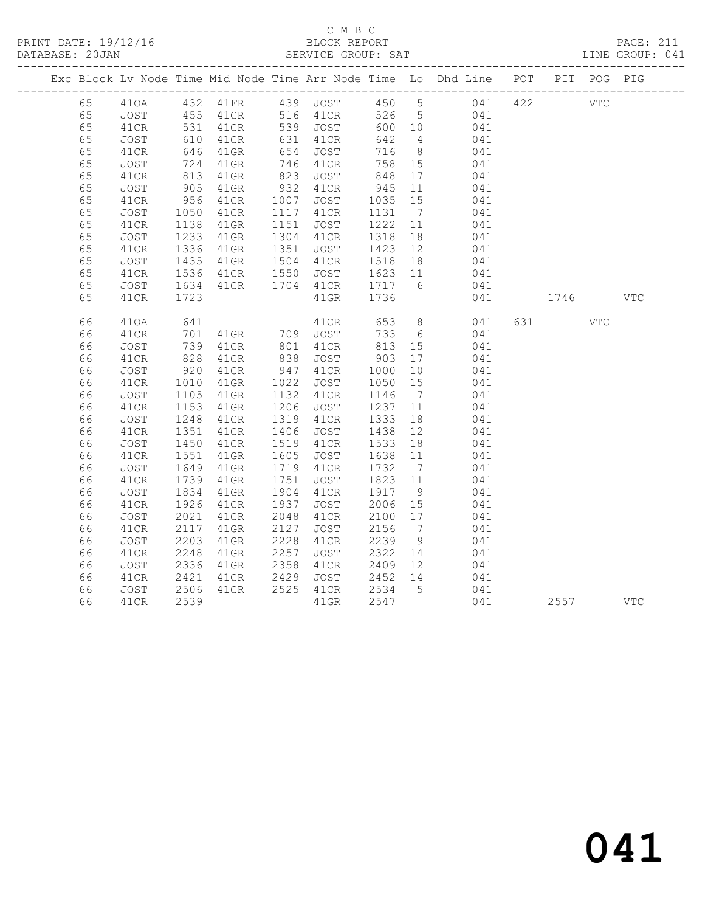C M B C
BLOCK REPORT
SERVICE GROUP: SAT

PRINT DATE: 19/12/16
DATABASE: 20JAN
LINE GROUP: 041

| Exc | Block | Lv | Node | Time | Mid Node | Time | Arr Node | Time | Lo | Dhd Line | POT | PIT | POG | PIG |
|---|---|---|---|---|---|---|---|---|---|---|---|---|---|---|
| | 65 | | 41OA | 432 | 41FR | 439 | JOST | 450 | 5 | 041 | 422 | | VTC | |
| | 65 | | JOST | 455 | 41GR | 516 | 41CR | 526 | 5 | 041 | | | | |
| | 65 | | 41CR | 531 | 41GR | 539 | JOST | 600 | 10 | 041 | | | | |
| | 65 | | JOST | 610 | 41GR | 631 | 41CR | 642 | 4 | 041 | | | | |
| | 65 | | 41CR | 646 | 41GR | 654 | JOST | 716 | 8 | 041 | | | | |
| | 65 | | JOST | 724 | 41GR | 746 | 41CR | 758 | 15 | 041 | | | | |
| | 65 | | 41CR | 813 | 41GR | 823 | JOST | 848 | 17 | 041 | | | | |
| | 65 | | JOST | 905 | 41GR | 932 | 41CR | 945 | 11 | 041 | | | | |
| | 65 | | 41CR | 956 | 41GR | 1007 | JOST | 1035 | 15 | 041 | | | | |
| | 65 | | JOST | 1050 | 41GR | 1117 | 41CR | 1131 | 7 | 041 | | | | |
| | 65 | | 41CR | 1138 | 41GR | 1151 | JOST | 1222 | 11 | 041 | | | | |
| | 65 | | JOST | 1233 | 41GR | 1304 | 41CR | 1318 | 18 | 041 | | | | |
| | 65 | | 41CR | 1336 | 41GR | 1351 | JOST | 1423 | 12 | 041 | | | | |
| | 65 | | JOST | 1435 | 41GR | 1504 | 41CR | 1518 | 18 | 041 | | | | |
| | 65 | | 41CR | 1536 | 41GR | 1550 | JOST | 1623 | 11 | 041 | | | | |
| | 65 | | JOST | 1634 | 41GR | 1704 | 41CR | 1717 | 6 | 041 | | | | |
| | 65 | | 41CR | 1723 | | | 41GR | 1736 | | 041 | | 1746 | | VTC |
| | 66 | | 41OA | 641 | | | 41CR | 653 | 8 | 041 | 631 | | VTC | |
| | 66 | | 41CR | 701 | 41GR | 709 | JOST | 733 | 6 | 041 | | | | |
| | 66 | | JOST | 739 | 41GR | 801 | 41CR | 813 | 15 | 041 | | | | |
| | 66 | | 41CR | 828 | 41GR | 838 | JOST | 903 | 17 | 041 | | | | |
| | 66 | | JOST | 920 | 41GR | 947 | 41CR | 1000 | 10 | 041 | | | | |
| | 66 | | 41CR | 1010 | 41GR | 1022 | JOST | 1050 | 15 | 041 | | | | |
| | 66 | | JOST | 1105 | 41GR | 1132 | 41CR | 1146 | 7 | 041 | | | | |
| | 66 | | 41CR | 1153 | 41GR | 1206 | JOST | 1237 | 11 | 041 | | | | |
| | 66 | | JOST | 1248 | 41GR | 1319 | 41CR | 1333 | 18 | 041 | | | | |
| | 66 | | 41CR | 1351 | 41GR | 1406 | JOST | 1438 | 12 | 041 | | | | |
| | 66 | | JOST | 1450 | 41GR | 1519 | 41CR | 1533 | 18 | 041 | | | | |
| | 66 | | 41CR | 1551 | 41GR | 1605 | JOST | 1638 | 11 | 041 | | | | |
| | 66 | | JOST | 1649 | 41GR | 1719 | 41CR | 1732 | 7 | 041 | | | | |
| | 66 | | 41CR | 1739 | 41GR | 1751 | JOST | 1823 | 11 | 041 | | | | |
| | 66 | | JOST | 1834 | 41GR | 1904 | 41CR | 1917 | 9 | 041 | | | | |
| | 66 | | 41CR | 1926 | 41GR | 1937 | JOST | 2006 | 15 | 041 | | | | |
| | 66 | | JOST | 2021 | 41GR | 2048 | 41CR | 2100 | 17 | 041 | | | | |
| | 66 | | 41CR | 2117 | 41GR | 2127 | JOST | 2156 | 7 | 041 | | | | |
| | 66 | | JOST | 2203 | 41GR | 2228 | 41CR | 2239 | 9 | 041 | | | | |
| | 66 | | 41CR | 2248 | 41GR | 2257 | JOST | 2322 | 14 | 041 | | | | |
| | 66 | | JOST | 2336 | 41GR | 2358 | 41CR | 2409 | 12 | 041 | | | | |
| | 66 | | 41CR | 2421 | 41GR | 2429 | JOST | 2452 | 14 | 041 | | | | |
| | 66 | | JOST | 2506 | 41GR | 2525 | 41CR | 2534 | 5 | 041 | | | | |
| | 66 | | 41CR | 2539 | | | 41GR | 2547 | | 041 | | 2557 | | VTC |

# 041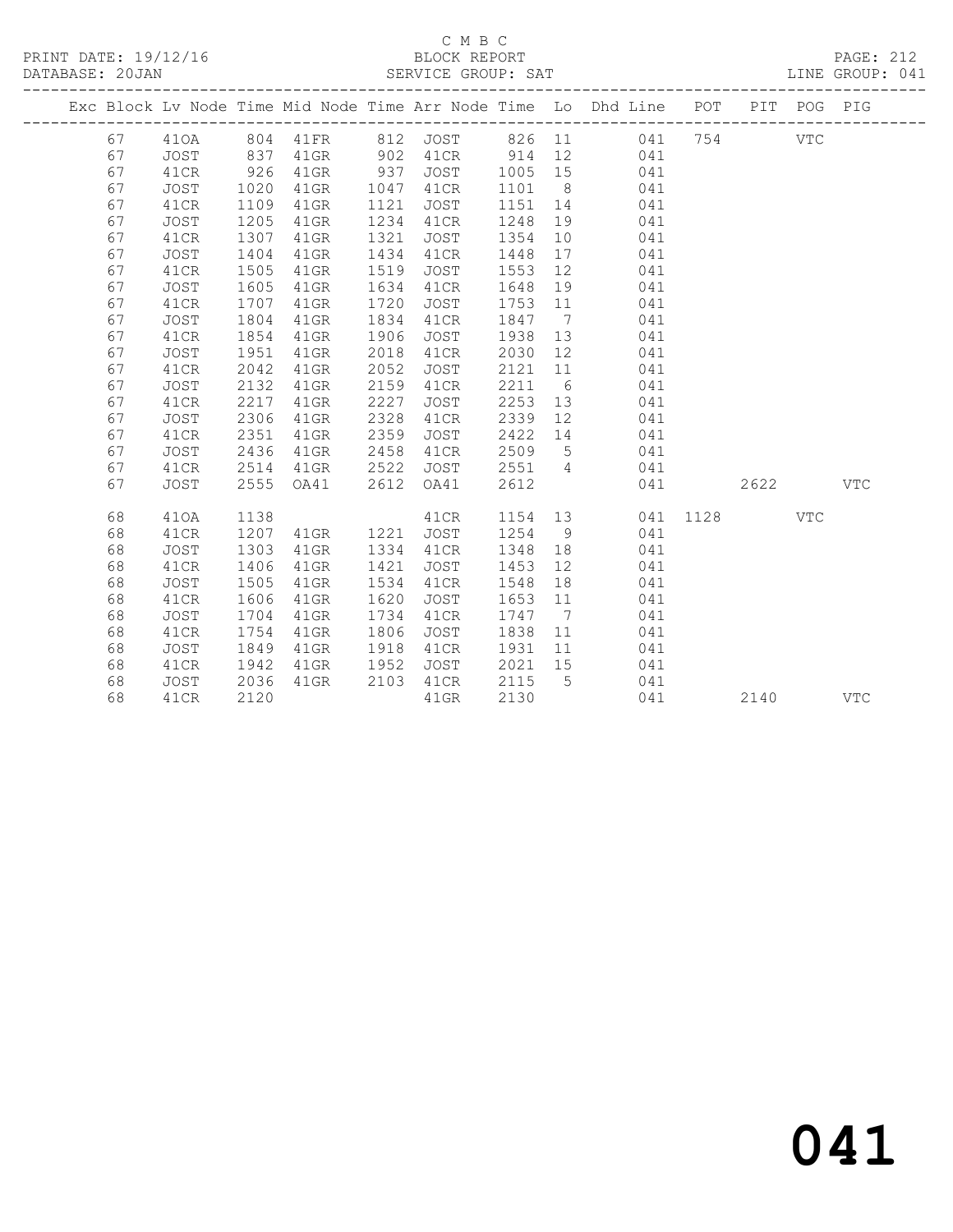C M B C
BLOCK REPORT
SERVICE GROUP: SAT

PRINT DATE: 19/12/16
DATABASE: 20JAN
LINE GROUP: 041

| Exc | Block | Lv | Node | Time | Mid Node | Time | Arr Node | Time | Lo | Dhd Line | POT | PIT | POG | PIG |
|---|---|---|---|---|---|---|---|---|---|---|---|---|---|---|
| | 67 | | 41OA | 804 | 41FR | 812 | JOST | 826 | 11 | 041 | 754 | | VTC | |
| | 67 | | JOST | 837 | 41GR | 902 | 41CR | 914 | 12 | 041 | | | | |
| | 67 | | 41CR | 926 | 41GR | 937 | JOST | 1005 | 15 | 041 | | | | |
| | 67 | | JOST | 1020 | 41GR | 1047 | 41CR | 1101 | 8 | 041 | | | | |
| | 67 | | 41CR | 1109 | 41GR | 1121 | JOST | 1151 | 14 | 041 | | | | |
| | 67 | | JOST | 1205 | 41GR | 1234 | 41CR | 1248 | 19 | 041 | | | | |
| | 67 | | 41CR | 1307 | 41GR | 1321 | JOST | 1354 | 10 | 041 | | | | |
| | 67 | | JOST | 1404 | 41GR | 1434 | 41CR | 1448 | 17 | 041 | | | | |
| | 67 | | 41CR | 1505 | 41GR | 1519 | JOST | 1553 | 12 | 041 | | | | |
| | 67 | | JOST | 1605 | 41GR | 1634 | 41CR | 1648 | 19 | 041 | | | | |
| | 67 | | 41CR | 1707 | 41GR | 1720 | JOST | 1753 | 11 | 041 | | | | |
| | 67 | | JOST | 1804 | 41GR | 1834 | 41CR | 1847 | 7 | 041 | | | | |
| | 67 | | 41CR | 1854 | 41GR | 1906 | JOST | 1938 | 13 | 041 | | | | |
| | 67 | | JOST | 1951 | 41GR | 2018 | 41CR | 2030 | 12 | 041 | | | | |
| | 67 | | 41CR | 2042 | 41GR | 2052 | JOST | 2121 | 11 | 041 | | | | |
| | 67 | | JOST | 2132 | 41GR | 2159 | 41CR | 2211 | 6 | 041 | | | | |
| | 67 | | 41CR | 2217 | 41GR | 2227 | JOST | 2253 | 13 | 041 | | | | |
| | 67 | | JOST | 2306 | 41GR | 2328 | 41CR | 2339 | 12 | 041 | | | | |
| | 67 | | 41CR | 2351 | 41GR | 2359 | JOST | 2422 | 14 | 041 | | | | |
| | 67 | | JOST | 2436 | 41GR | 2458 | 41CR | 2509 | 5 | 041 | | | | |
| | 67 | | 41CR | 2514 | 41GR | 2522 | JOST | 2551 | 4 | 041 | | | | |
| | 67 | | JOST | 2555 | OA41 | 2612 | OA41 | 2612 | | 041 | | 2622 | | VTC |
| | 68 | | 41OA | 1138 | | | 41CR | 1154 | 13 | 041 | 1128 | | VTC | |
| | 68 | | 41CR | 1207 | 41GR | 1221 | JOST | 1254 | 9 | 041 | | | | |
| | 68 | | JOST | 1303 | 41GR | 1334 | 41CR | 1348 | 18 | 041 | | | | |
| | 68 | | 41CR | 1406 | 41GR | 1421 | JOST | 1453 | 12 | 041 | | | | |
| | 68 | | JOST | 1505 | 41GR | 1534 | 41CR | 1548 | 18 | 041 | | | | |
| | 68 | | 41CR | 1606 | 41GR | 1620 | JOST | 1653 | 11 | 041 | | | | |
| | 68 | | JOST | 1704 | 41GR | 1734 | 41CR | 1747 | 7 | 041 | | | | |
| | 68 | | 41CR | 1754 | 41GR | 1806 | JOST | 1838 | 11 | 041 | | | | |
| | 68 | | JOST | 1849 | 41GR | 1918 | 41CR | 1931 | 11 | 041 | | | | |
| | 68 | | 41CR | 1942 | 41GR | 1952 | JOST | 2021 | 15 | 041 | | | | |
| | 68 | | JOST | 2036 | 41GR | 2103 | 41CR | 2115 | 5 | 041 | | | | |
| | 68 | | 41CR | 2120 | | | 41GR | 2130 | | 041 | | 2140 | | VTC |

041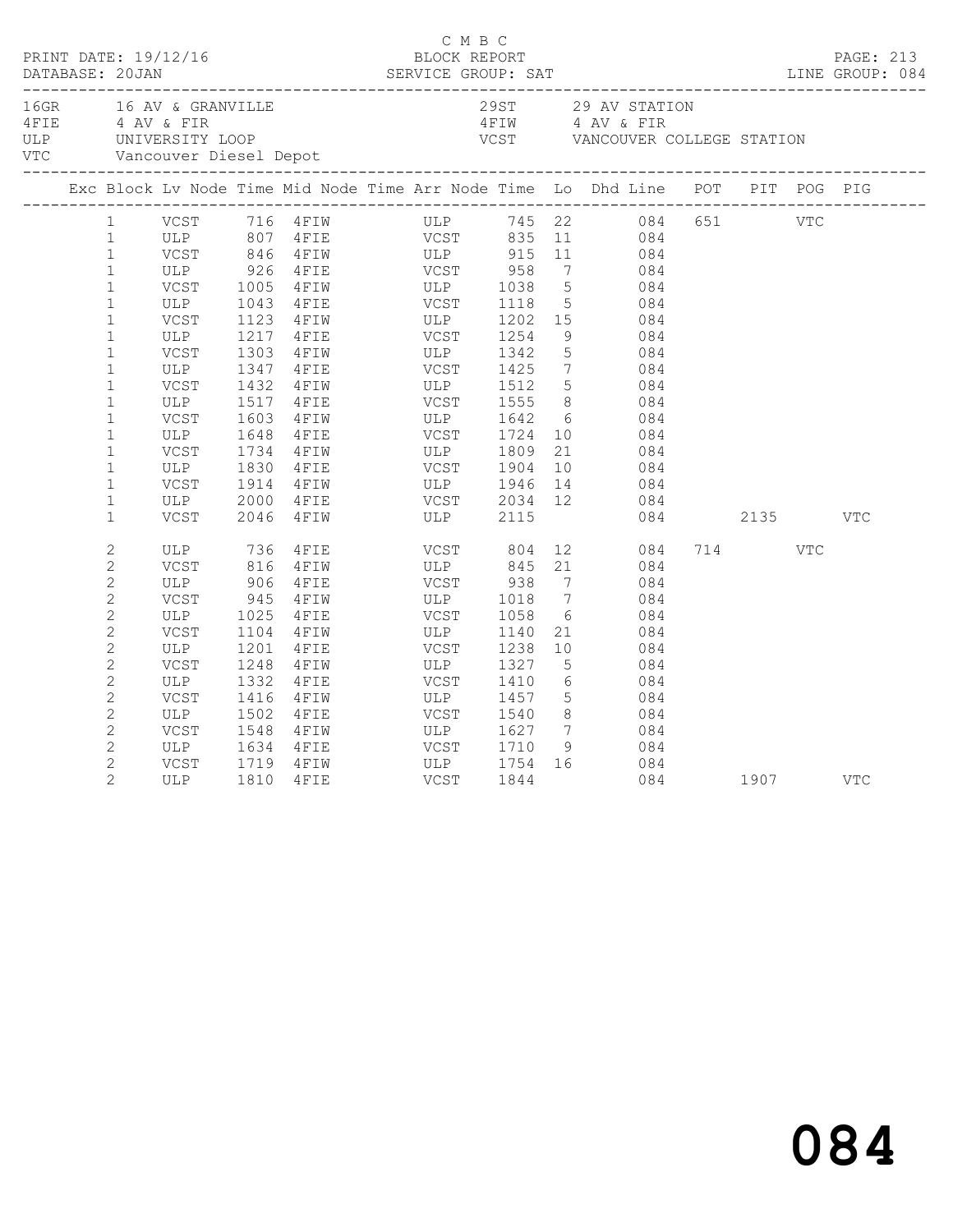C M B C
PRINT DATE: 19/12/16 BLOCK REPORT
DATABASE: 20JAN SERVICE GROUP: SAT LINE GROUP: 084

| Code | Location | Code | Location |
|---|---|---|---|
| 16GR | 16 AV & GRANVILLE | 29ST | 29 AV STATION |
| 4FIE | 4 AV & FIR | 4FIW | 4 AV & FIR |
| ULP | UNIVERSITY LOOP | VCST | VANCOUVER COLLEGE STATION |
| VTC | Vancouver Diesel Depot | | |

| Exc | Block | Lv Node | Time | Mid Node | Time | Arr Node | Time | Lo | Dhd Line | POT | PIT | POG | PIG |
|---|---|---|---|---|---|---|---|---|---|---|---|---|---|
| | 1 | VCST | 716 | 4FIW | | ULP | 745 | 22 | 084 | 651 | | VTC | |
| | 1 | ULP | 807 | 4FIE | | VCST | 835 | 11 | 084 | | | | |
| | 1 | VCST | 846 | 4FIW | | ULP | 915 | 11 | 084 | | | | |
| | 1 | ULP | 926 | 4FIE | | VCST | 958 | 7 | 084 | | | | |
| | 1 | VCST | 1005 | 4FIW | | ULP | 1038 | 5 | 084 | | | | |
| | 1 | ULP | 1043 | 4FIE | | VCST | 1118 | 5 | 084 | | | | |
| | 1 | VCST | 1123 | 4FIW | | ULP | 1202 | 15 | 084 | | | | |
| | 1 | ULP | 1217 | 4FIE | | VCST | 1254 | 9 | 084 | | | | |
| | 1 | VCST | 1303 | 4FIW | | ULP | 1342 | 5 | 084 | | | | |
| | 1 | ULP | 1347 | 4FIE | | VCST | 1425 | 7 | 084 | | | | |
| | 1 | VCST | 1432 | 4FIW | | ULP | 1512 | 5 | 084 | | | | |
| | 1 | ULP | 1517 | 4FIE | | VCST | 1555 | 8 | 084 | | | | |
| | 1 | VCST | 1603 | 4FIW | | ULP | 1642 | 6 | 084 | | | | |
| | 1 | ULP | 1648 | 4FIE | | VCST | 1724 | 10 | 084 | | | | |
| | 1 | VCST | 1734 | 4FIW | | ULP | 1809 | 21 | 084 | | | | |
| | 1 | ULP | 1830 | 4FIE | | VCST | 1904 | 10 | 084 | | | | |
| | 1 | VCST | 1914 | 4FIW | | ULP | 1946 | 14 | 084 | | | | |
| | 1 | ULP | 2000 | 4FIE | | VCST | 2034 | 12 | 084 | | | | |
| | 1 | VCST | 2046 | 4FIW | | ULP | 2115 | | 084 | | 2135 | | VTC |
| | 2 | ULP | 736 | 4FIE | | VCST | 804 | 12 | 084 | 714 | | VTC | |
| | 2 | VCST | 816 | 4FIW | | ULP | 845 | 21 | 084 | | | | |
| | 2 | ULP | 906 | 4FIE | | VCST | 938 | 7 | 084 | | | | |
| | 2 | VCST | 945 | 4FIW | | ULP | 1018 | 7 | 084 | | | | |
| | 2 | ULP | 1025 | 4FIE | | VCST | 1058 | 6 | 084 | | | | |
| | 2 | VCST | 1104 | 4FIW | | ULP | 1140 | 21 | 084 | | | | |
| | 2 | ULP | 1201 | 4FIE | | VCST | 1238 | 10 | 084 | | | | |
| | 2 | VCST | 1248 | 4FIW | | ULP | 1327 | 5 | 084 | | | | |
| | 2 | ULP | 1332 | 4FIE | | VCST | 1410 | 6 | 084 | | | | |
| | 2 | VCST | 1416 | 4FIW | | ULP | 1457 | 5 | 084 | | | | |
| | 2 | ULP | 1502 | 4FIE | | VCST | 1540 | 8 | 084 | | | | |
| | 2 | VCST | 1548 | 4FIW | | ULP | 1627 | 7 | 084 | | | | |
| | 2 | ULP | 1634 | 4FIE | | VCST | 1710 | 9 | 084 | | | | |
| | 2 | VCST | 1719 | 4FIW | | ULP | 1754 | 16 | 084 | | | | |
| | 2 | ULP | 1810 | 4FIE | | VCST | 1844 | | 084 | | 1907 | | VTC |

# 084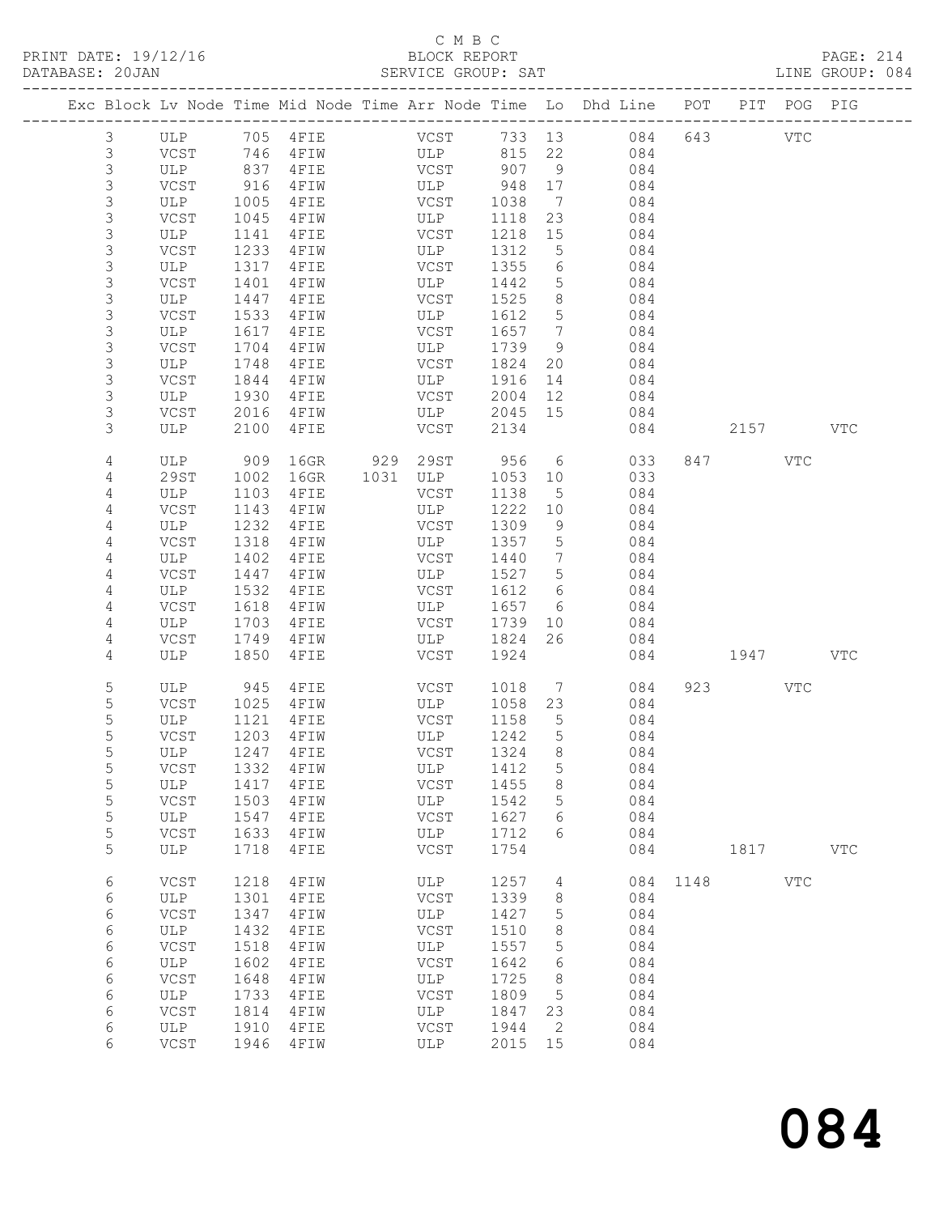C M B C

PRINT DATE: 19/12/16 BLOCK REPORT
DATABASE: 20JAN SERVICE GROUP: SAT LINE GROUP: 084

| Exc | Block | Lv | Node | Time | Mid Node | Time | Arr Node | Time | Lo | Dhd Line | POT | PIT | POG | PIG |
|---|---|---|---|---|---|---|---|---|---|---|---|---|---|---|
| | 3 | | ULP | 705 | 4FIE | | VCST | 733 | 13 | 084 | 643 | | VTC | |
| | 3 | | VCST | 746 | 4FIW | | ULP | 815 | 22 | 084 | | | | |
| | 3 | | ULP | 837 | 4FIE | | VCST | 907 | 9 | 084 | | | | |
| | 3 | | VCST | 916 | 4FIW | | ULP | 948 | 17 | 084 | | | | |
| | 3 | | ULP | 1005 | 4FIE | | VCST | 1038 | 7 | 084 | | | | |
| | 3 | | VCST | 1045 | 4FIW | | ULP | 1118 | 23 | 084 | | | | |
| | 3 | | ULP | 1141 | 4FIE | | VCST | 1218 | 15 | 084 | | | | |
| | 3 | | VCST | 1233 | 4FIW | | ULP | 1312 | 5 | 084 | | | | |
| | 3 | | ULP | 1317 | 4FIE | | VCST | 1355 | 6 | 084 | | | | |
| | 3 | | VCST | 1401 | 4FIW | | ULP | 1442 | 5 | 084 | | | | |
| | 3 | | ULP | 1447 | 4FIE | | VCST | 1525 | 8 | 084 | | | | |
| | 3 | | VCST | 1533 | 4FIW | | ULP | 1612 | 5 | 084 | | | | |
| | 3 | | ULP | 1617 | 4FIE | | VCST | 1657 | 7 | 084 | | | | |
| | 3 | | VCST | 1704 | 4FIW | | ULP | 1739 | 9 | 084 | | | | |
| | 3 | | ULP | 1748 | 4FIE | | VCST | 1824 | 20 | 084 | | | | |
| | 3 | | VCST | 1844 | 4FIW | | ULP | 1916 | 14 | 084 | | | | |
| | 3 | | ULP | 1930 | 4FIE | | VCST | 2004 | 12 | 084 | | | | |
| | 3 | | VCST | 2016 | 4FIW | | ULP | 2045 | 15 | 084 | | | | |
| | 3 | | ULP | 2100 | 4FIE | | VCST | 2134 | | 084 | | 2157 | | VTC |
| | 4 | | ULP | 909 | 16GR | 929 | 29ST | 956 | 6 | 033 | 847 | | VTC | |
| | 4 | | 29ST | 1002 | 16GR | 1031 | ULP | 1053 | 10 | 033 | | | | |
| | 4 | | ULP | 1103 | 4FIE | | VCST | 1138 | 5 | 084 | | | | |
| | 4 | | VCST | 1143 | 4FIW | | ULP | 1222 | 10 | 084 | | | | |
| | 4 | | ULP | 1232 | 4FIE | | VCST | 1309 | 9 | 084 | | | | |
| | 4 | | VCST | 1318 | 4FIW | | ULP | 1357 | 5 | 084 | | | | |
| | 4 | | ULP | 1402 | 4FIE | | VCST | 1440 | 7 | 084 | | | | |
| | 4 | | VCST | 1447 | 4FIW | | ULP | 1527 | 5 | 084 | | | | |
| | 4 | | ULP | 1532 | 4FIE | | VCST | 1612 | 6 | 084 | | | | |
| | 4 | | VCST | 1618 | 4FIW | | ULP | 1657 | 6 | 084 | | | | |
| | 4 | | ULP | 1703 | 4FIE | | VCST | 1739 | 10 | 084 | | | | |
| | 4 | | VCST | 1749 | 4FIW | | ULP | 1824 | 26 | 084 | | | | |
| | 4 | | ULP | 1850 | 4FIE | | VCST | 1924 | | 084 | | 1947 | | VTC |
| | 5 | | ULP | 945 | 4FIE | | VCST | 1018 | 7 | 084 | 923 | | VTC | |
| | 5 | | VCST | 1025 | 4FIW | | ULP | 1058 | 23 | 084 | | | | |
| | 5 | | ULP | 1121 | 4FIE | | VCST | 1158 | 5 | 084 | | | | |
| | 5 | | VCST | 1203 | 4FIW | | ULP | 1242 | 5 | 084 | | | | |
| | 5 | | ULP | 1247 | 4FIE | | VCST | 1324 | 8 | 084 | | | | |
| | 5 | | VCST | 1332 | 4FIW | | ULP | 1412 | 5 | 084 | | | | |
| | 5 | | ULP | 1417 | 4FIE | | VCST | 1455 | 8 | 084 | | | | |
| | 5 | | VCST | 1503 | 4FIW | | ULP | 1542 | 5 | 084 | | | | |
| | 5 | | ULP | 1547 | 4FIE | | VCST | 1627 | 6 | 084 | | | | |
| | 5 | | VCST | 1633 | 4FIW | | ULP | 1712 | 6 | 084 | | | | |
| | 5 | | ULP | 1718 | 4FIE | | VCST | 1754 | | 084 | | 1817 | | VTC |
| | 6 | | VCST | 1218 | 4FIW | | ULP | 1257 | 4 | 084 | 1148 | | VTC | |
| | 6 | | ULP | 1301 | 4FIE | | VCST | 1339 | 8 | 084 | | | | |
| | 6 | | VCST | 1347 | 4FIW | | ULP | 1427 | 5 | 084 | | | | |
| | 6 | | ULP | 1432 | 4FIE | | VCST | 1510 | 8 | 084 | | | | |
| | 6 | | VCST | 1518 | 4FIW | | ULP | 1557 | 5 | 084 | | | | |
| | 6 | | ULP | 1602 | 4FIE | | VCST | 1642 | 6 | 084 | | | | |
| | 6 | | VCST | 1648 | 4FIW | | ULP | 1725 | 8 | 084 | | | | |
| | 6 | | ULP | 1733 | 4FIE | | VCST | 1809 | 5 | 084 | | | | |
| | 6 | | VCST | 1814 | 4FIW | | ULP | 1847 | 23 | 084 | | | | |
| | 6 | | ULP | 1910 | 4FIE | | VCST | 1944 | 2 | 084 | | | | |
| | 6 | | VCST | 1946 | 4FIW | | ULP | 2015 | 15 | 084 | | | | |

084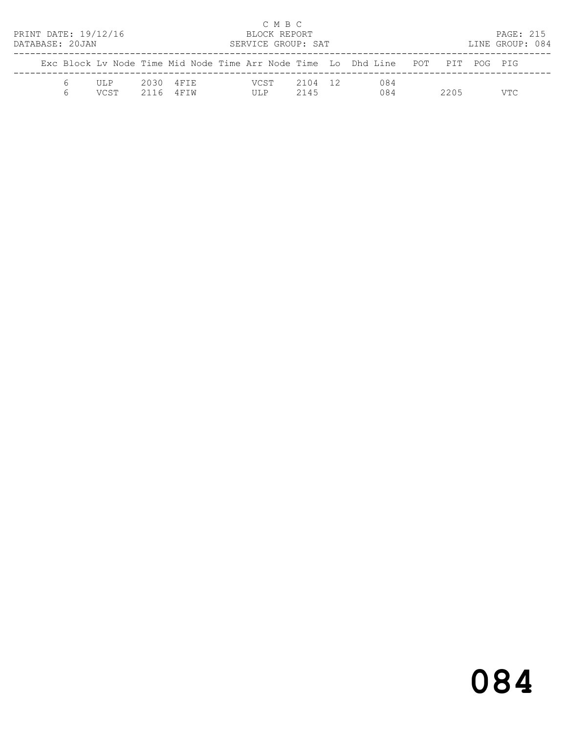C M B C
BLOCK REPORT
SERVICE GROUP: SAT

PRINT DATE: 19/12/16
DATABASE: 20JAN

LINE GROUP: 084

| Exc | Block | Lv Node | Time | Mid Node | Time | Arr Node | Time | Lo | Dhd | Line | POT | PIT | POG | PIG |
|---|---|---|---|---|---|---|---|---|---|---|---|---|---|---|
| | 6 | ULP | 2030 | 4FIE | | VCST | 2104 | 12 | | 084 | | | | |
| | 6 | VCST | 2116 | 4FIW | | ULP | 2145 | | | 084 | | 2205 | | VTC |

# 084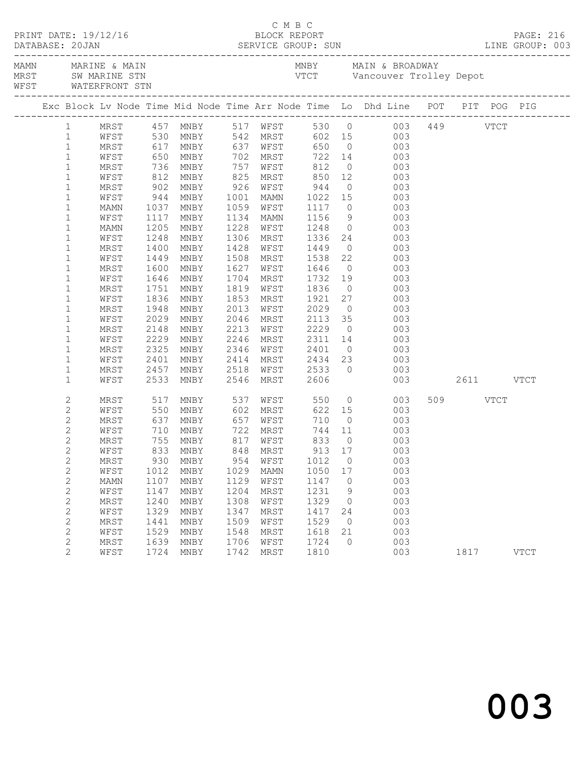C M B C
PRINT DATE: 19/12/16 BLOCK REPORT
DATABASE: 20JAN SERVICE GROUP: SUN LINE GROUP: 003

| | | | |
|---|---|---|---|
| MAMN | MARINE & MAIN | MNBY | MAIN & BROADWAY |
| MRST | SW MARINE STN | VTCT | Vancouver Trolley Depot |
| WFST | WATERFRONT STN | | |

| Exc | Block | Lv Node | Time | Mid Node | Time | Arr Node | Time | Lo | Dhd Line | POT | PIT | POG | PIG |
|---|---|---|---|---|---|---|---|---|---|---|---|---|---|
| | 1 | MRST | 457 | MNBY | 517 | WFST | 530 | 0 | 003 | 449 | | VTCT | |
| | 1 | WFST | 530 | MNBY | 542 | MRST | 602 | 15 | 003 | | | | |
| | 1 | MRST | 617 | MNBY | 637 | WFST | 650 | 0 | 003 | | | | |
| | 1 | WFST | 650 | MNBY | 702 | MRST | 722 | 14 | 003 | | | | |
| | 1 | MRST | 736 | MNBY | 757 | WFST | 812 | 0 | 003 | | | | |
| | 1 | WFST | 812 | MNBY | 825 | MRST | 850 | 12 | 003 | | | | |
| | 1 | MRST | 902 | MNBY | 926 | WFST | 944 | 0 | 003 | | | | |
| | 1 | WFST | 944 | MNBY | 1001 | MAMN | 1022 | 15 | 003 | | | | |
| | 1 | MAMN | 1037 | MNBY | 1059 | WFST | 1117 | 0 | 003 | | | | |
| | 1 | WFST | 1117 | MNBY | 1134 | MAMN | 1156 | 9 | 003 | | | | |
| | 1 | MAMN | 1205 | MNBY | 1228 | WFST | 1248 | 0 | 003 | | | | |
| | 1 | WFST | 1248 | MNBY | 1306 | MRST | 1336 | 24 | 003 | | | | |
| | 1 | MRST | 1400 | MNBY | 1428 | WFST | 1449 | 0 | 003 | | | | |
| | 1 | WFST | 1449 | MNBY | 1508 | MRST | 1538 | 22 | 003 | | | | |
| | 1 | MRST | 1600 | MNBY | 1627 | WFST | 1646 | 0 | 003 | | | | |
| | 1 | WFST | 1646 | MNBY | 1704 | MRST | 1732 | 19 | 003 | | | | |
| | 1 | MRST | 1751 | MNBY | 1819 | WFST | 1836 | 0 | 003 | | | | |
| | 1 | WFST | 1836 | MNBY | 1853 | MRST | 1921 | 27 | 003 | | | | |
| | 1 | MRST | 1948 | MNBY | 2013 | WFST | 2029 | 0 | 003 | | | | |
| | 1 | WFST | 2029 | MNBY | 2046 | MRST | 2113 | 35 | 003 | | | | |
| | 1 | MRST | 2148 | MNBY | 2213 | WFST | 2229 | 0 | 003 | | | | |
| | 1 | WFST | 2229 | MNBY | 2246 | MRST | 2311 | 14 | 003 | | | | |
| | 1 | MRST | 2325 | MNBY | 2346 | WFST | 2401 | 0 | 003 | | | | |
| | 1 | WFST | 2401 | MNBY | 2414 | MRST | 2434 | 23 | 003 | | | | |
| | 1 | MRST | 2457 | MNBY | 2518 | WFST | 2533 | 0 | 003 | | | | |
| | 1 | WFST | 2533 | MNBY | 2546 | MRST | 2606 | | 003 | | 2611 | | VTCT |
| | 2 | MRST | 517 | MNBY | 537 | WFST | 550 | 0 | 003 | 509 | | VTCT | |
| | 2 | WFST | 550 | MNBY | 602 | MRST | 622 | 15 | 003 | | | | |
| | 2 | MRST | 637 | MNBY | 657 | WFST | 710 | 0 | 003 | | | | |
| | 2 | WFST | 710 | MNBY | 722 | MRST | 744 | 11 | 003 | | | | |
| | 2 | MRST | 755 | MNBY | 817 | WFST | 833 | 0 | 003 | | | | |
| | 2 | WFST | 833 | MNBY | 848 | MRST | 913 | 17 | 003 | | | | |
| | 2 | MRST | 930 | MNBY | 954 | WFST | 1012 | 0 | 003 | | | | |
| | 2 | WFST | 1012 | MNBY | 1029 | MAMN | 1050 | 17 | 003 | | | | |
| | 2 | MAMN | 1107 | MNBY | 1129 | WFST | 1147 | 0 | 003 | | | | |
| | 2 | WFST | 1147 | MNBY | 1204 | MRST | 1231 | 9 | 003 | | | | |
| | 2 | MRST | 1240 | MNBY | 1308 | WFST | 1329 | 0 | 003 | | | | |
| | 2 | WFST | 1329 | MNBY | 1347 | MRST | 1417 | 24 | 003 | | | | |
| | 2 | MRST | 1441 | MNBY | 1509 | WFST | 1529 | 0 | 003 | | | | |
| | 2 | WFST | 1529 | MNBY | 1548 | MRST | 1618 | 21 | 003 | | | | |
| | 2 | MRST | 1639 | MNBY | 1706 | WFST | 1724 | 0 | 003 | | | | |
| | 2 | WFST | 1724 | MNBY | 1742 | MRST | 1810 | | 003 | | 1817 | | VTCT |

003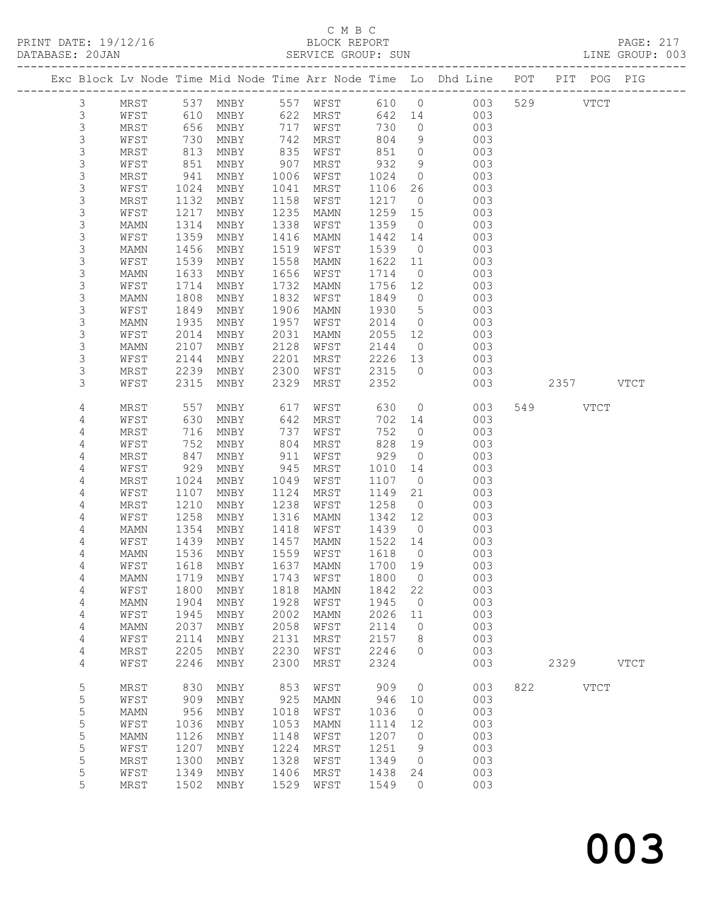C M B C

PRINT DATE: 19/12/16 BLOCK REPORT PAGE: 217
DATABASE: 20JAN SERVICE GROUP: SUN LINE GROUP: 003

| Exc | Block | Lv | Node | Time | Mid Node | Time | Arr Node | Time | Lo | Dhd Line | POT | PIT | POG | PIG |
|---|---|---|---|---|---|---|---|---|---|---|---|---|---|---|
| | 3 | | MRST | 537 | MNBY | 557 | WFST | 610 | 0 | 003 | 529 | | VTCT | |
| | 3 | | WFST | 610 | MNBY | 622 | MRST | 642 | 14 | 003 | | | | |
| | 3 | | MRST | 656 | MNBY | 717 | WFST | 730 | 0 | 003 | | | | |
| | 3 | | WFST | 730 | MNBY | 742 | MRST | 804 | 9 | 003 | | | | |
| | 3 | | MRST | 813 | MNBY | 835 | WFST | 851 | 0 | 003 | | | | |
| | 3 | | WFST | 851 | MNBY | 907 | MRST | 932 | 9 | 003 | | | | |
| | 3 | | MRST | 941 | MNBY | 1006 | WFST | 1024 | 0 | 003 | | | | |
| | 3 | | WFST | 1024 | MNBY | 1041 | MRST | 1106 | 26 | 003 | | | | |
| | 3 | | MRST | 1132 | MNBY | 1158 | WFST | 1217 | 0 | 003 | | | | |
| | 3 | | WFST | 1217 | MNBY | 1235 | MAMN | 1259 | 15 | 003 | | | | |
| | 3 | | MAMN | 1314 | MNBY | 1338 | WFST | 1359 | 0 | 003 | | | | |
| | 3 | | WFST | 1359 | MNBY | 1416 | MAMN | 1442 | 14 | 003 | | | | |
| | 3 | | MAMN | 1456 | MNBY | 1519 | WFST | 1539 | 0 | 003 | | | | |
| | 3 | | WFST | 1539 | MNBY | 1558 | MAMN | 1622 | 11 | 003 | | | | |
| | 3 | | MAMN | 1633 | MNBY | 1656 | WFST | 1714 | 0 | 003 | | | | |
| | 3 | | WFST | 1714 | MNBY | 1732 | MAMN | 1756 | 12 | 003 | | | | |
| | 3 | | MAMN | 1808 | MNBY | 1832 | WFST | 1849 | 0 | 003 | | | | |
| | 3 | | WFST | 1849 | MNBY | 1906 | MAMN | 1930 | 5 | 003 | | | | |
| | 3 | | MAMN | 1935 | MNBY | 1957 | WFST | 2014 | 0 | 003 | | | | |
| | 3 | | WFST | 2014 | MNBY | 2031 | MAMN | 2055 | 12 | 003 | | | | |
| | 3 | | MAMN | 2107 | MNBY | 2128 | WFST | 2144 | 0 | 003 | | | | |
| | 3 | | WFST | 2144 | MNBY | 2201 | MRST | 2226 | 13 | 003 | | | | |
| | 3 | | MRST | 2239 | MNBY | 2300 | WFST | 2315 | 0 | 003 | | | | |
| | 3 | | WFST | 2315 | MNBY | 2329 | MRST | 2352 | | 003 | | 2357 | | VTCT |
| | 4 | | MRST | 557 | MNBY | 617 | WFST | 630 | 0 | 003 | 549 | | VTCT | |
| | 4 | | WFST | 630 | MNBY | 642 | MRST | 702 | 14 | 003 | | | | |
| | 4 | | MRST | 716 | MNBY | 737 | WFST | 752 | 0 | 003 | | | | |
| | 4 | | WFST | 752 | MNBY | 804 | MRST | 828 | 19 | 003 | | | | |
| | 4 | | MRST | 847 | MNBY | 911 | WFST | 929 | 0 | 003 | | | | |
| | 4 | | WFST | 929 | MNBY | 945 | MRST | 1010 | 14 | 003 | | | | |
| | 4 | | MRST | 1024 | MNBY | 1049 | WFST | 1107 | 0 | 003 | | | | |
| | 4 | | WFST | 1107 | MNBY | 1124 | MRST | 1149 | 21 | 003 | | | | |
| | 4 | | MRST | 1210 | MNBY | 1238 | WFST | 1258 | 0 | 003 | | | | |
| | 4 | | WFST | 1258 | MNBY | 1316 | MAMN | 1342 | 12 | 003 | | | | |
| | 4 | | MAMN | 1354 | MNBY | 1418 | WFST | 1439 | 0 | 003 | | | | |
| | 4 | | WFST | 1439 | MNBY | 1457 | MAMN | 1522 | 14 | 003 | | | | |
| | 4 | | MAMN | 1536 | MNBY | 1559 | WFST | 1618 | 0 | 003 | | | | |
| | 4 | | WFST | 1618 | MNBY | 1637 | MAMN | 1700 | 19 | 003 | | | | |
| | 4 | | MAMN | 1719 | MNBY | 1743 | WFST | 1800 | 0 | 003 | | | | |
| | 4 | | WFST | 1800 | MNBY | 1818 | MAMN | 1842 | 22 | 003 | | | | |
| | 4 | | MAMN | 1904 | MNBY | 1928 | WFST | 1945 | 0 | 003 | | | | |
| | 4 | | WFST | 1945 | MNBY | 2002 | MAMN | 2026 | 11 | 003 | | | | |
| | 4 | | MAMN | 2037 | MNBY | 2058 | WFST | 2114 | 0 | 003 | | | | |
| | 4 | | WFST | 2114 | MNBY | 2131 | MRST | 2157 | 8 | 003 | | | | |
| | 4 | | MRST | 2205 | MNBY | 2230 | WFST | 2246 | 0 | 003 | | | | |
| | 4 | | WFST | 2246 | MNBY | 2300 | MRST | 2324 | | 003 | | 2329 | | VTCT |
| | 5 | | MRST | 830 | MNBY | 853 | WFST | 909 | 0 | 003 | 822 | | VTCT | |
| | 5 | | WFST | 909 | MNBY | 925 | MAMN | 946 | 10 | 003 | | | | |
| | 5 | | MAMN | 956 | MNBY | 1018 | WFST | 1036 | 0 | 003 | | | | |
| | 5 | | WFST | 1036 | MNBY | 1053 | MAMN | 1114 | 12 | 003 | | | | |
| | 5 | | MAMN | 1126 | MNBY | 1148 | WFST | 1207 | 0 | 003 | | | | |
| | 5 | | WFST | 1207 | MNBY | 1224 | MRST | 1251 | 9 | 003 | | | | |
| | 5 | | MRST | 1300 | MNBY | 1328 | WFST | 1349 | 0 | 003 | | | | |
| | 5 | | WFST | 1349 | MNBY | 1406 | MRST | 1438 | 24 | 003 | | | | |
| | 5 | | MRST | 1502 | MNBY | 1529 | WFST | 1549 | 0 | 003 | | | | |

003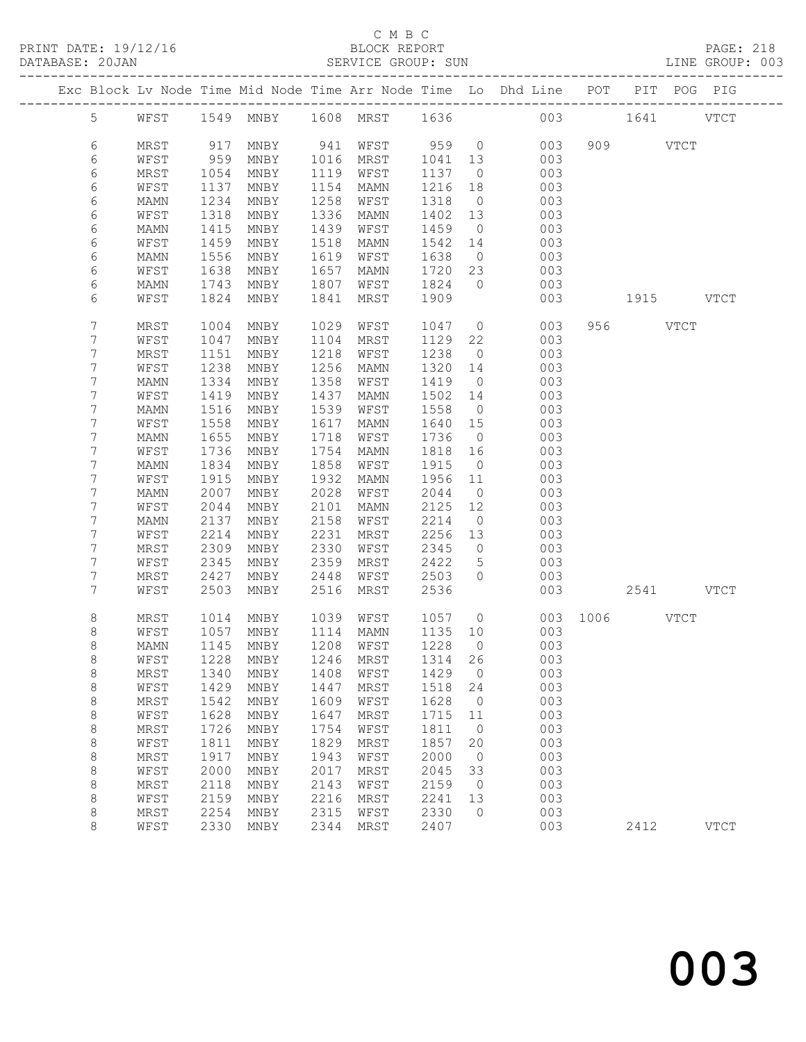C M B C

BLOCK REPORT

SERVICE GROUP: SUN

PRINT DATE: 19/12/16

DATABASE: 20JAN

LINE GROUP: 003

| Exc | Block | Lv | Node | Time | Mid Node | Time | Arr Node | Time | Lo | Dhd Line | POT | PIT | POG | PIG |
|---|---|---|---|---|---|---|---|---|---|---|---|---|---|---|
| | 5 | | WFST | 1549 | MNBY | 1608 | MRST | 1636 | | 003 | | 1641 | | VTCT |
| | 6 | | MRST | 917 | MNBY | 941 | WFST | 959 | 0 | 003 | 909 | | VTCT | |
| | 6 | | WFST | 959 | MNBY | 1016 | MRST | 1041 | 13 | 003 | | | | |
| | 6 | | MRST | 1054 | MNBY | 1119 | WFST | 1137 | 0 | 003 | | | | |
| | 6 | | WFST | 1137 | MNBY | 1154 | MAMN | 1216 | 18 | 003 | | | | |
| | 6 | | MAMN | 1234 | MNBY | 1258 | WFST | 1318 | 0 | 003 | | | | |
| | 6 | | WFST | 1318 | MNBY | 1336 | MAMN | 1402 | 13 | 003 | | | | |
| | 6 | | MAMN | 1415 | MNBY | 1439 | WFST | 1459 | 0 | 003 | | | | |
| | 6 | | WFST | 1459 | MNBY | 1518 | MAMN | 1542 | 14 | 003 | | | | |
| | 6 | | MAMN | 1556 | MNBY | 1619 | WFST | 1638 | 0 | 003 | | | | |
| | 6 | | WFST | 1638 | MNBY | 1657 | MAMN | 1720 | 23 | 003 | | | | |
| | 6 | | MAMN | 1743 | MNBY | 1807 | WFST | 1824 | 0 | 003 | | | | |
| | 6 | | WFST | 1824 | MNBY | 1841 | MRST | 1909 | | 003 | | 1915 | | VTCT |
| | 7 | | MRST | 1004 | MNBY | 1029 | WFST | 1047 | 0 | 003 | 956 | | VTCT | |
| | 7 | | WFST | 1047 | MNBY | 1104 | MRST | 1129 | 22 | 003 | | | | |
| | 7 | | MRST | 1151 | MNBY | 1218 | WFST | 1238 | 0 | 003 | | | | |
| | 7 | | WFST | 1238 | MNBY | 1256 | MAMN | 1320 | 14 | 003 | | | | |
| | 7 | | MAMN | 1334 | MNBY | 1358 | WFST | 1419 | 0 | 003 | | | | |
| | 7 | | WFST | 1419 | MNBY | 1437 | MAMN | 1502 | 14 | 003 | | | | |
| | 7 | | MAMN | 1516 | MNBY | 1539 | WFST | 1558 | 0 | 003 | | | | |
| | 7 | | WFST | 1558 | MNBY | 1617 | MAMN | 1640 | 15 | 003 | | | | |
| | 7 | | MAMN | 1655 | MNBY | 1718 | WFST | 1736 | 0 | 003 | | | | |
| | 7 | | WFST | 1736 | MNBY | 1754 | MAMN | 1818 | 16 | 003 | | | | |
| | 7 | | MAMN | 1834 | MNBY | 1858 | WFST | 1915 | 0 | 003 | | | | |
| | 7 | | WFST | 1915 | MNBY | 1932 | MAMN | 1956 | 11 | 003 | | | | |
| | 7 | | MAMN | 2007 | MNBY | 2028 | WFST | 2044 | 0 | 003 | | | | |
| | 7 | | WFST | 2044 | MNBY | 2101 | MAMN | 2125 | 12 | 003 | | | | |
| | 7 | | MAMN | 2137 | MNBY | 2158 | WFST | 2214 | 0 | 003 | | | | |
| | 7 | | WFST | 2214 | MNBY | 2231 | MRST | 2256 | 13 | 003 | | | | |
| | 7 | | MRST | 2309 | MNBY | 2330 | WFST | 2345 | 0 | 003 | | | | |
| | 7 | | WFST | 2345 | MNBY | 2359 | MRST | 2422 | 5 | 003 | | | | |
| | 7 | | MRST | 2427 | MNBY | 2448 | WFST | 2503 | 0 | 003 | | | | |
| | 7 | | WFST | 2503 | MNBY | 2516 | MRST | 2536 | | 003 | | 2541 | | VTCT |
| | 8 | | MRST | 1014 | MNBY | 1039 | WFST | 1057 | 0 | 003 | 1006 | | VTCT | |
| | 8 | | WFST | 1057 | MNBY | 1114 | MAMN | 1135 | 10 | 003 | | | | |
| | 8 | | MAMN | 1145 | MNBY | 1208 | WFST | 1228 | 0 | 003 | | | | |
| | 8 | | WFST | 1228 | MNBY | 1246 | MRST | 1314 | 26 | 003 | | | | |
| | 8 | | MRST | 1340 | MNBY | 1408 | WFST | 1429 | 0 | 003 | | | | |
| | 8 | | WFST | 1429 | MNBY | 1447 | MRST | 1518 | 24 | 003 | | | | |
| | 8 | | MRST | 1542 | MNBY | 1609 | WFST | 1628 | 0 | 003 | | | | |
| | 8 | | WFST | 1628 | MNBY | 1647 | MRST | 1715 | 11 | 003 | | | | |
| | 8 | | MRST | 1726 | MNBY | 1754 | WFST | 1811 | 0 | 003 | | | | |
| | 8 | | WFST | 1811 | MNBY | 1829 | MRST | 1857 | 20 | 003 | | | | |
| | 8 | | MRST | 1917 | MNBY | 1943 | WFST | 2000 | 0 | 003 | | | | |
| | 8 | | WFST | 2000 | MNBY | 2017 | MRST | 2045 | 33 | 003 | | | | |
| | 8 | | MRST | 2118 | MNBY | 2143 | WFST | 2159 | 0 | 003 | | | | |
| | 8 | | WFST | 2159 | MNBY | 2216 | MRST | 2241 | 13 | 003 | | | | |
| | 8 | | MRST | 2254 | MNBY | 2315 | WFST | 2330 | 0 | 003 | | | | |
| | 8 | | WFST | 2330 | MNBY | 2344 | MRST | 2407 | | 003 | | 2412 | | VTCT |

003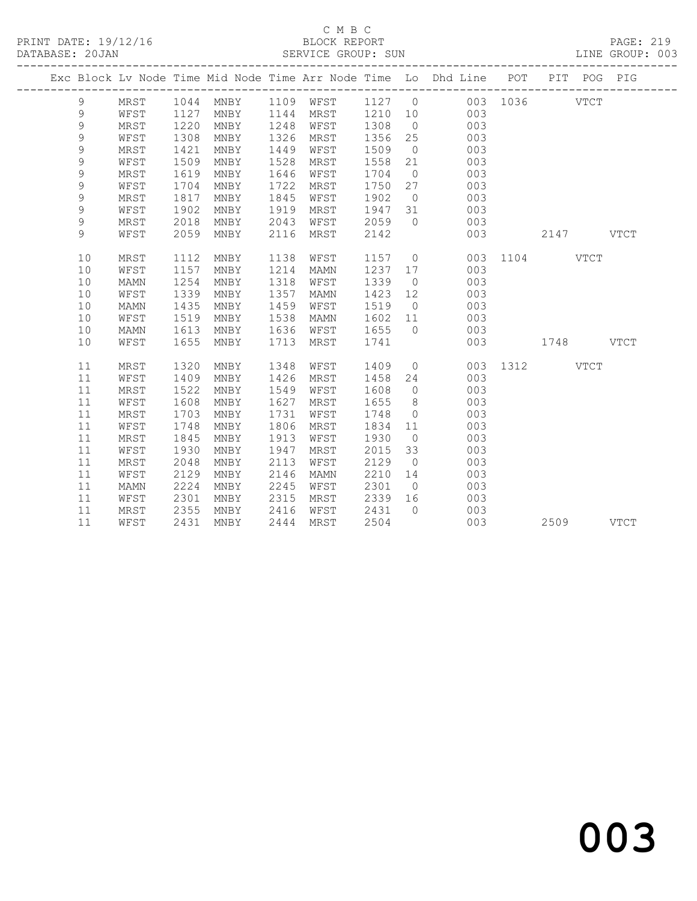C M B C

BLOCK REPORT

SERVICE GROUP: SUN

PRINT DATE: 19/12/16
DATABASE: 20JAN
LINE GROUP: 003

| Exc | Block | Lv | Node | Time | Mid Node | Time | Arr Node | Time | Lo | Dhd Line | POT | PIT | POG | PIG |
|---|---|---|---|---|---|---|---|---|---|---|---|---|---|---|
| | 9 | | MRST | 1044 | MNBY | 1109 | WFST | 1127 | 0 | 003 | 1036 | | VTCT | |
| | 9 | | WFST | 1127 | MNBY | 1144 | MRST | 1210 | 10 | 003 | | | | |
| | 9 | | MRST | 1220 | MNBY | 1248 | WFST | 1308 | 0 | 003 | | | | |
| | 9 | | WFST | 1308 | MNBY | 1326 | MRST | 1356 | 25 | 003 | | | | |
| | 9 | | MRST | 1421 | MNBY | 1449 | WFST | 1509 | 0 | 003 | | | | |
| | 9 | | WFST | 1509 | MNBY | 1528 | MRST | 1558 | 21 | 003 | | | | |
| | 9 | | MRST | 1619 | MNBY | 1646 | WFST | 1704 | 0 | 003 | | | | |
| | 9 | | WFST | 1704 | MNBY | 1722 | MRST | 1750 | 27 | 003 | | | | |
| | 9 | | MRST | 1817 | MNBY | 1845 | WFST | 1902 | 0 | 003 | | | | |
| | 9 | | WFST | 1902 | MNBY | 1919 | MRST | 1947 | 31 | 003 | | | | |
| | 9 | | MRST | 2018 | MNBY | 2043 | WFST | 2059 | 0 | 003 | | | | |
| | 9 | | WFST | 2059 | MNBY | 2116 | MRST | 2142 | | 003 | | 2147 | | VTCT |
| | 10 | | MRST | 1112 | MNBY | 1138 | WFST | 1157 | 0 | 003 | 1104 | | VTCT | |
| | 10 | | WFST | 1157 | MNBY | 1214 | MAMN | 1237 | 17 | 003 | | | | |
| | 10 | | MAMN | 1254 | MNBY | 1318 | WFST | 1339 | 0 | 003 | | | | |
| | 10 | | WFST | 1339 | MNBY | 1357 | MAMN | 1423 | 12 | 003 | | | | |
| | 10 | | MAMN | 1435 | MNBY | 1459 | WFST | 1519 | 0 | 003 | | | | |
| | 10 | | WFST | 1519 | MNBY | 1538 | MAMN | 1602 | 11 | 003 | | | | |
| | 10 | | MAMN | 1613 | MNBY | 1636 | WFST | 1655 | 0 | 003 | | | | |
| | 10 | | WFST | 1655 | MNBY | 1713 | MRST | 1741 | | 003 | | 1748 | | VTCT |
| | 11 | | MRST | 1320 | MNBY | 1348 | WFST | 1409 | 0 | 003 | 1312 | | VTCT | |
| | 11 | | WFST | 1409 | MNBY | 1426 | MRST | 1458 | 24 | 003 | | | | |
| | 11 | | MRST | 1522 | MNBY | 1549 | WFST | 1608 | 0 | 003 | | | | |
| | 11 | | WFST | 1608 | MNBY | 1627 | MRST | 1655 | 8 | 003 | | | | |
| | 11 | | MRST | 1703 | MNBY | 1731 | WFST | 1748 | 0 | 003 | | | | |
| | 11 | | WFST | 1748 | MNBY | 1806 | MRST | 1834 | 11 | 003 | | | | |
| | 11 | | MRST | 1845 | MNBY | 1913 | WFST | 1930 | 0 | 003 | | | | |
| | 11 | | WFST | 1930 | MNBY | 1947 | MRST | 2015 | 33 | 003 | | | | |
| | 11 | | MRST | 2048 | MNBY | 2113 | WFST | 2129 | 0 | 003 | | | | |
| | 11 | | WFST | 2129 | MNBY | 2146 | MAMN | 2210 | 14 | 003 | | | | |
| | 11 | | MAMN | 2224 | MNBY | 2245 | WFST | 2301 | 0 | 003 | | | | |
| | 11 | | WFST | 2301 | MNBY | 2315 | MRST | 2339 | 16 | 003 | | | | |
| | 11 | | MRST | 2355 | MNBY | 2416 | WFST | 2431 | 0 | 003 | | | | |
| | 11 | | WFST | 2431 | MNBY | 2444 | MRST | 2504 | | 003 | | 2509 | | VTCT |

003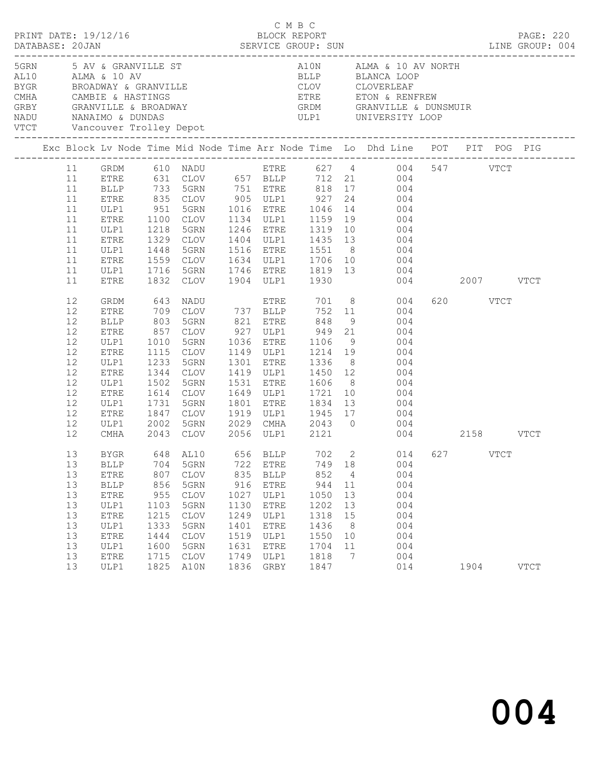C M B C

PRINT DATE: 19/12/16 BLOCK REPORT

DATABASE: 20JAN SERVICE GROUP: SUN LINE GROUP: 004

| Code | Description | Code | Description |
|---|---|---|---|
| 5GRN | 5 AV & GRANVILLE ST | A10N | ALMA & 10 AV NORTH |
| AL10 | ALMA & 10 AV | BLLP | BLANCA LOOP |
| BYGR | BROADWAY & GRANVILLE | CLOV | CLOVERLEAF |
| CMHA | CAMBIE & HASTINGS | ETRE | ETON & RENFREW |
| GRBY | GRANVILLE & BROADWAY | GRDM | GRANVILLE & DUNSMUIR |
| NADU | NANAIMO & DUNDAS | ULP1 | UNIVERSITY LOOP |
| VTCT | Vancouver Trolley Depot | | |

| Exc | Block | Lv Node | Time | Mid Node | Time | Arr Node | Time | Lo | Dhd | Line | POT | PIT | POG | PIG |
|---|---|---|---|---|---|---|---|---|---|---|---|---|---|---|
| | 11 | GRDM | 610 | NADU | | ETRE | 627 | 4 | | 004 | 547 | | VTCT | |
| | 11 | ETRE | 631 | CLOV | 657 | BLLP | 712 | 21 | | 004 | | | | |
| | 11 | BLLP | 733 | 5GRN | 751 | ETRE | 818 | 17 | | 004 | | | | |
| | 11 | ETRE | 835 | CLOV | 905 | ULP1 | 927 | 24 | | 004 | | | | |
| | 11 | ULP1 | 951 | 5GRN | 1016 | ETRE | 1046 | 14 | | 004 | | | | |
| | 11 | ETRE | 1100 | CLOV | 1134 | ULP1 | 1159 | 19 | | 004 | | | | |
| | 11 | ULP1 | 1218 | 5GRN | 1246 | ETRE | 1319 | 10 | | 004 | | | | |
| | 11 | ETRE | 1329 | CLOV | 1404 | ULP1 | 1435 | 13 | | 004 | | | | |
| | 11 | ULP1 | 1448 | 5GRN | 1516 | ETRE | 1551 | 8 | | 004 | | | | |
| | 11 | ETRE | 1559 | CLOV | 1634 | ULP1 | 1706 | 10 | | 004 | | | | |
| | 11 | ULP1 | 1716 | 5GRN | 1746 | ETRE | 1819 | 13 | | 004 | | | | |
| | 11 | ETRE | 1832 | CLOV | 1904 | ULP1 | 1930 | | | 004 | | 2007 | | VTCT |
| | 12 | GRDM | 643 | NADU | | ETRE | 701 | 8 | | 004 | 620 | | VTCT | |
| | 12 | ETRE | 709 | CLOV | 737 | BLLP | 752 | 11 | | 004 | | | | |
| | 12 | BLLP | 803 | 5GRN | 821 | ETRE | 848 | 9 | | 004 | | | | |
| | 12 | ETRE | 857 | CLOV | 927 | ULP1 | 949 | 21 | | 004 | | | | |
| | 12 | ULP1 | 1010 | 5GRN | 1036 | ETRE | 1106 | 9 | | 004 | | | | |
| | 12 | ETRE | 1115 | CLOV | 1149 | ULP1 | 1214 | 19 | | 004 | | | | |
| | 12 | ULP1 | 1233 | 5GRN | 1301 | ETRE | 1336 | 8 | | 004 | | | | |
| | 12 | ETRE | 1344 | CLOV | 1419 | ULP1 | 1450 | 12 | | 004 | | | | |
| | 12 | ULP1 | 1502 | 5GRN | 1531 | ETRE | 1606 | 8 | | 004 | | | | |
| | 12 | ETRE | 1614 | CLOV | 1649 | ULP1 | 1721 | 10 | | 004 | | | | |
| | 12 | ULP1 | 1731 | 5GRN | 1801 | ETRE | 1834 | 13 | | 004 | | | | |
| | 12 | ETRE | 1847 | CLOV | 1919 | ULP1 | 1945 | 17 | | 004 | | | | |
| | 12 | ULP1 | 2002 | 5GRN | 2029 | CMHA | 2043 | 0 | | 004 | | | | |
| | 12 | CMHA | 2043 | CLOV | 2056 | ULP1 | 2121 | | | 004 | | 2158 | | VTCT |
| | 13 | BYGR | 648 | AL10 | 656 | BLLP | 702 | 2 | | 014 | 627 | | VTCT | |
| | 13 | BLLP | 704 | 5GRN | 722 | ETRE | 749 | 18 | | 004 | | | | |
| | 13 | ETRE | 807 | CLOV | 835 | BLLP | 852 | 4 | | 004 | | | | |
| | 13 | BLLP | 856 | 5GRN | 916 | ETRE | 944 | 11 | | 004 | | | | |
| | 13 | ETRE | 955 | CLOV | 1027 | ULP1 | 1050 | 13 | | 004 | | | | |
| | 13 | ULP1 | 1103 | 5GRN | 1130 | ETRE | 1202 | 13 | | 004 | | | | |
| | 13 | ETRE | 1215 | CLOV | 1249 | ULP1 | 1318 | 15 | | 004 | | | | |
| | 13 | ULP1 | 1333 | 5GRN | 1401 | ETRE | 1436 | 8 | | 004 | | | | |
| | 13 | ETRE | 1444 | CLOV | 1519 | ULP1 | 1550 | 10 | | 004 | | | | |
| | 13 | ULP1 | 1600 | 5GRN | 1631 | ETRE | 1704 | 11 | | 004 | | | | |
| | 13 | ETRE | 1715 | CLOV | 1749 | ULP1 | 1818 | 7 | | 004 | | | | |
| | 13 | ULP1 | 1825 | A10N | 1836 | GRBY | 1847 | | | 014 | | 1904 | | VTCT |

004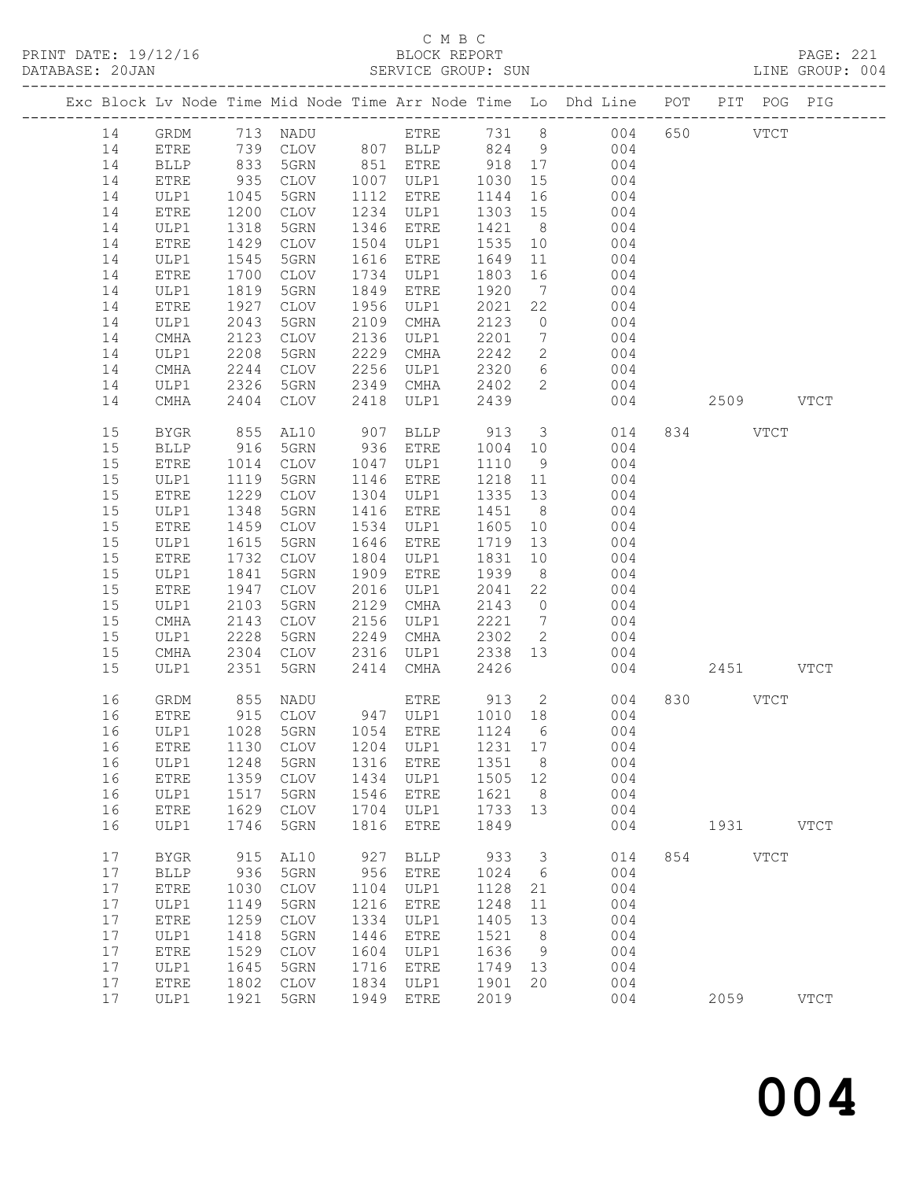C M B C

BLOCK REPORT

SERVICE GROUP: SUN

| Exc | Block | Lv | Node | Time | Mid | Node | Time | Arr | Node | Time | Lo | Dhd | Line | POT | PIT | POG | PIG |
|---|---|---|---|---|---|---|---|---|---|---|---|---|---|---|---|---|---|
| | 14 | | GRDM | 713 | | NADU | | | ETRE | 731 | 8 | | 004 | 650 | | VTCT | |
| | 14 | | ETRE | 739 | | CLOV | 807 | | BLLP | 824 | 9 | | 004 | | | | |
| | 14 | | BLLP | 833 | | 5GRN | 851 | | ETRE | 918 | 17 | | 004 | | | | |
| | 14 | | ETRE | 935 | | CLOV | 1007 | | ULP1 | 1030 | 15 | | 004 | | | | |
| | 14 | | ULP1 | 1045 | | 5GRN | 1112 | | ETRE | 1144 | 16 | | 004 | | | | |
| | 14 | | ETRE | 1200 | | CLOV | 1234 | | ULP1 | 1303 | 15 | | 004 | | | | |
| | 14 | | ULP1 | 1318 | | 5GRN | 1346 | | ETRE | 1421 | 8 | | 004 | | | | |
| | 14 | | ETRE | 1429 | | CLOV | 1504 | | ULP1 | 1535 | 10 | | 004 | | | | |
| | 14 | | ULP1 | 1545 | | 5GRN | 1616 | | ETRE | 1649 | 11 | | 004 | | | | |
| | 14 | | ETRE | 1700 | | CLOV | 1734 | | ULP1 | 1803 | 16 | | 004 | | | | |
| | 14 | | ULP1 | 1819 | | 5GRN | 1849 | | ETRE | 1920 | 7 | | 004 | | | | |
| | 14 | | ETRE | 1927 | | CLOV | 1956 | | ULP1 | 2021 | 22 | | 004 | | | | |
| | 14 | | ULP1 | 2043 | | 5GRN | 2109 | | CMHA | 2123 | 0 | | 004 | | | | |
| | 14 | | CMHA | 2123 | | CLOV | 2136 | | ULP1 | 2201 | 7 | | 004 | | | | |
| | 14 | | ULP1 | 2208 | | 5GRN | 2229 | | CMHA | 2242 | 2 | | 004 | | | | |
| | 14 | | CMHA | 2244 | | CLOV | 2256 | | ULP1 | 2320 | 6 | | 004 | | | | |
| | 14 | | ULP1 | 2326 | | 5GRN | 2349 | | CMHA | 2402 | 2 | | 004 | | | | |
| | 14 | | CMHA | 2404 | | CLOV | 2418 | | ULP1 | 2439 | | | 004 | | 2509 | | VTCT |
| | 15 | | BYGR | 855 | | AL10 | 907 | | BLLP | 913 | 3 | | 014 | 834 | | VTCT | |
| | 15 | | BLLP | 916 | | 5GRN | 936 | | ETRE | 1004 | 10 | | 004 | | | | |
| | 15 | | ETRE | 1014 | | CLOV | 1047 | | ULP1 | 1110 | 9 | | 004 | | | | |
| | 15 | | ULP1 | 1119 | | 5GRN | 1146 | | ETRE | 1218 | 11 | | 004 | | | | |
| | 15 | | ETRE | 1229 | | CLOV | 1304 | | ULP1 | 1335 | 13 | | 004 | | | | |
| | 15 | | ULP1 | 1348 | | 5GRN | 1416 | | ETRE | 1451 | 8 | | 004 | | | | |
| | 15 | | ETRE | 1459 | | CLOV | 1534 | | ULP1 | 1605 | 10 | | 004 | | | | |
| | 15 | | ULP1 | 1615 | | 5GRN | 1646 | | ETRE | 1719 | 13 | | 004 | | | | |
| | 15 | | ETRE | 1732 | | CLOV | 1804 | | ULP1 | 1831 | 10 | | 004 | | | | |
| | 15 | | ULP1 | 1841 | | 5GRN | 1909 | | ETRE | 1939 | 8 | | 004 | | | | |
| | 15 | | ETRE | 1947 | | CLOV | 2016 | | ULP1 | 2041 | 22 | | 004 | | | | |
| | 15 | | ULP1 | 2103 | | 5GRN | 2129 | | CMHA | 2143 | 0 | | 004 | | | | |
| | 15 | | CMHA | 2143 | | CLOV | 2156 | | ULP1 | 2221 | 7 | | 004 | | | | |
| | 15 | | ULP1 | 2228 | | 5GRN | 2249 | | CMHA | 2302 | 2 | | 004 | | | | |
| | 15 | | CMHA | 2304 | | CLOV | 2316 | | ULP1 | 2338 | 13 | | 004 | | | | |
| | 15 | | ULP1 | 2351 | | 5GRN | 2414 | | CMHA | 2426 | | | 004 | | 2451 | | VTCT |
| | 16 | | GRDM | 855 | | NADU | | | ETRE | 913 | 2 | | 004 | 830 | | VTCT | |
| | 16 | | ETRE | 915 | | CLOV | 947 | | ULP1 | 1010 | 18 | | 004 | | | | |
| | 16 | | ULP1 | 1028 | | 5GRN | 1054 | | ETRE | 1124 | 6 | | 004 | | | | |
| | 16 | | ETRE | 1130 | | CLOV | 1204 | | ULP1 | 1231 | 17 | | 004 | | | | |
| | 16 | | ULP1 | 1248 | | 5GRN | 1316 | | ETRE | 1351 | 8 | | 004 | | | | |
| | 16 | | ETRE | 1359 | | CLOV | 1434 | | ULP1 | 1505 | 12 | | 004 | | | | |
| | 16 | | ULP1 | 1517 | | 5GRN | 1546 | | ETRE | 1621 | 8 | | 004 | | | | |
| | 16 | | ETRE | 1629 | | CLOV | 1704 | | ULP1 | 1733 | 13 | | 004 | | | | |
| | 16 | | ULP1 | 1746 | | 5GRN | 1816 | | ETRE | 1849 | | | 004 | | 1931 | | VTCT |
| | 17 | | BYGR | 915 | | AL10 | 927 | | BLLP | 933 | 3 | | 014 | 854 | | VTCT | |
| | 17 | | BLLP | 936 | | 5GRN | 956 | | ETRE | 1024 | 6 | | 004 | | | | |
| | 17 | | ETRE | 1030 | | CLOV | 1104 | | ULP1 | 1128 | 21 | | 004 | | | | |
| | 17 | | ULP1 | 1149 | | 5GRN | 1216 | | ETRE | 1248 | 11 | | 004 | | | | |
| | 17 | | ETRE | 1259 | | CLOV | 1334 | | ULP1 | 1405 | 13 | | 004 | | | | |
| | 17 | | ULP1 | 1418 | | 5GRN | 1446 | | ETRE | 1521 | 8 | | 004 | | | | |
| | 17 | | ETRE | 1529 | | CLOV | 1604 | | ULP1 | 1636 | 9 | | 004 | | | | |
| | 17 | | ULP1 | 1645 | | 5GRN | 1716 | | ETRE | 1749 | 13 | | 004 | | | | |
| | 17 | | ETRE | 1802 | | CLOV | 1834 | | ULP1 | 1901 | 20 | | 004 | | | | |
| | 17 | | ULP1 | 1921 | | 5GRN | 1949 | | ETRE | 2019 | | | 004 | | 2059 | | VTCT |

# 004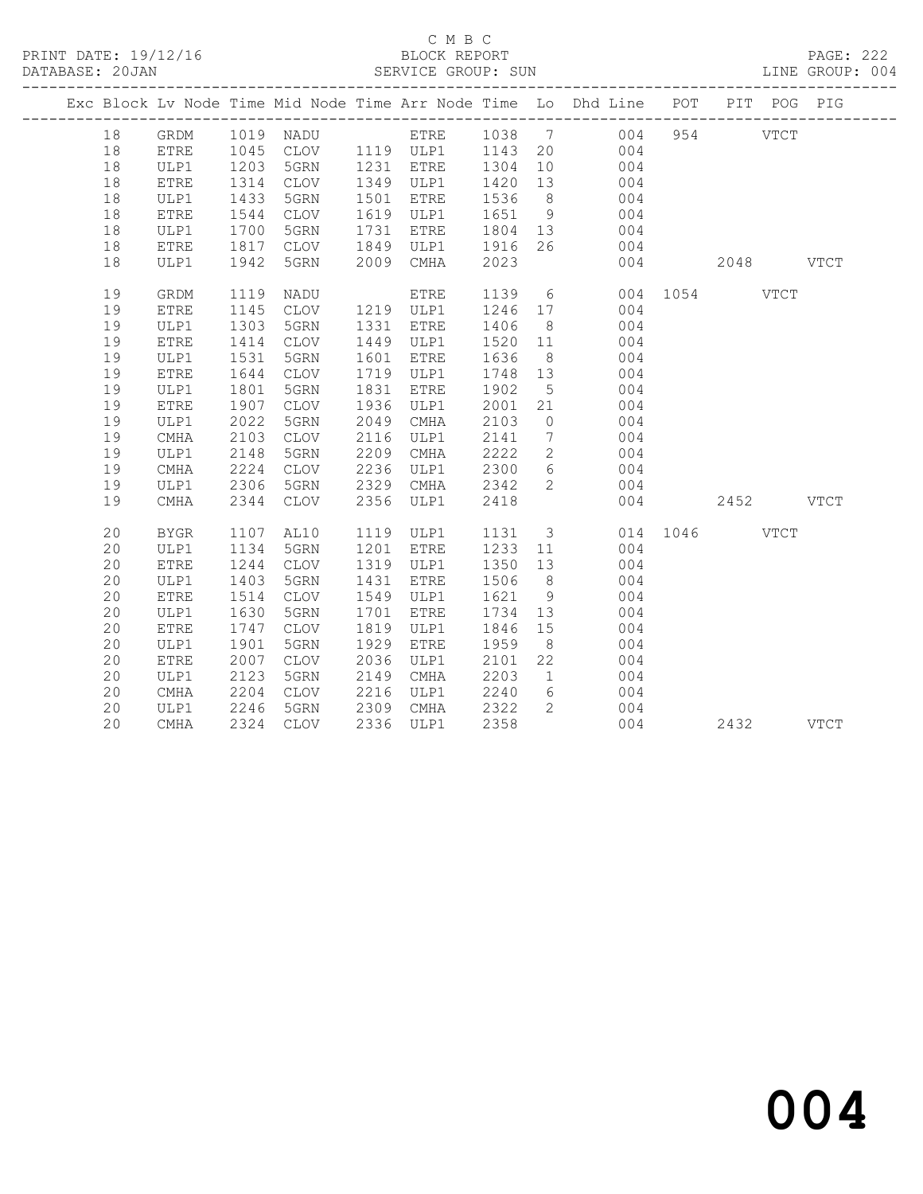C M B C

BLOCK REPORT

SERVICE GROUP: SUN

LINE GROUP: 004

| Exc | Block | Lv | Node | Time | Mid Node | Time | Arr Node | Time | Lo | Dhd Line | POT | PIT | POG | PIG |
|---|---|---|---|---|---|---|---|---|---|---|---|---|---|---|
| | 18 | | GRDM | 1019 | NADU | | ETRE | 1038 | 7 | 004 | 954 | | VTCT | |
| | 18 | | ETRE | 1045 | CLOV | 1119 | ULP1 | 1143 | 20 | 004 | | | | |
| | 18 | | ULP1 | 1203 | 5GRN | 1231 | ETRE | 1304 | 10 | 004 | | | | |
| | 18 | | ETRE | 1314 | CLOV | 1349 | ULP1 | 1420 | 13 | 004 | | | | |
| | 18 | | ULP1 | 1433 | 5GRN | 1501 | ETRE | 1536 | 8 | 004 | | | | |
| | 18 | | ETRE | 1544 | CLOV | 1619 | ULP1 | 1651 | 9 | 004 | | | | |
| | 18 | | ULP1 | 1700 | 5GRN | 1731 | ETRE | 1804 | 13 | 004 | | | | |
| | 18 | | ETRE | 1817 | CLOV | 1849 | ULP1 | 1916 | 26 | 004 | | | | |
| | 18 | | ULP1 | 1942 | 5GRN | 2009 | CMHA | 2023 | | 004 | | 2048 | | VTCT |
| | 19 | | GRDM | 1119 | NADU | | ETRE | 1139 | 6 | 004 | 1054 | | VTCT | |
| | 19 | | ETRE | 1145 | CLOV | 1219 | ULP1 | 1246 | 17 | 004 | | | | |
| | 19 | | ULP1 | 1303 | 5GRN | 1331 | ETRE | 1406 | 8 | 004 | | | | |
| | 19 | | ETRE | 1414 | CLOV | 1449 | ULP1 | 1520 | 11 | 004 | | | | |
| | 19 | | ULP1 | 1531 | 5GRN | 1601 | ETRE | 1636 | 8 | 004 | | | | |
| | 19 | | ETRE | 1644 | CLOV | 1719 | ULP1 | 1748 | 13 | 004 | | | | |
| | 19 | | ULP1 | 1801 | 5GRN | 1831 | ETRE | 1902 | 5 | 004 | | | | |
| | 19 | | ETRE | 1907 | CLOV | 1936 | ULP1 | 2001 | 21 | 004 | | | | |
| | 19 | | ULP1 | 2022 | 5GRN | 2049 | CMHA | 2103 | 0 | 004 | | | | |
| | 19 | | CMHA | 2103 | CLOV | 2116 | ULP1 | 2141 | 7 | 004 | | | | |
| | 19 | | ULP1 | 2148 | 5GRN | 2209 | CMHA | 2222 | 2 | 004 | | | | |
| | 19 | | CMHA | 2224 | CLOV | 2236 | ULP1 | 2300 | 6 | 004 | | | | |
| | 19 | | ULP1 | 2306 | 5GRN | 2329 | CMHA | 2342 | 2 | 004 | | | | |
| | 19 | | CMHA | 2344 | CLOV | 2356 | ULP1 | 2418 | | 004 | | 2452 | | VTCT |
| | 20 | | BYGR | 1107 | AL10 | 1119 | ULP1 | 1131 | 3 | 014 | 1046 | | VTCT | |
| | 20 | | ULP1 | 1134 | 5GRN | 1201 | ETRE | 1233 | 11 | 004 | | | | |
| | 20 | | ETRE | 1244 | CLOV | 1319 | ULP1 | 1350 | 13 | 004 | | | | |
| | 20 | | ULP1 | 1403 | 5GRN | 1431 | ETRE | 1506 | 8 | 004 | | | | |
| | 20 | | ETRE | 1514 | CLOV | 1549 | ULP1 | 1621 | 9 | 004 | | | | |
| | 20 | | ULP1 | 1630 | 5GRN | 1701 | ETRE | 1734 | 13 | 004 | | | | |
| | 20 | | ETRE | 1747 | CLOV | 1819 | ULP1 | 1846 | 15 | 004 | | | | |
| | 20 | | ULP1 | 1901 | 5GRN | 1929 | ETRE | 1959 | 8 | 004 | | | | |
| | 20 | | ETRE | 2007 | CLOV | 2036 | ULP1 | 2101 | 22 | 004 | | | | |
| | 20 | | ULP1 | 2123 | 5GRN | 2149 | CMHA | 2203 | 1 | 004 | | | | |
| | 20 | | CMHA | 2204 | CLOV | 2216 | ULP1 | 2240 | 6 | 004 | | | | |
| | 20 | | ULP1 | 2246 | 5GRN | 2309 | CMHA | 2322 | 2 | 004 | | | | |
| | 20 | | CMHA | 2324 | CLOV | 2336 | ULP1 | 2358 | | 004 | | 2432 | | VTCT |

004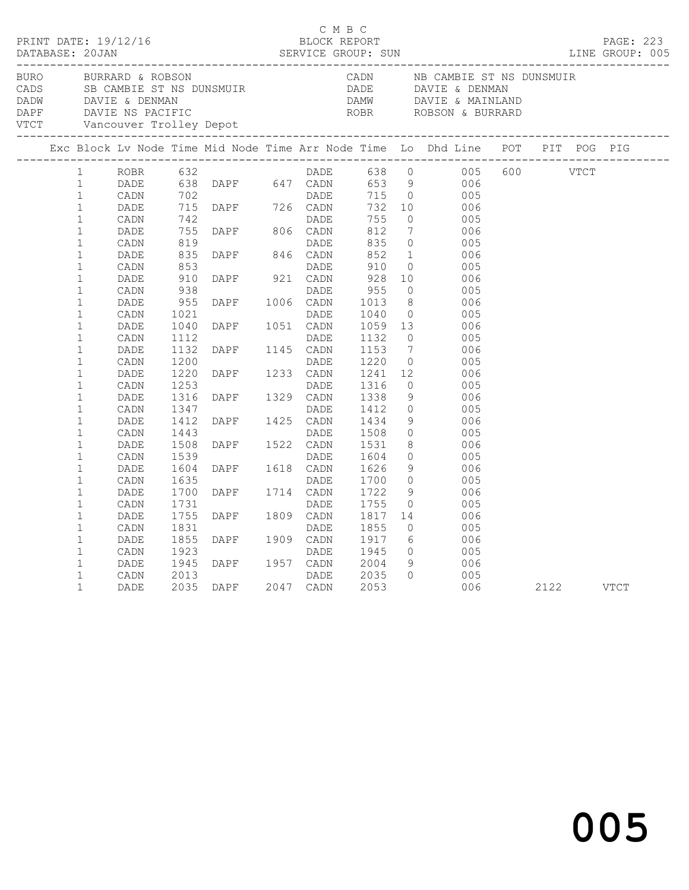C M B C
BLOCK REPORT
SERVICE GROUP: SUN

PRINT DATE: 19/12/16
DATABASE: 20JAN
LINE GROUP: 005

| Code | Description | Code | Description |
|---|---|---|---|
| BURO | BURRARD & ROBSON | CADN | NB CAMBIE ST NS DUNSMUIR |
| CADS | SB CAMBIE ST NS DUNSMUIR | DADE | DAVIE & DENMAN |
| DADW | DAVIE & DENMAN | DAMW | DAVIE & MAINLAND |
| DAPF | DAVIE NS PACIFIC | ROBR | ROBSON & BURRARD |
| VTCT | Vancouver Trolley Depot | | |

| Exc | Block | Lv Node | Time | Mid Node | Time | Arr Node | Time | Lo | Dhd Line | POT | PIT | POG | PIG |
|---|---|---|---|---|---|---|---|---|---|---|---|---|---|
| | 1 | ROBR | 632 | | | DADE | 638 | 0 | 005 | 600 | | VTCT | |
| | 1 | DADE | 638 | DAPF | 647 | CADN | 653 | 9 | 006 | | | | |
| | 1 | CADN | 702 | | | DADE | 715 | 0 | 005 | | | | |
| | 1 | DADE | 715 | DAPF | 726 | CADN | 732 | 10 | 006 | | | | |
| | 1 | CADN | 742 | | | DADE | 755 | 0 | 005 | | | | |
| | 1 | DADE | 755 | DAPF | 806 | CADN | 812 | 7 | 006 | | | | |
| | 1 | CADN | 819 | | | DADE | 835 | 0 | 005 | | | | |
| | 1 | DADE | 835 | DAPF | 846 | CADN | 852 | 1 | 006 | | | | |
| | 1 | CADN | 853 | | | DADE | 910 | 0 | 005 | | | | |
| | 1 | DADE | 910 | DAPF | 921 | CADN | 928 | 10 | 006 | | | | |
| | 1 | CADN | 938 | | | DADE | 955 | 0 | 005 | | | | |
| | 1 | DADE | 955 | DAPF | 1006 | CADN | 1013 | 8 | 006 | | | | |
| | 1 | CADN | 1021 | | | DADE | 1040 | 0 | 005 | | | | |
| | 1 | DADE | 1040 | DAPF | 1051 | CADN | 1059 | 13 | 006 | | | | |
| | 1 | CADN | 1112 | | | DADE | 1132 | 0 | 005 | | | | |
| | 1 | DADE | 1132 | DAPF | 1145 | CADN | 1153 | 7 | 006 | | | | |
| | 1 | CADN | 1200 | | | DADE | 1220 | 0 | 005 | | | | |
| | 1 | DADE | 1220 | DAPF | 1233 | CADN | 1241 | 12 | 006 | | | | |
| | 1 | CADN | 1253 | | | DADE | 1316 | 0 | 005 | | | | |
| | 1 | DADE | 1316 | DAPF | 1329 | CADN | 1338 | 9 | 006 | | | | |
| | 1 | CADN | 1347 | | | DADE | 1412 | 0 | 005 | | | | |
| | 1 | DADE | 1412 | DAPF | 1425 | CADN | 1434 | 9 | 006 | | | | |
| | 1 | CADN | 1443 | | | DADE | 1508 | 0 | 005 | | | | |
| | 1 | DADE | 1508 | DAPF | 1522 | CADN | 1531 | 8 | 006 | | | | |
| | 1 | CADN | 1539 | | | DADE | 1604 | 0 | 005 | | | | |
| | 1 | DADE | 1604 | DAPF | 1618 | CADN | 1626 | 9 | 006 | | | | |
| | 1 | CADN | 1635 | | | DADE | 1700 | 0 | 005 | | | | |
| | 1 | DADE | 1700 | DAPF | 1714 | CADN | 1722 | 9 | 006 | | | | |
| | 1 | CADN | 1731 | | | DADE | 1755 | 0 | 005 | | | | |
| | 1 | DADE | 1755 | DAPF | 1809 | CADN | 1817 | 14 | 006 | | | | |
| | 1 | CADN | 1831 | | | DADE | 1855 | 0 | 005 | | | | |
| | 1 | DADE | 1855 | DAPF | 1909 | CADN | 1917 | 6 | 006 | | | | |
| | 1 | CADN | 1923 | | | DADE | 1945 | 0 | 005 | | | | |
| | 1 | DADE | 1945 | DAPF | 1957 | CADN | 2004 | 9 | 006 | | | | |
| | 1 | CADN | 2013 | | | DADE | 2035 | 0 | 005 | | | | |
| | 1 | DADE | 2035 | DAPF | 2047 | CADN | 2053 | | 006 | | 2122 | | VTCT |

005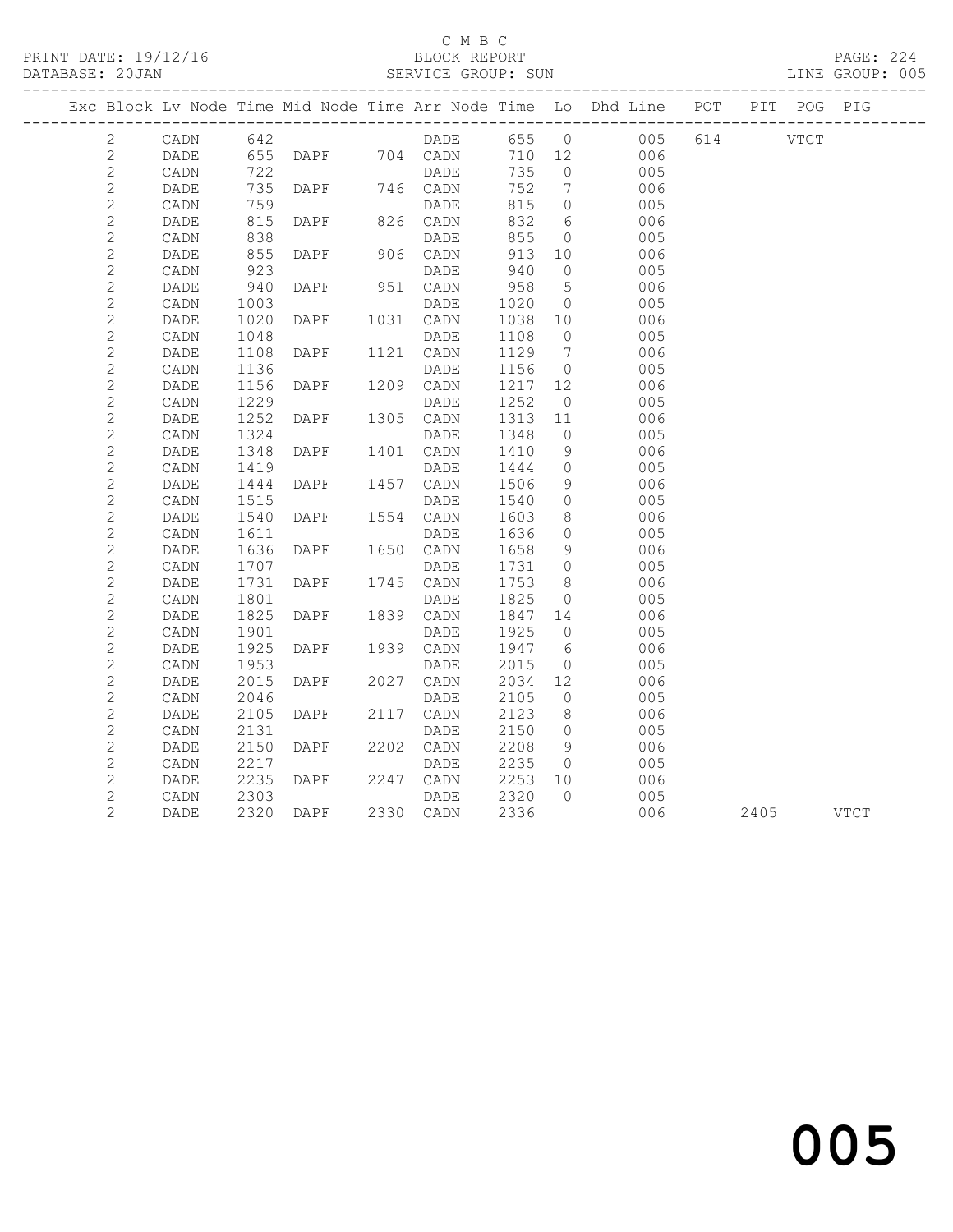C M B C

BLOCK REPORT

SERVICE GROUP: SUN

PRINT DATE: 19/12/16

DATABASE: 20JAN

LINE GROUP: 005

| Exc | Block | Lv Node | Time | Mid Node | Time | Arr Node | Time | Lo | Dhd Line | POT | PIT | POG | PIG |
|---|---|---|---|---|---|---|---|---|---|---|---|---|---|
| | 2 | CADN | 642 | | | DADE | 655 | 0 | 005 | 614 | | VTCT | |
| | 2 | DADE | 655 | DAPF | 704 | CADN | 710 | 12 | 006 | | | | |
| | 2 | CADN | 722 | | | DADE | 735 | 0 | 005 | | | | |
| | 2 | DADE | 735 | DAPF | 746 | CADN | 752 | 7 | 006 | | | | |
| | 2 | CADN | 759 | | | DADE | 815 | 0 | 005 | | | | |
| | 2 | DADE | 815 | DAPF | 826 | CADN | 832 | 6 | 006 | | | | |
| | 2 | CADN | 838 | | | DADE | 855 | 0 | 005 | | | | |
| | 2 | DADE | 855 | DAPF | 906 | CADN | 913 | 10 | 006 | | | | |
| | 2 | CADN | 923 | | | DADE | 940 | 0 | 005 | | | | |
| | 2 | DADE | 940 | DAPF | 951 | CADN | 958 | 5 | 006 | | | | |
| | 2 | CADN | 1003 | | | DADE | 1020 | 0 | 005 | | | | |
| | 2 | DADE | 1020 | DAPF | 1031 | CADN | 1038 | 10 | 006 | | | | |
| | 2 | CADN | 1048 | | | DADE | 1108 | 0 | 005 | | | | |
| | 2 | DADE | 1108 | DAPF | 1121 | CADN | 1129 | 7 | 006 | | | | |
| | 2 | CADN | 1136 | | | DADE | 1156 | 0 | 005 | | | | |
| | 2 | DADE | 1156 | DAPF | 1209 | CADN | 1217 | 12 | 006 | | | | |
| | 2 | CADN | 1229 | | | DADE | 1252 | 0 | 005 | | | | |
| | 2 | DADE | 1252 | DAPF | 1305 | CADN | 1313 | 11 | 006 | | | | |
| | 2 | CADN | 1324 | | | DADE | 1348 | 0 | 005 | | | | |
| | 2 | DADE | 1348 | DAPF | 1401 | CADN | 1410 | 9 | 006 | | | | |
| | 2 | CADN | 1419 | | | DADE | 1444 | 0 | 005 | | | | |
| | 2 | DADE | 1444 | DAPF | 1457 | CADN | 1506 | 9 | 006 | | | | |
| | 2 | CADN | 1515 | | | DADE | 1540 | 0 | 005 | | | | |
| | 2 | DADE | 1540 | DAPF | 1554 | CADN | 1603 | 8 | 006 | | | | |
| | 2 | CADN | 1611 | | | DADE | 1636 | 0 | 005 | | | | |
| | 2 | DADE | 1636 | DAPF | 1650 | CADN | 1658 | 9 | 006 | | | | |
| | 2 | CADN | 1707 | | | DADE | 1731 | 0 | 005 | | | | |
| | 2 | DADE | 1731 | DAPF | 1745 | CADN | 1753 | 8 | 006 | | | | |
| | 2 | CADN | 1801 | | | DADE | 1825 | 0 | 005 | | | | |
| | 2 | DADE | 1825 | DAPF | 1839 | CADN | 1847 | 14 | 006 | | | | |
| | 2 | CADN | 1901 | | | DADE | 1925 | 0 | 005 | | | | |
| | 2 | DADE | 1925 | DAPF | 1939 | CADN | 1947 | 6 | 006 | | | | |
| | 2 | CADN | 1953 | | | DADE | 2015 | 0 | 005 | | | | |
| | 2 | DADE | 2015 | DAPF | 2027 | CADN | 2034 | 12 | 006 | | | | |
| | 2 | CADN | 2046 | | | DADE | 2105 | 0 | 005 | | | | |
| | 2 | DADE | 2105 | DAPF | 2117 | CADN | 2123 | 8 | 006 | | | | |
| | 2 | CADN | 2131 | | | DADE | 2150 | 0 | 005 | | | | |
| | 2 | DADE | 2150 | DAPF | 2202 | CADN | 2208 | 9 | 006 | | | | |
| | 2 | CADN | 2217 | | | DADE | 2235 | 0 | 005 | | | | |
| | 2 | DADE | 2235 | DAPF | 2247 | CADN | 2253 | 10 | 006 | | | | |
| | 2 | CADN | 2303 | | | DADE | 2320 | 0 | 005 | | | | |
| | 2 | DADE | 2320 | DAPF | 2330 | CADN | 2336 | | 006 | | 2405 | | VTCT |

005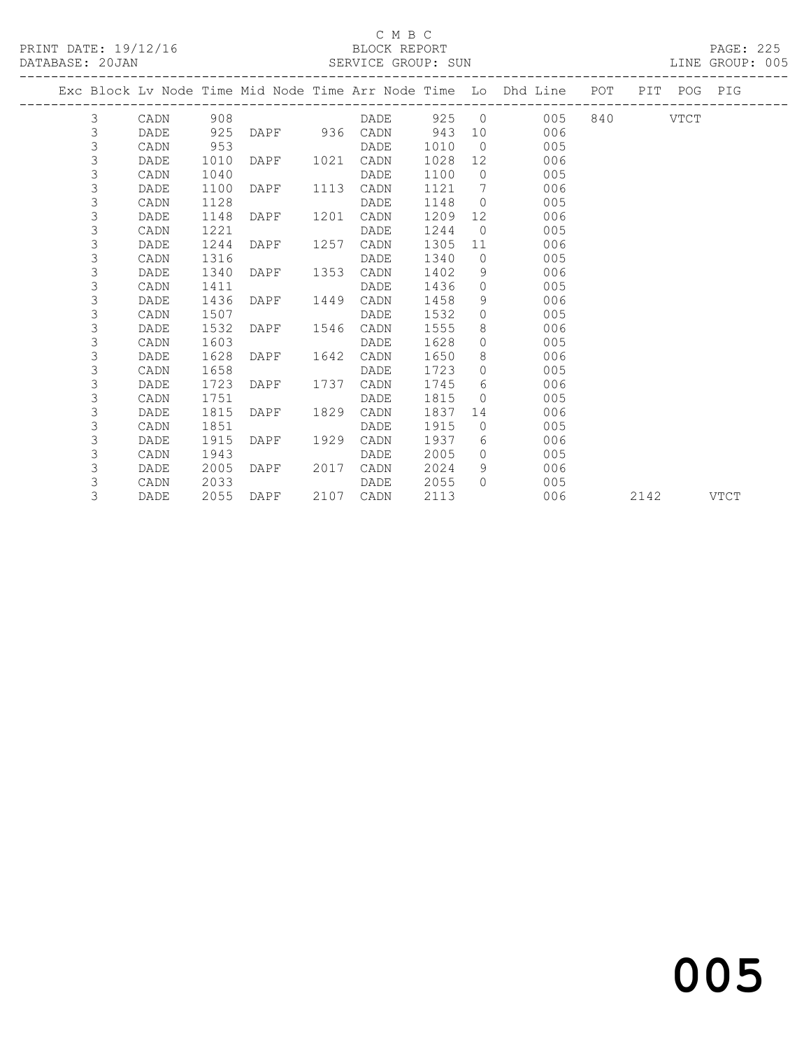C M B C

PRINT DATE: 19/12/16 BLOCK REPORT

DATABASE: 20JAN SERVICE GROUP: SUN LINE GROUP: 005

| Exc | Block | Lv | Node | Time | Mid Node | Time | Arr Node | Time | Lo | Dhd Line | POT | PIT | POG | PIG |
|---|---|---|---|---|---|---|---|---|---|---|---|---|---|---|
| | 3 | | CADN | 908 | | | DADE | 925 | 0 | 005 | 840 | | VTCT | |
| | 3 | | DADE | 925 | DAPF | 936 | CADN | 943 | 10 | 006 | | | | |
| | 3 | | CADN | 953 | | | DADE | 1010 | 0 | 005 | | | | |
| | 3 | | DADE | 1010 | DAPF | 1021 | CADN | 1028 | 12 | 006 | | | | |
| | 3 | | CADN | 1040 | | | DADE | 1100 | 0 | 005 | | | | |
| | 3 | | DADE | 1100 | DAPF | 1113 | CADN | 1121 | 7 | 006 | | | | |
| | 3 | | CADN | 1128 | | | DADE | 1148 | 0 | 005 | | | | |
| | 3 | | DADE | 1148 | DAPF | 1201 | CADN | 1209 | 12 | 006 | | | | |
| | 3 | | CADN | 1221 | | | DADE | 1244 | 0 | 005 | | | | |
| | 3 | | DADE | 1244 | DAPF | 1257 | CADN | 1305 | 11 | 006 | | | | |
| | 3 | | CADN | 1316 | | | DADE | 1340 | 0 | 005 | | | | |
| | 3 | | DADE | 1340 | DAPF | 1353 | CADN | 1402 | 9 | 006 | | | | |
| | 3 | | CADN | 1411 | | | DADE | 1436 | 0 | 005 | | | | |
| | 3 | | DADE | 1436 | DAPF | 1449 | CADN | 1458 | 9 | 006 | | | | |
| | 3 | | CADN | 1507 | | | DADE | 1532 | 0 | 005 | | | | |
| | 3 | | DADE | 1532 | DAPF | 1546 | CADN | 1555 | 8 | 006 | | | | |
| | 3 | | CADN | 1603 | | | DADE | 1628 | 0 | 005 | | | | |
| | 3 | | DADE | 1628 | DAPF | 1642 | CADN | 1650 | 8 | 006 | | | | |
| | 3 | | CADN | 1658 | | | DADE | 1723 | 0 | 005 | | | | |
| | 3 | | DADE | 1723 | DAPF | 1737 | CADN | 1745 | 6 | 006 | | | | |
| | 3 | | CADN | 1751 | | | DADE | 1815 | 0 | 005 | | | | |
| | 3 | | DADE | 1815 | DAPF | 1829 | CADN | 1837 | 14 | 006 | | | | |
| | 3 | | CADN | 1851 | | | DADE | 1915 | 0 | 005 | | | | |
| | 3 | | DADE | 1915 | DAPF | 1929 | CADN | 1937 | 6 | 006 | | | | |
| | 3 | | CADN | 1943 | | | DADE | 2005 | 0 | 005 | | | | |
| | 3 | | DADE | 2005 | DAPF | 2017 | CADN | 2024 | 9 | 006 | | | | |
| | 3 | | CADN | 2033 | | | DADE | 2055 | 0 | 005 | | | | |
| | 3 | | DADE | 2055 | DAPF | 2107 | CADN | 2113 | | 006 | | 2142 | | VTCT |

005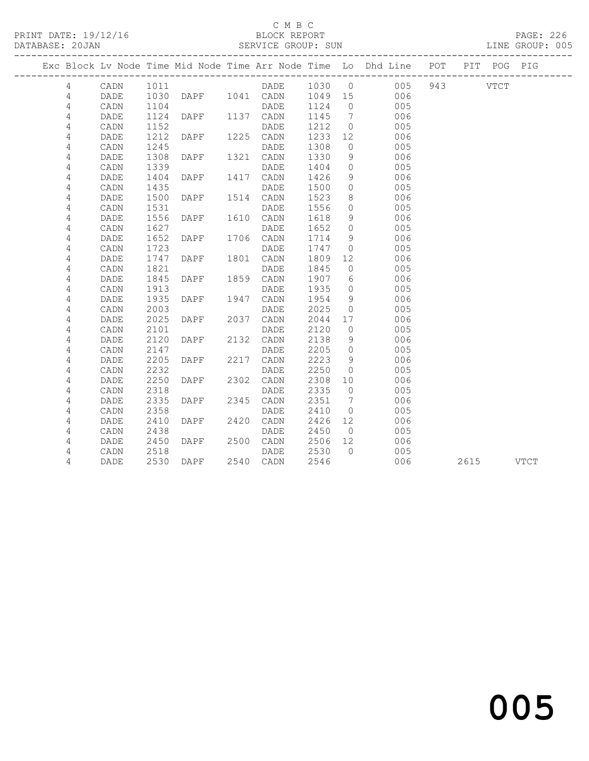C M B C
BLOCK REPORT
SERVICE GROUP: SUN

PRINT DATE: 19/12/16
DATABASE: 20JAN

LINE GROUP: 005

| Exc | Block | Lv | Node | Time | Mid Node | Time | Arr Node | Time | Lo | Dhd Line | POT | PIT | POG | PIG |
|---|---|---|---|---|---|---|---|---|---|---|---|---|---|---|
| | 4 | | CADN | 1011 | | | DADE | 1030 | 0 | 005 | 943 | | VTCT | |
| | 4 | | DADE | 1030 | DAPF | 1041 | CADN | 1049 | 15 | 006 | | | | |
| | 4 | | CADN | 1104 | | | DADE | 1124 | 0 | 005 | | | | |
| | 4 | | DADE | 1124 | DAPF | 1137 | CADN | 1145 | 7 | 006 | | | | |
| | 4 | | CADN | 1152 | | | DADE | 1212 | 0 | 005 | | | | |
| | 4 | | DADE | 1212 | DAPF | 1225 | CADN | 1233 | 12 | 006 | | | | |
| | 4 | | CADN | 1245 | | | DADE | 1308 | 0 | 005 | | | | |
| | 4 | | DADE | 1308 | DAPF | 1321 | CADN | 1330 | 9 | 006 | | | | |
| | 4 | | CADN | 1339 | | | DADE | 1404 | 0 | 005 | | | | |
| | 4 | | DADE | 1404 | DAPF | 1417 | CADN | 1426 | 9 | 006 | | | | |
| | 4 | | CADN | 1435 | | | DADE | 1500 | 0 | 005 | | | | |
| | 4 | | DADE | 1500 | DAPF | 1514 | CADN | 1523 | 8 | 006 | | | | |
| | 4 | | CADN | 1531 | | | DADE | 1556 | 0 | 005 | | | | |
| | 4 | | DADE | 1556 | DAPF | 1610 | CADN | 1618 | 9 | 006 | | | | |
| | 4 | | CADN | 1627 | | | DADE | 1652 | 0 | 005 | | | | |
| | 4 | | DADE | 1652 | DAPF | 1706 | CADN | 1714 | 9 | 006 | | | | |
| | 4 | | CADN | 1723 | | | DADE | 1747 | 0 | 005 | | | | |
| | 4 | | DADE | 1747 | DAPF | 1801 | CADN | 1809 | 12 | 006 | | | | |
| | 4 | | CADN | 1821 | | | DADE | 1845 | 0 | 005 | | | | |
| | 4 | | DADE | 1845 | DAPF | 1859 | CADN | 1907 | 6 | 006 | | | | |
| | 4 | | CADN | 1913 | | | DADE | 1935 | 0 | 005 | | | | |
| | 4 | | DADE | 1935 | DAPF | 1947 | CADN | 1954 | 9 | 006 | | | | |
| | 4 | | CADN | 2003 | | | DADE | 2025 | 0 | 005 | | | | |
| | 4 | | DADE | 2025 | DAPF | 2037 | CADN | 2044 | 17 | 006 | | | | |
| | 4 | | CADN | 2101 | | | DADE | 2120 | 0 | 005 | | | | |
| | 4 | | DADE | 2120 | DAPF | 2132 | CADN | 2138 | 9 | 006 | | | | |
| | 4 | | CADN | 2147 | | | DADE | 2205 | 0 | 005 | | | | |
| | 4 | | DADE | 2205 | DAPF | 2217 | CADN | 2223 | 9 | 006 | | | | |
| | 4 | | CADN | 2232 | | | DADE | 2250 | 0 | 005 | | | | |
| | 4 | | DADE | 2250 | DAPF | 2302 | CADN | 2308 | 10 | 006 | | | | |
| | 4 | | CADN | 2318 | | | DADE | 2335 | 0 | 005 | | | | |
| | 4 | | DADE | 2335 | DAPF | 2345 | CADN | 2351 | 7 | 006 | | | | |
| | 4 | | CADN | 2358 | | | DADE | 2410 | 0 | 005 | | | | |
| | 4 | | DADE | 2410 | DAPF | 2420 | CADN | 2426 | 12 | 006 | | | | |
| | 4 | | CADN | 2438 | | | DADE | 2450 | 0 | 005 | | | | |
| | 4 | | DADE | 2450 | DAPF | 2500 | CADN | 2506 | 12 | 006 | | | | |
| | 4 | | CADN | 2518 | | | DADE | 2530 | 0 | 005 | | | | |
| | 4 | | DADE | 2530 | DAPF | 2540 | CADN | 2546 | | 006 | | 2615 | | VTCT |

005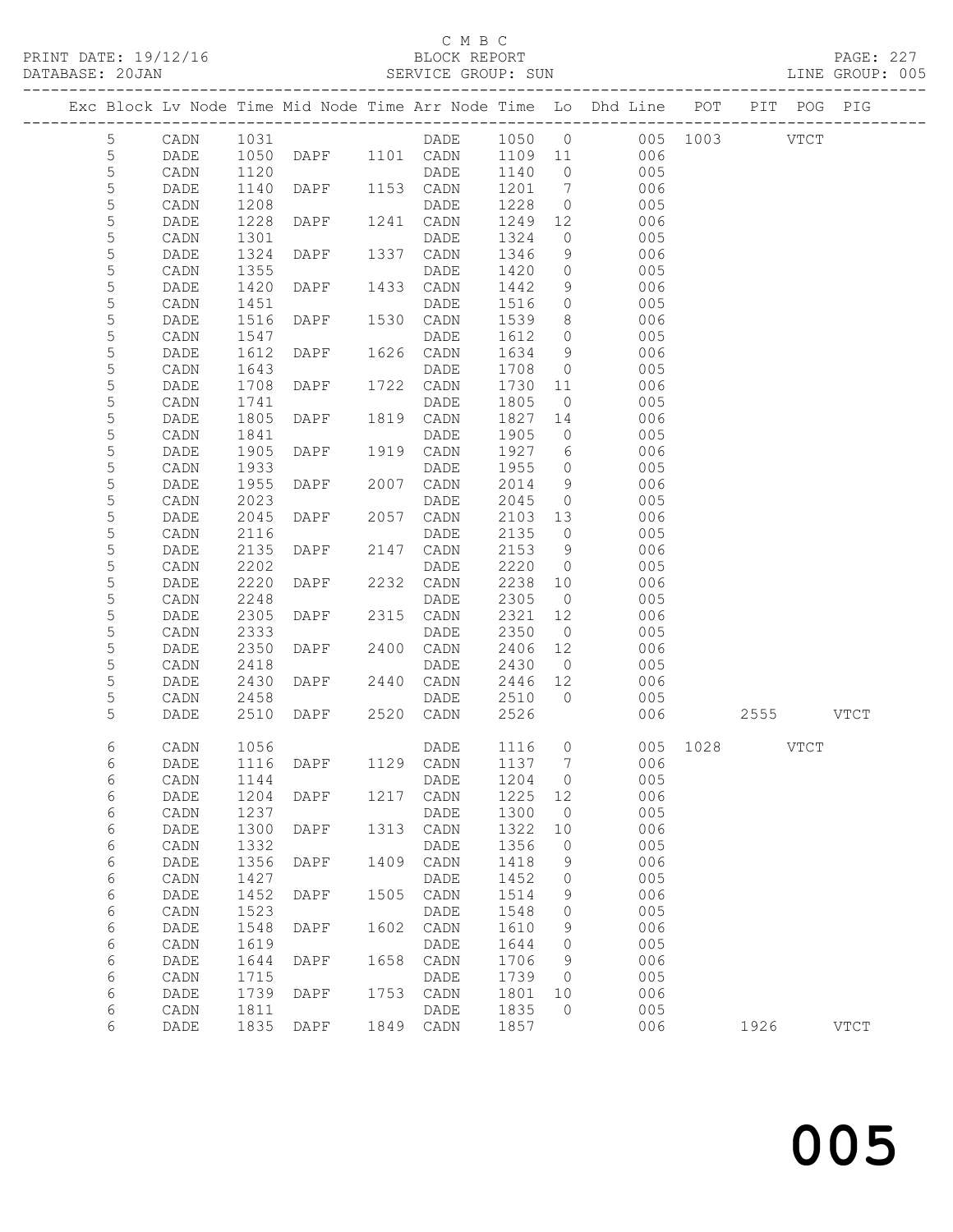C M B C

BLOCK REPORT

SERVICE GROUP: SUN

PRINT DATE: 19/12/16
DATABASE: 20JAN

PAGE: 227
LINE GROUP: 005

| Exc | Block | Lv | Node | Time | Mid Node | Time | Arr Node | Time | Lo | Dhd Line | POT | PIT | POG | PIG |
|---|---|---|---|---|---|---|---|---|---|---|---|---|---|---|
| | 5 | | CADN | 1031 | | | DADE | 1050 | 0 | 005 | 1003 | | VTCT | |
| | 5 | | DADE | 1050 | DAPF | 1101 | CADN | 1109 | 11 | 006 | | | | |
| | 5 | | CADN | 1120 | | | DADE | 1140 | 0 | 005 | | | | |
| | 5 | | DADE | 1140 | DAPF | 1153 | CADN | 1201 | 7 | 006 | | | | |
| | 5 | | CADN | 1208 | | | DADE | 1228 | 0 | 005 | | | | |
| | 5 | | DADE | 1228 | DAPF | 1241 | CADN | 1249 | 12 | 006 | | | | |
| | 5 | | CADN | 1301 | | | DADE | 1324 | 0 | 005 | | | | |
| | 5 | | DADE | 1324 | DAPF | 1337 | CADN | 1346 | 9 | 006 | | | | |
| | 5 | | CADN | 1355 | | | DADE | 1420 | 0 | 005 | | | | |
| | 5 | | DADE | 1420 | DAPF | 1433 | CADN | 1442 | 9 | 006 | | | | |
| | 5 | | CADN | 1451 | | | DADE | 1516 | 0 | 005 | | | | |
| | 5 | | DADE | 1516 | DAPF | 1530 | CADN | 1539 | 8 | 006 | | | | |
| | 5 | | CADN | 1547 | | | DADE | 1612 | 0 | 005 | | | | |
| | 5 | | DADE | 1612 | DAPF | 1626 | CADN | 1634 | 9 | 006 | | | | |
| | 5 | | CADN | 1643 | | | DADE | 1708 | 0 | 005 | | | | |
| | 5 | | DADE | 1708 | DAPF | 1722 | CADN | 1730 | 11 | 006 | | | | |
| | 5 | | CADN | 1741 | | | DADE | 1805 | 0 | 005 | | | | |
| | 5 | | DADE | 1805 | DAPF | 1819 | CADN | 1827 | 14 | 006 | | | | |
| | 5 | | CADN | 1841 | | | DADE | 1905 | 0 | 005 | | | | |
| | 5 | | DADE | 1905 | DAPF | 1919 | CADN | 1927 | 6 | 006 | | | | |
| | 5 | | CADN | 1933 | | | DADE | 1955 | 0 | 005 | | | | |
| | 5 | | DADE | 1955 | DAPF | 2007 | CADN | 2014 | 9 | 006 | | | | |
| | 5 | | CADN | 2023 | | | DADE | 2045 | 0 | 005 | | | | |
| | 5 | | DADE | 2045 | DAPF | 2057 | CADN | 2103 | 13 | 006 | | | | |
| | 5 | | CADN | 2116 | | | DADE | 2135 | 0 | 005 | | | | |
| | 5 | | DADE | 2135 | DAPF | 2147 | CADN | 2153 | 9 | 006 | | | | |
| | 5 | | CADN | 2202 | | | DADE | 2220 | 0 | 005 | | | | |
| | 5 | | DADE | 2220 | DAPF | 2232 | CADN | 2238 | 10 | 006 | | | | |
| | 5 | | CADN | 2248 | | | DADE | 2305 | 0 | 005 | | | | |
| | 5 | | DADE | 2305 | DAPF | 2315 | CADN | 2321 | 12 | 006 | | | | |
| | 5 | | CADN | 2333 | | | DADE | 2350 | 0 | 005 | | | | |
| | 5 | | DADE | 2350 | DAPF | 2400 | CADN | 2406 | 12 | 006 | | | | |
| | 5 | | CADN | 2418 | | | DADE | 2430 | 0 | 005 | | | | |
| | 5 | | DADE | 2430 | DAPF | 2440 | CADN | 2446 | 12 | 006 | | | | |
| | 5 | | CADN | 2458 | | | DADE | 2510 | 0 | 005 | | | | |
| | 5 | | DADE | 2510 | DAPF | 2520 | CADN | 2526 | | 006 | | 2555 | | VTCT |
| | 6 | | CADN | 1056 | | | DADE | 1116 | 0 | 005 | 1028 | | VTCT | |
| | 6 | | DADE | 1116 | DAPF | 1129 | CADN | 1137 | 7 | 006 | | | | |
| | 6 | | CADN | 1144 | | | DADE | 1204 | 0 | 005 | | | | |
| | 6 | | DADE | 1204 | DAPF | 1217 | CADN | 1225 | 12 | 006 | | | | |
| | 6 | | CADN | 1237 | | | DADE | 1300 | 0 | 005 | | | | |
| | 6 | | DADE | 1300 | DAPF | 1313 | CADN | 1322 | 10 | 006 | | | | |
| | 6 | | CADN | 1332 | | | DADE | 1356 | 0 | 005 | | | | |
| | 6 | | DADE | 1356 | DAPF | 1409 | CADN | 1418 | 9 | 006 | | | | |
| | 6 | | CADN | 1427 | | | DADE | 1452 | 0 | 005 | | | | |
| | 6 | | DADE | 1452 | DAPF | 1505 | CADN | 1514 | 9 | 006 | | | | |
| | 6 | | CADN | 1523 | | | DADE | 1548 | 0 | 005 | | | | |
| | 6 | | DADE | 1548 | DAPF | 1602 | CADN | 1610 | 9 | 006 | | | | |
| | 6 | | CADN | 1619 | | | DADE | 1644 | 0 | 005 | | | | |
| | 6 | | DADE | 1644 | DAPF | 1658 | CADN | 1706 | 9 | 006 | | | | |
| | 6 | | CADN | 1715 | | | DADE | 1739 | 0 | 005 | | | | |
| | 6 | | DADE | 1739 | DAPF | 1753 | CADN | 1801 | 10 | 006 | | | | |
| | 6 | | CADN | 1811 | | | DADE | 1835 | 0 | 005 | | | | |
| | 6 | | DADE | 1835 | DAPF | 1849 | CADN | 1857 | | 006 | | 1926 | | VTCT |

005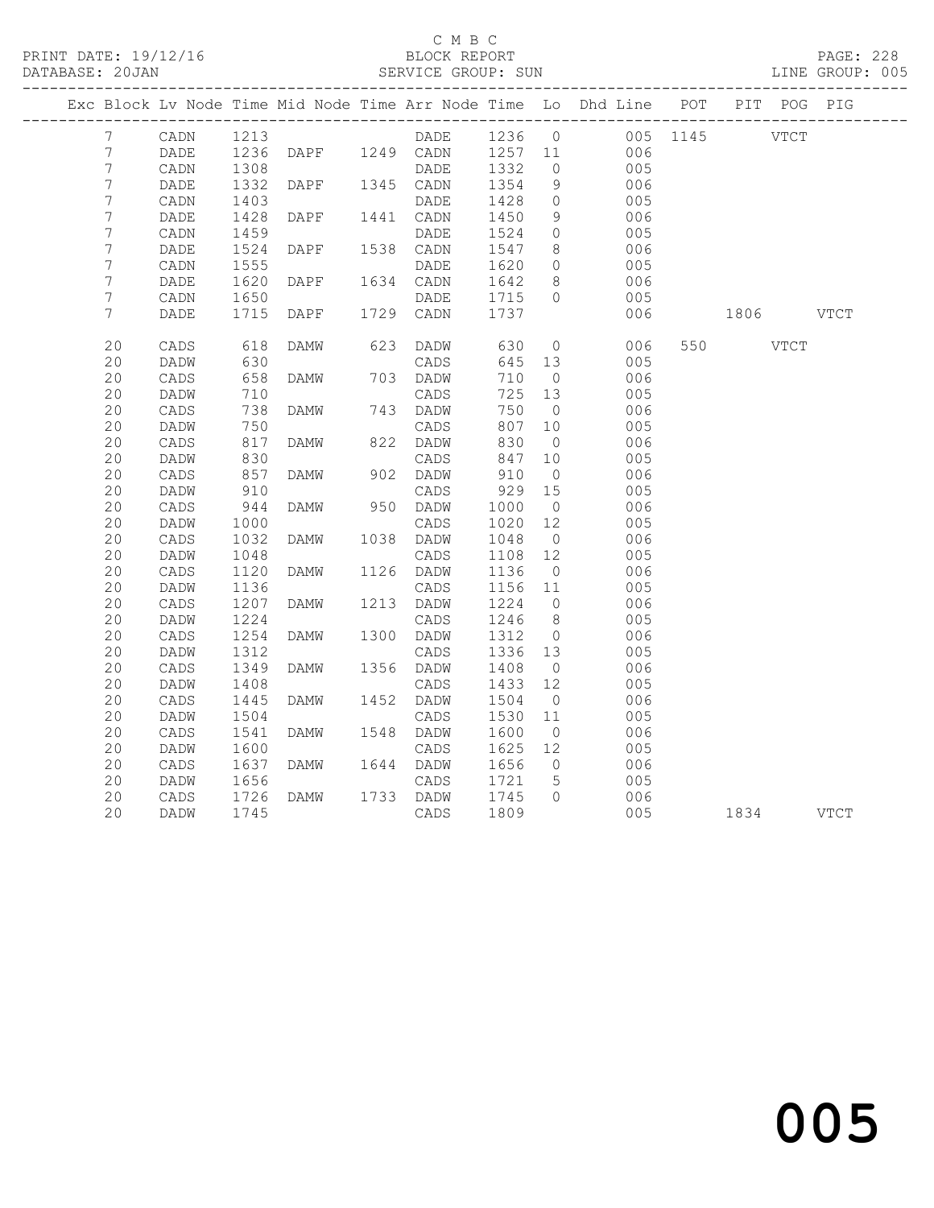C M B C
BLOCK REPORT
SERVICE GROUP: SUN

PRINT DATE: 19/12/16
DATABASE: 20JAN
LINE GROUP: 005

| Exc | Block | Lv | Node | Time | Mid Node | Time | Arr Node | Time | Lo | Dhd Line | POT | PIT | POG | PIG |
|---|---|---|---|---|---|---|---|---|---|---|---|---|---|---|
| | 7 | | CADN | 1213 | | | DADE | 1236 | 0 | 005 | 1145 | | VTCT | |
| | 7 | | DADE | 1236 | DAPF | 1249 | CADN | 1257 | 11 | 006 | | | | |
| | 7 | | CADN | 1308 | | | DADE | 1332 | 0 | 005 | | | | |
| | 7 | | DADE | 1332 | DAPF | 1345 | CADN | 1354 | 9 | 006 | | | | |
| | 7 | | CADN | 1403 | | | DADE | 1428 | 0 | 005 | | | | |
| | 7 | | DADE | 1428 | DAPF | 1441 | CADN | 1450 | 9 | 006 | | | | |
| | 7 | | CADN | 1459 | | | DADE | 1524 | 0 | 005 | | | | |
| | 7 | | DADE | 1524 | DAPF | 1538 | CADN | 1547 | 8 | 006 | | | | |
| | 7 | | CADN | 1555 | | | DADE | 1620 | 0 | 005 | | | | |
| | 7 | | DADE | 1620 | DAPF | 1634 | CADN | 1642 | 8 | 006 | | | | |
| | 7 | | CADN | 1650 | | | DADE | 1715 | 0 | 005 | | | | |
| | 7 | | DADE | 1715 | DAPF | 1729 | CADN | 1737 | | 006 | | 1806 | | VTCT |
| | 20 | | CADS | 618 | DAMW | 623 | DADW | 630 | 0 | 006 | 550 | | VTCT | |
| | 20 | | DADW | 630 | | | CADS | 645 | 13 | 005 | | | | |
| | 20 | | CADS | 658 | DAMW | 703 | DADW | 710 | 0 | 006 | | | | |
| | 20 | | DADW | 710 | | | CADS | 725 | 13 | 005 | | | | |
| | 20 | | CADS | 738 | DAMW | 743 | DADW | 750 | 0 | 006 | | | | |
| | 20 | | DADW | 750 | | | CADS | 807 | 10 | 005 | | | | |
| | 20 | | CADS | 817 | DAMW | 822 | DADW | 830 | 0 | 006 | | | | |
| | 20 | | DADW | 830 | | | CADS | 847 | 10 | 005 | | | | |
| | 20 | | CADS | 857 | DAMW | 902 | DADW | 910 | 0 | 006 | | | | |
| | 20 | | DADW | 910 | | | CADS | 929 | 15 | 005 | | | | |
| | 20 | | CADS | 944 | DAMW | 950 | DADW | 1000 | 0 | 006 | | | | |
| | 20 | | DADW | 1000 | | | CADS | 1020 | 12 | 005 | | | | |
| | 20 | | CADS | 1032 | DAMW | 1038 | DADW | 1048 | 0 | 006 | | | | |
| | 20 | | DADW | 1048 | | | CADS | 1108 | 12 | 005 | | | | |
| | 20 | | CADS | 1120 | DAMW | 1126 | DADW | 1136 | 0 | 006 | | | | |
| | 20 | | DADW | 1136 | | | CADS | 1156 | 11 | 005 | | | | |
| | 20 | | CADS | 1207 | DAMW | 1213 | DADW | 1224 | 0 | 006 | | | | |
| | 20 | | DADW | 1224 | | | CADS | 1246 | 8 | 005 | | | | |
| | 20 | | CADS | 1254 | DAMW | 1300 | DADW | 1312 | 0 | 006 | | | | |
| | 20 | | DADW | 1312 | | | CADS | 1336 | 13 | 005 | | | | |
| | 20 | | CADS | 1349 | DAMW | 1356 | DADW | 1408 | 0 | 006 | | | | |
| | 20 | | DADW | 1408 | | | CADS | 1433 | 12 | 005 | | | | |
| | 20 | | CADS | 1445 | DAMW | 1452 | DADW | 1504 | 0 | 006 | | | | |
| | 20 | | DADW | 1504 | | | CADS | 1530 | 11 | 005 | | | | |
| | 20 | | CADS | 1541 | DAMW | 1548 | DADW | 1600 | 0 | 006 | | | | |
| | 20 | | DADW | 1600 | | | CADS | 1625 | 12 | 005 | | | | |
| | 20 | | CADS | 1637 | DAMW | 1644 | DADW | 1656 | 0 | 006 | | | | |
| | 20 | | DADW | 1656 | | | CADS | 1721 | 5 | 005 | | | | |
| | 20 | | CADS | 1726 | DAMW | 1733 | DADW | 1745 | 0 | 006 | | | | |
| | 20 | | DADW | 1745 | | | CADS | 1809 | | 005 | | 1834 | | VTCT |

005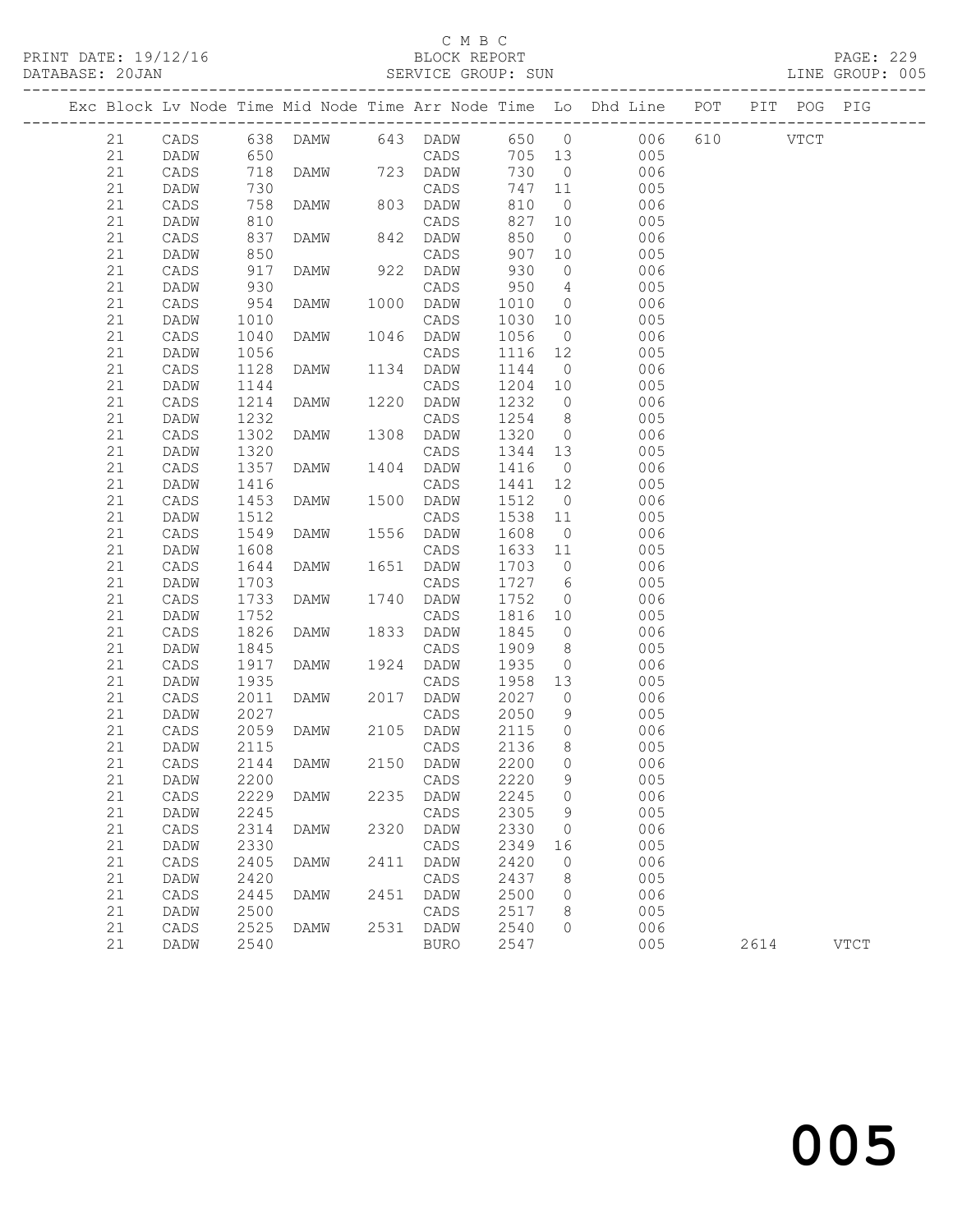C M B C
BLOCK REPORT
SERVICE GROUP: SUN

PRINT DATE: 19/12/16
DATABASE: 20JAN
LINE GROUP: 005

| Exc | Block | Lv | Node | Time | Mid Node | Time | Arr Node | Time | Lo | Dhd Line | POT | PIT | POG | PIG |
|---|---|---|---|---|---|---|---|---|---|---|---|---|---|---|
| | 21 | | CADS | 638 | DAMW | 643 | DADW | 650 | 0 | 006 | 610 | | VTCT | |
| | 21 | | DADW | 650 | | | CADS | 705 | 13 | 005 | | | | |
| | 21 | | CADS | 718 | DAMW | 723 | DADW | 730 | 0 | 006 | | | | |
| | 21 | | DADW | 730 | | | CADS | 747 | 11 | 005 | | | | |
| | 21 | | CADS | 758 | DAMW | 803 | DADW | 810 | 0 | 006 | | | | |
| | 21 | | DADW | 810 | | | CADS | 827 | 10 | 005 | | | | |
| | 21 | | CADS | 837 | DAMW | 842 | DADW | 850 | 0 | 006 | | | | |
| | 21 | | DADW | 850 | | | CADS | 907 | 10 | 005 | | | | |
| | 21 | | CADS | 917 | DAMW | 922 | DADW | 930 | 0 | 006 | | | | |
| | 21 | | DADW | 930 | | | CADS | 950 | 4 | 005 | | | | |
| | 21 | | CADS | 954 | DAMW | 1000 | DADW | 1010 | 0 | 006 | | | | |
| | 21 | | DADW | 1010 | | | CADS | 1030 | 10 | 005 | | | | |
| | 21 | | CADS | 1040 | DAMW | 1046 | DADW | 1056 | 0 | 006 | | | | |
| | 21 | | DADW | 1056 | | | CADS | 1116 | 12 | 005 | | | | |
| | 21 | | CADS | 1128 | DAMW | 1134 | DADW | 1144 | 0 | 006 | | | | |
| | 21 | | DADW | 1144 | | | CADS | 1204 | 10 | 005 | | | | |
| | 21 | | CADS | 1214 | DAMW | 1220 | DADW | 1232 | 0 | 006 | | | | |
| | 21 | | DADW | 1232 | | | CADS | 1254 | 8 | 005 | | | | |
| | 21 | | CADS | 1302 | DAMW | 1308 | DADW | 1320 | 0 | 006 | | | | |
| | 21 | | DADW | 1320 | | | CADS | 1344 | 13 | 005 | | | | |
| | 21 | | CADS | 1357 | DAMW | 1404 | DADW | 1416 | 0 | 006 | | | | |
| | 21 | | DADW | 1416 | | | CADS | 1441 | 12 | 005 | | | | |
| | 21 | | CADS | 1453 | DAMW | 1500 | DADW | 1512 | 0 | 006 | | | | |
| | 21 | | DADW | 1512 | | | CADS | 1538 | 11 | 005 | | | | |
| | 21 | | CADS | 1549 | DAMW | 1556 | DADW | 1608 | 0 | 006 | | | | |
| | 21 | | DADW | 1608 | | | CADS | 1633 | 11 | 005 | | | | |
| | 21 | | CADS | 1644 | DAMW | 1651 | DADW | 1703 | 0 | 006 | | | | |
| | 21 | | DADW | 1703 | | | CADS | 1727 | 6 | 005 | | | | |
| | 21 | | CADS | 1733 | DAMW | 1740 | DADW | 1752 | 0 | 006 | | | | |
| | 21 | | DADW | 1752 | | | CADS | 1816 | 10 | 005 | | | | |
| | 21 | | CADS | 1826 | DAMW | 1833 | DADW | 1845 | 0 | 006 | | | | |
| | 21 | | DADW | 1845 | | | CADS | 1909 | 8 | 005 | | | | |
| | 21 | | CADS | 1917 | DAMW | 1924 | DADW | 1935 | 0 | 006 | | | | |
| | 21 | | DADW | 1935 | | | CADS | 1958 | 13 | 005 | | | | |
| | 21 | | CADS | 2011 | DAMW | 2017 | DADW | 2027 | 0 | 006 | | | | |
| | 21 | | DADW | 2027 | | | CADS | 2050 | 9 | 005 | | | | |
| | 21 | | CADS | 2059 | DAMW | 2105 | DADW | 2115 | 0 | 006 | | | | |
| | 21 | | DADW | 2115 | | | CADS | 2136 | 8 | 005 | | | | |
| | 21 | | CADS | 2144 | DAMW | 2150 | DADW | 2200 | 0 | 006 | | | | |
| | 21 | | DADW | 2200 | | | CADS | 2220 | 9 | 005 | | | | |
| | 21 | | CADS | 2229 | DAMW | 2235 | DADW | 2245 | 0 | 006 | | | | |
| | 21 | | DADW | 2245 | | | CADS | 2305 | 9 | 005 | | | | |
| | 21 | | CADS | 2314 | DAMW | 2320 | DADW | 2330 | 0 | 006 | | | | |
| | 21 | | DADW | 2330 | | | CADS | 2349 | 16 | 005 | | | | |
| | 21 | | CADS | 2405 | DAMW | 2411 | DADW | 2420 | 0 | 006 | | | | |
| | 21 | | DADW | 2420 | | | CADS | 2437 | 8 | 005 | | | | |
| | 21 | | CADS | 2445 | DAMW | 2451 | DADW | 2500 | 0 | 006 | | | | |
| | 21 | | DADW | 2500 | | | CADS | 2517 | 8 | 005 | | | | |
| | 21 | | CADS | 2525 | DAMW | 2531 | DADW | 2540 | 0 | 006 | | | | |
| | 21 | | DADW | 2540 | | | BURO | 2547 | | 005 | | 2614 | | VTCT |

005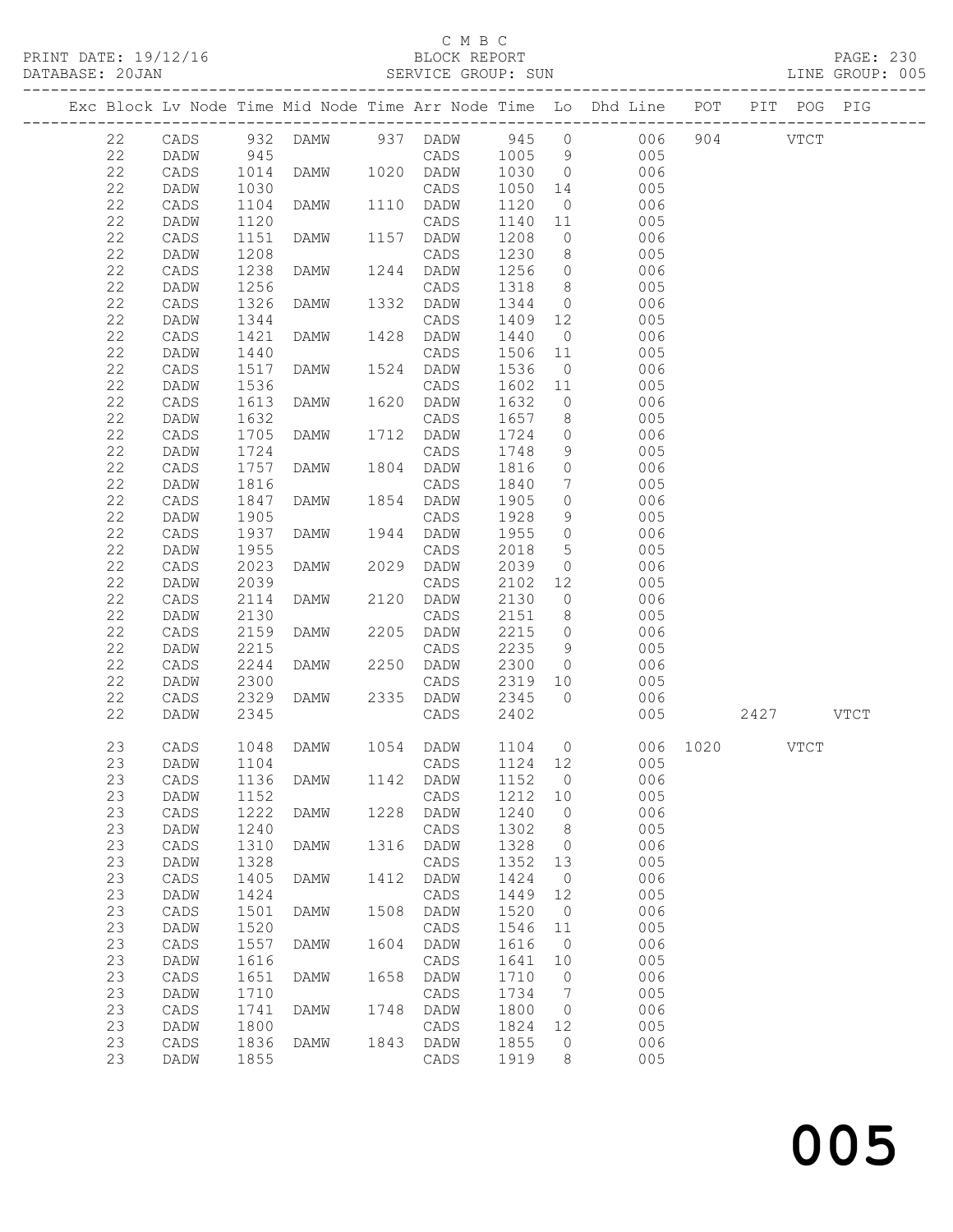C M B C
PRINT DATE: 19/12/16 BLOCK REPORT
DATABASE: 20JAN SERVICE GROUP: SUN LINE GROUP: 005

| Exc | Block | Lv | Node | Time | Mid Node | Time | Arr Node | Time | Lo | Dhd Line | POT | PIT | POG | PIG |
|---|---|---|---|---|---|---|---|---|---|---|---|---|---|---|
| | 22 | | CADS | 932 | DAMW | 937 | DADW | 945 | 0 | 006 | 904 | | VTCT | |
| | 22 | | DADW | 945 | | | CADS | 1005 | 9 | 005 | | | | |
| | 22 | | CADS | 1014 | DAMW | 1020 | DADW | 1030 | 0 | 006 | | | | |
| | 22 | | DADW | 1030 | | | CADS | 1050 | 14 | 005 | | | | |
| | 22 | | CADS | 1104 | DAMW | 1110 | DADW | 1120 | 0 | 006 | | | | |
| | 22 | | DADW | 1120 | | | CADS | 1140 | 11 | 005 | | | | |
| | 22 | | CADS | 1151 | DAMW | 1157 | DADW | 1208 | 0 | 006 | | | | |
| | 22 | | DADW | 1208 | | | CADS | 1230 | 8 | 005 | | | | |
| | 22 | | CADS | 1238 | DAMW | 1244 | DADW | 1256 | 0 | 006 | | | | |
| | 22 | | DADW | 1256 | | | CADS | 1318 | 8 | 005 | | | | |
| | 22 | | CADS | 1326 | DAMW | 1332 | DADW | 1344 | 0 | 006 | | | | |
| | 22 | | DADW | 1344 | | | CADS | 1409 | 12 | 005 | | | | |
| | 22 | | CADS | 1421 | DAMW | 1428 | DADW | 1440 | 0 | 006 | | | | |
| | 22 | | DADW | 1440 | | | CADS | 1506 | 11 | 005 | | | | |
| | 22 | | CADS | 1517 | DAMW | 1524 | DADW | 1536 | 0 | 006 | | | | |
| | 22 | | DADW | 1536 | | | CADS | 1602 | 11 | 005 | | | | |
| | 22 | | CADS | 1613 | DAMW | 1620 | DADW | 1632 | 0 | 006 | | | | |
| | 22 | | DADW | 1632 | | | CADS | 1657 | 8 | 005 | | | | |
| | 22 | | CADS | 1705 | DAMW | 1712 | DADW | 1724 | 0 | 006 | | | | |
| | 22 | | DADW | 1724 | | | CADS | 1748 | 9 | 005 | | | | |
| | 22 | | CADS | 1757 | DAMW | 1804 | DADW | 1816 | 0 | 006 | | | | |
| | 22 | | DADW | 1816 | | | CADS | 1840 | 7 | 005 | | | | |
| | 22 | | CADS | 1847 | DAMW | 1854 | DADW | 1905 | 0 | 006 | | | | |
| | 22 | | DADW | 1905 | | | CADS | 1928 | 9 | 005 | | | | |
| | 22 | | CADS | 1937 | DAMW | 1944 | DADW | 1955 | 0 | 006 | | | | |
| | 22 | | DADW | 1955 | | | CADS | 2018 | 5 | 005 | | | | |
| | 22 | | CADS | 2023 | DAMW | 2029 | DADW | 2039 | 0 | 006 | | | | |
| | 22 | | DADW | 2039 | | | CADS | 2102 | 12 | 005 | | | | |
| | 22 | | CADS | 2114 | DAMW | 2120 | DADW | 2130 | 0 | 006 | | | | |
| | 22 | | DADW | 2130 | | | CADS | 2151 | 8 | 005 | | | | |
| | 22 | | CADS | 2159 | DAMW | 2205 | DADW | 2215 | 0 | 006 | | | | |
| | 22 | | DADW | 2215 | | | CADS | 2235 | 9 | 005 | | | | |
| | 22 | | CADS | 2244 | DAMW | 2250 | DADW | 2300 | 0 | 006 | | | | |
| | 22 | | DADW | 2300 | | | CADS | 2319 | 10 | 005 | | | | |
| | 22 | | CADS | 2329 | DAMW | 2335 | DADW | 2345 | 0 | 006 | | | | |
| | 22 | | DADW | 2345 | | | CADS | 2402 | | 005 | | 2427 | | VTCT |
| | 23 | | CADS | 1048 | DAMW | 1054 | DADW | 1104 | 0 | 006 | 1020 | | VTCT | |
| | 23 | | DADW | 1104 | | | CADS | 1124 | 12 | 005 | | | | |
| | 23 | | CADS | 1136 | DAMW | 1142 | DADW | 1152 | 0 | 006 | | | | |
| | 23 | | DADW | 1152 | | | CADS | 1212 | 10 | 005 | | | | |
| | 23 | | CADS | 1222 | DAMW | 1228 | DADW | 1240 | 0 | 006 | | | | |
| | 23 | | DADW | 1240 | | | CADS | 1302 | 8 | 005 | | | | |
| | 23 | | CADS | 1310 | DAMW | 1316 | DADW | 1328 | 0 | 006 | | | | |
| | 23 | | DADW | 1328 | | | CADS | 1352 | 13 | 005 | | | | |
| | 23 | | CADS | 1405 | DAMW | 1412 | DADW | 1424 | 0 | 006 | | | | |
| | 23 | | DADW | 1424 | | | CADS | 1449 | 12 | 005 | | | | |
| | 23 | | CADS | 1501 | DAMW | 1508 | DADW | 1520 | 0 | 006 | | | | |
| | 23 | | DADW | 1520 | | | CADS | 1546 | 11 | 005 | | | | |
| | 23 | | CADS | 1557 | DAMW | 1604 | DADW | 1616 | 0 | 006 | | | | |
| | 23 | | DADW | 1616 | | | CADS | 1641 | 10 | 005 | | | | |
| | 23 | | CADS | 1651 | DAMW | 1658 | DADW | 1710 | 0 | 006 | | | | |
| | 23 | | DADW | 1710 | | | CADS | 1734 | 7 | 005 | | | | |
| | 23 | | CADS | 1741 | DAMW | 1748 | DADW | 1800 | 0 | 006 | | | | |
| | 23 | | DADW | 1800 | | | CADS | 1824 | 12 | 005 | | | | |
| | 23 | | CADS | 1836 | DAMW | 1843 | DADW | 1855 | 0 | 006 | | | | |
| | 23 | | DADW | 1855 | | | CADS | 1919 | 8 | 005 | | | | |

005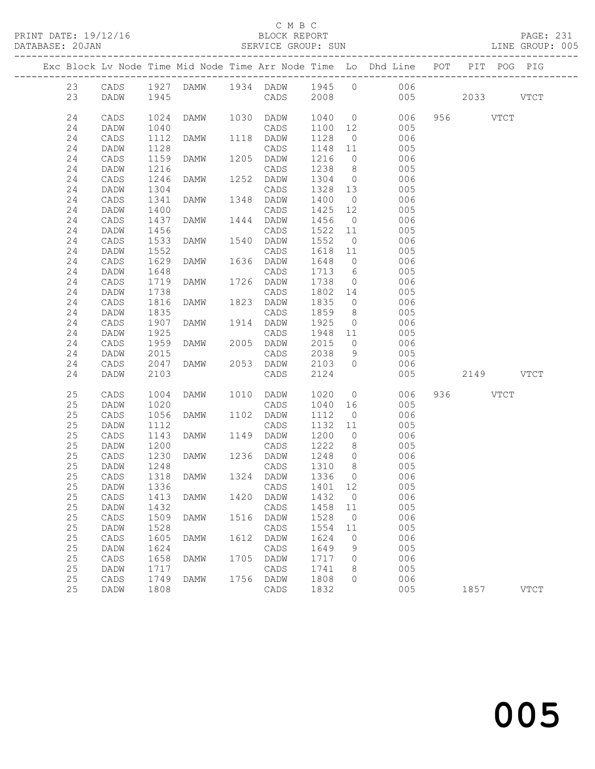C M B C
PRINT DATE: 19/12/16 BLOCK REPORT
DATABASE: 20JAN SERVICE GROUP: SUN LINE GROUP: 005

| Exc | Block | Lv | Node | Time | Mid Node | Time | Arr Node | Time | Lo | Dhd Line | POT | PIT | POG | PIG |
|---|---|---|---|---|---|---|---|---|---|---|---|---|---|---|
| | 23 | | CADS | 1927 | DAMW | 1934 | DADW | 1945 | 0 | 006 | | | | |
| | 23 | | DADW | 1945 | | | CADS | 2008 | | 005 | | 2033 | | VTCT |
| | 24 | | CADS | 1024 | DAMW | 1030 | DADW | 1040 | 0 | 006 | 956 | | VTCT | |
| | 24 | | DADW | 1040 | | | CADS | 1100 | 12 | 005 | | | | |
| | 24 | | CADS | 1112 | DAMW | 1118 | DADW | 1128 | 0 | 006 | | | | |
| | 24 | | DADW | 1128 | | | CADS | 1148 | 11 | 005 | | | | |
| | 24 | | CADS | 1159 | DAMW | 1205 | DADW | 1216 | 0 | 006 | | | | |
| | 24 | | DADW | 1216 | | | CADS | 1238 | 8 | 005 | | | | |
| | 24 | | CADS | 1246 | DAMW | 1252 | DADW | 1304 | 0 | 006 | | | | |
| | 24 | | DADW | 1304 | | | CADS | 1328 | 13 | 005 | | | | |
| | 24 | | CADS | 1341 | DAMW | 1348 | DADW | 1400 | 0 | 006 | | | | |
| | 24 | | DADW | 1400 | | | CADS | 1425 | 12 | 005 | | | | |
| | 24 | | CADS | 1437 | DAMW | 1444 | DADW | 1456 | 0 | 006 | | | | |
| | 24 | | DADW | 1456 | | | CADS | 1522 | 11 | 005 | | | | |
| | 24 | | CADS | 1533 | DAMW | 1540 | DADW | 1552 | 0 | 006 | | | | |
| | 24 | | DADW | 1552 | | | CADS | 1618 | 11 | 005 | | | | |
| | 24 | | CADS | 1629 | DAMW | 1636 | DADW | 1648 | 0 | 006 | | | | |
| | 24 | | DADW | 1648 | | | CADS | 1713 | 6 | 005 | | | | |
| | 24 | | CADS | 1719 | DAMW | 1726 | DADW | 1738 | 0 | 006 | | | | |
| | 24 | | DADW | 1738 | | | CADS | 1802 | 14 | 005 | | | | |
| | 24 | | CADS | 1816 | DAMW | 1823 | DADW | 1835 | 0 | 006 | | | | |
| | 24 | | DADW | 1835 | | | CADS | 1859 | 8 | 005 | | | | |
| | 24 | | CADS | 1907 | DAMW | 1914 | DADW | 1925 | 0 | 006 | | | | |
| | 24 | | DADW | 1925 | | | CADS | 1948 | 11 | 005 | | | | |
| | 24 | | CADS | 1959 | DAMW | 2005 | DADW | 2015 | 0 | 006 | | | | |
| | 24 | | DADW | 2015 | | | CADS | 2038 | 9 | 005 | | | | |
| | 24 | | CADS | 2047 | DAMW | 2053 | DADW | 2103 | 0 | 006 | | | | |
| | 24 | | DADW | 2103 | | | CADS | 2124 | | 005 | | 2149 | | VTCT |
| | 25 | | CADS | 1004 | DAMW | 1010 | DADW | 1020 | 0 | 006 | 936 | | VTCT | |
| | 25 | | DADW | 1020 | | | CADS | 1040 | 16 | 005 | | | | |
| | 25 | | CADS | 1056 | DAMW | 1102 | DADW | 1112 | 0 | 006 | | | | |
| | 25 | | DADW | 1112 | | | CADS | 1132 | 11 | 005 | | | | |
| | 25 | | CADS | 1143 | DAMW | 1149 | DADW | 1200 | 0 | 006 | | | | |
| | 25 | | DADW | 1200 | | | CADS | 1222 | 8 | 005 | | | | |
| | 25 | | CADS | 1230 | DAMW | 1236 | DADW | 1248 | 0 | 006 | | | | |
| | 25 | | DADW | 1248 | | | CADS | 1310 | 8 | 005 | | | | |
| | 25 | | CADS | 1318 | DAMW | 1324 | DADW | 1336 | 0 | 006 | | | | |
| | 25 | | DADW | 1336 | | | CADS | 1401 | 12 | 005 | | | | |
| | 25 | | CADS | 1413 | DAMW | 1420 | DADW | 1432 | 0 | 006 | | | | |
| | 25 | | DADW | 1432 | | | CADS | 1458 | 11 | 005 | | | | |
| | 25 | | CADS | 1509 | DAMW | 1516 | DADW | 1528 | 0 | 006 | | | | |
| | 25 | | DADW | 1528 | | | CADS | 1554 | 11 | 005 | | | | |
| | 25 | | CADS | 1605 | DAMW | 1612 | DADW | 1624 | 0 | 006 | | | | |
| | 25 | | DADW | 1624 | | | CADS | 1649 | 9 | 005 | | | | |
| | 25 | | CADS | 1658 | DAMW | 1705 | DADW | 1717 | 0 | 006 | | | | |
| | 25 | | DADW | 1717 | | | CADS | 1741 | 8 | 005 | | | | |
| | 25 | | CADS | 1749 | DAMW | 1756 | DADW | 1808 | 0 | 006 | | | | |
| | 25 | | DADW | 1808 | | | CADS | 1832 | | 005 | | 1857 | | VTCT |

005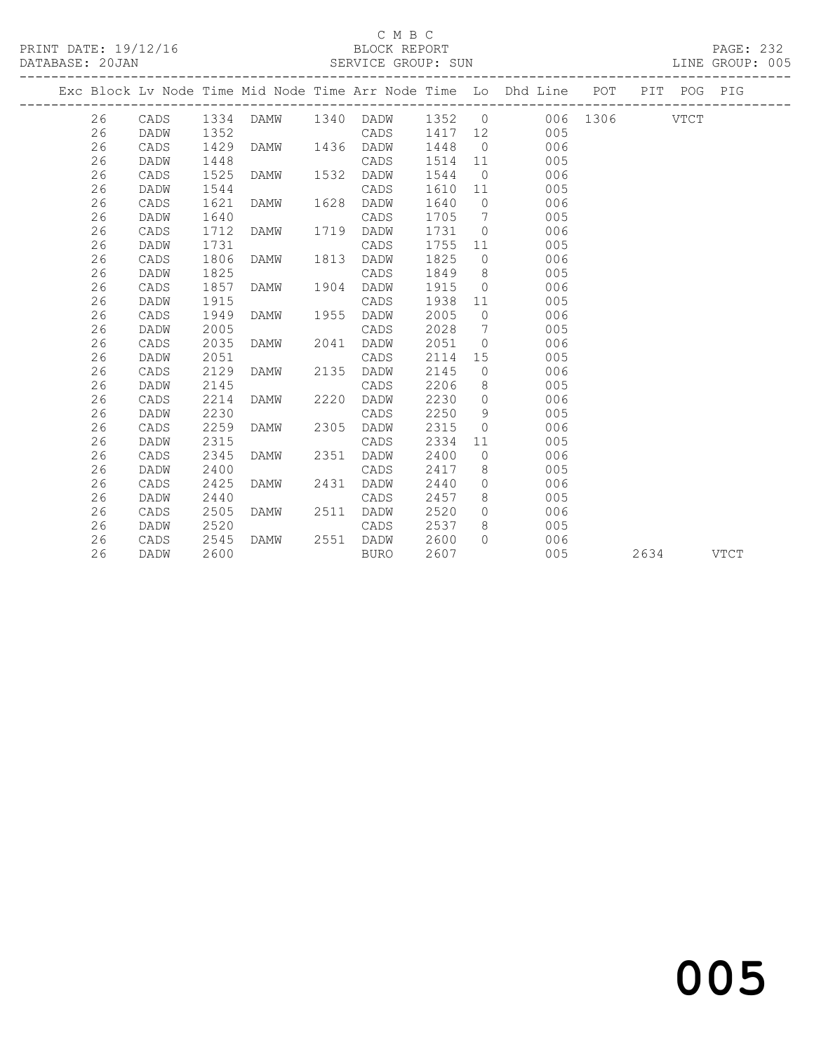C M B C

BLOCK REPORT

SERVICE GROUP: SUN

PRINT DATE: 19/12/16

DATABASE: 20JAN

LINE GROUP: 005

| Exc | Block | Lv Node | Time | Mid Node | Time | Arr Node | Time | Lo | Dhd Line | POT | PIT | POG | PIG |
|---|---|---|---|---|---|---|---|---|---|---|---|---|---|
| | 26 | CADS | 1334 | DAMW | 1340 | DADW | 1352 | 0 | 006 | 1306 | | VTCT | |
| | 26 | DADW | 1352 | | | CADS | 1417 | 12 | 005 | | | | |
| | 26 | CADS | 1429 | DAMW | 1436 | DADW | 1448 | 0 | 006 | | | | |
| | 26 | DADW | 1448 | | | CADS | 1514 | 11 | 005 | | | | |
| | 26 | CADS | 1525 | DAMW | 1532 | DADW | 1544 | 0 | 006 | | | | |
| | 26 | DADW | 1544 | | | CADS | 1610 | 11 | 005 | | | | |
| | 26 | CADS | 1621 | DAMW | 1628 | DADW | 1640 | 0 | 006 | | | | |
| | 26 | DADW | 1640 | | | CADS | 1705 | 7 | 005 | | | | |
| | 26 | CADS | 1712 | DAMW | 1719 | DADW | 1731 | 0 | 006 | | | | |
| | 26 | DADW | 1731 | | | CADS | 1755 | 11 | 005 | | | | |
| | 26 | CADS | 1806 | DAMW | 1813 | DADW | 1825 | 0 | 006 | | | | |
| | 26 | DADW | 1825 | | | CADS | 1849 | 8 | 005 | | | | |
| | 26 | CADS | 1857 | DAMW | 1904 | DADW | 1915 | 0 | 006 | | | | |
| | 26 | DADW | 1915 | | | CADS | 1938 | 11 | 005 | | | | |
| | 26 | CADS | 1949 | DAMW | 1955 | DADW | 2005 | 0 | 006 | | | | |
| | 26 | DADW | 2005 | | | CADS | 2028 | 7 | 005 | | | | |
| | 26 | CADS | 2035 | DAMW | 2041 | DADW | 2051 | 0 | 006 | | | | |
| | 26 | DADW | 2051 | | | CADS | 2114 | 15 | 005 | | | | |
| | 26 | CADS | 2129 | DAMW | 2135 | DADW | 2145 | 0 | 006 | | | | |
| | 26 | DADW | 2145 | | | CADS | 2206 | 8 | 005 | | | | |
| | 26 | CADS | 2214 | DAMW | 2220 | DADW | 2230 | 0 | 006 | | | | |
| | 26 | DADW | 2230 | | | CADS | 2250 | 9 | 005 | | | | |
| | 26 | CADS | 2259 | DAMW | 2305 | DADW | 2315 | 0 | 006 | | | | |
| | 26 | DADW | 2315 | | | CADS | 2334 | 11 | 005 | | | | |
| | 26 | CADS | 2345 | DAMW | 2351 | DADW | 2400 | 0 | 006 | | | | |
| | 26 | DADW | 2400 | | | CADS | 2417 | 8 | 005 | | | | |
| | 26 | CADS | 2425 | DAMW | 2431 | DADW | 2440 | 0 | 006 | | | | |
| | 26 | DADW | 2440 | | | CADS | 2457 | 8 | 005 | | | | |
| | 26 | CADS | 2505 | DAMW | 2511 | DADW | 2520 | 0 | 006 | | | | |
| | 26 | DADW | 2520 | | | CADS | 2537 | 8 | 005 | | | | |
| | 26 | CADS | 2545 | DAMW | 2551 | DADW | 2600 | 0 | 006 | | | | |
| | 26 | DADW | 2600 | | | BURO | 2607 | | 005 | | 2634 | | VTCT |

005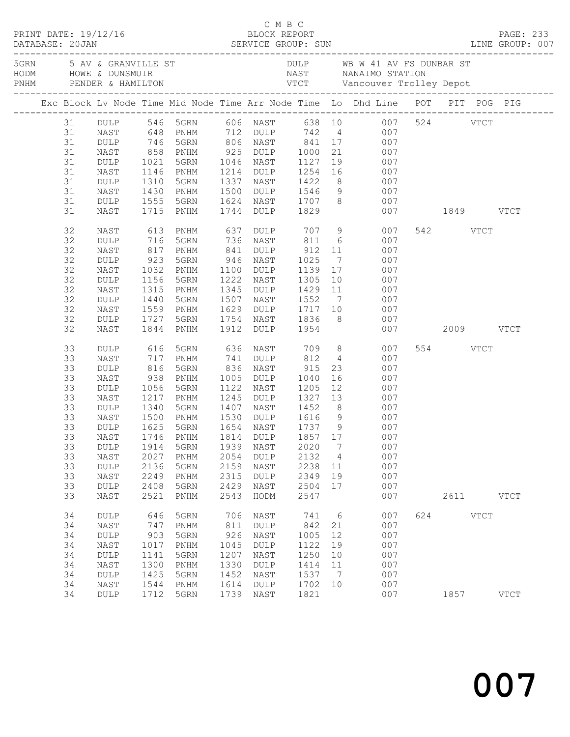C M B C
BLOCK REPORT
SERVICE GROUP: SUN

PRINT DATE: 19/12/16
DATABASE: 20JAN
LINE GROUP: 007

| | | | |
|---|---|---|---|
| 5GRN | 5 AV & GRANVILLE ST | DULP | WB W 41 AV FS DUNBAR ST |
| HODM | HOWE & DUNSMUIR | NAST | NANAIMO STATION |
| PNHM | PENDER & HAMILTON | VTCT | Vancouver Trolley Depot |

| Exc | Block | Lv Node | Time | Mid Node | Time | Arr Node | Time | Lo | Dhd Line | POT | PIT | POG | PIG |
|---|---|---|---|---|---|---|---|---|---|---|---|---|---|
| | 31 | DULP | 546 | 5GRN | 606 | NAST | 638 | 10 | 007 | 524 | | VTCT | |
| | 31 | NAST | 648 | PNHM | 712 | DULP | 742 | 4 | 007 | | | | |
| | 31 | DULP | 746 | 5GRN | 806 | NAST | 841 | 17 | 007 | | | | |
| | 31 | NAST | 858 | PNHM | 925 | DULP | 1000 | 21 | 007 | | | | |
| | 31 | DULP | 1021 | 5GRN | 1046 | NAST | 1127 | 19 | 007 | | | | |
| | 31 | NAST | 1146 | PNHM | 1214 | DULP | 1254 | 16 | 007 | | | | |
| | 31 | DULP | 1310 | 5GRN | 1337 | NAST | 1422 | 8 | 007 | | | | |
| | 31 | NAST | 1430 | PNHM | 1500 | DULP | 1546 | 9 | 007 | | | | |
| | 31 | DULP | 1555 | 5GRN | 1624 | NAST | 1707 | 8 | 007 | | | | |
| | 31 | NAST | 1715 | PNHM | 1744 | DULP | 1829 | | 007 | | 1849 | | VTCT |
| | 32 | NAST | 613 | PNHM | 637 | DULP | 707 | 9 | 007 | 542 | | VTCT | |
| | 32 | DULP | 716 | 5GRN | 736 | NAST | 811 | 6 | 007 | | | | |
| | 32 | NAST | 817 | PNHM | 841 | DULP | 912 | 11 | 007 | | | | |
| | 32 | DULP | 923 | 5GRN | 946 | NAST | 1025 | 7 | 007 | | | | |
| | 32 | NAST | 1032 | PNHM | 1100 | DULP | 1139 | 17 | 007 | | | | |
| | 32 | DULP | 1156 | 5GRN | 1222 | NAST | 1305 | 10 | 007 | | | | |
| | 32 | NAST | 1315 | PNHM | 1345 | DULP | 1429 | 11 | 007 | | | | |
| | 32 | DULP | 1440 | 5GRN | 1507 | NAST | 1552 | 7 | 007 | | | | |
| | 32 | NAST | 1559 | PNHM | 1629 | DULP | 1717 | 10 | 007 | | | | |
| | 32 | DULP | 1727 | 5GRN | 1754 | NAST | 1836 | 8 | 007 | | | | |
| | 32 | NAST | 1844 | PNHM | 1912 | DULP | 1954 | | 007 | | 2009 | | VTCT |
| | 33 | DULP | 616 | 5GRN | 636 | NAST | 709 | 8 | 007 | 554 | | VTCT | |
| | 33 | NAST | 717 | PNHM | 741 | DULP | 812 | 4 | 007 | | | | |
| | 33 | DULP | 816 | 5GRN | 836 | NAST | 915 | 23 | 007 | | | | |
| | 33 | NAST | 938 | PNHM | 1005 | DULP | 1040 | 16 | 007 | | | | |
| | 33 | DULP | 1056 | 5GRN | 1122 | NAST | 1205 | 12 | 007 | | | | |
| | 33 | NAST | 1217 | PNHM | 1245 | DULP | 1327 | 13 | 007 | | | | |
| | 33 | DULP | 1340 | 5GRN | 1407 | NAST | 1452 | 8 | 007 | | | | |
| | 33 | NAST | 1500 | PNHM | 1530 | DULP | 1616 | 9 | 007 | | | | |
| | 33 | DULP | 1625 | 5GRN | 1654 | NAST | 1737 | 9 | 007 | | | | |
| | 33 | NAST | 1746 | PNHM | 1814 | DULP | 1857 | 17 | 007 | | | | |
| | 33 | DULP | 1914 | 5GRN | 1939 | NAST | 2020 | 7 | 007 | | | | |
| | 33 | NAST | 2027 | PNHM | 2054 | DULP | 2132 | 4 | 007 | | | | |
| | 33 | DULP | 2136 | 5GRN | 2159 | NAST | 2238 | 11 | 007 | | | | |
| | 33 | NAST | 2249 | PNHM | 2315 | DULP | 2349 | 19 | 007 | | | | |
| | 33 | DULP | 2408 | 5GRN | 2429 | NAST | 2504 | 17 | 007 | | | | |
| | 33 | NAST | 2521 | PNHM | 2543 | HODM | 2547 | | 007 | | 2611 | | VTCT |
| | 34 | DULP | 646 | 5GRN | 706 | NAST | 741 | 6 | 007 | 624 | | VTCT | |
| | 34 | NAST | 747 | PNHM | 811 | DULP | 842 | 21 | 007 | | | | |
| | 34 | DULP | 903 | 5GRN | 926 | NAST | 1005 | 12 | 007 | | | | |
| | 34 | NAST | 1017 | PNHM | 1045 | DULP | 1122 | 19 | 007 | | | | |
| | 34 | DULP | 1141 | 5GRN | 1207 | NAST | 1250 | 10 | 007 | | | | |
| | 34 | NAST | 1300 | PNHM | 1330 | DULP | 1414 | 11 | 007 | | | | |
| | 34 | DULP | 1425 | 5GRN | 1452 | NAST | 1537 | 7 | 007 | | | | |
| | 34 | NAST | 1544 | PNHM | 1614 | DULP | 1702 | 10 | 007 | | | | |
| | 34 | DULP | 1712 | 5GRN | 1739 | NAST | 1821 | | 007 | | 1857 | | VTCT |

007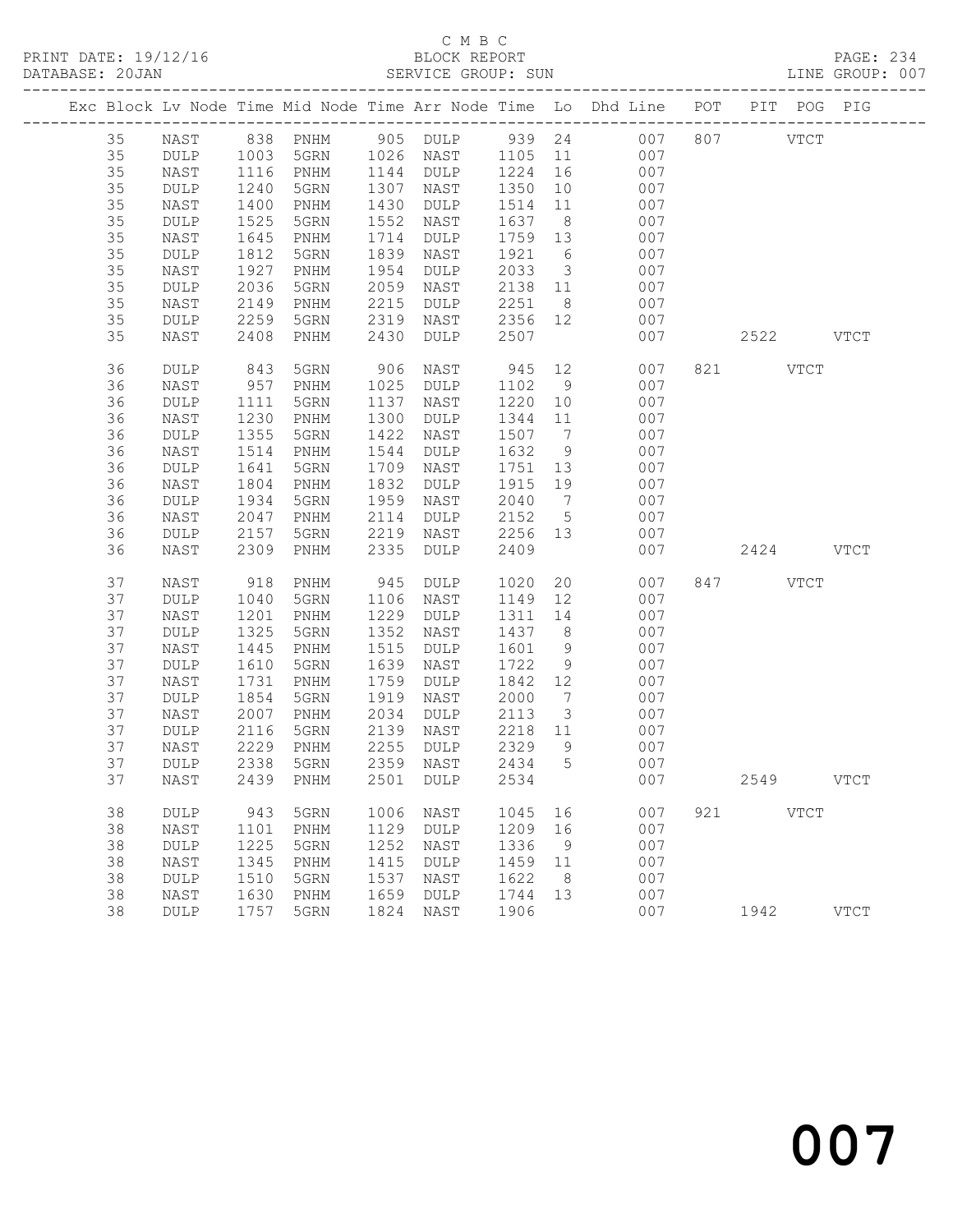C M B C
BLOCK REPORT
SERVICE GROUP: SUN

PRINT DATE: 19/12/16
DATABASE: 20JAN
LINE GROUP: 007

| Exc | Block | Lv | Node | Time | Mid Node | Time | Arr Node | Time | Lo | Dhd Line | POT | PIT | POG | PIG |
|---|---|---|---|---|---|---|---|---|---|---|---|---|---|---|
| | 35 | | NAST | 838 | PNHM | 905 | DULP | 939 | 24 | 007 | 807 | | VTCT | |
| | 35 | | DULP | 1003 | 5GRN | 1026 | NAST | 1105 | 11 | 007 | | | | |
| | 35 | | NAST | 1116 | PNHM | 1144 | DULP | 1224 | 16 | 007 | | | | |
| | 35 | | DULP | 1240 | 5GRN | 1307 | NAST | 1350 | 10 | 007 | | | | |
| | 35 | | NAST | 1400 | PNHM | 1430 | DULP | 1514 | 11 | 007 | | | | |
| | 35 | | DULP | 1525 | 5GRN | 1552 | NAST | 1637 | 8 | 007 | | | | |
| | 35 | | NAST | 1645 | PNHM | 1714 | DULP | 1759 | 13 | 007 | | | | |
| | 35 | | DULP | 1812 | 5GRN | 1839 | NAST | 1921 | 6 | 007 | | | | |
| | 35 | | NAST | 1927 | PNHM | 1954 | DULP | 2033 | 3 | 007 | | | | |
| | 35 | | DULP | 2036 | 5GRN | 2059 | NAST | 2138 | 11 | 007 | | | | |
| | 35 | | NAST | 2149 | PNHM | 2215 | DULP | 2251 | 8 | 007 | | | | |
| | 35 | | DULP | 2259 | 5GRN | 2319 | NAST | 2356 | 12 | 007 | | | | |
| | 35 | | NAST | 2408 | PNHM | 2430 | DULP | 2507 | | 007 | | 2522 | | VTCT |
| | 36 | | DULP | 843 | 5GRN | 906 | NAST | 945 | 12 | 007 | 821 | | VTCT | |
| | 36 | | NAST | 957 | PNHM | 1025 | DULP | 1102 | 9 | 007 | | | | |
| | 36 | | DULP | 1111 | 5GRN | 1137 | NAST | 1220 | 10 | 007 | | | | |
| | 36 | | NAST | 1230 | PNHM | 1300 | DULP | 1344 | 11 | 007 | | | | |
| | 36 | | DULP | 1355 | 5GRN | 1422 | NAST | 1507 | 7 | 007 | | | | |
| | 36 | | NAST | 1514 | PNHM | 1544 | DULP | 1632 | 9 | 007 | | | | |
| | 36 | | DULP | 1641 | 5GRN | 1709 | NAST | 1751 | 13 | 007 | | | | |
| | 36 | | NAST | 1804 | PNHM | 1832 | DULP | 1915 | 19 | 007 | | | | |
| | 36 | | DULP | 1934 | 5GRN | 1959 | NAST | 2040 | 7 | 007 | | | | |
| | 36 | | NAST | 2047 | PNHM | 2114 | DULP | 2152 | 5 | 007 | | | | |
| | 36 | | DULP | 2157 | 5GRN | 2219 | NAST | 2256 | 13 | 007 | | | | |
| | 36 | | NAST | 2309 | PNHM | 2335 | DULP | 2409 | | 007 | | 2424 | | VTCT |
| | 37 | | NAST | 918 | PNHM | 945 | DULP | 1020 | 20 | 007 | 847 | | VTCT | |
| | 37 | | DULP | 1040 | 5GRN | 1106 | NAST | 1149 | 12 | 007 | | | | |
| | 37 | | NAST | 1201 | PNHM | 1229 | DULP | 1311 | 14 | 007 | | | | |
| | 37 | | DULP | 1325 | 5GRN | 1352 | NAST | 1437 | 8 | 007 | | | | |
| | 37 | | NAST | 1445 | PNHM | 1515 | DULP | 1601 | 9 | 007 | | | | |
| | 37 | | DULP | 1610 | 5GRN | 1639 | NAST | 1722 | 9 | 007 | | | | |
| | 37 | | NAST | 1731 | PNHM | 1759 | DULP | 1842 | 12 | 007 | | | | |
| | 37 | | DULP | 1854 | 5GRN | 1919 | NAST | 2000 | 7 | 007 | | | | |
| | 37 | | NAST | 2007 | PNHM | 2034 | DULP | 2113 | 3 | 007 | | | | |
| | 37 | | DULP | 2116 | 5GRN | 2139 | NAST | 2218 | 11 | 007 | | | | |
| | 37 | | NAST | 2229 | PNHM | 2255 | DULP | 2329 | 9 | 007 | | | | |
| | 37 | | DULP | 2338 | 5GRN | 2359 | NAST | 2434 | 5 | 007 | | | | |
| | 37 | | NAST | 2439 | PNHM | 2501 | DULP | 2534 | | 007 | | 2549 | | VTCT |
| | 38 | | DULP | 943 | 5GRN | 1006 | NAST | 1045 | 16 | 007 | 921 | | VTCT | |
| | 38 | | NAST | 1101 | PNHM | 1129 | DULP | 1209 | 16 | 007 | | | | |
| | 38 | | DULP | 1225 | 5GRN | 1252 | NAST | 1336 | 9 | 007 | | | | |
| | 38 | | NAST | 1345 | PNHM | 1415 | DULP | 1459 | 11 | 007 | | | | |
| | 38 | | DULP | 1510 | 5GRN | 1537 | NAST | 1622 | 8 | 007 | | | | |
| | 38 | | NAST | 1630 | PNHM | 1659 | DULP | 1744 | 13 | 007 | | | | |
| | 38 | | DULP | 1757 | 5GRN | 1824 | NAST | 1906 | | 007 | | 1942 | | VTCT |

007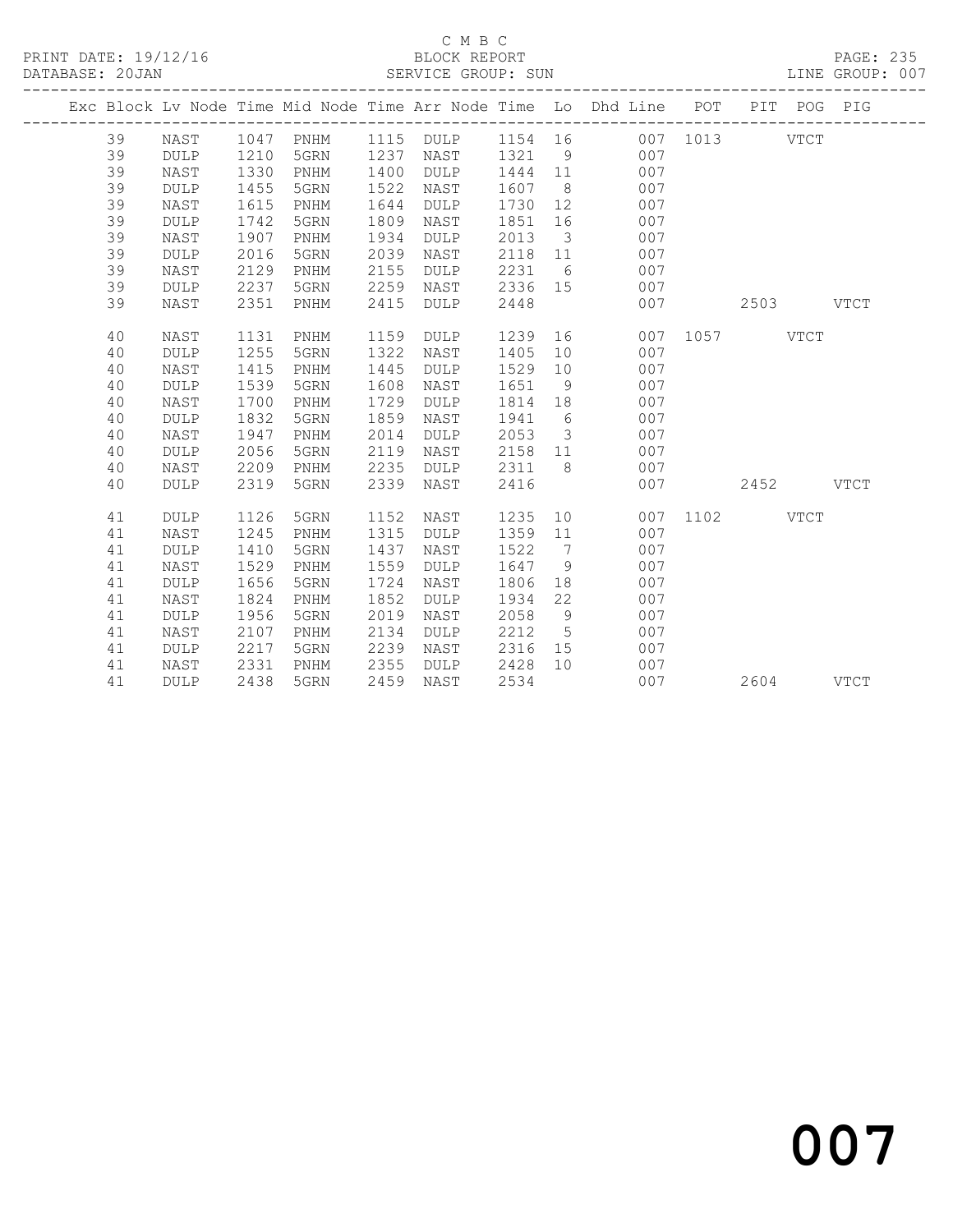C M B C

BLOCK REPORT

SERVICE GROUP: SUN

PRINT DATE: 19/12/16
DATABASE: 20JAN
LINE GROUP: 007

| Exc | Block | Lv | Node | Time | Mid Node | Time | Arr Node | Time | Lo | Dhd Line | POT | PIT | POG | PIG |
|---|---|---|---|---|---|---|---|---|---|---|---|---|---|---|
| | 39 | | NAST | 1047 | PNHM | 1115 | DULP | 1154 | 16 | 007 | 1013 | | VTCT | |
| | 39 | | DULP | 1210 | 5GRN | 1237 | NAST | 1321 | 9 | 007 | | | | |
| | 39 | | NAST | 1330 | PNHM | 1400 | DULP | 1444 | 11 | 007 | | | | |
| | 39 | | DULP | 1455 | 5GRN | 1522 | NAST | 1607 | 8 | 007 | | | | |
| | 39 | | NAST | 1615 | PNHM | 1644 | DULP | 1730 | 12 | 007 | | | | |
| | 39 | | DULP | 1742 | 5GRN | 1809 | NAST | 1851 | 16 | 007 | | | | |
| | 39 | | NAST | 1907 | PNHM | 1934 | DULP | 2013 | 3 | 007 | | | | |
| | 39 | | DULP | 2016 | 5GRN | 2039 | NAST | 2118 | 11 | 007 | | | | |
| | 39 | | NAST | 2129 | PNHM | 2155 | DULP | 2231 | 6 | 007 | | | | |
| | 39 | | DULP | 2237 | 5GRN | 2259 | NAST | 2336 | 15 | 007 | | | | |
| | 39 | | NAST | 2351 | PNHM | 2415 | DULP | 2448 | | 007 | | 2503 | | VTCT |
| | 40 | | NAST | 1131 | PNHM | 1159 | DULP | 1239 | 16 | 007 | 1057 | | VTCT | |
| | 40 | | DULP | 1255 | 5GRN | 1322 | NAST | 1405 | 10 | 007 | | | | |
| | 40 | | NAST | 1415 | PNHM | 1445 | DULP | 1529 | 10 | 007 | | | | |
| | 40 | | DULP | 1539 | 5GRN | 1608 | NAST | 1651 | 9 | 007 | | | | |
| | 40 | | NAST | 1700 | PNHM | 1729 | DULP | 1814 | 18 | 007 | | | | |
| | 40 | | DULP | 1832 | 5GRN | 1859 | NAST | 1941 | 6 | 007 | | | | |
| | 40 | | NAST | 1947 | PNHM | 2014 | DULP | 2053 | 3 | 007 | | | | |
| | 40 | | DULP | 2056 | 5GRN | 2119 | NAST | 2158 | 11 | 007 | | | | |
| | 40 | | NAST | 2209 | PNHM | 2235 | DULP | 2311 | 8 | 007 | | | | |
| | 40 | | DULP | 2319 | 5GRN | 2339 | NAST | 2416 | | 007 | | 2452 | | VTCT |
| | 41 | | DULP | 1126 | 5GRN | 1152 | NAST | 1235 | 10 | 007 | 1102 | | VTCT | |
| | 41 | | NAST | 1245 | PNHM | 1315 | DULP | 1359 | 11 | 007 | | | | |
| | 41 | | DULP | 1410 | 5GRN | 1437 | NAST | 1522 | 7 | 007 | | | | |
| | 41 | | NAST | 1529 | PNHM | 1559 | DULP | 1647 | 9 | 007 | | | | |
| | 41 | | DULP | 1656 | 5GRN | 1724 | NAST | 1806 | 18 | 007 | | | | |
| | 41 | | NAST | 1824 | PNHM | 1852 | DULP | 1934 | 22 | 007 | | | | |
| | 41 | | DULP | 1956 | 5GRN | 2019 | NAST | 2058 | 9 | 007 | | | | |
| | 41 | | NAST | 2107 | PNHM | 2134 | DULP | 2212 | 5 | 007 | | | | |
| | 41 | | DULP | 2217 | 5GRN | 2239 | NAST | 2316 | 15 | 007 | | | | |
| | 41 | | NAST | 2331 | PNHM | 2355 | DULP | 2428 | 10 | 007 | | | | |
| | 41 | | DULP | 2438 | 5GRN | 2459 | NAST | 2534 | | 007 | | 2604 | | VTCT |

007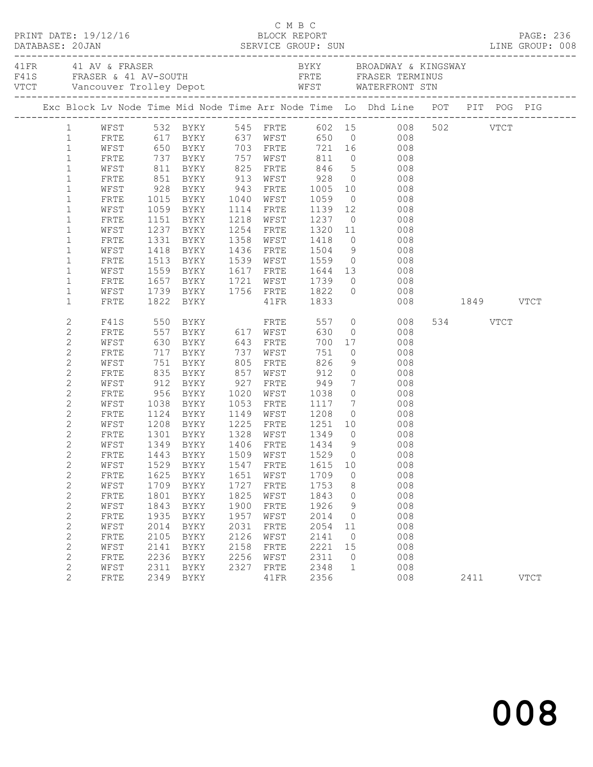C M B C
BLOCK REPORT
SERVICE GROUP: SUN

PRINT DATE: 19/12/16
DATABASE: 20JAN
LINE GROUP: 008

| | | | |
|---|---|---|---|
| 41FR | 41 AV & FRASER | BYKY | BROADWAY & KINGSWAY |
| F41S | FRASER & 41 AV-SOUTH | FRTE | FRASER TERMINUS |
| VTCT | Vancouver Trolley Depot | WFST | WATERFRONT STN |

| Exc | Block | Lv Node | Time | Mid Node | Time | Arr Node | Time | Lo | Dhd Line | POT | PIT | POG | PIG |
|---|---|---|---|---|---|---|---|---|---|---|---|---|---|
| | 1 | WFST | 532 | BYKY | 545 | FRTE | 602 | 15 | 008 | 502 | | VTCT | |
| | 1 | FRTE | 617 | BYKY | 637 | WFST | 650 | 0 | 008 | | | | |
| | 1 | WFST | 650 | BYKY | 703 | FRTE | 721 | 16 | 008 | | | | |
| | 1 | FRTE | 737 | BYKY | 757 | WFST | 811 | 0 | 008 | | | | |
| | 1 | WFST | 811 | BYKY | 825 | FRTE | 846 | 5 | 008 | | | | |
| | 1 | FRTE | 851 | BYKY | 913 | WFST | 928 | 0 | 008 | | | | |
| | 1 | WFST | 928 | BYKY | 943 | FRTE | 1005 | 10 | 008 | | | | |
| | 1 | FRTE | 1015 | BYKY | 1040 | WFST | 1059 | 0 | 008 | | | | |
| | 1 | WFST | 1059 | BYKY | 1114 | FRTE | 1139 | 12 | 008 | | | | |
| | 1 | FRTE | 1151 | BYKY | 1218 | WFST | 1237 | 0 | 008 | | | | |
| | 1 | WFST | 1237 | BYKY | 1254 | FRTE | 1320 | 11 | 008 | | | | |
| | 1 | FRTE | 1331 | BYKY | 1358 | WFST | 1418 | 0 | 008 | | | | |
| | 1 | WFST | 1418 | BYKY | 1436 | FRTE | 1504 | 9 | 008 | | | | |
| | 1 | FRTE | 1513 | BYKY | 1539 | WFST | 1559 | 0 | 008 | | | | |
| | 1 | WFST | 1559 | BYKY | 1617 | FRTE | 1644 | 13 | 008 | | | | |
| | 1 | FRTE | 1657 | BYKY | 1721 | WFST | 1739 | 0 | 008 | | | | |
| | 1 | WFST | 1739 | BYKY | 1756 | FRTE | 1822 | 0 | 008 | | | | |
| | 1 | FRTE | 1822 | BYKY | | 41FR | 1833 | | 008 | | 1849 | | VTCT |
| | 2 | F41S | 550 | BYKY | | FRTE | 557 | 0 | 008 | 534 | | VTCT | |
| | 2 | FRTE | 557 | BYKY | 617 | WFST | 630 | 0 | 008 | | | | |
| | 2 | WFST | 630 | BYKY | 643 | FRTE | 700 | 17 | 008 | | | | |
| | 2 | FRTE | 717 | BYKY | 737 | WFST | 751 | 0 | 008 | | | | |
| | 2 | WFST | 751 | BYKY | 805 | FRTE | 826 | 9 | 008 | | | | |
| | 2 | FRTE | 835 | BYKY | 857 | WFST | 912 | 0 | 008 | | | | |
| | 2 | WFST | 912 | BYKY | 927 | FRTE | 949 | 7 | 008 | | | | |
| | 2 | FRTE | 956 | BYKY | 1020 | WFST | 1038 | 0 | 008 | | | | |
| | 2 | WFST | 1038 | BYKY | 1053 | FRTE | 1117 | 7 | 008 | | | | |
| | 2 | FRTE | 1124 | BYKY | 1149 | WFST | 1208 | 0 | 008 | | | | |
| | 2 | WFST | 1208 | BYKY | 1225 | FRTE | 1251 | 10 | 008 | | | | |
| | 2 | FRTE | 1301 | BYKY | 1328 | WFST | 1349 | 0 | 008 | | | | |
| | 2 | WFST | 1349 | BYKY | 1406 | FRTE | 1434 | 9 | 008 | | | | |
| | 2 | FRTE | 1443 | BYKY | 1509 | WFST | 1529 | 0 | 008 | | | | |
| | 2 | WFST | 1529 | BYKY | 1547 | FRTE | 1615 | 10 | 008 | | | | |
| | 2 | FRTE | 1625 | BYKY | 1651 | WFST | 1709 | 0 | 008 | | | | |
| | 2 | WFST | 1709 | BYKY | 1727 | FRTE | 1753 | 8 | 008 | | | | |
| | 2 | FRTE | 1801 | BYKY | 1825 | WFST | 1843 | 0 | 008 | | | | |
| | 2 | WFST | 1843 | BYKY | 1900 | FRTE | 1926 | 9 | 008 | | | | |
| | 2 | FRTE | 1935 | BYKY | 1957 | WFST | 2014 | 0 | 008 | | | | |
| | 2 | WFST | 2014 | BYKY | 2031 | FRTE | 2054 | 11 | 008 | | | | |
| | 2 | FRTE | 2105 | BYKY | 2126 | WFST | 2141 | 0 | 008 | | | | |
| | 2 | WFST | 2141 | BYKY | 2158 | FRTE | 2221 | 15 | 008 | | | | |
| | 2 | FRTE | 2236 | BYKY | 2256 | WFST | 2311 | 0 | 008 | | | | |
| | 2 | WFST | 2311 | BYKY | 2327 | FRTE | 2348 | 1 | 008 | | | | |
| | 2 | FRTE | 2349 | BYKY | | 41FR | 2356 | | 008 | | 2411 | | VTCT |

008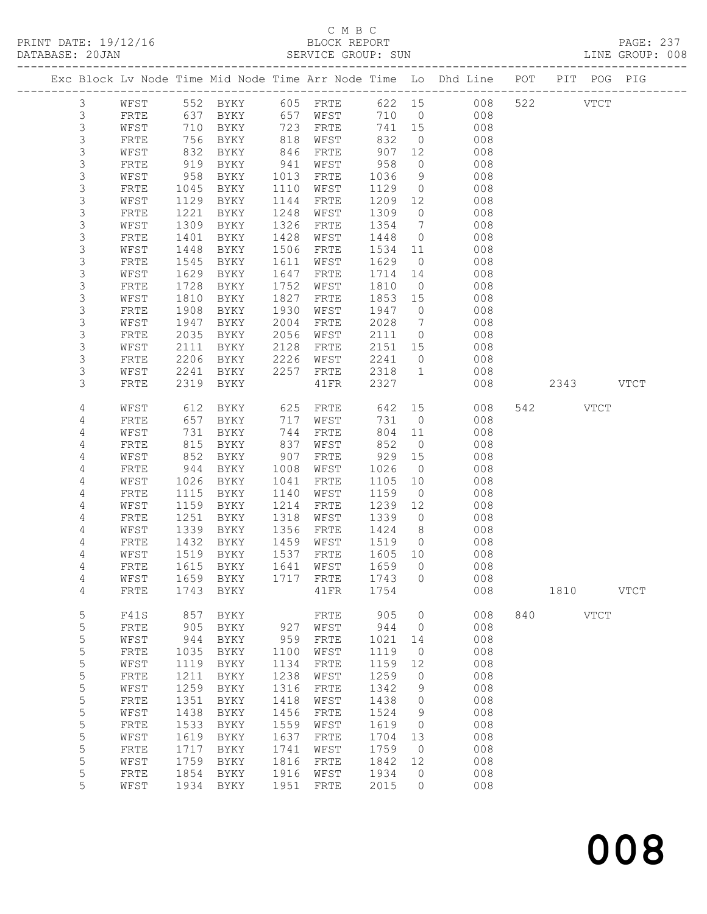C M B C
BLOCK REPORT
SERVICE GROUP: SUN

PRINT DATE: 19/12/16
DATABASE: 20JAN

PAGE: 237
LINE GROUP: 008

| Exc | Block | Lv | Node | Time | Mid Node | Time | Arr Node | Time | Lo | Dhd Line | POT | PIT | POG | PIG |
|---|---|---|---|---|---|---|---|---|---|---|---|---|---|---|
| | 3 | | WFST | 552 | BYKY | 605 | FRTE | 622 | 15 | 008 | 522 | | VTCT | |
| | 3 | | FRTE | 637 | BYKY | 657 | WFST | 710 | 0 | 008 | | | | |
| | 3 | | WFST | 710 | BYKY | 723 | FRTE | 741 | 15 | 008 | | | | |
| | 3 | | FRTE | 756 | BYKY | 818 | WFST | 832 | 0 | 008 | | | | |
| | 3 | | WFST | 832 | BYKY | 846 | FRTE | 907 | 12 | 008 | | | | |
| | 3 | | FRTE | 919 | BYKY | 941 | WFST | 958 | 0 | 008 | | | | |
| | 3 | | WFST | 958 | BYKY | 1013 | FRTE | 1036 | 9 | 008 | | | | |
| | 3 | | FRTE | 1045 | BYKY | 1110 | WFST | 1129 | 0 | 008 | | | | |
| | 3 | | WFST | 1129 | BYKY | 1144 | FRTE | 1209 | 12 | 008 | | | | |
| | 3 | | FRTE | 1221 | BYKY | 1248 | WFST | 1309 | 0 | 008 | | | | |
| | 3 | | WFST | 1309 | BYKY | 1326 | FRTE | 1354 | 7 | 008 | | | | |
| | 3 | | FRTE | 1401 | BYKY | 1428 | WFST | 1448 | 0 | 008 | | | | |
| | 3 | | WFST | 1448 | BYKY | 1506 | FRTE | 1534 | 11 | 008 | | | | |
| | 3 | | FRTE | 1545 | BYKY | 1611 | WFST | 1629 | 0 | 008 | | | | |
| | 3 | | WFST | 1629 | BYKY | 1647 | FRTE | 1714 | 14 | 008 | | | | |
| | 3 | | FRTE | 1728 | BYKY | 1752 | WFST | 1810 | 0 | 008 | | | | |
| | 3 | | WFST | 1810 | BYKY | 1827 | FRTE | 1853 | 15 | 008 | | | | |
| | 3 | | FRTE | 1908 | BYKY | 1930 | WFST | 1947 | 0 | 008 | | | | |
| | 3 | | WFST | 1947 | BYKY | 2004 | FRTE | 2028 | 7 | 008 | | | | |
| | 3 | | FRTE | 2035 | BYKY | 2056 | WFST | 2111 | 0 | 008 | | | | |
| | 3 | | WFST | 2111 | BYKY | 2128 | FRTE | 2151 | 15 | 008 | | | | |
| | 3 | | FRTE | 2206 | BYKY | 2226 | WFST | 2241 | 0 | 008 | | | | |
| | 3 | | WFST | 2241 | BYKY | 2257 | FRTE | 2318 | 1 | 008 | | | | |
| | 3 | | FRTE | 2319 | BYKY | | 41FR | 2327 | | 008 | | 2343 | | VTCT |
| | 4 | | WFST | 612 | BYKY | 625 | FRTE | 642 | 15 | 008 | 542 | | VTCT | |
| | 4 | | FRTE | 657 | BYKY | 717 | WFST | 731 | 0 | 008 | | | | |
| | 4 | | WFST | 731 | BYKY | 744 | FRTE | 804 | 11 | 008 | | | | |
| | 4 | | FRTE | 815 | BYKY | 837 | WFST | 852 | 0 | 008 | | | | |
| | 4 | | WFST | 852 | BYKY | 907 | FRTE | 929 | 15 | 008 | | | | |
| | 4 | | FRTE | 944 | BYKY | 1008 | WFST | 1026 | 0 | 008 | | | | |
| | 4 | | WFST | 1026 | BYKY | 1041 | FRTE | 1105 | 10 | 008 | | | | |
| | 4 | | FRTE | 1115 | BYKY | 1140 | WFST | 1159 | 0 | 008 | | | | |
| | 4 | | WFST | 1159 | BYKY | 1214 | FRTE | 1239 | 12 | 008 | | | | |
| | 4 | | FRTE | 1251 | BYKY | 1318 | WFST | 1339 | 0 | 008 | | | | |
| | 4 | | WFST | 1339 | BYKY | 1356 | FRTE | 1424 | 8 | 008 | | | | |
| | 4 | | FRTE | 1432 | BYKY | 1459 | WFST | 1519 | 0 | 008 | | | | |
| | 4 | | WFST | 1519 | BYKY | 1537 | FRTE | 1605 | 10 | 008 | | | | |
| | 4 | | FRTE | 1615 | BYKY | 1641 | WFST | 1659 | 0 | 008 | | | | |
| | 4 | | WFST | 1659 | BYKY | 1717 | FRTE | 1743 | 0 | 008 | | | | |
| | 4 | | FRTE | 1743 | BYKY | | 41FR | 1754 | | 008 | | 1810 | | VTCT |
| | 5 | | F41S | 857 | BYKY | | FRTE | 905 | 0 | 008 | 840 | | VTCT | |
| | 5 | | FRTE | 905 | BYKY | 927 | WFST | 944 | 0 | 008 | | | | |
| | 5 | | WFST | 944 | BYKY | 959 | FRTE | 1021 | 14 | 008 | | | | |
| | 5 | | FRTE | 1035 | BYKY | 1100 | WFST | 1119 | 0 | 008 | | | | |
| | 5 | | WFST | 1119 | BYKY | 1134 | FRTE | 1159 | 12 | 008 | | | | |
| | 5 | | FRTE | 1211 | BYKY | 1238 | WFST | 1259 | 0 | 008 | | | | |
| | 5 | | WFST | 1259 | BYKY | 1316 | FRTE | 1342 | 9 | 008 | | | | |
| | 5 | | FRTE | 1351 | BYKY | 1418 | WFST | 1438 | 0 | 008 | | | | |
| | 5 | | WFST | 1438 | BYKY | 1456 | FRTE | 1524 | 9 | 008 | | | | |
| | 5 | | FRTE | 1533 | BYKY | 1559 | WFST | 1619 | 0 | 008 | | | | |
| | 5 | | WFST | 1619 | BYKY | 1637 | FRTE | 1704 | 13 | 008 | | | | |
| | 5 | | FRTE | 1717 | BYKY | 1741 | WFST | 1759 | 0 | 008 | | | | |
| | 5 | | WFST | 1759 | BYKY | 1816 | FRTE | 1842 | 12 | 008 | | | | |
| | 5 | | FRTE | 1854 | BYKY | 1916 | WFST | 1934 | 0 | 008 | | | | |
| | 5 | | WFST | 1934 | BYKY | 1951 | FRTE | 2015 | 0 | 008 | | | | |

# 008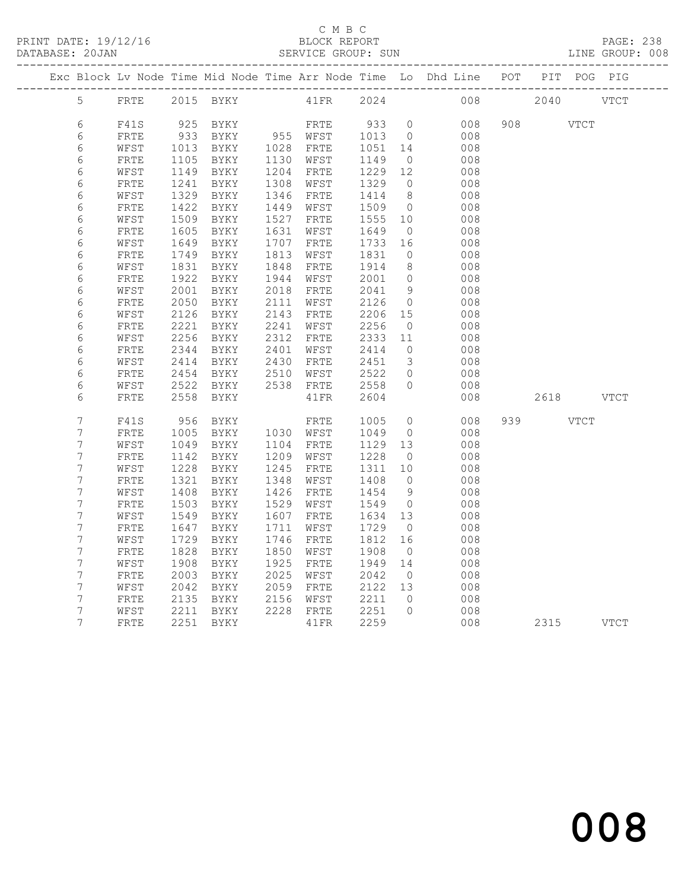C M B C
BLOCK REPORT
SERVICE GROUP: SUN

PRINT DATE: 19/12/16
DATABASE: 20JAN
PAGE: 238
LINE GROUP: 008

| Exc | Block | Lv | Node | Time | Mid Node | Time | Arr Node | Time | Lo | Dhd Line | POT | PIT | POG | PIG |
|---|---|---|---|---|---|---|---|---|---|---|---|---|---|---|
| | 5 | | FRTE | 2015 | BYKY | | 41FR | 2024 | | 008 | | 2040 | | VTCT |
| | 6 | | F41S | 925 | BYKY | | FRTE | 933 | 0 | 008 | 908 | | VTCT | |
| | 6 | | FRTE | 933 | BYKY | 955 | WFST | 1013 | 0 | 008 | | | | |
| | 6 | | WFST | 1013 | BYKY | 1028 | FRTE | 1051 | 14 | 008 | | | | |
| | 6 | | FRTE | 1105 | BYKY | 1130 | WFST | 1149 | 0 | 008 | | | | |
| | 6 | | WFST | 1149 | BYKY | 1204 | FRTE | 1229 | 12 | 008 | | | | |
| | 6 | | FRTE | 1241 | BYKY | 1308 | WFST | 1329 | 0 | 008 | | | | |
| | 6 | | WFST | 1329 | BYKY | 1346 | FRTE | 1414 | 8 | 008 | | | | |
| | 6 | | FRTE | 1422 | BYKY | 1449 | WFST | 1509 | 0 | 008 | | | | |
| | 6 | | WFST | 1509 | BYKY | 1527 | FRTE | 1555 | 10 | 008 | | | | |
| | 6 | | FRTE | 1605 | BYKY | 1631 | WFST | 1649 | 0 | 008 | | | | |
| | 6 | | WFST | 1649 | BYKY | 1707 | FRTE | 1733 | 16 | 008 | | | | |
| | 6 | | FRTE | 1749 | BYKY | 1813 | WFST | 1831 | 0 | 008 | | | | |
| | 6 | | WFST | 1831 | BYKY | 1848 | FRTE | 1914 | 8 | 008 | | | | |
| | 6 | | FRTE | 1922 | BYKY | 1944 | WFST | 2001 | 0 | 008 | | | | |
| | 6 | | WFST | 2001 | BYKY | 2018 | FRTE | 2041 | 9 | 008 | | | | |
| | 6 | | FRTE | 2050 | BYKY | 2111 | WFST | 2126 | 0 | 008 | | | | |
| | 6 | | WFST | 2126 | BYKY | 2143 | FRTE | 2206 | 15 | 008 | | | | |
| | 6 | | FRTE | 2221 | BYKY | 2241 | WFST | 2256 | 0 | 008 | | | | |
| | 6 | | WFST | 2256 | BYKY | 2312 | FRTE | 2333 | 11 | 008 | | | | |
| | 6 | | FRTE | 2344 | BYKY | 2401 | WFST | 2414 | 0 | 008 | | | | |
| | 6 | | WFST | 2414 | BYKY | 2430 | FRTE | 2451 | 3 | 008 | | | | |
| | 6 | | FRTE | 2454 | BYKY | 2510 | WFST | 2522 | 0 | 008 | | | | |
| | 6 | | WFST | 2522 | BYKY | 2538 | FRTE | 2558 | 0 | 008 | | | | |
| | 6 | | FRTE | 2558 | BYKY | | 41FR | 2604 | | 008 | | 2618 | | VTCT |
| | 7 | | F41S | 956 | BYKY | | FRTE | 1005 | 0 | 008 | 939 | | VTCT | |
| | 7 | | FRTE | 1005 | BYKY | 1030 | WFST | 1049 | 0 | 008 | | | | |
| | 7 | | WFST | 1049 | BYKY | 1104 | FRTE | 1129 | 13 | 008 | | | | |
| | 7 | | FRTE | 1142 | BYKY | 1209 | WFST | 1228 | 0 | 008 | | | | |
| | 7 | | WFST | 1228 | BYKY | 1245 | FRTE | 1311 | 10 | 008 | | | | |
| | 7 | | FRTE | 1321 | BYKY | 1348 | WFST | 1408 | 0 | 008 | | | | |
| | 7 | | WFST | 1408 | BYKY | 1426 | FRTE | 1454 | 9 | 008 | | | | |
| | 7 | | FRTE | 1503 | BYKY | 1529 | WFST | 1549 | 0 | 008 | | | | |
| | 7 | | WFST | 1549 | BYKY | 1607 | FRTE | 1634 | 13 | 008 | | | | |
| | 7 | | FRTE | 1647 | BYKY | 1711 | WFST | 1729 | 0 | 008 | | | | |
| | 7 | | WFST | 1729 | BYKY | 1746 | FRTE | 1812 | 16 | 008 | | | | |
| | 7 | | FRTE | 1828 | BYKY | 1850 | WFST | 1908 | 0 | 008 | | | | |
| | 7 | | WFST | 1908 | BYKY | 1925 | FRTE | 1949 | 14 | 008 | | | | |
| | 7 | | FRTE | 2003 | BYKY | 2025 | WFST | 2042 | 0 | 008 | | | | |
| | 7 | | WFST | 2042 | BYKY | 2059 | FRTE | 2122 | 13 | 008 | | | | |
| | 7 | | FRTE | 2135 | BYKY | 2156 | WFST | 2211 | 0 | 008 | | | | |
| | 7 | | WFST | 2211 | BYKY | 2228 | FRTE | 2251 | 0 | 008 | | | | |
| | 7 | | FRTE | 2251 | BYKY | | 41FR | 2259 | | 008 | | 2315 | | VTCT |

008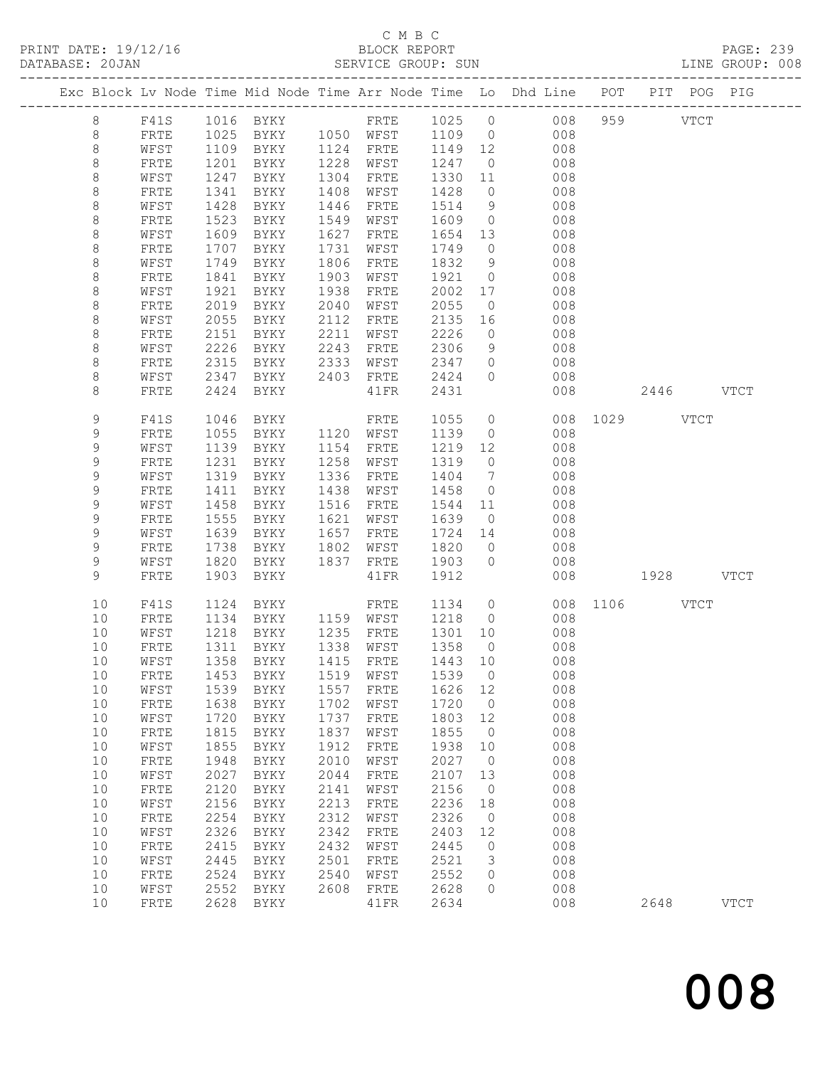C M B C
BLOCK REPORT
SERVICE GROUP: SUN

PRINT DATE: 19/12/16
DATABASE: 20JAN
PAGE: 239
LINE GROUP: 008

| Exc | Block | Lv Node | Time | Mid Node | Time | Arr Node | Time | Lo | Dhd Line | POT | PIT | POG | PIG |
|---|---|---|---|---|---|---|---|---|---|---|---|---|---|
| | 8 | F41S | 1016 | BYKY | | FRTE | 1025 | 0 | 008 | 959 | | VTCT | |
| | 8 | FRTE | 1025 | BYKY | 1050 | WFST | 1109 | 0 | 008 | | | | |
| | 8 | WFST | 1109 | BYKY | 1124 | FRTE | 1149 | 12 | 008 | | | | |
| | 8 | FRTE | 1201 | BYKY | 1228 | WFST | 1247 | 0 | 008 | | | | |
| | 8 | WFST | 1247 | BYKY | 1304 | FRTE | 1330 | 11 | 008 | | | | |
| | 8 | FRTE | 1341 | BYKY | 1408 | WFST | 1428 | 0 | 008 | | | | |
| | 8 | WFST | 1428 | BYKY | 1446 | FRTE | 1514 | 9 | 008 | | | | |
| | 8 | FRTE | 1523 | BYKY | 1549 | WFST | 1609 | 0 | 008 | | | | |
| | 8 | WFST | 1609 | BYKY | 1627 | FRTE | 1654 | 13 | 008 | | | | |
| | 8 | FRTE | 1707 | BYKY | 1731 | WFST | 1749 | 0 | 008 | | | | |
| | 8 | WFST | 1749 | BYKY | 1806 | FRTE | 1832 | 9 | 008 | | | | |
| | 8 | FRTE | 1841 | BYKY | 1903 | WFST | 1921 | 0 | 008 | | | | |
| | 8 | WFST | 1921 | BYKY | 1938 | FRTE | 2002 | 17 | 008 | | | | |
| | 8 | FRTE | 2019 | BYKY | 2040 | WFST | 2055 | 0 | 008 | | | | |
| | 8 | WFST | 2055 | BYKY | 2112 | FRTE | 2135 | 16 | 008 | | | | |
| | 8 | FRTE | 2151 | BYKY | 2211 | WFST | 2226 | 0 | 008 | | | | |
| | 8 | WFST | 2226 | BYKY | 2243 | FRTE | 2306 | 9 | 008 | | | | |
| | 8 | FRTE | 2315 | BYKY | 2333 | WFST | 2347 | 0 | 008 | | | | |
| | 8 | WFST | 2347 | BYKY | 2403 | FRTE | 2424 | 0 | 008 | | | | |
| | 8 | FRTE | 2424 | BYKY | | 41FR | 2431 | | 008 | | 2446 | | VTCT |
| | 9 | F41S | 1046 | BYKY | | FRTE | 1055 | 0 | 008 | 1029 | | VTCT | |
| | 9 | FRTE | 1055 | BYKY | 1120 | WFST | 1139 | 0 | 008 | | | | |
| | 9 | WFST | 1139 | BYKY | 1154 | FRTE | 1219 | 12 | 008 | | | | |
| | 9 | FRTE | 1231 | BYKY | 1258 | WFST | 1319 | 0 | 008 | | | | |
| | 9 | WFST | 1319 | BYKY | 1336 | FRTE | 1404 | 7 | 008 | | | | |
| | 9 | FRTE | 1411 | BYKY | 1438 | WFST | 1458 | 0 | 008 | | | | |
| | 9 | WFST | 1458 | BYKY | 1516 | FRTE | 1544 | 11 | 008 | | | | |
| | 9 | FRTE | 1555 | BYKY | 1621 | WFST | 1639 | 0 | 008 | | | | |
| | 9 | WFST | 1639 | BYKY | 1657 | FRTE | 1724 | 14 | 008 | | | | |
| | 9 | FRTE | 1738 | BYKY | 1802 | WFST | 1820 | 0 | 008 | | | | |
| | 9 | WFST | 1820 | BYKY | 1837 | FRTE | 1903 | 0 | 008 | | | | |
| | 9 | FRTE | 1903 | BYKY | | 41FR | 1912 | | 008 | | 1928 | | VTCT |
| | 10 | F41S | 1124 | BYKY | | FRTE | 1134 | 0 | 008 | 1106 | | VTCT | |
| | 10 | FRTE | 1134 | BYKY | 1159 | WFST | 1218 | 0 | 008 | | | | |
| | 10 | WFST | 1218 | BYKY | 1235 | FRTE | 1301 | 10 | 008 | | | | |
| | 10 | FRTE | 1311 | BYKY | 1338 | WFST | 1358 | 0 | 008 | | | | |
| | 10 | WFST | 1358 | BYKY | 1415 | FRTE | 1443 | 10 | 008 | | | | |
| | 10 | FRTE | 1453 | BYKY | 1519 | WFST | 1539 | 0 | 008 | | | | |
| | 10 | WFST | 1539 | BYKY | 1557 | FRTE | 1626 | 12 | 008 | | | | |
| | 10 | FRTE | 1638 | BYKY | 1702 | WFST | 1720 | 0 | 008 | | | | |
| | 10 | WFST | 1720 | BYKY | 1737 | FRTE | 1803 | 12 | 008 | | | | |
| | 10 | FRTE | 1815 | BYKY | 1837 | WFST | 1855 | 0 | 008 | | | | |
| | 10 | WFST | 1855 | BYKY | 1912 | FRTE | 1938 | 10 | 008 | | | | |
| | 10 | FRTE | 1948 | BYKY | 2010 | WFST | 2027 | 0 | 008 | | | | |
| | 10 | WFST | 2027 | BYKY | 2044 | FRTE | 2107 | 13 | 008 | | | | |
| | 10 | FRTE | 2120 | BYKY | 2141 | WFST | 2156 | 0 | 008 | | | | |
| | 10 | WFST | 2156 | BYKY | 2213 | FRTE | 2236 | 18 | 008 | | | | |
| | 10 | FRTE | 2254 | BYKY | 2312 | WFST | 2326 | 0 | 008 | | | | |
| | 10 | WFST | 2326 | BYKY | 2342 | FRTE | 2403 | 12 | 008 | | | | |
| | 10 | FRTE | 2415 | BYKY | 2432 | WFST | 2445 | 0 | 008 | | | | |
| | 10 | WFST | 2445 | BYKY | 2501 | FRTE | 2521 | 3 | 008 | | | | |
| | 10 | FRTE | 2524 | BYKY | 2540 | WFST | 2552 | 0 | 008 | | | | |
| | 10 | WFST | 2552 | BYKY | 2608 | FRTE | 2628 | 0 | 008 | | | | |
| | 10 | FRTE | 2628 | BYKY | | 41FR | 2634 | | 008 | | 2648 | | VTCT |

008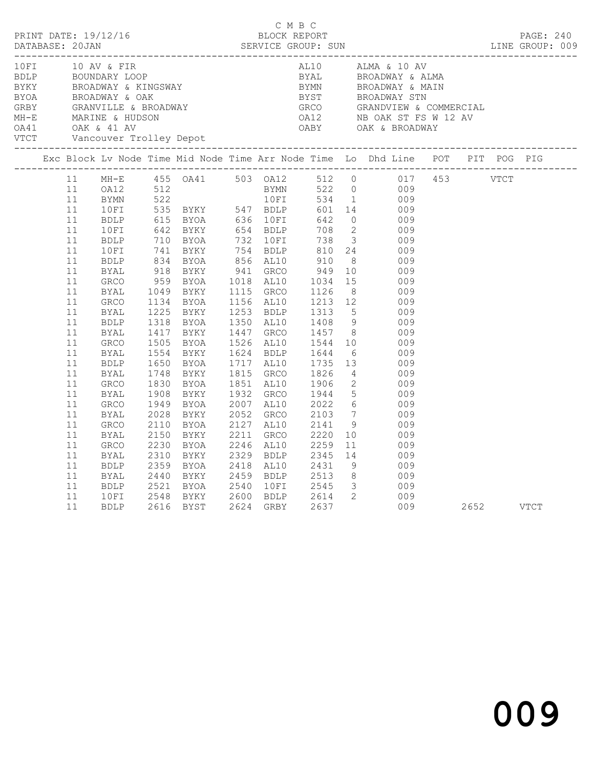C M B C
BLOCK REPORT
SERVICE GROUP: SUN

PRINT DATE: 19/12/16
DATABASE: 20JAN
LINE GROUP: 009

| Code | Description | Code | Description |
|---|---|---|---|
| 10FI | 10 AV & FIR | AL10 | ALMA & 10 AV |
| BDLP | BOUNDARY LOOP | BYAL | BROADWAY & ALMA |
| BYKY | BROADWAY & KINGSWAY | BYMN | BROADWAY & MAIN |
| BYOA | BROADWAY & OAK | BYST | BROADWAY STN |
| GRBY | GRANVILLE & BROADWAY | GRCO | GRANDVIEW & COMMERCIAL |
| MH-E | MARINE & HUDSON | OA12 | NB OAK ST FS W 12 AV |
| OA41 | OAK & 41 AV | OABY | OAK & BROADWAY |
| VTCT | Vancouver Trolley Depot | | |

| Exc | Block | Lv Node | Time | Mid Node | Time | Arr Node | Time | Lo | Dhd Line | POT | PIT | POG | PIG |
|---|---|---|---|---|---|---|---|---|---|---|---|---|---|
| | 11 | MH-E | 455 | OA41 | 503 | OA12 | 512 | 0 | 017 | 453 | | VTCT | |
| | 11 | OA12 | 512 | | | BYMN | 522 | 0 | 009 | | | | |
| | 11 | BYMN | 522 | | | 10FI | 534 | 1 | 009 | | | | |
| | 11 | 10FI | 535 | BYKY | 547 | BDLP | 601 | 14 | 009 | | | | |
| | 11 | BDLP | 615 | BYOA | 636 | 10FI | 642 | 0 | 009 | | | | |
| | 11 | 10FI | 642 | BYKY | 654 | BDLP | 708 | 2 | 009 | | | | |
| | 11 | BDLP | 710 | BYOA | 732 | 10FI | 738 | 3 | 009 | | | | |
| | 11 | 10FI | 741 | BYKY | 754 | BDLP | 810 | 24 | 009 | | | | |
| | 11 | BDLP | 834 | BYOA | 856 | AL10 | 910 | 8 | 009 | | | | |
| | 11 | BYAL | 918 | BYKY | 941 | GRCO | 949 | 10 | 009 | | | | |
| | 11 | GRCO | 959 | BYOA | 1018 | AL10 | 1034 | 15 | 009 | | | | |
| | 11 | BYAL | 1049 | BYKY | 1115 | GRCO | 1126 | 8 | 009 | | | | |
| | 11 | GRCO | 1134 | BYOA | 1156 | AL10 | 1213 | 12 | 009 | | | | |
| | 11 | BYAL | 1225 | BYKY | 1253 | BDLP | 1313 | 5 | 009 | | | | |
| | 11 | BDLP | 1318 | BYOA | 1350 | AL10 | 1408 | 9 | 009 | | | | |
| | 11 | BYAL | 1417 | BYKY | 1447 | GRCO | 1457 | 8 | 009 | | | | |
| | 11 | GRCO | 1505 | BYOA | 1526 | AL10 | 1544 | 10 | 009 | | | | |
| | 11 | BYAL | 1554 | BYKY | 1624 | BDLP | 1644 | 6 | 009 | | | | |
| | 11 | BDLP | 1650 | BYOA | 1717 | AL10 | 1735 | 13 | 009 | | | | |
| | 11 | BYAL | 1748 | BYKY | 1815 | GRCO | 1826 | 4 | 009 | | | | |
| | 11 | GRCO | 1830 | BYOA | 1851 | AL10 | 1906 | 2 | 009 | | | | |
| | 11 | BYAL | 1908 | BYKY | 1932 | GRCO | 1944 | 5 | 009 | | | | |
| | 11 | GRCO | 1949 | BYOA | 2007 | AL10 | 2022 | 6 | 009 | | | | |
| | 11 | BYAL | 2028 | BYKY | 2052 | GRCO | 2103 | 7 | 009 | | | | |
| | 11 | GRCO | 2110 | BYOA | 2127 | AL10 | 2141 | 9 | 009 | | | | |
| | 11 | BYAL | 2150 | BYKY | 2211 | GRCO | 2220 | 10 | 009 | | | | |
| | 11 | GRCO | 2230 | BYOA | 2246 | AL10 | 2259 | 11 | 009 | | | | |
| | 11 | BYAL | 2310 | BYKY | 2329 | BDLP | 2345 | 14 | 009 | | | | |
| | 11 | BDLP | 2359 | BYOA | 2418 | AL10 | 2431 | 9 | 009 | | | | |
| | 11 | BYAL | 2440 | BYKY | 2459 | BDLP | 2513 | 8 | 009 | | | | |
| | 11 | BDLP | 2521 | BYOA | 2540 | 10FI | 2545 | 3 | 009 | | | | |
| | 11 | 10FI | 2548 | BYKY | 2600 | BDLP | 2614 | 2 | 009 | | | | |
| | 11 | BDLP | 2616 | BYST | 2624 | GRBY | 2637 | | 009 | | 2652 | | VTCT |

009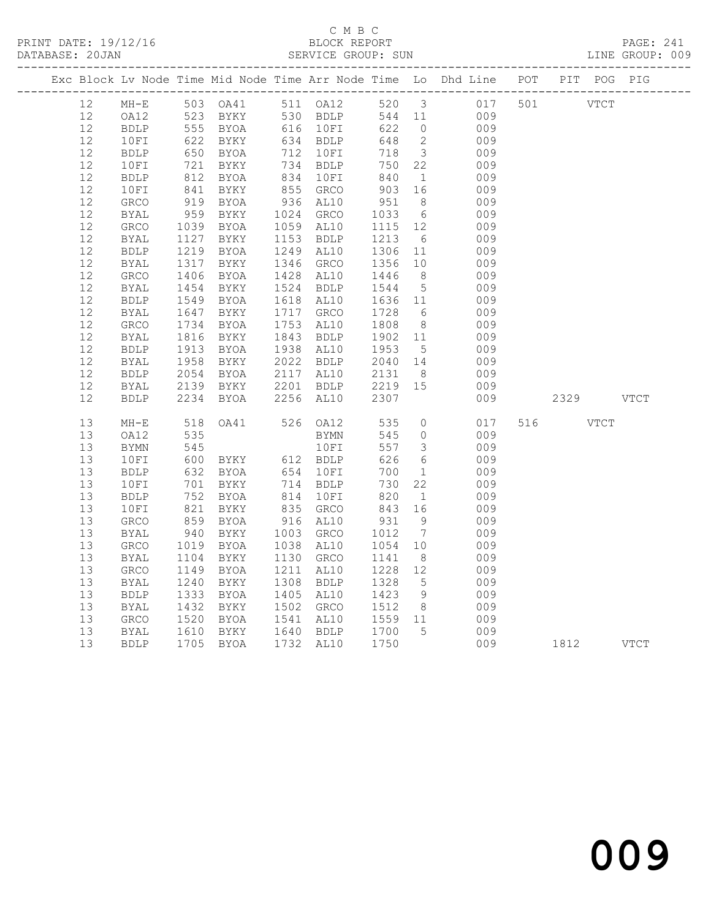C M B C
BLOCK REPORT
SERVICE GROUP: SUN

PRINT DATE: 19/12/16
DATABASE: 20JAN
PAGE: 241
LINE GROUP: 009

| Exc | Block | Lv | Node | Time | Mid Node | Time | Arr Node | Time | Lo | Dhd Line | POT | PIT | POG | PIG |
|---|---|---|---|---|---|---|---|---|---|---|---|---|---|---|
| | 12 | | MH-E | 503 | OA41 | 511 | OA12 | 520 | 3 | 017 | 501 | | VTCT | |
| | 12 | | OA12 | 523 | BYKY | 530 | BDLP | 544 | 11 | 009 | | | | |
| | 12 | | BDLP | 555 | BYOA | 616 | 10FI | 622 | 0 | 009 | | | | |
| | 12 | | 10FI | 622 | BYKY | 634 | BDLP | 648 | 2 | 009 | | | | |
| | 12 | | BDLP | 650 | BYOA | 712 | 10FI | 718 | 3 | 009 | | | | |
| | 12 | | 10FI | 721 | BYKY | 734 | BDLP | 750 | 22 | 009 | | | | |
| | 12 | | BDLP | 812 | BYOA | 834 | 10FI | 840 | 1 | 009 | | | | |
| | 12 | | 10FI | 841 | BYKY | 855 | GRCO | 903 | 16 | 009 | | | | |
| | 12 | | GRCO | 919 | BYOA | 936 | AL10 | 951 | 8 | 009 | | | | |
| | 12 | | BYAL | 959 | BYKY | 1024 | GRCO | 1033 | 6 | 009 | | | | |
| | 12 | | GRCO | 1039 | BYOA | 1059 | AL10 | 1115 | 12 | 009 | | | | |
| | 12 | | BYAL | 1127 | BYKY | 1153 | BDLP | 1213 | 6 | 009 | | | | |
| | 12 | | BDLP | 1219 | BYOA | 1249 | AL10 | 1306 | 11 | 009 | | | | |
| | 12 | | BYAL | 1317 | BYKY | 1346 | GRCO | 1356 | 10 | 009 | | | | |
| | 12 | | GRCO | 1406 | BYOA | 1428 | AL10 | 1446 | 8 | 009 | | | | |
| | 12 | | BYAL | 1454 | BYKY | 1524 | BDLP | 1544 | 5 | 009 | | | | |
| | 12 | | BDLP | 1549 | BYOA | 1618 | AL10 | 1636 | 11 | 009 | | | | |
| | 12 | | BYAL | 1647 | BYKY | 1717 | GRCO | 1728 | 6 | 009 | | | | |
| | 12 | | GRCO | 1734 | BYOA | 1753 | AL10 | 1808 | 8 | 009 | | | | |
| | 12 | | BYAL | 1816 | BYKY | 1843 | BDLP | 1902 | 11 | 009 | | | | |
| | 12 | | BDLP | 1913 | BYOA | 1938 | AL10 | 1953 | 5 | 009 | | | | |
| | 12 | | BYAL | 1958 | BYKY | 2022 | BDLP | 2040 | 14 | 009 | | | | |
| | 12 | | BDLP | 2054 | BYOA | 2117 | AL10 | 2131 | 8 | 009 | | | | |
| | 12 | | BYAL | 2139 | BYKY | 2201 | BDLP | 2219 | 15 | 009 | | | | |
| | 12 | | BDLP | 2234 | BYOA | 2256 | AL10 | 2307 | | 009 | | 2329 | | VTCT |
| | 13 | | MH-E | 518 | OA41 | 526 | OA12 | 535 | 0 | 017 | 516 | | VTCT | |
| | 13 | | OA12 | 535 | | | BYMN | 545 | 0 | 009 | | | | |
| | 13 | | BYMN | 545 | | | 10FI | 557 | 3 | 009 | | | | |
| | 13 | | 10FI | 600 | BYKY | 612 | BDLP | 626 | 6 | 009 | | | | |
| | 13 | | BDLP | 632 | BYOA | 654 | 10FI | 700 | 1 | 009 | | | | |
| | 13 | | 10FI | 701 | BYKY | 714 | BDLP | 730 | 22 | 009 | | | | |
| | 13 | | BDLP | 752 | BYOA | 814 | 10FI | 820 | 1 | 009 | | | | |
| | 13 | | 10FI | 821 | BYKY | 835 | GRCO | 843 | 16 | 009 | | | | |
| | 13 | | GRCO | 859 | BYOA | 916 | AL10 | 931 | 9 | 009 | | | | |
| | 13 | | BYAL | 940 | BYKY | 1003 | GRCO | 1012 | 7 | 009 | | | | |
| | 13 | | GRCO | 1019 | BYOA | 1038 | AL10 | 1054 | 10 | 009 | | | | |
| | 13 | | BYAL | 1104 | BYKY | 1130 | GRCO | 1141 | 8 | 009 | | | | |
| | 13 | | GRCO | 1149 | BYOA | 1211 | AL10 | 1228 | 12 | 009 | | | | |
| | 13 | | BYAL | 1240 | BYKY | 1308 | BDLP | 1328 | 5 | 009 | | | | |
| | 13 | | BDLP | 1333 | BYOA | 1405 | AL10 | 1423 | 9 | 009 | | | | |
| | 13 | | BYAL | 1432 | BYKY | 1502 | GRCO | 1512 | 8 | 009 | | | | |
| | 13 | | GRCO | 1520 | BYOA | 1541 | AL10 | 1559 | 11 | 009 | | | | |
| | 13 | | BYAL | 1610 | BYKY | 1640 | BDLP | 1700 | 5 | 009 | | | | |
| | 13 | | BDLP | 1705 | BYOA | 1732 | AL10 | 1750 | | 009 | | 1812 | | VTCT |

009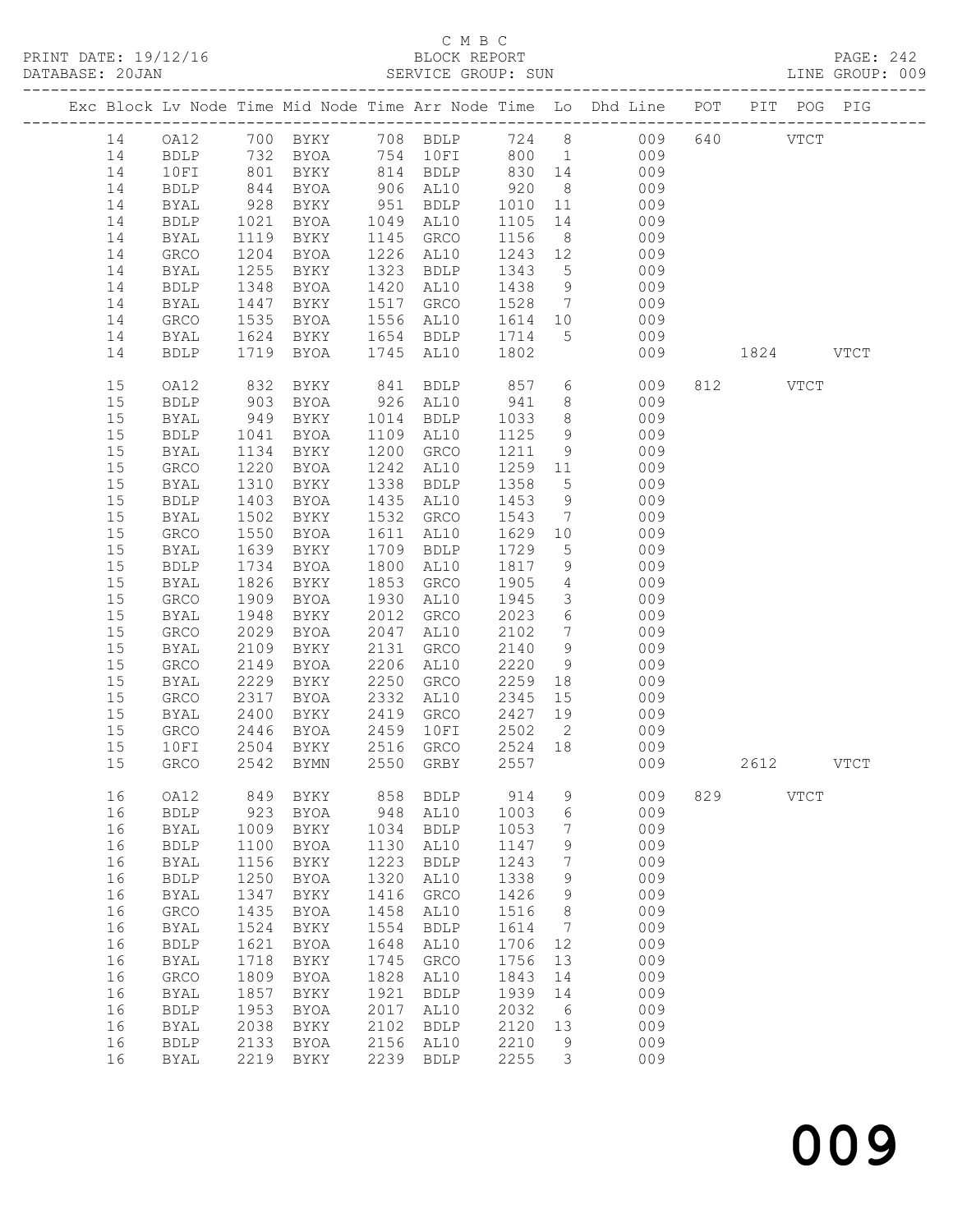C M B C
BLOCK REPORT
SERVICE GROUP: SUN

PRINT DATE: 19/12/16
DATABASE: 20JAN
LINE GROUP: 009

| Exc | Block | Lv | Node | Time | Mid Node | Time | Arr Node | Time | Lo | Dhd Line | POT | PIT | POG | PIG |
|---|---|---|---|---|---|---|---|---|---|---|---|---|---|---|
| | 14 | | OA12 | 700 | BYKY | 708 | BDLP | 724 | 8 | 009 | 640 | | VTCT | |
| | 14 | | BDLP | 732 | BYOA | 754 | 10FI | 800 | 1 | 009 | | | | |
| | 14 | | 10FI | 801 | BYKY | 814 | BDLP | 830 | 14 | 009 | | | | |
| | 14 | | BDLP | 844 | BYOA | 906 | AL10 | 920 | 8 | 009 | | | | |
| | 14 | | BYAL | 928 | BYKY | 951 | BDLP | 1010 | 11 | 009 | | | | |
| | 14 | | BDLP | 1021 | BYOA | 1049 | AL10 | 1105 | 14 | 009 | | | | |
| | 14 | | BYAL | 1119 | BYKY | 1145 | GRCO | 1156 | 8 | 009 | | | | |
| | 14 | | GRCO | 1204 | BYOA | 1226 | AL10 | 1243 | 12 | 009 | | | | |
| | 14 | | BYAL | 1255 | BYKY | 1323 | BDLP | 1343 | 5 | 009 | | | | |
| | 14 | | BDLP | 1348 | BYOA | 1420 | AL10 | 1438 | 9 | 009 | | | | |
| | 14 | | BYAL | 1447 | BYKY | 1517 | GRCO | 1528 | 7 | 009 | | | | |
| | 14 | | GRCO | 1535 | BYOA | 1556 | AL10 | 1614 | 10 | 009 | | | | |
| | 14 | | BYAL | 1624 | BYKY | 1654 | BDLP | 1714 | 5 | 009 | | | | |
| | 14 | | BDLP | 1719 | BYOA | 1745 | AL10 | 1802 | | 009 | | 1824 | | VTCT |
| | 15 | | OA12 | 832 | BYKY | 841 | BDLP | 857 | 6 | 009 | 812 | | VTCT | |
| | 15 | | BDLP | 903 | BYOA | 926 | AL10 | 941 | 8 | 009 | | | | |
| | 15 | | BYAL | 949 | BYKY | 1014 | BDLP | 1033 | 8 | 009 | | | | |
| | 15 | | BDLP | 1041 | BYOA | 1109 | AL10 | 1125 | 9 | 009 | | | | |
| | 15 | | BYAL | 1134 | BYKY | 1200 | GRCO | 1211 | 9 | 009 | | | | |
| | 15 | | GRCO | 1220 | BYOA | 1242 | AL10 | 1259 | 11 | 009 | | | | |
| | 15 | | BYAL | 1310 | BYKY | 1338 | BDLP | 1358 | 5 | 009 | | | | |
| | 15 | | BDLP | 1403 | BYOA | 1435 | AL10 | 1453 | 9 | 009 | | | | |
| | 15 | | BYAL | 1502 | BYKY | 1532 | GRCO | 1543 | 7 | 009 | | | | |
| | 15 | | GRCO | 1550 | BYOA | 1611 | AL10 | 1629 | 10 | 009 | | | | |
| | 15 | | BYAL | 1639 | BYKY | 1709 | BDLP | 1729 | 5 | 009 | | | | |
| | 15 | | BDLP | 1734 | BYOA | 1800 | AL10 | 1817 | 9 | 009 | | | | |
| | 15 | | BYAL | 1826 | BYKY | 1853 | GRCO | 1905 | 4 | 009 | | | | |
| | 15 | | GRCO | 1909 | BYOA | 1930 | AL10 | 1945 | 3 | 009 | | | | |
| | 15 | | BYAL | 1948 | BYKY | 2012 | GRCO | 2023 | 6 | 009 | | | | |
| | 15 | | GRCO | 2029 | BYOA | 2047 | AL10 | 2102 | 7 | 009 | | | | |
| | 15 | | BYAL | 2109 | BYKY | 2131 | GRCO | 2140 | 9 | 009 | | | | |
| | 15 | | GRCO | 2149 | BYOA | 2206 | AL10 | 2220 | 9 | 009 | | | | |
| | 15 | | BYAL | 2229 | BYKY | 2250 | GRCO | 2259 | 18 | 009 | | | | |
| | 15 | | GRCO | 2317 | BYOA | 2332 | AL10 | 2345 | 15 | 009 | | | | |
| | 15 | | BYAL | 2400 | BYKY | 2419 | GRCO | 2427 | 19 | 009 | | | | |
| | 15 | | GRCO | 2446 | BYOA | 2459 | 10FI | 2502 | 2 | 009 | | | | |
| | 15 | | 10FI | 2504 | BYKY | 2516 | GRCO | 2524 | 18 | 009 | | | | |
| | 15 | | GRCO | 2542 | BYMN | 2550 | GRBY | 2557 | | 009 | | 2612 | | VTCT |
| | 16 | | OA12 | 849 | BYKY | 858 | BDLP | 914 | 9 | 009 | 829 | | VTCT | |
| | 16 | | BDLP | 923 | BYOA | 948 | AL10 | 1003 | 6 | 009 | | | | |
| | 16 | | BYAL | 1009 | BYKY | 1034 | BDLP | 1053 | 7 | 009 | | | | |
| | 16 | | BDLP | 1100 | BYOA | 1130 | AL10 | 1147 | 9 | 009 | | | | |
| | 16 | | BYAL | 1156 | BYKY | 1223 | BDLP | 1243 | 7 | 009 | | | | |
| | 16 | | BDLP | 1250 | BYOA | 1320 | AL10 | 1338 | 9 | 009 | | | | |
| | 16 | | BYAL | 1347 | BYKY | 1416 | GRCO | 1426 | 9 | 009 | | | | |
| | 16 | | GRCO | 1435 | BYOA | 1458 | AL10 | 1516 | 8 | 009 | | | | |
| | 16 | | BYAL | 1524 | BYKY | 1554 | BDLP | 1614 | 7 | 009 | | | | |
| | 16 | | BDLP | 1621 | BYOA | 1648 | AL10 | 1706 | 12 | 009 | | | | |
| | 16 | | BYAL | 1718 | BYKY | 1745 | GRCO | 1756 | 13 | 009 | | | | |
| | 16 | | GRCO | 1809 | BYOA | 1828 | AL10 | 1843 | 14 | 009 | | | | |
| | 16 | | BYAL | 1857 | BYKY | 1921 | BDLP | 1939 | 14 | 009 | | | | |
| | 16 | | BDLP | 1953 | BYOA | 2017 | AL10 | 2032 | 6 | 009 | | | | |
| | 16 | | BYAL | 2038 | BYKY | 2102 | BDLP | 2120 | 13 | 009 | | | | |
| | 16 | | BDLP | 2133 | BYOA | 2156 | AL10 | 2210 | 9 | 009 | | | | |
| | 16 | | BYAL | 2219 | BYKY | 2239 | BDLP | 2255 | 3 | 009 | | | | |

# 009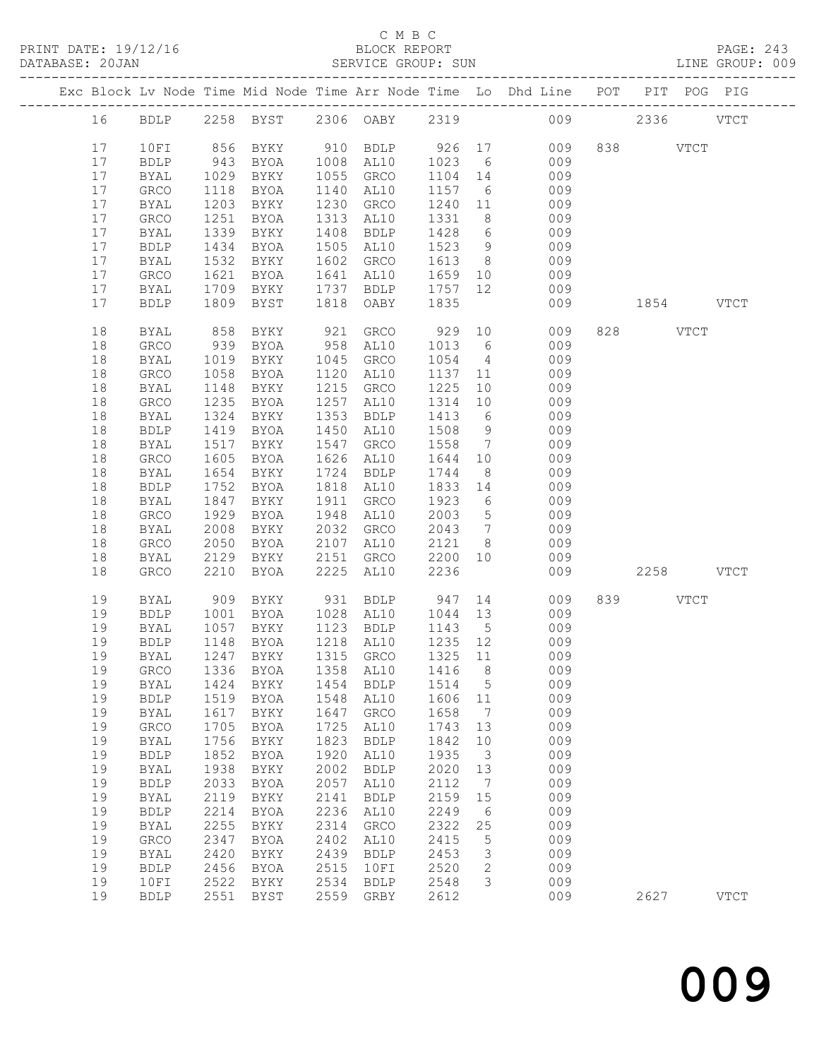C M B C
BLOCK REPORT
SERVICE GROUP: SUN

PRINT DATE: 19/12/16
DATABASE: 20JAN
LINE GROUP: 009

| Exc | Block | Lv | Node | Time | Mid Node | Time | Arr Node | Time | Lo | Dhd Line | POT | PIT | POG | PIG |
|---|---|---|---|---|---|---|---|---|---|---|---|---|---|---|
| | 16 | | BDLP | 2258 | BYST | 2306 | OABY | 2319 | | 009 | | 2336 | | VTCT |
| | 17 | | 10FI | 856 | BYKY | 910 | BDLP | 926 | 17 | 009 | 838 | | VTCT | |
| | 17 | | BDLP | 943 | BYOA | 1008 | AL10 | 1023 | 6 | 009 | | | | |
| | 17 | | BYAL | 1029 | BYKY | 1055 | GRCO | 1104 | 14 | 009 | | | | |
| | 17 | | GRCO | 1118 | BYOA | 1140 | AL10 | 1157 | 6 | 009 | | | | |
| | 17 | | BYAL | 1203 | BYKY | 1230 | GRCO | 1240 | 11 | 009 | | | | |
| | 17 | | GRCO | 1251 | BYOA | 1313 | AL10 | 1331 | 8 | 009 | | | | |
| | 17 | | BYAL | 1339 | BYKY | 1408 | BDLP | 1428 | 6 | 009 | | | | |
| | 17 | | BDLP | 1434 | BYOA | 1505 | AL10 | 1523 | 9 | 009 | | | | |
| | 17 | | BYAL | 1532 | BYKY | 1602 | GRCO | 1613 | 8 | 009 | | | | |
| | 17 | | GRCO | 1621 | BYOA | 1641 | AL10 | 1659 | 10 | 009 | | | | |
| | 17 | | BYAL | 1709 | BYKY | 1737 | BDLP | 1757 | 12 | 009 | | | | |
| | 17 | | BDLP | 1809 | BYST | 1818 | OABY | 1835 | | 009 | | 1854 | | VTCT |
| | 18 | | BYAL | 858 | BYKY | 921 | GRCO | 929 | 10 | 009 | 828 | | VTCT | |
| | 18 | | GRCO | 939 | BYOA | 958 | AL10 | 1013 | 6 | 009 | | | | |
| | 18 | | BYAL | 1019 | BYKY | 1045 | GRCO | 1054 | 4 | 009 | | | | |
| | 18 | | GRCO | 1058 | BYOA | 1120 | AL10 | 1137 | 11 | 009 | | | | |
| | 18 | | BYAL | 1148 | BYKY | 1215 | GRCO | 1225 | 10 | 009 | | | | |
| | 18 | | GRCO | 1235 | BYOA | 1257 | AL10 | 1314 | 10 | 009 | | | | |
| | 18 | | BYAL | 1324 | BYKY | 1353 | BDLP | 1413 | 6 | 009 | | | | |
| | 18 | | BDLP | 1419 | BYOA | 1450 | AL10 | 1508 | 9 | 009 | | | | |
| | 18 | | BYAL | 1517 | BYKY | 1547 | GRCO | 1558 | 7 | 009 | | | | |
| | 18 | | GRCO | 1605 | BYOA | 1626 | AL10 | 1644 | 10 | 009 | | | | |
| | 18 | | BYAL | 1654 | BYKY | 1724 | BDLP | 1744 | 8 | 009 | | | | |
| | 18 | | BDLP | 1752 | BYOA | 1818 | AL10 | 1833 | 14 | 009 | | | | |
| | 18 | | BYAL | 1847 | BYKY | 1911 | GRCO | 1923 | 6 | 009 | | | | |
| | 18 | | GRCO | 1929 | BYOA | 1948 | AL10 | 2003 | 5 | 009 | | | | |
| | 18 | | BYAL | 2008 | BYKY | 2032 | GRCO | 2043 | 7 | 009 | | | | |
| | 18 | | GRCO | 2050 | BYOA | 2107 | AL10 | 2121 | 8 | 009 | | | | |
| | 18 | | BYAL | 2129 | BYKY | 2151 | GRCO | 2200 | 10 | 009 | | | | |
| | 18 | | GRCO | 2210 | BYOA | 2225 | AL10 | 2236 | | 009 | | 2258 | | VTCT |
| | 19 | | BYAL | 909 | BYKY | 931 | BDLP | 947 | 14 | 009 | 839 | | VTCT | |
| | 19 | | BDLP | 1001 | BYOA | 1028 | AL10 | 1044 | 13 | 009 | | | | |
| | 19 | | BYAL | 1057 | BYKY | 1123 | BDLP | 1143 | 5 | 009 | | | | |
| | 19 | | BDLP | 1148 | BYOA | 1218 | AL10 | 1235 | 12 | 009 | | | | |
| | 19 | | BYAL | 1247 | BYKY | 1315 | GRCO | 1325 | 11 | 009 | | | | |
| | 19 | | GRCO | 1336 | BYOA | 1358 | AL10 | 1416 | 8 | 009 | | | | |
| | 19 | | BYAL | 1424 | BYKY | 1454 | BDLP | 1514 | 5 | 009 | | | | |
| | 19 | | BDLP | 1519 | BYOA | 1548 | AL10 | 1606 | 11 | 009 | | | | |
| | 19 | | BYAL | 1617 | BYKY | 1647 | GRCO | 1658 | 7 | 009 | | | | |
| | 19 | | GRCO | 1705 | BYOA | 1725 | AL10 | 1743 | 13 | 009 | | | | |
| | 19 | | BYAL | 1756 | BYKY | 1823 | BDLP | 1842 | 10 | 009 | | | | |
| | 19 | | BDLP | 1852 | BYOA | 1920 | AL10 | 1935 | 3 | 009 | | | | |
| | 19 | | BYAL | 1938 | BYKY | 2002 | BDLP | 2020 | 13 | 009 | | | | |
| | 19 | | BDLP | 2033 | BYOA | 2057 | AL10 | 2112 | 7 | 009 | | | | |
| | 19 | | BYAL | 2119 | BYKY | 2141 | BDLP | 2159 | 15 | 009 | | | | |
| | 19 | | BDLP | 2214 | BYOA | 2236 | AL10 | 2249 | 6 | 009 | | | | |
| | 19 | | BYAL | 2255 | BYKY | 2314 | GRCO | 2322 | 25 | 009 | | | | |
| | 19 | | GRCO | 2347 | BYOA | 2402 | AL10 | 2415 | 5 | 009 | | | | |
| | 19 | | BYAL | 2420 | BYKY | 2439 | BDLP | 2453 | 3 | 009 | | | | |
| | 19 | | BDLP | 2456 | BYOA | 2515 | 10FI | 2520 | 2 | 009 | | | | |
| | 19 | | 10FI | 2522 | BYKY | 2534 | BDLP | 2548 | 3 | 009 | | | | |
| | 19 | | BDLP | 2551 | BYST | 2559 | GRBY | 2612 | | 009 | | 2627 | | VTCT |

009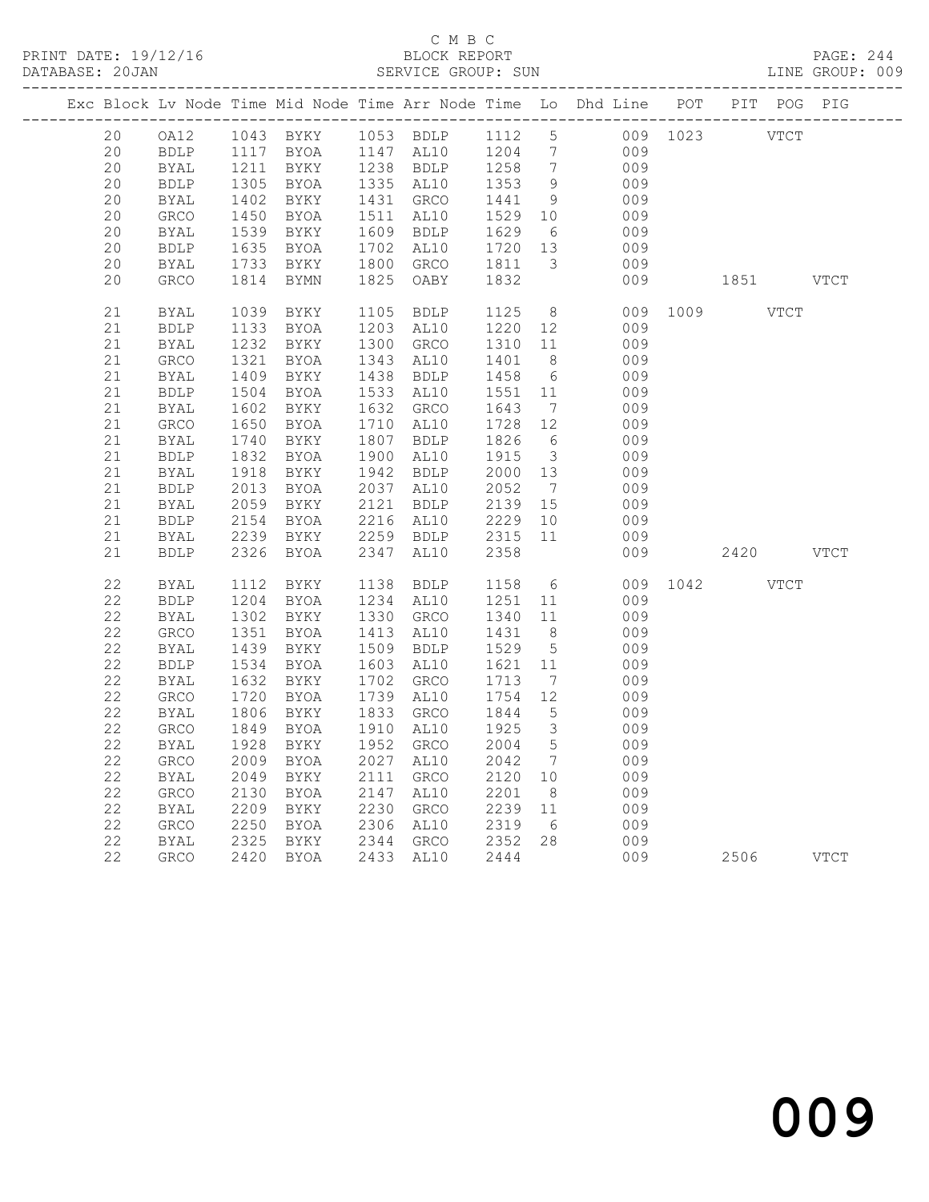C M B C

BLOCK REPORT

SERVICE GROUP: SUN

PRINT DATE: 19/12/16
DATABASE: 20JAN
LINE GROUP: 009

| Exc | Block | Lv | Node | Time | Mid Node | Time | Arr Node | Time | Lo | Dhd Line | POT | PIT | POG | PIG |
|---|---|---|---|---|---|---|---|---|---|---|---|---|---|---|
| | 20 | | OA12 | 1043 | BYKY | 1053 | BDLP | 1112 | 5 | 009 | 1023 | | VTCT | |
| | 20 | | BDLP | 1117 | BYOA | 1147 | AL10 | 1204 | 7 | 009 | | | | |
| | 20 | | BYAL | 1211 | BYKY | 1238 | BDLP | 1258 | 7 | 009 | | | | |
| | 20 | | BDLP | 1305 | BYOA | 1335 | AL10 | 1353 | 9 | 009 | | | | |
| | 20 | | BYAL | 1402 | BYKY | 1431 | GRCO | 1441 | 9 | 009 | | | | |
| | 20 | | GRCO | 1450 | BYOA | 1511 | AL10 | 1529 | 10 | 009 | | | | |
| | 20 | | BYAL | 1539 | BYKY | 1609 | BDLP | 1629 | 6 | 009 | | | | |
| | 20 | | BDLP | 1635 | BYOA | 1702 | AL10 | 1720 | 13 | 009 | | | | |
| | 20 | | BYAL | 1733 | BYKY | 1800 | GRCO | 1811 | 3 | 009 | | | | |
| | 20 | | GRCO | 1814 | BYMN | 1825 | OABY | 1832 | | 009 | | 1851 | | VTCT |
| | 21 | | BYAL | 1039 | BYKY | 1105 | BDLP | 1125 | 8 | 009 | 1009 | | VTCT | |
| | 21 | | BDLP | 1133 | BYOA | 1203 | AL10 | 1220 | 12 | 009 | | | | |
| | 21 | | BYAL | 1232 | BYKY | 1300 | GRCO | 1310 | 11 | 009 | | | | |
| | 21 | | GRCO | 1321 | BYOA | 1343 | AL10 | 1401 | 8 | 009 | | | | |
| | 21 | | BYAL | 1409 | BYKY | 1438 | BDLP | 1458 | 6 | 009 | | | | |
| | 21 | | BDLP | 1504 | BYOA | 1533 | AL10 | 1551 | 11 | 009 | | | | |
| | 21 | | BYAL | 1602 | BYKY | 1632 | GRCO | 1643 | 7 | 009 | | | | |
| | 21 | | GRCO | 1650 | BYOA | 1710 | AL10 | 1728 | 12 | 009 | | | | |
| | 21 | | BYAL | 1740 | BYKY | 1807 | BDLP | 1826 | 6 | 009 | | | | |
| | 21 | | BDLP | 1832 | BYOA | 1900 | AL10 | 1915 | 3 | 009 | | | | |
| | 21 | | BYAL | 1918 | BYKY | 1942 | BDLP | 2000 | 13 | 009 | | | | |
| | 21 | | BDLP | 2013 | BYOA | 2037 | AL10 | 2052 | 7 | 009 | | | | |
| | 21 | | BYAL | 2059 | BYKY | 2121 | BDLP | 2139 | 15 | 009 | | | | |
| | 21 | | BDLP | 2154 | BYOA | 2216 | AL10 | 2229 | 10 | 009 | | | | |
| | 21 | | BYAL | 2239 | BYKY | 2259 | BDLP | 2315 | 11 | 009 | | | | |
| | 21 | | BDLP | 2326 | BYOA | 2347 | AL10 | 2358 | | 009 | | 2420 | | VTCT |
| | 22 | | BYAL | 1112 | BYKY | 1138 | BDLP | 1158 | 6 | 009 | 1042 | | VTCT | |
| | 22 | | BDLP | 1204 | BYOA | 1234 | AL10 | 1251 | 11 | 009 | | | | |
| | 22 | | BYAL | 1302 | BYKY | 1330 | GRCO | 1340 | 11 | 009 | | | | |
| | 22 | | GRCO | 1351 | BYOA | 1413 | AL10 | 1431 | 8 | 009 | | | | |
| | 22 | | BYAL | 1439 | BYKY | 1509 | BDLP | 1529 | 5 | 009 | | | | |
| | 22 | | BDLP | 1534 | BYOA | 1603 | AL10 | 1621 | 11 | 009 | | | | |
| | 22 | | BYAL | 1632 | BYKY | 1702 | GRCO | 1713 | 7 | 009 | | | | |
| | 22 | | GRCO | 1720 | BYOA | 1739 | AL10 | 1754 | 12 | 009 | | | | |
| | 22 | | BYAL | 1806 | BYKY | 1833 | GRCO | 1844 | 5 | 009 | | | | |
| | 22 | | GRCO | 1849 | BYOA | 1910 | AL10 | 1925 | 3 | 009 | | | | |
| | 22 | | BYAL | 1928 | BYKY | 1952 | GRCO | 2004 | 5 | 009 | | | | |
| | 22 | | GRCO | 2009 | BYOA | 2027 | AL10 | 2042 | 7 | 009 | | | | |
| | 22 | | BYAL | 2049 | BYKY | 2111 | GRCO | 2120 | 10 | 009 | | | | |
| | 22 | | GRCO | 2130 | BYOA | 2147 | AL10 | 2201 | 8 | 009 | | | | |
| | 22 | | BYAL | 2209 | BYKY | 2230 | GRCO | 2239 | 11 | 009 | | | | |
| | 22 | | GRCO | 2250 | BYOA | 2306 | AL10 | 2319 | 6 | 009 | | | | |
| | 22 | | BYAL | 2325 | BYKY | 2344 | GRCO | 2352 | 28 | 009 | | | | |
| | 22 | | GRCO | 2420 | BYOA | 2433 | AL10 | 2444 | | 009 | | 2506 | | VTCT |

009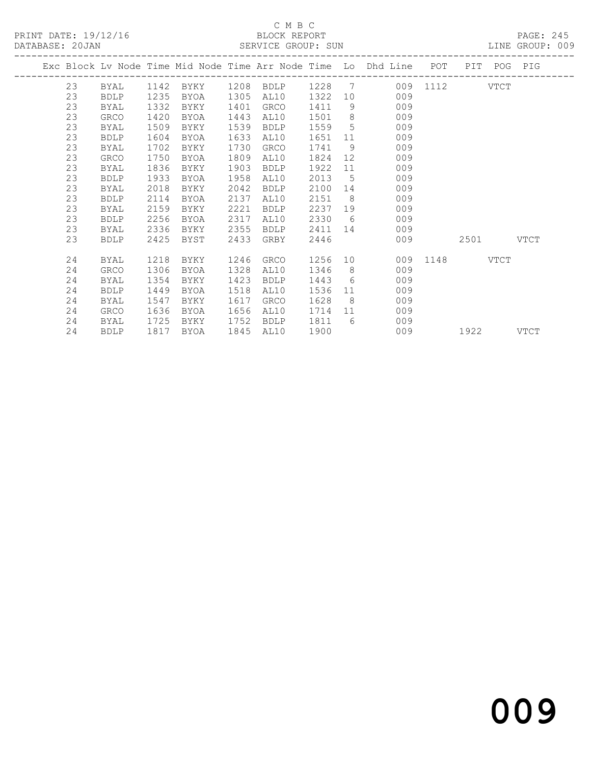C M B C

PRINT DATE: 19/12/16 BLOCK REPORT

DATABASE: 20JAN SERVICE GROUP: SUN LINE GROUP: 009

| Exc | Block | Lv | Node | Time | Mid Node | Time | Arr Node | Time | Lo | Dhd Line | POT | PIT | POG | PIG |
|---|---|---|---|---|---|---|---|---|---|---|---|---|---|---|
| | 23 | | BYAL | 1142 | BYKY | 1208 | BDLP | 1228 | 7 | 009 | 1112 | | VTCT | |
| | 23 | | BDLP | 1235 | BYOA | 1305 | AL10 | 1322 | 10 | 009 | | | | |
| | 23 | | BYAL | 1332 | BYKY | 1401 | GRCO | 1411 | 9 | 009 | | | | |
| | 23 | | GRCO | 1420 | BYOA | 1443 | AL10 | 1501 | 8 | 009 | | | | |
| | 23 | | BYAL | 1509 | BYKY | 1539 | BDLP | 1559 | 5 | 009 | | | | |
| | 23 | | BDLP | 1604 | BYOA | 1633 | AL10 | 1651 | 11 | 009 | | | | |
| | 23 | | BYAL | 1702 | BYKY | 1730 | GRCO | 1741 | 9 | 009 | | | | |
| | 23 | | GRCO | 1750 | BYOA | 1809 | AL10 | 1824 | 12 | 009 | | | | |
| | 23 | | BYAL | 1836 | BYKY | 1903 | BDLP | 1922 | 11 | 009 | | | | |
| | 23 | | BDLP | 1933 | BYOA | 1958 | AL10 | 2013 | 5 | 009 | | | | |
| | 23 | | BYAL | 2018 | BYKY | 2042 | BDLP | 2100 | 14 | 009 | | | | |
| | 23 | | BDLP | 2114 | BYOA | 2137 | AL10 | 2151 | 8 | 009 | | | | |
| | 23 | | BYAL | 2159 | BYKY | 2221 | BDLP | 2237 | 19 | 009 | | | | |
| | 23 | | BDLP | 2256 | BYOA | 2317 | AL10 | 2330 | 6 | 009 | | | | |
| | 23 | | BYAL | 2336 | BYKY | 2355 | BDLP | 2411 | 14 | 009 | | | | |
| | 23 | | BDLP | 2425 | BYST | 2433 | GRBY | 2446 | | 009 | | 2501 | | VTCT |
| | 24 | | BYAL | 1218 | BYKY | 1246 | GRCO | 1256 | 10 | 009 | 1148 | | VTCT | |
| | 24 | | GRCO | 1306 | BYOA | 1328 | AL10 | 1346 | 8 | 009 | | | | |
| | 24 | | BYAL | 1354 | BYKY | 1423 | BDLP | 1443 | 6 | 009 | | | | |
| | 24 | | BDLP | 1449 | BYOA | 1518 | AL10 | 1536 | 11 | 009 | | | | |
| | 24 | | BYAL | 1547 | BYKY | 1617 | GRCO | 1628 | 8 | 009 | | | | |
| | 24 | | GRCO | 1636 | BYOA | 1656 | AL10 | 1714 | 11 | 009 | | | | |
| | 24 | | BYAL | 1725 | BYKY | 1752 | BDLP | 1811 | 6 | 009 | | | | |
| | 24 | | BDLP | 1817 | BYOA | 1845 | AL10 | 1900 | | 009 | | 1922 | | VTCT |

009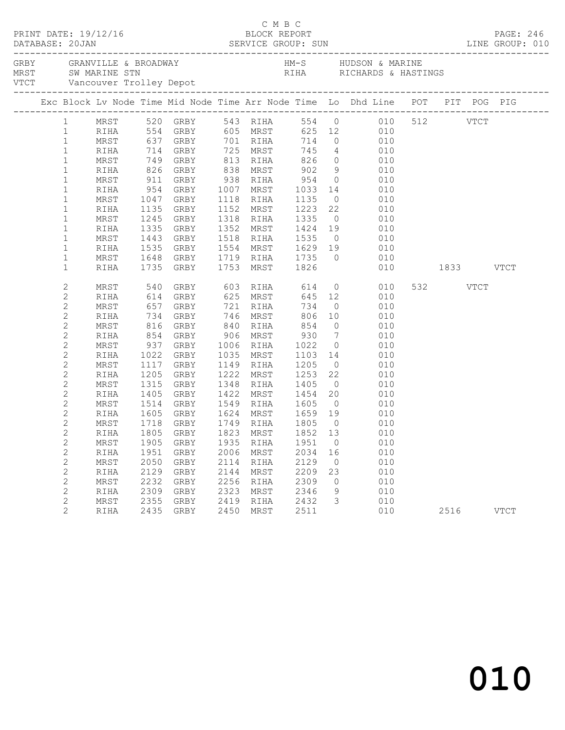C M B C

PRINT DATE: 19/12/16 BLOCK REPORT PAGE: 246
DATABASE: 20JAN SERVICE GROUP: SUN LINE GROUP: 010

GRBY GRANVILLE & BROADWAY HM-S HUDSON & MARINE
MRST SW MARINE STN RIHA RICHARDS & HASTINGS
VTCT Vancouver Trolley Depot

| Exc | Block | Lv Node | Time | Mid Node | Time | Arr Node | Time | Lo | Dhd Line | POT | PIT | POG | PIG |
|---|---|---|---|---|---|---|---|---|---|---|---|---|---|
| | 1 | MRST | 520 | GRBY | 543 | RIHA | 554 | 0 | 010 | 512 | | VTCT | |
| | 1 | RIHA | 554 | GRBY | 605 | MRST | 625 | 12 | 010 | | | | |
| | 1 | MRST | 637 | GRBY | 701 | RIHA | 714 | 0 | 010 | | | | |
| | 1 | RIHA | 714 | GRBY | 725 | MRST | 745 | 4 | 010 | | | | |
| | 1 | MRST | 749 | GRBY | 813 | RIHA | 826 | 0 | 010 | | | | |
| | 1 | RIHA | 826 | GRBY | 838 | MRST | 902 | 9 | 010 | | | | |
| | 1 | MRST | 911 | GRBY | 938 | RIHA | 954 | 0 | 010 | | | | |
| | 1 | RIHA | 954 | GRBY | 1007 | MRST | 1033 | 14 | 010 | | | | |
| | 1 | MRST | 1047 | GRBY | 1118 | RIHA | 1135 | 0 | 010 | | | | |
| | 1 | RIHA | 1135 | GRBY | 1152 | MRST | 1223 | 22 | 010 | | | | |
| | 1 | MRST | 1245 | GRBY | 1318 | RIHA | 1335 | 0 | 010 | | | | |
| | 1 | RIHA | 1335 | GRBY | 1352 | MRST | 1424 | 19 | 010 | | | | |
| | 1 | MRST | 1443 | GRBY | 1518 | RIHA | 1535 | 0 | 010 | | | | |
| | 1 | RIHA | 1535 | GRBY | 1554 | MRST | 1629 | 19 | 010 | | | | |
| | 1 | MRST | 1648 | GRBY | 1719 | RIHA | 1735 | 0 | 010 | | | | |
| | 1 | RIHA | 1735 | GRBY | 1753 | MRST | 1826 | | 010 | | 1833 | | VTCT |
| | 2 | MRST | 540 | GRBY | 603 | RIHA | 614 | 0 | 010 | 532 | | VTCT | |
| | 2 | RIHA | 614 | GRBY | 625 | MRST | 645 | 12 | 010 | | | | |
| | 2 | MRST | 657 | GRBY | 721 | RIHA | 734 | 0 | 010 | | | | |
| | 2 | RIHA | 734 | GRBY | 746 | MRST | 806 | 10 | 010 | | | | |
| | 2 | MRST | 816 | GRBY | 840 | RIHA | 854 | 0 | 010 | | | | |
| | 2 | RIHA | 854 | GRBY | 906 | MRST | 930 | 7 | 010 | | | | |
| | 2 | MRST | 937 | GRBY | 1006 | RIHA | 1022 | 0 | 010 | | | | |
| | 2 | RIHA | 1022 | GRBY | 1035 | MRST | 1103 | 14 | 010 | | | | |
| | 2 | MRST | 1117 | GRBY | 1149 | RIHA | 1205 | 0 | 010 | | | | |
| | 2 | RIHA | 1205 | GRBY | 1222 | MRST | 1253 | 22 | 010 | | | | |
| | 2 | MRST | 1315 | GRBY | 1348 | RIHA | 1405 | 0 | 010 | | | | |
| | 2 | RIHA | 1405 | GRBY | 1422 | MRST | 1454 | 20 | 010 | | | | |
| | 2 | MRST | 1514 | GRBY | 1549 | RIHA | 1605 | 0 | 010 | | | | |
| | 2 | RIHA | 1605 | GRBY | 1624 | MRST | 1659 | 19 | 010 | | | | |
| | 2 | MRST | 1718 | GRBY | 1749 | RIHA | 1805 | 0 | 010 | | | | |
| | 2 | RIHA | 1805 | GRBY | 1823 | MRST | 1852 | 13 | 010 | | | | |
| | 2 | MRST | 1905 | GRBY | 1935 | RIHA | 1951 | 0 | 010 | | | | |
| | 2 | RIHA | 1951 | GRBY | 2006 | MRST | 2034 | 16 | 010 | | | | |
| | 2 | MRST | 2050 | GRBY | 2114 | RIHA | 2129 | 0 | 010 | | | | |
| | 2 | RIHA | 2129 | GRBY | 2144 | MRST | 2209 | 23 | 010 | | | | |
| | 2 | MRST | 2232 | GRBY | 2256 | RIHA | 2309 | 0 | 010 | | | | |
| | 2 | RIHA | 2309 | GRBY | 2323 | MRST | 2346 | 9 | 010 | | | | |
| | 2 | MRST | 2355 | GRBY | 2419 | RIHA | 2432 | 3 | 010 | | | | |
| | 2 | RIHA | 2435 | GRBY | 2450 | MRST | 2511 | | 010 | | 2516 | | VTCT |

010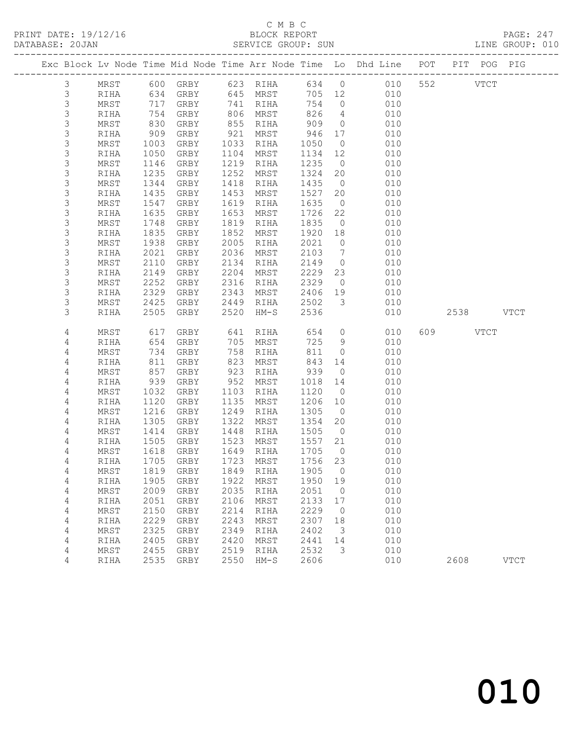C M B C

PRINT DATE: 19/12/16 BLOCK REPORT

DATABASE: 20JAN SERVICE GROUP: SUN LINE GROUP: 010

| Exc | Block | Lv | Node | Time | Mid Node | Time | Arr Node | Time | Lo | Dhd Line | POT | PIT | POG | PIG |
|---|---|---|---|---|---|---|---|---|---|---|---|---|---|---|
| | 3 | | MRST | 600 | GRBY | 623 | RIHA | 634 | 0 | 010 | 552 | | VTCT | |
| | 3 | | RIHA | 634 | GRBY | 645 | MRST | 705 | 12 | 010 | | | | |
| | 3 | | MRST | 717 | GRBY | 741 | RIHA | 754 | 0 | 010 | | | | |
| | 3 | | RIHA | 754 | GRBY | 806 | MRST | 826 | 4 | 010 | | | | |
| | 3 | | MRST | 830 | GRBY | 855 | RIHA | 909 | 0 | 010 | | | | |
| | 3 | | RIHA | 909 | GRBY | 921 | MRST | 946 | 17 | 010 | | | | |
| | 3 | | MRST | 1003 | GRBY | 1033 | RIHA | 1050 | 0 | 010 | | | | |
| | 3 | | RIHA | 1050 | GRBY | 1104 | MRST | 1134 | 12 | 010 | | | | |
| | 3 | | MRST | 1146 | GRBY | 1219 | RIHA | 1235 | 0 | 010 | | | | |
| | 3 | | RIHA | 1235 | GRBY | 1252 | MRST | 1324 | 20 | 010 | | | | |
| | 3 | | MRST | 1344 | GRBY | 1418 | RIHA | 1435 | 0 | 010 | | | | |
| | 3 | | RIHA | 1435 | GRBY | 1453 | MRST | 1527 | 20 | 010 | | | | |
| | 3 | | MRST | 1547 | GRBY | 1619 | RIHA | 1635 | 0 | 010 | | | | |
| | 3 | | RIHA | 1635 | GRBY | 1653 | MRST | 1726 | 22 | 010 | | | | |
| | 3 | | MRST | 1748 | GRBY | 1819 | RIHA | 1835 | 0 | 010 | | | | |
| | 3 | | RIHA | 1835 | GRBY | 1852 | MRST | 1920 | 18 | 010 | | | | |
| | 3 | | MRST | 1938 | GRBY | 2005 | RIHA | 2021 | 0 | 010 | | | | |
| | 3 | | RIHA | 2021 | GRBY | 2036 | MRST | 2103 | 7 | 010 | | | | |
| | 3 | | MRST | 2110 | GRBY | 2134 | RIHA | 2149 | 0 | 010 | | | | |
| | 3 | | RIHA | 2149 | GRBY | 2204 | MRST | 2229 | 23 | 010 | | | | |
| | 3 | | MRST | 2252 | GRBY | 2316 | RIHA | 2329 | 0 | 010 | | | | |
| | 3 | | RIHA | 2329 | GRBY | 2343 | MRST | 2406 | 19 | 010 | | | | |
| | 3 | | MRST | 2425 | GRBY | 2449 | RIHA | 2502 | 3 | 010 | | | | |
| | 3 | | RIHA | 2505 | GRBY | 2520 | HM-S | 2536 | | 010 | | 2538 | | VTCT |
| | 4 | | MRST | 617 | GRBY | 641 | RIHA | 654 | 0 | 010 | 609 | | VTCT | |
| | 4 | | RIHA | 654 | GRBY | 705 | MRST | 725 | 9 | 010 | | | | |
| | 4 | | MRST | 734 | GRBY | 758 | RIHA | 811 | 0 | 010 | | | | |
| | 4 | | RIHA | 811 | GRBY | 823 | MRST | 843 | 14 | 010 | | | | |
| | 4 | | MRST | 857 | GRBY | 923 | RIHA | 939 | 0 | 010 | | | | |
| | 4 | | RIHA | 939 | GRBY | 952 | MRST | 1018 | 14 | 010 | | | | |
| | 4 | | MRST | 1032 | GRBY | 1103 | RIHA | 1120 | 0 | 010 | | | | |
| | 4 | | RIHA | 1120 | GRBY | 1135 | MRST | 1206 | 10 | 010 | | | | |
| | 4 | | MRST | 1216 | GRBY | 1249 | RIHA | 1305 | 0 | 010 | | | | |
| | 4 | | RIHA | 1305 | GRBY | 1322 | MRST | 1354 | 20 | 010 | | | | |
| | 4 | | MRST | 1414 | GRBY | 1448 | RIHA | 1505 | 0 | 010 | | | | |
| | 4 | | RIHA | 1505 | GRBY | 1523 | MRST | 1557 | 21 | 010 | | | | |
| | 4 | | MRST | 1618 | GRBY | 1649 | RIHA | 1705 | 0 | 010 | | | | |
| | 4 | | RIHA | 1705 | GRBY | 1723 | MRST | 1756 | 23 | 010 | | | | |
| | 4 | | MRST | 1819 | GRBY | 1849 | RIHA | 1905 | 0 | 010 | | | | |
| | 4 | | RIHA | 1905 | GRBY | 1922 | MRST | 1950 | 19 | 010 | | | | |
| | 4 | | MRST | 2009 | GRBY | 2035 | RIHA | 2051 | 0 | 010 | | | | |
| | 4 | | RIHA | 2051 | GRBY | 2106 | MRST | 2133 | 17 | 010 | | | | |
| | 4 | | MRST | 2150 | GRBY | 2214 | RIHA | 2229 | 0 | 010 | | | | |
| | 4 | | RIHA | 2229 | GRBY | 2243 | MRST | 2307 | 18 | 010 | | | | |
| | 4 | | MRST | 2325 | GRBY | 2349 | RIHA | 2402 | 3 | 010 | | | | |
| | 4 | | RIHA | 2405 | GRBY | 2420 | MRST | 2441 | 14 | 010 | | | | |
| | 4 | | MRST | 2455 | GRBY | 2519 | RIHA | 2532 | 3 | 010 | | | | |
| | 4 | | RIHA | 2535 | GRBY | 2550 | HM-S | 2606 | | 010 | | 2608 | | VTCT |

010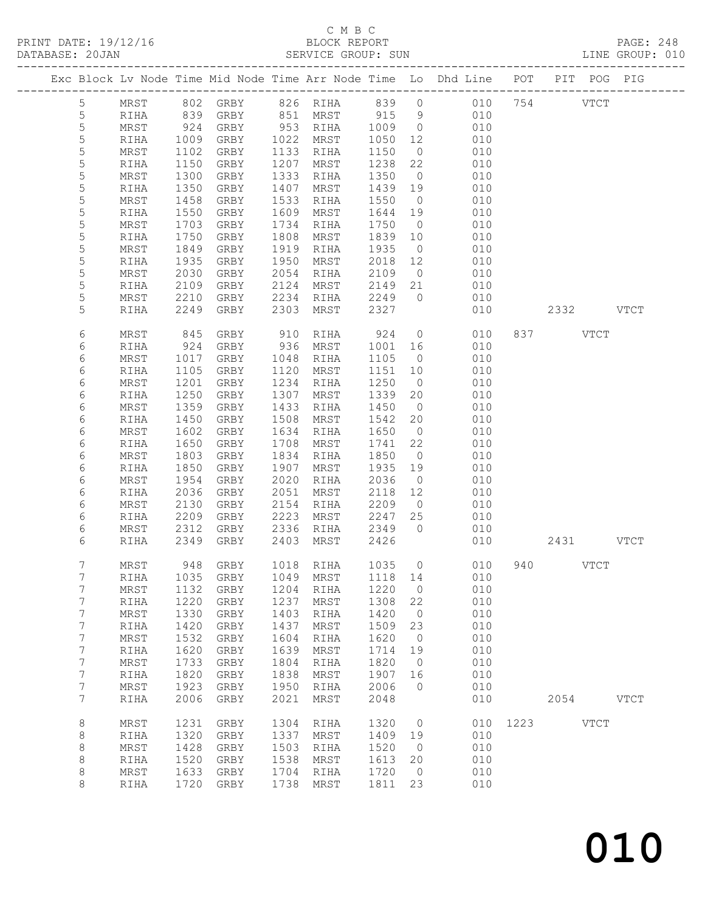C M B C
PRINT DATE: 19/12/16 BLOCK REPORT PAGE: 248
DATABASE: 20JAN SERVICE GROUP: SUN LINE GROUP: 010

| Exc | Block | Lv | Node | Time | Mid Node | Time | Arr Node | Time | Lo | Dhd Line | POT | PIT | POG | PIG |
|---|---|---|---|---|---|---|---|---|---|---|---|---|---|---|
| | 5 | | MRST | 802 | GRBY | 826 | RIHA | 839 | 0 | 010 | 754 | | VTCT | |
| | 5 | | RIHA | 839 | GRBY | 851 | MRST | 915 | 9 | 010 | | | | |
| | 5 | | MRST | 924 | GRBY | 953 | RIHA | 1009 | 0 | 010 | | | | |
| | 5 | | RIHA | 1009 | GRBY | 1022 | MRST | 1050 | 12 | 010 | | | | |
| | 5 | | MRST | 1102 | GRBY | 1133 | RIHA | 1150 | 0 | 010 | | | | |
| | 5 | | RIHA | 1150 | GRBY | 1207 | MRST | 1238 | 22 | 010 | | | | |
| | 5 | | MRST | 1300 | GRBY | 1333 | RIHA | 1350 | 0 | 010 | | | | |
| | 5 | | RIHA | 1350 | GRBY | 1407 | MRST | 1439 | 19 | 010 | | | | |
| | 5 | | MRST | 1458 | GRBY | 1533 | RIHA | 1550 | 0 | 010 | | | | |
| | 5 | | RIHA | 1550 | GRBY | 1609 | MRST | 1644 | 19 | 010 | | | | |
| | 5 | | MRST | 1703 | GRBY | 1734 | RIHA | 1750 | 0 | 010 | | | | |
| | 5 | | RIHA | 1750 | GRBY | 1808 | MRST | 1839 | 10 | 010 | | | | |
| | 5 | | MRST | 1849 | GRBY | 1919 | RIHA | 1935 | 0 | 010 | | | | |
| | 5 | | RIHA | 1935 | GRBY | 1950 | MRST | 2018 | 12 | 010 | | | | |
| | 5 | | MRST | 2030 | GRBY | 2054 | RIHA | 2109 | 0 | 010 | | | | |
| | 5 | | RIHA | 2109 | GRBY | 2124 | MRST | 2149 | 21 | 010 | | | | |
| | 5 | | MRST | 2210 | GRBY | 2234 | RIHA | 2249 | 0 | 010 | | | | |
| | 5 | | RIHA | 2249 | GRBY | 2303 | MRST | 2327 | | 010 | | 2332 | | VTCT |
| | 6 | | MRST | 845 | GRBY | 910 | RIHA | 924 | 0 | 010 | 837 | | VTCT | |
| | 6 | | RIHA | 924 | GRBY | 936 | MRST | 1001 | 16 | 010 | | | | |
| | 6 | | MRST | 1017 | GRBY | 1048 | RIHA | 1105 | 0 | 010 | | | | |
| | 6 | | RIHA | 1105 | GRBY | 1120 | MRST | 1151 | 10 | 010 | | | | |
| | 6 | | MRST | 1201 | GRBY | 1234 | RIHA | 1250 | 0 | 010 | | | | |
| | 6 | | RIHA | 1250 | GRBY | 1307 | MRST | 1339 | 20 | 010 | | | | |
| | 6 | | MRST | 1359 | GRBY | 1433 | RIHA | 1450 | 0 | 010 | | | | |
| | 6 | | RIHA | 1450 | GRBY | 1508 | MRST | 1542 | 20 | 010 | | | | |
| | 6 | | MRST | 1602 | GRBY | 1634 | RIHA | 1650 | 0 | 010 | | | | |
| | 6 | | RIHA | 1650 | GRBY | 1708 | MRST | 1741 | 22 | 010 | | | | |
| | 6 | | MRST | 1803 | GRBY | 1834 | RIHA | 1850 | 0 | 010 | | | | |
| | 6 | | RIHA | 1850 | GRBY | 1907 | MRST | 1935 | 19 | 010 | | | | |
| | 6 | | MRST | 1954 | GRBY | 2020 | RIHA | 2036 | 0 | 010 | | | | |
| | 6 | | RIHA | 2036 | GRBY | 2051 | MRST | 2118 | 12 | 010 | | | | |
| | 6 | | MRST | 2130 | GRBY | 2154 | RIHA | 2209 | 0 | 010 | | | | |
| | 6 | | RIHA | 2209 | GRBY | 2223 | MRST | 2247 | 25 | 010 | | | | |
| | 6 | | MRST | 2312 | GRBY | 2336 | RIHA | 2349 | 0 | 010 | | | | |
| | 6 | | RIHA | 2349 | GRBY | 2403 | MRST | 2426 | | 010 | | 2431 | | VTCT |
| | 7 | | MRST | 948 | GRBY | 1018 | RIHA | 1035 | 0 | 010 | 940 | | VTCT | |
| | 7 | | RIHA | 1035 | GRBY | 1049 | MRST | 1118 | 14 | 010 | | | | |
| | 7 | | MRST | 1132 | GRBY | 1204 | RIHA | 1220 | 0 | 010 | | | | |
| | 7 | | RIHA | 1220 | GRBY | 1237 | MRST | 1308 | 22 | 010 | | | | |
| | 7 | | MRST | 1330 | GRBY | 1403 | RIHA | 1420 | 0 | 010 | | | | |
| | 7 | | RIHA | 1420 | GRBY | 1437 | MRST | 1509 | 23 | 010 | | | | |
| | 7 | | MRST | 1532 | GRBY | 1604 | RIHA | 1620 | 0 | 010 | | | | |
| | 7 | | RIHA | 1620 | GRBY | 1639 | MRST | 1714 | 19 | 010 | | | | |
| | 7 | | MRST | 1733 | GRBY | 1804 | RIHA | 1820 | 0 | 010 | | | | |
| | 7 | | RIHA | 1820 | GRBY | 1838 | MRST | 1907 | 16 | 010 | | | | |
| | 7 | | MRST | 1923 | GRBY | 1950 | RIHA | 2006 | 0 | 010 | | | | |
| | 7 | | RIHA | 2006 | GRBY | 2021 | MRST | 2048 | | 010 | | 2054 | | VTCT |
| | 8 | | MRST | 1231 | GRBY | 1304 | RIHA | 1320 | 0 | 010 | 1223 | | VTCT | |
| | 8 | | RIHA | 1320 | GRBY | 1337 | MRST | 1409 | 19 | 010 | | | | |
| | 8 | | MRST | 1428 | GRBY | 1503 | RIHA | 1520 | 0 | 010 | | | | |
| | 8 | | RIHA | 1520 | GRBY | 1538 | MRST | 1613 | 20 | 010 | | | | |
| | 8 | | MRST | 1633 | GRBY | 1704 | RIHA | 1720 | 0 | 010 | | | | |
| | 8 | | RIHA | 1720 | GRBY | 1738 | MRST | 1811 | 23 | 010 | | | | |

010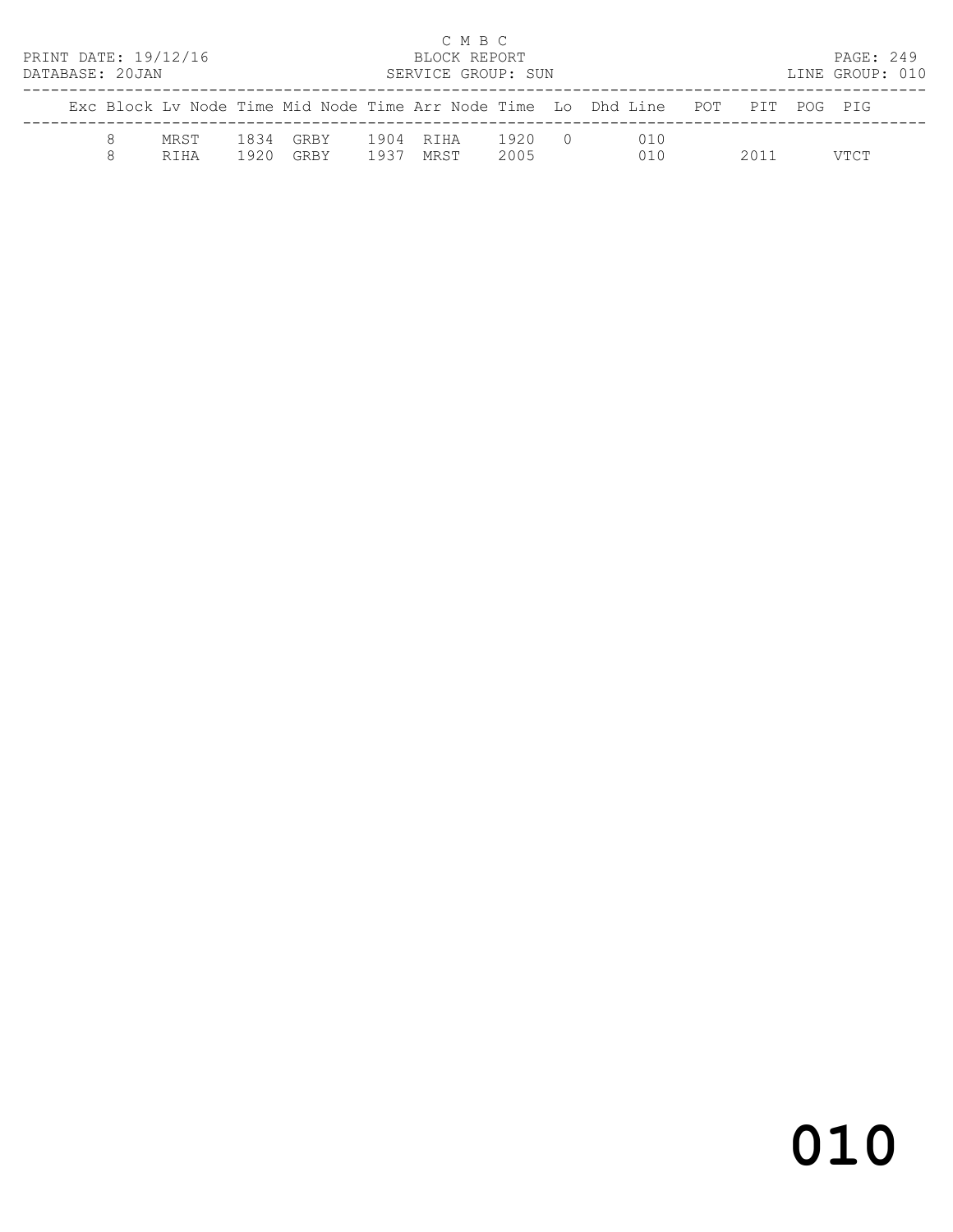| Exc | Block | Lv Node | Time | Mid Node | Time | Arr Node | Time | Lo | Dhd Line | POT | PIT | POG | PIG |
|---|---|---|---|---|---|---|---|---|---|---|---|---|---|
| | 8 | MRST | 1834 | GRBY | 1904 | RIHA | 1920 | 0 | 010 | | | | |
| | 8 | RIHA | 1920 | GRBY | 1937 | MRST | 2005 | | 010 | | 2011 | | VTCT |

# 010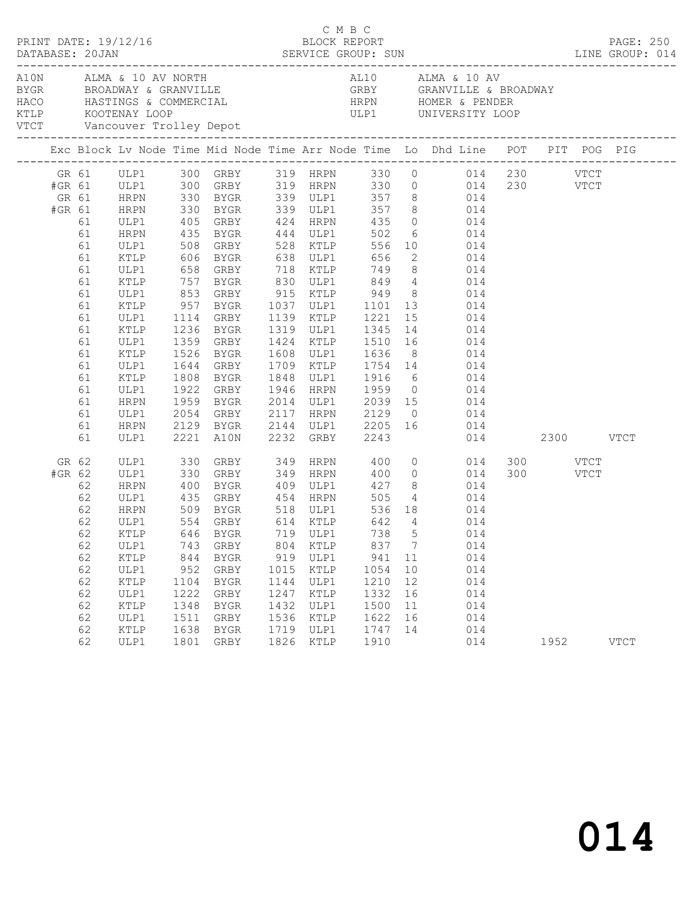C M B C

PRINT DATE: 19/12/16 BLOCK REPORT

DATABASE: 20JAN SERVICE GROUP: SUN LINE GROUP: 014

| Code | Name | Code | Name |
|---|---|---|---|
| A10N | ALMA & 10 AV NORTH | AL10 | ALMA & 10 AV |
| BYGR | BROADWAY & GRANVILLE | GRBY | GRANVILLE & BROADWAY |
| HACO | HASTINGS & COMMERCIAL | HRPN | HOMER & PENDER |
| KTLP | KOOTENAY LOOP | ULP1 | UNIVERSITY LOOP |
| VTCT | Vancouver Trolley Depot | | |

| Exc | Block | Lv Node | Time | Mid Node | Time | Arr Node | Time | Lo | Dhd Line | POT | PIT | POG | PIG |
|---|---|---|---|---|---|---|---|---|---|---|---|---|---|
| GR | 61 | ULP1 | 300 | GRBY | 319 | HRPN | 330 | 0 | 014 | 230 | | VTCT | |
| #GR | 61 | ULP1 | 300 | GRBY | 319 | HRPN | 330 | 0 | 014 | 230 | | VTCT | |
| GR | 61 | HRPN | 330 | BYGR | 339 | ULP1 | 357 | 8 | 014 | | | | |
| #GR | 61 | HRPN | 330 | BYGR | 339 | ULP1 | 357 | 8 | 014 | | | | |
| | 61 | ULP1 | 405 | GRBY | 424 | HRPN | 435 | 0 | 014 | | | | |
| | 61 | HRPN | 435 | BYGR | 444 | ULP1 | 502 | 6 | 014 | | | | |
| | 61 | ULP1 | 508 | GRBY | 528 | KTLP | 556 | 10 | 014 | | | | |
| | 61 | KTLP | 606 | BYGR | 638 | ULP1 | 656 | 2 | 014 | | | | |
| | 61 | ULP1 | 658 | GRBY | 718 | KTLP | 749 | 8 | 014 | | | | |
| | 61 | KTLP | 757 | BYGR | 830 | ULP1 | 849 | 4 | 014 | | | | |
| | 61 | ULP1 | 853 | GRBY | 915 | KTLP | 949 | 8 | 014 | | | | |
| | 61 | KTLP | 957 | BYGR | 1037 | ULP1 | 1101 | 13 | 014 | | | | |
| | 61 | ULP1 | 1114 | GRBY | 1139 | KTLP | 1221 | 15 | 014 | | | | |
| | 61 | KTLP | 1236 | BYGR | 1319 | ULP1 | 1345 | 14 | 014 | | | | |
| | 61 | ULP1 | 1359 | GRBY | 1424 | KTLP | 1510 | 16 | 014 | | | | |
| | 61 | KTLP | 1526 | BYGR | 1608 | ULP1 | 1636 | 8 | 014 | | | | |
| | 61 | ULP1 | 1644 | GRBY | 1709 | KTLP | 1754 | 14 | 014 | | | | |
| | 61 | KTLP | 1808 | BYGR | 1848 | ULP1 | 1916 | 6 | 014 | | | | |
| | 61 | ULP1 | 1922 | GRBY | 1946 | HRPN | 1959 | 0 | 014 | | | | |
| | 61 | HRPN | 1959 | BYGR | 2014 | ULP1 | 2039 | 15 | 014 | | | | |
| | 61 | ULP1 | 2054 | GRBY | 2117 | HRPN | 2129 | 0 | 014 | | | | |
| | 61 | HRPN | 2129 | BYGR | 2144 | ULP1 | 2205 | 16 | 014 | | | | |
| | 61 | ULP1 | 2221 | A10N | 2232 | GRBY | 2243 | | 014 | | 2300 | | VTCT |
| GR | 62 | ULP1 | 330 | GRBY | 349 | HRPN | 400 | 0 | 014 | 300 | | VTCT | |
| #GR | 62 | ULP1 | 330 | GRBY | 349 | HRPN | 400 | 0 | 014 | 300 | | VTCT | |
| | 62 | HRPN | 400 | BYGR | 409 | ULP1 | 427 | 8 | 014 | | | | |
| | 62 | ULP1 | 435 | GRBY | 454 | HRPN | 505 | 4 | 014 | | | | |
| | 62 | HRPN | 509 | BYGR | 518 | ULP1 | 536 | 18 | 014 | | | | |
| | 62 | ULP1 | 554 | GRBY | 614 | KTLP | 642 | 4 | 014 | | | | |
| | 62 | KTLP | 646 | BYGR | 719 | ULP1 | 738 | 5 | 014 | | | | |
| | 62 | ULP1 | 743 | GRBY | 804 | KTLP | 837 | 7 | 014 | | | | |
| | 62 | KTLP | 844 | BYGR | 919 | ULP1 | 941 | 11 | 014 | | | | |
| | 62 | ULP1 | 952 | GRBY | 1015 | KTLP | 1054 | 10 | 014 | | | | |
| | 62 | KTLP | 1104 | BYGR | 1144 | ULP1 | 1210 | 12 | 014 | | | | |
| | 62 | ULP1 | 1222 | GRBY | 1247 | KTLP | 1332 | 16 | 014 | | | | |
| | 62 | KTLP | 1348 | BYGR | 1432 | ULP1 | 1500 | 11 | 014 | | | | |
| | 62 | ULP1 | 1511 | GRBY | 1536 | KTLP | 1622 | 16 | 014 | | | | |
| | 62 | KTLP | 1638 | BYGR | 1719 | ULP1 | 1747 | 14 | 014 | | | | |
| | 62 | ULP1 | 1801 | GRBY | 1826 | KTLP | 1910 | | 014 | | 1952 | | VTCT |

014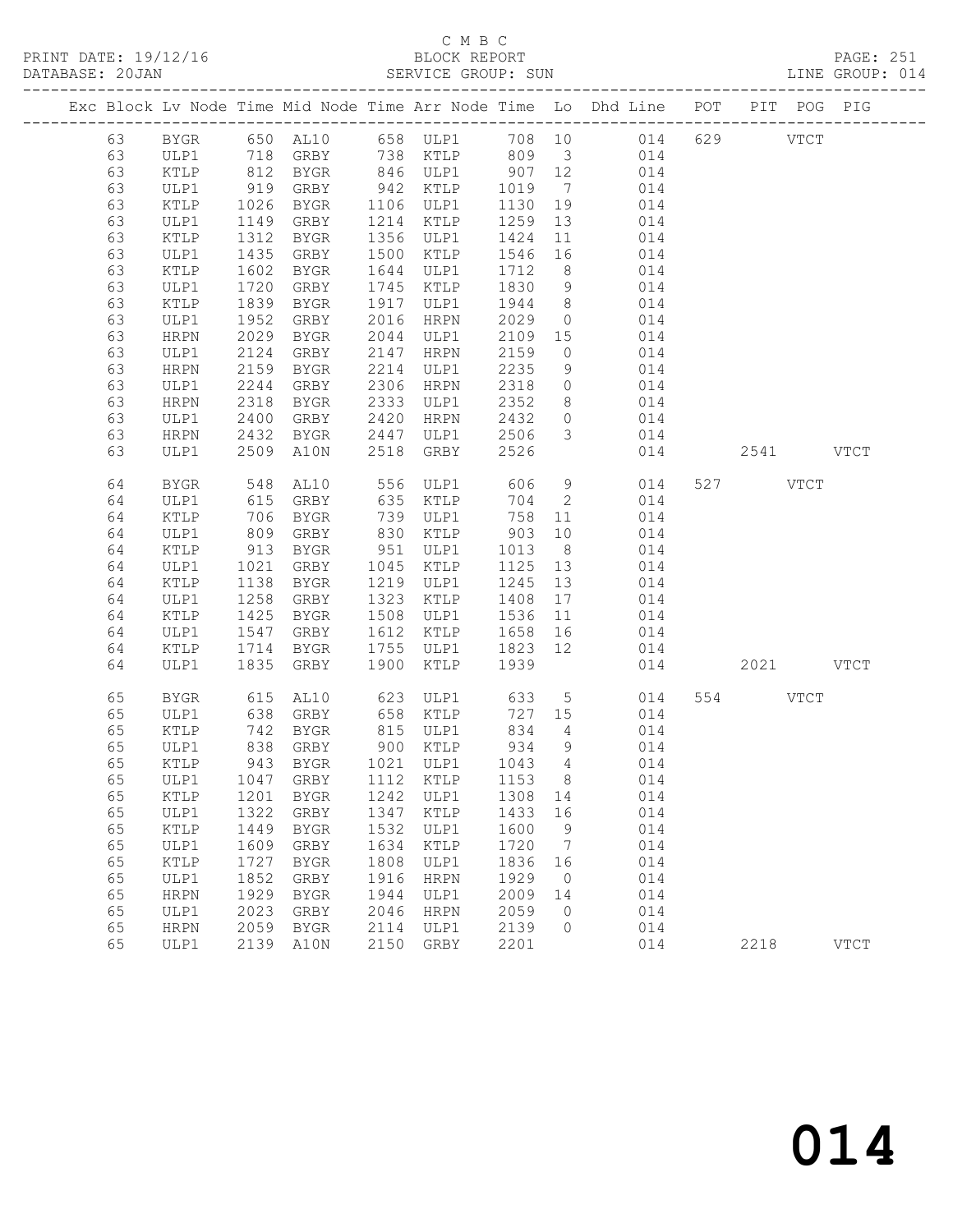C M B C
BLOCK REPORT
SERVICE GROUP: SUN

PRINT DATE: 19/12/16
DATABASE: 20JAN
LINE GROUP: 014

| Exc | Block | Lv | Node | Time | Mid Node | Time | Arr Node | Time | Lo | Dhd Line | POT | PIT | POG | PIG |
|---|---|---|---|---|---|---|---|---|---|---|---|---|---|---|
| | 63 | | BYGR | 650 | AL10 | 658 | ULP1 | 708 | 10 | 014 | 629 | | VTCT | |
| | 63 | | ULP1 | 718 | GRBY | 738 | KTLP | 809 | 3 | 014 | | | | |
| | 63 | | KTLP | 812 | BYGR | 846 | ULP1 | 907 | 12 | 014 | | | | |
| | 63 | | ULP1 | 919 | GRBY | 942 | KTLP | 1019 | 7 | 014 | | | | |
| | 63 | | KTLP | 1026 | BYGR | 1106 | ULP1 | 1130 | 19 | 014 | | | | |
| | 63 | | ULP1 | 1149 | GRBY | 1214 | KTLP | 1259 | 13 | 014 | | | | |
| | 63 | | KTLP | 1312 | BYGR | 1356 | ULP1 | 1424 | 11 | 014 | | | | |
| | 63 | | ULP1 | 1435 | GRBY | 1500 | KTLP | 1546 | 16 | 014 | | | | |
| | 63 | | KTLP | 1602 | BYGR | 1644 | ULP1 | 1712 | 8 | 014 | | | | |
| | 63 | | ULP1 | 1720 | GRBY | 1745 | KTLP | 1830 | 9 | 014 | | | | |
| | 63 | | KTLP | 1839 | BYGR | 1917 | ULP1 | 1944 | 8 | 014 | | | | |
| | 63 | | ULP1 | 1952 | GRBY | 2016 | HRPN | 2029 | 0 | 014 | | | | |
| | 63 | | HRPN | 2029 | BYGR | 2044 | ULP1 | 2109 | 15 | 014 | | | | |
| | 63 | | ULP1 | 2124 | GRBY | 2147 | HRPN | 2159 | 0 | 014 | | | | |
| | 63 | | HRPN | 2159 | BYGR | 2214 | ULP1 | 2235 | 9 | 014 | | | | |
| | 63 | | ULP1 | 2244 | GRBY | 2306 | HRPN | 2318 | 0 | 014 | | | | |
| | 63 | | HRPN | 2318 | BYGR | 2333 | ULP1 | 2352 | 8 | 014 | | | | |
| | 63 | | ULP1 | 2400 | GRBY | 2420 | HRPN | 2432 | 0 | 014 | | | | |
| | 63 | | HRPN | 2432 | BYGR | 2447 | ULP1 | 2506 | 3 | 014 | | | | |
| | 63 | | ULP1 | 2509 | A10N | 2518 | GRBY | 2526 | | 014 | | 2541 | | VTCT |
| | 64 | | BYGR | 548 | AL10 | 556 | ULP1 | 606 | 9 | 014 | 527 | | VTCT | |
| | 64 | | ULP1 | 615 | GRBY | 635 | KTLP | 704 | 2 | 014 | | | | |
| | 64 | | KTLP | 706 | BYGR | 739 | ULP1 | 758 | 11 | 014 | | | | |
| | 64 | | ULP1 | 809 | GRBY | 830 | KTLP | 903 | 10 | 014 | | | | |
| | 64 | | KTLP | 913 | BYGR | 951 | ULP1 | 1013 | 8 | 014 | | | | |
| | 64 | | ULP1 | 1021 | GRBY | 1045 | KTLP | 1125 | 13 | 014 | | | | |
| | 64 | | KTLP | 1138 | BYGR | 1219 | ULP1 | 1245 | 13 | 014 | | | | |
| | 64 | | ULP1 | 1258 | GRBY | 1323 | KTLP | 1408 | 17 | 014 | | | | |
| | 64 | | KTLP | 1425 | BYGR | 1508 | ULP1 | 1536 | 11 | 014 | | | | |
| | 64 | | ULP1 | 1547 | GRBY | 1612 | KTLP | 1658 | 16 | 014 | | | | |
| | 64 | | KTLP | 1714 | BYGR | 1755 | ULP1 | 1823 | 12 | 014 | | | | |
| | 64 | | ULP1 | 1835 | GRBY | 1900 | KTLP | 1939 | | 014 | | 2021 | | VTCT |
| | 65 | | BYGR | 615 | AL10 | 623 | ULP1 | 633 | 5 | 014 | 554 | | VTCT | |
| | 65 | | ULP1 | 638 | GRBY | 658 | KTLP | 727 | 15 | 014 | | | | |
| | 65 | | KTLP | 742 | BYGR | 815 | ULP1 | 834 | 4 | 014 | | | | |
| | 65 | | ULP1 | 838 | GRBY | 900 | KTLP | 934 | 9 | 014 | | | | |
| | 65 | | KTLP | 943 | BYGR | 1021 | ULP1 | 1043 | 4 | 014 | | | | |
| | 65 | | ULP1 | 1047 | GRBY | 1112 | KTLP | 1153 | 8 | 014 | | | | |
| | 65 | | KTLP | 1201 | BYGR | 1242 | ULP1 | 1308 | 14 | 014 | | | | |
| | 65 | | ULP1 | 1322 | GRBY | 1347 | KTLP | 1433 | 16 | 014 | | | | |
| | 65 | | KTLP | 1449 | BYGR | 1532 | ULP1 | 1600 | 9 | 014 | | | | |
| | 65 | | ULP1 | 1609 | GRBY | 1634 | KTLP | 1720 | 7 | 014 | | | | |
| | 65 | | KTLP | 1727 | BYGR | 1808 | ULP1 | 1836 | 16 | 014 | | | | |
| | 65 | | ULP1 | 1852 | GRBY | 1916 | HRPN | 1929 | 0 | 014 | | | | |
| | 65 | | HRPN | 1929 | BYGR | 1944 | ULP1 | 2009 | 14 | 014 | | | | |
| | 65 | | ULP1 | 2023 | GRBY | 2046 | HRPN | 2059 | 0 | 014 | | | | |
| | 65 | | HRPN | 2059 | BYGR | 2114 | ULP1 | 2139 | 0 | 014 | | | | |
| | 65 | | ULP1 | 2139 | A10N | 2150 | GRBY | 2201 | | 014 | | 2218 | | VTCT |

# 014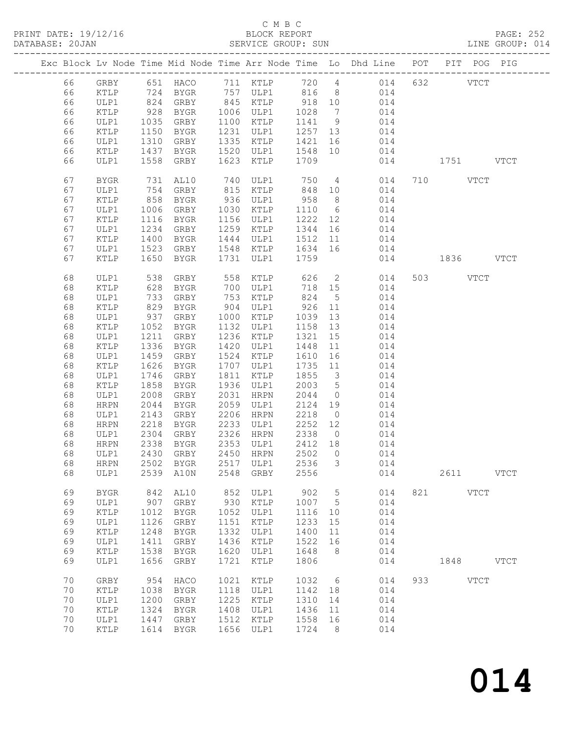C M B C

BLOCK REPORT

PRINT DATE: 19/12/16 DATABASE: 20JAN SERVICE GROUP: SUN LINE GROUP: 014

| Exc | Block | Lv | Node | Time | Mid Node | Time | Arr Node | Time | Lo | Dhd Line | POT | PIT | POG | PIG |
|---|---|---|---|---|---|---|---|---|---|---|---|---|---|---|
| | 66 | | GRBY | 651 | HACO | 711 | KTLP | 720 | 4 | 014 | 632 | | VTCT | |
| | 66 | | KTLP | 724 | BYGR | 757 | ULP1 | 816 | 8 | 014 | | | | |
| | 66 | | ULP1 | 824 | GRBY | 845 | KTLP | 918 | 10 | 014 | | | | |
| | 66 | | KTLP | 928 | BYGR | 1006 | ULP1 | 1028 | 7 | 014 | | | | |
| | 66 | | ULP1 | 1035 | GRBY | 1100 | KTLP | 1141 | 9 | 014 | | | | |
| | 66 | | KTLP | 1150 | BYGR | 1231 | ULP1 | 1257 | 13 | 014 | | | | |
| | 66 | | ULP1 | 1310 | GRBY | 1335 | KTLP | 1421 | 16 | 014 | | | | |
| | 66 | | KTLP | 1437 | BYGR | 1520 | ULP1 | 1548 | 10 | 014 | | | | |
| | 66 | | ULP1 | 1558 | GRBY | 1623 | KTLP | 1709 | | 014 | | 1751 | | VTCT |
| | 67 | | BYGR | 731 | AL10 | 740 | ULP1 | 750 | 4 | 014 | 710 | | VTCT | |
| | 67 | | ULP1 | 754 | GRBY | 815 | KTLP | 848 | 10 | 014 | | | | |
| | 67 | | KTLP | 858 | BYGR | 936 | ULP1 | 958 | 8 | 014 | | | | |
| | 67 | | ULP1 | 1006 | GRBY | 1030 | KTLP | 1110 | 6 | 014 | | | | |
| | 67 | | KTLP | 1116 | BYGR | 1156 | ULP1 | 1222 | 12 | 014 | | | | |
| | 67 | | ULP1 | 1234 | GRBY | 1259 | KTLP | 1344 | 16 | 014 | | | | |
| | 67 | | KTLP | 1400 | BYGR | 1444 | ULP1 | 1512 | 11 | 014 | | | | |
| | 67 | | ULP1 | 1523 | GRBY | 1548 | KTLP | 1634 | 16 | 014 | | | | |
| | 67 | | KTLP | 1650 | BYGR | 1731 | ULP1 | 1759 | | 014 | | 1836 | | VTCT |
| | 68 | | ULP1 | 538 | GRBY | 558 | KTLP | 626 | 2 | 014 | 503 | | VTCT | |
| | 68 | | KTLP | 628 | BYGR | 700 | ULP1 | 718 | 15 | 014 | | | | |
| | 68 | | ULP1 | 733 | GRBY | 753 | KTLP | 824 | 5 | 014 | | | | |
| | 68 | | KTLP | 829 | BYGR | 904 | ULP1 | 926 | 11 | 014 | | | | |
| | 68 | | ULP1 | 937 | GRBY | 1000 | KTLP | 1039 | 13 | 014 | | | | |
| | 68 | | KTLP | 1052 | BYGR | 1132 | ULP1 | 1158 | 13 | 014 | | | | |
| | 68 | | ULP1 | 1211 | GRBY | 1236 | KTLP | 1321 | 15 | 014 | | | | |
| | 68 | | KTLP | 1336 | BYGR | 1420 | ULP1 | 1448 | 11 | 014 | | | | |
| | 68 | | ULP1 | 1459 | GRBY | 1524 | KTLP | 1610 | 16 | 014 | | | | |
| | 68 | | KTLP | 1626 | BYGR | 1707 | ULP1 | 1735 | 11 | 014 | | | | |
| | 68 | | ULP1 | 1746 | GRBY | 1811 | KTLP | 1855 | 3 | 014 | | | | |
| | 68 | | KTLP | 1858 | BYGR | 1936 | ULP1 | 2003 | 5 | 014 | | | | |
| | 68 | | ULP1 | 2008 | GRBY | 2031 | HRPN | 2044 | 0 | 014 | | | | |
| | 68 | | HRPN | 2044 | BYGR | 2059 | ULP1 | 2124 | 19 | 014 | | | | |
| | 68 | | ULP1 | 2143 | GRBY | 2206 | HRPN | 2218 | 0 | 014 | | | | |
| | 68 | | HRPN | 2218 | BYGR | 2233 | ULP1 | 2252 | 12 | 014 | | | | |
| | 68 | | ULP1 | 2304 | GRBY | 2326 | HRPN | 2338 | 0 | 014 | | | | |
| | 68 | | HRPN | 2338 | BYGR | 2353 | ULP1 | 2412 | 18 | 014 | | | | |
| | 68 | | ULP1 | 2430 | GRBY | 2450 | HRPN | 2502 | 0 | 014 | | | | |
| | 68 | | HRPN | 2502 | BYGR | 2517 | ULP1 | 2536 | 3 | 014 | | | | |
| | 68 | | ULP1 | 2539 | A10N | 2548 | GRBY | 2556 | | 014 | | 2611 | | VTCT |
| | 69 | | BYGR | 842 | AL10 | 852 | ULP1 | 902 | 5 | 014 | 821 | | VTCT | |
| | 69 | | ULP1 | 907 | GRBY | 930 | KTLP | 1007 | 5 | 014 | | | | |
| | 69 | | KTLP | 1012 | BYGR | 1052 | ULP1 | 1116 | 10 | 014 | | | | |
| | 69 | | ULP1 | 1126 | GRBY | 1151 | KTLP | 1233 | 15 | 014 | | | | |
| | 69 | | KTLP | 1248 | BYGR | 1332 | ULP1 | 1400 | 11 | 014 | | | | |
| | 69 | | ULP1 | 1411 | GRBY | 1436 | KTLP | 1522 | 16 | 014 | | | | |
| | 69 | | KTLP | 1538 | BYGR | 1620 | ULP1 | 1648 | 8 | 014 | | | | |
| | 69 | | ULP1 | 1656 | GRBY | 1721 | KTLP | 1806 | | 014 | | 1848 | | VTCT |
| | 70 | | GRBY | 954 | HACO | 1021 | KTLP | 1032 | 6 | 014 | 933 | | VTCT | |
| | 70 | | KTLP | 1038 | BYGR | 1118 | ULP1 | 1142 | 18 | 014 | | | | |
| | 70 | | ULP1 | 1200 | GRBY | 1225 | KTLP | 1310 | 14 | 014 | | | | |
| | 70 | | KTLP | 1324 | BYGR | 1408 | ULP1 | 1436 | 11 | 014 | | | | |
| | 70 | | ULP1 | 1447 | GRBY | 1512 | KTLP | 1558 | 16 | 014 | | | | |
| | 70 | | KTLP | 1614 | BYGR | 1656 | ULP1 | 1724 | 8 | 014 | | | | |

014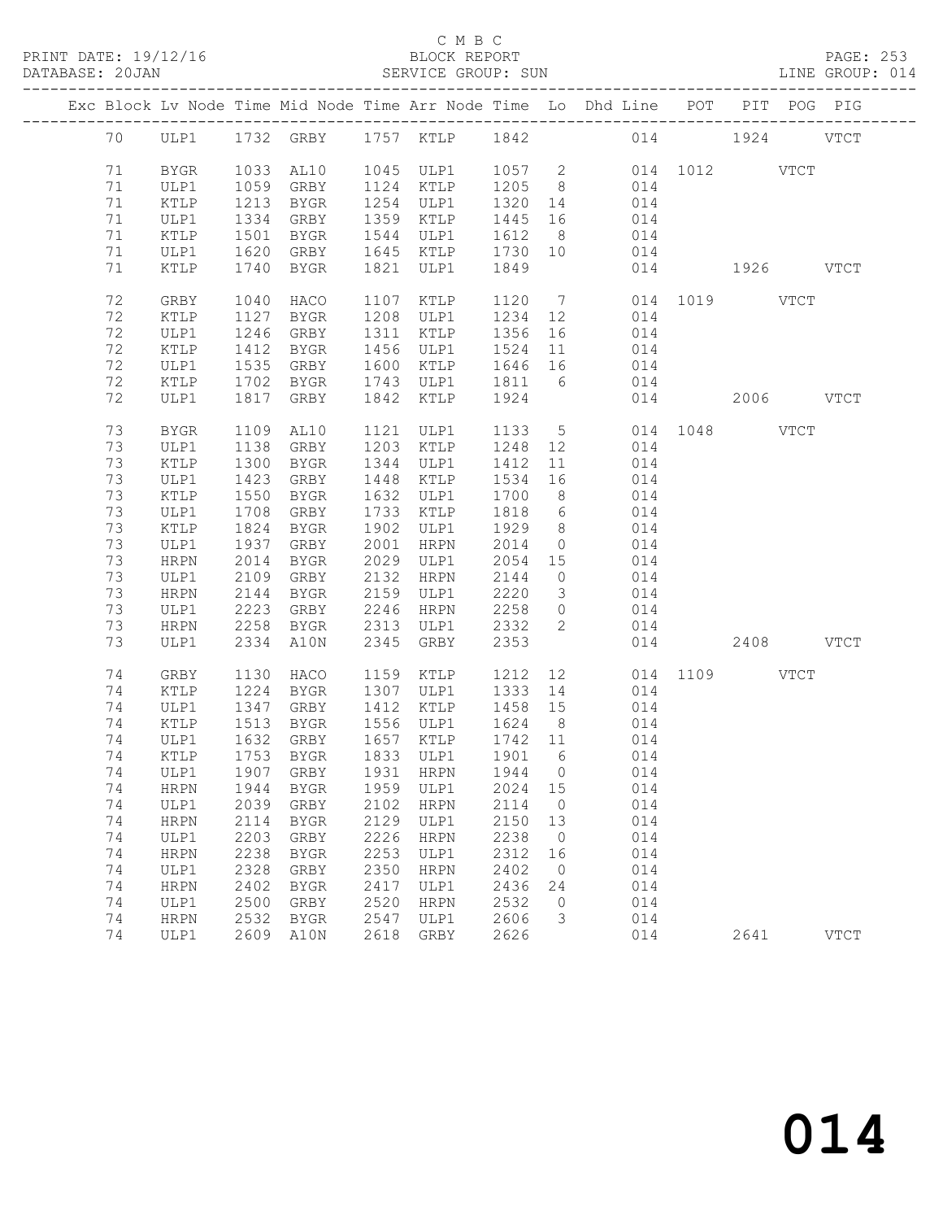C M B C
PRINT DATE: 19/12/16 BLOCK REPORT
DATABASE: 20JAN SERVICE GROUP: SUN LINE GROUP: 014

| Exc | Block | Lv | Node | Time | Mid Node | Time | Arr Node | Time | Lo | Dhd Line | POT | PIT | POG | PIG |
|---|---|---|---|---|---|---|---|---|---|---|---|---|---|---|
| | 70 | | ULP1 | 1732 | GRBY | 1757 | KTLP | 1842 | | 014 | | 1924 | | VTCT |
| | 71 | | BYGR | 1033 | AL10 | 1045 | ULP1 | 1057 | 2 | 014 | 1012 | | VTCT | |
| | 71 | | ULP1 | 1059 | GRBY | 1124 | KTLP | 1205 | 8 | 014 | | | | |
| | 71 | | KTLP | 1213 | BYGR | 1254 | ULP1 | 1320 | 14 | 014 | | | | |
| | 71 | | ULP1 | 1334 | GRBY | 1359 | KTLP | 1445 | 16 | 014 | | | | |
| | 71 | | KTLP | 1501 | BYGR | 1544 | ULP1 | 1612 | 8 | 014 | | | | |
| | 71 | | ULP1 | 1620 | GRBY | 1645 | KTLP | 1730 | 10 | 014 | | | | |
| | 71 | | KTLP | 1740 | BYGR | 1821 | ULP1 | 1849 | | 014 | | 1926 | | VTCT |
| | 72 | | GRBY | 1040 | HACO | 1107 | KTLP | 1120 | 7 | 014 | 1019 | | VTCT | |
| | 72 | | KTLP | 1127 | BYGR | 1208 | ULP1 | 1234 | 12 | 014 | | | | |
| | 72 | | ULP1 | 1246 | GRBY | 1311 | KTLP | 1356 | 16 | 014 | | | | |
| | 72 | | KTLP | 1412 | BYGR | 1456 | ULP1 | 1524 | 11 | 014 | | | | |
| | 72 | | ULP1 | 1535 | GRBY | 1600 | KTLP | 1646 | 16 | 014 | | | | |
| | 72 | | KTLP | 1702 | BYGR | 1743 | ULP1 | 1811 | 6 | 014 | | | | |
| | 72 | | ULP1 | 1817 | GRBY | 1842 | KTLP | 1924 | | 014 | | 2006 | | VTCT |
| | 73 | | BYGR | 1109 | AL10 | 1121 | ULP1 | 1133 | 5 | 014 | 1048 | | VTCT | |
| | 73 | | ULP1 | 1138 | GRBY | 1203 | KTLP | 1248 | 12 | 014 | | | | |
| | 73 | | KTLP | 1300 | BYGR | 1344 | ULP1 | 1412 | 11 | 014 | | | | |
| | 73 | | ULP1 | 1423 | GRBY | 1448 | KTLP | 1534 | 16 | 014 | | | | |
| | 73 | | KTLP | 1550 | BYGR | 1632 | ULP1 | 1700 | 8 | 014 | | | | |
| | 73 | | ULP1 | 1708 | GRBY | 1733 | KTLP | 1818 | 6 | 014 | | | | |
| | 73 | | KTLP | 1824 | BYGR | 1902 | ULP1 | 1929 | 8 | 014 | | | | |
| | 73 | | ULP1 | 1937 | GRBY | 2001 | HRPN | 2014 | 0 | 014 | | | | |
| | 73 | | HRPN | 2014 | BYGR | 2029 | ULP1 | 2054 | 15 | 014 | | | | |
| | 73 | | ULP1 | 2109 | GRBY | 2132 | HRPN | 2144 | 0 | 014 | | | | |
| | 73 | | HRPN | 2144 | BYGR | 2159 | ULP1 | 2220 | 3 | 014 | | | | |
| | 73 | | ULP1 | 2223 | GRBY | 2246 | HRPN | 2258 | 0 | 014 | | | | |
| | 73 | | HRPN | 2258 | BYGR | 2313 | ULP1 | 2332 | 2 | 014 | | | | |
| | 73 | | ULP1 | 2334 | A10N | 2345 | GRBY | 2353 | | 014 | | 2408 | | VTCT |
| | 74 | | GRBY | 1130 | HACO | 1159 | KTLP | 1212 | 12 | 014 | 1109 | | VTCT | |
| | 74 | | KTLP | 1224 | BYGR | 1307 | ULP1 | 1333 | 14 | 014 | | | | |
| | 74 | | ULP1 | 1347 | GRBY | 1412 | KTLP | 1458 | 15 | 014 | | | | |
| | 74 | | KTLP | 1513 | BYGR | 1556 | ULP1 | 1624 | 8 | 014 | | | | |
| | 74 | | ULP1 | 1632 | GRBY | 1657 | KTLP | 1742 | 11 | 014 | | | | |
| | 74 | | KTLP | 1753 | BYGR | 1833 | ULP1 | 1901 | 6 | 014 | | | | |
| | 74 | | ULP1 | 1907 | GRBY | 1931 | HRPN | 1944 | 0 | 014 | | | | |
| | 74 | | HRPN | 1944 | BYGR | 1959 | ULP1 | 2024 | 15 | 014 | | | | |
| | 74 | | ULP1 | 2039 | GRBY | 2102 | HRPN | 2114 | 0 | 014 | | | | |
| | 74 | | HRPN | 2114 | BYGR | 2129 | ULP1 | 2150 | 13 | 014 | | | | |
| | 74 | | ULP1 | 2203 | GRBY | 2226 | HRPN | 2238 | 0 | 014 | | | | |
| | 74 | | HRPN | 2238 | BYGR | 2253 | ULP1 | 2312 | 16 | 014 | | | | |
| | 74 | | ULP1 | 2328 | GRBY | 2350 | HRPN | 2402 | 0 | 014 | | | | |
| | 74 | | HRPN | 2402 | BYGR | 2417 | ULP1 | 2436 | 24 | 014 | | | | |
| | 74 | | ULP1 | 2500 | GRBY | 2520 | HRPN | 2532 | 0 | 014 | | | | |
| | 74 | | HRPN | 2532 | BYGR | 2547 | ULP1 | 2606 | 3 | 014 | | | | |
| | 74 | | ULP1 | 2609 | A10N | 2618 | GRBY | 2626 | | 014 | | 2641 | | VTCT |

014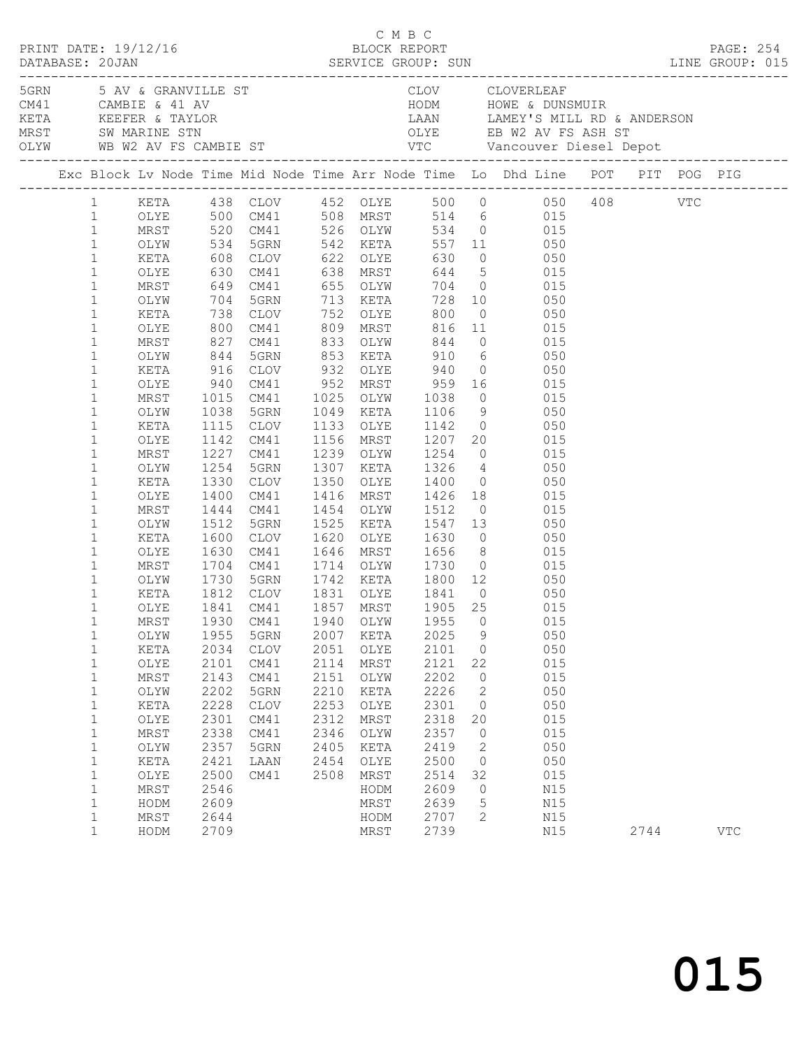C M B C
PRINT DATE: 19/12/16 BLOCK REPORT
DATABASE: 20JAN SERVICE GROUP: SUN LINE GROUP: 015

| Code | Description | Code | Description |
|---|---|---|---|
| 5GRN | 5 AV & GRANVILLE ST | CLOV | CLOVERLEAF |
| CM41 | CAMBIE & 41 AV | HODM | HOWE & DUNSMUIR |
| KETA | KEEFER & TAYLOR | LAAN | LAMEY'S MILL RD & ANDERSON |
| MRST | SW MARINE STN | OLYE | EB W2 AV FS ASH ST |
| OLYW | WB W2 AV FS CAMBIE ST | VTC | Vancouver Diesel Depot |

| Exc | Block | Lv Node | Time | Mid Node | Time | Arr Node | Time | Lo | Dhd Line | POT | PIT | POG | PIG |
|---|---|---|---|---|---|---|---|---|---|---|---|---|---|
| | 1 | KETA | 438 | CLOV | 452 | OLYE | 500 | 0 | 050 | 408 | | VTC | |
| | 1 | OLYE | 500 | CM41 | 508 | MRST | 514 | 6 | 015 | | | | |
| | 1 | MRST | 520 | CM41 | 526 | OLYW | 534 | 0 | 015 | | | | |
| | 1 | OLYW | 534 | 5GRN | 542 | KETA | 557 | 11 | 050 | | | | |
| | 1 | KETA | 608 | CLOV | 622 | OLYE | 630 | 0 | 050 | | | | |
| | 1 | OLYE | 630 | CM41 | 638 | MRST | 644 | 5 | 015 | | | | |
| | 1 | MRST | 649 | CM41 | 655 | OLYW | 704 | 0 | 015 | | | | |
| | 1 | OLYW | 704 | 5GRN | 713 | KETA | 728 | 10 | 050 | | | | |
| | 1 | KETA | 738 | CLOV | 752 | OLYE | 800 | 0 | 050 | | | | |
| | 1 | OLYE | 800 | CM41 | 809 | MRST | 816 | 11 | 015 | | | | |
| | 1 | MRST | 827 | CM41 | 833 | OLYW | 844 | 0 | 015 | | | | |
| | 1 | OLYW | 844 | 5GRN | 853 | KETA | 910 | 6 | 050 | | | | |
| | 1 | KETA | 916 | CLOV | 932 | OLYE | 940 | 0 | 050 | | | | |
| | 1 | OLYE | 940 | CM41 | 952 | MRST | 959 | 16 | 015 | | | | |
| | 1 | MRST | 1015 | CM41 | 1025 | OLYW | 1038 | 0 | 015 | | | | |
| | 1 | OLYW | 1038 | 5GRN | 1049 | KETA | 1106 | 9 | 050 | | | | |
| | 1 | KETA | 1115 | CLOV | 1133 | OLYE | 1142 | 0 | 050 | | | | |
| | 1 | OLYE | 1142 | CM41 | 1156 | MRST | 1207 | 20 | 015 | | | | |
| | 1 | MRST | 1227 | CM41 | 1239 | OLYW | 1254 | 0 | 015 | | | | |
| | 1 | OLYW | 1254 | 5GRN | 1307 | KETA | 1326 | 4 | 050 | | | | |
| | 1 | KETA | 1330 | CLOV | 1350 | OLYE | 1400 | 0 | 050 | | | | |
| | 1 | OLYE | 1400 | CM41 | 1416 | MRST | 1426 | 18 | 015 | | | | |
| | 1 | MRST | 1444 | CM41 | 1454 | OLYW | 1512 | 0 | 015 | | | | |
| | 1 | OLYW | 1512 | 5GRN | 1525 | KETA | 1547 | 13 | 050 | | | | |
| | 1 | KETA | 1600 | CLOV | 1620 | OLYE | 1630 | 0 | 050 | | | | |
| | 1 | OLYE | 1630 | CM41 | 1646 | MRST | 1656 | 8 | 015 | | | | |
| | 1 | MRST | 1704 | CM41 | 1714 | OLYW | 1730 | 0 | 015 | | | | |
| | 1 | OLYW | 1730 | 5GRN | 1742 | KETA | 1800 | 12 | 050 | | | | |
| | 1 | KETA | 1812 | CLOV | 1831 | OLYE | 1841 | 0 | 050 | | | | |
| | 1 | OLYE | 1841 | CM41 | 1857 | MRST | 1905 | 25 | 015 | | | | |
| | 1 | MRST | 1930 | CM41 | 1940 | OLYW | 1955 | 0 | 015 | | | | |
| | 1 | OLYW | 1955 | 5GRN | 2007 | KETA | 2025 | 9 | 050 | | | | |
| | 1 | KETA | 2034 | CLOV | 2051 | OLYE | 2101 | 0 | 050 | | | | |
| | 1 | OLYE | 2101 | CM41 | 2114 | MRST | 2121 | 22 | 015 | | | | |
| | 1 | MRST | 2143 | CM41 | 2151 | OLYW | 2202 | 0 | 015 | | | | |
| | 1 | OLYW | 2202 | 5GRN | 2210 | KETA | 2226 | 2 | 050 | | | | |
| | 1 | KETA | 2228 | CLOV | 2253 | OLYE | 2301 | 0 | 050 | | | | |
| | 1 | OLYE | 2301 | CM41 | 2312 | MRST | 2318 | 20 | 015 | | | | |
| | 1 | MRST | 2338 | CM41 | 2346 | OLYW | 2357 | 0 | 015 | | | | |
| | 1 | OLYW | 2357 | 5GRN | 2405 | KETA | 2419 | 2 | 050 | | | | |
| | 1 | KETA | 2421 | LAAN | 2454 | OLYE | 2500 | 0 | 050 | | | | |
| | 1 | OLYE | 2500 | CM41 | 2508 | MRST | 2514 | 32 | 015 | | | | |
| | 1 | MRST | 2546 | | | HODM | 2609 | 0 | N15 | | | | |
| | 1 | HODM | 2609 | | | MRST | 2639 | 5 | N15 | | | | |
| | 1 | MRST | 2644 | | | HODM | 2707 | 2 | N15 | | | | |
| | 1 | HODM | 2709 | | | MRST | 2739 | | N15 | | 2744 | | VTC |

015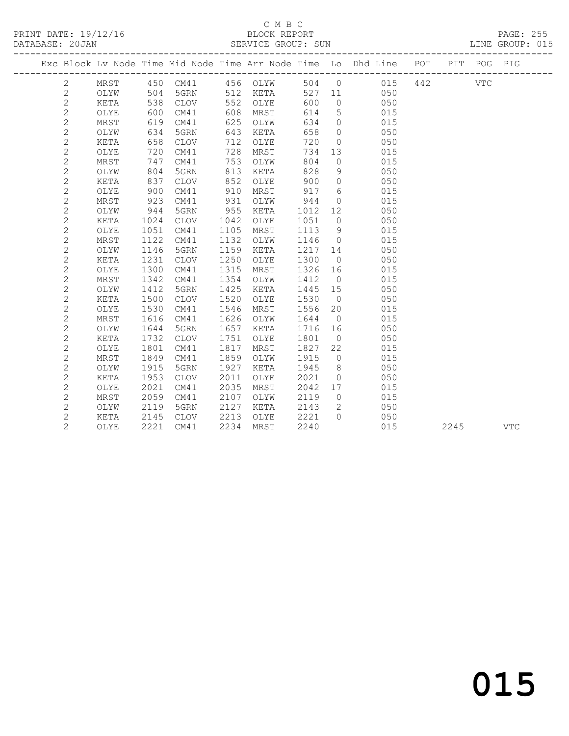C M B C

PRINT DATE: 19/12/16 BLOCK REPORT

DATABASE: 20JAN SERVICE GROUP: SUN LINE GROUP: 015

| Exc | Block | Lv | Node | Time | Mid Node | Time | Arr Node | Time | Lo | Dhd Line | POT | PIT | POG | PIG |
|---|---|---|---|---|---|---|---|---|---|---|---|---|---|---|
| | 2 | | MRST | 450 | CM41 | 456 | OLYW | 504 | 0 | 015 | 442 | | VTC | |
| | 2 | | OLYW | 504 | 5GRN | 512 | KETA | 527 | 11 | 050 | | | | |
| | 2 | | KETA | 538 | CLOV | 552 | OLYE | 600 | 0 | 050 | | | | |
| | 2 | | OLYE | 600 | CM41 | 608 | MRST | 614 | 5 | 015 | | | | |
| | 2 | | MRST | 619 | CM41 | 625 | OLYW | 634 | 0 | 015 | | | | |
| | 2 | | OLYW | 634 | 5GRN | 643 | KETA | 658 | 0 | 050 | | | | |
| | 2 | | KETA | 658 | CLOV | 712 | OLYE | 720 | 0 | 050 | | | | |
| | 2 | | OLYE | 720 | CM41 | 728 | MRST | 734 | 13 | 015 | | | | |
| | 2 | | MRST | 747 | CM41 | 753 | OLYW | 804 | 0 | 015 | | | | |
| | 2 | | OLYW | 804 | 5GRN | 813 | KETA | 828 | 9 | 050 | | | | |
| | 2 | | KETA | 837 | CLOV | 852 | OLYE | 900 | 0 | 050 | | | | |
| | 2 | | OLYE | 900 | CM41 | 910 | MRST | 917 | 6 | 015 | | | | |
| | 2 | | MRST | 923 | CM41 | 931 | OLYW | 944 | 0 | 015 | | | | |
| | 2 | | OLYW | 944 | 5GRN | 955 | KETA | 1012 | 12 | 050 | | | | |
| | 2 | | KETA | 1024 | CLOV | 1042 | OLYE | 1051 | 0 | 050 | | | | |
| | 2 | | OLYE | 1051 | CM41 | 1105 | MRST | 1113 | 9 | 015 | | | | |
| | 2 | | MRST | 1122 | CM41 | 1132 | OLYW | 1146 | 0 | 015 | | | | |
| | 2 | | OLYW | 1146 | 5GRN | 1159 | KETA | 1217 | 14 | 050 | | | | |
| | 2 | | KETA | 1231 | CLOV | 1250 | OLYE | 1300 | 0 | 050 | | | | |
| | 2 | | OLYE | 1300 | CM41 | 1315 | MRST | 1326 | 16 | 015 | | | | |
| | 2 | | MRST | 1342 | CM41 | 1354 | OLYW | 1412 | 0 | 015 | | | | |
| | 2 | | OLYW | 1412 | 5GRN | 1425 | KETA | 1445 | 15 | 050 | | | | |
| | 2 | | KETA | 1500 | CLOV | 1520 | OLYE | 1530 | 0 | 050 | | | | |
| | 2 | | OLYE | 1530 | CM41 | 1546 | MRST | 1556 | 20 | 015 | | | | |
| | 2 | | MRST | 1616 | CM41 | 1626 | OLYW | 1644 | 0 | 015 | | | | |
| | 2 | | OLYW | 1644 | 5GRN | 1657 | KETA | 1716 | 16 | 050 | | | | |
| | 2 | | KETA | 1732 | CLOV | 1751 | OLYE | 1801 | 0 | 050 | | | | |
| | 2 | | OLYE | 1801 | CM41 | 1817 | MRST | 1827 | 22 | 015 | | | | |
| | 2 | | MRST | 1849 | CM41 | 1859 | OLYW | 1915 | 0 | 015 | | | | |
| | 2 | | OLYW | 1915 | 5GRN | 1927 | KETA | 1945 | 8 | 050 | | | | |
| | 2 | | KETA | 1953 | CLOV | 2011 | OLYE | 2021 | 0 | 050 | | | | |
| | 2 | | OLYE | 2021 | CM41 | 2035 | MRST | 2042 | 17 | 015 | | | | |
| | 2 | | MRST | 2059 | CM41 | 2107 | OLYW | 2119 | 0 | 015 | | | | |
| | 2 | | OLYW | 2119 | 5GRN | 2127 | KETA | 2143 | 2 | 050 | | | | |
| | 2 | | KETA | 2145 | CLOV | 2213 | OLYE | 2221 | 0 | 050 | | | | |
| | 2 | | OLYE | 2221 | CM41 | 2234 | MRST | 2240 | | 015 | | 2245 | | VTC |

015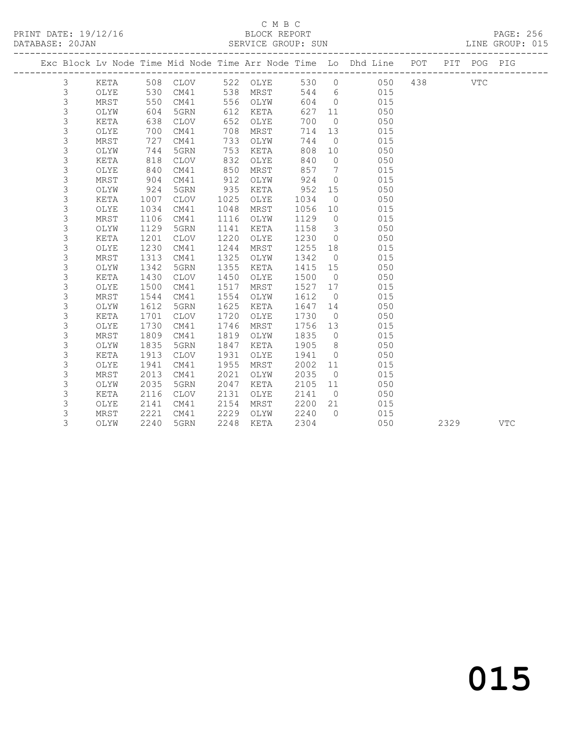C M B C

PRINT DATE: 19/12/16 BLOCK REPORT PAGE: 256

DATABASE: 20JAN SERVICE GROUP: SUN LINE GROUP: 015

| Exc | Block | Lv | Node | Time | Mid Node | Time | Arr Node | Time | Lo | Dhd Line | POT | PIT | POG | PIG |
|---|---|---|---|---|---|---|---|---|---|---|---|---|---|---|
| | 3 | | KETA | 508 | CLOV | 522 | OLYE | 530 | 0 | 050 | 438 | | VTC | |
| | 3 | | OLYE | 530 | CM41 | 538 | MRST | 544 | 6 | 015 | | | | |
| | 3 | | MRST | 550 | CM41 | 556 | OLYW | 604 | 0 | 015 | | | | |
| | 3 | | OLYW | 604 | 5GRN | 612 | KETA | 627 | 11 | 050 | | | | |
| | 3 | | KETA | 638 | CLOV | 652 | OLYE | 700 | 0 | 050 | | | | |
| | 3 | | OLYE | 700 | CM41 | 708 | MRST | 714 | 13 | 015 | | | | |
| | 3 | | MRST | 727 | CM41 | 733 | OLYW | 744 | 0 | 015 | | | | |
| | 3 | | OLYW | 744 | 5GRN | 753 | KETA | 808 | 10 | 050 | | | | |
| | 3 | | KETA | 818 | CLOV | 832 | OLYE | 840 | 0 | 050 | | | | |
| | 3 | | OLYE | 840 | CM41 | 850 | MRST | 857 | 7 | 015 | | | | |
| | 3 | | MRST | 904 | CM41 | 912 | OLYW | 924 | 0 | 015 | | | | |
| | 3 | | OLYW | 924 | 5GRN | 935 | KETA | 952 | 15 | 050 | | | | |
| | 3 | | KETA | 1007 | CLOV | 1025 | OLYE | 1034 | 0 | 050 | | | | |
| | 3 | | OLYE | 1034 | CM41 | 1048 | MRST | 1056 | 10 | 015 | | | | |
| | 3 | | MRST | 1106 | CM41 | 1116 | OLYW | 1129 | 0 | 015 | | | | |
| | 3 | | OLYW | 1129 | 5GRN | 1141 | KETA | 1158 | 3 | 050 | | | | |
| | 3 | | KETA | 1201 | CLOV | 1220 | OLYE | 1230 | 0 | 050 | | | | |
| | 3 | | OLYE | 1230 | CM41 | 1244 | MRST | 1255 | 18 | 015 | | | | |
| | 3 | | MRST | 1313 | CM41 | 1325 | OLYW | 1342 | 0 | 015 | | | | |
| | 3 | | OLYW | 1342 | 5GRN | 1355 | KETA | 1415 | 15 | 050 | | | | |
| | 3 | | KETA | 1430 | CLOV | 1450 | OLYE | 1500 | 0 | 050 | | | | |
| | 3 | | OLYE | 1500 | CM41 | 1517 | MRST | 1527 | 17 | 015 | | | | |
| | 3 | | MRST | 1544 | CM41 | 1554 | OLYW | 1612 | 0 | 015 | | | | |
| | 3 | | OLYW | 1612 | 5GRN | 1625 | KETA | 1647 | 14 | 050 | | | | |
| | 3 | | KETA | 1701 | CLOV | 1720 | OLYE | 1730 | 0 | 050 | | | | |
| | 3 | | OLYE | 1730 | CM41 | 1746 | MRST | 1756 | 13 | 015 | | | | |
| | 3 | | MRST | 1809 | CM41 | 1819 | OLYW | 1835 | 0 | 015 | | | | |
| | 3 | | OLYW | 1835 | 5GRN | 1847 | KETA | 1905 | 8 | 050 | | | | |
| | 3 | | KETA | 1913 | CLOV | 1931 | OLYE | 1941 | 0 | 050 | | | | |
| | 3 | | OLYE | 1941 | CM41 | 1955 | MRST | 2002 | 11 | 015 | | | | |
| | 3 | | MRST | 2013 | CM41 | 2021 | OLYW | 2035 | 0 | 015 | | | | |
| | 3 | | OLYW | 2035 | 5GRN | 2047 | KETA | 2105 | 11 | 050 | | | | |
| | 3 | | KETA | 2116 | CLOV | 2131 | OLYE | 2141 | 0 | 050 | | | | |
| | 3 | | OLYE | 2141 | CM41 | 2154 | MRST | 2200 | 21 | 015 | | | | |
| | 3 | | MRST | 2221 | CM41 | 2229 | OLYW | 2240 | 0 | 015 | | | | |
| | 3 | | OLYW | 2240 | 5GRN | 2248 | KETA | 2304 | | 050 | | 2329 | | VTC |

015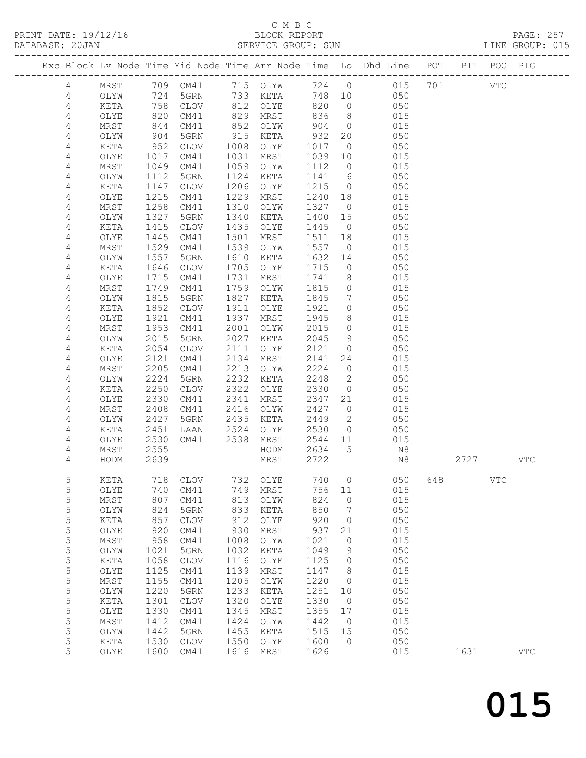C M B C
PRINT DATE: 19/12/16 BLOCK REPORT PAGE: 257
DATABASE: 20JAN SERVICE GROUP: SUN LINE GROUP: 015

| Exc | Block | Lv Node | Time | Mid Node | Time | Arr Node | Time | Lo | Dhd Line | POT | PIT | POG | PIG |
|---|---|---|---|---|---|---|---|---|---|---|---|---|---|
| | 4 | MRST | 709 | CM41 | 715 | OLYW | 724 | 0 | 015 | 701 | | VTC | |
| | 4 | OLYW | 724 | 5GRN | 733 | KETA | 748 | 10 | 050 | | | | |
| | 4 | KETA | 758 | CLOV | 812 | OLYE | 820 | 0 | 050 | | | | |
| | 4 | OLYE | 820 | CM41 | 829 | MRST | 836 | 8 | 015 | | | | |
| | 4 | MRST | 844 | CM41 | 852 | OLYW | 904 | 0 | 015 | | | | |
| | 4 | OLYW | 904 | 5GRN | 915 | KETA | 932 | 20 | 050 | | | | |
| | 4 | KETA | 952 | CLOV | 1008 | OLYE | 1017 | 0 | 050 | | | | |
| | 4 | OLYE | 1017 | CM41 | 1031 | MRST | 1039 | 10 | 015 | | | | |
| | 4 | MRST | 1049 | CM41 | 1059 | OLYW | 1112 | 0 | 015 | | | | |
| | 4 | OLYW | 1112 | 5GRN | 1124 | KETA | 1141 | 6 | 050 | | | | |
| | 4 | KETA | 1147 | CLOV | 1206 | OLYE | 1215 | 0 | 050 | | | | |
| | 4 | OLYE | 1215 | CM41 | 1229 | MRST | 1240 | 18 | 015 | | | | |
| | 4 | MRST | 1258 | CM41 | 1310 | OLYW | 1327 | 0 | 015 | | | | |
| | 4 | OLYW | 1327 | 5GRN | 1340 | KETA | 1400 | 15 | 050 | | | | |
| | 4 | KETA | 1415 | CLOV | 1435 | OLYE | 1445 | 0 | 050 | | | | |
| | 4 | OLYE | 1445 | CM41 | 1501 | MRST | 1511 | 18 | 015 | | | | |
| | 4 | MRST | 1529 | CM41 | 1539 | OLYW | 1557 | 0 | 015 | | | | |
| | 4 | OLYW | 1557 | 5GRN | 1610 | KETA | 1632 | 14 | 050 | | | | |
| | 4 | KETA | 1646 | CLOV | 1705 | OLYE | 1715 | 0 | 050 | | | | |
| | 4 | OLYE | 1715 | CM41 | 1731 | MRST | 1741 | 8 | 015 | | | | |
| | 4 | MRST | 1749 | CM41 | 1759 | OLYW | 1815 | 0 | 015 | | | | |
| | 4 | OLYW | 1815 | 5GRN | 1827 | KETA | 1845 | 7 | 050 | | | | |
| | 4 | KETA | 1852 | CLOV | 1911 | OLYE | 1921 | 0 | 050 | | | | |
| | 4 | OLYE | 1921 | CM41 | 1937 | MRST | 1945 | 8 | 015 | | | | |
| | 4 | MRST | 1953 | CM41 | 2001 | OLYW | 2015 | 0 | 015 | | | | |
| | 4 | OLYW | 2015 | 5GRN | 2027 | KETA | 2045 | 9 | 050 | | | | |
| | 4 | KETA | 2054 | CLOV | 2111 | OLYE | 2121 | 0 | 050 | | | | |
| | 4 | OLYE | 2121 | CM41 | 2134 | MRST | 2141 | 24 | 015 | | | | |
| | 4 | MRST | 2205 | CM41 | 2213 | OLYW | 2224 | 0 | 015 | | | | |
| | 4 | OLYW | 2224 | 5GRN | 2232 | KETA | 2248 | 2 | 050 | | | | |
| | 4 | KETA | 2250 | CLOV | 2322 | OLYE | 2330 | 0 | 050 | | | | |
| | 4 | OLYE | 2330 | CM41 | 2341 | MRST | 2347 | 21 | 015 | | | | |
| | 4 | MRST | 2408 | CM41 | 2416 | OLYW | 2427 | 0 | 015 | | | | |
| | 4 | OLYW | 2427 | 5GRN | 2435 | KETA | 2449 | 2 | 050 | | | | |
| | 4 | KETA | 2451 | LAAN | 2524 | OLYE | 2530 | 0 | 050 | | | | |
| | 4 | OLYE | 2530 | CM41 | 2538 | MRST | 2544 | 11 | 015 | | | | |
| | 4 | MRST | 2555 | | | HODM | 2634 | 5 | N8 | | | | |
| | 4 | HODM | 2639 | | | MRST | 2722 | | N8 | | 2727 | | VTC |
| | 5 | KETA | 718 | CLOV | 732 | OLYE | 740 | 0 | 050 | 648 | | VTC | |
| | 5 | OLYE | 740 | CM41 | 749 | MRST | 756 | 11 | 015 | | | | |
| | 5 | MRST | 807 | CM41 | 813 | OLYW | 824 | 0 | 015 | | | | |
| | 5 | OLYW | 824 | 5GRN | 833 | KETA | 850 | 7 | 050 | | | | |
| | 5 | KETA | 857 | CLOV | 912 | OLYE | 920 | 0 | 050 | | | | |
| | 5 | OLYE | 920 | CM41 | 930 | MRST | 937 | 21 | 015 | | | | |
| | 5 | MRST | 958 | CM41 | 1008 | OLYW | 1021 | 0 | 015 | | | | |
| | 5 | OLYW | 1021 | 5GRN | 1032 | KETA | 1049 | 9 | 050 | | | | |
| | 5 | KETA | 1058 | CLOV | 1116 | OLYE | 1125 | 0 | 050 | | | | |
| | 5 | OLYE | 1125 | CM41 | 1139 | MRST | 1147 | 8 | 015 | | | | |
| | 5 | MRST | 1155 | CM41 | 1205 | OLYW | 1220 | 0 | 015 | | | | |
| | 5 | OLYW | 1220 | 5GRN | 1233 | KETA | 1251 | 10 | 050 | | | | |
| | 5 | KETA | 1301 | CLOV | 1320 | OLYE | 1330 | 0 | 050 | | | | |
| | 5 | OLYE | 1330 | CM41 | 1345 | MRST | 1355 | 17 | 015 | | | | |
| | 5 | MRST | 1412 | CM41 | 1424 | OLYW | 1442 | 0 | 015 | | | | |
| | 5 | OLYW | 1442 | 5GRN | 1455 | KETA | 1515 | 15 | 050 | | | | |
| | 5 | KETA | 1530 | CLOV | 1550 | OLYE | 1600 | 0 | 050 | | | | |
| | 5 | OLYE | 1600 | CM41 | 1616 | MRST | 1626 | | 015 | | 1631 | | VTC |

015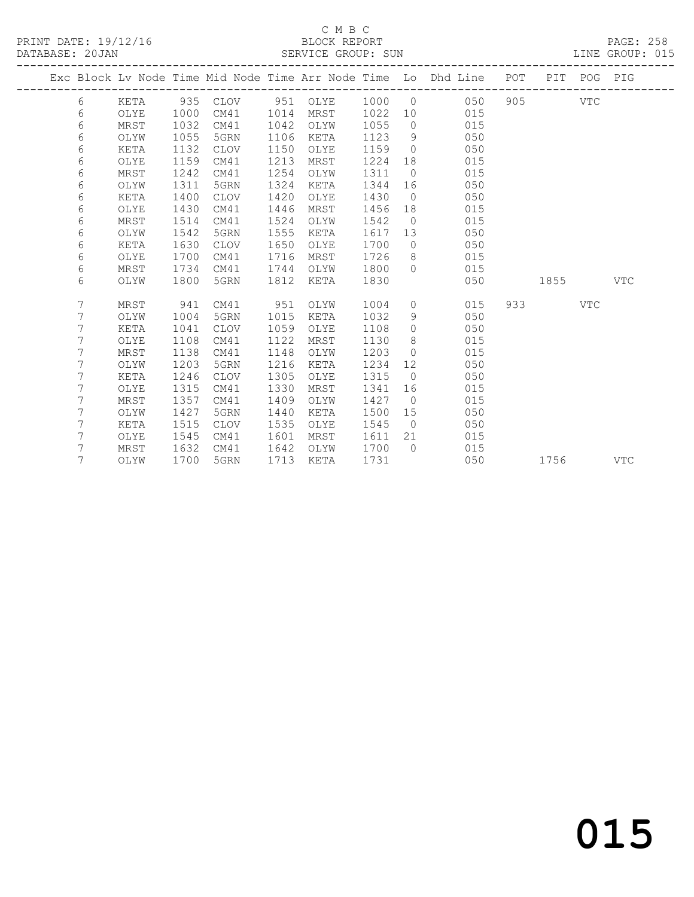C M B C

BLOCK REPORT

PRINT DATE: 19/12/16 DATABASE: 20JAN SERVICE GROUP: SUN LINE GROUP: 015

| Exc | Block | Lv Node | Time | Mid Node | Time | Arr Node | Time | Lo | Dhd Line | POT | PIT | POG | PIG |
|---|---|---|---|---|---|---|---|---|---|---|---|---|---|
| | 6 | KETA | 935 | CLOV | 951 | OLYE | 1000 | 0 | 050 | 905 | | VTC | |
| | 6 | OLYE | 1000 | CM41 | 1014 | MRST | 1022 | 10 | 015 | | | | |
| | 6 | MRST | 1032 | CM41 | 1042 | OLYW | 1055 | 0 | 015 | | | | |
| | 6 | OLYW | 1055 | 5GRN | 1106 | KETA | 1123 | 9 | 050 | | | | |
| | 6 | KETA | 1132 | CLOV | 1150 | OLYE | 1159 | 0 | 050 | | | | |
| | 6 | OLYE | 1159 | CM41 | 1213 | MRST | 1224 | 18 | 015 | | | | |
| | 6 | MRST | 1242 | CM41 | 1254 | OLYW | 1311 | 0 | 015 | | | | |
| | 6 | OLYW | 1311 | 5GRN | 1324 | KETA | 1344 | 16 | 050 | | | | |
| | 6 | KETA | 1400 | CLOV | 1420 | OLYE | 1430 | 0 | 050 | | | | |
| | 6 | OLYE | 1430 | CM41 | 1446 | MRST | 1456 | 18 | 015 | | | | |
| | 6 | MRST | 1514 | CM41 | 1524 | OLYW | 1542 | 0 | 015 | | | | |
| | 6 | OLYW | 1542 | 5GRN | 1555 | KETA | 1617 | 13 | 050 | | | | |
| | 6 | KETA | 1630 | CLOV | 1650 | OLYE | 1700 | 0 | 050 | | | | |
| | 6 | OLYE | 1700 | CM41 | 1716 | MRST | 1726 | 8 | 015 | | | | |
| | 6 | MRST | 1734 | CM41 | 1744 | OLYW | 1800 | 0 | 015 | | | | |
| | 6 | OLYW | 1800 | 5GRN | 1812 | KETA | 1830 | | 050 | | 1855 | | VTC |
| | 7 | MRST | 941 | CM41 | 951 | OLYW | 1004 | 0 | 015 | 933 | | VTC | |
| | 7 | OLYW | 1004 | 5GRN | 1015 | KETA | 1032 | 9 | 050 | | | | |
| | 7 | KETA | 1041 | CLOV | 1059 | OLYE | 1108 | 0 | 050 | | | | |
| | 7 | OLYE | 1108 | CM41 | 1122 | MRST | 1130 | 8 | 015 | | | | |
| | 7 | MRST | 1138 | CM41 | 1148 | OLYW | 1203 | 0 | 015 | | | | |
| | 7 | OLYW | 1203 | 5GRN | 1216 | KETA | 1234 | 12 | 050 | | | | |
| | 7 | KETA | 1246 | CLOV | 1305 | OLYE | 1315 | 0 | 050 | | | | |
| | 7 | OLYE | 1315 | CM41 | 1330 | MRST | 1341 | 16 | 015 | | | | |
| | 7 | MRST | 1357 | CM41 | 1409 | OLYW | 1427 | 0 | 015 | | | | |
| | 7 | OLYW | 1427 | 5GRN | 1440 | KETA | 1500 | 15 | 050 | | | | |
| | 7 | KETA | 1515 | CLOV | 1535 | OLYE | 1545 | 0 | 050 | | | | |
| | 7 | OLYE | 1545 | CM41 | 1601 | MRST | 1611 | 21 | 015 | | | | |
| | 7 | MRST | 1632 | CM41 | 1642 | OLYW | 1700 | 0 | 015 | | | | |
| | 7 | OLYW | 1700 | 5GRN | 1713 | KETA | 1731 | | 050 | | 1756 | | VTC |

015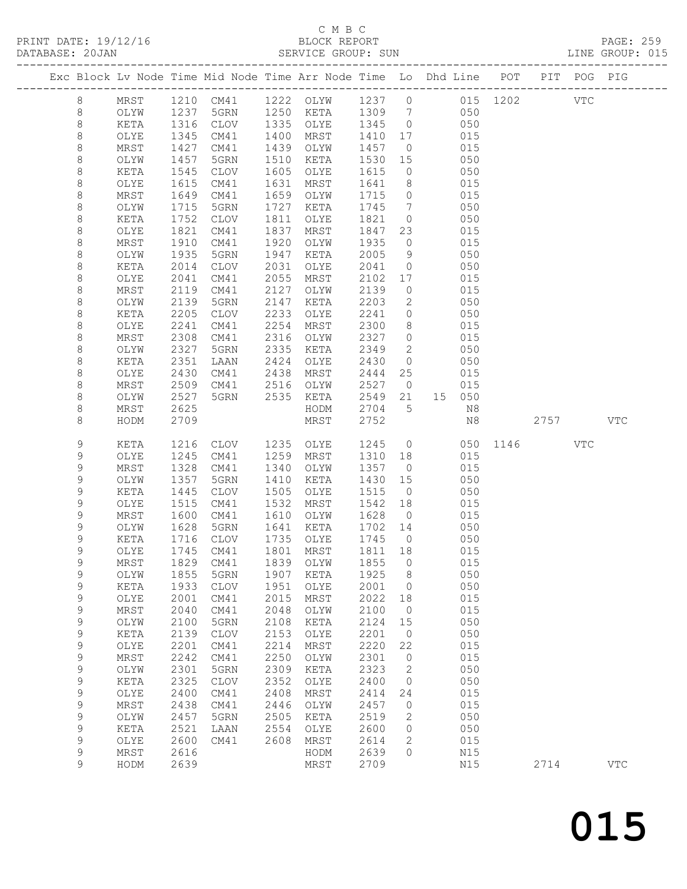C M B C
PRINT DATE: 19/12/16 BLOCK REPORT PAGE: 259
DATABASE: 20JAN SERVICE GROUP: SUN LINE GROUP: 015

| Exc | Block | Lv Node | Time | Mid Node | Time | Arr Node | Time | Lo | Dhd | Line | POT | PIT | POG | PIG |
|---|---|---|---|---|---|---|---|---|---|---|---|---|---|---|
| | 8 | MRST | 1210 | CM41 | 1222 | OLYW | 1237 | 0 | | 015 | 1202 | | VTC | |
| | 8 | OLYW | 1237 | 5GRN | 1250 | KETA | 1309 | 7 | | 050 | | | | |
| | 8 | KETA | 1316 | CLOV | 1335 | OLYE | 1345 | 0 | | 050 | | | | |
| | 8 | OLYE | 1345 | CM41 | 1400 | MRST | 1410 | 17 | | 015 | | | | |
| | 8 | MRST | 1427 | CM41 | 1439 | OLYW | 1457 | 0 | | 015 | | | | |
| | 8 | OLYW | 1457 | 5GRN | 1510 | KETA | 1530 | 15 | | 050 | | | | |
| | 8 | KETA | 1545 | CLOV | 1605 | OLYE | 1615 | 0 | | 050 | | | | |
| | 8 | OLYE | 1615 | CM41 | 1631 | MRST | 1641 | 8 | | 015 | | | | |
| | 8 | MRST | 1649 | CM41 | 1659 | OLYW | 1715 | 0 | | 015 | | | | |
| | 8 | OLYW | 1715 | 5GRN | 1727 | KETA | 1745 | 7 | | 050 | | | | |
| | 8 | KETA | 1752 | CLOV | 1811 | OLYE | 1821 | 0 | | 050 | | | | |
| | 8 | OLYE | 1821 | CM41 | 1837 | MRST | 1847 | 23 | | 015 | | | | |
| | 8 | MRST | 1910 | CM41 | 1920 | OLYW | 1935 | 0 | | 015 | | | | |
| | 8 | OLYW | 1935 | 5GRN | 1947 | KETA | 2005 | 9 | | 050 | | | | |
| | 8 | KETA | 2014 | CLOV | 2031 | OLYE | 2041 | 0 | | 050 | | | | |
| | 8 | OLYE | 2041 | CM41 | 2055 | MRST | 2102 | 17 | | 015 | | | | |
| | 8 | MRST | 2119 | CM41 | 2127 | OLYW | 2139 | 0 | | 015 | | | | |
| | 8 | OLYW | 2139 | 5GRN | 2147 | KETA | 2203 | 2 | | 050 | | | | |
| | 8 | KETA | 2205 | CLOV | 2233 | OLYE | 2241 | 0 | | 050 | | | | |
| | 8 | OLYE | 2241 | CM41 | 2254 | MRST | 2300 | 8 | | 015 | | | | |
| | 8 | MRST | 2308 | CM41 | 2316 | OLYW | 2327 | 0 | | 015 | | | | |
| | 8 | OLYW | 2327 | 5GRN | 2335 | KETA | 2349 | 2 | | 050 | | | | |
| | 8 | KETA | 2351 | LAAN | 2424 | OLYE | 2430 | 0 | | 050 | | | | |
| | 8 | OLYE | 2430 | CM41 | 2438 | MRST | 2444 | 25 | | 015 | | | | |
| | 8 | MRST | 2509 | CM41 | 2516 | OLYW | 2527 | 0 | | 015 | | | | |
| | 8 | OLYW | 2527 | 5GRN | 2535 | KETA | 2549 | 21 | 15 | 050 | | | | |
| | 8 | MRST | 2625 | | | HODM | 2704 | 5 | | N8 | | | | |
| | 8 | HODM | 2709 | | | MRST | 2752 | | | N8 | | 2757 | | VTC |
| | 9 | KETA | 1216 | CLOV | 1235 | OLYE | 1245 | 0 | | 050 | 1146 | | VTC | |
| | 9 | OLYE | 1245 | CM41 | 1259 | MRST | 1310 | 18 | | 015 | | | | |
| | 9 | MRST | 1328 | CM41 | 1340 | OLYW | 1357 | 0 | | 015 | | | | |
| | 9 | OLYW | 1357 | 5GRN | 1410 | KETA | 1430 | 15 | | 050 | | | | |
| | 9 | KETA | 1445 | CLOV | 1505 | OLYE | 1515 | 0 | | 050 | | | | |
| | 9 | OLYE | 1515 | CM41 | 1532 | MRST | 1542 | 18 | | 015 | | | | |
| | 9 | MRST | 1600 | CM41 | 1610 | OLYW | 1628 | 0 | | 015 | | | | |
| | 9 | OLYW | 1628 | 5GRN | 1641 | KETA | 1702 | 14 | | 050 | | | | |
| | 9 | KETA | 1716 | CLOV | 1735 | OLYE | 1745 | 0 | | 050 | | | | |
| | 9 | OLYE | 1745 | CM41 | 1801 | MRST | 1811 | 18 | | 015 | | | | |
| | 9 | MRST | 1829 | CM41 | 1839 | OLYW | 1855 | 0 | | 015 | | | | |
| | 9 | OLYW | 1855 | 5GRN | 1907 | KETA | 1925 | 8 | | 050 | | | | |
| | 9 | KETA | 1933 | CLOV | 1951 | OLYE | 2001 | 0 | | 050 | | | | |
| | 9 | OLYE | 2001 | CM41 | 2015 | MRST | 2022 | 18 | | 015 | | | | |
| | 9 | MRST | 2040 | CM41 | 2048 | OLYW | 2100 | 0 | | 015 | | | | |
| | 9 | OLYW | 2100 | 5GRN | 2108 | KETA | 2124 | 15 | | 050 | | | | |
| | 9 | KETA | 2139 | CLOV | 2153 | OLYE | 2201 | 0 | | 050 | | | | |
| | 9 | OLYE | 2201 | CM41 | 2214 | MRST | 2220 | 22 | | 015 | | | | |
| | 9 | MRST | 2242 | CM41 | 2250 | OLYW | 2301 | 0 | | 015 | | | | |
| | 9 | OLYW | 2301 | 5GRN | 2309 | KETA | 2323 | 2 | | 050 | | | | |
| | 9 | KETA | 2325 | CLOV | 2352 | OLYE | 2400 | 0 | | 050 | | | | |
| | 9 | OLYE | 2400 | CM41 | 2408 | MRST | 2414 | 24 | | 015 | | | | |
| | 9 | MRST | 2438 | CM41 | 2446 | OLYW | 2457 | 0 | | 015 | | | | |
| | 9 | OLYW | 2457 | 5GRN | 2505 | KETA | 2519 | 2 | | 050 | | | | |
| | 9 | KETA | 2521 | LAAN | 2554 | OLYE | 2600 | 0 | | 050 | | | | |
| | 9 | OLYE | 2600 | CM41 | 2608 | MRST | 2614 | 2 | | 015 | | | | |
| | 9 | MRST | 2616 | | | HODM | 2639 | 0 | | N15 | | | | |
| | 9 | HODM | 2639 | | | MRST | 2709 | | | N15 | | 2714 | | VTC |

015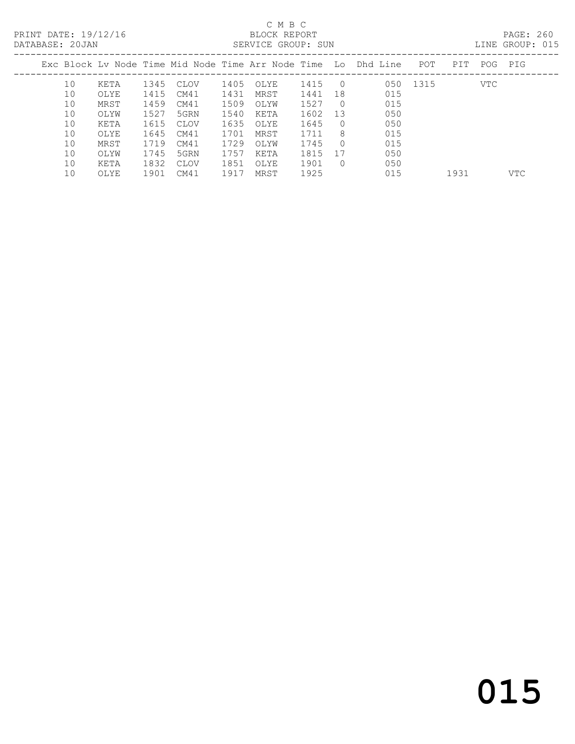C M B C

PRINT DATE: 19/12/16 BLOCK REPORT PAGE: 260
DATABASE: 20JAN SERVICE GROUP: SUN LINE GROUP: 015

| Exc | Block | Lv Node | Time | Mid Node | Time | Arr Node | Time | Lo | Dhd Line | POT | PIT | POG | PIG |
|---|---|---|---|---|---|---|---|---|---|---|---|---|---|
| | 10 | KETA | 1345 | CLOV | 1405 | OLYE | 1415 | 0 | 050 | 1315 | | VTC | |
| | 10 | OLYE | 1415 | CM41 | 1431 | MRST | 1441 | 18 | 015 | | | | |
| | 10 | MRST | 1459 | CM41 | 1509 | OLYW | 1527 | 0 | 015 | | | | |
| | 10 | OLYW | 1527 | 5GRN | 1540 | KETA | 1602 | 13 | 050 | | | | |
| | 10 | KETA | 1615 | CLOV | 1635 | OLYE | 1645 | 0 | 050 | | | | |
| | 10 | OLYE | 1645 | CM41 | 1701 | MRST | 1711 | 8 | 015 | | | | |
| | 10 | MRST | 1719 | CM41 | 1729 | OLYW | 1745 | 0 | 015 | | | | |
| | 10 | OLYW | 1745 | 5GRN | 1757 | KETA | 1815 | 17 | 050 | | | | |
| | 10 | KETA | 1832 | CLOV | 1851 | OLYE | 1901 | 0 | 050 | | | | |
| | 10 | OLYE | 1901 | CM41 | 1917 | MRST | 1925 | | 015 | | 1931 | | VTC |

015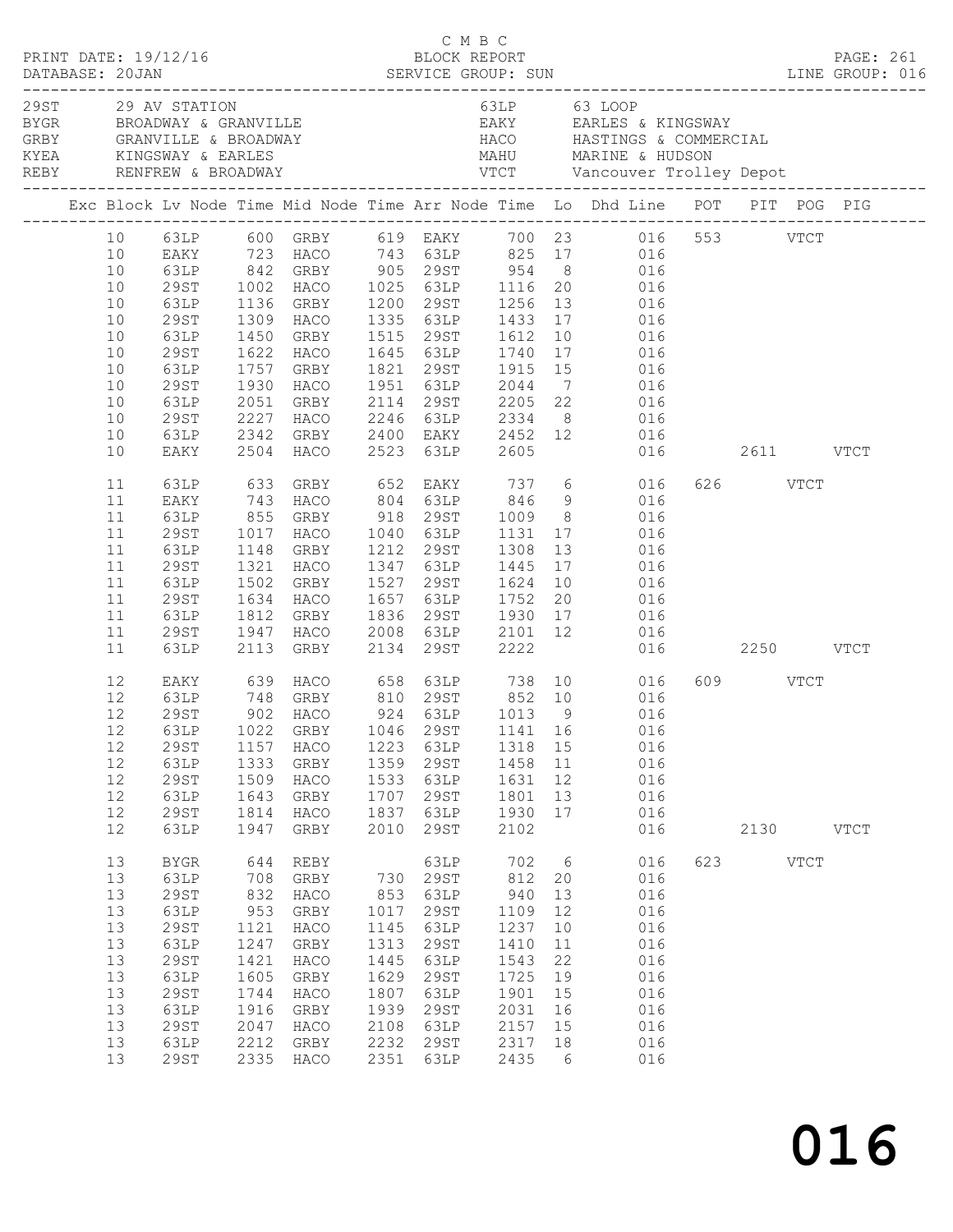C M B C
PRINT DATE: 19/12/16 BLOCK REPORT
DATABASE: 20JAN SERVICE GROUP: SUN LINE GROUP: 016

| Code | Description | Code | Description |
|---|---|---|---|
| 29ST | 29 AV STATION | 63LP | 63 LOOP |
| BYGR | BROADWAY & GRANVILLE | EAKY | EARLES & KINGSWAY |
| GRBY | GRANVILLE & BROADWAY | HACO | HASTINGS & COMMERCIAL |
| KYEA | KINGSWAY & EARLES | MAHU | MARINE & HUDSON |
| REBY | RENFREW & BROADWAY | VTCT | Vancouver Trolley Depot |

| Exc | Block | Lv Node | Time | Mid Node | Time | Arr Node | Time | Lo | Dhd Line | POT | PIT | POG | PIG |
|---|---|---|---|---|---|---|---|---|---|---|---|---|---|
| | 10 | 63LP | 600 | GRBY | 619 | EAKY | 700 | 23 | 016 | 553 | | VTCT | |
| | 10 | EAKY | 723 | HACO | 743 | 63LP | 825 | 17 | 016 | | | | |
| | 10 | 63LP | 842 | GRBY | 905 | 29ST | 954 | 8 | 016 | | | | |
| | 10 | 29ST | 1002 | HACO | 1025 | 63LP | 1116 | 20 | 016 | | | | |
| | 10 | 63LP | 1136 | GRBY | 1200 | 29ST | 1256 | 13 | 016 | | | | |
| | 10 | 29ST | 1309 | HACO | 1335 | 63LP | 1433 | 17 | 016 | | | | |
| | 10 | 63LP | 1450 | GRBY | 1515 | 29ST | 1612 | 10 | 016 | | | | |
| | 10 | 29ST | 1622 | HACO | 1645 | 63LP | 1740 | 17 | 016 | | | | |
| | 10 | 63LP | 1757 | GRBY | 1821 | 29ST | 1915 | 15 | 016 | | | | |
| | 10 | 29ST | 1930 | HACO | 1951 | 63LP | 2044 | 7 | 016 | | | | |
| | 10 | 63LP | 2051 | GRBY | 2114 | 29ST | 2205 | 22 | 016 | | | | |
| | 10 | 29ST | 2227 | HACO | 2246 | 63LP | 2334 | 8 | 016 | | | | |
| | 10 | 63LP | 2342 | GRBY | 2400 | EAKY | 2452 | 12 | 016 | | | | |
| | 10 | EAKY | 2504 | HACO | 2523 | 63LP | 2605 | | 016 | | 2611 | | VTCT |
| | 11 | 63LP | 633 | GRBY | 652 | EAKY | 737 | 6 | 016 | 626 | | VTCT | |
| | 11 | EAKY | 743 | HACO | 804 | 63LP | 846 | 9 | 016 | | | | |
| | 11 | 63LP | 855 | GRBY | 918 | 29ST | 1009 | 8 | 016 | | | | |
| | 11 | 29ST | 1017 | HACO | 1040 | 63LP | 1131 | 17 | 016 | | | | |
| | 11 | 63LP | 1148 | GRBY | 1212 | 29ST | 1308 | 13 | 016 | | | | |
| | 11 | 29ST | 1321 | HACO | 1347 | 63LP | 1445 | 17 | 016 | | | | |
| | 11 | 63LP | 1502 | GRBY | 1527 | 29ST | 1624 | 10 | 016 | | | | |
| | 11 | 29ST | 1634 | HACO | 1657 | 63LP | 1752 | 20 | 016 | | | | |
| | 11 | 63LP | 1812 | GRBY | 1836 | 29ST | 1930 | 17 | 016 | | | | |
| | 11 | 29ST | 1947 | HACO | 2008 | 63LP | 2101 | 12 | 016 | | | | |
| | 11 | 63LP | 2113 | GRBY | 2134 | 29ST | 2222 | | 016 | | 2250 | | VTCT |
| | 12 | EAKY | 639 | HACO | 658 | 63LP | 738 | 10 | 016 | 609 | | VTCT | |
| | 12 | 63LP | 748 | GRBY | 810 | 29ST | 852 | 10 | 016 | | | | |
| | 12 | 29ST | 902 | HACO | 924 | 63LP | 1013 | 9 | 016 | | | | |
| | 12 | 63LP | 1022 | GRBY | 1046 | 29ST | 1141 | 16 | 016 | | | | |
| | 12 | 29ST | 1157 | HACO | 1223 | 63LP | 1318 | 15 | 016 | | | | |
| | 12 | 63LP | 1333 | GRBY | 1359 | 29ST | 1458 | 11 | 016 | | | | |
| | 12 | 29ST | 1509 | HACO | 1533 | 63LP | 1631 | 12 | 016 | | | | |
| | 12 | 63LP | 1643 | GRBY | 1707 | 29ST | 1801 | 13 | 016 | | | | |
| | 12 | 29ST | 1814 | HACO | 1837 | 63LP | 1930 | 17 | 016 | | | | |
| | 12 | 63LP | 1947 | GRBY | 2010 | 29ST | 2102 | | 016 | | 2130 | | VTCT |
| | 13 | BYGR | 644 | REBY | | 63LP | 702 | 6 | 016 | 623 | | VTCT | |
| | 13 | 63LP | 708 | GRBY | 730 | 29ST | 812 | 20 | 016 | | | | |
| | 13 | 29ST | 832 | HACO | 853 | 63LP | 940 | 13 | 016 | | | | |
| | 13 | 63LP | 953 | GRBY | 1017 | 29ST | 1109 | 12 | 016 | | | | |
| | 13 | 29ST | 1121 | HACO | 1145 | 63LP | 1237 | 10 | 016 | | | | |
| | 13 | 63LP | 1247 | GRBY | 1313 | 29ST | 1410 | 11 | 016 | | | | |
| | 13 | 29ST | 1421 | HACO | 1445 | 63LP | 1543 | 22 | 016 | | | | |
| | 13 | 63LP | 1605 | GRBY | 1629 | 29ST | 1725 | 19 | 016 | | | | |
| | 13 | 29ST | 1744 | HACO | 1807 | 63LP | 1901 | 15 | 016 | | | | |
| | 13 | 63LP | 1916 | GRBY | 1939 | 29ST | 2031 | 16 | 016 | | | | |
| | 13 | 29ST | 2047 | HACO | 2108 | 63LP | 2157 | 15 | 016 | | | | |
| | 13 | 63LP | 2212 | GRBY | 2232 | 29ST | 2317 | 18 | 016 | | | | |
| | 13 | 29ST | 2335 | HACO | 2351 | 63LP | 2435 | 6 | 016 | | | | |

# 016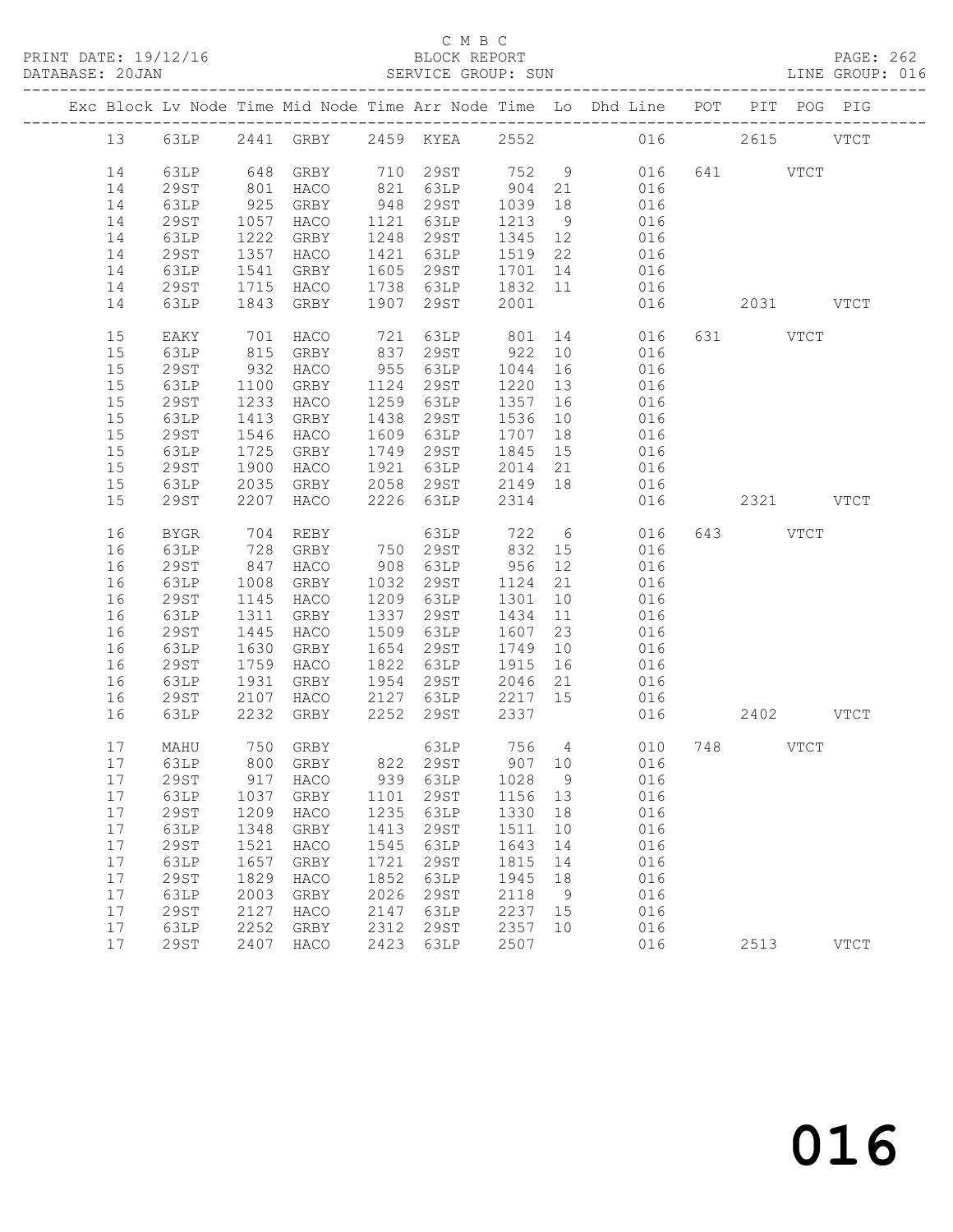C M B C
BLOCK REPORT
SERVICE GROUP: SUN

PRINT DATE: 19/12/16
DATABASE: 20JAN
PAGE: 262
LINE GROUP: 016

| Exc | Block | Lv | Node | Time | Mid Node | Time | Arr Node | Time | Lo | Dhd Line | POT | PIT | POG | PIG |
|---|---|---|---|---|---|---|---|---|---|---|---|---|---|---|
| | 13 | | 63LP | 2441 | GRBY | 2459 | KYEA | 2552 | | 016 | | 2615 | | VTCT |
| | 14 | | 63LP | 648 | GRBY | 710 | 29ST | 752 | 9 | 016 | 641 | | VTCT | |
| | 14 | | 29ST | 801 | HACO | 821 | 63LP | 904 | 21 | 016 | | | | |
| | 14 | | 63LP | 925 | GRBY | 948 | 29ST | 1039 | 18 | 016 | | | | |
| | 14 | | 29ST | 1057 | HACO | 1121 | 63LP | 1213 | 9 | 016 | | | | |
| | 14 | | 63LP | 1222 | GRBY | 1248 | 29ST | 1345 | 12 | 016 | | | | |
| | 14 | | 29ST | 1357 | HACO | 1421 | 63LP | 1519 | 22 | 016 | | | | |
| | 14 | | 63LP | 1541 | GRBY | 1605 | 29ST | 1701 | 14 | 016 | | | | |
| | 14 | | 29ST | 1715 | HACO | 1738 | 63LP | 1832 | 11 | 016 | | | | |
| | 14 | | 63LP | 1843 | GRBY | 1907 | 29ST | 2001 | | 016 | | 2031 | | VTCT |
| | 15 | | EAKY | 701 | HACO | 721 | 63LP | 801 | 14 | 016 | 631 | | VTCT | |
| | 15 | | 63LP | 815 | GRBY | 837 | 29ST | 922 | 10 | 016 | | | | |
| | 15 | | 29ST | 932 | HACO | 955 | 63LP | 1044 | 16 | 016 | | | | |
| | 15 | | 63LP | 1100 | GRBY | 1124 | 29ST | 1220 | 13 | 016 | | | | |
| | 15 | | 29ST | 1233 | HACO | 1259 | 63LP | 1357 | 16 | 016 | | | | |
| | 15 | | 63LP | 1413 | GRBY | 1438 | 29ST | 1536 | 10 | 016 | | | | |
| | 15 | | 29ST | 1546 | HACO | 1609 | 63LP | 1707 | 18 | 016 | | | | |
| | 15 | | 63LP | 1725 | GRBY | 1749 | 29ST | 1845 | 15 | 016 | | | | |
| | 15 | | 29ST | 1900 | HACO | 1921 | 63LP | 2014 | 21 | 016 | | | | |
| | 15 | | 63LP | 2035 | GRBY | 2058 | 29ST | 2149 | 18 | 016 | | | | |
| | 15 | | 29ST | 2207 | HACO | 2226 | 63LP | 2314 | | 016 | | 2321 | | VTCT |
| | 16 | | BYGR | 704 | REBY | | 63LP | 722 | 6 | 016 | 643 | | VTCT | |
| | 16 | | 63LP | 728 | GRBY | 750 | 29ST | 832 | 15 | 016 | | | | |
| | 16 | | 29ST | 847 | HACO | 908 | 63LP | 956 | 12 | 016 | | | | |
| | 16 | | 63LP | 1008 | GRBY | 1032 | 29ST | 1124 | 21 | 016 | | | | |
| | 16 | | 29ST | 1145 | HACO | 1209 | 63LP | 1301 | 10 | 016 | | | | |
| | 16 | | 63LP | 1311 | GRBY | 1337 | 29ST | 1434 | 11 | 016 | | | | |
| | 16 | | 29ST | 1445 | HACO | 1509 | 63LP | 1607 | 23 | 016 | | | | |
| | 16 | | 63LP | 1630 | GRBY | 1654 | 29ST | 1749 | 10 | 016 | | | | |
| | 16 | | 29ST | 1759 | HACO | 1822 | 63LP | 1915 | 16 | 016 | | | | |
| | 16 | | 63LP | 1931 | GRBY | 1954 | 29ST | 2046 | 21 | 016 | | | | |
| | 16 | | 29ST | 2107 | HACO | 2127 | 63LP | 2217 | 15 | 016 | | | | |
| | 16 | | 63LP | 2232 | GRBY | 2252 | 29ST | 2337 | | 016 | | 2402 | | VTCT |
| | 17 | | MAHU | 750 | GRBY | | 63LP | 756 | 4 | 010 | 748 | | VTCT | |
| | 17 | | 63LP | 800 | GRBY | 822 | 29ST | 907 | 10 | 016 | | | | |
| | 17 | | 29ST | 917 | HACO | 939 | 63LP | 1028 | 9 | 016 | | | | |
| | 17 | | 63LP | 1037 | GRBY | 1101 | 29ST | 1156 | 13 | 016 | | | | |
| | 17 | | 29ST | 1209 | HACO | 1235 | 63LP | 1330 | 18 | 016 | | | | |
| | 17 | | 63LP | 1348 | GRBY | 1413 | 29ST | 1511 | 10 | 016 | | | | |
| | 17 | | 29ST | 1521 | HACO | 1545 | 63LP | 1643 | 14 | 016 | | | | |
| | 17 | | 63LP | 1657 | GRBY | 1721 | 29ST | 1815 | 14 | 016 | | | | |
| | 17 | | 29ST | 1829 | HACO | 1852 | 63LP | 1945 | 18 | 016 | | | | |
| | 17 | | 63LP | 2003 | GRBY | 2026 | 29ST | 2118 | 9 | 016 | | | | |
| | 17 | | 29ST | 2127 | HACO | 2147 | 63LP | 2237 | 15 | 016 | | | | |
| | 17 | | 63LP | 2252 | GRBY | 2312 | 29ST | 2357 | 10 | 016 | | | | |
| | 17 | | 29ST | 2407 | HACO | 2423 | 63LP | 2507 | | 016 | | 2513 | | VTCT |

016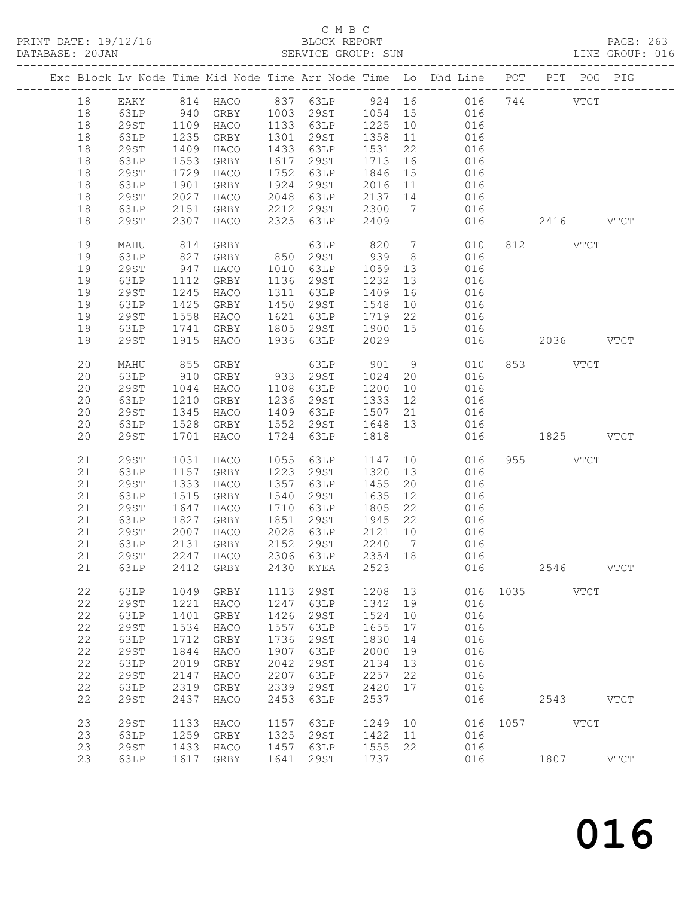C M B C

BLOCK REPORT

SERVICE GROUP: SUN

| Exc | Block | Lv | Node | Time | Mid Node | Time | Arr Node | Time | Lo | Dhd Line | POT | PIT | POG | PIG |
|---|---|---|---|---|---|---|---|---|---|---|---|---|---|---|
| | 18 | | EAKY | 814 | HACO | 837 | 63LP | 924 | 16 | 016 | 744 | | VTCT | |
| | 18 | | 63LP | 940 | GRBY | 1003 | 29ST | 1054 | 15 | 016 | | | | |
| | 18 | | 29ST | 1109 | HACO | 1133 | 63LP | 1225 | 10 | 016 | | | | |
| | 18 | | 63LP | 1235 | GRBY | 1301 | 29ST | 1358 | 11 | 016 | | | | |
| | 18 | | 29ST | 1409 | HACO | 1433 | 63LP | 1531 | 22 | 016 | | | | |
| | 18 | | 63LP | 1553 | GRBY | 1617 | 29ST | 1713 | 16 | 016 | | | | |
| | 18 | | 29ST | 1729 | HACO | 1752 | 63LP | 1846 | 15 | 016 | | | | |
| | 18 | | 63LP | 1901 | GRBY | 1924 | 29ST | 2016 | 11 | 016 | | | | |
| | 18 | | 29ST | 2027 | HACO | 2048 | 63LP | 2137 | 14 | 016 | | | | |
| | 18 | | 63LP | 2151 | GRBY | 2212 | 29ST | 2300 | 7 | 016 | | | | |
| | 18 | | 29ST | 2307 | HACO | 2325 | 63LP | 2409 | | 016 | | 2416 | | VTCT |
| | 19 | | MAHU | 814 | GRBY | | 63LP | 820 | 7 | 010 | 812 | | VTCT | |
| | 19 | | 63LP | 827 | GRBY | 850 | 29ST | 939 | 8 | 016 | | | | |
| | 19 | | 29ST | 947 | HACO | 1010 | 63LP | 1059 | 13 | 016 | | | | |
| | 19 | | 63LP | 1112 | GRBY | 1136 | 29ST | 1232 | 13 | 016 | | | | |
| | 19 | | 29ST | 1245 | HACO | 1311 | 63LP | 1409 | 16 | 016 | | | | |
| | 19 | | 63LP | 1425 | GRBY | 1450 | 29ST | 1548 | 10 | 016 | | | | |
| | 19 | | 29ST | 1558 | HACO | 1621 | 63LP | 1719 | 22 | 016 | | | | |
| | 19 | | 63LP | 1741 | GRBY | 1805 | 29ST | 1900 | 15 | 016 | | | | |
| | 19 | | 29ST | 1915 | HACO | 1936 | 63LP | 2029 | | 016 | | 2036 | | VTCT |
| | 20 | | MAHU | 855 | GRBY | | 63LP | 901 | 9 | 010 | 853 | | VTCT | |
| | 20 | | 63LP | 910 | GRBY | 933 | 29ST | 1024 | 20 | 016 | | | | |
| | 20 | | 29ST | 1044 | HACO | 1108 | 63LP | 1200 | 10 | 016 | | | | |
| | 20 | | 63LP | 1210 | GRBY | 1236 | 29ST | 1333 | 12 | 016 | | | | |
| | 20 | | 29ST | 1345 | HACO | 1409 | 63LP | 1507 | 21 | 016 | | | | |
| | 20 | | 63LP | 1528 | GRBY | 1552 | 29ST | 1648 | 13 | 016 | | | | |
| | 20 | | 29ST | 1701 | HACO | 1724 | 63LP | 1818 | | 016 | | 1825 | | VTCT |
| | 21 | | 29ST | 1031 | HACO | 1055 | 63LP | 1147 | 10 | 016 | 955 | | VTCT | |
| | 21 | | 63LP | 1157 | GRBY | 1223 | 29ST | 1320 | 13 | 016 | | | | |
| | 21 | | 29ST | 1333 | HACO | 1357 | 63LP | 1455 | 20 | 016 | | | | |
| | 21 | | 63LP | 1515 | GRBY | 1540 | 29ST | 1635 | 12 | 016 | | | | |
| | 21 | | 29ST | 1647 | HACO | 1710 | 63LP | 1805 | 22 | 016 | | | | |
| | 21 | | 63LP | 1827 | GRBY | 1851 | 29ST | 1945 | 22 | 016 | | | | |
| | 21 | | 29ST | 2007 | HACO | 2028 | 63LP | 2121 | 10 | 016 | | | | |
| | 21 | | 63LP | 2131 | GRBY | 2152 | 29ST | 2240 | 7 | 016 | | | | |
| | 21 | | 29ST | 2247 | HACO | 2306 | 63LP | 2354 | 18 | 016 | | | | |
| | 21 | | 63LP | 2412 | GRBY | 2430 | KYEA | 2523 | | 016 | | 2546 | | VTCT |
| | 22 | | 63LP | 1049 | GRBY | 1113 | 29ST | 1208 | 13 | 016 | 1035 | | VTCT | |
| | 22 | | 29ST | 1221 | HACO | 1247 | 63LP | 1342 | 19 | 016 | | | | |
| | 22 | | 63LP | 1401 | GRBY | 1426 | 29ST | 1524 | 10 | 016 | | | | |
| | 22 | | 29ST | 1534 | HACO | 1557 | 63LP | 1655 | 17 | 016 | | | | |
| | 22 | | 63LP | 1712 | GRBY | 1736 | 29ST | 1830 | 14 | 016 | | | | |
| | 22 | | 29ST | 1844 | HACO | 1907 | 63LP | 2000 | 19 | 016 | | | | |
| | 22 | | 63LP | 2019 | GRBY | 2042 | 29ST | 2134 | 13 | 016 | | | | |
| | 22 | | 29ST | 2147 | HACO | 2207 | 63LP | 2257 | 22 | 016 | | | | |
| | 22 | | 63LP | 2319 | GRBY | 2339 | 29ST | 2420 | 17 | 016 | | | | |
| | 22 | | 29ST | 2437 | HACO | 2453 | 63LP | 2537 | | 016 | | 2543 | | VTCT |
| | 23 | | 29ST | 1133 | HACO | 1157 | 63LP | 1249 | 10 | 016 | 1057 | | VTCT | |
| | 23 | | 63LP | 1259 | GRBY | 1325 | 29ST | 1422 | 11 | 016 | | | | |
| | 23 | | 29ST | 1433 | HACO | 1457 | 63LP | 1555 | 22 | 016 | | | | |
| | 23 | | 63LP | 1617 | GRBY | 1641 | 29ST | 1737 | | 016 | | 1807 | | VTCT |

016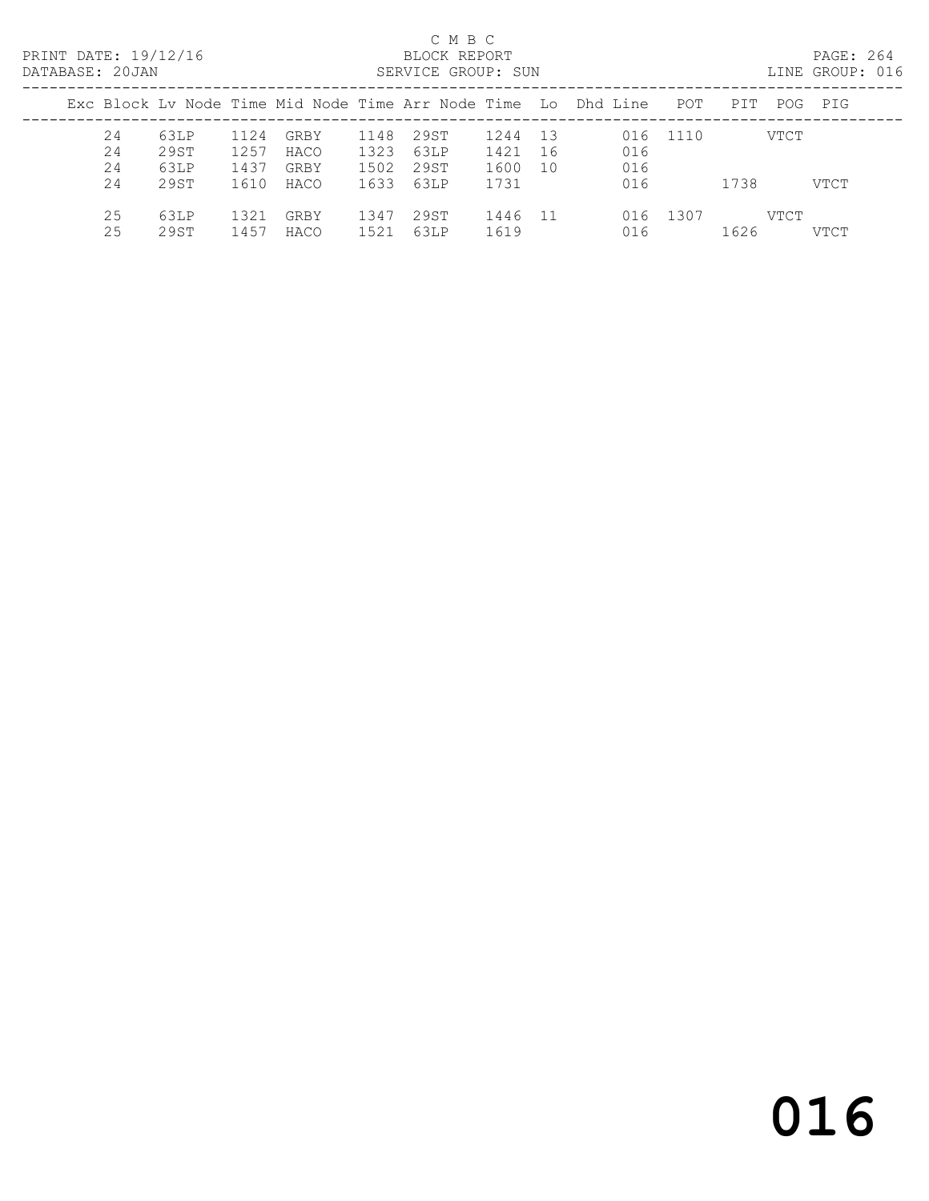C M B C
BLOCK REPORT
SERVICE GROUP: SUN

PRINT DATE: 19/12/16
DATABASE: 20JAN
LINE GROUP: 016

| Exc | Block | Lv | Node | Time | Mid Node | Time | Arr Node | Time | Lo | Dhd Line | POT | PIT | POG | PIG |
|---|---|---|---|---|---|---|---|---|---|---|---|---|---|---|
| | 24 | | 63LP | 1124 | GRBY | 1148 | 29ST | 1244 | 13 | 016 | 1110 | | VTCT | |
| | 24 | | 29ST | 1257 | HACO | 1323 | 63LP | 1421 | 16 | 016 | | | | |
| | 24 | | 63LP | 1437 | GRBY | 1502 | 29ST | 1600 | 10 | 016 | | | | |
| | 24 | | 29ST | 1610 | HACO | 1633 | 63LP | 1731 | | 016 | | 1738 | | VTCT |
| | 25 | | 63LP | 1321 | GRBY | 1347 | 29ST | 1446 | 11 | 016 | 1307 | | VTCT | |
| | 25 | | 29ST | 1457 | HACO | 1521 | 63LP | 1619 | | 016 | | 1626 | | VTCT |

# 016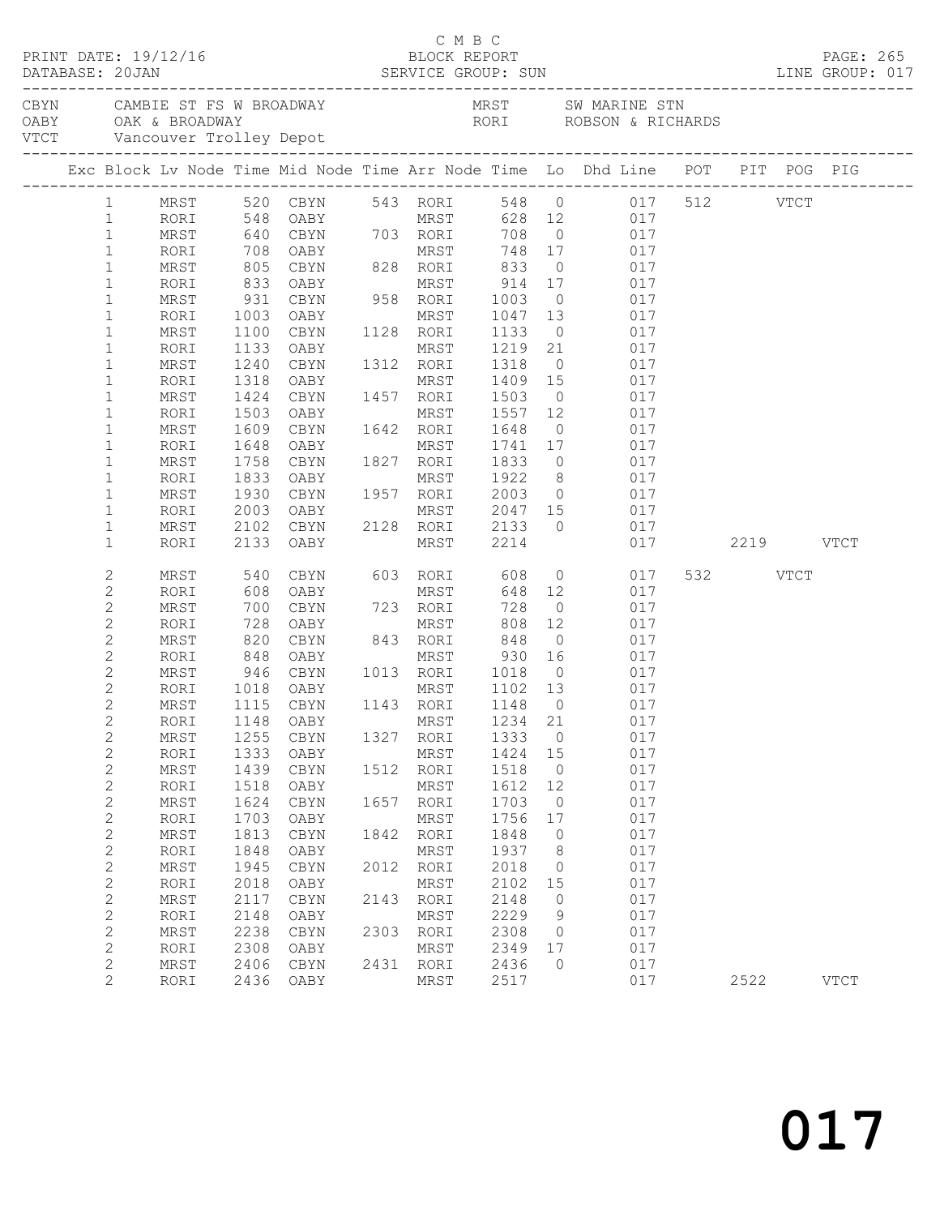C M B C
BLOCK REPORT
SERVICE GROUP: SUN

PRINT DATE: 19/12/16
DATABASE: 20JAN
LINE GROUP: 017

CBYN CAMBIE ST FS W BROADWAY
OABY OAK & BROADWAY
VTCT Vancouver Trolley Depot

MRST SW MARINE STN
RORI ROBSON & RICHARDS

| Exc | Block | Lv Node | Time | Mid Node | Time | Arr Node | Time | Lo | Dhd Line | POT | PIT | POG | PIG |
|---|---|---|---|---|---|---|---|---|---|---|---|---|---|
| | 1 | MRST | 520 | CBYN | 543 | RORI | 548 | 0 | 017 | 512 | | VTCT | |
| | 1 | RORI | 548 | OABY | | MRST | 628 | 12 | 017 | | | | |
| | 1 | MRST | 640 | CBYN | 703 | RORI | 708 | 0 | 017 | | | | |
| | 1 | RORI | 708 | OABY | | MRST | 748 | 17 | 017 | | | | |
| | 1 | MRST | 805 | CBYN | 828 | RORI | 833 | 0 | 017 | | | | |
| | 1 | RORI | 833 | OABY | | MRST | 914 | 17 | 017 | | | | |
| | 1 | MRST | 931 | CBYN | 958 | RORI | 1003 | 0 | 017 | | | | |
| | 1 | RORI | 1003 | OABY | | MRST | 1047 | 13 | 017 | | | | |
| | 1 | MRST | 1100 | CBYN | 1128 | RORI | 1133 | 0 | 017 | | | | |
| | 1 | RORI | 1133 | OABY | | MRST | 1219 | 21 | 017 | | | | |
| | 1 | MRST | 1240 | CBYN | 1312 | RORI | 1318 | 0 | 017 | | | | |
| | 1 | RORI | 1318 | OABY | | MRST | 1409 | 15 | 017 | | | | |
| | 1 | MRST | 1424 | CBYN | 1457 | RORI | 1503 | 0 | 017 | | | | |
| | 1 | RORI | 1503 | OABY | | MRST | 1557 | 12 | 017 | | | | |
| | 1 | MRST | 1609 | CBYN | 1642 | RORI | 1648 | 0 | 017 | | | | |
| | 1 | RORI | 1648 | OABY | | MRST | 1741 | 17 | 017 | | | | |
| | 1 | MRST | 1758 | CBYN | 1827 | RORI | 1833 | 0 | 017 | | | | |
| | 1 | RORI | 1833 | OABY | | MRST | 1922 | 8 | 017 | | | | |
| | 1 | MRST | 1930 | CBYN | 1957 | RORI | 2003 | 0 | 017 | | | | |
| | 1 | RORI | 2003 | OABY | | MRST | 2047 | 15 | 017 | | | | |
| | 1 | MRST | 2102 | CBYN | 2128 | RORI | 2133 | 0 | 017 | | | | |
| | 1 | RORI | 2133 | OABY | | MRST | 2214 | | 017 | | 2219 | | VTCT |
| | 2 | MRST | 540 | CBYN | 603 | RORI | 608 | 0 | 017 | 532 | | VTCT | |
| | 2 | RORI | 608 | OABY | | MRST | 648 | 12 | 017 | | | | |
| | 2 | MRST | 700 | CBYN | 723 | RORI | 728 | 0 | 017 | | | | |
| | 2 | RORI | 728 | OABY | | MRST | 808 | 12 | 017 | | | | |
| | 2 | MRST | 820 | CBYN | 843 | RORI | 848 | 0 | 017 | | | | |
| | 2 | RORI | 848 | OABY | | MRST | 930 | 16 | 017 | | | | |
| | 2 | MRST | 946 | CBYN | 1013 | RORI | 1018 | 0 | 017 | | | | |
| | 2 | RORI | 1018 | OABY | | MRST | 1102 | 13 | 017 | | | | |
| | 2 | MRST | 1115 | CBYN | 1143 | RORI | 1148 | 0 | 017 | | | | |
| | 2 | RORI | 1148 | OABY | | MRST | 1234 | 21 | 017 | | | | |
| | 2 | MRST | 1255 | CBYN | 1327 | RORI | 1333 | 0 | 017 | | | | |
| | 2 | RORI | 1333 | OABY | | MRST | 1424 | 15 | 017 | | | | |
| | 2 | MRST | 1439 | CBYN | 1512 | RORI | 1518 | 0 | 017 | | | | |
| | 2 | RORI | 1518 | OABY | | MRST | 1612 | 12 | 017 | | | | |
| | 2 | MRST | 1624 | CBYN | 1657 | RORI | 1703 | 0 | 017 | | | | |
| | 2 | RORI | 1703 | OABY | | MRST | 1756 | 17 | 017 | | | | |
| | 2 | MRST | 1813 | CBYN | 1842 | RORI | 1848 | 0 | 017 | | | | |
| | 2 | RORI | 1848 | OABY | | MRST | 1937 | 8 | 017 | | | | |
| | 2 | MRST | 1945 | CBYN | 2012 | RORI | 2018 | 0 | 017 | | | | |
| | 2 | RORI | 2018 | OABY | | MRST | 2102 | 15 | 017 | | | | |
| | 2 | MRST | 2117 | CBYN | 2143 | RORI | 2148 | 0 | 017 | | | | |
| | 2 | RORI | 2148 | OABY | | MRST | 2229 | 9 | 017 | | | | |
| | 2 | MRST | 2238 | CBYN | 2303 | RORI | 2308 | 0 | 017 | | | | |
| | 2 | RORI | 2308 | OABY | | MRST | 2349 | 17 | 017 | | | | |
| | 2 | MRST | 2406 | CBYN | 2431 | RORI | 2436 | 0 | 017 | | | | |
| | 2 | RORI | 2436 | OABY | | MRST | 2517 | | 017 | | 2522 | | VTCT |

017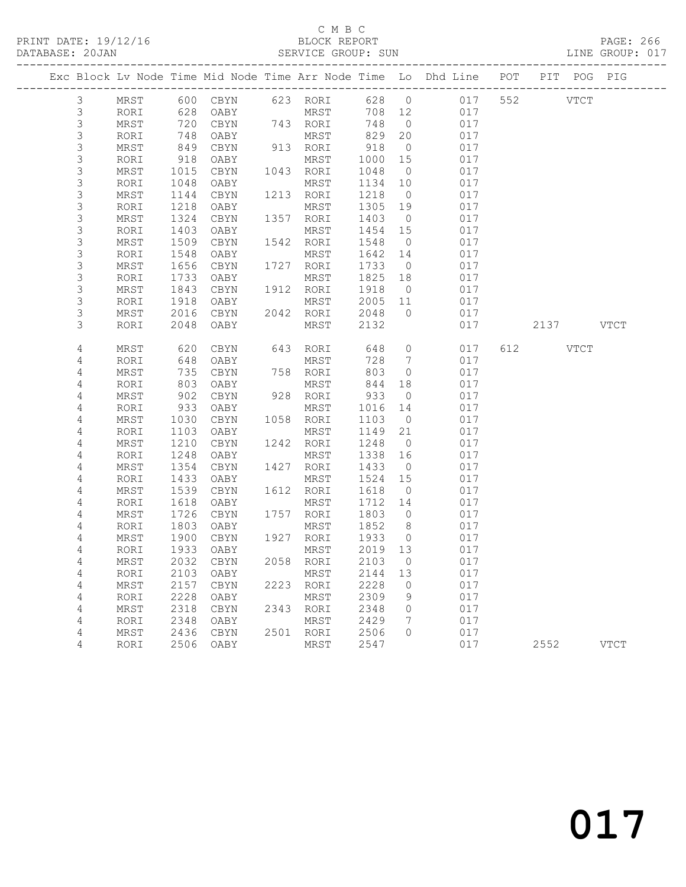C M B C

BLOCK REPORT

SERVICE GROUP: SUN

PRINT DATE: 19/12/16
DATABASE: 20JAN
LINE GROUP: 017

| Exc | Block | Lv | Node | Time | Mid | Node | Time | Arr | Node | Time | Lo | Dhd Line | POT | PIT | POG | PIG |
|---|---|---|---|---|---|---|---|---|---|---|---|---|---|---|---|---|
| | 3 | | MRST | 600 | | CBYN | 623 | | RORI | 628 | 0 | 017 | 552 | | VTCT | |
| | 3 | | RORI | 628 | | OABY | | | MRST | 708 | 12 | 017 | | | | |
| | 3 | | MRST | 720 | | CBYN | 743 | | RORI | 748 | 0 | 017 | | | | |
| | 3 | | RORI | 748 | | OABY | | | MRST | 829 | 20 | 017 | | | | |
| | 3 | | MRST | 849 | | CBYN | 913 | | RORI | 918 | 0 | 017 | | | | |
| | 3 | | RORI | 918 | | OABY | | | MRST | 1000 | 15 | 017 | | | | |
| | 3 | | MRST | 1015 | | CBYN | 1043 | | RORI | 1048 | 0 | 017 | | | | |
| | 3 | | RORI | 1048 | | OABY | | | MRST | 1134 | 10 | 017 | | | | |
| | 3 | | MRST | 1144 | | CBYN | 1213 | | RORI | 1218 | 0 | 017 | | | | |
| | 3 | | RORI | 1218 | | OABY | | | MRST | 1305 | 19 | 017 | | | | |
| | 3 | | MRST | 1324 | | CBYN | 1357 | | RORI | 1403 | 0 | 017 | | | | |
| | 3 | | RORI | 1403 | | OABY | | | MRST | 1454 | 15 | 017 | | | | |
| | 3 | | MRST | 1509 | | CBYN | 1542 | | RORI | 1548 | 0 | 017 | | | | |
| | 3 | | RORI | 1548 | | OABY | | | MRST | 1642 | 14 | 017 | | | | |
| | 3 | | MRST | 1656 | | CBYN | 1727 | | RORI | 1733 | 0 | 017 | | | | |
| | 3 | | RORI | 1733 | | OABY | | | MRST | 1825 | 18 | 017 | | | | |
| | 3 | | MRST | 1843 | | CBYN | 1912 | | RORI | 1918 | 0 | 017 | | | | |
| | 3 | | RORI | 1918 | | OABY | | | MRST | 2005 | 11 | 017 | | | | |
| | 3 | | MRST | 2016 | | CBYN | 2042 | | RORI | 2048 | 0 | 017 | | | | |
| | 3 | | RORI | 2048 | | OABY | | | MRST | 2132 | | 017 | | 2137 | | VTCT |
| | 4 | | MRST | 620 | | CBYN | 643 | | RORI | 648 | 0 | 017 | 612 | | VTCT | |
| | 4 | | RORI | 648 | | OABY | | | MRST | 728 | 7 | 017 | | | | |
| | 4 | | MRST | 735 | | CBYN | 758 | | RORI | 803 | 0 | 017 | | | | |
| | 4 | | RORI | 803 | | OABY | | | MRST | 844 | 18 | 017 | | | | |
| | 4 | | MRST | 902 | | CBYN | 928 | | RORI | 933 | 0 | 017 | | | | |
| | 4 | | RORI | 933 | | OABY | | | MRST | 1016 | 14 | 017 | | | | |
| | 4 | | MRST | 1030 | | CBYN | 1058 | | RORI | 1103 | 0 | 017 | | | | |
| | 4 | | RORI | 1103 | | OABY | | | MRST | 1149 | 21 | 017 | | | | |
| | 4 | | MRST | 1210 | | CBYN | 1242 | | RORI | 1248 | 0 | 017 | | | | |
| | 4 | | RORI | 1248 | | OABY | | | MRST | 1338 | 16 | 017 | | | | |
| | 4 | | MRST | 1354 | | CBYN | 1427 | | RORI | 1433 | 0 | 017 | | | | |
| | 4 | | RORI | 1433 | | OABY | | | MRST | 1524 | 15 | 017 | | | | |
| | 4 | | MRST | 1539 | | CBYN | 1612 | | RORI | 1618 | 0 | 017 | | | | |
| | 4 | | RORI | 1618 | | OABY | | | MRST | 1712 | 14 | 017 | | | | |
| | 4 | | MRST | 1726 | | CBYN | 1757 | | RORI | 1803 | 0 | 017 | | | | |
| | 4 | | RORI | 1803 | | OABY | | | MRST | 1852 | 8 | 017 | | | | |
| | 4 | | MRST | 1900 | | CBYN | 1927 | | RORI | 1933 | 0 | 017 | | | | |
| | 4 | | RORI | 1933 | | OABY | | | MRST | 2019 | 13 | 017 | | | | |
| | 4 | | MRST | 2032 | | CBYN | 2058 | | RORI | 2103 | 0 | 017 | | | | |
| | 4 | | RORI | 2103 | | OABY | | | MRST | 2144 | 13 | 017 | | | | |
| | 4 | | MRST | 2157 | | CBYN | 2223 | | RORI | 2228 | 0 | 017 | | | | |
| | 4 | | RORI | 2228 | | OABY | | | MRST | 2309 | 9 | 017 | | | | |
| | 4 | | MRST | 2318 | | CBYN | 2343 | | RORI | 2348 | 0 | 017 | | | | |
| | 4 | | RORI | 2348 | | OABY | | | MRST | 2429 | 7 | 017 | | | | |
| | 4 | | MRST | 2436 | | CBYN | 2501 | | RORI | 2506 | 0 | 017 | | | | |
| | 4 | | RORI | 2506 | | OABY | | | MRST | 2547 | | 017 | | 2552 | | VTCT |

017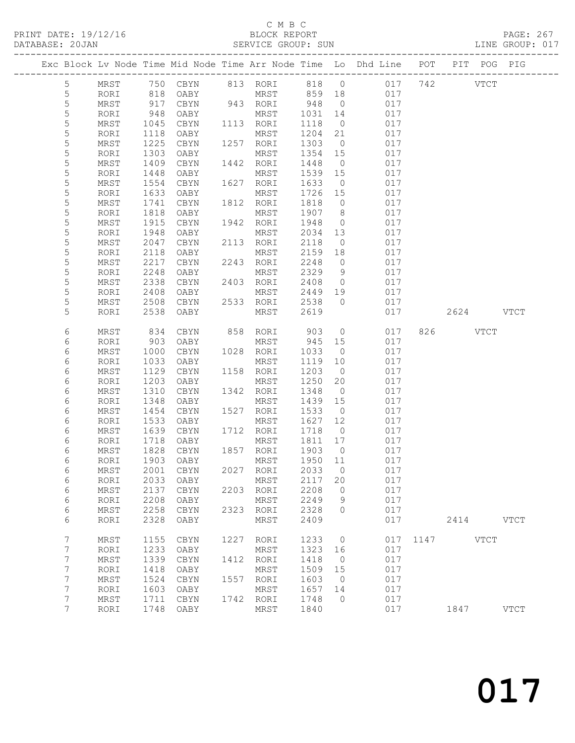C M B C

PRINT DATE: 19/12/16 BLOCK REPORT PAGE: 267
DATABASE: 20JAN SERVICE GROUP: SUN LINE GROUP: 017

| Exc | Block | Lv | Node | Time | Mid Node | Time | Arr Node | Time | Lo | Dhd Line | POT | PIT | POG | PIG |
|---|---|---|---|---|---|---|---|---|---|---|---|---|---|---|
| | 5 | | MRST | 750 | CBYN | 813 | RORI | 818 | 0 | 017 | 742 | | VTCT | |
| | 5 | | RORI | 818 | OABY | | MRST | 859 | 18 | 017 | | | | |
| | 5 | | MRST | 917 | CBYN | 943 | RORI | 948 | 0 | 017 | | | | |
| | 5 | | RORI | 948 | OABY | | MRST | 1031 | 14 | 017 | | | | |
| | 5 | | MRST | 1045 | CBYN | 1113 | RORI | 1118 | 0 | 017 | | | | |
| | 5 | | RORI | 1118 | OABY | | MRST | 1204 | 21 | 017 | | | | |
| | 5 | | MRST | 1225 | CBYN | 1257 | RORI | 1303 | 0 | 017 | | | | |
| | 5 | | RORI | 1303 | OABY | | MRST | 1354 | 15 | 017 | | | | |
| | 5 | | MRST | 1409 | CBYN | 1442 | RORI | 1448 | 0 | 017 | | | | |
| | 5 | | RORI | 1448 | OABY | | MRST | 1539 | 15 | 017 | | | | |
| | 5 | | MRST | 1554 | CBYN | 1627 | RORI | 1633 | 0 | 017 | | | | |
| | 5 | | RORI | 1633 | OABY | | MRST | 1726 | 15 | 017 | | | | |
| | 5 | | MRST | 1741 | CBYN | 1812 | RORI | 1818 | 0 | 017 | | | | |
| | 5 | | RORI | 1818 | OABY | | MRST | 1907 | 8 | 017 | | | | |
| | 5 | | MRST | 1915 | CBYN | 1942 | RORI | 1948 | 0 | 017 | | | | |
| | 5 | | RORI | 1948 | OABY | | MRST | 2034 | 13 | 017 | | | | |
| | 5 | | MRST | 2047 | CBYN | 2113 | RORI | 2118 | 0 | 017 | | | | |
| | 5 | | RORI | 2118 | OABY | | MRST | 2159 | 18 | 017 | | | | |
| | 5 | | MRST | 2217 | CBYN | 2243 | RORI | 2248 | 0 | 017 | | | | |
| | 5 | | RORI | 2248 | OABY | | MRST | 2329 | 9 | 017 | | | | |
| | 5 | | MRST | 2338 | CBYN | 2403 | RORI | 2408 | 0 | 017 | | | | |
| | 5 | | RORI | 2408 | OABY | | MRST | 2449 | 19 | 017 | | | | |
| | 5 | | MRST | 2508 | CBYN | 2533 | RORI | 2538 | 0 | 017 | | | | |
| | 5 | | RORI | 2538 | OABY | | MRST | 2619 | | 017 | | 2624 | | VTCT |
| | 6 | | MRST | 834 | CBYN | 858 | RORI | 903 | 0 | 017 | 826 | | VTCT | |
| | 6 | | RORI | 903 | OABY | | MRST | 945 | 15 | 017 | | | | |
| | 6 | | MRST | 1000 | CBYN | 1028 | RORI | 1033 | 0 | 017 | | | | |
| | 6 | | RORI | 1033 | OABY | | MRST | 1119 | 10 | 017 | | | | |
| | 6 | | MRST | 1129 | CBYN | 1158 | RORI | 1203 | 0 | 017 | | | | |
| | 6 | | RORI | 1203 | OABY | | MRST | 1250 | 20 | 017 | | | | |
| | 6 | | MRST | 1310 | CBYN | 1342 | RORI | 1348 | 0 | 017 | | | | |
| | 6 | | RORI | 1348 | OABY | | MRST | 1439 | 15 | 017 | | | | |
| | 6 | | MRST | 1454 | CBYN | 1527 | RORI | 1533 | 0 | 017 | | | | |
| | 6 | | RORI | 1533 | OABY | | MRST | 1627 | 12 | 017 | | | | |
| | 6 | | MRST | 1639 | CBYN | 1712 | RORI | 1718 | 0 | 017 | | | | |
| | 6 | | RORI | 1718 | OABY | | MRST | 1811 | 17 | 017 | | | | |
| | 6 | | MRST | 1828 | CBYN | 1857 | RORI | 1903 | 0 | 017 | | | | |
| | 6 | | RORI | 1903 | OABY | | MRST | 1950 | 11 | 017 | | | | |
| | 6 | | MRST | 2001 | CBYN | 2027 | RORI | 2033 | 0 | 017 | | | | |
| | 6 | | RORI | 2033 | OABY | | MRST | 2117 | 20 | 017 | | | | |
| | 6 | | MRST | 2137 | CBYN | 2203 | RORI | 2208 | 0 | 017 | | | | |
| | 6 | | RORI | 2208 | OABY | | MRST | 2249 | 9 | 017 | | | | |
| | 6 | | MRST | 2258 | CBYN | 2323 | RORI | 2328 | 0 | 017 | | | | |
| | 6 | | RORI | 2328 | OABY | | MRST | 2409 | | 017 | | 2414 | | VTCT |
| | 7 | | MRST | 1155 | CBYN | 1227 | RORI | 1233 | 0 | 017 | 1147 | | VTCT | |
| | 7 | | RORI | 1233 | OABY | | MRST | 1323 | 16 | 017 | | | | |
| | 7 | | MRST | 1339 | CBYN | 1412 | RORI | 1418 | 0 | 017 | | | | |
| | 7 | | RORI | 1418 | OABY | | MRST | 1509 | 15 | 017 | | | | |
| | 7 | | MRST | 1524 | CBYN | 1557 | RORI | 1603 | 0 | 017 | | | | |
| | 7 | | RORI | 1603 | OABY | | MRST | 1657 | 14 | 017 | | | | |
| | 7 | | MRST | 1711 | CBYN | 1742 | RORI | 1748 | 0 | 017 | | | | |
| | 7 | | RORI | 1748 | OABY | | MRST | 1840 | | 017 | | 1847 | | VTCT |

017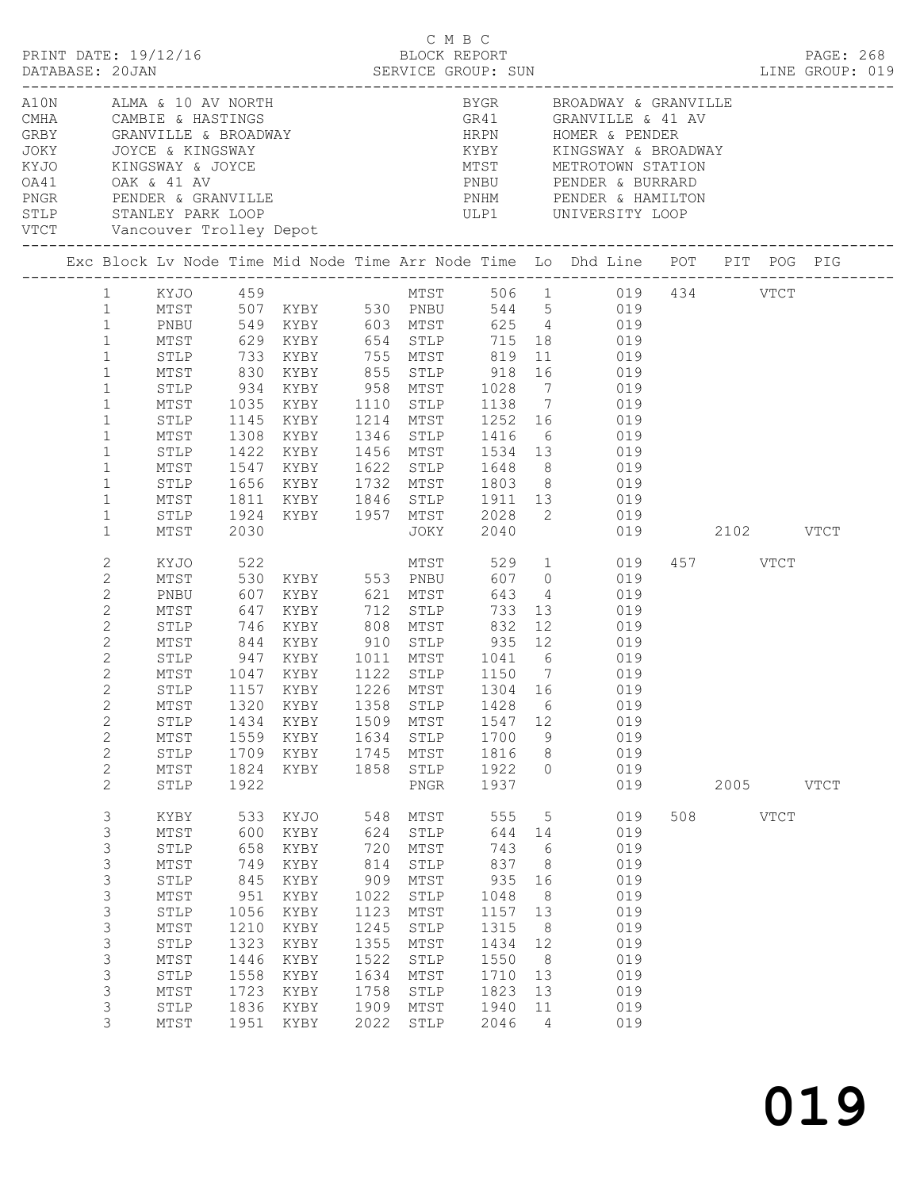C M B C
BLOCK REPORT
SERVICE GROUP: SUN

PRINT DATE: 19/12/16
DATABASE: 20JAN
LINE GROUP: 019

| Code | Description | Code | Description |
|---|---|---|---|
| A10N | ALMA & 10 AV NORTH | BYGR | BROADWAY & GRANVILLE |
| CMHA | CAMBIE & HASTINGS | GR41 | GRANVILLE & 41 AV |
| GRBY | GRANVILLE & BROADWAY | HRPN | HOMER & PENDER |
| JOKY | JOYCE & KINGSWAY | KYBY | KINGSWAY & BROADWAY |
| KYJO | KINGSWAY & JOYCE | MTST | METROTOWN STATION |
| OA41 | OAK & 41 AV | PNBU | PENDER & BURRARD |
| PNGR | PENDER & GRANVILLE | PNHM | PENDER & HAMILTON |
| STLP | STANLEY PARK LOOP | ULP1 | UNIVERSITY LOOP |
| VTCT | Vancouver Trolley Depot | | |

| Exc | Block | Lv Node | Time | Mid Node | Time | Arr Node | Time | Lo | Dhd Line | POT | PIT | POG | PIG |
|---|---|---|---|---|---|---|---|---|---|---|---|---|---|
| | 1 | KYJO | 459 | | | MTST | 506 | 1 | 019 | 434 | | VTCT | |
| | 1 | MTST | 507 | KYBY | 530 | PNBU | 544 | 5 | 019 | | | | |
| | 1 | PNBU | 549 | KYBY | 603 | MTST | 625 | 4 | 019 | | | | |
| | 1 | MTST | 629 | KYBY | 654 | STLP | 715 | 18 | 019 | | | | |
| | 1 | STLP | 733 | KYBY | 755 | MTST | 819 | 11 | 019 | | | | |
| | 1 | MTST | 830 | KYBY | 855 | STLP | 918 | 16 | 019 | | | | |
| | 1 | STLP | 934 | KYBY | 958 | MTST | 1028 | 7 | 019 | | | | |
| | 1 | MTST | 1035 | KYBY | 1110 | STLP | 1138 | 7 | 019 | | | | |
| | 1 | STLP | 1145 | KYBY | 1214 | MTST | 1252 | 16 | 019 | | | | |
| | 1 | MTST | 1308 | KYBY | 1346 | STLP | 1416 | 6 | 019 | | | | |
| | 1 | STLP | 1422 | KYBY | 1456 | MTST | 1534 | 13 | 019 | | | | |
| | 1 | MTST | 1547 | KYBY | 1622 | STLP | 1648 | 8 | 019 | | | | |
| | 1 | STLP | 1656 | KYBY | 1732 | MTST | 1803 | 8 | 019 | | | | |
| | 1 | MTST | 1811 | KYBY | 1846 | STLP | 1911 | 13 | 019 | | | | |
| | 1 | STLP | 1924 | KYBY | 1957 | MTST | 2028 | 2 | 019 | | | | |
| | 1 | MTST | 2030 | | | JOKY | 2040 | | 019 | | 2102 | | VTCT |
| | 2 | KYJO | 522 | | | MTST | 529 | 1 | 019 | 457 | | VTCT | |
| | 2 | MTST | 530 | KYBY | 553 | PNBU | 607 | 0 | 019 | | | | |
| | 2 | PNBU | 607 | KYBY | 621 | MTST | 643 | 4 | 019 | | | | |
| | 2 | MTST | 647 | KYBY | 712 | STLP | 733 | 13 | 019 | | | | |
| | 2 | STLP | 746 | KYBY | 808 | MTST | 832 | 12 | 019 | | | | |
| | 2 | MTST | 844 | KYBY | 910 | STLP | 935 | 12 | 019 | | | | |
| | 2 | STLP | 947 | KYBY | 1011 | MTST | 1041 | 6 | 019 | | | | |
| | 2 | MTST | 1047 | KYBY | 1122 | STLP | 1150 | 7 | 019 | | | | |
| | 2 | STLP | 1157 | KYBY | 1226 | MTST | 1304 | 16 | 019 | | | | |
| | 2 | MTST | 1320 | KYBY | 1358 | STLP | 1428 | 6 | 019 | | | | |
| | 2 | STLP | 1434 | KYBY | 1509 | MTST | 1547 | 12 | 019 | | | | |
| | 2 | MTST | 1559 | KYBY | 1634 | STLP | 1700 | 9 | 019 | | | | |
| | 2 | STLP | 1709 | KYBY | 1745 | MTST | 1816 | 8 | 019 | | | | |
| | 2 | MTST | 1824 | KYBY | 1858 | STLP | 1922 | 0 | 019 | | | | |
| | 2 | STLP | 1922 | | | PNGR | 1937 | | 019 | | 2005 | | VTCT |
| | 3 | KYBY | 533 | KYJO | 548 | MTST | 555 | 5 | 019 | 508 | | VTCT | |
| | 3 | MTST | 600 | KYBY | 624 | STLP | 644 | 14 | 019 | | | | |
| | 3 | STLP | 658 | KYBY | 720 | MTST | 743 | 6 | 019 | | | | |
| | 3 | MTST | 749 | KYBY | 814 | STLP | 837 | 8 | 019 | | | | |
| | 3 | STLP | 845 | KYBY | 909 | MTST | 935 | 16 | 019 | | | | |
| | 3 | MTST | 951 | KYBY | 1022 | STLP | 1048 | 8 | 019 | | | | |
| | 3 | STLP | 1056 | KYBY | 1123 | MTST | 1157 | 13 | 019 | | | | |
| | 3 | MTST | 1210 | KYBY | 1245 | STLP | 1315 | 8 | 019 | | | | |
| | 3 | STLP | 1323 | KYBY | 1355 | MTST | 1434 | 12 | 019 | | | | |
| | 3 | MTST | 1446 | KYBY | 1522 | STLP | 1550 | 8 | 019 | | | | |
| | 3 | STLP | 1558 | KYBY | 1634 | MTST | 1710 | 13 | 019 | | | | |
| | 3 | MTST | 1723 | KYBY | 1758 | STLP | 1823 | 13 | 019 | | | | |
| | 3 | STLP | 1836 | KYBY | 1909 | MTST | 1940 | 11 | 019 | | | | |
| | 3 | MTST | 1951 | KYBY | 2022 | STLP | 2046 | 4 | 019 | | | | |

# 019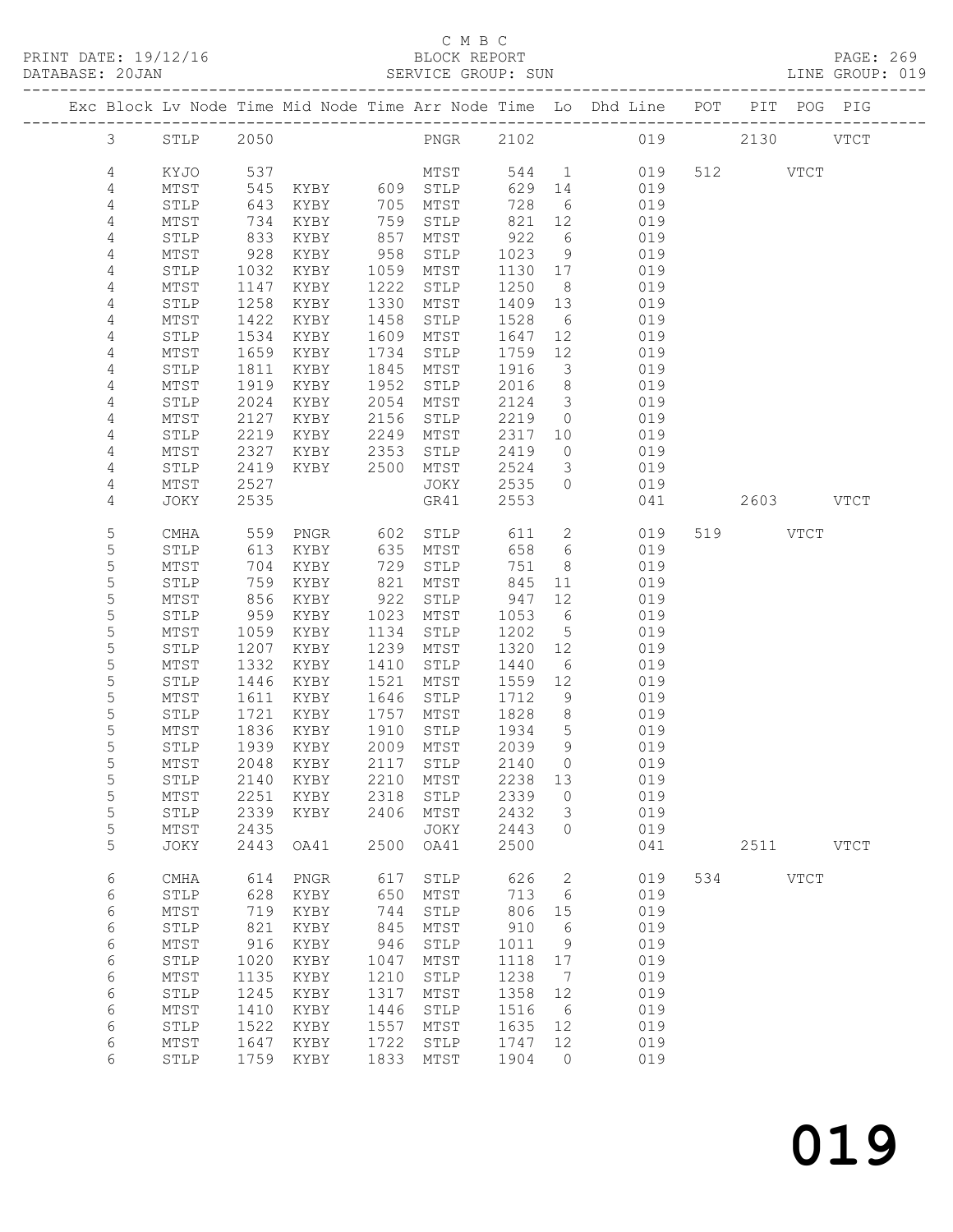C M B C
BLOCK REPORT
SERVICE GROUP: SUN

PRINT DATE: 19/12/16
DATABASE: 20JAN
LINE GROUP: 019

| Exc | Block | Lv | Node | Time | Mid Node | Time | Arr Node | Time | Lo | Dhd Line | POT | PIT | POG | PIG |
|---|---|---|---|---|---|---|---|---|---|---|---|---|---|---|
| | 3 | | STLP | 2050 | | | PNGR | 2102 | | 019 | | 2130 | | VTCT |
| | 4 | | KYJO | 537 | | | MTST | 544 | 1 | 019 | 512 | | VTCT | |
| | 4 | | MTST | 545 | KYBY | 609 | STLP | 629 | 14 | 019 | | | | |
| | 4 | | STLP | 643 | KYBY | 705 | MTST | 728 | 6 | 019 | | | | |
| | 4 | | MTST | 734 | KYBY | 759 | STLP | 821 | 12 | 019 | | | | |
| | 4 | | STLP | 833 | KYBY | 857 | MTST | 922 | 6 | 019 | | | | |
| | 4 | | MTST | 928 | KYBY | 958 | STLP | 1023 | 9 | 019 | | | | |
| | 4 | | STLP | 1032 | KYBY | 1059 | MTST | 1130 | 17 | 019 | | | | |
| | 4 | | MTST | 1147 | KYBY | 1222 | STLP | 1250 | 8 | 019 | | | | |
| | 4 | | STLP | 1258 | KYBY | 1330 | MTST | 1409 | 13 | 019 | | | | |
| | 4 | | MTST | 1422 | KYBY | 1458 | STLP | 1528 | 6 | 019 | | | | |
| | 4 | | STLP | 1534 | KYBY | 1609 | MTST | 1647 | 12 | 019 | | | | |
| | 4 | | MTST | 1659 | KYBY | 1734 | STLP | 1759 | 12 | 019 | | | | |
| | 4 | | STLP | 1811 | KYBY | 1845 | MTST | 1916 | 3 | 019 | | | | |
| | 4 | | MTST | 1919 | KYBY | 1952 | STLP | 2016 | 8 | 019 | | | | |
| | 4 | | STLP | 2024 | KYBY | 2054 | MTST | 2124 | 3 | 019 | | | | |
| | 4 | | MTST | 2127 | KYBY | 2156 | STLP | 2219 | 0 | 019 | | | | |
| | 4 | | STLP | 2219 | KYBY | 2249 | MTST | 2317 | 10 | 019 | | | | |
| | 4 | | MTST | 2327 | KYBY | 2353 | STLP | 2419 | 0 | 019 | | | | |
| | 4 | | STLP | 2419 | KYBY | 2500 | MTST | 2524 | 3 | 019 | | | | |
| | 4 | | MTST | 2527 | | | JOKY | 2535 | 0 | 019 | | | | |
| | 4 | | JOKY | 2535 | | | GR41 | 2553 | | 041 | | 2603 | | VTCT |
| | 5 | | CMHA | 559 | PNGR | 602 | STLP | 611 | 2 | 019 | 519 | | VTCT | |
| | 5 | | STLP | 613 | KYBY | 635 | MTST | 658 | 6 | 019 | | | | |
| | 5 | | MTST | 704 | KYBY | 729 | STLP | 751 | 8 | 019 | | | | |
| | 5 | | STLP | 759 | KYBY | 821 | MTST | 845 | 11 | 019 | | | | |
| | 5 | | MTST | 856 | KYBY | 922 | STLP | 947 | 12 | 019 | | | | |
| | 5 | | STLP | 959 | KYBY | 1023 | MTST | 1053 | 6 | 019 | | | | |
| | 5 | | MTST | 1059 | KYBY | 1134 | STLP | 1202 | 5 | 019 | | | | |
| | 5 | | STLP | 1207 | KYBY | 1239 | MTST | 1320 | 12 | 019 | | | | |
| | 5 | | MTST | 1332 | KYBY | 1410 | STLP | 1440 | 6 | 019 | | | | |
| | 5 | | STLP | 1446 | KYBY | 1521 | MTST | 1559 | 12 | 019 | | | | |
| | 5 | | MTST | 1611 | KYBY | 1646 | STLP | 1712 | 9 | 019 | | | | |
| | 5 | | STLP | 1721 | KYBY | 1757 | MTST | 1828 | 8 | 019 | | | | |
| | 5 | | MTST | 1836 | KYBY | 1910 | STLP | 1934 | 5 | 019 | | | | |
| | 5 | | STLP | 1939 | KYBY | 2009 | MTST | 2039 | 9 | 019 | | | | |
| | 5 | | MTST | 2048 | KYBY | 2117 | STLP | 2140 | 0 | 019 | | | | |
| | 5 | | STLP | 2140 | KYBY | 2210 | MTST | 2238 | 13 | 019 | | | | |
| | 5 | | MTST | 2251 | KYBY | 2318 | STLP | 2339 | 0 | 019 | | | | |
| | 5 | | STLP | 2339 | KYBY | 2406 | MTST | 2432 | 3 | 019 | | | | |
| | 5 | | MTST | 2435 | | | JOKY | 2443 | 0 | 019 | | | | |
| | 5 | | JOKY | 2443 | OA41 | 2500 | OA41 | 2500 | | 041 | | 2511 | | VTCT |
| | 6 | | CMHA | 614 | PNGR | 617 | STLP | 626 | 2 | 019 | 534 | | VTCT | |
| | 6 | | STLP | 628 | KYBY | 650 | MTST | 713 | 6 | 019 | | | | |
| | 6 | | MTST | 719 | KYBY | 744 | STLP | 806 | 15 | 019 | | | | |
| | 6 | | STLP | 821 | KYBY | 845 | MTST | 910 | 6 | 019 | | | | |
| | 6 | | MTST | 916 | KYBY | 946 | STLP | 1011 | 9 | 019 | | | | |
| | 6 | | STLP | 1020 | KYBY | 1047 | MTST | 1118 | 17 | 019 | | | | |
| | 6 | | MTST | 1135 | KYBY | 1210 | STLP | 1238 | 7 | 019 | | | | |
| | 6 | | STLP | 1245 | KYBY | 1317 | MTST | 1358 | 12 | 019 | | | | |
| | 6 | | MTST | 1410 | KYBY | 1446 | STLP | 1516 | 6 | 019 | | | | |
| | 6 | | STLP | 1522 | KYBY | 1557 | MTST | 1635 | 12 | 019 | | | | |
| | 6 | | MTST | 1647 | KYBY | 1722 | STLP | 1747 | 12 | 019 | | | | |
| | 6 | | STLP | 1759 | KYBY | 1833 | MTST | 1904 | 0 | 019 | | | | |

# 019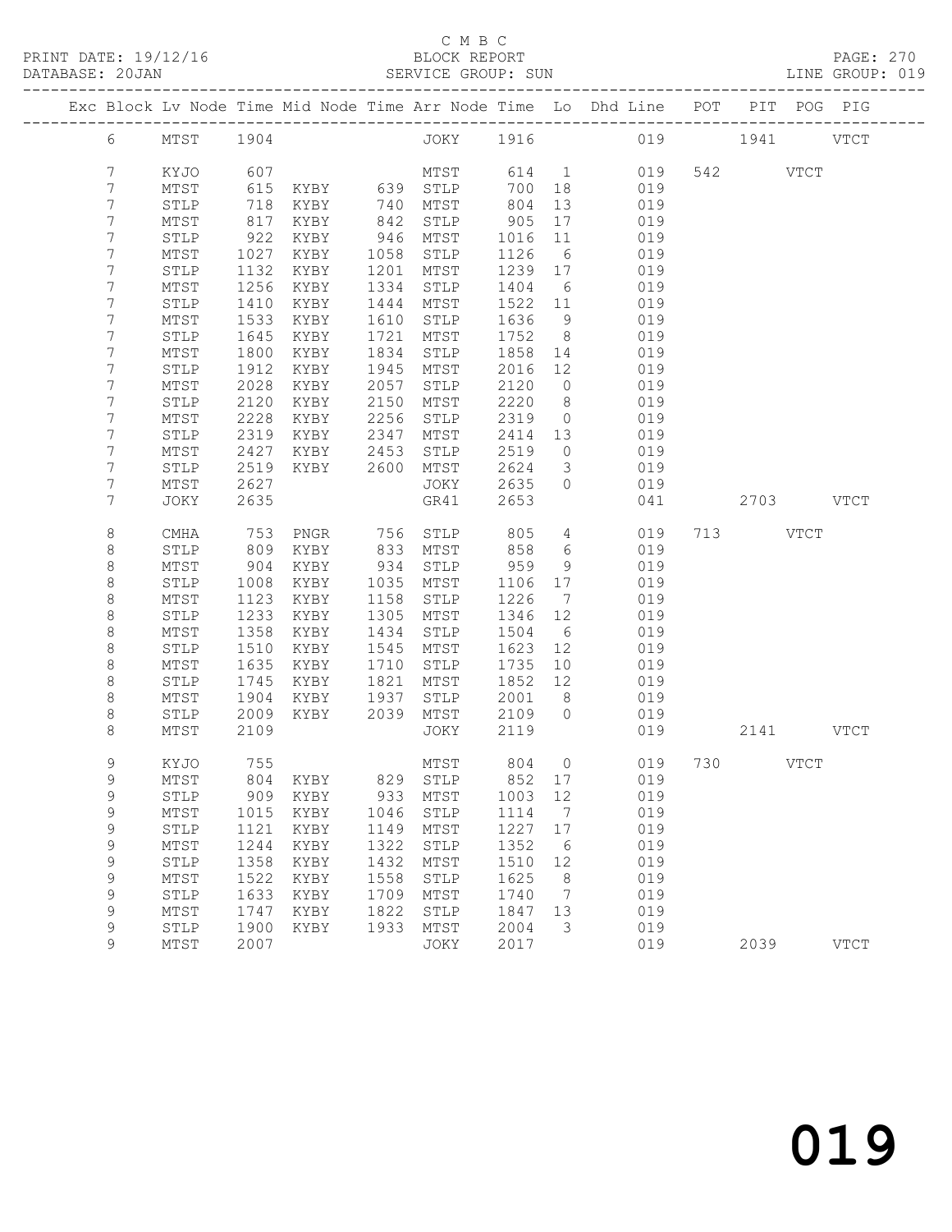C M B C
PRINT DATE: 19/12/16 BLOCK REPORT PAGE: 270
DATABASE: 20JAN SERVICE GROUP: SUN LINE GROUP: 019

| Exc | Block | Lv | Node | Time | Mid Node | Time | Arr Node | Time | Lo | Dhd Line | POT | PIT | POG | PIG |
|---|---|---|---|---|---|---|---|---|---|---|---|---|---|---|
| | 6 | | MTST | 1904 | | | JOKY | 1916 | | 019 | | 1941 | | VTCT |
| | 7 | | KYJO | 607 | | | MTST | 614 | 1 | 019 | 542 | | VTCT | |
| | 7 | | MTST | 615 | KYBY | 639 | STLP | 700 | 18 | 019 | | | | |
| | 7 | | STLP | 718 | KYBY | 740 | MTST | 804 | 13 | 019 | | | | |
| | 7 | | MTST | 817 | KYBY | 842 | STLP | 905 | 17 | 019 | | | | |
| | 7 | | STLP | 922 | KYBY | 946 | MTST | 1016 | 11 | 019 | | | | |
| | 7 | | MTST | 1027 | KYBY | 1058 | STLP | 1126 | 6 | 019 | | | | |
| | 7 | | STLP | 1132 | KYBY | 1201 | MTST | 1239 | 17 | 019 | | | | |
| | 7 | | MTST | 1256 | KYBY | 1334 | STLP | 1404 | 6 | 019 | | | | |
| | 7 | | STLP | 1410 | KYBY | 1444 | MTST | 1522 | 11 | 019 | | | | |
| | 7 | | MTST | 1533 | KYBY | 1610 | STLP | 1636 | 9 | 019 | | | | |
| | 7 | | STLP | 1645 | KYBY | 1721 | MTST | 1752 | 8 | 019 | | | | |
| | 7 | | MTST | 1800 | KYBY | 1834 | STLP | 1858 | 14 | 019 | | | | |
| | 7 | | STLP | 1912 | KYBY | 1945 | MTST | 2016 | 12 | 019 | | | | |
| | 7 | | MTST | 2028 | KYBY | 2057 | STLP | 2120 | 0 | 019 | | | | |
| | 7 | | STLP | 2120 | KYBY | 2150 | MTST | 2220 | 8 | 019 | | | | |
| | 7 | | MTST | 2228 | KYBY | 2256 | STLP | 2319 | 0 | 019 | | | | |
| | 7 | | STLP | 2319 | KYBY | 2347 | MTST | 2414 | 13 | 019 | | | | |
| | 7 | | MTST | 2427 | KYBY | 2453 | STLP | 2519 | 0 | 019 | | | | |
| | 7 | | STLP | 2519 | KYBY | 2600 | MTST | 2624 | 3 | 019 | | | | |
| | 7 | | MTST | 2627 | | | JOKY | 2635 | 0 | 019 | | | | |
| | 7 | | JOKY | 2635 | | | GR41 | 2653 | | 041 | | 2703 | | VTCT |
| | 8 | | CMHA | 753 | PNGR | 756 | STLP | 805 | 4 | 019 | 713 | | VTCT | |
| | 8 | | STLP | 809 | KYBY | 833 | MTST | 858 | 6 | 019 | | | | |
| | 8 | | MTST | 904 | KYBY | 934 | STLP | 959 | 9 | 019 | | | | |
| | 8 | | STLP | 1008 | KYBY | 1035 | MTST | 1106 | 17 | 019 | | | | |
| | 8 | | MTST | 1123 | KYBY | 1158 | STLP | 1226 | 7 | 019 | | | | |
| | 8 | | STLP | 1233 | KYBY | 1305 | MTST | 1346 | 12 | 019 | | | | |
| | 8 | | MTST | 1358 | KYBY | 1434 | STLP | 1504 | 6 | 019 | | | | |
| | 8 | | STLP | 1510 | KYBY | 1545 | MTST | 1623 | 12 | 019 | | | | |
| | 8 | | MTST | 1635 | KYBY | 1710 | STLP | 1735 | 10 | 019 | | | | |
| | 8 | | STLP | 1745 | KYBY | 1821 | MTST | 1852 | 12 | 019 | | | | |
| | 8 | | MTST | 1904 | KYBY | 1937 | STLP | 2001 | 8 | 019 | | | | |
| | 8 | | STLP | 2009 | KYBY | 2039 | MTST | 2109 | 0 | 019 | | | | |
| | 8 | | MTST | 2109 | | | JOKY | 2119 | | 019 | | 2141 | | VTCT |
| | 9 | | KYJO | 755 | | | MTST | 804 | 0 | 019 | 730 | | VTCT | |
| | 9 | | MTST | 804 | KYBY | 829 | STLP | 852 | 17 | 019 | | | | |
| | 9 | | STLP | 909 | KYBY | 933 | MTST | 1003 | 12 | 019 | | | | |
| | 9 | | MTST | 1015 | KYBY | 1046 | STLP | 1114 | 7 | 019 | | | | |
| | 9 | | STLP | 1121 | KYBY | 1149 | MTST | 1227 | 17 | 019 | | | | |
| | 9 | | MTST | 1244 | KYBY | 1322 | STLP | 1352 | 6 | 019 | | | | |
| | 9 | | STLP | 1358 | KYBY | 1432 | MTST | 1510 | 12 | 019 | | | | |
| | 9 | | MTST | 1522 | KYBY | 1558 | STLP | 1625 | 8 | 019 | | | | |
| | 9 | | STLP | 1633 | KYBY | 1709 | MTST | 1740 | 7 | 019 | | | | |
| | 9 | | MTST | 1747 | KYBY | 1822 | STLP | 1847 | 13 | 019 | | | | |
| | 9 | | STLP | 1900 | KYBY | 1933 | MTST | 2004 | 3 | 019 | | | | |
| | 9 | | MTST | 2007 | | | JOKY | 2017 | | 019 | | 2039 | | VTCT |

019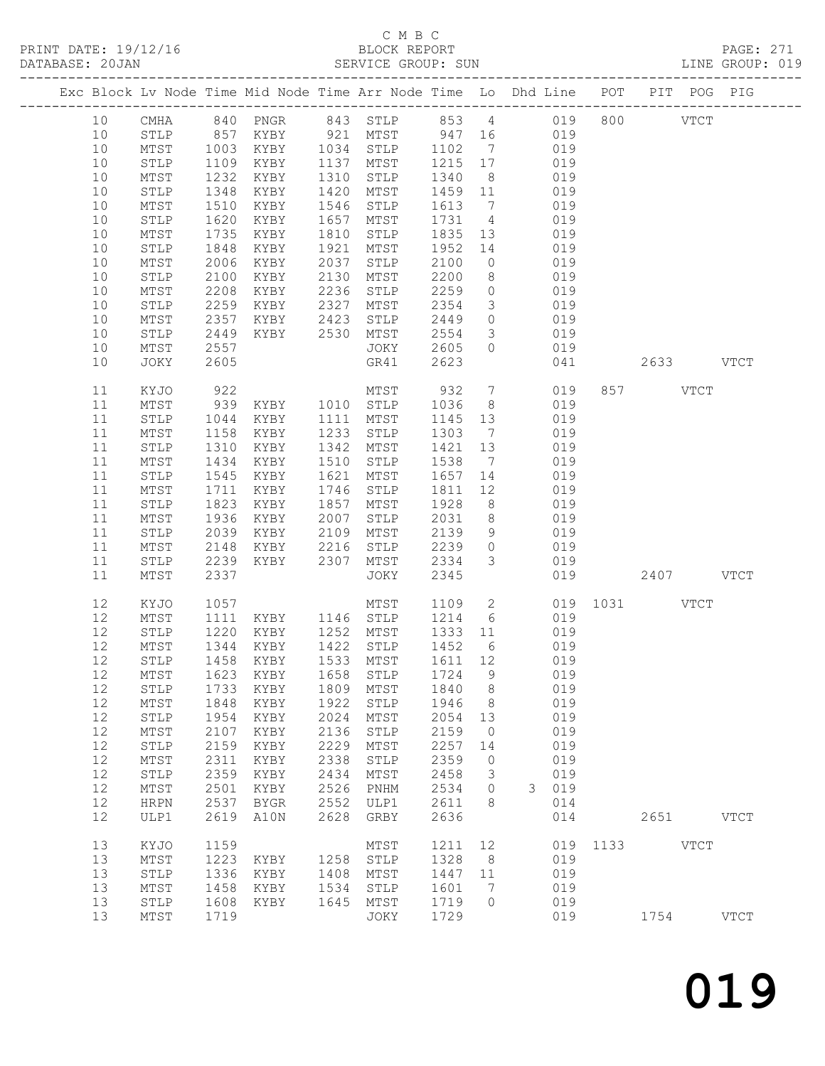C M B C
PRINT DATE: 19/12/16 BLOCK REPORT
DATABASE: 20JAN SERVICE GROUP: SUN LINE GROUP: 019

| Exc | Block | Lv | Node | Time | Mid | Node | Time | Arr | Node | Time | Lo | Dhd | Line | POT | PIT | POG | PIG |
|---|---|---|---|---|---|---|---|---|---|---|---|---|---|---|---|---|---|
| | 10 | | CMHA | 840 | PNGR | | 843 | STLP | | 853 | 4 | | 019 | 800 | | VTCT | |
| | 10 | | STLP | 857 | KYBY | | 921 | MTST | | 947 | 16 | | 019 | | | | |
| | 10 | | MTST | 1003 | KYBY | | 1034 | STLP | | 1102 | 7 | | 019 | | | | |
| | 10 | | STLP | 1109 | KYBY | | 1137 | MTST | | 1215 | 17 | | 019 | | | | |
| | 10 | | MTST | 1232 | KYBY | | 1310 | STLP | | 1340 | 8 | | 019 | | | | |
| | 10 | | STLP | 1348 | KYBY | | 1420 | MTST | | 1459 | 11 | | 019 | | | | |
| | 10 | | MTST | 1510 | KYBY | | 1546 | STLP | | 1613 | 7 | | 019 | | | | |
| | 10 | | STLP | 1620 | KYBY | | 1657 | MTST | | 1731 | 4 | | 019 | | | | |
| | 10 | | MTST | 1735 | KYBY | | 1810 | STLP | | 1835 | 13 | | 019 | | | | |
| | 10 | | STLP | 1848 | KYBY | | 1921 | MTST | | 1952 | 14 | | 019 | | | | |
| | 10 | | MTST | 2006 | KYBY | | 2037 | STLP | | 2100 | 0 | | 019 | | | | |
| | 10 | | STLP | 2100 | KYBY | | 2130 | MTST | | 2200 | 8 | | 019 | | | | |
| | 10 | | MTST | 2208 | KYBY | | 2236 | STLP | | 2259 | 0 | | 019 | | | | |
| | 10 | | STLP | 2259 | KYBY | | 2327 | MTST | | 2354 | 3 | | 019 | | | | |
| | 10 | | MTST | 2357 | KYBY | | 2423 | STLP | | 2449 | 0 | | 019 | | | | |
| | 10 | | STLP | 2449 | KYBY | | 2530 | MTST | | 2554 | 3 | | 019 | | | | |
| | 10 | | MTST | 2557 | | | | JOKY | | 2605 | 0 | | 019 | | | | |
| | 10 | | JOKY | 2605 | | | | GR41 | | 2623 | | | 041 | | 2633 | | VTCT |
| | 11 | | KYJO | 922 | | | | MTST | | 932 | 7 | | 019 | 857 | | VTCT | |
| | 11 | | MTST | 939 | KYBY | | 1010 | STLP | | 1036 | 8 | | 019 | | | | |
| | 11 | | STLP | 1044 | KYBY | | 1111 | MTST | | 1145 | 13 | | 019 | | | | |
| | 11 | | MTST | 1158 | KYBY | | 1233 | STLP | | 1303 | 7 | | 019 | | | | |
| | 11 | | STLP | 1310 | KYBY | | 1342 | MTST | | 1421 | 13 | | 019 | | | | |
| | 11 | | MTST | 1434 | KYBY | | 1510 | STLP | | 1538 | 7 | | 019 | | | | |
| | 11 | | STLP | 1545 | KYBY | | 1621 | MTST | | 1657 | 14 | | 019 | | | | |
| | 11 | | MTST | 1711 | KYBY | | 1746 | STLP | | 1811 | 12 | | 019 | | | | |
| | 11 | | STLP | 1823 | KYBY | | 1857 | MTST | | 1928 | 8 | | 019 | | | | |
| | 11 | | MTST | 1936 | KYBY | | 2007 | STLP | | 2031 | 8 | | 019 | | | | |
| | 11 | | STLP | 2039 | KYBY | | 2109 | MTST | | 2139 | 9 | | 019 | | | | |
| | 11 | | MTST | 2148 | KYBY | | 2216 | STLP | | 2239 | 0 | | 019 | | | | |
| | 11 | | STLP | 2239 | KYBY | | 2307 | MTST | | 2334 | 3 | | 019 | | | | |
| | 11 | | MTST | 2337 | | | | JOKY | | 2345 | | | 019 | | 2407 | | VTCT |
| | 12 | | KYJO | 1057 | | | | MTST | | 1109 | 2 | | 019 | 1031 | | VTCT | |
| | 12 | | MTST | 1111 | KYBY | | 1146 | STLP | | 1214 | 6 | | 019 | | | | |
| | 12 | | STLP | 1220 | KYBY | | 1252 | MTST | | 1333 | 11 | | 019 | | | | |
| | 12 | | MTST | 1344 | KYBY | | 1422 | STLP | | 1452 | 6 | | 019 | | | | |
| | 12 | | STLP | 1458 | KYBY | | 1533 | MTST | | 1611 | 12 | | 019 | | | | |
| | 12 | | MTST | 1623 | KYBY | | 1658 | STLP | | 1724 | 9 | | 019 | | | | |
| | 12 | | STLP | 1733 | KYBY | | 1809 | MTST | | 1840 | 8 | | 019 | | | | |
| | 12 | | MTST | 1848 | KYBY | | 1922 | STLP | | 1946 | 8 | | 019 | | | | |
| | 12 | | STLP | 1954 | KYBY | | 2024 | MTST | | 2054 | 13 | | 019 | | | | |
| | 12 | | MTST | 2107 | KYBY | | 2136 | STLP | | 2159 | 0 | | 019 | | | | |
| | 12 | | STLP | 2159 | KYBY | | 2229 | MTST | | 2257 | 14 | | 019 | | | | |
| | 12 | | MTST | 2311 | KYBY | | 2338 | STLP | | 2359 | 0 | | 019 | | | | |
| | 12 | | STLP | 2359 | KYBY | | 2434 | MTST | | 2458 | 3 | | 019 | | | | |
| | 12 | | MTST | 2501 | KYBY | | 2526 | PNHM | | 2534 | 0 | 3 | 019 | | | | |
| | 12 | | HRPN | 2537 | BYGR | | 2552 | ULP1 | | 2611 | 8 | | 014 | | | | |
| | 12 | | ULP1 | 2619 | A10N | | 2628 | GRBY | | 2636 | | | 014 | | 2651 | | VTCT |
| | 13 | | KYJO | 1159 | | | | MTST | | 1211 | 12 | | 019 | 1133 | | VTCT | |
| | 13 | | MTST | 1223 | KYBY | | 1258 | STLP | | 1328 | 8 | | 019 | | | | |
| | 13 | | STLP | 1336 | KYBY | | 1408 | MTST | | 1447 | 11 | | 019 | | | | |
| | 13 | | MTST | 1458 | KYBY | | 1534 | STLP | | 1601 | 7 | | 019 | | | | |
| | 13 | | STLP | 1608 | KYBY | | 1645 | MTST | | 1719 | 0 | | 019 | | | | |
| | 13 | | MTST | 1719 | | | | JOKY | | 1729 | | | 019 | | 1754 | | VTCT |

019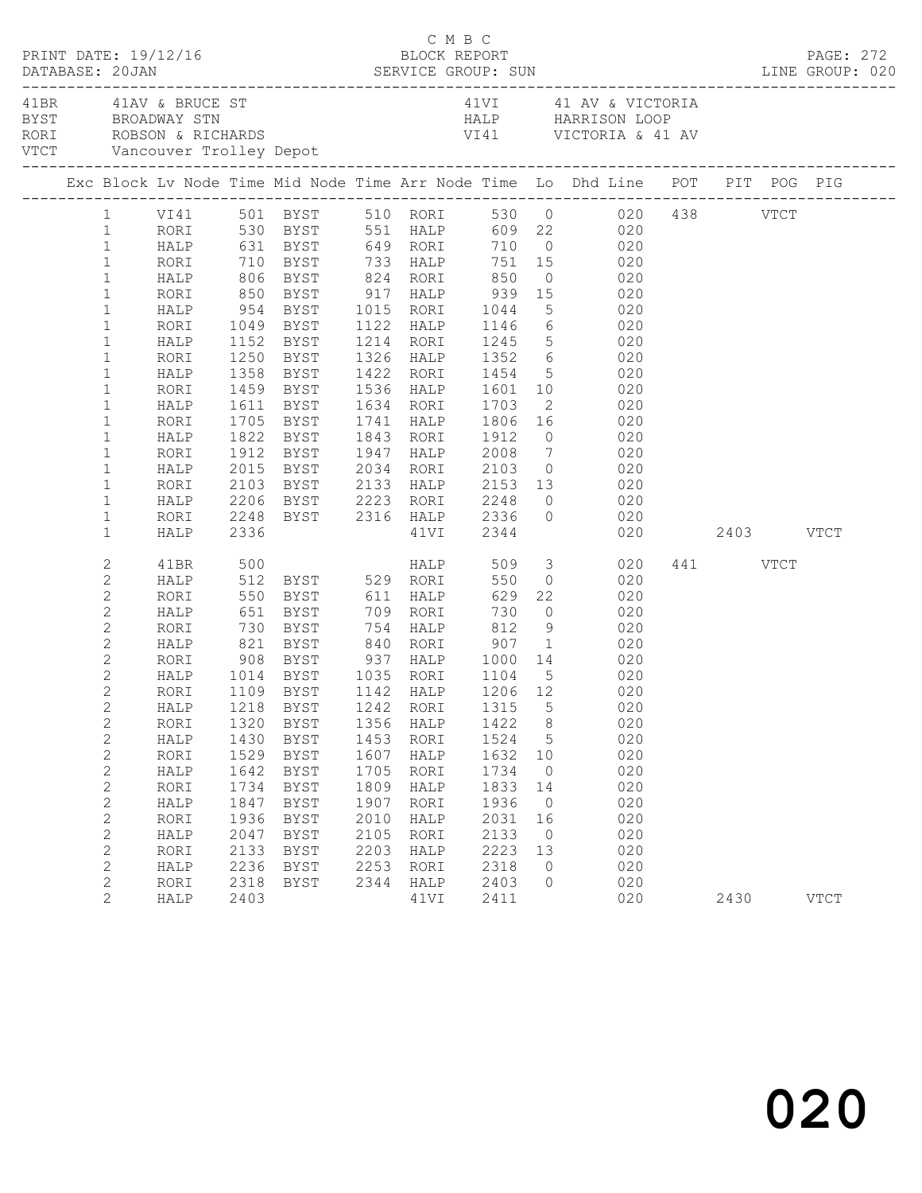C M B C

PRINT DATE: 19/12/16 BLOCK REPORT
DATABASE: 20JAN SERVICE GROUP: SUN LINE GROUP: 020

| | | | |
|---|---|---|---|
| 41BR | 41AV & BRUCE ST | 41VI | 41 AV & VICTORIA |
| BYST | BROADWAY STN | HALP | HARRISON LOOP |
| RORI | ROBSON & RICHARDS | VI41 | VICTORIA & 41 AV |
| VTCT | Vancouver Trolley Depot | | |

| Exc | Block | Lv Node | Time | Mid Node | Time | Arr Node | Time | Lo | Dhd Line | POT | PIT | POG | PIG |
|---|---|---|---|---|---|---|---|---|---|---|---|---|---|
| | 1 | VI41 | 501 | BYST | 510 | RORI | 530 | 0 | 020 | 438 | | VTCT | |
| | 1 | RORI | 530 | BYST | 551 | HALP | 609 | 22 | 020 | | | | |
| | 1 | HALP | 631 | BYST | 649 | RORI | 710 | 0 | 020 | | | | |
| | 1 | RORI | 710 | BYST | 733 | HALP | 751 | 15 | 020 | | | | |
| | 1 | HALP | 806 | BYST | 824 | RORI | 850 | 0 | 020 | | | | |
| | 1 | RORI | 850 | BYST | 917 | HALP | 939 | 15 | 020 | | | | |
| | 1 | HALP | 954 | BYST | 1015 | RORI | 1044 | 5 | 020 | | | | |
| | 1 | RORI | 1049 | BYST | 1122 | HALP | 1146 | 6 | 020 | | | | |
| | 1 | HALP | 1152 | BYST | 1214 | RORI | 1245 | 5 | 020 | | | | |
| | 1 | RORI | 1250 | BYST | 1326 | HALP | 1352 | 6 | 020 | | | | |
| | 1 | HALP | 1358 | BYST | 1422 | RORI | 1454 | 5 | 020 | | | | |
| | 1 | RORI | 1459 | BYST | 1536 | HALP | 1601 | 10 | 020 | | | | |
| | 1 | HALP | 1611 | BYST | 1634 | RORI | 1703 | 2 | 020 | | | | |
| | 1 | RORI | 1705 | BYST | 1741 | HALP | 1806 | 16 | 020 | | | | |
| | 1 | HALP | 1822 | BYST | 1843 | RORI | 1912 | 0 | 020 | | | | |
| | 1 | RORI | 1912 | BYST | 1947 | HALP | 2008 | 7 | 020 | | | | |
| | 1 | HALP | 2015 | BYST | 2034 | RORI | 2103 | 0 | 020 | | | | |
| | 1 | RORI | 2103 | BYST | 2133 | HALP | 2153 | 13 | 020 | | | | |
| | 1 | HALP | 2206 | BYST | 2223 | RORI | 2248 | 0 | 020 | | | | |
| | 1 | RORI | 2248 | BYST | 2316 | HALP | 2336 | 0 | 020 | | | | |
| | 1 | HALP | 2336 | | | 41VI | 2344 | | 020 | | 2403 | | VTCT |
| | 2 | 41BR | 500 | | | HALP | 509 | 3 | 020 | 441 | | VTCT | |
| | 2 | HALP | 512 | BYST | 529 | RORI | 550 | 0 | 020 | | | | |
| | 2 | RORI | 550 | BYST | 611 | HALP | 629 | 22 | 020 | | | | |
| | 2 | HALP | 651 | BYST | 709 | RORI | 730 | 0 | 020 | | | | |
| | 2 | RORI | 730 | BYST | 754 | HALP | 812 | 9 | 020 | | | | |
| | 2 | HALP | 821 | BYST | 840 | RORI | 907 | 1 | 020 | | | | |
| | 2 | RORI | 908 | BYST | 937 | HALP | 1000 | 14 | 020 | | | | |
| | 2 | HALP | 1014 | BYST | 1035 | RORI | 1104 | 5 | 020 | | | | |
| | 2 | RORI | 1109 | BYST | 1142 | HALP | 1206 | 12 | 020 | | | | |
| | 2 | HALP | 1218 | BYST | 1242 | RORI | 1315 | 5 | 020 | | | | |
| | 2 | RORI | 1320 | BYST | 1356 | HALP | 1422 | 8 | 020 | | | | |
| | 2 | HALP | 1430 | BYST | 1453 | RORI | 1524 | 5 | 020 | | | | |
| | 2 | RORI | 1529 | BYST | 1607 | HALP | 1632 | 10 | 020 | | | | |
| | 2 | HALP | 1642 | BYST | 1705 | RORI | 1734 | 0 | 020 | | | | |
| | 2 | RORI | 1734 | BYST | 1809 | HALP | 1833 | 14 | 020 | | | | |
| | 2 | HALP | 1847 | BYST | 1907 | RORI | 1936 | 0 | 020 | | | | |
| | 2 | RORI | 1936 | BYST | 2010 | HALP | 2031 | 16 | 020 | | | | |
| | 2 | HALP | 2047 | BYST | 2105 | RORI | 2133 | 0 | 020 | | | | |
| | 2 | RORI | 2133 | BYST | 2203 | HALP | 2223 | 13 | 020 | | | | |
| | 2 | HALP | 2236 | BYST | 2253 | RORI | 2318 | 0 | 020 | | | | |
| | 2 | RORI | 2318 | BYST | 2344 | HALP | 2403 | 0 | 020 | | | | |
| | 2 | HALP | 2403 | | | 41VI | 2411 | | 020 | | 2430 | | VTCT |

020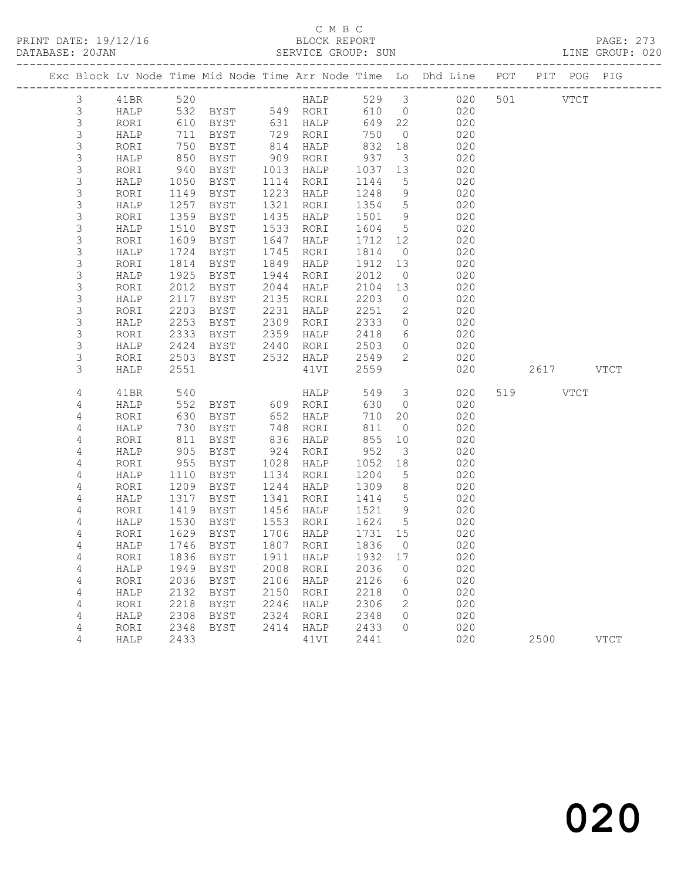C M B C
BLOCK REPORT
SERVICE GROUP: SUN

PRINT DATE: 19/12/16
DATABASE: 20JAN
LINE GROUP: 020

| Exc | Block | Lv | Node | Time | Mid Node | Time | Arr Node | Time | Lo | Dhd Line | POT | PIT | POG | PIG |
|---|---|---|---|---|---|---|---|---|---|---|---|---|---|---|
| | 3 | | 41BR | 520 | | | HALP | 529 | 3 | 020 | 501 | | VTCT | |
| | 3 | | HALP | 532 | BYST | 549 | RORI | 610 | 0 | 020 | | | | |
| | 3 | | RORI | 610 | BYST | 631 | HALP | 649 | 22 | 020 | | | | |
| | 3 | | HALP | 711 | BYST | 729 | RORI | 750 | 0 | 020 | | | | |
| | 3 | | RORI | 750 | BYST | 814 | HALP | 832 | 18 | 020 | | | | |
| | 3 | | HALP | 850 | BYST | 909 | RORI | 937 | 3 | 020 | | | | |
| | 3 | | RORI | 940 | BYST | 1013 | HALP | 1037 | 13 | 020 | | | | |
| | 3 | | HALP | 1050 | BYST | 1114 | RORI | 1144 | 5 | 020 | | | | |
| | 3 | | RORI | 1149 | BYST | 1223 | HALP | 1248 | 9 | 020 | | | | |
| | 3 | | HALP | 1257 | BYST | 1321 | RORI | 1354 | 5 | 020 | | | | |
| | 3 | | RORI | 1359 | BYST | 1435 | HALP | 1501 | 9 | 020 | | | | |
| | 3 | | HALP | 1510 | BYST | 1533 | RORI | 1604 | 5 | 020 | | | | |
| | 3 | | RORI | 1609 | BYST | 1647 | HALP | 1712 | 12 | 020 | | | | |
| | 3 | | HALP | 1724 | BYST | 1745 | RORI | 1814 | 0 | 020 | | | | |
| | 3 | | RORI | 1814 | BYST | 1849 | HALP | 1912 | 13 | 020 | | | | |
| | 3 | | HALP | 1925 | BYST | 1944 | RORI | 2012 | 0 | 020 | | | | |
| | 3 | | RORI | 2012 | BYST | 2044 | HALP | 2104 | 13 | 020 | | | | |
| | 3 | | HALP | 2117 | BYST | 2135 | RORI | 2203 | 0 | 020 | | | | |
| | 3 | | RORI | 2203 | BYST | 2231 | HALP | 2251 | 2 | 020 | | | | |
| | 3 | | HALP | 2253 | BYST | 2309 | RORI | 2333 | 0 | 020 | | | | |
| | 3 | | RORI | 2333 | BYST | 2359 | HALP | 2418 | 6 | 020 | | | | |
| | 3 | | HALP | 2424 | BYST | 2440 | RORI | 2503 | 0 | 020 | | | | |
| | 3 | | RORI | 2503 | BYST | 2532 | HALP | 2549 | 2 | 020 | | | | |
| | 3 | | HALP | 2551 | | | 41VI | 2559 | | 020 | | 2617 | | VTCT |
| | 4 | | 41BR | 540 | | | HALP | 549 | 3 | 020 | 519 | | VTCT | |
| | 4 | | HALP | 552 | BYST | 609 | RORI | 630 | 0 | 020 | | | | |
| | 4 | | RORI | 630 | BYST | 652 | HALP | 710 | 20 | 020 | | | | |
| | 4 | | HALP | 730 | BYST | 748 | RORI | 811 | 0 | 020 | | | | |
| | 4 | | RORI | 811 | BYST | 836 | HALP | 855 | 10 | 020 | | | | |
| | 4 | | HALP | 905 | BYST | 924 | RORI | 952 | 3 | 020 | | | | |
| | 4 | | RORI | 955 | BYST | 1028 | HALP | 1052 | 18 | 020 | | | | |
| | 4 | | HALP | 1110 | BYST | 1134 | RORI | 1204 | 5 | 020 | | | | |
| | 4 | | RORI | 1209 | BYST | 1244 | HALP | 1309 | 8 | 020 | | | | |
| | 4 | | HALP | 1317 | BYST | 1341 | RORI | 1414 | 5 | 020 | | | | |
| | 4 | | RORI | 1419 | BYST | 1456 | HALP | 1521 | 9 | 020 | | | | |
| | 4 | | HALP | 1530 | BYST | 1553 | RORI | 1624 | 5 | 020 | | | | |
| | 4 | | RORI | 1629 | BYST | 1706 | HALP | 1731 | 15 | 020 | | | | |
| | 4 | | HALP | 1746 | BYST | 1807 | RORI | 1836 | 0 | 020 | | | | |
| | 4 | | RORI | 1836 | BYST | 1911 | HALP | 1932 | 17 | 020 | | | | |
| | 4 | | HALP | 1949 | BYST | 2008 | RORI | 2036 | 0 | 020 | | | | |
| | 4 | | RORI | 2036 | BYST | 2106 | HALP | 2126 | 6 | 020 | | | | |
| | 4 | | HALP | 2132 | BYST | 2150 | RORI | 2218 | 0 | 020 | | | | |
| | 4 | | RORI | 2218 | BYST | 2246 | HALP | 2306 | 2 | 020 | | | | |
| | 4 | | HALP | 2308 | BYST | 2324 | RORI | 2348 | 0 | 020 | | | | |
| | 4 | | RORI | 2348 | BYST | 2414 | HALP | 2433 | 0 | 020 | | | | |
| | 4 | | HALP | 2433 | | | 41VI | 2441 | | 020 | | 2500 | | VTCT |

020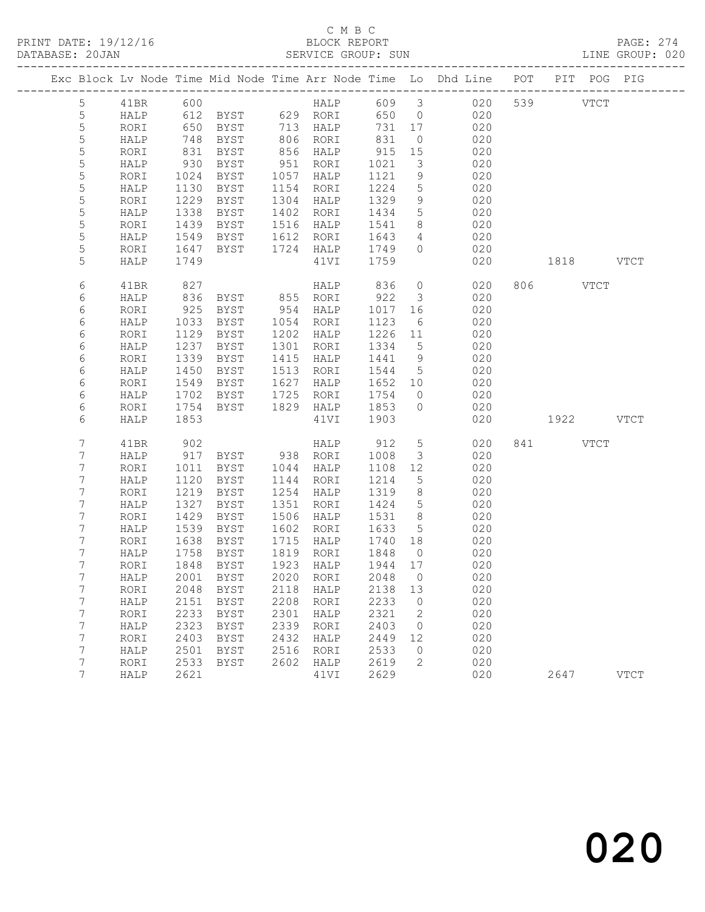C M B C

BLOCK REPORT

SERVICE GROUP: SUN

PRINT DATE: 19/12/16
DATABASE: 20JAN

PAGE: 274
LINE GROUP: 020

| Exc | Block | Lv | Node | Time | Mid Node | Time | Arr Node | Time | Lo | Dhd Line | POT | PIT | POG | PIG |
|---|---|---|---|---|---|---|---|---|---|---|---|---|---|---|
| | 5 | | 41BR | 600 | | | HALP | 609 | 3 | 020 | 539 | | VTCT | |
| | 5 | | HALP | 612 | BYST | 629 | RORI | 650 | 0 | 020 | | | | |
| | 5 | | RORI | 650 | BYST | 713 | HALP | 731 | 17 | 020 | | | | |
| | 5 | | HALP | 748 | BYST | 806 | RORI | 831 | 0 | 020 | | | | |
| | 5 | | RORI | 831 | BYST | 856 | HALP | 915 | 15 | 020 | | | | |
| | 5 | | HALP | 930 | BYST | 951 | RORI | 1021 | 3 | 020 | | | | |
| | 5 | | RORI | 1024 | BYST | 1057 | HALP | 1121 | 9 | 020 | | | | |
| | 5 | | HALP | 1130 | BYST | 1154 | RORI | 1224 | 5 | 020 | | | | |
| | 5 | | RORI | 1229 | BYST | 1304 | HALP | 1329 | 9 | 020 | | | | |
| | 5 | | HALP | 1338 | BYST | 1402 | RORI | 1434 | 5 | 020 | | | | |
| | 5 | | RORI | 1439 | BYST | 1516 | HALP | 1541 | 8 | 020 | | | | |
| | 5 | | HALP | 1549 | BYST | 1612 | RORI | 1643 | 4 | 020 | | | | |
| | 5 | | RORI | 1647 | BYST | 1724 | HALP | 1749 | 0 | 020 | | | | |
| | 5 | | HALP | 1749 | | | 41VI | 1759 | | 020 | | 1818 | | VTCT |
| | 6 | | 41BR | 827 | | | HALP | 836 | 0 | 020 | 806 | | VTCT | |
| | 6 | | HALP | 836 | BYST | 855 | RORI | 922 | 3 | 020 | | | | |
| | 6 | | RORI | 925 | BYST | 954 | HALP | 1017 | 16 | 020 | | | | |
| | 6 | | HALP | 1033 | BYST | 1054 | RORI | 1123 | 6 | 020 | | | | |
| | 6 | | RORI | 1129 | BYST | 1202 | HALP | 1226 | 11 | 020 | | | | |
| | 6 | | HALP | 1237 | BYST | 1301 | RORI | 1334 | 5 | 020 | | | | |
| | 6 | | RORI | 1339 | BYST | 1415 | HALP | 1441 | 9 | 020 | | | | |
| | 6 | | HALP | 1450 | BYST | 1513 | RORI | 1544 | 5 | 020 | | | | |
| | 6 | | RORI | 1549 | BYST | 1627 | HALP | 1652 | 10 | 020 | | | | |
| | 6 | | HALP | 1702 | BYST | 1725 | RORI | 1754 | 0 | 020 | | | | |
| | 6 | | RORI | 1754 | BYST | 1829 | HALP | 1853 | 0 | 020 | | | | |
| | 6 | | HALP | 1853 | | | 41VI | 1903 | | 020 | | 1922 | | VTCT |
| | 7 | | 41BR | 902 | | | HALP | 912 | 5 | 020 | 841 | | VTCT | |
| | 7 | | HALP | 917 | BYST | 938 | RORI | 1008 | 3 | 020 | | | | |
| | 7 | | RORI | 1011 | BYST | 1044 | HALP | 1108 | 12 | 020 | | | | |
| | 7 | | HALP | 1120 | BYST | 1144 | RORI | 1214 | 5 | 020 | | | | |
| | 7 | | RORI | 1219 | BYST | 1254 | HALP | 1319 | 8 | 020 | | | | |
| | 7 | | HALP | 1327 | BYST | 1351 | RORI | 1424 | 5 | 020 | | | | |
| | 7 | | RORI | 1429 | BYST | 1506 | HALP | 1531 | 8 | 020 | | | | |
| | 7 | | HALP | 1539 | BYST | 1602 | RORI | 1633 | 5 | 020 | | | | |
| | 7 | | RORI | 1638 | BYST | 1715 | HALP | 1740 | 18 | 020 | | | | |
| | 7 | | HALP | 1758 | BYST | 1819 | RORI | 1848 | 0 | 020 | | | | |
| | 7 | | RORI | 1848 | BYST | 1923 | HALP | 1944 | 17 | 020 | | | | |
| | 7 | | HALP | 2001 | BYST | 2020 | RORI | 2048 | 0 | 020 | | | | |
| | 7 | | RORI | 2048 | BYST | 2118 | HALP | 2138 | 13 | 020 | | | | |
| | 7 | | HALP | 2151 | BYST | 2208 | RORI | 2233 | 0 | 020 | | | | |
| | 7 | | RORI | 2233 | BYST | 2301 | HALP | 2321 | 2 | 020 | | | | |
| | 7 | | HALP | 2323 | BYST | 2339 | RORI | 2403 | 0 | 020 | | | | |
| | 7 | | RORI | 2403 | BYST | 2432 | HALP | 2449 | 12 | 020 | | | | |
| | 7 | | HALP | 2501 | BYST | 2516 | RORI | 2533 | 0 | 020 | | | | |
| | 7 | | RORI | 2533 | BYST | 2602 | HALP | 2619 | 2 | 020 | | | | |
| | 7 | | HALP | 2621 | | | 41VI | 2629 | | 020 | | 2647 | | VTCT |

020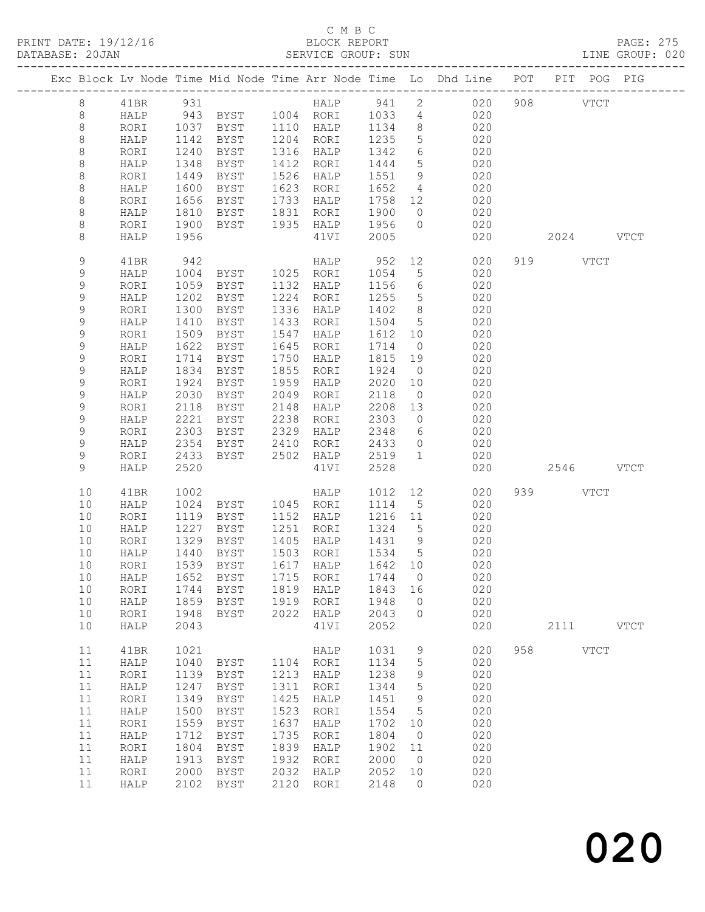C M B C
BLOCK REPORT
SERVICE GROUP: SUN

PRINT DATE: 19/12/16
DATABASE: 20JAN
LINE GROUP: 020

| Exc | Block | Lv | Node | Time | Mid Node | Time | Arr Node | Time | Lo | Dhd Line | POT | PIT | POG | PIG |
|---|---|---|---|---|---|---|---|---|---|---|---|---|---|---|
| | 8 | | 41BR | 931 | | | HALP | 941 | 2 | 020 | 908 | | VTCT | |
| | 8 | | HALP | 943 | BYST | 1004 | RORI | 1033 | 4 | 020 | | | | |
| | 8 | | RORI | 1037 | BYST | 1110 | HALP | 1134 | 8 | 020 | | | | |
| | 8 | | HALP | 1142 | BYST | 1204 | RORI | 1235 | 5 | 020 | | | | |
| | 8 | | RORI | 1240 | BYST | 1316 | HALP | 1342 | 6 | 020 | | | | |
| | 8 | | HALP | 1348 | BYST | 1412 | RORI | 1444 | 5 | 020 | | | | |
| | 8 | | RORI | 1449 | BYST | 1526 | HALP | 1551 | 9 | 020 | | | | |
| | 8 | | HALP | 1600 | BYST | 1623 | RORI | 1652 | 4 | 020 | | | | |
| | 8 | | RORI | 1656 | BYST | 1733 | HALP | 1758 | 12 | 020 | | | | |
| | 8 | | HALP | 1810 | BYST | 1831 | RORI | 1900 | 0 | 020 | | | | |
| | 8 | | RORI | 1900 | BYST | 1935 | HALP | 1956 | 0 | 020 | | | | |
| | 8 | | HALP | 1956 | | | 41VI | 2005 | | 020 | | 2024 | | VTCT |
| | 9 | | 41BR | 942 | | | HALP | 952 | 12 | 020 | 919 | | VTCT | |
| | 9 | | HALP | 1004 | BYST | 1025 | RORI | 1054 | 5 | 020 | | | | |
| | 9 | | RORI | 1059 | BYST | 1132 | HALP | 1156 | 6 | 020 | | | | |
| | 9 | | HALP | 1202 | BYST | 1224 | RORI | 1255 | 5 | 020 | | | | |
| | 9 | | RORI | 1300 | BYST | 1336 | HALP | 1402 | 8 | 020 | | | | |
| | 9 | | HALP | 1410 | BYST | 1433 | RORI | 1504 | 5 | 020 | | | | |
| | 9 | | RORI | 1509 | BYST | 1547 | HALP | 1612 | 10 | 020 | | | | |
| | 9 | | HALP | 1622 | BYST | 1645 | RORI | 1714 | 0 | 020 | | | | |
| | 9 | | RORI | 1714 | BYST | 1750 | HALP | 1815 | 19 | 020 | | | | |
| | 9 | | HALP | 1834 | BYST | 1855 | RORI | 1924 | 0 | 020 | | | | |
| | 9 | | RORI | 1924 | BYST | 1959 | HALP | 2020 | 10 | 020 | | | | |
| | 9 | | HALP | 2030 | BYST | 2049 | RORI | 2118 | 0 | 020 | | | | |
| | 9 | | RORI | 2118 | BYST | 2148 | HALP | 2208 | 13 | 020 | | | | |
| | 9 | | HALP | 2221 | BYST | 2238 | RORI | 2303 | 0 | 020 | | | | |
| | 9 | | RORI | 2303 | BYST | 2329 | HALP | 2348 | 6 | 020 | | | | |
| | 9 | | HALP | 2354 | BYST | 2410 | RORI | 2433 | 0 | 020 | | | | |
| | 9 | | RORI | 2433 | BYST | 2502 | HALP | 2519 | 1 | 020 | | | | |
| | 9 | | HALP | 2520 | | | 41VI | 2528 | | 020 | | 2546 | | VTCT |
| | 10 | | 41BR | 1002 | | | HALP | 1012 | 12 | 020 | 939 | | VTCT | |
| | 10 | | HALP | 1024 | BYST | 1045 | RORI | 1114 | 5 | 020 | | | | |
| | 10 | | RORI | 1119 | BYST | 1152 | HALP | 1216 | 11 | 020 | | | | |
| | 10 | | HALP | 1227 | BYST | 1251 | RORI | 1324 | 5 | 020 | | | | |
| | 10 | | RORI | 1329 | BYST | 1405 | HALP | 1431 | 9 | 020 | | | | |
| | 10 | | HALP | 1440 | BYST | 1503 | RORI | 1534 | 5 | 020 | | | | |
| | 10 | | RORI | 1539 | BYST | 1617 | HALP | 1642 | 10 | 020 | | | | |
| | 10 | | HALP | 1652 | BYST | 1715 | RORI | 1744 | 0 | 020 | | | | |
| | 10 | | RORI | 1744 | BYST | 1819 | HALP | 1843 | 16 | 020 | | | | |
| | 10 | | HALP | 1859 | BYST | 1919 | RORI | 1948 | 0 | 020 | | | | |
| | 10 | | RORI | 1948 | BYST | 2022 | HALP | 2043 | 0 | 020 | | | | |
| | 10 | | HALP | 2043 | | | 41VI | 2052 | | 020 | | 2111 | | VTCT |
| | 11 | | 41BR | 1021 | | | HALP | 1031 | 9 | 020 | 958 | | VTCT | |
| | 11 | | HALP | 1040 | BYST | 1104 | RORI | 1134 | 5 | 020 | | | | |
| | 11 | | RORI | 1139 | BYST | 1213 | HALP | 1238 | 9 | 020 | | | | |
| | 11 | | HALP | 1247 | BYST | 1311 | RORI | 1344 | 5 | 020 | | | | |
| | 11 | | RORI | 1349 | BYST | 1425 | HALP | 1451 | 9 | 020 | | | | |
| | 11 | | HALP | 1500 | BYST | 1523 | RORI | 1554 | 5 | 020 | | | | |
| | 11 | | RORI | 1559 | BYST | 1637 | HALP | 1702 | 10 | 020 | | | | |
| | 11 | | HALP | 1712 | BYST | 1735 | RORI | 1804 | 0 | 020 | | | | |
| | 11 | | RORI | 1804 | BYST | 1839 | HALP | 1902 | 11 | 020 | | | | |
| | 11 | | HALP | 1913 | BYST | 1932 | RORI | 2000 | 0 | 020 | | | | |
| | 11 | | RORI | 2000 | BYST | 2032 | HALP | 2052 | 10 | 020 | | | | |
| | 11 | | HALP | 2102 | BYST | 2120 | RORI | 2148 | 0 | 020 | | | | |

020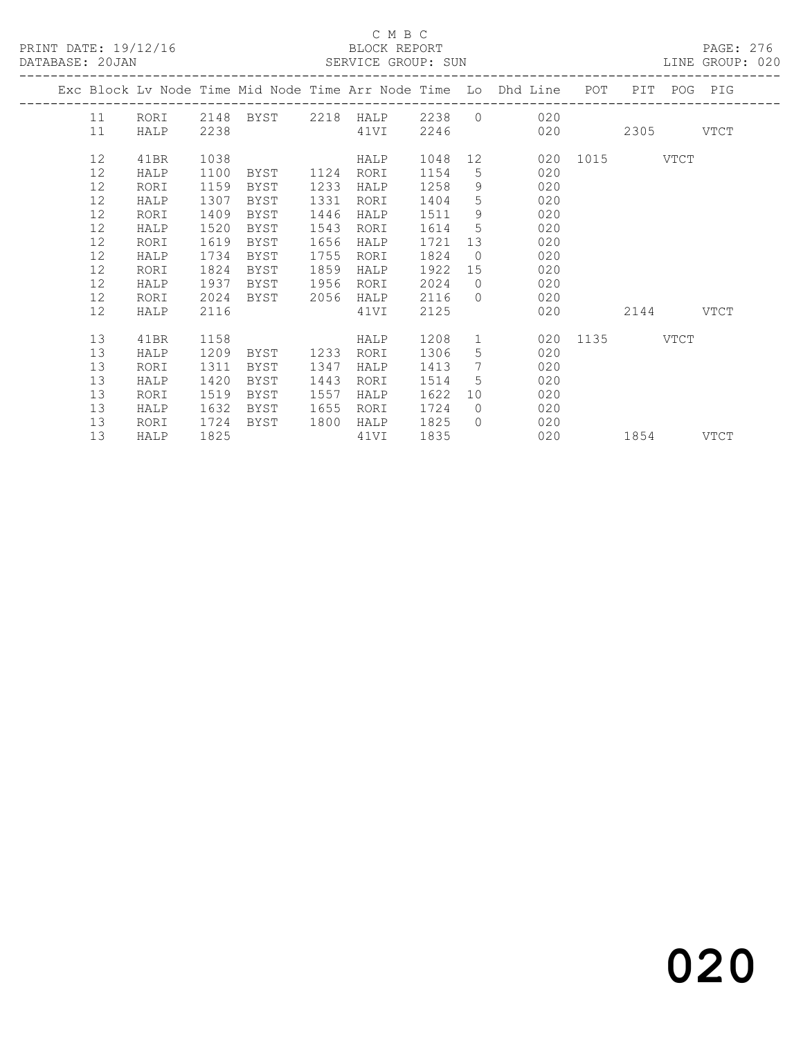C M B C

BLOCK REPORT

SERVICE GROUP: SUN

PRINT DATE: 19/12/16

DATABASE: 20JAN

LINE GROUP: 020

| Exc | Block | Lv Node | Time | Mid Node | Time | Arr Node | Time | Lo | Dhd Line | POT | PIT | POG | PIG |
|---|---|---|---|---|---|---|---|---|---|---|---|---|---|
| | 11 | RORI | 2148 | BYST | 2218 | HALP | 2238 | 0 | 020 | | | | |
| | 11 | HALP | 2238 | | | 41VI | 2246 | | 020 | | 2305 | | VTCT |
| | 12 | 41BR | 1038 | | | HALP | 1048 | 12 | 020 | 1015 | | VTCT | |
| | 12 | HALP | 1100 | BYST | 1124 | RORI | 1154 | 5 | 020 | | | | |
| | 12 | RORI | 1159 | BYST | 1233 | HALP | 1258 | 9 | 020 | | | | |
| | 12 | HALP | 1307 | BYST | 1331 | RORI | 1404 | 5 | 020 | | | | |
| | 12 | RORI | 1409 | BYST | 1446 | HALP | 1511 | 9 | 020 | | | | |
| | 12 | HALP | 1520 | BYST | 1543 | RORI | 1614 | 5 | 020 | | | | |
| | 12 | RORI | 1619 | BYST | 1656 | HALP | 1721 | 13 | 020 | | | | |
| | 12 | HALP | 1734 | BYST | 1755 | RORI | 1824 | 0 | 020 | | | | |
| | 12 | RORI | 1824 | BYST | 1859 | HALP | 1922 | 15 | 020 | | | | |
| | 12 | HALP | 1937 | BYST | 1956 | RORI | 2024 | 0 | 020 | | | | |
| | 12 | RORI | 2024 | BYST | 2056 | HALP | 2116 | 0 | 020 | | | | |
| | 12 | HALP | 2116 | | | 41VI | 2125 | | 020 | | 2144 | | VTCT |
| | 13 | 41BR | 1158 | | | HALP | 1208 | 1 | 020 | 1135 | | VTCT | |
| | 13 | HALP | 1209 | BYST | 1233 | RORI | 1306 | 5 | 020 | | | | |
| | 13 | RORI | 1311 | BYST | 1347 | HALP | 1413 | 7 | 020 | | | | |
| | 13 | HALP | 1420 | BYST | 1443 | RORI | 1514 | 5 | 020 | | | | |
| | 13 | RORI | 1519 | BYST | 1557 | HALP | 1622 | 10 | 020 | | | | |
| | 13 | HALP | 1632 | BYST | 1655 | RORI | 1724 | 0 | 020 | | | | |
| | 13 | RORI | 1724 | BYST | 1800 | HALP | 1825 | 0 | 020 | | | | |
| | 13 | HALP | 1825 | | | 41VI | 1835 | | 020 | | 1854 | | VTCT |

020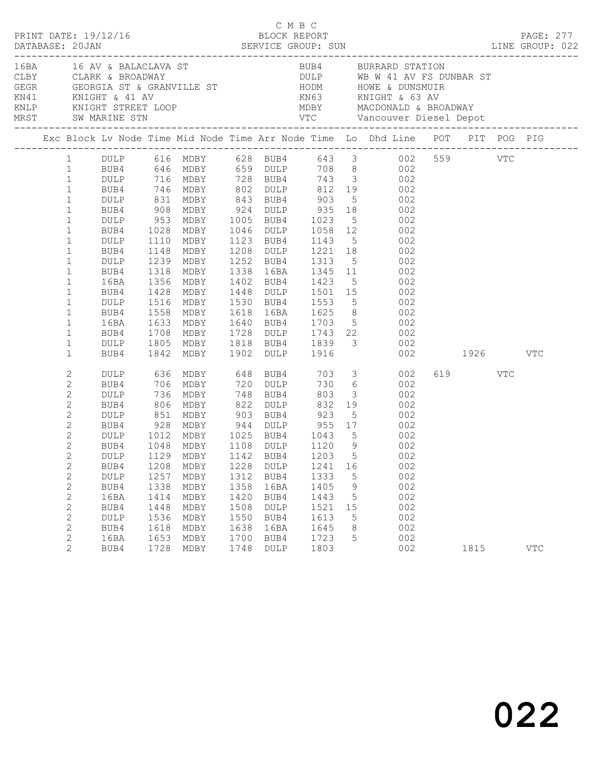C M B C

PRINT DATE: 19/12/16 BLOCK REPORT PAGE: 277

DATABASE: 20JAN SERVICE GROUP: SUN LINE GROUP: 022

| Code | Description | Code | Description |
|---|---|---|---|
| 16BA | 16 AV & BALACLAVA ST | BUB4 | BURRARD STATION |
| CLBY | CLARK & BROADWAY | DULP | WB W 41 AV FS DUNBAR ST |
| GEGR | GEORGIA ST & GRANVILLE ST | HODM | HOWE & DUNSMUIR |
| KN41 | KNIGHT & 41 AV | KN63 | KNIGHT & 63 AV |
| KNLP | KNIGHT STREET LOOP | MDBY | MACDONALD & BROADWAY |
| MRST | SW MARINE STN | VTC | Vancouver Diesel Depot |

| Exc | Block | Lv Node | Time | Mid Node | Time | Arr Node | Time | Lo | Dhd Line | POT | PIT | POG | PIG |
|---|---|---|---|---|---|---|---|---|---|---|---|---|---|
| | 1 | DULP | 616 | MDBY | 628 | BUB4 | 643 | 3 | 002 | 559 | | VTC | |
| | 1 | BUB4 | 646 | MDBY | 659 | DULP | 708 | 8 | 002 | | | | |
| | 1 | DULP | 716 | MDBY | 728 | BUB4 | 743 | 3 | 002 | | | | |
| | 1 | BUB4 | 746 | MDBY | 802 | DULP | 812 | 19 | 002 | | | | |
| | 1 | DULP | 831 | MDBY | 843 | BUB4 | 903 | 5 | 002 | | | | |
| | 1 | BUB4 | 908 | MDBY | 924 | DULP | 935 | 18 | 002 | | | | |
| | 1 | DULP | 953 | MDBY | 1005 | BUB4 | 1023 | 5 | 002 | | | | |
| | 1 | BUB4 | 1028 | MDBY | 1046 | DULP | 1058 | 12 | 002 | | | | |
| | 1 | DULP | 1110 | MDBY | 1123 | BUB4 | 1143 | 5 | 002 | | | | |
| | 1 | BUB4 | 1148 | MDBY | 1208 | DULP | 1221 | 18 | 002 | | | | |
| | 1 | DULP | 1239 | MDBY | 1252 | BUB4 | 1313 | 5 | 002 | | | | |
| | 1 | BUB4 | 1318 | MDBY | 1338 | 16BA | 1345 | 11 | 002 | | | | |
| | 1 | 16BA | 1356 | MDBY | 1402 | BUB4 | 1423 | 5 | 002 | | | | |
| | 1 | BUB4 | 1428 | MDBY | 1448 | DULP | 1501 | 15 | 002 | | | | |
| | 1 | DULP | 1516 | MDBY | 1530 | BUB4 | 1553 | 5 | 002 | | | | |
| | 1 | BUB4 | 1558 | MDBY | 1618 | 16BA | 1625 | 8 | 002 | | | | |
| | 1 | 16BA | 1633 | MDBY | 1640 | BUB4 | 1703 | 5 | 002 | | | | |
| | 1 | BUB4 | 1708 | MDBY | 1728 | DULP | 1743 | 22 | 002 | | | | |
| | 1 | DULP | 1805 | MDBY | 1818 | BUB4 | 1839 | 3 | 002 | | | | |
| | 1 | BUB4 | 1842 | MDBY | 1902 | DULP | 1916 | | 002 | | 1926 | | VTC |
| | 2 | DULP | 636 | MDBY | 648 | BUB4 | 703 | 3 | 002 | 619 | | VTC | |
| | 2 | BUB4 | 706 | MDBY | 720 | DULP | 730 | 6 | 002 | | | | |
| | 2 | DULP | 736 | MDBY | 748 | BUB4 | 803 | 3 | 002 | | | | |
| | 2 | BUB4 | 806 | MDBY | 822 | DULP | 832 | 19 | 002 | | | | |
| | 2 | DULP | 851 | MDBY | 903 | BUB4 | 923 | 5 | 002 | | | | |
| | 2 | BUB4 | 928 | MDBY | 944 | DULP | 955 | 17 | 002 | | | | |
| | 2 | DULP | 1012 | MDBY | 1025 | BUB4 | 1043 | 5 | 002 | | | | |
| | 2 | BUB4 | 1048 | MDBY | 1108 | DULP | 1120 | 9 | 002 | | | | |
| | 2 | DULP | 1129 | MDBY | 1142 | BUB4 | 1203 | 5 | 002 | | | | |
| | 2 | BUB4 | 1208 | MDBY | 1228 | DULP | 1241 | 16 | 002 | | | | |
| | 2 | DULP | 1257 | MDBY | 1312 | BUB4 | 1333 | 5 | 002 | | | | |
| | 2 | BUB4 | 1338 | MDBY | 1358 | 16BA | 1405 | 9 | 002 | | | | |
| | 2 | 16BA | 1414 | MDBY | 1420 | BUB4 | 1443 | 5 | 002 | | | | |
| | 2 | BUB4 | 1448 | MDBY | 1508 | DULP | 1521 | 15 | 002 | | | | |
| | 2 | DULP | 1536 | MDBY | 1550 | BUB4 | 1613 | 5 | 002 | | | | |
| | 2 | BUB4 | 1618 | MDBY | 1638 | 16BA | 1645 | 8 | 002 | | | | |
| | 2 | 16BA | 1653 | MDBY | 1700 | BUB4 | 1723 | 5 | 002 | | | | |
| | 2 | BUB4 | 1728 | MDBY | 1748 | DULP | 1803 | | 002 | | 1815 | | VTC |

022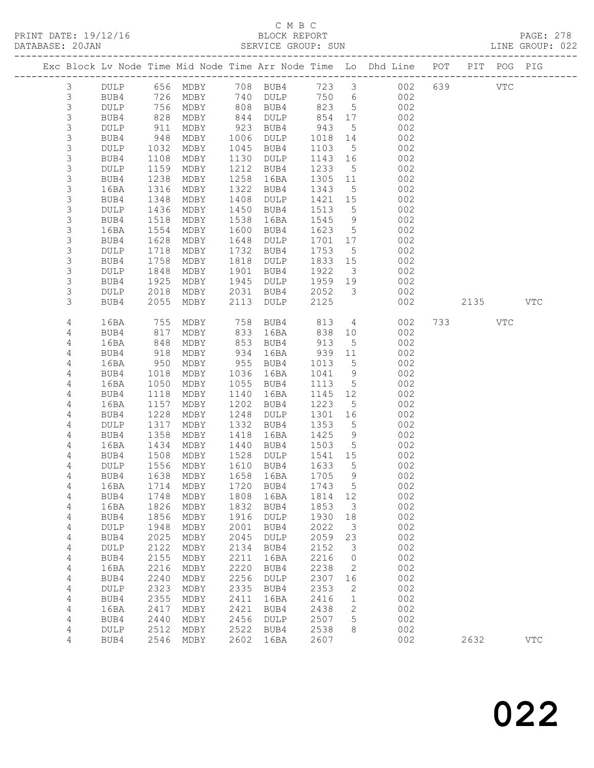C M B C
PRINT DATE: 19/12/16 BLOCK REPORT
DATABASE: 20JAN SERVICE GROUP: SUN LINE GROUP: 022

| Exc | Block | Lv | Node | Time | Mid Node | Time | Arr Node | Time | Lo | Dhd Line | POT | PIT | POG | PIG |
|---|---|---|---|---|---|---|---|---|---|---|---|---|---|---|
| | 3 | | DULP | 656 | MDBY | 708 | BUB4 | 723 | 3 | 002 | 639 | | VTC | |
| | 3 | | BUB4 | 726 | MDBY | 740 | DULP | 750 | 6 | 002 | | | | |
| | 3 | | DULP | 756 | MDBY | 808 | BUB4 | 823 | 5 | 002 | | | | |
| | 3 | | BUB4 | 828 | MDBY | 844 | DULP | 854 | 17 | 002 | | | | |
| | 3 | | DULP | 911 | MDBY | 923 | BUB4 | 943 | 5 | 002 | | | | |
| | 3 | | BUB4 | 948 | MDBY | 1006 | DULP | 1018 | 14 | 002 | | | | |
| | 3 | | DULP | 1032 | MDBY | 1045 | BUB4 | 1103 | 5 | 002 | | | | |
| | 3 | | BUB4 | 1108 | MDBY | 1130 | DULP | 1143 | 16 | 002 | | | | |
| | 3 | | DULP | 1159 | MDBY | 1212 | BUB4 | 1233 | 5 | 002 | | | | |
| | 3 | | BUB4 | 1238 | MDBY | 1258 | 16BA | 1305 | 11 | 002 | | | | |
| | 3 | | 16BA | 1316 | MDBY | 1322 | BUB4 | 1343 | 5 | 002 | | | | |
| | 3 | | BUB4 | 1348 | MDBY | 1408 | DULP | 1421 | 15 | 002 | | | | |
| | 3 | | DULP | 1436 | MDBY | 1450 | BUB4 | 1513 | 5 | 002 | | | | |
| | 3 | | BUB4 | 1518 | MDBY | 1538 | 16BA | 1545 | 9 | 002 | | | | |
| | 3 | | 16BA | 1554 | MDBY | 1600 | BUB4 | 1623 | 5 | 002 | | | | |
| | 3 | | BUB4 | 1628 | MDBY | 1648 | DULP | 1701 | 17 | 002 | | | | |
| | 3 | | DULP | 1718 | MDBY | 1732 | BUB4 | 1753 | 5 | 002 | | | | |
| | 3 | | BUB4 | 1758 | MDBY | 1818 | DULP | 1833 | 15 | 002 | | | | |
| | 3 | | DULP | 1848 | MDBY | 1901 | BUB4 | 1922 | 3 | 002 | | | | |
| | 3 | | BUB4 | 1925 | MDBY | 1945 | DULP | 1959 | 19 | 002 | | | | |
| | 3 | | DULP | 2018 | MDBY | 2031 | BUB4 | 2052 | 3 | 002 | | | | |
| | 3 | | BUB4 | 2055 | MDBY | 2113 | DULP | 2125 | | 002 | | 2135 | | VTC |
| | 4 | | 16BA | 755 | MDBY | 758 | BUB4 | 813 | 4 | 002 | 733 | | VTC | |
| | 4 | | BUB4 | 817 | MDBY | 833 | 16BA | 838 | 10 | 002 | | | | |
| | 4 | | 16BA | 848 | MDBY | 853 | BUB4 | 913 | 5 | 002 | | | | |
| | 4 | | BUB4 | 918 | MDBY | 934 | 16BA | 939 | 11 | 002 | | | | |
| | 4 | | 16BA | 950 | MDBY | 955 | BUB4 | 1013 | 5 | 002 | | | | |
| | 4 | | BUB4 | 1018 | MDBY | 1036 | 16BA | 1041 | 9 | 002 | | | | |
| | 4 | | 16BA | 1050 | MDBY | 1055 | BUB4 | 1113 | 5 | 002 | | | | |
| | 4 | | BUB4 | 1118 | MDBY | 1140 | 16BA | 1145 | 12 | 002 | | | | |
| | 4 | | 16BA | 1157 | MDBY | 1202 | BUB4 | 1223 | 5 | 002 | | | | |
| | 4 | | BUB4 | 1228 | MDBY | 1248 | DULP | 1301 | 16 | 002 | | | | |
| | 4 | | DULP | 1317 | MDBY | 1332 | BUB4 | 1353 | 5 | 002 | | | | |
| | 4 | | BUB4 | 1358 | MDBY | 1418 | 16BA | 1425 | 9 | 002 | | | | |
| | 4 | | 16BA | 1434 | MDBY | 1440 | BUB4 | 1503 | 5 | 002 | | | | |
| | 4 | | BUB4 | 1508 | MDBY | 1528 | DULP | 1541 | 15 | 002 | | | | |
| | 4 | | DULP | 1556 | MDBY | 1610 | BUB4 | 1633 | 5 | 002 | | | | |
| | 4 | | BUB4 | 1638 | MDBY | 1658 | 16BA | 1705 | 9 | 002 | | | | |
| | 4 | | 16BA | 1714 | MDBY | 1720 | BUB4 | 1743 | 5 | 002 | | | | |
| | 4 | | BUB4 | 1748 | MDBY | 1808 | 16BA | 1814 | 12 | 002 | | | | |
| | 4 | | 16BA | 1826 | MDBY | 1832 | BUB4 | 1853 | 3 | 002 | | | | |
| | 4 | | BUB4 | 1856 | MDBY | 1916 | DULP | 1930 | 18 | 002 | | | | |
| | 4 | | DULP | 1948 | MDBY | 2001 | BUB4 | 2022 | 3 | 002 | | | | |
| | 4 | | BUB4 | 2025 | MDBY | 2045 | DULP | 2059 | 23 | 002 | | | | |
| | 4 | | DULP | 2122 | MDBY | 2134 | BUB4 | 2152 | 3 | 002 | | | | |
| | 4 | | BUB4 | 2155 | MDBY | 2211 | 16BA | 2216 | 0 | 002 | | | | |
| | 4 | | 16BA | 2216 | MDBY | 2220 | BUB4 | 2238 | 2 | 002 | | | | |
| | 4 | | BUB4 | 2240 | MDBY | 2256 | DULP | 2307 | 16 | 002 | | | | |
| | 4 | | DULP | 2323 | MDBY | 2335 | BUB4 | 2353 | 2 | 002 | | | | |
| | 4 | | BUB4 | 2355 | MDBY | 2411 | 16BA | 2416 | 1 | 002 | | | | |
| | 4 | | 16BA | 2417 | MDBY | 2421 | BUB4 | 2438 | 2 | 002 | | | | |
| | 4 | | BUB4 | 2440 | MDBY | 2456 | DULP | 2507 | 5 | 002 | | | | |
| | 4 | | DULP | 2512 | MDBY | 2522 | BUB4 | 2538 | 8 | 002 | | | | |
| | 4 | | BUB4 | 2546 | MDBY | 2602 | 16BA | 2607 | | 002 | | 2632 | | VTC |

022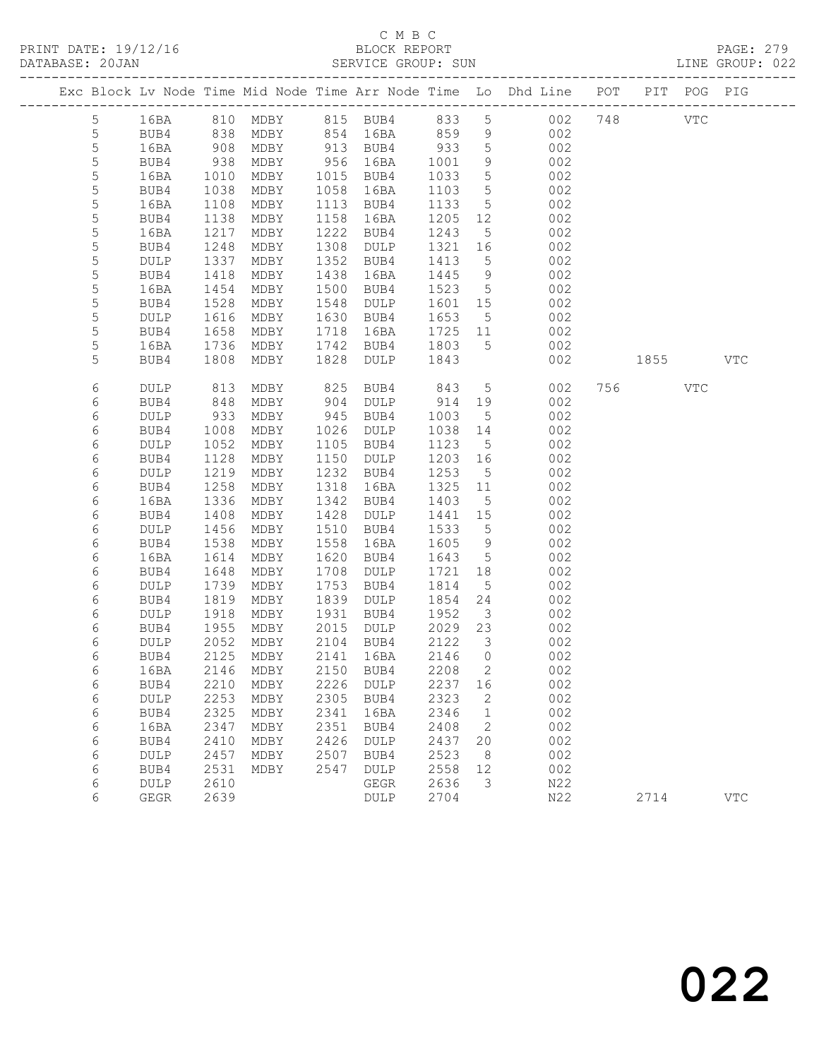C M B C

BLOCK REPORT

SERVICE GROUP: SUN

| Exc | Block | Lv | Node | Time | Mid Node | Time | Arr Node | Time | Lo | Dhd Line | POT | PIT | POG | PIG |
|---|---|---|---|---|---|---|---|---|---|---|---|---|---|---|
| | 5 | | 16BA | 810 | MDBY | 815 | BUB4 | 833 | 5 | 002 | 748 | | VTC | |
| | 5 | | BUB4 | 838 | MDBY | 854 | 16BA | 859 | 9 | 002 | | | | |
| | 5 | | 16BA | 908 | MDBY | 913 | BUB4 | 933 | 5 | 002 | | | | |
| | 5 | | BUB4 | 938 | MDBY | 956 | 16BA | 1001 | 9 | 002 | | | | |
| | 5 | | 16BA | 1010 | MDBY | 1015 | BUB4 | 1033 | 5 | 002 | | | | |
| | 5 | | BUB4 | 1038 | MDBY | 1058 | 16BA | 1103 | 5 | 002 | | | | |
| | 5 | | 16BA | 1108 | MDBY | 1113 | BUB4 | 1133 | 5 | 002 | | | | |
| | 5 | | BUB4 | 1138 | MDBY | 1158 | 16BA | 1205 | 12 | 002 | | | | |
| | 5 | | 16BA | 1217 | MDBY | 1222 | BUB4 | 1243 | 5 | 002 | | | | |
| | 5 | | BUB4 | 1248 | MDBY | 1308 | DULP | 1321 | 16 | 002 | | | | |
| | 5 | | DULP | 1337 | MDBY | 1352 | BUB4 | 1413 | 5 | 002 | | | | |
| | 5 | | BUB4 | 1418 | MDBY | 1438 | 16BA | 1445 | 9 | 002 | | | | |
| | 5 | | 16BA | 1454 | MDBY | 1500 | BUB4 | 1523 | 5 | 002 | | | | |
| | 5 | | BUB4 | 1528 | MDBY | 1548 | DULP | 1601 | 15 | 002 | | | | |
| | 5 | | DULP | 1616 | MDBY | 1630 | BUB4 | 1653 | 5 | 002 | | | | |
| | 5 | | BUB4 | 1658 | MDBY | 1718 | 16BA | 1725 | 11 | 002 | | | | |
| | 5 | | 16BA | 1736 | MDBY | 1742 | BUB4 | 1803 | 5 | 002 | | | | |
| | 5 | | BUB4 | 1808 | MDBY | 1828 | DULP | 1843 | | 002 | | 1855 | | VTC |
| | 6 | | DULP | 813 | MDBY | 825 | BUB4 | 843 | 5 | 002 | 756 | | VTC | |
| | 6 | | BUB4 | 848 | MDBY | 904 | DULP | 914 | 19 | 002 | | | | |
| | 6 | | DULP | 933 | MDBY | 945 | BUB4 | 1003 | 5 | 002 | | | | |
| | 6 | | BUB4 | 1008 | MDBY | 1026 | DULP | 1038 | 14 | 002 | | | | |
| | 6 | | DULP | 1052 | MDBY | 1105 | BUB4 | 1123 | 5 | 002 | | | | |
| | 6 | | BUB4 | 1128 | MDBY | 1150 | DULP | 1203 | 16 | 002 | | | | |
| | 6 | | DULP | 1219 | MDBY | 1232 | BUB4 | 1253 | 5 | 002 | | | | |
| | 6 | | BUB4 | 1258 | MDBY | 1318 | 16BA | 1325 | 11 | 002 | | | | |
| | 6 | | 16BA | 1336 | MDBY | 1342 | BUB4 | 1403 | 5 | 002 | | | | |
| | 6 | | BUB4 | 1408 | MDBY | 1428 | DULP | 1441 | 15 | 002 | | | | |
| | 6 | | DULP | 1456 | MDBY | 1510 | BUB4 | 1533 | 5 | 002 | | | | |
| | 6 | | BUB4 | 1538 | MDBY | 1558 | 16BA | 1605 | 9 | 002 | | | | |
| | 6 | | 16BA | 1614 | MDBY | 1620 | BUB4 | 1643 | 5 | 002 | | | | |
| | 6 | | BUB4 | 1648 | MDBY | 1708 | DULP | 1721 | 18 | 002 | | | | |
| | 6 | | DULP | 1739 | MDBY | 1753 | BUB4 | 1814 | 5 | 002 | | | | |
| | 6 | | BUB4 | 1819 | MDBY | 1839 | DULP | 1854 | 24 | 002 | | | | |
| | 6 | | DULP | 1918 | MDBY | 1931 | BUB4 | 1952 | 3 | 002 | | | | |
| | 6 | | BUB4 | 1955 | MDBY | 2015 | DULP | 2029 | 23 | 002 | | | | |
| | 6 | | DULP | 2052 | MDBY | 2104 | BUB4 | 2122 | 3 | 002 | | | | |
| | 6 | | BUB4 | 2125 | MDBY | 2141 | 16BA | 2146 | 0 | 002 | | | | |
| | 6 | | 16BA | 2146 | MDBY | 2150 | BUB4 | 2208 | 2 | 002 | | | | |
| | 6 | | BUB4 | 2210 | MDBY | 2226 | DULP | 2237 | 16 | 002 | | | | |
| | 6 | | DULP | 2253 | MDBY | 2305 | BUB4 | 2323 | 2 | 002 | | | | |
| | 6 | | BUB4 | 2325 | MDBY | 2341 | 16BA | 2346 | 1 | 002 | | | | |
| | 6 | | 16BA | 2347 | MDBY | 2351 | BUB4 | 2408 | 2 | 002 | | | | |
| | 6 | | BUB4 | 2410 | MDBY | 2426 | DULP | 2437 | 20 | 002 | | | | |
| | 6 | | DULP | 2457 | MDBY | 2507 | BUB4 | 2523 | 8 | 002 | | | | |
| | 6 | | BUB4 | 2531 | MDBY | 2547 | DULP | 2558 | 12 | 002 | | | | |
| | 6 | | DULP | 2610 | | | GEGR | 2636 | 3 | N22 | | | | |
| | 6 | | GEGR | 2639 | | | DULP | 2704 | | N22 | | 2714 | | VTC |

022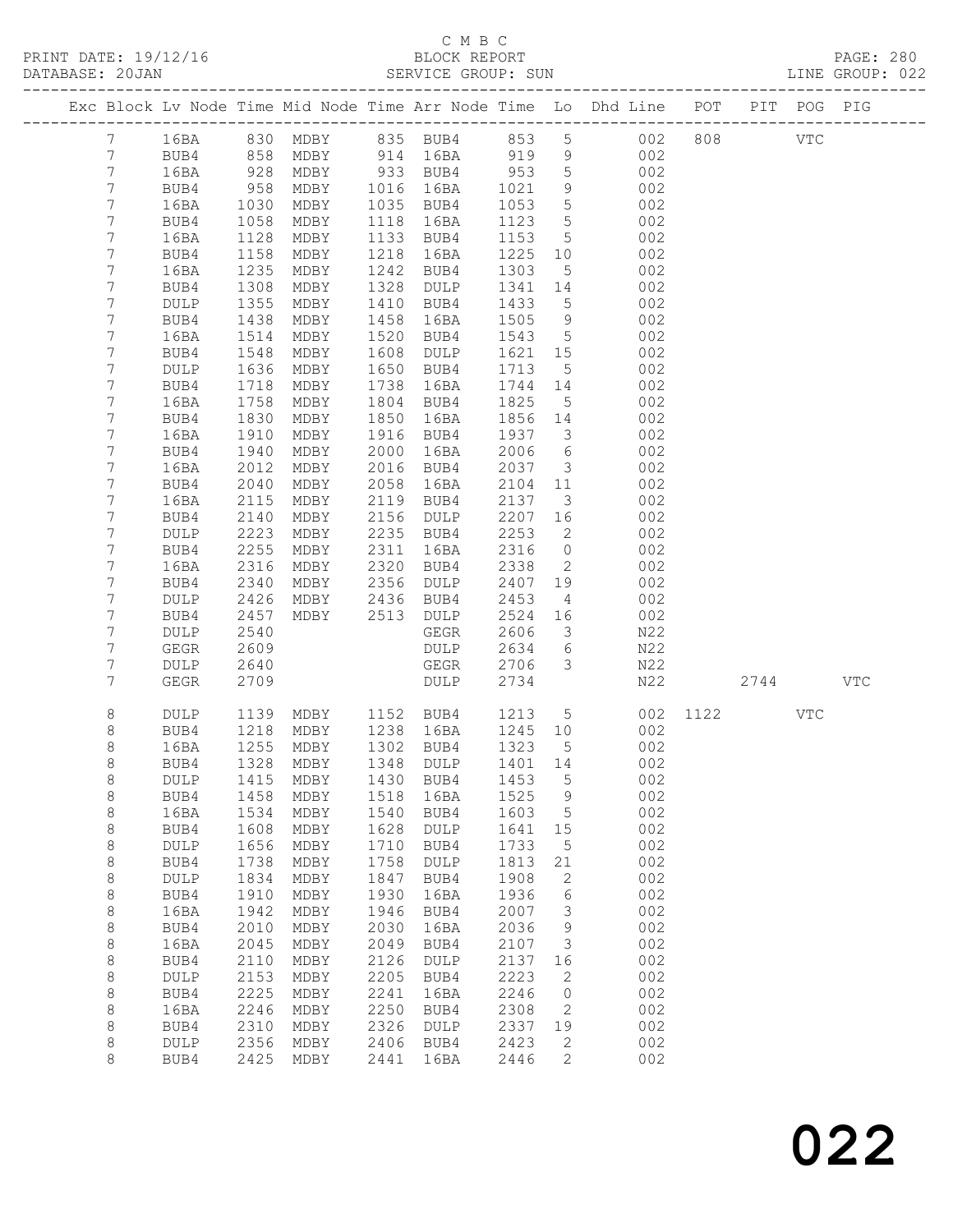C M B C
BLOCK REPORT
SERVICE GROUP: SUN

PRINT DATE: 19/12/16
DATABASE: 20JAN

LINE GROUP: 022

| Exc | Block | Lv | Node | Time | Mid Node | Time | Arr Node | Time | Lo | Dhd Line | POT | PIT | POG | PIG |
|---|---|---|---|---|---|---|---|---|---|---|---|---|---|---|
| | 7 | | 16BA | 830 | MDBY | 835 | BUB4 | 853 | 5 | 002 | 808 | | VTC | |
| | 7 | | BUB4 | 858 | MDBY | 914 | 16BA | 919 | 9 | 002 | | | | |
| | 7 | | 16BA | 928 | MDBY | 933 | BUB4 | 953 | 5 | 002 | | | | |
| | 7 | | BUB4 | 958 | MDBY | 1016 | 16BA | 1021 | 9 | 002 | | | | |
| | 7 | | 16BA | 1030 | MDBY | 1035 | BUB4 | 1053 | 5 | 002 | | | | |
| | 7 | | BUB4 | 1058 | MDBY | 1118 | 16BA | 1123 | 5 | 002 | | | | |
| | 7 | | 16BA | 1128 | MDBY | 1133 | BUB4 | 1153 | 5 | 002 | | | | |
| | 7 | | BUB4 | 1158 | MDBY | 1218 | 16BA | 1225 | 10 | 002 | | | | |
| | 7 | | 16BA | 1235 | MDBY | 1242 | BUB4 | 1303 | 5 | 002 | | | | |
| | 7 | | BUB4 | 1308 | MDBY | 1328 | DULP | 1341 | 14 | 002 | | | | |
| | 7 | | DULP | 1355 | MDBY | 1410 | BUB4 | 1433 | 5 | 002 | | | | |
| | 7 | | BUB4 | 1438 | MDBY | 1458 | 16BA | 1505 | 9 | 002 | | | | |
| | 7 | | 16BA | 1514 | MDBY | 1520 | BUB4 | 1543 | 5 | 002 | | | | |
| | 7 | | BUB4 | 1548 | MDBY | 1608 | DULP | 1621 | 15 | 002 | | | | |
| | 7 | | DULP | 1636 | MDBY | 1650 | BUB4 | 1713 | 5 | 002 | | | | |
| | 7 | | BUB4 | 1718 | MDBY | 1738 | 16BA | 1744 | 14 | 002 | | | | |
| | 7 | | 16BA | 1758 | MDBY | 1804 | BUB4 | 1825 | 5 | 002 | | | | |
| | 7 | | BUB4 | 1830 | MDBY | 1850 | 16BA | 1856 | 14 | 002 | | | | |
| | 7 | | 16BA | 1910 | MDBY | 1916 | BUB4 | 1937 | 3 | 002 | | | | |
| | 7 | | BUB4 | 1940 | MDBY | 2000 | 16BA | 2006 | 6 | 002 | | | | |
| | 7 | | 16BA | 2012 | MDBY | 2016 | BUB4 | 2037 | 3 | 002 | | | | |
| | 7 | | BUB4 | 2040 | MDBY | 2058 | 16BA | 2104 | 11 | 002 | | | | |
| | 7 | | 16BA | 2115 | MDBY | 2119 | BUB4 | 2137 | 3 | 002 | | | | |
| | 7 | | BUB4 | 2140 | MDBY | 2156 | DULP | 2207 | 16 | 002 | | | | |
| | 7 | | DULP | 2223 | MDBY | 2235 | BUB4 | 2253 | 2 | 002 | | | | |
| | 7 | | BUB4 | 2255 | MDBY | 2311 | 16BA | 2316 | 0 | 002 | | | | |
| | 7 | | 16BA | 2316 | MDBY | 2320 | BUB4 | 2338 | 2 | 002 | | | | |
| | 7 | | BUB4 | 2340 | MDBY | 2356 | DULP | 2407 | 19 | 002 | | | | |
| | 7 | | DULP | 2426 | MDBY | 2436 | BUB4 | 2453 | 4 | 002 | | | | |
| | 7 | | BUB4 | 2457 | MDBY | 2513 | DULP | 2524 | 16 | 002 | | | | |
| | 7 | | DULP | 2540 | | | GEGR | 2606 | 3 | N22 | | | | |
| | 7 | | GEGR | 2609 | | | DULP | 2634 | 6 | N22 | | | | |
| | 7 | | DULP | 2640 | | | GEGR | 2706 | 3 | N22 | | | | |
| | 7 | | GEGR | 2709 | | | DULP | 2734 | | N22 | | 2744 | | VTC |
| | 8 | | DULP | 1139 | MDBY | 1152 | BUB4 | 1213 | 5 | 002 | 1122 | | VTC | |
| | 8 | | BUB4 | 1218 | MDBY | 1238 | 16BA | 1245 | 10 | 002 | | | | |
| | 8 | | 16BA | 1255 | MDBY | 1302 | BUB4 | 1323 | 5 | 002 | | | | |
| | 8 | | BUB4 | 1328 | MDBY | 1348 | DULP | 1401 | 14 | 002 | | | | |
| | 8 | | DULP | 1415 | MDBY | 1430 | BUB4 | 1453 | 5 | 002 | | | | |
| | 8 | | BUB4 | 1458 | MDBY | 1518 | 16BA | 1525 | 9 | 002 | | | | |
| | 8 | | 16BA | 1534 | MDBY | 1540 | BUB4 | 1603 | 5 | 002 | | | | |
| | 8 | | BUB4 | 1608 | MDBY | 1628 | DULP | 1641 | 15 | 002 | | | | |
| | 8 | | DULP | 1656 | MDBY | 1710 | BUB4 | 1733 | 5 | 002 | | | | |
| | 8 | | BUB4 | 1738 | MDBY | 1758 | DULP | 1813 | 21 | 002 | | | | |
| | 8 | | DULP | 1834 | MDBY | 1847 | BUB4 | 1908 | 2 | 002 | | | | |
| | 8 | | BUB4 | 1910 | MDBY | 1930 | 16BA | 1936 | 6 | 002 | | | | |
| | 8 | | 16BA | 1942 | MDBY | 1946 | BUB4 | 2007 | 3 | 002 | | | | |
| | 8 | | BUB4 | 2010 | MDBY | 2030 | 16BA | 2036 | 9 | 002 | | | | |
| | 8 | | 16BA | 2045 | MDBY | 2049 | BUB4 | 2107 | 3 | 002 | | | | |
| | 8 | | BUB4 | 2110 | MDBY | 2126 | DULP | 2137 | 16 | 002 | | | | |
| | 8 | | DULP | 2153 | MDBY | 2205 | BUB4 | 2223 | 2 | 002 | | | | |
| | 8 | | BUB4 | 2225 | MDBY | 2241 | 16BA | 2246 | 0 | 002 | | | | |
| | 8 | | 16BA | 2246 | MDBY | 2250 | BUB4 | 2308 | 2 | 002 | | | | |
| | 8 | | BUB4 | 2310 | MDBY | 2326 | DULP | 2337 | 19 | 002 | | | | |
| | 8 | | DULP | 2356 | MDBY | 2406 | BUB4 | 2423 | 2 | 002 | | | | |
| | 8 | | BUB4 | 2425 | MDBY | 2441 | 16BA | 2446 | 2 | 002 | | | | |

022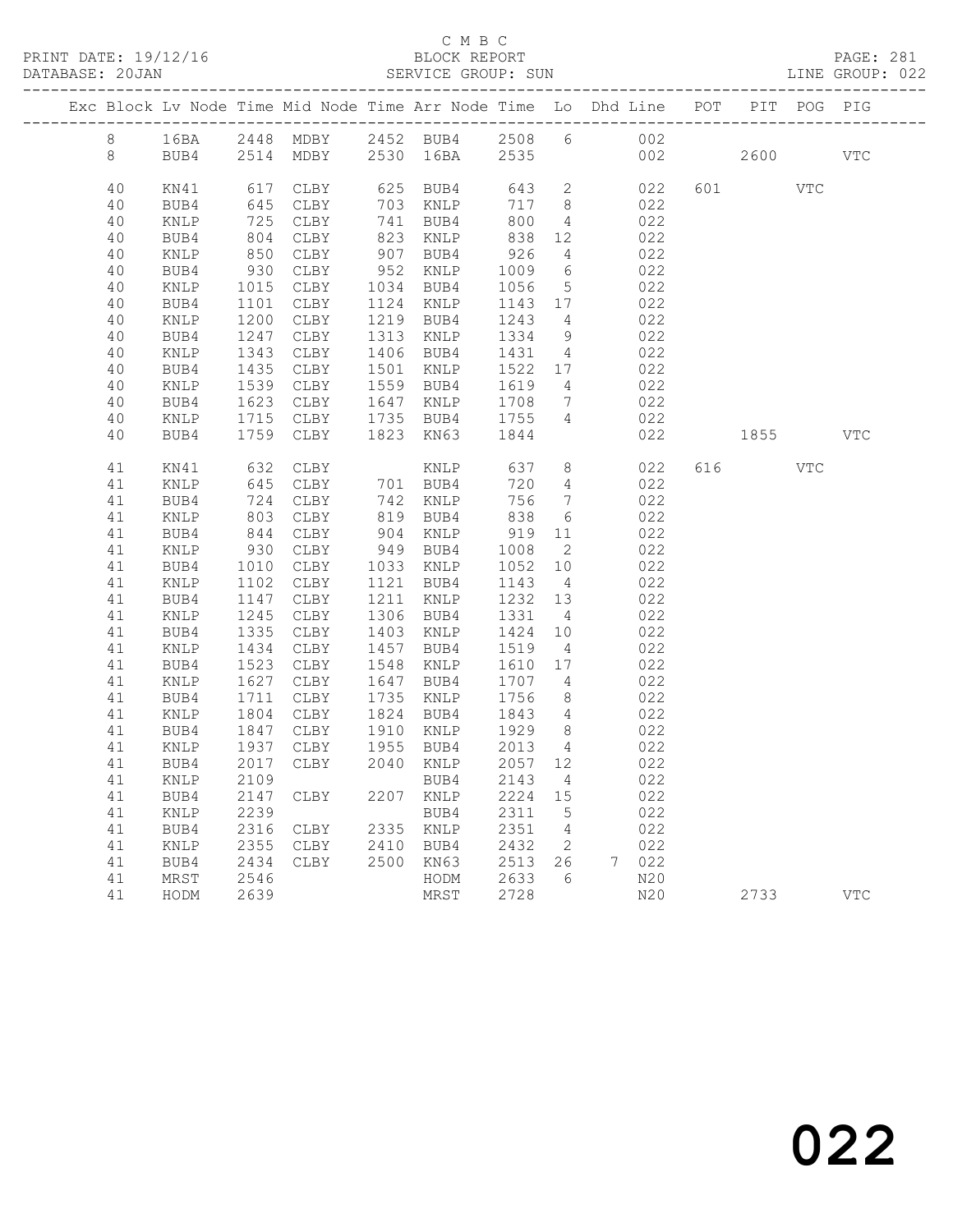C M B C
BLOCK REPORT
SERVICE GROUP: SUN

PRINT DATE: 19/12/16
DATABASE: 20JAN
PAGE: 281
LINE GROUP: 022

| Exc | Block | Lv | Node | Time | Mid Node | Time | Arr Node | Time | Lo | Dhd | Line | POT | PIT | POG | PIG |
|---|---|---|---|---|---|---|---|---|---|---|---|---|---|---|---|
| | 8 | | 16BA | 2448 | MDBY | 2452 | BUB4 | 2508 | 6 | | 002 | | | | |
| | 8 | | BUB4 | 2514 | MDBY | 2530 | 16BA | 2535 | | | 002 | | 2600 | | VTC |
| | 40 | | KN41 | 617 | CLBY | 625 | BUB4 | 643 | 2 | | 022 | 601 | | VTC | |
| | 40 | | BUB4 | 645 | CLBY | 703 | KNLP | 717 | 8 | | 022 | | | | |
| | 40 | | KNLP | 725 | CLBY | 741 | BUB4 | 800 | 4 | | 022 | | | | |
| | 40 | | BUB4 | 804 | CLBY | 823 | KNLP | 838 | 12 | | 022 | | | | |
| | 40 | | KNLP | 850 | CLBY | 907 | BUB4 | 926 | 4 | | 022 | | | | |
| | 40 | | BUB4 | 930 | CLBY | 952 | KNLP | 1009 | 6 | | 022 | | | | |
| | 40 | | KNLP | 1015 | CLBY | 1034 | BUB4 | 1056 | 5 | | 022 | | | | |
| | 40 | | BUB4 | 1101 | CLBY | 1124 | KNLP | 1143 | 17 | | 022 | | | | |
| | 40 | | KNLP | 1200 | CLBY | 1219 | BUB4 | 1243 | 4 | | 022 | | | | |
| | 40 | | BUB4 | 1247 | CLBY | 1313 | KNLP | 1334 | 9 | | 022 | | | | |
| | 40 | | KNLP | 1343 | CLBY | 1406 | BUB4 | 1431 | 4 | | 022 | | | | |
| | 40 | | BUB4 | 1435 | CLBY | 1501 | KNLP | 1522 | 17 | | 022 | | | | |
| | 40 | | KNLP | 1539 | CLBY | 1559 | BUB4 | 1619 | 4 | | 022 | | | | |
| | 40 | | BUB4 | 1623 | CLBY | 1647 | KNLP | 1708 | 7 | | 022 | | | | |
| | 40 | | KNLP | 1715 | CLBY | 1735 | BUB4 | 1755 | 4 | | 022 | | | | |
| | 40 | | BUB4 | 1759 | CLBY | 1823 | KN63 | 1844 | | | 022 | | 1855 | | VTC |
| | 41 | | KN41 | 632 | CLBY | | KNLP | 637 | 8 | | 022 | 616 | | VTC | |
| | 41 | | KNLP | 645 | CLBY | 701 | BUB4 | 720 | 4 | | 022 | | | | |
| | 41 | | BUB4 | 724 | CLBY | 742 | KNLP | 756 | 7 | | 022 | | | | |
| | 41 | | KNLP | 803 | CLBY | 819 | BUB4 | 838 | 6 | | 022 | | | | |
| | 41 | | BUB4 | 844 | CLBY | 904 | KNLP | 919 | 11 | | 022 | | | | |
| | 41 | | KNLP | 930 | CLBY | 949 | BUB4 | 1008 | 2 | | 022 | | | | |
| | 41 | | BUB4 | 1010 | CLBY | 1033 | KNLP | 1052 | 10 | | 022 | | | | |
| | 41 | | KNLP | 1102 | CLBY | 1121 | BUB4 | 1143 | 4 | | 022 | | | | |
| | 41 | | BUB4 | 1147 | CLBY | 1211 | KNLP | 1232 | 13 | | 022 | | | | |
| | 41 | | KNLP | 1245 | CLBY | 1306 | BUB4 | 1331 | 4 | | 022 | | | | |
| | 41 | | BUB4 | 1335 | CLBY | 1403 | KNLP | 1424 | 10 | | 022 | | | | |
| | 41 | | KNLP | 1434 | CLBY | 1457 | BUB4 | 1519 | 4 | | 022 | | | | |
| | 41 | | BUB4 | 1523 | CLBY | 1548 | KNLP | 1610 | 17 | | 022 | | | | |
| | 41 | | KNLP | 1627 | CLBY | 1647 | BUB4 | 1707 | 4 | | 022 | | | | |
| | 41 | | BUB4 | 1711 | CLBY | 1735 | KNLP | 1756 | 8 | | 022 | | | | |
| | 41 | | KNLP | 1804 | CLBY | 1824 | BUB4 | 1843 | 4 | | 022 | | | | |
| | 41 | | BUB4 | 1847 | CLBY | 1910 | KNLP | 1929 | 8 | | 022 | | | | |
| | 41 | | KNLP | 1937 | CLBY | 1955 | BUB4 | 2013 | 4 | | 022 | | | | |
| | 41 | | BUB4 | 2017 | CLBY | 2040 | KNLP | 2057 | 12 | | 022 | | | | |
| | 41 | | KNLP | 2109 | | | BUB4 | 2143 | 4 | | 022 | | | | |
| | 41 | | BUB4 | 2147 | CLBY | 2207 | KNLP | 2224 | 15 | | 022 | | | | |
| | 41 | | KNLP | 2239 | | | BUB4 | 2311 | 5 | | 022 | | | | |
| | 41 | | BUB4 | 2316 | CLBY | 2335 | KNLP | 2351 | 4 | | 022 | | | | |
| | 41 | | KNLP | 2355 | CLBY | 2410 | BUB4 | 2432 | 2 | | 022 | | | | |
| | 41 | | BUB4 | 2434 | CLBY | 2500 | KN63 | 2513 | 26 | 7 | 022 | | | | |
| | 41 | | MRST | 2546 | | | HODM | 2633 | 6 | | N20 | | | | |
| | 41 | | HODM | 2639 | | | MRST | 2728 | | | N20 | | 2733 | | VTC |

022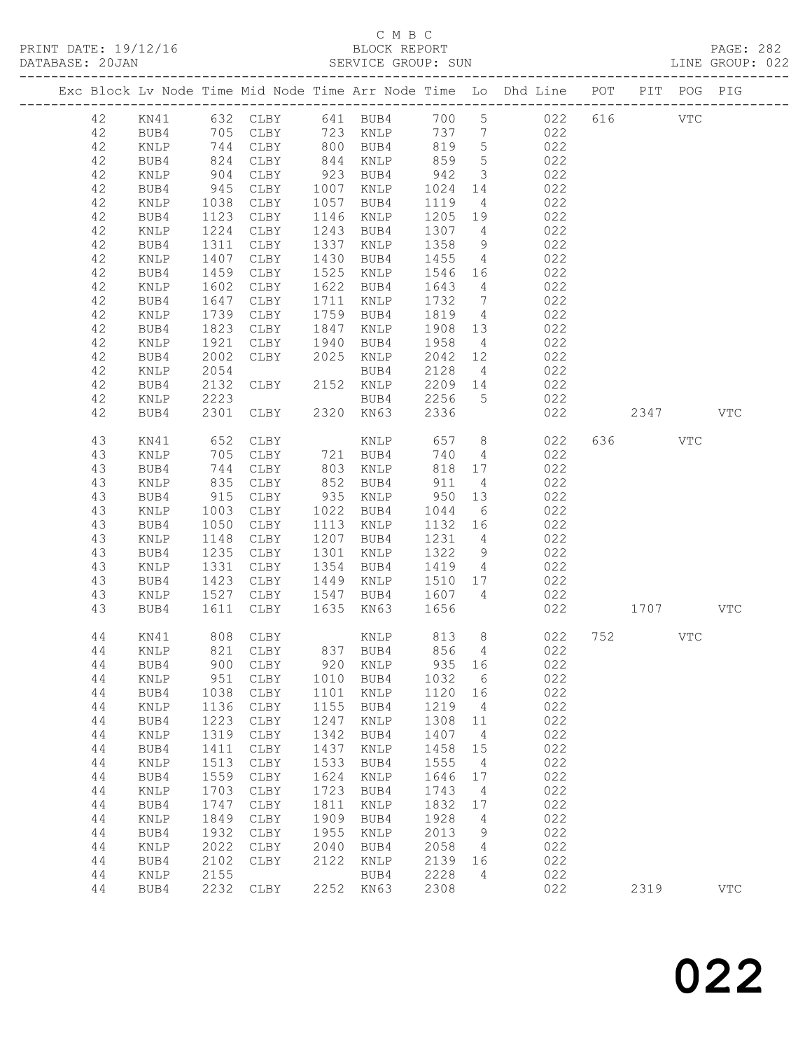C M B C

BLOCK REPORT

SERVICE GROUP: SUN

PRINT DATE: 19/12/16
DATABASE: 20JAN

PAGE: 282
LINE GROUP: 022

| Exc | Block | Lv | Node | Time | Mid Node | Time | Arr Node | Time | Lo | Dhd Line | POT | PIT | POG | PIG |
|---|---|---|---|---|---|---|---|---|---|---|---|---|---|---|
| | 42 | | KN41 | 632 | CLBY | 641 | BUB4 | 700 | 5 | 022 | 616 | | VTC | |
| | 42 | | BUB4 | 705 | CLBY | 723 | KNLP | 737 | 7 | 022 | | | | |
| | 42 | | KNLP | 744 | CLBY | 800 | BUB4 | 819 | 5 | 022 | | | | |
| | 42 | | BUB4 | 824 | CLBY | 844 | KNLP | 859 | 5 | 022 | | | | |
| | 42 | | KNLP | 904 | CLBY | 923 | BUB4 | 942 | 3 | 022 | | | | |
| | 42 | | BUB4 | 945 | CLBY | 1007 | KNLP | 1024 | 14 | 022 | | | | |
| | 42 | | KNLP | 1038 | CLBY | 1057 | BUB4 | 1119 | 4 | 022 | | | | |
| | 42 | | BUB4 | 1123 | CLBY | 1146 | KNLP | 1205 | 19 | 022 | | | | |
| | 42 | | KNLP | 1224 | CLBY | 1243 | BUB4 | 1307 | 4 | 022 | | | | |
| | 42 | | BUB4 | 1311 | CLBY | 1337 | KNLP | 1358 | 9 | 022 | | | | |
| | 42 | | KNLP | 1407 | CLBY | 1430 | BUB4 | 1455 | 4 | 022 | | | | |
| | 42 | | BUB4 | 1459 | CLBY | 1525 | KNLP | 1546 | 16 | 022 | | | | |
| | 42 | | KNLP | 1602 | CLBY | 1622 | BUB4 | 1643 | 4 | 022 | | | | |
| | 42 | | BUB4 | 1647 | CLBY | 1711 | KNLP | 1732 | 7 | 022 | | | | |
| | 42 | | KNLP | 1739 | CLBY | 1759 | BUB4 | 1819 | 4 | 022 | | | | |
| | 42 | | BUB4 | 1823 | CLBY | 1847 | KNLP | 1908 | 13 | 022 | | | | |
| | 42 | | KNLP | 1921 | CLBY | 1940 | BUB4 | 1958 | 4 | 022 | | | | |
| | 42 | | BUB4 | 2002 | CLBY | 2025 | KNLP | 2042 | 12 | 022 | | | | |
| | 42 | | KNLP | 2054 | | | BUB4 | 2128 | 4 | 022 | | | | |
| | 42 | | BUB4 | 2132 | CLBY | 2152 | KNLP | 2209 | 14 | 022 | | | | |
| | 42 | | KNLP | 2223 | | | BUB4 | 2256 | 5 | 022 | | | | |
| | 42 | | BUB4 | 2301 | CLBY | 2320 | KN63 | 2336 | | 022 | | 2347 | | VTC |
| | 43 | | KN41 | 652 | CLBY | | KNLP | 657 | 8 | 022 | 636 | | VTC | |
| | 43 | | KNLP | 705 | CLBY | 721 | BUB4 | 740 | 4 | 022 | | | | |
| | 43 | | BUB4 | 744 | CLBY | 803 | KNLP | 818 | 17 | 022 | | | | |
| | 43 | | KNLP | 835 | CLBY | 852 | BUB4 | 911 | 4 | 022 | | | | |
| | 43 | | BUB4 | 915 | CLBY | 935 | KNLP | 950 | 13 | 022 | | | | |
| | 43 | | KNLP | 1003 | CLBY | 1022 | BUB4 | 1044 | 6 | 022 | | | | |
| | 43 | | BUB4 | 1050 | CLBY | 1113 | KNLP | 1132 | 16 | 022 | | | | |
| | 43 | | KNLP | 1148 | CLBY | 1207 | BUB4 | 1231 | 4 | 022 | | | | |
| | 43 | | BUB4 | 1235 | CLBY | 1301 | KNLP | 1322 | 9 | 022 | | | | |
| | 43 | | KNLP | 1331 | CLBY | 1354 | BUB4 | 1419 | 4 | 022 | | | | |
| | 43 | | BUB4 | 1423 | CLBY | 1449 | KNLP | 1510 | 17 | 022 | | | | |
| | 43 | | KNLP | 1527 | CLBY | 1547 | BUB4 | 1607 | 4 | 022 | | | | |
| | 43 | | BUB4 | 1611 | CLBY | 1635 | KN63 | 1656 | | 022 | | 1707 | | VTC |
| | 44 | | KN41 | 808 | CLBY | | KNLP | 813 | 8 | 022 | 752 | | VTC | |
| | 44 | | KNLP | 821 | CLBY | 837 | BUB4 | 856 | 4 | 022 | | | | |
| | 44 | | BUB4 | 900 | CLBY | 920 | KNLP | 935 | 16 | 022 | | | | |
| | 44 | | KNLP | 951 | CLBY | 1010 | BUB4 | 1032 | 6 | 022 | | | | |
| | 44 | | BUB4 | 1038 | CLBY | 1101 | KNLP | 1120 | 16 | 022 | | | | |
| | 44 | | KNLP | 1136 | CLBY | 1155 | BUB4 | 1219 | 4 | 022 | | | | |
| | 44 | | BUB4 | 1223 | CLBY | 1247 | KNLP | 1308 | 11 | 022 | | | | |
| | 44 | | KNLP | 1319 | CLBY | 1342 | BUB4 | 1407 | 4 | 022 | | | | |
| | 44 | | BUB4 | 1411 | CLBY | 1437 | KNLP | 1458 | 15 | 022 | | | | |
| | 44 | | KNLP | 1513 | CLBY | 1533 | BUB4 | 1555 | 4 | 022 | | | | |
| | 44 | | BUB4 | 1559 | CLBY | 1624 | KNLP | 1646 | 17 | 022 | | | | |
| | 44 | | KNLP | 1703 | CLBY | 1723 | BUB4 | 1743 | 4 | 022 | | | | |
| | 44 | | BUB4 | 1747 | CLBY | 1811 | KNLP | 1832 | 17 | 022 | | | | |
| | 44 | | KNLP | 1849 | CLBY | 1909 | BUB4 | 1928 | 4 | 022 | | | | |
| | 44 | | BUB4 | 1932 | CLBY | 1955 | KNLP | 2013 | 9 | 022 | | | | |
| | 44 | | KNLP | 2022 | CLBY | 2040 | BUB4 | 2058 | 4 | 022 | | | | |
| | 44 | | BUB4 | 2102 | CLBY | 2122 | KNLP | 2139 | 16 | 022 | | | | |
| | 44 | | KNLP | 2155 | | | BUB4 | 2228 | 4 | 022 | | | | |
| | 44 | | BUB4 | 2232 | CLBY | 2252 | KN63 | 2308 | | 022 | | 2319 | | VTC |

022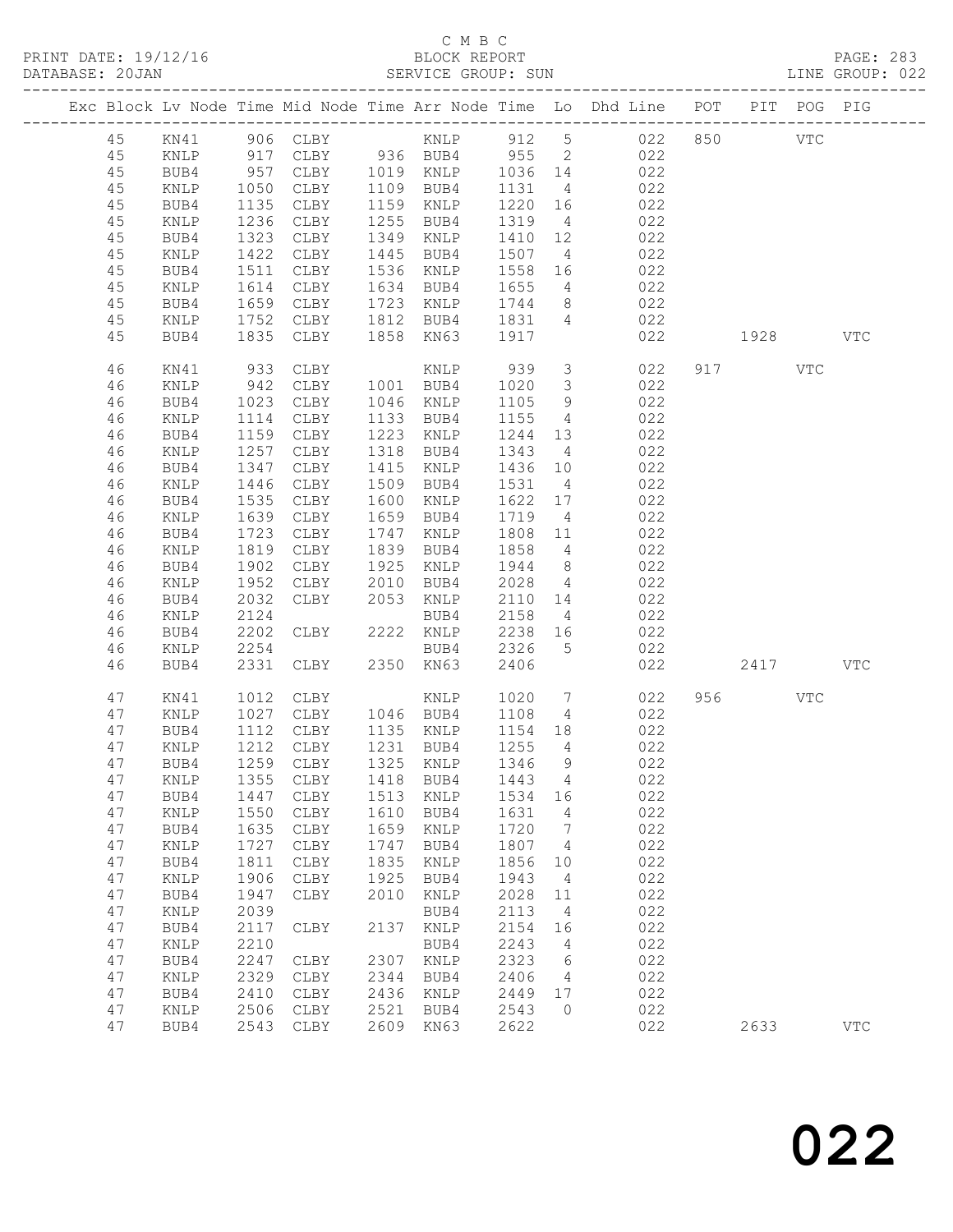C M B C

PRINT DATE: 19/12/16 BLOCK REPORT PAGE: 283
DATABASE: 20JAN SERVICE GROUP: SUN LINE GROUP: 022

| Exc | Block | Lv | Node | Time | Mid Node | Time | Arr Node | Time | Lo | Dhd Line | POT | PIT | POG | PIG |
|---|---|---|---|---|---|---|---|---|---|---|---|---|---|---|
| | 45 | | KN41 | 906 | CLBY | | KNLP | 912 | 5 | 022 | 850 | | VTC | |
| | 45 | | KNLP | 917 | CLBY | 936 | BUB4 | 955 | 2 | 022 | | | | |
| | 45 | | BUB4 | 957 | CLBY | 1019 | KNLP | 1036 | 14 | 022 | | | | |
| | 45 | | KNLP | 1050 | CLBY | 1109 | BUB4 | 1131 | 4 | 022 | | | | |
| | 45 | | BUB4 | 1135 | CLBY | 1159 | KNLP | 1220 | 16 | 022 | | | | |
| | 45 | | KNLP | 1236 | CLBY | 1255 | BUB4 | 1319 | 4 | 022 | | | | |
| | 45 | | BUB4 | 1323 | CLBY | 1349 | KNLP | 1410 | 12 | 022 | | | | |
| | 45 | | KNLP | 1422 | CLBY | 1445 | BUB4 | 1507 | 4 | 022 | | | | |
| | 45 | | BUB4 | 1511 | CLBY | 1536 | KNLP | 1558 | 16 | 022 | | | | |
| | 45 | | KNLP | 1614 | CLBY | 1634 | BUB4 | 1655 | 4 | 022 | | | | |
| | 45 | | BUB4 | 1659 | CLBY | 1723 | KNLP | 1744 | 8 | 022 | | | | |
| | 45 | | KNLP | 1752 | CLBY | 1812 | BUB4 | 1831 | 4 | 022 | | | | |
| | 45 | | BUB4 | 1835 | CLBY | 1858 | KN63 | 1917 | | 022 | | 1928 | | VTC |
| | 46 | | KN41 | 933 | CLBY | | KNLP | 939 | 3 | 022 | 917 | | VTC | |
| | 46 | | KNLP | 942 | CLBY | 1001 | BUB4 | 1020 | 3 | 022 | | | | |
| | 46 | | BUB4 | 1023 | CLBY | 1046 | KNLP | 1105 | 9 | 022 | | | | |
| | 46 | | KNLP | 1114 | CLBY | 1133 | BUB4 | 1155 | 4 | 022 | | | | |
| | 46 | | BUB4 | 1159 | CLBY | 1223 | KNLP | 1244 | 13 | 022 | | | | |
| | 46 | | KNLP | 1257 | CLBY | 1318 | BUB4 | 1343 | 4 | 022 | | | | |
| | 46 | | BUB4 | 1347 | CLBY | 1415 | KNLP | 1436 | 10 | 022 | | | | |
| | 46 | | KNLP | 1446 | CLBY | 1509 | BUB4 | 1531 | 4 | 022 | | | | |
| | 46 | | BUB4 | 1535 | CLBY | 1600 | KNLP | 1622 | 17 | 022 | | | | |
| | 46 | | KNLP | 1639 | CLBY | 1659 | BUB4 | 1719 | 4 | 022 | | | | |
| | 46 | | BUB4 | 1723 | CLBY | 1747 | KNLP | 1808 | 11 | 022 | | | | |
| | 46 | | KNLP | 1819 | CLBY | 1839 | BUB4 | 1858 | 4 | 022 | | | | |
| | 46 | | BUB4 | 1902 | CLBY | 1925 | KNLP | 1944 | 8 | 022 | | | | |
| | 46 | | KNLP | 1952 | CLBY | 2010 | BUB4 | 2028 | 4 | 022 | | | | |
| | 46 | | BUB4 | 2032 | CLBY | 2053 | KNLP | 2110 | 14 | 022 | | | | |
| | 46 | | KNLP | 2124 | | | BUB4 | 2158 | 4 | 022 | | | | |
| | 46 | | BUB4 | 2202 | CLBY | 2222 | KNLP | 2238 | 16 | 022 | | | | |
| | 46 | | KNLP | 2254 | | | BUB4 | 2326 | 5 | 022 | | | | |
| | 46 | | BUB4 | 2331 | CLBY | 2350 | KN63 | 2406 | | 022 | | 2417 | | VTC |
| | 47 | | KN41 | 1012 | CLBY | | KNLP | 1020 | 7 | 022 | 956 | | VTC | |
| | 47 | | KNLP | 1027 | CLBY | 1046 | BUB4 | 1108 | 4 | 022 | | | | |
| | 47 | | BUB4 | 1112 | CLBY | 1135 | KNLP | 1154 | 18 | 022 | | | | |
| | 47 | | KNLP | 1212 | CLBY | 1231 | BUB4 | 1255 | 4 | 022 | | | | |
| | 47 | | BUB4 | 1259 | CLBY | 1325 | KNLP | 1346 | 9 | 022 | | | | |
| | 47 | | KNLP | 1355 | CLBY | 1418 | BUB4 | 1443 | 4 | 022 | | | | |
| | 47 | | BUB4 | 1447 | CLBY | 1513 | KNLP | 1534 | 16 | 022 | | | | |
| | 47 | | KNLP | 1550 | CLBY | 1610 | BUB4 | 1631 | 4 | 022 | | | | |
| | 47 | | BUB4 | 1635 | CLBY | 1659 | KNLP | 1720 | 7 | 022 | | | | |
| | 47 | | KNLP | 1727 | CLBY | 1747 | BUB4 | 1807 | 4 | 022 | | | | |
| | 47 | | BUB4 | 1811 | CLBY | 1835 | KNLP | 1856 | 10 | 022 | | | | |
| | 47 | | KNLP | 1906 | CLBY | 1925 | BUB4 | 1943 | 4 | 022 | | | | |
| | 47 | | BUB4 | 1947 | CLBY | 2010 | KNLP | 2028 | 11 | 022 | | | | |
| | 47 | | KNLP | 2039 | | | BUB4 | 2113 | 4 | 022 | | | | |
| | 47 | | BUB4 | 2117 | CLBY | 2137 | KNLP | 2154 | 16 | 022 | | | | |
| | 47 | | KNLP | 2210 | | | BUB4 | 2243 | 4 | 022 | | | | |
| | 47 | | BUB4 | 2247 | CLBY | 2307 | KNLP | 2323 | 6 | 022 | | | | |
| | 47 | | KNLP | 2329 | CLBY | 2344 | BUB4 | 2406 | 4 | 022 | | | | |
| | 47 | | BUB4 | 2410 | CLBY | 2436 | KNLP | 2449 | 17 | 022 | | | | |
| | 47 | | KNLP | 2506 | CLBY | 2521 | BUB4 | 2543 | 0 | 022 | | | | |
| | 47 | | BUB4 | 2543 | CLBY | 2609 | KN63 | 2622 | | 022 | | 2633 | | VTC |

022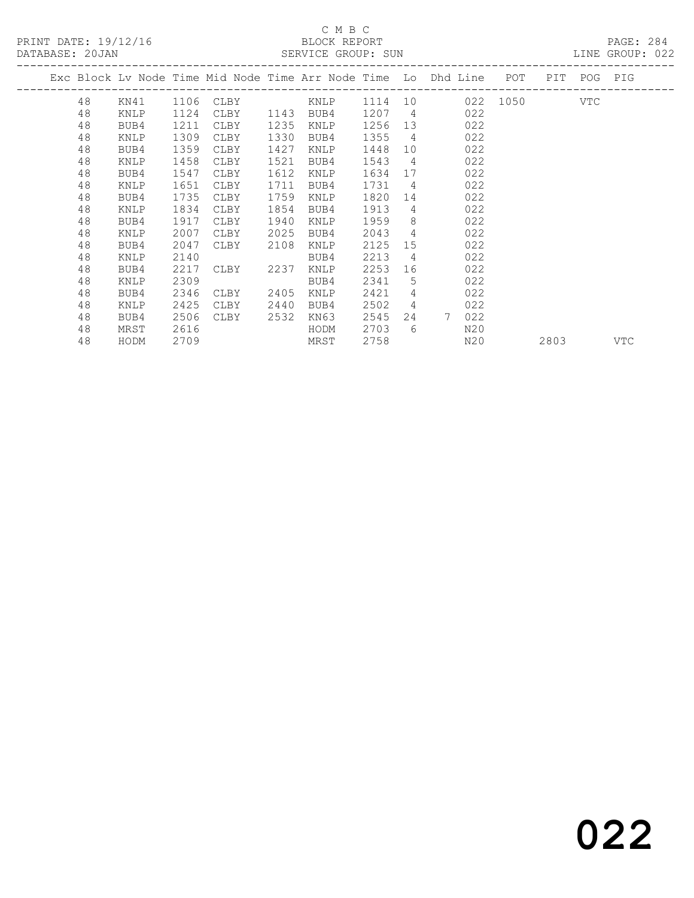C M B C
BLOCK REPORT
SERVICE GROUP: SUN

PRINT DATE: 19/12/16
DATABASE: 20JAN
LINE GROUP: 022

| Exc | Block | Lv Node | Time | Mid Node | Time | Arr Node | Time | Lo | Dhd | Line | POT | PIT | POG | PIG |
|---|---|---|---|---|---|---|---|---|---|---|---|---|---|---|
| | 48 | KN41 | 1106 | CLBY | | KNLP | 1114 | 10 | | 022 | 1050 | | VTC | |
| | 48 | KNLP | 1124 | CLBY | 1143 | BUB4 | 1207 | 4 | | 022 | | | | |
| | 48 | BUB4 | 1211 | CLBY | 1235 | KNLP | 1256 | 13 | | 022 | | | | |
| | 48 | KNLP | 1309 | CLBY | 1330 | BUB4 | 1355 | 4 | | 022 | | | | |
| | 48 | BUB4 | 1359 | CLBY | 1427 | KNLP | 1448 | 10 | | 022 | | | | |
| | 48 | KNLP | 1458 | CLBY | 1521 | BUB4 | 1543 | 4 | | 022 | | | | |
| | 48 | BUB4 | 1547 | CLBY | 1612 | KNLP | 1634 | 17 | | 022 | | | | |
| | 48 | KNLP | 1651 | CLBY | 1711 | BUB4 | 1731 | 4 | | 022 | | | | |
| | 48 | BUB4 | 1735 | CLBY | 1759 | KNLP | 1820 | 14 | | 022 | | | | |
| | 48 | KNLP | 1834 | CLBY | 1854 | BUB4 | 1913 | 4 | | 022 | | | | |
| | 48 | BUB4 | 1917 | CLBY | 1940 | KNLP | 1959 | 8 | | 022 | | | | |
| | 48 | KNLP | 2007 | CLBY | 2025 | BUB4 | 2043 | 4 | | 022 | | | | |
| | 48 | BUB4 | 2047 | CLBY | 2108 | KNLP | 2125 | 15 | | 022 | | | | |
| | 48 | KNLP | 2140 | | | BUB4 | 2213 | 4 | | 022 | | | | |
| | 48 | BUB4 | 2217 | CLBY | 2237 | KNLP | 2253 | 16 | | 022 | | | | |
| | 48 | KNLP | 2309 | | | BUB4 | 2341 | 5 | | 022 | | | | |
| | 48 | BUB4 | 2346 | CLBY | 2405 | KNLP | 2421 | 4 | | 022 | | | | |
| | 48 | KNLP | 2425 | CLBY | 2440 | BUB4 | 2502 | 4 | | 022 | | | | |
| | 48 | BUB4 | 2506 | CLBY | 2532 | KN63 | 2545 | 24 | 7 | 022 | | | | |
| | 48 | MRST | 2616 | | | HODM | 2703 | 6 | | N20 | | | | |
| | 48 | HODM | 2709 | | | MRST | 2758 | | | N20 | | 2803 | | VTC |

022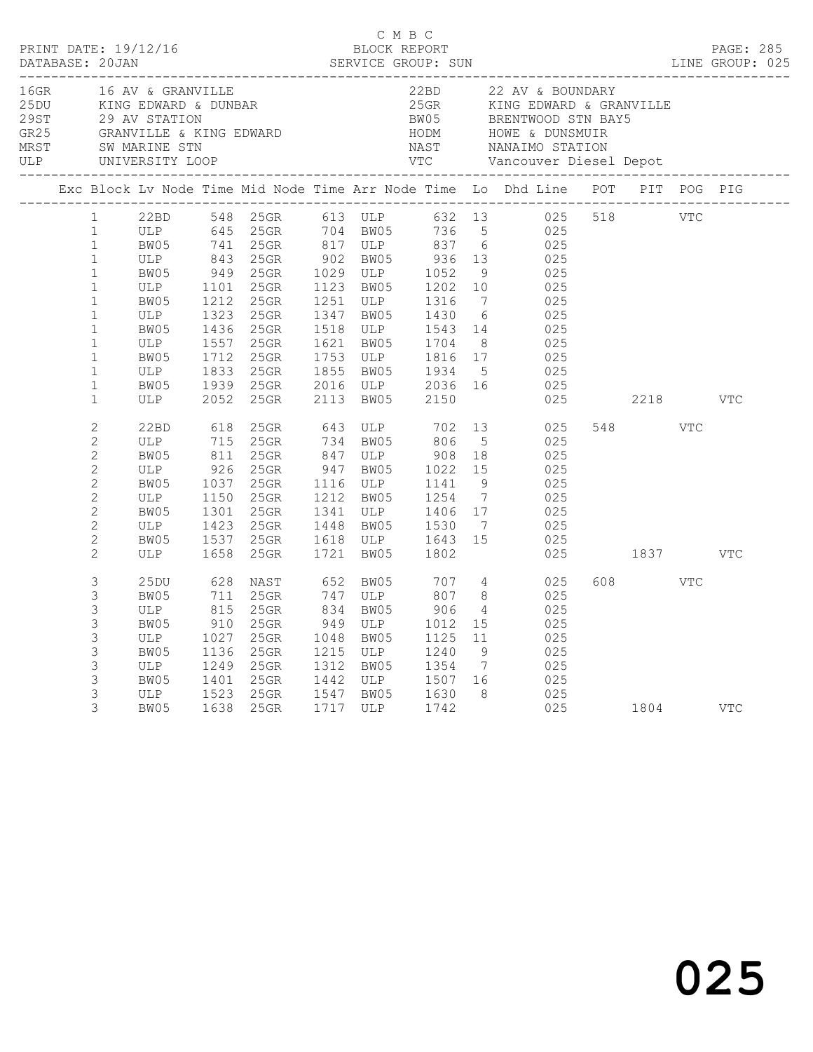C M B C
PRINT DATE: 19/12/16 BLOCK REPORT
DATABASE: 20JAN SERVICE GROUP: SUN LINE GROUP: 025

| Code | Description | Code | Description |
|---|---|---|---|
| 16GR | 16 AV & GRANVILLE | 22BD | 22 AV & BOUNDARY |
| 25DU | KING EDWARD & DUNBAR | 25GR | KING EDWARD & GRANVILLE |
| 29ST | 29 AV STATION | BW05 | BRENTWOOD STN BAY5 |
| GR25 | GRANVILLE & KING EDWARD | HODM | HOWE & DUNSMUIR |
| MRST | SW MARINE STN | NAST | NANAIMO STATION |
| ULP | UNIVERSITY LOOP | VTC | Vancouver Diesel Depot |

| Exc | Block | Lv Node | Time | Mid Node | Time | Arr Node | Time | Lo | Dhd Line | POT | PIT | POG | PIG |
|---|---|---|---|---|---|---|---|---|---|---|---|---|---|
| | 1 | 22BD | 548 | 25GR | 613 | ULP | 632 | 13 | 025 | 518 | | VTC | |
| | 1 | ULP | 645 | 25GR | 704 | BW05 | 736 | 5 | 025 | | | | |
| | 1 | BW05 | 741 | 25GR | 817 | ULP | 837 | 6 | 025 | | | | |
| | 1 | ULP | 843 | 25GR | 902 | BW05 | 936 | 13 | 025 | | | | |
| | 1 | BW05 | 949 | 25GR | 1029 | ULP | 1052 | 9 | 025 | | | | |
| | 1 | ULP | 1101 | 25GR | 1123 | BW05 | 1202 | 10 | 025 | | | | |
| | 1 | BW05 | 1212 | 25GR | 1251 | ULP | 1316 | 7 | 025 | | | | |
| | 1 | ULP | 1323 | 25GR | 1347 | BW05 | 1430 | 6 | 025 | | | | |
| | 1 | BW05 | 1436 | 25GR | 1518 | ULP | 1543 | 14 | 025 | | | | |
| | 1 | ULP | 1557 | 25GR | 1621 | BW05 | 1704 | 8 | 025 | | | | |
| | 1 | BW05 | 1712 | 25GR | 1753 | ULP | 1816 | 17 | 025 | | | | |
| | 1 | ULP | 1833 | 25GR | 1855 | BW05 | 1934 | 5 | 025 | | | | |
| | 1 | BW05 | 1939 | 25GR | 2016 | ULP | 2036 | 16 | 025 | | | | |
| | 1 | ULP | 2052 | 25GR | 2113 | BW05 | 2150 | | 025 | | 2218 | | VTC |
| | 2 | 22BD | 618 | 25GR | 643 | ULP | 702 | 13 | 025 | 548 | | VTC | |
| | 2 | ULP | 715 | 25GR | 734 | BW05 | 806 | 5 | 025 | | | | |
| | 2 | BW05 | 811 | 25GR | 847 | ULP | 908 | 18 | 025 | | | | |
| | 2 | ULP | 926 | 25GR | 947 | BW05 | 1022 | 15 | 025 | | | | |
| | 2 | BW05 | 1037 | 25GR | 1116 | ULP | 1141 | 9 | 025 | | | | |
| | 2 | ULP | 1150 | 25GR | 1212 | BW05 | 1254 | 7 | 025 | | | | |
| | 2 | BW05 | 1301 | 25GR | 1341 | ULP | 1406 | 17 | 025 | | | | |
| | 2 | ULP | 1423 | 25GR | 1448 | BW05 | 1530 | 7 | 025 | | | | |
| | 2 | BW05 | 1537 | 25GR | 1618 | ULP | 1643 | 15 | 025 | | | | |
| | 2 | ULP | 1658 | 25GR | 1721 | BW05 | 1802 | | 025 | | 1837 | | VTC |
| | 3 | 25DU | 628 | NAST | 652 | BW05 | 707 | 4 | 025 | 608 | | VTC | |
| | 3 | BW05 | 711 | 25GR | 747 | ULP | 807 | 8 | 025 | | | | |
| | 3 | ULP | 815 | 25GR | 834 | BW05 | 906 | 4 | 025 | | | | |
| | 3 | BW05 | 910 | 25GR | 949 | ULP | 1012 | 15 | 025 | | | | |
| | 3 | ULP | 1027 | 25GR | 1048 | BW05 | 1125 | 11 | 025 | | | | |
| | 3 | BW05 | 1136 | 25GR | 1215 | ULP | 1240 | 9 | 025 | | | | |
| | 3 | ULP | 1249 | 25GR | 1312 | BW05 | 1354 | 7 | 025 | | | | |
| | 3 | BW05 | 1401 | 25GR | 1442 | ULP | 1507 | 16 | 025 | | | | |
| | 3 | ULP | 1523 | 25GR | 1547 | BW05 | 1630 | 8 | 025 | | | | |
| | 3 | BW05 | 1638 | 25GR | 1717 | ULP | 1742 | | 025 | | 1804 | | VTC |

025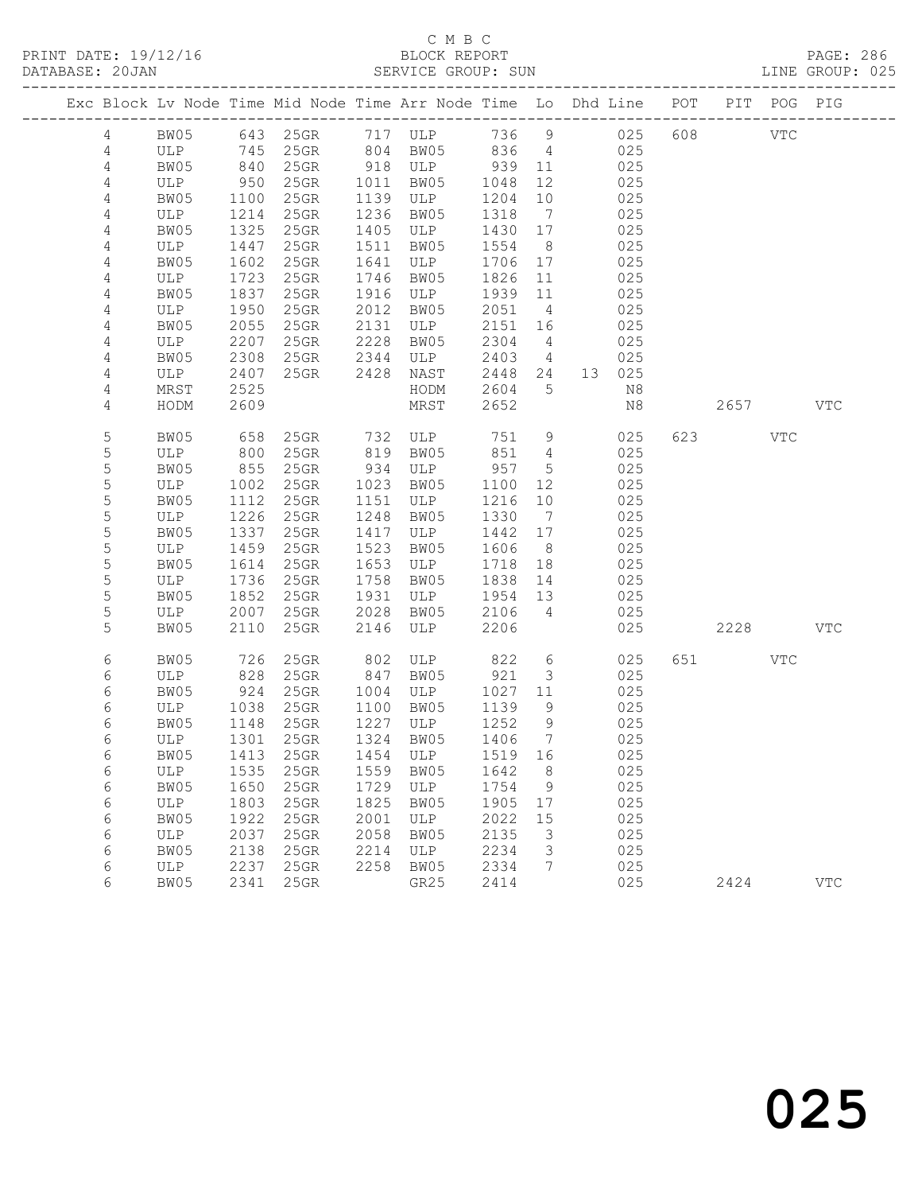C M B C
BLOCK REPORT
SERVICE GROUP: SUN

PRINT DATE: 19/12/16
DATABASE: 20JAN
LINE GROUP: 025

| Exc | Block | Lv | Node | Time | Mid Node | Time | Arr Node | Time | Lo | Dhd | Line | POT | PIT | POG | PIG |
|---|---|---|---|---|---|---|---|---|---|---|---|---|---|---|---|
| | 4 | | BW05 | 643 | 25GR | 717 | ULP | 736 | 9 | | 025 | 608 | | VTC | |
| | 4 | | ULP | 745 | 25GR | 804 | BW05 | 836 | 4 | | 025 | | | | |
| | 4 | | BW05 | 840 | 25GR | 918 | ULP | 939 | 11 | | 025 | | | | |
| | 4 | | ULP | 950 | 25GR | 1011 | BW05 | 1048 | 12 | | 025 | | | | |
| | 4 | | BW05 | 1100 | 25GR | 1139 | ULP | 1204 | 10 | | 025 | | | | |
| | 4 | | ULP | 1214 | 25GR | 1236 | BW05 | 1318 | 7 | | 025 | | | | |
| | 4 | | BW05 | 1325 | 25GR | 1405 | ULP | 1430 | 17 | | 025 | | | | |
| | 4 | | ULP | 1447 | 25GR | 1511 | BW05 | 1554 | 8 | | 025 | | | | |
| | 4 | | BW05 | 1602 | 25GR | 1641 | ULP | 1706 | 17 | | 025 | | | | |
| | 4 | | ULP | 1723 | 25GR | 1746 | BW05 | 1826 | 11 | | 025 | | | | |
| | 4 | | BW05 | 1837 | 25GR | 1916 | ULP | 1939 | 11 | | 025 | | | | |
| | 4 | | ULP | 1950 | 25GR | 2012 | BW05 | 2051 | 4 | | 025 | | | | |
| | 4 | | BW05 | 2055 | 25GR | 2131 | ULP | 2151 | 16 | | 025 | | | | |
| | 4 | | ULP | 2207 | 25GR | 2228 | BW05 | 2304 | 4 | | 025 | | | | |
| | 4 | | BW05 | 2308 | 25GR | 2344 | ULP | 2403 | 4 | | 025 | | | | |
| | 4 | | ULP | 2407 | 25GR | 2428 | NAST | 2448 | 24 | 13 | 025 | | | | |
| | 4 | | MRST | 2525 | | | HODM | 2604 | 5 | | N8 | | | | |
| | 4 | | HODM | 2609 | | | MRST | 2652 | | | N8 | | 2657 | | VTC |
| | 5 | | BW05 | 658 | 25GR | 732 | ULP | 751 | 9 | | 025 | 623 | | VTC | |
| | 5 | | ULP | 800 | 25GR | 819 | BW05 | 851 | 4 | | 025 | | | | |
| | 5 | | BW05 | 855 | 25GR | 934 | ULP | 957 | 5 | | 025 | | | | |
| | 5 | | ULP | 1002 | 25GR | 1023 | BW05 | 1100 | 12 | | 025 | | | | |
| | 5 | | BW05 | 1112 | 25GR | 1151 | ULP | 1216 | 10 | | 025 | | | | |
| | 5 | | ULP | 1226 | 25GR | 1248 | BW05 | 1330 | 7 | | 025 | | | | |
| | 5 | | BW05 | 1337 | 25GR | 1417 | ULP | 1442 | 17 | | 025 | | | | |
| | 5 | | ULP | 1459 | 25GR | 1523 | BW05 | 1606 | 8 | | 025 | | | | |
| | 5 | | BW05 | 1614 | 25GR | 1653 | ULP | 1718 | 18 | | 025 | | | | |
| | 5 | | ULP | 1736 | 25GR | 1758 | BW05 | 1838 | 14 | | 025 | | | | |
| | 5 | | BW05 | 1852 | 25GR | 1931 | ULP | 1954 | 13 | | 025 | | | | |
| | 5 | | ULP | 2007 | 25GR | 2028 | BW05 | 2106 | 4 | | 025 | | | | |
| | 5 | | BW05 | 2110 | 25GR | 2146 | ULP | 2206 | | | 025 | | 2228 | | VTC |
| | 6 | | BW05 | 726 | 25GR | 802 | ULP | 822 | 6 | | 025 | 651 | | VTC | |
| | 6 | | ULP | 828 | 25GR | 847 | BW05 | 921 | 3 | | 025 | | | | |
| | 6 | | BW05 | 924 | 25GR | 1004 | ULP | 1027 | 11 | | 025 | | | | |
| | 6 | | ULP | 1038 | 25GR | 1100 | BW05 | 1139 | 9 | | 025 | | | | |
| | 6 | | BW05 | 1148 | 25GR | 1227 | ULP | 1252 | 9 | | 025 | | | | |
| | 6 | | ULP | 1301 | 25GR | 1324 | BW05 | 1406 | 7 | | 025 | | | | |
| | 6 | | BW05 | 1413 | 25GR | 1454 | ULP | 1519 | 16 | | 025 | | | | |
| | 6 | | ULP | 1535 | 25GR | 1559 | BW05 | 1642 | 8 | | 025 | | | | |
| | 6 | | BW05 | 1650 | 25GR | 1729 | ULP | 1754 | 9 | | 025 | | | | |
| | 6 | | ULP | 1803 | 25GR | 1825 | BW05 | 1905 | 17 | | 025 | | | | |
| | 6 | | BW05 | 1922 | 25GR | 2001 | ULP | 2022 | 15 | | 025 | | | | |
| | 6 | | ULP | 2037 | 25GR | 2058 | BW05 | 2135 | 3 | | 025 | | | | |
| | 6 | | BW05 | 2138 | 25GR | 2214 | ULP | 2234 | 3 | | 025 | | | | |
| | 6 | | ULP | 2237 | 25GR | 2258 | BW05 | 2334 | 7 | | 025 | | | | |
| | 6 | | BW05 | 2341 | 25GR | | GR25 | 2414 | | | 025 | | 2424 | | VTC |

025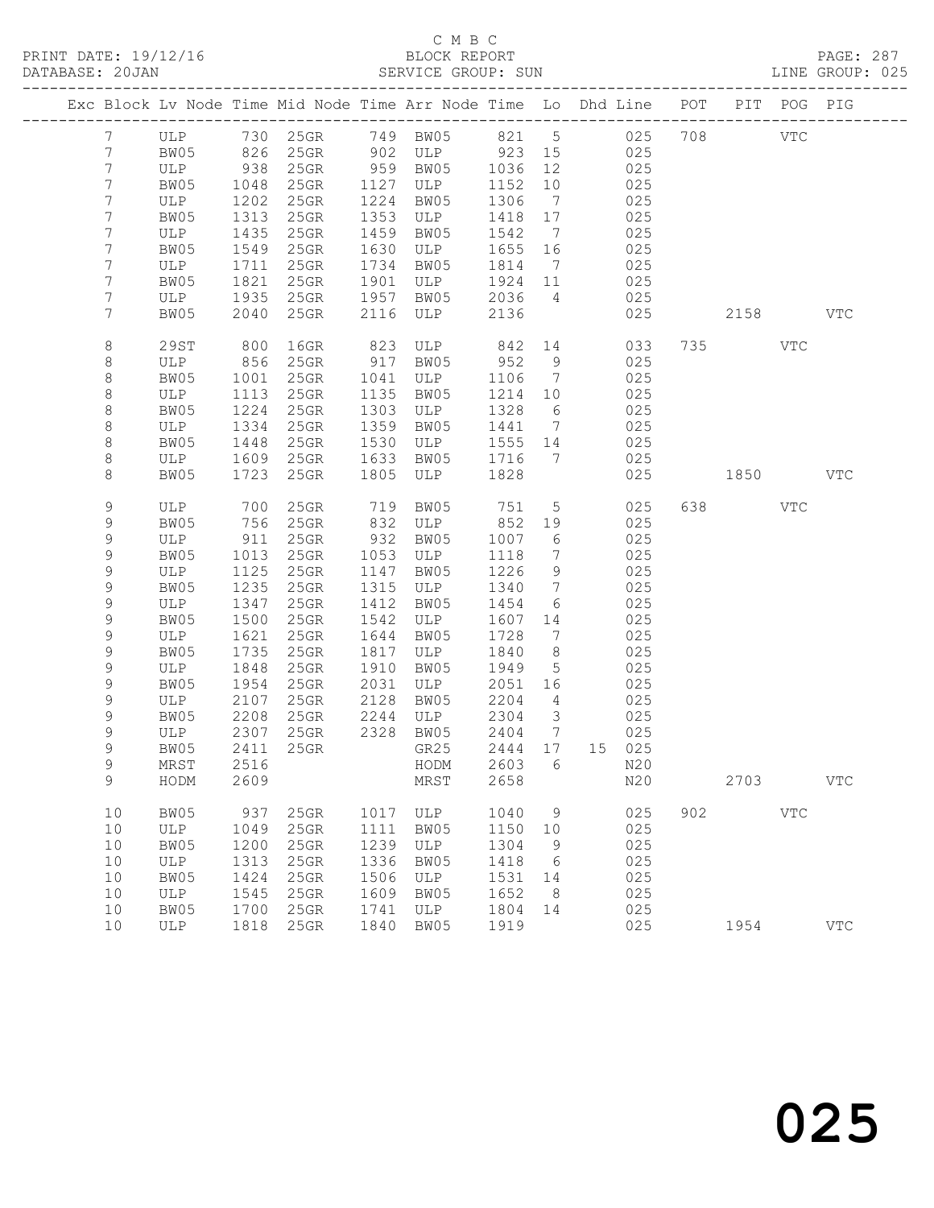C M B C
BLOCK REPORT
SERVICE GROUP: SUN

PRINT DATE: 19/12/16
DATABASE: 20JAN
LINE GROUP: 025

| Exc | Block | Lv Node | Time | Mid Node | Time | Arr Node | Time | Lo | Dhd Line | POT | PIT | POG | PIG |
|---|---|---|---|---|---|---|---|---|---|---|---|---|---|
| | 7 | ULP | 730 | 25GR | 749 | BW05 | 821 | 5 | 025 | 708 | | VTC | |
| | 7 | BW05 | 826 | 25GR | 902 | ULP | 923 | 15 | 025 | | | | |
| | 7 | ULP | 938 | 25GR | 959 | BW05 | 1036 | 12 | 025 | | | | |
| | 7 | BW05 | 1048 | 25GR | 1127 | ULP | 1152 | 10 | 025 | | | | |
| | 7 | ULP | 1202 | 25GR | 1224 | BW05 | 1306 | 7 | 025 | | | | |
| | 7 | BW05 | 1313 | 25GR | 1353 | ULP | 1418 | 17 | 025 | | | | |
| | 7 | ULP | 1435 | 25GR | 1459 | BW05 | 1542 | 7 | 025 | | | | |
| | 7 | BW05 | 1549 | 25GR | 1630 | ULP | 1655 | 16 | 025 | | | | |
| | 7 | ULP | 1711 | 25GR | 1734 | BW05 | 1814 | 7 | 025 | | | | |
| | 7 | BW05 | 1821 | 25GR | 1901 | ULP | 1924 | 11 | 025 | | | | |
| | 7 | ULP | 1935 | 25GR | 1957 | BW05 | 2036 | 4 | 025 | | | | |
| | 7 | BW05 | 2040 | 25GR | 2116 | ULP | 2136 | | 025 | | 2158 | | VTC |
| | 8 | 29ST | 800 | 16GR | 823 | ULP | 842 | 14 | 033 | 735 | | VTC | |
| | 8 | ULP | 856 | 25GR | 917 | BW05 | 952 | 9 | 025 | | | | |
| | 8 | BW05 | 1001 | 25GR | 1041 | ULP | 1106 | 7 | 025 | | | | |
| | 8 | ULP | 1113 | 25GR | 1135 | BW05 | 1214 | 10 | 025 | | | | |
| | 8 | BW05 | 1224 | 25GR | 1303 | ULP | 1328 | 6 | 025 | | | | |
| | 8 | ULP | 1334 | 25GR | 1359 | BW05 | 1441 | 7 | 025 | | | | |
| | 8 | BW05 | 1448 | 25GR | 1530 | ULP | 1555 | 14 | 025 | | | | |
| | 8 | ULP | 1609 | 25GR | 1633 | BW05 | 1716 | 7 | 025 | | | | |
| | 8 | BW05 | 1723 | 25GR | 1805 | ULP | 1828 | | 025 | | 1850 | | VTC |
| | 9 | ULP | 700 | 25GR | 719 | BW05 | 751 | 5 | 025 | 638 | | VTC | |
| | 9 | BW05 | 756 | 25GR | 832 | ULP | 852 | 19 | 025 | | | | |
| | 9 | ULP | 911 | 25GR | 932 | BW05 | 1007 | 6 | 025 | | | | |
| | 9 | BW05 | 1013 | 25GR | 1053 | ULP | 1118 | 7 | 025 | | | | |
| | 9 | ULP | 1125 | 25GR | 1147 | BW05 | 1226 | 9 | 025 | | | | |
| | 9 | BW05 | 1235 | 25GR | 1315 | ULP | 1340 | 7 | 025 | | | | |
| | 9 | ULP | 1347 | 25GR | 1412 | BW05 | 1454 | 6 | 025 | | | | |
| | 9 | BW05 | 1500 | 25GR | 1542 | ULP | 1607 | 14 | 025 | | | | |
| | 9 | ULP | 1621 | 25GR | 1644 | BW05 | 1728 | 7 | 025 | | | | |
| | 9 | BW05 | 1735 | 25GR | 1817 | ULP | 1840 | 8 | 025 | | | | |
| | 9 | ULP | 1848 | 25GR | 1910 | BW05 | 1949 | 5 | 025 | | | | |
| | 9 | BW05 | 1954 | 25GR | 2031 | ULP | 2051 | 16 | 025 | | | | |
| | 9 | ULP | 2107 | 25GR | 2128 | BW05 | 2204 | 4 | 025 | | | | |
| | 9 | BW05 | 2208 | 25GR | 2244 | ULP | 2304 | 3 | 025 | | | | |
| | 9 | ULP | 2307 | 25GR | 2328 | BW05 | 2404 | 7 | 025 | | | | |
| | 9 | BW05 | 2411 | 25GR | | GR25 | 2444 | 17 | 15 025 | | | | |
| | 9 | MRST | 2516 | | | HODM | 2603 | 6 | N20 | | | | |
| | 9 | HODM | 2609 | | | MRST | 2658 | | N20 | | 2703 | | VTC |
| | 10 | BW05 | 937 | 25GR | 1017 | ULP | 1040 | 9 | 025 | 902 | | VTC | |
| | 10 | ULP | 1049 | 25GR | 1111 | BW05 | 1150 | 10 | 025 | | | | |
| | 10 | BW05 | 1200 | 25GR | 1239 | ULP | 1304 | 9 | 025 | | | | |
| | 10 | ULP | 1313 | 25GR | 1336 | BW05 | 1418 | 6 | 025 | | | | |
| | 10 | BW05 | 1424 | 25GR | 1506 | ULP | 1531 | 14 | 025 | | | | |
| | 10 | ULP | 1545 | 25GR | 1609 | BW05 | 1652 | 8 | 025 | | | | |
| | 10 | BW05 | 1700 | 25GR | 1741 | ULP | 1804 | 14 | 025 | | | | |
| | 10 | ULP | 1818 | 25GR | 1840 | BW05 | 1919 | | 025 | | 1954 | | VTC |

025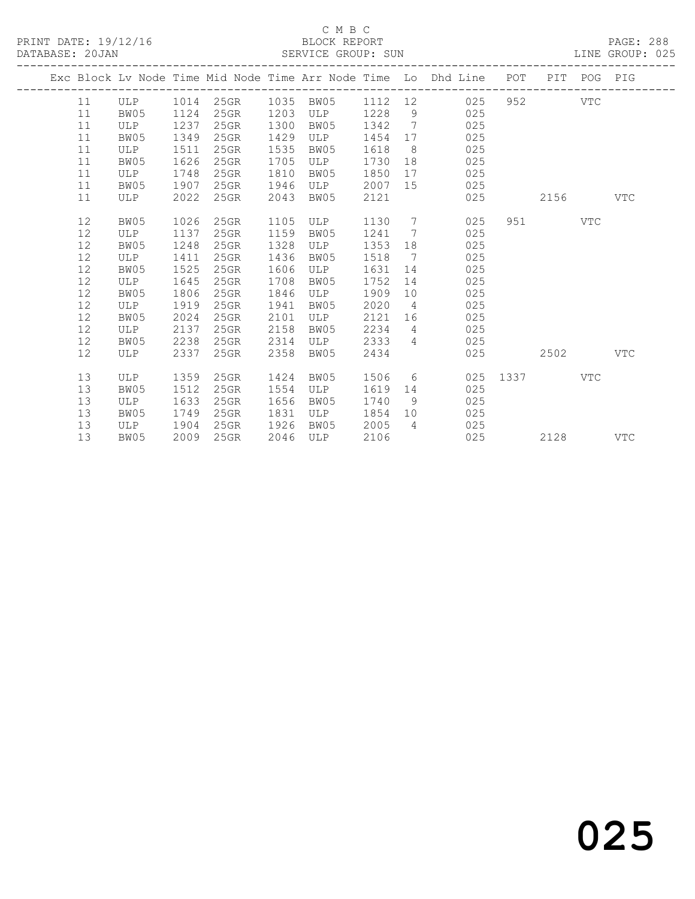C M B C
BLOCK REPORT
SERVICE GROUP: SUN

PRINT DATE: 19/12/16
DATABASE: 20JAN
LINE GROUP: 025

| Exc | Block | Lv | Node | Time | Mid Node | Time | Arr Node | Time | Lo | Dhd Line | POT | PIT | POG | PIG |
|---|---|---|---|---|---|---|---|---|---|---|---|---|---|---|
| | 11 | | ULP | 1014 | 25GR | 1035 | BW05 | 1112 | 12 | 025 | 952 | | VTC | |
| | 11 | | BW05 | 1124 | 25GR | 1203 | ULP | 1228 | 9 | 025 | | | | |
| | 11 | | ULP | 1237 | 25GR | 1300 | BW05 | 1342 | 7 | 025 | | | | |
| | 11 | | BW05 | 1349 | 25GR | 1429 | ULP | 1454 | 17 | 025 | | | | |
| | 11 | | ULP | 1511 | 25GR | 1535 | BW05 | 1618 | 8 | 025 | | | | |
| | 11 | | BW05 | 1626 | 25GR | 1705 | ULP | 1730 | 18 | 025 | | | | |
| | 11 | | ULP | 1748 | 25GR | 1810 | BW05 | 1850 | 17 | 025 | | | | |
| | 11 | | BW05 | 1907 | 25GR | 1946 | ULP | 2007 | 15 | 025 | | | | |
| | 11 | | ULP | 2022 | 25GR | 2043 | BW05 | 2121 | | 025 | | 2156 | | VTC |
| | 12 | | BW05 | 1026 | 25GR | 1105 | ULP | 1130 | 7 | 025 | 951 | | VTC | |
| | 12 | | ULP | 1137 | 25GR | 1159 | BW05 | 1241 | 7 | 025 | | | | |
| | 12 | | BW05 | 1248 | 25GR | 1328 | ULP | 1353 | 18 | 025 | | | | |
| | 12 | | ULP | 1411 | 25GR | 1436 | BW05 | 1518 | 7 | 025 | | | | |
| | 12 | | BW05 | 1525 | 25GR | 1606 | ULP | 1631 | 14 | 025 | | | | |
| | 12 | | ULP | 1645 | 25GR | 1708 | BW05 | 1752 | 14 | 025 | | | | |
| | 12 | | BW05 | 1806 | 25GR | 1846 | ULP | 1909 | 10 | 025 | | | | |
| | 12 | | ULP | 1919 | 25GR | 1941 | BW05 | 2020 | 4 | 025 | | | | |
| | 12 | | BW05 | 2024 | 25GR | 2101 | ULP | 2121 | 16 | 025 | | | | |
| | 12 | | ULP | 2137 | 25GR | 2158 | BW05 | 2234 | 4 | 025 | | | | |
| | 12 | | BW05 | 2238 | 25GR | 2314 | ULP | 2333 | 4 | 025 | | | | |
| | 12 | | ULP | 2337 | 25GR | 2358 | BW05 | 2434 | | 025 | | 2502 | | VTC |
| | 13 | | ULP | 1359 | 25GR | 1424 | BW05 | 1506 | 6 | 025 | 1337 | | VTC | |
| | 13 | | BW05 | 1512 | 25GR | 1554 | ULP | 1619 | 14 | 025 | | | | |
| | 13 | | ULP | 1633 | 25GR | 1656 | BW05 | 1740 | 9 | 025 | | | | |
| | 13 | | BW05 | 1749 | 25GR | 1831 | ULP | 1854 | 10 | 025 | | | | |
| | 13 | | ULP | 1904 | 25GR | 1926 | BW05 | 2005 | 4 | 025 | | | | |
| | 13 | | BW05 | 2009 | 25GR | 2046 | ULP | 2106 | | 025 | | 2128 | | VTC |

025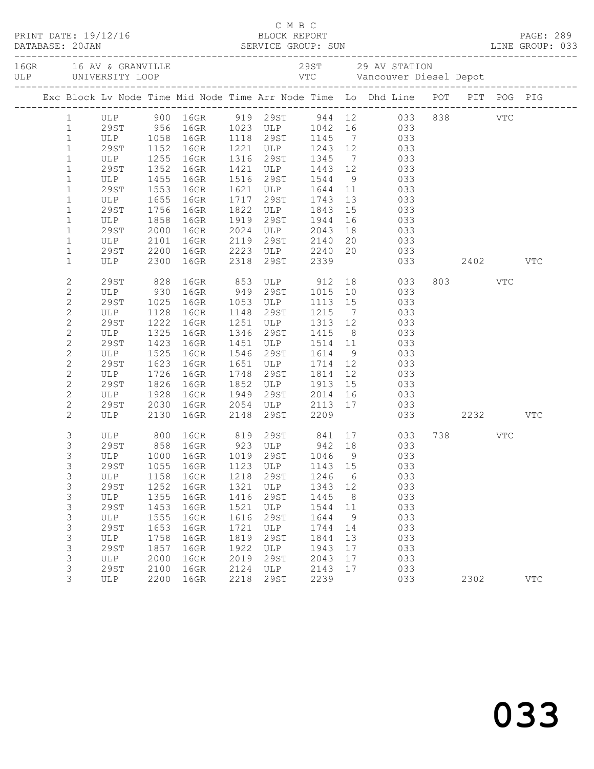C M B C

PRINT DATE: 19/12/16 BLOCK REPORT
DATABASE: 20JAN SERVICE GROUP: SUN LINE GROUP: 033

| | | | |
|---|---|---|---|
| 16GR | 16 AV & GRANVILLE | 29ST | 29 AV STATION |
| ULP | UNIVERSITY LOOP | VTC | Vancouver Diesel Depot |

| Exc | Block | Lv Node | Time | Mid Node | Time | Arr Node | Time | Lo | Dhd Line | POT | PIT | POG | PIG |
|---|---|---|---|---|---|---|---|---|---|---|---|---|---|
| | 1 | ULP | 900 | 16GR | 919 | 29ST | 944 | 12 | 033 | 838 | | VTC | |
| | 1 | 29ST | 956 | 16GR | 1023 | ULP | 1042 | 16 | 033 | | | | |
| | 1 | ULP | 1058 | 16GR | 1118 | 29ST | 1145 | 7 | 033 | | | | |
| | 1 | 29ST | 1152 | 16GR | 1221 | ULP | 1243 | 12 | 033 | | | | |
| | 1 | ULP | 1255 | 16GR | 1316 | 29ST | 1345 | 7 | 033 | | | | |
| | 1 | 29ST | 1352 | 16GR | 1421 | ULP | 1443 | 12 | 033 | | | | |
| | 1 | ULP | 1455 | 16GR | 1516 | 29ST | 1544 | 9 | 033 | | | | |
| | 1 | 29ST | 1553 | 16GR | 1621 | ULP | 1644 | 11 | 033 | | | | |
| | 1 | ULP | 1655 | 16GR | 1717 | 29ST | 1743 | 13 | 033 | | | | |
| | 1 | 29ST | 1756 | 16GR | 1822 | ULP | 1843 | 15 | 033 | | | | |
| | 1 | ULP | 1858 | 16GR | 1919 | 29ST | 1944 | 16 | 033 | | | | |
| | 1 | 29ST | 2000 | 16GR | 2024 | ULP | 2043 | 18 | 033 | | | | |
| | 1 | ULP | 2101 | 16GR | 2119 | 29ST | 2140 | 20 | 033 | | | | |
| | 1 | 29ST | 2200 | 16GR | 2223 | ULP | 2240 | 20 | 033 | | | | |
| | 1 | ULP | 2300 | 16GR | 2318 | 29ST | 2339 | | 033 | | 2402 | | VTC |
| | 2 | 29ST | 828 | 16GR | 853 | ULP | 912 | 18 | 033 | 803 | | VTC | |
| | 2 | ULP | 930 | 16GR | 949 | 29ST | 1015 | 10 | 033 | | | | |
| | 2 | 29ST | 1025 | 16GR | 1053 | ULP | 1113 | 15 | 033 | | | | |
| | 2 | ULP | 1128 | 16GR | 1148 | 29ST | 1215 | 7 | 033 | | | | |
| | 2 | 29ST | 1222 | 16GR | 1251 | ULP | 1313 | 12 | 033 | | | | |
| | 2 | ULP | 1325 | 16GR | 1346 | 29ST | 1415 | 8 | 033 | | | | |
| | 2 | 29ST | 1423 | 16GR | 1451 | ULP | 1514 | 11 | 033 | | | | |
| | 2 | ULP | 1525 | 16GR | 1546 | 29ST | 1614 | 9 | 033 | | | | |
| | 2 | 29ST | 1623 | 16GR | 1651 | ULP | 1714 | 12 | 033 | | | | |
| | 2 | ULP | 1726 | 16GR | 1748 | 29ST | 1814 | 12 | 033 | | | | |
| | 2 | 29ST | 1826 | 16GR | 1852 | ULP | 1913 | 15 | 033 | | | | |
| | 2 | ULP | 1928 | 16GR | 1949 | 29ST | 2014 | 16 | 033 | | | | |
| | 2 | 29ST | 2030 | 16GR | 2054 | ULP | 2113 | 17 | 033 | | | | |
| | 2 | ULP | 2130 | 16GR | 2148 | 29ST | 2209 | | 033 | | 2232 | | VTC |
| | 3 | ULP | 800 | 16GR | 819 | 29ST | 841 | 17 | 033 | 738 | | VTC | |
| | 3 | 29ST | 858 | 16GR | 923 | ULP | 942 | 18 | 033 | | | | |
| | 3 | ULP | 1000 | 16GR | 1019 | 29ST | 1046 | 9 | 033 | | | | |
| | 3 | 29ST | 1055 | 16GR | 1123 | ULP | 1143 | 15 | 033 | | | | |
| | 3 | ULP | 1158 | 16GR | 1218 | 29ST | 1246 | 6 | 033 | | | | |
| | 3 | 29ST | 1252 | 16GR | 1321 | ULP | 1343 | 12 | 033 | | | | |
| | 3 | ULP | 1355 | 16GR | 1416 | 29ST | 1445 | 8 | 033 | | | | |
| | 3 | 29ST | 1453 | 16GR | 1521 | ULP | 1544 | 11 | 033 | | | | |
| | 3 | ULP | 1555 | 16GR | 1616 | 29ST | 1644 | 9 | 033 | | | | |
| | 3 | 29ST | 1653 | 16GR | 1721 | ULP | 1744 | 14 | 033 | | | | |
| | 3 | ULP | 1758 | 16GR | 1819 | 29ST | 1844 | 13 | 033 | | | | |
| | 3 | 29ST | 1857 | 16GR | 1922 | ULP | 1943 | 17 | 033 | | | | |
| | 3 | ULP | 2000 | 16GR | 2019 | 29ST | 2043 | 17 | 033 | | | | |
| | 3 | 29ST | 2100 | 16GR | 2124 | ULP | 2143 | 17 | 033 | | | | |
| | 3 | ULP | 2200 | 16GR | 2218 | 29ST | 2239 | | 033 | | 2302 | | VTC |

033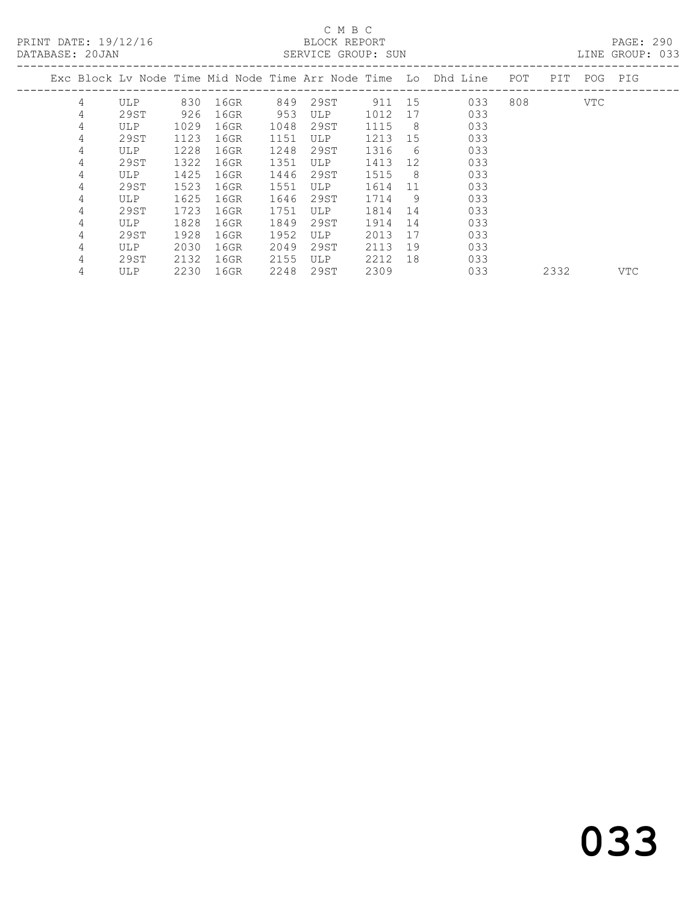C M B C

PRINT DATE: 19/12/16 BLOCK REPORT

DATABASE: 20JAN SERVICE GROUP: SUN LINE GROUP: 033

| Exc | Block | Lv Node | Time | Mid Node | Time | Arr Node | Time | Lo | Dhd Line | POT | PIT | POG | PIG |
|---|---|---|---|---|---|---|---|---|---|---|---|---|---|
| | 4 | ULP | 830 | 16GR | 849 | 29ST | 911 | 15 | 033 | 808 | | VTC | |
| | 4 | 29ST | 926 | 16GR | 953 | ULP | 1012 | 17 | 033 | | | | |
| | 4 | ULP | 1029 | 16GR | 1048 | 29ST | 1115 | 8 | 033 | | | | |
| | 4 | 29ST | 1123 | 16GR | 1151 | ULP | 1213 | 15 | 033 | | | | |
| | 4 | ULP | 1228 | 16GR | 1248 | 29ST | 1316 | 6 | 033 | | | | |
| | 4 | 29ST | 1322 | 16GR | 1351 | ULP | 1413 | 12 | 033 | | | | |
| | 4 | ULP | 1425 | 16GR | 1446 | 29ST | 1515 | 8 | 033 | | | | |
| | 4 | 29ST | 1523 | 16GR | 1551 | ULP | 1614 | 11 | 033 | | | | |
| | 4 | ULP | 1625 | 16GR | 1646 | 29ST | 1714 | 9 | 033 | | | | |
| | 4 | 29ST | 1723 | 16GR | 1751 | ULP | 1814 | 14 | 033 | | | | |
| | 4 | ULP | 1828 | 16GR | 1849 | 29ST | 1914 | 14 | 033 | | | | |
| | 4 | 29ST | 1928 | 16GR | 1952 | ULP | 2013 | 17 | 033 | | | | |
| | 4 | ULP | 2030 | 16GR | 2049 | 29ST | 2113 | 19 | 033 | | | | |
| | 4 | 29ST | 2132 | 16GR | 2155 | ULP | 2212 | 18 | 033 | | | | |
| | 4 | ULP | 2230 | 16GR | 2248 | 29ST | 2309 | | 033 | | 2332 | | VTC |

033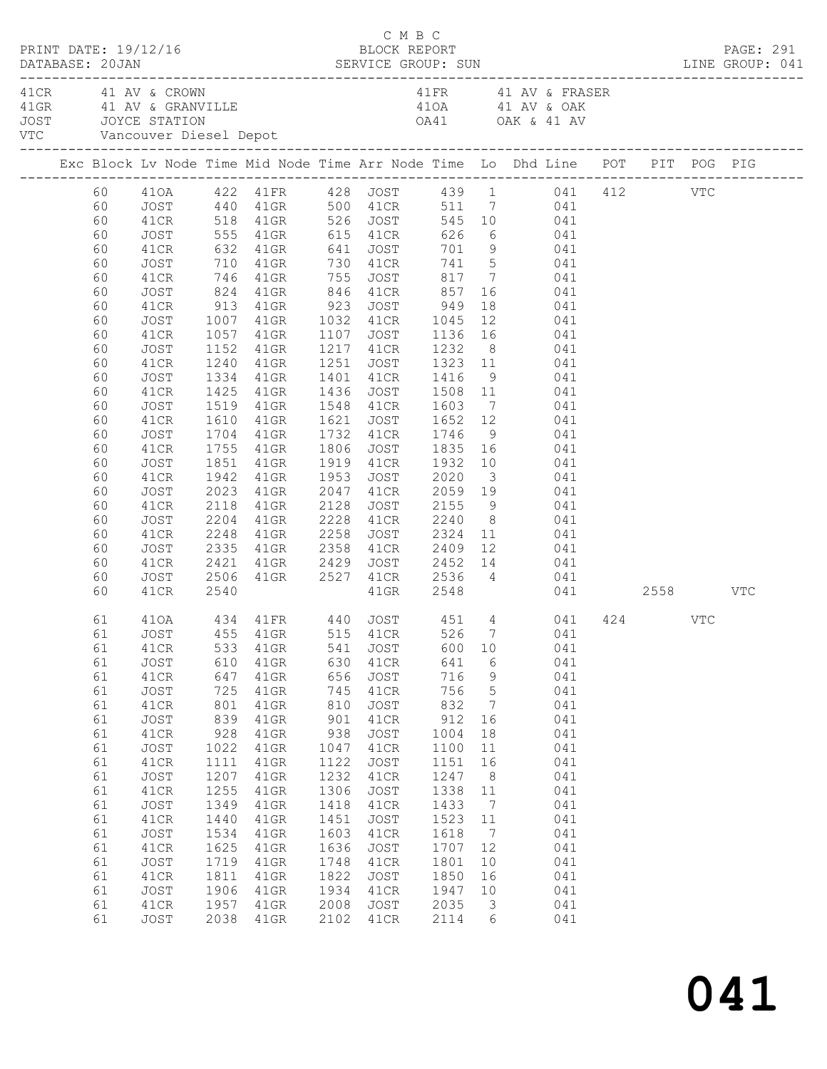C M B C
BLOCK REPORT
SERVICE GROUP: SUN

PRINT DATE: 19/12/16
DATABASE: 20JAN
LINE GROUP: 041

| Code | Location | Code | Location |
|---|---|---|---|
| 41CR | 41 AV & CROWN | 41FR | 41 AV & FRASER |
| 41GR | 41 AV & GRANVILLE | 41OA | 41 AV & OAK |
| JOST | JOYCE STATION | OA41 | OAK & 41 AV |
| VTC | Vancouver Diesel Depot | | |

| Exc | Block | Lv Node | Time | Mid Node | Time | Arr Node | Time | Lo | Dhd | Line | POT | PIT | POG | PIG |
|---|---|---|---|---|---|---|---|---|---|---|---|---|---|---|
| | 60 | 41OA | 422 | 41FR | 428 | JOST | 439 | 1 | | 041 | 412 | | VTC | |
| | 60 | JOST | 440 | 41GR | 500 | 41CR | 511 | 7 | | 041 | | | | |
| | 60 | 41CR | 518 | 41GR | 526 | JOST | 545 | 10 | | 041 | | | | |
| | 60 | JOST | 555 | 41GR | 615 | 41CR | 626 | 6 | | 041 | | | | |
| | 60 | 41CR | 632 | 41GR | 641 | JOST | 701 | 9 | | 041 | | | | |
| | 60 | JOST | 710 | 41GR | 730 | 41CR | 741 | 5 | | 041 | | | | |
| | 60 | 41CR | 746 | 41GR | 755 | JOST | 817 | 7 | | 041 | | | | |
| | 60 | JOST | 824 | 41GR | 846 | 41CR | 857 | 16 | | 041 | | | | |
| | 60 | 41CR | 913 | 41GR | 923 | JOST | 949 | 18 | | 041 | | | | |
| | 60 | JOST | 1007 | 41GR | 1032 | 41CR | 1045 | 12 | | 041 | | | | |
| | 60 | 41CR | 1057 | 41GR | 1107 | JOST | 1136 | 16 | | 041 | | | | |
| | 60 | JOST | 1152 | 41GR | 1217 | 41CR | 1232 | 8 | | 041 | | | | |
| | 60 | 41CR | 1240 | 41GR | 1251 | JOST | 1323 | 11 | | 041 | | | | |
| | 60 | JOST | 1334 | 41GR | 1401 | 41CR | 1416 | 9 | | 041 | | | | |
| | 60 | 41CR | 1425 | 41GR | 1436 | JOST | 1508 | 11 | | 041 | | | | |
| | 60 | JOST | 1519 | 41GR | 1548 | 41CR | 1603 | 7 | | 041 | | | | |
| | 60 | 41CR | 1610 | 41GR | 1621 | JOST | 1652 | 12 | | 041 | | | | |
| | 60 | JOST | 1704 | 41GR | 1732 | 41CR | 1746 | 9 | | 041 | | | | |
| | 60 | 41CR | 1755 | 41GR | 1806 | JOST | 1835 | 16 | | 041 | | | | |
| | 60 | JOST | 1851 | 41GR | 1919 | 41CR | 1932 | 10 | | 041 | | | | |
| | 60 | 41CR | 1942 | 41GR | 1953 | JOST | 2020 | 3 | | 041 | | | | |
| | 60 | JOST | 2023 | 41GR | 2047 | 41CR | 2059 | 19 | | 041 | | | | |
| | 60 | 41CR | 2118 | 41GR | 2128 | JOST | 2155 | 9 | | 041 | | | | |
| | 60 | JOST | 2204 | 41GR | 2228 | 41CR | 2240 | 8 | | 041 | | | | |
| | 60 | 41CR | 2248 | 41GR | 2258 | JOST | 2324 | 11 | | 041 | | | | |
| | 60 | JOST | 2335 | 41GR | 2358 | 41CR | 2409 | 12 | | 041 | | | | |
| | 60 | 41CR | 2421 | 41GR | 2429 | JOST | 2452 | 14 | | 041 | | | | |
| | 60 | JOST | 2506 | 41GR | 2527 | 41CR | 2536 | 4 | | 041 | | | | |
| | 60 | 41CR | 2540 | | | 41GR | 2548 | | | 041 | | 2558 | | VTC |
| | 61 | 41OA | 434 | 41FR | 440 | JOST | 451 | 4 | | 041 | 424 | | VTC | |
| | 61 | JOST | 455 | 41GR | 515 | 41CR | 526 | 7 | | 041 | | | | |
| | 61 | 41CR | 533 | 41GR | 541 | JOST | 600 | 10 | | 041 | | | | |
| | 61 | JOST | 610 | 41GR | 630 | 41CR | 641 | 6 | | 041 | | | | |
| | 61 | 41CR | 647 | 41GR | 656 | JOST | 716 | 9 | | 041 | | | | |
| | 61 | JOST | 725 | 41GR | 745 | 41CR | 756 | 5 | | 041 | | | | |
| | 61 | 41CR | 801 | 41GR | 810 | JOST | 832 | 7 | | 041 | | | | |
| | 61 | JOST | 839 | 41GR | 901 | 41CR | 912 | 16 | | 041 | | | | |
| | 61 | 41CR | 928 | 41GR | 938 | JOST | 1004 | 18 | | 041 | | | | |
| | 61 | JOST | 1022 | 41GR | 1047 | 41CR | 1100 | 11 | | 041 | | | | |
| | 61 | 41CR | 1111 | 41GR | 1122 | JOST | 1151 | 16 | | 041 | | | | |
| | 61 | JOST | 1207 | 41GR | 1232 | 41CR | 1247 | 8 | | 041 | | | | |
| | 61 | 41CR | 1255 | 41GR | 1306 | JOST | 1338 | 11 | | 041 | | | | |
| | 61 | JOST | 1349 | 41GR | 1418 | 41CR | 1433 | 7 | | 041 | | | | |
| | 61 | 41CR | 1440 | 41GR | 1451 | JOST | 1523 | 11 | | 041 | | | | |
| | 61 | JOST | 1534 | 41GR | 1603 | 41CR | 1618 | 7 | | 041 | | | | |
| | 61 | 41CR | 1625 | 41GR | 1636 | JOST | 1707 | 12 | | 041 | | | | |
| | 61 | JOST | 1719 | 41GR | 1748 | 41CR | 1801 | 10 | | 041 | | | | |
| | 61 | 41CR | 1811 | 41GR | 1822 | JOST | 1850 | 16 | | 041 | | | | |
| | 61 | JOST | 1906 | 41GR | 1934 | 41CR | 1947 | 10 | | 041 | | | | |
| | 61 | 41CR | 1957 | 41GR | 2008 | JOST | 2035 | 3 | | 041 | | | | |
| | 61 | JOST | 2038 | 41GR | 2102 | 41CR | 2114 | 6 | | 041 | | | | |

041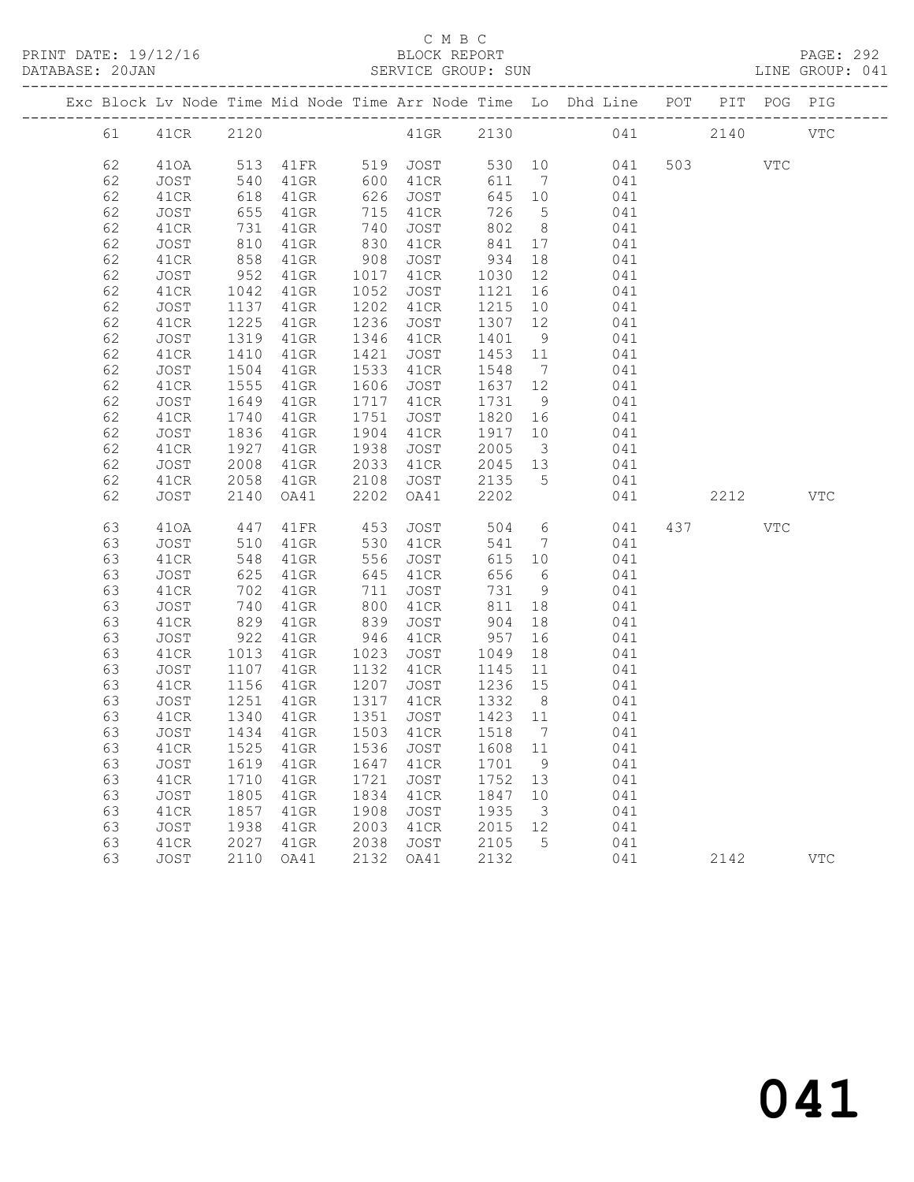C M B C
BLOCK REPORT
SERVICE GROUP: SUN

PRINT DATE: 19/12/16
DATABASE: 20JAN
LINE GROUP: 041

| Exc | Block | Lv Node | Time | Mid Node | Time | Arr Node | Time | Lo | Dhd Line | POT | PIT | POG | PIG |
|---|---|---|---|---|---|---|---|---|---|---|---|---|---|
| | 61 | 41CR | 2120 | | | 41GR | 2130 | | 041 | | 2140 | | VTC |
| | 62 | 41OA | 513 | 41FR | 519 | JOST | 530 | 10 | 041 | 503 | | VTC | |
| | 62 | JOST | 540 | 41GR | 600 | 41CR | 611 | 7 | 041 | | | | |
| | 62 | 41CR | 618 | 41GR | 626 | JOST | 645 | 10 | 041 | | | | |
| | 62 | JOST | 655 | 41GR | 715 | 41CR | 726 | 5 | 041 | | | | |
| | 62 | 41CR | 731 | 41GR | 740 | JOST | 802 | 8 | 041 | | | | |
| | 62 | JOST | 810 | 41GR | 830 | 41CR | 841 | 17 | 041 | | | | |
| | 62 | 41CR | 858 | 41GR | 908 | JOST | 934 | 18 | 041 | | | | |
| | 62 | JOST | 952 | 41GR | 1017 | 41CR | 1030 | 12 | 041 | | | | |
| | 62 | 41CR | 1042 | 41GR | 1052 | JOST | 1121 | 16 | 041 | | | | |
| | 62 | JOST | 1137 | 41GR | 1202 | 41CR | 1215 | 10 | 041 | | | | |
| | 62 | 41CR | 1225 | 41GR | 1236 | JOST | 1307 | 12 | 041 | | | | |
| | 62 | JOST | 1319 | 41GR | 1346 | 41CR | 1401 | 9 | 041 | | | | |
| | 62 | 41CR | 1410 | 41GR | 1421 | JOST | 1453 | 11 | 041 | | | | |
| | 62 | JOST | 1504 | 41GR | 1533 | 41CR | 1548 | 7 | 041 | | | | |
| | 62 | 41CR | 1555 | 41GR | 1606 | JOST | 1637 | 12 | 041 | | | | |
| | 62 | JOST | 1649 | 41GR | 1717 | 41CR | 1731 | 9 | 041 | | | | |
| | 62 | 41CR | 1740 | 41GR | 1751 | JOST | 1820 | 16 | 041 | | | | |
| | 62 | JOST | 1836 | 41GR | 1904 | 41CR | 1917 | 10 | 041 | | | | |
| | 62 | 41CR | 1927 | 41GR | 1938 | JOST | 2005 | 3 | 041 | | | | |
| | 62 | JOST | 2008 | 41GR | 2033 | 41CR | 2045 | 13 | 041 | | | | |
| | 62 | 41CR | 2058 | 41GR | 2108 | JOST | 2135 | 5 | 041 | | | | |
| | 62 | JOST | 2140 | OA41 | 2202 | OA41 | 2202 | | 041 | | 2212 | | VTC |
| | 63 | 41OA | 447 | 41FR | 453 | JOST | 504 | 6 | 041 | 437 | | VTC | |
| | 63 | JOST | 510 | 41GR | 530 | 41CR | 541 | 7 | 041 | | | | |
| | 63 | 41CR | 548 | 41GR | 556 | JOST | 615 | 10 | 041 | | | | |
| | 63 | JOST | 625 | 41GR | 645 | 41CR | 656 | 6 | 041 | | | | |
| | 63 | 41CR | 702 | 41GR | 711 | JOST | 731 | 9 | 041 | | | | |
| | 63 | JOST | 740 | 41GR | 800 | 41CR | 811 | 18 | 041 | | | | |
| | 63 | 41CR | 829 | 41GR | 839 | JOST | 904 | 18 | 041 | | | | |
| | 63 | JOST | 922 | 41GR | 946 | 41CR | 957 | 16 | 041 | | | | |
| | 63 | 41CR | 1013 | 41GR | 1023 | JOST | 1049 | 18 | 041 | | | | |
| | 63 | JOST | 1107 | 41GR | 1132 | 41CR | 1145 | 11 | 041 | | | | |
| | 63 | 41CR | 1156 | 41GR | 1207 | JOST | 1236 | 15 | 041 | | | | |
| | 63 | JOST | 1251 | 41GR | 1317 | 41CR | 1332 | 8 | 041 | | | | |
| | 63 | 41CR | 1340 | 41GR | 1351 | JOST | 1423 | 11 | 041 | | | | |
| | 63 | JOST | 1434 | 41GR | 1503 | 41CR | 1518 | 7 | 041 | | | | |
| | 63 | 41CR | 1525 | 41GR | 1536 | JOST | 1608 | 11 | 041 | | | | |
| | 63 | JOST | 1619 | 41GR | 1647 | 41CR | 1701 | 9 | 041 | | | | |
| | 63 | 41CR | 1710 | 41GR | 1721 | JOST | 1752 | 13 | 041 | | | | |
| | 63 | JOST | 1805 | 41GR | 1834 | 41CR | 1847 | 10 | 041 | | | | |
| | 63 | 41CR | 1857 | 41GR | 1908 | JOST | 1935 | 3 | 041 | | | | |
| | 63 | JOST | 1938 | 41GR | 2003 | 41CR | 2015 | 12 | 041 | | | | |
| | 63 | 41CR | 2027 | 41GR | 2038 | JOST | 2105 | 5 | 041 | | | | |
| | 63 | JOST | 2110 | OA41 | 2132 | OA41 | 2132 | | 041 | | 2142 | | VTC |

041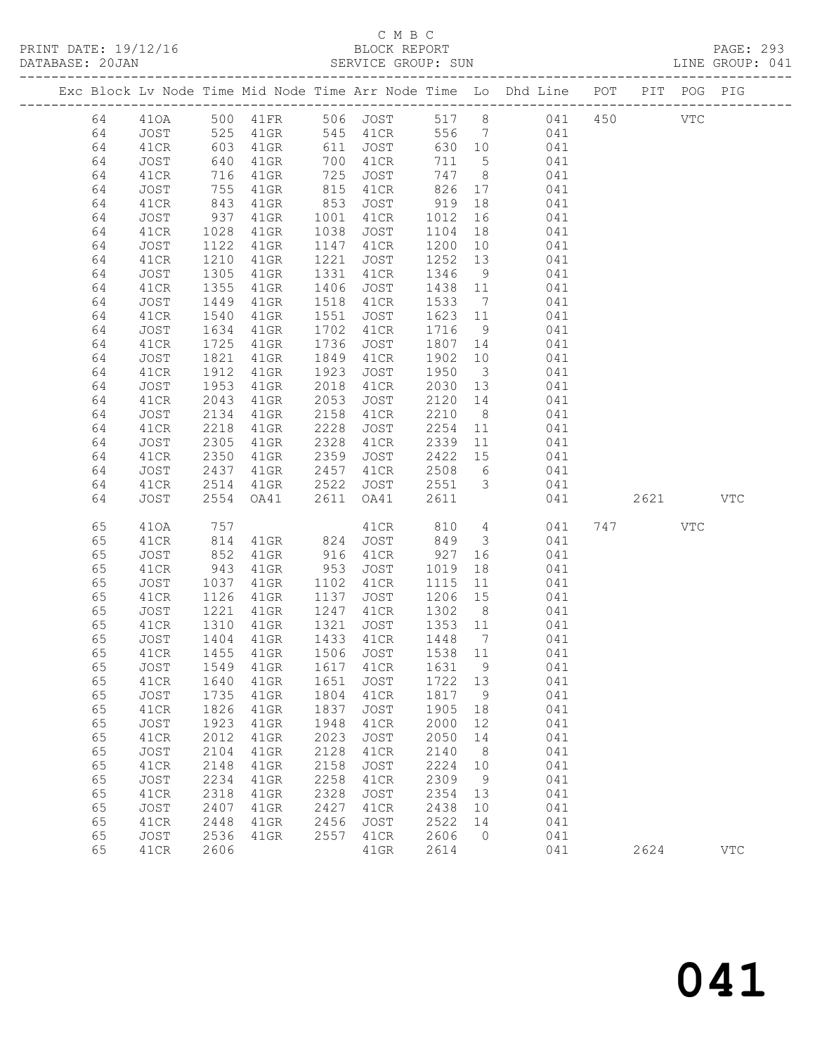C M B C

BLOCK REPORT

SERVICE GROUP: SUN

PRINT DATE: 19/12/16
DATABASE: 20JAN
LINE GROUP: 041

| Exc | Block | Lv | Node | Time | Mid Node | Time | Arr Node | Time | Lo | Dhd Line | POT | PIT | POG | PIG |
|---|---|---|---|---|---|---|---|---|---|---|---|---|---|---|
| | 64 | | 41OA | 500 | 41FR | 506 | JOST | 517 | 8 | 041 | 450 | | VTC | |
| | 64 | | JOST | 525 | 41GR | 545 | 41CR | 556 | 7 | 041 | | | | |
| | 64 | | 41CR | 603 | 41GR | 611 | JOST | 630 | 10 | 041 | | | | |
| | 64 | | JOST | 640 | 41GR | 700 | 41CR | 711 | 5 | 041 | | | | |
| | 64 | | 41CR | 716 | 41GR | 725 | JOST | 747 | 8 | 041 | | | | |
| | 64 | | JOST | 755 | 41GR | 815 | 41CR | 826 | 17 | 041 | | | | |
| | 64 | | 41CR | 843 | 41GR | 853 | JOST | 919 | 18 | 041 | | | | |
| | 64 | | JOST | 937 | 41GR | 1001 | 41CR | 1012 | 16 | 041 | | | | |
| | 64 | | 41CR | 1028 | 41GR | 1038 | JOST | 1104 | 18 | 041 | | | | |
| | 64 | | JOST | 1122 | 41GR | 1147 | 41CR | 1200 | 10 | 041 | | | | |
| | 64 | | 41CR | 1210 | 41GR | 1221 | JOST | 1252 | 13 | 041 | | | | |
| | 64 | | JOST | 1305 | 41GR | 1331 | 41CR | 1346 | 9 | 041 | | | | |
| | 64 | | 41CR | 1355 | 41GR | 1406 | JOST | 1438 | 11 | 041 | | | | |
| | 64 | | JOST | 1449 | 41GR | 1518 | 41CR | 1533 | 7 | 041 | | | | |
| | 64 | | 41CR | 1540 | 41GR | 1551 | JOST | 1623 | 11 | 041 | | | | |
| | 64 | | JOST | 1634 | 41GR | 1702 | 41CR | 1716 | 9 | 041 | | | | |
| | 64 | | 41CR | 1725 | 41GR | 1736 | JOST | 1807 | 14 | 041 | | | | |
| | 64 | | JOST | 1821 | 41GR | 1849 | 41CR | 1902 | 10 | 041 | | | | |
| | 64 | | 41CR | 1912 | 41GR | 1923 | JOST | 1950 | 3 | 041 | | | | |
| | 64 | | JOST | 1953 | 41GR | 2018 | 41CR | 2030 | 13 | 041 | | | | |
| | 64 | | 41CR | 2043 | 41GR | 2053 | JOST | 2120 | 14 | 041 | | | | |
| | 64 | | JOST | 2134 | 41GR | 2158 | 41CR | 2210 | 8 | 041 | | | | |
| | 64 | | 41CR | 2218 | 41GR | 2228 | JOST | 2254 | 11 | 041 | | | | |
| | 64 | | JOST | 2305 | 41GR | 2328 | 41CR | 2339 | 11 | 041 | | | | |
| | 64 | | 41CR | 2350 | 41GR | 2359 | JOST | 2422 | 15 | 041 | | | | |
| | 64 | | JOST | 2437 | 41GR | 2457 | 41CR | 2508 | 6 | 041 | | | | |
| | 64 | | 41CR | 2514 | 41GR | 2522 | JOST | 2551 | 3 | 041 | | | | |
| | 64 | | JOST | 2554 | OA41 | 2611 | OA41 | 2611 | | 041 | | 2621 | | VTC |
| | 65 | | 41OA | 757 | | | 41CR | 810 | 4 | 041 | 747 | | VTC | |
| | 65 | | 41CR | 814 | 41GR | 824 | JOST | 849 | 3 | 041 | | | | |
| | 65 | | JOST | 852 | 41GR | 916 | 41CR | 927 | 16 | 041 | | | | |
| | 65 | | 41CR | 943 | 41GR | 953 | JOST | 1019 | 18 | 041 | | | | |
| | 65 | | JOST | 1037 | 41GR | 1102 | 41CR | 1115 | 11 | 041 | | | | |
| | 65 | | 41CR | 1126 | 41GR | 1137 | JOST | 1206 | 15 | 041 | | | | |
| | 65 | | JOST | 1221 | 41GR | 1247 | 41CR | 1302 | 8 | 041 | | | | |
| | 65 | | 41CR | 1310 | 41GR | 1321 | JOST | 1353 | 11 | 041 | | | | |
| | 65 | | JOST | 1404 | 41GR | 1433 | 41CR | 1448 | 7 | 041 | | | | |
| | 65 | | 41CR | 1455 | 41GR | 1506 | JOST | 1538 | 11 | 041 | | | | |
| | 65 | | JOST | 1549 | 41GR | 1617 | 41CR | 1631 | 9 | 041 | | | | |
| | 65 | | 41CR | 1640 | 41GR | 1651 | JOST | 1722 | 13 | 041 | | | | |
| | 65 | | JOST | 1735 | 41GR | 1804 | 41CR | 1817 | 9 | 041 | | | | |
| | 65 | | 41CR | 1826 | 41GR | 1837 | JOST | 1905 | 18 | 041 | | | | |
| | 65 | | JOST | 1923 | 41GR | 1948 | 41CR | 2000 | 12 | 041 | | | | |
| | 65 | | 41CR | 2012 | 41GR | 2023 | JOST | 2050 | 14 | 041 | | | | |
| | 65 | | JOST | 2104 | 41GR | 2128 | 41CR | 2140 | 8 | 041 | | | | |
| | 65 | | 41CR | 2148 | 41GR | 2158 | JOST | 2224 | 10 | 041 | | | | |
| | 65 | | JOST | 2234 | 41GR | 2258 | 41CR | 2309 | 9 | 041 | | | | |
| | 65 | | 41CR | 2318 | 41GR | 2328 | JOST | 2354 | 13 | 041 | | | | |
| | 65 | | JOST | 2407 | 41GR | 2427 | 41CR | 2438 | 10 | 041 | | | | |
| | 65 | | 41CR | 2448 | 41GR | 2456 | JOST | 2522 | 14 | 041 | | | | |
| | 65 | | JOST | 2536 | 41GR | 2557 | 41CR | 2606 | 0 | 041 | | | | |
| | 65 | | 41CR | 2606 | | | 41GR | 2614 | | 041 | | 2624 | | VTC |

041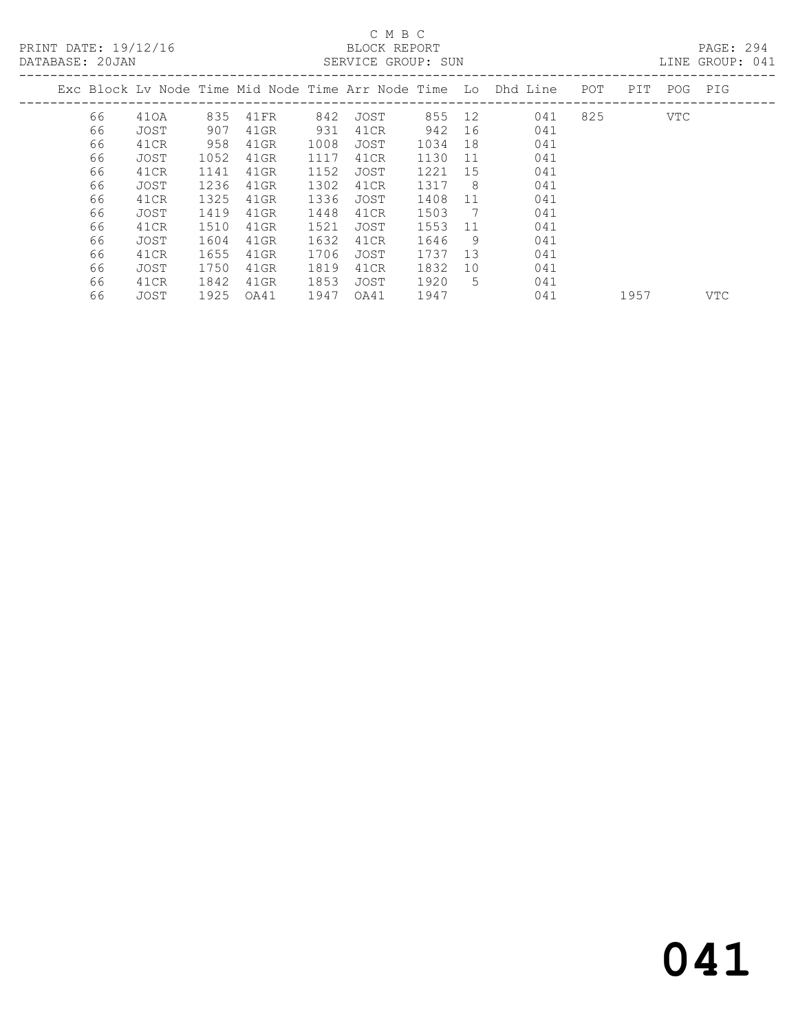C M B C

PRINT DATE: 19/12/16 BLOCK REPORT PAGE: 294
DATABASE: 20JAN SERVICE GROUP: SUN LINE GROUP: 041

| Exc | Block | Lv | Node | Time | Mid Node | Time | Arr Node | Time | Lo | Dhd Line | POT | PIT | POG | PIG |
|---|---|---|---|---|---|---|---|---|---|---|---|---|---|---|
| | 66 | | 41OA | 835 | 41FR | 842 | JOST | 855 | 12 | 041 | 825 | | VTC | |
| | 66 | | JOST | 907 | 41GR | 931 | 41CR | 942 | 16 | 041 | | | | |
| | 66 | | 41CR | 958 | 41GR | 1008 | JOST | 1034 | 18 | 041 | | | | |
| | 66 | | JOST | 1052 | 41GR | 1117 | 41CR | 1130 | 11 | 041 | | | | |
| | 66 | | 41CR | 1141 | 41GR | 1152 | JOST | 1221 | 15 | 041 | | | | |
| | 66 | | JOST | 1236 | 41GR | 1302 | 41CR | 1317 | 8 | 041 | | | | |
| | 66 | | 41CR | 1325 | 41GR | 1336 | JOST | 1408 | 11 | 041 | | | | |
| | 66 | | JOST | 1419 | 41GR | 1448 | 41CR | 1503 | 7 | 041 | | | | |
| | 66 | | 41CR | 1510 | 41GR | 1521 | JOST | 1553 | 11 | 041 | | | | |
| | 66 | | JOST | 1604 | 41GR | 1632 | 41CR | 1646 | 9 | 041 | | | | |
| | 66 | | 41CR | 1655 | 41GR | 1706 | JOST | 1737 | 13 | 041 | | | | |
| | 66 | | JOST | 1750 | 41GR | 1819 | 41CR | 1832 | 10 | 041 | | | | |
| | 66 | | 41CR | 1842 | 41GR | 1853 | JOST | 1920 | 5 | 041 | | | | |
| | 66 | | JOST | 1925 | OA41 | 1947 | OA41 | 1947 | | 041 | | 1957 | | VTC |

# 041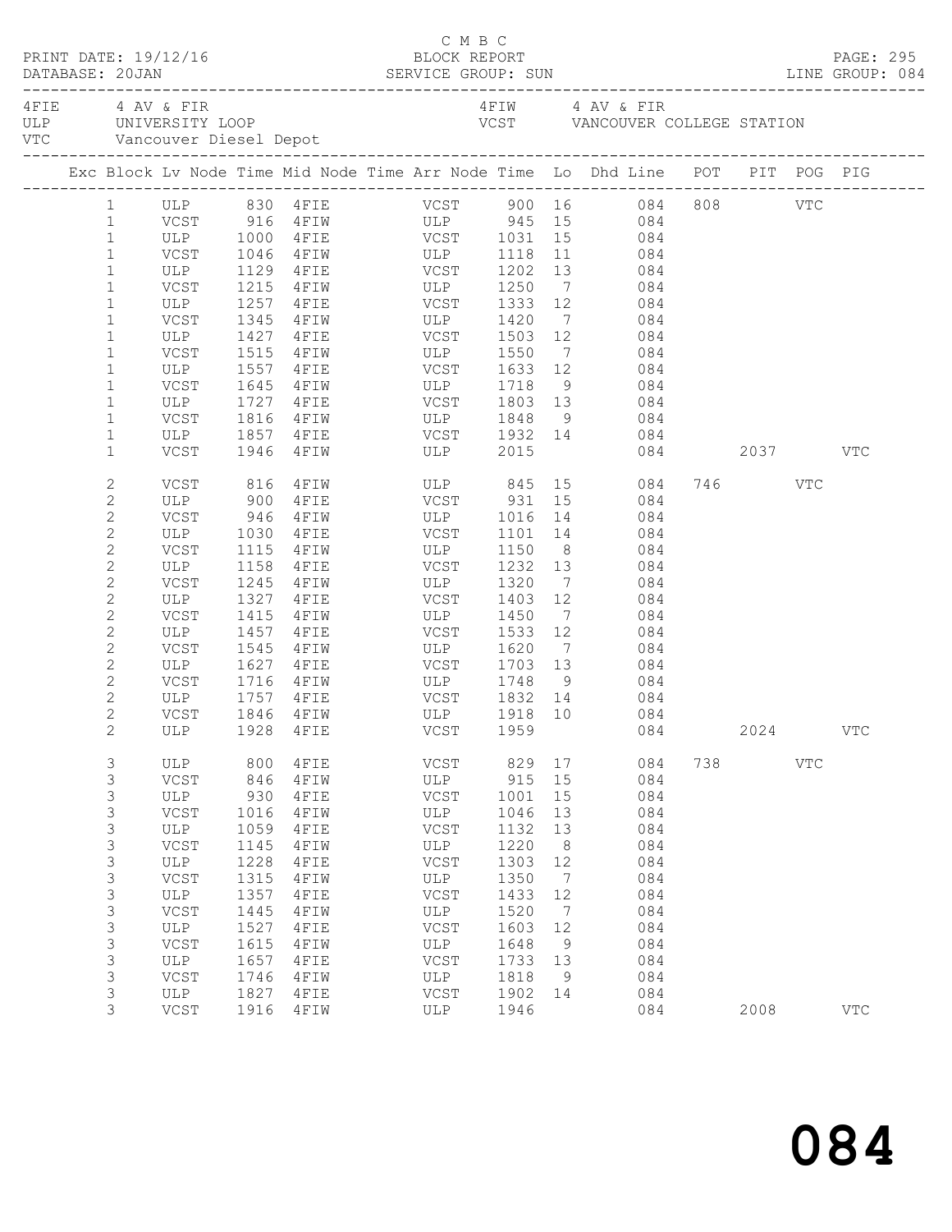C M B C

PRINT DATE: 19/12/16 BLOCK REPORT
DATABASE: 20JAN SERVICE GROUP: SUN LINE GROUP: 084

4FIE 4 AV & FIR 4FIW 4 AV & FIR
ULP UNIVERSITY LOOP VCST VANCOUVER COLLEGE STATION
VTC Vancouver Diesel Depot

| Exc | Block | Lv | Node | Time | Mid Node | Time | Arr Node | Time | Lo | Dhd Line | POT | PIT | POG | PIG |
|---|---|---|---|---|---|---|---|---|---|---|---|---|---|---|
| | 1 | | ULP | 830 | 4FIE | | VCST | 900 | 16 | 084 | 808 | | VTC | |
| | 1 | | VCST | 916 | 4FIW | | ULP | 945 | 15 | 084 | | | | |
| | 1 | | ULP | 1000 | 4FIE | | VCST | 1031 | 15 | 084 | | | | |
| | 1 | | VCST | 1046 | 4FIW | | ULP | 1118 | 11 | 084 | | | | |
| | 1 | | ULP | 1129 | 4FIE | | VCST | 1202 | 13 | 084 | | | | |
| | 1 | | VCST | 1215 | 4FIW | | ULP | 1250 | 7 | 084 | | | | |
| | 1 | | ULP | 1257 | 4FIE | | VCST | 1333 | 12 | 084 | | | | |
| | 1 | | VCST | 1345 | 4FIW | | ULP | 1420 | 7 | 084 | | | | |
| | 1 | | ULP | 1427 | 4FIE | | VCST | 1503 | 12 | 084 | | | | |
| | 1 | | VCST | 1515 | 4FIW | | ULP | 1550 | 7 | 084 | | | | |
| | 1 | | ULP | 1557 | 4FIE | | VCST | 1633 | 12 | 084 | | | | |
| | 1 | | VCST | 1645 | 4FIW | | ULP | 1718 | 9 | 084 | | | | |
| | 1 | | ULP | 1727 | 4FIE | | VCST | 1803 | 13 | 084 | | | | |
| | 1 | | VCST | 1816 | 4FIW | | ULP | 1848 | 9 | 084 | | | | |
| | 1 | | ULP | 1857 | 4FIE | | VCST | 1932 | 14 | 084 | | | | |
| | 1 | | VCST | 1946 | 4FIW | | ULP | 2015 | | 084 | | 2037 | | VTC |
| | 2 | | VCST | 816 | 4FIW | | ULP | 845 | 15 | 084 | 746 | | VTC | |
| | 2 | | ULP | 900 | 4FIE | | VCST | 931 | 15 | 084 | | | | |
| | 2 | | VCST | 946 | 4FIW | | ULP | 1016 | 14 | 084 | | | | |
| | 2 | | ULP | 1030 | 4FIE | | VCST | 1101 | 14 | 084 | | | | |
| | 2 | | VCST | 1115 | 4FIW | | ULP | 1150 | 8 | 084 | | | | |
| | 2 | | ULP | 1158 | 4FIE | | VCST | 1232 | 13 | 084 | | | | |
| | 2 | | VCST | 1245 | 4FIW | | ULP | 1320 | 7 | 084 | | | | |
| | 2 | | ULP | 1327 | 4FIE | | VCST | 1403 | 12 | 084 | | | | |
| | 2 | | VCST | 1415 | 4FIW | | ULP | 1450 | 7 | 084 | | | | |
| | 2 | | ULP | 1457 | 4FIE | | VCST | 1533 | 12 | 084 | | | | |
| | 2 | | VCST | 1545 | 4FIW | | ULP | 1620 | 7 | 084 | | | | |
| | 2 | | ULP | 1627 | 4FIE | | VCST | 1703 | 13 | 084 | | | | |
| | 2 | | VCST | 1716 | 4FIW | | ULP | 1748 | 9 | 084 | | | | |
| | 2 | | ULP | 1757 | 4FIE | | VCST | 1832 | 14 | 084 | | | | |
| | 2 | | VCST | 1846 | 4FIW | | ULP | 1918 | 10 | 084 | | | | |
| | 2 | | ULP | 1928 | 4FIE | | VCST | 1959 | | 084 | | 2024 | | VTC |
| | 3 | | ULP | 800 | 4FIE | | VCST | 829 | 17 | 084 | 738 | | VTC | |
| | 3 | | VCST | 846 | 4FIW | | ULP | 915 | 15 | 084 | | | | |
| | 3 | | ULP | 930 | 4FIE | | VCST | 1001 | 15 | 084 | | | | |
| | 3 | | VCST | 1016 | 4FIW | | ULP | 1046 | 13 | 084 | | | | |
| | 3 | | ULP | 1059 | 4FIE | | VCST | 1132 | 13 | 084 | | | | |
| | 3 | | VCST | 1145 | 4FIW | | ULP | 1220 | 8 | 084 | | | | |
| | 3 | | ULP | 1228 | 4FIE | | VCST | 1303 | 12 | 084 | | | | |
| | 3 | | VCST | 1315 | 4FIW | | ULP | 1350 | 7 | 084 | | | | |
| | 3 | | ULP | 1357 | 4FIE | | VCST | 1433 | 12 | 084 | | | | |
| | 3 | | VCST | 1445 | 4FIW | | ULP | 1520 | 7 | 084 | | | | |
| | 3 | | ULP | 1527 | 4FIE | | VCST | 1603 | 12 | 084 | | | | |
| | 3 | | VCST | 1615 | 4FIW | | ULP | 1648 | 9 | 084 | | | | |
| | 3 | | ULP | 1657 | 4FIE | | VCST | 1733 | 13 | 084 | | | | |
| | 3 | | VCST | 1746 | 4FIW | | ULP | 1818 | 9 | 084 | | | | |
| | 3 | | ULP | 1827 | 4FIE | | VCST | 1902 | 14 | 084 | | | | |
| | 3 | | VCST | 1916 | 4FIW | | ULP | 1946 | | 084 | | 2008 | | VTC |

084